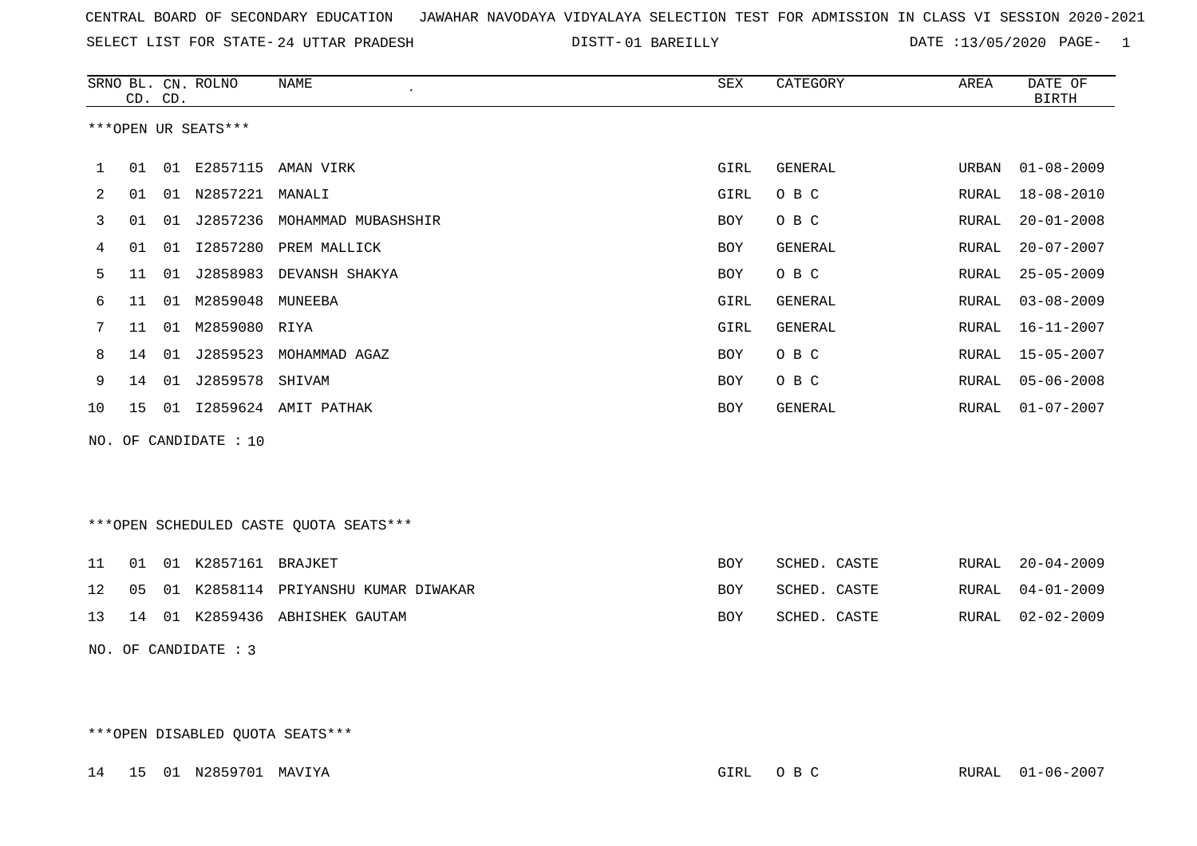CENTRAL BOARD OF SECONDARY EDUCATION JAWAHAR NAVODAYA VIDYALAYA SELECTION TEST FOR ADMISSION IN CLASS VI SESSION 2020-2021

SELECT LIST FOR STATE- 24 UTTAR PRADESH DISTT- 01 BAREILLY DATE :13/05/2020 PAGE- 1

***OPEN UR SEATS***

| SRNO | BL. CD. | CN. CD. | ROLNO | NAME | SEX | CATEGORY | AREA | DATE OF BIRTH |
|---|---|---|---|---|---|---|---|---|
| 1 | 01 | 01 | E2857115 | AMAN VIRK | GIRL | GENERAL | URBAN | 01-08-2009 |
| 2 | 01 | 01 | N2857221 | MANALI | GIRL | O B C | RURAL | 18-08-2010 |
| 3 | 01 | 01 | J2857236 | MOHAMMAD MUBASHSHIR | BOY | O B C | RURAL | 20-01-2008 |
| 4 | 01 | 01 | I2857280 | PREM MALLICK | BOY | GENERAL | RURAL | 20-07-2007 |
| 5 | 11 | 01 | J2858983 | DEVANSH SHAKYA | BOY | O B C | RURAL | 25-05-2009 |
| 6 | 11 | 01 | M2859048 | MUNEEBA | GIRL | GENERAL | RURAL | 03-08-2009 |
| 7 | 11 | 01 | M2859080 | RIYA | GIRL | GENERAL | RURAL | 16-11-2007 |
| 8 | 14 | 01 | J2859523 | MOHAMMAD AGAZ | BOY | O B C | RURAL | 15-05-2007 |
| 9 | 14 | 01 | J2859578 | SHIVAM | BOY | O B C | RURAL | 05-06-2008 |
| 10 | 15 | 01 | I2859624 | AMIT PATHAK | BOY | GENERAL | RURAL | 01-07-2007 |

NO. OF CANDIDATE : 10

***OPEN SCHEDULED CASTE QUOTA SEATS***

| SRNO | BL. CD. | CN. CD. | ROLNO | NAME | SEX | CATEGORY | AREA | DATE OF BIRTH |
|---|---|---|---|---|---|---|---|---|
| 11 | 01 | 01 | K2857161 | BRAJKET | BOY | SCHED. CASTE | RURAL | 20-04-2009 |
| 12 | 05 | 01 | K2858114 | PRIYANSHU KUMAR DIWAKAR | BOY | SCHED. CASTE | RURAL | 04-01-2009 |
| 13 | 14 | 01 | K2859436 | ABHISHEK GAUTAM | BOY | SCHED. CASTE | RURAL | 02-02-2009 |

NO. OF CANDIDATE : 3

***OPEN DISABLED QUOTA SEATS***

| SRNO | BL. CD. | CN. CD. | ROLNO | NAME | SEX | CATEGORY | AREA | DATE OF BIRTH |
|---|---|---|---|---|---|---|---|---|
| 14 | 15 | 01 | N2859701 | MAVIYA | GIRL | O B C | RURAL | 01-06-2007 |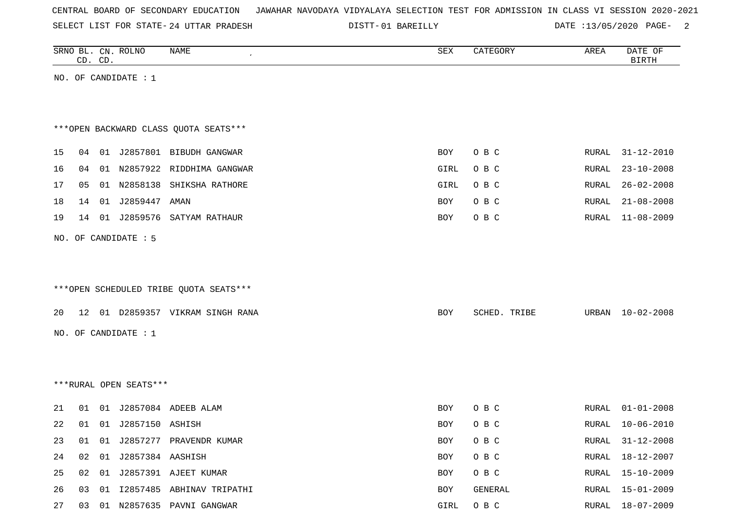CENTRAL BOARD OF SECONDARY EDUCATION JAWAHAR NAVODAYA VIDYALAYA SELECTION TEST FOR ADMISSION IN CLASS VI SESSION 2020-2021

SELECT LIST FOR STATE- 24 UTTAR PRADESH DISTT- 01 BAREILLY DATE :13/05/2020

| SRNO | BL. CD. | CN. CD. | ROLNO | NAME | SEX | CATEGORY | AREA | DATE OF BIRTH |
|---|---|---|---|---|---|---|---|---|

NO. OF CANDIDATE : 1

***OPEN BACKWARD CLASS QUOTA SEATS***

| SRNO | BL. CD. | CN. CD. | ROLNO | NAME | SEX | CATEGORY | AREA | DATE OF BIRTH |
|---|---|---|---|---|---|---|---|---|
| 15 | 04 | 01 | J2857801 | BIBUDH GANGWAR | BOY | O B C | RURAL | 31-12-2010 |
| 16 | 04 | 01 | N2857922 | RIDDHIMA GANGWAR | GIRL | O B C | RURAL | 23-10-2008 |
| 17 | 05 | 01 | N2858138 | SHIKSHA RATHORE | GIRL | O B C | RURAL | 26-02-2008 |
| 18 | 14 | 01 | J2859447 | AMAN | BOY | O B C | RURAL | 21-08-2008 |
| 19 | 14 | 01 | J2859576 | SATYAM RATHAUR | BOY | O B C | RURAL | 11-08-2009 |

NO. OF CANDIDATE : 5

***OPEN SCHEDULED TRIBE QUOTA SEATS***

| SRNO | BL. CD. | CN. CD. | ROLNO | NAME | SEX | CATEGORY | AREA | DATE OF BIRTH |
|---|---|---|---|---|---|---|---|---|
| 20 | 12 | 01 | D2859357 | VIKRAM SINGH RANA | BOY | SCHED. TRIBE | URBAN | 10-02-2008 |

NO. OF CANDIDATE : 1

***RURAL OPEN SEATS***

| SRNO | BL. CD. | CN. CD. | ROLNO | NAME | SEX | CATEGORY | AREA | DATE OF BIRTH |
|---|---|---|---|---|---|---|---|---|
| 21 | 01 | 01 | J2857084 | ADEEB ALAM | BOY | O B C | RURAL | 01-01-2008 |
| 22 | 01 | 01 | J2857150 | ASHISH | BOY | O B C | RURAL | 10-06-2010 |
| 23 | 01 | 01 | J2857277 | PRAVENDR KUMAR | BOY | O B C | RURAL | 31-12-2008 |
| 24 | 02 | 01 | J2857384 | AASHISH | BOY | O B C | RURAL | 18-12-2007 |
| 25 | 02 | 01 | J2857391 | AJEET KUMAR | BOY | O B C | RURAL | 15-10-2009 |
| 26 | 03 | 01 | I2857485 | ABHINAV TRIPATHI | BOY | GENERAL | RURAL | 15-01-2009 |
| 27 | 03 | 01 | N2857635 | PAVNI GANGWAR | GIRL | O B C | RURAL | 18-07-2009 |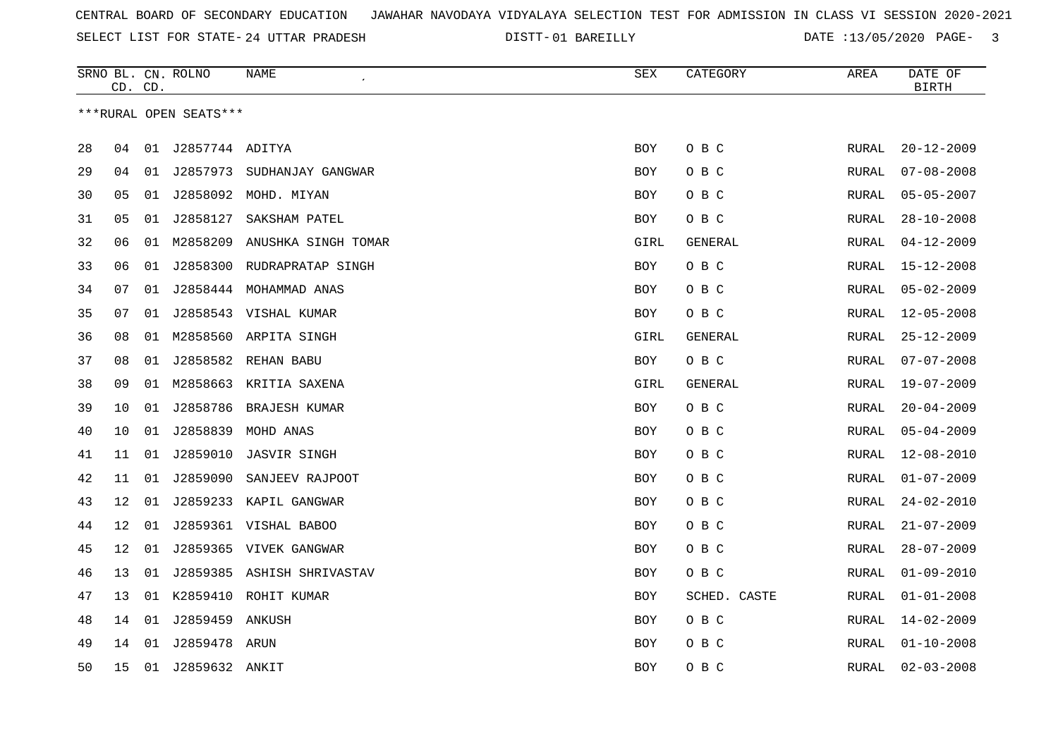CENTRAL BOARD OF SECONDARY EDUCATION JAWAHAR NAVODAYA VIDYALAYA SELECTION TEST FOR ADMISSION IN CLASS VI SESSION 2020-2021

SELECT LIST FOR STATE- 24 UTTAR PRADESH DISTT- 01 BAREILLY DATE :13/05/2020

| SRNO | BL. CD. | CN. CD. | ROLNO | NAME | SEX | CATEGORY | AREA | DATE OF BIRTH |
|---|---|---|---|---|---|---|---|---|
| ***RURAL OPEN SEATS*** | | | | | | | | |
| 28 | 04 | 01 | J2857744 | ADITYA | BOY | O B C | RURAL | 20-12-2009 |
| 29 | 04 | 01 | J2857973 | SUDHANJAY GANGWAR | BOY | O B C | RURAL | 07-08-2008 |
| 30 | 05 | 01 | J2858092 | MOHD. MIYAN | BOY | O B C | RURAL | 05-05-2007 |
| 31 | 05 | 01 | J2858127 | SAKSHAM PATEL | BOY | O B C | RURAL | 28-10-2008 |
| 32 | 06 | 01 | M2858209 | ANUSHKA SINGH TOMAR | GIRL | GENERAL | RURAL | 04-12-2009 |
| 33 | 06 | 01 | J2858300 | RUDRAPRATAP SINGH | BOY | O B C | RURAL | 15-12-2008 |
| 34 | 07 | 01 | J2858444 | MOHAMMAD ANAS | BOY | O B C | RURAL | 05-02-2009 |
| 35 | 07 | 01 | J2858543 | VISHAL KUMAR | BOY | O B C | RURAL | 12-05-2008 |
| 36 | 08 | 01 | M2858560 | ARPITA SINGH | GIRL | GENERAL | RURAL | 25-12-2009 |
| 37 | 08 | 01 | J2858582 | REHAN BABU | BOY | O B C | RURAL | 07-07-2008 |
| 38 | 09 | 01 | M2858663 | KRITIA SAXENA | GIRL | GENERAL | RURAL | 19-07-2009 |
| 39 | 10 | 01 | J2858786 | BRAJESH KUMAR | BOY | O B C | RURAL | 20-04-2009 |
| 40 | 10 | 01 | J2858839 | MOHD ANAS | BOY | O B C | RURAL | 05-04-2009 |
| 41 | 11 | 01 | J2859010 | JASVIR SINGH | BOY | O B C | RURAL | 12-08-2010 |
| 42 | 11 | 01 | J2859090 | SANJEEV RAJPOOT | BOY | O B C | RURAL | 01-07-2009 |
| 43 | 12 | 01 | J2859233 | KAPIL GANGWAR | BOY | O B C | RURAL | 24-02-2010 |
| 44 | 12 | 01 | J2859361 | VISHAL BABOO | BOY | O B C | RURAL | 21-07-2009 |
| 45 | 12 | 01 | J2859365 | VIVEK GANGWAR | BOY | O B C | RURAL | 28-07-2009 |
| 46 | 13 | 01 | J2859385 | ASHISH SHRIVASTAV | BOY | O B C | RURAL | 01-09-2010 |
| 47 | 13 | 01 | K2859410 | ROHIT KUMAR | BOY | SCHED. CASTE | RURAL | 01-01-2008 |
| 48 | 14 | 01 | J2859459 | ANKUSH | BOY | O B C | RURAL | 14-02-2009 |
| 49 | 14 | 01 | J2859478 | ARUN | BOY | O B C | RURAL | 01-10-2008 |
| 50 | 15 | 01 | J2859632 | ANKIT | BOY | O B C | RURAL | 02-03-2008 |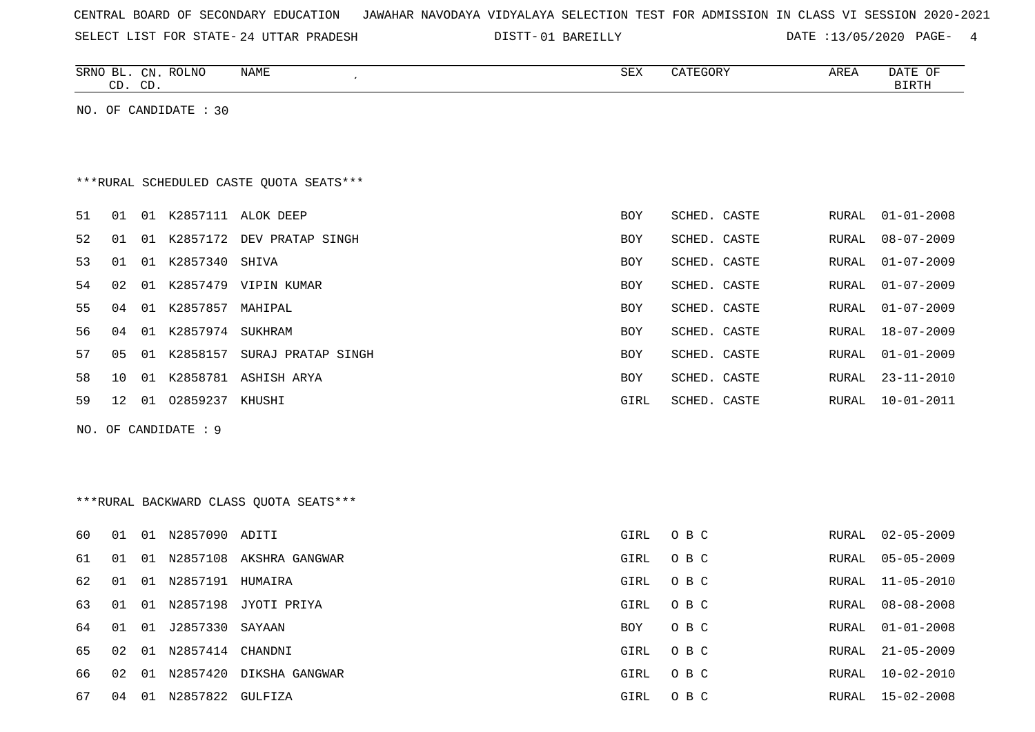CENTRAL BOARD OF SECONDARY EDUCATION JAWAHAR NAVODAYA VIDYALAYA SELECTION TEST FOR ADMISSION IN CLASS VI SESSION 2020-2021

SELECT LIST FOR STATE- 24 UTTAR PRADESH DISTT- 01 BAREILLY DATE :13/05/2020

| SRNO | BL. CD. | CN. CD. | ROLNO | NAME | SEX | CATEGORY | AREA | DATE OF BIRTH |
|---|---|---|---|---|---|---|---|---|

NO. OF CANDIDATE : 30

***RURAL SCHEDULED CASTE QUOTA SEATS***

| SRNO | BL. CD. | CN. CD. | ROLNO | NAME | SEX | CATEGORY | AREA | DATE OF BIRTH |
|---|---|---|---|---|---|---|---|---|
| 51 | 01 | 01 | K2857111 | ALOK DEEP | BOY | SCHED. CASTE | RURAL | 01-01-2008 |
| 52 | 01 | 01 | K2857172 | DEV PRATAP SINGH | BOY | SCHED. CASTE | RURAL | 08-07-2009 |
| 53 | 01 | 01 | K2857340 | SHIVA | BOY | SCHED. CASTE | RURAL | 01-07-2009 |
| 54 | 02 | 01 | K2857479 | VIPIN KUMAR | BOY | SCHED. CASTE | RURAL | 01-07-2009 |
| 55 | 04 | 01 | K2857857 | MAHIPAL | BOY | SCHED. CASTE | RURAL | 01-07-2009 |
| 56 | 04 | 01 | K2857974 | SUKHRAM | BOY | SCHED. CASTE | RURAL | 18-07-2009 |
| 57 | 05 | 01 | K2858157 | SURAJ PRATAP SINGH | BOY | SCHED. CASTE | RURAL | 01-01-2009 |
| 58 | 10 | 01 | K2858781 | ASHISH ARYA | BOY | SCHED. CASTE | RURAL | 23-11-2010 |
| 59 | 12 | 01 | O2859237 | KHUSHI | GIRL | SCHED. CASTE | RURAL | 10-01-2011 |

NO. OF CANDIDATE : 9

***RURAL BACKWARD CLASS QUOTA SEATS***

| SRNO | BL. CD. | CN. CD. | ROLNO | NAME | SEX | CATEGORY | AREA | DATE OF BIRTH |
|---|---|---|---|---|---|---|---|---|
| 60 | 01 | 01 | N2857090 | ADITI | GIRL | O B C | RURAL | 02-05-2009 |
| 61 | 01 | 01 | N2857108 | AKSHRA GANGWAR | GIRL | O B C | RURAL | 05-05-2009 |
| 62 | 01 | 01 | N2857191 | HUMAIRA | GIRL | O B C | RURAL | 11-05-2010 |
| 63 | 01 | 01 | N2857198 | JYOTI PRIYA | GIRL | O B C | RURAL | 08-08-2008 |
| 64 | 01 | 01 | J2857330 | SAYAAN | BOY | O B C | RURAL | 01-01-2008 |
| 65 | 02 | 01 | N2857414 | CHANDNI | GIRL | O B C | RURAL | 21-05-2009 |
| 66 | 02 | 01 | N2857420 | DIKSHA GANGWAR | GIRL | O B C | RURAL | 10-02-2010 |
| 67 | 04 | 01 | N2857822 | GULFIZA | GIRL | O B C | RURAL | 15-02-2008 |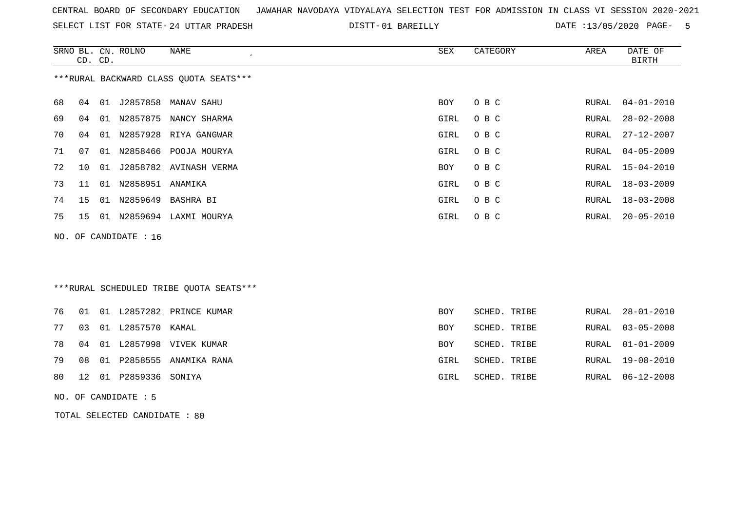CENTRAL BOARD OF SECONDARY EDUCATION   JAWAHAR NAVODAYA VIDYALAYA SELECTION TEST FOR ADMISSION IN CLASS VI SESSION 2020-2021

SELECT LIST FOR STATE- 24 UTTAR PRADESH   DISTT- 01 BAREILLY   DATE :13/05/2020

***RURAL BACKWARD CLASS QUOTA SEATS***

| SRNO | BL. CD. | CN. CD. | ROLNO | NAME | SEX | CATEGORY | AREA | DATE OF BIRTH |
|---|---|---|---|---|---|---|---|---|
| 68 | 04 | 01 | J2857858 | MANAV SAHU | BOY | O B C | RURAL | 04-01-2010 |
| 69 | 04 | 01 | N2857875 | NANCY SHARMA | GIRL | O B C | RURAL | 28-02-2008 |
| 70 | 04 | 01 | N2857928 | RIYA GANGWAR | GIRL | O B C | RURAL | 27-12-2007 |
| 71 | 07 | 01 | N2858466 | POOJA MOURYA | GIRL | O B C | RURAL | 04-05-2009 |
| 72 | 10 | 01 | J2858782 | AVINASH VERMA | BOY | O B C | RURAL | 15-04-2010 |
| 73 | 11 | 01 | N2858951 | ANAMIKA | GIRL | O B C | RURAL | 18-03-2009 |
| 74 | 15 | 01 | N2859649 | BASHRA BI | GIRL | O B C | RURAL | 18-03-2008 |
| 75 | 15 | 01 | N2859694 | LAXMI MOURYA | GIRL | O B C | RURAL | 20-05-2010 |

NO. OF CANDIDATE : 16

***RURAL SCHEDULED TRIBE QUOTA SEATS***

| SRNO | BL. CD. | CN. CD. | ROLNO | NAME | SEX | CATEGORY | AREA | DATE OF BIRTH |
|---|---|---|---|---|---|---|---|---|
| 76 | 01 | 01 | L2857282 | PRINCE KUMAR | BOY | SCHED. TRIBE | RURAL | 28-01-2010 |
| 77 | 03 | 01 | L2857570 | KAMAL | BOY | SCHED. TRIBE | RURAL | 03-05-2008 |
| 78 | 04 | 01 | L2857998 | VIVEK KUMAR | BOY | SCHED. TRIBE | RURAL | 01-01-2009 |
| 79 | 08 | 01 | P2858555 | ANAMIKA RANA | GIRL | SCHED. TRIBE | RURAL | 19-08-2010 |
| 80 | 12 | 01 | P2859336 | SONIYA | GIRL | SCHED. TRIBE | RURAL | 06-12-2008 |

NO. OF CANDIDATE : 5

TOTAL SELECTED CANDIDATE : 80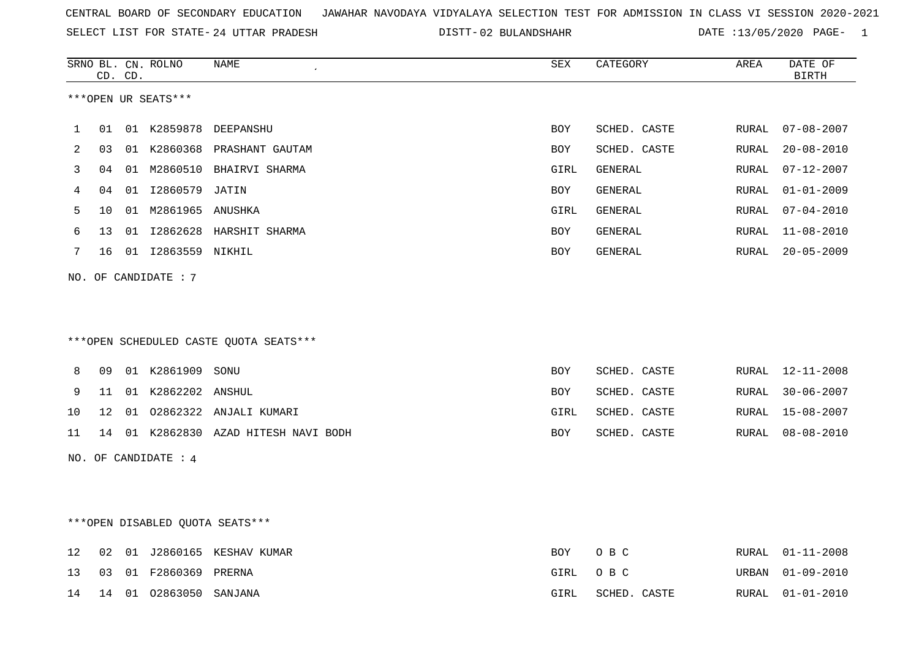CENTRAL BOARD OF SECONDARY EDUCATION   JAWAHAR NAVODAYA VIDYALAYA SELECTION TEST FOR ADMISSION IN CLASS VI SESSION 2020-2021

SELECT LIST FOR STATE- 24 UTTAR PRADESH   DISTT- 02 BULANDSHAHR   DATE :13/05/2020

***OPEN UR SEATS***

| SRNO | BL. CD. | CN. CD. | ROLNO | NAME | SEX | CATEGORY | AREA | DATE OF BIRTH |
|---|---|---|---|---|---|---|---|---|
| 1 | 01 | 01 | K2859878 | DEEPANSHU | BOY | SCHED. CASTE | RURAL | 07-08-2007 |
| 2 | 03 | 01 | K2860368 | PRASHANT GAUTAM | BOY | SCHED. CASTE | RURAL | 20-08-2010 |
| 3 | 04 | 01 | M2860510 | BHAIRVI SHARMA | GIRL | GENERAL | RURAL | 07-12-2007 |
| 4 | 04 | 01 | I2860579 | JATIN | BOY | GENERAL | RURAL | 01-01-2009 |
| 5 | 10 | 01 | M2861965 | ANUSHKA | GIRL | GENERAL | RURAL | 07-04-2010 |
| 6 | 13 | 01 | I2862628 | HARSHIT SHARMA | BOY | GENERAL | RURAL | 11-08-2010 |
| 7 | 16 | 01 | I2863559 | NIKHIL | BOY | GENERAL | RURAL | 20-05-2009 |

NO. OF CANDIDATE : 7

***OPEN SCHEDULED CASTE QUOTA SEATS***

| SRNO | BL. CD. | CN. CD. | ROLNO | NAME | SEX | CATEGORY | AREA | DATE OF BIRTH |
|---|---|---|---|---|---|---|---|---|
| 8 | 09 | 01 | K2861909 | SONU | BOY | SCHED. CASTE | RURAL | 12-11-2008 |
| 9 | 11 | 01 | K2862202 | ANSHUL | BOY | SCHED. CASTE | RURAL | 30-06-2007 |
| 10 | 12 | 01 | O2862322 | ANJALI KUMARI | GIRL | SCHED. CASTE | RURAL | 15-08-2007 |
| 11 | 14 | 01 | K2862830 | AZAD HITESH NAVI BODH | BOY | SCHED. CASTE | RURAL | 08-08-2010 |

NO. OF CANDIDATE : 4

***OPEN DISABLED QUOTA SEATS***

| SRNO | BL. CD. | CN. CD. | ROLNO | NAME | SEX | CATEGORY | AREA | DATE OF BIRTH |
|---|---|---|---|---|---|---|---|---|
| 12 | 02 | 01 | J2860165 | KESHAV KUMAR | BOY | O B C | RURAL | 01-11-2008 |
| 13 | 03 | 01 | F2860369 | PRERNA | GIRL | O B C | URBAN | 01-09-2010 |
| 14 | 14 | 01 | O2863050 | SANJANA | GIRL | SCHED. CASTE | RURAL | 01-01-2010 |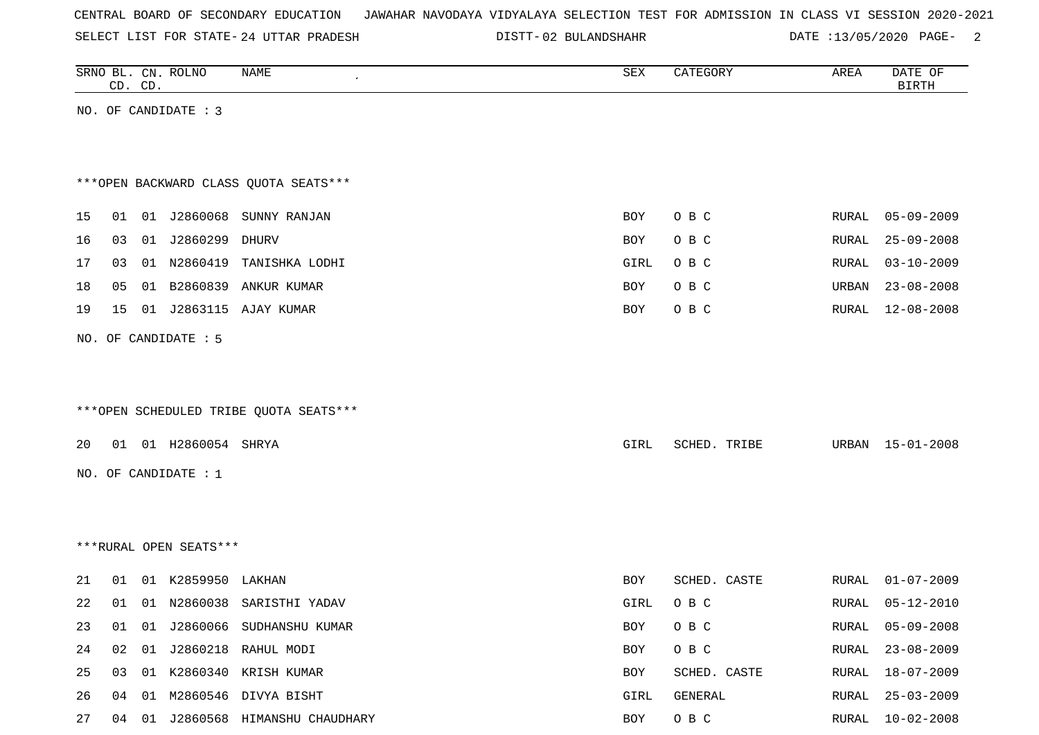CENTRAL BOARD OF SECONDARY EDUCATION JAWAHAR NAVODAYA VIDYALAYA SELECTION TEST FOR ADMISSION IN CLASS VI SESSION 2020-2021

SELECT LIST FOR STATE- 24 UTTAR PRADESH DISTT- 02 BULANDSHAHR DATE :13/05/2020

| SRNO | BL. CD. | CN. CD. | ROLNO | NAME | SEX | CATEGORY | AREA | DATE OF BIRTH |
|---|---|---|---|---|---|---|---|---|

NO. OF CANDIDATE : 3

***OPEN BACKWARD CLASS QUOTA SEATS***

| SRNO | BL. CD. | CN. CD. | ROLNO | NAME | SEX | CATEGORY | AREA | DATE OF BIRTH |
|---|---|---|---|---|---|---|---|---|
| 15 | 01 | 01 | J2860068 | SUNNY RANJAN | BOY | O B C | RURAL | 05-09-2009 |
| 16 | 03 | 01 | J2860299 | DHURV | BOY | O B C | RURAL | 25-09-2008 |
| 17 | 03 | 01 | N2860419 | TANISHKA LODHI | GIRL | O B C | RURAL | 03-10-2009 |
| 18 | 05 | 01 | B2860839 | ANKUR KUMAR | BOY | O B C | URBAN | 23-08-2008 |
| 19 | 15 | 01 | J2863115 | AJAY KUMAR | BOY | O B C | RURAL | 12-08-2008 |

NO. OF CANDIDATE : 5

***OPEN SCHEDULED TRIBE QUOTA SEATS***

| SRNO | BL. CD. | CN. CD. | ROLNO | NAME | SEX | CATEGORY | AREA | DATE OF BIRTH |
|---|---|---|---|---|---|---|---|---|
| 20 | 01 | 01 | H2860054 | SHRYA | GIRL | SCHED. TRIBE | URBAN | 15-01-2008 |

NO. OF CANDIDATE : 1

***RURAL OPEN SEATS***

| SRNO | BL. CD. | CN. CD. | ROLNO | NAME | SEX | CATEGORY | AREA | DATE OF BIRTH |
|---|---|---|---|---|---|---|---|---|
| 21 | 01 | 01 | K2859950 | LAKHAN | BOY | SCHED. CASTE | RURAL | 01-07-2009 |
| 22 | 01 | 01 | N2860038 | SARISTHI YADAV | GIRL | O B C | RURAL | 05-12-2010 |
| 23 | 01 | 01 | J2860066 | SUDHANSHU KUMAR | BOY | O B C | RURAL | 05-09-2008 |
| 24 | 02 | 01 | J2860218 | RAHUL MODI | BOY | O B C | RURAL | 23-08-2009 |
| 25 | 03 | 01 | K2860340 | KRISH KUMAR | BOY | SCHED. CASTE | RURAL | 18-07-2009 |
| 26 | 04 | 01 | M2860546 | DIVYA BISHT | GIRL | GENERAL | RURAL | 25-03-2009 |
| 27 | 04 | 01 | J2860568 | HIMANSHU CHAUDHARY | BOY | O B C | RURAL | 10-02-2008 |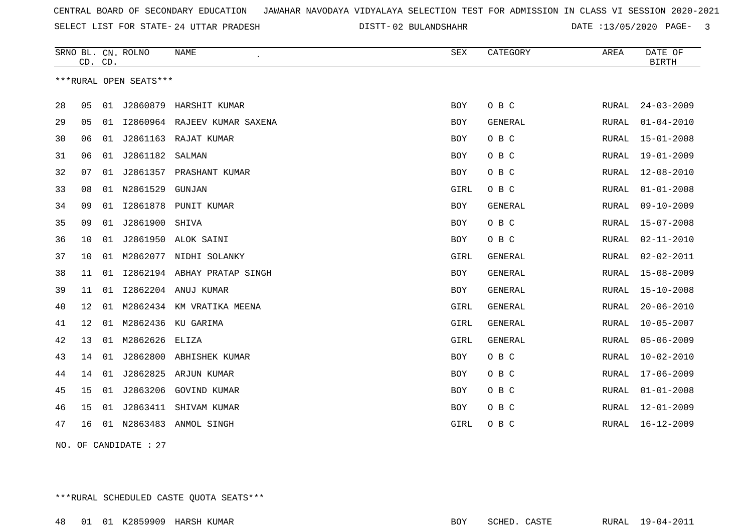CENTRAL BOARD OF SECONDARY EDUCATION JAWAHAR NAVODAYA VIDYALAYA SELECTION TEST FOR ADMISSION IN CLASS VI SESSION 2020-2021

SELECT LIST FOR STATE- 24 UTTAR PRADESH DISTT- 02 BULANDSHAHR DATE :13/05/2020

***RURAL OPEN SEATS***

| SRNO | BL. CD. | CN. CD. | ROLNO | NAME | SEX | CATEGORY | AREA | DATE OF BIRTH |
|---|---|---|---|---|---|---|---|---|
| 28 | 05 | 01 | J2860879 | HARSHIT KUMAR | BOY | O B C | RURAL | 24-03-2009 |
| 29 | 05 | 01 | I2860964 | RAJEEV KUMAR SAXENA | BOY | GENERAL | RURAL | 01-04-2010 |
| 30 | 06 | 01 | J2861163 | RAJAT KUMAR | BOY | O B C | RURAL | 15-01-2008 |
| 31 | 06 | 01 | J2861182 | SALMAN | BOY | O B C | RURAL | 19-01-2009 |
| 32 | 07 | 01 | J2861357 | PRASHANT KUMAR | BOY | O B C | RURAL | 12-08-2010 |
| 33 | 08 | 01 | N2861529 | GUNJAN | GIRL | O B C | RURAL | 01-01-2008 |
| 34 | 09 | 01 | I2861878 | PUNIT KUMAR | BOY | GENERAL | RURAL | 09-10-2009 |
| 35 | 09 | 01 | J2861900 | SHIVA | BOY | O B C | RURAL | 15-07-2008 |
| 36 | 10 | 01 | J2861950 | ALOK SAINI | BOY | O B C | RURAL | 02-11-2010 |
| 37 | 10 | 01 | M2862077 | NIDHI SOLANKY | GIRL | GENERAL | RURAL | 02-02-2011 |
| 38 | 11 | 01 | I2862194 | ABHAY PRATAP SINGH | BOY | GENERAL | RURAL | 15-08-2009 |
| 39 | 11 | 01 | I2862204 | ANUJ KUMAR | BOY | GENERAL | RURAL | 15-10-2008 |
| 40 | 12 | 01 | M2862434 | KM VRATIKA MEENA | GIRL | GENERAL | RURAL | 20-06-2010 |
| 41 | 12 | 01 | M2862436 | KU GARIMA | GIRL | GENERAL | RURAL | 10-05-2007 |
| 42 | 13 | 01 | M2862626 | ELIZA | GIRL | GENERAL | RURAL | 05-06-2009 |
| 43 | 14 | 01 | J2862800 | ABHISHEK KUMAR | BOY | O B C | RURAL | 10-02-2010 |
| 44 | 14 | 01 | J2862825 | ARJUN KUMAR | BOY | O B C | RURAL | 17-06-2009 |
| 45 | 15 | 01 | J2863206 | GOVIND KUMAR | BOY | O B C | RURAL | 01-01-2008 |
| 46 | 15 | 01 | J2863411 | SHIVAM KUMAR | BOY | O B C | RURAL | 12-01-2009 |
| 47 | 16 | 01 | N2863483 | ANMOL SINGH | GIRL | O B C | RURAL | 16-12-2009 |

NO. OF CANDIDATE : 27

***RURAL SCHEDULED CASTE QUOTA SEATS***

| SRNO | BL. CD. | CN. CD. | ROLNO | NAME | SEX | CATEGORY | AREA | DATE OF BIRTH |
|---|---|---|---|---|---|---|---|---|
| 48 | 01 | 01 | K2859909 | HARSH KUMAR | BOY | SCHED. CASTE | RURAL | 19-04-2011 |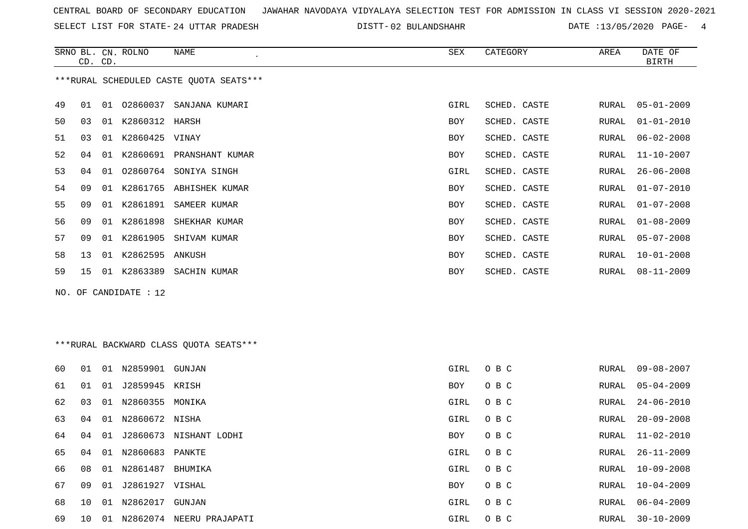CENTRAL BOARD OF SECONDARY EDUCATION JAWAHAR NAVODAYA VIDYALAYA SELECTION TEST FOR ADMISSION IN CLASS VI SESSION 2020-2021

SELECT LIST FOR STATE- 24 UTTAR PRADESH DISTT- 02 BULANDSHAHR DATE :13/05/2020

| SRNO | BL. CD. | CN. CD. | ROLNO | NAME | SEX | CATEGORY | AREA | DATE OF BIRTH |
|---|---|---|---|---|---|---|---|---|

***RURAL SCHEDULED CASTE QUOTA SEATS***

| SRNO | BL. CD. | CN. CD. | ROLNO | NAME | SEX | CATEGORY | AREA | DATE OF BIRTH |
|---|---|---|---|---|---|---|---|---|
| 49 | 01 | 01 | O2860037 | SANJANA KUMARI | GIRL | SCHED. CASTE | RURAL | 05-01-2009 |
| 50 | 03 | 01 | K2860312 | HARSH | BOY | SCHED. CASTE | RURAL | 01-01-2010 |
| 51 | 03 | 01 | K2860425 | VINAY | BOY | SCHED. CASTE | RURAL | 06-02-2008 |
| 52 | 04 | 01 | K2860691 | PRANSHANT KUMAR | BOY | SCHED. CASTE | RURAL | 11-10-2007 |
| 53 | 04 | 01 | O2860764 | SONIYA SINGH | GIRL | SCHED. CASTE | RURAL | 26-06-2008 |
| 54 | 09 | 01 | K2861765 | ABHISHEK KUMAR | BOY | SCHED. CASTE | RURAL | 01-07-2010 |
| 55 | 09 | 01 | K2861891 | SAMEER KUMAR | BOY | SCHED. CASTE | RURAL | 01-07-2008 |
| 56 | 09 | 01 | K2861898 | SHEKHAR KUMAR | BOY | SCHED. CASTE | RURAL | 01-08-2009 |
| 57 | 09 | 01 | K2861905 | SHIVAM KUMAR | BOY | SCHED. CASTE | RURAL | 05-07-2008 |
| 58 | 13 | 01 | K2862595 | ANKUSH | BOY | SCHED. CASTE | RURAL | 10-01-2008 |
| 59 | 15 | 01 | K2863389 | SACHIN KUMAR | BOY | SCHED. CASTE | RURAL | 08-11-2009 |

NO. OF CANDIDATE : 12

***RURAL BACKWARD CLASS QUOTA SEATS***

| SRNO | BL. CD. | CN. CD. | ROLNO | NAME | SEX | CATEGORY | AREA | DATE OF BIRTH |
|---|---|---|---|---|---|---|---|---|
| 60 | 01 | 01 | N2859901 | GUNJAN | GIRL | O B C | RURAL | 09-08-2007 |
| 61 | 01 | 01 | J2859945 | KRISH | BOY | O B C | RURAL | 05-04-2009 |
| 62 | 03 | 01 | N2860355 | MONIKA | GIRL | O B C | RURAL | 24-06-2010 |
| 63 | 04 | 01 | N2860672 | NISHA | GIRL | O B C | RURAL | 20-09-2008 |
| 64 | 04 | 01 | J2860673 | NISHANT LODHI | BOY | O B C | RURAL | 11-02-2010 |
| 65 | 04 | 01 | N2860683 | PANKTE | GIRL | O B C | RURAL | 26-11-2009 |
| 66 | 08 | 01 | N2861487 | BHUMIKA | GIRL | O B C | RURAL | 10-09-2008 |
| 67 | 09 | 01 | J2861927 | VISHAL | BOY | O B C | RURAL | 10-04-2009 |
| 68 | 10 | 01 | N2862017 | GUNJAN | GIRL | O B C | RURAL | 06-04-2009 |
| 69 | 10 | 01 | N2862074 | NEERU PRAJAPATI | GIRL | O B C | RURAL | 30-10-2009 |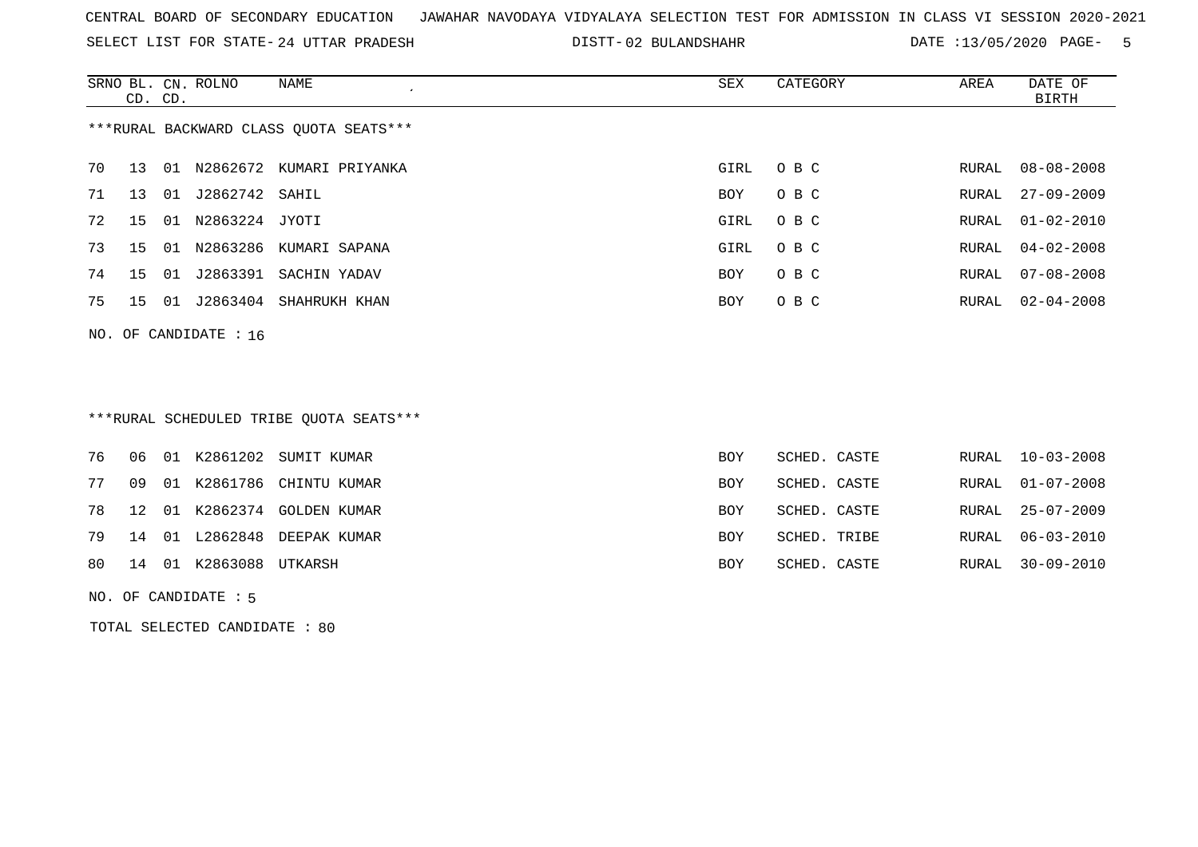CENTRAL BOARD OF SECONDARY EDUCATION JAWAHAR NAVODAYA VIDYALAYA SELECTION TEST FOR ADMISSION IN CLASS VI SESSION 2020-2021

SELECT LIST FOR STATE- 24 UTTAR PRADESH DISTT- 02 BULANDSHAHR DATE :13/05/2020

***RURAL BACKWARD CLASS QUOTA SEATS***

| SRNO | BL. CD. | CN. CD. | ROLNO | NAME | SEX | CATEGORY | AREA | DATE OF BIRTH |
|---|---|---|---|---|---|---|---|---|
| 70 | 13 | 01 | N2862672 | KUMARI PRIYANKA | GIRL | O B C | RURAL | 08-08-2008 |
| 71 | 13 | 01 | J2862742 | SAHIL | BOY | O B C | RURAL | 27-09-2009 |
| 72 | 15 | 01 | N2863224 | JYOTI | GIRL | O B C | RURAL | 01-02-2010 |
| 73 | 15 | 01 | N2863286 | KUMARI SAPANA | GIRL | O B C | RURAL | 04-02-2008 |
| 74 | 15 | 01 | J2863391 | SACHIN YADAV | BOY | O B C | RURAL | 07-08-2008 |
| 75 | 15 | 01 | J2863404 | SHAHRUKH KHAN | BOY | O B C | RURAL | 02-04-2008 |

NO. OF CANDIDATE : 16

***RURAL SCHEDULED TRIBE QUOTA SEATS***

| SRNO | BL. CD. | CN. CD. | ROLNO | NAME | SEX | CATEGORY | AREA | DATE OF BIRTH |
|---|---|---|---|---|---|---|---|---|
| 76 | 06 | 01 | K2861202 | SUMIT KUMAR | BOY | SCHED. CASTE | RURAL | 10-03-2008 |
| 77 | 09 | 01 | K2861786 | CHINTU KUMAR | BOY | SCHED. CASTE | RURAL | 01-07-2008 |
| 78 | 12 | 01 | K2862374 | GOLDEN KUMAR | BOY | SCHED. CASTE | RURAL | 25-07-2009 |
| 79 | 14 | 01 | L2862848 | DEEPAK KUMAR | BOY | SCHED. TRIBE | RURAL | 06-03-2010 |
| 80 | 14 | 01 | K2863088 | UTKARSH | BOY | SCHED. CASTE | RURAL | 30-09-2010 |

NO. OF CANDIDATE : 5

TOTAL SELECTED CANDIDATE : 80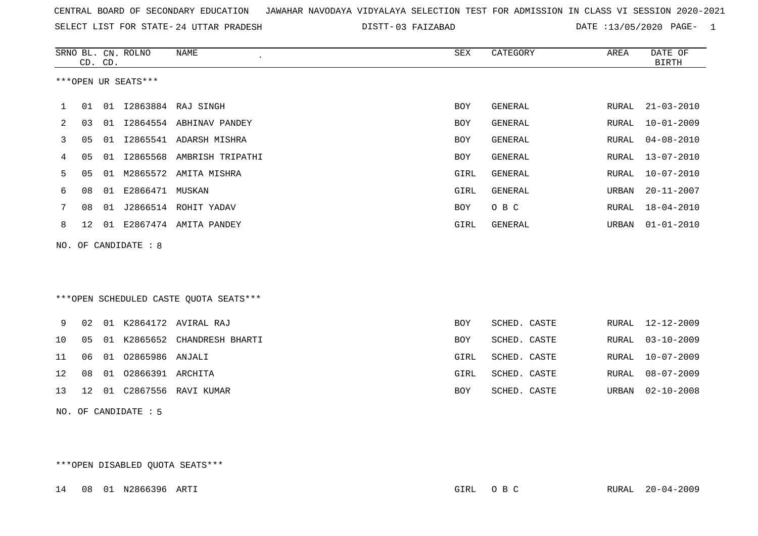CENTRAL BOARD OF SECONDARY EDUCATION JAWAHAR NAVODAYA VIDYALAYA SELECTION TEST FOR ADMISSION IN CLASS VI SESSION 2020-2021

SELECT LIST FOR STATE- 24 UTTAR PRADESH DISTT- 03 FAIZABAD DATE :13/05/2020 PAGE- 1

***OPEN UR SEATS***

| SRNO | BL. CD. | CN. CD. | ROLNO | NAME | SEX | CATEGORY | AREA | DATE OF BIRTH |
|---|---|---|---|---|---|---|---|---|
| 1 | 01 | 01 | I2863884 | RAJ SINGH | BOY | GENERAL | RURAL | 21-03-2010 |
| 2 | 03 | 01 | I2864554 | ABHINAV PANDEY | BOY | GENERAL | RURAL | 10-01-2009 |
| 3 | 05 | 01 | I2865541 | ADARSH MISHRA | BOY | GENERAL | RURAL | 04-08-2010 |
| 4 | 05 | 01 | I2865568 | AMBRISH TRIPATHI | BOY | GENERAL | RURAL | 13-07-2010 |
| 5 | 05 | 01 | M2865572 | AMITA MISHRA | GIRL | GENERAL | RURAL | 10-07-2010 |
| 6 | 08 | 01 | E2866471 | MUSKAN | GIRL | GENERAL | URBAN | 20-11-2007 |
| 7 | 08 | 01 | J2866514 | ROHIT YADAV | BOY | O B C | RURAL | 18-04-2010 |
| 8 | 12 | 01 | E2867474 | AMITA PANDEY | GIRL | GENERAL | URBAN | 01-01-2010 |

NO. OF CANDIDATE : 8

***OPEN SCHEDULED CASTE QUOTA SEATS***

| SRNO | BL. CD. | CN. CD. | ROLNO | NAME | SEX | CATEGORY | AREA | DATE OF BIRTH |
|---|---|---|---|---|---|---|---|---|
| 9 | 02 | 01 | K2864172 | AVIRAL RAJ | BOY | SCHED. CASTE | RURAL | 12-12-2009 |
| 10 | 05 | 01 | K2865652 | CHANDRESH BHARTI | BOY | SCHED. CASTE | RURAL | 03-10-2009 |
| 11 | 06 | 01 | O2865986 | ANJALI | GIRL | SCHED. CASTE | RURAL | 10-07-2009 |
| 12 | 08 | 01 | O2866391 | ARCHITA | GIRL | SCHED. CASTE | RURAL | 08-07-2009 |
| 13 | 12 | 01 | C2867556 | RAVI KUMAR | BOY | SCHED. CASTE | URBAN | 02-10-2008 |

NO. OF CANDIDATE : 5

***OPEN DISABLED QUOTA SEATS***

| SRNO | BL. CD. | CN. CD. | ROLNO | NAME | SEX | CATEGORY | AREA | DATE OF BIRTH |
|---|---|---|---|---|---|---|---|---|
| 14 | 08 | 01 | N2866396 | ARTI | GIRL | O B C | RURAL | 20-04-2009 |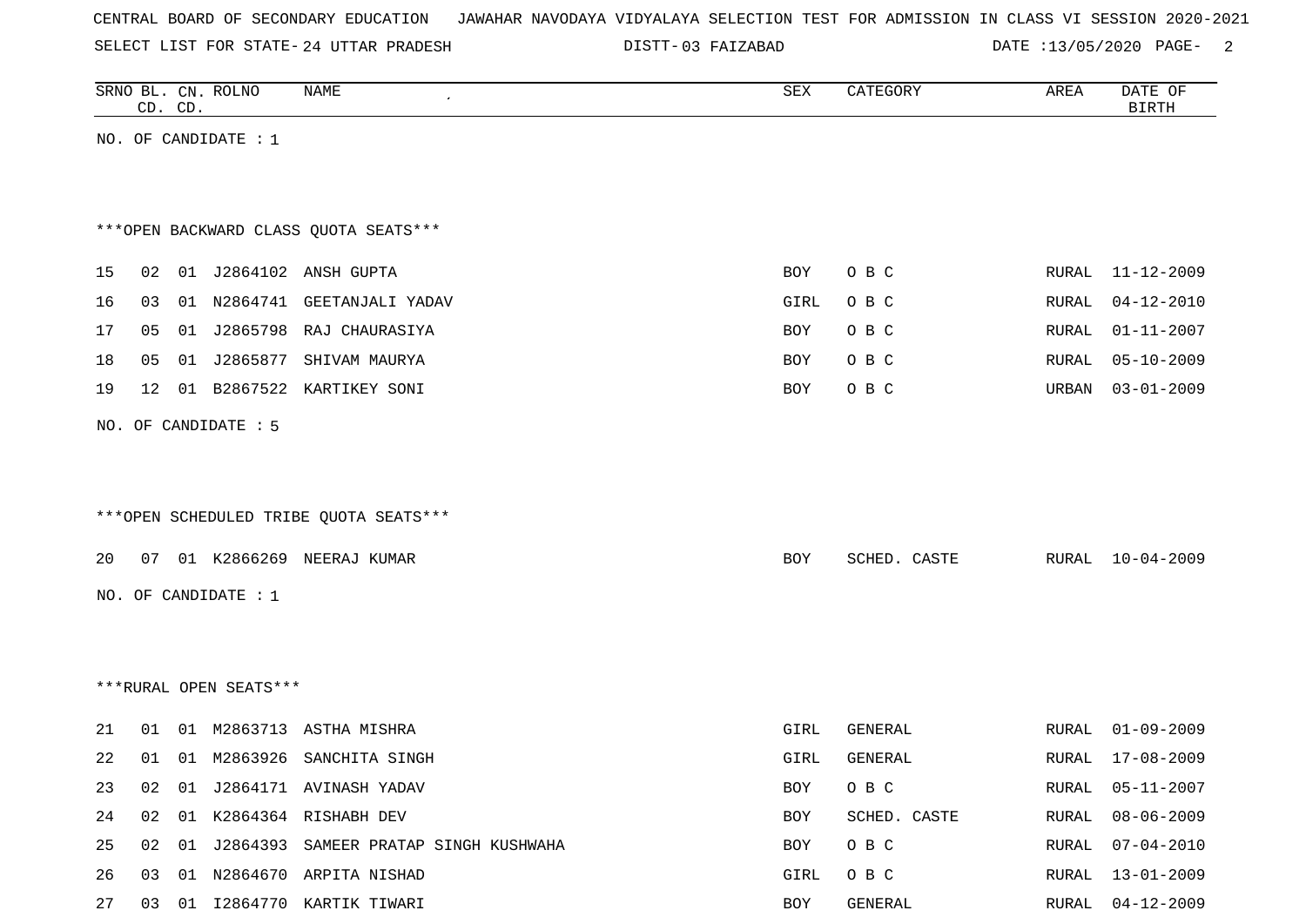CENTRAL BOARD OF SECONDARY EDUCATION JAWAHAR NAVODAYA VIDYALAYA SELECTION TEST FOR ADMISSION IN CLASS VI SESSION 2020-2021

SELECT LIST FOR STATE- 24 UTTAR PRADESH DISTT- 03 FAIZABAD DATE :13/05/2020

| SRNO | BL. CD. | CN. CD. | ROLNO | NAME | SEX | CATEGORY | AREA | DATE OF BIRTH |
|---|---|---|---|---|---|---|---|---|

NO. OF CANDIDATE : 1

***OPEN BACKWARD CLASS QUOTA SEATS***

| SRNO | BL. CD. | CN. CD. | ROLNO | NAME | SEX | CATEGORY | AREA | DATE OF BIRTH |
|---|---|---|---|---|---|---|---|---|
| 15 | 02 | 01 | J2864102 | ANSH GUPTA | BOY | O B C | RURAL | 11-12-2009 |
| 16 | 03 | 01 | N2864741 | GEETANJALI YADAV | GIRL | O B C | RURAL | 04-12-2010 |
| 17 | 05 | 01 | J2865798 | RAJ CHAURASIYA | BOY | O B C | RURAL | 01-11-2007 |
| 18 | 05 | 01 | J2865877 | SHIVAM MAURYA | BOY | O B C | RURAL | 05-10-2009 |
| 19 | 12 | 01 | B2867522 | KARTIKEY SONI | BOY | O B C | URBAN | 03-01-2009 |

NO. OF CANDIDATE : 5

***OPEN SCHEDULED TRIBE QUOTA SEATS***

| SRNO | BL. CD. | CN. CD. | ROLNO | NAME | SEX | CATEGORY | AREA | DATE OF BIRTH |
|---|---|---|---|---|---|---|---|---|
| 20 | 07 | 01 | K2866269 | NEERAJ KUMAR | BOY | SCHED. CASTE | RURAL | 10-04-2009 |

NO. OF CANDIDATE : 1

***RURAL OPEN SEATS***

| SRNO | BL. CD. | CN. CD. | ROLNO | NAME | SEX | CATEGORY | AREA | DATE OF BIRTH |
|---|---|---|---|---|---|---|---|---|
| 21 | 01 | 01 | M2863713 | ASTHA MISHRA | GIRL | GENERAL | RURAL | 01-09-2009 |
| 22 | 01 | 01 | M2863926 | SANCHITA SINGH | GIRL | GENERAL | RURAL | 17-08-2009 |
| 23 | 02 | 01 | J2864171 | AVINASH YADAV | BOY | O B C | RURAL | 05-11-2007 |
| 24 | 02 | 01 | K2864364 | RISHABH DEV | BOY | SCHED. CASTE | RURAL | 08-06-2009 |
| 25 | 02 | 01 | J2864393 | SAMEER PRATAP SINGH KUSHWAHA | BOY | O B C | RURAL | 07-04-2010 |
| 26 | 03 | 01 | N2864670 | ARPITA NISHAD | GIRL | O B C | RURAL | 13-01-2009 |
| 27 | 03 | 01 | I2864770 | KARTIK TIWARI | BOY | GENERAL | RURAL | 04-12-2009 |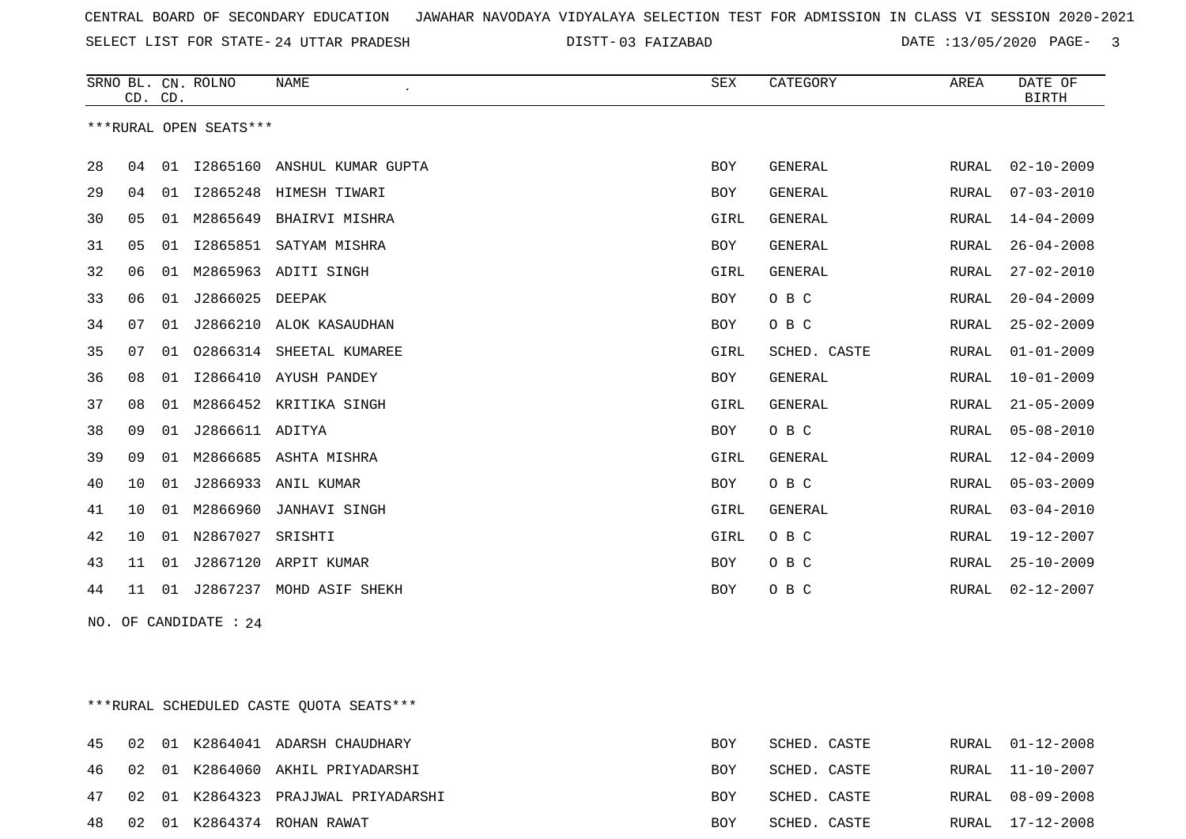CENTRAL BOARD OF SECONDARY EDUCATION JAWAHAR NAVODAYA VIDYALAYA SELECTION TEST FOR ADMISSION IN CLASS VI SESSION 2020-2021

SELECT LIST FOR STATE- 24 UTTAR PRADESH DISTT- 03 FAIZABAD DATE :13/05/2020

***RURAL OPEN SEATS***

| SRNO | BL. CD. | CN. CD. | ROLNO | NAME | SEX | CATEGORY | AREA | DATE OF BIRTH |
|---|---|---|---|---|---|---|---|---|
| 28 | 04 | 01 | I2865160 | ANSHUL KUMAR GUPTA | BOY | GENERAL | RURAL | 02-10-2009 |
| 29 | 04 | 01 | I2865248 | HIMESH TIWARI | BOY | GENERAL | RURAL | 07-03-2010 |
| 30 | 05 | 01 | M2865649 | BHAIRVI MISHRA | GIRL | GENERAL | RURAL | 14-04-2009 |
| 31 | 05 | 01 | I2865851 | SATYAM MISHRA | BOY | GENERAL | RURAL | 26-04-2008 |
| 32 | 06 | 01 | M2865963 | ADITI SINGH | GIRL | GENERAL | RURAL | 27-02-2010 |
| 33 | 06 | 01 | J2866025 | DEEPAK | BOY | O B C | RURAL | 20-04-2009 |
| 34 | 07 | 01 | J2866210 | ALOK KASAUDHAN | BOY | O B C | RURAL | 25-02-2009 |
| 35 | 07 | 01 | O2866314 | SHEETAL KUMAREE | GIRL | SCHED. CASTE | RURAL | 01-01-2009 |
| 36 | 08 | 01 | I2866410 | AYUSH PANDEY | BOY | GENERAL | RURAL | 10-01-2009 |
| 37 | 08 | 01 | M2866452 | KRITIKA SINGH | GIRL | GENERAL | RURAL | 21-05-2009 |
| 38 | 09 | 01 | J2866611 | ADITYA | BOY | O B C | RURAL | 05-08-2010 |
| 39 | 09 | 01 | M2866685 | ASHTA MISHRA | GIRL | GENERAL | RURAL | 12-04-2009 |
| 40 | 10 | 01 | J2866933 | ANIL KUMAR | BOY | O B C | RURAL | 05-03-2009 |
| 41 | 10 | 01 | M2866960 | JANHAVI SINGH | GIRL | GENERAL | RURAL | 03-04-2010 |
| 42 | 10 | 01 | N2867027 | SRISHTI | GIRL | O B C | RURAL | 19-12-2007 |
| 43 | 11 | 01 | J2867120 | ARPIT KUMAR | BOY | O B C | RURAL | 25-10-2009 |
| 44 | 11 | 01 | J2867237 | MOHD ASIF SHEKH | BOY | O B C | RURAL | 02-12-2007 |

NO. OF CANDIDATE : 24

***RURAL SCHEDULED CASTE QUOTA SEATS***

| SRNO | BL. CD. | CN. CD. | ROLNO | NAME | SEX | CATEGORY | AREA | DATE OF BIRTH |
|---|---|---|---|---|---|---|---|---|
| 45 | 02 | 01 | K2864041 | ADARSH CHAUDHARY | BOY | SCHED. CASTE | RURAL | 01-12-2008 |
| 46 | 02 | 01 | K2864060 | AKHIL PRIYADARSHI | BOY | SCHED. CASTE | RURAL | 11-10-2007 |
| 47 | 02 | 01 | K2864323 | PRAJJWAL PRIYADARSHI | BOY | SCHED. CASTE | RURAL | 08-09-2008 |
| 48 | 02 | 01 | K2864374 | ROHAN RAWAT | BOY | SCHED. CASTE | RURAL | 17-12-2008 |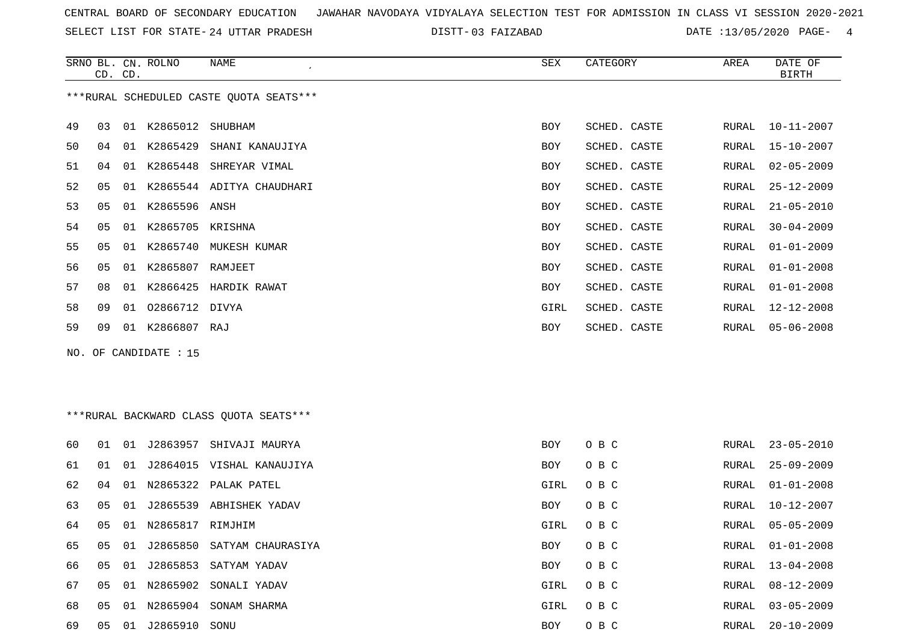CENTRAL BOARD OF SECONDARY EDUCATION JAWAHAR NAVODAYA VIDYALAYA SELECTION TEST FOR ADMISSION IN CLASS VI SESSION 2020-2021

SELECT LIST FOR STATE- 24 UTTAR PRADESH DISTT- 03 FAIZABAD DATE :13/05/2020

***RURAL SCHEDULED CASTE QUOTA SEATS***

| SRNO | BL. CD. | CN. CD. | ROLNO | NAME | SEX | CATEGORY | AREA | DATE OF BIRTH |
|---|---|---|---|---|---|---|---|---|
| 49 | 03 | 01 | K2865012 | SHUBHAM | BOY | SCHED. CASTE | RURAL | 10-11-2007 |
| 50 | 04 | 01 | K2865429 | SHANI KANAUJIYA | BOY | SCHED. CASTE | RURAL | 15-10-2007 |
| 51 | 04 | 01 | K2865448 | SHREYAR VIMAL | BOY | SCHED. CASTE | RURAL | 02-05-2009 |
| 52 | 05 | 01 | K2865544 | ADITYA CHAUDHARI | BOY | SCHED. CASTE | RURAL | 25-12-2009 |
| 53 | 05 | 01 | K2865596 | ANSH | BOY | SCHED. CASTE | RURAL | 21-05-2010 |
| 54 | 05 | 01 | K2865705 | KRISHNA | BOY | SCHED. CASTE | RURAL | 30-04-2009 |
| 55 | 05 | 01 | K2865740 | MUKESH KUMAR | BOY | SCHED. CASTE | RURAL | 01-01-2009 |
| 56 | 05 | 01 | K2865807 | RAMJEET | BOY | SCHED. CASTE | RURAL | 01-01-2008 |
| 57 | 08 | 01 | K2866425 | HARDIK RAWAT | BOY | SCHED. CASTE | RURAL | 01-01-2008 |
| 58 | 09 | 01 | O2866712 | DIVYA | GIRL | SCHED. CASTE | RURAL | 12-12-2008 |
| 59 | 09 | 01 | K2866807 | RAJ | BOY | SCHED. CASTE | RURAL | 05-06-2008 |

NO. OF CANDIDATE : 15

***RURAL BACKWARD CLASS QUOTA SEATS***

| SRNO | BL. CD. | CN. CD. | ROLNO | NAME | SEX | CATEGORY | AREA | DATE OF BIRTH |
|---|---|---|---|---|---|---|---|---|
| 60 | 01 | 01 | J2863957 | SHIVAJI MAURYA | BOY | O B C | RURAL | 23-05-2010 |
| 61 | 01 | 01 | J2864015 | VISHAL KANAUJIYA | BOY | O B C | RURAL | 25-09-2009 |
| 62 | 04 | 01 | N2865322 | PALAK PATEL | GIRL | O B C | RURAL | 01-01-2008 |
| 63 | 05 | 01 | J2865539 | ABHISHEK YADAV | BOY | O B C | RURAL | 10-12-2007 |
| 64 | 05 | 01 | N2865817 | RIMJHIM | GIRL | O B C | RURAL | 05-05-2009 |
| 65 | 05 | 01 | J2865850 | SATYAM CHAURASIYA | BOY | O B C | RURAL | 01-01-2008 |
| 66 | 05 | 01 | J2865853 | SATYAM YADAV | BOY | O B C | RURAL | 13-04-2008 |
| 67 | 05 | 01 | N2865902 | SONALI YADAV | GIRL | O B C | RURAL | 08-12-2009 |
| 68 | 05 | 01 | N2865904 | SONAM SHARMA | GIRL | O B C | RURAL | 03-05-2009 |
| 69 | 05 | 01 | J2865910 | SONU | BOY | O B C | RURAL | 20-10-2009 |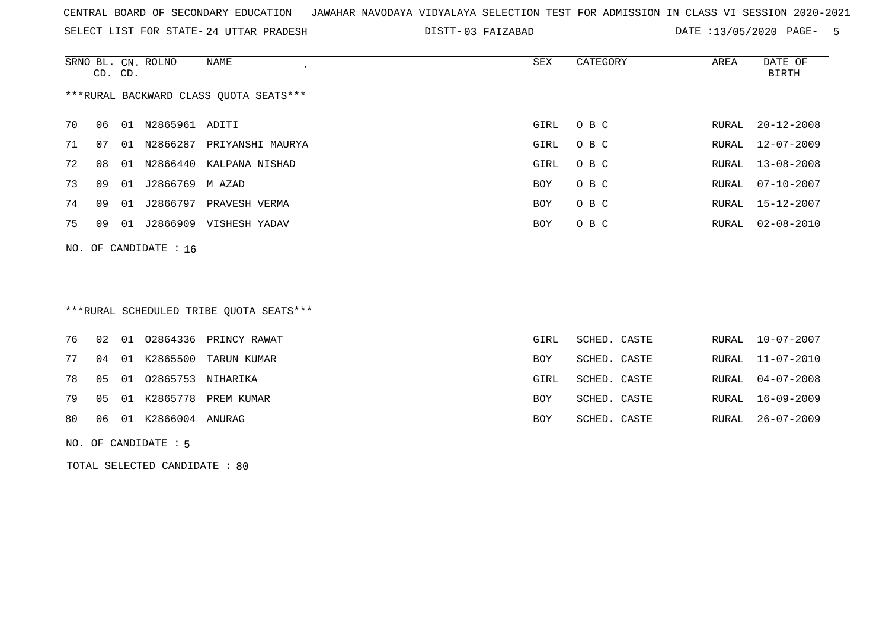CENTRAL BOARD OF SECONDARY EDUCATION   JAWAHAR NAVODAYA VIDYALAYA SELECTION TEST FOR ADMISSION IN CLASS VI SESSION 2020-2021

SELECT LIST FOR STATE- 24 UTTAR PRADESH   DISTT- 03 FAIZABAD   DATE :13/05/2020

***RURAL BACKWARD CLASS QUOTA SEATS***

| SRNO | BL. CD. | CN. CD. | ROLNO | NAME | SEX | CATEGORY | AREA | DATE OF BIRTH |
|---|---|---|---|---|---|---|---|---|
| 70 | 06 | 01 | N2865961 | ADITI | GIRL | O B C | RURAL | 20-12-2008 |
| 71 | 07 | 01 | N2866287 | PRIYANSHI MAURYA | GIRL | O B C | RURAL | 12-07-2009 |
| 72 | 08 | 01 | N2866440 | KALPANA NISHAD | GIRL | O B C | RURAL | 13-08-2008 |
| 73 | 09 | 01 | J2866769 | M AZAD | BOY | O B C | RURAL | 07-10-2007 |
| 74 | 09 | 01 | J2866797 | PRAVESH VERMA | BOY | O B C | RURAL | 15-12-2007 |
| 75 | 09 | 01 | J2866909 | VISHESH YADAV | BOY | O B C | RURAL | 02-08-2010 |

NO. OF CANDIDATE : 16

***RURAL SCHEDULED TRIBE QUOTA SEATS***

| SRNO | BL. CD. | CN. CD. | ROLNO | NAME | SEX | CATEGORY | AREA | DATE OF BIRTH |
|---|---|---|---|---|---|---|---|---|
| 76 | 02 | 01 | O2864336 | PRINCY RAWAT | GIRL | SCHED. CASTE | RURAL | 10-07-2007 |
| 77 | 04 | 01 | K2865500 | TARUN KUMAR | BOY | SCHED. CASTE | RURAL | 11-07-2010 |
| 78 | 05 | 01 | O2865753 | NIHARIKA | GIRL | SCHED. CASTE | RURAL | 04-07-2008 |
| 79 | 05 | 01 | K2865778 | PREM KUMAR | BOY | SCHED. CASTE | RURAL | 16-09-2009 |
| 80 | 06 | 01 | K2866004 | ANURAG | BOY | SCHED. CASTE | RURAL | 26-07-2009 |

NO. OF CANDIDATE : 5

TOTAL SELECTED CANDIDATE : 80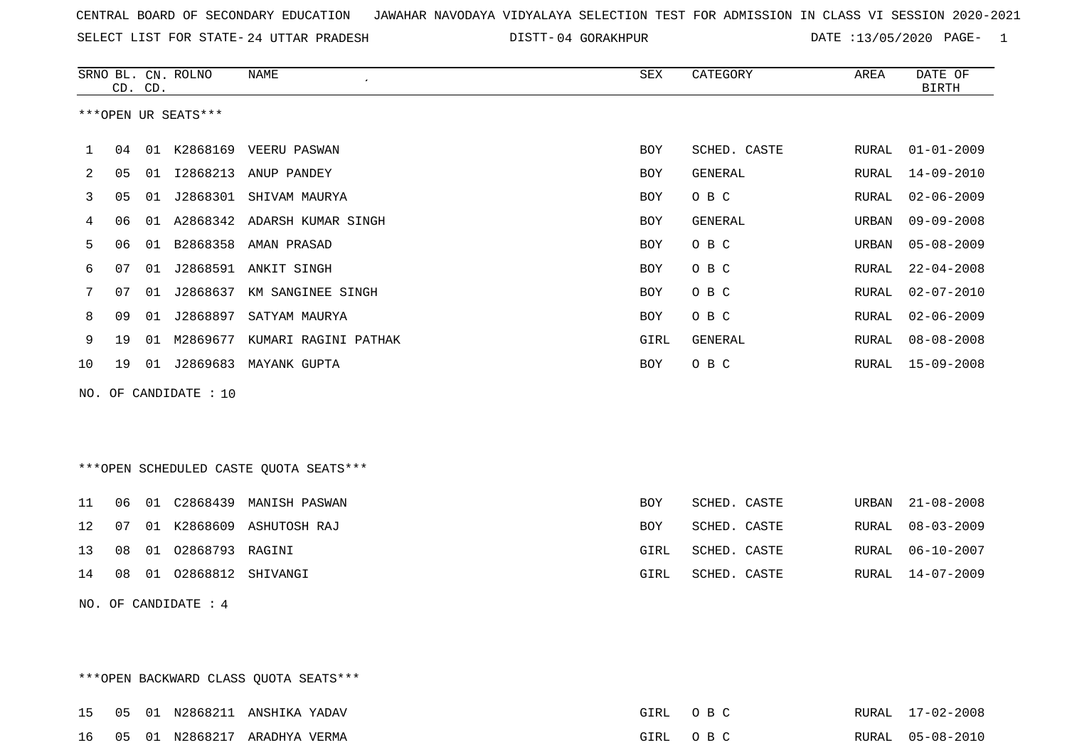CENTRAL BOARD OF SECONDARY EDUCATION JAWAHAR NAVODAYA VIDYALAYA SELECTION TEST FOR ADMISSION IN CLASS VI SESSION 2020-2021

SELECT LIST FOR STATE- 24 UTTAR PRADESH DISTT- 04 GORAKHPUR DATE :13/05/2020 PAGE- 1

***OPEN UR SEATS***

| SRNO | BL. CD. | CN. CD. | ROLNO | NAME | SEX | CATEGORY | AREA | DATE OF BIRTH |
|---|---|---|---|---|---|---|---|---|
| 1 | 04 | 01 | K2868169 | VEERU PASWAN | BOY | SCHED. CASTE | RURAL | 01-01-2009 |
| 2 | 05 | 01 | I2868213 | ANUP PANDEY | BOY | GENERAL | RURAL | 14-09-2010 |
| 3 | 05 | 01 | J2868301 | SHIVAM MAURYA | BOY | O B C | RURAL | 02-06-2009 |
| 4 | 06 | 01 | A2868342 | ADARSH KUMAR SINGH | BOY | GENERAL | URBAN | 09-09-2008 |
| 5 | 06 | 01 | B2868358 | AMAN PRASAD | BOY | O B C | URBAN | 05-08-2009 |
| 6 | 07 | 01 | J2868591 | ANKIT SINGH | BOY | O B C | RURAL | 22-04-2008 |
| 7 | 07 | 01 | J2868637 | KM SANGINEE SINGH | BOY | O B C | RURAL | 02-07-2010 |
| 8 | 09 | 01 | J2868897 | SATYAM MAURYA | BOY | O B C | RURAL | 02-06-2009 |
| 9 | 19 | 01 | M2869677 | KUMARI RAGINI PATHAK | GIRL | GENERAL | RURAL | 08-08-2008 |
| 10 | 19 | 01 | J2869683 | MAYANK GUPTA | BOY | O B C | RURAL | 15-09-2008 |

NO. OF CANDIDATE : 10

***OPEN SCHEDULED CASTE QUOTA SEATS***

| SRNO | BL. CD. | CN. CD. | ROLNO | NAME | SEX | CATEGORY | AREA | DATE OF BIRTH |
|---|---|---|---|---|---|---|---|---|
| 11 | 06 | 01 | C2868439 | MANISH PASWAN | BOY | SCHED. CASTE | URBAN | 21-08-2008 |
| 12 | 07 | 01 | K2868609 | ASHUTOSH RAJ | BOY | SCHED. CASTE | RURAL | 08-03-2009 |
| 13 | 08 | 01 | O2868793 | RAGINI | GIRL | SCHED. CASTE | RURAL | 06-10-2007 |
| 14 | 08 | 01 | O2868812 | SHIVANGI | GIRL | SCHED. CASTE | RURAL | 14-07-2009 |

NO. OF CANDIDATE : 4

***OPEN BACKWARD CLASS QUOTA SEATS***

| SRNO | BL. CD. | CN. CD. | ROLNO | NAME | SEX | CATEGORY | AREA | DATE OF BIRTH |
|---|---|---|---|---|---|---|---|---|
| 15 | 05 | 01 | N2868211 | ANSHIKA YADAV | GIRL | O B C | RURAL | 17-02-2008 |
| 16 | 05 | 01 | N2868217 | ARADHYA VERMA | GIRL | O B C | RURAL | 05-08-2010 |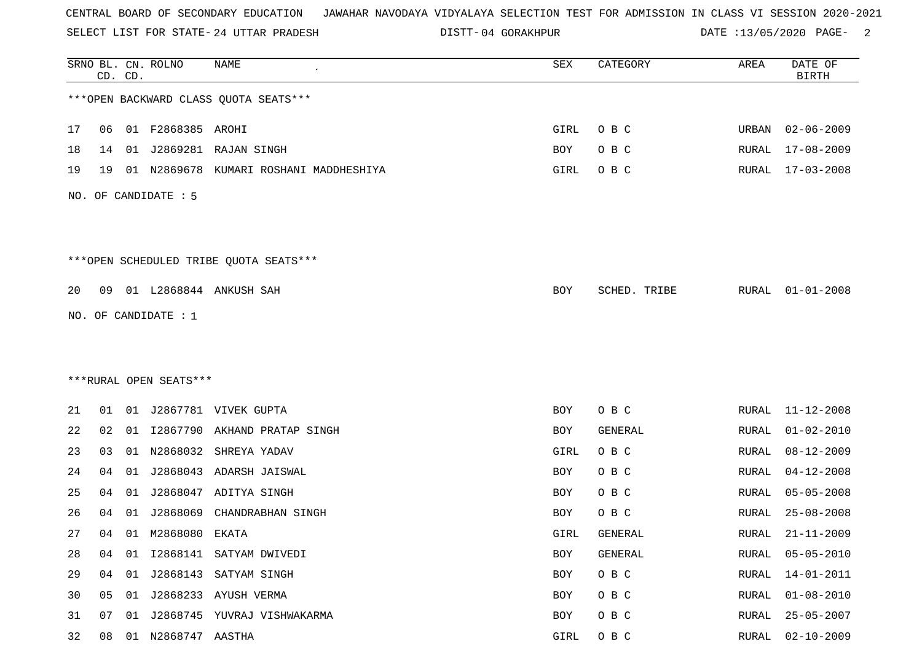CENTRAL BOARD OF SECONDARY EDUCATION JAWAHAR NAVODAYA VIDYALAYA SELECTION TEST FOR ADMISSION IN CLASS VI SESSION 2020-2021

SELECT LIST FOR STATE- 24 UTTAR PRADESH DISTT- 04 GORAKHPUR DATE :13/05/2020

***OPEN BACKWARD CLASS QUOTA SEATS***

| SRNO | BL. CD. | CN. CD. | ROLNO | NAME | SEX | CATEGORY | AREA | DATE OF BIRTH |
|---|---|---|---|---|---|---|---|---|
| 17 | 06 | 01 | F2868385 | AROHI | GIRL | O B C | URBAN | 02-06-2009 |
| 18 | 14 | 01 | J2869281 | RAJAN SINGH | BOY | O B C | RURAL | 17-08-2009 |
| 19 | 19 | 01 | N2869678 | KUMARI ROSHANI MADDHESHIYA | GIRL | O B C | RURAL | 17-03-2008 |

NO. OF CANDIDATE : 5

***OPEN SCHEDULED TRIBE QUOTA SEATS***

| SRNO | BL. CD. | CN. CD. | ROLNO | NAME | SEX | CATEGORY | AREA | DATE OF BIRTH |
|---|---|---|---|---|---|---|---|---|
| 20 | 09 | 01 | L2868844 | ANKUSH SAH | BOY | SCHED. TRIBE | RURAL | 01-01-2008 |

NO. OF CANDIDATE : 1

***RURAL OPEN SEATS***

| SRNO | BL. CD. | CN. CD. | ROLNO | NAME | SEX | CATEGORY | AREA | DATE OF BIRTH |
|---|---|---|---|---|---|---|---|---|
| 21 | 01 | 01 | J2867781 | VIVEK GUPTA | BOY | O B C | RURAL | 11-12-2008 |
| 22 | 02 | 01 | I2867790 | AKHAND PRATAP SINGH | BOY | GENERAL | RURAL | 01-02-2010 |
| 23 | 03 | 01 | N2868032 | SHREYA YADAV | GIRL | O B C | RURAL | 08-12-2009 |
| 24 | 04 | 01 | J2868043 | ADARSH JAISWAL | BOY | O B C | RURAL | 04-12-2008 |
| 25 | 04 | 01 | J2868047 | ADITYA SINGH | BOY | O B C | RURAL | 05-05-2008 |
| 26 | 04 | 01 | J2868069 | CHANDRABHAN SINGH | BOY | O B C | RURAL | 25-08-2008 |
| 27 | 04 | 01 | M2868080 | EKATA | GIRL | GENERAL | RURAL | 21-11-2009 |
| 28 | 04 | 01 | I2868141 | SATYAM DWIVEDI | BOY | GENERAL | RURAL | 05-05-2010 |
| 29 | 04 | 01 | J2868143 | SATYAM SINGH | BOY | O B C | RURAL | 14-01-2011 |
| 30 | 05 | 01 | J2868233 | AYUSH VERMA | BOY | O B C | RURAL | 01-08-2010 |
| 31 | 07 | 01 | J2868745 | YUVRAJ VISHWAKARMA | BOY | O B C | RURAL | 25-05-2007 |
| 32 | 08 | 01 | N2868747 | AASTHA | GIRL | O B C | RURAL | 02-10-2009 |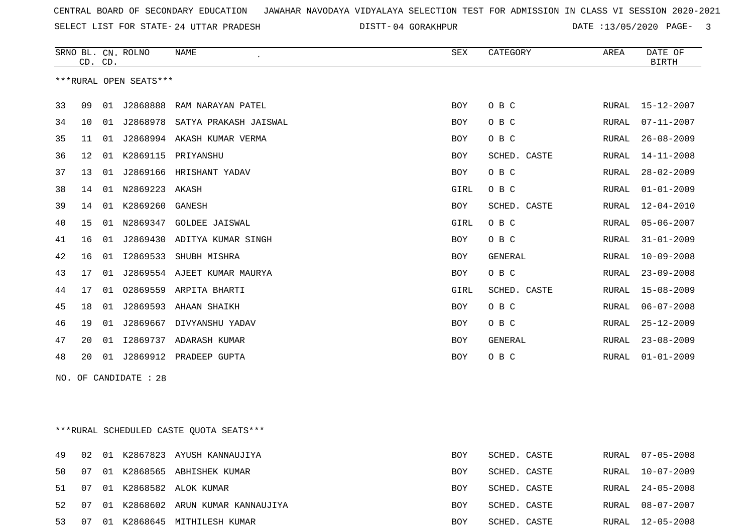CENTRAL BOARD OF SECONDARY EDUCATION JAWAHAR NAVODAYA VIDYALAYA SELECTION TEST FOR ADMISSION IN CLASS VI SESSION 2020-2021

SELECT LIST FOR STATE- 24 UTTAR PRADESH DISTT- 04 GORAKHPUR DATE :13/05/2020

***RURAL OPEN SEATS***

| SRNO | BL. CD. | CN. CD. | ROLNO | NAME | SEX | CATEGORY | AREA | DATE OF BIRTH |
|---|---|---|---|---|---|---|---|---|
| 33 | 09 | 01 | J2868888 | RAM NARAYAN PATEL | BOY | O B C | RURAL | 15-12-2007 |
| 34 | 10 | 01 | J2868978 | SATYA PRAKASH JAISWAL | BOY | O B C | RURAL | 07-11-2007 |
| 35 | 11 | 01 | J2868994 | AKASH KUMAR VERMA | BOY | O B C | RURAL | 26-08-2009 |
| 36 | 12 | 01 | K2869115 | PRIYANSHU | BOY | SCHED. CASTE | RURAL | 14-11-2008 |
| 37 | 13 | 01 | J2869166 | HRISHANT YADAV | BOY | O B C | RURAL | 28-02-2009 |
| 38 | 14 | 01 | N2869223 | AKASH | GIRL | O B C | RURAL | 01-01-2009 |
| 39 | 14 | 01 | K2869260 | GANESH | BOY | SCHED. CASTE | RURAL | 12-04-2010 |
| 40 | 15 | 01 | N2869347 | GOLDEE JAISWAL | GIRL | O B C | RURAL | 05-06-2007 |
| 41 | 16 | 01 | J2869430 | ADITYA KUMAR SINGH | BOY | O B C | RURAL | 31-01-2009 |
| 42 | 16 | 01 | I2869533 | SHUBH MISHRA | BOY | GENERAL | RURAL | 10-09-2008 |
| 43 | 17 | 01 | J2869554 | AJEET KUMAR MAURYA | BOY | O B C | RURAL | 23-09-2008 |
| 44 | 17 | 01 | O2869559 | ARPITA BHARTI | GIRL | SCHED. CASTE | RURAL | 15-08-2009 |
| 45 | 18 | 01 | J2869593 | AHAAN SHAIKH | BOY | O B C | RURAL | 06-07-2008 |
| 46 | 19 | 01 | J2869667 | DIVYANSHU YADAV | BOY | O B C | RURAL | 25-12-2009 |
| 47 | 20 | 01 | I2869737 | ADARASH KUMAR | BOY | GENERAL | RURAL | 23-08-2009 |
| 48 | 20 | 01 | J2869912 | PRADEEP GUPTA | BOY | O B C | RURAL | 01-01-2009 |

NO. OF CANDIDATE : 28

***RURAL SCHEDULED CASTE QUOTA SEATS***

| SRNO | BL. CD. | CN. CD. | ROLNO | NAME | SEX | CATEGORY | AREA | DATE OF BIRTH |
|---|---|---|---|---|---|---|---|---|
| 49 | 02 | 01 | K2867823 | AYUSH KANNAUJIYA | BOY | SCHED. CASTE | RURAL | 07-05-2008 |
| 50 | 07 | 01 | K2868565 | ABHISHEK KUMAR | BOY | SCHED. CASTE | RURAL | 10-07-2009 |
| 51 | 07 | 01 | K2868582 | ALOK KUMAR | BOY | SCHED. CASTE | RURAL | 24-05-2008 |
| 52 | 07 | 01 | K2868602 | ARUN KUMAR KANNAUJIYA | BOY | SCHED. CASTE | RURAL | 08-07-2007 |
| 53 | 07 | 01 | K2868645 | MITHILESH KUMAR | BOY | SCHED. CASTE | RURAL | 12-05-2008 |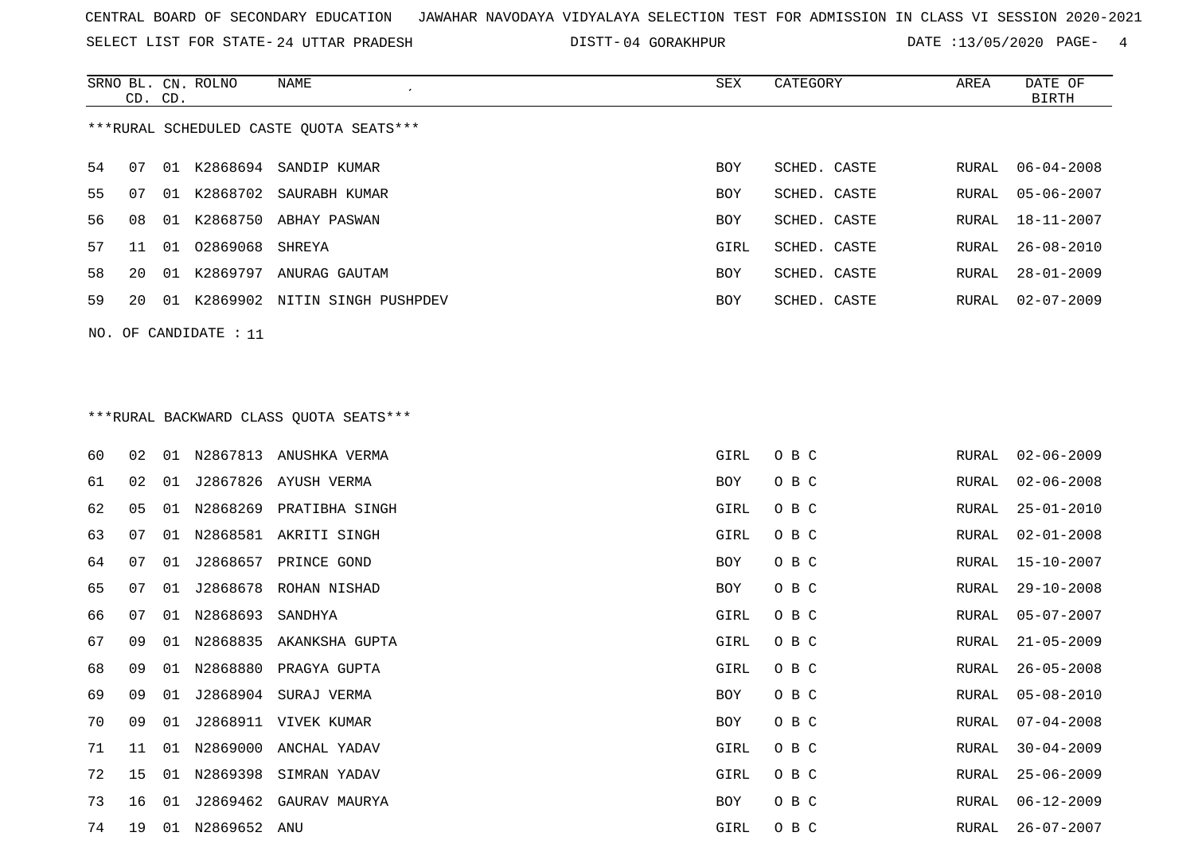CENTRAL BOARD OF SECONDARY EDUCATION JAWAHAR NAVODAYA VIDYALAYA SELECTION TEST FOR ADMISSION IN CLASS VI SESSION 2020-2021

SELECT LIST FOR STATE- 24 UTTAR PRADESH DISTT- 04 GORAKHPUR DATE :13/05/2020

***RURAL SCHEDULED CASTE QUOTA SEATS***

| SRNO | BL. CD. | CN. CD. | ROLNO | NAME | SEX | CATEGORY | AREA | DATE OF BIRTH |
|---|---|---|---|---|---|---|---|---|
| 54 | 07 | 01 | K2868694 | SANDIP KUMAR | BOY | SCHED. CASTE | RURAL | 06-04-2008 |
| 55 | 07 | 01 | K2868702 | SAURABH KUMAR | BOY | SCHED. CASTE | RURAL | 05-06-2007 |
| 56 | 08 | 01 | K2868750 | ABHAY PASWAN | BOY | SCHED. CASTE | RURAL | 18-11-2007 |
| 57 | 11 | 01 | O2869068 | SHREYA | GIRL | SCHED. CASTE | RURAL | 26-08-2010 |
| 58 | 20 | 01 | K2869797 | ANURAG GAUTAM | BOY | SCHED. CASTE | RURAL | 28-01-2009 |
| 59 | 20 | 01 | K2869902 | NITIN SINGH PUSHPDEV | BOY | SCHED. CASTE | RURAL | 02-07-2009 |

NO. OF CANDIDATE : 11

***RURAL BACKWARD CLASS QUOTA SEATS***

| SRNO | BL. CD. | CN. CD. | ROLNO | NAME | SEX | CATEGORY | AREA | DATE OF BIRTH |
|---|---|---|---|---|---|---|---|---|
| 60 | 02 | 01 | N2867813 | ANUSHKA VERMA | GIRL | O B C | RURAL | 02-06-2009 |
| 61 | 02 | 01 | J2867826 | AYUSH VERMA | BOY | O B C | RURAL | 02-06-2008 |
| 62 | 05 | 01 | N2868269 | PRATIBHA SINGH | GIRL | O B C | RURAL | 25-01-2010 |
| 63 | 07 | 01 | N2868581 | AKRITI SINGH | GIRL | O B C | RURAL | 02-01-2008 |
| 64 | 07 | 01 | J2868657 | PRINCE GOND | BOY | O B C | RURAL | 15-10-2007 |
| 65 | 07 | 01 | J2868678 | ROHAN NISHAD | BOY | O B C | RURAL | 29-10-2008 |
| 66 | 07 | 01 | N2868693 | SANDHYA | GIRL | O B C | RURAL | 05-07-2007 |
| 67 | 09 | 01 | N2868835 | AKANKSHA GUPTA | GIRL | O B C | RURAL | 21-05-2009 |
| 68 | 09 | 01 | N2868880 | PRAGYA GUPTA | GIRL | O B C | RURAL | 26-05-2008 |
| 69 | 09 | 01 | J2868904 | SURAJ VERMA | BOY | O B C | RURAL | 05-08-2010 |
| 70 | 09 | 01 | J2868911 | VIVEK KUMAR | BOY | O B C | RURAL | 07-04-2008 |
| 71 | 11 | 01 | N2869000 | ANCHAL YADAV | GIRL | O B C | RURAL | 30-04-2009 |
| 72 | 15 | 01 | N2869398 | SIMRAN YADAV | GIRL | O B C | RURAL | 25-06-2009 |
| 73 | 16 | 01 | J2869462 | GAURAV MAURYA | BOY | O B C | RURAL | 06-12-2009 |
| 74 | 19 | 01 | N2869652 | ANU | GIRL | O B C | RURAL | 26-07-2007 |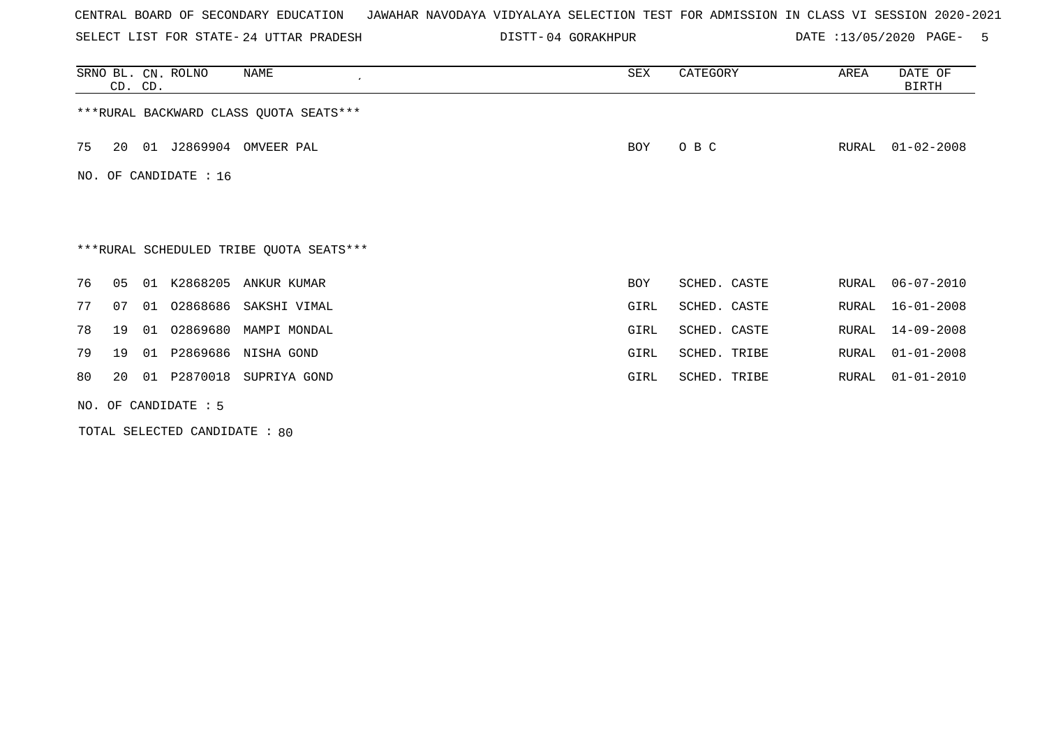CENTRAL BOARD OF SECONDARY EDUCATION JAWAHAR NAVODAYA VIDYALAYA SELECTION TEST FOR ADMISSION IN CLASS VI SESSION 2020-2021

SELECT LIST FOR STATE- 24 UTTAR PRADESH DISTT- 04 GORAKHPUR DATE :13/05/2020

| SRNO | BL. CD. | CN. CD. | ROLNO | NAME | SEX | CATEGORY | AREA | DATE OF BIRTH |
|---|---|---|---|---|---|---|---|---|

***RURAL BACKWARD CLASS QUOTA SEATS***

| SRNO | BL. CD. | CN. CD. | ROLNO | NAME | SEX | CATEGORY | AREA | DATE OF BIRTH |
|---|---|---|---|---|---|---|---|---|
| 75 | 20 | 01 | J2869904 | OMVEER PAL | BOY | O B C | RURAL | 01-02-2008 |

NO. OF CANDIDATE : 16

***RURAL SCHEDULED TRIBE QUOTA SEATS***

| SRNO | BL. CD. | CN. CD. | ROLNO | NAME | SEX | CATEGORY | AREA | DATE OF BIRTH |
|---|---|---|---|---|---|---|---|---|
| 76 | 05 | 01 | K2868205 | ANKUR KUMAR | BOY | SCHED. CASTE | RURAL | 06-07-2010 |
| 77 | 07 | 01 | O2868686 | SAKSHI VIMAL | GIRL | SCHED. CASTE | RURAL | 16-01-2008 |
| 78 | 19 | 01 | O2869680 | MAMPI MONDAL | GIRL | SCHED. CASTE | RURAL | 14-09-2008 |
| 79 | 19 | 01 | P2869686 | NISHA GOND | GIRL | SCHED. TRIBE | RURAL | 01-01-2008 |
| 80 | 20 | 01 | P2870018 | SUPRIYA GOND | GIRL | SCHED. TRIBE | RURAL | 01-01-2010 |

NO. OF CANDIDATE : 5

TOTAL SELECTED CANDIDATE : 80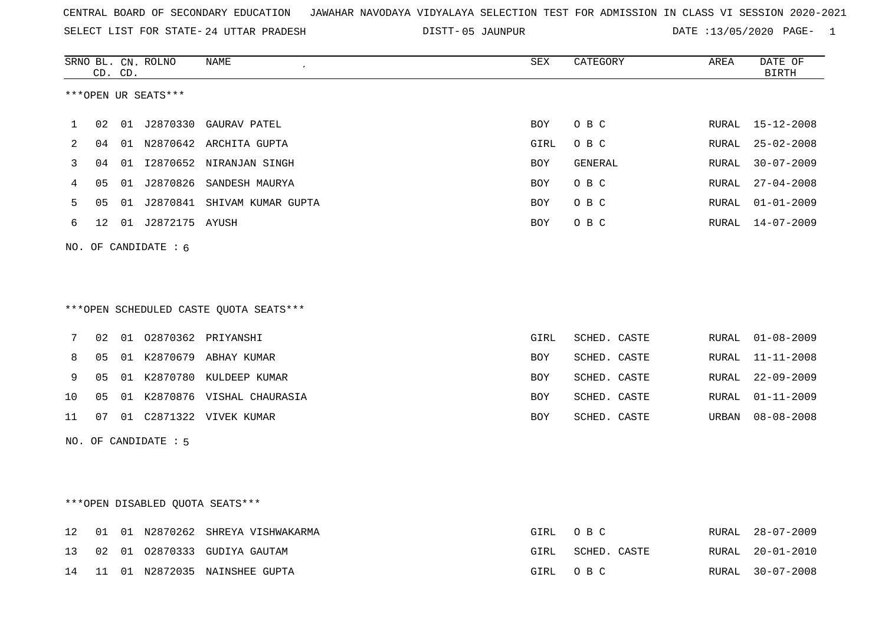CENTRAL BOARD OF SECONDARY EDUCATION JAWAHAR NAVODAYA VIDYALAYA SELECTION TEST FOR ADMISSION IN CLASS VI SESSION 2020-2021

SELECT LIST FOR STATE- 24 UTTAR PRADESH DISTT- 05 JAUNPUR DATE :13/05/2020

***OPEN UR SEATS***

| SRNO | BL. CD. | CN. CD. | ROLNO | NAME | SEX | CATEGORY | AREA | DATE OF BIRTH |
|---|---|---|---|---|---|---|---|---|
| 1 | 02 | 01 | J2870330 | GAURAV PATEL | BOY | O B C | RURAL | 15-12-2008 |
| 2 | 04 | 01 | N2870642 | ARCHITA GUPTA | GIRL | O B C | RURAL | 25-02-2008 |
| 3 | 04 | 01 | I2870652 | NIRANJAN SINGH | BOY | GENERAL | RURAL | 30-07-2009 |
| 4 | 05 | 01 | J2870826 | SANDESH MAURYA | BOY | O B C | RURAL | 27-04-2008 |
| 5 | 05 | 01 | J2870841 | SHIVAM KUMAR GUPTA | BOY | O B C | RURAL | 01-01-2009 |
| 6 | 12 | 01 | J2872175 | AYUSH | BOY | O B C | RURAL | 14-07-2009 |

NO. OF CANDIDATE : 6

***OPEN SCHEDULED CASTE QUOTA SEATS***

| SRNO | BL. CD. | CN. CD. | ROLNO | NAME | SEX | CATEGORY | AREA | DATE OF BIRTH |
|---|---|---|---|---|---|---|---|---|
| 7 | 02 | 01 | O2870362 | PRIYANSHI | GIRL | SCHED. CASTE | RURAL | 01-08-2009 |
| 8 | 05 | 01 | K2870679 | ABHAY KUMAR | BOY | SCHED. CASTE | RURAL | 11-11-2008 |
| 9 | 05 | 01 | K2870780 | KULDEEP KUMAR | BOY | SCHED. CASTE | RURAL | 22-09-2009 |
| 10 | 05 | 01 | K2870876 | VISHAL CHAURASIA | BOY | SCHED. CASTE | RURAL | 01-11-2009 |
| 11 | 07 | 01 | C2871322 | VIVEK KUMAR | BOY | SCHED. CASTE | URBAN | 08-08-2008 |

NO. OF CANDIDATE : 5

***OPEN DISABLED QUOTA SEATS***

| SRNO | BL. CD. | CN. CD. | ROLNO | NAME | SEX | CATEGORY | AREA | DATE OF BIRTH |
|---|---|---|---|---|---|---|---|---|
| 12 | 01 | 01 | N2870262 | SHREYA VISHWAKARMA | GIRL | O B C | RURAL | 28-07-2009 |
| 13 | 02 | 01 | O2870333 | GUDIYA GAUTAM | GIRL | SCHED. CASTE | RURAL | 20-01-2010 |
| 14 | 11 | 01 | N2872035 | NAINSHEE GUPTA | GIRL | O B C | RURAL | 30-07-2008 |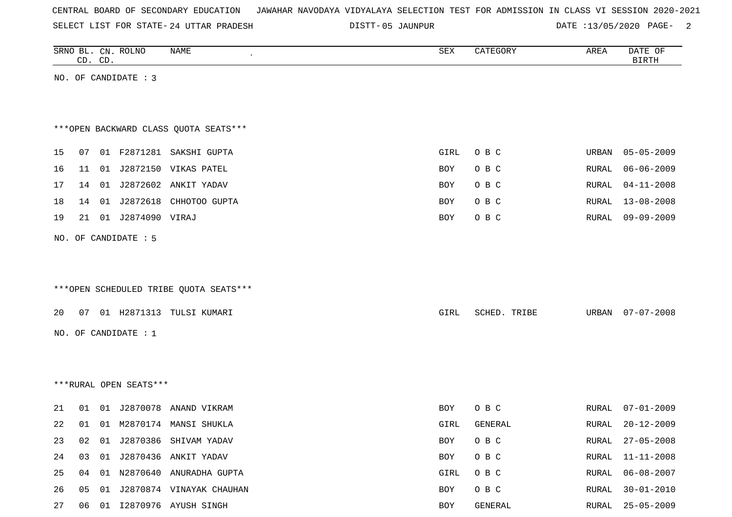CENTRAL BOARD OF SECONDARY EDUCATION JAWAHAR NAVODAYA VIDYALAYA SELECTION TEST FOR ADMISSION IN CLASS VI SESSION 2020-2021

SELECT LIST FOR STATE- 24 UTTAR PRADESH DISTT- 05 JAUNPUR DATE :13/05/2020

| SRNO | BL. CD. | CN. CD. | ROLNO | NAME | SEX | CATEGORY | AREA | DATE OF BIRTH |
|---|---|---|---|---|---|---|---|---|

NO. OF CANDIDATE : 3

***OPEN BACKWARD CLASS QUOTA SEATS***

| SRNO | BL. CD. | CN. CD. | ROLNO | NAME | SEX | CATEGORY | AREA | DATE OF BIRTH |
|---|---|---|---|---|---|---|---|---|
| 15 | 07 | 01 | F2871281 | SAKSHI GUPTA | GIRL | O B C | URBAN | 05-05-2009 |
| 16 | 11 | 01 | J2872150 | VIKAS PATEL | BOY | O B C | RURAL | 06-06-2009 |
| 17 | 14 | 01 | J2872602 | ANKIT YADAV | BOY | O B C | RURAL | 04-11-2008 |
| 18 | 14 | 01 | J2872618 | CHHOTOO GUPTA | BOY | O B C | RURAL | 13-08-2008 |
| 19 | 21 | 01 | J2874090 | VIRAJ | BOY | O B C | RURAL | 09-09-2009 |

NO. OF CANDIDATE : 5

***OPEN SCHEDULED TRIBE QUOTA SEATS***

| SRNO | BL. CD. | CN. CD. | ROLNO | NAME | SEX | CATEGORY | AREA | DATE OF BIRTH |
|---|---|---|---|---|---|---|---|---|
| 20 | 07 | 01 | H2871313 | TULSI KUMARI | GIRL | SCHED. TRIBE | URBAN | 07-07-2008 |

NO. OF CANDIDATE : 1

***RURAL OPEN SEATS***

| SRNO | BL. CD. | CN. CD. | ROLNO | NAME | SEX | CATEGORY | AREA | DATE OF BIRTH |
|---|---|---|---|---|---|---|---|---|
| 21 | 01 | 01 | J2870078 | ANAND VIKRAM | BOY | O B C | RURAL | 07-01-2009 |
| 22 | 01 | 01 | M2870174 | MANSI SHUKLA | GIRL | GENERAL | RURAL | 20-12-2009 |
| 23 | 02 | 01 | J2870386 | SHIVAM YADAV | BOY | O B C | RURAL | 27-05-2008 |
| 24 | 03 | 01 | J2870436 | ANKIT YADAV | BOY | O B C | RURAL | 11-11-2008 |
| 25 | 04 | 01 | N2870640 | ANURADHA GUPTA | GIRL | O B C | RURAL | 06-08-2007 |
| 26 | 05 | 01 | J2870874 | VINAYAK CHAUHAN | BOY | O B C | RURAL | 30-01-2010 |
| 27 | 06 | 01 | I2870976 | AYUSH SINGH | BOY | GENERAL | RURAL | 25-05-2009 |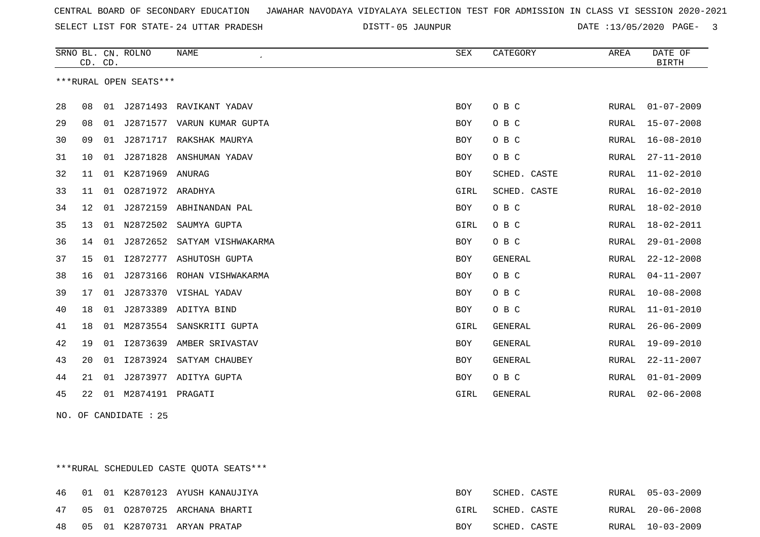CENTRAL BOARD OF SECONDARY EDUCATION JAWAHAR NAVODAYA VIDYALAYA SELECTION TEST FOR ADMISSION IN CLASS VI SESSION 2020-2021

SELECT LIST FOR STATE- 24 UTTAR PRADESH DISTT- 05 JAUNPUR DATE :13/05/2020

***RURAL OPEN SEATS***

| SRNO | BL. CD. | CN. CD. | ROLNO | NAME | SEX | CATEGORY | AREA | DATE OF BIRTH |
|---|---|---|---|---|---|---|---|---|
| 28 | 08 | 01 | J2871493 | RAVIKANT YADAV | BOY | O B C | RURAL | 01-07-2009 |
| 29 | 08 | 01 | J2871577 | VARUN KUMAR GUPTA | BOY | O B C | RURAL | 15-07-2008 |
| 30 | 09 | 01 | J2871717 | RAKSHAK MAURYA | BOY | O B C | RURAL | 16-08-2010 |
| 31 | 10 | 01 | J2871828 | ANSHUMAN YADAV | BOY | O B C | RURAL | 27-11-2010 |
| 32 | 11 | 01 | K2871969 | ANURAG | BOY | SCHED. CASTE | RURAL | 11-02-2010 |
| 33 | 11 | 01 | O2871972 | ARADHYA | GIRL | SCHED. CASTE | RURAL | 16-02-2010 |
| 34 | 12 | 01 | J2872159 | ABHINANDAN PAL | BOY | O B C | RURAL | 18-02-2010 |
| 35 | 13 | 01 | N2872502 | SAUMYA GUPTA | GIRL | O B C | RURAL | 18-02-2011 |
| 36 | 14 | 01 | J2872652 | SATYAM VISHWAKARMA | BOY | O B C | RURAL | 29-01-2008 |
| 37 | 15 | 01 | I2872777 | ASHUTOSH GUPTA | BOY | GENERAL | RURAL | 22-12-2008 |
| 38 | 16 | 01 | J2873166 | ROHAN VISHWAKARMA | BOY | O B C | RURAL | 04-11-2007 |
| 39 | 17 | 01 | J2873370 | VISHAL YADAV | BOY | O B C | RURAL | 10-08-2008 |
| 40 | 18 | 01 | J2873389 | ADITYA BIND | BOY | O B C | RURAL | 11-01-2010 |
| 41 | 18 | 01 | M2873554 | SANSKRITI GUPTA | GIRL | GENERAL | RURAL | 26-06-2009 |
| 42 | 19 | 01 | I2873639 | AMBER SRIVASTAV | BOY | GENERAL | RURAL | 19-09-2010 |
| 43 | 20 | 01 | I2873924 | SATYAM CHAUBEY | BOY | GENERAL | RURAL | 22-11-2007 |
| 44 | 21 | 01 | J2873977 | ADITYA GUPTA | BOY | O B C | RURAL | 01-01-2009 |
| 45 | 22 | 01 | M2874191 | PRAGATI | GIRL | GENERAL | RURAL | 02-06-2008 |

NO. OF CANDIDATE : 25

***RURAL SCHEDULED CASTE QUOTA SEATS***

| SRNO | BL. CD. | CN. CD. | ROLNO | NAME | SEX | CATEGORY | AREA | DATE OF BIRTH |
|---|---|---|---|---|---|---|---|---|
| 46 | 01 | 01 | K2870123 | AYUSH KANAUJIYA | BOY | SCHED. CASTE | RURAL | 05-03-2009 |
| 47 | 05 | 01 | O2870725 | ARCHANA BHARTI | GIRL | SCHED. CASTE | RURAL | 20-06-2008 |
| 48 | 05 | 01 | K2870731 | ARYAN PRATAP | BOY | SCHED. CASTE | RURAL | 10-03-2009 |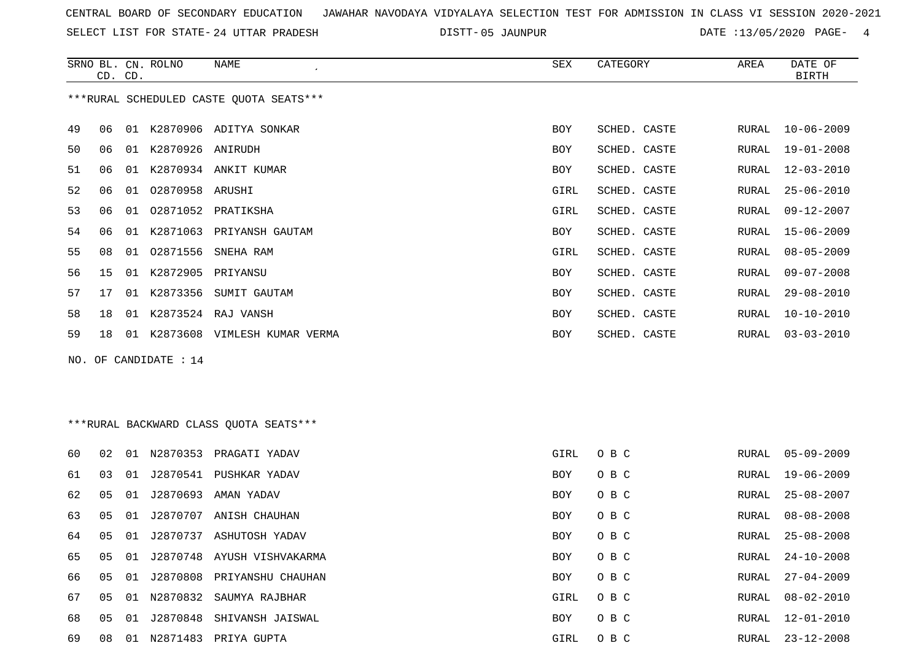CENTRAL BOARD OF SECONDARY EDUCATION JAWAHAR NAVODAYA VIDYALAYA SELECTION TEST FOR ADMISSION IN CLASS VI SESSION 2020-2021

SELECT LIST FOR STATE- 24 UTTAR PRADESH DISTT- 05 JAUNPUR DATE :13/05/2020

***RURAL SCHEDULED CASTE QUOTA SEATS***

| SRNO | BL. CD. | CN. CD. | ROLNO | NAME | SEX | CATEGORY | AREA | DATE OF BIRTH |
|---|---|---|---|---|---|---|---|---|
| 49 | 06 | 01 | K2870906 | ADITYA SONKAR | BOY | SCHED. CASTE | RURAL | 10-06-2009 |
| 50 | 06 | 01 | K2870926 | ANIRUDH | BOY | SCHED. CASTE | RURAL | 19-01-2008 |
| 51 | 06 | 01 | K2870934 | ANKIT KUMAR | BOY | SCHED. CASTE | RURAL | 12-03-2010 |
| 52 | 06 | 01 | O2870958 | ARUSHI | GIRL | SCHED. CASTE | RURAL | 25-06-2010 |
| 53 | 06 | 01 | O2871052 | PRATIKSHA | GIRL | SCHED. CASTE | RURAL | 09-12-2007 |
| 54 | 06 | 01 | K2871063 | PRIYANSH GAUTAM | BOY | SCHED. CASTE | RURAL | 15-06-2009 |
| 55 | 08 | 01 | O2871556 | SNEHA RAM | GIRL | SCHED. CASTE | RURAL | 08-05-2009 |
| 56 | 15 | 01 | K2872905 | PRIYANSU | BOY | SCHED. CASTE | RURAL | 09-07-2008 |
| 57 | 17 | 01 | K2873356 | SUMIT GAUTAM | BOY | SCHED. CASTE | RURAL | 29-08-2010 |
| 58 | 18 | 01 | K2873524 | RAJ VANSH | BOY | SCHED. CASTE | RURAL | 10-10-2010 |
| 59 | 18 | 01 | K2873608 | VIMLESH KUMAR VERMA | BOY | SCHED. CASTE | RURAL | 03-03-2010 |

NO. OF CANDIDATE : 14

***RURAL BACKWARD CLASS QUOTA SEATS***

| SRNO | BL. CD. | CN. CD. | ROLNO | NAME | SEX | CATEGORY | AREA | DATE OF BIRTH |
|---|---|---|---|---|---|---|---|---|
| 60 | 02 | 01 | N2870353 | PRAGATI YADAV | GIRL | O B C | RURAL | 05-09-2009 |
| 61 | 03 | 01 | J2870541 | PUSHKAR YADAV | BOY | O B C | RURAL | 19-06-2009 |
| 62 | 05 | 01 | J2870693 | AMAN YADAV | BOY | O B C | RURAL | 25-08-2007 |
| 63 | 05 | 01 | J2870707 | ANISH CHAUHAN | BOY | O B C | RURAL | 08-08-2008 |
| 64 | 05 | 01 | J2870737 | ASHUTOSH YADAV | BOY | O B C | RURAL | 25-08-2008 |
| 65 | 05 | 01 | J2870748 | AYUSH VISHVAKARMA | BOY | O B C | RURAL | 24-10-2008 |
| 66 | 05 | 01 | J2870808 | PRIYANSHU CHAUHAN | BOY | O B C | RURAL | 27-04-2009 |
| 67 | 05 | 01 | N2870832 | SAUMYA RAJBHAR | GIRL | O B C | RURAL | 08-02-2010 |
| 68 | 05 | 01 | J2870848 | SHIVANSH JAISWAL | BOY | O B C | RURAL | 12-01-2010 |
| 69 | 08 | 01 | N2871483 | PRIYA GUPTA | GIRL | O B C | RURAL | 23-12-2008 |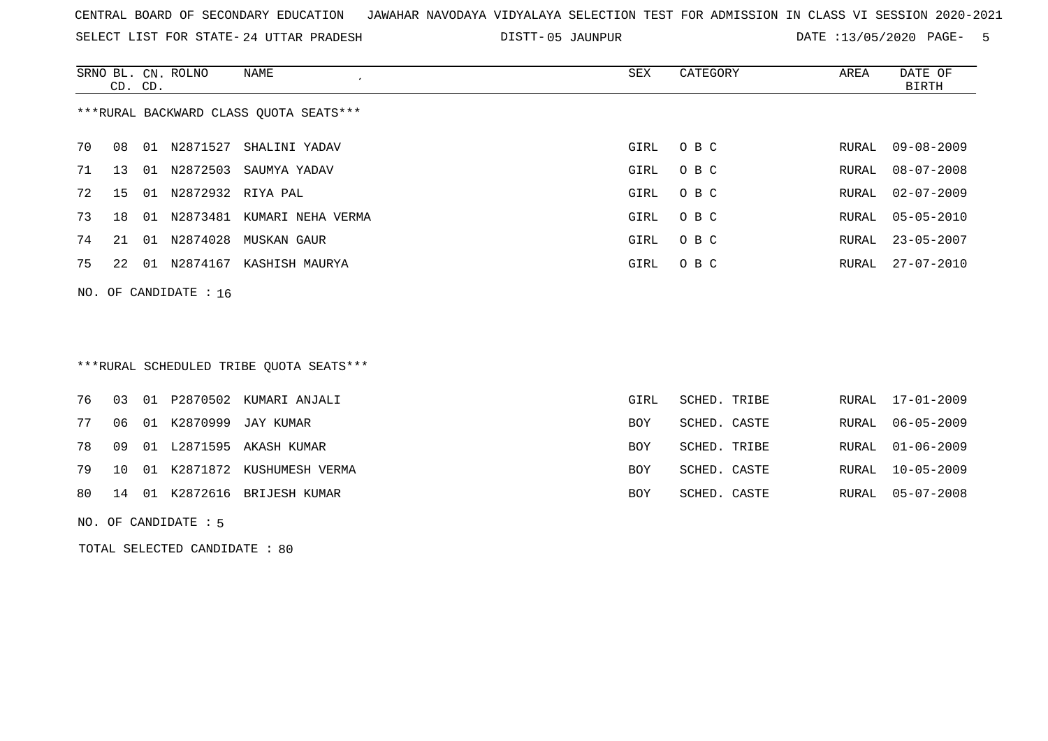CENTRAL BOARD OF SECONDARY EDUCATION JAWAHAR NAVODAYA VIDYALAYA SELECTION TEST FOR ADMISSION IN CLASS VI SESSION 2020-2021

SELECT LIST FOR STATE- 24 UTTAR PRADESH DISTT- 05 JAUNPUR DATE :13/05/2020

***RURAL BACKWARD CLASS QUOTA SEATS***

| SRNO | BL. CD. | CN. CD. | ROLNO | NAME | SEX | CATEGORY | AREA | DATE OF BIRTH |
|---|---|---|---|---|---|---|---|---|
| 70 | 08 | 01 | N2871527 | SHALINI YADAV | GIRL | O B C | RURAL | 09-08-2009 |
| 71 | 13 | 01 | N2872503 | SAUMYA YADAV | GIRL | O B C | RURAL | 08-07-2008 |
| 72 | 15 | 01 | N2872932 | RIYA PAL | GIRL | O B C | RURAL | 02-07-2009 |
| 73 | 18 | 01 | N2873481 | KUMARI NEHA VERMA | GIRL | O B C | RURAL | 05-05-2010 |
| 74 | 21 | 01 | N2874028 | MUSKAN GAUR | GIRL | O B C | RURAL | 23-05-2007 |
| 75 | 22 | 01 | N2874167 | KASHISH MAURYA | GIRL | O B C | RURAL | 27-07-2010 |

NO. OF CANDIDATE : 16

***RURAL SCHEDULED TRIBE QUOTA SEATS***

| SRNO | BL. CD. | CN. CD. | ROLNO | NAME | SEX | CATEGORY | AREA | DATE OF BIRTH |
|---|---|---|---|---|---|---|---|---|
| 76 | 03 | 01 | P2870502 | KUMARI ANJALI | GIRL | SCHED. TRIBE | RURAL | 17-01-2009 |
| 77 | 06 | 01 | K2870999 | JAY KUMAR | BOY | SCHED. CASTE | RURAL | 06-05-2009 |
| 78 | 09 | 01 | L2871595 | AKASH KUMAR | BOY | SCHED. TRIBE | RURAL | 01-06-2009 |
| 79 | 10 | 01 | K2871872 | KUSHUMESH VERMA | BOY | SCHED. CASTE | RURAL | 10-05-2009 |
| 80 | 14 | 01 | K2872616 | BRIJESH KUMAR | BOY | SCHED. CASTE | RURAL | 05-07-2008 |

NO. OF CANDIDATE : 5

TOTAL SELECTED CANDIDATE : 80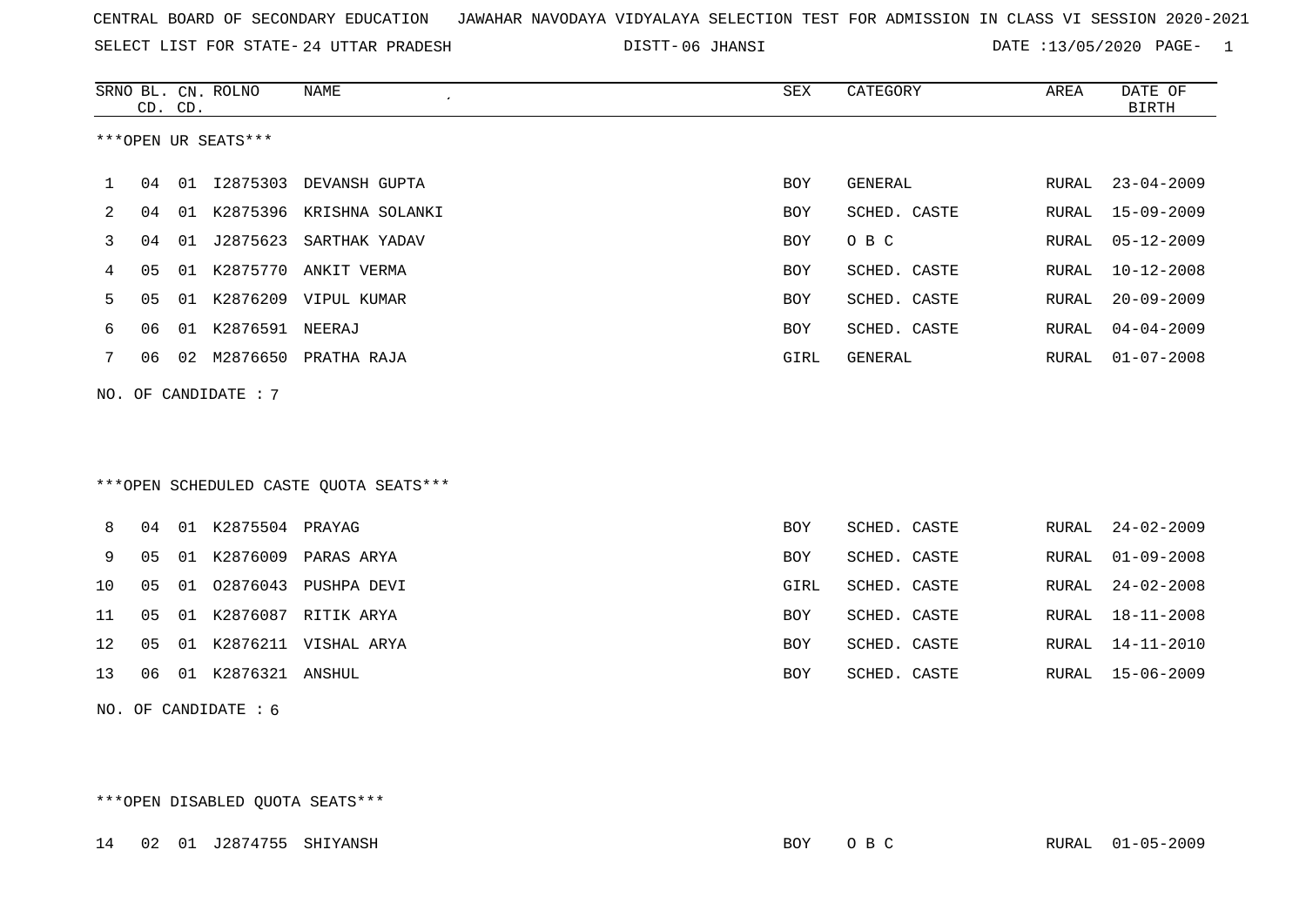CENTRAL BOARD OF SECONDARY EDUCATION JAWAHAR NAVODAYA VIDYALAYA SELECTION TEST FOR ADMISSION IN CLASS VI SESSION 2020-2021

SELECT LIST FOR STATE- 24 UTTAR PRADESH DISTT- 06 JHANSI DATE :13/05/2020 PAGE- 1

***OPEN UR SEATS***

| SRNO | BL. CD. | CN. CD. | ROLNO | NAME | SEX | CATEGORY | AREA | DATE OF BIRTH |
|---|---|---|---|---|---|---|---|---|
| 1 | 04 | 01 | I2875303 | DEVANSH GUPTA | BOY | GENERAL | RURAL | 23-04-2009 |
| 2 | 04 | 01 | K2875396 | KRISHNA SOLANKI | BOY | SCHED. CASTE | RURAL | 15-09-2009 |
| 3 | 04 | 01 | J2875623 | SARTHAK YADAV | BOY | O B C | RURAL | 05-12-2009 |
| 4 | 05 | 01 | K2875770 | ANKIT VERMA | BOY | SCHED. CASTE | RURAL | 10-12-2008 |
| 5 | 05 | 01 | K2876209 | VIPUL KUMAR | BOY | SCHED. CASTE | RURAL | 20-09-2009 |
| 6 | 06 | 01 | K2876591 | NEERAJ | BOY | SCHED. CASTE | RURAL | 04-04-2009 |
| 7 | 06 | 02 | M2876650 | PRATHA RAJA | GIRL | GENERAL | RURAL | 01-07-2008 |

NO. OF CANDIDATE : 7

***OPEN SCHEDULED CASTE QUOTA SEATS***

| SRNO | BL. CD. | CN. CD. | ROLNO | NAME | SEX | CATEGORY | AREA | DATE OF BIRTH |
|---|---|---|---|---|---|---|---|---|
| 8 | 04 | 01 | K2875504 | PRAYAG | BOY | SCHED. CASTE | RURAL | 24-02-2009 |
| 9 | 05 | 01 | K2876009 | PARAS ARYA | BOY | SCHED. CASTE | RURAL | 01-09-2008 |
| 10 | 05 | 01 | O2876043 | PUSHPA DEVI | GIRL | SCHED. CASTE | RURAL | 24-02-2008 |
| 11 | 05 | 01 | K2876087 | RITIK ARYA | BOY | SCHED. CASTE | RURAL | 18-11-2008 |
| 12 | 05 | 01 | K2876211 | VISHAL ARYA | BOY | SCHED. CASTE | RURAL | 14-11-2010 |
| 13 | 06 | 01 | K2876321 | ANSHUL | BOY | SCHED. CASTE | RURAL | 15-06-2009 |

NO. OF CANDIDATE : 6

***OPEN DISABLED QUOTA SEATS***

| SRNO | BL. CD. | CN. CD. | ROLNO | NAME | SEX | CATEGORY | AREA | DATE OF BIRTH |
|---|---|---|---|---|---|---|---|---|
| 14 | 02 | 01 | J2874755 | SHIYANSH | BOY | O B C | RURAL | 01-05-2009 |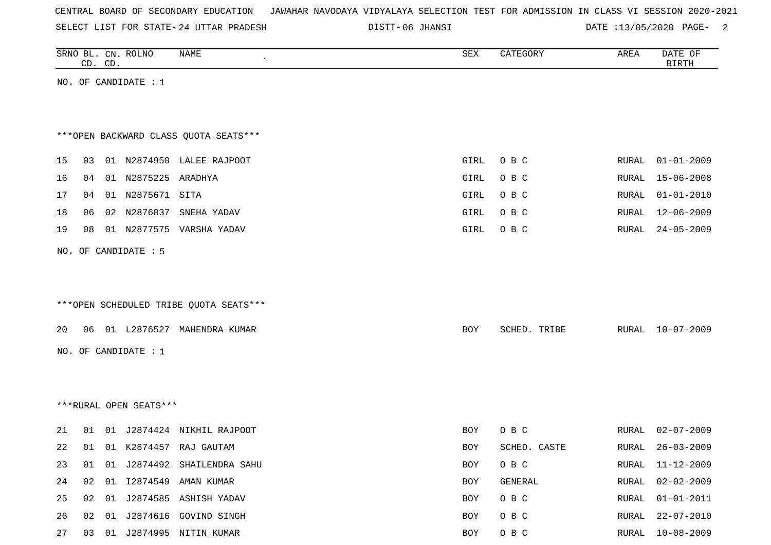CENTRAL BOARD OF SECONDARY EDUCATION JAWAHAR NAVODAYA VIDYALAYA SELECTION TEST FOR ADMISSION IN CLASS VI SESSION 2020-2021

SELECT LIST FOR STATE- 24 UTTAR PRADESH DISTT- 06 JHANSI DATE :13/05/2020

| SRNO | BL. CD. | CN. CD. | ROLNO | NAME | SEX | CATEGORY | AREA | DATE OF BIRTH |
|---|---|---|---|---|---|---|---|---|

NO. OF CANDIDATE : 1

***OPEN BACKWARD CLASS QUOTA SEATS***

| SRNO | BL. CD. | CN. CD. | ROLNO | NAME | SEX | CATEGORY | AREA | DATE OF BIRTH |
|---|---|---|---|---|---|---|---|---|
| 15 | 03 | 01 | N2874950 | LALEE RAJPOOT | GIRL | O B C | RURAL | 01-01-2009 |
| 16 | 04 | 01 | N2875225 | ARADHYA | GIRL | O B C | RURAL | 15-06-2008 |
| 17 | 04 | 01 | N2875671 | SITA | GIRL | O B C | RURAL | 01-01-2010 |
| 18 | 06 | 02 | N2876837 | SNEHA YADAV | GIRL | O B C | RURAL | 12-06-2009 |
| 19 | 08 | 01 | N2877575 | VARSHA YADAV | GIRL | O B C | RURAL | 24-05-2009 |

NO. OF CANDIDATE : 5

***OPEN SCHEDULED TRIBE QUOTA SEATS***

| SRNO | BL. CD. | CN. CD. | ROLNO | NAME | SEX | CATEGORY | AREA | DATE OF BIRTH |
|---|---|---|---|---|---|---|---|---|
| 20 | 06 | 01 | L2876527 | MAHENDRA KUMAR | BOY | SCHED. TRIBE | RURAL | 10-07-2009 |

NO. OF CANDIDATE : 1

***RURAL OPEN SEATS***

| SRNO | BL. CD. | CN. CD. | ROLNO | NAME | SEX | CATEGORY | AREA | DATE OF BIRTH |
|---|---|---|---|---|---|---|---|---|
| 21 | 01 | 01 | J2874424 | NIKHIL RAJPOOT | BOY | O B C | RURAL | 02-07-2009 |
| 22 | 01 | 01 | K2874457 | RAJ GAUTAM | BOY | SCHED. CASTE | RURAL | 26-03-2009 |
| 23 | 01 | 01 | J2874492 | SHAILENDRA SAHU | BOY | O B C | RURAL | 11-12-2009 |
| 24 | 02 | 01 | I2874549 | AMAN KUMAR | BOY | GENERAL | RURAL | 02-02-2009 |
| 25 | 02 | 01 | J2874585 | ASHISH YADAV | BOY | O B C | RURAL | 01-01-2011 |
| 26 | 02 | 01 | J2874616 | GOVIND SINGH | BOY | O B C | RURAL | 22-07-2010 |
| 27 | 03 | 01 | J2874995 | NITIN KUMAR | BOY | O B C | RURAL | 10-08-2009 |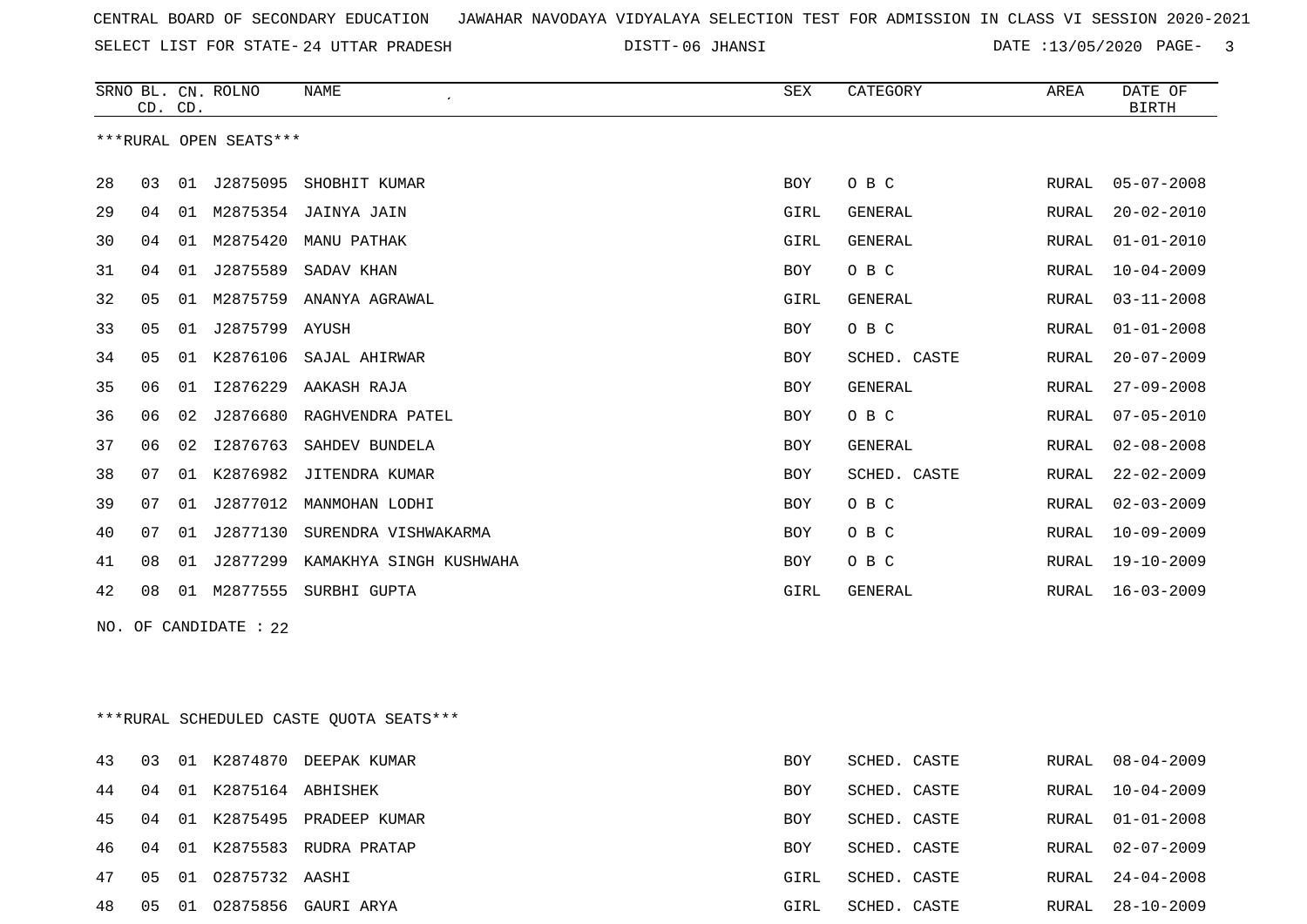CENTRAL BOARD OF SECONDARY EDUCATION JAWAHAR NAVODAYA VIDYALAYA SELECTION TEST FOR ADMISSION IN CLASS VI SESSION 2020-2021

SELECT LIST FOR STATE- 24 UTTAR PRADESH DISTT- 06 JHANSI DATE :13/05/2020

***RURAL OPEN SEATS***

| SRNO | BL. CD. | CN. CD. | ROLNO | NAME | SEX | CATEGORY | AREA | DATE OF BIRTH |
|---|---|---|---|---|---|---|---|---|
| 28 | 03 | 01 | J2875095 | SHOBHIT KUMAR | BOY | O B C | RURAL | 05-07-2008 |
| 29 | 04 | 01 | M2875354 | JAINYA JAIN | GIRL | GENERAL | RURAL | 20-02-2010 |
| 30 | 04 | 01 | M2875420 | MANU PATHAK | GIRL | GENERAL | RURAL | 01-01-2010 |
| 31 | 04 | 01 | J2875589 | SADAV KHAN | BOY | O B C | RURAL | 10-04-2009 |
| 32 | 05 | 01 | M2875759 | ANANYA AGRAWAL | GIRL | GENERAL | RURAL | 03-11-2008 |
| 33 | 05 | 01 | J2875799 | AYUSH | BOY | O B C | RURAL | 01-01-2008 |
| 34 | 05 | 01 | K2876106 | SAJAL AHIRWAR | BOY | SCHED. CASTE | RURAL | 20-07-2009 |
| 35 | 06 | 01 | I2876229 | AAKASH RAJA | BOY | GENERAL | RURAL | 27-09-2008 |
| 36 | 06 | 02 | J2876680 | RAGHVENDRA PATEL | BOY | O B C | RURAL | 07-05-2010 |
| 37 | 06 | 02 | I2876763 | SAHDEV BUNDELA | BOY | GENERAL | RURAL | 02-08-2008 |
| 38 | 07 | 01 | K2876982 | JITENDRA KUMAR | BOY | SCHED. CASTE | RURAL | 22-02-2009 |
| 39 | 07 | 01 | J2877012 | MANMOHAN LODHI | BOY | O B C | RURAL | 02-03-2009 |
| 40 | 07 | 01 | J2877130 | SURENDRA VISHWAKARMA | BOY | O B C | RURAL | 10-09-2009 |
| 41 | 08 | 01 | J2877299 | KAMAKHYA SINGH KUSHWAHA | BOY | O B C | RURAL | 19-10-2009 |
| 42 | 08 | 01 | M2877555 | SURBHI GUPTA | GIRL | GENERAL | RURAL | 16-03-2009 |

NO. OF CANDIDATE : 22

***RURAL SCHEDULED CASTE QUOTA SEATS***

| SRNO | BL. CD. | CN. CD. | ROLNO | NAME | SEX | CATEGORY | AREA | DATE OF BIRTH |
|---|---|---|---|---|---|---|---|---|
| 43 | 03 | 01 | K2874870 | DEEPAK KUMAR | BOY | SCHED. CASTE | RURAL | 08-04-2009 |
| 44 | 04 | 01 | K2875164 | ABHISHEK | BOY | SCHED. CASTE | RURAL | 10-04-2009 |
| 45 | 04 | 01 | K2875495 | PRADEEP KUMAR | BOY | SCHED. CASTE | RURAL | 01-01-2008 |
| 46 | 04 | 01 | K2875583 | RUDRA PRATAP | BOY | SCHED. CASTE | RURAL | 02-07-2009 |
| 47 | 05 | 01 | O2875732 | AASHI | GIRL | SCHED. CASTE | RURAL | 24-04-2008 |
| 48 | 05 | 01 | O2875856 | GAURI ARYA | GIRL | SCHED. CASTE | RURAL | 28-10-2009 |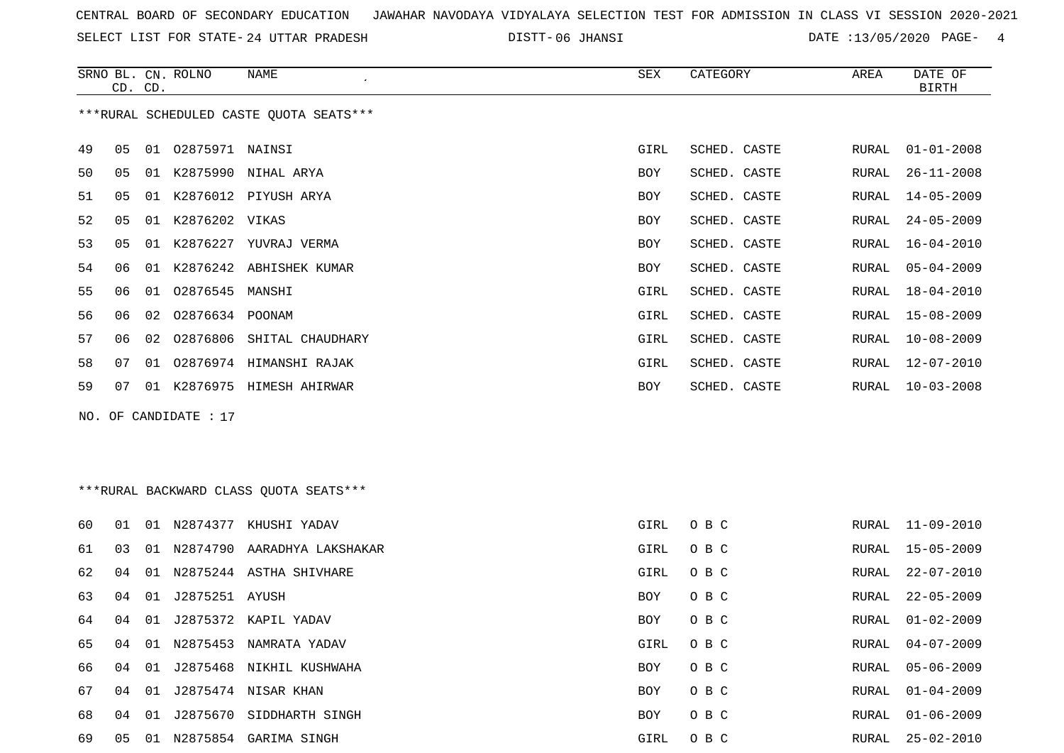CENTRAL BOARD OF SECONDARY EDUCATION JAWAHAR NAVODAYA VIDYALAYA SELECTION TEST FOR ADMISSION IN CLASS VI SESSION 2020-2021

SELECT LIST FOR STATE- 24 UTTAR PRADESH DISTT- 06 JHANSI DATE :13/05/2020

***RURAL SCHEDULED CASTE QUOTA SEATS***

| SRNO | BL. CD. | CN. CD. | ROLNO | NAME | SEX | CATEGORY | AREA | DATE OF BIRTH |
|---|---|---|---|---|---|---|---|---|
| 49 | 05 | 01 | O2875971 | NAINSI | GIRL | SCHED. CASTE | RURAL | 01-01-2008 |
| 50 | 05 | 01 | K2875990 | NIHAL ARYA | BOY | SCHED. CASTE | RURAL | 26-11-2008 |
| 51 | 05 | 01 | K2876012 | PIYUSH ARYA | BOY | SCHED. CASTE | RURAL | 14-05-2009 |
| 52 | 05 | 01 | K2876202 | VIKAS | BOY | SCHED. CASTE | RURAL | 24-05-2009 |
| 53 | 05 | 01 | K2876227 | YUVRAJ VERMA | BOY | SCHED. CASTE | RURAL | 16-04-2010 |
| 54 | 06 | 01 | K2876242 | ABHISHEK KUMAR | BOY | SCHED. CASTE | RURAL | 05-04-2009 |
| 55 | 06 | 01 | O2876545 | MANSHI | GIRL | SCHED. CASTE | RURAL | 18-04-2010 |
| 56 | 06 | 02 | O2876634 | POONAM | GIRL | SCHED. CASTE | RURAL | 15-08-2009 |
| 57 | 06 | 02 | O2876806 | SHITAL CHAUDHARY | GIRL | SCHED. CASTE | RURAL | 10-08-2009 |
| 58 | 07 | 01 | O2876974 | HIMANSHI RAJAK | GIRL | SCHED. CASTE | RURAL | 12-07-2010 |
| 59 | 07 | 01 | K2876975 | HIMESH AHIRWAR | BOY | SCHED. CASTE | RURAL | 10-03-2008 |

NO. OF CANDIDATE : 17

***RURAL BACKWARD CLASS QUOTA SEATS***

| SRNO | BL. CD. | CN. CD. | ROLNO | NAME | SEX | CATEGORY | AREA | DATE OF BIRTH |
|---|---|---|---|---|---|---|---|---|
| 60 | 01 | 01 | N2874377 | KHUSHI YADAV | GIRL | O B C | RURAL | 11-09-2010 |
| 61 | 03 | 01 | N2874790 | AARADHYA LAKSHAKAR | GIRL | O B C | RURAL | 15-05-2009 |
| 62 | 04 | 01 | N2875244 | ASTHA SHIVHARE | GIRL | O B C | RURAL | 22-07-2010 |
| 63 | 04 | 01 | J2875251 | AYUSH | BOY | O B C | RURAL | 22-05-2009 |
| 64 | 04 | 01 | J2875372 | KAPIL YADAV | BOY | O B C | RURAL | 01-02-2009 |
| 65 | 04 | 01 | N2875453 | NAMRATA YADAV | GIRL | O B C | RURAL | 04-07-2009 |
| 66 | 04 | 01 | J2875468 | NIKHIL KUSHWAHA | BOY | O B C | RURAL | 05-06-2009 |
| 67 | 04 | 01 | J2875474 | NISAR KHAN | BOY | O B C | RURAL | 01-04-2009 |
| 68 | 04 | 01 | J2875670 | SIDDHARTH SINGH | BOY | O B C | RURAL | 01-06-2009 |
| 69 | 05 | 01 | N2875854 | GARIMA SINGH | GIRL | O B C | RURAL | 25-02-2010 |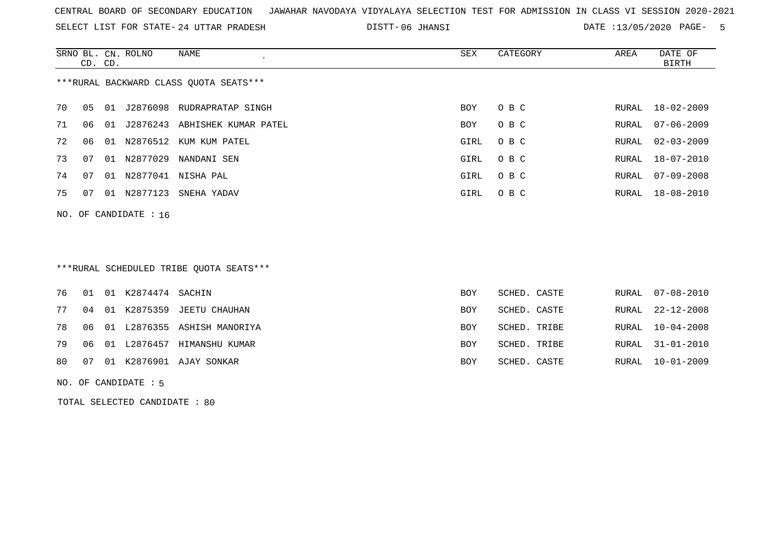CENTRAL BOARD OF SECONDARY EDUCATION   JAWAHAR NAVODAYA VIDYALAYA SELECTION TEST FOR ADMISSION IN CLASS VI SESSION 2020-2021

SELECT LIST FOR STATE- 24 UTTAR PRADESH   DISTT- 06 JHANSI   DATE :13/05/2020

***RURAL BACKWARD CLASS QUOTA SEATS***

| SRNO | BL. CD. | CN. CD. | ROLNO | NAME | SEX | CATEGORY | AREA | DATE OF BIRTH |
|---|---|---|---|---|---|---|---|---|
| 70 | 05 | 01 | J2876098 | RUDRAPRATAP SINGH | BOY | O B C | RURAL | 18-02-2009 |
| 71 | 06 | 01 | J2876243 | ABHISHEK KUMAR PATEL | BOY | O B C | RURAL | 07-06-2009 |
| 72 | 06 | 01 | N2876512 | KUM KUM PATEL | GIRL | O B C | RURAL | 02-03-2009 |
| 73 | 07 | 01 | N2877029 | NANDANI SEN | GIRL | O B C | RURAL | 18-07-2010 |
| 74 | 07 | 01 | N2877041 | NISHA PAL | GIRL | O B C | RURAL | 07-09-2008 |
| 75 | 07 | 01 | N2877123 | SNEHA YADAV | GIRL | O B C | RURAL | 18-08-2010 |

NO. OF CANDIDATE : 16

***RURAL SCHEDULED TRIBE QUOTA SEATS***

| SRNO | BL. CD. | CN. CD. | ROLNO | NAME | SEX | CATEGORY | AREA | DATE OF BIRTH |
|---|---|---|---|---|---|---|---|---|
| 76 | 01 | 01 | K2874474 | SACHIN | BOY | SCHED. CASTE | RURAL | 07-08-2010 |
| 77 | 04 | 01 | K2875359 | JEETU CHAUHAN | BOY | SCHED. CASTE | RURAL | 22-12-2008 |
| 78 | 06 | 01 | L2876355 | ASHISH MANORIYA | BOY | SCHED. TRIBE | RURAL | 10-04-2008 |
| 79 | 06 | 01 | L2876457 | HIMANSHU KUMAR | BOY | SCHED. TRIBE | RURAL | 31-01-2010 |
| 80 | 07 | 01 | K2876901 | AJAY SONKAR | BOY | SCHED. CASTE | RURAL | 10-01-2009 |

NO. OF CANDIDATE : 5

TOTAL SELECTED CANDIDATE : 80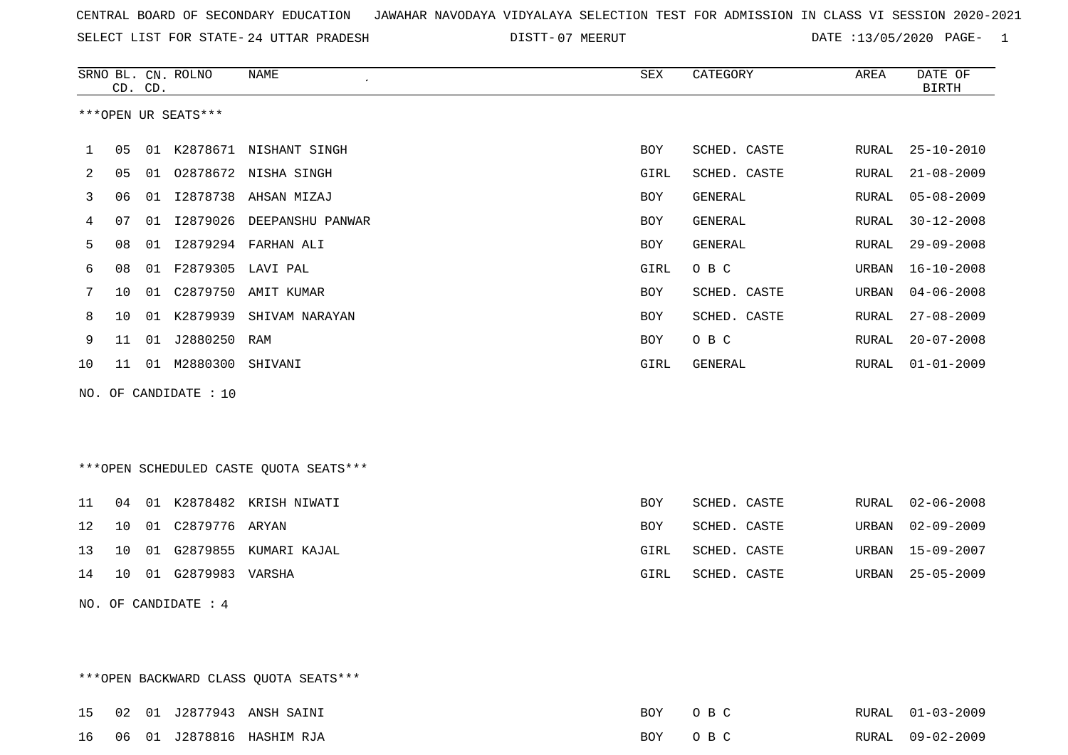CENTRAL BOARD OF SECONDARY EDUCATION JAWAHAR NAVODAYA VIDYALAYA SELECTION TEST FOR ADMISSION IN CLASS VI SESSION 2020-2021

SELECT LIST FOR STATE- 24 UTTAR PRADESH DISTT- 07 MEERUT DATE :13/05/2020

***OPEN UR SEATS***

| SRNO | BL. CD. | CN. CD. | ROLNO | NAME | SEX | CATEGORY | AREA | DATE OF BIRTH |
|---|---|---|---|---|---|---|---|---|
| 1 | 05 | 01 | K2878671 | NISHANT SINGH | BOY | SCHED. CASTE | RURAL | 25-10-2010 |
| 2 | 05 | 01 | O2878672 | NISHA SINGH | GIRL | SCHED. CASTE | RURAL | 21-08-2009 |
| 3 | 06 | 01 | I2878738 | AHSAN MIZAJ | BOY | GENERAL | RURAL | 05-08-2009 |
| 4 | 07 | 01 | I2879026 | DEEPANSHU PANWAR | BOY | GENERAL | RURAL | 30-12-2008 |
| 5 | 08 | 01 | I2879294 | FARHAN ALI | BOY | GENERAL | RURAL | 29-09-2008 |
| 6 | 08 | 01 | F2879305 | LAVI PAL | GIRL | O B C | URBAN | 16-10-2008 |
| 7 | 10 | 01 | C2879750 | AMIT KUMAR | BOY | SCHED. CASTE | URBAN | 04-06-2008 |
| 8 | 10 | 01 | K2879939 | SHIVAM NARAYAN | BOY | SCHED. CASTE | RURAL | 27-08-2009 |
| 9 | 11 | 01 | J2880250 | RAM | BOY | O B C | RURAL | 20-07-2008 |
| 10 | 11 | 01 | M2880300 | SHIVANI | GIRL | GENERAL | RURAL | 01-01-2009 |

NO. OF CANDIDATE : 10

***OPEN SCHEDULED CASTE QUOTA SEATS***

| SRNO | BL. CD. | CN. CD. | ROLNO | NAME | SEX | CATEGORY | AREA | DATE OF BIRTH |
|---|---|---|---|---|---|---|---|---|
| 11 | 04 | 01 | K2878482 | KRISH NIWATI | BOY | SCHED. CASTE | RURAL | 02-06-2008 |
| 12 | 10 | 01 | C2879776 | ARYAN | BOY | SCHED. CASTE | URBAN | 02-09-2009 |
| 13 | 10 | 01 | G2879855 | KUMARI KAJAL | GIRL | SCHED. CASTE | URBAN | 15-09-2007 |
| 14 | 10 | 01 | G2879983 | VARSHA | GIRL | SCHED. CASTE | URBAN | 25-05-2009 |

NO. OF CANDIDATE : 4

***OPEN BACKWARD CLASS QUOTA SEATS***

| SRNO | BL. CD. | CN. CD. | ROLNO | NAME | SEX | CATEGORY | AREA | DATE OF BIRTH |
|---|---|---|---|---|---|---|---|---|
| 15 | 02 | 01 | J2877943 | ANSH SAINI | BOY | O B C | RURAL | 01-03-2009 |
| 16 | 06 | 01 | J2878816 | HASHIM RJA | BOY | O B C | RURAL | 09-02-2009 |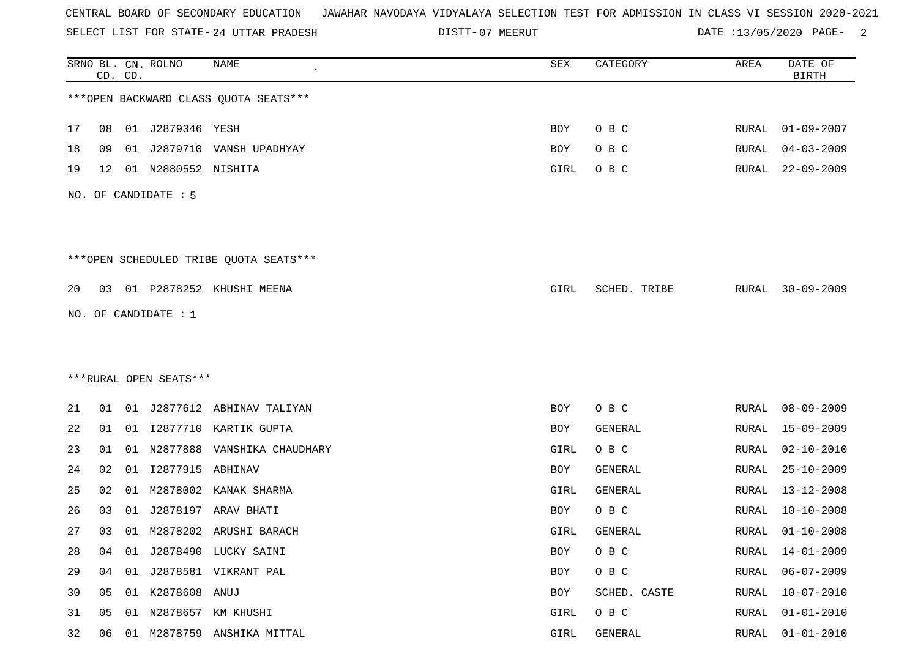CENTRAL BOARD OF SECONDARY EDUCATION JAWAHAR NAVODAYA VIDYALAYA SELECTION TEST FOR ADMISSION IN CLASS VI SESSION 2020-2021

SELECT LIST FOR STATE- 24 UTTAR PRADESH DISTT- 07 MEERUT DATE :13/05/2020

| SRNO | BL. CD. | CN. CD. | ROLNO | NAME | SEX | CATEGORY | AREA | DATE OF BIRTH |
|---|---|---|---|---|---|---|---|---|

***OPEN BACKWARD CLASS QUOTA SEATS***

| SRNO | BL. CD. | CN. CD. | ROLNO | NAME | SEX | CATEGORY | AREA | DATE OF BIRTH |
|---|---|---|---|---|---|---|---|---|
| 17 | 08 | 01 | J2879346 | YESH | BOY | O B C | RURAL | 01-09-2007 |
| 18 | 09 | 01 | J2879710 | VANSH UPADHYAY | BOY | O B C | RURAL | 04-03-2009 |
| 19 | 12 | 01 | N2880552 | NISHITA | GIRL | O B C | RURAL | 22-09-2009 |

NO. OF CANDIDATE : 5

***OPEN SCHEDULED TRIBE QUOTA SEATS***

| SRNO | BL. CD. | CN. CD. | ROLNO | NAME | SEX | CATEGORY | AREA | DATE OF BIRTH |
|---|---|---|---|---|---|---|---|---|
| 20 | 03 | 01 | P2878252 | KHUSHI MEENA | GIRL | SCHED. TRIBE | RURAL | 30-09-2009 |

NO. OF CANDIDATE : 1

***RURAL OPEN SEATS***

| SRNO | BL. CD. | CN. CD. | ROLNO | NAME | SEX | CATEGORY | AREA | DATE OF BIRTH |
|---|---|---|---|---|---|---|---|---|
| 21 | 01 | 01 | J2877612 | ABHINAV TALIYAN | BOY | O B C | RURAL | 08-09-2009 |
| 22 | 01 | 01 | I2877710 | KARTIK GUPTA | BOY | GENERAL | RURAL | 15-09-2009 |
| 23 | 01 | 01 | N2877888 | VANSHIKA CHAUDHARY | GIRL | O B C | RURAL | 02-10-2010 |
| 24 | 02 | 01 | I2877915 | ABHINAV | BOY | GENERAL | RURAL | 25-10-2009 |
| 25 | 02 | 01 | M2878002 | KANAK SHARMA | GIRL | GENERAL | RURAL | 13-12-2008 |
| 26 | 03 | 01 | J2878197 | ARAV BHATI | BOY | O B C | RURAL | 10-10-2008 |
| 27 | 03 | 01 | M2878202 | ARUSHI BARACH | GIRL | GENERAL | RURAL | 01-10-2008 |
| 28 | 04 | 01 | J2878490 | LUCKY SAINI | BOY | O B C | RURAL | 14-01-2009 |
| 29 | 04 | 01 | J2878581 | VIKRANT PAL | BOY | O B C | RURAL | 06-07-2009 |
| 30 | 05 | 01 | K2878608 | ANUJ | BOY | SCHED. CASTE | RURAL | 10-07-2010 |
| 31 | 05 | 01 | N2878657 | KM KHUSHI | GIRL | O B C | RURAL | 01-01-2010 |
| 32 | 06 | 01 | M2878759 | ANSHIKA MITTAL | GIRL | GENERAL | RURAL | 01-01-2010 |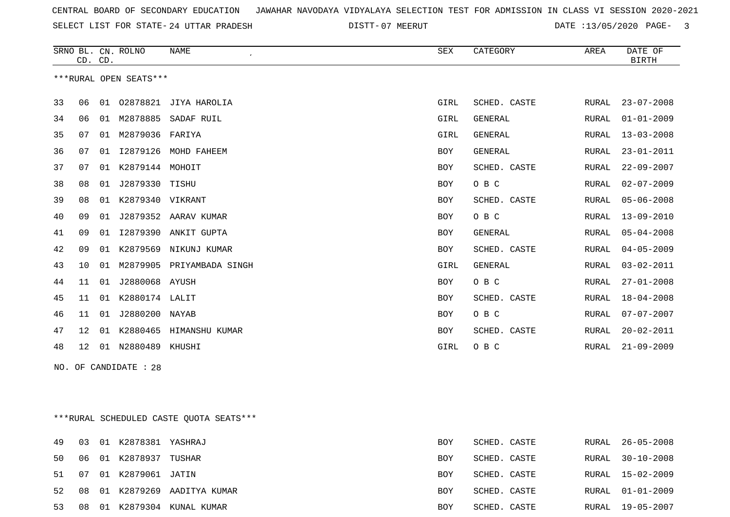CENTRAL BOARD OF SECONDARY EDUCATION JAWAHAR NAVODAYA VIDYALAYA SELECTION TEST FOR ADMISSION IN CLASS VI SESSION 2020-2021

SELECT LIST FOR STATE- 24 UTTAR PRADESH DISTT- 07 MEERUT DATE :13/05/2020

***RURAL OPEN SEATS***

| SRNO | BL. CD. | CN. CD. | ROLNO | NAME | SEX | CATEGORY | AREA | DATE OF BIRTH |
|---|---|---|---|---|---|---|---|---|
| 33 | 06 | 01 | O2878821 | JIYA HAROLIA | GIRL | SCHED. CASTE | RURAL | 23-07-2008 |
| 34 | 06 | 01 | M2878885 | SADAF RUIL | GIRL | GENERAL | RURAL | 01-01-2009 |
| 35 | 07 | 01 | M2879036 | FARIYA | GIRL | GENERAL | RURAL | 13-03-2008 |
| 36 | 07 | 01 | I2879126 | MOHD FAHEEM | BOY | GENERAL | RURAL | 23-01-2011 |
| 37 | 07 | 01 | K2879144 | MOHOIT | BOY | SCHED. CASTE | RURAL | 22-09-2007 |
| 38 | 08 | 01 | J2879330 | TISHU | BOY | O B C | RURAL | 02-07-2009 |
| 39 | 08 | 01 | K2879340 | VIKRANT | BOY | SCHED. CASTE | RURAL | 05-06-2008 |
| 40 | 09 | 01 | J2879352 | AARAV KUMAR | BOY | O B C | RURAL | 13-09-2010 |
| 41 | 09 | 01 | I2879390 | ANKIT GUPTA | BOY | GENERAL | RURAL | 05-04-2008 |
| 42 | 09 | 01 | K2879569 | NIKUNJ KUMAR | BOY | SCHED. CASTE | RURAL | 04-05-2009 |
| 43 | 10 | 01 | M2879905 | PRIYAMBADA SINGH | GIRL | GENERAL | RURAL | 03-02-2011 |
| 44 | 11 | 01 | J2880068 | AYUSH | BOY | O B C | RURAL | 27-01-2008 |
| 45 | 11 | 01 | K2880174 | LALIT | BOY | SCHED. CASTE | RURAL | 18-04-2008 |
| 46 | 11 | 01 | J2880200 | NAYAB | BOY | O B C | RURAL | 07-07-2007 |
| 47 | 12 | 01 | K2880465 | HIMANSHU KUMAR | BOY | SCHED. CASTE | RURAL | 20-02-2011 |
| 48 | 12 | 01 | N2880489 | KHUSHI | GIRL | O B C | RURAL | 21-09-2009 |

NO. OF CANDIDATE : 28

***RURAL SCHEDULED CASTE QUOTA SEATS***

| SRNO | BL. CD. | CN. CD. | ROLNO | NAME | SEX | CATEGORY | AREA | DATE OF BIRTH |
|---|---|---|---|---|---|---|---|---|
| 49 | 03 | 01 | K2878381 | YASHRAJ | BOY | SCHED. CASTE | RURAL | 26-05-2008 |
| 50 | 06 | 01 | K2878937 | TUSHAR | BOY | SCHED. CASTE | RURAL | 30-10-2008 |
| 51 | 07 | 01 | K2879061 | JATIN | BOY | SCHED. CASTE | RURAL | 15-02-2009 |
| 52 | 08 | 01 | K2879269 | AADITYA KUMAR | BOY | SCHED. CASTE | RURAL | 01-01-2009 |
| 53 | 08 | 01 | K2879304 | KUNAL KUMAR | BOY | SCHED. CASTE | RURAL | 19-05-2007 |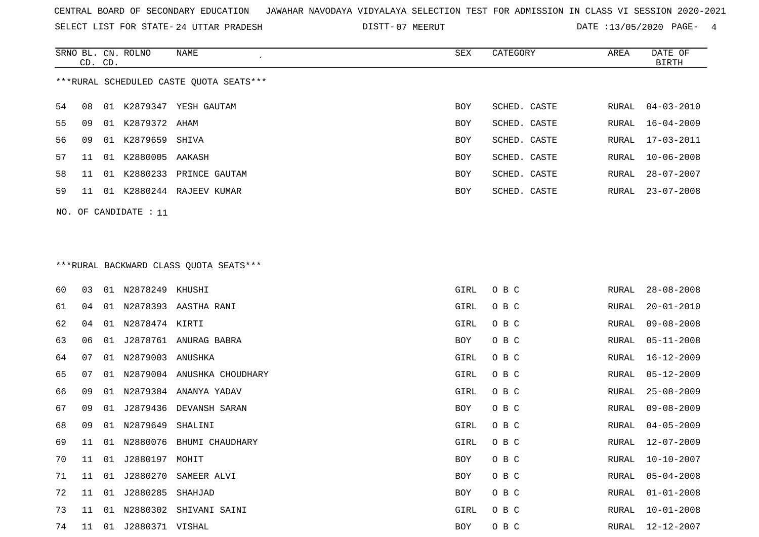CENTRAL BOARD OF SECONDARY EDUCATION JAWAHAR NAVODAYA VIDYALAYA SELECTION TEST FOR ADMISSION IN CLASS VI SESSION 2020-2021

SELECT LIST FOR STATE- 24 UTTAR PRADESH DISTT- 07 MEERUT DATE :13/05/2020

***RURAL SCHEDULED CASTE QUOTA SEATS***

| SRNO | BL. CD. | CN. CD. | ROLNO | NAME | SEX | CATEGORY | AREA | DATE OF BIRTH |
|---|---|---|---|---|---|---|---|---|
| 54 | 08 | 01 | K2879347 | YESH GAUTAM | BOY | SCHED. CASTE | RURAL | 04-03-2010 |
| 55 | 09 | 01 | K2879372 | AHAM | BOY | SCHED. CASTE | RURAL | 16-04-2009 |
| 56 | 09 | 01 | K2879659 | SHIVA | BOY | SCHED. CASTE | RURAL | 17-03-2011 |
| 57 | 11 | 01 | K2880005 | AAKASH | BOY | SCHED. CASTE | RURAL | 10-06-2008 |
| 58 | 11 | 01 | K2880233 | PRINCE GAUTAM | BOY | SCHED. CASTE | RURAL | 28-07-2007 |
| 59 | 11 | 01 | K2880244 | RAJEEV KUMAR | BOY | SCHED. CASTE | RURAL | 23-07-2008 |

NO. OF CANDIDATE : 11

***RURAL BACKWARD CLASS QUOTA SEATS***

| SRNO | BL. CD. | CN. CD. | ROLNO | NAME | SEX | CATEGORY | AREA | DATE OF BIRTH |
|---|---|---|---|---|---|---|---|---|
| 60 | 03 | 01 | N2878249 | KHUSHI | GIRL | O B C | RURAL | 28-08-2008 |
| 61 | 04 | 01 | N2878393 | AASTHA RANI | GIRL | O B C | RURAL | 20-01-2010 |
| 62 | 04 | 01 | N2878474 | KIRTI | GIRL | O B C | RURAL | 09-08-2008 |
| 63 | 06 | 01 | J2878761 | ANURAG BABRA | BOY | O B C | RURAL | 05-11-2008 |
| 64 | 07 | 01 | N2879003 | ANUSHKA | GIRL | O B C | RURAL | 16-12-2009 |
| 65 | 07 | 01 | N2879004 | ANUSHKA CHOUDHARY | GIRL | O B C | RURAL | 05-12-2009 |
| 66 | 09 | 01 | N2879384 | ANANYA YADAV | GIRL | O B C | RURAL | 25-08-2009 |
| 67 | 09 | 01 | J2879436 | DEVANSH SARAN | BOY | O B C | RURAL | 09-08-2009 |
| 68 | 09 | 01 | N2879649 | SHALINI | GIRL | O B C | RURAL | 04-05-2009 |
| 69 | 11 | 01 | N2880076 | BHUMI CHAUDHARY | GIRL | O B C | RURAL | 12-07-2009 |
| 70 | 11 | 01 | J2880197 | MOHIT | BOY | O B C | RURAL | 10-10-2007 |
| 71 | 11 | 01 | J2880270 | SAMEER ALVI | BOY | O B C | RURAL | 05-04-2008 |
| 72 | 11 | 01 | J2880285 | SHAHJAD | BOY | O B C | RURAL | 01-01-2008 |
| 73 | 11 | 01 | N2880302 | SHIVANI SAINI | GIRL | O B C | RURAL | 10-01-2008 |
| 74 | 11 | 01 | J2880371 | VISHAL | BOY | O B C | RURAL | 12-12-2007 |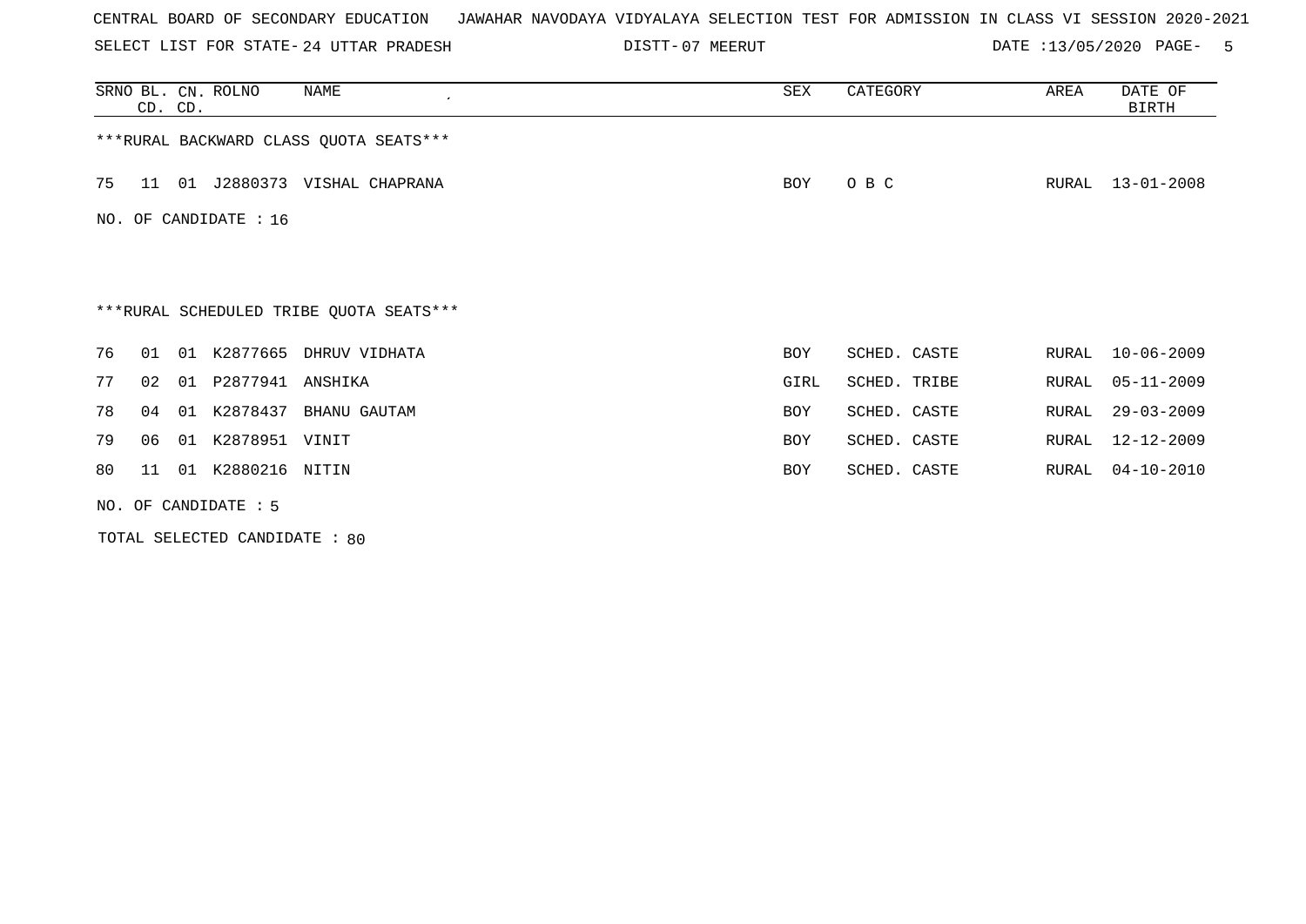CENTRAL BOARD OF SECONDARY EDUCATION JAWAHAR NAVODAYA VIDYALAYA SELECTION TEST FOR ADMISSION IN CLASS VI SESSION 2020-2021

SELECT LIST FOR STATE- 24 UTTAR PRADESH DISTT- 07 MEERUT DATE :13/05/2020

| SRNO | BL. CD. | CN. CD. | ROLNO | NAME | SEX | CATEGORY | AREA | DATE OF BIRTH |
|---|---|---|---|---|---|---|---|---|
| ***RURAL BACKWARD CLASS QUOTA SEATS*** | | | | | | | | |
| 75 | 11 | 01 | J2880373 | VISHAL CHAPRANA | BOY | O B C | RURAL | 13-01-2008 |

NO. OF CANDIDATE : 16

***RURAL SCHEDULED TRIBE QUOTA SEATS***

| SRNO | BL. CD. | CN. CD. | ROLNO | NAME | SEX | CATEGORY | AREA | DATE OF BIRTH |
|---|---|---|---|---|---|---|---|---|
| 76 | 01 | 01 | K2877665 | DHRUV VIDHATA | BOY | SCHED. CASTE | RURAL | 10-06-2009 |
| 77 | 02 | 01 | P2877941 | ANSHIKA | GIRL | SCHED. TRIBE | RURAL | 05-11-2009 |
| 78 | 04 | 01 | K2878437 | BHANU GAUTAM | BOY | SCHED. CASTE | RURAL | 29-03-2009 |
| 79 | 06 | 01 | K2878951 | VINIT | BOY | SCHED. CASTE | RURAL | 12-12-2009 |
| 80 | 11 | 01 | K2880216 | NITIN | BOY | SCHED. CASTE | RURAL | 04-10-2010 |

NO. OF CANDIDATE : 5

TOTAL SELECTED CANDIDATE : 80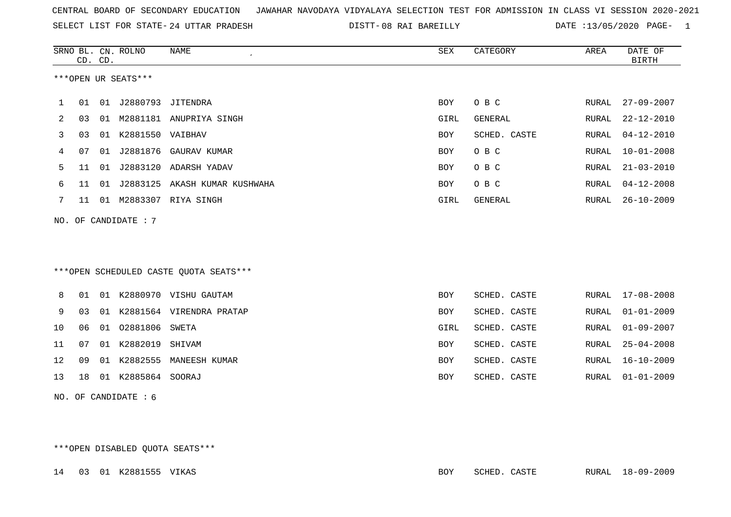CENTRAL BOARD OF SECONDARY EDUCATION JAWAHAR NAVODAYA VIDYALAYA SELECTION TEST FOR ADMISSION IN CLASS VI SESSION 2020-2021

SELECT LIST FOR STATE- 24 UTTAR PRADESH DISTT- 08 RAI BAREILLY DATE :13/05/2020 PAGE- 1

***OPEN UR SEATS***

| SRNO | BL. CD. | CN. CD. | ROLNO | NAME | SEX | CATEGORY | AREA | DATE OF BIRTH |
|---|---|---|---|---|---|---|---|---|
| 1 | 01 | 01 | J2880793 | JITENDRA | BOY | O B C | RURAL | 27-09-2007 |
| 2 | 03 | 01 | M2881181 | ANUPRIYA SINGH | GIRL | GENERAL | RURAL | 22-12-2010 |
| 3 | 03 | 01 | K2881550 | VAIBHAV | BOY | SCHED. CASTE | RURAL | 04-12-2010 |
| 4 | 07 | 01 | J2881876 | GAURAV KUMAR | BOY | O B C | RURAL | 10-01-2008 |
| 5 | 11 | 01 | J2883120 | ADARSH YADAV | BOY | O B C | RURAL | 21-03-2010 |
| 6 | 11 | 01 | J2883125 | AKASH KUMAR KUSHWAHA | BOY | O B C | RURAL | 04-12-2008 |
| 7 | 11 | 01 | M2883307 | RIYA SINGH | GIRL | GENERAL | RURAL | 26-10-2009 |

NO. OF CANDIDATE : 7

***OPEN SCHEDULED CASTE QUOTA SEATS***

| SRNO | BL. CD. | CN. CD. | ROLNO | NAME | SEX | CATEGORY | AREA | DATE OF BIRTH |
|---|---|---|---|---|---|---|---|---|
| 8 | 01 | 01 | K2880970 | VISHU GAUTAM | BOY | SCHED. CASTE | RURAL | 17-08-2008 |
| 9 | 03 | 01 | K2881564 | VIRENDRA PRATAP | BOY | SCHED. CASTE | RURAL | 01-01-2009 |
| 10 | 06 | 01 | O2881806 | SWETA | GIRL | SCHED. CASTE | RURAL | 01-09-2007 |
| 11 | 07 | 01 | K2882019 | SHIVAM | BOY | SCHED. CASTE | RURAL | 25-04-2008 |
| 12 | 09 | 01 | K2882555 | MANEESH KUMAR | BOY | SCHED. CASTE | RURAL | 16-10-2009 |
| 13 | 18 | 01 | K2885864 | SOORAJ | BOY | SCHED. CASTE | RURAL | 01-01-2009 |

NO. OF CANDIDATE : 6

***OPEN DISABLED QUOTA SEATS***

| SRNO | BL. CD. | CN. CD. | ROLNO | NAME | SEX | CATEGORY | AREA | DATE OF BIRTH |
|---|---|---|---|---|---|---|---|---|
| 14 | 03 | 01 | K2881555 | VIKAS | BOY | SCHED. CASTE | RURAL | 18-09-2009 |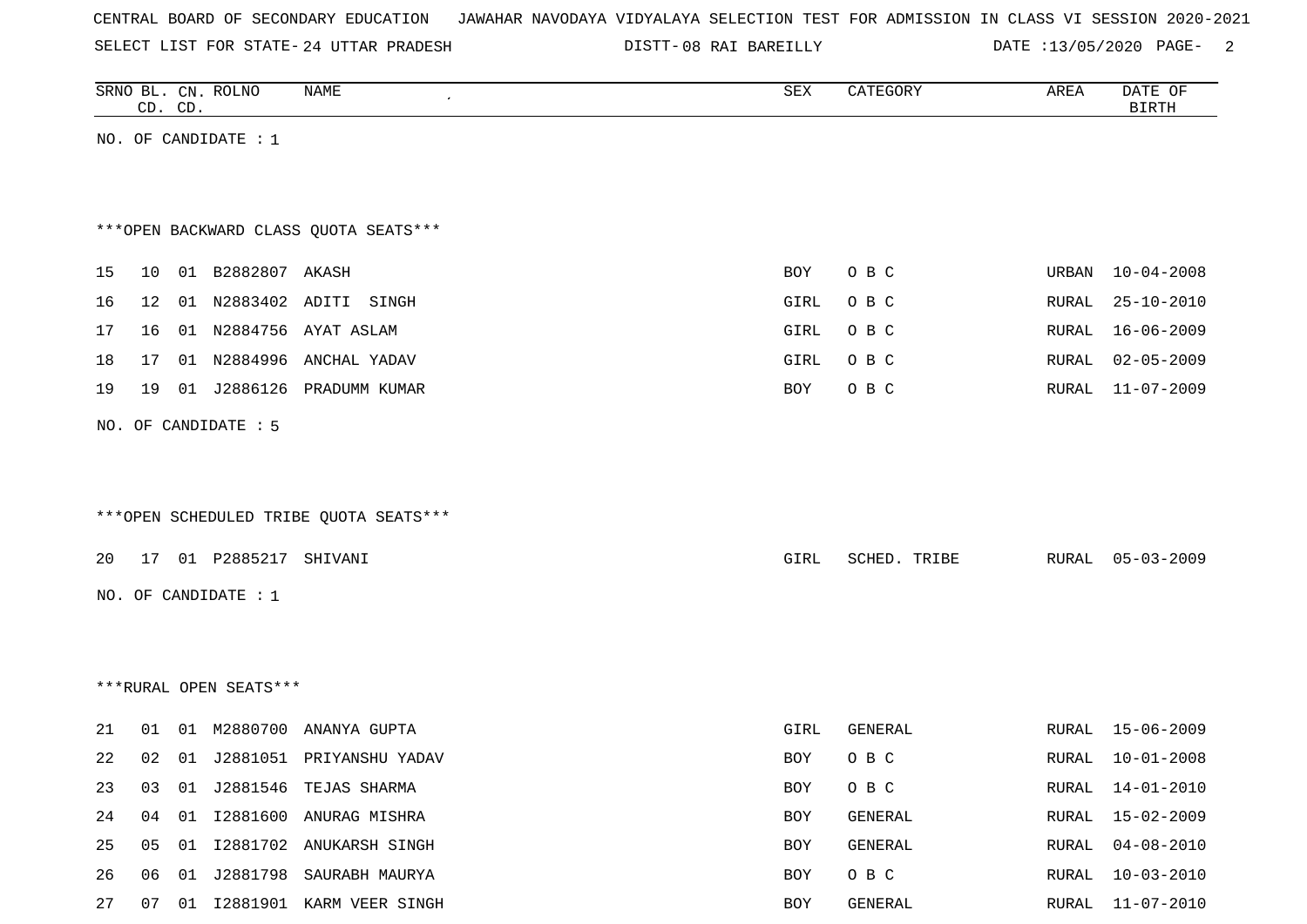CENTRAL BOARD OF SECONDARY EDUCATION JAWAHAR NAVODAYA VIDYALAYA SELECTION TEST FOR ADMISSION IN CLASS VI SESSION 2020-2021

SELECT LIST FOR STATE- 24 UTTAR PRADESH DISTT- 08 RAI BAREILLY DATE :13/05/2020

| SRNO | BL. CD. | CN. CD. | ROLNO | NAME | SEX | CATEGORY | AREA | DATE OF BIRTH |
|---|---|---|---|---|---|---|---|---|

NO. OF CANDIDATE : 1

***OPEN BACKWARD CLASS QUOTA SEATS***

| SRNO | BL. CD. | CN. CD. | ROLNO | NAME | SEX | CATEGORY | AREA | DATE OF BIRTH |
|---|---|---|---|---|---|---|---|---|
| 15 | 10 | 01 | B2882807 | AKASH | BOY | O B C | URBAN | 10-04-2008 |
| 16 | 12 | 01 | N2883402 | ADITI SINGH | GIRL | O B C | RURAL | 25-10-2010 |
| 17 | 16 | 01 | N2884756 | AYAT ASLAM | GIRL | O B C | RURAL | 16-06-2009 |
| 18 | 17 | 01 | N2884996 | ANCHAL YADAV | GIRL | O B C | RURAL | 02-05-2009 |
| 19 | 19 | 01 | J2886126 | PRADUMM KUMAR | BOY | O B C | RURAL | 11-07-2009 |

NO. OF CANDIDATE : 5

***OPEN SCHEDULED TRIBE QUOTA SEATS***

| SRNO | BL. CD. | CN. CD. | ROLNO | NAME | SEX | CATEGORY | AREA | DATE OF BIRTH |
|---|---|---|---|---|---|---|---|---|
| 20 | 17 | 01 | P2885217 | SHIVANI | GIRL | SCHED. TRIBE | RURAL | 05-03-2009 |

NO. OF CANDIDATE : 1

***RURAL OPEN SEATS***

| SRNO | BL. CD. | CN. CD. | ROLNO | NAME | SEX | CATEGORY | AREA | DATE OF BIRTH |
|---|---|---|---|---|---|---|---|---|
| 21 | 01 | 01 | M2880700 | ANANYA GUPTA | GIRL | GENERAL | RURAL | 15-06-2009 |
| 22 | 02 | 01 | J2881051 | PRIYANSHU YADAV | BOY | O B C | RURAL | 10-01-2008 |
| 23 | 03 | 01 | J2881546 | TEJAS SHARMA | BOY | O B C | RURAL | 14-01-2010 |
| 24 | 04 | 01 | I2881600 | ANURAG MISHRA | BOY | GENERAL | RURAL | 15-02-2009 |
| 25 | 05 | 01 | I2881702 | ANUKARSH SINGH | BOY | GENERAL | RURAL | 04-08-2010 |
| 26 | 06 | 01 | J2881798 | SAURABH MAURYA | BOY | O B C | RURAL | 10-03-2010 |
| 27 | 07 | 01 | I2881901 | KARM VEER SINGH | BOY | GENERAL | RURAL | 11-07-2010 |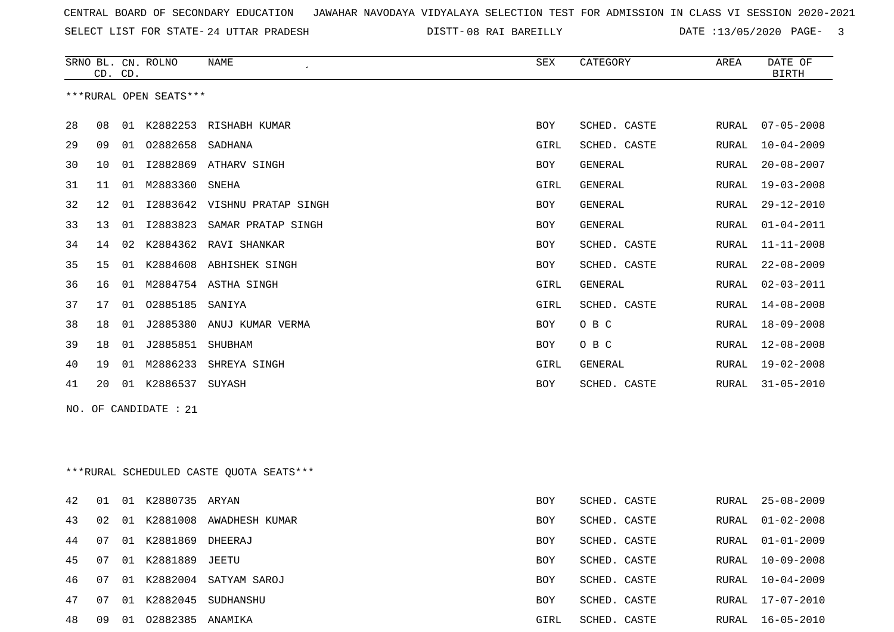CENTRAL BOARD OF SECONDARY EDUCATION JAWAHAR NAVODAYA VIDYALAYA SELECTION TEST FOR ADMISSION IN CLASS VI SESSION 2020-2021

SELECT LIST FOR STATE- 24 UTTAR PRADESH DISTT- 08 RAI BAREILLY DATE :13/05/2020

***RURAL OPEN SEATS***

| SRNO | BL. CD. | CN. CD. | ROLNO | NAME | SEX | CATEGORY | AREA | DATE OF BIRTH |
|---|---|---|---|---|---|---|---|---|
| 28 | 08 | 01 | K2882253 | RISHABH KUMAR | BOY | SCHED. CASTE | RURAL | 07-05-2008 |
| 29 | 09 | 01 | O2882658 | SADHANA | GIRL | SCHED. CASTE | RURAL | 10-04-2009 |
| 30 | 10 | 01 | I2882869 | ATHARV SINGH | BOY | GENERAL | RURAL | 20-08-2007 |
| 31 | 11 | 01 | M2883360 | SNEHA | GIRL | GENERAL | RURAL | 19-03-2008 |
| 32 | 12 | 01 | I2883642 | VISHNU PRATAP SINGH | BOY | GENERAL | RURAL | 29-12-2010 |
| 33 | 13 | 01 | I2883823 | SAMAR PRATAP SINGH | BOY | GENERAL | RURAL | 01-04-2011 |
| 34 | 14 | 02 | K2884362 | RAVI SHANKAR | BOY | SCHED. CASTE | RURAL | 11-11-2008 |
| 35 | 15 | 01 | K2884608 | ABHISHEK SINGH | BOY | SCHED. CASTE | RURAL | 22-08-2009 |
| 36 | 16 | 01 | M2884754 | ASTHA SINGH | GIRL | GENERAL | RURAL | 02-03-2011 |
| 37 | 17 | 01 | O2885185 | SANIYA | GIRL | SCHED. CASTE | RURAL | 14-08-2008 |
| 38 | 18 | 01 | J2885380 | ANUJ KUMAR VERMA | BOY | O B C | RURAL | 18-09-2008 |
| 39 | 18 | 01 | J2885851 | SHUBHAM | BOY | O B C | RURAL | 12-08-2008 |
| 40 | 19 | 01 | M2886233 | SHREYA SINGH | GIRL | GENERAL | RURAL | 19-02-2008 |
| 41 | 20 | 01 | K2886537 | SUYASH | BOY | SCHED. CASTE | RURAL | 31-05-2010 |

NO. OF CANDIDATE : 21

***RURAL SCHEDULED CASTE QUOTA SEATS***

| SRNO | BL. CD. | CN. CD. | ROLNO | NAME | SEX | CATEGORY | AREA | DATE OF BIRTH |
|---|---|---|---|---|---|---|---|---|
| 42 | 01 | 01 | K2880735 | ARYAN | BOY | SCHED. CASTE | RURAL | 25-08-2009 |
| 43 | 02 | 01 | K2881008 | AWADHESH KUMAR | BOY | SCHED. CASTE | RURAL | 01-02-2008 |
| 44 | 07 | 01 | K2881869 | DHEERAJ | BOY | SCHED. CASTE | RURAL | 01-01-2009 |
| 45 | 07 | 01 | K2881889 | JEETU | BOY | SCHED. CASTE | RURAL | 10-09-2008 |
| 46 | 07 | 01 | K2882004 | SATYAM SAROJ | BOY | SCHED. CASTE | RURAL | 10-04-2009 |
| 47 | 07 | 01 | K2882045 | SUDHANSHU | BOY | SCHED. CASTE | RURAL | 17-07-2010 |
| 48 | 09 | 01 | O2882385 | ANAMIKA | GIRL | SCHED. CASTE | RURAL | 16-05-2010 |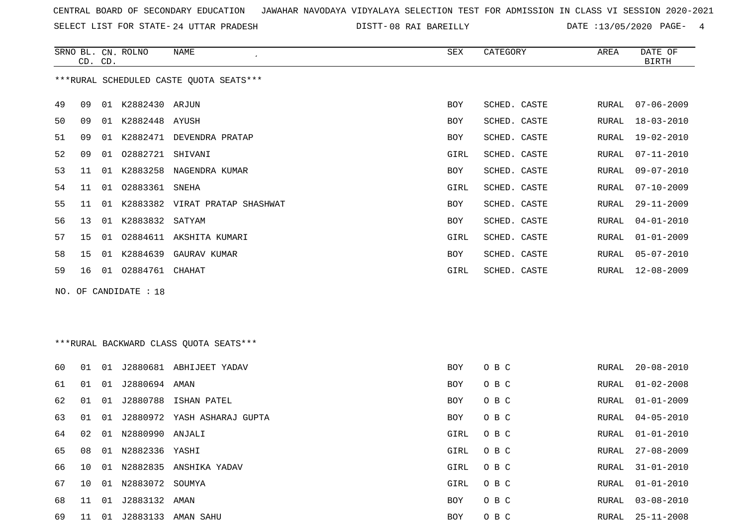CENTRAL BOARD OF SECONDARY EDUCATION JAWAHAR NAVODAYA VIDYALAYA SELECTION TEST FOR ADMISSION IN CLASS VI SESSION 2020-2021

SELECT LIST FOR STATE- 24 UTTAR PRADESH DISTT- 08 RAI BAREILLY DATE :13/05/2020

***RURAL SCHEDULED CASTE QUOTA SEATS***

| SRNO | BL. CD. | CN. CD. | ROLNO | NAME | SEX | CATEGORY | AREA | DATE OF BIRTH |
|---|---|---|---|---|---|---|---|---|
| 49 | 09 | 01 | K2882430 | ARJUN | BOY | SCHED. CASTE | RURAL | 07-06-2009 |
| 50 | 09 | 01 | K2882448 | AYUSH | BOY | SCHED. CASTE | RURAL | 18-03-2010 |
| 51 | 09 | 01 | K2882471 | DEVENDRA PRATAP | BOY | SCHED. CASTE | RURAL | 19-02-2010 |
| 52 | 09 | 01 | O2882721 | SHIVANI | GIRL | SCHED. CASTE | RURAL | 07-11-2010 |
| 53 | 11 | 01 | K2883258 | NAGENDRA KUMAR | BOY | SCHED. CASTE | RURAL | 09-07-2010 |
| 54 | 11 | 01 | O2883361 | SNEHA | GIRL | SCHED. CASTE | RURAL | 07-10-2009 |
| 55 | 11 | 01 | K2883382 | VIRAT PRATAP SHASHWAT | BOY | SCHED. CASTE | RURAL | 29-11-2009 |
| 56 | 13 | 01 | K2883832 | SATYAM | BOY | SCHED. CASTE | RURAL | 04-01-2010 |
| 57 | 15 | 01 | O2884611 | AKSHITA KUMARI | GIRL | SCHED. CASTE | RURAL | 01-01-2009 |
| 58 | 15 | 01 | K2884639 | GAURAV KUMAR | BOY | SCHED. CASTE | RURAL | 05-07-2010 |
| 59 | 16 | 01 | O2884761 | CHAHAT | GIRL | SCHED. CASTE | RURAL | 12-08-2009 |

NO. OF CANDIDATE : 18

***RURAL BACKWARD CLASS QUOTA SEATS***

| SRNO | BL. CD. | CN. CD. | ROLNO | NAME | SEX | CATEGORY | AREA | DATE OF BIRTH |
|---|---|---|---|---|---|---|---|---|
| 60 | 01 | 01 | J2880681 | ABHIJEET YADAV | BOY | O B C | RURAL | 20-08-2010 |
| 61 | 01 | 01 | J2880694 | AMAN | BOY | O B C | RURAL | 01-02-2008 |
| 62 | 01 | 01 | J2880788 | ISHAN PATEL | BOY | O B C | RURAL | 01-01-2009 |
| 63 | 01 | 01 | J2880972 | YASH ASHARAJ GUPTA | BOY | O B C | RURAL | 04-05-2010 |
| 64 | 02 | 01 | N2880990 | ANJALI | GIRL | O B C | RURAL | 01-01-2010 |
| 65 | 08 | 01 | N2882336 | YASHI | GIRL | O B C | RURAL | 27-08-2009 |
| 66 | 10 | 01 | N2882835 | ANSHIKA YADAV | GIRL | O B C | RURAL | 31-01-2010 |
| 67 | 10 | 01 | N2883072 | SOUMYA | GIRL | O B C | RURAL | 01-01-2010 |
| 68 | 11 | 01 | J2883132 | AMAN | BOY | O B C | RURAL | 03-08-2010 |
| 69 | 11 | 01 | J2883133 | AMAN SAHU | BOY | O B C | RURAL | 25-11-2008 |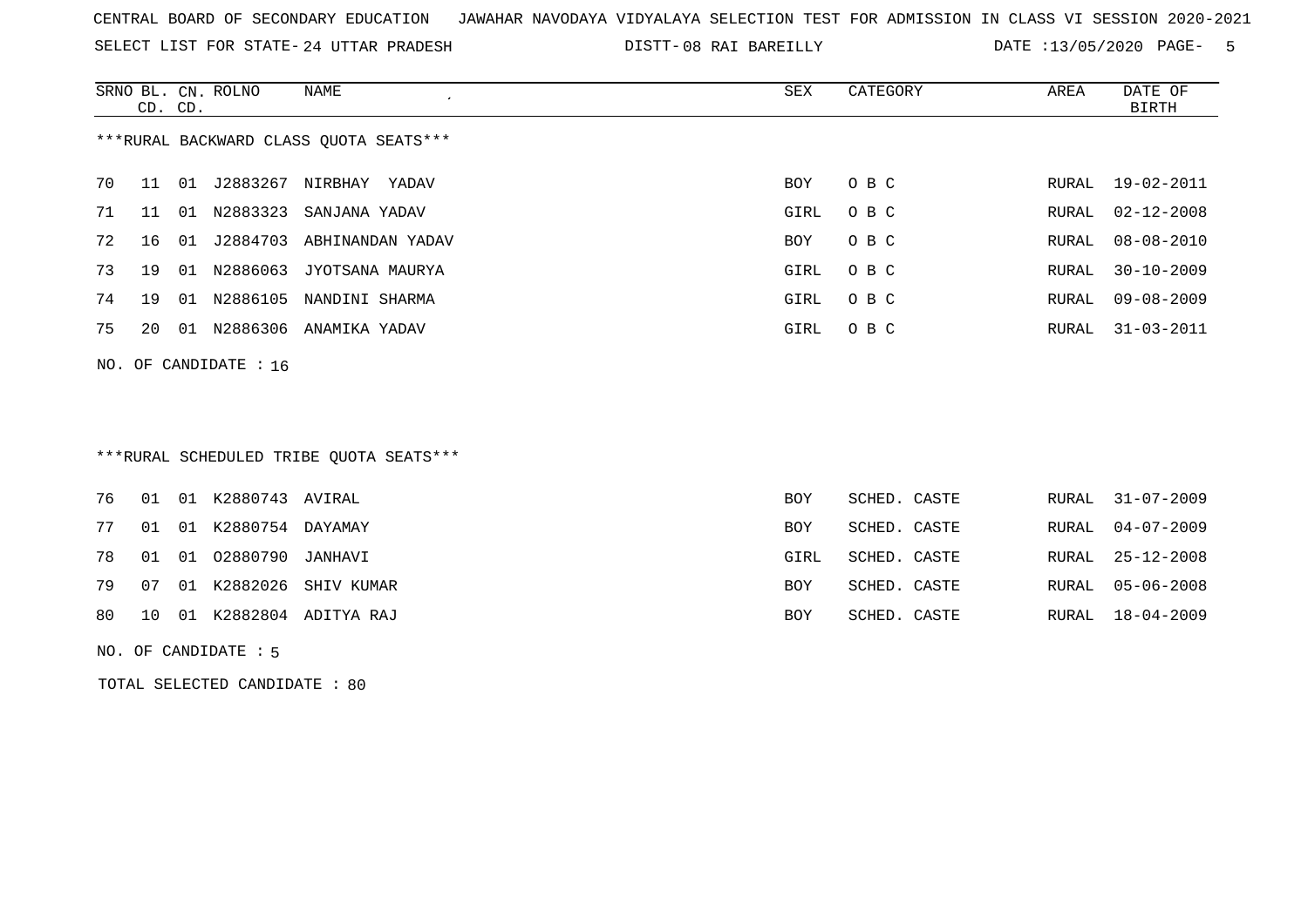CENTRAL BOARD OF SECONDARY EDUCATION JAWAHAR NAVODAYA VIDYALAYA SELECTION TEST FOR ADMISSION IN CLASS VI SESSION 2020-2021

SELECT LIST FOR STATE- 24 UTTAR PRADESH DISTT- 08 RAI BAREILLY DATE :13/05/2020 PAGE- 5

***RURAL BACKWARD CLASS QUOTA SEATS***

| SRNO | BL. CD. | CN. CD. | ROLNO | NAME | SEX | CATEGORY | AREA | DATE OF BIRTH |
|---|---|---|---|---|---|---|---|---|
| 70 | 11 | 01 | J2883267 | NIRBHAY YADAV | BOY | O B C | RURAL | 19-02-2011 |
| 71 | 11 | 01 | N2883323 | SANJANA YADAV | GIRL | O B C | RURAL | 02-12-2008 |
| 72 | 16 | 01 | J2884703 | ABHINANDAN YADAV | BOY | O B C | RURAL | 08-08-2010 |
| 73 | 19 | 01 | N2886063 | JYOTSANA MAURYA | GIRL | O B C | RURAL | 30-10-2009 |
| 74 | 19 | 01 | N2886105 | NANDINI SHARMA | GIRL | O B C | RURAL | 09-08-2009 |
| 75 | 20 | 01 | N2886306 | ANAMIKA YADAV | GIRL | O B C | RURAL | 31-03-2011 |

NO. OF CANDIDATE : 16

***RURAL SCHEDULED TRIBE QUOTA SEATS***

| SRNO | BL. CD. | CN. CD. | ROLNO | NAME | SEX | CATEGORY | AREA | DATE OF BIRTH |
|---|---|---|---|---|---|---|---|---|
| 76 | 01 | 01 | K2880743 | AVIRAL | BOY | SCHED. CASTE | RURAL | 31-07-2009 |
| 77 | 01 | 01 | K2880754 | DAYAMAY | BOY | SCHED. CASTE | RURAL | 04-07-2009 |
| 78 | 01 | 01 | O2880790 | JANHAVI | GIRL | SCHED. CASTE | RURAL | 25-12-2008 |
| 79 | 07 | 01 | K2882026 | SHIV KUMAR | BOY | SCHED. CASTE | RURAL | 05-06-2008 |
| 80 | 10 | 01 | K2882804 | ADITYA RAJ | BOY | SCHED. CASTE | RURAL | 18-04-2009 |

NO. OF CANDIDATE : 5

TOTAL SELECTED CANDIDATE : 80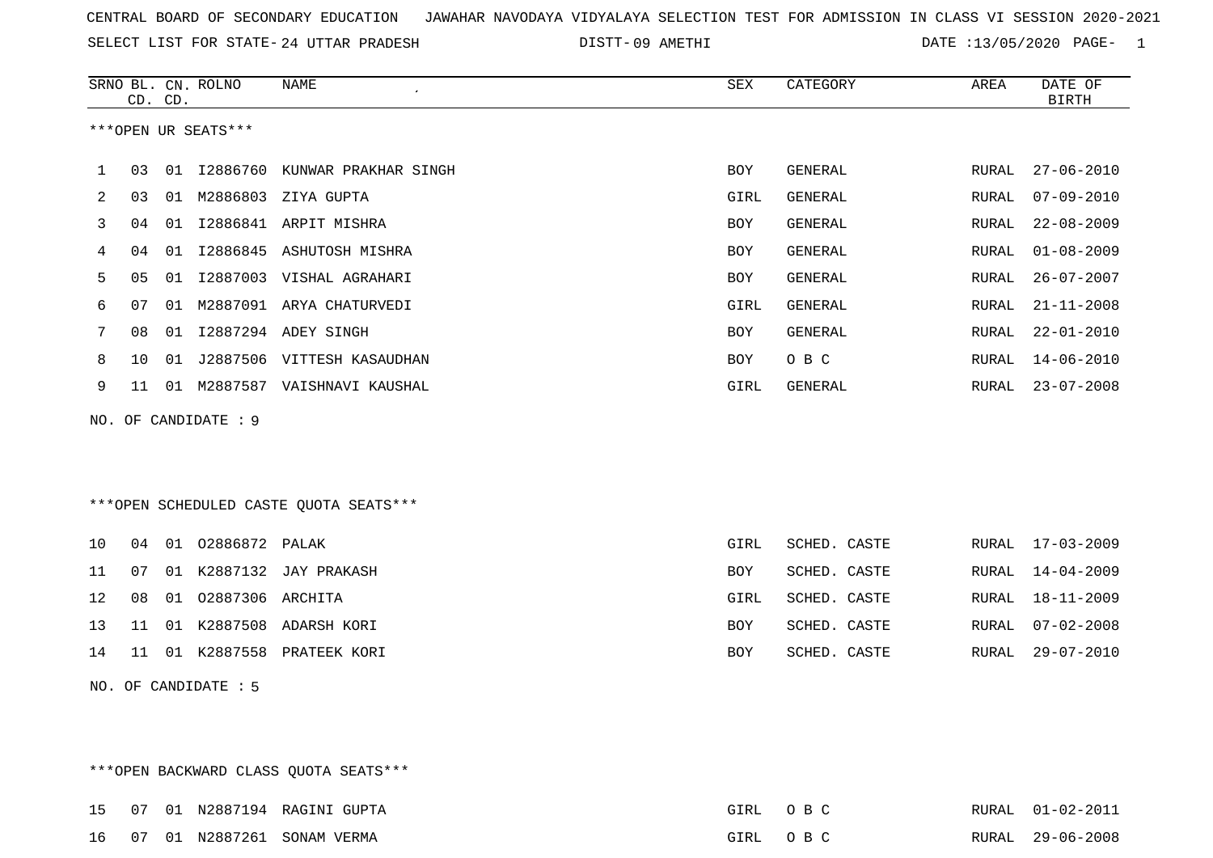CENTRAL BOARD OF SECONDARY EDUCATION JAWAHAR NAVODAYA VIDYALAYA SELECTION TEST FOR ADMISSION IN CLASS VI SESSION 2020-2021

SELECT LIST FOR STATE- 24 UTTAR PRADESH DISTT- 09 AMETHI DATE :13/05/2020 PAGE- 1

***OPEN UR SEATS***

| SRNO | BL. CD. | CN. CD. | ROLNO | NAME | SEX | CATEGORY | AREA | DATE OF BIRTH |
|---|---|---|---|---|---|---|---|---|
| 1 | 03 | 01 | I2886760 | KUNWAR PRAKHAR SINGH | BOY | GENERAL | RURAL | 27-06-2010 |
| 2 | 03 | 01 | M2886803 | ZIYA GUPTA | GIRL | GENERAL | RURAL | 07-09-2010 |
| 3 | 04 | 01 | I2886841 | ARPIT MISHRA | BOY | GENERAL | RURAL | 22-08-2009 |
| 4 | 04 | 01 | I2886845 | ASHUTOSH MISHRA | BOY | GENERAL | RURAL | 01-08-2009 |
| 5 | 05 | 01 | I2887003 | VISHAL AGRAHARI | BOY | GENERAL | RURAL | 26-07-2007 |
| 6 | 07 | 01 | M2887091 | ARYA CHATURVEDI | GIRL | GENERAL | RURAL | 21-11-2008 |
| 7 | 08 | 01 | I2887294 | ADEY SINGH | BOY | GENERAL | RURAL | 22-01-2010 |
| 8 | 10 | 01 | J2887506 | VITTESH KASAUDHAN | BOY | O B C | RURAL | 14-06-2010 |
| 9 | 11 | 01 | M2887587 | VAISHNAVI KAUSHAL | GIRL | GENERAL | RURAL | 23-07-2008 |

NO. OF CANDIDATE : 9

***OPEN SCHEDULED CASTE QUOTA SEATS***

| SRNO | BL. CD. | CN. CD. | ROLNO | NAME | SEX | CATEGORY | AREA | DATE OF BIRTH |
|---|---|---|---|---|---|---|---|---|
| 10 | 04 | 01 | O2886872 | PALAK | GIRL | SCHED. CASTE | RURAL | 17-03-2009 |
| 11 | 07 | 01 | K2887132 | JAY PRAKASH | BOY | SCHED. CASTE | RURAL | 14-04-2009 |
| 12 | 08 | 01 | O2887306 | ARCHITA | GIRL | SCHED. CASTE | RURAL | 18-11-2009 |
| 13 | 11 | 01 | K2887508 | ADARSH KORI | BOY | SCHED. CASTE | RURAL | 07-02-2008 |
| 14 | 11 | 01 | K2887558 | PRATEEK KORI | BOY | SCHED. CASTE | RURAL | 29-07-2010 |

NO. OF CANDIDATE : 5

***OPEN BACKWARD CLASS QUOTA SEATS***

| SRNO | BL. CD. | CN. CD. | ROLNO | NAME | SEX | CATEGORY | AREA | DATE OF BIRTH |
|---|---|---|---|---|---|---|---|---|
| 15 | 07 | 01 | N2887194 | RAGINI GUPTA | GIRL | O B C | RURAL | 01-02-2011 |
| 16 | 07 | 01 | N2887261 | SONAM VERMA | GIRL | O B C | RURAL | 29-06-2008 |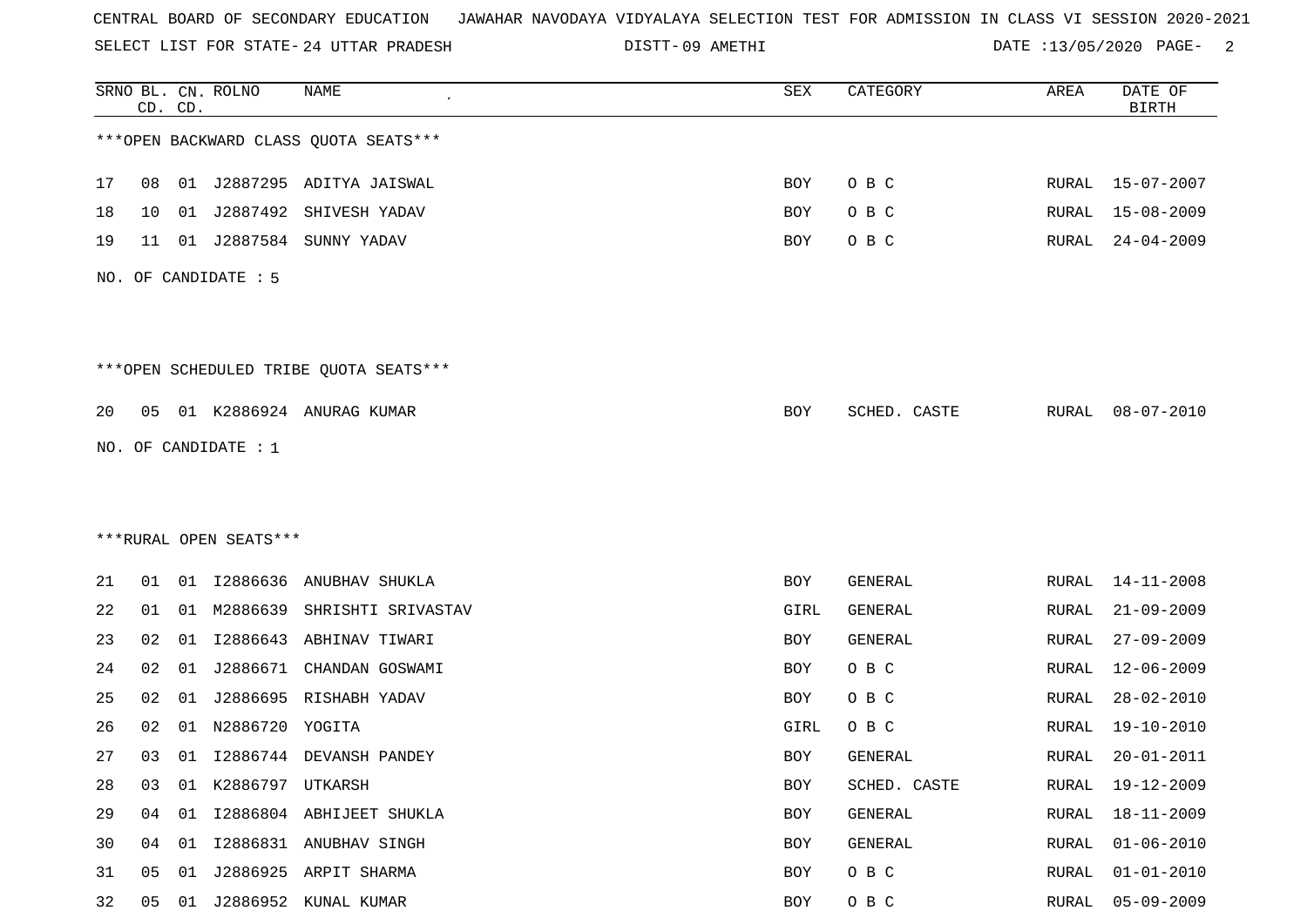CENTRAL BOARD OF SECONDARY EDUCATION JAWAHAR NAVODAYA VIDYALAYA SELECTION TEST FOR ADMISSION IN CLASS VI SESSION 2020-2021

SELECT LIST FOR STATE- 24 UTTAR PRADESH DISTT- 09 AMETHI DATE :13/05/2020

| SRNO | BL. CD. | CN. CD. | ROLNO | NAME | SEX | CATEGORY | AREA | DATE OF BIRTH |
|---|---|---|---|---|---|---|---|---|

***OPEN BACKWARD CLASS QUOTA SEATS***

| SRNO | BL. CD. | CN. CD. | ROLNO | NAME | SEX | CATEGORY | AREA | DATE OF BIRTH |
|---|---|---|---|---|---|---|---|---|
| 17 | 08 | 01 | J2887295 | ADITYA JAISWAL | BOY | O B C | RURAL | 15-07-2007 |
| 18 | 10 | 01 | J2887492 | SHIVESH YADAV | BOY | O B C | RURAL | 15-08-2009 |
| 19 | 11 | 01 | J2887584 | SUNNY YADAV | BOY | O B C | RURAL | 24-04-2009 |

NO. OF CANDIDATE : 5

***OPEN SCHEDULED TRIBE QUOTA SEATS***

| SRNO | BL. CD. | CN. CD. | ROLNO | NAME | SEX | CATEGORY | AREA | DATE OF BIRTH |
|---|---|---|---|---|---|---|---|---|
| 20 | 05 | 01 | K2886924 | ANURAG KUMAR | BOY | SCHED. CASTE | RURAL | 08-07-2010 |

NO. OF CANDIDATE : 1

***RURAL OPEN SEATS***

| SRNO | BL. CD. | CN. CD. | ROLNO | NAME | SEX | CATEGORY | AREA | DATE OF BIRTH |
|---|---|---|---|---|---|---|---|---|
| 21 | 01 | 01 | I2886636 | ANUBHAV SHUKLA | BOY | GENERAL | RURAL | 14-11-2008 |
| 22 | 01 | 01 | M2886639 | SHRISHTI SRIVASTAV | GIRL | GENERAL | RURAL | 21-09-2009 |
| 23 | 02 | 01 | I2886643 | ABHINAV TIWARI | BOY | GENERAL | RURAL | 27-09-2009 |
| 24 | 02 | 01 | J2886671 | CHANDAN GOSWAMI | BOY | O B C | RURAL | 12-06-2009 |
| 25 | 02 | 01 | J2886695 | RISHABH YADAV | BOY | O B C | RURAL | 28-02-2010 |
| 26 | 02 | 01 | N2886720 | YOGITA | GIRL | O B C | RURAL | 19-10-2010 |
| 27 | 03 | 01 | I2886744 | DEVANSH PANDEY | BOY | GENERAL | RURAL | 20-01-2011 |
| 28 | 03 | 01 | K2886797 | UTKARSH | BOY | SCHED. CASTE | RURAL | 19-12-2009 |
| 29 | 04 | 01 | I2886804 | ABHIJEET SHUKLA | BOY | GENERAL | RURAL | 18-11-2009 |
| 30 | 04 | 01 | I2886831 | ANUBHAV SINGH | BOY | GENERAL | RURAL | 01-06-2010 |
| 31 | 05 | 01 | J2886925 | ARPIT SHARMA | BOY | O B C | RURAL | 01-01-2010 |
| 32 | 05 | 01 | J2886952 | KUNAL KUMAR | BOY | O B C | RURAL | 05-09-2009 |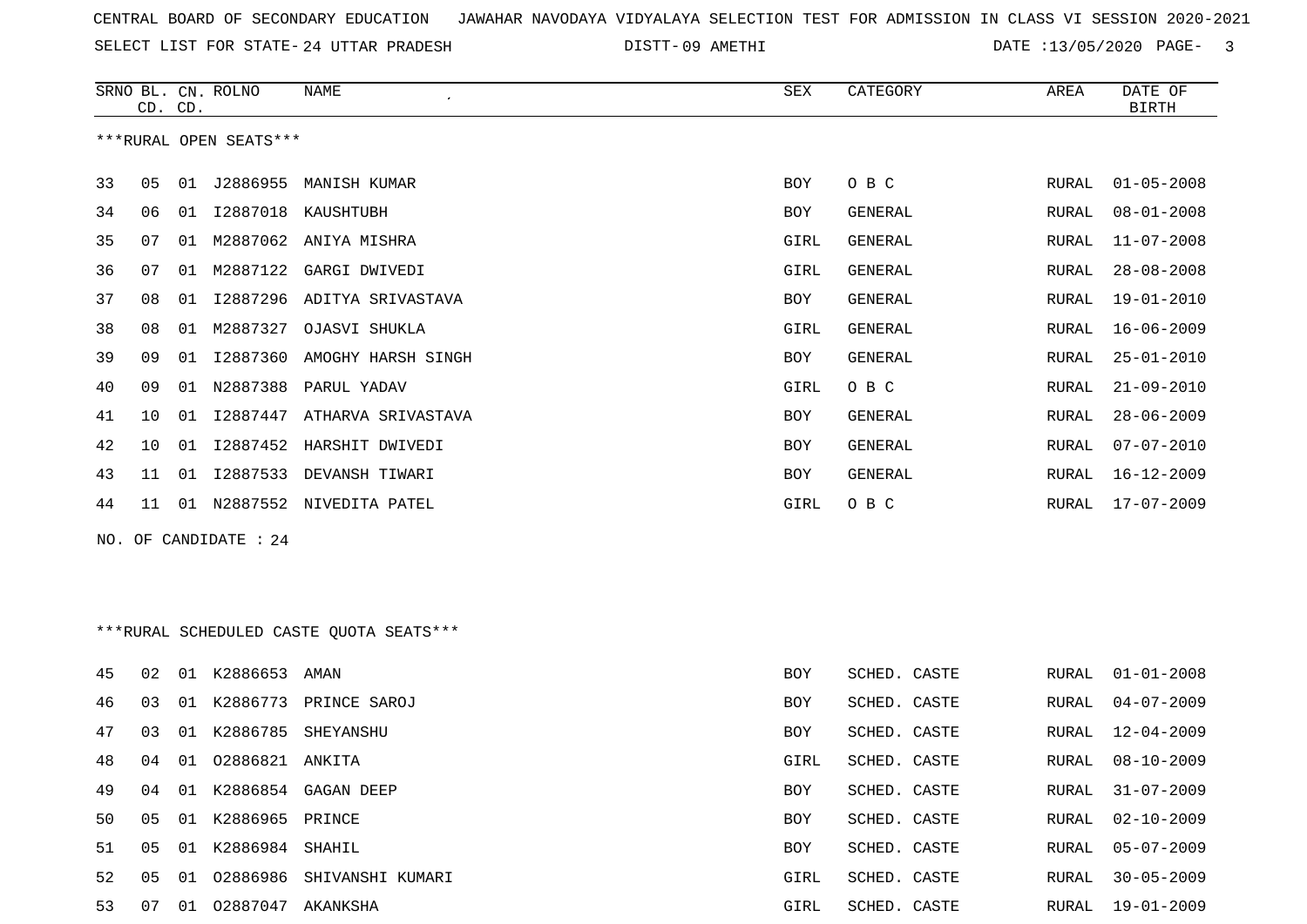CENTRAL BOARD OF SECONDARY EDUCATION JAWAHAR NAVODAYA VIDYALAYA SELECTION TEST FOR ADMISSION IN CLASS VI SESSION 2020-2021

SELECT LIST FOR STATE- 24 UTTAR PRADESH DISTT- 09 AMETHI DATE :13/05/2020

***RURAL OPEN SEATS***

| SRNO | BL. CD. | CN. CD. | ROLNO | NAME | SEX | CATEGORY | AREA | DATE OF BIRTH |
|---|---|---|---|---|---|---|---|---|
| 33 | 05 | 01 | J2886955 | MANISH KUMAR | BOY | O B C | RURAL | 01-05-2008 |
| 34 | 06 | 01 | I2887018 | KAUSHTUBH | BOY | GENERAL | RURAL | 08-01-2008 |
| 35 | 07 | 01 | M2887062 | ANIYA MISHRA | GIRL | GENERAL | RURAL | 11-07-2008 |
| 36 | 07 | 01 | M2887122 | GARGI DWIVEDI | GIRL | GENERAL | RURAL | 28-08-2008 |
| 37 | 08 | 01 | I2887296 | ADITYA SRIVASTAVA | BOY | GENERAL | RURAL | 19-01-2010 |
| 38 | 08 | 01 | M2887327 | OJASVI SHUKLA | GIRL | GENERAL | RURAL | 16-06-2009 |
| 39 | 09 | 01 | I2887360 | AMOGHY HARSH SINGH | BOY | GENERAL | RURAL | 25-01-2010 |
| 40 | 09 | 01 | N2887388 | PARUL YADAV | GIRL | O B C | RURAL | 21-09-2010 |
| 41 | 10 | 01 | I2887447 | ATHARVA SRIVASTAVA | BOY | GENERAL | RURAL | 28-06-2009 |
| 42 | 10 | 01 | I2887452 | HARSHIT DWIVEDI | BOY | GENERAL | RURAL | 07-07-2010 |
| 43 | 11 | 01 | I2887533 | DEVANSH TIWARI | BOY | GENERAL | RURAL | 16-12-2009 |
| 44 | 11 | 01 | N2887552 | NIVEDITA PATEL | GIRL | O B C | RURAL | 17-07-2009 |

NO. OF CANDIDATE : 24

***RURAL SCHEDULED CASTE QUOTA SEATS***

| SRNO | BL. CD. | CN. CD. | ROLNO | NAME | SEX | CATEGORY | AREA | DATE OF BIRTH |
|---|---|---|---|---|---|---|---|---|
| 45 | 02 | 01 | K2886653 | AMAN | BOY | SCHED. CASTE | RURAL | 01-01-2008 |
| 46 | 03 | 01 | K2886773 | PRINCE SAROJ | BOY | SCHED. CASTE | RURAL | 04-07-2009 |
| 47 | 03 | 01 | K2886785 | SHEYANSHU | BOY | SCHED. CASTE | RURAL | 12-04-2009 |
| 48 | 04 | 01 | O2886821 | ANKITA | GIRL | SCHED. CASTE | RURAL | 08-10-2009 |
| 49 | 04 | 01 | K2886854 | GAGAN DEEP | BOY | SCHED. CASTE | RURAL | 31-07-2009 |
| 50 | 05 | 01 | K2886965 | PRINCE | BOY | SCHED. CASTE | RURAL | 02-10-2009 |
| 51 | 05 | 01 | K2886984 | SHAHIL | BOY | SCHED. CASTE | RURAL | 05-07-2009 |
| 52 | 05 | 01 | O2886986 | SHIVANSHI KUMARI | GIRL | SCHED. CASTE | RURAL | 30-05-2009 |
| 53 | 07 | 01 | O2887047 | AKANKSHA | GIRL | SCHED. CASTE | RURAL | 19-01-2009 |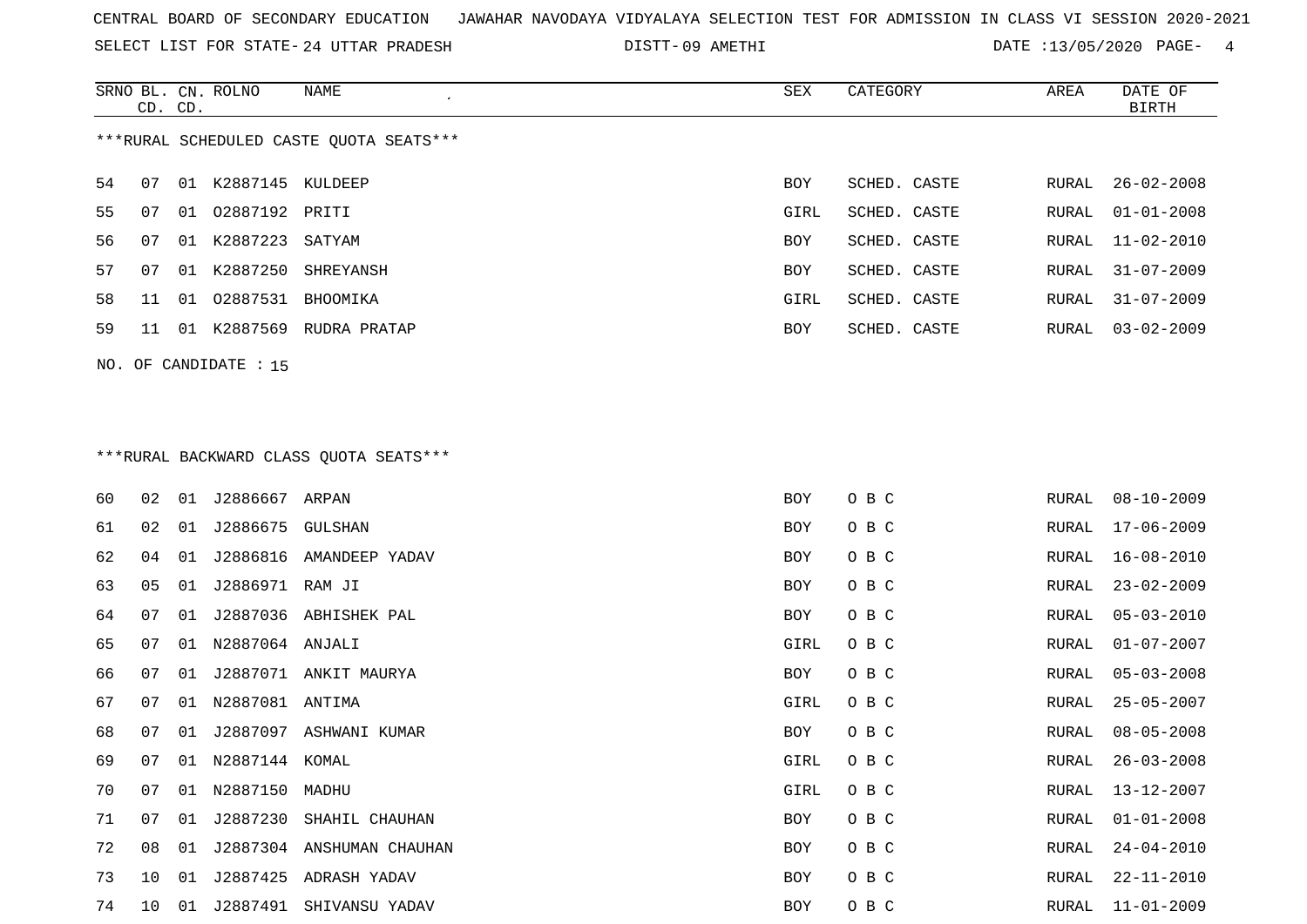CENTRAL BOARD OF SECONDARY EDUCATION JAWAHAR NAVODAYA VIDYALAYA SELECTION TEST FOR ADMISSION IN CLASS VI SESSION 2020-2021

SELECT LIST FOR STATE- 24 UTTAR PRADESH DISTT- 09 AMETHI DATE :13/05/2020

***RURAL SCHEDULED CASTE QUOTA SEATS***

| SRNO | BL. CD. | CN. CD. | ROLNO | NAME | SEX | CATEGORY | AREA | DATE OF BIRTH |
|---|---|---|---|---|---|---|---|---|
| 54 | 07 | 01 | K2887145 | KULDEEP | BOY | SCHED. CASTE | RURAL | 26-02-2008 |
| 55 | 07 | 01 | O2887192 | PRITI | GIRL | SCHED. CASTE | RURAL | 01-01-2008 |
| 56 | 07 | 01 | K2887223 | SATYAM | BOY | SCHED. CASTE | RURAL | 11-02-2010 |
| 57 | 07 | 01 | K2887250 | SHREYANSH | BOY | SCHED. CASTE | RURAL | 31-07-2009 |
| 58 | 11 | 01 | O2887531 | BHOOMIKA | GIRL | SCHED. CASTE | RURAL | 31-07-2009 |
| 59 | 11 | 01 | K2887569 | RUDRA PRATAP | BOY | SCHED. CASTE | RURAL | 03-02-2009 |

NO. OF CANDIDATE : 15

***RURAL BACKWARD CLASS QUOTA SEATS***

| SRNO | BL. CD. | CN. CD. | ROLNO | NAME | SEX | CATEGORY | AREA | DATE OF BIRTH |
|---|---|---|---|---|---|---|---|---|
| 60 | 02 | 01 | J2886667 | ARPAN | BOY | O B C | RURAL | 08-10-2009 |
| 61 | 02 | 01 | J2886675 | GULSHAN | BOY | O B C | RURAL | 17-06-2009 |
| 62 | 04 | 01 | J2886816 | AMANDEEP YADAV | BOY | O B C | RURAL | 16-08-2010 |
| 63 | 05 | 01 | J2886971 | RAM JI | BOY | O B C | RURAL | 23-02-2009 |
| 64 | 07 | 01 | J2887036 | ABHISHEK PAL | BOY | O B C | RURAL | 05-03-2010 |
| 65 | 07 | 01 | N2887064 | ANJALI | GIRL | O B C | RURAL | 01-07-2007 |
| 66 | 07 | 01 | J2887071 | ANKIT MAURYA | BOY | O B C | RURAL | 05-03-2008 |
| 67 | 07 | 01 | N2887081 | ANTIMA | GIRL | O B C | RURAL | 25-05-2007 |
| 68 | 07 | 01 | J2887097 | ASHWANI KUMAR | BOY | O B C | RURAL | 08-05-2008 |
| 69 | 07 | 01 | N2887144 | KOMAL | GIRL | O B C | RURAL | 26-03-2008 |
| 70 | 07 | 01 | N2887150 | MADHU | GIRL | O B C | RURAL | 13-12-2007 |
| 71 | 07 | 01 | J2887230 | SHAHIL CHAUHAN | BOY | O B C | RURAL | 01-01-2008 |
| 72 | 08 | 01 | J2887304 | ANSHUMAN CHAUHAN | BOY | O B C | RURAL | 24-04-2010 |
| 73 | 10 | 01 | J2887425 | ADRASH YADAV | BOY | O B C | RURAL | 22-11-2010 |
| 74 | 10 | 01 | J2887491 | SHIVANSU YADAV | BOY | O B C | RURAL | 11-01-2009 |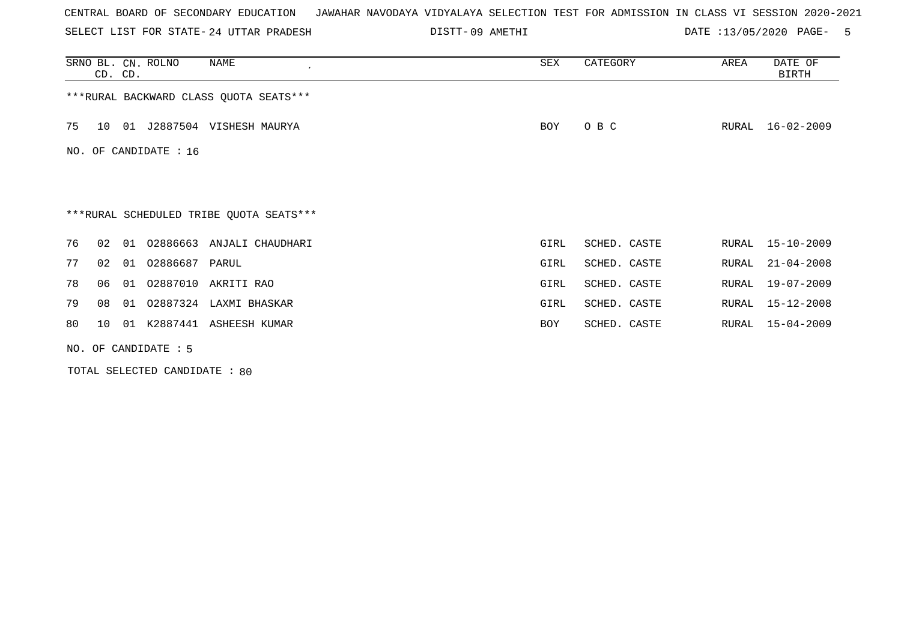CENTRAL BOARD OF SECONDARY EDUCATION JAWAHAR NAVODAYA VIDYALAYA SELECTION TEST FOR ADMISSION IN CLASS VI SESSION 2020-2021

SELECT LIST FOR STATE- 24 UTTAR PRADESH DISTT- 09 AMETHI DATE :13/05/2020

***RURAL BACKWARD CLASS QUOTA SEATS***

| SRNO | BL. CD. | CN. CD. | ROLNO | NAME | SEX | CATEGORY | AREA | DATE OF BIRTH |
|---|---|---|---|---|---|---|---|---|
| 75 | 10 | 01 | J2887504 | VISHESH MAURYA | BOY | O B C | RURAL | 16-02-2009 |

NO. OF CANDIDATE : 16

***RURAL SCHEDULED TRIBE QUOTA SEATS***

| SRNO | BL. CD. | CN. CD. | ROLNO | NAME | SEX | CATEGORY | AREA | DATE OF BIRTH |
|---|---|---|---|---|---|---|---|---|
| 76 | 02 | 01 | O2886663 | ANJALI CHAUDHARI | GIRL | SCHED. CASTE | RURAL | 15-10-2009 |
| 77 | 02 | 01 | O2886687 | PARUL | GIRL | SCHED. CASTE | RURAL | 21-04-2008 |
| 78 | 06 | 01 | O2887010 | AKRITI RAO | GIRL | SCHED. CASTE | RURAL | 19-07-2009 |
| 79 | 08 | 01 | O2887324 | LAXMI BHASKAR | GIRL | SCHED. CASTE | RURAL | 15-12-2008 |
| 80 | 10 | 01 | K2887441 | ASHEESH KUMAR | BOY | SCHED. CASTE | RURAL | 15-04-2009 |

NO. OF CANDIDATE : 5

TOTAL SELECTED CANDIDATE : 80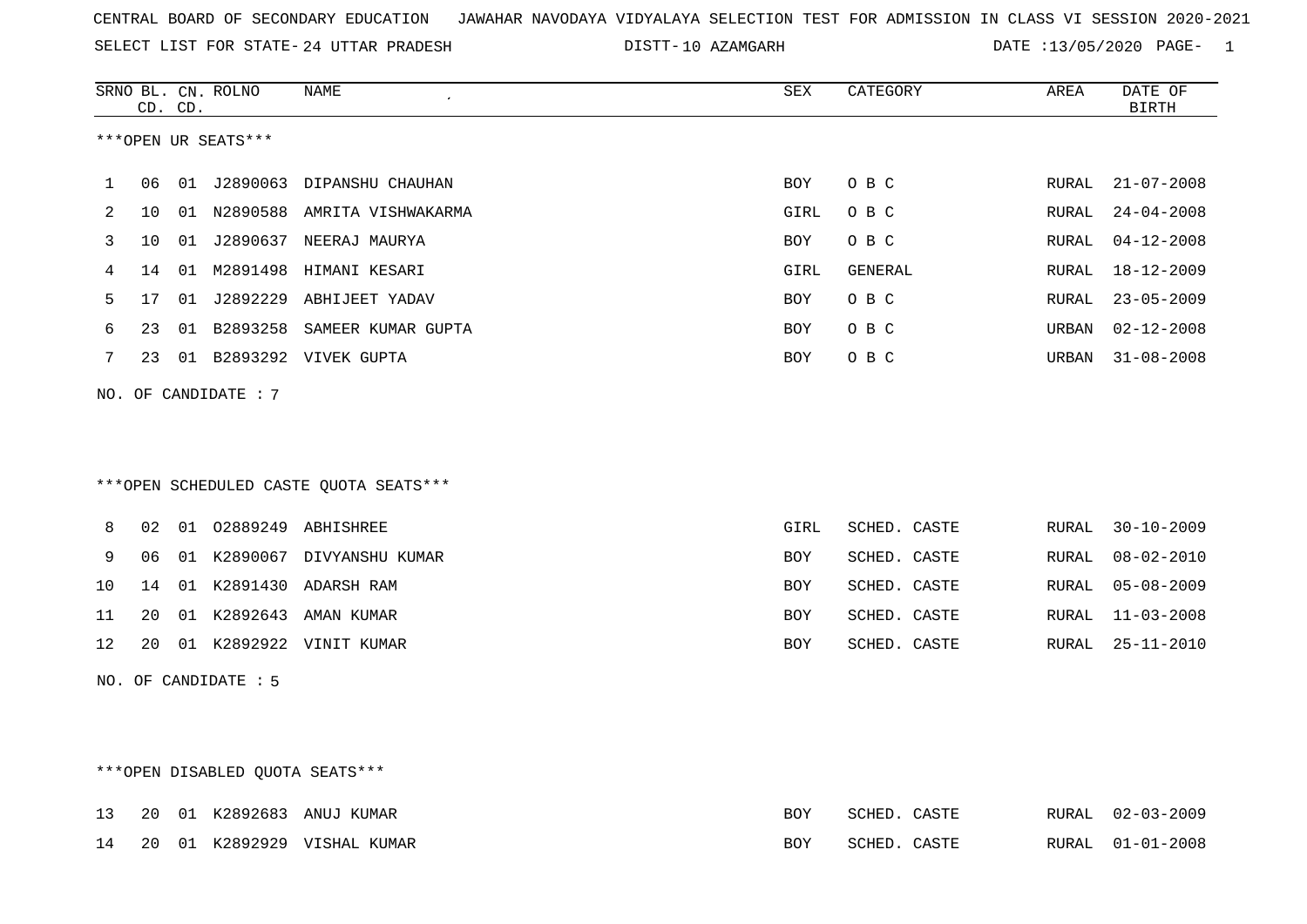CENTRAL BOARD OF SECONDARY EDUCATION   JAWAHAR NAVODAYA VIDYALAYA SELECTION TEST FOR ADMISSION IN CLASS VI SESSION 2020-2021

SELECT LIST FOR STATE- 24 UTTAR PRADESH   DISTT- 10 AZAMGARH   DATE :13/05/2020

***OPEN UR SEATS***

| SRNO | BL. CD. | CN. CD. | ROLNO | NAME | SEX | CATEGORY | AREA | DATE OF BIRTH |
|---|---|---|---|---|---|---|---|---|
| 1 | 06 | 01 | J2890063 | DIPANSHU CHAUHAN | BOY | O B C | RURAL | 21-07-2008 |
| 2 | 10 | 01 | N2890588 | AMRITA VISHWAKARMA | GIRL | O B C | RURAL | 24-04-2008 |
| 3 | 10 | 01 | J2890637 | NEERAJ MAURYA | BOY | O B C | RURAL | 04-12-2008 |
| 4 | 14 | 01 | M2891498 | HIMANI KESARI | GIRL | GENERAL | RURAL | 18-12-2009 |
| 5 | 17 | 01 | J2892229 | ABHIJEET YADAV | BOY | O B C | RURAL | 23-05-2009 |
| 6 | 23 | 01 | B2893258 | SAMEER KUMAR GUPTA | BOY | O B C | URBAN | 02-12-2008 |
| 7 | 23 | 01 | B2893292 | VIVEK GUPTA | BOY | O B C | URBAN | 31-08-2008 |

NO. OF CANDIDATE : 7

***OPEN SCHEDULED CASTE QUOTA SEATS***

| SRNO | BL. CD. | CN. CD. | ROLNO | NAME | SEX | CATEGORY | AREA | DATE OF BIRTH |
|---|---|---|---|---|---|---|---|---|
| 8 | 02 | 01 | O2889249 | ABHISHREE | GIRL | SCHED. CASTE | RURAL | 30-10-2009 |
| 9 | 06 | 01 | K2890067 | DIVYANSHU KUMAR | BOY | SCHED. CASTE | RURAL | 08-02-2010 |
| 10 | 14 | 01 | K2891430 | ADARSH RAM | BOY | SCHED. CASTE | RURAL | 05-08-2009 |
| 11 | 20 | 01 | K2892643 | AMAN KUMAR | BOY | SCHED. CASTE | RURAL | 11-03-2008 |
| 12 | 20 | 01 | K2892922 | VINIT KUMAR | BOY | SCHED. CASTE | RURAL | 25-11-2010 |

NO. OF CANDIDATE : 5

***OPEN DISABLED QUOTA SEATS***

| SRNO | BL. CD. | CN. CD. | ROLNO | NAME | SEX | CATEGORY | AREA | DATE OF BIRTH |
|---|---|---|---|---|---|---|---|---|
| 13 | 20 | 01 | K2892683 | ANUJ KUMAR | BOY | SCHED. CASTE | RURAL | 02-03-2009 |
| 14 | 20 | 01 | K2892929 | VISHAL KUMAR | BOY | SCHED. CASTE | RURAL | 01-01-2008 |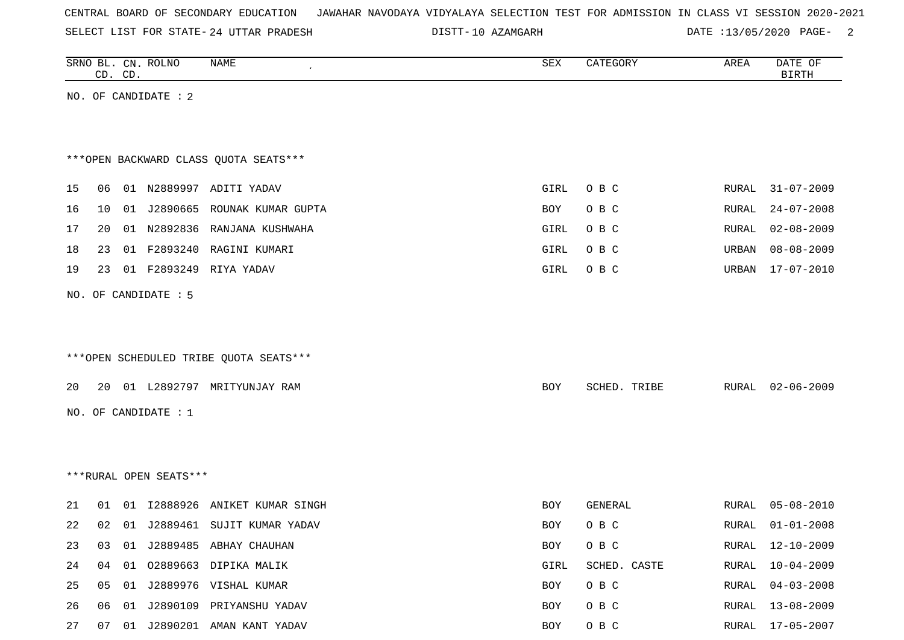CENTRAL BOARD OF SECONDARY EDUCATION JAWAHAR NAVODAYA VIDYALAYA SELECTION TEST FOR ADMISSION IN CLASS VI SESSION 2020-2021

SELECT LIST FOR STATE- 24 UTTAR PRADESH DISTT- 10 AZAMGARH DATE :13/05/2020

| SRNO | BL. CD. | CN. CD. | ROLNO | NAME | SEX | CATEGORY | AREA | DATE OF BIRTH |
|---|---|---|---|---|---|---|---|---|

NO. OF CANDIDATE : 2

***OPEN BACKWARD CLASS QUOTA SEATS***

| SRNO | BL. CD. | CN. CD. | ROLNO | NAME | SEX | CATEGORY | AREA | DATE OF BIRTH |
|---|---|---|---|---|---|---|---|---|
| 15 | 06 | 01 | N2889997 | ADITI YADAV | GIRL | O B C | RURAL | 31-07-2009 |
| 16 | 10 | 01 | J2890665 | ROUNAK KUMAR GUPTA | BOY | O B C | RURAL | 24-07-2008 |
| 17 | 20 | 01 | N2892836 | RANJANA KUSHWAHA | GIRL | O B C | RURAL | 02-08-2009 |
| 18 | 23 | 01 | F2893240 | RAGINI KUMARI | GIRL | O B C | URBAN | 08-08-2009 |
| 19 | 23 | 01 | F2893249 | RIYA YADAV | GIRL | O B C | URBAN | 17-07-2010 |

NO. OF CANDIDATE : 5

***OPEN SCHEDULED TRIBE QUOTA SEATS***

| SRNO | BL. CD. | CN. CD. | ROLNO | NAME | SEX | CATEGORY | AREA | DATE OF BIRTH |
|---|---|---|---|---|---|---|---|---|
| 20 | 20 | 01 | L2892797 | MRITYUNJAY RAM | BOY | SCHED. TRIBE | RURAL | 02-06-2009 |

NO. OF CANDIDATE : 1

***RURAL OPEN SEATS***

| SRNO | BL. CD. | CN. CD. | ROLNO | NAME | SEX | CATEGORY | AREA | DATE OF BIRTH |
|---|---|---|---|---|---|---|---|---|
| 21 | 01 | 01 | I2888926 | ANIKET KUMAR SINGH | BOY | GENERAL | RURAL | 05-08-2010 |
| 22 | 02 | 01 | J2889461 | SUJIT KUMAR YADAV | BOY | O B C | RURAL | 01-01-2008 |
| 23 | 03 | 01 | J2889485 | ABHAY CHAUHAN | BOY | O B C | RURAL | 12-10-2009 |
| 24 | 04 | 01 | O2889663 | DIPIKA MALIK | GIRL | SCHED. CASTE | RURAL | 10-04-2009 |
| 25 | 05 | 01 | J2889976 | VISHAL KUMAR | BOY | O B C | RURAL | 04-03-2008 |
| 26 | 06 | 01 | J2890109 | PRIYANSHU YADAV | BOY | O B C | RURAL | 13-08-2009 |
| 27 | 07 | 01 | J2890201 | AMAN KANT YADAV | BOY | O B C | RURAL | 17-05-2007 |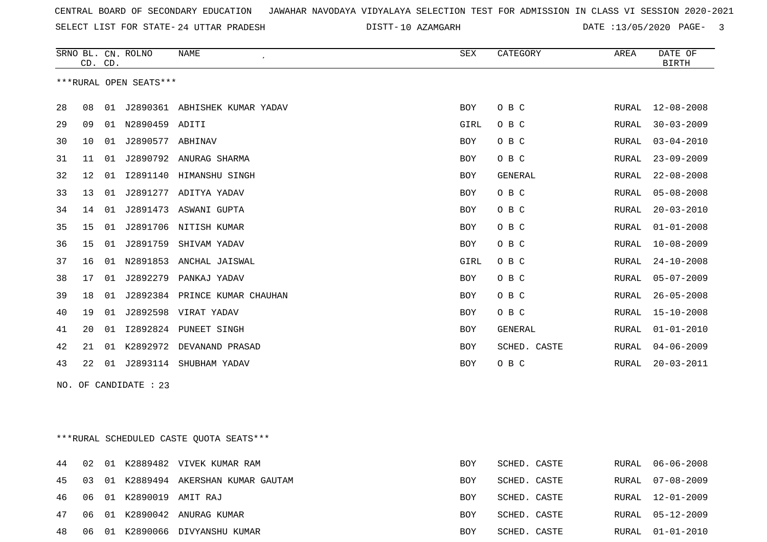CENTRAL BOARD OF SECONDARY EDUCATION JAWAHAR NAVODAYA VIDYALAYA SELECTION TEST FOR ADMISSION IN CLASS VI SESSION 2020-2021

SELECT LIST FOR STATE- 24 UTTAR PRADESH DISTT- 10 AZAMGARH DATE :13/05/2020

***RURAL OPEN SEATS***

| SRNO | BL. CD. | CN. CD. | ROLNO | NAME | SEX | CATEGORY | AREA | DATE OF BIRTH |
|---|---|---|---|---|---|---|---|---|
| 28 | 08 | 01 | J2890361 | ABHISHEK KUMAR YADAV | BOY | O B C | RURAL | 12-08-2008 |
| 29 | 09 | 01 | N2890459 | ADITI | GIRL | O B C | RURAL | 30-03-2009 |
| 30 | 10 | 01 | J2890577 | ABHINAV | BOY | O B C | RURAL | 03-04-2010 |
| 31 | 11 | 01 | J2890792 | ANURAG SHARMA | BOY | O B C | RURAL | 23-09-2009 |
| 32 | 12 | 01 | I2891140 | HIMANSHU SINGH | BOY | GENERAL | RURAL | 22-08-2008 |
| 33 | 13 | 01 | J2891277 | ADITYA YADAV | BOY | O B C | RURAL | 05-08-2008 |
| 34 | 14 | 01 | J2891473 | ASWANI GUPTA | BOY | O B C | RURAL | 20-03-2010 |
| 35 | 15 | 01 | J2891706 | NITISH KUMAR | BOY | O B C | RURAL | 01-01-2008 |
| 36 | 15 | 01 | J2891759 | SHIVAM YADAV | BOY | O B C | RURAL | 10-08-2009 |
| 37 | 16 | 01 | N2891853 | ANCHAL JAISWAL | GIRL | O B C | RURAL | 24-10-2008 |
| 38 | 17 | 01 | J2892279 | PANKAJ YADAV | BOY | O B C | RURAL | 05-07-2009 |
| 39 | 18 | 01 | J2892384 | PRINCE KUMAR CHAUHAN | BOY | O B C | RURAL | 26-05-2008 |
| 40 | 19 | 01 | J2892598 | VIRAT YADAV | BOY | O B C | RURAL | 15-10-2008 |
| 41 | 20 | 01 | I2892824 | PUNEET SINGH | BOY | GENERAL | RURAL | 01-01-2010 |
| 42 | 21 | 01 | K2892972 | DEVANAND PRASAD | BOY | SCHED. CASTE | RURAL | 04-06-2009 |
| 43 | 22 | 01 | J2893114 | SHUBHAM YADAV | BOY | O B C | RURAL | 20-03-2011 |

NO. OF CANDIDATE : 23

***RURAL SCHEDULED CASTE QUOTA SEATS***

| SRNO | BL. CD. | CN. CD. | ROLNO | NAME | SEX | CATEGORY | AREA | DATE OF BIRTH |
|---|---|---|---|---|---|---|---|---|
| 44 | 02 | 01 | K2889482 | VIVEK KUMAR RAM | BOY | SCHED. CASTE | RURAL | 06-06-2008 |
| 45 | 03 | 01 | K2889494 | AKERSHAN KUMAR GAUTAM | BOY | SCHED. CASTE | RURAL | 07-08-2009 |
| 46 | 06 | 01 | K2890019 | AMIT RAJ | BOY | SCHED. CASTE | RURAL | 12-01-2009 |
| 47 | 06 | 01 | K2890042 | ANURAG KUMAR | BOY | SCHED. CASTE | RURAL | 05-12-2009 |
| 48 | 06 | 01 | K2890066 | DIVYANSHU KUMAR | BOY | SCHED. CASTE | RURAL | 01-01-2010 |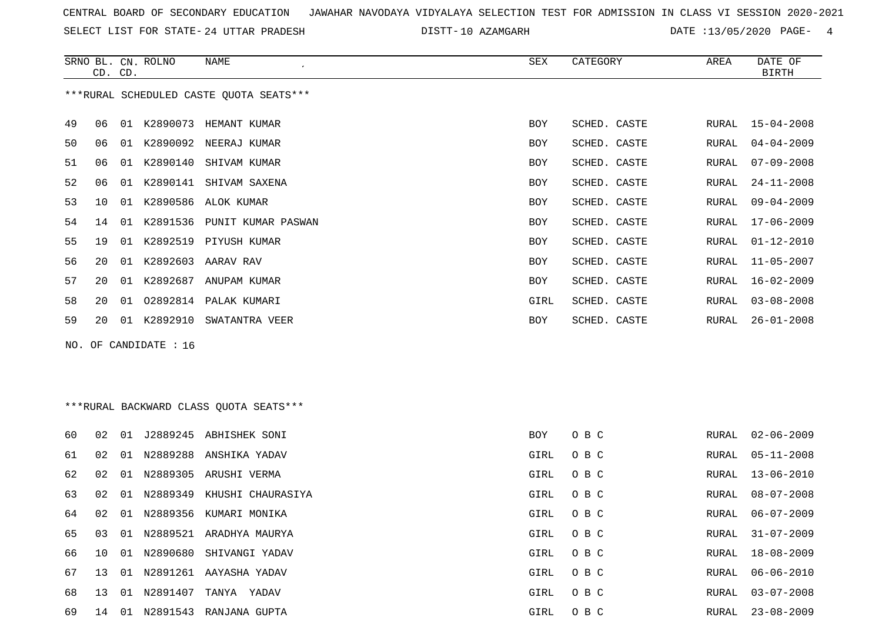CENTRAL BOARD OF SECONDARY EDUCATION JAWAHAR NAVODAYA VIDYALAYA SELECTION TEST FOR ADMISSION IN CLASS VI SESSION 2020-2021

SELECT LIST FOR STATE- 24 UTTAR PRADESH DISTT- 10 AZAMGARH DATE :13/05/2020

***RURAL SCHEDULED CASTE QUOTA SEATS***

| SRNO | BL. CD. | CN. CD. | ROLNO | NAME | SEX | CATEGORY | AREA | DATE OF BIRTH |
|---|---|---|---|---|---|---|---|---|
| 49 | 06 | 01 | K2890073 | HEMANT KUMAR | BOY | SCHED. CASTE | RURAL | 15-04-2008 |
| 50 | 06 | 01 | K2890092 | NEERAJ KUMAR | BOY | SCHED. CASTE | RURAL | 04-04-2009 |
| 51 | 06 | 01 | K2890140 | SHIVAM KUMAR | BOY | SCHED. CASTE | RURAL | 07-09-2008 |
| 52 | 06 | 01 | K2890141 | SHIVAM SAXENA | BOY | SCHED. CASTE | RURAL | 24-11-2008 |
| 53 | 10 | 01 | K2890586 | ALOK KUMAR | BOY | SCHED. CASTE | RURAL | 09-04-2009 |
| 54 | 14 | 01 | K2891536 | PUNIT KUMAR PASWAN | BOY | SCHED. CASTE | RURAL | 17-06-2009 |
| 55 | 19 | 01 | K2892519 | PIYUSH KUMAR | BOY | SCHED. CASTE | RURAL | 01-12-2010 |
| 56 | 20 | 01 | K2892603 | AARAV RAV | BOY | SCHED. CASTE | RURAL | 11-05-2007 |
| 57 | 20 | 01 | K2892687 | ANUPAM KUMAR | BOY | SCHED. CASTE | RURAL | 16-02-2009 |
| 58 | 20 | 01 | O2892814 | PALAK KUMARI | GIRL | SCHED. CASTE | RURAL | 03-08-2008 |
| 59 | 20 | 01 | K2892910 | SWATANTRA VEER | BOY | SCHED. CASTE | RURAL | 26-01-2008 |

NO. OF CANDIDATE : 16

***RURAL BACKWARD CLASS QUOTA SEATS***

| SRNO | BL. CD. | CN. CD. | ROLNO | NAME | SEX | CATEGORY | AREA | DATE OF BIRTH |
|---|---|---|---|---|---|---|---|---|
| 60 | 02 | 01 | J2889245 | ABHISHEK SONI | BOY | O B C | RURAL | 02-06-2009 |
| 61 | 02 | 01 | N2889288 | ANSHIKA YADAV | GIRL | O B C | RURAL | 05-11-2008 |
| 62 | 02 | 01 | N2889305 | ARUSHI VERMA | GIRL | O B C | RURAL | 13-06-2010 |
| 63 | 02 | 01 | N2889349 | KHUSHI CHAURASIYA | GIRL | O B C | RURAL | 08-07-2008 |
| 64 | 02 | 01 | N2889356 | KUMARI MONIKA | GIRL | O B C | RURAL | 06-07-2009 |
| 65 | 03 | 01 | N2889521 | ARADHYA MAURYA | GIRL | O B C | RURAL | 31-07-2009 |
| 66 | 10 | 01 | N2890680 | SHIVANGI YADAV | GIRL | O B C | RURAL | 18-08-2009 |
| 67 | 13 | 01 | N2891261 | AAYASHA YADAV | GIRL | O B C | RURAL | 06-06-2010 |
| 68 | 13 | 01 | N2891407 | TANYA YADAV | GIRL | O B C | RURAL | 03-07-2008 |
| 69 | 14 | 01 | N2891543 | RANJANA GUPTA | GIRL | O B C | RURAL | 23-08-2009 |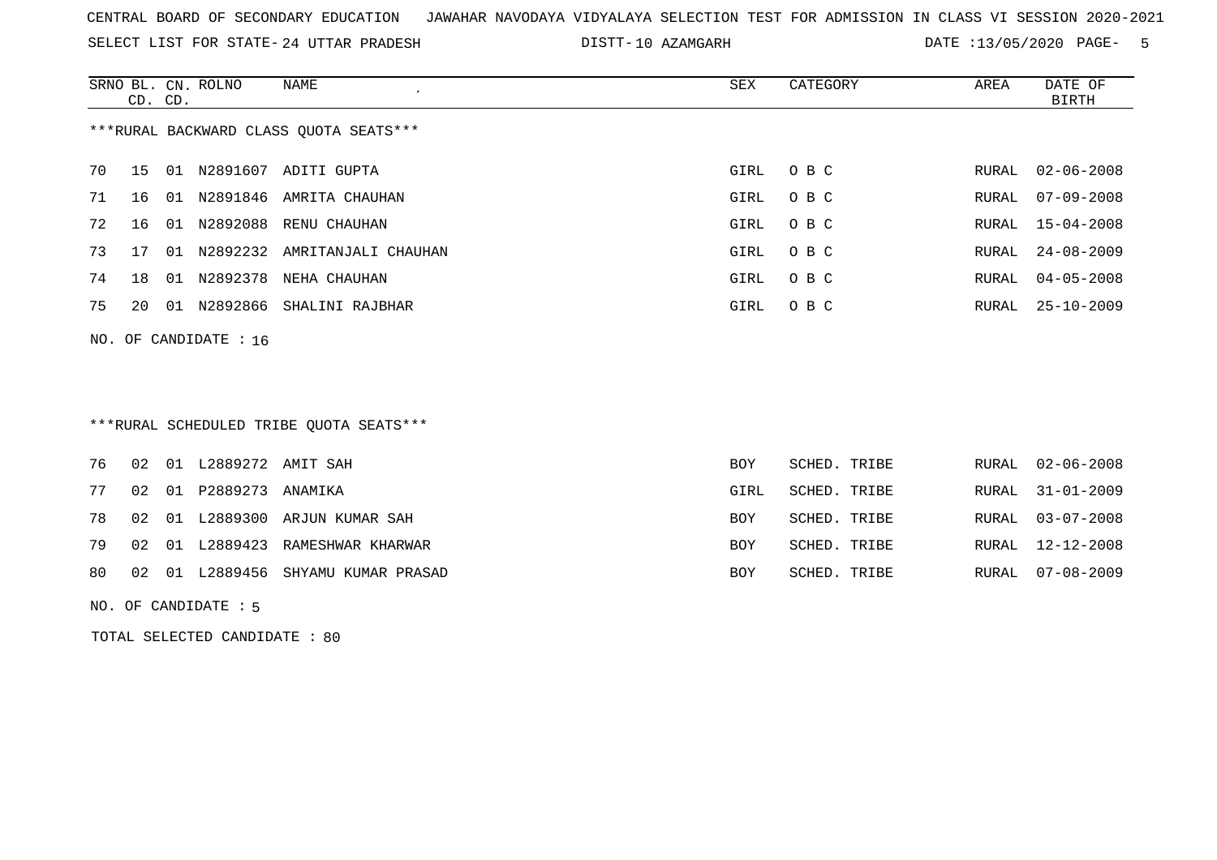CENTRAL BOARD OF SECONDARY EDUCATION JAWAHAR NAVODAYA VIDYALAYA SELECTION TEST FOR ADMISSION IN CLASS VI SESSION 2020-2021

SELECT LIST FOR STATE- 24 UTTAR PRADESH DISTT- 10 AZAMGARH DATE :13/05/2020

***RURAL BACKWARD CLASS QUOTA SEATS***

| SRNO | BL. CD. | CN. CD. | ROLNO | NAME | SEX | CATEGORY | AREA | DATE OF BIRTH |
|---|---|---|---|---|---|---|---|---|
| 70 | 15 | 01 | N2891607 | ADITI GUPTA | GIRL | O B C | RURAL | 02-06-2008 |
| 71 | 16 | 01 | N2891846 | AMRITA CHAUHAN | GIRL | O B C | RURAL | 07-09-2008 |
| 72 | 16 | 01 | N2892088 | RENU CHAUHAN | GIRL | O B C | RURAL | 15-04-2008 |
| 73 | 17 | 01 | N2892232 | AMRITANJALI CHAUHAN | GIRL | O B C | RURAL | 24-08-2009 |
| 74 | 18 | 01 | N2892378 | NEHA CHAUHAN | GIRL | O B C | RURAL | 04-05-2008 |
| 75 | 20 | 01 | N2892866 | SHALINI RAJBHAR | GIRL | O B C | RURAL | 25-10-2009 |

NO. OF CANDIDATE : 16

***RURAL SCHEDULED TRIBE QUOTA SEATS***

| SRNO | BL. CD. | CN. CD. | ROLNO | NAME | SEX | CATEGORY | AREA | DATE OF BIRTH |
|---|---|---|---|---|---|---|---|---|
| 76 | 02 | 01 | L2889272 | AMIT SAH | BOY | SCHED. TRIBE | RURAL | 02-06-2008 |
| 77 | 02 | 01 | P2889273 | ANAMIKA | GIRL | SCHED. TRIBE | RURAL | 31-01-2009 |
| 78 | 02 | 01 | L2889300 | ARJUN KUMAR SAH | BOY | SCHED. TRIBE | RURAL | 03-07-2008 |
| 79 | 02 | 01 | L2889423 | RAMESHWAR KHARWAR | BOY | SCHED. TRIBE | RURAL | 12-12-2008 |
| 80 | 02 | 01 | L2889456 | SHYAMU KUMAR PRASAD | BOY | SCHED. TRIBE | RURAL | 07-08-2009 |

NO. OF CANDIDATE : 5

TOTAL SELECTED CANDIDATE : 80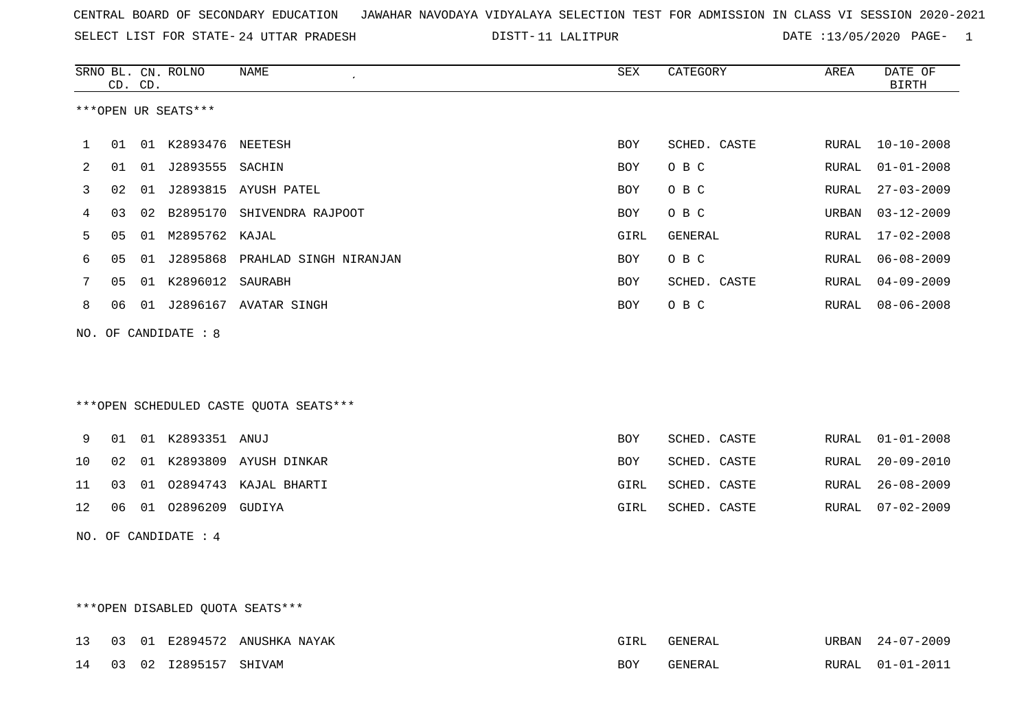CENTRAL BOARD OF SECONDARY EDUCATION JAWAHAR NAVODAYA VIDYALAYA SELECTION TEST FOR ADMISSION IN CLASS VI SESSION 2020-2021

SELECT LIST FOR STATE- 24 UTTAR PRADESH DISTT- 11 LALITPUR DATE :13/05/2020

***OPEN UR SEATS***

| SRNO | BL. CD. | CN. CD. | ROLNO | NAME | SEX | CATEGORY | AREA | DATE OF BIRTH |
|---|---|---|---|---|---|---|---|---|
| 1 | 01 | 01 | K2893476 | NEETESH | BOY | SCHED. CASTE | RURAL | 10-10-2008 |
| 2 | 01 | 01 | J2893555 | SACHIN | BOY | O B C | RURAL | 01-01-2008 |
| 3 | 02 | 01 | J2893815 | AYUSH PATEL | BOY | O B C | RURAL | 27-03-2009 |
| 4 | 03 | 02 | B2895170 | SHIVENDRA RAJPOOT | BOY | O B C | URBAN | 03-12-2009 |
| 5 | 05 | 01 | M2895762 | KAJAL | GIRL | GENERAL | RURAL | 17-02-2008 |
| 6 | 05 | 01 | J2895868 | PRAHLAD SINGH NIRANJAN | BOY | O B C | RURAL | 06-08-2009 |
| 7 | 05 | 01 | K2896012 | SAURABH | BOY | SCHED. CASTE | RURAL | 04-09-2009 |
| 8 | 06 | 01 | J2896167 | AVATAR SINGH | BOY | O B C | RURAL | 08-06-2008 |

NO. OF CANDIDATE : 8

***OPEN SCHEDULED CASTE QUOTA SEATS***

| SRNO | BL. CD. | CN. CD. | ROLNO | NAME | SEX | CATEGORY | AREA | DATE OF BIRTH |
|---|---|---|---|---|---|---|---|---|
| 9 | 01 | 01 | K2893351 | ANUJ | BOY | SCHED. CASTE | RURAL | 01-01-2008 |
| 10 | 02 | 01 | K2893809 | AYUSH DINKAR | BOY | SCHED. CASTE | RURAL | 20-09-2010 |
| 11 | 03 | 01 | O2894743 | KAJAL BHARTI | GIRL | SCHED. CASTE | RURAL | 26-08-2009 |
| 12 | 06 | 01 | O2896209 | GUDIYA | GIRL | SCHED. CASTE | RURAL | 07-02-2009 |

NO. OF CANDIDATE : 4

***OPEN DISABLED QUOTA SEATS***

| SRNO | BL. CD. | CN. CD. | ROLNO | NAME | SEX | CATEGORY | AREA | DATE OF BIRTH |
|---|---|---|---|---|---|---|---|---|
| 13 | 03 | 01 | E2894572 | ANUSHKA NAYAK | GIRL | GENERAL | URBAN | 24-07-2009 |
| 14 | 03 | 02 | I2895157 | SHIVAM | BOY | GENERAL | RURAL | 01-01-2011 |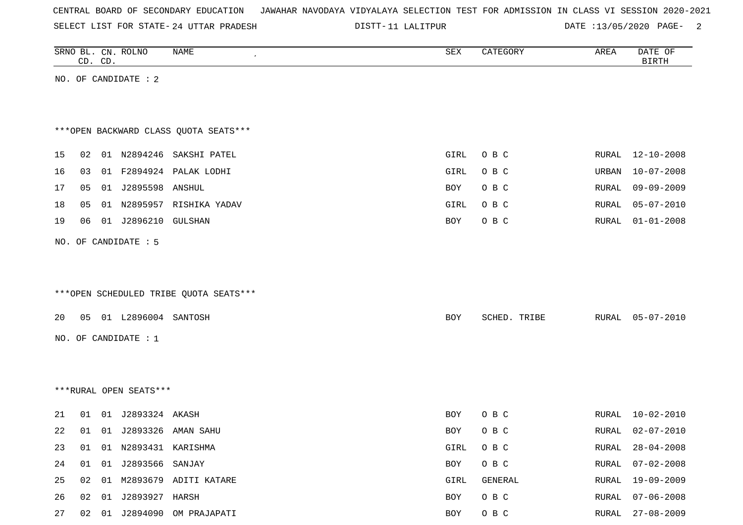CENTRAL BOARD OF SECONDARY EDUCATION   JAWAHAR NAVODAYA VIDYALAYA SELECTION TEST FOR ADMISSION IN CLASS VI SESSION 2020-2021

SELECT LIST FOR STATE- 24 UTTAR PRADESH   DISTT- 11 LALITPUR   DATE :13/05/2020

| SRNO | BL. CD. | CN. CD. | ROLNO | NAME | SEX | CATEGORY | AREA | DATE OF BIRTH |
|---|---|---|---|---|---|---|---|---|

NO. OF CANDIDATE : 2

***OPEN BACKWARD CLASS QUOTA SEATS***

| SRNO | BL. CD. | CN. CD. | ROLNO | NAME | SEX | CATEGORY | AREA | DATE OF BIRTH |
|---|---|---|---|---|---|---|---|---|
| 15 | 02 | 01 | N2894246 | SAKSHI PATEL | GIRL | O B C | RURAL | 12-10-2008 |
| 16 | 03 | 01 | F2894924 | PALAK LODHI | GIRL | O B C | URBAN | 10-07-2008 |
| 17 | 05 | 01 | J2895598 | ANSHUL | BOY | O B C | RURAL | 09-09-2009 |
| 18 | 05 | 01 | N2895957 | RISHIKA YADAV | GIRL | O B C | RURAL | 05-07-2010 |
| 19 | 06 | 01 | J2896210 | GULSHAN | BOY | O B C | RURAL | 01-01-2008 |

NO. OF CANDIDATE : 5

***OPEN SCHEDULED TRIBE QUOTA SEATS***

| SRNO | BL. CD. | CN. CD. | ROLNO | NAME | SEX | CATEGORY | AREA | DATE OF BIRTH |
|---|---|---|---|---|---|---|---|---|
| 20 | 05 | 01 | L2896004 | SANTOSH | BOY | SCHED. TRIBE | RURAL | 05-07-2010 |

NO. OF CANDIDATE : 1

***RURAL OPEN SEATS***

| SRNO | BL. CD. | CN. CD. | ROLNO | NAME | SEX | CATEGORY | AREA | DATE OF BIRTH |
|---|---|---|---|---|---|---|---|---|
| 21 | 01 | 01 | J2893324 | AKASH | BOY | O B C | RURAL | 10-02-2010 |
| 22 | 01 | 01 | J2893326 | AMAN SAHU | BOY | O B C | RURAL | 02-07-2010 |
| 23 | 01 | 01 | N2893431 | KARISHMA | GIRL | O B C | RURAL | 28-04-2008 |
| 24 | 01 | 01 | J2893566 | SANJAY | BOY | O B C | RURAL | 07-02-2008 |
| 25 | 02 | 01 | M2893679 | ADITI KATARE | GIRL | GENERAL | RURAL | 19-09-2009 |
| 26 | 02 | 01 | J2893927 | HARSH | BOY | O B C | RURAL | 07-06-2008 |
| 27 | 02 | 01 | J2894090 | OM PRAJAPATI | BOY | O B C | RURAL | 27-08-2009 |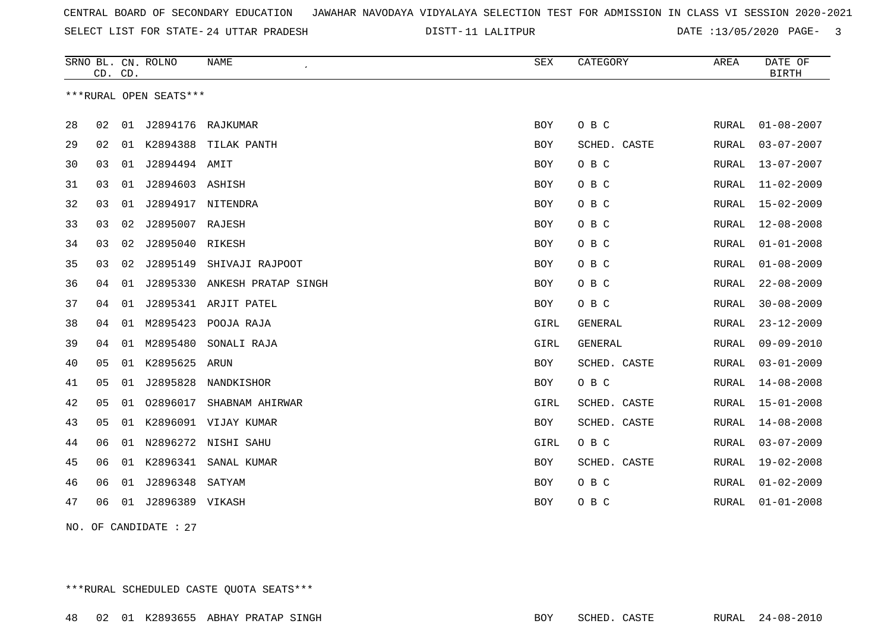CENTRAL BOARD OF SECONDARY EDUCATION JAWAHAR NAVODAYA VIDYALAYA SELECTION TEST FOR ADMISSION IN CLASS VI SESSION 2020-2021

SELECT LIST FOR STATE- 24 UTTAR PRADESH DISTT- 11 LALITPUR DATE :13/05/2020 PAGE- 3

***RURAL OPEN SEATS***

| SRNO | BL. CD. | CN. CD. | ROLNO | NAME | SEX | CATEGORY | AREA | DATE OF BIRTH |
|---|---|---|---|---|---|---|---|---|
| 28 | 02 | 01 | J2894176 | RAJKUMAR | BOY | O B C | RURAL | 01-08-2007 |
| 29 | 02 | 01 | K2894388 | TILAK PANTH | BOY | SCHED. CASTE | RURAL | 03-07-2007 |
| 30 | 03 | 01 | J2894494 | AMIT | BOY | O B C | RURAL | 13-07-2007 |
| 31 | 03 | 01 | J2894603 | ASHISH | BOY | O B C | RURAL | 11-02-2009 |
| 32 | 03 | 01 | J2894917 | NITENDRA | BOY | O B C | RURAL | 15-02-2009 |
| 33 | 03 | 02 | J2895007 | RAJESH | BOY | O B C | RURAL | 12-08-2008 |
| 34 | 03 | 02 | J2895040 | RIKESH | BOY | O B C | RURAL | 01-01-2008 |
| 35 | 03 | 02 | J2895149 | SHIVAJI RAJPOOT | BOY | O B C | RURAL | 01-08-2009 |
| 36 | 04 | 01 | J2895330 | ANKESH PRATAP SINGH | BOY | O B C | RURAL | 22-08-2009 |
| 37 | 04 | 01 | J2895341 | ARJIT PATEL | BOY | O B C | RURAL | 30-08-2009 |
| 38 | 04 | 01 | M2895423 | POOJA RAJA | GIRL | GENERAL | RURAL | 23-12-2009 |
| 39 | 04 | 01 | M2895480 | SONALI RAJA | GIRL | GENERAL | RURAL | 09-09-2010 |
| 40 | 05 | 01 | K2895625 | ARUN | BOY | SCHED. CASTE | RURAL | 03-01-2009 |
| 41 | 05 | 01 | J2895828 | NANDKISHOR | BOY | O B C | RURAL | 14-08-2008 |
| 42 | 05 | 01 | O2896017 | SHABNAM AHIRWAR | GIRL | SCHED. CASTE | RURAL | 15-01-2008 |
| 43 | 05 | 01 | K2896091 | VIJAY KUMAR | BOY | SCHED. CASTE | RURAL | 14-08-2008 |
| 44 | 06 | 01 | N2896272 | NISHI SAHU | GIRL | O B C | RURAL | 03-07-2009 |
| 45 | 06 | 01 | K2896341 | SANAL KUMAR | BOY | SCHED. CASTE | RURAL | 19-02-2008 |
| 46 | 06 | 01 | J2896348 | SATYAM | BOY | O B C | RURAL | 01-02-2009 |
| 47 | 06 | 01 | J2896389 | VIKASH | BOY | O B C | RURAL | 01-01-2008 |

NO. OF CANDIDATE : 27

***RURAL SCHEDULED CASTE QUOTA SEATS***

| SRNO | BL. CD. | CN. CD. | ROLNO | NAME | SEX | CATEGORY | AREA | DATE OF BIRTH |
|---|---|---|---|---|---|---|---|---|
| 48 | 02 | 01 | K2893655 | ABHAY PRATAP SINGH | BOY | SCHED. CASTE | RURAL | 24-08-2010 |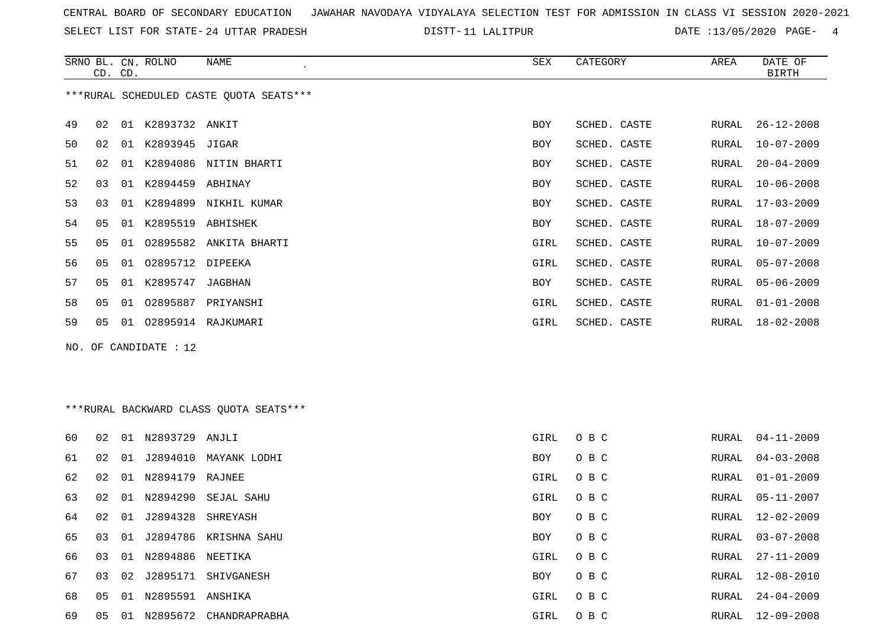CENTRAL BOARD OF SECONDARY EDUCATION JAWAHAR NAVODAYA VIDYALAYA SELECTION TEST FOR ADMISSION IN CLASS VI SESSION 2020-2021

SELECT LIST FOR STATE- 24 UTTAR PRADESH DISTT- 11 LALITPUR DATE :13/05/2020

***RURAL SCHEDULED CASTE QUOTA SEATS***

| SRNO | BL. CD. | CN. CD. | ROLNO | NAME | SEX | CATEGORY | AREA | DATE OF BIRTH |
|---|---|---|---|---|---|---|---|---|
| 49 | 02 | 01 | K2893732 | ANKIT | BOY | SCHED. CASTE | RURAL | 26-12-2008 |
| 50 | 02 | 01 | K2893945 | JIGAR | BOY | SCHED. CASTE | RURAL | 10-07-2009 |
| 51 | 02 | 01 | K2894086 | NITIN BHARTI | BOY | SCHED. CASTE | RURAL | 20-04-2009 |
| 52 | 03 | 01 | K2894459 | ABHINAY | BOY | SCHED. CASTE | RURAL | 10-06-2008 |
| 53 | 03 | 01 | K2894899 | NIKHIL KUMAR | BOY | SCHED. CASTE | RURAL | 17-03-2009 |
| 54 | 05 | 01 | K2895519 | ABHISHEK | BOY | SCHED. CASTE | RURAL | 18-07-2009 |
| 55 | 05 | 01 | O2895582 | ANKITA BHARTI | GIRL | SCHED. CASTE | RURAL | 10-07-2009 |
| 56 | 05 | 01 | O2895712 | DIPEEKA | GIRL | SCHED. CASTE | RURAL | 05-07-2008 |
| 57 | 05 | 01 | K2895747 | JAGBHAN | BOY | SCHED. CASTE | RURAL | 05-06-2009 |
| 58 | 05 | 01 | O2895887 | PRIYANSHI | GIRL | SCHED. CASTE | RURAL | 01-01-2008 |
| 59 | 05 | 01 | O2895914 | RAJKUMARI | GIRL | SCHED. CASTE | RURAL | 18-02-2008 |

NO. OF CANDIDATE : 12

***RURAL BACKWARD CLASS QUOTA SEATS***

| SRNO | BL. CD. | CN. CD. | ROLNO | NAME | SEX | CATEGORY | AREA | DATE OF BIRTH |
|---|---|---|---|---|---|---|---|---|
| 60 | 02 | 01 | N2893729 | ANJLI | GIRL | O B C | RURAL | 04-11-2009 |
| 61 | 02 | 01 | J2894010 | MAYANK LODHI | BOY | O B C | RURAL | 04-03-2008 |
| 62 | 02 | 01 | N2894179 | RAJNEE | GIRL | O B C | RURAL | 01-01-2009 |
| 63 | 02 | 01 | N2894290 | SEJAL SAHU | GIRL | O B C | RURAL | 05-11-2007 |
| 64 | 02 | 01 | J2894328 | SHREYASH | BOY | O B C | RURAL | 12-02-2009 |
| 65 | 03 | 01 | J2894786 | KRISHNA SAHU | BOY | O B C | RURAL | 03-07-2008 |
| 66 | 03 | 01 | N2894886 | NEETIKA | GIRL | O B C | RURAL | 27-11-2009 |
| 67 | 03 | 02 | J2895171 | SHIVGANESH | BOY | O B C | RURAL | 12-08-2010 |
| 68 | 05 | 01 | N2895591 | ANSHIKA | GIRL | O B C | RURAL | 24-04-2009 |
| 69 | 05 | 01 | N2895672 | CHANDRAPRABHA | GIRL | O B C | RURAL | 12-09-2008 |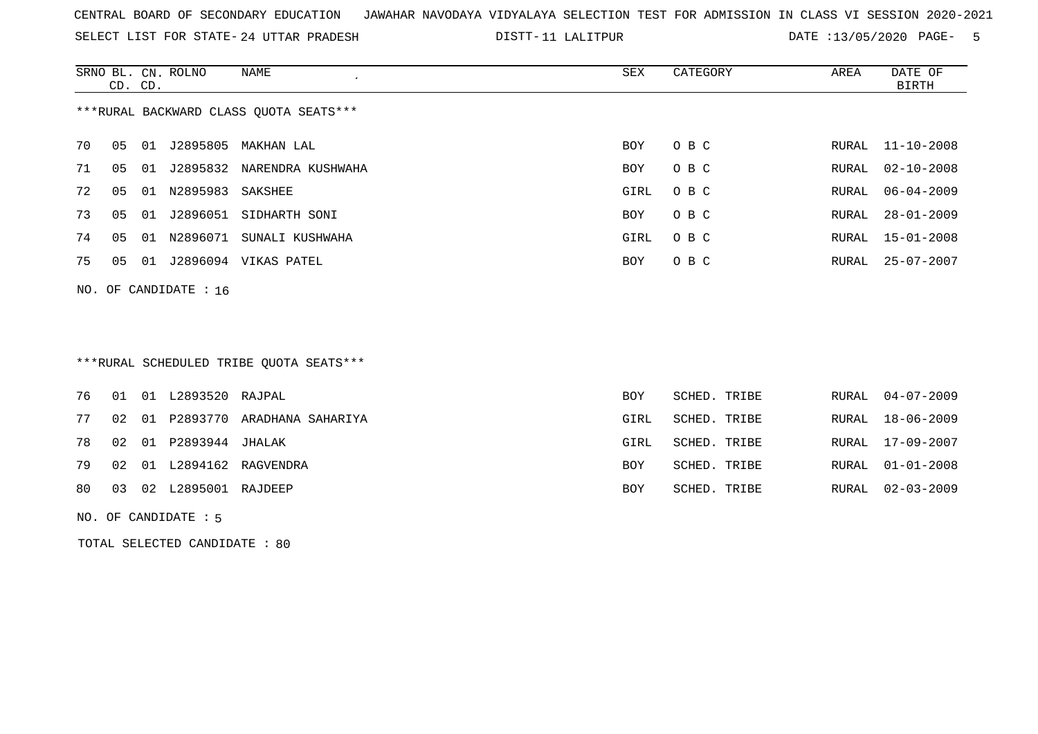CENTRAL BOARD OF SECONDARY EDUCATION JAWAHAR NAVODAYA VIDYALAYA SELECTION TEST FOR ADMISSION IN CLASS VI SESSION 2020-2021

SELECT LIST FOR STATE- 24 UTTAR PRADESH DISTT- 11 LALITPUR DATE :13/05/2020

***RURAL BACKWARD CLASS QUOTA SEATS***

| SRNO | BL. CD. | CN. CD. | ROLNO | NAME | SEX | CATEGORY | AREA | DATE OF BIRTH |
|---|---|---|---|---|---|---|---|---|
| 70 | 05 | 01 | J2895805 | MAKHAN LAL | BOY | O B C | RURAL | 11-10-2008 |
| 71 | 05 | 01 | J2895832 | NARENDRA KUSHWAHA | BOY | O B C | RURAL | 02-10-2008 |
| 72 | 05 | 01 | N2895983 | SAKSHEE | GIRL | O B C | RURAL | 06-04-2009 |
| 73 | 05 | 01 | J2896051 | SIDHARTH SONI | BOY | O B C | RURAL | 28-01-2009 |
| 74 | 05 | 01 | N2896071 | SUNALI KUSHWAHA | GIRL | O B C | RURAL | 15-01-2008 |
| 75 | 05 | 01 | J2896094 | VIKAS PATEL | BOY | O B C | RURAL | 25-07-2007 |

NO. OF CANDIDATE : 16

***RURAL SCHEDULED TRIBE QUOTA SEATS***

| SRNO | BL. CD. | CN. CD. | ROLNO | NAME | SEX | CATEGORY | AREA | DATE OF BIRTH |
|---|---|---|---|---|---|---|---|---|
| 76 | 01 | 01 | L2893520 | RAJPAL | BOY | SCHED. TRIBE | RURAL | 04-07-2009 |
| 77 | 02 | 01 | P2893770 | ARADHANA SAHARIYA | GIRL | SCHED. TRIBE | RURAL | 18-06-2009 |
| 78 | 02 | 01 | P2893944 | JHALAK | GIRL | SCHED. TRIBE | RURAL | 17-09-2007 |
| 79 | 02 | 01 | L2894162 | RAGVENDRA | BOY | SCHED. TRIBE | RURAL | 01-01-2008 |
| 80 | 03 | 02 | L2895001 | RAJDEEP | BOY | SCHED. TRIBE | RURAL | 02-03-2009 |

NO. OF CANDIDATE : 5

TOTAL SELECTED CANDIDATE : 80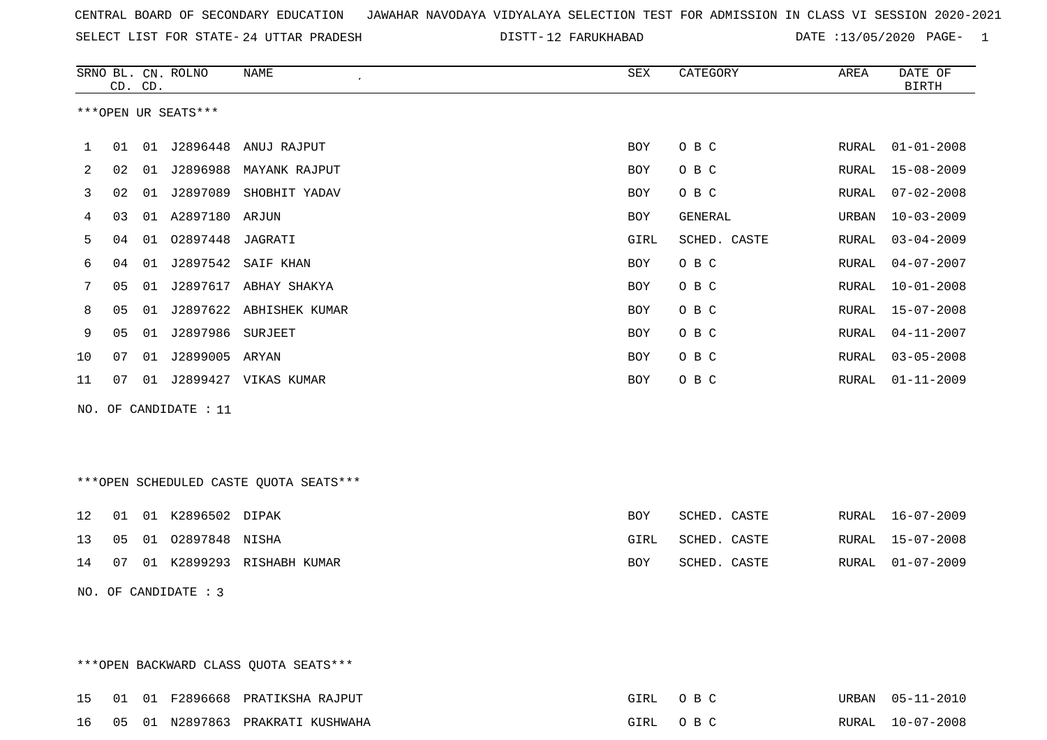CENTRAL BOARD OF SECONDARY EDUCATION   JAWAHAR NAVODAYA VIDYALAYA SELECTION TEST FOR ADMISSION IN CLASS VI SESSION 2020-2021

SELECT LIST FOR STATE- 24 UTTAR PRADESH   DISTT- 12 FARUKHABAD   DATE :13/05/2020

| SRNO | BL. CD. | CN. CD. | ROLNO | NAME | SEX | CATEGORY | AREA | DATE OF BIRTH |
|---|---|---|---|---|---|---|---|---|

***OPEN UR SEATS***

| SRNO | BL. CD. | CN. CD. | ROLNO | NAME | SEX | CATEGORY | AREA | DATE OF BIRTH |
|---|---|---|---|---|---|---|---|---|
| 1 | 01 | 01 | J2896448 | ANUJ RAJPUT | BOY | O B C | RURAL | 01-01-2008 |
| 2 | 02 | 01 | J2896988 | MAYANK RAJPUT | BOY | O B C | RURAL | 15-08-2009 |
| 3 | 02 | 01 | J2897089 | SHOBHIT YADAV | BOY | O B C | RURAL | 07-02-2008 |
| 4 | 03 | 01 | A2897180 | ARJUN | BOY | GENERAL | URBAN | 10-03-2009 |
| 5 | 04 | 01 | O2897448 | JAGRATI | GIRL | SCHED. CASTE | RURAL | 03-04-2009 |
| 6 | 04 | 01 | J2897542 | SAIF KHAN | BOY | O B C | RURAL | 04-07-2007 |
| 7 | 05 | 01 | J2897617 | ABHAY SHAKYA | BOY | O B C | RURAL | 10-01-2008 |
| 8 | 05 | 01 | J2897622 | ABHISHEK KUMAR | BOY | O B C | RURAL | 15-07-2008 |
| 9 | 05 | 01 | J2897986 | SURJEET | BOY | O B C | RURAL | 04-11-2007 |
| 10 | 07 | 01 | J2899005 | ARYAN | BOY | O B C | RURAL | 03-05-2008 |
| 11 | 07 | 01 | J2899427 | VIKAS KUMAR | BOY | O B C | RURAL | 01-11-2009 |

NO. OF CANDIDATE : 11

***OPEN SCHEDULED CASTE QUOTA SEATS***

| SRNO | BL. CD. | CN. CD. | ROLNO | NAME | SEX | CATEGORY | AREA | DATE OF BIRTH |
|---|---|---|---|---|---|---|---|---|
| 12 | 01 | 01 | K2896502 | DIPAK | BOY | SCHED. CASTE | RURAL | 16-07-2009 |
| 13 | 05 | 01 | O2897848 | NISHA | GIRL | SCHED. CASTE | RURAL | 15-07-2008 |
| 14 | 07 | 01 | K2899293 | RISHABH KUMAR | BOY | SCHED. CASTE | RURAL | 01-07-2009 |

NO. OF CANDIDATE : 3

***OPEN BACKWARD CLASS QUOTA SEATS***

| SRNO | BL. CD. | CN. CD. | ROLNO | NAME | SEX | CATEGORY | AREA | DATE OF BIRTH |
|---|---|---|---|---|---|---|---|---|
| 15 | 01 | 01 | F2896668 | PRATIKSHA RAJPUT | GIRL | O B C | URBAN | 05-11-2010 |
| 16 | 05 | 01 | N2897863 | PRAKRATI KUSHWAHA | GIRL | O B C | RURAL | 10-07-2008 |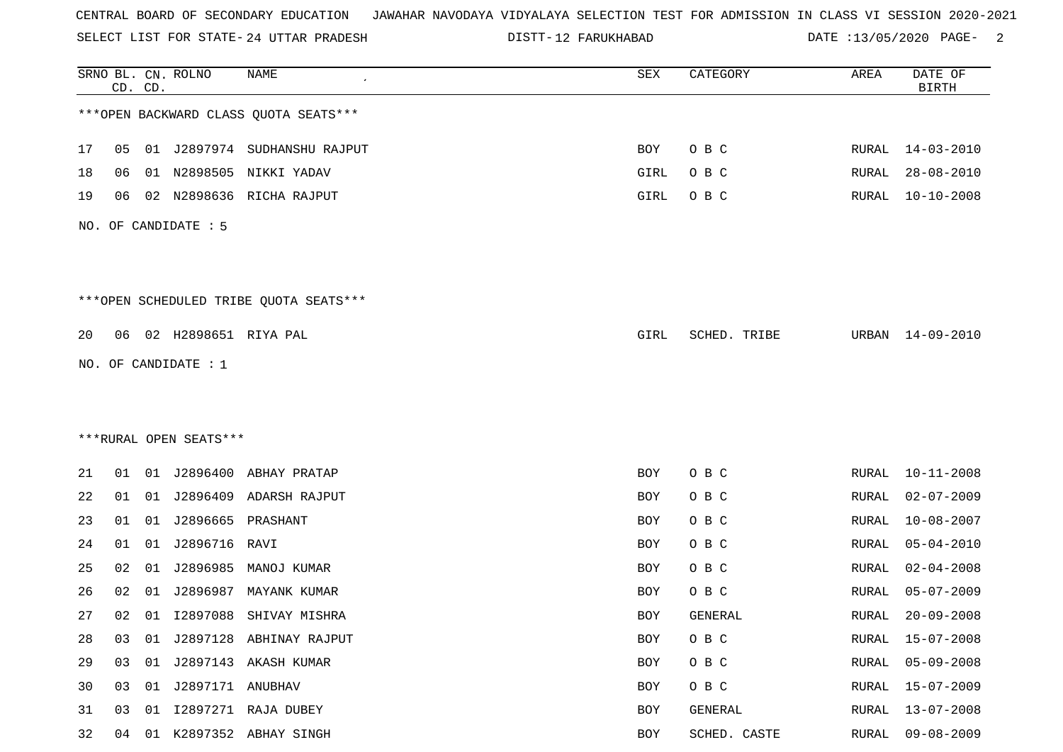CENTRAL BOARD OF SECONDARY EDUCATION JAWAHAR NAVODAYA VIDYALAYA SELECTION TEST FOR ADMISSION IN CLASS VI SESSION 2020-2021

SELECT LIST FOR STATE- 24 UTTAR PRADESH DISTT- 12 FARUKHABAD DATE :13/05/2020

| SRNO | BL. CD. | CN. CD. | ROLNO | NAME | SEX | CATEGORY | AREA | DATE OF BIRTH |
|---|---|---|---|---|---|---|---|---|

***OPEN BACKWARD CLASS QUOTA SEATS***

| SRNO | BL. CD. | CN. CD. | ROLNO | NAME | SEX | CATEGORY | AREA | DATE OF BIRTH |
|---|---|---|---|---|---|---|---|---|
| 17 | 05 | 01 | J2897974 | SUDHANSHU RAJPUT | BOY | O B C | RURAL | 14-03-2010 |
| 18 | 06 | 01 | N2898505 | NIKKI YADAV | GIRL | O B C | RURAL | 28-08-2010 |
| 19 | 06 | 02 | N2898636 | RICHA RAJPUT | GIRL | O B C | RURAL | 10-10-2008 |

NO. OF CANDIDATE : 5

***OPEN SCHEDULED TRIBE QUOTA SEATS***

| SRNO | BL. CD. | CN. CD. | ROLNO | NAME | SEX | CATEGORY | AREA | DATE OF BIRTH |
|---|---|---|---|---|---|---|---|---|
| 20 | 06 | 02 | H2898651 | RIYA PAL | GIRL | SCHED. TRIBE | URBAN | 14-09-2010 |

NO. OF CANDIDATE : 1

***RURAL OPEN SEATS***

| SRNO | BL. CD. | CN. CD. | ROLNO | NAME | SEX | CATEGORY | AREA | DATE OF BIRTH |
|---|---|---|---|---|---|---|---|---|
| 21 | 01 | 01 | J2896400 | ABHAY PRATAP | BOY | O B C | RURAL | 10-11-2008 |
| 22 | 01 | 01 | J2896409 | ADARSH RAJPUT | BOY | O B C | RURAL | 02-07-2009 |
| 23 | 01 | 01 | J2896665 | PRASHANT | BOY | O B C | RURAL | 10-08-2007 |
| 24 | 01 | 01 | J2896716 | RAVI | BOY | O B C | RURAL | 05-04-2010 |
| 25 | 02 | 01 | J2896985 | MANOJ KUMAR | BOY | O B C | RURAL | 02-04-2008 |
| 26 | 02 | 01 | J2896987 | MAYANK KUMAR | BOY | O B C | RURAL | 05-07-2009 |
| 27 | 02 | 01 | I2897088 | SHIVAY MISHRA | BOY | GENERAL | RURAL | 20-09-2008 |
| 28 | 03 | 01 | J2897128 | ABHINAY RAJPUT | BOY | O B C | RURAL | 15-07-2008 |
| 29 | 03 | 01 | J2897143 | AKASH KUMAR | BOY | O B C | RURAL | 05-09-2008 |
| 30 | 03 | 01 | J2897171 | ANUBHAV | BOY | O B C | RURAL | 15-07-2009 |
| 31 | 03 | 01 | I2897271 | RAJA DUBEY | BOY | GENERAL | RURAL | 13-07-2008 |
| 32 | 04 | 01 | K2897352 | ABHAY SINGH | BOY | SCHED. CASTE | RURAL | 09-08-2009 |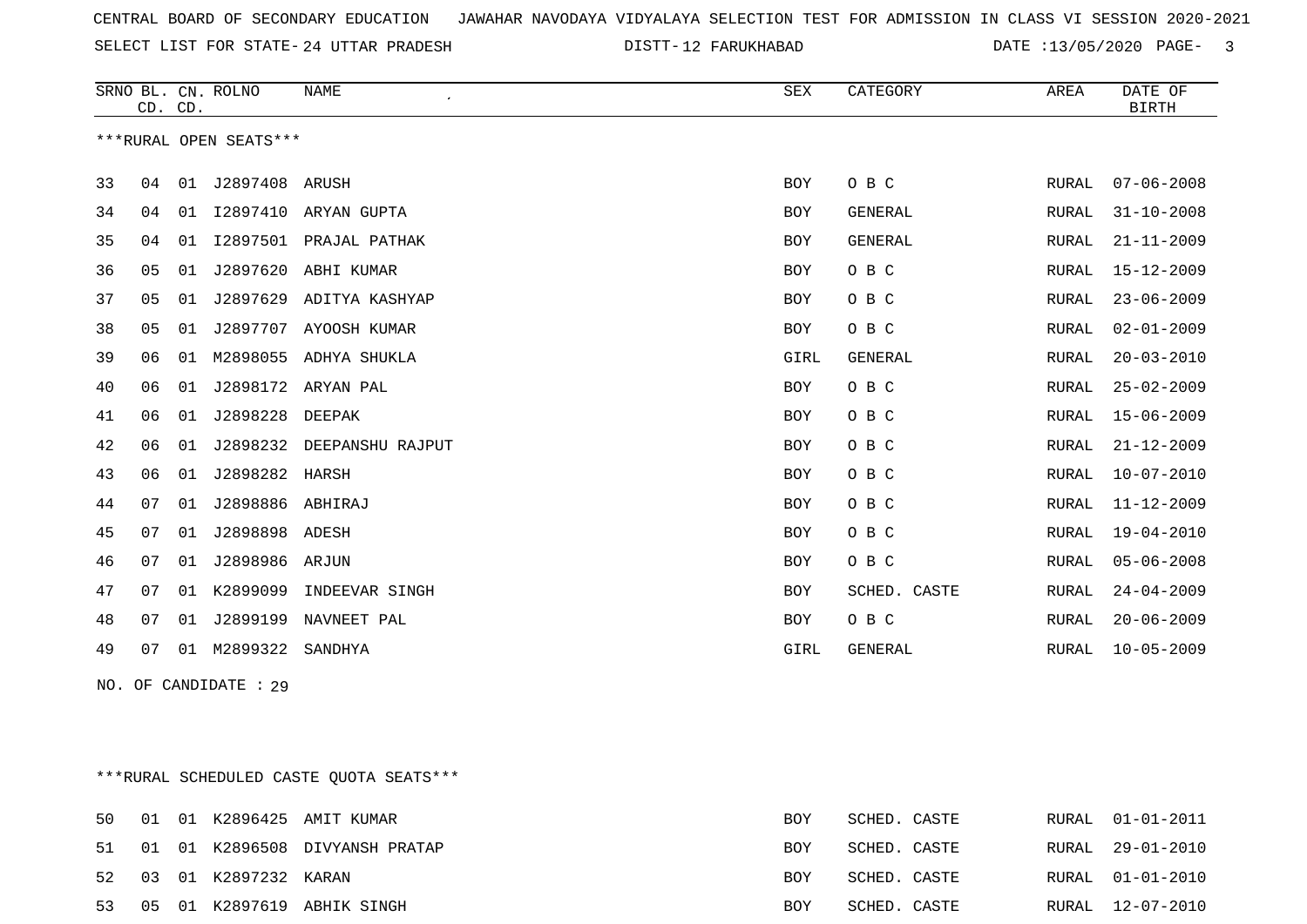CENTRAL BOARD OF SECONDARY EDUCATION JAWAHAR NAVODAYA VIDYALAYA SELECTION TEST FOR ADMISSION IN CLASS VI SESSION 2020-2021

SELECT LIST FOR STATE- 24 UTTAR PRADESH DISTT- 12 FARUKHABAD DATE :13/05/2020

***RURAL OPEN SEATS***

| SRNO | BL. CD. | CN. CD. | ROLNO | NAME | SEX | CATEGORY | AREA | DATE OF BIRTH |
|---|---|---|---|---|---|---|---|---|
| 33 | 04 | 01 | J2897408 | ARUSH | BOY | O B C | RURAL | 07-06-2008 |
| 34 | 04 | 01 | I2897410 | ARYAN GUPTA | BOY | GENERAL | RURAL | 31-10-2008 |
| 35 | 04 | 01 | I2897501 | PRAJAL PATHAK | BOY | GENERAL | RURAL | 21-11-2009 |
| 36 | 05 | 01 | J2897620 | ABHI KUMAR | BOY | O B C | RURAL | 15-12-2009 |
| 37 | 05 | 01 | J2897629 | ADITYA KASHYAP | BOY | O B C | RURAL | 23-06-2009 |
| 38 | 05 | 01 | J2897707 | AYOOSH KUMAR | BOY | O B C | RURAL | 02-01-2009 |
| 39 | 06 | 01 | M2898055 | ADHYA SHUKLA | GIRL | GENERAL | RURAL | 20-03-2010 |
| 40 | 06 | 01 | J2898172 | ARYAN PAL | BOY | O B C | RURAL | 25-02-2009 |
| 41 | 06 | 01 | J2898228 | DEEPAK | BOY | O B C | RURAL | 15-06-2009 |
| 42 | 06 | 01 | J2898232 | DEEPANSHU RAJPUT | BOY | O B C | RURAL | 21-12-2009 |
| 43 | 06 | 01 | J2898282 | HARSH | BOY | O B C | RURAL | 10-07-2010 |
| 44 | 07 | 01 | J2898886 | ABHIRAJ | BOY | O B C | RURAL | 11-12-2009 |
| 45 | 07 | 01 | J2898898 | ADESH | BOY | O B C | RURAL | 19-04-2010 |
| 46 | 07 | 01 | J2898986 | ARJUN | BOY | O B C | RURAL | 05-06-2008 |
| 47 | 07 | 01 | K2899099 | INDEEVAR SINGH | BOY | SCHED. CASTE | RURAL | 24-04-2009 |
| 48 | 07 | 01 | J2899199 | NAVNEET PAL | BOY | O B C | RURAL | 20-06-2009 |
| 49 | 07 | 01 | M2899322 | SANDHYA | GIRL | GENERAL | RURAL | 10-05-2009 |

NO. OF CANDIDATE : 29

***RURAL SCHEDULED CASTE QUOTA SEATS***

| SRNO | BL. CD. | CN. CD. | ROLNO | NAME | SEX | CATEGORY | AREA | DATE OF BIRTH |
|---|---|---|---|---|---|---|---|---|
| 50 | 01 | 01 | K2896425 | AMIT KUMAR | BOY | SCHED. CASTE | RURAL | 01-01-2011 |
| 51 | 01 | 01 | K2896508 | DIVYANSH PRATAP | BOY | SCHED. CASTE | RURAL | 29-01-2010 |
| 52 | 03 | 01 | K2897232 | KARAN | BOY | SCHED. CASTE | RURAL | 01-01-2010 |
| 53 | 05 | 01 | K2897619 | ABHIK SINGH | BOY | SCHED. CASTE | RURAL | 12-07-2010 |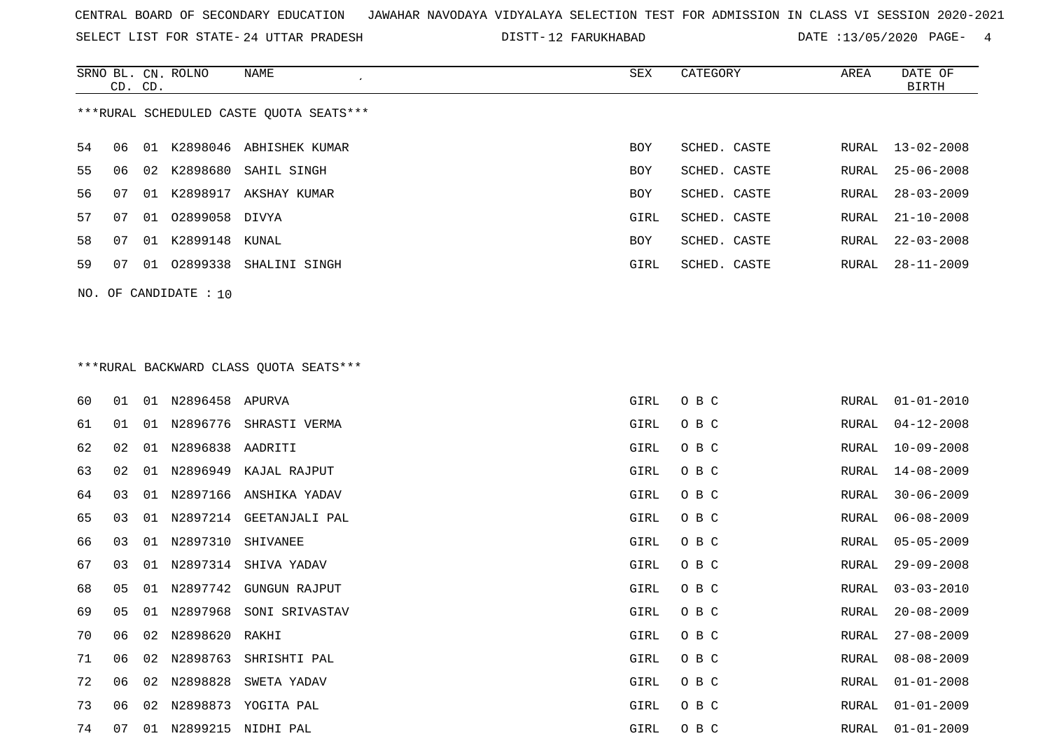CENTRAL BOARD OF SECONDARY EDUCATION JAWAHAR NAVODAYA VIDYALAYA SELECTION TEST FOR ADMISSION IN CLASS VI SESSION 2020-2021

SELECT LIST FOR STATE- 24 UTTAR PRADESH DISTT- 12 FARUKHABAD DATE :13/05/2020

***RURAL SCHEDULED CASTE QUOTA SEATS***

| SRNO | BL. CD. | CN. CD. | ROLNO | NAME | SEX | CATEGORY | AREA | DATE OF BIRTH |
|---|---|---|---|---|---|---|---|---|
| 54 | 06 | 01 | K2898046 | ABHISHEK KUMAR | BOY | SCHED. CASTE | RURAL | 13-02-2008 |
| 55 | 06 | 02 | K2898680 | SAHIL SINGH | BOY | SCHED. CASTE | RURAL | 25-06-2008 |
| 56 | 07 | 01 | K2898917 | AKSHAY KUMAR | BOY | SCHED. CASTE | RURAL | 28-03-2009 |
| 57 | 07 | 01 | O2899058 | DIVYA | GIRL | SCHED. CASTE | RURAL | 21-10-2008 |
| 58 | 07 | 01 | K2899148 | KUNAL | BOY | SCHED. CASTE | RURAL | 22-03-2008 |
| 59 | 07 | 01 | O2899338 | SHALINI SINGH | GIRL | SCHED. CASTE | RURAL | 28-11-2009 |

NO. OF CANDIDATE : 10

***RURAL BACKWARD CLASS QUOTA SEATS***

| SRNO | BL. CD. | CN. CD. | ROLNO | NAME | SEX | CATEGORY | AREA | DATE OF BIRTH |
|---|---|---|---|---|---|---|---|---|
| 60 | 01 | 01 | N2896458 | APURVA | GIRL | O B C | RURAL | 01-01-2010 |
| 61 | 01 | 01 | N2896776 | SHRASTI VERMA | GIRL | O B C | RURAL | 04-12-2008 |
| 62 | 02 | 01 | N2896838 | AADRITI | GIRL | O B C | RURAL | 10-09-2008 |
| 63 | 02 | 01 | N2896949 | KAJAL RAJPUT | GIRL | O B C | RURAL | 14-08-2009 |
| 64 | 03 | 01 | N2897166 | ANSHIKA YADAV | GIRL | O B C | RURAL | 30-06-2009 |
| 65 | 03 | 01 | N2897214 | GEETANJALI PAL | GIRL | O B C | RURAL | 06-08-2009 |
| 66 | 03 | 01 | N2897310 | SHIVANEE | GIRL | O B C | RURAL | 05-05-2009 |
| 67 | 03 | 01 | N2897314 | SHIVA YADAV | GIRL | O B C | RURAL | 29-09-2008 |
| 68 | 05 | 01 | N2897742 | GUNGUN RAJPUT | GIRL | O B C | RURAL | 03-03-2010 |
| 69 | 05 | 01 | N2897968 | SONI SRIVASTAV | GIRL | O B C | RURAL | 20-08-2009 |
| 70 | 06 | 02 | N2898620 | RAKHI | GIRL | O B C | RURAL | 27-08-2009 |
| 71 | 06 | 02 | N2898763 | SHRISHTI PAL | GIRL | O B C | RURAL | 08-08-2009 |
| 72 | 06 | 02 | N2898828 | SWETA YADAV | GIRL | O B C | RURAL | 01-01-2008 |
| 73 | 06 | 02 | N2898873 | YOGITA PAL | GIRL | O B C | RURAL | 01-01-2009 |
| 74 | 07 | 01 | N2899215 | NIDHI PAL | GIRL | O B C | RURAL | 01-01-2009 |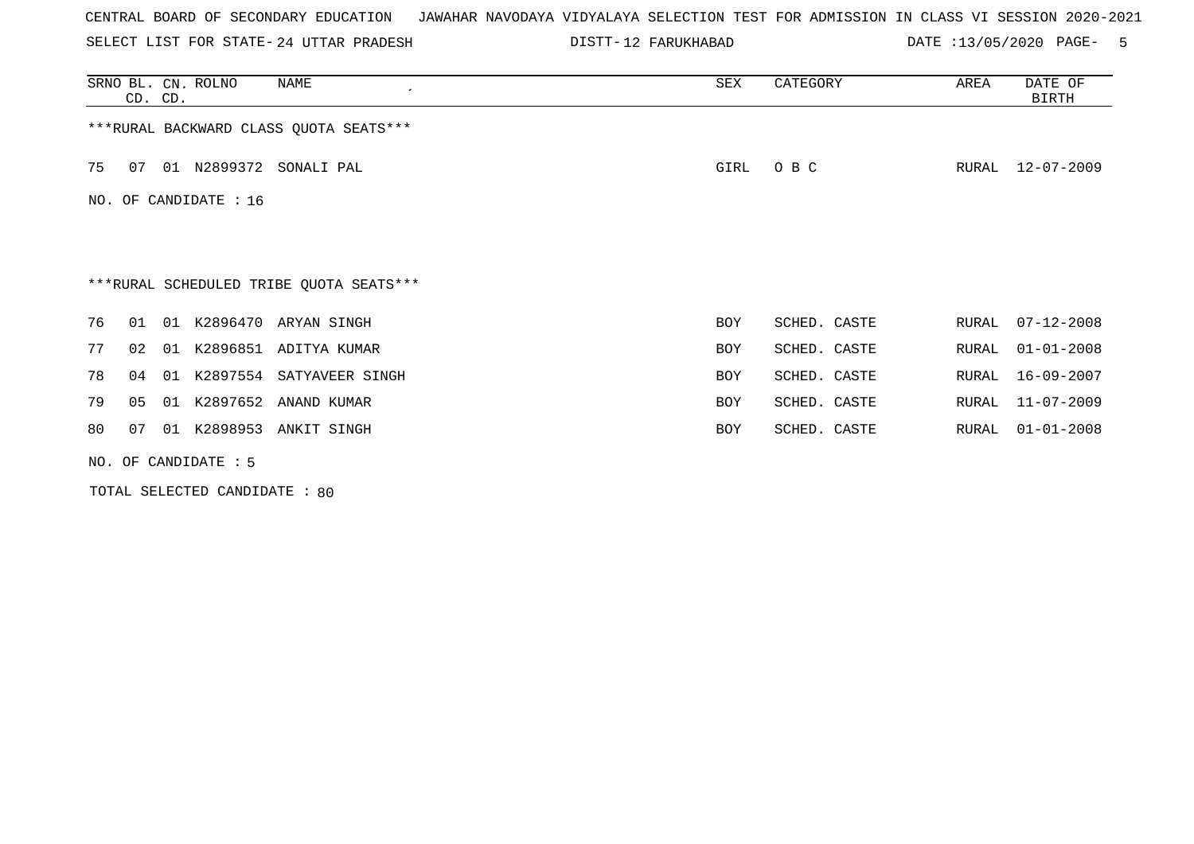CENTRAL BOARD OF SECONDARY EDUCATION JAWAHAR NAVODAYA VIDYALAYA SELECTION TEST FOR ADMISSION IN CLASS VI SESSION 2020-2021

SELECT LIST FOR STATE- 24 UTTAR PRADESH DISTT- 12 FARUKHABAD DATE :13/05/2020 PAGE- 5

| SRNO | BL. CD. | CN. CD. | ROLNO | NAME | SEX | CATEGORY | AREA | DATE OF BIRTH |
|---|---|---|---|---|---|---|---|---|

***RURAL BACKWARD CLASS QUOTA SEATS***

| SRNO | BL. CD. | CN. CD. | ROLNO | NAME | SEX | CATEGORY | AREA | DATE OF BIRTH |
|---|---|---|---|---|---|---|---|---|
| 75 | 07 | 01 | N2899372 | SONALI PAL | GIRL | O B C | RURAL | 12-07-2009 |

NO. OF CANDIDATE : 16

***RURAL SCHEDULED TRIBE QUOTA SEATS***

| SRNO | BL. CD. | CN. CD. | ROLNO | NAME | SEX | CATEGORY | AREA | DATE OF BIRTH |
|---|---|---|---|---|---|---|---|---|
| 76 | 01 | 01 | K2896470 | ARYAN SINGH | BOY | SCHED. CASTE | RURAL | 07-12-2008 |
| 77 | 02 | 01 | K2896851 | ADITYA KUMAR | BOY | SCHED. CASTE | RURAL | 01-01-2008 |
| 78 | 04 | 01 | K2897554 | SATYAVEER SINGH | BOY | SCHED. CASTE | RURAL | 16-09-2007 |
| 79 | 05 | 01 | K2897652 | ANAND KUMAR | BOY | SCHED. CASTE | RURAL | 11-07-2009 |
| 80 | 07 | 01 | K2898953 | ANKIT SINGH | BOY | SCHED. CASTE | RURAL | 01-01-2008 |

NO. OF CANDIDATE : 5

TOTAL SELECTED CANDIDATE : 80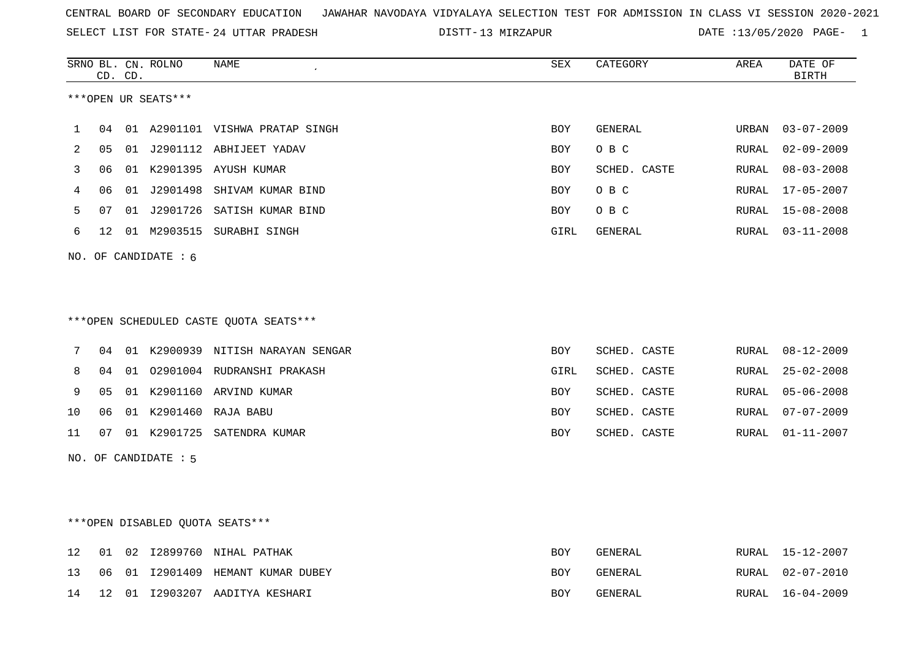CENTRAL BOARD OF SECONDARY EDUCATION JAWAHAR NAVODAYA VIDYALAYA SELECTION TEST FOR ADMISSION IN CLASS VI SESSION 2020-2021

SELECT LIST FOR STATE- 24 UTTAR PRADESH DISTT- 13 MIRZAPUR DATE :13/05/2020

***OPEN UR SEATS***

| SRNO | BL. CD. | CN. CD. | ROLNO | NAME | SEX | CATEGORY | AREA | DATE OF BIRTH |
|---|---|---|---|---|---|---|---|---|
| 1 | 04 | 01 | A2901101 | VISHWA PRATAP SINGH | BOY | GENERAL | URBAN | 03-07-2009 |
| 2 | 05 | 01 | J2901112 | ABHIJEET YADAV | BOY | O B C | RURAL | 02-09-2009 |
| 3 | 06 | 01 | K2901395 | AYUSH KUMAR | BOY | SCHED. CASTE | RURAL | 08-03-2008 |
| 4 | 06 | 01 | J2901498 | SHIVAM KUMAR BIND | BOY | O B C | RURAL | 17-05-2007 |
| 5 | 07 | 01 | J2901726 | SATISH KUMAR BIND | BOY | O B C | RURAL | 15-08-2008 |
| 6 | 12 | 01 | M2903515 | SURABHI SINGH | GIRL | GENERAL | RURAL | 03-11-2008 |

NO. OF CANDIDATE : 6

***OPEN SCHEDULED CASTE QUOTA SEATS***

| SRNO | BL. CD. | CN. CD. | ROLNO | NAME | SEX | CATEGORY | AREA | DATE OF BIRTH |
|---|---|---|---|---|---|---|---|---|
| 7 | 04 | 01 | K2900939 | NITISH NARAYAN SENGAR | BOY | SCHED. CASTE | RURAL | 08-12-2009 |
| 8 | 04 | 01 | O2901004 | RUDRANSHI PRAKASH | GIRL | SCHED. CASTE | RURAL | 25-02-2008 |
| 9 | 05 | 01 | K2901160 | ARVIND KUMAR | BOY | SCHED. CASTE | RURAL | 05-06-2008 |
| 10 | 06 | 01 | K2901460 | RAJA BABU | BOY | SCHED. CASTE | RURAL | 07-07-2009 |
| 11 | 07 | 01 | K2901725 | SATENDRA KUMAR | BOY | SCHED. CASTE | RURAL | 01-11-2007 |

NO. OF CANDIDATE : 5

***OPEN DISABLED QUOTA SEATS***

| SRNO | BL. CD. | CN. CD. | ROLNO | NAME | SEX | CATEGORY | AREA | DATE OF BIRTH |
|---|---|---|---|---|---|---|---|---|
| 12 | 01 | 02 | I2899760 | NIHAL PATHAK | BOY | GENERAL | RURAL | 15-12-2007 |
| 13 | 06 | 01 | I2901409 | HEMANT KUMAR DUBEY | BOY | GENERAL | RURAL | 02-07-2010 |
| 14 | 12 | 01 | I2903207 | AADITYA KESHARI | BOY | GENERAL | RURAL | 16-04-2009 |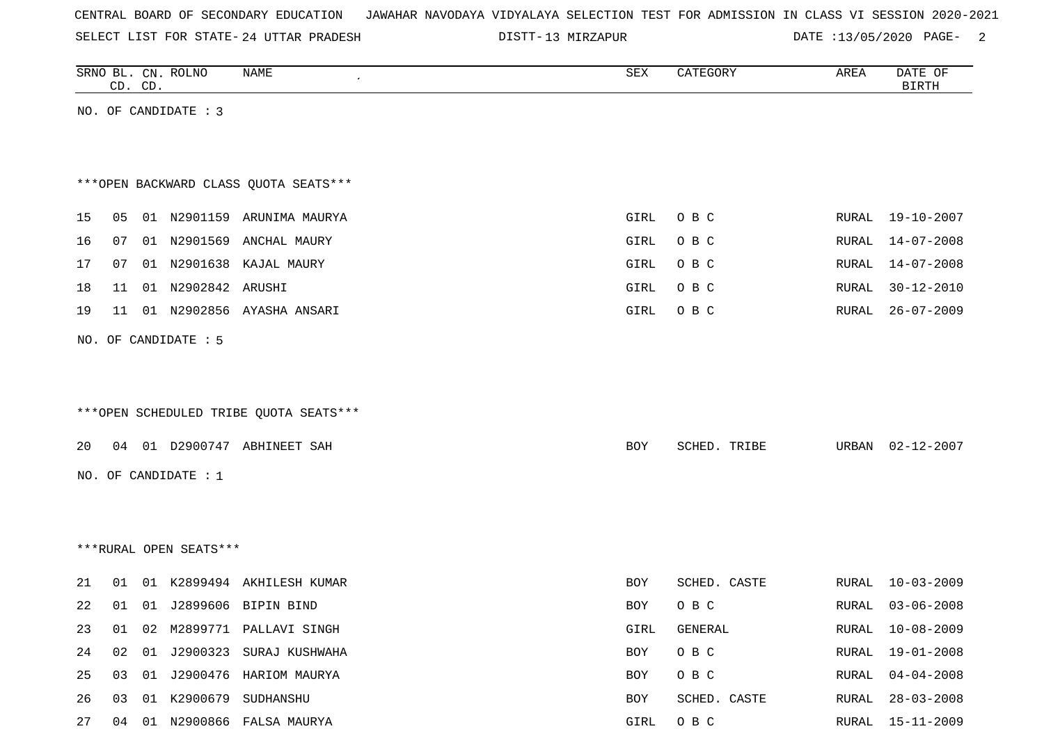CENTRAL BOARD OF SECONDARY EDUCATION JAWAHAR NAVODAYA VIDYALAYA SELECTION TEST FOR ADMISSION IN CLASS VI SESSION 2020-2021

SELECT LIST FOR STATE- 24 UTTAR PRADESH DISTT- 13 MIRZAPUR DATE :13/05/2020

| SRNO | BL. CD. | CN. CD. | ROLNO | NAME | SEX | CATEGORY | AREA | DATE OF BIRTH |
|---|---|---|---|---|---|---|---|---|

NO. OF CANDIDATE : 3

***OPEN BACKWARD CLASS QUOTA SEATS***

| SRNO | BL. CD. | CN. CD. | ROLNO | NAME | SEX | CATEGORY | AREA | DATE OF BIRTH |
|---|---|---|---|---|---|---|---|---|
| 15 | 05 | 01 | N2901159 | ARUNIMA MAURYA | GIRL | O B C | RURAL | 19-10-2007 |
| 16 | 07 | 01 | N2901569 | ANCHAL MAURY | GIRL | O B C | RURAL | 14-07-2008 |
| 17 | 07 | 01 | N2901638 | KAJAL MAURY | GIRL | O B C | RURAL | 14-07-2008 |
| 18 | 11 | 01 | N2902842 | ARUSHI | GIRL | O B C | RURAL | 30-12-2010 |
| 19 | 11 | 01 | N2902856 | AYASHA ANSARI | GIRL | O B C | RURAL | 26-07-2009 |

NO. OF CANDIDATE : 5

***OPEN SCHEDULED TRIBE QUOTA SEATS***

| SRNO | BL. CD. | CN. CD. | ROLNO | NAME | SEX | CATEGORY | AREA | DATE OF BIRTH |
|---|---|---|---|---|---|---|---|---|
| 20 | 04 | 01 | D2900747 | ABHINEET SAH | BOY | SCHED. TRIBE | URBAN | 02-12-2007 |

NO. OF CANDIDATE : 1

***RURAL OPEN SEATS***

| SRNO | BL. CD. | CN. CD. | ROLNO | NAME | SEX | CATEGORY | AREA | DATE OF BIRTH |
|---|---|---|---|---|---|---|---|---|
| 21 | 01 | 01 | K2899494 | AKHILESH KUMAR | BOY | SCHED. CASTE | RURAL | 10-03-2009 |
| 22 | 01 | 01 | J2899606 | BIPIN BIND | BOY | O B C | RURAL | 03-06-2008 |
| 23 | 01 | 02 | M2899771 | PALLAVI SINGH | GIRL | GENERAL | RURAL | 10-08-2009 |
| 24 | 02 | 01 | J2900323 | SURAJ KUSHWAHA | BOY | O B C | RURAL | 19-01-2008 |
| 25 | 03 | 01 | J2900476 | HARIOM MAURYA | BOY | O B C | RURAL | 04-04-2008 |
| 26 | 03 | 01 | K2900679 | SUDHANSHU | BOY | SCHED. CASTE | RURAL | 28-03-2008 |
| 27 | 04 | 01 | N2900866 | FALSA MAURYA | GIRL | O B C | RURAL | 15-11-2009 |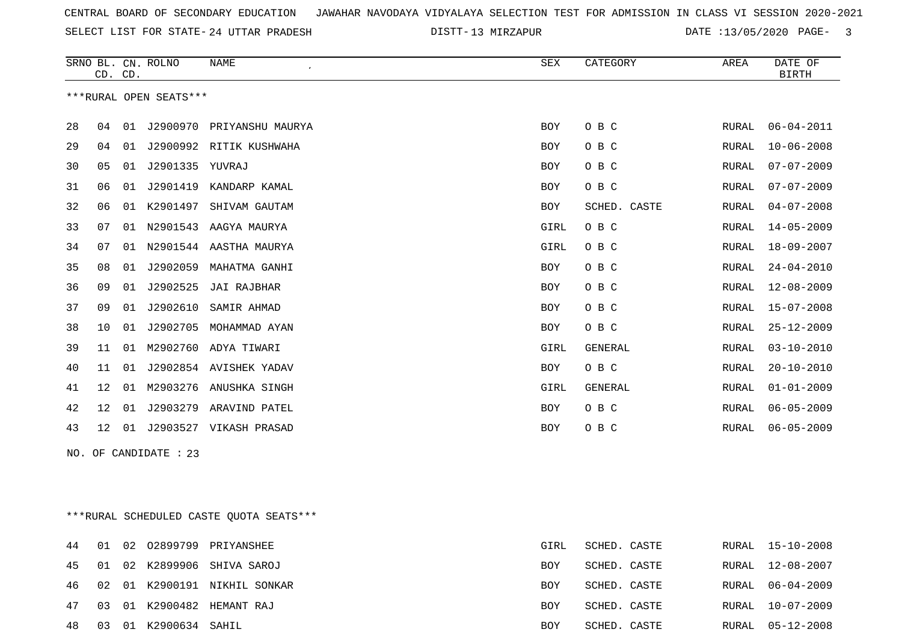CENTRAL BOARD OF SECONDARY EDUCATION JAWAHAR NAVODAYA VIDYALAYA SELECTION TEST FOR ADMISSION IN CLASS VI SESSION 2020-2021

SELECT LIST FOR STATE- 24 UTTAR PRADESH DISTT- 13 MIRZAPUR DATE :13/05/2020

***RURAL OPEN SEATS***

| SRNO | BL. CD. | CN. CD. | ROLNO | NAME | SEX | CATEGORY | AREA | DATE OF BIRTH |
|---|---|---|---|---|---|---|---|---|
| 28 | 04 | 01 | J2900970 | PRIYANSHU MAURYA | BOY | O B C | RURAL | 06-04-2011 |
| 29 | 04 | 01 | J2900992 | RITIK KUSHWAHA | BOY | O B C | RURAL | 10-06-2008 |
| 30 | 05 | 01 | J2901335 | YUVRAJ | BOY | O B C | RURAL | 07-07-2009 |
| 31 | 06 | 01 | J2901419 | KANDARP KAMAL | BOY | O B C | RURAL | 07-07-2009 |
| 32 | 06 | 01 | K2901497 | SHIVAM GAUTAM | BOY | SCHED. CASTE | RURAL | 04-07-2008 |
| 33 | 07 | 01 | N2901543 | AAGYA MAURYA | GIRL | O B C | RURAL | 14-05-2009 |
| 34 | 07 | 01 | N2901544 | AASTHA MAURYA | GIRL | O B C | RURAL | 18-09-2007 |
| 35 | 08 | 01 | J2902059 | MAHATMA GANHI | BOY | O B C | RURAL | 24-04-2010 |
| 36 | 09 | 01 | J2902525 | JAI RAJBHAR | BOY | O B C | RURAL | 12-08-2009 |
| 37 | 09 | 01 | J2902610 | SAMIR AHMAD | BOY | O B C | RURAL | 15-07-2008 |
| 38 | 10 | 01 | J2902705 | MOHAMMAD AYAN | BOY | O B C | RURAL | 25-12-2009 |
| 39 | 11 | 01 | M2902760 | ADYA TIWARI | GIRL | GENERAL | RURAL | 03-10-2010 |
| 40 | 11 | 01 | J2902854 | AVISHEK YADAV | BOY | O B C | RURAL | 20-10-2010 |
| 41 | 12 | 01 | M2903276 | ANUSHKA SINGH | GIRL | GENERAL | RURAL | 01-01-2009 |
| 42 | 12 | 01 | J2903279 | ARAVIND PATEL | BOY | O B C | RURAL | 06-05-2009 |
| 43 | 12 | 01 | J2903527 | VIKASH PRASAD | BOY | O B C | RURAL | 06-05-2009 |

NO. OF CANDIDATE : 23

***RURAL SCHEDULED CASTE QUOTA SEATS***

| SRNO | BL. CD. | CN. CD. | ROLNO | NAME | SEX | CATEGORY | AREA | DATE OF BIRTH |
|---|---|---|---|---|---|---|---|---|
| 44 | 01 | 02 | O2899799 | PRIYANSHEE | GIRL | SCHED. CASTE | RURAL | 15-10-2008 |
| 45 | 01 | 02 | K2899906 | SHIVA SAROJ | BOY | SCHED. CASTE | RURAL | 12-08-2007 |
| 46 | 02 | 01 | K2900191 | NIKHIL SONKAR | BOY | SCHED. CASTE | RURAL | 06-04-2009 |
| 47 | 03 | 01 | K2900482 | HEMANT RAJ | BOY | SCHED. CASTE | RURAL | 10-07-2009 |
| 48 | 03 | 01 | K2900634 | SAHIL | BOY | SCHED. CASTE | RURAL | 05-12-2008 |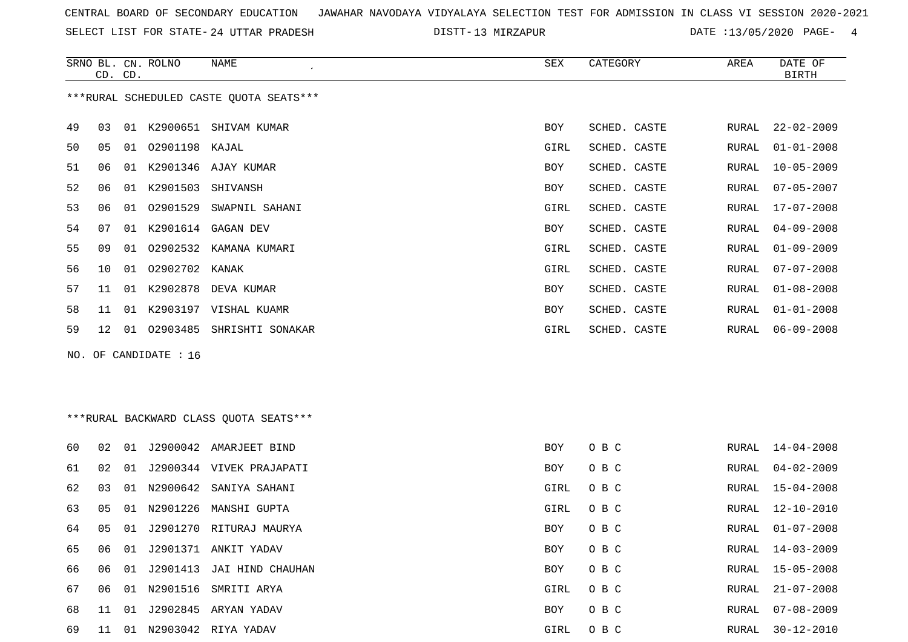CENTRAL BOARD OF SECONDARY EDUCATION JAWAHAR NAVODAYA VIDYALAYA SELECTION TEST FOR ADMISSION IN CLASS VI SESSION 2020-2021

SELECT LIST FOR STATE- 24 UTTAR PRADESH DISTT- 13 MIRZAPUR DATE :13/05/2020

***RURAL SCHEDULED CASTE QUOTA SEATS***

| SRNO | BL. CD. | CN. CD. | ROLNO | NAME | SEX | CATEGORY | AREA | DATE OF BIRTH |
|---|---|---|---|---|---|---|---|---|
| 49 | 03 | 01 | K2900651 | SHIVAM KUMAR | BOY | SCHED. CASTE | RURAL | 22-02-2009 |
| 50 | 05 | 01 | O2901198 | KAJAL | GIRL | SCHED. CASTE | RURAL | 01-01-2008 |
| 51 | 06 | 01 | K2901346 | AJAY KUMAR | BOY | SCHED. CASTE | RURAL | 10-05-2009 |
| 52 | 06 | 01 | K2901503 | SHIVANSH | BOY | SCHED. CASTE | RURAL | 07-05-2007 |
| 53 | 06 | 01 | O2901529 | SWAPNIL SAHANI | GIRL | SCHED. CASTE | RURAL | 17-07-2008 |
| 54 | 07 | 01 | K2901614 | GAGAN DEV | BOY | SCHED. CASTE | RURAL | 04-09-2008 |
| 55 | 09 | 01 | O2902532 | KAMANA KUMARI | GIRL | SCHED. CASTE | RURAL | 01-09-2009 |
| 56 | 10 | 01 | O2902702 | KANAK | GIRL | SCHED. CASTE | RURAL | 07-07-2008 |
| 57 | 11 | 01 | K2902878 | DEVA KUMAR | BOY | SCHED. CASTE | RURAL | 01-08-2008 |
| 58 | 11 | 01 | K2903197 | VISHAL KUAMR | BOY | SCHED. CASTE | RURAL | 01-01-2008 |
| 59 | 12 | 01 | O2903485 | SHRISHTI SONAKAR | GIRL | SCHED. CASTE | RURAL | 06-09-2008 |

NO. OF CANDIDATE : 16

***RURAL BACKWARD CLASS QUOTA SEATS***

| SRNO | BL. CD. | CN. CD. | ROLNO | NAME | SEX | CATEGORY | AREA | DATE OF BIRTH |
|---|---|---|---|---|---|---|---|---|
| 60 | 02 | 01 | J2900042 | AMARJEET BIND | BOY | O B C | RURAL | 14-04-2008 |
| 61 | 02 | 01 | J2900344 | VIVEK PRAJAPATI | BOY | O B C | RURAL | 04-02-2009 |
| 62 | 03 | 01 | N2900642 | SANIYA SAHANI | GIRL | O B C | RURAL | 15-04-2008 |
| 63 | 05 | 01 | N2901226 | MANSHI GUPTA | GIRL | O B C | RURAL | 12-10-2010 |
| 64 | 05 | 01 | J2901270 | RITURAJ MAURYA | BOY | O B C | RURAL | 01-07-2008 |
| 65 | 06 | 01 | J2901371 | ANKIT YADAV | BOY | O B C | RURAL | 14-03-2009 |
| 66 | 06 | 01 | J2901413 | JAI HIND CHAUHAN | BOY | O B C | RURAL | 15-05-2008 |
| 67 | 06 | 01 | N2901516 | SMRITI ARYA | GIRL | O B C | RURAL | 21-07-2008 |
| 68 | 11 | 01 | J2902845 | ARYAN YADAV | BOY | O B C | RURAL | 07-08-2009 |
| 69 | 11 | 01 | N2903042 | RIYA YADAV | GIRL | O B C | RURAL | 30-12-2010 |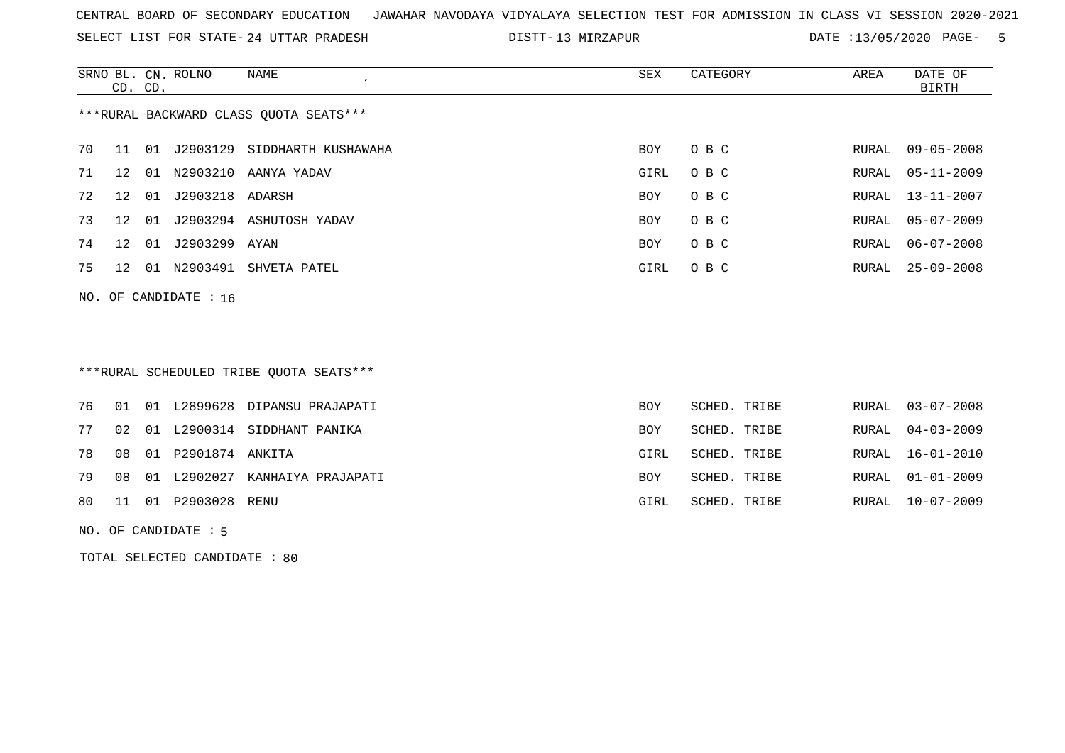CENTRAL BOARD OF SECONDARY EDUCATION JAWAHAR NAVODAYA VIDYALAYA SELECTION TEST FOR ADMISSION IN CLASS VI SESSION 2020-2021

SELECT LIST FOR STATE- 24 UTTAR PRADESH DISTT- 13 MIRZAPUR DATE :13/05/2020

***RURAL BACKWARD CLASS QUOTA SEATS***

| SRNO | BL. CD. | CN. CD. | ROLNO | NAME | SEX | CATEGORY | AREA | DATE OF BIRTH |
|---|---|---|---|---|---|---|---|---|
| 70 | 11 | 01 | J2903129 | SIDDHARTH KUSHAWAHA | BOY | O B C | RURAL | 09-05-2008 |
| 71 | 12 | 01 | N2903210 | AANYA YADAV | GIRL | O B C | RURAL | 05-11-2009 |
| 72 | 12 | 01 | J2903218 | ADARSH | BOY | O B C | RURAL | 13-11-2007 |
| 73 | 12 | 01 | J2903294 | ASHUTOSH YADAV | BOY | O B C | RURAL | 05-07-2009 |
| 74 | 12 | 01 | J2903299 | AYAN | BOY | O B C | RURAL | 06-07-2008 |
| 75 | 12 | 01 | N2903491 | SHVETA PATEL | GIRL | O B C | RURAL | 25-09-2008 |

NO. OF CANDIDATE : 16

***RURAL SCHEDULED TRIBE QUOTA SEATS***

| SRNO | BL. CD. | CN. CD. | ROLNO | NAME | SEX | CATEGORY | AREA | DATE OF BIRTH |
|---|---|---|---|---|---|---|---|---|
| 76 | 01 | 01 | L2899628 | DIPANSU PRAJAPATI | BOY | SCHED. TRIBE | RURAL | 03-07-2008 |
| 77 | 02 | 01 | L2900314 | SIDDHANT PANIKA | BOY | SCHED. TRIBE | RURAL | 04-03-2009 |
| 78 | 08 | 01 | P2901874 | ANKITA | GIRL | SCHED. TRIBE | RURAL | 16-01-2010 |
| 79 | 08 | 01 | L2902027 | KANHAIYA PRAJAPATI | BOY | SCHED. TRIBE | RURAL | 01-01-2009 |
| 80 | 11 | 01 | P2903028 | RENU | GIRL | SCHED. TRIBE | RURAL | 10-07-2009 |

NO. OF CANDIDATE : 5

TOTAL SELECTED CANDIDATE : 80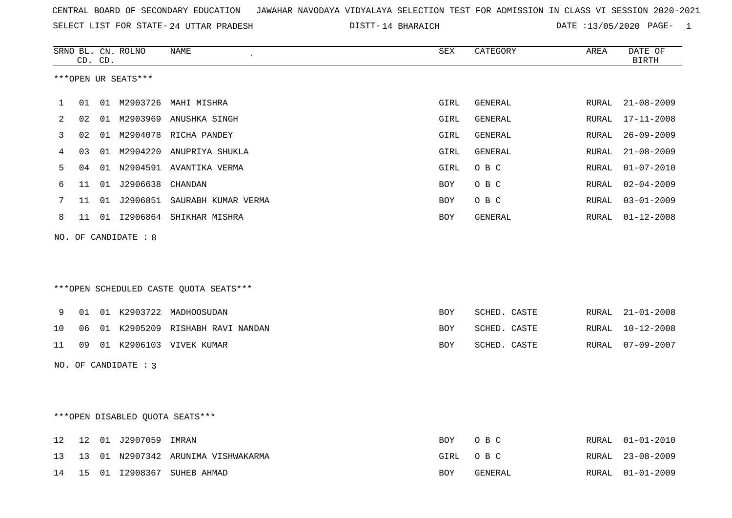CENTRAL BOARD OF SECONDARY EDUCATION JAWAHAR NAVODAYA VIDYALAYA SELECTION TEST FOR ADMISSION IN CLASS VI SESSION 2020-2021

SELECT LIST FOR STATE- 24 UTTAR PRADESH DISTT- 14 BHARAICH DATE :13/05/2020

***OPEN UR SEATS***

| SRNO | BL. CD. | CN. CD. | ROLNO | NAME | SEX | CATEGORY | AREA | DATE OF BIRTH |
|---|---|---|---|---|---|---|---|---|
| 1 | 01 | 01 | M2903726 | MAHI MISHRA | GIRL | GENERAL | RURAL | 21-08-2009 |
| 2 | 02 | 01 | M2903969 | ANUSHKA SINGH | GIRL | GENERAL | RURAL | 17-11-2008 |
| 3 | 02 | 01 | M2904078 | RICHA PANDEY | GIRL | GENERAL | RURAL | 26-09-2009 |
| 4 | 03 | 01 | M2904220 | ANUPRIYA SHUKLA | GIRL | GENERAL | RURAL | 21-08-2009 |
| 5 | 04 | 01 | N2904591 | AVANTIKA VERMA | GIRL | O B C | RURAL | 01-07-2010 |
| 6 | 11 | 01 | J2906638 | CHANDAN | BOY | O B C | RURAL | 02-04-2009 |
| 7 | 11 | 01 | J2906851 | SAURABH KUMAR VERMA | BOY | O B C | RURAL | 03-01-2009 |
| 8 | 11 | 01 | I2906864 | SHIKHAR MISHRA | BOY | GENERAL | RURAL | 01-12-2008 |

NO. OF CANDIDATE : 8

***OPEN SCHEDULED CASTE QUOTA SEATS***

| SRNO | BL. CD. | CN. CD. | ROLNO | NAME | SEX | CATEGORY | AREA | DATE OF BIRTH |
|---|---|---|---|---|---|---|---|---|
| 9 | 01 | 01 | K2903722 | MADHOOSUDAN | BOY | SCHED. CASTE | RURAL | 21-01-2008 |
| 10 | 06 | 01 | K2905209 | RISHABH RAVI NANDAN | BOY | SCHED. CASTE | RURAL | 10-12-2008 |
| 11 | 09 | 01 | K2906103 | VIVEK KUMAR | BOY | SCHED. CASTE | RURAL | 07-09-2007 |

NO. OF CANDIDATE : 3

***OPEN DISABLED QUOTA SEATS***

| SRNO | BL. CD. | CN. CD. | ROLNO | NAME | SEX | CATEGORY | AREA | DATE OF BIRTH |
|---|---|---|---|---|---|---|---|---|
| 12 | 12 | 01 | J2907059 | IMRAN | BOY | O B C | RURAL | 01-01-2010 |
| 13 | 13 | 01 | N2907342 | ARUNIMA VISHWAKARMA | GIRL | O B C | RURAL | 23-08-2009 |
| 14 | 15 | 01 | I2908367 | SUHEB AHMAD | BOY | GENERAL | RURAL | 01-01-2009 |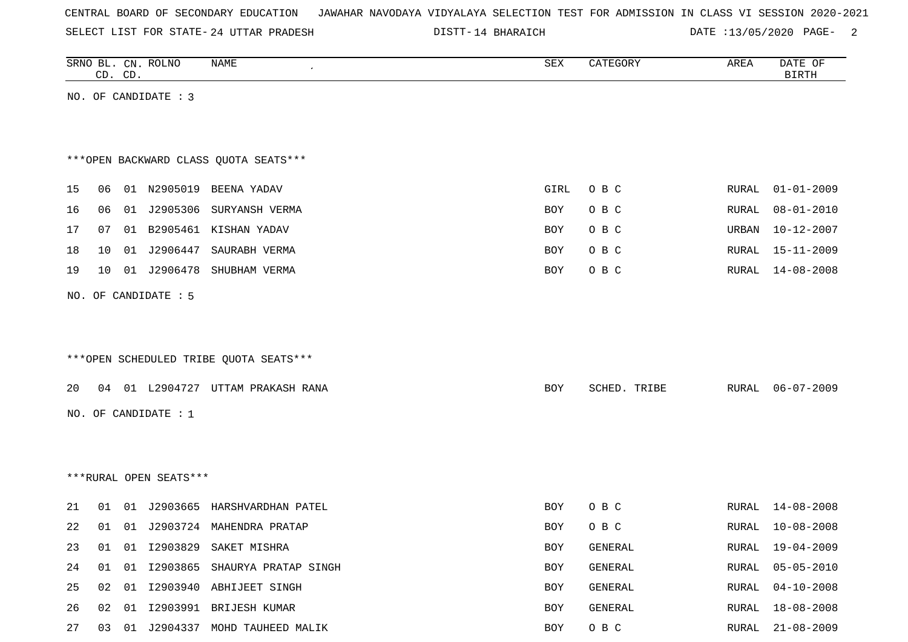CENTRAL BOARD OF SECONDARY EDUCATION JAWAHAR NAVODAYA VIDYALAYA SELECTION TEST FOR ADMISSION IN CLASS VI SESSION 2020-2021

SELECT LIST FOR STATE- 24 UTTAR PRADESH DISTT- 14 BHARAICH DATE :13/05/2020

| SRNO | BL. CD. | CN. CD. | ROLNO | NAME | SEX | CATEGORY | AREA | DATE OF BIRTH |
|---|---|---|---|---|---|---|---|---|

NO. OF CANDIDATE : 3

***OPEN BACKWARD CLASS QUOTA SEATS***

| SRNO | BL. CD. | CN. CD. | ROLNO | NAME | SEX | CATEGORY | AREA | DATE OF BIRTH |
|---|---|---|---|---|---|---|---|---|
| 15 | 06 | 01 | N2905019 | BEENA YADAV | GIRL | O B C | RURAL | 01-01-2009 |
| 16 | 06 | 01 | J2905306 | SURYANSH VERMA | BOY | O B C | RURAL | 08-01-2010 |
| 17 | 07 | 01 | B2905461 | KISHAN YADAV | BOY | O B C | URBAN | 10-12-2007 |
| 18 | 10 | 01 | J2906447 | SAURABH VERMA | BOY | O B C | RURAL | 15-11-2009 |
| 19 | 10 | 01 | J2906478 | SHUBHAM VERMA | BOY | O B C | RURAL | 14-08-2008 |

NO. OF CANDIDATE : 5

***OPEN SCHEDULED TRIBE QUOTA SEATS***

| SRNO | BL. CD. | CN. CD. | ROLNO | NAME | SEX | CATEGORY | AREA | DATE OF BIRTH |
|---|---|---|---|---|---|---|---|---|
| 20 | 04 | 01 | L2904727 | UTTAM PRAKASH RANA | BOY | SCHED. TRIBE | RURAL | 06-07-2009 |

NO. OF CANDIDATE : 1

***RURAL OPEN SEATS***

| SRNO | BL. CD. | CN. CD. | ROLNO | NAME | SEX | CATEGORY | AREA | DATE OF BIRTH |
|---|---|---|---|---|---|---|---|---|
| 21 | 01 | 01 | J2903665 | HARSHVARDHAN PATEL | BOY | O B C | RURAL | 14-08-2008 |
| 22 | 01 | 01 | J2903724 | MAHENDRA PRATAP | BOY | O B C | RURAL | 10-08-2008 |
| 23 | 01 | 01 | I2903829 | SAKET MISHRA | BOY | GENERAL | RURAL | 19-04-2009 |
| 24 | 01 | 01 | I2903865 | SHAURYA PRATAP SINGH | BOY | GENERAL | RURAL | 05-05-2010 |
| 25 | 02 | 01 | I2903940 | ABHIJEET SINGH | BOY | GENERAL | RURAL | 04-10-2008 |
| 26 | 02 | 01 | I2903991 | BRIJESH KUMAR | BOY | GENERAL | RURAL | 18-08-2008 |
| 27 | 03 | 01 | J2904337 | MOHD TAUHEED MALIK | BOY | O B C | RURAL | 21-08-2009 |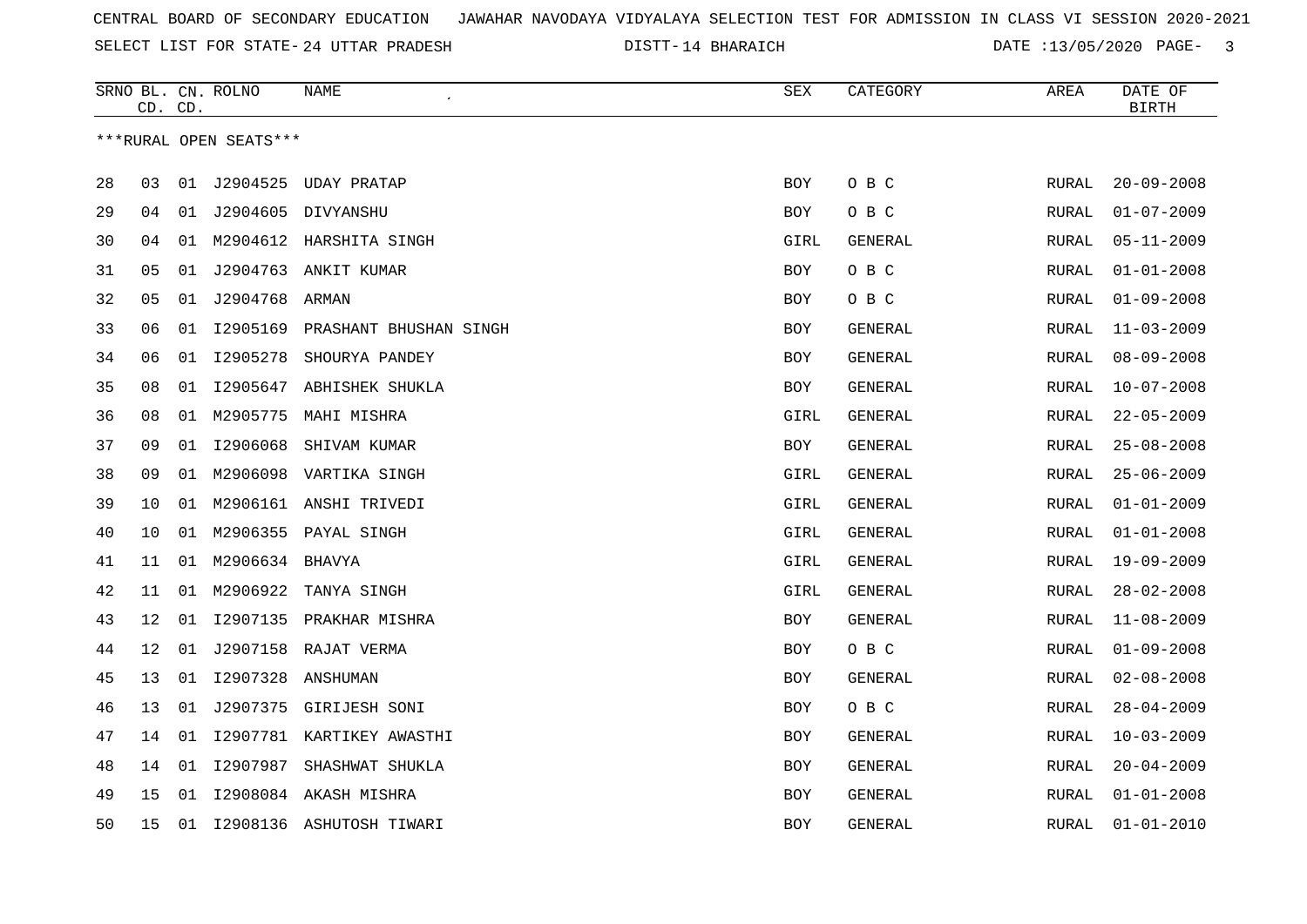CENTRAL BOARD OF SECONDARY EDUCATION JAWAHAR NAVODAYA VIDYALAYA SELECTION TEST FOR ADMISSION IN CLASS VI SESSION 2020-2021

SELECT LIST FOR STATE- 24 UTTAR PRADESH DISTT- 14 BHARAICH DATE :13/05/2020

| SRNO | BL. CD. | CN. CD. | ROLNO | NAME | SEX | CATEGORY | AREA | DATE OF BIRTH |
|---|---|---|---|---|---|---|---|---|

***RURAL OPEN SEATS***

| SRNO | BL. CD. | CN. CD. | ROLNO | NAME | SEX | CATEGORY | AREA | DATE OF BIRTH |
|---|---|---|---|---|---|---|---|---|
| 28 | 03 | 01 | J2904525 | UDAY PRATAP | BOY | O B C | RURAL | 20-09-2008 |
| 29 | 04 | 01 | J2904605 | DIVYANSHU | BOY | O B C | RURAL | 01-07-2009 |
| 30 | 04 | 01 | M2904612 | HARSHITA SINGH | GIRL | GENERAL | RURAL | 05-11-2009 |
| 31 | 05 | 01 | J2904763 | ANKIT KUMAR | BOY | O B C | RURAL | 01-01-2008 |
| 32 | 05 | 01 | J2904768 | ARMAN | BOY | O B C | RURAL | 01-09-2008 |
| 33 | 06 | 01 | I2905169 | PRASHANT BHUSHAN SINGH | BOY | GENERAL | RURAL | 11-03-2009 |
| 34 | 06 | 01 | I2905278 | SHOURYA PANDEY | BOY | GENERAL | RURAL | 08-09-2008 |
| 35 | 08 | 01 | I2905647 | ABHISHEK SHUKLA | BOY | GENERAL | RURAL | 10-07-2008 |
| 36 | 08 | 01 | M2905775 | MAHI MISHRA | GIRL | GENERAL | RURAL | 22-05-2009 |
| 37 | 09 | 01 | I2906068 | SHIVAM KUMAR | BOY | GENERAL | RURAL | 25-08-2008 |
| 38 | 09 | 01 | M2906098 | VARTIKA SINGH | GIRL | GENERAL | RURAL | 25-06-2009 |
| 39 | 10 | 01 | M2906161 | ANSHI TRIVEDI | GIRL | GENERAL | RURAL | 01-01-2009 |
| 40 | 10 | 01 | M2906355 | PAYAL SINGH | GIRL | GENERAL | RURAL | 01-01-2008 |
| 41 | 11 | 01 | M2906634 | BHAVYA | GIRL | GENERAL | RURAL | 19-09-2009 |
| 42 | 11 | 01 | M2906922 | TANYA SINGH | GIRL | GENERAL | RURAL | 28-02-2008 |
| 43 | 12 | 01 | I2907135 | PRAKHAR MISHRA | BOY | GENERAL | RURAL | 11-08-2009 |
| 44 | 12 | 01 | J2907158 | RAJAT VERMA | BOY | O B C | RURAL | 01-09-2008 |
| 45 | 13 | 01 | I2907328 | ANSHUMAN | BOY | GENERAL | RURAL | 02-08-2008 |
| 46 | 13 | 01 | J2907375 | GIRIJESH SONI | BOY | O B C | RURAL | 28-04-2009 |
| 47 | 14 | 01 | I2907781 | KARTIKEY AWASTHI | BOY | GENERAL | RURAL | 10-03-2009 |
| 48 | 14 | 01 | I2907987 | SHASHWAT SHUKLA | BOY | GENERAL | RURAL | 20-04-2009 |
| 49 | 15 | 01 | I2908084 | AKASH MISHRA | BOY | GENERAL | RURAL | 01-01-2008 |
| 50 | 15 | 01 | I2908136 | ASHUTOSH TIWARI | BOY | GENERAL | RURAL | 01-01-2010 |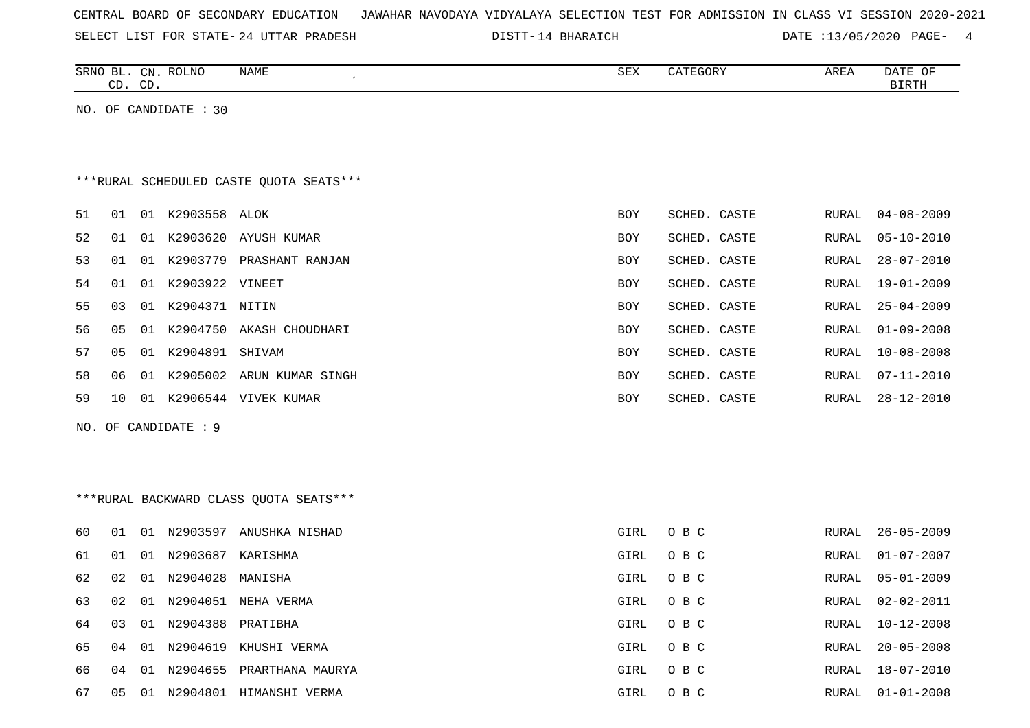CENTRAL BOARD OF SECONDARY EDUCATION JAWAHAR NAVODAYA VIDYALAYA SELECTION TEST FOR ADMISSION IN CLASS VI SESSION 2020-2021

SELECT LIST FOR STATE- 24 UTTAR PRADESH DISTT- 14 BHARAICH DATE :13/05/2020

NO. OF CANDIDATE : 30

***RURAL SCHEDULED CASTE QUOTA SEATS***

| SRNO | BL. CD. | CN. CD. | ROLNO | NAME | SEX | CATEGORY | AREA | DATE OF BIRTH |
|---|---|---|---|---|---|---|---|---|
| 51 | 01 | 01 | K2903558 | ALOK | BOY | SCHED. CASTE | RURAL | 04-08-2009 |
| 52 | 01 | 01 | K2903620 | AYUSH KUMAR | BOY | SCHED. CASTE | RURAL | 05-10-2010 |
| 53 | 01 | 01 | K2903779 | PRASHANT RANJAN | BOY | SCHED. CASTE | RURAL | 28-07-2010 |
| 54 | 01 | 01 | K2903922 | VINEET | BOY | SCHED. CASTE | RURAL | 19-01-2009 |
| 55 | 03 | 01 | K2904371 | NITIN | BOY | SCHED. CASTE | RURAL | 25-04-2009 |
| 56 | 05 | 01 | K2904750 | AKASH CHOUDHARI | BOY | SCHED. CASTE | RURAL | 01-09-2008 |
| 57 | 05 | 01 | K2904891 | SHIVAM | BOY | SCHED. CASTE | RURAL | 10-08-2008 |
| 58 | 06 | 01 | K2905002 | ARUN KUMAR SINGH | BOY | SCHED. CASTE | RURAL | 07-11-2010 |
| 59 | 10 | 01 | K2906544 | VIVEK KUMAR | BOY | SCHED. CASTE | RURAL | 28-12-2010 |

NO. OF CANDIDATE : 9

***RURAL BACKWARD CLASS QUOTA SEATS***

| SRNO | BL. CD. | CN. CD. | ROLNO | NAME | SEX | CATEGORY | AREA | DATE OF BIRTH |
|---|---|---|---|---|---|---|---|---|
| 60 | 01 | 01 | N2903597 | ANUSHKA NISHAD | GIRL | O B C | RURAL | 26-05-2009 |
| 61 | 01 | 01 | N2903687 | KARISHMA | GIRL | O B C | RURAL | 01-07-2007 |
| 62 | 02 | 01 | N2904028 | MANISHA | GIRL | O B C | RURAL | 05-01-2009 |
| 63 | 02 | 01 | N2904051 | NEHA VERMA | GIRL | O B C | RURAL | 02-02-2011 |
| 64 | 03 | 01 | N2904388 | PRATIBHA | GIRL | O B C | RURAL | 10-12-2008 |
| 65 | 04 | 01 | N2904619 | KHUSHI VERMA | GIRL | O B C | RURAL | 20-05-2008 |
| 66 | 04 | 01 | N2904655 | PRARTHANA MAURYA | GIRL | O B C | RURAL | 18-07-2010 |
| 67 | 05 | 01 | N2904801 | HIMANSHI VERMA | GIRL | O B C | RURAL | 01-01-2008 |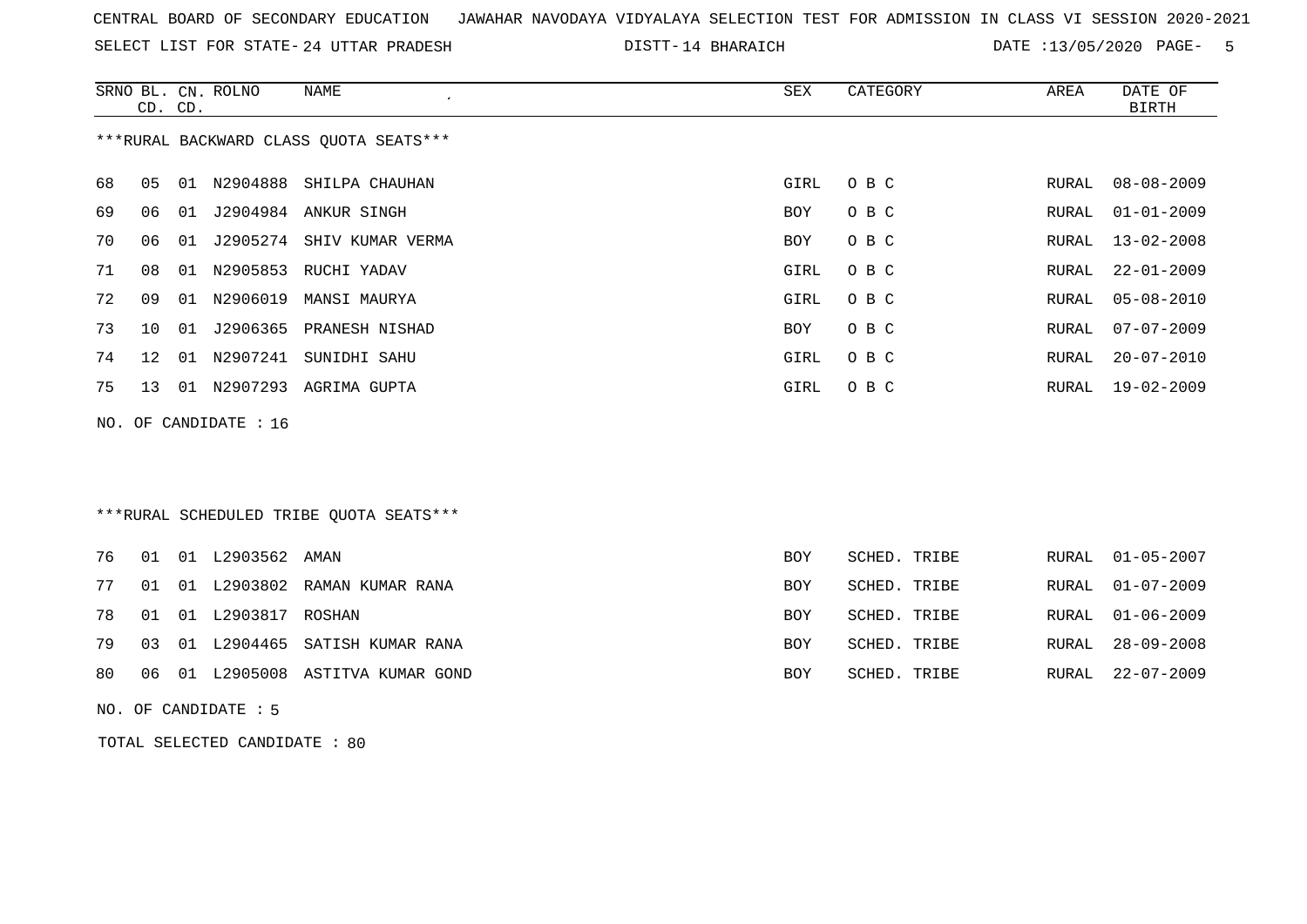CENTRAL BOARD OF SECONDARY EDUCATION JAWAHAR NAVODAYA VIDYALAYA SELECTION TEST FOR ADMISSION IN CLASS VI SESSION 2020-2021

SELECT LIST FOR STATE- 24 UTTAR PRADESH DISTT- 14 BHARAICH DATE :13/05/2020

***RURAL BACKWARD CLASS QUOTA SEATS***

| SRNO | BL. CD. | CN. CD. | ROLNO | NAME | SEX | CATEGORY | AREA | DATE OF BIRTH |
|---|---|---|---|---|---|---|---|---|
| 68 | 05 | 01 | N2904888 | SHILPA CHAUHAN | GIRL | O B C | RURAL | 08-08-2009 |
| 69 | 06 | 01 | J2904984 | ANKUR SINGH | BOY | O B C | RURAL | 01-01-2009 |
| 70 | 06 | 01 | J2905274 | SHIV KUMAR VERMA | BOY | O B C | RURAL | 13-02-2008 |
| 71 | 08 | 01 | N2905853 | RUCHI YADAV | GIRL | O B C | RURAL | 22-01-2009 |
| 72 | 09 | 01 | N2906019 | MANSI MAURYA | GIRL | O B C | RURAL | 05-08-2010 |
| 73 | 10 | 01 | J2906365 | PRANESH NISHAD | BOY | O B C | RURAL | 07-07-2009 |
| 74 | 12 | 01 | N2907241 | SUNIDHI SAHU | GIRL | O B C | RURAL | 20-07-2010 |
| 75 | 13 | 01 | N2907293 | AGRIMA GUPTA | GIRL | O B C | RURAL | 19-02-2009 |

NO. OF CANDIDATE : 16

***RURAL SCHEDULED TRIBE QUOTA SEATS***

| SRNO | BL. CD. | CN. CD. | ROLNO | NAME | SEX | CATEGORY | AREA | DATE OF BIRTH |
|---|---|---|---|---|---|---|---|---|
| 76 | 01 | 01 | L2903562 | AMAN | BOY | SCHED. TRIBE | RURAL | 01-05-2007 |
| 77 | 01 | 01 | L2903802 | RAMAN KUMAR RANA | BOY | SCHED. TRIBE | RURAL | 01-07-2009 |
| 78 | 01 | 01 | L2903817 | ROSHAN | BOY | SCHED. TRIBE | RURAL | 01-06-2009 |
| 79 | 03 | 01 | L2904465 | SATISH KUMAR RANA | BOY | SCHED. TRIBE | RURAL | 28-09-2008 |
| 80 | 06 | 01 | L2905008 | ASTITVA KUMAR GOND | BOY | SCHED. TRIBE | RURAL | 22-07-2009 |

NO. OF CANDIDATE : 5

TOTAL SELECTED CANDIDATE : 80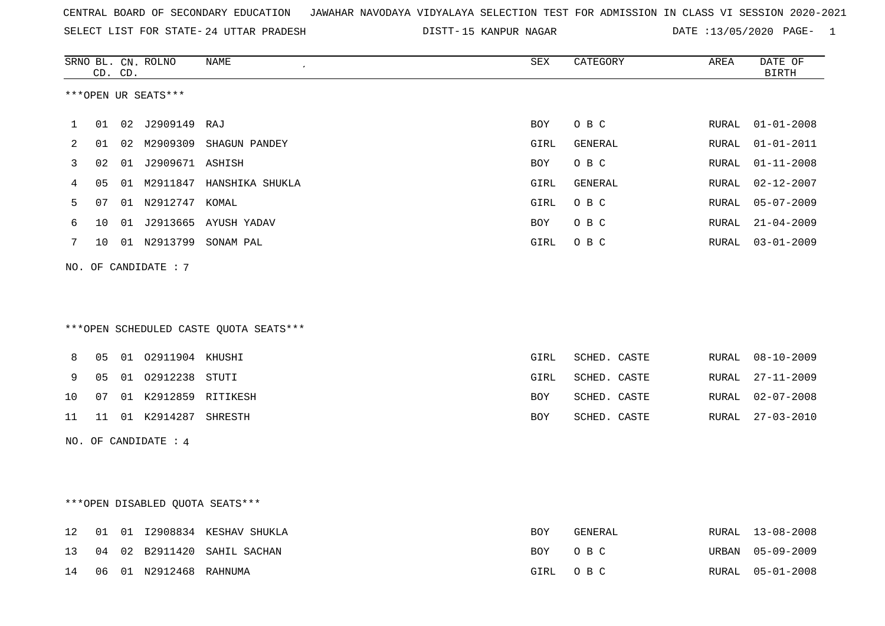CENTRAL BOARD OF SECONDARY EDUCATION JAWAHAR NAVODAYA VIDYALAYA SELECTION TEST FOR ADMISSION IN CLASS VI SESSION 2020-2021

SELECT LIST FOR STATE- 24 UTTAR PRADESH DISTT- 15 KANPUR NAGAR DATE :13/05/2020

| SRNO | BL. CD. | CN. CD. | ROLNO | NAME | SEX | CATEGORY | AREA | DATE OF BIRTH |
|---|---|---|---|---|---|---|---|---|

***OPEN UR SEATS***

| SRNO | BL. CD. | CN. CD. | ROLNO | NAME | SEX | CATEGORY | AREA | DATE OF BIRTH |
|---|---|---|---|---|---|---|---|---|
| 1 | 01 | 02 | J2909149 | RAJ | BOY | O B C | RURAL | 01-01-2008 |
| 2 | 01 | 02 | M2909309 | SHAGUN PANDEY | GIRL | GENERAL | RURAL | 01-01-2011 |
| 3 | 02 | 01 | J2909671 | ASHISH | BOY | O B C | RURAL | 01-11-2008 |
| 4 | 05 | 01 | M2911847 | HANSHIKA SHUKLA | GIRL | GENERAL | RURAL | 02-12-2007 |
| 5 | 07 | 01 | N2912747 | KOMAL | GIRL | O B C | RURAL | 05-07-2009 |
| 6 | 10 | 01 | J2913665 | AYUSH YADAV | BOY | O B C | RURAL | 21-04-2009 |
| 7 | 10 | 01 | N2913799 | SONAM PAL | GIRL | O B C | RURAL | 03-01-2009 |

NO. OF CANDIDATE : 7

***OPEN SCHEDULED CASTE QUOTA SEATS***

| SRNO | BL. CD. | CN. CD. | ROLNO | NAME | SEX | CATEGORY | AREA | DATE OF BIRTH |
|---|---|---|---|---|---|---|---|---|
| 8 | 05 | 01 | O2911904 | KHUSHI | GIRL | SCHED. CASTE | RURAL | 08-10-2009 |
| 9 | 05 | 01 | O2912238 | STUTI | GIRL | SCHED. CASTE | RURAL | 27-11-2009 |
| 10 | 07 | 01 | K2912859 | RITIKESH | BOY | SCHED. CASTE | RURAL | 02-07-2008 |
| 11 | 11 | 01 | K2914287 | SHRESTH | BOY | SCHED. CASTE | RURAL | 27-03-2010 |

NO. OF CANDIDATE : 4

***OPEN DISABLED QUOTA SEATS***

| SRNO | BL. CD. | CN. CD. | ROLNO | NAME | SEX | CATEGORY | AREA | DATE OF BIRTH |
|---|---|---|---|---|---|---|---|---|
| 12 | 01 | 01 | I2908834 | KESHAV SHUKLA | BOY | GENERAL | RURAL | 13-08-2008 |
| 13 | 04 | 02 | B2911420 | SAHIL SACHAN | BOY | O B C | URBAN | 05-09-2009 |
| 14 | 06 | 01 | N2912468 | RAHNUMA | GIRL | O B C | RURAL | 05-01-2008 |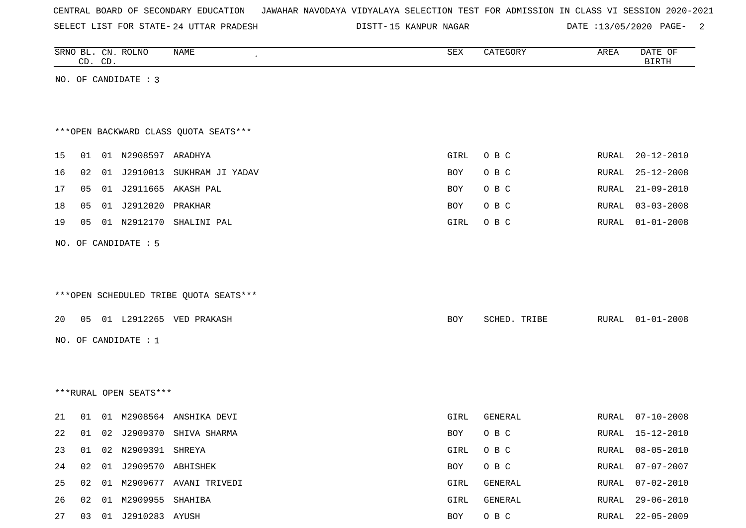CENTRAL BOARD OF SECONDARY EDUCATION JAWAHAR NAVODAYA VIDYALAYA SELECTION TEST FOR ADMISSION IN CLASS VI SESSION 2020-2021

SELECT LIST FOR STATE- 24 UTTAR PRADESH DISTT- 15 KANPUR NAGAR DATE :13/05/2020

| SRNO | BL. CD. | CN. CD. | ROLNO | NAME | SEX | CATEGORY | AREA | DATE OF BIRTH |
|---|---|---|---|---|---|---|---|---|

NO. OF CANDIDATE : 3

***OPEN BACKWARD CLASS QUOTA SEATS***

| SRNO | BL. CD. | CN. CD. | ROLNO | NAME | SEX | CATEGORY | AREA | DATE OF BIRTH |
|---|---|---|---|---|---|---|---|---|
| 15 | 01 | 01 | N2908597 | ARADHYA | GIRL | O B C | RURAL | 20-12-2010 |
| 16 | 02 | 01 | J2910013 | SUKHRAM JI YADAV | BOY | O B C | RURAL | 25-12-2008 |
| 17 | 05 | 01 | J2911665 | AKASH PAL | BOY | O B C | RURAL | 21-09-2010 |
| 18 | 05 | 01 | J2912020 | PRAKHAR | BOY | O B C | RURAL | 03-03-2008 |
| 19 | 05 | 01 | N2912170 | SHALINI PAL | GIRL | O B C | RURAL | 01-01-2008 |

NO. OF CANDIDATE : 5

***OPEN SCHEDULED TRIBE QUOTA SEATS***

| SRNO | BL. CD. | CN. CD. | ROLNO | NAME | SEX | CATEGORY | AREA | DATE OF BIRTH |
|---|---|---|---|---|---|---|---|---|
| 20 | 05 | 01 | L2912265 | VED PRAKASH | BOY | SCHED. TRIBE | RURAL | 01-01-2008 |

NO. OF CANDIDATE : 1

***RURAL OPEN SEATS***

| SRNO | BL. CD. | CN. CD. | ROLNO | NAME | SEX | CATEGORY | AREA | DATE OF BIRTH |
|---|---|---|---|---|---|---|---|---|
| 21 | 01 | 01 | M2908564 | ANSHIKA DEVI | GIRL | GENERAL | RURAL | 07-10-2008 |
| 22 | 01 | 02 | J2909370 | SHIVA SHARMA | BOY | O B C | RURAL | 15-12-2010 |
| 23 | 01 | 02 | N2909391 | SHREYA | GIRL | O B C | RURAL | 08-05-2010 |
| 24 | 02 | 01 | J2909570 | ABHISHEK | BOY | O B C | RURAL | 07-07-2007 |
| 25 | 02 | 01 | M2909677 | AVANI TRIVEDI | GIRL | GENERAL | RURAL | 07-02-2010 |
| 26 | 02 | 01 | M2909955 | SHAHIBA | GIRL | GENERAL | RURAL | 29-06-2010 |
| 27 | 03 | 01 | J2910283 | AYUSH | BOY | O B C | RURAL | 22-05-2009 |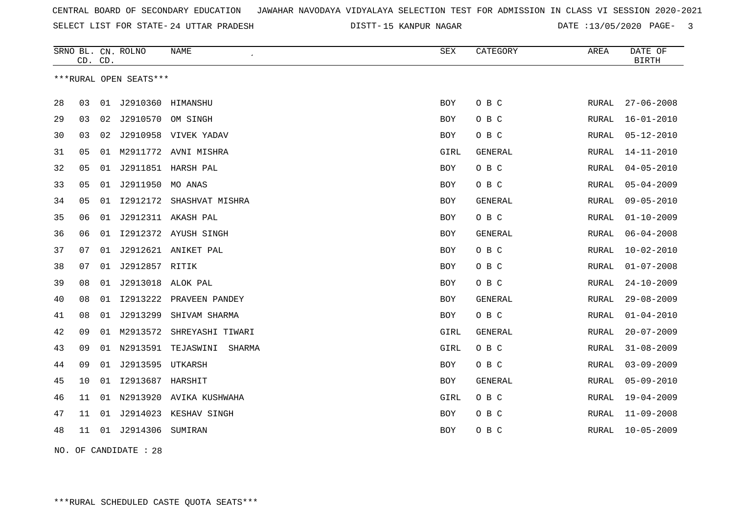CENTRAL BOARD OF SECONDARY EDUCATION JAWAHAR NAVODAYA VIDYALAYA SELECTION TEST FOR ADMISSION IN CLASS VI SESSION 2020-2021

SELECT LIST FOR STATE- 24 UTTAR PRADESH DISTT- 15 KANPUR NAGAR DATE :13/05/2020

| SRNO | BL. CD. | CN. CD. | ROLNO | NAME | SEX | CATEGORY | AREA | DATE OF BIRTH |
|---|---|---|---|---|---|---|---|---|

***RURAL OPEN SEATS***

| SRNO | BL. CD. | CN. CD. | ROLNO | NAME | SEX | CATEGORY | AREA | DATE OF BIRTH |
|---|---|---|---|---|---|---|---|---|
| 28 | 03 | 01 | J2910360 | HIMANSHU | BOY | O B C | RURAL | 27-06-2008 |
| 29 | 03 | 02 | J2910570 | OM SINGH | BOY | O B C | RURAL | 16-01-2010 |
| 30 | 03 | 02 | J2910958 | VIVEK YADAV | BOY | O B C | RURAL | 05-12-2010 |
| 31 | 05 | 01 | M2911772 | AVNI MISHRA | GIRL | GENERAL | RURAL | 14-11-2010 |
| 32 | 05 | 01 | J2911851 | HARSH PAL | BOY | O B C | RURAL | 04-05-2010 |
| 33 | 05 | 01 | J2911950 | MO ANAS | BOY | O B C | RURAL | 05-04-2009 |
| 34 | 05 | 01 | I2912172 | SHASHVAT MISHRA | BOY | GENERAL | RURAL | 09-05-2010 |
| 35 | 06 | 01 | J2912311 | AKASH PAL | BOY | O B C | RURAL | 01-10-2009 |
| 36 | 06 | 01 | I2912372 | AYUSH SINGH | BOY | GENERAL | RURAL | 06-04-2008 |
| 37 | 07 | 01 | J2912621 | ANIKET PAL | BOY | O B C | RURAL | 10-02-2010 |
| 38 | 07 | 01 | J2912857 | RITIK | BOY | O B C | RURAL | 01-07-2008 |
| 39 | 08 | 01 | J2913018 | ALOK PAL | BOY | O B C | RURAL | 24-10-2009 |
| 40 | 08 | 01 | I2913222 | PRAVEEN PANDEY | BOY | GENERAL | RURAL | 29-08-2009 |
| 41 | 08 | 01 | J2913299 | SHIVAM SHARMA | BOY | O B C | RURAL | 01-04-2010 |
| 42 | 09 | 01 | M2913572 | SHREYASHI TIWARI | GIRL | GENERAL | RURAL | 20-07-2009 |
| 43 | 09 | 01 | N2913591 | TEJASWINI SHARMA | GIRL | O B C | RURAL | 31-08-2009 |
| 44 | 09 | 01 | J2913595 | UTKARSH | BOY | O B C | RURAL | 03-09-2009 |
| 45 | 10 | 01 | I2913687 | HARSHIT | BOY | GENERAL | RURAL | 05-09-2010 |
| 46 | 11 | 01 | N2913920 | AVIKA KUSHWAHA | GIRL | O B C | RURAL | 19-04-2009 |
| 47 | 11 | 01 | J2914023 | KESHAV SINGH | BOY | O B C | RURAL | 11-09-2008 |
| 48 | 11 | 01 | J2914306 | SUMIRAN | BOY | O B C | RURAL | 10-05-2009 |

NO. OF CANDIDATE : 28

***RURAL SCHEDULED CASTE QUOTA SEATS***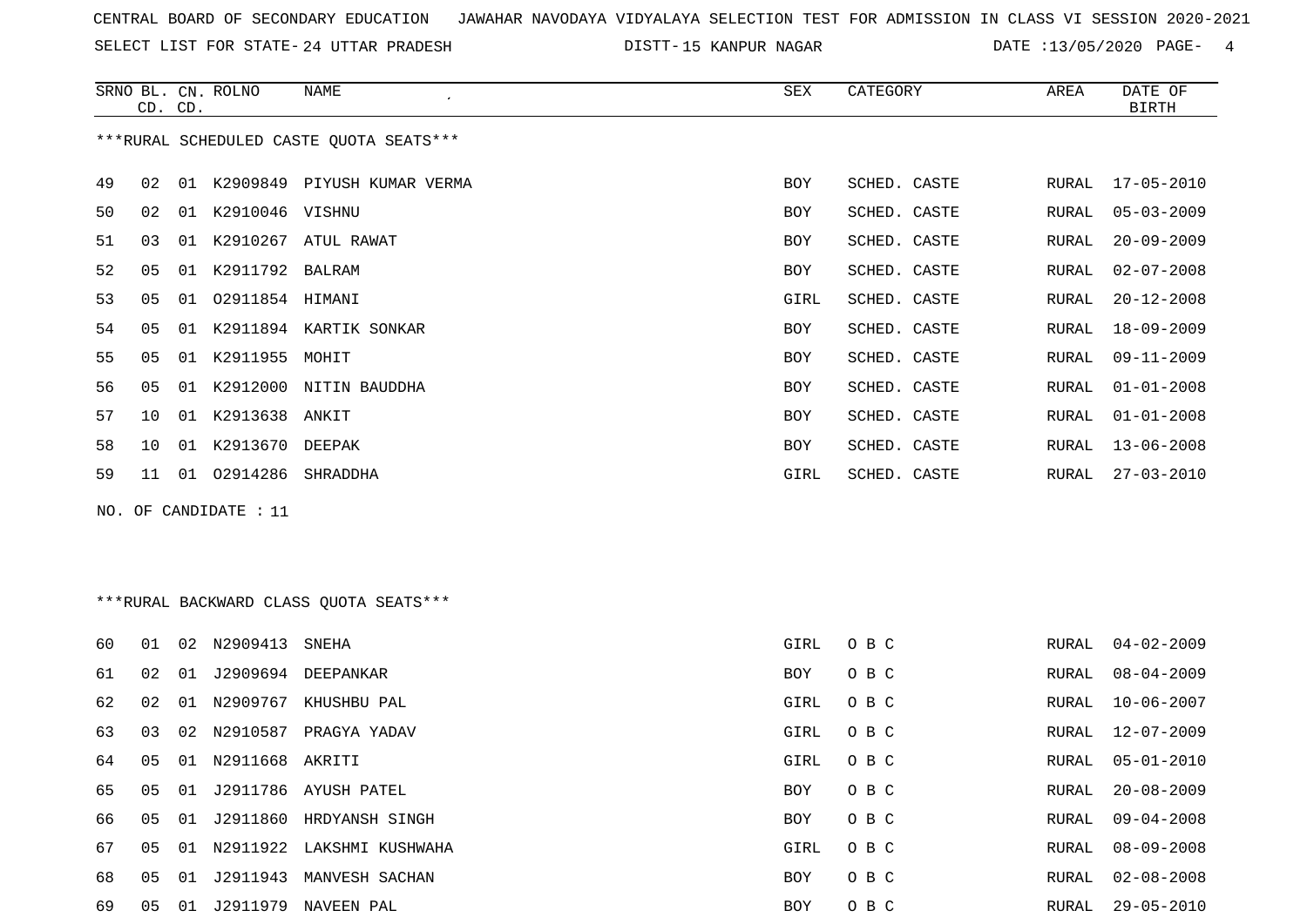CENTRAL BOARD OF SECONDARY EDUCATION JAWAHAR NAVODAYA VIDYALAYA SELECTION TEST FOR ADMISSION IN CLASS VI SESSION 2020-2021

SELECT LIST FOR STATE- 24 UTTAR PRADESH DISTT- 15 KANPUR NAGAR DATE :13/05/2020

***RURAL SCHEDULED CASTE QUOTA SEATS***

| SRNO | BL. CD. | CN. CD. | ROLNO | NAME | SEX | CATEGORY | AREA | DATE OF BIRTH |
|---|---|---|---|---|---|---|---|---|
| 49 | 02 | 01 | K2909849 | PIYUSH KUMAR VERMA | BOY | SCHED. CASTE | RURAL | 17-05-2010 |
| 50 | 02 | 01 | K2910046 | VISHNU | BOY | SCHED. CASTE | RURAL | 05-03-2009 |
| 51 | 03 | 01 | K2910267 | ATUL RAWAT | BOY | SCHED. CASTE | RURAL | 20-09-2009 |
| 52 | 05 | 01 | K2911792 | BALRAM | BOY | SCHED. CASTE | RURAL | 02-07-2008 |
| 53 | 05 | 01 | O2911854 | HIMANI | GIRL | SCHED. CASTE | RURAL | 20-12-2008 |
| 54 | 05 | 01 | K2911894 | KARTIK SONKAR | BOY | SCHED. CASTE | RURAL | 18-09-2009 |
| 55 | 05 | 01 | K2911955 | MOHIT | BOY | SCHED. CASTE | RURAL | 09-11-2009 |
| 56 | 05 | 01 | K2912000 | NITIN BAUDDHA | BOY | SCHED. CASTE | RURAL | 01-01-2008 |
| 57 | 10 | 01 | K2913638 | ANKIT | BOY | SCHED. CASTE | RURAL | 01-01-2008 |
| 58 | 10 | 01 | K2913670 | DEEPAK | BOY | SCHED. CASTE | RURAL | 13-06-2008 |
| 59 | 11 | 01 | O2914286 | SHRADDHA | GIRL | SCHED. CASTE | RURAL | 27-03-2010 |

NO. OF CANDIDATE : 11

***RURAL BACKWARD CLASS QUOTA SEATS***

| SRNO | BL. CD. | CN. CD. | ROLNO | NAME | SEX | CATEGORY | AREA | DATE OF BIRTH |
|---|---|---|---|---|---|---|---|---|
| 60 | 01 | 02 | N2909413 | SNEHA | GIRL | O B C | RURAL | 04-02-2009 |
| 61 | 02 | 01 | J2909694 | DEEPANKAR | BOY | O B C | RURAL | 08-04-2009 |
| 62 | 02 | 01 | N2909767 | KHUSHBU PAL | GIRL | O B C | RURAL | 10-06-2007 |
| 63 | 03 | 02 | N2910587 | PRAGYA YADAV | GIRL | O B C | RURAL | 12-07-2009 |
| 64 | 05 | 01 | N2911668 | AKRITI | GIRL | O B C | RURAL | 05-01-2010 |
| 65 | 05 | 01 | J2911786 | AYUSH PATEL | BOY | O B C | RURAL | 20-08-2009 |
| 66 | 05 | 01 | J2911860 | HRDYANSH SINGH | BOY | O B C | RURAL | 09-04-2008 |
| 67 | 05 | 01 | N2911922 | LAKSHMI KUSHWAHA | GIRL | O B C | RURAL | 08-09-2008 |
| 68 | 05 | 01 | J2911943 | MANVESH SACHAN | BOY | O B C | RURAL | 02-08-2008 |
| 69 | 05 | 01 | J2911979 | NAVEEN PAL | BOY | O B C | RURAL | 29-05-2010 |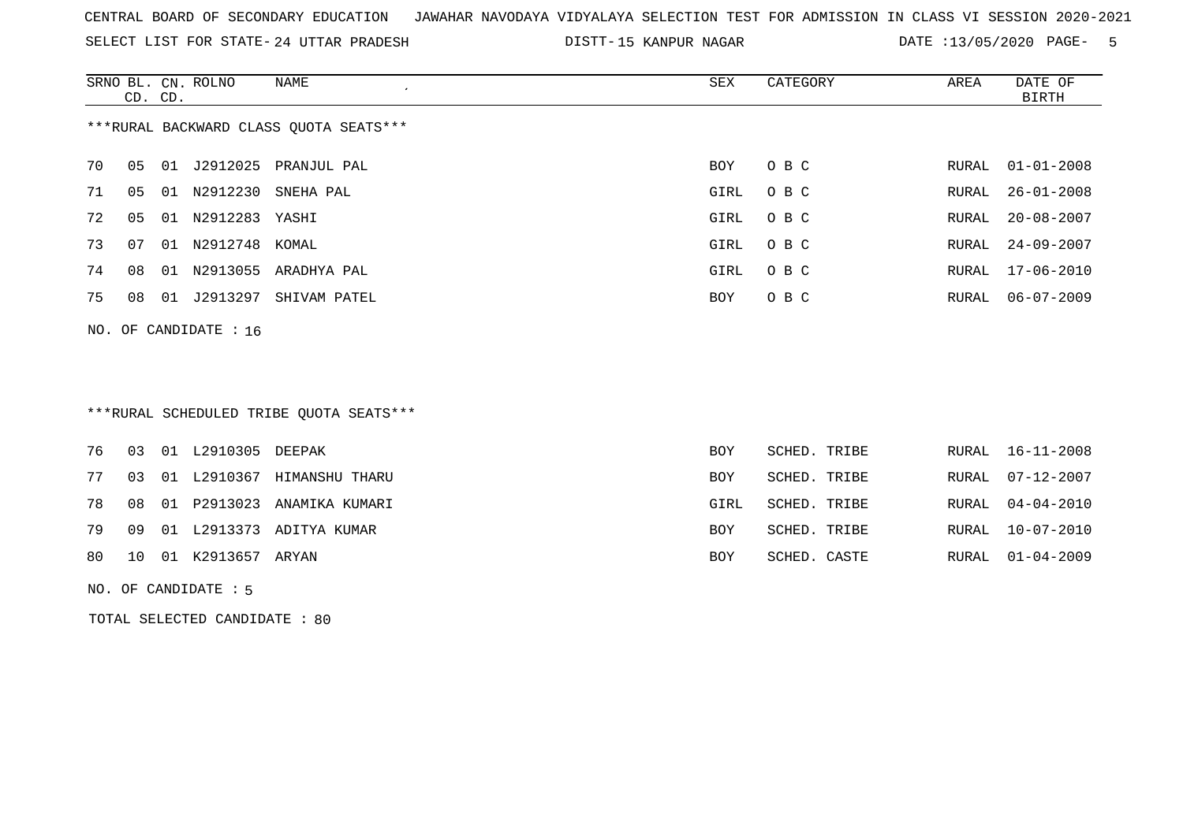CENTRAL BOARD OF SECONDARY EDUCATION JAWAHAR NAVODAYA VIDYALAYA SELECTION TEST FOR ADMISSION IN CLASS VI SESSION 2020-2021

SELECT LIST FOR STATE- 24 UTTAR PRADESH DISTT- 15 KANPUR NAGAR DATE :13/05/2020

***RURAL BACKWARD CLASS QUOTA SEATS***

| SRNO | BL. CD. | CN. CD. | ROLNO | NAME | SEX | CATEGORY | AREA | DATE OF BIRTH |
|---|---|---|---|---|---|---|---|---|
| 70 | 05 | 01 | J2912025 | PRANJUL PAL | BOY | O B C | RURAL | 01-01-2008 |
| 71 | 05 | 01 | N2912230 | SNEHA PAL | GIRL | O B C | RURAL | 26-01-2008 |
| 72 | 05 | 01 | N2912283 | YASHI | GIRL | O B C | RURAL | 20-08-2007 |
| 73 | 07 | 01 | N2912748 | KOMAL | GIRL | O B C | RURAL | 24-09-2007 |
| 74 | 08 | 01 | N2913055 | ARADHYA PAL | GIRL | O B C | RURAL | 17-06-2010 |
| 75 | 08 | 01 | J2913297 | SHIVAM PATEL | BOY | O B C | RURAL | 06-07-2009 |

NO. OF CANDIDATE : 16

***RURAL SCHEDULED TRIBE QUOTA SEATS***

| SRNO | BL. CD. | CN. CD. | ROLNO | NAME | SEX | CATEGORY | AREA | DATE OF BIRTH |
|---|---|---|---|---|---|---|---|---|
| 76 | 03 | 01 | L2910305 | DEEPAK | BOY | SCHED. TRIBE | RURAL | 16-11-2008 |
| 77 | 03 | 01 | L2910367 | HIMANSHU THARU | BOY | SCHED. TRIBE | RURAL | 07-12-2007 |
| 78 | 08 | 01 | P2913023 | ANAMIKA KUMARI | GIRL | SCHED. TRIBE | RURAL | 04-04-2010 |
| 79 | 09 | 01 | L2913373 | ADITYA KUMAR | BOY | SCHED. TRIBE | RURAL | 10-07-2010 |
| 80 | 10 | 01 | K2913657 | ARYAN | BOY | SCHED. CASTE | RURAL | 01-04-2009 |

NO. OF CANDIDATE : 5

TOTAL SELECTED CANDIDATE : 80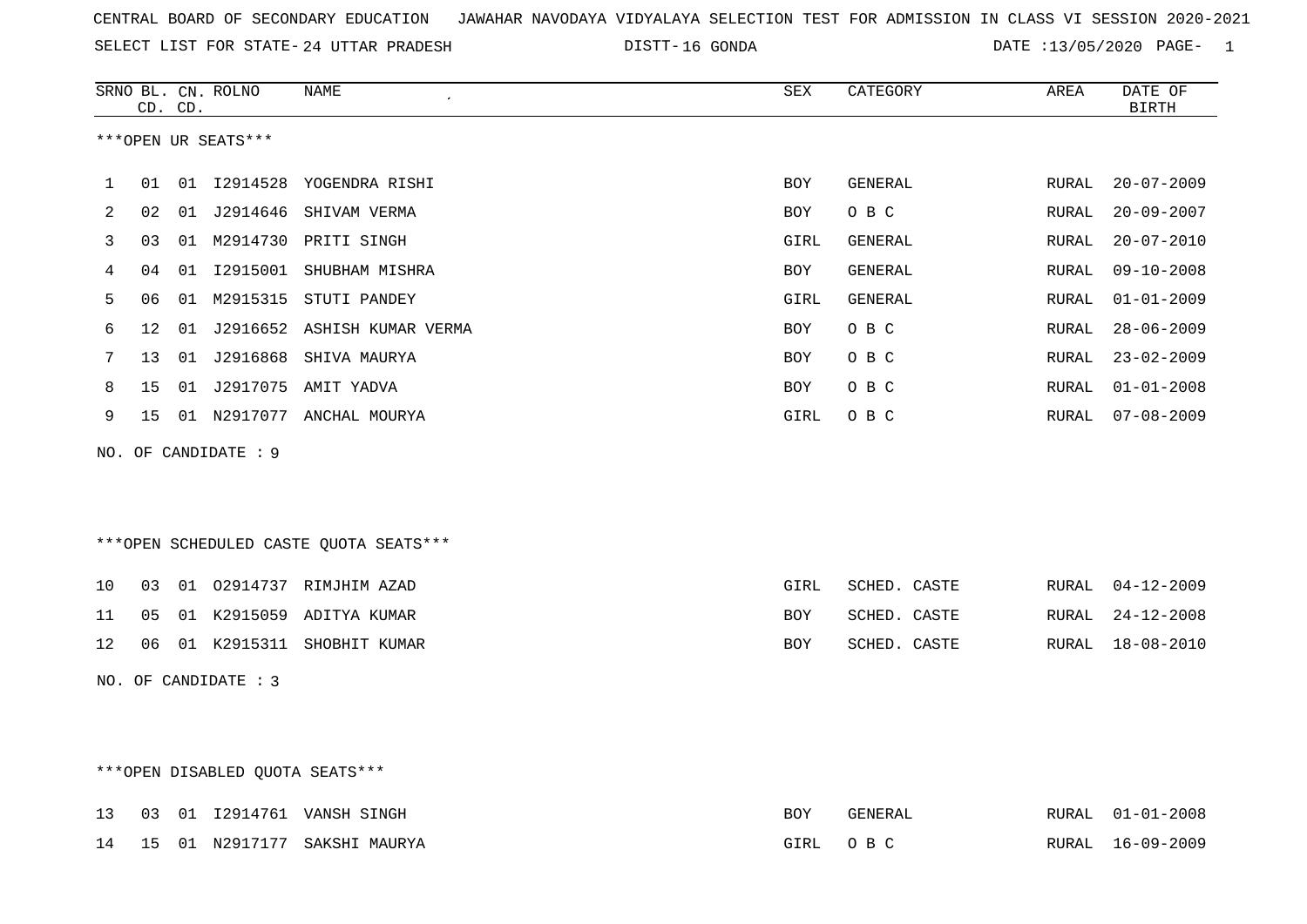CENTRAL BOARD OF SECONDARY EDUCATION   JAWAHAR NAVODAYA VIDYALAYA SELECTION TEST FOR ADMISSION IN CLASS VI SESSION 2020-2021

SELECT LIST FOR STATE- 24 UTTAR PRADESH   DISTT- 16 GONDA   DATE :13/05/2020

***OPEN UR SEATS***

| SRNO | BL. CD. | CN. CD. | ROLNO | NAME | SEX | CATEGORY | AREA | DATE OF BIRTH |
|---|---|---|---|---|---|---|---|---|
| 1 | 01 | 01 | I2914528 | YOGENDRA RISHI | BOY | GENERAL | RURAL | 20-07-2009 |
| 2 | 02 | 01 | J2914646 | SHIVAM VERMA | BOY | O B C | RURAL | 20-09-2007 |
| 3 | 03 | 01 | M2914730 | PRITI SINGH | GIRL | GENERAL | RURAL | 20-07-2010 |
| 4 | 04 | 01 | I2915001 | SHUBHAM MISHRA | BOY | GENERAL | RURAL | 09-10-2008 |
| 5 | 06 | 01 | M2915315 | STUTI PANDEY | GIRL | GENERAL | RURAL | 01-01-2009 |
| 6 | 12 | 01 | J2916652 | ASHISH KUMAR VERMA | BOY | O B C | RURAL | 28-06-2009 |
| 7 | 13 | 01 | J2916868 | SHIVA MAURYA | BOY | O B C | RURAL | 23-02-2009 |
| 8 | 15 | 01 | J2917075 | AMIT YADVA | BOY | O B C | RURAL | 01-01-2008 |
| 9 | 15 | 01 | N2917077 | ANCHAL MOURYA | GIRL | O B C | RURAL | 07-08-2009 |

NO. OF CANDIDATE : 9

***OPEN SCHEDULED CASTE QUOTA SEATS***

| SRNO | BL. CD. | CN. CD. | ROLNO | NAME | SEX | CATEGORY | AREA | DATE OF BIRTH |
|---|---|---|---|---|---|---|---|---|
| 10 | 03 | 01 | O2914737 | RIMJHIM AZAD | GIRL | SCHED. CASTE | RURAL | 04-12-2009 |
| 11 | 05 | 01 | K2915059 | ADITYA KUMAR | BOY | SCHED. CASTE | RURAL | 24-12-2008 |
| 12 | 06 | 01 | K2915311 | SHOBHIT KUMAR | BOY | SCHED. CASTE | RURAL | 18-08-2010 |

NO. OF CANDIDATE : 3

***OPEN DISABLED QUOTA SEATS***

| SRNO | BL. CD. | CN. CD. | ROLNO | NAME | SEX | CATEGORY | AREA | DATE OF BIRTH |
|---|---|---|---|---|---|---|---|---|
| 13 | 03 | 01 | I2914761 | VANSH SINGH | BOY | GENERAL | RURAL | 01-01-2008 |
| 14 | 15 | 01 | N2917177 | SAKSHI MAURYA | GIRL | O B C | RURAL | 16-09-2009 |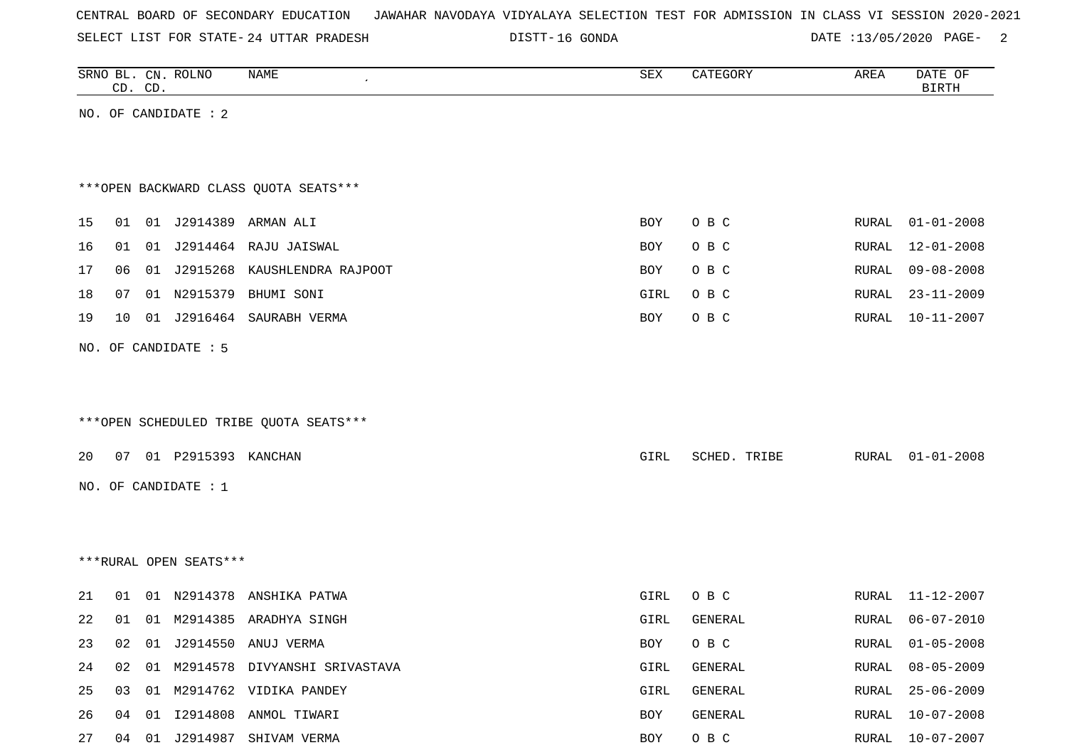CENTRAL BOARD OF SECONDARY EDUCATION   JAWAHAR NAVODAYA VIDYALAYA SELECTION TEST FOR ADMISSION IN CLASS VI SESSION 2020-2021

SELECT LIST FOR STATE- 24 UTTAR PRADESH   DISTT- 16 GONDA   DATE :13/05/2020

| SRNO | BL. CD. | CN. CD. | ROLNO | NAME | SEX | CATEGORY | AREA | DATE OF BIRTH |
|---|---|---|---|---|---|---|---|---|

NO. OF CANDIDATE : 2

***OPEN BACKWARD CLASS QUOTA SEATS***

| SRNO | BL. CD. | CN. CD. | ROLNO | NAME | SEX | CATEGORY | AREA | DATE OF BIRTH |
|---|---|---|---|---|---|---|---|---|
| 15 | 01 | 01 | J2914389 | ARMAN ALI | BOY | O B C | RURAL | 01-01-2008 |
| 16 | 01 | 01 | J2914464 | RAJU JAISWAL | BOY | O B C | RURAL | 12-01-2008 |
| 17 | 06 | 01 | J2915268 | KAUSHLENDRA RAJPOOT | BOY | O B C | RURAL | 09-08-2008 |
| 18 | 07 | 01 | N2915379 | BHUMI SONI | GIRL | O B C | RURAL | 23-11-2009 |
| 19 | 10 | 01 | J2916464 | SAURABH VERMA | BOY | O B C | RURAL | 10-11-2007 |

NO. OF CANDIDATE : 5

***OPEN SCHEDULED TRIBE QUOTA SEATS***

| SRNO | BL. CD. | CN. CD. | ROLNO | NAME | SEX | CATEGORY | AREA | DATE OF BIRTH |
|---|---|---|---|---|---|---|---|---|
| 20 | 07 | 01 | P2915393 | KANCHAN | GIRL | SCHED. TRIBE | RURAL | 01-01-2008 |

NO. OF CANDIDATE : 1

***RURAL OPEN SEATS***

| SRNO | BL. CD. | CN. CD. | ROLNO | NAME | SEX | CATEGORY | AREA | DATE OF BIRTH |
|---|---|---|---|---|---|---|---|---|
| 21 | 01 | 01 | N2914378 | ANSHIKA PATWA | GIRL | O B C | RURAL | 11-12-2007 |
| 22 | 01 | 01 | M2914385 | ARADHYA SINGH | GIRL | GENERAL | RURAL | 06-07-2010 |
| 23 | 02 | 01 | J2914550 | ANUJ VERMA | BOY | O B C | RURAL | 01-05-2008 |
| 24 | 02 | 01 | M2914578 | DIVYANSHI SRIVASTAVA | GIRL | GENERAL | RURAL | 08-05-2009 |
| 25 | 03 | 01 | M2914762 | VIDIKA PANDEY | GIRL | GENERAL | RURAL | 25-06-2009 |
| 26 | 04 | 01 | I2914808 | ANMOL TIWARI | BOY | GENERAL | RURAL | 10-07-2008 |
| 27 | 04 | 01 | J2914987 | SHIVAM VERMA | BOY | O B C | RURAL | 10-07-2007 |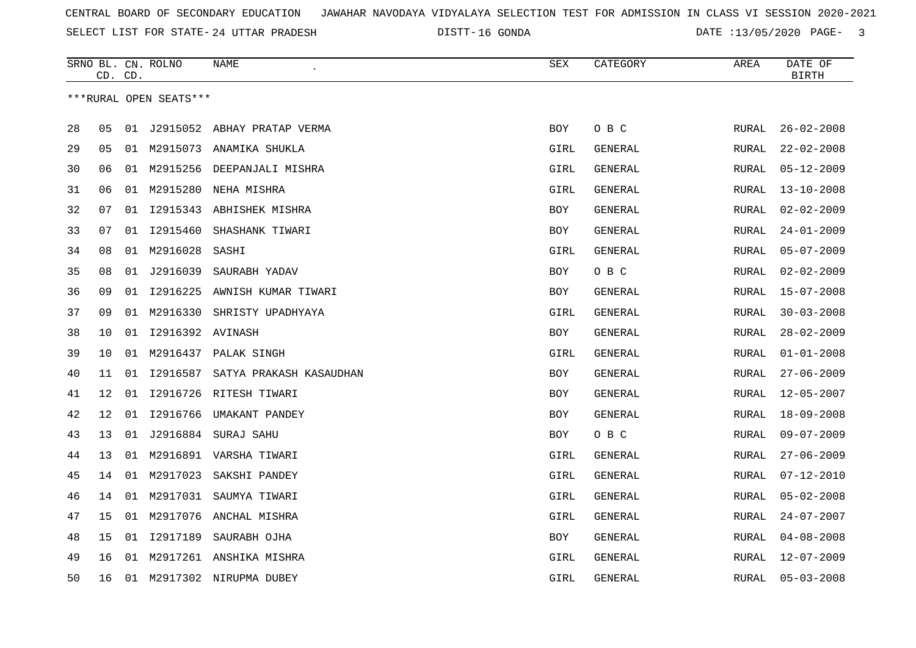CENTRAL BOARD OF SECONDARY EDUCATION   JAWAHAR NAVODAYA VIDYALAYA SELECTION TEST FOR ADMISSION IN CLASS VI SESSION 2020-2021

SELECT LIST FOR STATE- 24 UTTAR PRADESH   DISTT- 16 GONDA   DATE :13/05/2020

| SRNO | BL. CD. | CN. CD. | ROLNO | NAME | SEX | CATEGORY | AREA | DATE OF BIRTH |
|---|---|---|---|---|---|---|---|---|
| ***RURAL OPEN SEATS*** | | | | | | | | |
| 28 | 05 | 01 | J2915052 | ABHAY PRATAP VERMA | BOY | O B C | RURAL | 26-02-2008 |
| 29 | 05 | 01 | M2915073 | ANAMIKA SHUKLA | GIRL | GENERAL | RURAL | 22-02-2008 |
| 30 | 06 | 01 | M2915256 | DEEPANJALI MISHRA | GIRL | GENERAL | RURAL | 05-12-2009 |
| 31 | 06 | 01 | M2915280 | NEHA MISHRA | GIRL | GENERAL | RURAL | 13-10-2008 |
| 32 | 07 | 01 | I2915343 | ABHISHEK MISHRA | BOY | GENERAL | RURAL | 02-02-2009 |
| 33 | 07 | 01 | I2915460 | SHASHANK TIWARI | BOY | GENERAL | RURAL | 24-01-2009 |
| 34 | 08 | 01 | M2916028 | SASHI | GIRL | GENERAL | RURAL | 05-07-2009 |
| 35 | 08 | 01 | J2916039 | SAURABH YADAV | BOY | O B C | RURAL | 02-02-2009 |
| 36 | 09 | 01 | I2916225 | AWNISH KUMAR TIWARI | BOY | GENERAL | RURAL | 15-07-2008 |
| 37 | 09 | 01 | M2916330 | SHRISTY UPADHYAYA | GIRL | GENERAL | RURAL | 30-03-2008 |
| 38 | 10 | 01 | I2916392 | AVINASH | BOY | GENERAL | RURAL | 28-02-2009 |
| 39 | 10 | 01 | M2916437 | PALAK SINGH | GIRL | GENERAL | RURAL | 01-01-2008 |
| 40 | 11 | 01 | I2916587 | SATYA PRAKASH KASAUDHAN | BOY | GENERAL | RURAL | 27-06-2009 |
| 41 | 12 | 01 | I2916726 | RITESH TIWARI | BOY | GENERAL | RURAL | 12-05-2007 |
| 42 | 12 | 01 | I2916766 | UMAKANT PANDEY | BOY | GENERAL | RURAL | 18-09-2008 |
| 43 | 13 | 01 | J2916884 | SURAJ SAHU | BOY | O B C | RURAL | 09-07-2009 |
| 44 | 13 | 01 | M2916891 | VARSHA TIWARI | GIRL | GENERAL | RURAL | 27-06-2009 |
| 45 | 14 | 01 | M2917023 | SAKSHI PANDEY | GIRL | GENERAL | RURAL | 07-12-2010 |
| 46 | 14 | 01 | M2917031 | SAUMYA TIWARI | GIRL | GENERAL | RURAL | 05-02-2008 |
| 47 | 15 | 01 | M2917076 | ANCHAL MISHRA | GIRL | GENERAL | RURAL | 24-07-2007 |
| 48 | 15 | 01 | I2917189 | SAURABH OJHA | BOY | GENERAL | RURAL | 04-08-2008 |
| 49 | 16 | 01 | M2917261 | ANSHIKA MISHRA | GIRL | GENERAL | RURAL | 12-07-2009 |
| 50 | 16 | 01 | M2917302 | NIRUPMA DUBEY | GIRL | GENERAL | RURAL | 05-03-2008 |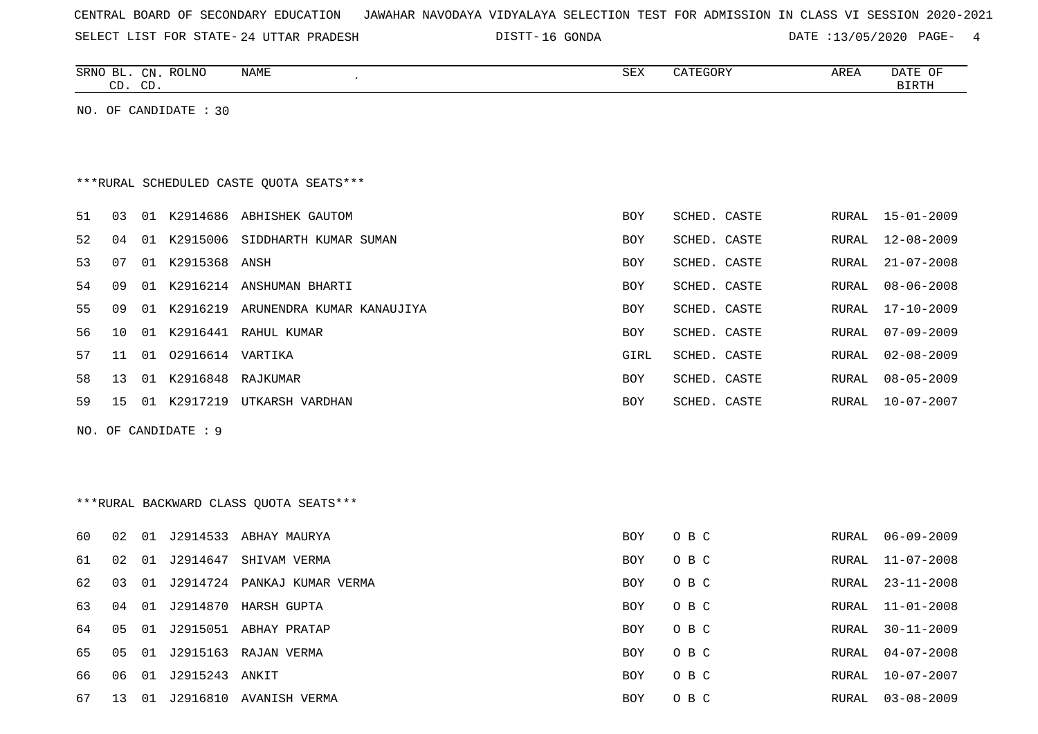| SRNO | BL. CD. | CN. CD. | ROLNO | NAME | SEX | CATEGORY | AREA | DATE OF BIRTH |
|---|---|---|---|---|---|---|---|---|

NO. OF CANDIDATE : 30

***RURAL SCHEDULED CASTE QUOTA SEATS***

| SRNO | BL. CD. | CN. CD. | ROLNO | NAME | SEX | CATEGORY | AREA | DATE OF BIRTH |
|---|---|---|---|---|---|---|---|---|
| 51 | 03 | 01 | K2914686 | ABHISHEK GAUTOM | BOY | SCHED. CASTE | RURAL | 15-01-2009 |
| 52 | 04 | 01 | K2915006 | SIDDHARTH KUMAR SUMAN | BOY | SCHED. CASTE | RURAL | 12-08-2009 |
| 53 | 07 | 01 | K2915368 | ANSH | BOY | SCHED. CASTE | RURAL | 21-07-2008 |
| 54 | 09 | 01 | K2916214 | ANSHUMAN BHARTI | BOY | SCHED. CASTE | RURAL | 08-06-2008 |
| 55 | 09 | 01 | K2916219 | ARUNENDRA KUMAR KANAUJIYA | BOY | SCHED. CASTE | RURAL | 17-10-2009 |
| 56 | 10 | 01 | K2916441 | RAHUL KUMAR | BOY | SCHED. CASTE | RURAL | 07-09-2009 |
| 57 | 11 | 01 | O2916614 | VARTIKA | GIRL | SCHED. CASTE | RURAL | 02-08-2009 |
| 58 | 13 | 01 | K2916848 | RAJKUMAR | BOY | SCHED. CASTE | RURAL | 08-05-2009 |
| 59 | 15 | 01 | K2917219 | UTKARSH VARDHAN | BOY | SCHED. CASTE | RURAL | 10-07-2007 |

NO. OF CANDIDATE : 9

***RURAL BACKWARD CLASS QUOTA SEATS***

| SRNO | BL. CD. | CN. CD. | ROLNO | NAME | SEX | CATEGORY | AREA | DATE OF BIRTH |
|---|---|---|---|---|---|---|---|---|
| 60 | 02 | 01 | J2914533 | ABHAY MAURYA | BOY | O B C | RURAL | 06-09-2009 |
| 61 | 02 | 01 | J2914647 | SHIVAM VERMA | BOY | O B C | RURAL | 11-07-2008 |
| 62 | 03 | 01 | J2914724 | PANKAJ KUMAR VERMA | BOY | O B C | RURAL | 23-11-2008 |
| 63 | 04 | 01 | J2914870 | HARSH GUPTA | BOY | O B C | RURAL | 11-01-2008 |
| 64 | 05 | 01 | J2915051 | ABHAY PRATAP | BOY | O B C | RURAL | 30-11-2009 |
| 65 | 05 | 01 | J2915163 | RAJAN VERMA | BOY | O B C | RURAL | 04-07-2008 |
| 66 | 06 | 01 | J2915243 | ANKIT | BOY | O B C | RURAL | 10-07-2007 |
| 67 | 13 | 01 | J2916810 | AVANISH VERMA | BOY | O B C | RURAL | 03-08-2009 |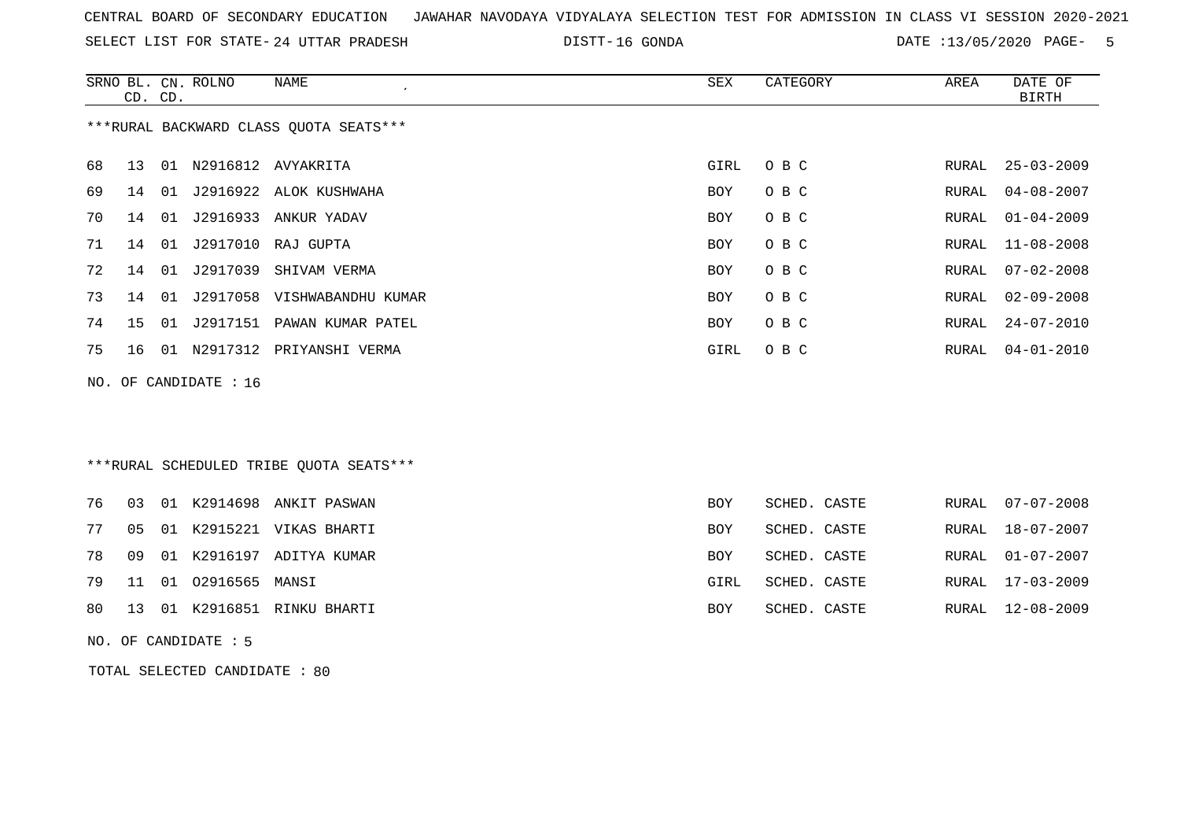CENTRAL BOARD OF SECONDARY EDUCATION JAWAHAR NAVODAYA VIDYALAYA SELECTION TEST FOR ADMISSION IN CLASS VI SESSION 2020-2021

SELECT LIST FOR STATE- 24 UTTAR PRADESH DISTT- 16 GONDA DATE :13/05/2020

***RURAL BACKWARD CLASS QUOTA SEATS***

| SRNO | BL. CD. | CN. CD. | ROLNO | NAME | SEX | CATEGORY | AREA | DATE OF BIRTH |
|---|---|---|---|---|---|---|---|---|
| 68 | 13 | 01 | N2916812 | AVYAKRITA | GIRL | O B C | RURAL | 25-03-2009 |
| 69 | 14 | 01 | J2916922 | ALOK KUSHWAHA | BOY | O B C | RURAL | 04-08-2007 |
| 70 | 14 | 01 | J2916933 | ANKUR YADAV | BOY | O B C | RURAL | 01-04-2009 |
| 71 | 14 | 01 | J2917010 | RAJ GUPTA | BOY | O B C | RURAL | 11-08-2008 |
| 72 | 14 | 01 | J2917039 | SHIVAM VERMA | BOY | O B C | RURAL | 07-02-2008 |
| 73 | 14 | 01 | J2917058 | VISHWABANDHU KUMAR | BOY | O B C | RURAL | 02-09-2008 |
| 74 | 15 | 01 | J2917151 | PAWAN KUMAR PATEL | BOY | O B C | RURAL | 24-07-2010 |
| 75 | 16 | 01 | N2917312 | PRIYANSHI VERMA | GIRL | O B C | RURAL | 04-01-2010 |

NO. OF CANDIDATE : 16

***RURAL SCHEDULED TRIBE QUOTA SEATS***

| SRNO | BL. CD. | CN. CD. | ROLNO | NAME | SEX | CATEGORY | AREA | DATE OF BIRTH |
|---|---|---|---|---|---|---|---|---|
| 76 | 03 | 01 | K2914698 | ANKIT PASWAN | BOY | SCHED. CASTE | RURAL | 07-07-2008 |
| 77 | 05 | 01 | K2915221 | VIKAS BHARTI | BOY | SCHED. CASTE | RURAL | 18-07-2007 |
| 78 | 09 | 01 | K2916197 | ADITYA KUMAR | BOY | SCHED. CASTE | RURAL | 01-07-2007 |
| 79 | 11 | 01 | O2916565 | MANSI | GIRL | SCHED. CASTE | RURAL | 17-03-2009 |
| 80 | 13 | 01 | K2916851 | RINKU BHARTI | BOY | SCHED. CASTE | RURAL | 12-08-2009 |

NO. OF CANDIDATE : 5

TOTAL SELECTED CANDIDATE : 80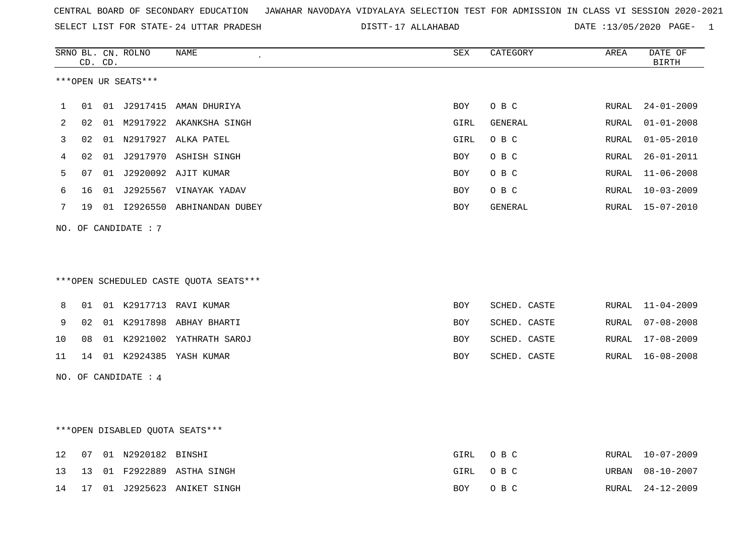CENTRAL BOARD OF SECONDARY EDUCATION JAWAHAR NAVODAYA VIDYALAYA SELECTION TEST FOR ADMISSION IN CLASS VI SESSION 2020-2021

SELECT LIST FOR STATE- 24 UTTAR PRADESH DISTT- 17 ALLAHABAD DATE :13/05/2020 PAGE- 1

***OPEN UR SEATS***

| SRNO | BL. CD. | CN. CD. | ROLNO | NAME | SEX | CATEGORY | AREA | DATE OF BIRTH |
|---|---|---|---|---|---|---|---|---|
| 1 | 01 | 01 | J2917415 | AMAN DHURIYA | BOY | O B C | RURAL | 24-01-2009 |
| 2 | 02 | 01 | M2917922 | AKANKSHA SINGH | GIRL | GENERAL | RURAL | 01-01-2008 |
| 3 | 02 | 01 | N2917927 | ALKA PATEL | GIRL | O B C | RURAL | 01-05-2010 |
| 4 | 02 | 01 | J2917970 | ASHISH SINGH | BOY | O B C | RURAL | 26-01-2011 |
| 5 | 07 | 01 | J2920092 | AJIT KUMAR | BOY | O B C | RURAL | 11-06-2008 |
| 6 | 16 | 01 | J2925567 | VINAYAK YADAV | BOY | O B C | RURAL | 10-03-2009 |
| 7 | 19 | 01 | I2926550 | ABHINANDAN DUBEY | BOY | GENERAL | RURAL | 15-07-2010 |

NO. OF CANDIDATE : 7

***OPEN SCHEDULED CASTE QUOTA SEATS***

| SRNO | BL. CD. | CN. CD. | ROLNO | NAME | SEX | CATEGORY | AREA | DATE OF BIRTH |
|---|---|---|---|---|---|---|---|---|
| 8 | 01 | 01 | K2917713 | RAVI KUMAR | BOY | SCHED. CASTE | RURAL | 11-04-2009 |
| 9 | 02 | 01 | K2917898 | ABHAY BHARTI | BOY | SCHED. CASTE | RURAL | 07-08-2008 |
| 10 | 08 | 01 | K2921002 | YATHRATH SAROJ | BOY | SCHED. CASTE | RURAL | 17-08-2009 |
| 11 | 14 | 01 | K2924385 | YASH KUMAR | BOY | SCHED. CASTE | RURAL | 16-08-2008 |

NO. OF CANDIDATE : 4

***OPEN DISABLED QUOTA SEATS***

| SRNO | BL. CD. | CN. CD. | ROLNO | NAME | SEX | CATEGORY | AREA | DATE OF BIRTH |
|---|---|---|---|---|---|---|---|---|
| 12 | 07 | 01 | N2920182 | BINSHI | GIRL | O B C | RURAL | 10-07-2009 |
| 13 | 13 | 01 | F2922889 | ASTHA SINGH | GIRL | O B C | URBAN | 08-10-2007 |
| 14 | 17 | 01 | J2925623 | ANIKET SINGH | BOY | O B C | RURAL | 24-12-2009 |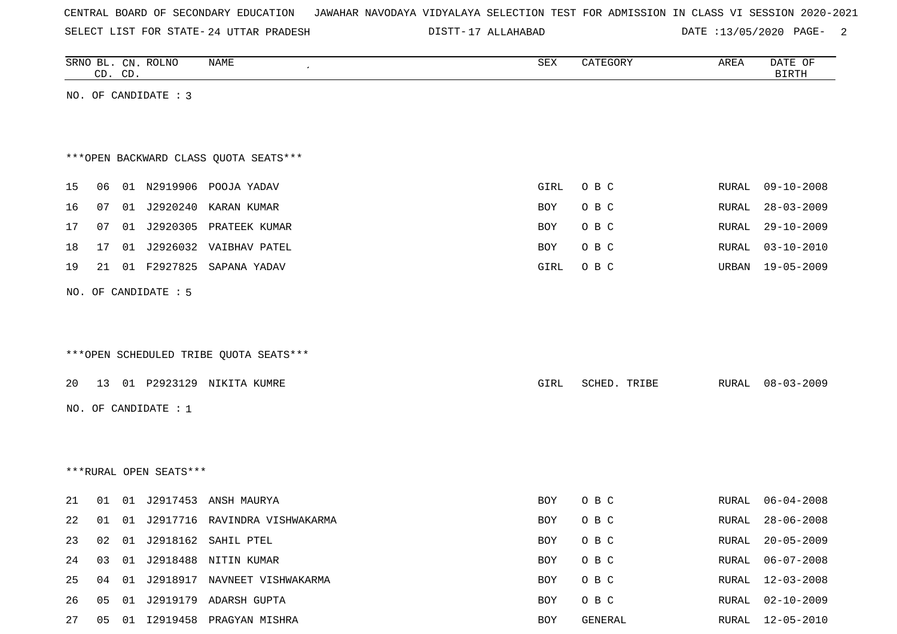CENTRAL BOARD OF SECONDARY EDUCATION JAWAHAR NAVODAYA VIDYALAYA SELECTION TEST FOR ADMISSION IN CLASS VI SESSION 2020-2021

SELECT LIST FOR STATE- 24 UTTAR PRADESH DISTT- 17 ALLAHABAD DATE :13/05/2020

| SRNO | BL. CD. | CN. CD. | ROLNO | NAME | SEX | CATEGORY | AREA | DATE OF BIRTH |
|---|---|---|---|---|---|---|---|---|

NO. OF CANDIDATE : 3

***OPEN BACKWARD CLASS QUOTA SEATS***

| SRNO | BL. CD. | CN. CD. | ROLNO | NAME | SEX | CATEGORY | AREA | DATE OF BIRTH |
|---|---|---|---|---|---|---|---|---|
| 15 | 06 | 01 | N2919906 | POOJA YADAV | GIRL | O B C | RURAL | 09-10-2008 |
| 16 | 07 | 01 | J2920240 | KARAN KUMAR | BOY | O B C | RURAL | 28-03-2009 |
| 17 | 07 | 01 | J2920305 | PRATEEK KUMAR | BOY | O B C | RURAL | 29-10-2009 |
| 18 | 17 | 01 | J2926032 | VAIBHAV PATEL | BOY | O B C | RURAL | 03-10-2010 |
| 19 | 21 | 01 | F2927825 | SAPANA YADAV | GIRL | O B C | URBAN | 19-05-2009 |

NO. OF CANDIDATE : 5

***OPEN SCHEDULED TRIBE QUOTA SEATS***

| SRNO | BL. CD. | CN. CD. | ROLNO | NAME | SEX | CATEGORY | AREA | DATE OF BIRTH |
|---|---|---|---|---|---|---|---|---|
| 20 | 13 | 01 | P2923129 | NIKITA KUMRE | GIRL | SCHED. TRIBE | RURAL | 08-03-2009 |

NO. OF CANDIDATE : 1

***RURAL OPEN SEATS***

| SRNO | BL. CD. | CN. CD. | ROLNO | NAME | SEX | CATEGORY | AREA | DATE OF BIRTH |
|---|---|---|---|---|---|---|---|---|
| 21 | 01 | 01 | J2917453 | ANSH MAURYA | BOY | O B C | RURAL | 06-04-2008 |
| 22 | 01 | 01 | J2917716 | RAVINDRA VISHWAKARMA | BOY | O B C | RURAL | 28-06-2008 |
| 23 | 02 | 01 | J2918162 | SAHIL PTEL | BOY | O B C | RURAL | 20-05-2009 |
| 24 | 03 | 01 | J2918488 | NITIN KUMAR | BOY | O B C | RURAL | 06-07-2008 |
| 25 | 04 | 01 | J2918917 | NAVNEET VISHWAKARMA | BOY | O B C | RURAL | 12-03-2008 |
| 26 | 05 | 01 | J2919179 | ADARSH GUPTA | BOY | O B C | RURAL | 02-10-2009 |
| 27 | 05 | 01 | I2919458 | PRAGYAN MISHRA | BOY | GENERAL | RURAL | 12-05-2010 |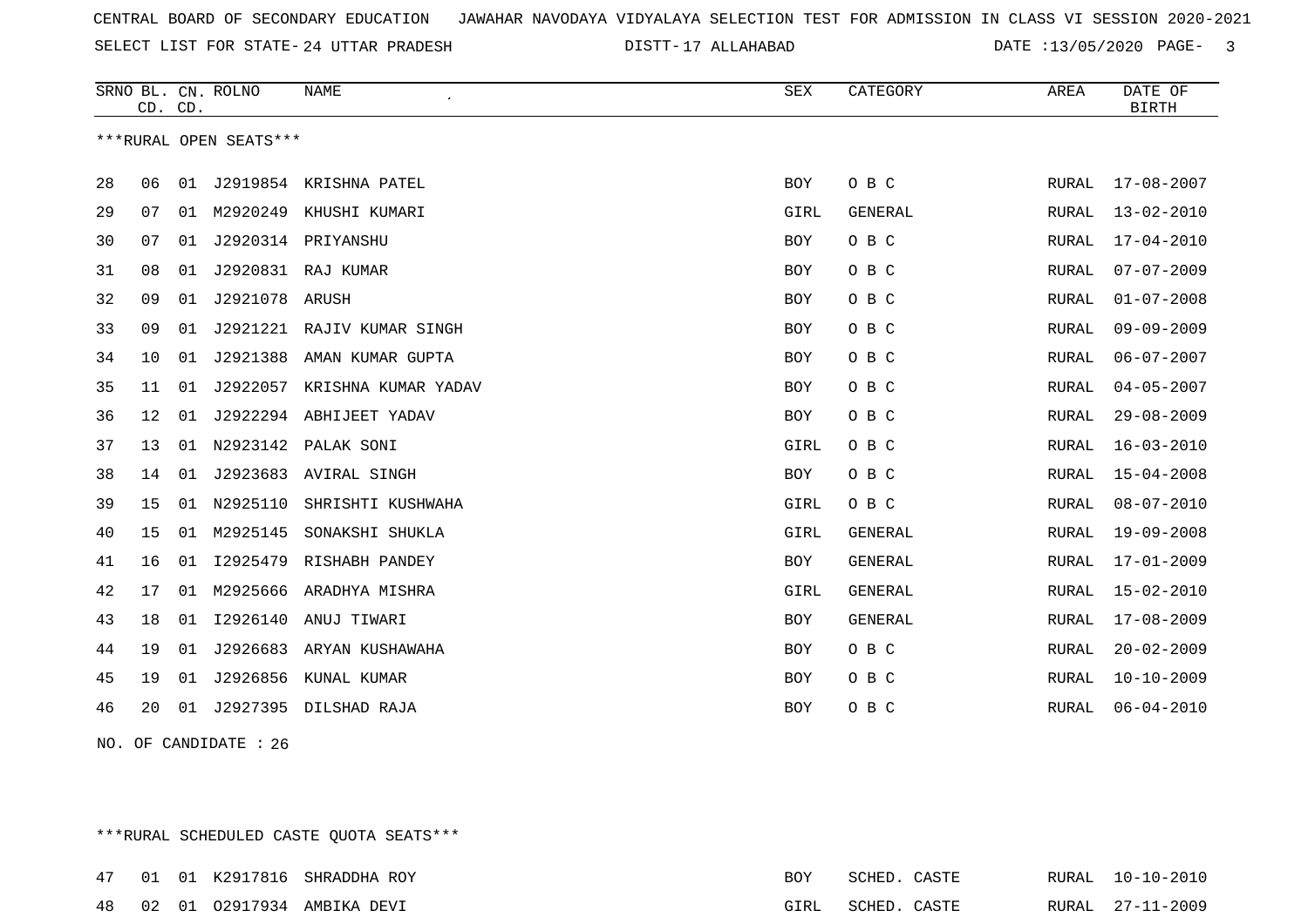CENTRAL BOARD OF SECONDARY EDUCATION JAWAHAR NAVODAYA VIDYALAYA SELECTION TEST FOR ADMISSION IN CLASS VI SESSION 2020-2021

SELECT LIST FOR STATE- 24 UTTAR PRADESH DISTT- 17 ALLAHABAD DATE :13/05/2020

***RURAL OPEN SEATS***

| SRNO | BL. CD. | CN. CD. | ROLNO | NAME | SEX | CATEGORY | AREA | DATE OF BIRTH |
|---|---|---|---|---|---|---|---|---|
| 28 | 06 | 01 | J2919854 | KRISHNA PATEL | BOY | O B C | RURAL | 17-08-2007 |
| 29 | 07 | 01 | M2920249 | KHUSHI KUMARI | GIRL | GENERAL | RURAL | 13-02-2010 |
| 30 | 07 | 01 | J2920314 | PRIYANSHU | BOY | O B C | RURAL | 17-04-2010 |
| 31 | 08 | 01 | J2920831 | RAJ KUMAR | BOY | O B C | RURAL | 07-07-2009 |
| 32 | 09 | 01 | J2921078 | ARUSH | BOY | O B C | RURAL | 01-07-2008 |
| 33 | 09 | 01 | J2921221 | RAJIV KUMAR SINGH | BOY | O B C | RURAL | 09-09-2009 |
| 34 | 10 | 01 | J2921388 | AMAN KUMAR GUPTA | BOY | O B C | RURAL | 06-07-2007 |
| 35 | 11 | 01 | J2922057 | KRISHNA KUMAR YADAV | BOY | O B C | RURAL | 04-05-2007 |
| 36 | 12 | 01 | J2922294 | ABHIJEET YADAV | BOY | O B C | RURAL | 29-08-2009 |
| 37 | 13 | 01 | N2923142 | PALAK SONI | GIRL | O B C | RURAL | 16-03-2010 |
| 38 | 14 | 01 | J2923683 | AVIRAL SINGH | BOY | O B C | RURAL | 15-04-2008 |
| 39 | 15 | 01 | N2925110 | SHRISHTI KUSHWAHA | GIRL | O B C | RURAL | 08-07-2010 |
| 40 | 15 | 01 | M2925145 | SONAKSHI SHUKLA | GIRL | GENERAL | RURAL | 19-09-2008 |
| 41 | 16 | 01 | I2925479 | RISHABH PANDEY | BOY | GENERAL | RURAL | 17-01-2009 |
| 42 | 17 | 01 | M2925666 | ARADHYA MISHRA | GIRL | GENERAL | RURAL | 15-02-2010 |
| 43 | 18 | 01 | I2926140 | ANUJ TIWARI | BOY | GENERAL | RURAL | 17-08-2009 |
| 44 | 19 | 01 | J2926683 | ARYAN KUSHAWAHA | BOY | O B C | RURAL | 20-02-2009 |
| 45 | 19 | 01 | J2926856 | KUNAL KUMAR | BOY | O B C | RURAL | 10-10-2009 |
| 46 | 20 | 01 | J2927395 | DILSHAD RAJA | BOY | O B C | RURAL | 06-04-2010 |

NO. OF CANDIDATE : 26

***RURAL SCHEDULED CASTE QUOTA SEATS***

| SRNO | BL. CD. | CN. CD. | ROLNO | NAME | SEX | CATEGORY | AREA | DATE OF BIRTH |
|---|---|---|---|---|---|---|---|---|
| 47 | 01 | 01 | K2917816 | SHRADDHA ROY | BOY | SCHED. CASTE | RURAL | 10-10-2010 |
| 48 | 02 | 01 | O2917934 | AMBIKA DEVI | GIRL | SCHED. CASTE | RURAL | 27-11-2009 |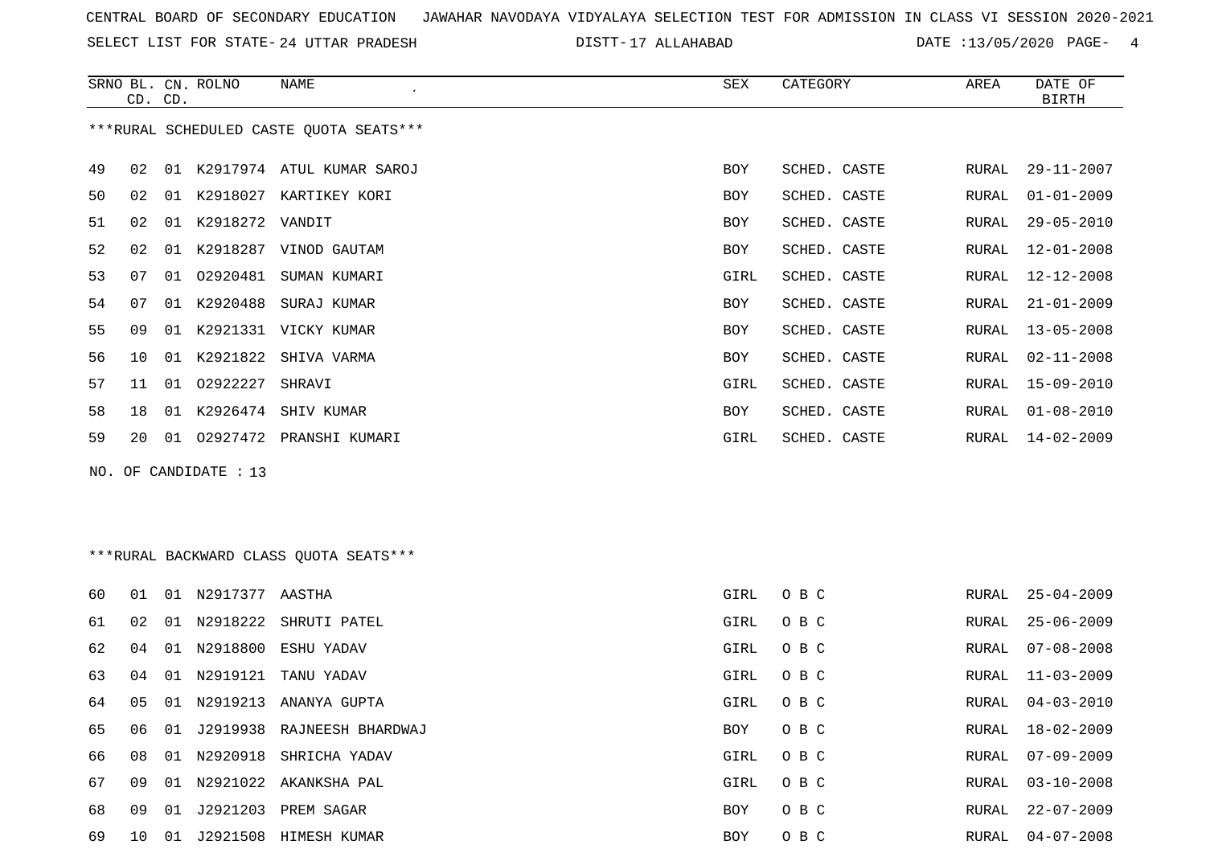CENTRAL BOARD OF SECONDARY EDUCATION JAWAHAR NAVODAYA VIDYALAYA SELECTION TEST FOR ADMISSION IN CLASS VI SESSION 2020-2021

SELECT LIST FOR STATE- 24 UTTAR PRADESH DISTT- 17 ALLAHABAD DATE :13/05/2020

***RURAL SCHEDULED CASTE QUOTA SEATS***

| SRNO | BL. CD. | CN. CD. | ROLNO | NAME | SEX | CATEGORY | AREA | DATE OF BIRTH |
|---|---|---|---|---|---|---|---|---|
| 49 | 02 | 01 | K2917974 | ATUL KUMAR SAROJ | BOY | SCHED. CASTE | RURAL | 29-11-2007 |
| 50 | 02 | 01 | K2918027 | KARTIKEY KORI | BOY | SCHED. CASTE | RURAL | 01-01-2009 |
| 51 | 02 | 01 | K2918272 | VANDIT | BOY | SCHED. CASTE | RURAL | 29-05-2010 |
| 52 | 02 | 01 | K2918287 | VINOD GAUTAM | BOY | SCHED. CASTE | RURAL | 12-01-2008 |
| 53 | 07 | 01 | O2920481 | SUMAN KUMARI | GIRL | SCHED. CASTE | RURAL | 12-12-2008 |
| 54 | 07 | 01 | K2920488 | SURAJ KUMAR | BOY | SCHED. CASTE | RURAL | 21-01-2009 |
| 55 | 09 | 01 | K2921331 | VICKY KUMAR | BOY | SCHED. CASTE | RURAL | 13-05-2008 |
| 56 | 10 | 01 | K2921822 | SHIVA VARMA | BOY | SCHED. CASTE | RURAL | 02-11-2008 |
| 57 | 11 | 01 | O2922227 | SHRAVI | GIRL | SCHED. CASTE | RURAL | 15-09-2010 |
| 58 | 18 | 01 | K2926474 | SHIV KUMAR | BOY | SCHED. CASTE | RURAL | 01-08-2010 |
| 59 | 20 | 01 | O2927472 | PRANSHI KUMARI | GIRL | SCHED. CASTE | RURAL | 14-02-2009 |

NO. OF CANDIDATE : 13

***RURAL BACKWARD CLASS QUOTA SEATS***

| SRNO | BL. CD. | CN. CD. | ROLNO | NAME | SEX | CATEGORY | AREA | DATE OF BIRTH |
|---|---|---|---|---|---|---|---|---|
| 60 | 01 | 01 | N2917377 | AASTHA | GIRL | O B C | RURAL | 25-04-2009 |
| 61 | 02 | 01 | N2918222 | SHRUTI PATEL | GIRL | O B C | RURAL | 25-06-2009 |
| 62 | 04 | 01 | N2918800 | ESHU YADAV | GIRL | O B C | RURAL | 07-08-2008 |
| 63 | 04 | 01 | N2919121 | TANU YADAV | GIRL | O B C | RURAL | 11-03-2009 |
| 64 | 05 | 01 | N2919213 | ANANYA GUPTA | GIRL | O B C | RURAL | 04-03-2010 |
| 65 | 06 | 01 | J2919938 | RAJNEESH BHARDWAJ | BOY | O B C | RURAL | 18-02-2009 |
| 66 | 08 | 01 | N2920918 | SHRICHA YADAV | GIRL | O B C | RURAL | 07-09-2009 |
| 67 | 09 | 01 | N2921022 | AKANKSHA PAL | GIRL | O B C | RURAL | 03-10-2008 |
| 68 | 09 | 01 | J2921203 | PREM SAGAR | BOY | O B C | RURAL | 22-07-2009 |
| 69 | 10 | 01 | J2921508 | HIMESH KUMAR | BOY | O B C | RURAL | 04-07-2008 |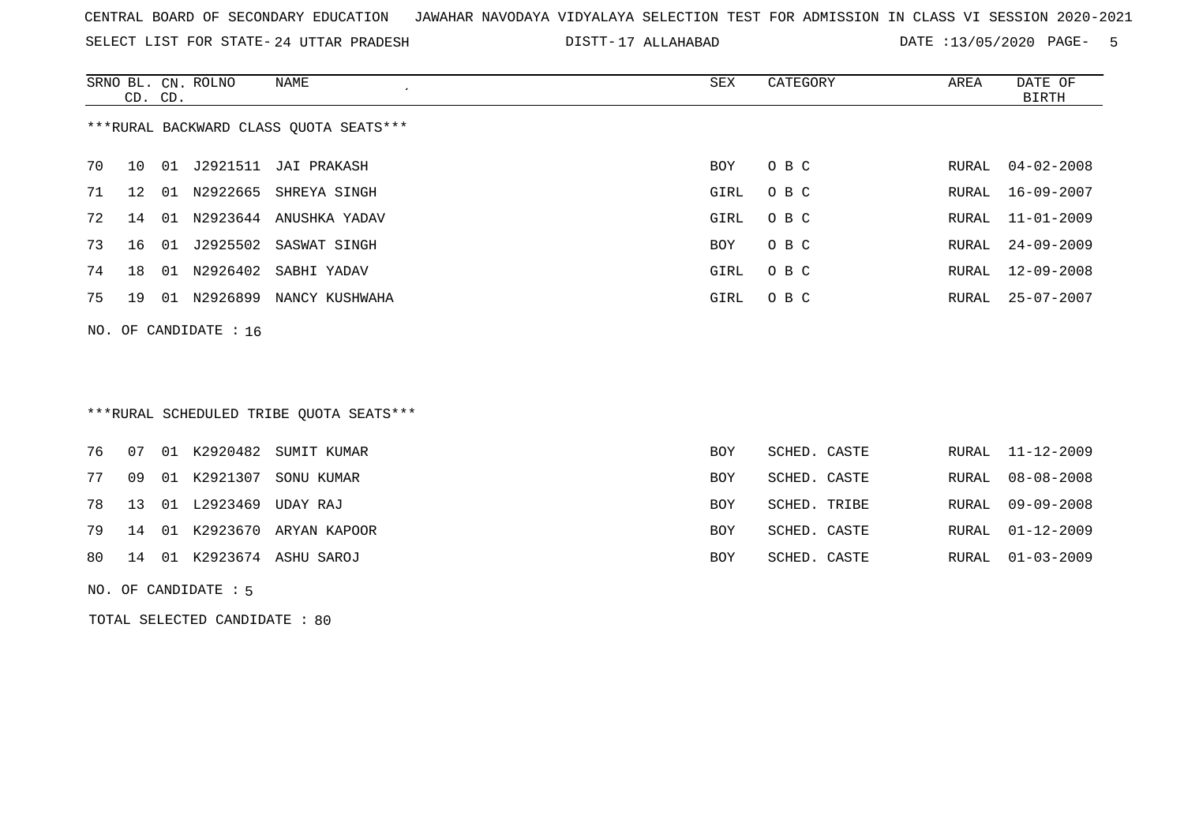CENTRAL BOARD OF SECONDARY EDUCATION JAWAHAR NAVODAYA VIDYALAYA SELECTION TEST FOR ADMISSION IN CLASS VI SESSION 2020-2021

SELECT LIST FOR STATE- 24 UTTAR PRADESH DISTT- 17 ALLAHABAD DATE :13/05/2020

***RURAL BACKWARD CLASS QUOTA SEATS***

| SRNO | BL. CD. | CN. CD. | ROLNO | NAME | SEX | CATEGORY | AREA | DATE OF BIRTH |
|---|---|---|---|---|---|---|---|---|
| 70 | 10 | 01 | J2921511 | JAI PRAKASH | BOY | O B C | RURAL | 04-02-2008 |
| 71 | 12 | 01 | N2922665 | SHREYA SINGH | GIRL | O B C | RURAL | 16-09-2007 |
| 72 | 14 | 01 | N2923644 | ANUSHKA YADAV | GIRL | O B C | RURAL | 11-01-2009 |
| 73 | 16 | 01 | J2925502 | SASWAT SINGH | BOY | O B C | RURAL | 24-09-2009 |
| 74 | 18 | 01 | N2926402 | SABHI YADAV | GIRL | O B C | RURAL | 12-09-2008 |
| 75 | 19 | 01 | N2926899 | NANCY KUSHWAHA | GIRL | O B C | RURAL | 25-07-2007 |

NO. OF CANDIDATE : 16

***RURAL SCHEDULED TRIBE QUOTA SEATS***

| SRNO | BL. CD. | CN. CD. | ROLNO | NAME | SEX | CATEGORY | AREA | DATE OF BIRTH |
|---|---|---|---|---|---|---|---|---|
| 76 | 07 | 01 | K2920482 | SUMIT KUMAR | BOY | SCHED. CASTE | RURAL | 11-12-2009 |
| 77 | 09 | 01 | K2921307 | SONU KUMAR | BOY | SCHED. CASTE | RURAL | 08-08-2008 |
| 78 | 13 | 01 | L2923469 | UDAY RAJ | BOY | SCHED. TRIBE | RURAL | 09-09-2008 |
| 79 | 14 | 01 | K2923670 | ARYAN KAPOOR | BOY | SCHED. CASTE | RURAL | 01-12-2009 |
| 80 | 14 | 01 | K2923674 | ASHU SAROJ | BOY | SCHED. CASTE | RURAL | 01-03-2009 |

NO. OF CANDIDATE : 5

TOTAL SELECTED CANDIDATE : 80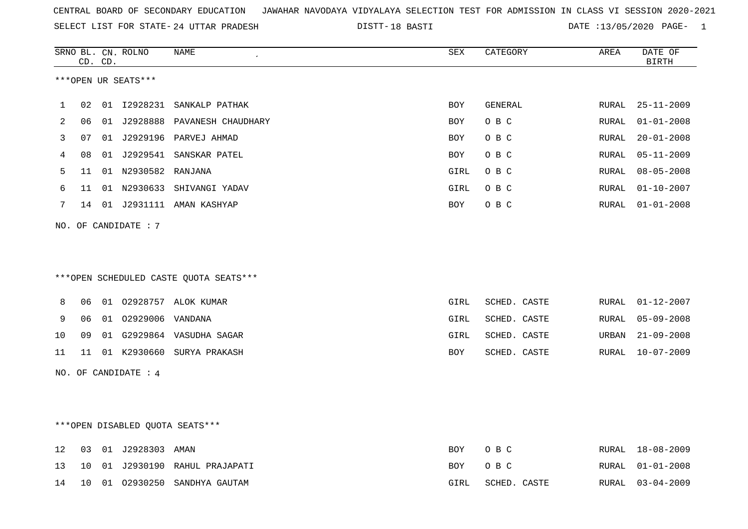CENTRAL BOARD OF SECONDARY EDUCATION JAWAHAR NAVODAYA VIDYALAYA SELECTION TEST FOR ADMISSION IN CLASS VI SESSION 2020-2021

SELECT LIST FOR STATE- 24 UTTAR PRADESH DISTT- 18 BASTI DATE :13/05/2020 PAGE- 1

***OPEN UR SEATS***

| SRNO | BL. CD. | CN. CD. | ROLNO | NAME | SEX | CATEGORY | AREA | DATE OF BIRTH |
|---|---|---|---|---|---|---|---|---|
| 1 | 02 | 01 | I2928231 | SANKALP PATHAK | BOY | GENERAL | RURAL | 25-11-2009 |
| 2 | 06 | 01 | J2928888 | PAVANESH CHAUDHARY | BOY | O B C | RURAL | 01-01-2008 |
| 3 | 07 | 01 | J2929196 | PARVEJ AHMAD | BOY | O B C | RURAL | 20-01-2008 |
| 4 | 08 | 01 | J2929541 | SANSKAR PATEL | BOY | O B C | RURAL | 05-11-2009 |
| 5 | 11 | 01 | N2930582 | RANJANA | GIRL | O B C | RURAL | 08-05-2008 |
| 6 | 11 | 01 | N2930633 | SHIVANGI YADAV | GIRL | O B C | RURAL | 01-10-2007 |
| 7 | 14 | 01 | J2931111 | AMAN KASHYAP | BOY | O B C | RURAL | 01-01-2008 |

NO. OF CANDIDATE : 7

***OPEN SCHEDULED CASTE QUOTA SEATS***

| SRNO | BL. CD. | CN. CD. | ROLNO | NAME | SEX | CATEGORY | AREA | DATE OF BIRTH |
|---|---|---|---|---|---|---|---|---|
| 8 | 06 | 01 | O2928757 | ALOK KUMAR | GIRL | SCHED. CASTE | RURAL | 01-12-2007 |
| 9 | 06 | 01 | O2929006 | VANDANA | GIRL | SCHED. CASTE | RURAL | 05-09-2008 |
| 10 | 09 | 01 | G2929864 | VASUDHA SAGAR | GIRL | SCHED. CASTE | URBAN | 21-09-2008 |
| 11 | 11 | 01 | K2930660 | SURYA PRAKASH | BOY | SCHED. CASTE | RURAL | 10-07-2009 |

NO. OF CANDIDATE : 4

***OPEN DISABLED QUOTA SEATS***

| SRNO | BL. CD. | CN. CD. | ROLNO | NAME | SEX | CATEGORY | AREA | DATE OF BIRTH |
|---|---|---|---|---|---|---|---|---|
| 12 | 03 | 01 | J2928303 | AMAN | BOY | O B C | RURAL | 18-08-2009 |
| 13 | 10 | 01 | J2930190 | RAHUL PRAJAPATI | BOY | O B C | RURAL | 01-01-2008 |
| 14 | 10 | 01 | O2930250 | SANDHYA GAUTAM | GIRL | SCHED. CASTE | RURAL | 03-04-2009 |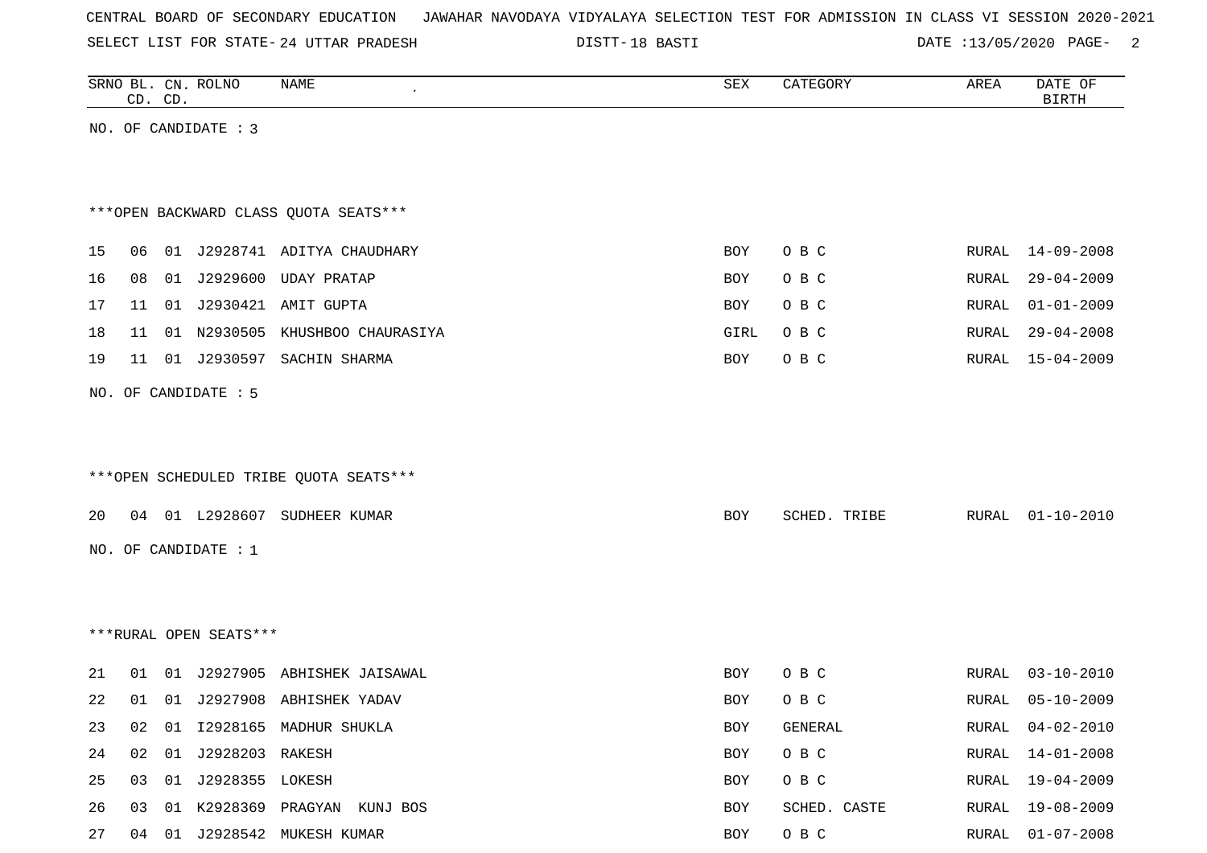CENTRAL BOARD OF SECONDARY EDUCATION JAWAHAR NAVODAYA VIDYALAYA SELECTION TEST FOR ADMISSION IN CLASS VI SESSION 2020-2021

SELECT LIST FOR STATE- 24 UTTAR PRADESH DISTT- 18 BASTI DATE :13/05/2020

| SRNO | BL. CD. | CN. CD. | ROLNO | NAME | SEX | CATEGORY | AREA | DATE OF BIRTH |
|---|---|---|---|---|---|---|---|---|

NO. OF CANDIDATE : 3

***OPEN BACKWARD CLASS QUOTA SEATS***

| SRNO | BL. CD. | CN. CD. | ROLNO | NAME | SEX | CATEGORY | AREA | DATE OF BIRTH |
|---|---|---|---|---|---|---|---|---|
| 15 | 06 | 01 | J2928741 | ADITYA CHAUDHARY | BOY | O B C | RURAL | 14-09-2008 |
| 16 | 08 | 01 | J2929600 | UDAY PRATAP | BOY | O B C | RURAL | 29-04-2009 |
| 17 | 11 | 01 | J2930421 | AMIT GUPTA | BOY | O B C | RURAL | 01-01-2009 |
| 18 | 11 | 01 | N2930505 | KHUSHBOO CHAURASIYA | GIRL | O B C | RURAL | 29-04-2008 |
| 19 | 11 | 01 | J2930597 | SACHIN SHARMA | BOY | O B C | RURAL | 15-04-2009 |

NO. OF CANDIDATE : 5

***OPEN SCHEDULED TRIBE QUOTA SEATS***

| SRNO | BL. CD. | CN. CD. | ROLNO | NAME | SEX | CATEGORY | AREA | DATE OF BIRTH |
|---|---|---|---|---|---|---|---|---|
| 20 | 04 | 01 | L2928607 | SUDHEER KUMAR | BOY | SCHED. TRIBE | RURAL | 01-10-2010 |

NO. OF CANDIDATE : 1

***RURAL OPEN SEATS***

| SRNO | BL. CD. | CN. CD. | ROLNO | NAME | SEX | CATEGORY | AREA | DATE OF BIRTH |
|---|---|---|---|---|---|---|---|---|
| 21 | 01 | 01 | J2927905 | ABHISHEK JAISAWAL | BOY | O B C | RURAL | 03-10-2010 |
| 22 | 01 | 01 | J2927908 | ABHISHEK YADAV | BOY | O B C | RURAL | 05-10-2009 |
| 23 | 02 | 01 | I2928165 | MADHUR SHUKLA | BOY | GENERAL | RURAL | 04-02-2010 |
| 24 | 02 | 01 | J2928203 | RAKESH | BOY | O B C | RURAL | 14-01-2008 |
| 25 | 03 | 01 | J2928355 | LOKESH | BOY | O B C | RURAL | 19-04-2009 |
| 26 | 03 | 01 | K2928369 | PRAGYAN KUNJ BOS | BOY | SCHED. CASTE | RURAL | 19-08-2009 |
| 27 | 04 | 01 | J2928542 | MUKESH KUMAR | BOY | O B C | RURAL | 01-07-2008 |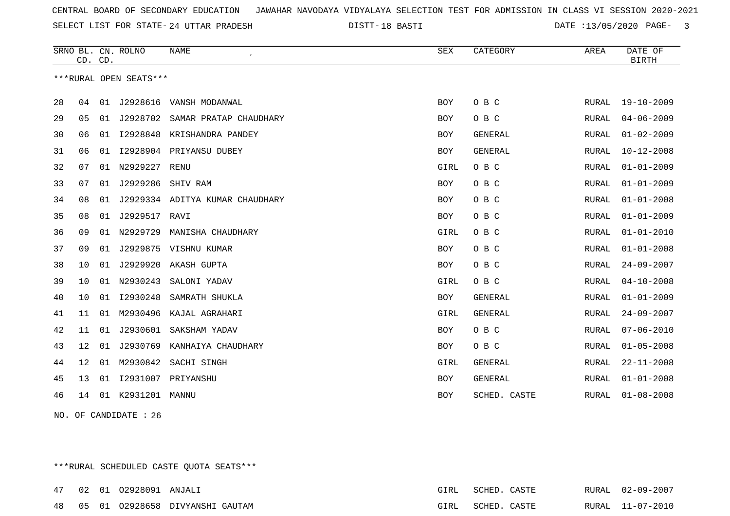CENTRAL BOARD OF SECONDARY EDUCATION JAWAHAR NAVODAYA VIDYALAYA SELECTION TEST FOR ADMISSION IN CLASS VI SESSION 2020-2021

SELECT LIST FOR STATE- 24 UTTAR PRADESH DISTT- 18 BASTI DATE :13/05/2020 PAGE- 3

***RURAL OPEN SEATS***

| SRNO | BL. CD. | CN. CD. | ROLNO | NAME | SEX | CATEGORY | AREA | DATE OF BIRTH |
|---|---|---|---|---|---|---|---|---|
| 28 | 04 | 01 | J2928616 | VANSH MODANWAL | BOY | O B C | RURAL | 19-10-2009 |
| 29 | 05 | 01 | J2928702 | SAMAR PRATAP CHAUDHARY | BOY | O B C | RURAL | 04-06-2009 |
| 30 | 06 | 01 | I2928848 | KRISHANDRA PANDEY | BOY | GENERAL | RURAL | 01-02-2009 |
| 31 | 06 | 01 | I2928904 | PRIYANSU DUBEY | BOY | GENERAL | RURAL | 10-12-2008 |
| 32 | 07 | 01 | N2929227 | RENU | GIRL | O B C | RURAL | 01-01-2009 |
| 33 | 07 | 01 | J2929286 | SHIV RAM | BOY | O B C | RURAL | 01-01-2009 |
| 34 | 08 | 01 | J2929334 | ADITYA KUMAR CHAUDHARY | BOY | O B C | RURAL | 01-01-2008 |
| 35 | 08 | 01 | J2929517 | RAVI | BOY | O B C | RURAL | 01-01-2009 |
| 36 | 09 | 01 | N2929729 | MANISHA CHAUDHARY | GIRL | O B C | RURAL | 01-01-2010 |
| 37 | 09 | 01 | J2929875 | VISHNU KUMAR | BOY | O B C | RURAL | 01-01-2008 |
| 38 | 10 | 01 | J2929920 | AKASH GUPTA | BOY | O B C | RURAL | 24-09-2007 |
| 39 | 10 | 01 | N2930243 | SALONI YADAV | GIRL | O B C | RURAL | 04-10-2008 |
| 40 | 10 | 01 | I2930248 | SAMRATH SHUKLA | BOY | GENERAL | RURAL | 01-01-2009 |
| 41 | 11 | 01 | M2930496 | KAJAL AGRAHARI | GIRL | GENERAL | RURAL | 24-09-2007 |
| 42 | 11 | 01 | J2930601 | SAKSHAM YADAV | BOY | O B C | RURAL | 07-06-2010 |
| 43 | 12 | 01 | J2930769 | KANHAIYA CHAUDHARY | BOY | O B C | RURAL | 01-05-2008 |
| 44 | 12 | 01 | M2930842 | SACHI SINGH | GIRL | GENERAL | RURAL | 22-11-2008 |
| 45 | 13 | 01 | I2931007 | PRIYANSHU | BOY | GENERAL | RURAL | 01-01-2008 |
| 46 | 14 | 01 | K2931201 | MANNU | BOY | SCHED. CASTE | RURAL | 01-08-2008 |

NO. OF CANDIDATE : 26

***RURAL SCHEDULED CASTE QUOTA SEATS***

| SRNO | BL. CD. | CN. CD. | ROLNO | NAME | SEX | CATEGORY | AREA | DATE OF BIRTH |
|---|---|---|---|---|---|---|---|---|
| 47 | 02 | 01 | O2928091 | ANJALI | GIRL | SCHED. CASTE | RURAL | 02-09-2007 |
| 48 | 05 | 01 | O2928658 | DIVYANSHI GAUTAM | GIRL | SCHED. CASTE | RURAL | 11-07-2010 |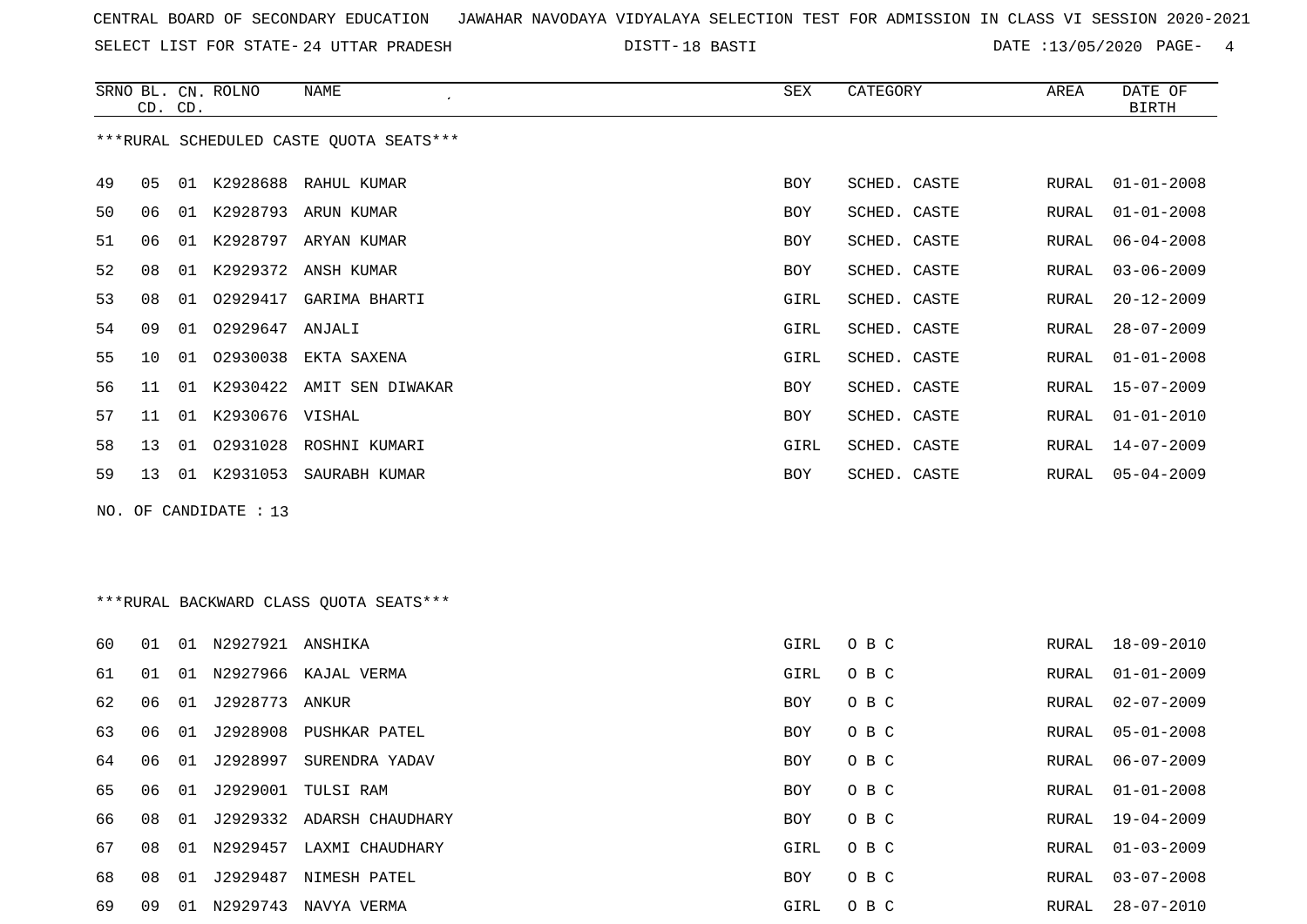CENTRAL BOARD OF SECONDARY EDUCATION JAWAHAR NAVODAYA VIDYALAYA SELECTION TEST FOR ADMISSION IN CLASS VI SESSION 2020-2021

SELECT LIST FOR STATE- 24 UTTAR PRADESH DISTT- 18 BASTI DATE :13/05/2020

***RURAL SCHEDULED CASTE QUOTA SEATS***

| SRNO | BL. CD. | CN. CD. | ROLNO | NAME | SEX | CATEGORY | AREA | DATE OF BIRTH |
|---|---|---|---|---|---|---|---|---|
| 49 | 05 | 01 | K2928688 | RAHUL KUMAR | BOY | SCHED. CASTE | RURAL | 01-01-2008 |
| 50 | 06 | 01 | K2928793 | ARUN KUMAR | BOY | SCHED. CASTE | RURAL | 01-01-2008 |
| 51 | 06 | 01 | K2928797 | ARYAN KUMAR | BOY | SCHED. CASTE | RURAL | 06-04-2008 |
| 52 | 08 | 01 | K2929372 | ANSH KUMAR | BOY | SCHED. CASTE | RURAL | 03-06-2009 |
| 53 | 08 | 01 | O2929417 | GARIMA BHARTI | GIRL | SCHED. CASTE | RURAL | 20-12-2009 |
| 54 | 09 | 01 | O2929647 | ANJALI | GIRL | SCHED. CASTE | RURAL | 28-07-2009 |
| 55 | 10 | 01 | O2930038 | EKTA SAXENA | GIRL | SCHED. CASTE | RURAL | 01-01-2008 |
| 56 | 11 | 01 | K2930422 | AMIT SEN DIWAKAR | BOY | SCHED. CASTE | RURAL | 15-07-2009 |
| 57 | 11 | 01 | K2930676 | VISHAL | BOY | SCHED. CASTE | RURAL | 01-01-2010 |
| 58 | 13 | 01 | O2931028 | ROSHNI KUMARI | GIRL | SCHED. CASTE | RURAL | 14-07-2009 |
| 59 | 13 | 01 | K2931053 | SAURABH KUMAR | BOY | SCHED. CASTE | RURAL | 05-04-2009 |

NO. OF CANDIDATE : 13

***RURAL BACKWARD CLASS QUOTA SEATS***

| SRNO | BL. CD. | CN. CD. | ROLNO | NAME | SEX | CATEGORY | AREA | DATE OF BIRTH |
|---|---|---|---|---|---|---|---|---|
| 60 | 01 | 01 | N2927921 | ANSHIKA | GIRL | O B C | RURAL | 18-09-2010 |
| 61 | 01 | 01 | N2927966 | KAJAL VERMA | GIRL | O B C | RURAL | 01-01-2009 |
| 62 | 06 | 01 | J2928773 | ANKUR | BOY | O B C | RURAL | 02-07-2009 |
| 63 | 06 | 01 | J2928908 | PUSHKAR PATEL | BOY | O B C | RURAL | 05-01-2008 |
| 64 | 06 | 01 | J2928997 | SURENDRA YADAV | BOY | O B C | RURAL | 06-07-2009 |
| 65 | 06 | 01 | J2929001 | TULSI RAM | BOY | O B C | RURAL | 01-01-2008 |
| 66 | 08 | 01 | J2929332 | ADARSH CHAUDHARY | BOY | O B C | RURAL | 19-04-2009 |
| 67 | 08 | 01 | N2929457 | LAXMI CHAUDHARY | GIRL | O B C | RURAL | 01-03-2009 |
| 68 | 08 | 01 | J2929487 | NIMESH PATEL | BOY | O B C | RURAL | 03-07-2008 |
| 69 | 09 | 01 | N2929743 | NAVYA VERMA | GIRL | O B C | RURAL | 28-07-2010 |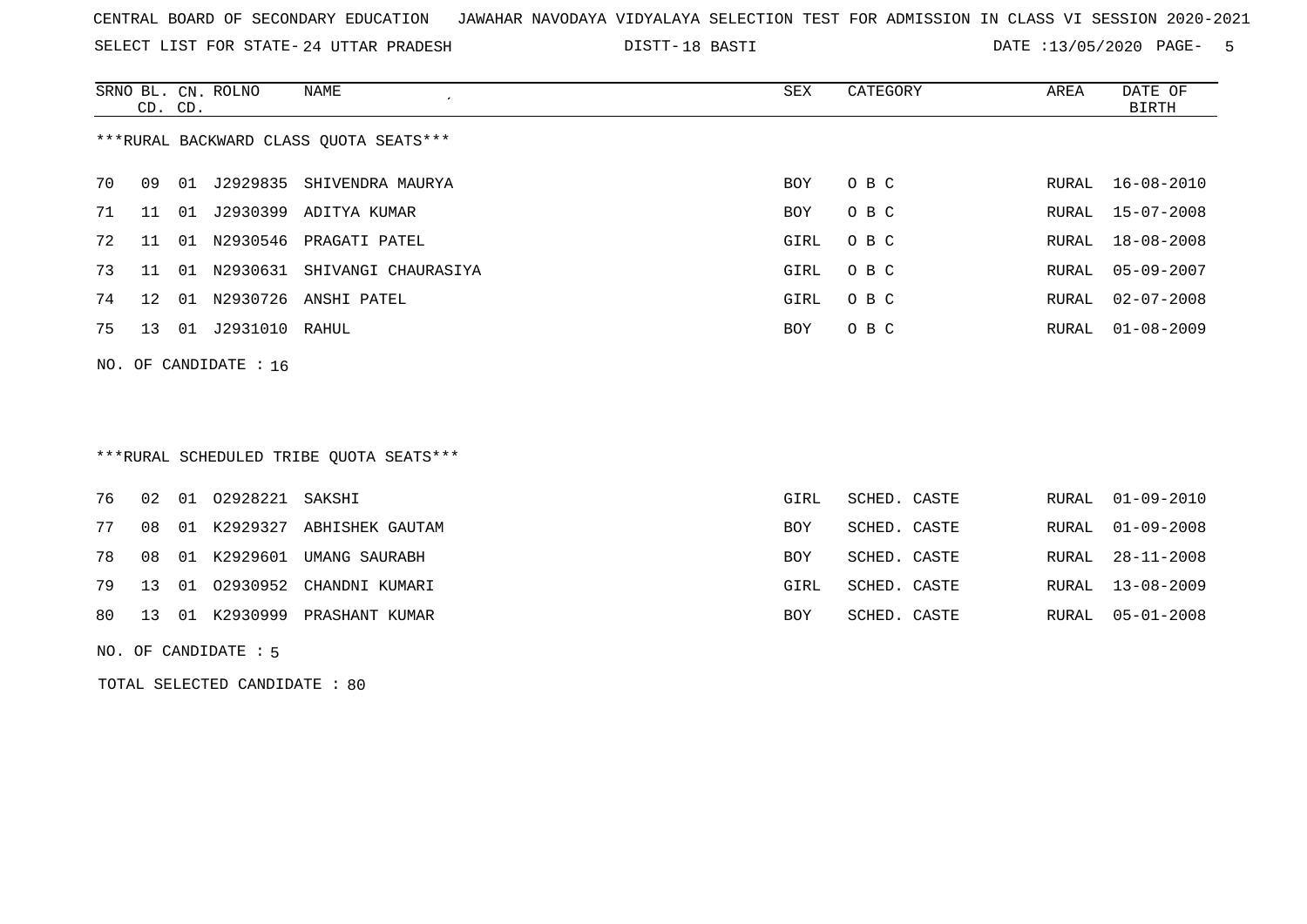CENTRAL BOARD OF SECONDARY EDUCATION JAWAHAR NAVODAYA VIDYALAYA SELECTION TEST FOR ADMISSION IN CLASS VI SESSION 2020-2021

SELECT LIST FOR STATE- 24 UTTAR PRADESH DISTT- 18 BASTI DATE :13/05/2020 PAGE- 5

***RURAL BACKWARD CLASS QUOTA SEATS***

| SRNO | BL. CD. | CN. CD. | ROLNO | NAME | SEX | CATEGORY | AREA | DATE OF BIRTH |
|---|---|---|---|---|---|---|---|---|
| 70 | 09 | 01 | J2929835 | SHIVENDRA MAURYA | BOY | O B C | RURAL | 16-08-2010 |
| 71 | 11 | 01 | J2930399 | ADITYA KUMAR | BOY | O B C | RURAL | 15-07-2008 |
| 72 | 11 | 01 | N2930546 | PRAGATI PATEL | GIRL | O B C | RURAL | 18-08-2008 |
| 73 | 11 | 01 | N2930631 | SHIVANGI CHAURASIYA | GIRL | O B C | RURAL | 05-09-2007 |
| 74 | 12 | 01 | N2930726 | ANSHI PATEL | GIRL | O B C | RURAL | 02-07-2008 |
| 75 | 13 | 01 | J2931010 | RAHUL | BOY | O B C | RURAL | 01-08-2009 |

NO. OF CANDIDATE : 16

***RURAL SCHEDULED TRIBE QUOTA SEATS***

| SRNO | BL. CD. | CN. CD. | ROLNO | NAME | SEX | CATEGORY | AREA | DATE OF BIRTH |
|---|---|---|---|---|---|---|---|---|
| 76 | 02 | 01 | O2928221 | SAKSHI | GIRL | SCHED. CASTE | RURAL | 01-09-2010 |
| 77 | 08 | 01 | K2929327 | ABHISHEK GAUTAM | BOY | SCHED. CASTE | RURAL | 01-09-2008 |
| 78 | 08 | 01 | K2929601 | UMANG SAURABH | BOY | SCHED. CASTE | RURAL | 28-11-2008 |
| 79 | 13 | 01 | O2930952 | CHANDNI KUMARI | GIRL | SCHED. CASTE | RURAL | 13-08-2009 |
| 80 | 13 | 01 | K2930999 | PRASHANT KUMAR | BOY | SCHED. CASTE | RURAL | 05-01-2008 |

NO. OF CANDIDATE : 5

TOTAL SELECTED CANDIDATE : 80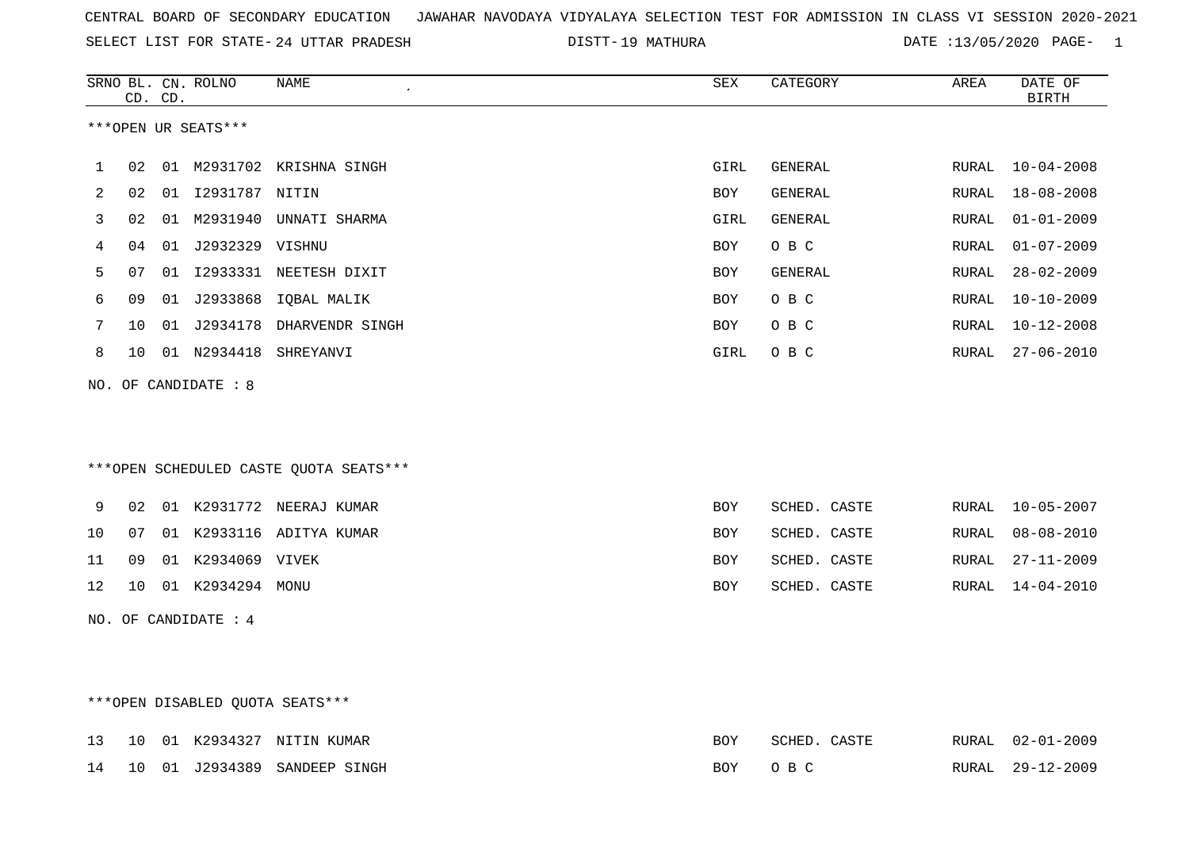CENTRAL BOARD OF SECONDARY EDUCATION   JAWAHAR NAVODAYA VIDYALAYA SELECTION TEST FOR ADMISSION IN CLASS VI SESSION 2020-2021

SELECT LIST FOR STATE- 24 UTTAR PRADESH   DISTT- 19 MATHURA   DATE :13/05/2020

***OPEN UR SEATS***

| SRNO | BL. CD. | CN. CD. | ROLNO | NAME | SEX | CATEGORY | AREA | DATE OF BIRTH |
|---|---|---|---|---|---|---|---|---|
| 1 | 02 | 01 | M2931702 | KRISHNA SINGH | GIRL | GENERAL | RURAL | 10-04-2008 |
| 2 | 02 | 01 | I2931787 | NITIN | BOY | GENERAL | RURAL | 18-08-2008 |
| 3 | 02 | 01 | M2931940 | UNNATI SHARMA | GIRL | GENERAL | RURAL | 01-01-2009 |
| 4 | 04 | 01 | J2932329 | VISHNU | BOY | O B C | RURAL | 01-07-2009 |
| 5 | 07 | 01 | I2933331 | NEETESH DIXIT | BOY | GENERAL | RURAL | 28-02-2009 |
| 6 | 09 | 01 | J2933868 | IQBAL MALIK | BOY | O B C | RURAL | 10-10-2009 |
| 7 | 10 | 01 | J2934178 | DHARVENDR SINGH | BOY | O B C | RURAL | 10-12-2008 |
| 8 | 10 | 01 | N2934418 | SHREYANVI | GIRL | O B C | RURAL | 27-06-2010 |

NO. OF CANDIDATE : 8

***OPEN SCHEDULED CASTE QUOTA SEATS***

| SRNO | BL. CD. | CN. CD. | ROLNO | NAME | SEX | CATEGORY | AREA | DATE OF BIRTH |
|---|---|---|---|---|---|---|---|---|
| 9 | 02 | 01 | K2931772 | NEERAJ KUMAR | BOY | SCHED. CASTE | RURAL | 10-05-2007 |
| 10 | 07 | 01 | K2933116 | ADITYA KUMAR | BOY | SCHED. CASTE | RURAL | 08-08-2010 |
| 11 | 09 | 01 | K2934069 | VIVEK | BOY | SCHED. CASTE | RURAL | 27-11-2009 |
| 12 | 10 | 01 | K2934294 | MONU | BOY | SCHED. CASTE | RURAL | 14-04-2010 |

NO. OF CANDIDATE : 4

***OPEN DISABLED QUOTA SEATS***

| SRNO | BL. CD. | CN. CD. | ROLNO | NAME | SEX | CATEGORY | AREA | DATE OF BIRTH |
|---|---|---|---|---|---|---|---|---|
| 13 | 10 | 01 | K2934327 | NITIN KUMAR | BOY | SCHED. CASTE | RURAL | 02-01-2009 |
| 14 | 10 | 01 | J2934389 | SANDEEP SINGH | BOY | O B C | RURAL | 29-12-2009 |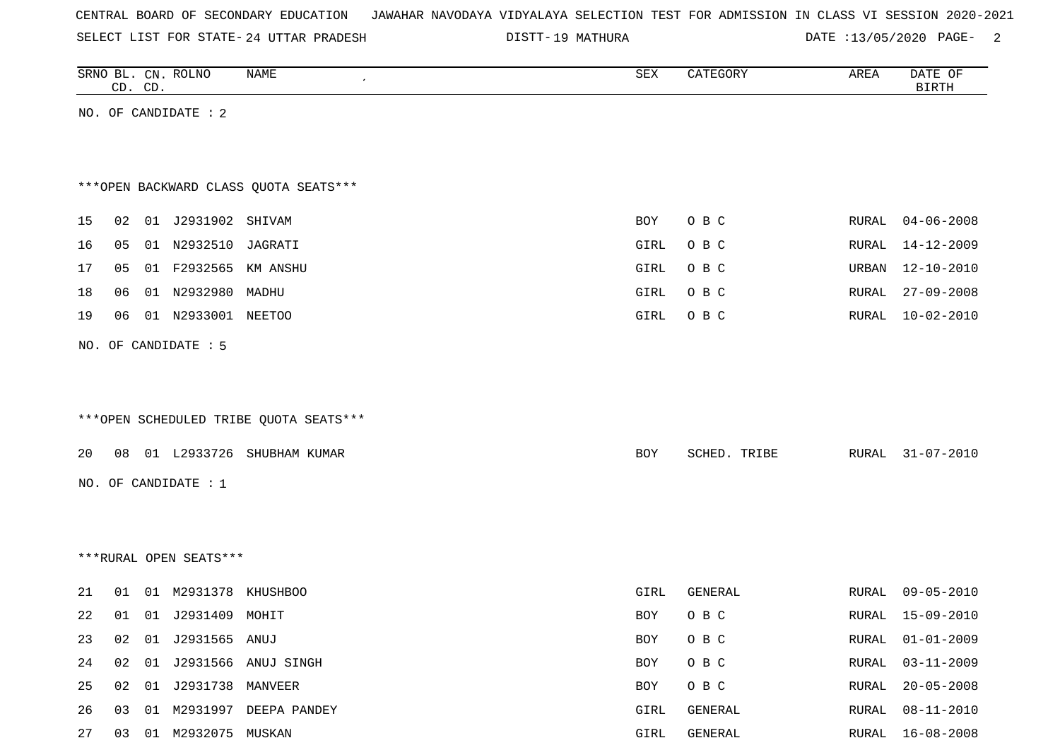CENTRAL BOARD OF SECONDARY EDUCATION JAWAHAR NAVODAYA VIDYALAYA SELECTION TEST FOR ADMISSION IN CLASS VI SESSION 2020-2021

SELECT LIST FOR STATE- 24 UTTAR PRADESH DISTT- 19 MATHURA DATE :13/05/2020

| SRNO | BL. CD. | CN. CD. | ROLNO | NAME | SEX | CATEGORY | AREA | DATE OF BIRTH |
|---|---|---|---|---|---|---|---|---|

NO. OF CANDIDATE : 2

***OPEN BACKWARD CLASS QUOTA SEATS***

| SRNO | BL. CD. | CN. CD. | ROLNO | NAME | SEX | CATEGORY | AREA | DATE OF BIRTH |
|---|---|---|---|---|---|---|---|---|
| 15 | 02 | 01 | J2931902 | SHIVAM | BOY | O B C | RURAL | 04-06-2008 |
| 16 | 05 | 01 | N2932510 | JAGRATI | GIRL | O B C | RURAL | 14-12-2009 |
| 17 | 05 | 01 | F2932565 | KM ANSHU | GIRL | O B C | URBAN | 12-10-2010 |
| 18 | 06 | 01 | N2932980 | MADHU | GIRL | O B C | RURAL | 27-09-2008 |
| 19 | 06 | 01 | N2933001 | NEETOO | GIRL | O B C | RURAL | 10-02-2010 |

NO. OF CANDIDATE : 5

***OPEN SCHEDULED TRIBE QUOTA SEATS***

| SRNO | BL. CD. | CN. CD. | ROLNO | NAME | SEX | CATEGORY | AREA | DATE OF BIRTH |
|---|---|---|---|---|---|---|---|---|
| 20 | 08 | 01 | L2933726 | SHUBHAM KUMAR | BOY | SCHED. TRIBE | RURAL | 31-07-2010 |

NO. OF CANDIDATE : 1

***RURAL OPEN SEATS***

| SRNO | BL. CD. | CN. CD. | ROLNO | NAME | SEX | CATEGORY | AREA | DATE OF BIRTH |
|---|---|---|---|---|---|---|---|---|
| 21 | 01 | 01 | M2931378 | KHUSHBOO | GIRL | GENERAL | RURAL | 09-05-2010 |
| 22 | 01 | 01 | J2931409 | MOHIT | BOY | O B C | RURAL | 15-09-2010 |
| 23 | 02 | 01 | J2931565 | ANUJ | BOY | O B C | RURAL | 01-01-2009 |
| 24 | 02 | 01 | J2931566 | ANUJ SINGH | BOY | O B C | RURAL | 03-11-2009 |
| 25 | 02 | 01 | J2931738 | MANVEER | BOY | O B C | RURAL | 20-05-2008 |
| 26 | 03 | 01 | M2931997 | DEEPA PANDEY | GIRL | GENERAL | RURAL | 08-11-2010 |
| 27 | 03 | 01 | M2932075 | MUSKAN | GIRL | GENERAL | RURAL | 16-08-2008 |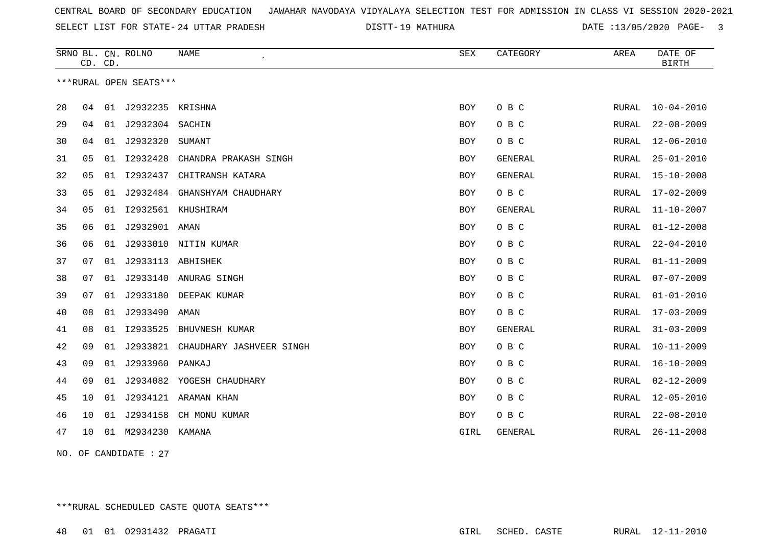CENTRAL BOARD OF SECONDARY EDUCATION JAWAHAR NAVODAYA VIDYALAYA SELECTION TEST FOR ADMISSION IN CLASS VI SESSION 2020-2021

SELECT LIST FOR STATE- 24 UTTAR PRADESH DISTT- 19 MATHURA DATE :13/05/2020

***RURAL OPEN SEATS***

| SRNO | BL. CD. | CN. CD. | ROLNO | NAME | SEX | CATEGORY | AREA | DATE OF BIRTH |
|---|---|---|---|---|---|---|---|---|
| 28 | 04 | 01 | J2932235 | KRISHNA | BOY | O B C | RURAL | 10-04-2010 |
| 29 | 04 | 01 | J2932304 | SACHIN | BOY | O B C | RURAL | 22-08-2009 |
| 30 | 04 | 01 | J2932320 | SUMANT | BOY | O B C | RURAL | 12-06-2010 |
| 31 | 05 | 01 | I2932428 | CHANDRA PRAKASH SINGH | BOY | GENERAL | RURAL | 25-01-2010 |
| 32 | 05 | 01 | I2932437 | CHITRANSH KATARA | BOY | GENERAL | RURAL | 15-10-2008 |
| 33 | 05 | 01 | J2932484 | GHANSHYAM CHAUDHARY | BOY | O B C | RURAL | 17-02-2009 |
| 34 | 05 | 01 | I2932561 | KHUSHIRAM | BOY | GENERAL | RURAL | 11-10-2007 |
| 35 | 06 | 01 | J2932901 | AMAN | BOY | O B C | RURAL | 01-12-2008 |
| 36 | 06 | 01 | J2933010 | NITIN KUMAR | BOY | O B C | RURAL | 22-04-2010 |
| 37 | 07 | 01 | J2933113 | ABHISHEK | BOY | O B C | RURAL | 01-11-2009 |
| 38 | 07 | 01 | J2933140 | ANURAG SINGH | BOY | O B C | RURAL | 07-07-2009 |
| 39 | 07 | 01 | J2933180 | DEEPAK KUMAR | BOY | O B C | RURAL | 01-01-2010 |
| 40 | 08 | 01 | J2933490 | AMAN | BOY | O B C | RURAL | 17-03-2009 |
| 41 | 08 | 01 | I2933525 | BHUVNESH KUMAR | BOY | GENERAL | RURAL | 31-03-2009 |
| 42 | 09 | 01 | J2933821 | CHAUDHARY JASHVEER SINGH | BOY | O B C | RURAL | 10-11-2009 |
| 43 | 09 | 01 | J2933960 | PANKAJ | BOY | O B C | RURAL | 16-10-2009 |
| 44 | 09 | 01 | J2934082 | YOGESH CHAUDHARY | BOY | O B C | RURAL | 02-12-2009 |
| 45 | 10 | 01 | J2934121 | ARAMAN KHAN | BOY | O B C | RURAL | 12-05-2010 |
| 46 | 10 | 01 | J2934158 | CH MONU KUMAR | BOY | O B C | RURAL | 22-08-2010 |
| 47 | 10 | 01 | M2934230 | KAMANA | GIRL | GENERAL | RURAL | 26-11-2008 |

NO. OF CANDIDATE : 27

***RURAL SCHEDULED CASTE QUOTA SEATS***

| SRNO | BL. CD. | CN. CD. | ROLNO | NAME | SEX | CATEGORY | AREA | DATE OF BIRTH |
|---|---|---|---|---|---|---|---|---|
| 48 | 01 | 01 | O2931432 | PRAGATI | GIRL | SCHED. CASTE | RURAL | 12-11-2010 |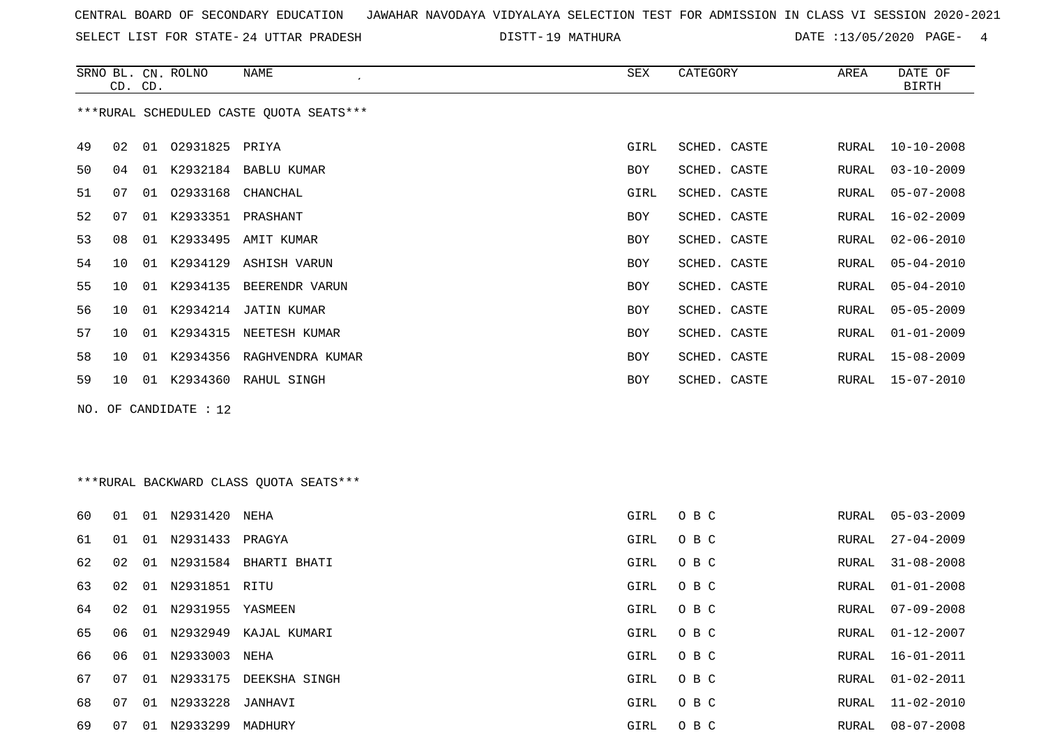CENTRAL BOARD OF SECONDARY EDUCATION JAWAHAR NAVODAYA VIDYALAYA SELECTION TEST FOR ADMISSION IN CLASS VI SESSION 2020-2021

SELECT LIST FOR STATE- 24 UTTAR PRADESH DISTT- 19 MATHURA DATE :13/05/2020

***RURAL SCHEDULED CASTE QUOTA SEATS***

| SRNO | BL. CD. | CN. CD. | ROLNO | NAME | SEX | CATEGORY | AREA | DATE OF BIRTH |
|---|---|---|---|---|---|---|---|---|
| 49 | 02 | 01 | O2931825 | PRIYA | GIRL | SCHED. CASTE | RURAL | 10-10-2008 |
| 50 | 04 | 01 | K2932184 | BABLU KUMAR | BOY | SCHED. CASTE | RURAL | 03-10-2009 |
| 51 | 07 | 01 | O2933168 | CHANCHAL | GIRL | SCHED. CASTE | RURAL | 05-07-2008 |
| 52 | 07 | 01 | K2933351 | PRASHANT | BOY | SCHED. CASTE | RURAL | 16-02-2009 |
| 53 | 08 | 01 | K2933495 | AMIT KUMAR | BOY | SCHED. CASTE | RURAL | 02-06-2010 |
| 54 | 10 | 01 | K2934129 | ASHISH VARUN | BOY | SCHED. CASTE | RURAL | 05-04-2010 |
| 55 | 10 | 01 | K2934135 | BEERENDR VARUN | BOY | SCHED. CASTE | RURAL | 05-04-2010 |
| 56 | 10 | 01 | K2934214 | JATIN KUMAR | BOY | SCHED. CASTE | RURAL | 05-05-2009 |
| 57 | 10 | 01 | K2934315 | NEETESH KUMAR | BOY | SCHED. CASTE | RURAL | 01-01-2009 |
| 58 | 10 | 01 | K2934356 | RAGHVENDRA KUMAR | BOY | SCHED. CASTE | RURAL | 15-08-2009 |
| 59 | 10 | 01 | K2934360 | RAHUL SINGH | BOY | SCHED. CASTE | RURAL | 15-07-2010 |

NO. OF CANDIDATE : 12

***RURAL BACKWARD CLASS QUOTA SEATS***

| SRNO | BL. CD. | CN. CD. | ROLNO | NAME | SEX | CATEGORY | AREA | DATE OF BIRTH |
|---|---|---|---|---|---|---|---|---|
| 60 | 01 | 01 | N2931420 | NEHA | GIRL | O B C | RURAL | 05-03-2009 |
| 61 | 01 | 01 | N2931433 | PRAGYA | GIRL | O B C | RURAL | 27-04-2009 |
| 62 | 02 | 01 | N2931584 | BHARTI BHATI | GIRL | O B C | RURAL | 31-08-2008 |
| 63 | 02 | 01 | N2931851 | RITU | GIRL | O B C | RURAL | 01-01-2008 |
| 64 | 02 | 01 | N2931955 | YASMEEN | GIRL | O B C | RURAL | 07-09-2008 |
| 65 | 06 | 01 | N2932949 | KAJAL KUMARI | GIRL | O B C | RURAL | 01-12-2007 |
| 66 | 06 | 01 | N2933003 | NEHA | GIRL | O B C | RURAL | 16-01-2011 |
| 67 | 07 | 01 | N2933175 | DEEKSHA SINGH | GIRL | O B C | RURAL | 01-02-2011 |
| 68 | 07 | 01 | N2933228 | JANHAVI | GIRL | O B C | RURAL | 11-02-2010 |
| 69 | 07 | 01 | N2933299 | MADHURY | GIRL | O B C | RURAL | 08-07-2008 |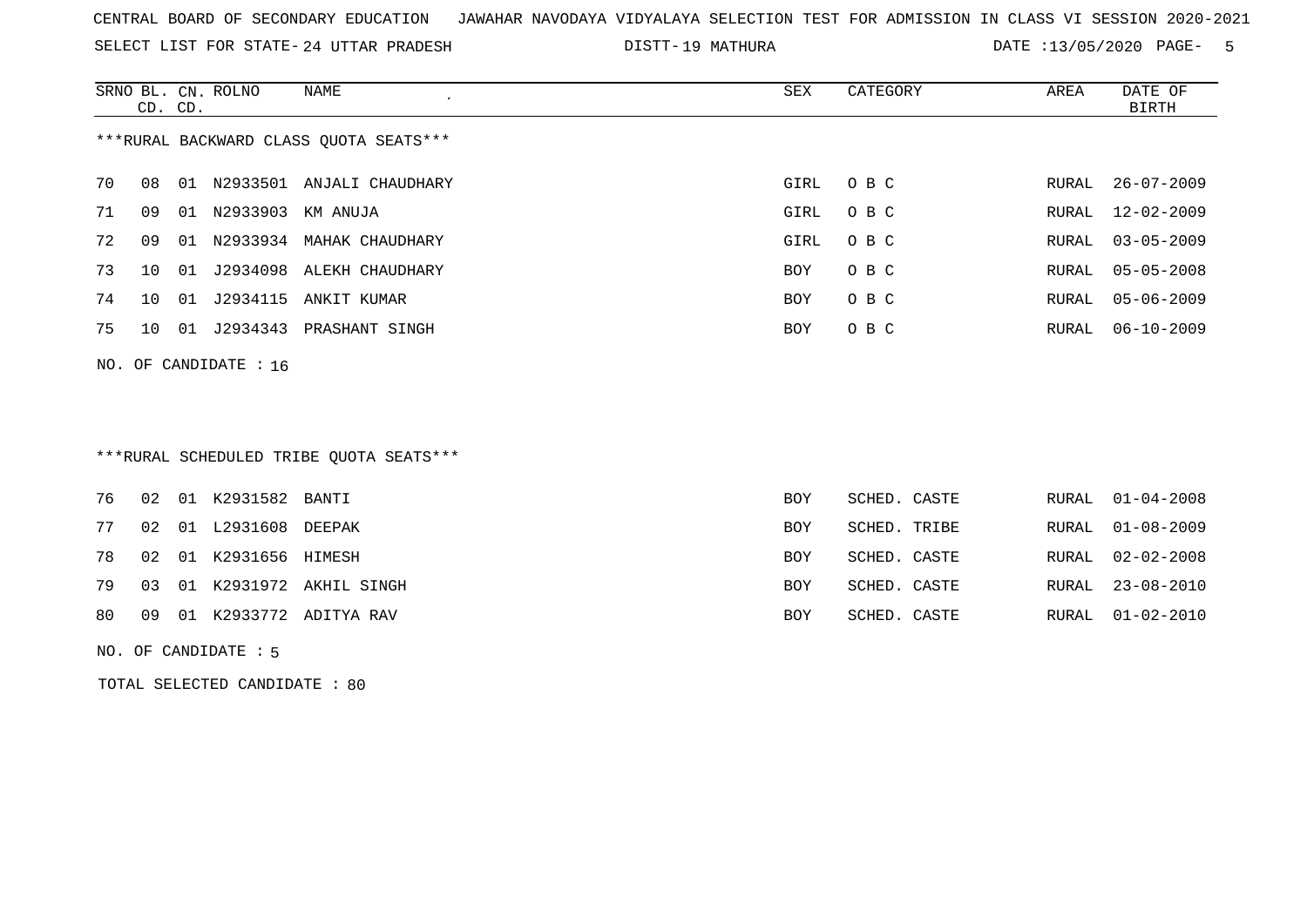CENTRAL BOARD OF SECONDARY EDUCATION JAWAHAR NAVODAYA VIDYALAYA SELECTION TEST FOR ADMISSION IN CLASS VI SESSION 2020-2021

SELECT LIST FOR STATE- 24 UTTAR PRADESH DISTT- 19 MATHURA DATE :13/05/2020

***RURAL BACKWARD CLASS QUOTA SEATS***

| SRNO | BL. CD. | CN. CD. | ROLNO | NAME | SEX | CATEGORY | AREA | DATE OF BIRTH |
|---|---|---|---|---|---|---|---|---|
| 70 | 08 | 01 | N2933501 | ANJALI CHAUDHARY | GIRL | O B C | RURAL | 26-07-2009 |
| 71 | 09 | 01 | N2933903 | KM ANUJA | GIRL | O B C | RURAL | 12-02-2009 |
| 72 | 09 | 01 | N2933934 | MAHAK CHAUDHARY | GIRL | O B C | RURAL | 03-05-2009 |
| 73 | 10 | 01 | J2934098 | ALEKH CHAUDHARY | BOY | O B C | RURAL | 05-05-2008 |
| 74 | 10 | 01 | J2934115 | ANKIT KUMAR | BOY | O B C | RURAL | 05-06-2009 |
| 75 | 10 | 01 | J2934343 | PRASHANT SINGH | BOY | O B C | RURAL | 06-10-2009 |

NO. OF CANDIDATE : 16

***RURAL SCHEDULED TRIBE QUOTA SEATS***

| SRNO | BL. CD. | CN. CD. | ROLNO | NAME | SEX | CATEGORY | AREA | DATE OF BIRTH |
|---|---|---|---|---|---|---|---|---|
| 76 | 02 | 01 | K2931582 | BANTI | BOY | SCHED. CASTE | RURAL | 01-04-2008 |
| 77 | 02 | 01 | L2931608 | DEEPAK | BOY | SCHED. TRIBE | RURAL | 01-08-2009 |
| 78 | 02 | 01 | K2931656 | HIMESH | BOY | SCHED. CASTE | RURAL | 02-02-2008 |
| 79 | 03 | 01 | K2931972 | AKHIL SINGH | BOY | SCHED. CASTE | RURAL | 23-08-2010 |
| 80 | 09 | 01 | K2933772 | ADITYA RAV | BOY | SCHED. CASTE | RURAL | 01-02-2010 |

NO. OF CANDIDATE : 5

TOTAL SELECTED CANDIDATE : 80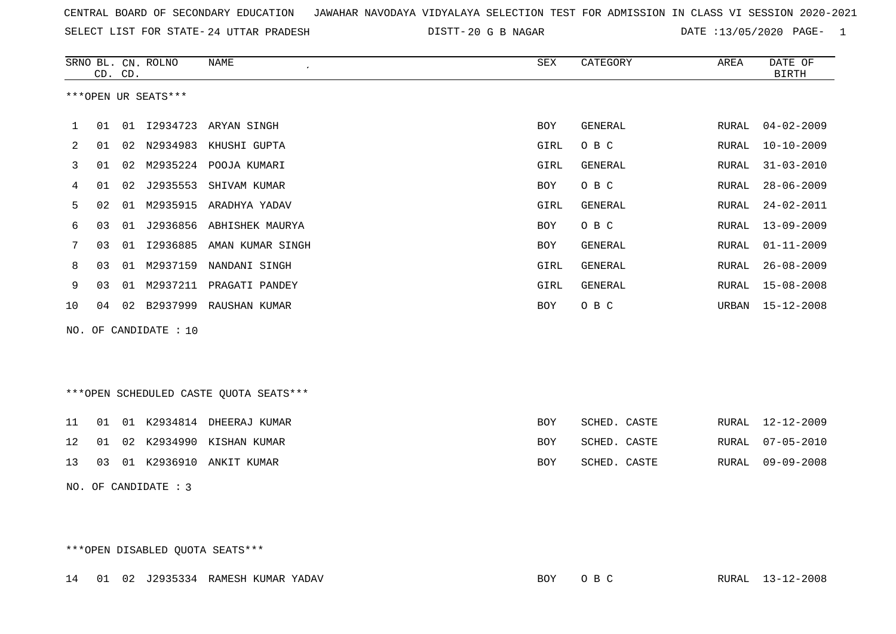CENTRAL BOARD OF SECONDARY EDUCATION JAWAHAR NAVODAYA VIDYALAYA SELECTION TEST FOR ADMISSION IN CLASS VI SESSION 2020-2021

SELECT LIST FOR STATE- 24 UTTAR PRADESH DISTT- 20 G B NAGAR DATE :13/05/2020 PAGE- 1

***OPEN UR SEATS***

| SRNO | BL. CD. | CN. CD. | ROLNO | NAME | SEX | CATEGORY | AREA | DATE OF BIRTH |
|---|---|---|---|---|---|---|---|---|
| 1 | 01 | 01 | I2934723 | ARYAN SINGH | BOY | GENERAL | RURAL | 04-02-2009 |
| 2 | 01 | 02 | N2934983 | KHUSHI GUPTA | GIRL | O B C | RURAL | 10-10-2009 |
| 3 | 01 | 02 | M2935224 | POOJA KUMARI | GIRL | GENERAL | RURAL | 31-03-2010 |
| 4 | 01 | 02 | J2935553 | SHIVAM KUMAR | BOY | O B C | RURAL | 28-06-2009 |
| 5 | 02 | 01 | M2935915 | ARADHYA YADAV | GIRL | GENERAL | RURAL | 24-02-2011 |
| 6 | 03 | 01 | J2936856 | ABHISHEK MAURYA | BOY | O B C | RURAL | 13-09-2009 |
| 7 | 03 | 01 | I2936885 | AMAN KUMAR SINGH | BOY | GENERAL | RURAL | 01-11-2009 |
| 8 | 03 | 01 | M2937159 | NANDANI SINGH | GIRL | GENERAL | RURAL | 26-08-2009 |
| 9 | 03 | 01 | M2937211 | PRAGATI PANDEY | GIRL | GENERAL | RURAL | 15-08-2008 |
| 10 | 04 | 02 | B2937999 | RAUSHAN KUMAR | BOY | O B C | URBAN | 15-12-2008 |

NO. OF CANDIDATE : 10

***OPEN SCHEDULED CASTE QUOTA SEATS***

| SRNO | BL. CD. | CN. CD. | ROLNO | NAME | SEX | CATEGORY | AREA | DATE OF BIRTH |
|---|---|---|---|---|---|---|---|---|
| 11 | 01 | 01 | K2934814 | DHEERAJ KUMAR | BOY | SCHED. CASTE | RURAL | 12-12-2009 |
| 12 | 01 | 02 | K2934990 | KISHAN KUMAR | BOY | SCHED. CASTE | RURAL | 07-05-2010 |
| 13 | 03 | 01 | K2936910 | ANKIT KUMAR | BOY | SCHED. CASTE | RURAL | 09-09-2008 |

NO. OF CANDIDATE : 3

***OPEN DISABLED QUOTA SEATS***

| SRNO | BL. CD. | CN. CD. | ROLNO | NAME | SEX | CATEGORY | AREA | DATE OF BIRTH |
|---|---|---|---|---|---|---|---|---|
| 14 | 01 | 02 | J2935334 | RAMESH KUMAR YADAV | BOY | O B C | RURAL | 13-12-2008 |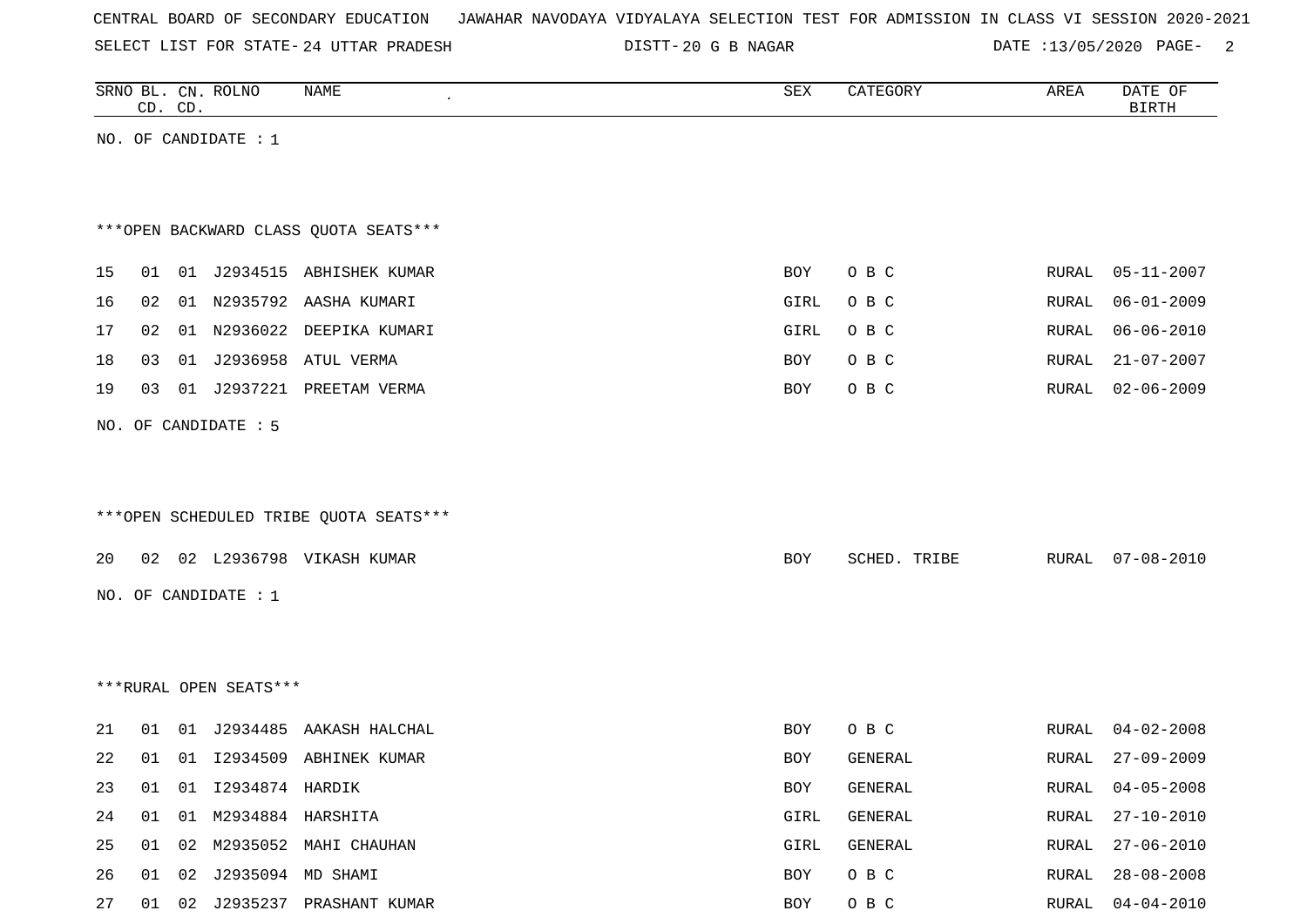CENTRAL BOARD OF SECONDARY EDUCATION JAWAHAR NAVODAYA VIDYALAYA SELECTION TEST FOR ADMISSION IN CLASS VI SESSION 2020-2021

SELECT LIST FOR STATE- 24 UTTAR PRADESH DISTT- 20 G B NAGAR DATE :13/05/2020

| SRNO | BL. CD. | CN. CD. | ROLNO | NAME | SEX | CATEGORY | AREA | DATE OF BIRTH |
|---|---|---|---|---|---|---|---|---|

NO. OF CANDIDATE : 1

***OPEN BACKWARD CLASS QUOTA SEATS***

| SRNO | BL. CD. | CN. CD. | ROLNO | NAME | SEX | CATEGORY | AREA | DATE OF BIRTH |
|---|---|---|---|---|---|---|---|---|
| 15 | 01 | 01 | J2934515 | ABHISHEK KUMAR | BOY | O B C | RURAL | 05-11-2007 |
| 16 | 02 | 01 | N2935792 | AASHA KUMARI | GIRL | O B C | RURAL | 06-01-2009 |
| 17 | 02 | 01 | N2936022 | DEEPIKA KUMARI | GIRL | O B C | RURAL | 06-06-2010 |
| 18 | 03 | 01 | J2936958 | ATUL VERMA | BOY | O B C | RURAL | 21-07-2007 |
| 19 | 03 | 01 | J2937221 | PREETAM VERMA | BOY | O B C | RURAL | 02-06-2009 |

NO. OF CANDIDATE : 5

***OPEN SCHEDULED TRIBE QUOTA SEATS***

| SRNO | BL. CD. | CN. CD. | ROLNO | NAME | SEX | CATEGORY | AREA | DATE OF BIRTH |
|---|---|---|---|---|---|---|---|---|
| 20 | 02 | 02 | L2936798 | VIKASH KUMAR | BOY | SCHED. TRIBE | RURAL | 07-08-2010 |

NO. OF CANDIDATE : 1

***RURAL OPEN SEATS***

| SRNO | BL. CD. | CN. CD. | ROLNO | NAME | SEX | CATEGORY | AREA | DATE OF BIRTH |
|---|---|---|---|---|---|---|---|---|
| 21 | 01 | 01 | J2934485 | AAKASH HALCHAL | BOY | O B C | RURAL | 04-02-2008 |
| 22 | 01 | 01 | I2934509 | ABHINEK KUMAR | BOY | GENERAL | RURAL | 27-09-2009 |
| 23 | 01 | 01 | I2934874 | HARDIK | BOY | GENERAL | RURAL | 04-05-2008 |
| 24 | 01 | 01 | M2934884 | HARSHITA | GIRL | GENERAL | RURAL | 27-10-2010 |
| 25 | 01 | 02 | M2935052 | MAHI CHAUHAN | GIRL | GENERAL | RURAL | 27-06-2010 |
| 26 | 01 | 02 | J2935094 | MD SHAMI | BOY | O B C | RURAL | 28-08-2008 |
| 27 | 01 | 02 | J2935237 | PRASHANT KUMAR | BOY | O B C | RURAL | 04-04-2010 |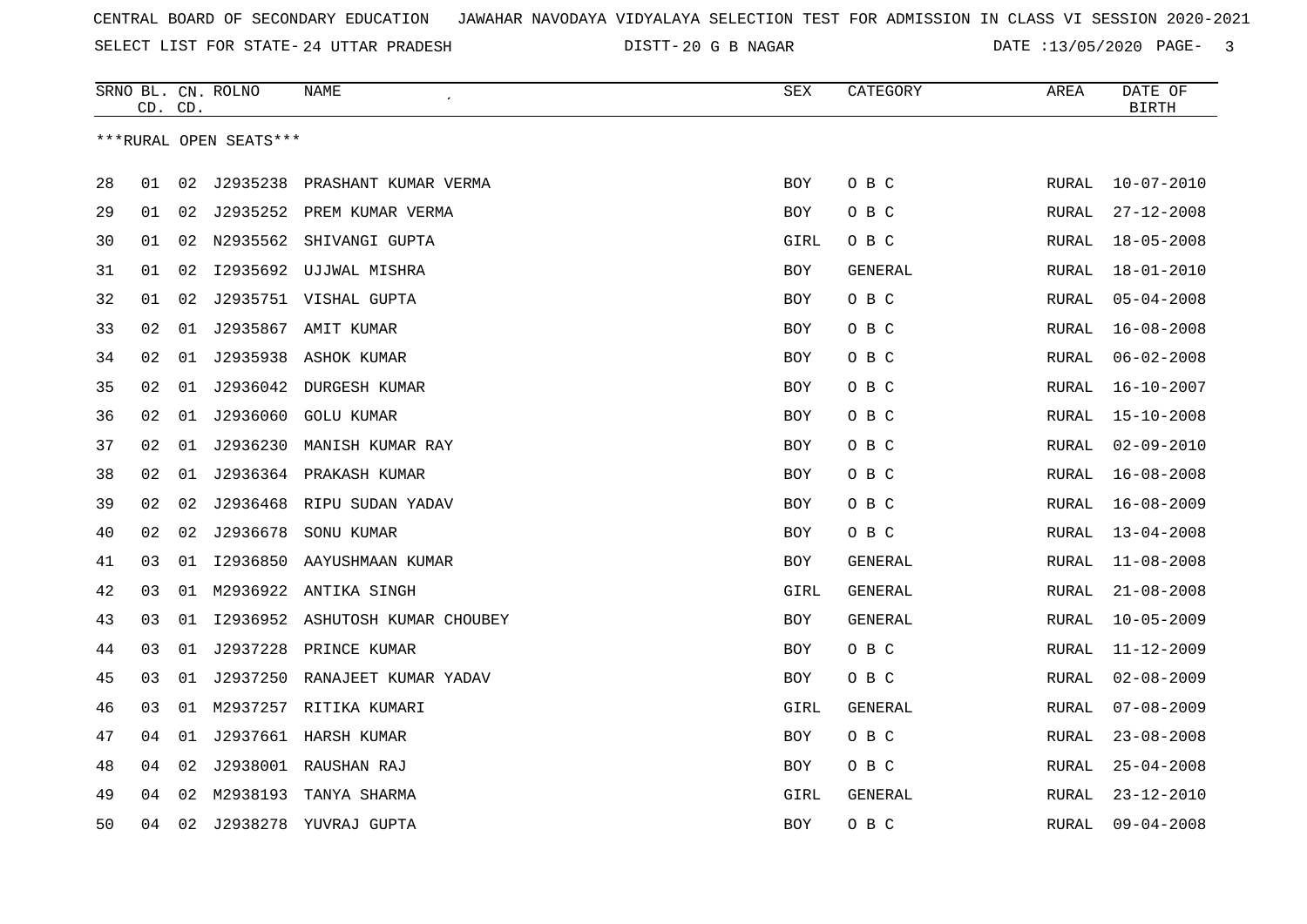CENTRAL BOARD OF SECONDARY EDUCATION   JAWAHAR NAVODAYA VIDYALAYA SELECTION TEST FOR ADMISSION IN CLASS VI SESSION 2020-2021

SELECT LIST FOR STATE- 24 UTTAR PRADESH   DISTT- 20 G B NAGAR   DATE :13/05/2020

***RURAL OPEN SEATS***

| SRNO | BL. CD. | CN. CD. | ROLNO | NAME | SEX | CATEGORY | AREA | DATE OF BIRTH |
|---|---|---|---|---|---|---|---|---|
| 28 | 01 | 02 | J2935238 | PRASHANT KUMAR VERMA | BOY | O B C | RURAL | 10-07-2010 |
| 29 | 01 | 02 | J2935252 | PREM KUMAR VERMA | BOY | O B C | RURAL | 27-12-2008 |
| 30 | 01 | 02 | N2935562 | SHIVANGI GUPTA | GIRL | O B C | RURAL | 18-05-2008 |
| 31 | 01 | 02 | I2935692 | UJJWAL MISHRA | BOY | GENERAL | RURAL | 18-01-2010 |
| 32 | 01 | 02 | J2935751 | VISHAL GUPTA | BOY | O B C | RURAL | 05-04-2008 |
| 33 | 02 | 01 | J2935867 | AMIT KUMAR | BOY | O B C | RURAL | 16-08-2008 |
| 34 | 02 | 01 | J2935938 | ASHOK KUMAR | BOY | O B C | RURAL | 06-02-2008 |
| 35 | 02 | 01 | J2936042 | DURGESH KUMAR | BOY | O B C | RURAL | 16-10-2007 |
| 36 | 02 | 01 | J2936060 | GOLU KUMAR | BOY | O B C | RURAL | 15-10-2008 |
| 37 | 02 | 01 | J2936230 | MANISH KUMAR RAY | BOY | O B C | RURAL | 02-09-2010 |
| 38 | 02 | 01 | J2936364 | PRAKASH KUMAR | BOY | O B C | RURAL | 16-08-2008 |
| 39 | 02 | 02 | J2936468 | RIPU SUDAN YADAV | BOY | O B C | RURAL | 16-08-2009 |
| 40 | 02 | 02 | J2936678 | SONU KUMAR | BOY | O B C | RURAL | 13-04-2008 |
| 41 | 03 | 01 | I2936850 | AAYUSHMAAN KUMAR | BOY | GENERAL | RURAL | 11-08-2008 |
| 42 | 03 | 01 | M2936922 | ANTIKA SINGH | GIRL | GENERAL | RURAL | 21-08-2008 |
| 43 | 03 | 01 | I2936952 | ASHUTOSH KUMAR CHOUBEY | BOY | GENERAL | RURAL | 10-05-2009 |
| 44 | 03 | 01 | J2937228 | PRINCE KUMAR | BOY | O B C | RURAL | 11-12-2009 |
| 45 | 03 | 01 | J2937250 | RANAJEET KUMAR YADAV | BOY | O B C | RURAL | 02-08-2009 |
| 46 | 03 | 01 | M2937257 | RITIKA KUMARI | GIRL | GENERAL | RURAL | 07-08-2009 |
| 47 | 04 | 01 | J2937661 | HARSH KUMAR | BOY | O B C | RURAL | 23-08-2008 |
| 48 | 04 | 02 | J2938001 | RAUSHAN RAJ | BOY | O B C | RURAL | 25-04-2008 |
| 49 | 04 | 02 | M2938193 | TANYA SHARMA | GIRL | GENERAL | RURAL | 23-12-2010 |
| 50 | 04 | 02 | J2938278 | YUVRAJ GUPTA | BOY | O B C | RURAL | 09-04-2008 |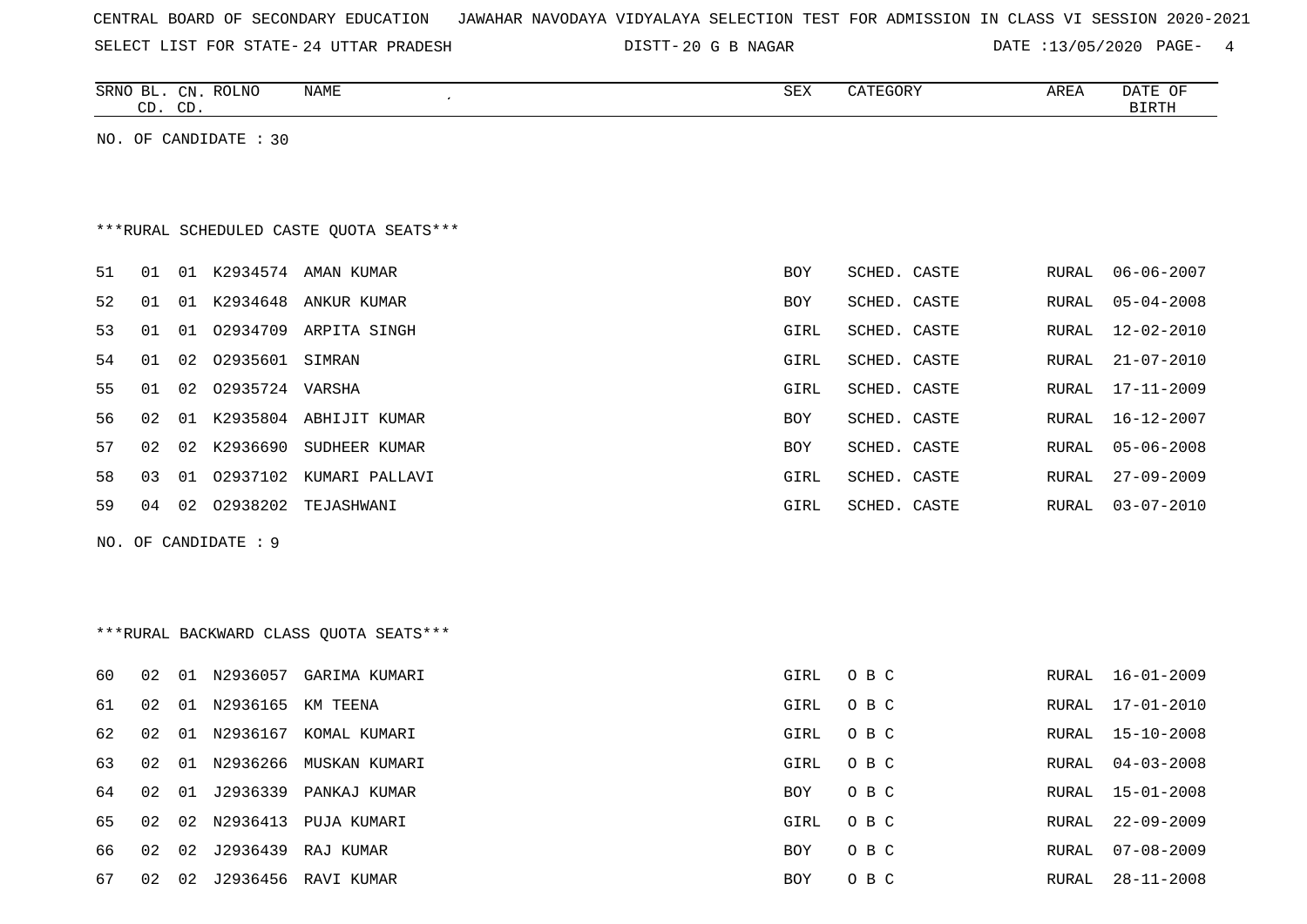CENTRAL BOARD OF SECONDARY EDUCATION JAWAHAR NAVODAYA VIDYALAYA SELECTION TEST FOR ADMISSION IN CLASS VI SESSION 2020-2021

SELECT LIST FOR STATE- 24 UTTAR PRADESH DISTT- 20 G B NAGAR DATE :13/05/2020

NO. OF CANDIDATE : 30

***RURAL SCHEDULED CASTE QUOTA SEATS***

| SRNO | BL. CD. | CN. CD. | ROLNO | NAME | SEX | CATEGORY | AREA | DATE OF BIRTH |
|---|---|---|---|---|---|---|---|---|
| 51 | 01 | 01 | K2934574 | AMAN KUMAR | BOY | SCHED. CASTE | RURAL | 06-06-2007 |
| 52 | 01 | 01 | K2934648 | ANKUR KUMAR | BOY | SCHED. CASTE | RURAL | 05-04-2008 |
| 53 | 01 | 01 | O2934709 | ARPITA SINGH | GIRL | SCHED. CASTE | RURAL | 12-02-2010 |
| 54 | 01 | 02 | O2935601 | SIMRAN | GIRL | SCHED. CASTE | RURAL | 21-07-2010 |
| 55 | 01 | 02 | O2935724 | VARSHA | GIRL | SCHED. CASTE | RURAL | 17-11-2009 |
| 56 | 02 | 01 | K2935804 | ABHIJIT KUMAR | BOY | SCHED. CASTE | RURAL | 16-12-2007 |
| 57 | 02 | 02 | K2936690 | SUDHEER KUMAR | BOY | SCHED. CASTE | RURAL | 05-06-2008 |
| 58 | 03 | 01 | O2937102 | KUMARI PALLAVI | GIRL | SCHED. CASTE | RURAL | 27-09-2009 |
| 59 | 04 | 02 | O2938202 | TEJASHWANI | GIRL | SCHED. CASTE | RURAL | 03-07-2010 |

NO. OF CANDIDATE : 9

***RURAL BACKWARD CLASS QUOTA SEATS***

| SRNO | BL. CD. | CN. CD. | ROLNO | NAME | SEX | CATEGORY | AREA | DATE OF BIRTH |
|---|---|---|---|---|---|---|---|---|
| 60 | 02 | 01 | N2936057 | GARIMA KUMARI | GIRL | O B C | RURAL | 16-01-2009 |
| 61 | 02 | 01 | N2936165 | KM TEENA | GIRL | O B C | RURAL | 17-01-2010 |
| 62 | 02 | 01 | N2936167 | KOMAL KUMARI | GIRL | O B C | RURAL | 15-10-2008 |
| 63 | 02 | 01 | N2936266 | MUSKAN KUMARI | GIRL | O B C | RURAL | 04-03-2008 |
| 64 | 02 | 01 | J2936339 | PANKAJ KUMAR | BOY | O B C | RURAL | 15-01-2008 |
| 65 | 02 | 02 | N2936413 | PUJA KUMARI | GIRL | O B C | RURAL | 22-09-2009 |
| 66 | 02 | 02 | J2936439 | RAJ KUMAR | BOY | O B C | RURAL | 07-08-2009 |
| 67 | 02 | 02 | J2936456 | RAVI KUMAR | BOY | O B C | RURAL | 28-11-2008 |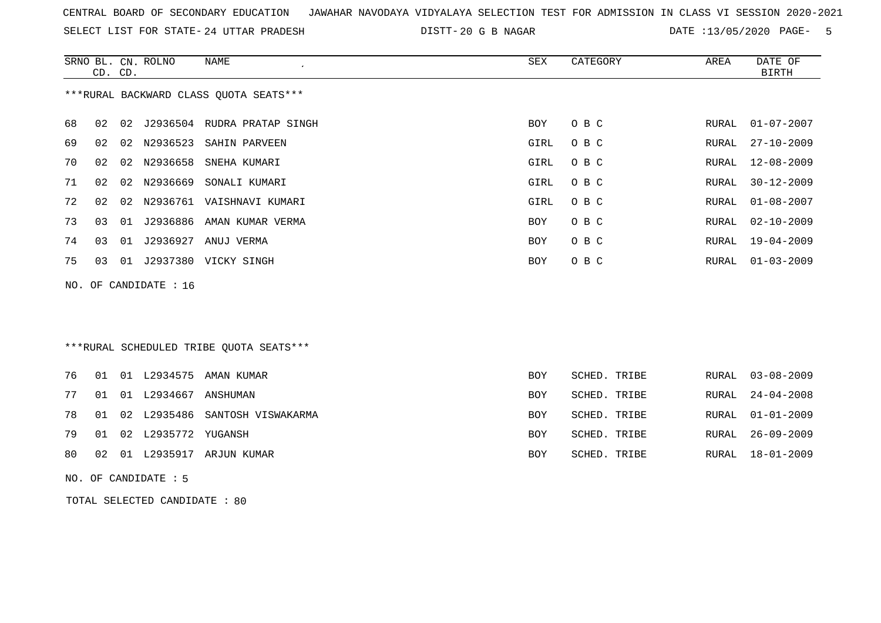CENTRAL BOARD OF SECONDARY EDUCATION JAWAHAR NAVODAYA VIDYALAYA SELECTION TEST FOR ADMISSION IN CLASS VI SESSION 2020-2021

SELECT LIST FOR STATE- 24 UTTAR PRADESH DISTT- 20 G B NAGAR DATE :13/05/2020

***RURAL BACKWARD CLASS QUOTA SEATS***

| SRNO | BL. CD. | CN. CD. | ROLNO | NAME | SEX | CATEGORY | AREA | DATE OF BIRTH |
|---|---|---|---|---|---|---|---|---|
| 68 | 02 | 02 | J2936504 | RUDRA PRATAP SINGH | BOY | O B C | RURAL | 01-07-2007 |
| 69 | 02 | 02 | N2936523 | SAHIN PARVEEN | GIRL | O B C | RURAL | 27-10-2009 |
| 70 | 02 | 02 | N2936658 | SNEHA KUMARI | GIRL | O B C | RURAL | 12-08-2009 |
| 71 | 02 | 02 | N2936669 | SONALI KUMARI | GIRL | O B C | RURAL | 30-12-2009 |
| 72 | 02 | 02 | N2936761 | VAISHNAVI KUMARI | GIRL | O B C | RURAL | 01-08-2007 |
| 73 | 03 | 01 | J2936886 | AMAN KUMAR VERMA | BOY | O B C | RURAL | 02-10-2009 |
| 74 | 03 | 01 | J2936927 | ANUJ VERMA | BOY | O B C | RURAL | 19-04-2009 |
| 75 | 03 | 01 | J2937380 | VICKY SINGH | BOY | O B C | RURAL | 01-03-2009 |

NO. OF CANDIDATE : 16

***RURAL SCHEDULED TRIBE QUOTA SEATS***

| SRNO | BL. CD. | CN. CD. | ROLNO | NAME | SEX | CATEGORY | AREA | DATE OF BIRTH |
|---|---|---|---|---|---|---|---|---|
| 76 | 01 | 01 | L2934575 | AMAN KUMAR | BOY | SCHED. TRIBE | RURAL | 03-08-2009 |
| 77 | 01 | 01 | L2934667 | ANSHUMAN | BOY | SCHED. TRIBE | RURAL | 24-04-2008 |
| 78 | 01 | 02 | L2935486 | SANTOSH VISWAKARMA | BOY | SCHED. TRIBE | RURAL | 01-01-2009 |
| 79 | 01 | 02 | L2935772 | YUGANSH | BOY | SCHED. TRIBE | RURAL | 26-09-2009 |
| 80 | 02 | 01 | L2935917 | ARJUN KUMAR | BOY | SCHED. TRIBE | RURAL | 18-01-2009 |

NO. OF CANDIDATE : 5

TOTAL SELECTED CANDIDATE : 80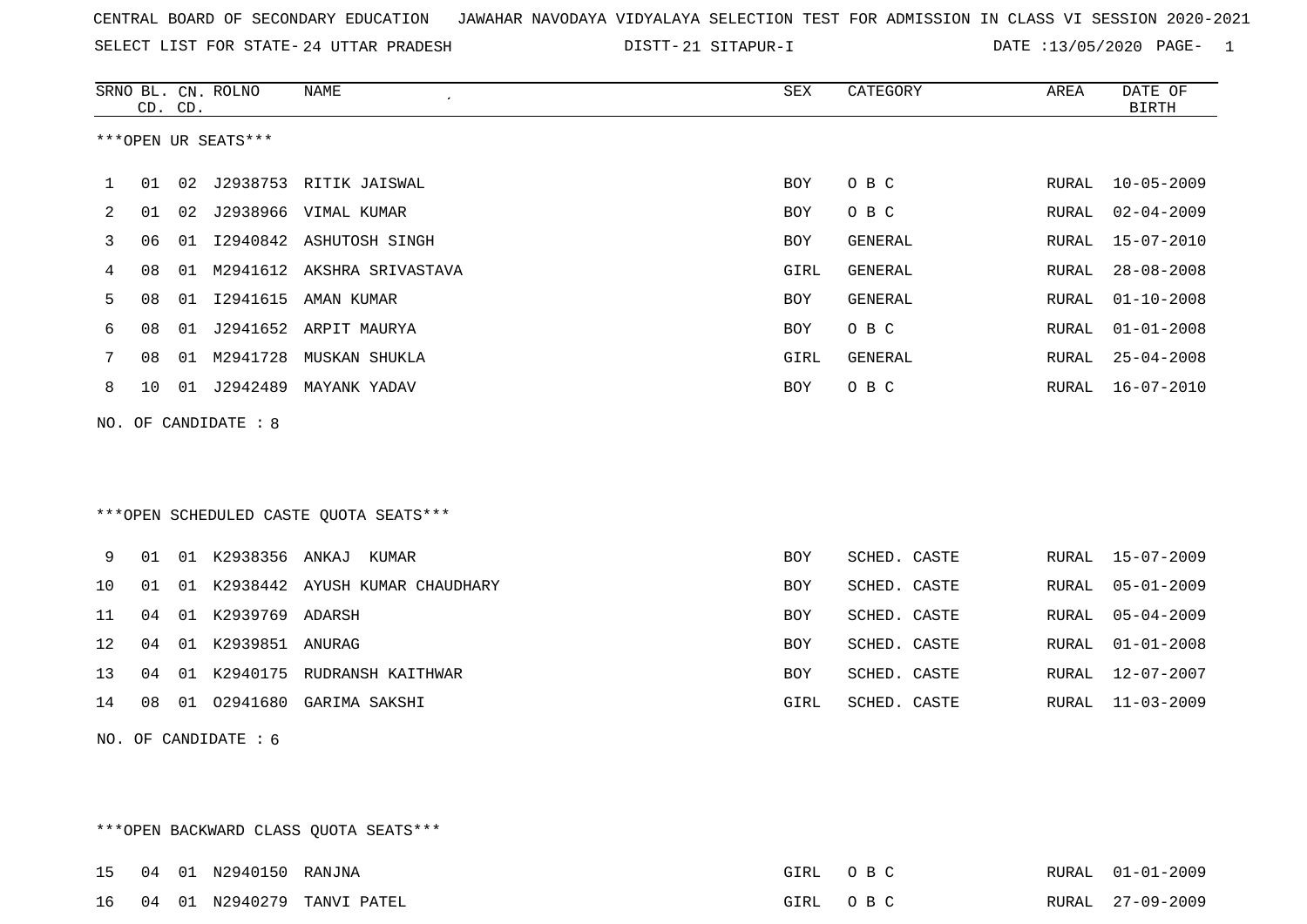CENTRAL BOARD OF SECONDARY EDUCATION JAWAHAR NAVODAYA VIDYALAYA SELECTION TEST FOR ADMISSION IN CLASS VI SESSION 2020-2021

SELECT LIST FOR STATE- 24 UTTAR PRADESH DISTT- 21 SITAPUR-I DATE :13/05/2020

***OPEN UR SEATS***

| SRNO | BL. CD. | CN. CD. | ROLNO | NAME | SEX | CATEGORY | AREA | DATE OF BIRTH |
|---|---|---|---|---|---|---|---|---|
| 1 | 01 | 02 | J2938753 | RITIK JAISWAL | BOY | O B C | RURAL | 10-05-2009 |
| 2 | 01 | 02 | J2938966 | VIMAL KUMAR | BOY | O B C | RURAL | 02-04-2009 |
| 3 | 06 | 01 | I2940842 | ASHUTOSH SINGH | BOY | GENERAL | RURAL | 15-07-2010 |
| 4 | 08 | 01 | M2941612 | AKSHRA SRIVASTAVA | GIRL | GENERAL | RURAL | 28-08-2008 |
| 5 | 08 | 01 | I2941615 | AMAN KUMAR | BOY | GENERAL | RURAL | 01-10-2008 |
| 6 | 08 | 01 | J2941652 | ARPIT MAURYA | BOY | O B C | RURAL | 01-01-2008 |
| 7 | 08 | 01 | M2941728 | MUSKAN SHUKLA | GIRL | GENERAL | RURAL | 25-04-2008 |
| 8 | 10 | 01 | J2942489 | MAYANK YADAV | BOY | O B C | RURAL | 16-07-2010 |

NO. OF CANDIDATE : 8

***OPEN SCHEDULED CASTE QUOTA SEATS***

| SRNO | BL. CD. | CN. CD. | ROLNO | NAME | SEX | CATEGORY | AREA | DATE OF BIRTH |
|---|---|---|---|---|---|---|---|---|
| 9 | 01 | 01 | K2938356 | ANKAJ KUMAR | BOY | SCHED. CASTE | RURAL | 15-07-2009 |
| 10 | 01 | 01 | K2938442 | AYUSH KUMAR CHAUDHARY | BOY | SCHED. CASTE | RURAL | 05-01-2009 |
| 11 | 04 | 01 | K2939769 | ADARSH | BOY | SCHED. CASTE | RURAL | 05-04-2009 |
| 12 | 04 | 01 | K2939851 | ANURAG | BOY | SCHED. CASTE | RURAL | 01-01-2008 |
| 13 | 04 | 01 | K2940175 | RUDRANSH KAITHWAR | BOY | SCHED. CASTE | RURAL | 12-07-2007 |
| 14 | 08 | 01 | O2941680 | GARIMA SAKSHI | GIRL | SCHED. CASTE | RURAL | 11-03-2009 |

NO. OF CANDIDATE : 6

***OPEN BACKWARD CLASS QUOTA SEATS***

| SRNO | BL. CD. | CN. CD. | ROLNO | NAME | SEX | CATEGORY | AREA | DATE OF BIRTH |
|---|---|---|---|---|---|---|---|---|
| 15 | 04 | 01 | N2940150 | RANJNA | GIRL | O B C | RURAL | 01-01-2009 |
| 16 | 04 | 01 | N2940279 | TANVI PATEL | GIRL | O B C | RURAL | 27-09-2009 |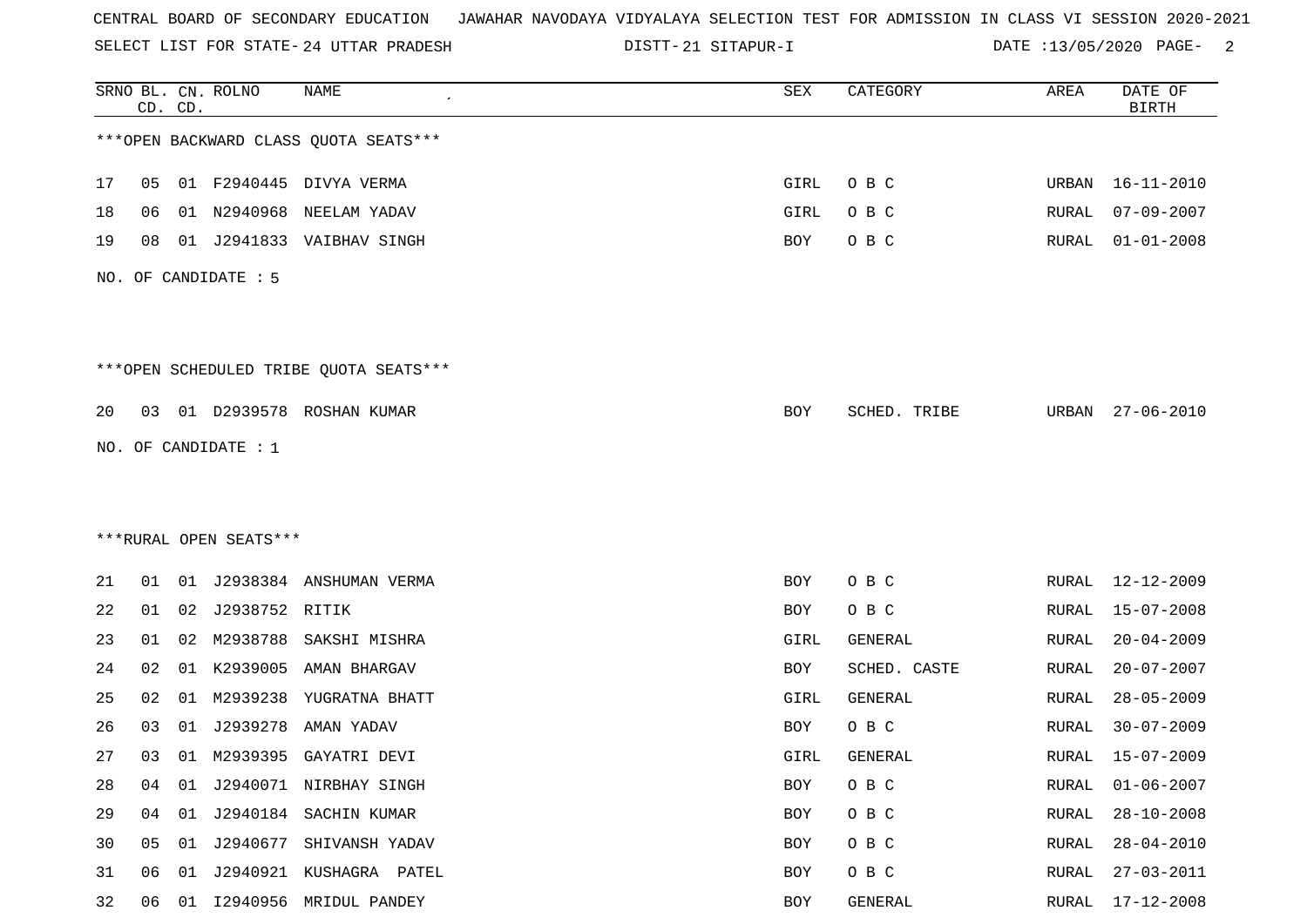CENTRAL BOARD OF SECONDARY EDUCATION JAWAHAR NAVODAYA VIDYALAYA SELECTION TEST FOR ADMISSION IN CLASS VI SESSION 2020-2021

SELECT LIST FOR STATE- 24 UTTAR PRADESH DISTT- 21 SITAPUR-I DATE :13/05/2020

| SRNO | BL. CD. | CN. CD. | ROLNO | NAME | SEX | CATEGORY | AREA | DATE OF BIRTH |
|---|---|---|---|---|---|---|---|---|

***OPEN BACKWARD CLASS QUOTA SEATS***

| SRNO | BL. CD. | CN. CD. | ROLNO | NAME | SEX | CATEGORY | AREA | DATE OF BIRTH |
|---|---|---|---|---|---|---|---|---|
| 17 | 05 | 01 | F2940445 | DIVYA VERMA | GIRL | O B C | URBAN | 16-11-2010 |
| 18 | 06 | 01 | N2940968 | NEELAM YADAV | GIRL | O B C | RURAL | 07-09-2007 |
| 19 | 08 | 01 | J2941833 | VAIBHAV SINGH | BOY | O B C | RURAL | 01-01-2008 |

NO. OF CANDIDATE : 5

***OPEN SCHEDULED TRIBE QUOTA SEATS***

| SRNO | BL. CD. | CN. CD. | ROLNO | NAME | SEX | CATEGORY | AREA | DATE OF BIRTH |
|---|---|---|---|---|---|---|---|---|
| 20 | 03 | 01 | D2939578 | ROSHAN KUMAR | BOY | SCHED. TRIBE | URBAN | 27-06-2010 |

NO. OF CANDIDATE : 1

***RURAL OPEN SEATS***

| SRNO | BL. CD. | CN. CD. | ROLNO | NAME | SEX | CATEGORY | AREA | DATE OF BIRTH |
|---|---|---|---|---|---|---|---|---|
| 21 | 01 | 01 | J2938384 | ANSHUMAN VERMA | BOY | O B C | RURAL | 12-12-2009 |
| 22 | 01 | 02 | J2938752 | RITIK | BOY | O B C | RURAL | 15-07-2008 |
| 23 | 01 | 02 | M2938788 | SAKSHI MISHRA | GIRL | GENERAL | RURAL | 20-04-2009 |
| 24 | 02 | 01 | K2939005 | AMAN BHARGAV | BOY | SCHED. CASTE | RURAL | 20-07-2007 |
| 25 | 02 | 01 | M2939238 | YUGRATNA BHATT | GIRL | GENERAL | RURAL | 28-05-2009 |
| 26 | 03 | 01 | J2939278 | AMAN YADAV | BOY | O B C | RURAL | 30-07-2009 |
| 27 | 03 | 01 | M2939395 | GAYATRI DEVI | GIRL | GENERAL | RURAL | 15-07-2009 |
| 28 | 04 | 01 | J2940071 | NIRBHAY SINGH | BOY | O B C | RURAL | 01-06-2007 |
| 29 | 04 | 01 | J2940184 | SACHIN KUMAR | BOY | O B C | RURAL | 28-10-2008 |
| 30 | 05 | 01 | J2940677 | SHIVANSH YADAV | BOY | O B C | RURAL | 28-04-2010 |
| 31 | 06 | 01 | J2940921 | KUSHAGRA PATEL | BOY | O B C | RURAL | 27-03-2011 |
| 32 | 06 | 01 | I2940956 | MRIDUL PANDEY | BOY | GENERAL | RURAL | 17-12-2008 |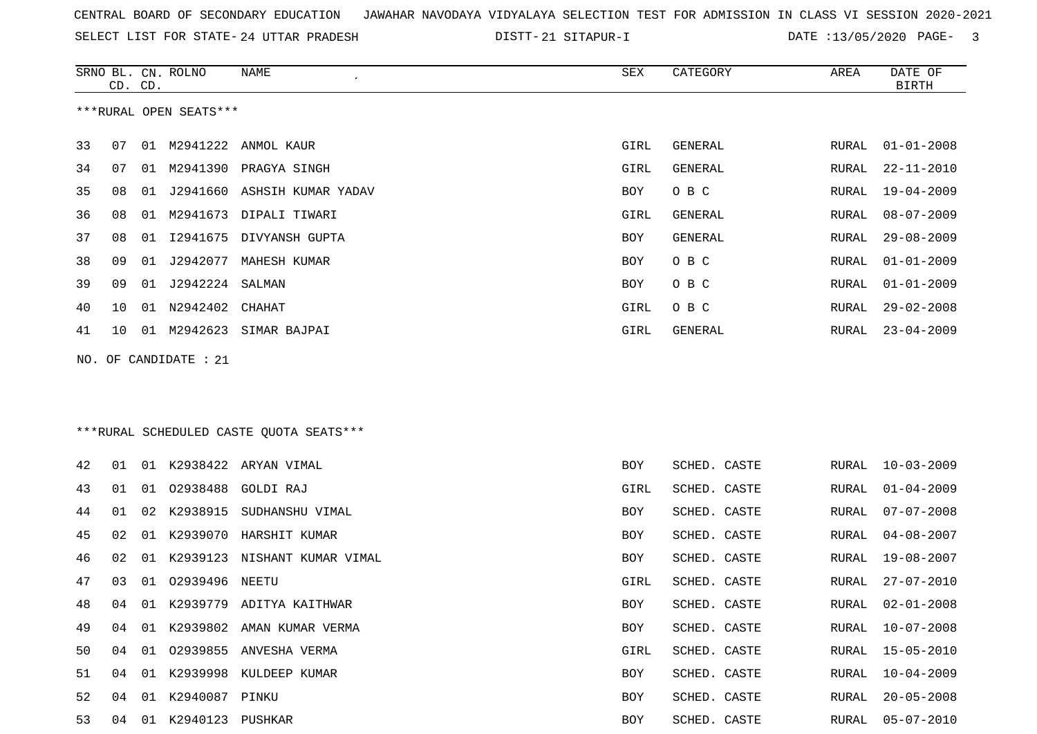CENTRAL BOARD OF SECONDARY EDUCATION JAWAHAR NAVODAYA VIDYALAYA SELECTION TEST FOR ADMISSION IN CLASS VI SESSION 2020-2021

SELECT LIST FOR STATE- 24 UTTAR PRADESH DISTT- 21 SITAPUR-I DATE :13/05/2020

***RURAL OPEN SEATS***

| SRNO | BL. CD. | CN. CD. | ROLNO | NAME | SEX | CATEGORY | AREA | DATE OF BIRTH |
|---|---|---|---|---|---|---|---|---|
| 33 | 07 | 01 | M2941222 | ANMOL KAUR | GIRL | GENERAL | RURAL | 01-01-2008 |
| 34 | 07 | 01 | M2941390 | PRAGYA SINGH | GIRL | GENERAL | RURAL | 22-11-2010 |
| 35 | 08 | 01 | J2941660 | ASHSIH KUMAR YADAV | BOY | O B C | RURAL | 19-04-2009 |
| 36 | 08 | 01 | M2941673 | DIPALI TIWARI | GIRL | GENERAL | RURAL | 08-07-2009 |
| 37 | 08 | 01 | I2941675 | DIVYANSH GUPTA | BOY | GENERAL | RURAL | 29-08-2009 |
| 38 | 09 | 01 | J2942077 | MAHESH KUMAR | BOY | O B C | RURAL | 01-01-2009 |
| 39 | 09 | 01 | J2942224 | SALMAN | BOY | O B C | RURAL | 01-01-2009 |
| 40 | 10 | 01 | N2942402 | CHAHAT | GIRL | O B C | RURAL | 29-02-2008 |
| 41 | 10 | 01 | M2942623 | SIMAR BAJPAI | GIRL | GENERAL | RURAL | 23-04-2009 |

NO. OF CANDIDATE : 21

***RURAL SCHEDULED CASTE QUOTA SEATS***

| SRNO | BL. CD. | CN. CD. | ROLNO | NAME | SEX | CATEGORY | AREA | DATE OF BIRTH |
|---|---|---|---|---|---|---|---|---|
| 42 | 01 | 01 | K2938422 | ARYAN VIMAL | BOY | SCHED. CASTE | RURAL | 10-03-2009 |
| 43 | 01 | 01 | O2938488 | GOLDI RAJ | GIRL | SCHED. CASTE | RURAL | 01-04-2009 |
| 44 | 01 | 02 | K2938915 | SUDHANSHU VIMAL | BOY | SCHED. CASTE | RURAL | 07-07-2008 |
| 45 | 02 | 01 | K2939070 | HARSHIT KUMAR | BOY | SCHED. CASTE | RURAL | 04-08-2007 |
| 46 | 02 | 01 | K2939123 | NISHANT KUMAR VIMAL | BOY | SCHED. CASTE | RURAL | 19-08-2007 |
| 47 | 03 | 01 | O2939496 | NEETU | GIRL | SCHED. CASTE | RURAL | 27-07-2010 |
| 48 | 04 | 01 | K2939779 | ADITYA KAITHWAR | BOY | SCHED. CASTE | RURAL | 02-01-2008 |
| 49 | 04 | 01 | K2939802 | AMAN KUMAR VERMA | BOY | SCHED. CASTE | RURAL | 10-07-2008 |
| 50 | 04 | 01 | O2939855 | ANVESHA VERMA | GIRL | SCHED. CASTE | RURAL | 15-05-2010 |
| 51 | 04 | 01 | K2939998 | KULDEEP KUMAR | BOY | SCHED. CASTE | RURAL | 10-04-2009 |
| 52 | 04 | 01 | K2940087 | PINKU | BOY | SCHED. CASTE | RURAL | 20-05-2008 |
| 53 | 04 | 01 | K2940123 | PUSHKAR | BOY | SCHED. CASTE | RURAL | 05-07-2010 |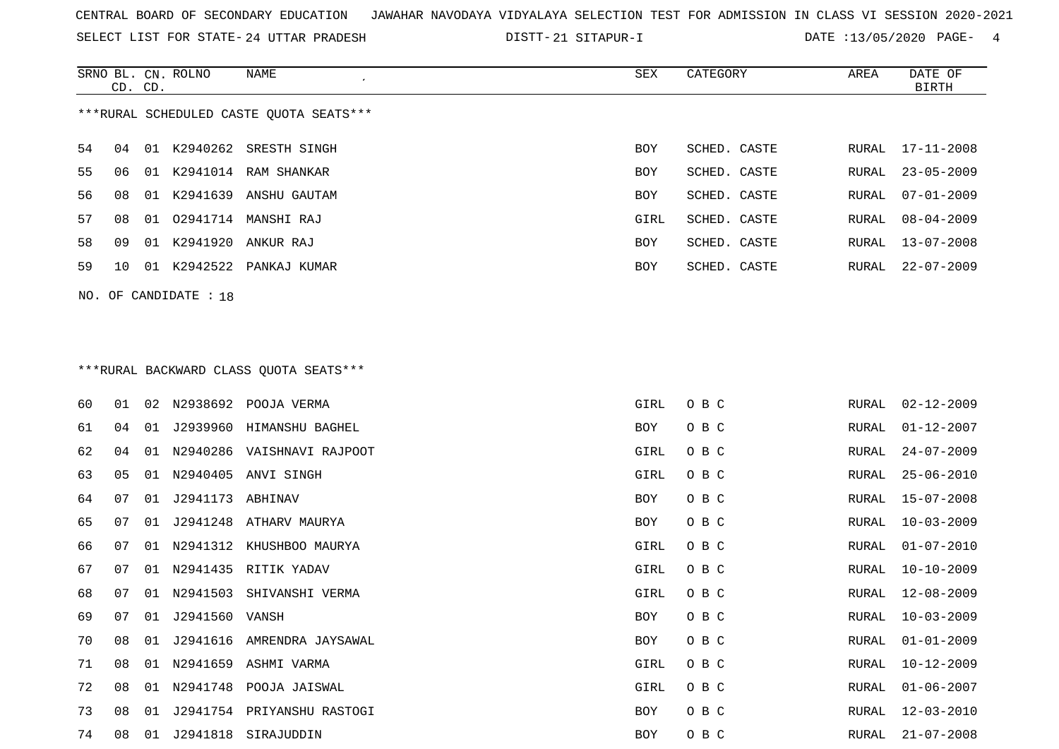CENTRAL BOARD OF SECONDARY EDUCATION JAWAHAR NAVODAYA VIDYALAYA SELECTION TEST FOR ADMISSION IN CLASS VI SESSION 2020-2021

SELECT LIST FOR STATE- 24 UTTAR PRADESH DISTT- 21 SITAPUR-I DATE :13/05/2020

***RURAL SCHEDULED CASTE QUOTA SEATS***

| SRNO | BL. CD. | CN. CD. | ROLNO | NAME | SEX | CATEGORY | AREA | DATE OF BIRTH |
|---|---|---|---|---|---|---|---|---|
| 54 | 04 | 01 | K2940262 | SRESTH SINGH | BOY | SCHED. CASTE | RURAL | 17-11-2008 |
| 55 | 06 | 01 | K2941014 | RAM SHANKAR | BOY | SCHED. CASTE | RURAL | 23-05-2009 |
| 56 | 08 | 01 | K2941639 | ANSHU GAUTAM | BOY | SCHED. CASTE | RURAL | 07-01-2009 |
| 57 | 08 | 01 | O2941714 | MANSHI RAJ | GIRL | SCHED. CASTE | RURAL | 08-04-2009 |
| 58 | 09 | 01 | K2941920 | ANKUR RAJ | BOY | SCHED. CASTE | RURAL | 13-07-2008 |
| 59 | 10 | 01 | K2942522 | PANKAJ KUMAR | BOY | SCHED. CASTE | RURAL | 22-07-2009 |

NO. OF CANDIDATE : 18

***RURAL BACKWARD CLASS QUOTA SEATS***

| SRNO | BL. CD. | CN. CD. | ROLNO | NAME | SEX | CATEGORY | AREA | DATE OF BIRTH |
|---|---|---|---|---|---|---|---|---|
| 60 | 01 | 02 | N2938692 | POOJA VERMA | GIRL | O B C | RURAL | 02-12-2009 |
| 61 | 04 | 01 | J2939960 | HIMANSHU BAGHEL | BOY | O B C | RURAL | 01-12-2007 |
| 62 | 04 | 01 | N2940286 | VAISHNAVI RAJPOOT | GIRL | O B C | RURAL | 24-07-2009 |
| 63 | 05 | 01 | N2940405 | ANVI SINGH | GIRL | O B C | RURAL | 25-06-2010 |
| 64 | 07 | 01 | J2941173 | ABHINAV | BOY | O B C | RURAL | 15-07-2008 |
| 65 | 07 | 01 | J2941248 | ATHARV MAURYA | BOY | O B C | RURAL | 10-03-2009 |
| 66 | 07 | 01 | N2941312 | KHUSHBOO MAURYA | GIRL | O B C | RURAL | 01-07-2010 |
| 67 | 07 | 01 | N2941435 | RITIK YADAV | GIRL | O B C | RURAL | 10-10-2009 |
| 68 | 07 | 01 | N2941503 | SHIVANSHI VERMA | GIRL | O B C | RURAL | 12-08-2009 |
| 69 | 07 | 01 | J2941560 | VANSH | BOY | O B C | RURAL | 10-03-2009 |
| 70 | 08 | 01 | J2941616 | AMRENDRA JAYSAWAL | BOY | O B C | RURAL | 01-01-2009 |
| 71 | 08 | 01 | N2941659 | ASHMI VARMA | GIRL | O B C | RURAL | 10-12-2009 |
| 72 | 08 | 01 | N2941748 | POOJA JAISWAL | GIRL | O B C | RURAL | 01-06-2007 |
| 73 | 08 | 01 | J2941754 | PRIYANSHU RASTOGI | BOY | O B C | RURAL | 12-03-2010 |
| 74 | 08 | 01 | J2941818 | SIRAJUDDIN | BOY | O B C | RURAL | 21-07-2008 |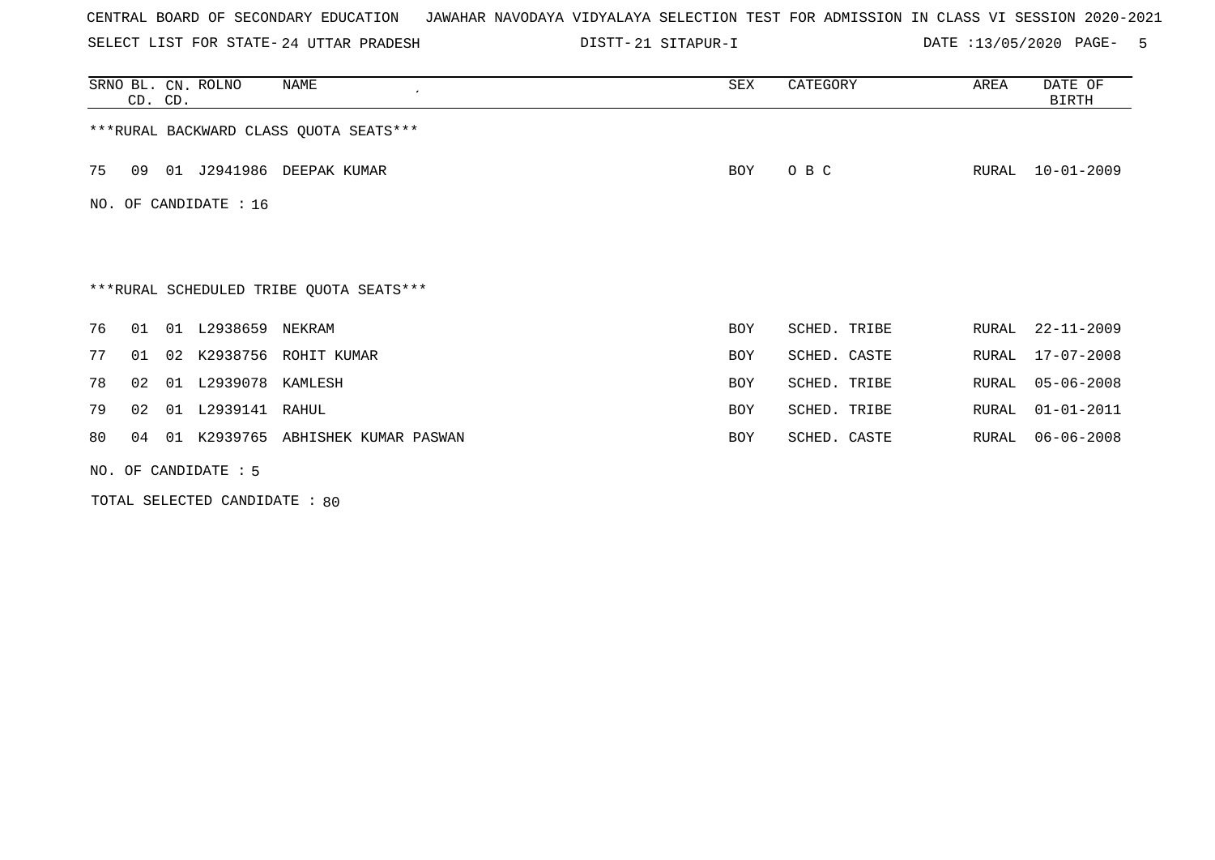CENTRAL BOARD OF SECONDARY EDUCATION   JAWAHAR NAVODAYA VIDYALAYA SELECTION TEST FOR ADMISSION IN CLASS VI SESSION 2020-2021

SELECT LIST FOR STATE- 24 UTTAR PRADESH   DISTT- 21 SITAPUR-I   DATE :13/05/2020

| SRNO | BL. CD. | CN. CD. | ROLNO | NAME | SEX | CATEGORY | AREA | DATE OF BIRTH |
|---|---|---|---|---|---|---|---|---|

***RURAL BACKWARD CLASS QUOTA SEATS***

| SRNO | BL. CD. | CN. CD. | ROLNO | NAME | SEX | CATEGORY | AREA | DATE OF BIRTH |
|---|---|---|---|---|---|---|---|---|
| 75 | 09 | 01 | J2941986 | DEEPAK KUMAR | BOY | O B C | RURAL | 10-01-2009 |

NO. OF CANDIDATE : 16

***RURAL SCHEDULED TRIBE QUOTA SEATS***

| SRNO | BL. CD. | CN. CD. | ROLNO | NAME | SEX | CATEGORY | AREA | DATE OF BIRTH |
|---|---|---|---|---|---|---|---|---|
| 76 | 01 | 01 | L2938659 | NEKRAM | BOY | SCHED. TRIBE | RURAL | 22-11-2009 |
| 77 | 01 | 02 | K2938756 | ROHIT KUMAR | BOY | SCHED. CASTE | RURAL | 17-07-2008 |
| 78 | 02 | 01 | L2939078 | KAMLESH | BOY | SCHED. TRIBE | RURAL | 05-06-2008 |
| 79 | 02 | 01 | L2939141 | RAHUL | BOY | SCHED. TRIBE | RURAL | 01-01-2011 |
| 80 | 04 | 01 | K2939765 | ABHISHEK KUMAR PASWAN | BOY | SCHED. CASTE | RURAL | 06-06-2008 |

NO. OF CANDIDATE : 5

TOTAL SELECTED CANDIDATE : 80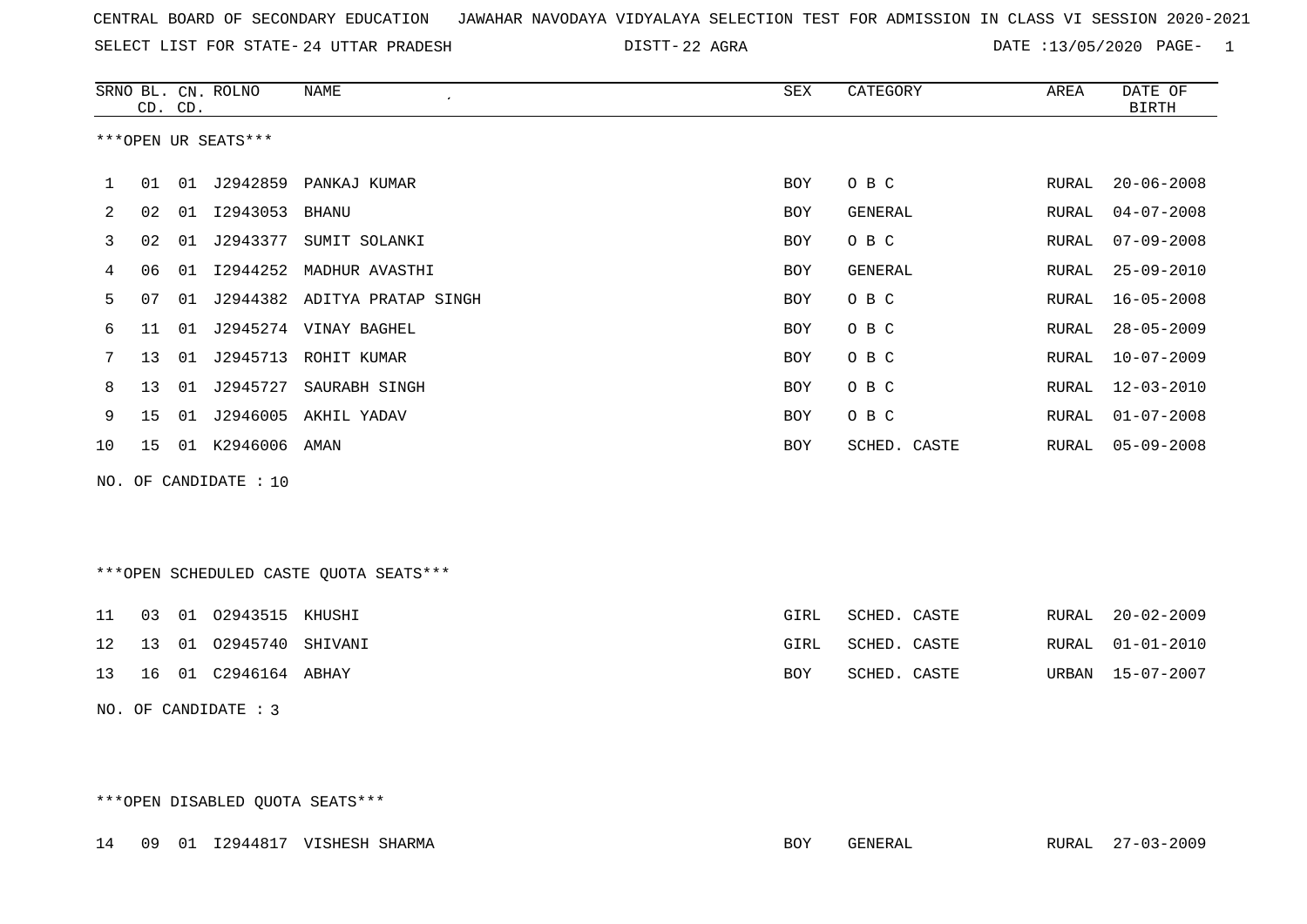CENTRAL BOARD OF SECONDARY EDUCATION JAWAHAR NAVODAYA VIDYALAYA SELECTION TEST FOR ADMISSION IN CLASS VI SESSION 2020-2021

SELECT LIST FOR STATE- 24 UTTAR PRADESH DISTT- 22 AGRA DATE :13/05/2020

| SRNO | BL. CD. | CN. CD. | ROLNO | NAME | SEX | CATEGORY | AREA | DATE OF BIRTH |
|---|---|---|---|---|---|---|---|---|

***OPEN UR SEATS***

| SRNO | BL. CD. | CN. CD. | ROLNO | NAME | SEX | CATEGORY | AREA | DATE OF BIRTH |
|---|---|---|---|---|---|---|---|---|
| 1 | 01 | 01 | J2942859 | PANKAJ KUMAR | BOY | O B C | RURAL | 20-06-2008 |
| 2 | 02 | 01 | I2943053 | BHANU | BOY | GENERAL | RURAL | 04-07-2008 |
| 3 | 02 | 01 | J2943377 | SUMIT SOLANKI | BOY | O B C | RURAL | 07-09-2008 |
| 4 | 06 | 01 | I2944252 | MADHUR AVASTHI | BOY | GENERAL | RURAL | 25-09-2010 |
| 5 | 07 | 01 | J2944382 | ADITYA PRATAP SINGH | BOY | O B C | RURAL | 16-05-2008 |
| 6 | 11 | 01 | J2945274 | VINAY BAGHEL | BOY | O B C | RURAL | 28-05-2009 |
| 7 | 13 | 01 | J2945713 | ROHIT KUMAR | BOY | O B C | RURAL | 10-07-2009 |
| 8 | 13 | 01 | J2945727 | SAURABH SINGH | BOY | O B C | RURAL | 12-03-2010 |
| 9 | 15 | 01 | J2946005 | AKHIL YADAV | BOY | O B C | RURAL | 01-07-2008 |
| 10 | 15 | 01 | K2946006 | AMAN | BOY | SCHED. CASTE | RURAL | 05-09-2008 |

NO. OF CANDIDATE : 10

***OPEN SCHEDULED CASTE QUOTA SEATS***

| SRNO | BL. CD. | CN. CD. | ROLNO | NAME | SEX | CATEGORY | AREA | DATE OF BIRTH |
|---|---|---|---|---|---|---|---|---|
| 11 | 03 | 01 | O2943515 | KHUSHI | GIRL | SCHED. CASTE | RURAL | 20-02-2009 |
| 12 | 13 | 01 | O2945740 | SHIVANI | GIRL | SCHED. CASTE | RURAL | 01-01-2010 |
| 13 | 16 | 01 | C2946164 | ABHAY | BOY | SCHED. CASTE | URBAN | 15-07-2007 |

NO. OF CANDIDATE : 3

***OPEN DISABLED QUOTA SEATS***

| SRNO | BL. CD. | CN. CD. | ROLNO | NAME | SEX | CATEGORY | AREA | DATE OF BIRTH |
|---|---|---|---|---|---|---|---|---|
| 14 | 09 | 01 | I2944817 | VISHESH SHARMA | BOY | GENERAL | RURAL | 27-03-2009 |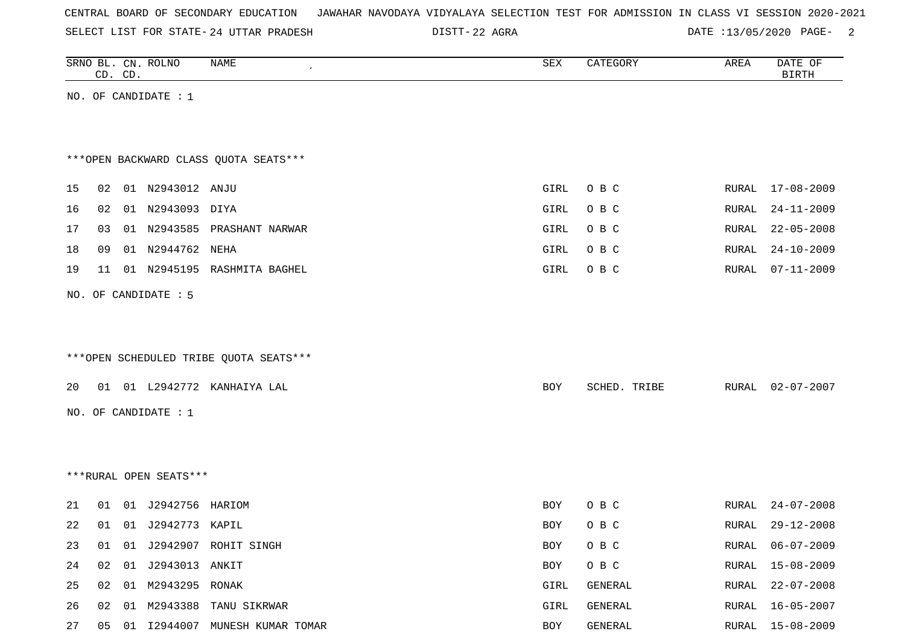CENTRAL BOARD OF SECONDARY EDUCATION JAWAHAR NAVODAYA VIDYALAYA SELECTION TEST FOR ADMISSION IN CLASS VI SESSION 2020-2021

SELECT LIST FOR STATE- 24 UTTAR PRADESH DISTT- 22 AGRA DATE :13/05/2020 PAGE- 2

| SRNO | BL. CD. | CN. CD. | ROLNO | NAME | SEX | CATEGORY | AREA | DATE OF BIRTH |
|---|---|---|---|---|---|---|---|---|

NO. OF CANDIDATE : 1

***OPEN BACKWARD CLASS QUOTA SEATS***

| SRNO | BL. CD. | CN. CD. | ROLNO | NAME | SEX | CATEGORY | AREA | DATE OF BIRTH |
|---|---|---|---|---|---|---|---|---|
| 15 | 02 | 01 | N2943012 | ANJU | GIRL | O B C | RURAL | 17-08-2009 |
| 16 | 02 | 01 | N2943093 | DIYA | GIRL | O B C | RURAL | 24-11-2009 |
| 17 | 03 | 01 | N2943585 | PRASHANT NARWAR | GIRL | O B C | RURAL | 22-05-2008 |
| 18 | 09 | 01 | N2944762 | NEHA | GIRL | O B C | RURAL | 24-10-2009 |
| 19 | 11 | 01 | N2945195 | RASHMITA BAGHEL | GIRL | O B C | RURAL | 07-11-2009 |

NO. OF CANDIDATE : 5

***OPEN SCHEDULED TRIBE QUOTA SEATS***

| SRNO | BL. CD. | CN. CD. | ROLNO | NAME | SEX | CATEGORY | AREA | DATE OF BIRTH |
|---|---|---|---|---|---|---|---|---|
| 20 | 01 | 01 | L2942772 | KANHAIYA LAL | BOY | SCHED. TRIBE | RURAL | 02-07-2007 |

NO. OF CANDIDATE : 1

***RURAL OPEN SEATS***

| SRNO | BL. CD. | CN. CD. | ROLNO | NAME | SEX | CATEGORY | AREA | DATE OF BIRTH |
|---|---|---|---|---|---|---|---|---|
| 21 | 01 | 01 | J2942756 | HARIOM | BOY | O B C | RURAL | 24-07-2008 |
| 22 | 01 | 01 | J2942773 | KAPIL | BOY | O B C | RURAL | 29-12-2008 |
| 23 | 01 | 01 | J2942907 | ROHIT SINGH | BOY | O B C | RURAL | 06-07-2009 |
| 24 | 02 | 01 | J2943013 | ANKIT | BOY | O B C | RURAL | 15-08-2009 |
| 25 | 02 | 01 | M2943295 | RONAK | GIRL | GENERAL | RURAL | 22-07-2008 |
| 26 | 02 | 01 | M2943388 | TANU SIKRWAR | GIRL | GENERAL | RURAL | 16-05-2007 |
| 27 | 05 | 01 | I2944007 | MUNESH KUMAR TOMAR | BOY | GENERAL | RURAL | 15-08-2009 |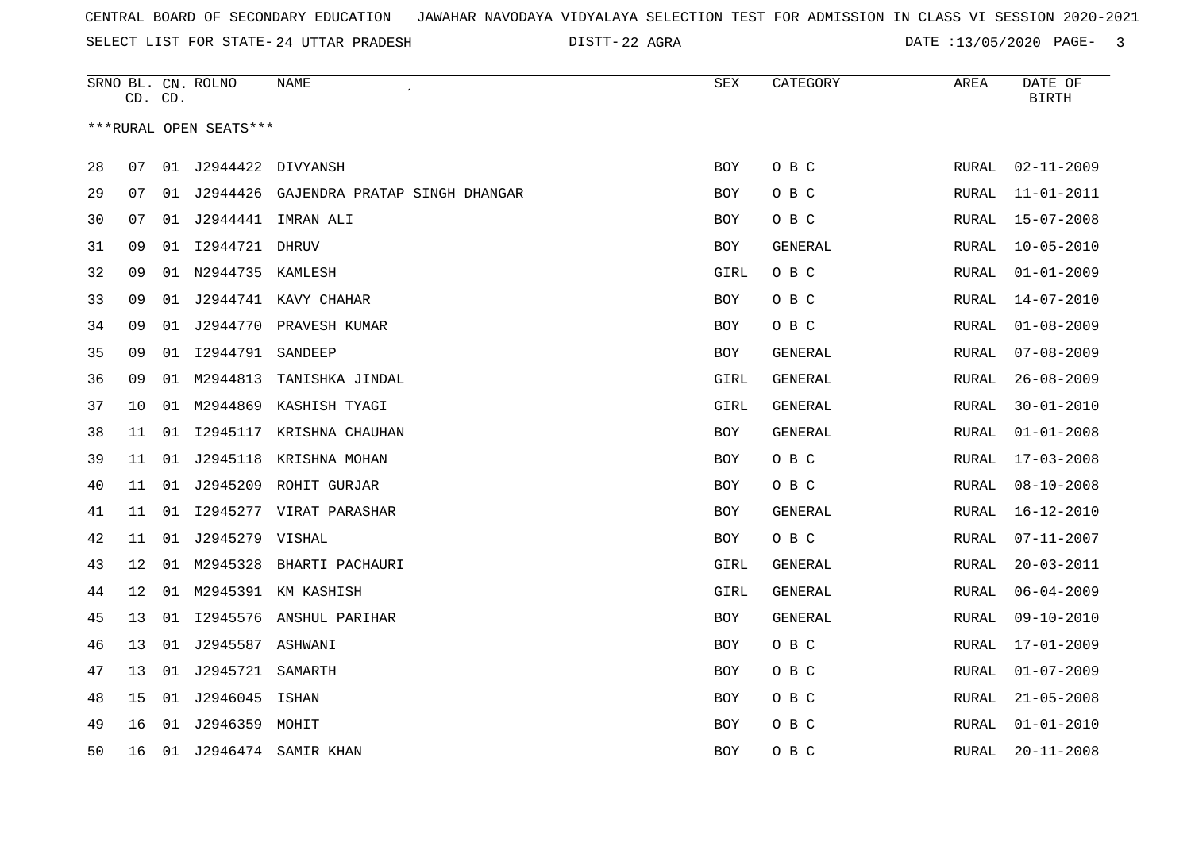CENTRAL BOARD OF SECONDARY EDUCATION JAWAHAR NAVODAYA VIDYALAYA SELECTION TEST FOR ADMISSION IN CLASS VI SESSION 2020-2021

SELECT LIST FOR STATE- 24 UTTAR PRADESH DISTT- 22 AGRA DATE :13/05/2020

| SRNO | BL. CD. | CN. CD. | ROLNO | NAME | SEX | CATEGORY | AREA | DATE OF BIRTH |
|---|---|---|---|---|---|---|---|---|
| ***RURAL OPEN SEATS*** | | | | | | | | |
| 28 | 07 | 01 | J2944422 | DIVYANSH | BOY | O B C | RURAL | 02-11-2009 |
| 29 | 07 | 01 | J2944426 | GAJENDRA PRATAP SINGH DHANGAR | BOY | O B C | RURAL | 11-01-2011 |
| 30 | 07 | 01 | J2944441 | IMRAN ALI | BOY | O B C | RURAL | 15-07-2008 |
| 31 | 09 | 01 | I2944721 | DHRUV | BOY | GENERAL | RURAL | 10-05-2010 |
| 32 | 09 | 01 | N2944735 | KAMLESH | GIRL | O B C | RURAL | 01-01-2009 |
| 33 | 09 | 01 | J2944741 | KAVY CHAHAR | BOY | O B C | RURAL | 14-07-2010 |
| 34 | 09 | 01 | J2944770 | PRAVESH KUMAR | BOY | O B C | RURAL | 01-08-2009 |
| 35 | 09 | 01 | I2944791 | SANDEEP | BOY | GENERAL | RURAL | 07-08-2009 |
| 36 | 09 | 01 | M2944813 | TANISHKA JINDAL | GIRL | GENERAL | RURAL | 26-08-2009 |
| 37 | 10 | 01 | M2944869 | KASHISH TYAGI | GIRL | GENERAL | RURAL | 30-01-2010 |
| 38 | 11 | 01 | I2945117 | KRISHNA CHAUHAN | BOY | GENERAL | RURAL | 01-01-2008 |
| 39 | 11 | 01 | J2945118 | KRISHNA MOHAN | BOY | O B C | RURAL | 17-03-2008 |
| 40 | 11 | 01 | J2945209 | ROHIT GURJAR | BOY | O B C | RURAL | 08-10-2008 |
| 41 | 11 | 01 | I2945277 | VIRAT PARASHAR | BOY | GENERAL | RURAL | 16-12-2010 |
| 42 | 11 | 01 | J2945279 | VISHAL | BOY | O B C | RURAL | 07-11-2007 |
| 43 | 12 | 01 | M2945328 | BHARTI PACHAURI | GIRL | GENERAL | RURAL | 20-03-2011 |
| 44 | 12 | 01 | M2945391 | KM KASHISH | GIRL | GENERAL | RURAL | 06-04-2009 |
| 45 | 13 | 01 | I2945576 | ANSHUL PARIHAR | BOY | GENERAL | RURAL | 09-10-2010 |
| 46 | 13 | 01 | J2945587 | ASHWANI | BOY | O B C | RURAL | 17-01-2009 |
| 47 | 13 | 01 | J2945721 | SAMARTH | BOY | O B C | RURAL | 01-07-2009 |
| 48 | 15 | 01 | J2946045 | ISHAN | BOY | O B C | RURAL | 21-05-2008 |
| 49 | 16 | 01 | J2946359 | MOHIT | BOY | O B C | RURAL | 01-01-2010 |
| 50 | 16 | 01 | J2946474 | SAMIR KHAN | BOY | O B C | RURAL | 20-11-2008 |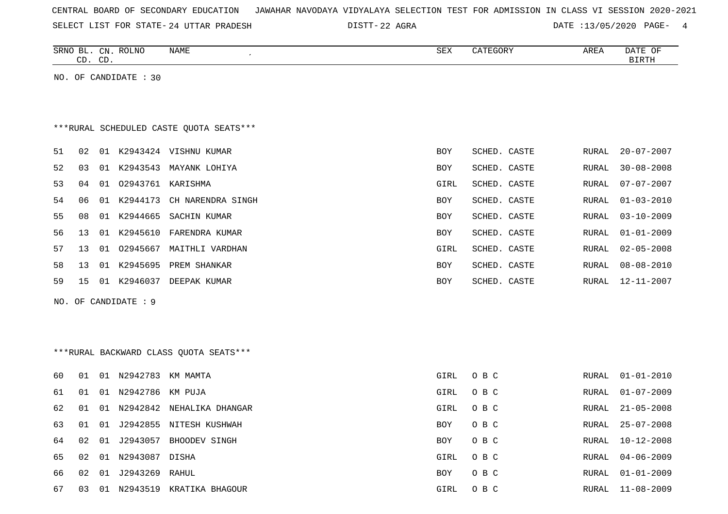CENTRAL BOARD OF SECONDARY EDUCATION JAWAHAR NAVODAYA VIDYALAYA SELECTION TEST FOR ADMISSION IN CLASS VI SESSION 2020-2021

SELECT LIST FOR STATE- 24 UTTAR PRADESH DISTT- 22 AGRA DATE :13/05/2020

| SRNO | BL. CD. | CN. CD. | ROLNO | NAME | SEX | CATEGORY | AREA | DATE OF BIRTH |
|---|---|---|---|---|---|---|---|---|

NO. OF CANDIDATE : 30

***RURAL SCHEDULED CASTE QUOTA SEATS***

| SRNO | BL. CD. | CN. CD. | ROLNO | NAME | SEX | CATEGORY | AREA | DATE OF BIRTH |
|---|---|---|---|---|---|---|---|---|
| 51 | 02 | 01 | K2943424 | VISHNU KUMAR | BOY | SCHED. CASTE | RURAL | 20-07-2007 |
| 52 | 03 | 01 | K2943543 | MAYANK LOHIYA | BOY | SCHED. CASTE | RURAL | 30-08-2008 |
| 53 | 04 | 01 | O2943761 | KARISHMA | GIRL | SCHED. CASTE | RURAL | 07-07-2007 |
| 54 | 06 | 01 | K2944173 | CH NARENDRA SINGH | BOY | SCHED. CASTE | RURAL | 01-03-2010 |
| 55 | 08 | 01 | K2944665 | SACHIN KUMAR | BOY | SCHED. CASTE | RURAL | 03-10-2009 |
| 56 | 13 | 01 | K2945610 | FARENDRA KUMAR | BOY | SCHED. CASTE | RURAL | 01-01-2009 |
| 57 | 13 | 01 | O2945667 | MAITHLI VARDHAN | GIRL | SCHED. CASTE | RURAL | 02-05-2008 |
| 58 | 13 | 01 | K2945695 | PREM SHANKAR | BOY | SCHED. CASTE | RURAL | 08-08-2010 |
| 59 | 15 | 01 | K2946037 | DEEPAK KUMAR | BOY | SCHED. CASTE | RURAL | 12-11-2007 |

NO. OF CANDIDATE : 9

***RURAL BACKWARD CLASS QUOTA SEATS***

| SRNO | BL. CD. | CN. CD. | ROLNO | NAME | SEX | CATEGORY | AREA | DATE OF BIRTH |
|---|---|---|---|---|---|---|---|---|
| 60 | 01 | 01 | N2942783 | KM MAMTA | GIRL | O B C | RURAL | 01-01-2010 |
| 61 | 01 | 01 | N2942786 | KM PUJA | GIRL | O B C | RURAL | 01-07-2009 |
| 62 | 01 | 01 | N2942842 | NEHALIKA DHANGAR | GIRL | O B C | RURAL | 21-05-2008 |
| 63 | 01 | 01 | J2942855 | NITESH KUSHWAH | BOY | O B C | RURAL | 25-07-2008 |
| 64 | 02 | 01 | J2943057 | BHOODEV SINGH | BOY | O B C | RURAL | 10-12-2008 |
| 65 | 02 | 01 | N2943087 | DISHA | GIRL | O B C | RURAL | 04-06-2009 |
| 66 | 02 | 01 | J2943269 | RAHUL | BOY | O B C | RURAL | 01-01-2009 |
| 67 | 03 | 01 | N2943519 | KRATIKA BHAGOUR | GIRL | O B C | RURAL | 11-08-2009 |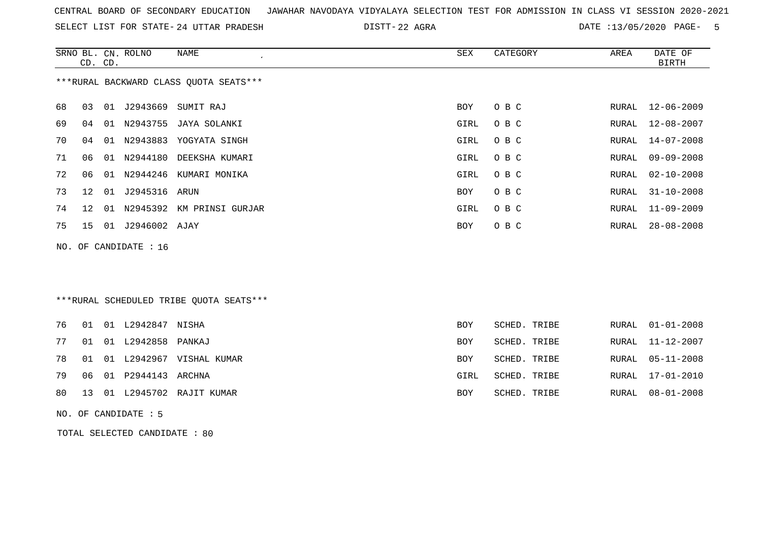CENTRAL BOARD OF SECONDARY EDUCATION   JAWAHAR NAVODAYA VIDYALAYA SELECTION TEST FOR ADMISSION IN CLASS VI SESSION 2020-2021

SELECT LIST FOR STATE- 24 UTTAR PRADESH   DISTT- 22 AGRA   DATE :13/05/2020

***RURAL BACKWARD CLASS QUOTA SEATS***

| SRNO | BL. CD. | CN. CD. | ROLNO | NAME | SEX | CATEGORY | AREA | DATE OF BIRTH |
|---|---|---|---|---|---|---|---|---|
| 68 | 03 | 01 | J2943669 | SUMIT RAJ | BOY | O B C | RURAL | 12-06-2009 |
| 69 | 04 | 01 | N2943755 | JAYA SOLANKI | GIRL | O B C | RURAL | 12-08-2007 |
| 70 | 04 | 01 | N2943883 | YOGYATA SINGH | GIRL | O B C | RURAL | 14-07-2008 |
| 71 | 06 | 01 | N2944180 | DEEKSHA KUMARI | GIRL | O B C | RURAL | 09-09-2008 |
| 72 | 06 | 01 | N2944246 | KUMARI MONIKA | GIRL | O B C | RURAL | 02-10-2008 |
| 73 | 12 | 01 | J2945316 | ARUN | BOY | O B C | RURAL | 31-10-2008 |
| 74 | 12 | 01 | N2945392 | KM PRINSI GURJAR | GIRL | O B C | RURAL | 11-09-2009 |
| 75 | 15 | 01 | J2946002 | AJAY | BOY | O B C | RURAL | 28-08-2008 |

NO. OF CANDIDATE : 16

***RURAL SCHEDULED TRIBE QUOTA SEATS***

| SRNO | BL. CD. | CN. CD. | ROLNO | NAME | SEX | CATEGORY | AREA | DATE OF BIRTH |
|---|---|---|---|---|---|---|---|---|
| 76 | 01 | 01 | L2942847 | NISHA | BOY | SCHED. TRIBE | RURAL | 01-01-2008 |
| 77 | 01 | 01 | L2942858 | PANKAJ | BOY | SCHED. TRIBE | RURAL | 11-12-2007 |
| 78 | 01 | 01 | L2942967 | VISHAL KUMAR | BOY | SCHED. TRIBE | RURAL | 05-11-2008 |
| 79 | 06 | 01 | P2944143 | ARCHNA | GIRL | SCHED. TRIBE | RURAL | 17-01-2010 |
| 80 | 13 | 01 | L2945702 | RAJIT KUMAR | BOY | SCHED. TRIBE | RURAL | 08-01-2008 |

NO. OF CANDIDATE : 5

TOTAL SELECTED CANDIDATE : 80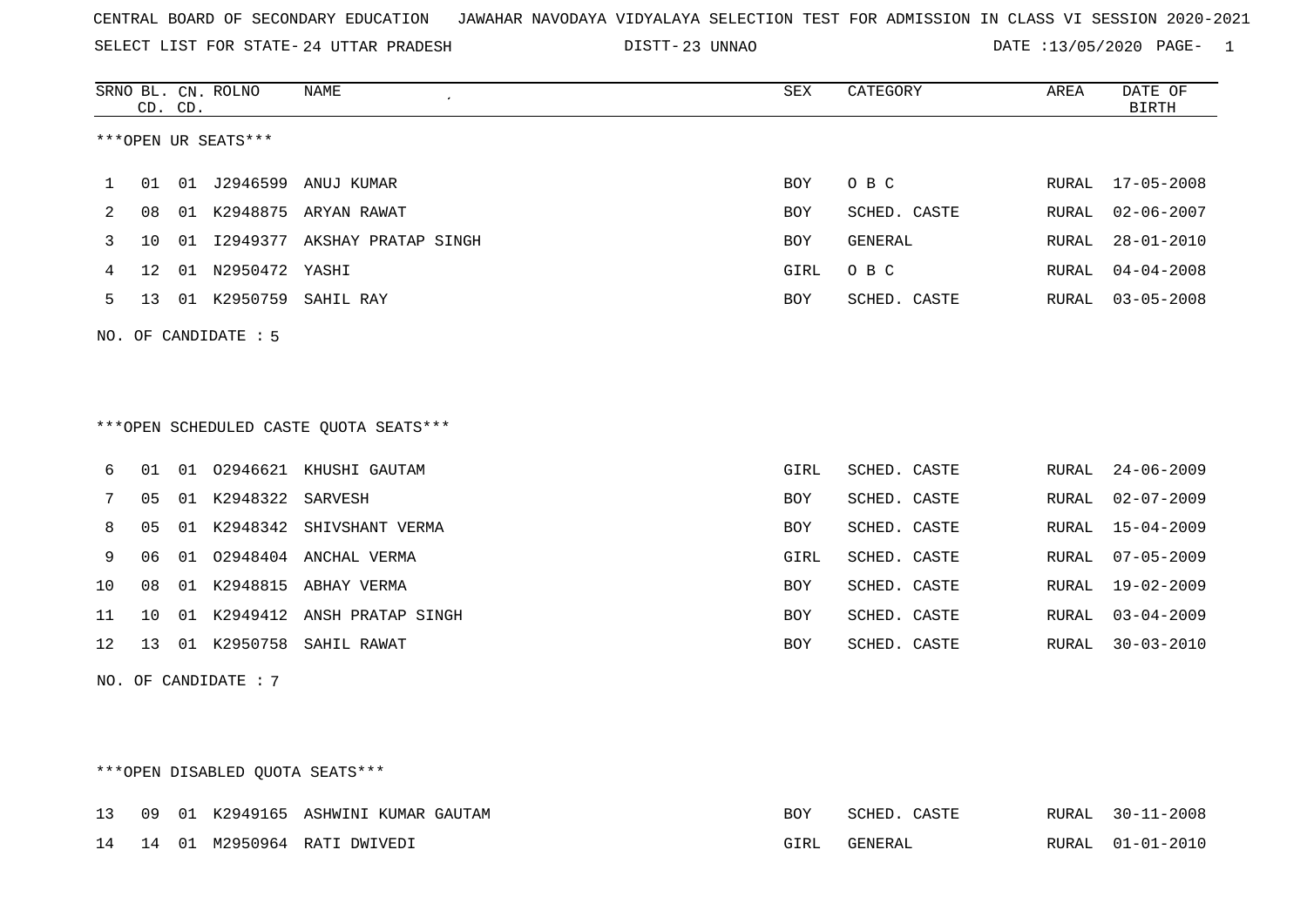CENTRAL BOARD OF SECONDARY EDUCATION JAWAHAR NAVODAYA VIDYALAYA SELECTION TEST FOR ADMISSION IN CLASS VI SESSION 2020-2021

SELECT LIST FOR STATE- 24 UTTAR PRADESH DISTT- 23 UNNAO DATE :13/05/2020

***OPEN UR SEATS***

| SRNO | BL. CD. | CN. CD. | ROLNO | NAME | SEX | CATEGORY | AREA | DATE OF BIRTH |
|---|---|---|---|---|---|---|---|---|
| 1 | 01 | 01 | J2946599 | ANUJ KUMAR | BOY | O B C | RURAL | 17-05-2008 |
| 2 | 08 | 01 | K2948875 | ARYAN RAWAT | BOY | SCHED. CASTE | RURAL | 02-06-2007 |
| 3 | 10 | 01 | I2949377 | AKSHAY PRATAP SINGH | BOY | GENERAL | RURAL | 28-01-2010 |
| 4 | 12 | 01 | N2950472 | YASHI | GIRL | O B C | RURAL | 04-04-2008 |
| 5 | 13 | 01 | K2950759 | SAHIL RAY | BOY | SCHED. CASTE | RURAL | 03-05-2008 |

NO. OF CANDIDATE : 5

***OPEN SCHEDULED CASTE QUOTA SEATS***

| SRNO | BL. CD. | CN. CD. | ROLNO | NAME | SEX | CATEGORY | AREA | DATE OF BIRTH |
|---|---|---|---|---|---|---|---|---|
| 6 | 01 | 01 | O2946621 | KHUSHI GAUTAM | GIRL | SCHED. CASTE | RURAL | 24-06-2009 |
| 7 | 05 | 01 | K2948322 | SARVESH | BOY | SCHED. CASTE | RURAL | 02-07-2009 |
| 8 | 05 | 01 | K2948342 | SHIVSHANT VERMA | BOY | SCHED. CASTE | RURAL | 15-04-2009 |
| 9 | 06 | 01 | O2948404 | ANCHAL VERMA | GIRL | SCHED. CASTE | RURAL | 07-05-2009 |
| 10 | 08 | 01 | K2948815 | ABHAY VERMA | BOY | SCHED. CASTE | RURAL | 19-02-2009 |
| 11 | 10 | 01 | K2949412 | ANSH PRATAP SINGH | BOY | SCHED. CASTE | RURAL | 03-04-2009 |
| 12 | 13 | 01 | K2950758 | SAHIL RAWAT | BOY | SCHED. CASTE | RURAL | 30-03-2010 |

NO. OF CANDIDATE : 7

***OPEN DISABLED QUOTA SEATS***

| SRNO | BL. CD. | CN. CD. | ROLNO | NAME | SEX | CATEGORY | AREA | DATE OF BIRTH |
|---|---|---|---|---|---|---|---|---|
| 13 | 09 | 01 | K2949165 | ASHWINI KUMAR GAUTAM | BOY | SCHED. CASTE | RURAL | 30-11-2008 |
| 14 | 14 | 01 | M2950964 | RATI DWIVEDI | GIRL | GENERAL | RURAL | 01-01-2010 |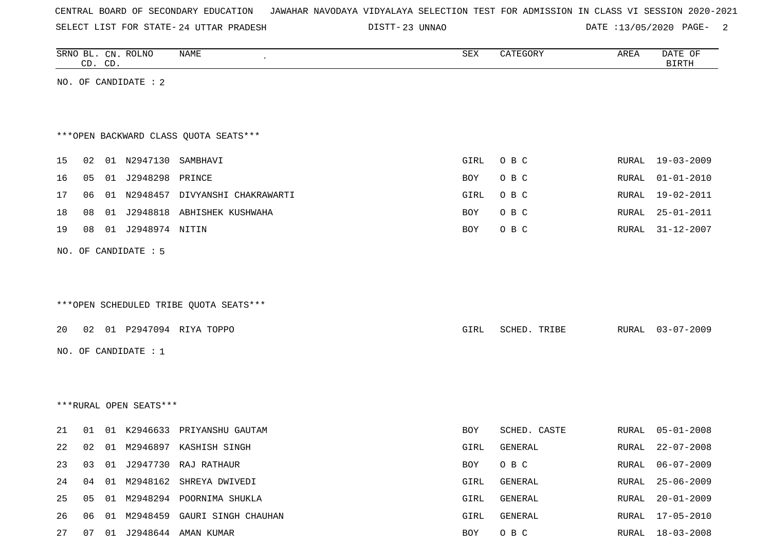CENTRAL BOARD OF SECONDARY EDUCATION JAWAHAR NAVODAYA VIDYALAYA SELECTION TEST FOR ADMISSION IN CLASS VI SESSION 2020-2021

SELECT LIST FOR STATE- 24 UTTAR PRADESH DISTT- 23 UNNAO DATE :13/05/2020

| SRNO | BL. CD. | CN. CD. | ROLNO | NAME | SEX | CATEGORY | AREA | DATE OF BIRTH |
|---|---|---|---|---|---|---|---|---|

NO. OF CANDIDATE : 2

***OPEN BACKWARD CLASS QUOTA SEATS***

| SRNO | BL. CD. | CN. CD. | ROLNO | NAME | SEX | CATEGORY | AREA | DATE OF BIRTH |
|---|---|---|---|---|---|---|---|---|
| 15 | 02 | 01 | N2947130 | SAMBHAVI | GIRL | O B C | RURAL | 19-03-2009 |
| 16 | 05 | 01 | J2948298 | PRINCE | BOY | O B C | RURAL | 01-01-2010 |
| 17 | 06 | 01 | N2948457 | DIVYANSHI CHAKRAWARTI | GIRL | O B C | RURAL | 19-02-2011 |
| 18 | 08 | 01 | J2948818 | ABHISHEK KUSHWAHA | BOY | O B C | RURAL | 25-01-2011 |
| 19 | 08 | 01 | J2948974 | NITIN | BOY | O B C | RURAL | 31-12-2007 |

NO. OF CANDIDATE : 5

***OPEN SCHEDULED TRIBE QUOTA SEATS***

| SRNO | BL. CD. | CN. CD. | ROLNO | NAME | SEX | CATEGORY | AREA | DATE OF BIRTH |
|---|---|---|---|---|---|---|---|---|
| 20 | 02 | 01 | P2947094 | RIYA TOPPO | GIRL | SCHED. TRIBE | RURAL | 03-07-2009 |

NO. OF CANDIDATE : 1

***RURAL OPEN SEATS***

| SRNO | BL. CD. | CN. CD. | ROLNO | NAME | SEX | CATEGORY | AREA | DATE OF BIRTH |
|---|---|---|---|---|---|---|---|---|
| 21 | 01 | 01 | K2946633 | PRIYANSHU GAUTAM | BOY | SCHED. CASTE | RURAL | 05-01-2008 |
| 22 | 02 | 01 | M2946897 | KASHISH SINGH | GIRL | GENERAL | RURAL | 22-07-2008 |
| 23 | 03 | 01 | J2947730 | RAJ RATHAUR | BOY | O B C | RURAL | 06-07-2009 |
| 24 | 04 | 01 | M2948162 | SHREYA DWIVEDI | GIRL | GENERAL | RURAL | 25-06-2009 |
| 25 | 05 | 01 | M2948294 | POORNIMA SHUKLA | GIRL | GENERAL | RURAL | 20-01-2009 |
| 26 | 06 | 01 | M2948459 | GAURI SINGH CHAUHAN | GIRL | GENERAL | RURAL | 17-05-2010 |
| 27 | 07 | 01 | J2948644 | AMAN KUMAR | BOY | O B C | RURAL | 18-03-2008 |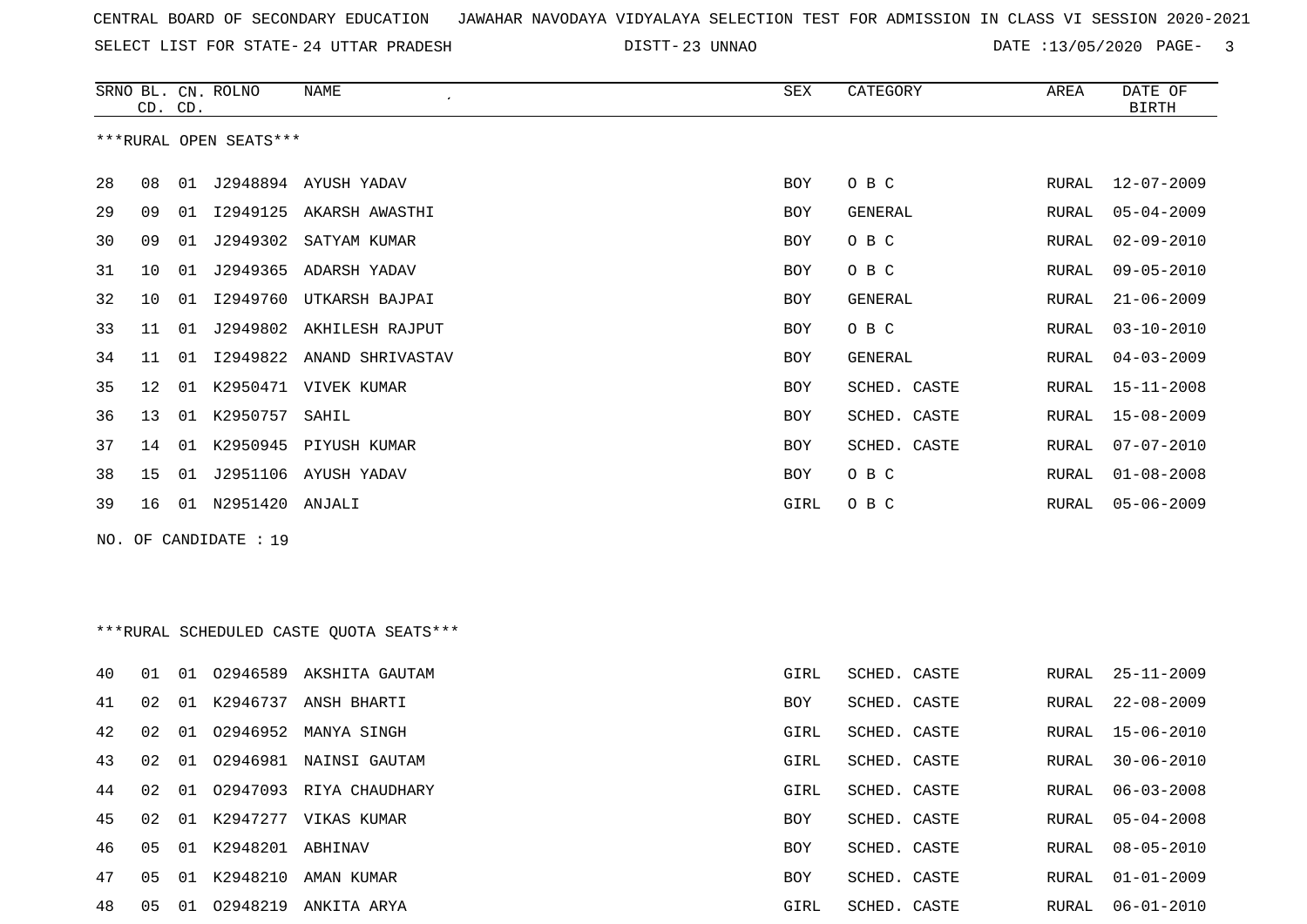CENTRAL BOARD OF SECONDARY EDUCATION JAWAHAR NAVODAYA VIDYALAYA SELECTION TEST FOR ADMISSION IN CLASS VI SESSION 2020-2021

SELECT LIST FOR STATE- 24 UTTAR PRADESH DISTT- 23 UNNAO DATE :13/05/2020

| SRNO | BL. CD. | CN. CD. | ROLNO | NAME | SEX | CATEGORY | AREA | DATE OF BIRTH |
|---|---|---|---|---|---|---|---|---|

***RURAL OPEN SEATS***

| SRNO | BL. CD. | CN. CD. | ROLNO | NAME | SEX | CATEGORY | AREA | DATE OF BIRTH |
|---|---|---|---|---|---|---|---|---|
| 28 | 08 | 01 | J2948894 | AYUSH YADAV | BOY | O B C | RURAL | 12-07-2009 |
| 29 | 09 | 01 | I2949125 | AKARSH AWASTHI | BOY | GENERAL | RURAL | 05-04-2009 |
| 30 | 09 | 01 | J2949302 | SATYAM KUMAR | BOY | O B C | RURAL | 02-09-2010 |
| 31 | 10 | 01 | J2949365 | ADARSH YADAV | BOY | O B C | RURAL | 09-05-2010 |
| 32 | 10 | 01 | I2949760 | UTKARSH BAJPAI | BOY | GENERAL | RURAL | 21-06-2009 |
| 33 | 11 | 01 | J2949802 | AKHILESH RAJPUT | BOY | O B C | RURAL | 03-10-2010 |
| 34 | 11 | 01 | I2949822 | ANAND SHRIVASTAV | BOY | GENERAL | RURAL | 04-03-2009 |
| 35 | 12 | 01 | K2950471 | VIVEK KUMAR | BOY | SCHED. CASTE | RURAL | 15-11-2008 |
| 36 | 13 | 01 | K2950757 | SAHIL | BOY | SCHED. CASTE | RURAL | 15-08-2009 |
| 37 | 14 | 01 | K2950945 | PIYUSH KUMAR | BOY | SCHED. CASTE | RURAL | 07-07-2010 |
| 38 | 15 | 01 | J2951106 | AYUSH YADAV | BOY | O B C | RURAL | 01-08-2008 |
| 39 | 16 | 01 | N2951420 | ANJALI | GIRL | O B C | RURAL | 05-06-2009 |

NO. OF CANDIDATE : 19

***RURAL SCHEDULED CASTE QUOTA SEATS***

| SRNO | BL. CD. | CN. CD. | ROLNO | NAME | SEX | CATEGORY | AREA | DATE OF BIRTH |
|---|---|---|---|---|---|---|---|---|
| 40 | 01 | 01 | O2946589 | AKSHITA GAUTAM | GIRL | SCHED. CASTE | RURAL | 25-11-2009 |
| 41 | 02 | 01 | K2946737 | ANSH BHARTI | BOY | SCHED. CASTE | RURAL | 22-08-2009 |
| 42 | 02 | 01 | O2946952 | MANYA SINGH | GIRL | SCHED. CASTE | RURAL | 15-06-2010 |
| 43 | 02 | 01 | O2946981 | NAINSI GAUTAM | GIRL | SCHED. CASTE | RURAL | 30-06-2010 |
| 44 | 02 | 01 | O2947093 | RIYA CHAUDHARY | GIRL | SCHED. CASTE | RURAL | 06-03-2008 |
| 45 | 02 | 01 | K2947277 | VIKAS KUMAR | BOY | SCHED. CASTE | RURAL | 05-04-2008 |
| 46 | 05 | 01 | K2948201 | ABHINAV | BOY | SCHED. CASTE | RURAL | 08-05-2010 |
| 47 | 05 | 01 | K2948210 | AMAN KUMAR | BOY | SCHED. CASTE | RURAL | 01-01-2009 |
| 48 | 05 | 01 | O2948219 | ANKITA ARYA | GIRL | SCHED. CASTE | RURAL | 06-01-2010 |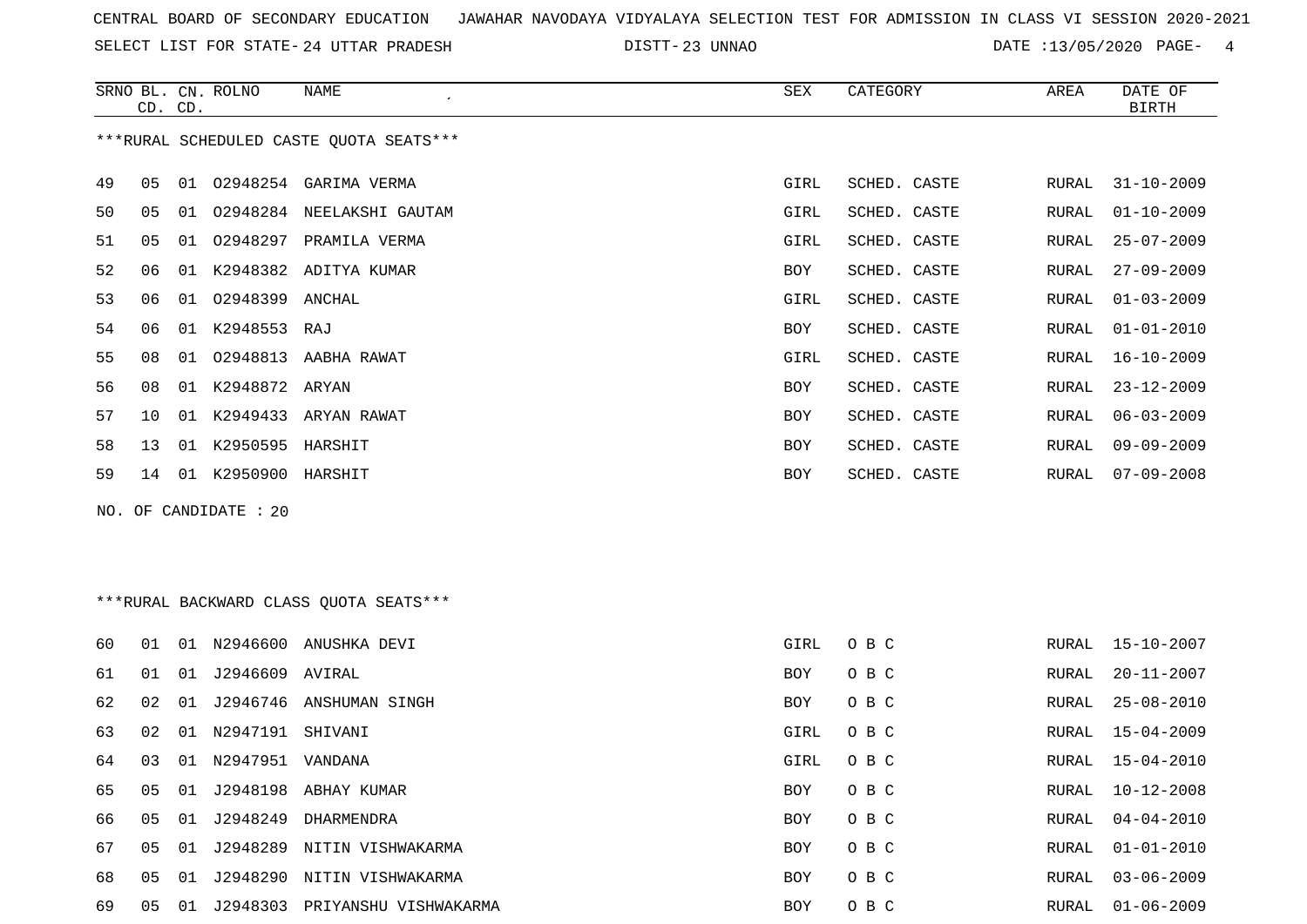CENTRAL BOARD OF SECONDARY EDUCATION JAWAHAR NAVODAYA VIDYALAYA SELECTION TEST FOR ADMISSION IN CLASS VI SESSION 2020-2021

SELECT LIST FOR STATE- 24 UTTAR PRADESH DISTT- 23 UNNAO DATE :13/05/2020

***RURAL SCHEDULED CASTE QUOTA SEATS***

| SRNO | BL. CD. | CN. CD. | ROLNO | NAME | SEX | CATEGORY | AREA | DATE OF BIRTH |
|---|---|---|---|---|---|---|---|---|
| 49 | 05 | 01 | O2948254 | GARIMA VERMA | GIRL | SCHED. CASTE | RURAL | 31-10-2009 |
| 50 | 05 | 01 | O2948284 | NEELAKSHI GAUTAM | GIRL | SCHED. CASTE | RURAL | 01-10-2009 |
| 51 | 05 | 01 | O2948297 | PRAMILA VERMA | GIRL | SCHED. CASTE | RURAL | 25-07-2009 |
| 52 | 06 | 01 | K2948382 | ADITYA KUMAR | BOY | SCHED. CASTE | RURAL | 27-09-2009 |
| 53 | 06 | 01 | O2948399 | ANCHAL | GIRL | SCHED. CASTE | RURAL | 01-03-2009 |
| 54 | 06 | 01 | K2948553 | RAJ | BOY | SCHED. CASTE | RURAL | 01-01-2010 |
| 55 | 08 | 01 | O2948813 | AABHA RAWAT | GIRL | SCHED. CASTE | RURAL | 16-10-2009 |
| 56 | 08 | 01 | K2948872 | ARYAN | BOY | SCHED. CASTE | RURAL | 23-12-2009 |
| 57 | 10 | 01 | K2949433 | ARYAN RAWAT | BOY | SCHED. CASTE | RURAL | 06-03-2009 |
| 58 | 13 | 01 | K2950595 | HARSHIT | BOY | SCHED. CASTE | RURAL | 09-09-2009 |
| 59 | 14 | 01 | K2950900 | HARSHIT | BOY | SCHED. CASTE | RURAL | 07-09-2008 |

NO. OF CANDIDATE : 20

***RURAL BACKWARD CLASS QUOTA SEATS***

| SRNO | BL. CD. | CN. CD. | ROLNO | NAME | SEX | CATEGORY | AREA | DATE OF BIRTH |
|---|---|---|---|---|---|---|---|---|
| 60 | 01 | 01 | N2946600 | ANUSHKA DEVI | GIRL | O B C | RURAL | 15-10-2007 |
| 61 | 01 | 01 | J2946609 | AVIRAL | BOY | O B C | RURAL | 20-11-2007 |
| 62 | 02 | 01 | J2946746 | ANSHUMAN SINGH | BOY | O B C | RURAL | 25-08-2010 |
| 63 | 02 | 01 | N2947191 | SHIVANI | GIRL | O B C | RURAL | 15-04-2009 |
| 64 | 03 | 01 | N2947951 | VANDANA | GIRL | O B C | RURAL | 15-04-2010 |
| 65 | 05 | 01 | J2948198 | ABHAY KUMAR | BOY | O B C | RURAL | 10-12-2008 |
| 66 | 05 | 01 | J2948249 | DHARMENDRA | BOY | O B C | RURAL | 04-04-2010 |
| 67 | 05 | 01 | J2948289 | NITIN VISHWAKARMA | BOY | O B C | RURAL | 01-01-2010 |
| 68 | 05 | 01 | J2948290 | NITIN VISHWAKARMA | BOY | O B C | RURAL | 03-06-2009 |
| 69 | 05 | 01 | J2948303 | PRIYANSHU VISHWAKARMA | BOY | O B C | RURAL | 01-06-2009 |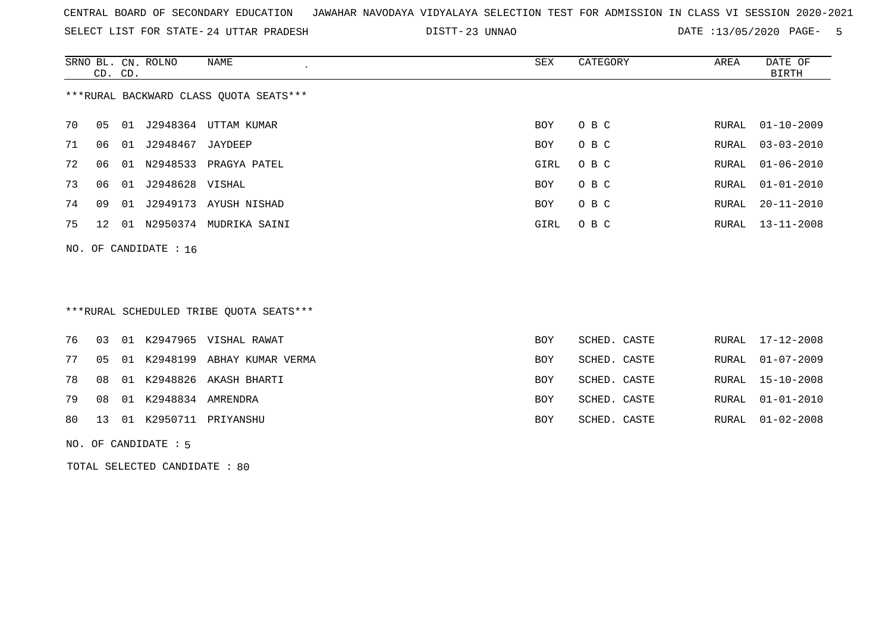CENTRAL BOARD OF SECONDARY EDUCATION JAWAHAR NAVODAYA VIDYALAYA SELECTION TEST FOR ADMISSION IN CLASS VI SESSION 2020-2021

SELECT LIST FOR STATE- 24 UTTAR PRADESH DISTT- 23 UNNAO DATE :13/05/2020 PAGE- 5

***RURAL BACKWARD CLASS QUOTA SEATS***

| SRNO | BL. CD. | CN. CD. | ROLNO | NAME | SEX | CATEGORY | AREA | DATE OF BIRTH |
|---|---|---|---|---|---|---|---|---|
| 70 | 05 | 01 | J2948364 | UTTAM KUMAR | BOY | O B C | RURAL | 01-10-2009 |
| 71 | 06 | 01 | J2948467 | JAYDEEP | BOY | O B C | RURAL | 03-03-2010 |
| 72 | 06 | 01 | N2948533 | PRAGYA PATEL | GIRL | O B C | RURAL | 01-06-2010 |
| 73 | 06 | 01 | J2948628 | VISHAL | BOY | O B C | RURAL | 01-01-2010 |
| 74 | 09 | 01 | J2949173 | AYUSH NISHAD | BOY | O B C | RURAL | 20-11-2010 |
| 75 | 12 | 01 | N2950374 | MUDRIKA SAINI | GIRL | O B C | RURAL | 13-11-2008 |

NO. OF CANDIDATE : 16

***RURAL SCHEDULED TRIBE QUOTA SEATS***

| SRNO | BL. CD. | CN. CD. | ROLNO | NAME | SEX | CATEGORY | AREA | DATE OF BIRTH |
|---|---|---|---|---|---|---|---|---|
| 76 | 03 | 01 | K2947965 | VISHAL RAWAT | BOY | SCHED. CASTE | RURAL | 17-12-2008 |
| 77 | 05 | 01 | K2948199 | ABHAY KUMAR VERMA | BOY | SCHED. CASTE | RURAL | 01-07-2009 |
| 78 | 08 | 01 | K2948826 | AKASH BHARTI | BOY | SCHED. CASTE | RURAL | 15-10-2008 |
| 79 | 08 | 01 | K2948834 | AMRENDRA | BOY | SCHED. CASTE | RURAL | 01-01-2010 |
| 80 | 13 | 01 | K2950711 | PRIYANSHU | BOY | SCHED. CASTE | RURAL | 01-02-2008 |

NO. OF CANDIDATE : 5

TOTAL SELECTED CANDIDATE : 80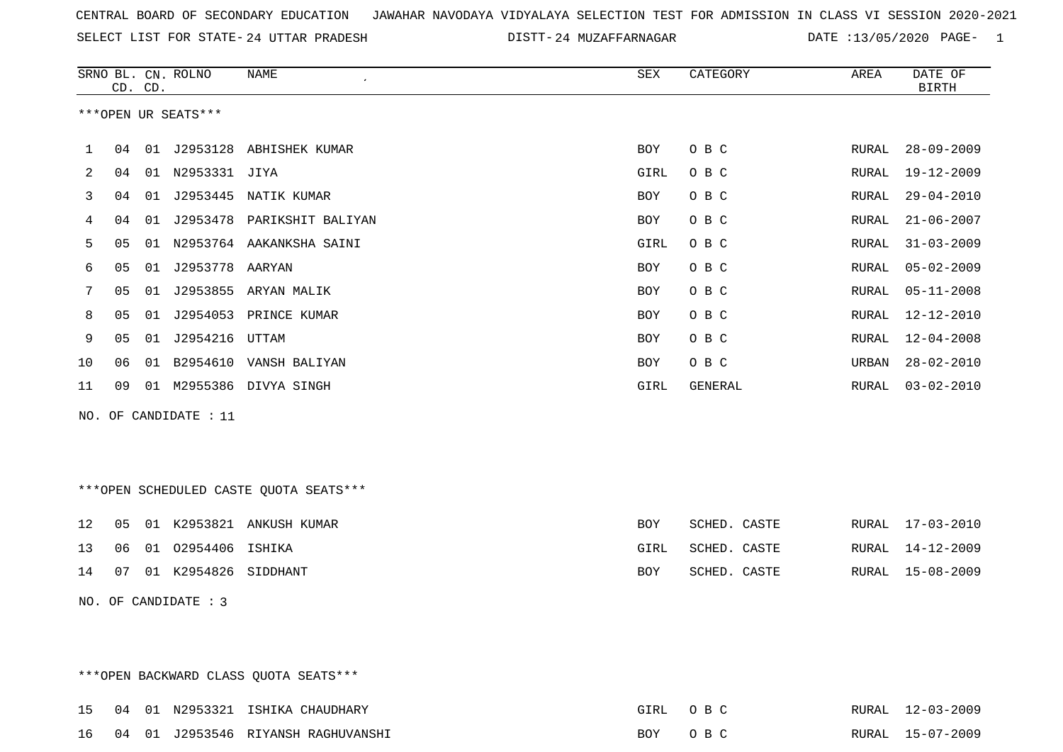CENTRAL BOARD OF SECONDARY EDUCATION JAWAHAR NAVODAYA VIDYALAYA SELECTION TEST FOR ADMISSION IN CLASS VI SESSION 2020-2021

SELECT LIST FOR STATE- 24 UTTAR PRADESH DISTT- 24 MUZAFFARNAGAR DATE :13/05/2020 PAGE- 1

***OPEN UR SEATS***

| SRNO | BL. CD. | CN. CD. | ROLNO | NAME | SEX | CATEGORY | AREA | DATE OF BIRTH |
|---|---|---|---|---|---|---|---|---|
| 1 | 04 | 01 | J2953128 | ABHISHEK KUMAR | BOY | O B C | RURAL | 28-09-2009 |
| 2 | 04 | 01 | N2953331 | JIYA | GIRL | O B C | RURAL | 19-12-2009 |
| 3 | 04 | 01 | J2953445 | NATIK KUMAR | BOY | O B C | RURAL | 29-04-2010 |
| 4 | 04 | 01 | J2953478 | PARIKSHIT BALIYAN | BOY | O B C | RURAL | 21-06-2007 |
| 5 | 05 | 01 | N2953764 | AAKANKSHA SAINI | GIRL | O B C | RURAL | 31-03-2009 |
| 6 | 05 | 01 | J2953778 | AARYAN | BOY | O B C | RURAL | 05-02-2009 |
| 7 | 05 | 01 | J2953855 | ARYAN MALIK | BOY | O B C | RURAL | 05-11-2008 |
| 8 | 05 | 01 | J2954053 | PRINCE KUMAR | BOY | O B C | RURAL | 12-12-2010 |
| 9 | 05 | 01 | J2954216 | UTTAM | BOY | O B C | RURAL | 12-04-2008 |
| 10 | 06 | 01 | B2954610 | VANSH BALIYAN | BOY | O B C | URBAN | 28-02-2010 |
| 11 | 09 | 01 | M2955386 | DIVYA SINGH | GIRL | GENERAL | RURAL | 03-02-2010 |

NO. OF CANDIDATE : 11

***OPEN SCHEDULED CASTE QUOTA SEATS***

| SRNO | BL. CD. | CN. CD. | ROLNO | NAME | SEX | CATEGORY | AREA | DATE OF BIRTH |
|---|---|---|---|---|---|---|---|---|
| 12 | 05 | 01 | K2953821 | ANKUSH KUMAR | BOY | SCHED. CASTE | RURAL | 17-03-2010 |
| 13 | 06 | 01 | O2954406 | ISHIKA | GIRL | SCHED. CASTE | RURAL | 14-12-2009 |
| 14 | 07 | 01 | K2954826 | SIDDHANT | BOY | SCHED. CASTE | RURAL | 15-08-2009 |

NO. OF CANDIDATE : 3

***OPEN BACKWARD CLASS QUOTA SEATS***

| SRNO | BL. CD. | CN. CD. | ROLNO | NAME | SEX | CATEGORY | AREA | DATE OF BIRTH |
|---|---|---|---|---|---|---|---|---|
| 15 | 04 | 01 | N2953321 | ISHIKA CHAUDHARY | GIRL | O B C | RURAL | 12-03-2009 |
| 16 | 04 | 01 | J2953546 | RIYANSH RAGHUVANSHI | BOY | O B C | RURAL | 15-07-2009 |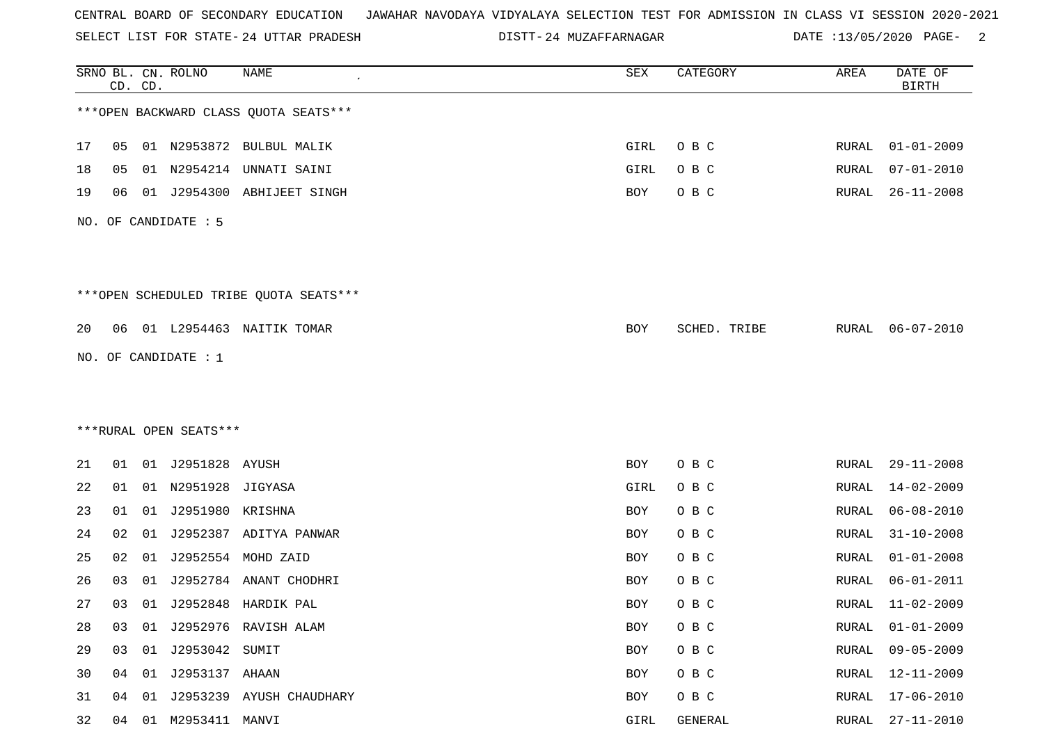CENTRAL BOARD OF SECONDARY EDUCATION   JAWAHAR NAVODAYA VIDYALAYA SELECTION TEST FOR ADMISSION IN CLASS VI SESSION 2020-2021

SELECT LIST FOR STATE- 24 UTTAR PRADESH   DISTT- 24 MUZAFFARNAGAR   DATE :13/05/2020

***OPEN BACKWARD CLASS QUOTA SEATS***

| SRNO | BL. CD. | CN. CD. | ROLNO | NAME | SEX | CATEGORY | AREA | DATE OF BIRTH |
|---|---|---|---|---|---|---|---|---|
| 17 | 05 | 01 | N2953872 | BULBUL MALIK | GIRL | O B C | RURAL | 01-01-2009 |
| 18 | 05 | 01 | N2954214 | UNNATI SAINI | GIRL | O B C | RURAL | 07-01-2010 |
| 19 | 06 | 01 | J2954300 | ABHIJEET SINGH | BOY | O B C | RURAL | 26-11-2008 |

NO. OF CANDIDATE : 5

***OPEN SCHEDULED TRIBE QUOTA SEATS***

| SRNO | BL. CD. | CN. CD. | ROLNO | NAME | SEX | CATEGORY | AREA | DATE OF BIRTH |
|---|---|---|---|---|---|---|---|---|
| 20 | 06 | 01 | L2954463 | NAITIK TOMAR | BOY | SCHED. TRIBE | RURAL | 06-07-2010 |

NO. OF CANDIDATE : 1

***RURAL OPEN SEATS***

| SRNO | BL. CD. | CN. CD. | ROLNO | NAME | SEX | CATEGORY | AREA | DATE OF BIRTH |
|---|---|---|---|---|---|---|---|---|
| 21 | 01 | 01 | J2951828 | AYUSH | BOY | O B C | RURAL | 29-11-2008 |
| 22 | 01 | 01 | N2951928 | JIGYASA | GIRL | O B C | RURAL | 14-02-2009 |
| 23 | 01 | 01 | J2951980 | KRISHNA | BOY | O B C | RURAL | 06-08-2010 |
| 24 | 02 | 01 | J2952387 | ADITYA PANWAR | BOY | O B C | RURAL | 31-10-2008 |
| 25 | 02 | 01 | J2952554 | MOHD ZAID | BOY | O B C | RURAL | 01-01-2008 |
| 26 | 03 | 01 | J2952784 | ANANT CHODHRI | BOY | O B C | RURAL | 06-01-2011 |
| 27 | 03 | 01 | J2952848 | HARDIK PAL | BOY | O B C | RURAL | 11-02-2009 |
| 28 | 03 | 01 | J2952976 | RAVISH ALAM | BOY | O B C | RURAL | 01-01-2009 |
| 29 | 03 | 01 | J2953042 | SUMIT | BOY | O B C | RURAL | 09-05-2009 |
| 30 | 04 | 01 | J2953137 | AHAAN | BOY | O B C | RURAL | 12-11-2009 |
| 31 | 04 | 01 | J2953239 | AYUSH CHAUDHARY | BOY | O B C | RURAL | 17-06-2010 |
| 32 | 04 | 01 | M2953411 | MANVI | GIRL | GENERAL | RURAL | 27-11-2010 |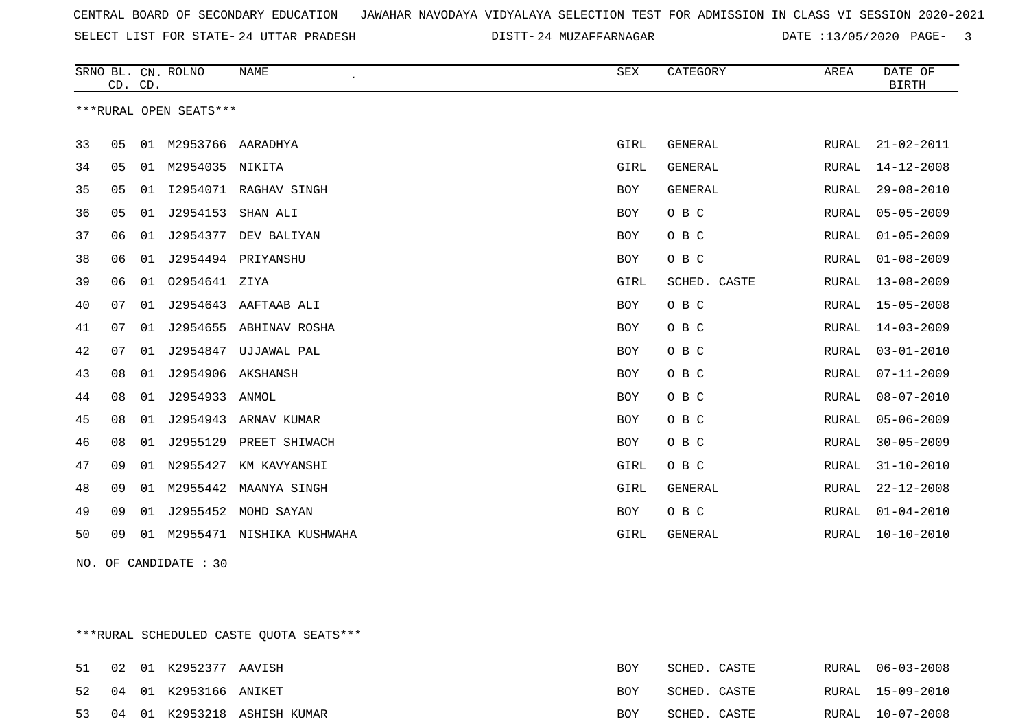CENTRAL BOARD OF SECONDARY EDUCATION JAWAHAR NAVODAYA VIDYALAYA SELECTION TEST FOR ADMISSION IN CLASS VI SESSION 2020-2021

SELECT LIST FOR STATE- 24 UTTAR PRADESH DISTT- 24 MUZAFFARNAGAR DATE :13/05/2020

| SRNO | BL. CD. | CN. CD. | ROLNO | NAME | SEX | CATEGORY | AREA | DATE OF BIRTH |
|---|---|---|---|---|---|---|---|---|

***RURAL OPEN SEATS***

| SRNO | BL. CD. | CN. CD. | ROLNO | NAME | SEX | CATEGORY | AREA | DATE OF BIRTH |
|---|---|---|---|---|---|---|---|---|
| 33 | 05 | 01 | M2953766 | AARADHYA | GIRL | GENERAL | RURAL | 21-02-2011 |
| 34 | 05 | 01 | M2954035 | NIKITA | GIRL | GENERAL | RURAL | 14-12-2008 |
| 35 | 05 | 01 | I2954071 | RAGHAV SINGH | BOY | GENERAL | RURAL | 29-08-2010 |
| 36 | 05 | 01 | J2954153 | SHAN ALI | BOY | O B C | RURAL | 05-05-2009 |
| 37 | 06 | 01 | J2954377 | DEV BALIYAN | BOY | O B C | RURAL | 01-05-2009 |
| 38 | 06 | 01 | J2954494 | PRIYANSHU | BOY | O B C | RURAL | 01-08-2009 |
| 39 | 06 | 01 | O2954641 | ZIYA | GIRL | SCHED. CASTE | RURAL | 13-08-2009 |
| 40 | 07 | 01 | J2954643 | AAFTAAB ALI | BOY | O B C | RURAL | 15-05-2008 |
| 41 | 07 | 01 | J2954655 | ABHINAV ROSHA | BOY | O B C | RURAL | 14-03-2009 |
| 42 | 07 | 01 | J2954847 | UJJAWAL PAL | BOY | O B C | RURAL | 03-01-2010 |
| 43 | 08 | 01 | J2954906 | AKSHANSH | BOY | O B C | RURAL | 07-11-2009 |
| 44 | 08 | 01 | J2954933 | ANMOL | BOY | O B C | RURAL | 08-07-2010 |
| 45 | 08 | 01 | J2954943 | ARNAV KUMAR | BOY | O B C | RURAL | 05-06-2009 |
| 46 | 08 | 01 | J2955129 | PREET SHIWACH | BOY | O B C | RURAL | 30-05-2009 |
| 47 | 09 | 01 | N2955427 | KM KAVYANSHI | GIRL | O B C | RURAL | 31-10-2010 |
| 48 | 09 | 01 | M2955442 | MAANYA SINGH | GIRL | GENERAL | RURAL | 22-12-2008 |
| 49 | 09 | 01 | J2955452 | MOHD SAYAN | BOY | O B C | RURAL | 01-04-2010 |
| 50 | 09 | 01 | M2955471 | NISHIKA KUSHWAHA | GIRL | GENERAL | RURAL | 10-10-2010 |

NO. OF CANDIDATE : 30

***RURAL SCHEDULED CASTE QUOTA SEATS***

| SRNO | BL. CD. | CN. CD. | ROLNO | NAME | SEX | CATEGORY | AREA | DATE OF BIRTH |
|---|---|---|---|---|---|---|---|---|
| 51 | 02 | 01 | K2952377 | AAVISH | BOY | SCHED. CASTE | RURAL | 06-03-2008 |
| 52 | 04 | 01 | K2953166 | ANIKET | BOY | SCHED. CASTE | RURAL | 15-09-2010 |
| 53 | 04 | 01 | K2953218 | ASHISH KUMAR | BOY | SCHED. CASTE | RURAL | 10-07-2008 |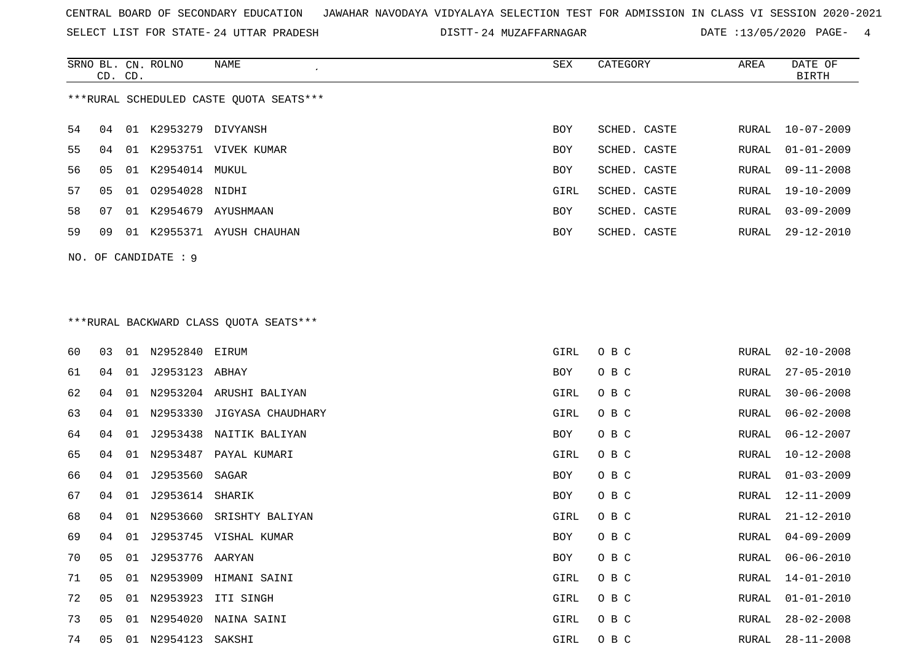CENTRAL BOARD OF SECONDARY EDUCATION JAWAHAR NAVODAYA VIDYALAYA SELECTION TEST FOR ADMISSION IN CLASS VI SESSION 2020-2021

SELECT LIST FOR STATE- 24 UTTAR PRADESH DISTT- 24 MUZAFFARNAGAR DATE :13/05/2020

***RURAL SCHEDULED CASTE QUOTA SEATS***

| SRNO | BL. CD. | CN. CD. | ROLNO | NAME | SEX | CATEGORY | AREA | DATE OF BIRTH |
|---|---|---|---|---|---|---|---|---|
| 54 | 04 | 01 | K2953279 | DIVYANSH | BOY | SCHED. CASTE | RURAL | 10-07-2009 |
| 55 | 04 | 01 | K2953751 | VIVEK KUMAR | BOY | SCHED. CASTE | RURAL | 01-01-2009 |
| 56 | 05 | 01 | K2954014 | MUKUL | BOY | SCHED. CASTE | RURAL | 09-11-2008 |
| 57 | 05 | 01 | O2954028 | NIDHI | GIRL | SCHED. CASTE | RURAL | 19-10-2009 |
| 58 | 07 | 01 | K2954679 | AYUSHMAAN | BOY | SCHED. CASTE | RURAL | 03-09-2009 |
| 59 | 09 | 01 | K2955371 | AYUSH CHAUHAN | BOY | SCHED. CASTE | RURAL | 29-12-2010 |

NO. OF CANDIDATE : 9

***RURAL BACKWARD CLASS QUOTA SEATS***

| SRNO | BL. CD. | CN. CD. | ROLNO | NAME | SEX | CATEGORY | AREA | DATE OF BIRTH |
|---|---|---|---|---|---|---|---|---|
| 60 | 03 | 01 | N2952840 | EIRUM | GIRL | O B C | RURAL | 02-10-2008 |
| 61 | 04 | 01 | J2953123 | ABHAY | BOY | O B C | RURAL | 27-05-2010 |
| 62 | 04 | 01 | N2953204 | ARUSHI BALIYAN | GIRL | O B C | RURAL | 30-06-2008 |
| 63 | 04 | 01 | N2953330 | JIGYASA CHAUDHARY | GIRL | O B C | RURAL | 06-02-2008 |
| 64 | 04 | 01 | J2953438 | NAITIK BALIYAN | BOY | O B C | RURAL | 06-12-2007 |
| 65 | 04 | 01 | N2953487 | PAYAL KUMARI | GIRL | O B C | RURAL | 10-12-2008 |
| 66 | 04 | 01 | J2953560 | SAGAR | BOY | O B C | RURAL | 01-03-2009 |
| 67 | 04 | 01 | J2953614 | SHARIK | BOY | O B C | RURAL | 12-11-2009 |
| 68 | 04 | 01 | N2953660 | SRISHTY BALIYAN | GIRL | O B C | RURAL | 21-12-2010 |
| 69 | 04 | 01 | J2953745 | VISHAL KUMAR | BOY | O B C | RURAL | 04-09-2009 |
| 70 | 05 | 01 | J2953776 | AARYAN | BOY | O B C | RURAL | 06-06-2010 |
| 71 | 05 | 01 | N2953909 | HIMANI SAINI | GIRL | O B C | RURAL | 14-01-2010 |
| 72 | 05 | 01 | N2953923 | ITI SINGH | GIRL | O B C | RURAL | 01-01-2010 |
| 73 | 05 | 01 | N2954020 | NAINA SAINI | GIRL | O B C | RURAL | 28-02-2008 |
| 74 | 05 | 01 | N2954123 | SAKSHI | GIRL | O B C | RURAL | 28-11-2008 |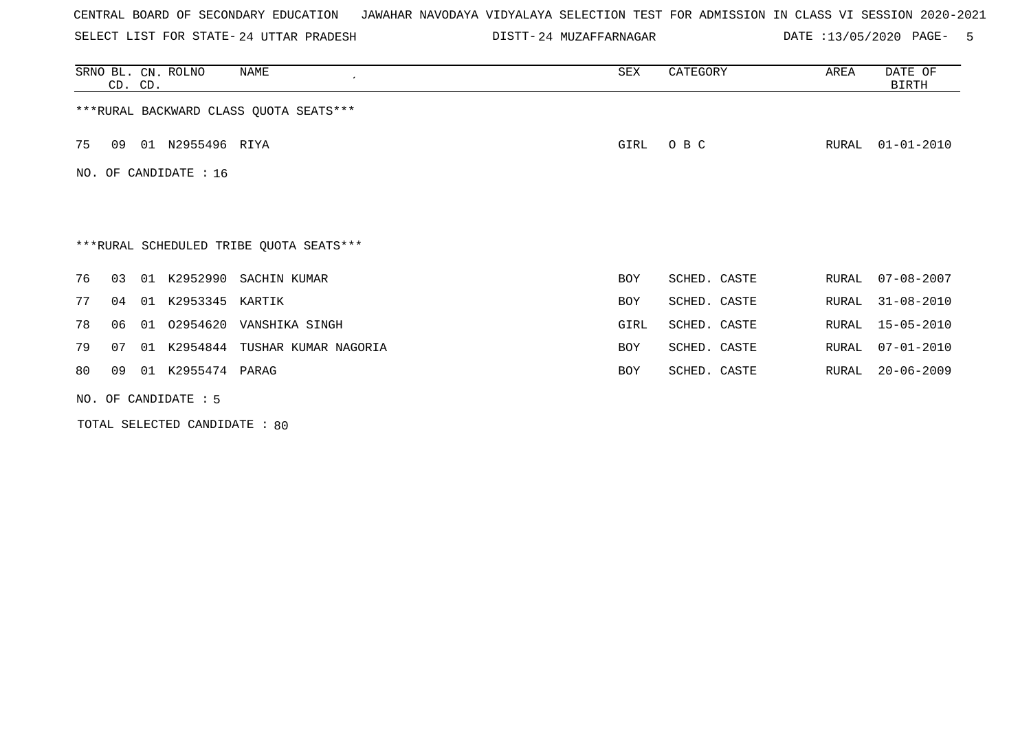CENTRAL BOARD OF SECONDARY EDUCATION JAWAHAR NAVODAYA VIDYALAYA SELECTION TEST FOR ADMISSION IN CLASS VI SESSION 2020-2021

SELECT LIST FOR STATE- 24 UTTAR PRADESH DISTT- 24 MUZAFFARNAGAR DATE :13/05/2020

***RURAL BACKWARD CLASS QUOTA SEATS***

| SRNO | BL. CD. | CN. CD. | ROLNO | NAME | SEX | CATEGORY | AREA | DATE OF BIRTH |
|---|---|---|---|---|---|---|---|---|
| 75 | 09 | 01 | N2955496 | RIYA | GIRL | O B C | RURAL | 01-01-2010 |

NO. OF CANDIDATE : 16

***RURAL SCHEDULED TRIBE QUOTA SEATS***

| SRNO | BL. CD. | CN. CD. | ROLNO | NAME | SEX | CATEGORY | AREA | DATE OF BIRTH |
|---|---|---|---|---|---|---|---|---|
| 76 | 03 | 01 | K2952990 | SACHIN KUMAR | BOY | SCHED. CASTE | RURAL | 07-08-2007 |
| 77 | 04 | 01 | K2953345 | KARTIK | BOY | SCHED. CASTE | RURAL | 31-08-2010 |
| 78 | 06 | 01 | O2954620 | VANSHIKA SINGH | GIRL | SCHED. CASTE | RURAL | 15-05-2010 |
| 79 | 07 | 01 | K2954844 | TUSHAR KUMAR NAGORIA | BOY | SCHED. CASTE | RURAL | 07-01-2010 |
| 80 | 09 | 01 | K2955474 | PARAG | BOY | SCHED. CASTE | RURAL | 20-06-2009 |

NO. OF CANDIDATE : 5

TOTAL SELECTED CANDIDATE : 80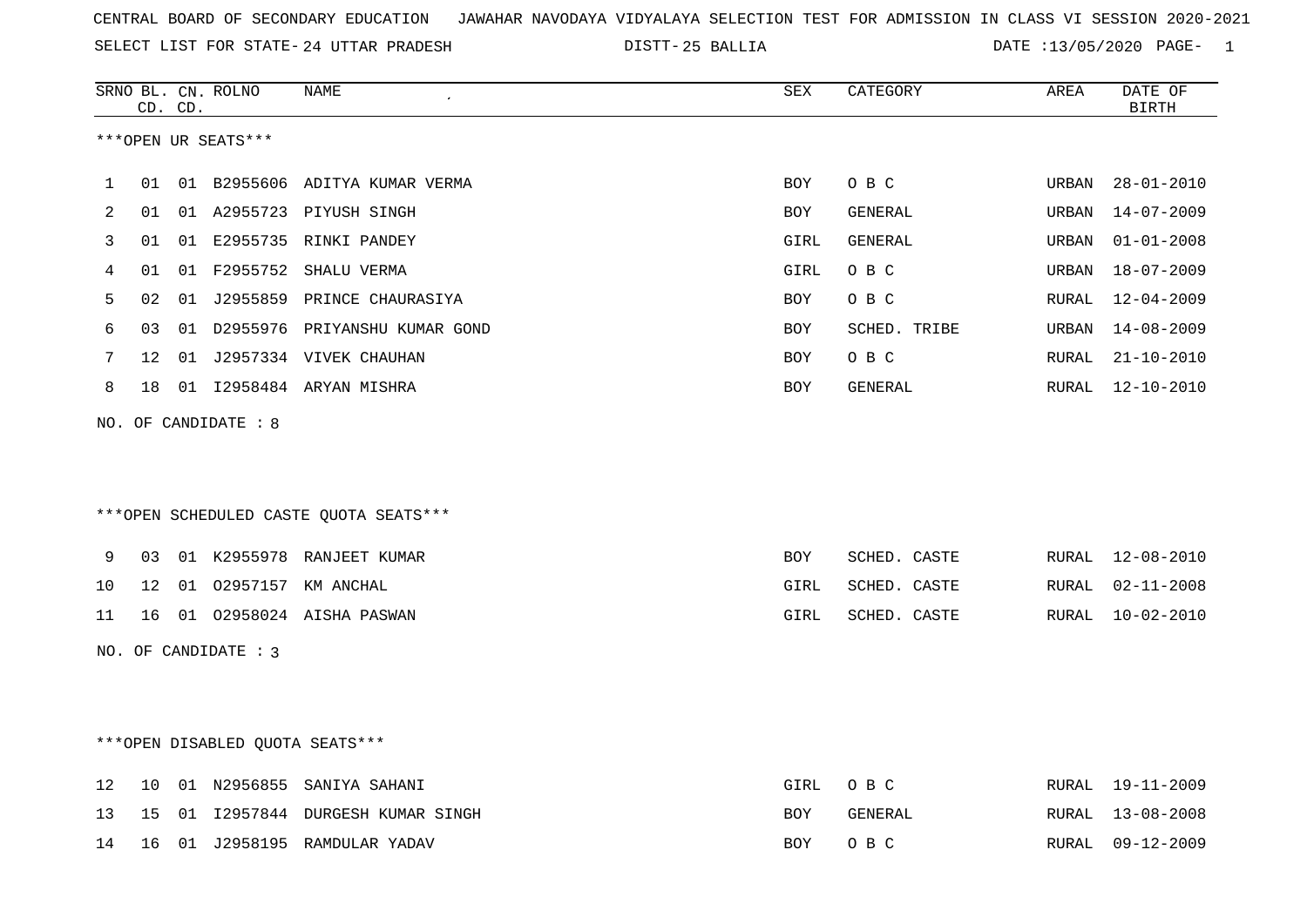CENTRAL BOARD OF SECONDARY EDUCATION JAWAHAR NAVODAYA VIDYALAYA SELECTION TEST FOR ADMISSION IN CLASS VI SESSION 2020-2021

SELECT LIST FOR STATE- 24 UTTAR PRADESH DISTT- 25 BALLIA DATE :13/05/2020

***OPEN UR SEATS***

| SRNO | BL. CD. | CN. CD. | ROLNO | NAME | SEX | CATEGORY | AREA | DATE OF BIRTH |
|---|---|---|---|---|---|---|---|---|
| 1 | 01 | 01 | B2955606 | ADITYA KUMAR VERMA | BOY | O B C | URBAN | 28-01-2010 |
| 2 | 01 | 01 | A2955723 | PIYUSH SINGH | BOY | GENERAL | URBAN | 14-07-2009 |
| 3 | 01 | 01 | E2955735 | RINKI PANDEY | GIRL | GENERAL | URBAN | 01-01-2008 |
| 4 | 01 | 01 | F2955752 | SHALU VERMA | GIRL | O B C | URBAN | 18-07-2009 |
| 5 | 02 | 01 | J2955859 | PRINCE CHAURASIYA | BOY | O B C | RURAL | 12-04-2009 |
| 6 | 03 | 01 | D2955976 | PRIYANSHU KUMAR GOND | BOY | SCHED. TRIBE | URBAN | 14-08-2009 |
| 7 | 12 | 01 | J2957334 | VIVEK CHAUHAN | BOY | O B C | RURAL | 21-10-2010 |
| 8 | 18 | 01 | I2958484 | ARYAN MISHRA | BOY | GENERAL | RURAL | 12-10-2010 |

NO. OF CANDIDATE : 8

***OPEN SCHEDULED CASTE QUOTA SEATS***

| SRNO | BL. CD. | CN. CD. | ROLNO | NAME | SEX | CATEGORY | AREA | DATE OF BIRTH |
|---|---|---|---|---|---|---|---|---|
| 9 | 03 | 01 | K2955978 | RANJEET KUMAR | BOY | SCHED. CASTE | RURAL | 12-08-2010 |
| 10 | 12 | 01 | O2957157 | KM ANCHAL | GIRL | SCHED. CASTE | RURAL | 02-11-2008 |
| 11 | 16 | 01 | O2958024 | AISHA PASWAN | GIRL | SCHED. CASTE | RURAL | 10-02-2010 |

NO. OF CANDIDATE : 3

***OPEN DISABLED QUOTA SEATS***

| SRNO | BL. CD. | CN. CD. | ROLNO | NAME | SEX | CATEGORY | AREA | DATE OF BIRTH |
|---|---|---|---|---|---|---|---|---|
| 12 | 10 | 01 | N2956855 | SANIYA SAHANI | GIRL | O B C | RURAL | 19-11-2009 |
| 13 | 15 | 01 | I2957844 | DURGESH KUMAR SINGH | BOY | GENERAL | RURAL | 13-08-2008 |
| 14 | 16 | 01 | J2958195 | RAMDULAR YADAV | BOY | O B C | RURAL | 09-12-2009 |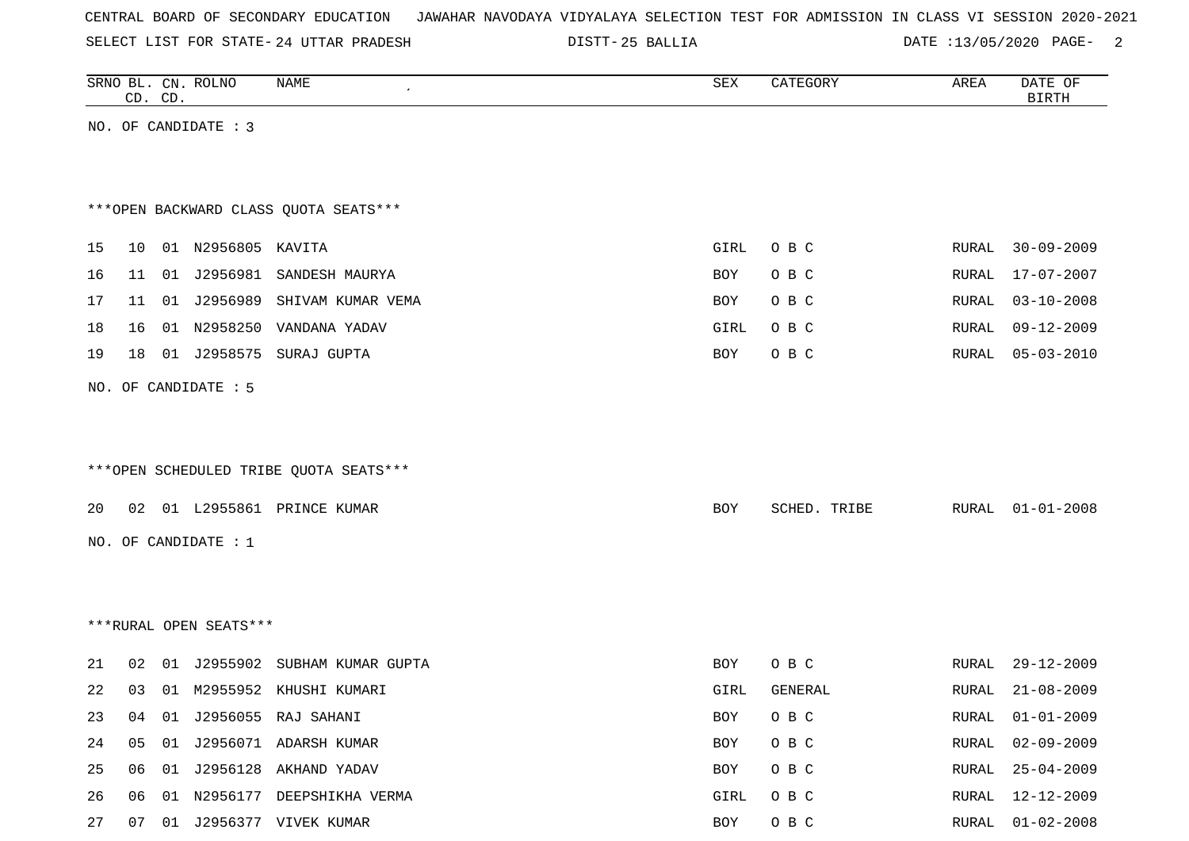CENTRAL BOARD OF SECONDARY EDUCATION JAWAHAR NAVODAYA VIDYALAYA SELECTION TEST FOR ADMISSION IN CLASS VI SESSION 2020-2021

SELECT LIST FOR STATE- 24 UTTAR PRADESH DISTT- 25 BALLIA DATE :13/05/2020

| SRNO | BL. CD. | CN. CD. | ROLNO | NAME | SEX | CATEGORY | AREA | DATE OF BIRTH |
|---|---|---|---|---|---|---|---|---|

NO. OF CANDIDATE : 3

***OPEN BACKWARD CLASS QUOTA SEATS***

| SRNO | BL. CD. | CN. CD. | ROLNO | NAME | SEX | CATEGORY | AREA | DATE OF BIRTH |
|---|---|---|---|---|---|---|---|---|
| 15 | 10 | 01 | N2956805 | KAVITA | GIRL | O B C | RURAL | 30-09-2009 |
| 16 | 11 | 01 | J2956981 | SANDESH MAURYA | BOY | O B C | RURAL | 17-07-2007 |
| 17 | 11 | 01 | J2956989 | SHIVAM KUMAR VEMA | BOY | O B C | RURAL | 03-10-2008 |
| 18 | 16 | 01 | N2958250 | VANDANA YADAV | GIRL | O B C | RURAL | 09-12-2009 |
| 19 | 18 | 01 | J2958575 | SURAJ GUPTA | BOY | O B C | RURAL | 05-03-2010 |

NO. OF CANDIDATE : 5

***OPEN SCHEDULED TRIBE QUOTA SEATS***

| SRNO | BL. CD. | CN. CD. | ROLNO | NAME | SEX | CATEGORY | AREA | DATE OF BIRTH |
|---|---|---|---|---|---|---|---|---|
| 20 | 02 | 01 | L2955861 | PRINCE KUMAR | BOY | SCHED. TRIBE | RURAL | 01-01-2008 |

NO. OF CANDIDATE : 1

***RURAL OPEN SEATS***

| SRNO | BL. CD. | CN. CD. | ROLNO | NAME | SEX | CATEGORY | AREA | DATE OF BIRTH |
|---|---|---|---|---|---|---|---|---|
| 21 | 02 | 01 | J2955902 | SUBHAM KUMAR GUPTA | BOY | O B C | RURAL | 29-12-2009 |
| 22 | 03 | 01 | M2955952 | KHUSHI KUMARI | GIRL | GENERAL | RURAL | 21-08-2009 |
| 23 | 04 | 01 | J2956055 | RAJ SAHANI | BOY | O B C | RURAL | 01-01-2009 |
| 24 | 05 | 01 | J2956071 | ADARSH KUMAR | BOY | O B C | RURAL | 02-09-2009 |
| 25 | 06 | 01 | J2956128 | AKHAND YADAV | BOY | O B C | RURAL | 25-04-2009 |
| 26 | 06 | 01 | N2956177 | DEEPSHIKHA VERMA | GIRL | O B C | RURAL | 12-12-2009 |
| 27 | 07 | 01 | J2956377 | VIVEK KUMAR | BOY | O B C | RURAL | 01-02-2008 |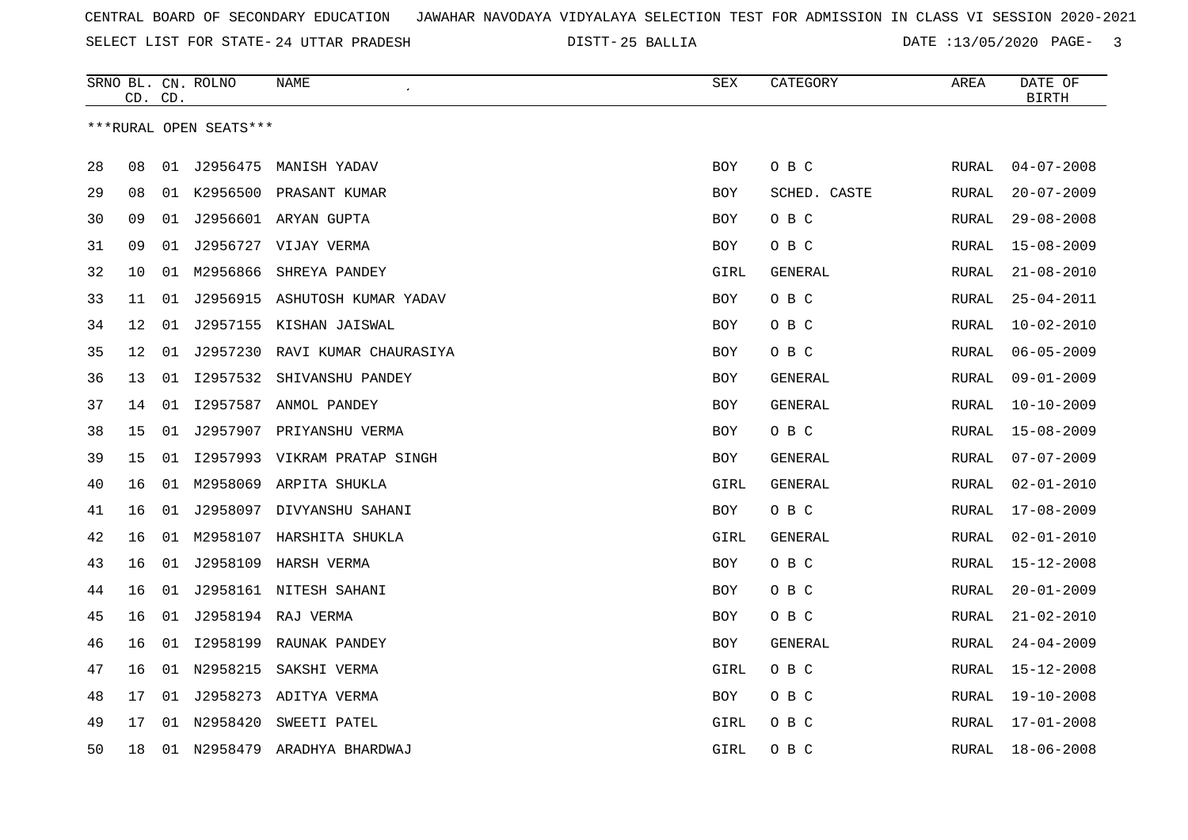CENTRAL BOARD OF SECONDARY EDUCATION JAWAHAR NAVODAYA VIDYALAYA SELECTION TEST FOR ADMISSION IN CLASS VI SESSION 2020-2021

SELECT LIST FOR STATE- 24 UTTAR PRADESH DISTT- 25 BALLIA DATE :13/05/2020

***RURAL OPEN SEATS***

| SRNO | BL. CD. | CN. CD. | ROLNO | NAME | SEX | CATEGORY | AREA | DATE OF BIRTH |
|---|---|---|---|---|---|---|---|---|
| 28 | 08 | 01 | J2956475 | MANISH YADAV | BOY | O B C | RURAL | 04-07-2008 |
| 29 | 08 | 01 | K2956500 | PRASANT KUMAR | BOY | SCHED. CASTE | RURAL | 20-07-2009 |
| 30 | 09 | 01 | J2956601 | ARYAN GUPTA | BOY | O B C | RURAL | 29-08-2008 |
| 31 | 09 | 01 | J2956727 | VIJAY VERMA | BOY | O B C | RURAL | 15-08-2009 |
| 32 | 10 | 01 | M2956866 | SHREYA PANDEY | GIRL | GENERAL | RURAL | 21-08-2010 |
| 33 | 11 | 01 | J2956915 | ASHUTOSH KUMAR YADAV | BOY | O B C | RURAL | 25-04-2011 |
| 34 | 12 | 01 | J2957155 | KISHAN JAISWAL | BOY | O B C | RURAL | 10-02-2010 |
| 35 | 12 | 01 | J2957230 | RAVI KUMAR CHAURASIYA | BOY | O B C | RURAL | 06-05-2009 |
| 36 | 13 | 01 | I2957532 | SHIVANSHU PANDEY | BOY | GENERAL | RURAL | 09-01-2009 |
| 37 | 14 | 01 | I2957587 | ANMOL PANDEY | BOY | GENERAL | RURAL | 10-10-2009 |
| 38 | 15 | 01 | J2957907 | PRIYANSHU VERMA | BOY | O B C | RURAL | 15-08-2009 |
| 39 | 15 | 01 | I2957993 | VIKRAM PRATAP SINGH | BOY | GENERAL | RURAL | 07-07-2009 |
| 40 | 16 | 01 | M2958069 | ARPITA SHUKLA | GIRL | GENERAL | RURAL | 02-01-2010 |
| 41 | 16 | 01 | J2958097 | DIVYANSHU SAHANI | BOY | O B C | RURAL | 17-08-2009 |
| 42 | 16 | 01 | M2958107 | HARSHITA SHUKLA | GIRL | GENERAL | RURAL | 02-01-2010 |
| 43 | 16 | 01 | J2958109 | HARSH VERMA | BOY | O B C | RURAL | 15-12-2008 |
| 44 | 16 | 01 | J2958161 | NITESH SAHANI | BOY | O B C | RURAL | 20-01-2009 |
| 45 | 16 | 01 | J2958194 | RAJ VERMA | BOY | O B C | RURAL | 21-02-2010 |
| 46 | 16 | 01 | I2958199 | RAUNAK PANDEY | BOY | GENERAL | RURAL | 24-04-2009 |
| 47 | 16 | 01 | N2958215 | SAKSHI VERMA | GIRL | O B C | RURAL | 15-12-2008 |
| 48 | 17 | 01 | J2958273 | ADITYA VERMA | BOY | O B C | RURAL | 19-10-2008 |
| 49 | 17 | 01 | N2958420 | SWEETI PATEL | GIRL | O B C | RURAL | 17-01-2008 |
| 50 | 18 | 01 | N2958479 | ARADHYA BHARDWAJ | GIRL | O B C | RURAL | 18-06-2008 |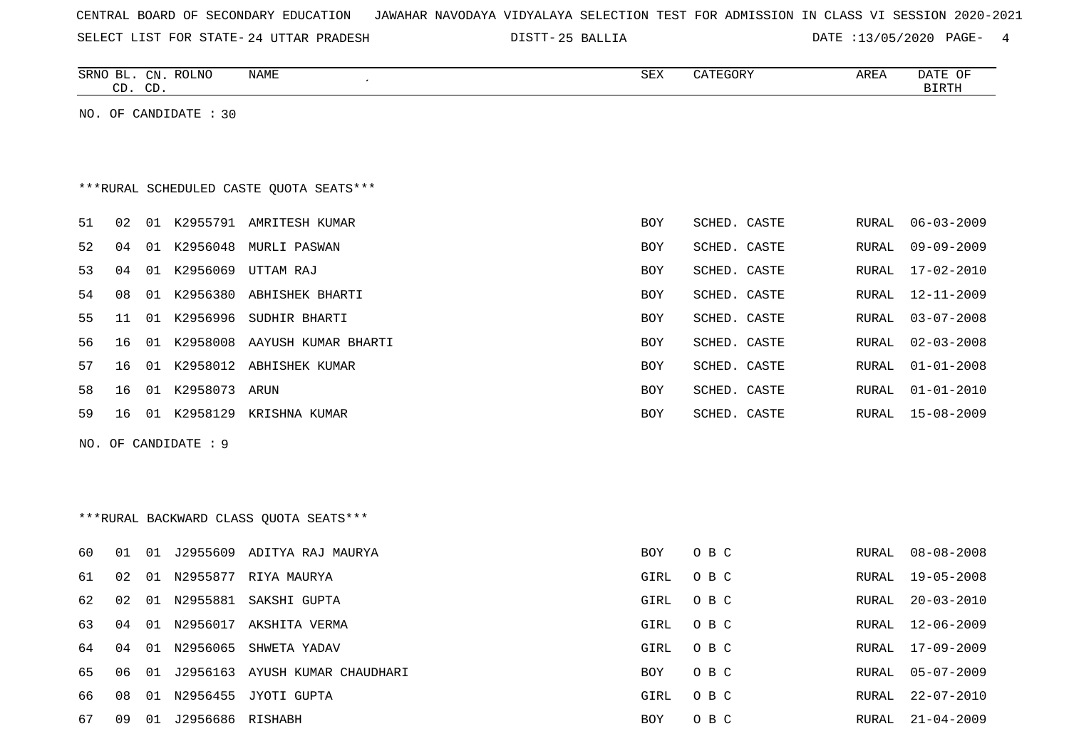CENTRAL BOARD OF SECONDARY EDUCATION JAWAHAR NAVODAYA VIDYALAYA SELECTION TEST FOR ADMISSION IN CLASS VI SESSION 2020-2021

SELECT LIST FOR STATE- 24 UTTAR PRADESH DISTT- 25 BALLIA DATE :13/05/2020

| SRNO | BL. CD. | CN. CD. | ROLNO | NAME | SEX | CATEGORY | AREA | DATE OF BIRTH |
|---|---|---|---|---|---|---|---|---|

NO. OF CANDIDATE : 30

***RURAL SCHEDULED CASTE QUOTA SEATS***

| SRNO | BL. CD. | CN. CD. | ROLNO | NAME | SEX | CATEGORY | AREA | DATE OF BIRTH |
|---|---|---|---|---|---|---|---|---|
| 51 | 02 | 01 | K2955791 | AMRITESH KUMAR | BOY | SCHED. CASTE | RURAL | 06-03-2009 |
| 52 | 04 | 01 | K2956048 | MURLI PASWAN | BOY | SCHED. CASTE | RURAL | 09-09-2009 |
| 53 | 04 | 01 | K2956069 | UTTAM RAJ | BOY | SCHED. CASTE | RURAL | 17-02-2010 |
| 54 | 08 | 01 | K2956380 | ABHISHEK BHARTI | BOY | SCHED. CASTE | RURAL | 12-11-2009 |
| 55 | 11 | 01 | K2956996 | SUDHIR BHARTI | BOY | SCHED. CASTE | RURAL | 03-07-2008 |
| 56 | 16 | 01 | K2958008 | AAYUSH KUMAR BHARTI | BOY | SCHED. CASTE | RURAL | 02-03-2008 |
| 57 | 16 | 01 | K2958012 | ABHISHEK KUMAR | BOY | SCHED. CASTE | RURAL | 01-01-2008 |
| 58 | 16 | 01 | K2958073 | ARUN | BOY | SCHED. CASTE | RURAL | 01-01-2010 |
| 59 | 16 | 01 | K2958129 | KRISHNA KUMAR | BOY | SCHED. CASTE | RURAL | 15-08-2009 |

NO. OF CANDIDATE : 9

***RURAL BACKWARD CLASS QUOTA SEATS***

| SRNO | BL. CD. | CN. CD. | ROLNO | NAME | SEX | CATEGORY | AREA | DATE OF BIRTH |
|---|---|---|---|---|---|---|---|---|
| 60 | 01 | 01 | J2955609 | ADITYA RAJ MAURYA | BOY | O B C | RURAL | 08-08-2008 |
| 61 | 02 | 01 | N2955877 | RIYA MAURYA | GIRL | O B C | RURAL | 19-05-2008 |
| 62 | 02 | 01 | N2955881 | SAKSHI GUPTA | GIRL | O B C | RURAL | 20-03-2010 |
| 63 | 04 | 01 | N2956017 | AKSHITA VERMA | GIRL | O B C | RURAL | 12-06-2009 |
| 64 | 04 | 01 | N2956065 | SHWETA YADAV | GIRL | O B C | RURAL | 17-09-2009 |
| 65 | 06 | 01 | J2956163 | AYUSH KUMAR CHAUDHARI | BOY | O B C | RURAL | 05-07-2009 |
| 66 | 08 | 01 | N2956455 | JYOTI GUPTA | GIRL | O B C | RURAL | 22-07-2010 |
| 67 | 09 | 01 | J2956686 | RISHABH | BOY | O B C | RURAL | 21-04-2009 |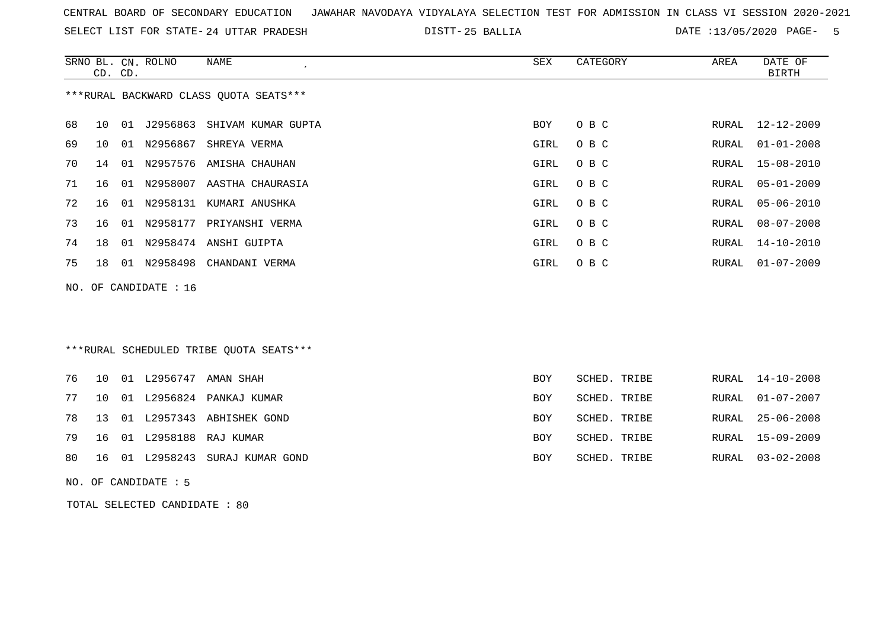CENTRAL BOARD OF SECONDARY EDUCATION JAWAHAR NAVODAYA VIDYALAYA SELECTION TEST FOR ADMISSION IN CLASS VI SESSION 2020-2021

SELECT LIST FOR STATE- 24 UTTAR PRADESH DISTT- 25 BALLIA DATE :13/05/2020

***RURAL BACKWARD CLASS QUOTA SEATS***

| SRNO | BL. CD. | CN. CD. | ROLNO | NAME | SEX | CATEGORY | AREA | DATE OF BIRTH |
|---|---|---|---|---|---|---|---|---|
| 68 | 10 | 01 | J2956863 | SHIVAM KUMAR GUPTA | BOY | O B C | RURAL | 12-12-2009 |
| 69 | 10 | 01 | N2956867 | SHREYA VERMA | GIRL | O B C | RURAL | 01-01-2008 |
| 70 | 14 | 01 | N2957576 | AMISHA CHAUHAN | GIRL | O B C | RURAL | 15-08-2010 |
| 71 | 16 | 01 | N2958007 | AASTHA CHAURASIA | GIRL | O B C | RURAL | 05-01-2009 |
| 72 | 16 | 01 | N2958131 | KUMARI ANUSHKA | GIRL | O B C | RURAL | 05-06-2010 |
| 73 | 16 | 01 | N2958177 | PRIYANSHI VERMA | GIRL | O B C | RURAL | 08-07-2008 |
| 74 | 18 | 01 | N2958474 | ANSHI GUIPTA | GIRL | O B C | RURAL | 14-10-2010 |
| 75 | 18 | 01 | N2958498 | CHANDANI VERMA | GIRL | O B C | RURAL | 01-07-2009 |

NO. OF CANDIDATE : 16

***RURAL SCHEDULED TRIBE QUOTA SEATS***

| SRNO | BL. CD. | CN. CD. | ROLNO | NAME | SEX | CATEGORY | AREA | DATE OF BIRTH |
|---|---|---|---|---|---|---|---|---|
| 76 | 10 | 01 | L2956747 | AMAN SHAH | BOY | SCHED. TRIBE | RURAL | 14-10-2008 |
| 77 | 10 | 01 | L2956824 | PANKAJ KUMAR | BOY | SCHED. TRIBE | RURAL | 01-07-2007 |
| 78 | 13 | 01 | L2957343 | ABHISHEK GOND | BOY | SCHED. TRIBE | RURAL | 25-06-2008 |
| 79 | 16 | 01 | L2958188 | RAJ KUMAR | BOY | SCHED. TRIBE | RURAL | 15-09-2009 |
| 80 | 16 | 01 | L2958243 | SURAJ KUMAR GOND | BOY | SCHED. TRIBE | RURAL | 03-02-2008 |

NO. OF CANDIDATE : 5

TOTAL SELECTED CANDIDATE : 80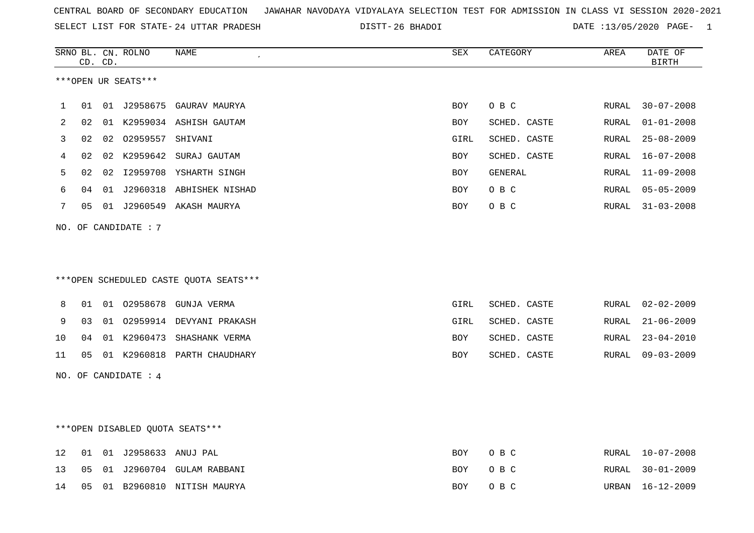CENTRAL BOARD OF SECONDARY EDUCATION JAWAHAR NAVODAYA VIDYALAYA SELECTION TEST FOR ADMISSION IN CLASS VI SESSION 2020-2021

SELECT LIST FOR STATE- 24 UTTAR PRADESH DISTT- 26 BHADOI DATE :13/05/2020 PAGE- 1

***OPEN UR SEATS***

| SRNO | BL. CD. | CN. CD. | ROLNO | NAME | SEX | CATEGORY | AREA | DATE OF BIRTH |
|---|---|---|---|---|---|---|---|---|
| 1 | 01 | 01 | J2958675 | GAURAV MAURYA | BOY | O B C | RURAL | 30-07-2008 |
| 2 | 02 | 01 | K2959034 | ASHISH GAUTAM | BOY | SCHED. CASTE | RURAL | 01-01-2008 |
| 3 | 02 | 02 | O2959557 | SHIVANI | GIRL | SCHED. CASTE | RURAL | 25-08-2009 |
| 4 | 02 | 02 | K2959642 | SURAJ GAUTAM | BOY | SCHED. CASTE | RURAL | 16-07-2008 |
| 5 | 02 | 02 | I2959708 | YSHARTH SINGH | BOY | GENERAL | RURAL | 11-09-2008 |
| 6 | 04 | 01 | J2960318 | ABHISHEK NISHAD | BOY | O B C | RURAL | 05-05-2009 |
| 7 | 05 | 01 | J2960549 | AKASH MAURYA | BOY | O B C | RURAL | 31-03-2008 |

NO. OF CANDIDATE : 7

***OPEN SCHEDULED CASTE QUOTA SEATS***

| SRNO | BL. CD. | CN. CD. | ROLNO | NAME | SEX | CATEGORY | AREA | DATE OF BIRTH |
|---|---|---|---|---|---|---|---|---|
| 8 | 01 | 01 | O2958678 | GUNJA VERMA | GIRL | SCHED. CASTE | RURAL | 02-02-2009 |
| 9 | 03 | 01 | O2959914 | DEVYANI PRAKASH | GIRL | SCHED. CASTE | RURAL | 21-06-2009 |
| 10 | 04 | 01 | K2960473 | SHASHANK VERMA | BOY | SCHED. CASTE | RURAL | 23-04-2010 |
| 11 | 05 | 01 | K2960818 | PARTH CHAUDHARY | BOY | SCHED. CASTE | RURAL | 09-03-2009 |

NO. OF CANDIDATE : 4

***OPEN DISABLED QUOTA SEATS***

| SRNO | BL. CD. | CN. CD. | ROLNO | NAME | SEX | CATEGORY | AREA | DATE OF BIRTH |
|---|---|---|---|---|---|---|---|---|
| 12 | 01 | 01 | J2958633 | ANUJ PAL | BOY | O B C | RURAL | 10-07-2008 |
| 13 | 05 | 01 | J2960704 | GULAM RABBANI | BOY | O B C | RURAL | 30-01-2009 |
| 14 | 05 | 01 | B2960810 | NITISH MAURYA | BOY | O B C | URBAN | 16-12-2009 |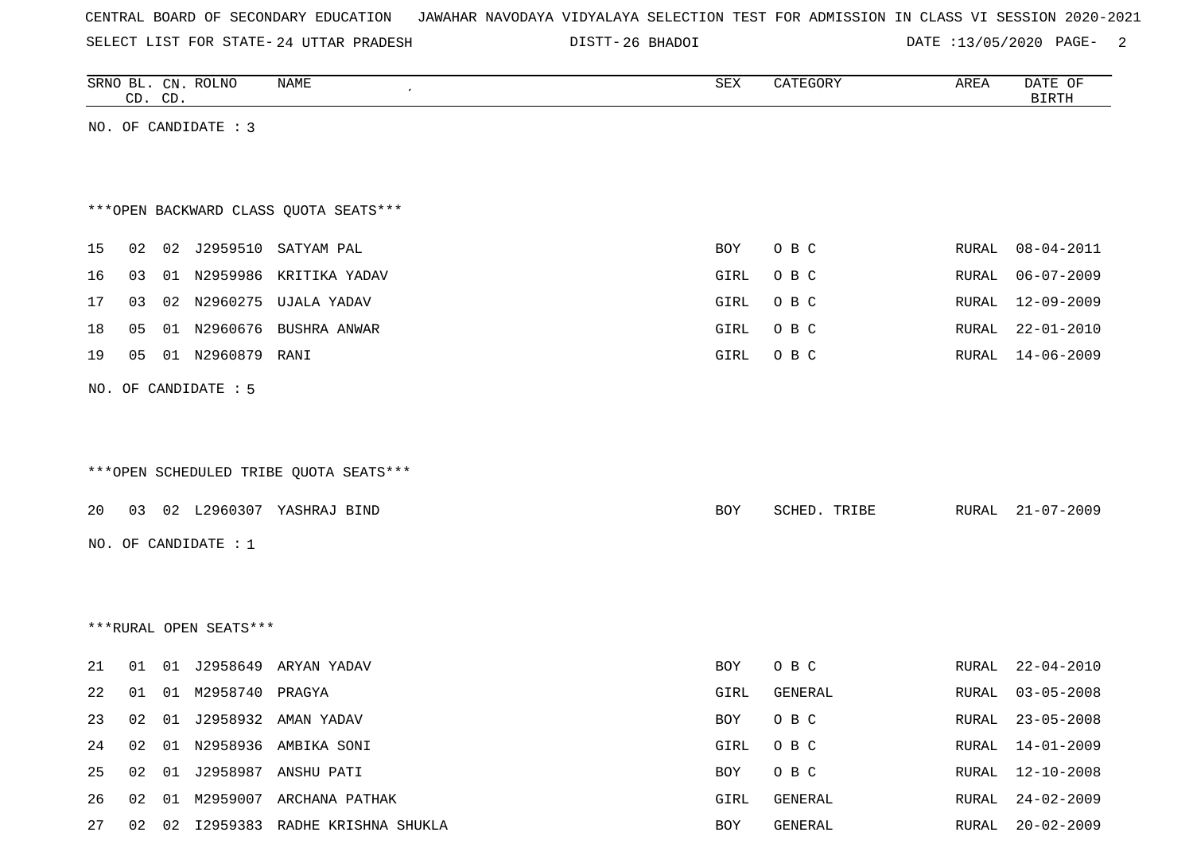CENTRAL BOARD OF SECONDARY EDUCATION JAWAHAR NAVODAYA VIDYALAYA SELECTION TEST FOR ADMISSION IN CLASS VI SESSION 2020-2021

SELECT LIST FOR STATE- 24 UTTAR PRADESH DISTT- 26 BHADOI DATE :13/05/2020

| SRNO | BL. CD. | CN. CD. | ROLNO | NAME | SEX | CATEGORY | AREA | DATE OF BIRTH |
|---|---|---|---|---|---|---|---|---|

NO. OF CANDIDATE : 3

***OPEN BACKWARD CLASS QUOTA SEATS***

| SRNO | BL. CD. | CN. CD. | ROLNO | NAME | SEX | CATEGORY | AREA | DATE OF BIRTH |
|---|---|---|---|---|---|---|---|---|
| 15 | 02 | 02 | J2959510 | SATYAM PAL | BOY | O B C | RURAL | 08-04-2011 |
| 16 | 03 | 01 | N2959986 | KRITIKA YADAV | GIRL | O B C | RURAL | 06-07-2009 |
| 17 | 03 | 02 | N2960275 | UJALA YADAV | GIRL | O B C | RURAL | 12-09-2009 |
| 18 | 05 | 01 | N2960676 | BUSHRA ANWAR | GIRL | O B C | RURAL | 22-01-2010 |
| 19 | 05 | 01 | N2960879 | RANI | GIRL | O B C | RURAL | 14-06-2009 |

NO. OF CANDIDATE : 5

***OPEN SCHEDULED TRIBE QUOTA SEATS***

| SRNO | BL. CD. | CN. CD. | ROLNO | NAME | SEX | CATEGORY | AREA | DATE OF BIRTH |
|---|---|---|---|---|---|---|---|---|
| 20 | 03 | 02 | L2960307 | YASHRAJ BIND | BOY | SCHED. TRIBE | RURAL | 21-07-2009 |

NO. OF CANDIDATE : 1

***RURAL OPEN SEATS***

| SRNO | BL. CD. | CN. CD. | ROLNO | NAME | SEX | CATEGORY | AREA | DATE OF BIRTH |
|---|---|---|---|---|---|---|---|---|
| 21 | 01 | 01 | J2958649 | ARYAN YADAV | BOY | O B C | RURAL | 22-04-2010 |
| 22 | 01 | 01 | M2958740 | PRAGYA | GIRL | GENERAL | RURAL | 03-05-2008 |
| 23 | 02 | 01 | J2958932 | AMAN YADAV | BOY | O B C | RURAL | 23-05-2008 |
| 24 | 02 | 01 | N2958936 | AMBIKA SONI | GIRL | O B C | RURAL | 14-01-2009 |
| 25 | 02 | 01 | J2958987 | ANSHU PATI | BOY | O B C | RURAL | 12-10-2008 |
| 26 | 02 | 01 | M2959007 | ARCHANA PATHAK | GIRL | GENERAL | RURAL | 24-02-2009 |
| 27 | 02 | 02 | I2959383 | RADHE KRISHNA SHUKLA | BOY | GENERAL | RURAL | 20-02-2009 |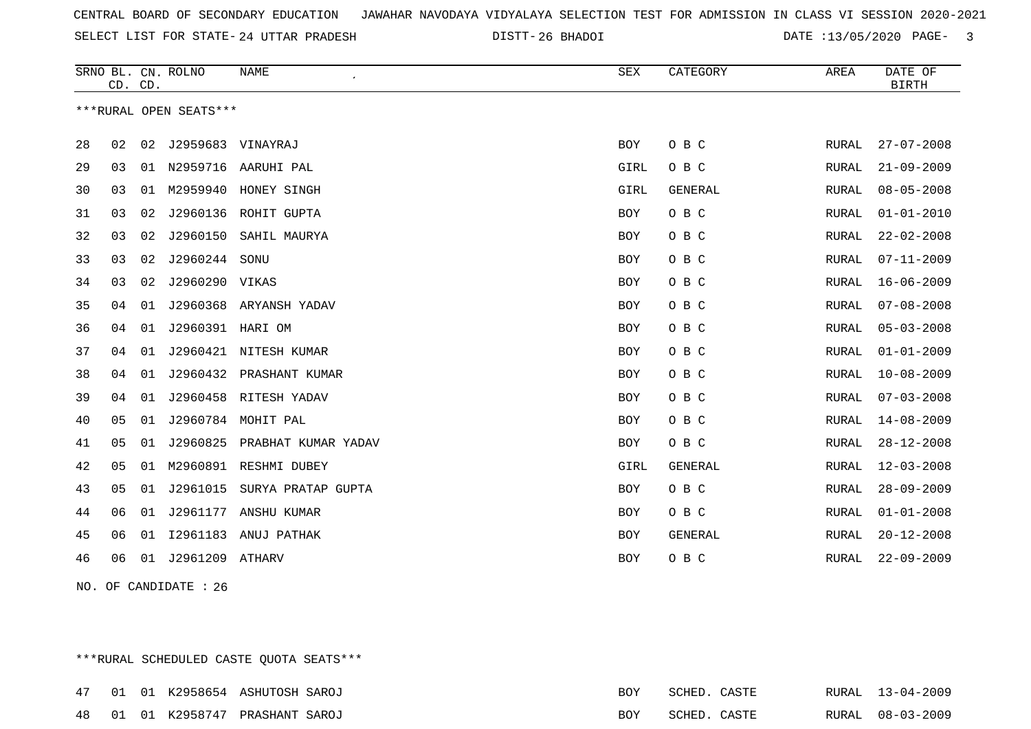CENTRAL BOARD OF SECONDARY EDUCATION JAWAHAR NAVODAYA VIDYALAYA SELECTION TEST FOR ADMISSION IN CLASS VI SESSION 2020-2021

SELECT LIST FOR STATE- 24 UTTAR PRADESH DISTT- 26 BHADOI DATE :13/05/2020

***RURAL OPEN SEATS***

| SRNO | BL. CD. | CN. CD. | ROLNO | NAME | SEX | CATEGORY | AREA | DATE OF BIRTH |
|---|---|---|---|---|---|---|---|---|
| 28 | 02 | 02 | J2959683 | VINAYRAJ | BOY | O B C | RURAL | 27-07-2008 |
| 29 | 03 | 01 | N2959716 | AARUHI PAL | GIRL | O B C | RURAL | 21-09-2009 |
| 30 | 03 | 01 | M2959940 | HONEY SINGH | GIRL | GENERAL | RURAL | 08-05-2008 |
| 31 | 03 | 02 | J2960136 | ROHIT GUPTA | BOY | O B C | RURAL | 01-01-2010 |
| 32 | 03 | 02 | J2960150 | SAHIL MAURYA | BOY | O B C | RURAL | 22-02-2008 |
| 33 | 03 | 02 | J2960244 | SONU | BOY | O B C | RURAL | 07-11-2009 |
| 34 | 03 | 02 | J2960290 | VIKAS | BOY | O B C | RURAL | 16-06-2009 |
| 35 | 04 | 01 | J2960368 | ARYANSH YADAV | BOY | O B C | RURAL | 07-08-2008 |
| 36 | 04 | 01 | J2960391 | HARI OM | BOY | O B C | RURAL | 05-03-2008 |
| 37 | 04 | 01 | J2960421 | NITESH KUMAR | BOY | O B C | RURAL | 01-01-2009 |
| 38 | 04 | 01 | J2960432 | PRASHANT KUMAR | BOY | O B C | RURAL | 10-08-2009 |
| 39 | 04 | 01 | J2960458 | RITESH YADAV | BOY | O B C | RURAL | 07-03-2008 |
| 40 | 05 | 01 | J2960784 | MOHIT PAL | BOY | O B C | RURAL | 14-08-2009 |
| 41 | 05 | 01 | J2960825 | PRABHAT KUMAR YADAV | BOY | O B C | RURAL | 28-12-2008 |
| 42 | 05 | 01 | M2960891 | RESHMI DUBEY | GIRL | GENERAL | RURAL | 12-03-2008 |
| 43 | 05 | 01 | J2961015 | SURYA PRATAP GUPTA | BOY | O B C | RURAL | 28-09-2009 |
| 44 | 06 | 01 | J2961177 | ANSHU KUMAR | BOY | O B C | RURAL | 01-01-2008 |
| 45 | 06 | 01 | I2961183 | ANUJ PATHAK | BOY | GENERAL | RURAL | 20-12-2008 |
| 46 | 06 | 01 | J2961209 | ATHARV | BOY | O B C | RURAL | 22-09-2009 |

NO. OF CANDIDATE : 26

***RURAL SCHEDULED CASTE QUOTA SEATS***

| SRNO | BL. CD. | CN. CD. | ROLNO | NAME | SEX | CATEGORY | AREA | DATE OF BIRTH |
|---|---|---|---|---|---|---|---|---|
| 47 | 01 | 01 | K2958654 | ASHUTOSH SAROJ | BOY | SCHED. CASTE | RURAL | 13-04-2009 |
| 48 | 01 | 01 | K2958747 | PRASHANT SAROJ | BOY | SCHED. CASTE | RURAL | 08-03-2009 |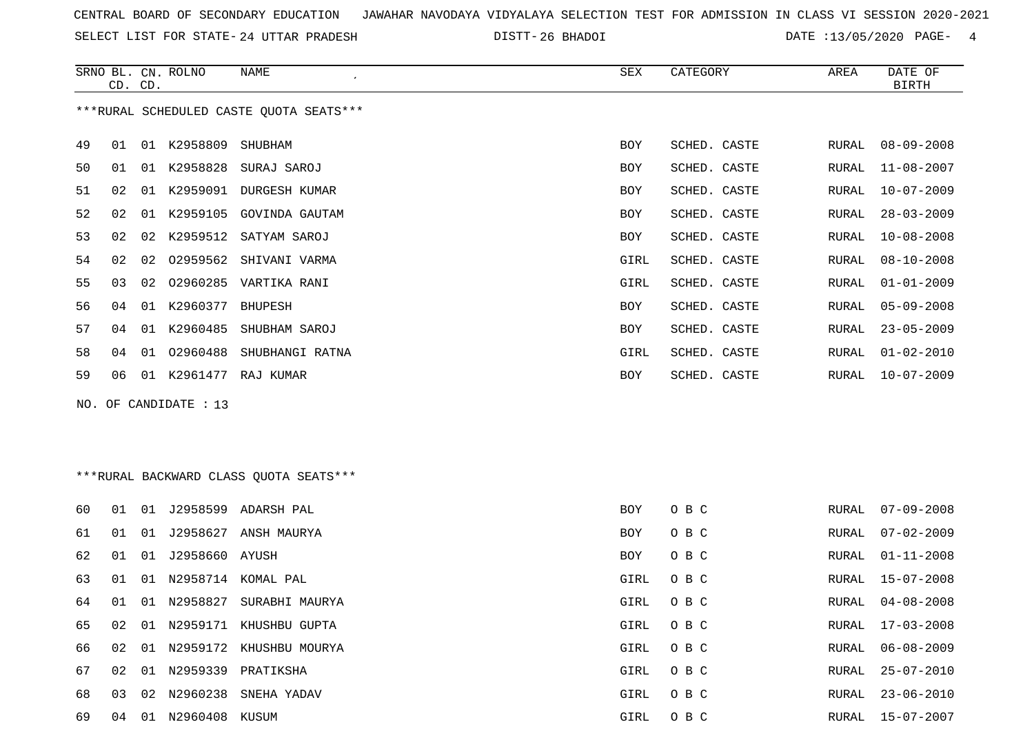CENTRAL BOARD OF SECONDARY EDUCATION JAWAHAR NAVODAYA VIDYALAYA SELECTION TEST FOR ADMISSION IN CLASS VI SESSION 2020-2021

SELECT LIST FOR STATE- 24 UTTAR PRADESH DISTT- 26 BHADOI DATE :13/05/2020

***RURAL SCHEDULED CASTE QUOTA SEATS***

| SRNO | BL. CD. | CN. CD. | ROLNO | NAME | SEX | CATEGORY | AREA | DATE OF BIRTH |
|---|---|---|---|---|---|---|---|---|
| 49 | 01 | 01 | K2958809 | SHUBHAM | BOY | SCHED. CASTE | RURAL | 08-09-2008 |
| 50 | 01 | 01 | K2958828 | SURAJ SAROJ | BOY | SCHED. CASTE | RURAL | 11-08-2007 |
| 51 | 02 | 01 | K2959091 | DURGESH KUMAR | BOY | SCHED. CASTE | RURAL | 10-07-2009 |
| 52 | 02 | 01 | K2959105 | GOVINDA GAUTAM | BOY | SCHED. CASTE | RURAL | 28-03-2009 |
| 53 | 02 | 02 | K2959512 | SATYAM SAROJ | BOY | SCHED. CASTE | RURAL | 10-08-2008 |
| 54 | 02 | 02 | O2959562 | SHIVANI VARMA | GIRL | SCHED. CASTE | RURAL | 08-10-2008 |
| 55 | 03 | 02 | O2960285 | VARTIKA RANI | GIRL | SCHED. CASTE | RURAL | 01-01-2009 |
| 56 | 04 | 01 | K2960377 | BHUPESH | BOY | SCHED. CASTE | RURAL | 05-09-2008 |
| 57 | 04 | 01 | K2960485 | SHUBHAM SAROJ | BOY | SCHED. CASTE | RURAL | 23-05-2009 |
| 58 | 04 | 01 | O2960488 | SHUBHANGI RATNA | GIRL | SCHED. CASTE | RURAL | 01-02-2010 |
| 59 | 06 | 01 | K2961477 | RAJ KUMAR | BOY | SCHED. CASTE | RURAL | 10-07-2009 |

NO. OF CANDIDATE : 13

***RURAL BACKWARD CLASS QUOTA SEATS***

| SRNO | BL. CD. | CN. CD. | ROLNO | NAME | SEX | CATEGORY | AREA | DATE OF BIRTH |
|---|---|---|---|---|---|---|---|---|
| 60 | 01 | 01 | J2958599 | ADARSH PAL | BOY | O B C | RURAL | 07-09-2008 |
| 61 | 01 | 01 | J2958627 | ANSH MAURYA | BOY | O B C | RURAL | 07-02-2009 |
| 62 | 01 | 01 | J2958660 | AYUSH | BOY | O B C | RURAL | 01-11-2008 |
| 63 | 01 | 01 | N2958714 | KOMAL PAL | GIRL | O B C | RURAL | 15-07-2008 |
| 64 | 01 | 01 | N2958827 | SURABHI MAURYA | GIRL | O B C | RURAL | 04-08-2008 |
| 65 | 02 | 01 | N2959171 | KHUSHBU GUPTA | GIRL | O B C | RURAL | 17-03-2008 |
| 66 | 02 | 01 | N2959172 | KHUSHBU MOURYA | GIRL | O B C | RURAL | 06-08-2009 |
| 67 | 02 | 01 | N2959339 | PRATIKSHA | GIRL | O B C | RURAL | 25-07-2010 |
| 68 | 03 | 02 | N2960238 | SNEHA YADAV | GIRL | O B C | RURAL | 23-06-2010 |
| 69 | 04 | 01 | N2960408 | KUSUM | GIRL | O B C | RURAL | 15-07-2007 |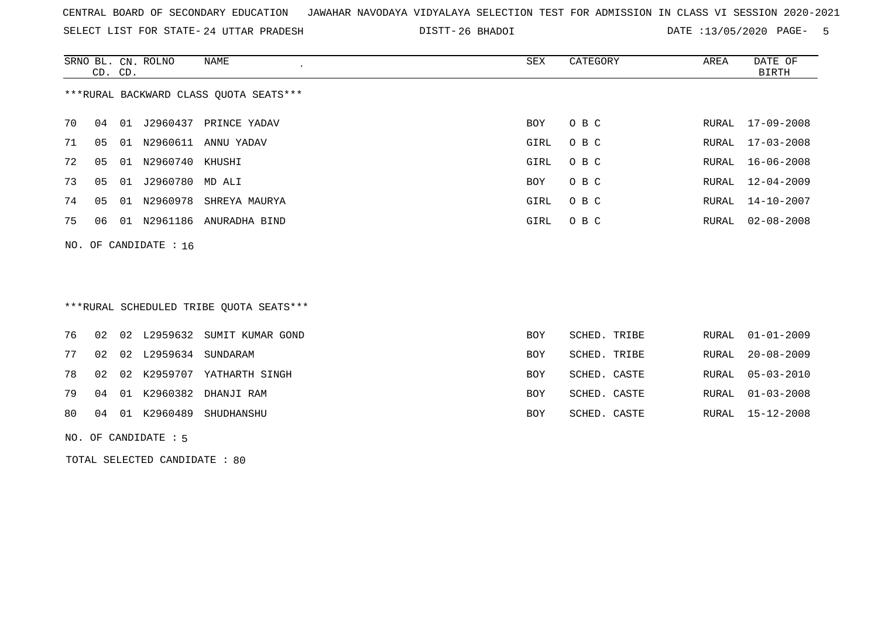CENTRAL BOARD OF SECONDARY EDUCATION JAWAHAR NAVODAYA VIDYALAYA SELECTION TEST FOR ADMISSION IN CLASS VI SESSION 2020-2021

SELECT LIST FOR STATE- 24 UTTAR PRADESH DISTT- 26 BHADOI DATE :13/05/2020

***RURAL BACKWARD CLASS QUOTA SEATS***

| SRNO | BL. CD. | CN. CD. | ROLNO | NAME | SEX | CATEGORY | AREA | DATE OF BIRTH |
|---|---|---|---|---|---|---|---|---|
| 70 | 04 | 01 | J2960437 | PRINCE YADAV | BOY | O B C | RURAL | 17-09-2008 |
| 71 | 05 | 01 | N2960611 | ANNU YADAV | GIRL | O B C | RURAL | 17-03-2008 |
| 72 | 05 | 01 | N2960740 | KHUSHI | GIRL | O B C | RURAL | 16-06-2008 |
| 73 | 05 | 01 | J2960780 | MD ALI | BOY | O B C | RURAL | 12-04-2009 |
| 74 | 05 | 01 | N2960978 | SHREYA MAURYA | GIRL | O B C | RURAL | 14-10-2007 |
| 75 | 06 | 01 | N2961186 | ANURADHA BIND | GIRL | O B C | RURAL | 02-08-2008 |

NO. OF CANDIDATE : 16

***RURAL SCHEDULED TRIBE QUOTA SEATS***

| SRNO | BL. CD. | CN. CD. | ROLNO | NAME | SEX | CATEGORY | AREA | DATE OF BIRTH |
|---|---|---|---|---|---|---|---|---|
| 76 | 02 | 02 | L2959632 | SUMIT KUMAR GOND | BOY | SCHED. TRIBE | RURAL | 01-01-2009 |
| 77 | 02 | 02 | L2959634 | SUNDARAM | BOY | SCHED. TRIBE | RURAL | 20-08-2009 |
| 78 | 02 | 02 | K2959707 | YATHARTH SINGH | BOY | SCHED. CASTE | RURAL | 05-03-2010 |
| 79 | 04 | 01 | K2960382 | DHANJI RAM | BOY | SCHED. CASTE | RURAL | 01-03-2008 |
| 80 | 04 | 01 | K2960489 | SHUDHANSHU | BOY | SCHED. CASTE | RURAL | 15-12-2008 |

NO. OF CANDIDATE : 5

TOTAL SELECTED CANDIDATE : 80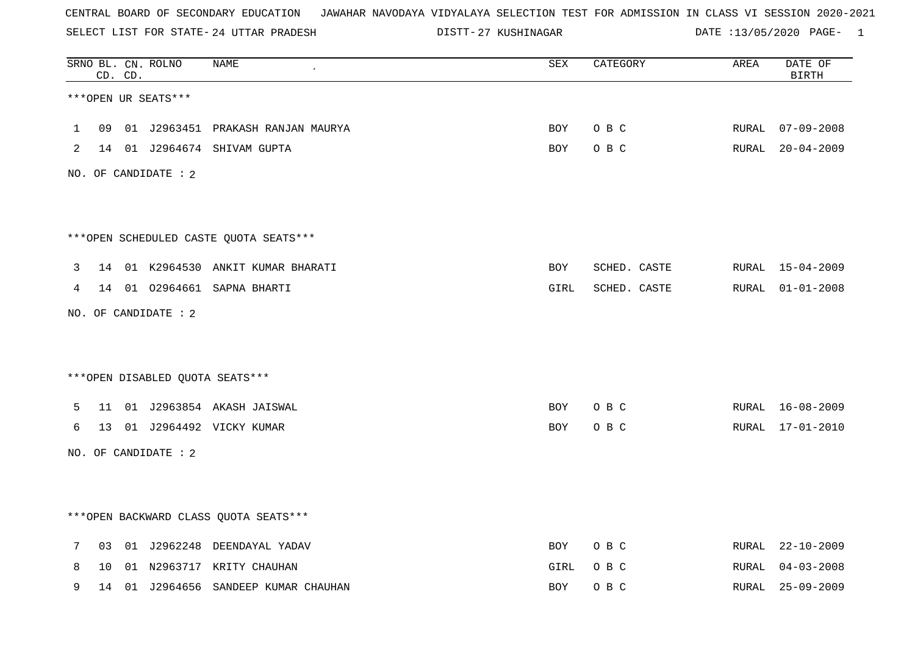CENTRAL BOARD OF SECONDARY EDUCATION   JAWAHAR NAVODAYA VIDYALAYA SELECTION TEST FOR ADMISSION IN CLASS VI SESSION 2020-2021

SELECT LIST FOR STATE- 24 UTTAR PRADESH   DISTT- 27 KUSHINAGAR   DATE :13/05/2020

| SRNO | BL. CD. | CN. CD. | ROLNO | NAME | SEX | CATEGORY | AREA | DATE OF BIRTH |
|---|---|---|---|---|---|---|---|---|

***OPEN UR SEATS***

| SRNO | BL. CD. | CN. CD. | ROLNO | NAME | SEX | CATEGORY | AREA | DATE OF BIRTH |
|---|---|---|---|---|---|---|---|---|
| 1 | 09 | 01 | J2963451 | PRAKASH RANJAN MAURYA | BOY | O B C | RURAL | 07-09-2008 |
| 2 | 14 | 01 | J2964674 | SHIVAM GUPTA | BOY | O B C | RURAL | 20-04-2009 |

NO. OF CANDIDATE : 2

***OPEN SCHEDULED CASTE QUOTA SEATS***

| SRNO | BL. CD. | CN. CD. | ROLNO | NAME | SEX | CATEGORY | AREA | DATE OF BIRTH |
|---|---|---|---|---|---|---|---|---|
| 3 | 14 | 01 | K2964530 | ANKIT KUMAR BHARATI | BOY | SCHED. CASTE | RURAL | 15-04-2009 |
| 4 | 14 | 01 | O2964661 | SAPNA BHARTI | GIRL | SCHED. CASTE | RURAL | 01-01-2008 |

NO. OF CANDIDATE : 2

***OPEN DISABLED QUOTA SEATS***

| SRNO | BL. CD. | CN. CD. | ROLNO | NAME | SEX | CATEGORY | AREA | DATE OF BIRTH |
|---|---|---|---|---|---|---|---|---|
| 5 | 11 | 01 | J2963854 | AKASH JAISWAL | BOY | O B C | RURAL | 16-08-2009 |
| 6 | 13 | 01 | J2964492 | VICKY KUMAR | BOY | O B C | RURAL | 17-01-2010 |

NO. OF CANDIDATE : 2

***OPEN BACKWARD CLASS QUOTA SEATS***

| SRNO | BL. CD. | CN. CD. | ROLNO | NAME | SEX | CATEGORY | AREA | DATE OF BIRTH |
|---|---|---|---|---|---|---|---|---|
| 7 | 03 | 01 | J2962248 | DEENDAYAL YADAV | BOY | O B C | RURAL | 22-10-2009 |
| 8 | 10 | 01 | N2963717 | KRITY CHAUHAN | GIRL | O B C | RURAL | 04-03-2008 |
| 9 | 14 | 01 | J2964656 | SANDEEP KUMAR CHAUHAN | BOY | O B C | RURAL | 25-09-2009 |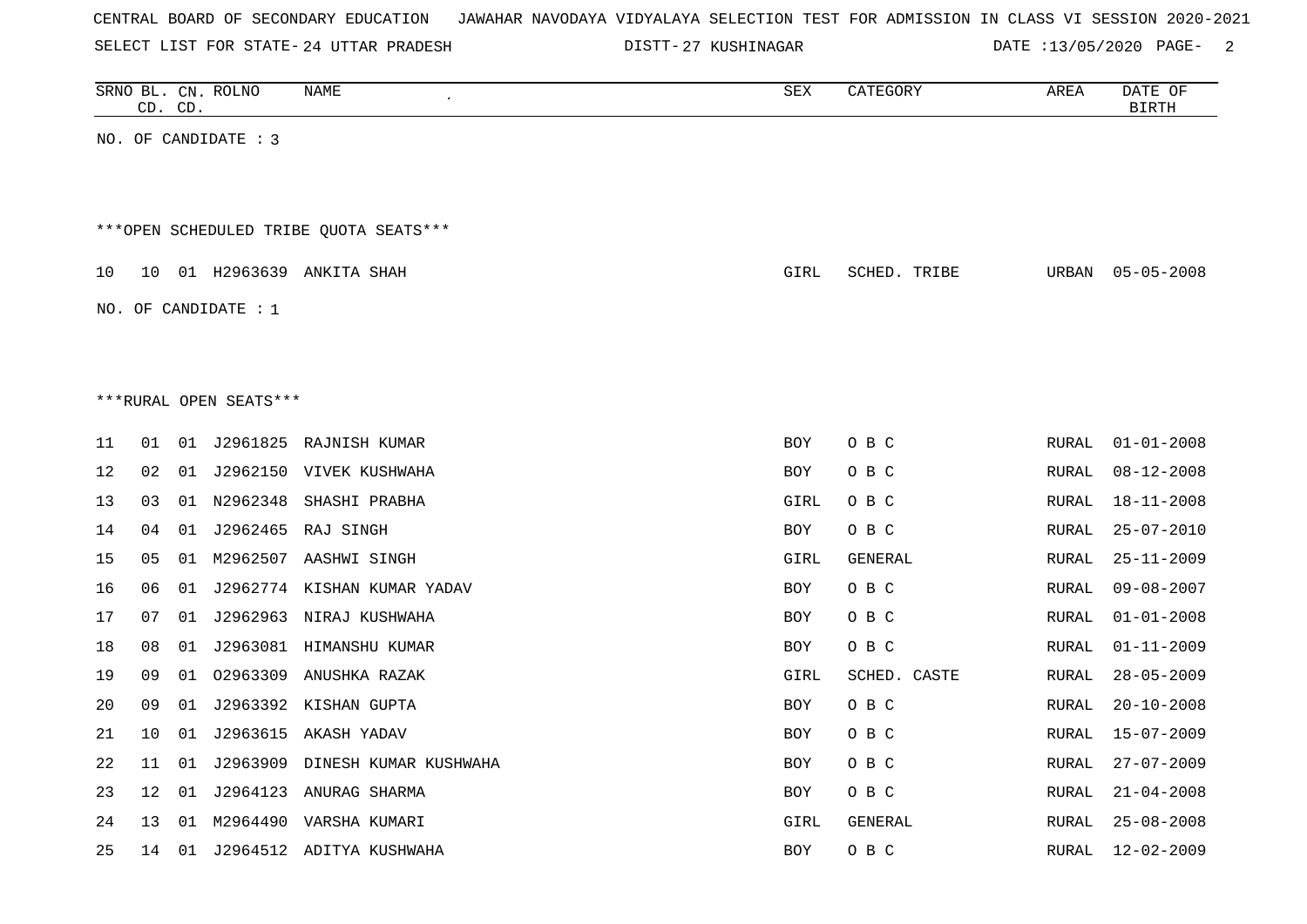CENTRAL BOARD OF SECONDARY EDUCATION   JAWAHAR NAVODAYA VIDYALAYA SELECTION TEST FOR ADMISSION IN CLASS VI SESSION 2020-2021

SELECT LIST FOR STATE- 24 UTTAR PRADESH   DISTT- 27 KUSHINAGAR   DATE :13/05/2020

| SRNO | BL. CD. | CN. CD. | ROLNO | NAME | SEX | CATEGORY | AREA | DATE OF BIRTH |
|---|---|---|---|---|---|---|---|---|

NO. OF CANDIDATE : 3

***OPEN SCHEDULED TRIBE QUOTA SEATS***

| SRNO | BL. CD. | CN. CD. | ROLNO | NAME | SEX | CATEGORY | AREA | DATE OF BIRTH |
|---|---|---|---|---|---|---|---|---|
| 10 | 10 | 01 | H2963639 | ANKITA SHAH | GIRL | SCHED. TRIBE | URBAN | 05-05-2008 |

NO. OF CANDIDATE : 1

***RURAL OPEN SEATS***

| SRNO | BL. CD. | CN. CD. | ROLNO | NAME | SEX | CATEGORY | AREA | DATE OF BIRTH |
|---|---|---|---|---|---|---|---|---|
| 11 | 01 | 01 | J2961825 | RAJNISH KUMAR | BOY | O B C | RURAL | 01-01-2008 |
| 12 | 02 | 01 | J2962150 | VIVEK KUSHWAHA | BOY | O B C | RURAL | 08-12-2008 |
| 13 | 03 | 01 | N2962348 | SHASHI PRABHA | GIRL | O B C | RURAL | 18-11-2008 |
| 14 | 04 | 01 | J2962465 | RAJ SINGH | BOY | O B C | RURAL | 25-07-2010 |
| 15 | 05 | 01 | M2962507 | AASHWI SINGH | GIRL | GENERAL | RURAL | 25-11-2009 |
| 16 | 06 | 01 | J2962774 | KISHAN KUMAR YADAV | BOY | O B C | RURAL | 09-08-2007 |
| 17 | 07 | 01 | J2962963 | NIRAJ KUSHWAHA | BOY | O B C | RURAL | 01-01-2008 |
| 18 | 08 | 01 | J2963081 | HIMANSHU KUMAR | BOY | O B C | RURAL | 01-11-2009 |
| 19 | 09 | 01 | O2963309 | ANUSHKA RAZAK | GIRL | SCHED. CASTE | RURAL | 28-05-2009 |
| 20 | 09 | 01 | J2963392 | KISHAN GUPTA | BOY | O B C | RURAL | 20-10-2008 |
| 21 | 10 | 01 | J2963615 | AKASH YADAV | BOY | O B C | RURAL | 15-07-2009 |
| 22 | 11 | 01 | J2963909 | DINESH KUMAR KUSHWAHA | BOY | O B C | RURAL | 27-07-2009 |
| 23 | 12 | 01 | J2964123 | ANURAG SHARMA | BOY | O B C | RURAL | 21-04-2008 |
| 24 | 13 | 01 | M2964490 | VARSHA KUMARI | GIRL | GENERAL | RURAL | 25-08-2008 |
| 25 | 14 | 01 | J2964512 | ADITYA KUSHWAHA | BOY | O B C | RURAL | 12-02-2009 |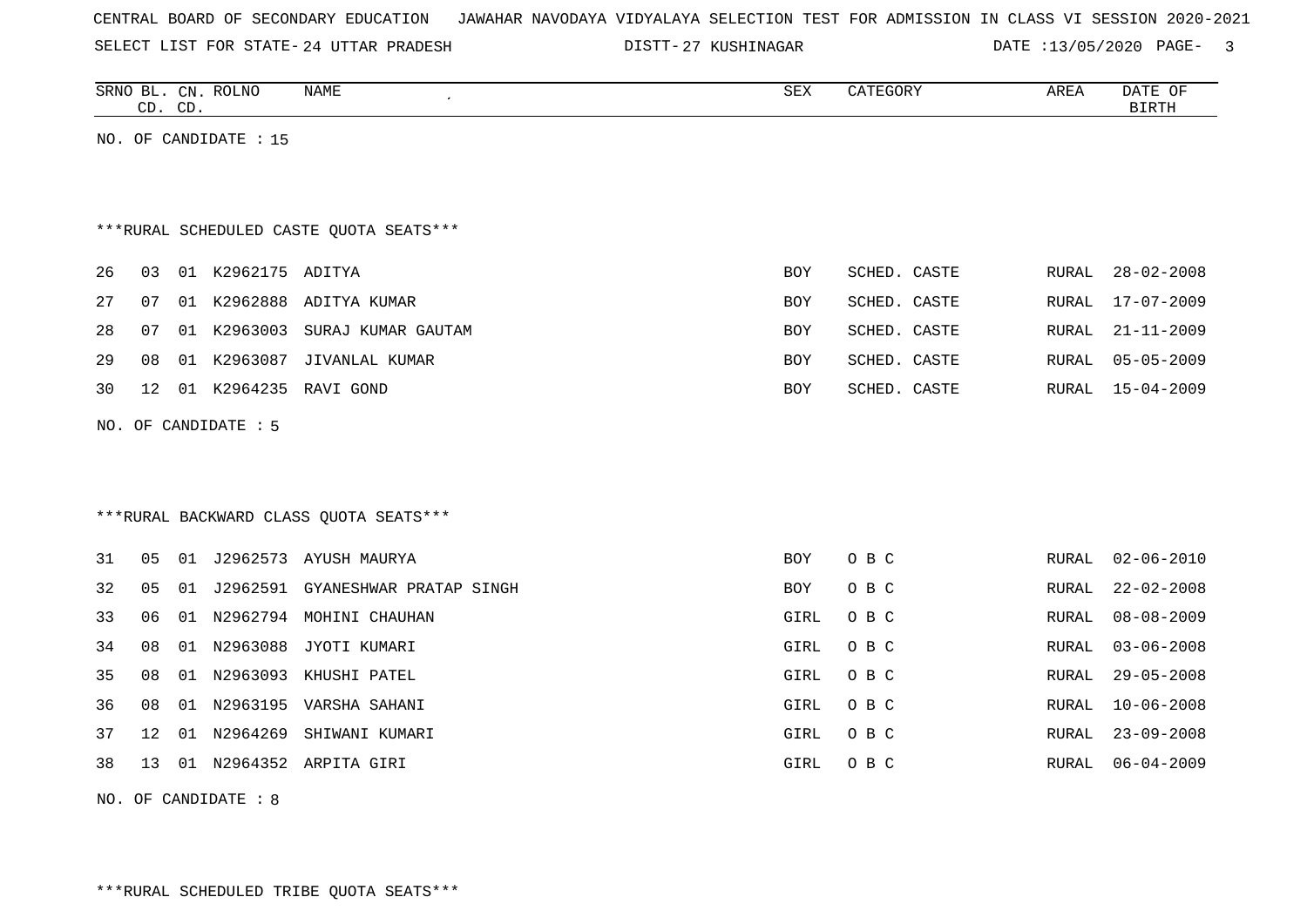CENTRAL BOARD OF SECONDARY EDUCATION   JAWAHAR NAVODAYA VIDYALAYA SELECTION TEST FOR ADMISSION IN CLASS VI SESSION 2020-2021

SELECT LIST FOR STATE- 24 UTTAR PRADESH   DISTT- 27 KUSHINAGAR   DATE :13/05/2020

NO. OF CANDIDATE : 15

***RURAL SCHEDULED CASTE QUOTA SEATS***

| SRNO | BL. CD. | CN. CD. | ROLNO | NAME | SEX | CATEGORY | AREA | DATE OF BIRTH |
|---|---|---|---|---|---|---|---|---|
| 26 | 03 | 01 | K2962175 | ADITYA | BOY | SCHED. CASTE | RURAL | 28-02-2008 |
| 27 | 07 | 01 | K2962888 | ADITYA KUMAR | BOY | SCHED. CASTE | RURAL | 17-07-2009 |
| 28 | 07 | 01 | K2963003 | SURAJ KUMAR GAUTAM | BOY | SCHED. CASTE | RURAL | 21-11-2009 |
| 29 | 08 | 01 | K2963087 | JIVANLAL KUMAR | BOY | SCHED. CASTE | RURAL | 05-05-2009 |
| 30 | 12 | 01 | K2964235 | RAVI GOND | BOY | SCHED. CASTE | RURAL | 15-04-2009 |

NO. OF CANDIDATE : 5

***RURAL BACKWARD CLASS QUOTA SEATS***

| SRNO | BL. CD. | CN. CD. | ROLNO | NAME | SEX | CATEGORY | AREA | DATE OF BIRTH |
|---|---|---|---|---|---|---|---|---|
| 31 | 05 | 01 | J2962573 | AYUSH MAURYA | BOY | O B C | RURAL | 02-06-2010 |
| 32 | 05 | 01 | J2962591 | GYANESHWAR PRATAP SINGH | BOY | O B C | RURAL | 22-02-2008 |
| 33 | 06 | 01 | N2962794 | MOHINI CHAUHAN | GIRL | O B C | RURAL | 08-08-2009 |
| 34 | 08 | 01 | N2963088 | JYOTI KUMARI | GIRL | O B C | RURAL | 03-06-2008 |
| 35 | 08 | 01 | N2963093 | KHUSHI PATEL | GIRL | O B C | RURAL | 29-05-2008 |
| 36 | 08 | 01 | N2963195 | VARSHA SAHANI | GIRL | O B C | RURAL | 10-06-2008 |
| 37 | 12 | 01 | N2964269 | SHIWANI KUMARI | GIRL | O B C | RURAL | 23-09-2008 |
| 38 | 13 | 01 | N2964352 | ARPITA GIRI | GIRL | O B C | RURAL | 06-04-2009 |

NO. OF CANDIDATE : 8

***RURAL SCHEDULED TRIBE QUOTA SEATS***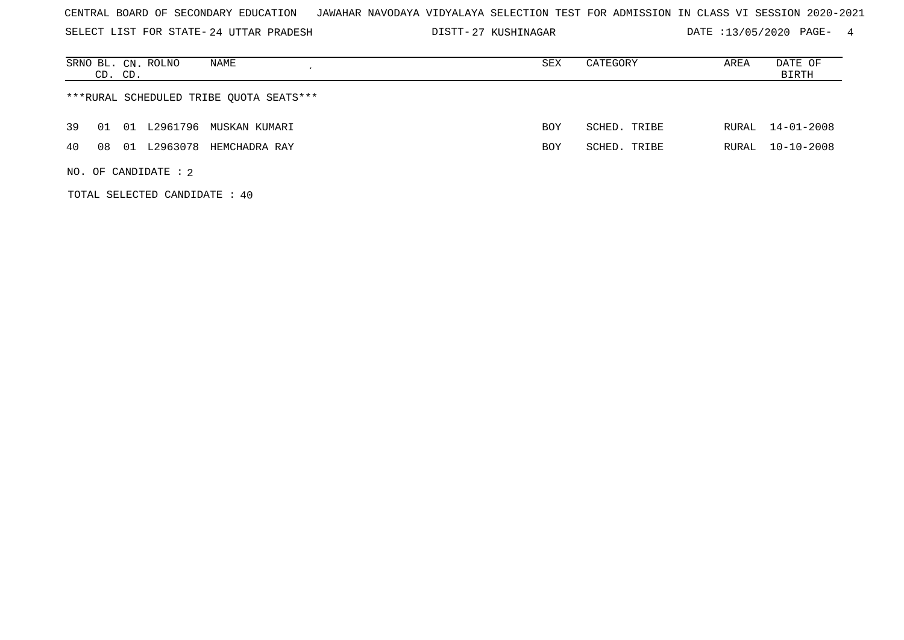CENTRAL BOARD OF SECONDARY EDUCATION JAWAHAR NAVODAYA VIDYALAYA SELECTION TEST FOR ADMISSION IN CLASS VI SESSION 2020-2021

SELECT LIST FOR STATE- 24 UTTAR PRADESH DISTT- 27 KUSHINAGAR DATE :13/05/2020

| SRNO | BL. CD. | CN. CD. | ROLNO | NAME | SEX | CATEGORY | AREA | DATE OF BIRTH |
|---|---|---|---|---|---|---|---|---|
| ***RURAL SCHEDULED TRIBE QUOTA SEATS*** | | | | | | | | |
| 39 | 01 | 01 | L2961796 | MUSKAN KUMARI | BOY | SCHED. TRIBE | RURAL | 14-01-2008 |
| 40 | 08 | 01 | L2963078 | HEMCHADRA RAY | BOY | SCHED. TRIBE | RURAL | 10-10-2008 |

NO. OF CANDIDATE : 2

TOTAL SELECTED CANDIDATE : 40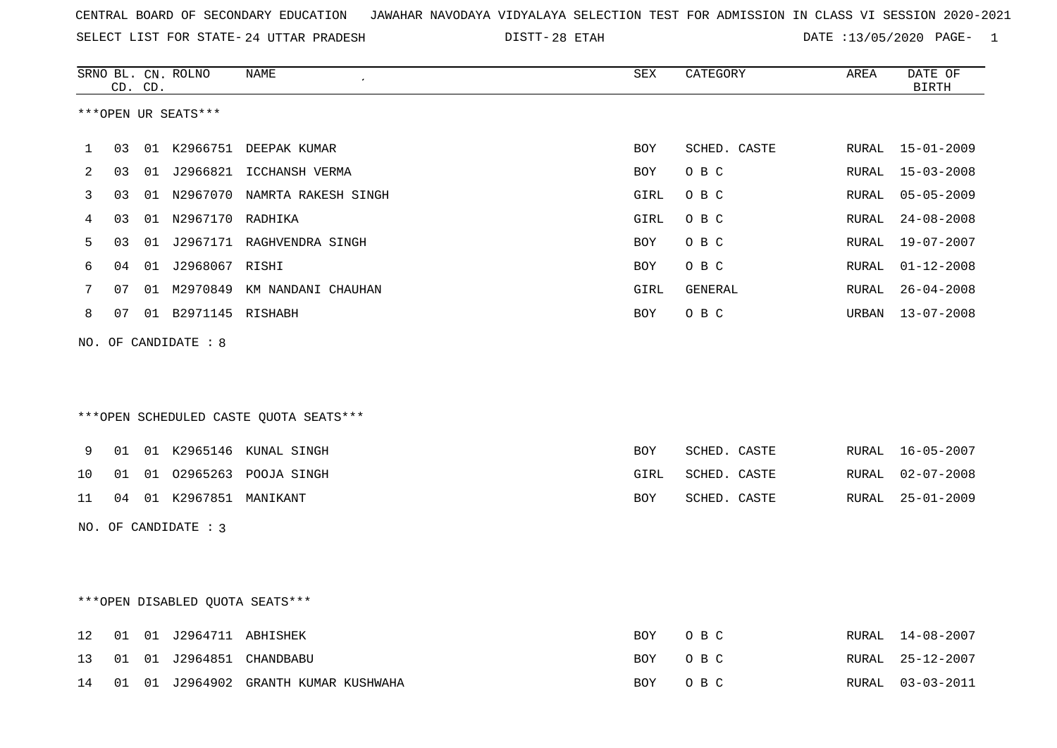CENTRAL BOARD OF SECONDARY EDUCATION JAWAHAR NAVODAYA VIDYALAYA SELECTION TEST FOR ADMISSION IN CLASS VI SESSION 2020-2021

SELECT LIST FOR STATE- 24 UTTAR PRADESH DISTT- 28 ETAH DATE :13/05/2020

***OPEN UR SEATS***

| SRNO | BL. CD. | CN. CD. | ROLNO | NAME | SEX | CATEGORY | AREA | DATE OF BIRTH |
|---|---|---|---|---|---|---|---|---|
| 1 | 03 | 01 | K2966751 | DEEPAK KUMAR | BOY | SCHED. CASTE | RURAL | 15-01-2009 |
| 2 | 03 | 01 | J2966821 | ICCHANSH VERMA | BOY | O B C | RURAL | 15-03-2008 |
| 3 | 03 | 01 | N2967070 | NAMRTA RAKESH SINGH | GIRL | O B C | RURAL | 05-05-2009 |
| 4 | 03 | 01 | N2967170 | RADHIKA | GIRL | O B C | RURAL | 24-08-2008 |
| 5 | 03 | 01 | J2967171 | RAGHVENDRA SINGH | BOY | O B C | RURAL | 19-07-2007 |
| 6 | 04 | 01 | J2968067 | RISHI | BOY | O B C | RURAL | 01-12-2008 |
| 7 | 07 | 01 | M2970849 | KM NANDANI CHAUHAN | GIRL | GENERAL | RURAL | 26-04-2008 |
| 8 | 07 | 01 | B2971145 | RISHABH | BOY | O B C | URBAN | 13-07-2008 |

NO. OF CANDIDATE : 8

***OPEN SCHEDULED CASTE QUOTA SEATS***

| SRNO | BL. CD. | CN. CD. | ROLNO | NAME | SEX | CATEGORY | AREA | DATE OF BIRTH |
|---|---|---|---|---|---|---|---|---|
| 9 | 01 | 01 | K2965146 | KUNAL SINGH | BOY | SCHED. CASTE | RURAL | 16-05-2007 |
| 10 | 01 | 01 | O2965263 | POOJA SINGH | GIRL | SCHED. CASTE | RURAL | 02-07-2008 |
| 11 | 04 | 01 | K2967851 | MANIKANT | BOY | SCHED. CASTE | RURAL | 25-01-2009 |

NO. OF CANDIDATE : 3

***OPEN DISABLED QUOTA SEATS***

| SRNO | BL. CD. | CN. CD. | ROLNO | NAME | SEX | CATEGORY | AREA | DATE OF BIRTH |
|---|---|---|---|---|---|---|---|---|
| 12 | 01 | 01 | J2964711 | ABHISHEK | BOY | O B C | RURAL | 14-08-2007 |
| 13 | 01 | 01 | J2964851 | CHANDBABU | BOY | O B C | RURAL | 25-12-2007 |
| 14 | 01 | 01 | J2964902 | GRANTH KUMAR KUSHWAHA | BOY | O B C | RURAL | 03-03-2011 |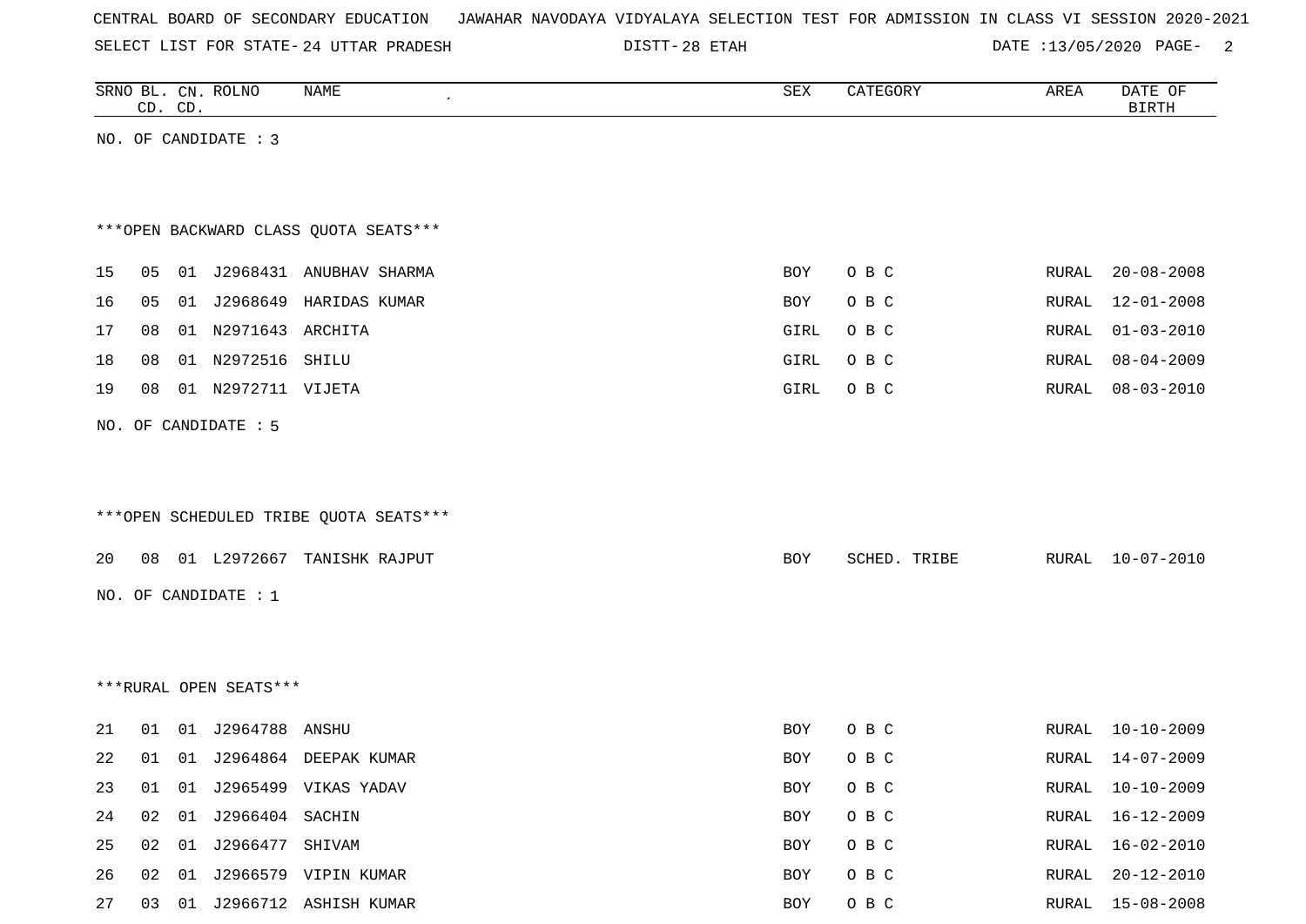CENTRAL BOARD OF SECONDARY EDUCATION JAWAHAR NAVODAYA VIDYALAYA SELECTION TEST FOR ADMISSION IN CLASS VI SESSION 2020-2021

SELECT LIST FOR STATE- 24 UTTAR PRADESH DISTT- 28 ETAH DATE :13/05/2020

| SRNO | BL. CD. | CN. CD. | ROLNO | NAME | SEX | CATEGORY | AREA | DATE OF BIRTH |
|---|---|---|---|---|---|---|---|---|

NO. OF CANDIDATE : 3

***OPEN BACKWARD CLASS QUOTA SEATS***

| SRNO | BL. CD. | CN. CD. | ROLNO | NAME | SEX | CATEGORY | AREA | DATE OF BIRTH |
|---|---|---|---|---|---|---|---|---|
| 15 | 05 | 01 | J2968431 | ANUBHAV SHARMA | BOY | O B C | RURAL | 20-08-2008 |
| 16 | 05 | 01 | J2968649 | HARIDAS KUMAR | BOY | O B C | RURAL | 12-01-2008 |
| 17 | 08 | 01 | N2971643 | ARCHITA | GIRL | O B C | RURAL | 01-03-2010 |
| 18 | 08 | 01 | N2972516 | SHILU | GIRL | O B C | RURAL | 08-04-2009 |
| 19 | 08 | 01 | N2972711 | VIJETA | GIRL | O B C | RURAL | 08-03-2010 |

NO. OF CANDIDATE : 5

***OPEN SCHEDULED TRIBE QUOTA SEATS***

| SRNO | BL. CD. | CN. CD. | ROLNO | NAME | SEX | CATEGORY | AREA | DATE OF BIRTH |
|---|---|---|---|---|---|---|---|---|
| 20 | 08 | 01 | L2972667 | TANISHK RAJPUT | BOY | SCHED. TRIBE | RURAL | 10-07-2010 |

NO. OF CANDIDATE : 1

***RURAL OPEN SEATS***

| SRNO | BL. CD. | CN. CD. | ROLNO | NAME | SEX | CATEGORY | AREA | DATE OF BIRTH |
|---|---|---|---|---|---|---|---|---|
| 21 | 01 | 01 | J2964788 | ANSHU | BOY | O B C | RURAL | 10-10-2009 |
| 22 | 01 | 01 | J2964864 | DEEPAK KUMAR | BOY | O B C | RURAL | 14-07-2009 |
| 23 | 01 | 01 | J2965499 | VIKAS YADAV | BOY | O B C | RURAL | 10-10-2009 |
| 24 | 02 | 01 | J2966404 | SACHIN | BOY | O B C | RURAL | 16-12-2009 |
| 25 | 02 | 01 | J2966477 | SHIVAM | BOY | O B C | RURAL | 16-02-2010 |
| 26 | 02 | 01 | J2966579 | VIPIN KUMAR | BOY | O B C | RURAL | 20-12-2010 |
| 27 | 03 | 01 | J2966712 | ASHISH KUMAR | BOY | O B C | RURAL | 15-08-2008 |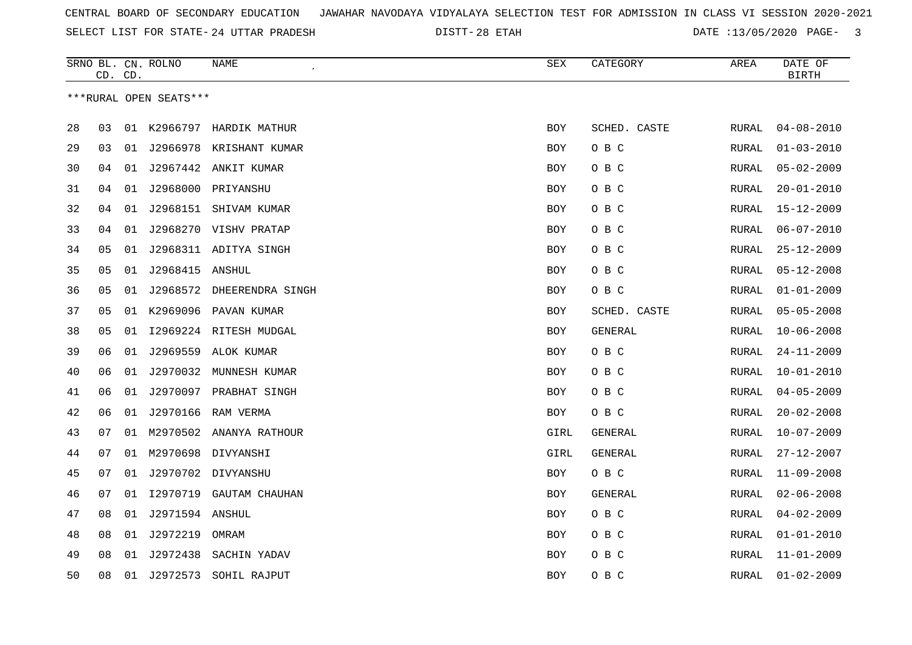CENTRAL BOARD OF SECONDARY EDUCATION JAWAHAR NAVODAYA VIDYALAYA SELECTION TEST FOR ADMISSION IN CLASS VI SESSION 2020-2021

SELECT LIST FOR STATE- 24 UTTAR PRADESH DISTT- 28 ETAH DATE :13/05/2020

***RURAL OPEN SEATS***

| SRNO | BL. CD. | CN. CD. | ROLNO | NAME | SEX | CATEGORY | AREA | DATE OF BIRTH |
|---|---|---|---|---|---|---|---|---|
| 28 | 03 | 01 | K2966797 | HARDIK MATHUR | BOY | SCHED. CASTE | RURAL | 04-08-2010 |
| 29 | 03 | 01 | J2966978 | KRISHANT KUMAR | BOY | O B C | RURAL | 01-03-2010 |
| 30 | 04 | 01 | J2967442 | ANKIT KUMAR | BOY | O B C | RURAL | 05-02-2009 |
| 31 | 04 | 01 | J2968000 | PRIYANSHU | BOY | O B C | RURAL | 20-01-2010 |
| 32 | 04 | 01 | J2968151 | SHIVAM KUMAR | BOY | O B C | RURAL | 15-12-2009 |
| 33 | 04 | 01 | J2968270 | VISHV PRATAP | BOY | O B C | RURAL | 06-07-2010 |
| 34 | 05 | 01 | J2968311 | ADITYA SINGH | BOY | O B C | RURAL | 25-12-2009 |
| 35 | 05 | 01 | J2968415 | ANSHUL | BOY | O B C | RURAL | 05-12-2008 |
| 36 | 05 | 01 | J2968572 | DHEERENDRA SINGH | BOY | O B C | RURAL | 01-01-2009 |
| 37 | 05 | 01 | K2969096 | PAVAN KUMAR | BOY | SCHED. CASTE | RURAL | 05-05-2008 |
| 38 | 05 | 01 | I2969224 | RITESH MUDGAL | BOY | GENERAL | RURAL | 10-06-2008 |
| 39 | 06 | 01 | J2969559 | ALOK KUMAR | BOY | O B C | RURAL | 24-11-2009 |
| 40 | 06 | 01 | J2970032 | MUNNESH KUMAR | BOY | O B C | RURAL | 10-01-2010 |
| 41 | 06 | 01 | J2970097 | PRABHAT SINGH | BOY | O B C | RURAL | 04-05-2009 |
| 42 | 06 | 01 | J2970166 | RAM VERMA | BOY | O B C | RURAL | 20-02-2008 |
| 43 | 07 | 01 | M2970502 | ANANYA RATHOUR | GIRL | GENERAL | RURAL | 10-07-2009 |
| 44 | 07 | 01 | M2970698 | DIVYANSHI | GIRL | GENERAL | RURAL | 27-12-2007 |
| 45 | 07 | 01 | J2970702 | DIVYANSHU | BOY | O B C | RURAL | 11-09-2008 |
| 46 | 07 | 01 | I2970719 | GAUTAM CHAUHAN | BOY | GENERAL | RURAL | 02-06-2008 |
| 47 | 08 | 01 | J2971594 | ANSHUL | BOY | O B C | RURAL | 04-02-2009 |
| 48 | 08 | 01 | J2972219 | OMRAM | BOY | O B C | RURAL | 01-01-2010 |
| 49 | 08 | 01 | J2972438 | SACHIN YADAV | BOY | O B C | RURAL | 11-01-2009 |
| 50 | 08 | 01 | J2972573 | SOHIL RAJPUT | BOY | O B C | RURAL | 01-02-2009 |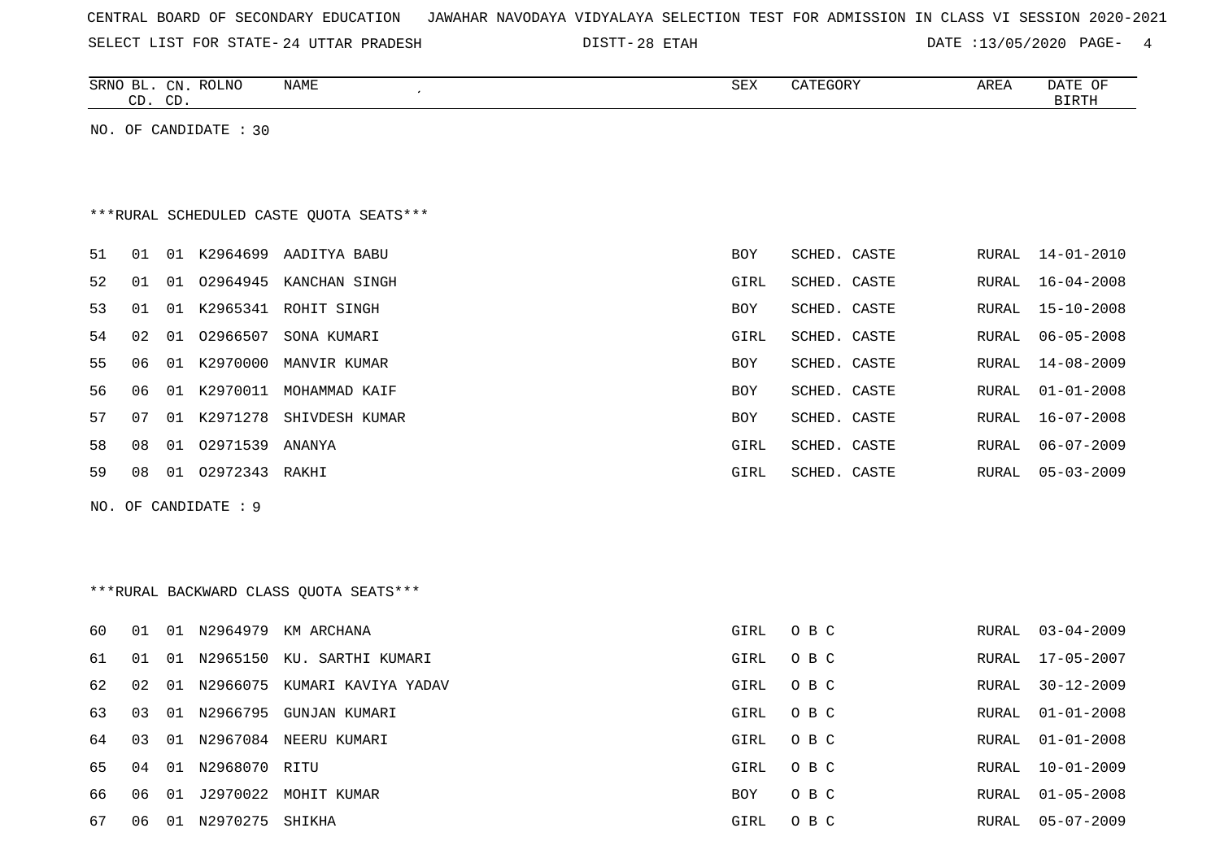CENTRAL BOARD OF SECONDARY EDUCATION JAWAHAR NAVODAYA VIDYALAYA SELECTION TEST FOR ADMISSION IN CLASS VI SESSION 2020-2021

SELECT LIST FOR STATE- 24 UTTAR PRADESH DISTT- 28 ETAH DATE :13/05/2020

| SRNO | BL. CD. | CN. CD. | ROLNO | NAME | SEX | CATEGORY | AREA | DATE OF BIRTH |
|---|---|---|---|---|---|---|---|---|

NO. OF CANDIDATE : 30

***RURAL SCHEDULED CASTE QUOTA SEATS***

| SRNO | BL. CD. | CN. CD. | ROLNO | NAME | SEX | CATEGORY | AREA | DATE OF BIRTH |
|---|---|---|---|---|---|---|---|---|
| 51 | 01 | 01 | K2964699 | AADITYA BABU | BOY | SCHED. CASTE | RURAL | 14-01-2010 |
| 52 | 01 | 01 | O2964945 | KANCHAN SINGH | GIRL | SCHED. CASTE | RURAL | 16-04-2008 |
| 53 | 01 | 01 | K2965341 | ROHIT SINGH | BOY | SCHED. CASTE | RURAL | 15-10-2008 |
| 54 | 02 | 01 | O2966507 | SONA KUMARI | GIRL | SCHED. CASTE | RURAL | 06-05-2008 |
| 55 | 06 | 01 | K2970000 | MANVIR KUMAR | BOY | SCHED. CASTE | RURAL | 14-08-2009 |
| 56 | 06 | 01 | K2970011 | MOHAMMAD KAIF | BOY | SCHED. CASTE | RURAL | 01-01-2008 |
| 57 | 07 | 01 | K2971278 | SHIVDESH KUMAR | BOY | SCHED. CASTE | RURAL | 16-07-2008 |
| 58 | 08 | 01 | O2971539 | ANANYA | GIRL | SCHED. CASTE | RURAL | 06-07-2009 |
| 59 | 08 | 01 | O2972343 | RAKHI | GIRL | SCHED. CASTE | RURAL | 05-03-2009 |

NO. OF CANDIDATE : 9

***RURAL BACKWARD CLASS QUOTA SEATS***

| SRNO | BL. CD. | CN. CD. | ROLNO | NAME | SEX | CATEGORY | AREA | DATE OF BIRTH |
|---|---|---|---|---|---|---|---|---|
| 60 | 01 | 01 | N2964979 | KM ARCHANA | GIRL | O B C | RURAL | 03-04-2009 |
| 61 | 01 | 01 | N2965150 | KU. SARTHI KUMARI | GIRL | O B C | RURAL | 17-05-2007 |
| 62 | 02 | 01 | N2966075 | KUMARI KAVIYA YADAV | GIRL | O B C | RURAL | 30-12-2009 |
| 63 | 03 | 01 | N2966795 | GUNJAN KUMARI | GIRL | O B C | RURAL | 01-01-2008 |
| 64 | 03 | 01 | N2967084 | NEERU KUMARI | GIRL | O B C | RURAL | 01-01-2008 |
| 65 | 04 | 01 | N2968070 | RITU | GIRL | O B C | RURAL | 10-01-2009 |
| 66 | 06 | 01 | J2970022 | MOHIT KUMAR | BOY | O B C | RURAL | 01-05-2008 |
| 67 | 06 | 01 | N2970275 | SHIKHA | GIRL | O B C | RURAL | 05-07-2009 |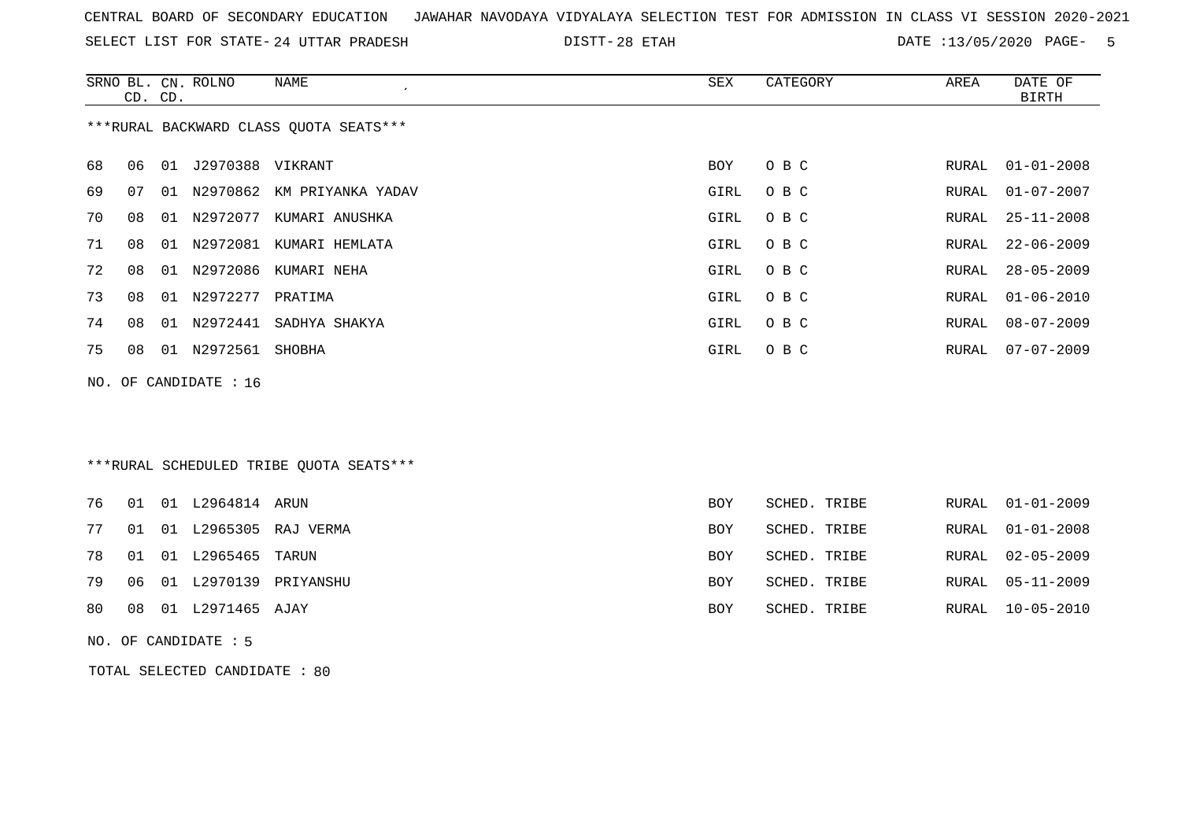CENTRAL BOARD OF SECONDARY EDUCATION JAWAHAR NAVODAYA VIDYALAYA SELECTION TEST FOR ADMISSION IN CLASS VI SESSION 2020-2021

SELECT LIST FOR STATE- 24 UTTAR PRADESH DISTT- 28 ETAH DATE :13/05/2020 PAGE- 5

***RURAL BACKWARD CLASS QUOTA SEATS***

| SRNO | BL. CD. | CN. CD. | ROLNO | NAME | SEX | CATEGORY | AREA | DATE OF BIRTH |
|---|---|---|---|---|---|---|---|---|
| 68 | 06 | 01 | J2970388 | VIKRANT | BOY | O B C | RURAL | 01-01-2008 |
| 69 | 07 | 01 | N2970862 | KM PRIYANKA YADAV | GIRL | O B C | RURAL | 01-07-2007 |
| 70 | 08 | 01 | N2972077 | KUMARI ANUSHKA | GIRL | O B C | RURAL | 25-11-2008 |
| 71 | 08 | 01 | N2972081 | KUMARI HEMLATA | GIRL | O B C | RURAL | 22-06-2009 |
| 72 | 08 | 01 | N2972086 | KUMARI NEHA | GIRL | O B C | RURAL | 28-05-2009 |
| 73 | 08 | 01 | N2972277 | PRATIMA | GIRL | O B C | RURAL | 01-06-2010 |
| 74 | 08 | 01 | N2972441 | SADHYA SHAKYA | GIRL | O B C | RURAL | 08-07-2009 |
| 75 | 08 | 01 | N2972561 | SHOBHA | GIRL | O B C | RURAL | 07-07-2009 |

NO. OF CANDIDATE : 16

***RURAL SCHEDULED TRIBE QUOTA SEATS***

| SRNO | BL. CD. | CN. CD. | ROLNO | NAME | SEX | CATEGORY | AREA | DATE OF BIRTH |
|---|---|---|---|---|---|---|---|---|
| 76 | 01 | 01 | L2964814 | ARUN | BOY | SCHED. TRIBE | RURAL | 01-01-2009 |
| 77 | 01 | 01 | L2965305 | RAJ VERMA | BOY | SCHED. TRIBE | RURAL | 01-01-2008 |
| 78 | 01 | 01 | L2965465 | TARUN | BOY | SCHED. TRIBE | RURAL | 02-05-2009 |
| 79 | 06 | 01 | L2970139 | PRIYANSHU | BOY | SCHED. TRIBE | RURAL | 05-11-2009 |
| 80 | 08 | 01 | L2971465 | AJAY | BOY | SCHED. TRIBE | RURAL | 10-05-2010 |

NO. OF CANDIDATE : 5

TOTAL SELECTED CANDIDATE : 80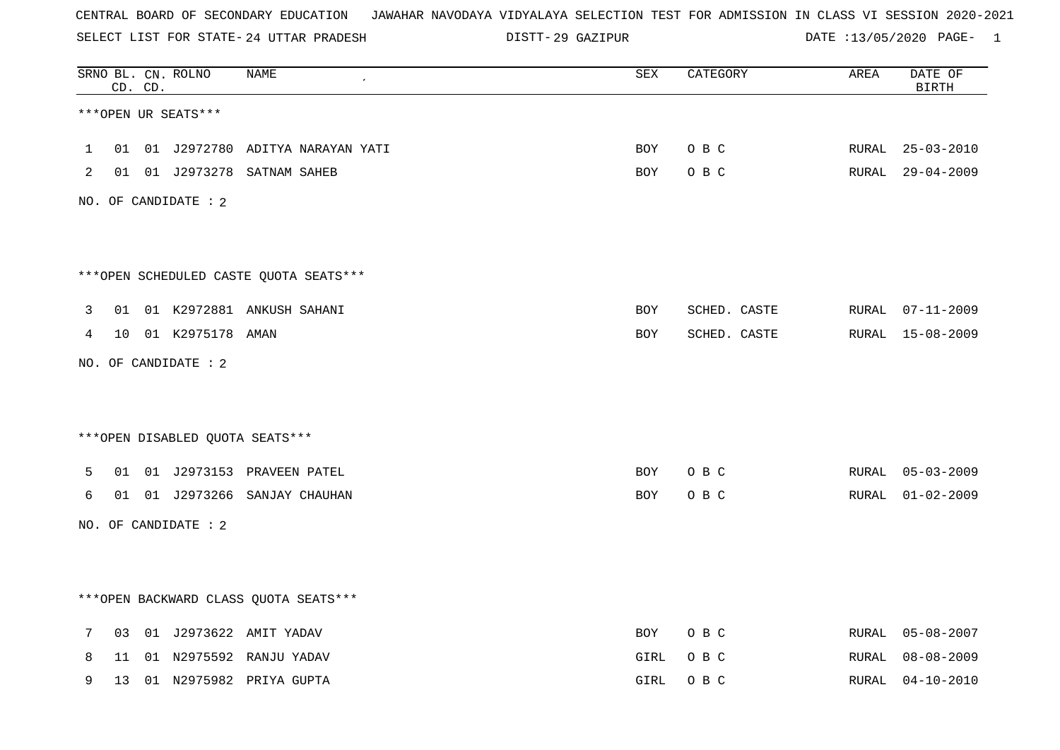CENTRAL BOARD OF SECONDARY EDUCATION JAWAHAR NAVODAYA VIDYALAYA SELECTION TEST FOR ADMISSION IN CLASS VI SESSION 2020-2021

SELECT LIST FOR STATE- 24 UTTAR PRADESH DISTT- 29 GAZIPUR DATE :13/05/2020

| SRNO | BL. CD. | CN. CD. | ROLNO | NAME | SEX | CATEGORY | AREA | DATE OF BIRTH |
|---|---|---|---|---|---|---|---|---|

***OPEN UR SEATS***

| SRNO | BL. CD. | CN. CD. | ROLNO | NAME | SEX | CATEGORY | AREA | DATE OF BIRTH |
|---|---|---|---|---|---|---|---|---|
| 1 | 01 | 01 | J2972780 | ADITYA NARAYAN YATI | BOY | O B C | RURAL | 25-03-2010 |
| 2 | 01 | 01 | J2973278 | SATNAM SAHEB | BOY | O B C | RURAL | 29-04-2009 |

NO. OF CANDIDATE : 2

***OPEN SCHEDULED CASTE QUOTA SEATS***

| SRNO | BL. CD. | CN. CD. | ROLNO | NAME | SEX | CATEGORY | AREA | DATE OF BIRTH |
|---|---|---|---|---|---|---|---|---|
| 3 | 01 | 01 | K2972881 | ANKUSH SAHANI | BOY | SCHED. CASTE | RURAL | 07-11-2009 |
| 4 | 10 | 01 | K2975178 | AMAN | BOY | SCHED. CASTE | RURAL | 15-08-2009 |

NO. OF CANDIDATE : 2

***OPEN DISABLED QUOTA SEATS***

| SRNO | BL. CD. | CN. CD. | ROLNO | NAME | SEX | CATEGORY | AREA | DATE OF BIRTH |
|---|---|---|---|---|---|---|---|---|
| 5 | 01 | 01 | J2973153 | PRAVEEN PATEL | BOY | O B C | RURAL | 05-03-2009 |
| 6 | 01 | 01 | J2973266 | SANJAY CHAUHAN | BOY | O B C | RURAL | 01-02-2009 |

NO. OF CANDIDATE : 2

***OPEN BACKWARD CLASS QUOTA SEATS***

| SRNO | BL. CD. | CN. CD. | ROLNO | NAME | SEX | CATEGORY | AREA | DATE OF BIRTH |
|---|---|---|---|---|---|---|---|---|
| 7 | 03 | 01 | J2973622 | AMIT YADAV | BOY | O B C | RURAL | 05-08-2007 |
| 8 | 11 | 01 | N2975592 | RANJU YADAV | GIRL | O B C | RURAL | 08-08-2009 |
| 9 | 13 | 01 | N2975982 | PRIYA GUPTA | GIRL | O B C | RURAL | 04-10-2010 |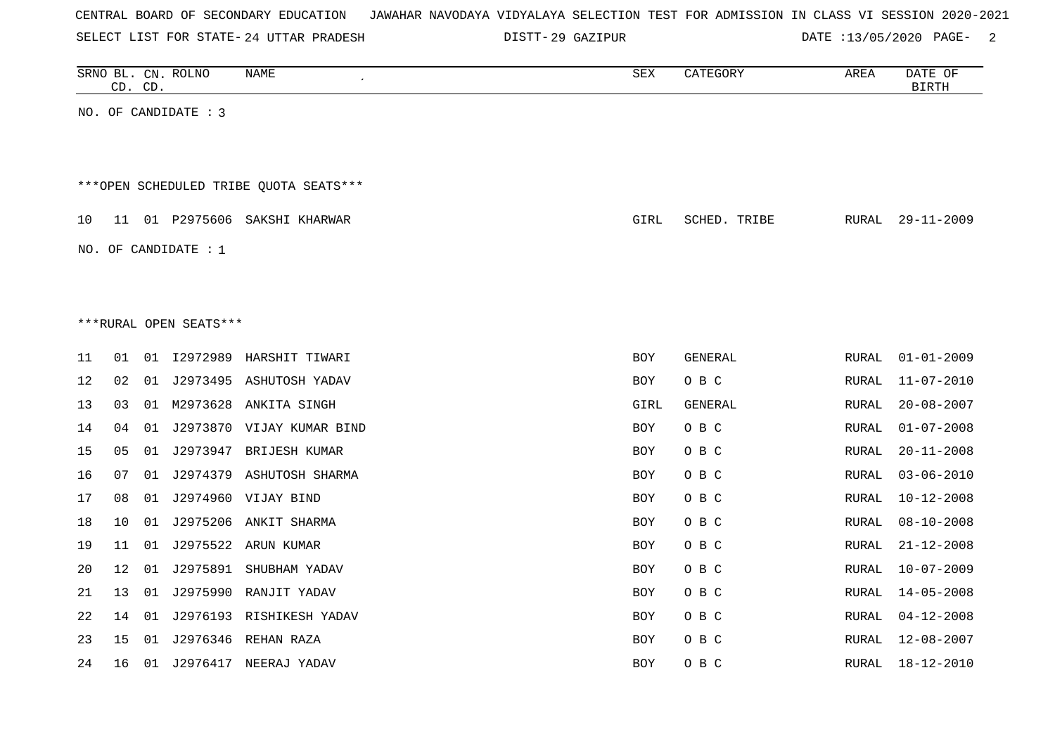CENTRAL BOARD OF SECONDARY EDUCATION JAWAHAR NAVODAYA VIDYALAYA SELECTION TEST FOR ADMISSION IN CLASS VI SESSION 2020-2021

SELECT LIST FOR STATE- 24 UTTAR PRADESH DISTT- 29 GAZIPUR DATE :13/05/2020

| SRNO | BL. CD. | CN. CD. | ROLNO | NAME | SEX | CATEGORY | AREA | DATE OF BIRTH |
|---|---|---|---|---|---|---|---|---|

NO. OF CANDIDATE : 3

***OPEN SCHEDULED TRIBE QUOTA SEATS***

| SRNO | BL. CD. | CN. CD. | ROLNO | NAME | SEX | CATEGORY | AREA | DATE OF BIRTH |
|---|---|---|---|---|---|---|---|---|
| 10 | 11 | 01 | P2975606 | SAKSHI KHARWAR | GIRL | SCHED. TRIBE | RURAL | 29-11-2009 |

NO. OF CANDIDATE : 1

***RURAL OPEN SEATS***

| SRNO | BL. CD. | CN. CD. | ROLNO | NAME | SEX | CATEGORY | AREA | DATE OF BIRTH |
|---|---|---|---|---|---|---|---|---|
| 11 | 01 | 01 | I2972989 | HARSHIT TIWARI | BOY | GENERAL | RURAL | 01-01-2009 |
| 12 | 02 | 01 | J2973495 | ASHUTOSH YADAV | BOY | O B C | RURAL | 11-07-2010 |
| 13 | 03 | 01 | M2973628 | ANKITA SINGH | GIRL | GENERAL | RURAL | 20-08-2007 |
| 14 | 04 | 01 | J2973870 | VIJAY KUMAR BIND | BOY | O B C | RURAL | 01-07-2008 |
| 15 | 05 | 01 | J2973947 | BRIJESH KUMAR | BOY | O B C | RURAL | 20-11-2008 |
| 16 | 07 | 01 | J2974379 | ASHUTOSH SHARMA | BOY | O B C | RURAL | 03-06-2010 |
| 17 | 08 | 01 | J2974960 | VIJAY BIND | BOY | O B C | RURAL | 10-12-2008 |
| 18 | 10 | 01 | J2975206 | ANKIT SHARMA | BOY | O B C | RURAL | 08-10-2008 |
| 19 | 11 | 01 | J2975522 | ARUN KUMAR | BOY | O B C | RURAL | 21-12-2008 |
| 20 | 12 | 01 | J2975891 | SHUBHAM YADAV | BOY | O B C | RURAL | 10-07-2009 |
| 21 | 13 | 01 | J2975990 | RANJIT YADAV | BOY | O B C | RURAL | 14-05-2008 |
| 22 | 14 | 01 | J2976193 | RISHIKESH YADAV | BOY | O B C | RURAL | 04-12-2008 |
| 23 | 15 | 01 | J2976346 | REHAN RAZA | BOY | O B C | RURAL | 12-08-2007 |
| 24 | 16 | 01 | J2976417 | NEERAJ YADAV | BOY | O B C | RURAL | 18-12-2010 |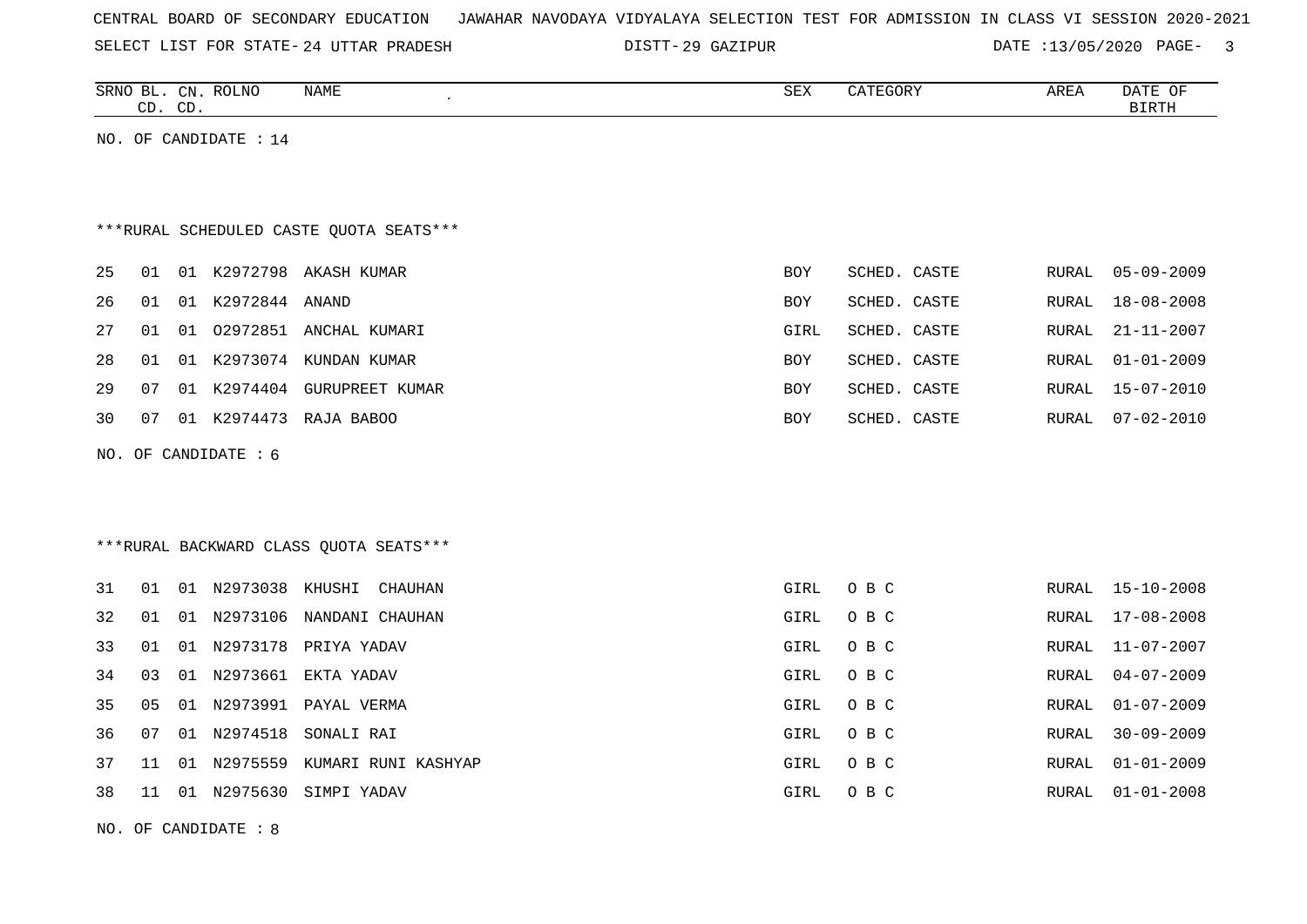CENTRAL BOARD OF SECONDARY EDUCATION JAWAHAR NAVODAYA VIDYALAYA SELECTION TEST FOR ADMISSION IN CLASS VI SESSION 2020-2021

SELECT LIST FOR STATE- 24 UTTAR PRADESH DISTT- 29 GAZIPUR DATE :13/05/2020

NO. OF CANDIDATE : 14

***RURAL SCHEDULED CASTE QUOTA SEATS***

| SRNO | BL. CD. | CN. CD. | ROLNO | NAME | SEX | CATEGORY | AREA | DATE OF BIRTH |
|---|---|---|---|---|---|---|---|---|
| 25 | 01 | 01 | K2972798 | AKASH KUMAR | BOY | SCHED. CASTE | RURAL | 05-09-2009 |
| 26 | 01 | 01 | K2972844 | ANAND | BOY | SCHED. CASTE | RURAL | 18-08-2008 |
| 27 | 01 | 01 | O2972851 | ANCHAL KUMARI | GIRL | SCHED. CASTE | RURAL | 21-11-2007 |
| 28 | 01 | 01 | K2973074 | KUNDAN KUMAR | BOY | SCHED. CASTE | RURAL | 01-01-2009 |
| 29 | 07 | 01 | K2974404 | GURUPREET KUMAR | BOY | SCHED. CASTE | RURAL | 15-07-2010 |
| 30 | 07 | 01 | K2974473 | RAJA BABOO | BOY | SCHED. CASTE | RURAL | 07-02-2010 |

NO. OF CANDIDATE : 6

***RURAL BACKWARD CLASS QUOTA SEATS***

| SRNO | BL. CD. | CN. CD. | ROLNO | NAME | SEX | CATEGORY | AREA | DATE OF BIRTH |
|---|---|---|---|---|---|---|---|---|
| 31 | 01 | 01 | N2973038 | KHUSHI CHAUHAN | GIRL | O B C | RURAL | 15-10-2008 |
| 32 | 01 | 01 | N2973106 | NANDANI CHAUHAN | GIRL | O B C | RURAL | 17-08-2008 |
| 33 | 01 | 01 | N2973178 | PRIYA YADAV | GIRL | O B C | RURAL | 11-07-2007 |
| 34 | 03 | 01 | N2973661 | EKTA YADAV | GIRL | O B C | RURAL | 04-07-2009 |
| 35 | 05 | 01 | N2973991 | PAYAL VERMA | GIRL | O B C | RURAL | 01-07-2009 |
| 36 | 07 | 01 | N2974518 | SONALI RAI | GIRL | O B C | RURAL | 30-09-2009 |
| 37 | 11 | 01 | N2975559 | KUMARI RUNI KASHYAP | GIRL | O B C | RURAL | 01-01-2009 |
| 38 | 11 | 01 | N2975630 | SIMPI YADAV | GIRL | O B C | RURAL | 01-01-2008 |

NO. OF CANDIDATE : 8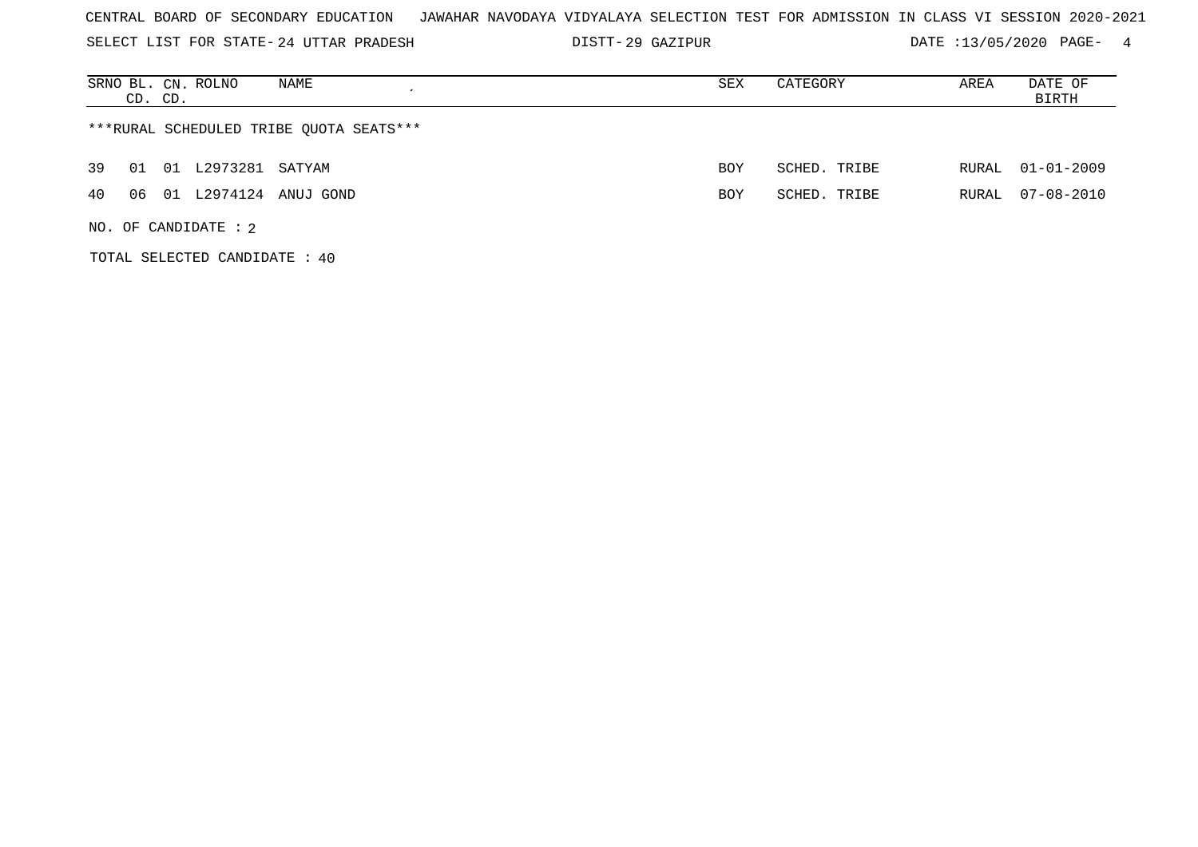CENTRAL BOARD OF SECONDARY EDUCATION JAWAHAR NAVODAYA VIDYALAYA SELECTION TEST FOR ADMISSION IN CLASS VI SESSION 2020-2021

SELECT LIST FOR STATE- 24 UTTAR PRADESH DISTT- 29 GAZIPUR DATE :13/05/2020 PAGE- 4

| SRNO | BL. CD. | CN. CD. | ROLNO | NAME | SEX | CATEGORY | AREA | DATE OF BIRTH |
|---|---|---|---|---|---|---|---|---|

***RURAL SCHEDULED TRIBE QUOTA SEATS***

| SRNO | BL. CD. | CN. CD. | ROLNO | NAME | SEX | CATEGORY | AREA | DATE OF BIRTH |
|---|---|---|---|---|---|---|---|---|
| 39 | 01 | 01 | L2973281 | SATYAM | BOY | SCHED. TRIBE | RURAL | 01-01-2009 |
| 40 | 06 | 01 | L2974124 | ANUJ GOND | BOY | SCHED. TRIBE | RURAL | 07-08-2010 |

NO. OF CANDIDATE : 2

TOTAL SELECTED CANDIDATE : 40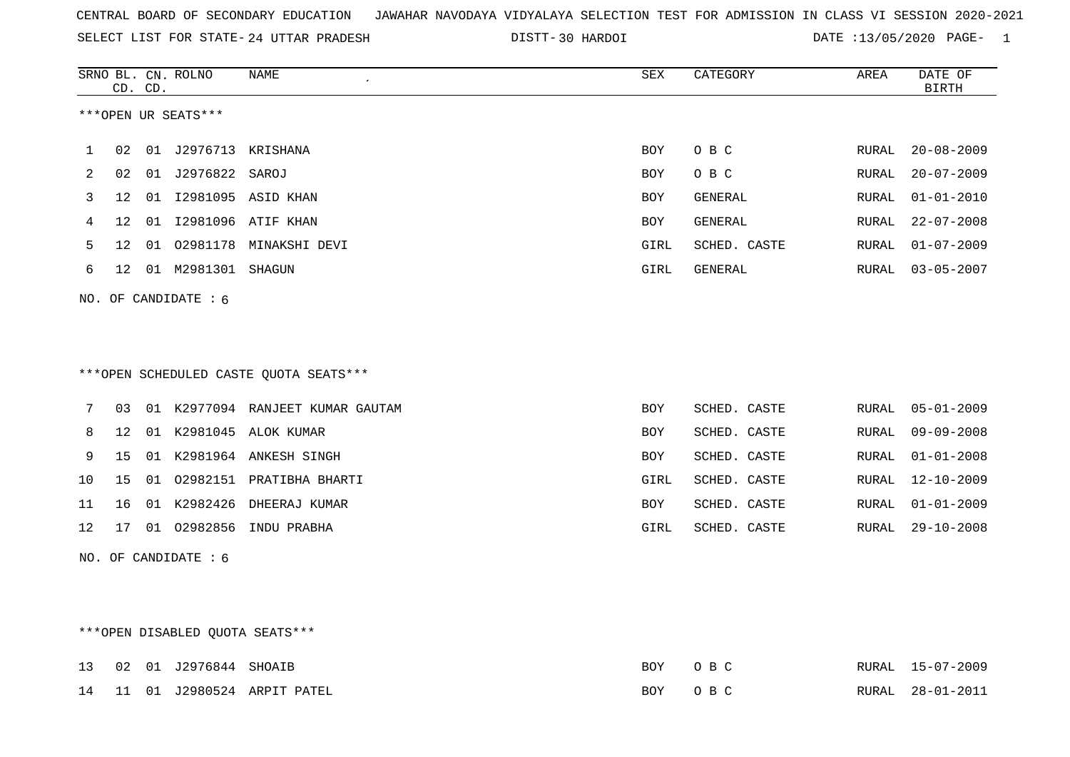CENTRAL BOARD OF SECONDARY EDUCATION JAWAHAR NAVODAYA VIDYALAYA SELECTION TEST FOR ADMISSION IN CLASS VI SESSION 2020-2021

SELECT LIST FOR STATE- 24 UTTAR PRADESH DISTT- 30 HARDOI DATE :13/05/2020 PAGE- 1

***OPEN UR SEATS***

| SRNO | BL. CD. | CN. CD. | ROLNO | NAME | SEX | CATEGORY | AREA | DATE OF BIRTH |
|---|---|---|---|---|---|---|---|---|
| 1 | 02 | 01 | J2976713 | KRISHANA | BOY | O B C | RURAL | 20-08-2009 |
| 2 | 02 | 01 | J2976822 | SAROJ | BOY | O B C | RURAL | 20-07-2009 |
| 3 | 12 | 01 | I2981095 | ASID KHAN | BOY | GENERAL | RURAL | 01-01-2010 |
| 4 | 12 | 01 | I2981096 | ATIF KHAN | BOY | GENERAL | RURAL | 22-07-2008 |
| 5 | 12 | 01 | O2981178 | MINAKSHI DEVI | GIRL | SCHED. CASTE | RURAL | 01-07-2009 |
| 6 | 12 | 01 | M2981301 | SHAGUN | GIRL | GENERAL | RURAL | 03-05-2007 |

NO. OF CANDIDATE : 6

***OPEN SCHEDULED CASTE QUOTA SEATS***

| SRNO | BL. CD. | CN. CD. | ROLNO | NAME | SEX | CATEGORY | AREA | DATE OF BIRTH |
|---|---|---|---|---|---|---|---|---|
| 7 | 03 | 01 | K2977094 | RANJEET KUMAR GAUTAM | BOY | SCHED. CASTE | RURAL | 05-01-2009 |
| 8 | 12 | 01 | K2981045 | ALOK KUMAR | BOY | SCHED. CASTE | RURAL | 09-09-2008 |
| 9 | 15 | 01 | K2981964 | ANKESH SINGH | BOY | SCHED. CASTE | RURAL | 01-01-2008 |
| 10 | 15 | 01 | O2982151 | PRATIBHA BHARTI | GIRL | SCHED. CASTE | RURAL | 12-10-2009 |
| 11 | 16 | 01 | K2982426 | DHEERAJ KUMAR | BOY | SCHED. CASTE | RURAL | 01-01-2009 |
| 12 | 17 | 01 | O2982856 | INDU PRABHA | GIRL | SCHED. CASTE | RURAL | 29-10-2008 |

NO. OF CANDIDATE : 6

***OPEN DISABLED QUOTA SEATS***

| SRNO | BL. CD. | CN. CD. | ROLNO | NAME | SEX | CATEGORY | AREA | DATE OF BIRTH |
|---|---|---|---|---|---|---|---|---|
| 13 | 02 | 01 | J2976844 | SHOAIB | BOY | O B C | RURAL | 15-07-2009 |
| 14 | 11 | 01 | J2980524 | ARPIT PATEL | BOY | O B C | RURAL | 28-01-2011 |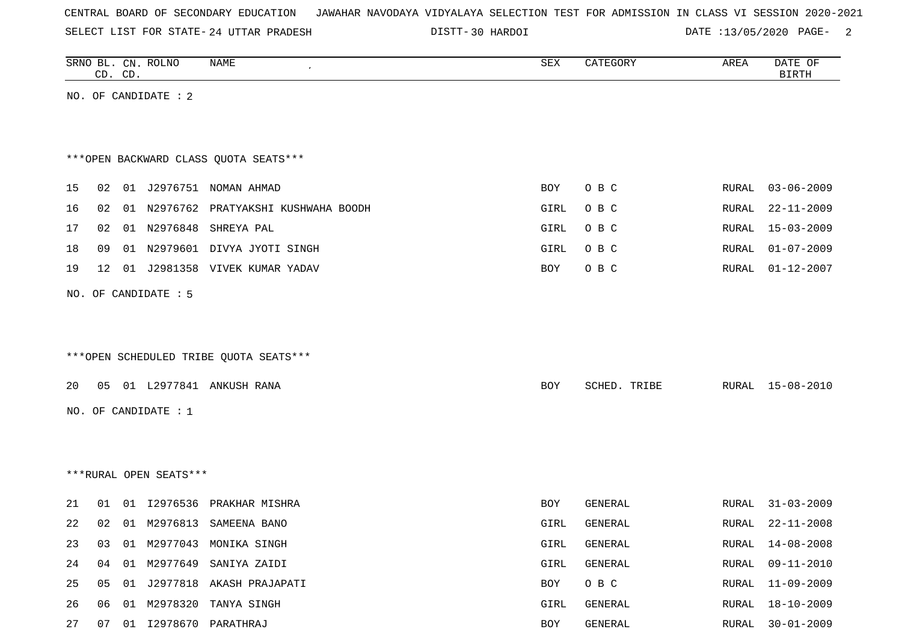CENTRAL BOARD OF SECONDARY EDUCATION JAWAHAR NAVODAYA VIDYALAYA SELECTION TEST FOR ADMISSION IN CLASS VI SESSION 2020-2021

SELECT LIST FOR STATE- 24 UTTAR PRADESH DISTT- 30 HARDOI DATE :13/05/2020

| SRNO | BL. CD. | CN. CD. | ROLNO | NAME | SEX | CATEGORY | AREA | DATE OF BIRTH |
|---|---|---|---|---|---|---|---|---|

NO. OF CANDIDATE : 2

***OPEN BACKWARD CLASS QUOTA SEATS***

| SRNO | BL. CD. | CN. CD. | ROLNO | NAME | SEX | CATEGORY | AREA | DATE OF BIRTH |
|---|---|---|---|---|---|---|---|---|
| 15 | 02 | 01 | J2976751 | NOMAN AHMAD | BOY | O B C | RURAL | 03-06-2009 |
| 16 | 02 | 01 | N2976762 | PRATYAKSHI KUSHWAHA BOODH | GIRL | O B C | RURAL | 22-11-2009 |
| 17 | 02 | 01 | N2976848 | SHREYA PAL | GIRL | O B C | RURAL | 15-03-2009 |
| 18 | 09 | 01 | N2979601 | DIVYA JYOTI SINGH | GIRL | O B C | RURAL | 01-07-2009 |
| 19 | 12 | 01 | J2981358 | VIVEK KUMAR YADAV | BOY | O B C | RURAL | 01-12-2007 |

NO. OF CANDIDATE : 5

***OPEN SCHEDULED TRIBE QUOTA SEATS***

| SRNO | BL. CD. | CN. CD. | ROLNO | NAME | SEX | CATEGORY | AREA | DATE OF BIRTH |
|---|---|---|---|---|---|---|---|---|
| 20 | 05 | 01 | L2977841 | ANKUSH RANA | BOY | SCHED. TRIBE | RURAL | 15-08-2010 |

NO. OF CANDIDATE : 1

***RURAL OPEN SEATS***

| SRNO | BL. CD. | CN. CD. | ROLNO | NAME | SEX | CATEGORY | AREA | DATE OF BIRTH |
|---|---|---|---|---|---|---|---|---|
| 21 | 01 | 01 | I2976536 | PRAKHAR MISHRA | BOY | GENERAL | RURAL | 31-03-2009 |
| 22 | 02 | 01 | M2976813 | SAMEENA BANO | GIRL | GENERAL | RURAL | 22-11-2008 |
| 23 | 03 | 01 | M2977043 | MONIKA SINGH | GIRL | GENERAL | RURAL | 14-08-2008 |
| 24 | 04 | 01 | M2977649 | SANIYA ZAIDI | GIRL | GENERAL | RURAL | 09-11-2010 |
| 25 | 05 | 01 | J2977818 | AKASH PRAJAPATI | BOY | O B C | RURAL | 11-09-2009 |
| 26 | 06 | 01 | M2978320 | TANYA SINGH | GIRL | GENERAL | RURAL | 18-10-2009 |
| 27 | 07 | 01 | I2978670 | PARATHRAJ | BOY | GENERAL | RURAL | 30-01-2009 |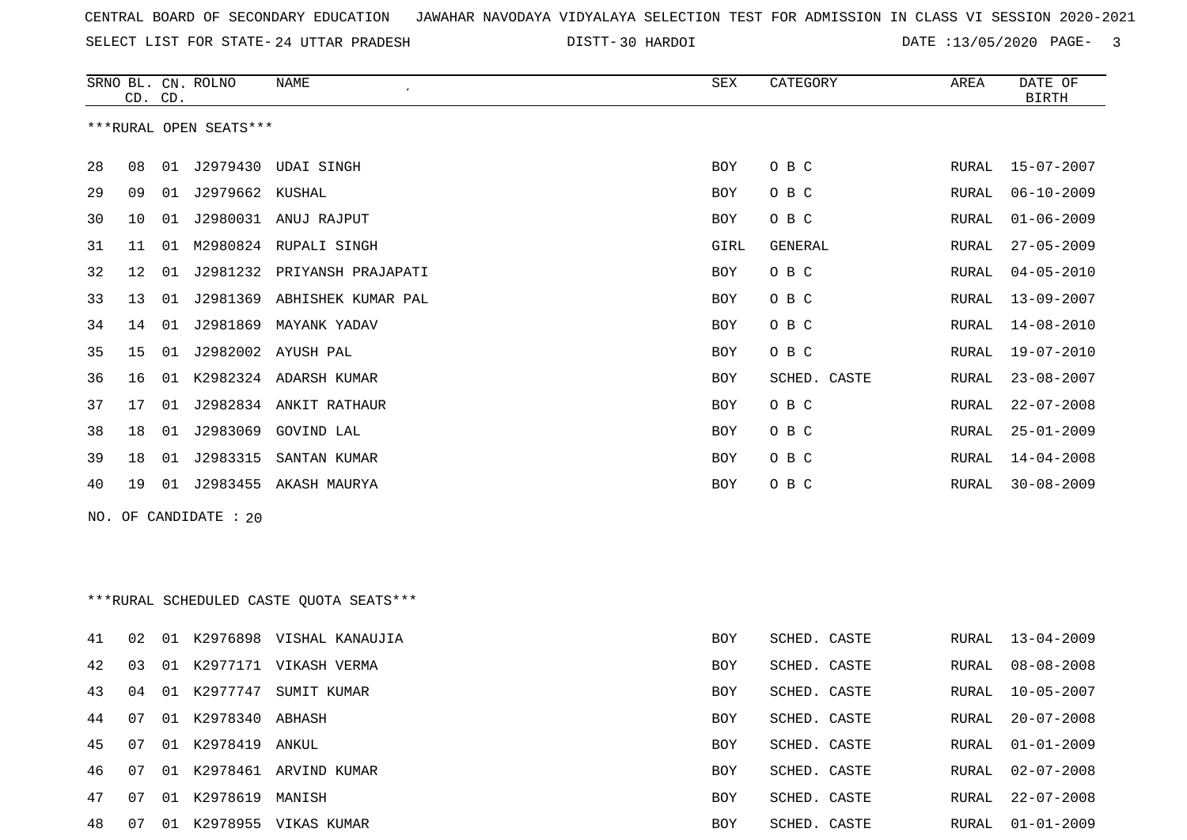CENTRAL BOARD OF SECONDARY EDUCATION JAWAHAR NAVODAYA VIDYALAYA SELECTION TEST FOR ADMISSION IN CLASS VI SESSION 2020-2021

SELECT LIST FOR STATE- 24 UTTAR PRADESH DISTT- 30 HARDOI DATE :13/05/2020

***RURAL OPEN SEATS***

| SRNO | BL. CD. | CN. CD. | ROLNO | NAME | SEX | CATEGORY | AREA | DATE OF BIRTH |
|---|---|---|---|---|---|---|---|---|
| 28 | 08 | 01 | J2979430 | UDAI SINGH | BOY | O B C | RURAL | 15-07-2007 |
| 29 | 09 | 01 | J2979662 | KUSHAL | BOY | O B C | RURAL | 06-10-2009 |
| 30 | 10 | 01 | J2980031 | ANUJ RAJPUT | BOY | O B C | RURAL | 01-06-2009 |
| 31 | 11 | 01 | M2980824 | RUPALI SINGH | GIRL | GENERAL | RURAL | 27-05-2009 |
| 32 | 12 | 01 | J2981232 | PRIYANSH PRAJAPATI | BOY | O B C | RURAL | 04-05-2010 |
| 33 | 13 | 01 | J2981369 | ABHISHEK KUMAR PAL | BOY | O B C | RURAL | 13-09-2007 |
| 34 | 14 | 01 | J2981869 | MAYANK YADAV | BOY | O B C | RURAL | 14-08-2010 |
| 35 | 15 | 01 | J2982002 | AYUSH PAL | BOY | O B C | RURAL | 19-07-2010 |
| 36 | 16 | 01 | K2982324 | ADARSH KUMAR | BOY | SCHED. CASTE | RURAL | 23-08-2007 |
| 37 | 17 | 01 | J2982834 | ANKIT RATHAUR | BOY | O B C | RURAL | 22-07-2008 |
| 38 | 18 | 01 | J2983069 | GOVIND LAL | BOY | O B C | RURAL | 25-01-2009 |
| 39 | 18 | 01 | J2983315 | SANTAN KUMAR | BOY | O B C | RURAL | 14-04-2008 |
| 40 | 19 | 01 | J2983455 | AKASH MAURYA | BOY | O B C | RURAL | 30-08-2009 |

NO. OF CANDIDATE : 20

***RURAL SCHEDULED CASTE QUOTA SEATS***

| SRNO | BL. CD. | CN. CD. | ROLNO | NAME | SEX | CATEGORY | AREA | DATE OF BIRTH |
|---|---|---|---|---|---|---|---|---|
| 41 | 02 | 01 | K2976898 | VISHAL KANAUJIA | BOY | SCHED. CASTE | RURAL | 13-04-2009 |
| 42 | 03 | 01 | K2977171 | VIKASH VERMA | BOY | SCHED. CASTE | RURAL | 08-08-2008 |
| 43 | 04 | 01 | K2977747 | SUMIT KUMAR | BOY | SCHED. CASTE | RURAL | 10-05-2007 |
| 44 | 07 | 01 | K2978340 | ABHASH | BOY | SCHED. CASTE | RURAL | 20-07-2008 |
| 45 | 07 | 01 | K2978419 | ANKUL | BOY | SCHED. CASTE | RURAL | 01-01-2009 |
| 46 | 07 | 01 | K2978461 | ARVIND KUMAR | BOY | SCHED. CASTE | RURAL | 02-07-2008 |
| 47 | 07 | 01 | K2978619 | MANISH | BOY | SCHED. CASTE | RURAL | 22-07-2008 |
| 48 | 07 | 01 | K2978955 | VIKAS KUMAR | BOY | SCHED. CASTE | RURAL | 01-01-2009 |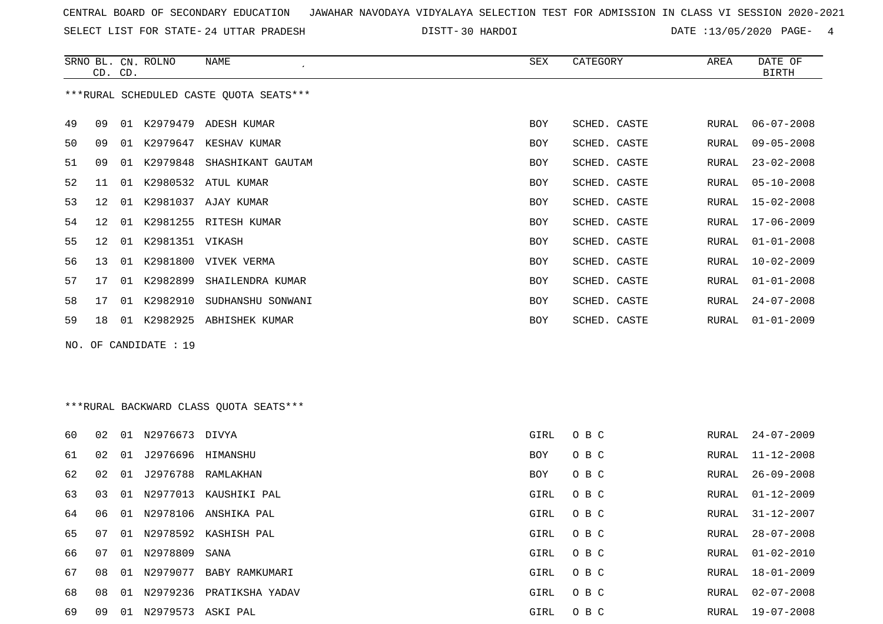CENTRAL BOARD OF SECONDARY EDUCATION JAWAHAR NAVODAYA VIDYALAYA SELECTION TEST FOR ADMISSION IN CLASS VI SESSION 2020-2021

SELECT LIST FOR STATE- 24 UTTAR PRADESH DISTT- 30 HARDOI DATE :13/05/2020

***RURAL SCHEDULED CASTE QUOTA SEATS***

| SRNO | BL. CD. | CN. CD. | ROLNO | NAME | SEX | CATEGORY | AREA | DATE OF BIRTH |
|---|---|---|---|---|---|---|---|---|
| 49 | 09 | 01 | K2979479 | ADESH KUMAR | BOY | SCHED. CASTE | RURAL | 06-07-2008 |
| 50 | 09 | 01 | K2979647 | KESHAV KUMAR | BOY | SCHED. CASTE | RURAL | 09-05-2008 |
| 51 | 09 | 01 | K2979848 | SHASHIKANT GAUTAM | BOY | SCHED. CASTE | RURAL | 23-02-2008 |
| 52 | 11 | 01 | K2980532 | ATUL KUMAR | BOY | SCHED. CASTE | RURAL | 05-10-2008 |
| 53 | 12 | 01 | K2981037 | AJAY KUMAR | BOY | SCHED. CASTE | RURAL | 15-02-2008 |
| 54 | 12 | 01 | K2981255 | RITESH KUMAR | BOY | SCHED. CASTE | RURAL | 17-06-2009 |
| 55 | 12 | 01 | K2981351 | VIKASH | BOY | SCHED. CASTE | RURAL | 01-01-2008 |
| 56 | 13 | 01 | K2981800 | VIVEK VERMA | BOY | SCHED. CASTE | RURAL | 10-02-2009 |
| 57 | 17 | 01 | K2982899 | SHAILENDRA KUMAR | BOY | SCHED. CASTE | RURAL | 01-01-2008 |
| 58 | 17 | 01 | K2982910 | SUDHANSHU SONWANI | BOY | SCHED. CASTE | RURAL | 24-07-2008 |
| 59 | 18 | 01 | K2982925 | ABHISHEK KUMAR | BOY | SCHED. CASTE | RURAL | 01-01-2009 |

NO. OF CANDIDATE : 19

***RURAL BACKWARD CLASS QUOTA SEATS***

| SRNO | BL. CD. | CN. CD. | ROLNO | NAME | SEX | CATEGORY | AREA | DATE OF BIRTH |
|---|---|---|---|---|---|---|---|---|
| 60 | 02 | 01 | N2976673 | DIVYA | GIRL | O B C | RURAL | 24-07-2009 |
| 61 | 02 | 01 | J2976696 | HIMANSHU | BOY | O B C | RURAL | 11-12-2008 |
| 62 | 02 | 01 | J2976788 | RAMLAKHAN | BOY | O B C | RURAL | 26-09-2008 |
| 63 | 03 | 01 | N2977013 | KAUSHIKI PAL | GIRL | O B C | RURAL | 01-12-2009 |
| 64 | 06 | 01 | N2978106 | ANSHIKA PAL | GIRL | O B C | RURAL | 31-12-2007 |
| 65 | 07 | 01 | N2978592 | KASHISH PAL | GIRL | O B C | RURAL | 28-07-2008 |
| 66 | 07 | 01 | N2978809 | SANA | GIRL | O B C | RURAL | 01-02-2010 |
| 67 | 08 | 01 | N2979077 | BABY RAMKUMARI | GIRL | O B C | RURAL | 18-01-2009 |
| 68 | 08 | 01 | N2979236 | PRATIKSHA YADAV | GIRL | O B C | RURAL | 02-07-2008 |
| 69 | 09 | 01 | N2979573 | ASKI PAL | GIRL | O B C | RURAL | 19-07-2008 |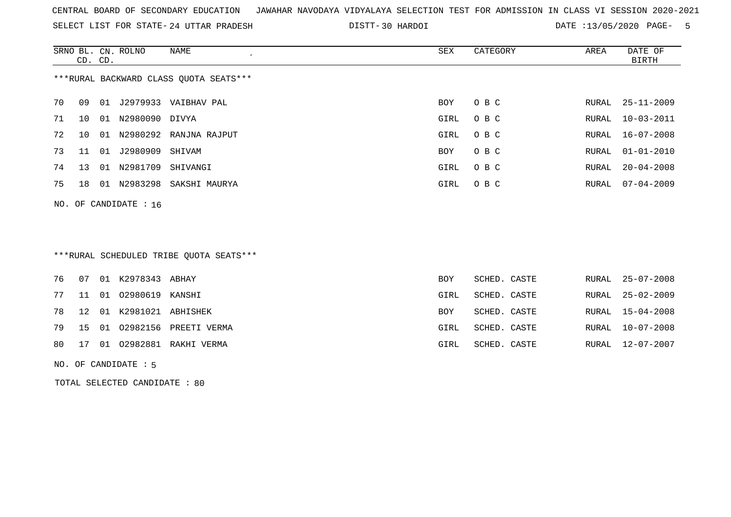CENTRAL BOARD OF SECONDARY EDUCATION JAWAHAR NAVODAYA VIDYALAYA SELECTION TEST FOR ADMISSION IN CLASS VI SESSION 2020-2021

SELECT LIST FOR STATE- 24 UTTAR PRADESH DISTT- 30 HARDOI DATE :13/05/2020

***RURAL BACKWARD CLASS QUOTA SEATS***

| SRNO | BL. CD. | CN. CD. | ROLNO | NAME | SEX | CATEGORY | AREA | DATE OF BIRTH |
|---|---|---|---|---|---|---|---|---|
| 70 | 09 | 01 | J2979933 | VAIBHAV PAL | BOY | O B C | RURAL | 25-11-2009 |
| 71 | 10 | 01 | N2980090 | DIVYA | GIRL | O B C | RURAL | 10-03-2011 |
| 72 | 10 | 01 | N2980292 | RANJNA RAJPUT | GIRL | O B C | RURAL | 16-07-2008 |
| 73 | 11 | 01 | J2980909 | SHIVAM | BOY | O B C | RURAL | 01-01-2010 |
| 74 | 13 | 01 | N2981709 | SHIVANGI | GIRL | O B C | RURAL | 20-04-2008 |
| 75 | 18 | 01 | N2983298 | SAKSHI MAURYA | GIRL | O B C | RURAL | 07-04-2009 |

NO. OF CANDIDATE : 16

***RURAL SCHEDULED TRIBE QUOTA SEATS***

| SRNO | BL. CD. | CN. CD. | ROLNO | NAME | SEX | CATEGORY | AREA | DATE OF BIRTH |
|---|---|---|---|---|---|---|---|---|
| 76 | 07 | 01 | K2978343 | ABHAY | BOY | SCHED. CASTE | RURAL | 25-07-2008 |
| 77 | 11 | 01 | O2980619 | KANSHI | GIRL | SCHED. CASTE | RURAL | 25-02-2009 |
| 78 | 12 | 01 | K2981021 | ABHISHEK | BOY | SCHED. CASTE | RURAL | 15-04-2008 |
| 79 | 15 | 01 | O2982156 | PREETI VERMA | GIRL | SCHED. CASTE | RURAL | 10-07-2008 |
| 80 | 17 | 01 | O2982881 | RAKHI VERMA | GIRL | SCHED. CASTE | RURAL | 12-07-2007 |

NO. OF CANDIDATE : 5

TOTAL SELECTED CANDIDATE : 80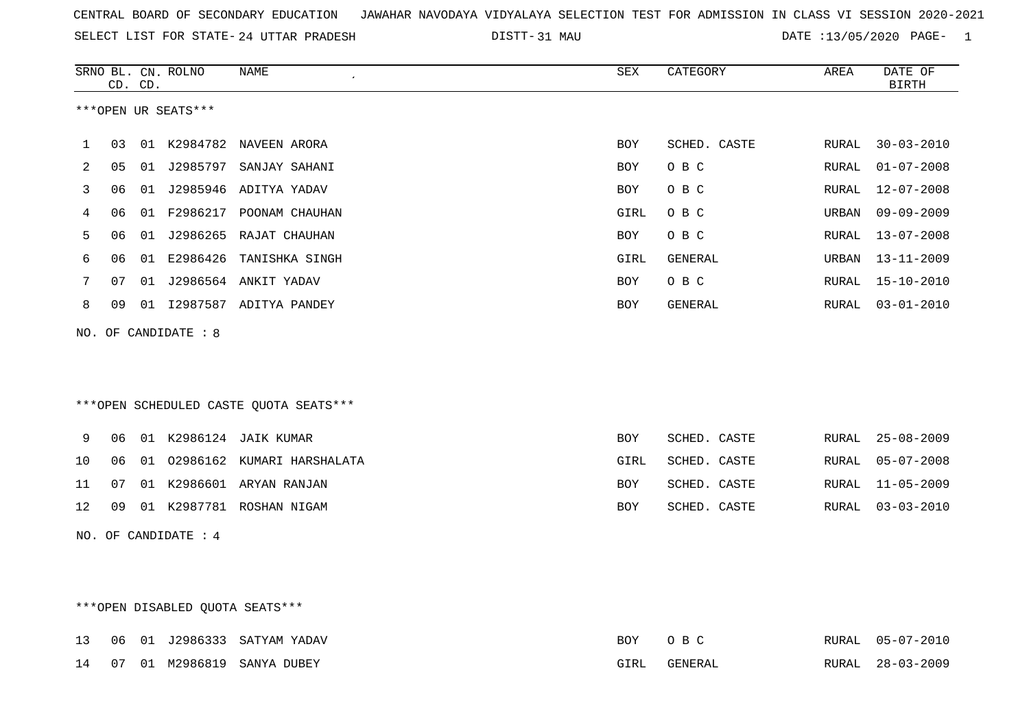CENTRAL BOARD OF SECONDARY EDUCATION   JAWAHAR NAVODAYA VIDYALAYA SELECTION TEST FOR ADMISSION IN CLASS VI SESSION 2020-2021

SELECT LIST FOR STATE- 24 UTTAR PRADESH   DISTT- 31 MAU   DATE :13/05/2020

***OPEN UR SEATS***

| SRNO | BL. CD. | CN. CD. | ROLNO | NAME | SEX | CATEGORY | AREA | DATE OF BIRTH |
|---|---|---|---|---|---|---|---|---|
| 1 | 03 | 01 | K2984782 | NAVEEN ARORA | BOY | SCHED. CASTE | RURAL | 30-03-2010 |
| 2 | 05 | 01 | J2985797 | SANJAY SAHANI | BOY | O B C | RURAL | 01-07-2008 |
| 3 | 06 | 01 | J2985946 | ADITYA YADAV | BOY | O B C | RURAL | 12-07-2008 |
| 4 | 06 | 01 | F2986217 | POONAM CHAUHAN | GIRL | O B C | URBAN | 09-09-2009 |
| 5 | 06 | 01 | J2986265 | RAJAT CHAUHAN | BOY | O B C | RURAL | 13-07-2008 |
| 6 | 06 | 01 | E2986426 | TANISHKA SINGH | GIRL | GENERAL | URBAN | 13-11-2009 |
| 7 | 07 | 01 | J2986564 | ANKIT YADAV | BOY | O B C | RURAL | 15-10-2010 |
| 8 | 09 | 01 | I2987587 | ADITYA PANDEY | BOY | GENERAL | RURAL | 03-01-2010 |

NO. OF CANDIDATE : 8

***OPEN SCHEDULED CASTE QUOTA SEATS***

| SRNO | BL. CD. | CN. CD. | ROLNO | NAME | SEX | CATEGORY | AREA | DATE OF BIRTH |
|---|---|---|---|---|---|---|---|---|
| 9 | 06 | 01 | K2986124 | JAIK KUMAR | BOY | SCHED. CASTE | RURAL | 25-08-2009 |
| 10 | 06 | 01 | O2986162 | KUMARI HARSHALATA | GIRL | SCHED. CASTE | RURAL | 05-07-2008 |
| 11 | 07 | 01 | K2986601 | ARYAN RANJAN | BOY | SCHED. CASTE | RURAL | 11-05-2009 |
| 12 | 09 | 01 | K2987781 | ROSHAN NIGAM | BOY | SCHED. CASTE | RURAL | 03-03-2010 |

NO. OF CANDIDATE : 4

***OPEN DISABLED QUOTA SEATS***

| SRNO | BL. CD. | CN. CD. | ROLNO | NAME | SEX | CATEGORY | AREA | DATE OF BIRTH |
|---|---|---|---|---|---|---|---|---|
| 13 | 06 | 01 | J2986333 | SATYAM YADAV | BOY | O B C | RURAL | 05-07-2010 |
| 14 | 07 | 01 | M2986819 | SANYA DUBEY | GIRL | GENERAL | RURAL | 28-03-2009 |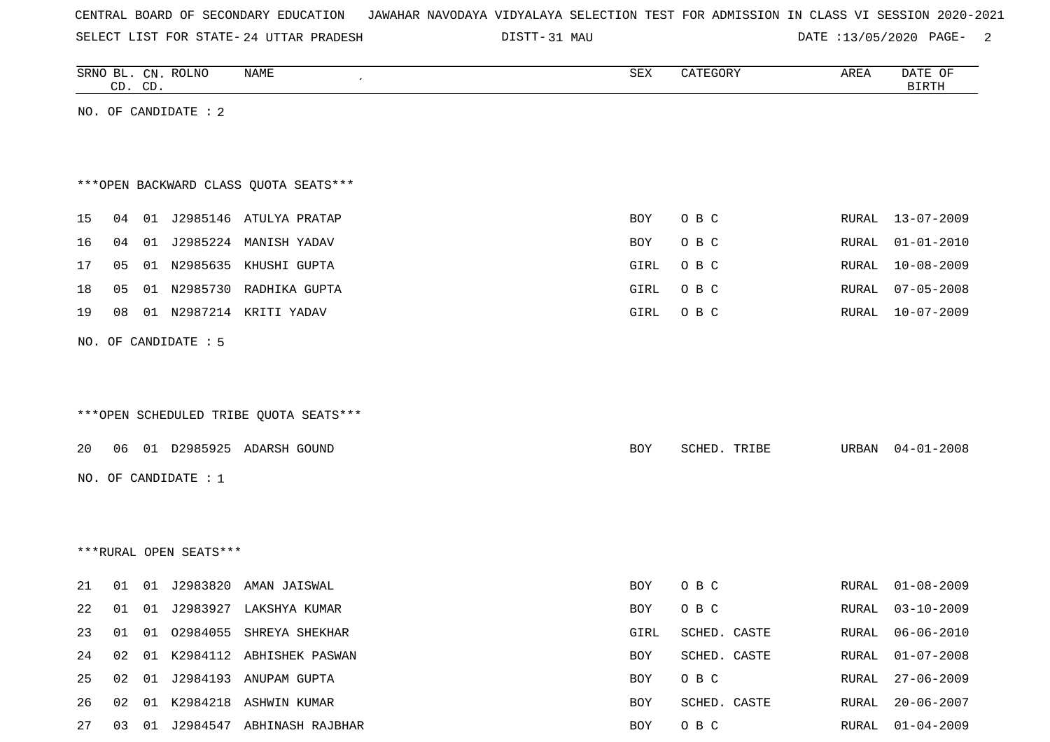CENTRAL BOARD OF SECONDARY EDUCATION JAWAHAR NAVODAYA VIDYALAYA SELECTION TEST FOR ADMISSION IN CLASS VI SESSION 2020-2021

SELECT LIST FOR STATE- 24 UTTAR PRADESH DISTT- 31 MAU DATE :13/05/2020

| SRNO | BL. CD. | CN. CD. | ROLNO | NAME | SEX | CATEGORY | AREA | DATE OF BIRTH |
|---|---|---|---|---|---|---|---|---|

NO. OF CANDIDATE : 2

***OPEN BACKWARD CLASS QUOTA SEATS***

| SRNO | BL. CD. | CN. CD. | ROLNO | NAME | SEX | CATEGORY | AREA | DATE OF BIRTH |
|---|---|---|---|---|---|---|---|---|
| 15 | 04 | 01 | J2985146 | ATULYA PRATAP | BOY | O B C | RURAL | 13-07-2009 |
| 16 | 04 | 01 | J2985224 | MANISH YADAV | BOY | O B C | RURAL | 01-01-2010 |
| 17 | 05 | 01 | N2985635 | KHUSHI GUPTA | GIRL | O B C | RURAL | 10-08-2009 |
| 18 | 05 | 01 | N2985730 | RADHIKA GUPTA | GIRL | O B C | RURAL | 07-05-2008 |
| 19 | 08 | 01 | N2987214 | KRITI YADAV | GIRL | O B C | RURAL | 10-07-2009 |

NO. OF CANDIDATE : 5

***OPEN SCHEDULED TRIBE QUOTA SEATS***

| SRNO | BL. CD. | CN. CD. | ROLNO | NAME | SEX | CATEGORY | AREA | DATE OF BIRTH |
|---|---|---|---|---|---|---|---|---|
| 20 | 06 | 01 | D2985925 | ADARSH GOUND | BOY | SCHED. TRIBE | URBAN | 04-01-2008 |

NO. OF CANDIDATE : 1

***RURAL OPEN SEATS***

| SRNO | BL. CD. | CN. CD. | ROLNO | NAME | SEX | CATEGORY | AREA | DATE OF BIRTH |
|---|---|---|---|---|---|---|---|---|
| 21 | 01 | 01 | J2983820 | AMAN JAISWAL | BOY | O B C | RURAL | 01-08-2009 |
| 22 | 01 | 01 | J2983927 | LAKSHYA KUMAR | BOY | O B C | RURAL | 03-10-2009 |
| 23 | 01 | 01 | O2984055 | SHREYA SHEKHAR | GIRL | SCHED. CASTE | RURAL | 06-06-2010 |
| 24 | 02 | 01 | K2984112 | ABHISHEK PASWAN | BOY | SCHED. CASTE | RURAL | 01-07-2008 |
| 25 | 02 | 01 | J2984193 | ANUPAM GUPTA | BOY | O B C | RURAL | 27-06-2009 |
| 26 | 02 | 01 | K2984218 | ASHWIN KUMAR | BOY | SCHED. CASTE | RURAL | 20-06-2007 |
| 27 | 03 | 01 | J2984547 | ABHINASH RAJBHAR | BOY | O B C | RURAL | 01-04-2009 |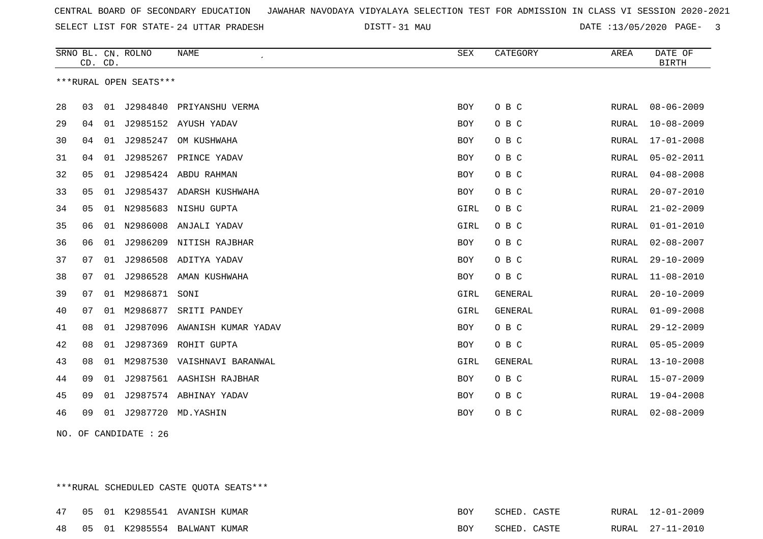CENTRAL BOARD OF SECONDARY EDUCATION   JAWAHAR NAVODAYA VIDYALAYA SELECTION TEST FOR ADMISSION IN CLASS VI SESSION 2020-2021

SELECT LIST FOR STATE- 24 UTTAR PRADESH   DISTT- 31 MAU   DATE :13/05/2020

***RURAL OPEN SEATS***

| SRNO | BL. CD. | CN. CD. | ROLNO | NAME | SEX | CATEGORY | AREA | DATE OF BIRTH |
|---|---|---|---|---|---|---|---|---|
| 28 | 03 | 01 | J2984840 | PRIYANSHU VERMA | BOY | O B C | RURAL | 08-06-2009 |
| 29 | 04 | 01 | J2985152 | AYUSH YADAV | BOY | O B C | RURAL | 10-08-2009 |
| 30 | 04 | 01 | J2985247 | OM KUSHWAHA | BOY | O B C | RURAL | 17-01-2008 |
| 31 | 04 | 01 | J2985267 | PRINCE YADAV | BOY | O B C | RURAL | 05-02-2011 |
| 32 | 05 | 01 | J2985424 | ABDU RAHMAN | BOY | O B C | RURAL | 04-08-2008 |
| 33 | 05 | 01 | J2985437 | ADARSH KUSHWAHA | BOY | O B C | RURAL | 20-07-2010 |
| 34 | 05 | 01 | N2985683 | NISHU GUPTA | GIRL | O B C | RURAL | 21-02-2009 |
| 35 | 06 | 01 | N2986008 | ANJALI YADAV | GIRL | O B C | RURAL | 01-01-2010 |
| 36 | 06 | 01 | J2986209 | NITISH RAJBHAR | BOY | O B C | RURAL | 02-08-2007 |
| 37 | 07 | 01 | J2986508 | ADITYA YADAV | BOY | O B C | RURAL | 29-10-2009 |
| 38 | 07 | 01 | J2986528 | AMAN KUSHWAHA | BOY | O B C | RURAL | 11-08-2010 |
| 39 | 07 | 01 | M2986871 | SONI | GIRL | GENERAL | RURAL | 20-10-2009 |
| 40 | 07 | 01 | M2986877 | SRITI PANDEY | GIRL | GENERAL | RURAL | 01-09-2008 |
| 41 | 08 | 01 | J2987096 | AWANISH KUMAR YADAV | BOY | O B C | RURAL | 29-12-2009 |
| 42 | 08 | 01 | J2987369 | ROHIT GUPTA | BOY | O B C | RURAL | 05-05-2009 |
| 43 | 08 | 01 | M2987530 | VAISHNAVI BARANWAL | GIRL | GENERAL | RURAL | 13-10-2008 |
| 44 | 09 | 01 | J2987561 | AASHISH RAJBHAR | BOY | O B C | RURAL | 15-07-2009 |
| 45 | 09 | 01 | J2987574 | ABHINAY YADAV | BOY | O B C | RURAL | 19-04-2008 |
| 46 | 09 | 01 | J2987720 | MD.YASHIN | BOY | O B C | RURAL | 02-08-2009 |

NO. OF CANDIDATE : 26

***RURAL SCHEDULED CASTE QUOTA SEATS***

| SRNO | BL. CD. | CN. CD. | ROLNO | NAME | SEX | CATEGORY | AREA | DATE OF BIRTH |
|---|---|---|---|---|---|---|---|---|
| 47 | 05 | 01 | K2985541 | AVANISH KUMAR | BOY | SCHED. CASTE | RURAL | 12-01-2009 |
| 48 | 05 | 01 | K2985554 | BALWANT KUMAR | BOY | SCHED. CASTE | RURAL | 27-11-2010 |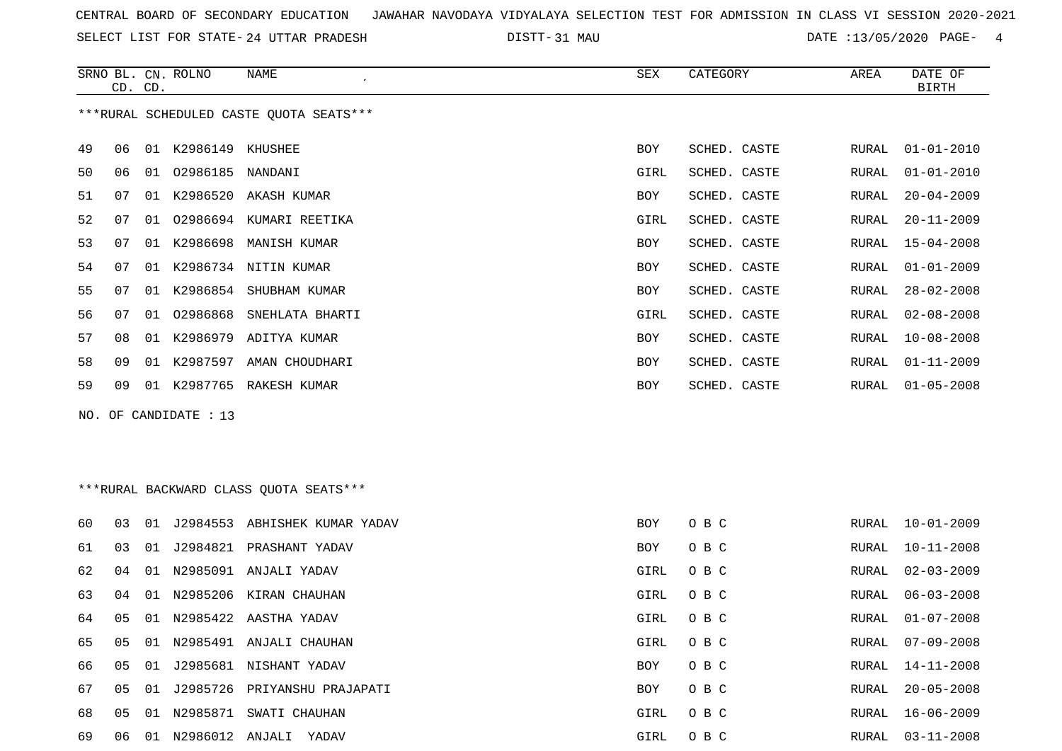CENTRAL BOARD OF SECONDARY EDUCATION JAWAHAR NAVODAYA VIDYALAYA SELECTION TEST FOR ADMISSION IN CLASS VI SESSION 2020-2021

SELECT LIST FOR STATE- 24 UTTAR PRADESH DISTT- 31 MAU DATE :13/05/2020

***RURAL SCHEDULED CASTE QUOTA SEATS***

| SRNO | BL. CD. | CN. CD. | ROLNO | NAME | SEX | CATEGORY | AREA | DATE OF BIRTH |
|---|---|---|---|---|---|---|---|---|
| 49 | 06 | 01 | K2986149 | KHUSHEE | BOY | SCHED. CASTE | RURAL | 01-01-2010 |
| 50 | 06 | 01 | O2986185 | NANDANI | GIRL | SCHED. CASTE | RURAL | 01-01-2010 |
| 51 | 07 | 01 | K2986520 | AKASH KUMAR | BOY | SCHED. CASTE | RURAL | 20-04-2009 |
| 52 | 07 | 01 | O2986694 | KUMARI REETIKA | GIRL | SCHED. CASTE | RURAL | 20-11-2009 |
| 53 | 07 | 01 | K2986698 | MANISH KUMAR | BOY | SCHED. CASTE | RURAL | 15-04-2008 |
| 54 | 07 | 01 | K2986734 | NITIN KUMAR | BOY | SCHED. CASTE | RURAL | 01-01-2009 |
| 55 | 07 | 01 | K2986854 | SHUBHAM KUMAR | BOY | SCHED. CASTE | RURAL | 28-02-2008 |
| 56 | 07 | 01 | O2986868 | SNEHLATA BHARTI | GIRL | SCHED. CASTE | RURAL | 02-08-2008 |
| 57 | 08 | 01 | K2986979 | ADITYA KUMAR | BOY | SCHED. CASTE | RURAL | 10-08-2008 |
| 58 | 09 | 01 | K2987597 | AMAN CHOUDHARI | BOY | SCHED. CASTE | RURAL | 01-11-2009 |
| 59 | 09 | 01 | K2987765 | RAKESH KUMAR | BOY | SCHED. CASTE | RURAL | 01-05-2008 |

NO. OF CANDIDATE : 13

***RURAL BACKWARD CLASS QUOTA SEATS***

| SRNO | BL. CD. | CN. CD. | ROLNO | NAME | SEX | CATEGORY | AREA | DATE OF BIRTH |
|---|---|---|---|---|---|---|---|---|
| 60 | 03 | 01 | J2984553 | ABHISHEK KUMAR YADAV | BOY | O B C | RURAL | 10-01-2009 |
| 61 | 03 | 01 | J2984821 | PRASHANT YADAV | BOY | O B C | RURAL | 10-11-2008 |
| 62 | 04 | 01 | N2985091 | ANJALI YADAV | GIRL | O B C | RURAL | 02-03-2009 |
| 63 | 04 | 01 | N2985206 | KIRAN CHAUHAN | GIRL | O B C | RURAL | 06-03-2008 |
| 64 | 05 | 01 | N2985422 | AASTHA YADAV | GIRL | O B C | RURAL | 01-07-2008 |
| 65 | 05 | 01 | N2985491 | ANJALI CHAUHAN | GIRL | O B C | RURAL | 07-09-2008 |
| 66 | 05 | 01 | J2985681 | NISHANT YADAV | BOY | O B C | RURAL | 14-11-2008 |
| 67 | 05 | 01 | J2985726 | PRIYANSHU PRAJAPATI | BOY | O B C | RURAL | 20-05-2008 |
| 68 | 05 | 01 | N2985871 | SWATI CHAUHAN | GIRL | O B C | RURAL | 16-06-2009 |
| 69 | 06 | 01 | N2986012 | ANJALI YADAV | GIRL | O B C | RURAL | 03-11-2008 |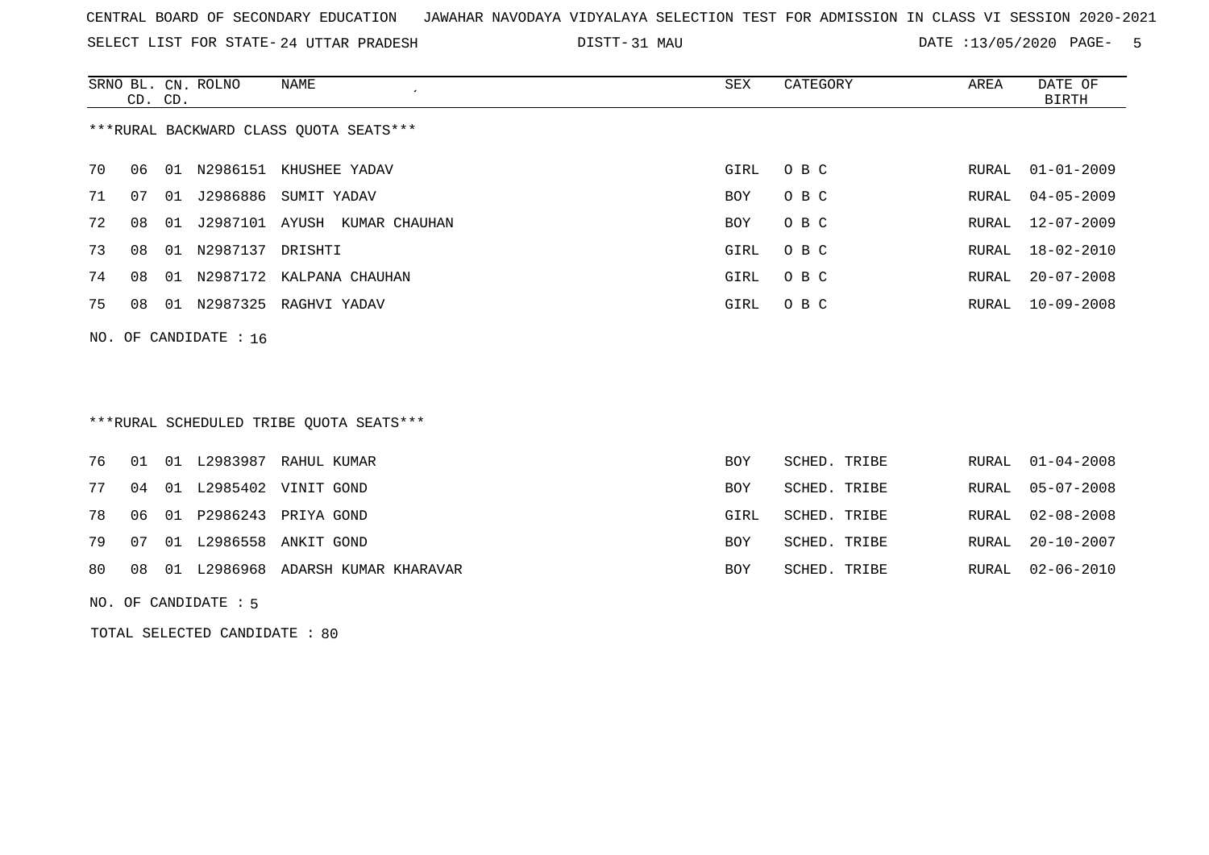CENTRAL BOARD OF SECONDARY EDUCATION JAWAHAR NAVODAYA VIDYALAYA SELECTION TEST FOR ADMISSION IN CLASS VI SESSION 2020-2021

SELECT LIST FOR STATE- 24 UTTAR PRADESH DISTT- 31 MAU DATE :13/05/2020

***RURAL BACKWARD CLASS QUOTA SEATS***

| SRNO | BL. CD. | CN. CD. | ROLNO | NAME | SEX | CATEGORY | AREA | DATE OF BIRTH |
|---|---|---|---|---|---|---|---|---|
| 70 | 06 | 01 | N2986151 | KHUSHEE YADAV | GIRL | O B C | RURAL | 01-01-2009 |
| 71 | 07 | 01 | J2986886 | SUMIT YADAV | BOY | O B C | RURAL | 04-05-2009 |
| 72 | 08 | 01 | J2987101 | AYUSH KUMAR CHAUHAN | BOY | O B C | RURAL | 12-07-2009 |
| 73 | 08 | 01 | N2987137 | DRISHTI | GIRL | O B C | RURAL | 18-02-2010 |
| 74 | 08 | 01 | N2987172 | KALPANA CHAUHAN | GIRL | O B C | RURAL | 20-07-2008 |
| 75 | 08 | 01 | N2987325 | RAGHVI YADAV | GIRL | O B C | RURAL | 10-09-2008 |

NO. OF CANDIDATE : 16

***RURAL SCHEDULED TRIBE QUOTA SEATS***

| SRNO | BL. CD. | CN. CD. | ROLNO | NAME | SEX | CATEGORY | AREA | DATE OF BIRTH |
|---|---|---|---|---|---|---|---|---|
| 76 | 01 | 01 | L2983987 | RAHUL KUMAR | BOY | SCHED. TRIBE | RURAL | 01-04-2008 |
| 77 | 04 | 01 | L2985402 | VINIT GOND | BOY | SCHED. TRIBE | RURAL | 05-07-2008 |
| 78 | 06 | 01 | P2986243 | PRIYA GOND | GIRL | SCHED. TRIBE | RURAL | 02-08-2008 |
| 79 | 07 | 01 | L2986558 | ANKIT GOND | BOY | SCHED. TRIBE | RURAL | 20-10-2007 |
| 80 | 08 | 01 | L2986968 | ADARSH KUMAR KHARAVAR | BOY | SCHED. TRIBE | RURAL | 02-06-2010 |

NO. OF CANDIDATE : 5

TOTAL SELECTED CANDIDATE : 80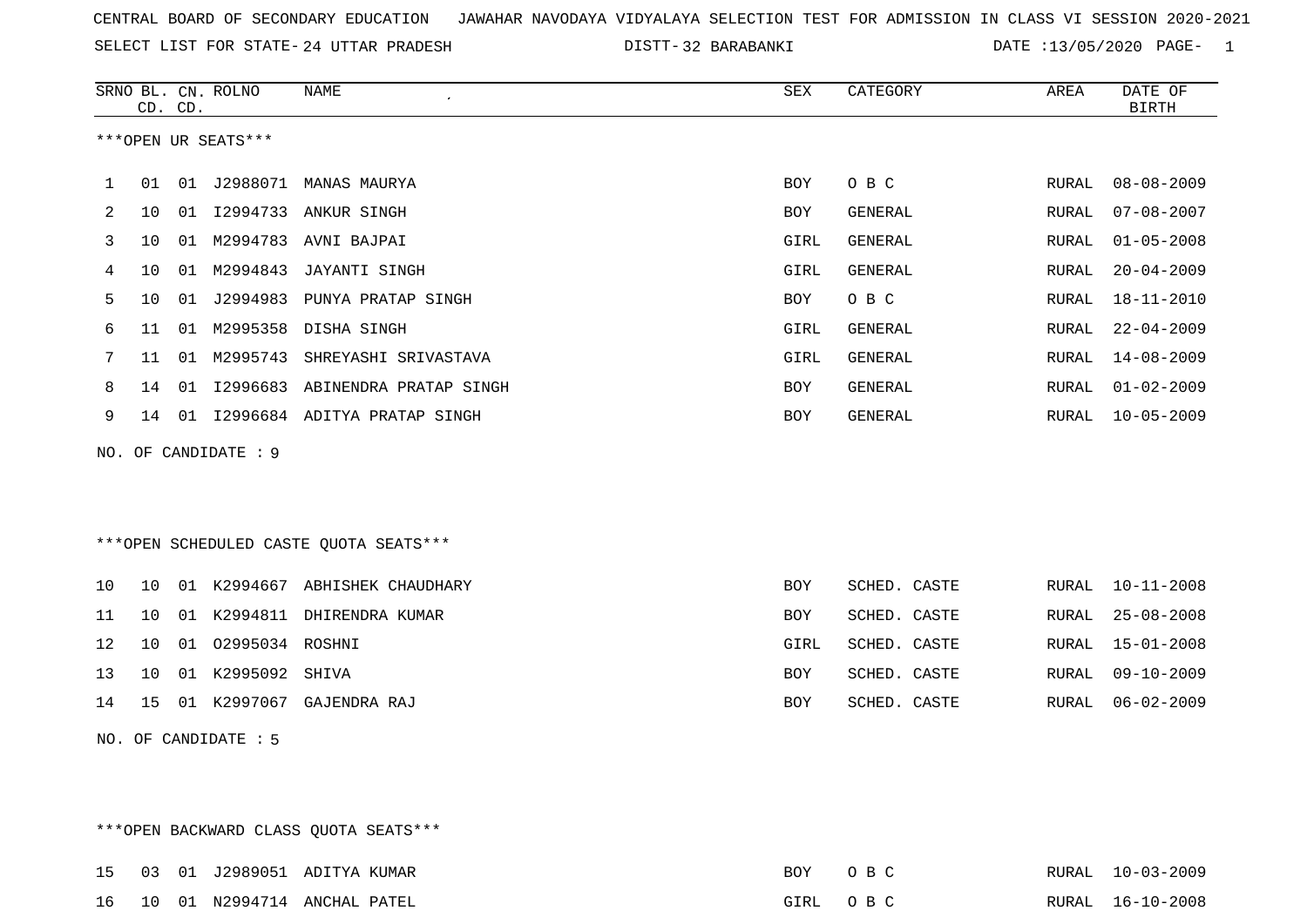CENTRAL BOARD OF SECONDARY EDUCATION JAWAHAR NAVODAYA VIDYALAYA SELECTION TEST FOR ADMISSION IN CLASS VI SESSION 2020-2021

SELECT LIST FOR STATE- 24 UTTAR PRADESH DISTT- 32 BARABANKI DATE :13/05/2020

***OPEN UR SEATS***

| SRNO | BL. CD. | CN. CD. | ROLNO | NAME | SEX | CATEGORY | AREA | DATE OF BIRTH |
|---|---|---|---|---|---|---|---|---|
| 1 | 01 | 01 | J2988071 | MANAS MAURYA | BOY | O B C | RURAL | 08-08-2009 |
| 2 | 10 | 01 | I2994733 | ANKUR SINGH | BOY | GENERAL | RURAL | 07-08-2007 |
| 3 | 10 | 01 | M2994783 | AVNI BAJPAI | GIRL | GENERAL | RURAL | 01-05-2008 |
| 4 | 10 | 01 | M2994843 | JAYANTI SINGH | GIRL | GENERAL | RURAL | 20-04-2009 |
| 5 | 10 | 01 | J2994983 | PUNYA PRATAP SINGH | BOY | O B C | RURAL | 18-11-2010 |
| 6 | 11 | 01 | M2995358 | DISHA SINGH | GIRL | GENERAL | RURAL | 22-04-2009 |
| 7 | 11 | 01 | M2995743 | SHREYASHI SRIVASTAVA | GIRL | GENERAL | RURAL | 14-08-2009 |
| 8 | 14 | 01 | I2996683 | ABINENDRA PRATAP SINGH | BOY | GENERAL | RURAL | 01-02-2009 |
| 9 | 14 | 01 | I2996684 | ADITYA PRATAP SINGH | BOY | GENERAL | RURAL | 10-05-2009 |

NO. OF CANDIDATE : 9

***OPEN SCHEDULED CASTE QUOTA SEATS***

| SRNO | BL. CD. | CN. CD. | ROLNO | NAME | SEX | CATEGORY | AREA | DATE OF BIRTH |
|---|---|---|---|---|---|---|---|---|
| 10 | 10 | 01 | K2994667 | ABHISHEK CHAUDHARY | BOY | SCHED. CASTE | RURAL | 10-11-2008 |
| 11 | 10 | 01 | K2994811 | DHIRENDRA KUMAR | BOY | SCHED. CASTE | RURAL | 25-08-2008 |
| 12 | 10 | 01 | O2995034 | ROSHNI | GIRL | SCHED. CASTE | RURAL | 15-01-2008 |
| 13 | 10 | 01 | K2995092 | SHIVA | BOY | SCHED. CASTE | RURAL | 09-10-2009 |
| 14 | 15 | 01 | K2997067 | GAJENDRA RAJ | BOY | SCHED. CASTE | RURAL | 06-02-2009 |

NO. OF CANDIDATE : 5

***OPEN BACKWARD CLASS QUOTA SEATS***

| SRNO | BL. CD. | CN. CD. | ROLNO | NAME | SEX | CATEGORY | AREA | DATE OF BIRTH |
|---|---|---|---|---|---|---|---|---|
| 15 | 03 | 01 | J2989051 | ADITYA KUMAR | BOY | O B C | RURAL | 10-03-2009 |
| 16 | 10 | 01 | N2994714 | ANCHAL PATEL | GIRL | O B C | RURAL | 16-10-2008 |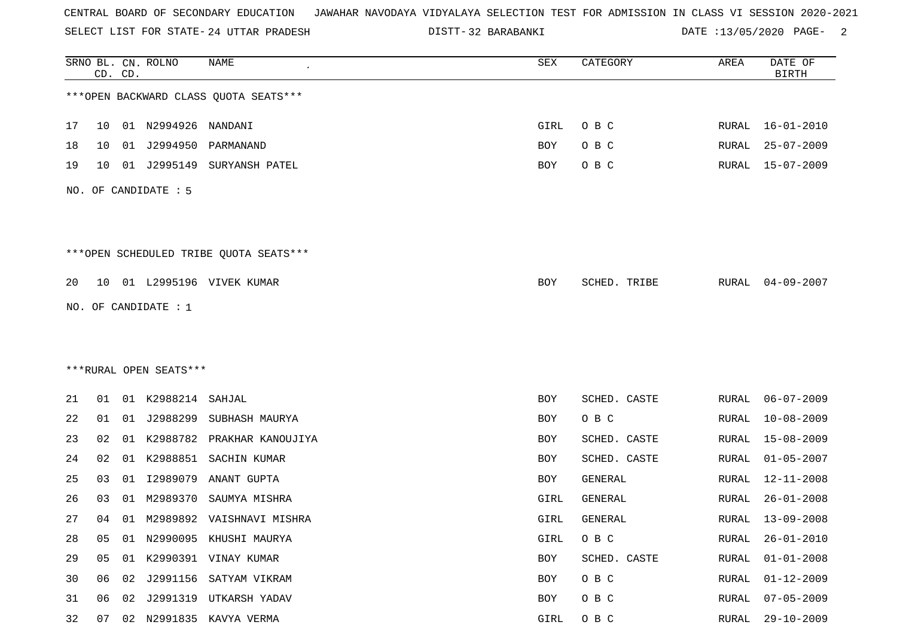CENTRAL BOARD OF SECONDARY EDUCATION JAWAHAR NAVODAYA VIDYALAYA SELECTION TEST FOR ADMISSION IN CLASS VI SESSION 2020-2021

SELECT LIST FOR STATE- 24 UTTAR PRADESH DISTT- 32 BARABANKI DATE :13/05/2020

| SRNO | BL. CD. | CN. CD. | ROLNO | NAME | SEX | CATEGORY | AREA | DATE OF BIRTH |
|---|---|---|---|---|---|---|---|---|

***OPEN BACKWARD CLASS QUOTA SEATS***

| SRNO | BL. CD. | CN. CD. | ROLNO | NAME | SEX | CATEGORY | AREA | DATE OF BIRTH |
|---|---|---|---|---|---|---|---|---|
| 17 | 10 | 01 | N2994926 | NANDANI | GIRL | O B C | RURAL | 16-01-2010 |
| 18 | 10 | 01 | J2994950 | PARMANAND | BOY | O B C | RURAL | 25-07-2009 |
| 19 | 10 | 01 | J2995149 | SURYANSH PATEL | BOY | O B C | RURAL | 15-07-2009 |

NO. OF CANDIDATE : 5

***OPEN SCHEDULED TRIBE QUOTA SEATS***

| SRNO | BL. CD. | CN. CD. | ROLNO | NAME | SEX | CATEGORY | AREA | DATE OF BIRTH |
|---|---|---|---|---|---|---|---|---|
| 20 | 10 | 01 | L2995196 | VIVEK KUMAR | BOY | SCHED. TRIBE | RURAL | 04-09-2007 |

NO. OF CANDIDATE : 1

***RURAL OPEN SEATS***

| SRNO | BL. CD. | CN. CD. | ROLNO | NAME | SEX | CATEGORY | AREA | DATE OF BIRTH |
|---|---|---|---|---|---|---|---|---|
| 21 | 01 | 01 | K2988214 | SAHJAL | BOY | SCHED. CASTE | RURAL | 06-07-2009 |
| 22 | 01 | 01 | J2988299 | SUBHASH MAURYA | BOY | O B C | RURAL | 10-08-2009 |
| 23 | 02 | 01 | K2988782 | PRAKHAR KANOUJIYA | BOY | SCHED. CASTE | RURAL | 15-08-2009 |
| 24 | 02 | 01 | K2988851 | SACHIN KUMAR | BOY | SCHED. CASTE | RURAL | 01-05-2007 |
| 25 | 03 | 01 | I2989079 | ANANT GUPTA | BOY | GENERAL | RURAL | 12-11-2008 |
| 26 | 03 | 01 | M2989370 | SAUMYA MISHRA | GIRL | GENERAL | RURAL | 26-01-2008 |
| 27 | 04 | 01 | M2989892 | VAISHNAVI MISHRA | GIRL | GENERAL | RURAL | 13-09-2008 |
| 28 | 05 | 01 | N2990095 | KHUSHI MAURYA | GIRL | O B C | RURAL | 26-01-2010 |
| 29 | 05 | 01 | K2990391 | VINAY KUMAR | BOY | SCHED. CASTE | RURAL | 01-01-2008 |
| 30 | 06 | 02 | J2991156 | SATYAM VIKRAM | BOY | O B C | RURAL | 01-12-2009 |
| 31 | 06 | 02 | J2991319 | UTKARSH YADAV | BOY | O B C | RURAL | 07-05-2009 |
| 32 | 07 | 02 | N2991835 | KAVYA VERMA | GIRL | O B C | RURAL | 29-10-2009 |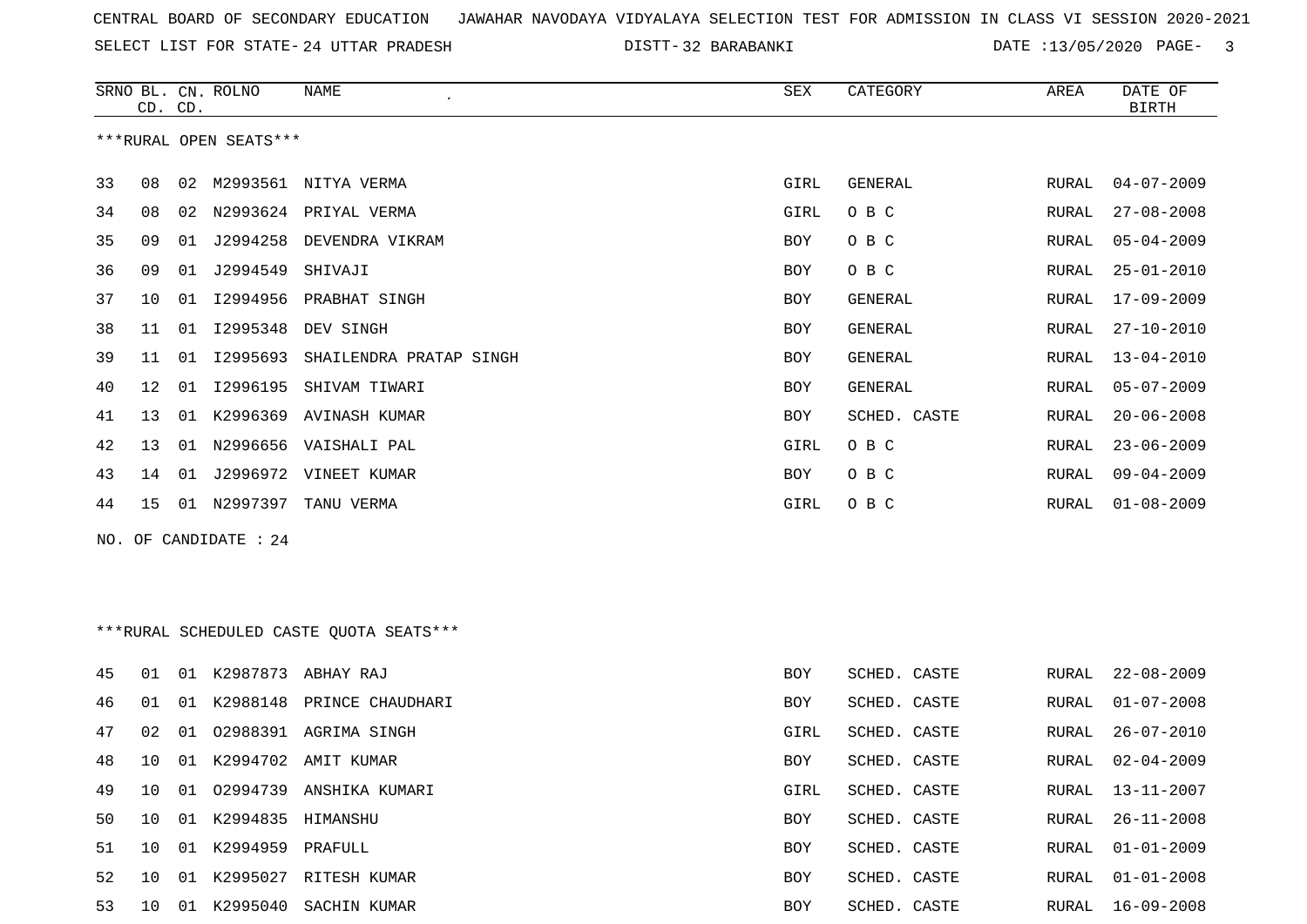CENTRAL BOARD OF SECONDARY EDUCATION JAWAHAR NAVODAYA VIDYALAYA SELECTION TEST FOR ADMISSION IN CLASS VI SESSION 2020-2021

SELECT LIST FOR STATE- 24 UTTAR PRADESH DISTT- 32 BARABANKI DATE :13/05/2020

***RURAL OPEN SEATS***

| SRNO | BL. CD. | CN. CD. | ROLNO | NAME | SEX | CATEGORY | AREA | DATE OF BIRTH |
|---|---|---|---|---|---|---|---|---|
| 33 | 08 | 02 | M2993561 | NITYA VERMA | GIRL | GENERAL | RURAL | 04-07-2009 |
| 34 | 08 | 02 | N2993624 | PRIYAL VERMA | GIRL | O B C | RURAL | 27-08-2008 |
| 35 | 09 | 01 | J2994258 | DEVENDRA VIKRAM | BOY | O B C | RURAL | 05-04-2009 |
| 36 | 09 | 01 | J2994549 | SHIVAJI | BOY | O B C | RURAL | 25-01-2010 |
| 37 | 10 | 01 | I2994956 | PRABHAT SINGH | BOY | GENERAL | RURAL | 17-09-2009 |
| 38 | 11 | 01 | I2995348 | DEV SINGH | BOY | GENERAL | RURAL | 27-10-2010 |
| 39 | 11 | 01 | I2995693 | SHAILENDRA PRATAP SINGH | BOY | GENERAL | RURAL | 13-04-2010 |
| 40 | 12 | 01 | I2996195 | SHIVAM TIWARI | BOY | GENERAL | RURAL | 05-07-2009 |
| 41 | 13 | 01 | K2996369 | AVINASH KUMAR | BOY | SCHED. CASTE | RURAL | 20-06-2008 |
| 42 | 13 | 01 | N2996656 | VAISHALI PAL | GIRL | O B C | RURAL | 23-06-2009 |
| 43 | 14 | 01 | J2996972 | VINEET KUMAR | BOY | O B C | RURAL | 09-04-2009 |
| 44 | 15 | 01 | N2997397 | TANU VERMA | GIRL | O B C | RURAL | 01-08-2009 |

NO. OF CANDIDATE : 24

***RURAL SCHEDULED CASTE QUOTA SEATS***

| SRNO | BL. CD. | CN. CD. | ROLNO | NAME | SEX | CATEGORY | AREA | DATE OF BIRTH |
|---|---|---|---|---|---|---|---|---|
| 45 | 01 | 01 | K2987873 | ABHAY RAJ | BOY | SCHED. CASTE | RURAL | 22-08-2009 |
| 46 | 01 | 01 | K2988148 | PRINCE CHAUDHARI | BOY | SCHED. CASTE | RURAL | 01-07-2008 |
| 47 | 02 | 01 | O2988391 | AGRIMA SINGH | GIRL | SCHED. CASTE | RURAL | 26-07-2010 |
| 48 | 10 | 01 | K2994702 | AMIT KUMAR | BOY | SCHED. CASTE | RURAL | 02-04-2009 |
| 49 | 10 | 01 | O2994739 | ANSHIKA KUMARI | GIRL | SCHED. CASTE | RURAL | 13-11-2007 |
| 50 | 10 | 01 | K2994835 | HIMANSHU | BOY | SCHED. CASTE | RURAL | 26-11-2008 |
| 51 | 10 | 01 | K2994959 | PRAFULL | BOY | SCHED. CASTE | RURAL | 01-01-2009 |
| 52 | 10 | 01 | K2995027 | RITESH KUMAR | BOY | SCHED. CASTE | RURAL | 01-01-2008 |
| 53 | 10 | 01 | K2995040 | SACHIN KUMAR | BOY | SCHED. CASTE | RURAL | 16-09-2008 |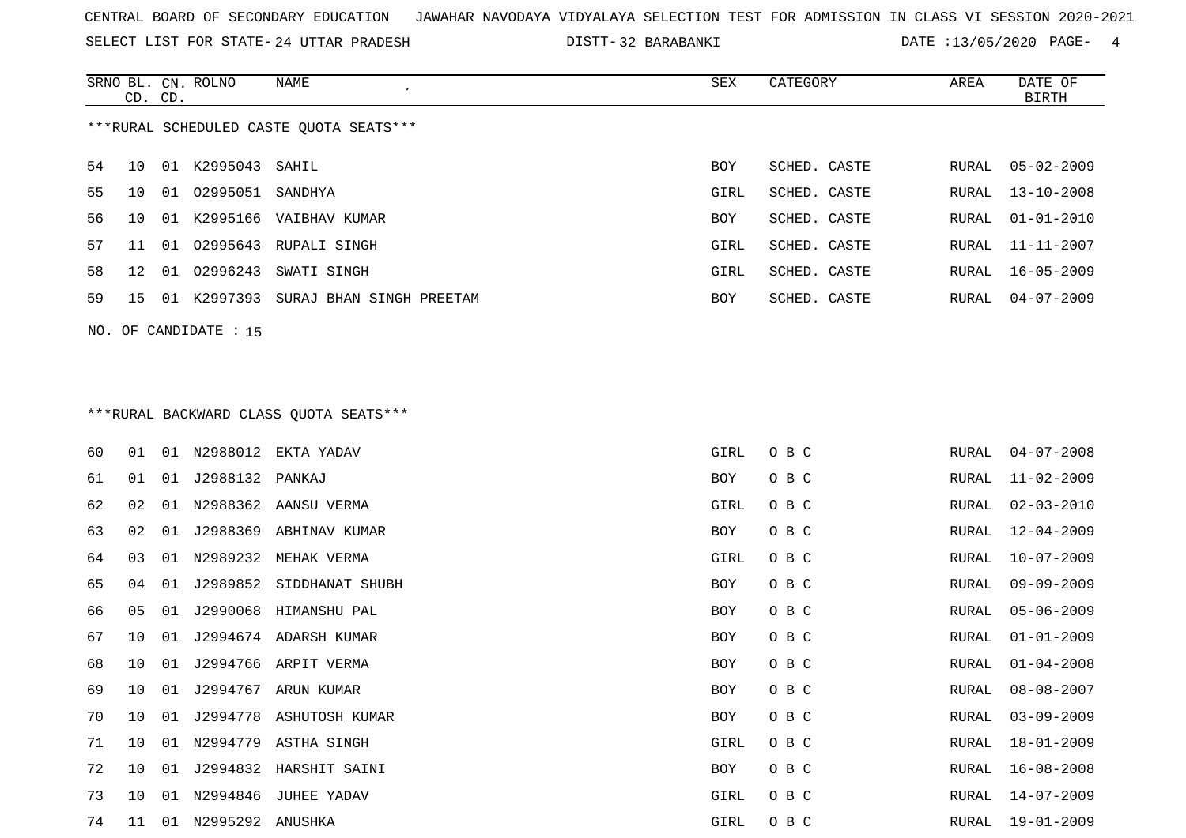CENTRAL BOARD OF SECONDARY EDUCATION JAWAHAR NAVODAYA VIDYALAYA SELECTION TEST FOR ADMISSION IN CLASS VI SESSION 2020-2021

SELECT LIST FOR STATE- 24 UTTAR PRADESH DISTT- 32 BARABANKI DATE :13/05/2020

***RURAL SCHEDULED CASTE QUOTA SEATS***

| SRNO | BL. CD. | CN. CD. | ROLNO | NAME | SEX | CATEGORY | AREA | DATE OF BIRTH |
|---|---|---|---|---|---|---|---|---|
| 54 | 10 | 01 | K2995043 | SAHIL | BOY | SCHED. CASTE | RURAL | 05-02-2009 |
| 55 | 10 | 01 | O2995051 | SANDHYA | GIRL | SCHED. CASTE | RURAL | 13-10-2008 |
| 56 | 10 | 01 | K2995166 | VAIBHAV KUMAR | BOY | SCHED. CASTE | RURAL | 01-01-2010 |
| 57 | 11 | 01 | O2995643 | RUPALI SINGH | GIRL | SCHED. CASTE | RURAL | 11-11-2007 |
| 58 | 12 | 01 | O2996243 | SWATI SINGH | GIRL | SCHED. CASTE | RURAL | 16-05-2009 |
| 59 | 15 | 01 | K2997393 | SURAJ BHAN SINGH PREETAM | BOY | SCHED. CASTE | RURAL | 04-07-2009 |

NO. OF CANDIDATE : 15

***RURAL BACKWARD CLASS QUOTA SEATS***

| SRNO | BL. CD. | CN. CD. | ROLNO | NAME | SEX | CATEGORY | AREA | DATE OF BIRTH |
|---|---|---|---|---|---|---|---|---|
| 60 | 01 | 01 | N2988012 | EKTA YADAV | GIRL | O B C | RURAL | 04-07-2008 |
| 61 | 01 | 01 | J2988132 | PANKAJ | BOY | O B C | RURAL | 11-02-2009 |
| 62 | 02 | 01 | N2988362 | AANSU VERMA | GIRL | O B C | RURAL | 02-03-2010 |
| 63 | 02 | 01 | J2988369 | ABHINAV KUMAR | BOY | O B C | RURAL | 12-04-2009 |
| 64 | 03 | 01 | N2989232 | MEHAK VERMA | GIRL | O B C | RURAL | 10-07-2009 |
| 65 | 04 | 01 | J2989852 | SIDDHANAT SHUBH | BOY | O B C | RURAL | 09-09-2009 |
| 66 | 05 | 01 | J2990068 | HIMANSHU PAL | BOY | O B C | RURAL | 05-06-2009 |
| 67 | 10 | 01 | J2994674 | ADARSH KUMAR | BOY | O B C | RURAL | 01-01-2009 |
| 68 | 10 | 01 | J2994766 | ARPIT VERMA | BOY | O B C | RURAL | 01-04-2008 |
| 69 | 10 | 01 | J2994767 | ARUN KUMAR | BOY | O B C | RURAL | 08-08-2007 |
| 70 | 10 | 01 | J2994778 | ASHUTOSH KUMAR | BOY | O B C | RURAL | 03-09-2009 |
| 71 | 10 | 01 | N2994779 | ASTHA SINGH | GIRL | O B C | RURAL | 18-01-2009 |
| 72 | 10 | 01 | J2994832 | HARSHIT SAINI | BOY | O B C | RURAL | 16-08-2008 |
| 73 | 10 | 01 | N2994846 | JUHEE YADAV | GIRL | O B C | RURAL | 14-07-2009 |
| 74 | 11 | 01 | N2995292 | ANUSHKA | GIRL | O B C | RURAL | 19-01-2009 |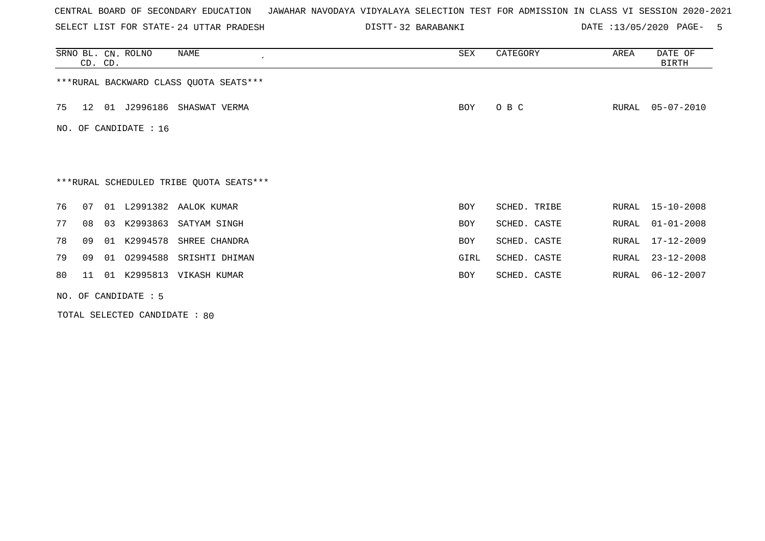CENTRAL BOARD OF SECONDARY EDUCATION JAWAHAR NAVODAYA VIDYALAYA SELECTION TEST FOR ADMISSION IN CLASS VI SESSION 2020-2021

SELECT LIST FOR STATE- 24 UTTAR PRADESH DISTT- 32 BARABANKI DATE :13/05/2020 PAGE- 5

| SRNO | BL. CD. | CN. CD. | ROLNO | NAME | SEX | CATEGORY | AREA | DATE OF BIRTH |
|---|---|---|---|---|---|---|---|---|

***RURAL BACKWARD CLASS QUOTA SEATS***

| SRNO | BL. CD. | CN. CD. | ROLNO | NAME | SEX | CATEGORY | AREA | DATE OF BIRTH |
|---|---|---|---|---|---|---|---|---|
| 75 | 12 | 01 | J2996186 | SHASWAT VERMA | BOY | O B C | RURAL | 05-07-2010 |

NO. OF CANDIDATE : 16

***RURAL SCHEDULED TRIBE QUOTA SEATS***

| SRNO | BL. CD. | CN. CD. | ROLNO | NAME | SEX | CATEGORY | AREA | DATE OF BIRTH |
|---|---|---|---|---|---|---|---|---|
| 76 | 07 | 01 | L2991382 | AALOK KUMAR | BOY | SCHED. TRIBE | RURAL | 15-10-2008 |
| 77 | 08 | 03 | K2993863 | SATYAM SINGH | BOY | SCHED. CASTE | RURAL | 01-01-2008 |
| 78 | 09 | 01 | K2994578 | SHREE CHANDRA | BOY | SCHED. CASTE | RURAL | 17-12-2009 |
| 79 | 09 | 01 | O2994588 | SRISHTI DHIMAN | GIRL | SCHED. CASTE | RURAL | 23-12-2008 |
| 80 | 11 | 01 | K2995813 | VIKASH KUMAR | BOY | SCHED. CASTE | RURAL | 06-12-2007 |

NO. OF CANDIDATE : 5

TOTAL SELECTED CANDIDATE : 80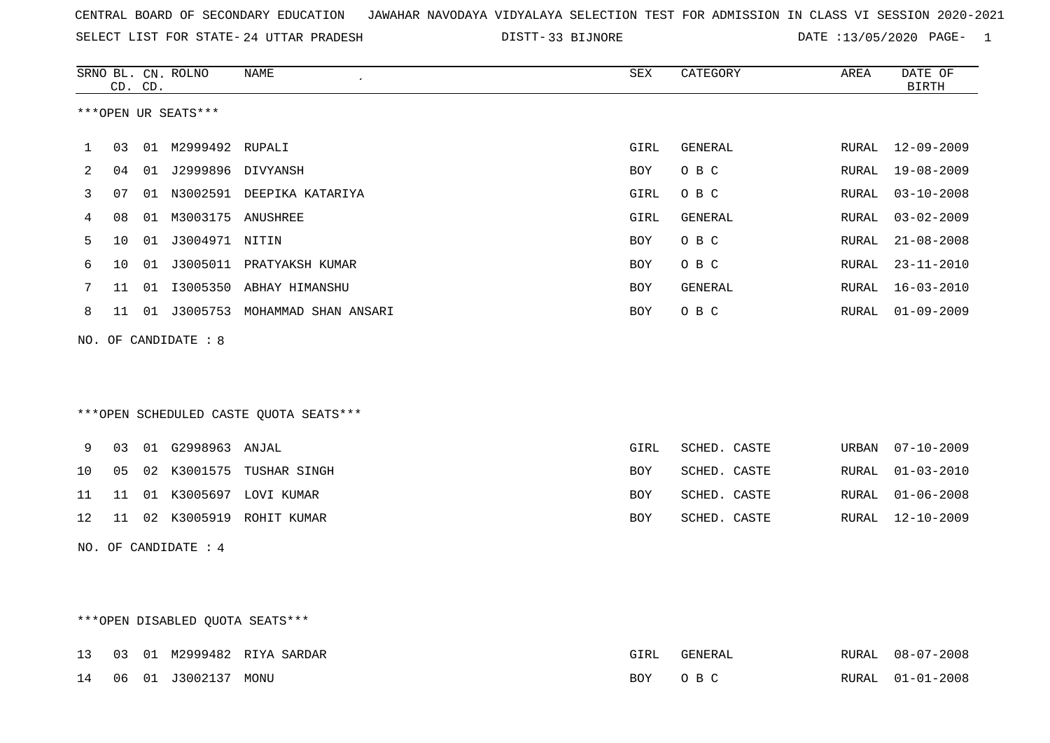CENTRAL BOARD OF SECONDARY EDUCATION JAWAHAR NAVODAYA VIDYALAYA SELECTION TEST FOR ADMISSION IN CLASS VI SESSION 2020-2021

SELECT LIST FOR STATE- 24 UTTAR PRADESH DISTT- 33 BIJNORE DATE :13/05/2020

***OPEN UR SEATS***

| SRNO | BL. CD. | CN. CD. | ROLNO | NAME | SEX | CATEGORY | AREA | DATE OF BIRTH |
|---|---|---|---|---|---|---|---|---|
| 1 | 03 | 01 | M2999492 | RUPALI | GIRL | GENERAL | RURAL | 12-09-2009 |
| 2 | 04 | 01 | J2999896 | DIVYANSH | BOY | O B C | RURAL | 19-08-2009 |
| 3 | 07 | 01 | N3002591 | DEEPIKA KATARIYA | GIRL | O B C | RURAL | 03-10-2008 |
| 4 | 08 | 01 | M3003175 | ANUSHREE | GIRL | GENERAL | RURAL | 03-02-2009 |
| 5 | 10 | 01 | J3004971 | NITIN | BOY | O B C | RURAL | 21-08-2008 |
| 6 | 10 | 01 | J3005011 | PRATYAKSH KUMAR | BOY | O B C | RURAL | 23-11-2010 |
| 7 | 11 | 01 | I3005350 | ABHAY HIMANSHU | BOY | GENERAL | RURAL | 16-03-2010 |
| 8 | 11 | 01 | J3005753 | MOHAMMAD SHAN ANSARI | BOY | O B C | RURAL | 01-09-2009 |

NO. OF CANDIDATE : 8

***OPEN SCHEDULED CASTE QUOTA SEATS***

| SRNO | BL. CD. | CN. CD. | ROLNO | NAME | SEX | CATEGORY | AREA | DATE OF BIRTH |
|---|---|---|---|---|---|---|---|---|
| 9 | 03 | 01 | G2998963 | ANJAL | GIRL | SCHED. CASTE | URBAN | 07-10-2009 |
| 10 | 05 | 02 | K3001575 | TUSHAR SINGH | BOY | SCHED. CASTE | RURAL | 01-03-2010 |
| 11 | 11 | 01 | K3005697 | LOVI KUMAR | BOY | SCHED. CASTE | RURAL | 01-06-2008 |
| 12 | 11 | 02 | K3005919 | ROHIT KUMAR | BOY | SCHED. CASTE | RURAL | 12-10-2009 |

NO. OF CANDIDATE : 4

***OPEN DISABLED QUOTA SEATS***

| SRNO | BL. CD. | CN. CD. | ROLNO | NAME | SEX | CATEGORY | AREA | DATE OF BIRTH |
|---|---|---|---|---|---|---|---|---|
| 13 | 03 | 01 | M2999482 | RIYA SARDAR | GIRL | GENERAL | RURAL | 08-07-2008 |
| 14 | 06 | 01 | J3002137 | MONU | BOY | O B C | RURAL | 01-01-2008 |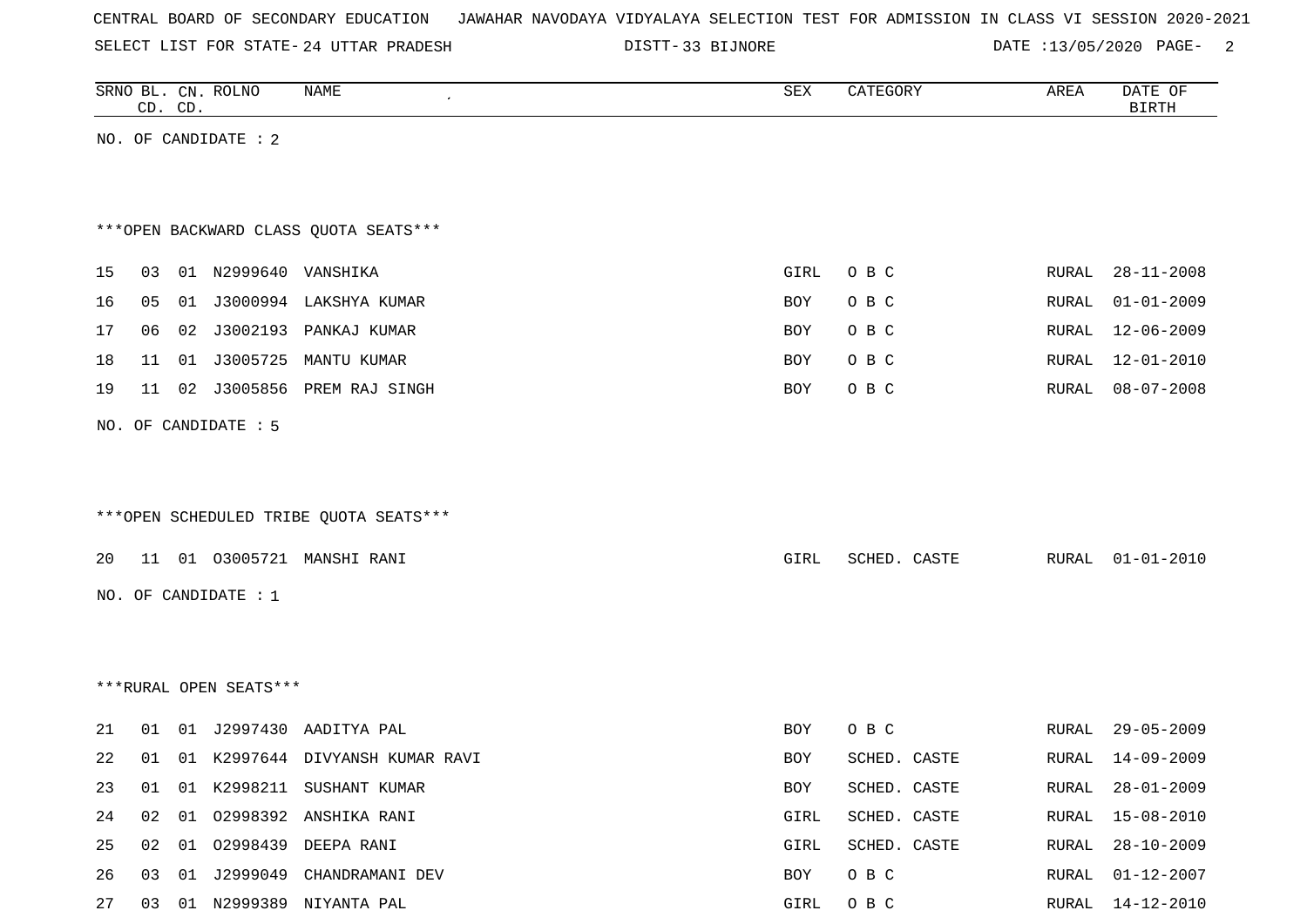CENTRAL BOARD OF SECONDARY EDUCATION JAWAHAR NAVODAYA VIDYALAYA SELECTION TEST FOR ADMISSION IN CLASS VI SESSION 2020-2021

SELECT LIST FOR STATE- 24 UTTAR PRADESH DISTT- 33 BIJNORE DATE :13/05/2020 PAGE- 2

| SRNO | BL. CD. | CN. CD. | ROLNO | NAME | SEX | CATEGORY | AREA | DATE OF BIRTH |
|---|---|---|---|---|---|---|---|---|

NO. OF CANDIDATE : 2

***OPEN BACKWARD CLASS QUOTA SEATS***

| SRNO | BL. CD. | CN. CD. | ROLNO | NAME | SEX | CATEGORY | AREA | DATE OF BIRTH |
|---|---|---|---|---|---|---|---|---|
| 15 | 03 | 01 | N2999640 | VANSHIKA | GIRL | O B C | RURAL | 28-11-2008 |
| 16 | 05 | 01 | J3000994 | LAKSHYA KUMAR | BOY | O B C | RURAL | 01-01-2009 |
| 17 | 06 | 02 | J3002193 | PANKAJ KUMAR | BOY | O B C | RURAL | 12-06-2009 |
| 18 | 11 | 01 | J3005725 | MANTU KUMAR | BOY | O B C | RURAL | 12-01-2010 |
| 19 | 11 | 02 | J3005856 | PREM RAJ SINGH | BOY | O B C | RURAL | 08-07-2008 |

NO. OF CANDIDATE : 5

***OPEN SCHEDULED TRIBE QUOTA SEATS***

| SRNO | BL. CD. | CN. CD. | ROLNO | NAME | SEX | CATEGORY | AREA | DATE OF BIRTH |
|---|---|---|---|---|---|---|---|---|
| 20 | 11 | 01 | O3005721 | MANSHI RANI | GIRL | SCHED. CASTE | RURAL | 01-01-2010 |

NO. OF CANDIDATE : 1

***RURAL OPEN SEATS***

| SRNO | BL. CD. | CN. CD. | ROLNO | NAME | SEX | CATEGORY | AREA | DATE OF BIRTH |
|---|---|---|---|---|---|---|---|---|
| 21 | 01 | 01 | J2997430 | AADITYA PAL | BOY | O B C | RURAL | 29-05-2009 |
| 22 | 01 | 01 | K2997644 | DIVYANSH KUMAR RAVI | BOY | SCHED. CASTE | RURAL | 14-09-2009 |
| 23 | 01 | 01 | K2998211 | SUSHANT KUMAR | BOY | SCHED. CASTE | RURAL | 28-01-2009 |
| 24 | 02 | 01 | O2998392 | ANSHIKA RANI | GIRL | SCHED. CASTE | RURAL | 15-08-2010 |
| 25 | 02 | 01 | O2998439 | DEEPA RANI | GIRL | SCHED. CASTE | RURAL | 28-10-2009 |
| 26 | 03 | 01 | J2999049 | CHANDRAMANI DEV | BOY | O B C | RURAL | 01-12-2007 |
| 27 | 03 | 01 | N2999389 | NIYANTA PAL | GIRL | O B C | RURAL | 14-12-2010 |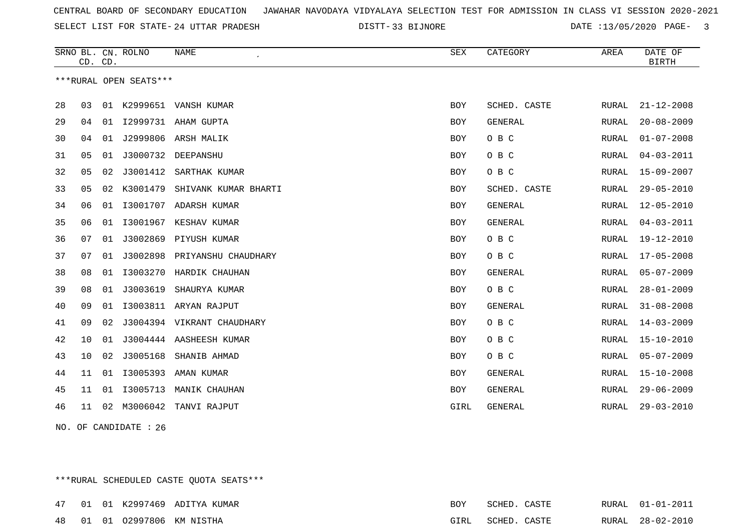CENTRAL BOARD OF SECONDARY EDUCATION JAWAHAR NAVODAYA VIDYALAYA SELECTION TEST FOR ADMISSION IN CLASS VI SESSION 2020-2021

SELECT LIST FOR STATE- 24 UTTAR PRADESH DISTT- 33 BIJNORE DATE :13/05/2020

***RURAL OPEN SEATS***

| SRNO | BL. CD. | CN. CD. | ROLNO | NAME | SEX | CATEGORY | AREA | DATE OF BIRTH |
|---|---|---|---|---|---|---|---|---|
| 28 | 03 | 01 | K2999651 | VANSH KUMAR | BOY | SCHED. CASTE | RURAL | 21-12-2008 |
| 29 | 04 | 01 | I2999731 | AHAM GUPTA | BOY | GENERAL | RURAL | 20-08-2009 |
| 30 | 04 | 01 | J2999806 | ARSH MALIK | BOY | O B C | RURAL | 01-07-2008 |
| 31 | 05 | 01 | J3000732 | DEEPANSHU | BOY | O B C | RURAL | 04-03-2011 |
| 32 | 05 | 02 | J3001412 | SARTHAK KUMAR | BOY | O B C | RURAL | 15-09-2007 |
| 33 | 05 | 02 | K3001479 | SHIVANK KUMAR BHARTI | BOY | SCHED. CASTE | RURAL | 29-05-2010 |
| 34 | 06 | 01 | I3001707 | ADARSH KUMAR | BOY | GENERAL | RURAL | 12-05-2010 |
| 35 | 06 | 01 | I3001967 | KESHAV KUMAR | BOY | GENERAL | RURAL | 04-03-2011 |
| 36 | 07 | 01 | J3002869 | PIYUSH KUMAR | BOY | O B C | RURAL | 19-12-2010 |
| 37 | 07 | 01 | J3002898 | PRIYANSHU CHAUDHARY | BOY | O B C | RURAL | 17-05-2008 |
| 38 | 08 | 01 | I3003270 | HARDIK CHAUHAN | BOY | GENERAL | RURAL | 05-07-2009 |
| 39 | 08 | 01 | J3003619 | SHAURYA KUMAR | BOY | O B C | RURAL | 28-01-2009 |
| 40 | 09 | 01 | I3003811 | ARYAN RAJPUT | BOY | GENERAL | RURAL | 31-08-2008 |
| 41 | 09 | 02 | J3004394 | VIKRANT CHAUDHARY | BOY | O B C | RURAL | 14-03-2009 |
| 42 | 10 | 01 | J3004444 | AASHEESH KUMAR | BOY | O B C | RURAL | 15-10-2010 |
| 43 | 10 | 02 | J3005168 | SHANIB AHMAD | BOY | O B C | RURAL | 05-07-2009 |
| 44 | 11 | 01 | I3005393 | AMAN KUMAR | BOY | GENERAL | RURAL | 15-10-2008 |
| 45 | 11 | 01 | I3005713 | MANIK CHAUHAN | BOY | GENERAL | RURAL | 29-06-2009 |
| 46 | 11 | 02 | M3006042 | TANVI RAJPUT | GIRL | GENERAL | RURAL | 29-03-2010 |

NO. OF CANDIDATE : 26

***RURAL SCHEDULED CASTE QUOTA SEATS***

| SRNO | BL. CD. | CN. CD. | ROLNO | NAME | SEX | CATEGORY | AREA | DATE OF BIRTH |
|---|---|---|---|---|---|---|---|---|
| 47 | 01 | 01 | K2997469 | ADITYA KUMAR | BOY | SCHED. CASTE | RURAL | 01-01-2011 |
| 48 | 01 | 01 | O2997806 | KM NISTHA | GIRL | SCHED. CASTE | RURAL | 28-02-2010 |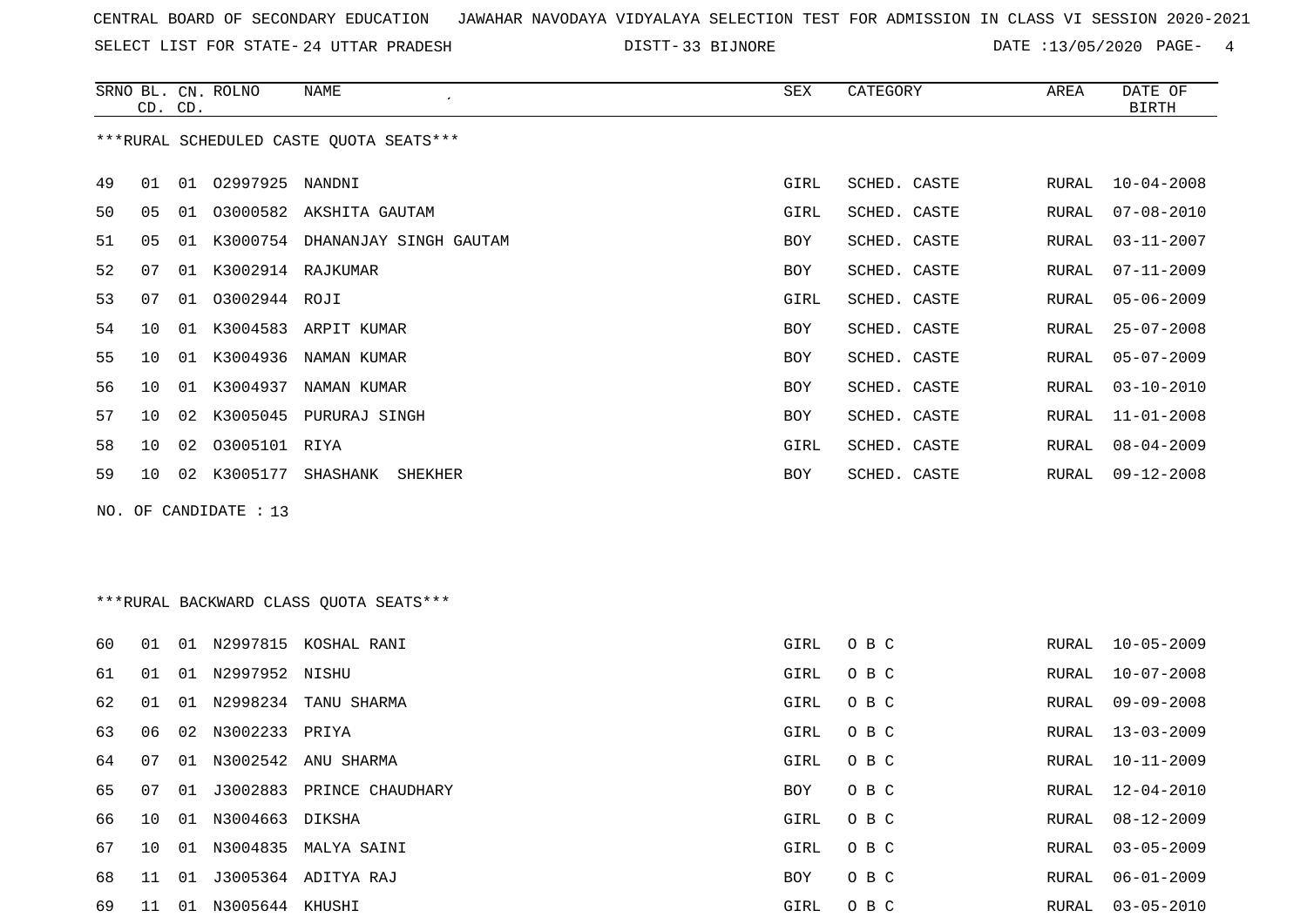CENTRAL BOARD OF SECONDARY EDUCATION   JAWAHAR NAVODAYA VIDYALAYA SELECTION TEST FOR ADMISSION IN CLASS VI SESSION 2020-2021

SELECT LIST FOR STATE- 24 UTTAR PRADESH   DISTT- 33 BIJNORE   DATE :13/05/2020

| SRNO | BL. CD. | CN. CD. | ROLNO | NAME | SEX | CATEGORY | AREA | DATE OF BIRTH |
|---|---|---|---|---|---|---|---|---|

***RURAL SCHEDULED CASTE QUOTA SEATS***

| SRNO | BL. CD. | CN. CD. | ROLNO | NAME | SEX | CATEGORY | AREA | DATE OF BIRTH |
|---|---|---|---|---|---|---|---|---|
| 49 | 01 | 01 | O2997925 | NANDNI | GIRL | SCHED. CASTE | RURAL | 10-04-2008 |
| 50 | 05 | 01 | O3000582 | AKSHITA GAUTAM | GIRL | SCHED. CASTE | RURAL | 07-08-2010 |
| 51 | 05 | 01 | K3000754 | DHANANJAY SINGH GAUTAM | BOY | SCHED. CASTE | RURAL | 03-11-2007 |
| 52 | 07 | 01 | K3002914 | RAJKUMAR | BOY | SCHED. CASTE | RURAL | 07-11-2009 |
| 53 | 07 | 01 | O3002944 | ROJI | GIRL | SCHED. CASTE | RURAL | 05-06-2009 |
| 54 | 10 | 01 | K3004583 | ARPIT KUMAR | BOY | SCHED. CASTE | RURAL | 25-07-2008 |
| 55 | 10 | 01 | K3004936 | NAMAN KUMAR | BOY | SCHED. CASTE | RURAL | 05-07-2009 |
| 56 | 10 | 01 | K3004937 | NAMAN KUMAR | BOY | SCHED. CASTE | RURAL | 03-10-2010 |
| 57 | 10 | 02 | K3005045 | PURURAJ SINGH | BOY | SCHED. CASTE | RURAL | 11-01-2008 |
| 58 | 10 | 02 | O3005101 | RIYA | GIRL | SCHED. CASTE | RURAL | 08-04-2009 |
| 59 | 10 | 02 | K3005177 | SHASHANK  SHEKHER | BOY | SCHED. CASTE | RURAL | 09-12-2008 |

NO. OF CANDIDATE : 13

***RURAL BACKWARD CLASS QUOTA SEATS***

| SRNO | BL. CD. | CN. CD. | ROLNO | NAME | SEX | CATEGORY | AREA | DATE OF BIRTH |
|---|---|---|---|---|---|---|---|---|
| 60 | 01 | 01 | N2997815 | KOSHAL RANI | GIRL | O B C | RURAL | 10-05-2009 |
| 61 | 01 | 01 | N2997952 | NISHU | GIRL | O B C | RURAL | 10-07-2008 |
| 62 | 01 | 01 | N2998234 | TANU SHARMA | GIRL | O B C | RURAL | 09-09-2008 |
| 63 | 06 | 02 | N3002233 | PRIYA | GIRL | O B C | RURAL | 13-03-2009 |
| 64 | 07 | 01 | N3002542 | ANU SHARMA | GIRL | O B C | RURAL | 10-11-2009 |
| 65 | 07 | 01 | J3002883 | PRINCE CHAUDHARY | BOY | O B C | RURAL | 12-04-2010 |
| 66 | 10 | 01 | N3004663 | DIKSHA | GIRL | O B C | RURAL | 08-12-2009 |
| 67 | 10 | 01 | N3004835 | MALYA SAINI | GIRL | O B C | RURAL | 03-05-2009 |
| 68 | 11 | 01 | J3005364 | ADITYA RAJ | BOY | O B C | RURAL | 06-01-2009 |
| 69 | 11 | 01 | N3005644 | KHUSHI | GIRL | O B C | RURAL | 03-05-2010 |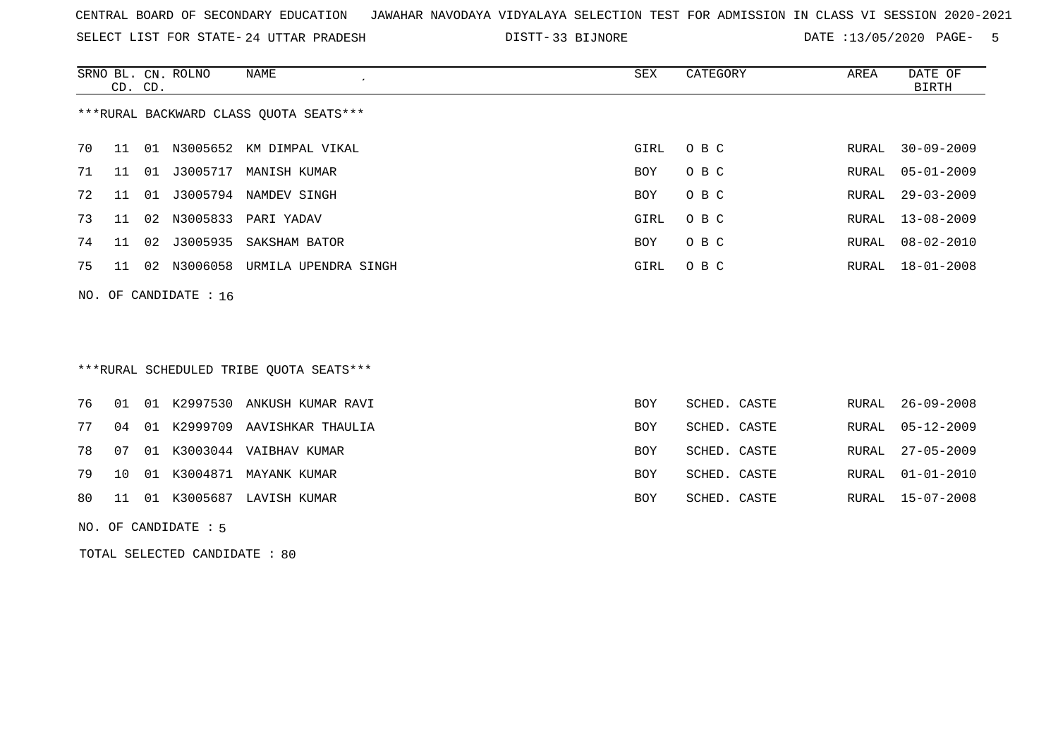CENTRAL BOARD OF SECONDARY EDUCATION   JAWAHAR NAVODAYA VIDYALAYA SELECTION TEST FOR ADMISSION IN CLASS VI SESSION 2020-2021

SELECT LIST FOR STATE- 24 UTTAR PRADESH   DISTT- 33 BIJNORE   DATE :13/05/2020

***RURAL BACKWARD CLASS QUOTA SEATS***

| SRNO | BL. CD. | CN. CD. | ROLNO | NAME | SEX | CATEGORY | AREA | DATE OF BIRTH |
|---|---|---|---|---|---|---|---|---|
| 70 | 11 | 01 | N3005652 | KM DIMPAL VIKAL | GIRL | O B C | RURAL | 30-09-2009 |
| 71 | 11 | 01 | J3005717 | MANISH KUMAR | BOY | O B C | RURAL | 05-01-2009 |
| 72 | 11 | 01 | J3005794 | NAMDEV SINGH | BOY | O B C | RURAL | 29-03-2009 |
| 73 | 11 | 02 | N3005833 | PARI YADAV | GIRL | O B C | RURAL | 13-08-2009 |
| 74 | 11 | 02 | J3005935 | SAKSHAM BATOR | BOY | O B C | RURAL | 08-02-2010 |
| 75 | 11 | 02 | N3006058 | URMILA UPENDRA SINGH | GIRL | O B C | RURAL | 18-01-2008 |

NO. OF CANDIDATE : 16

***RURAL SCHEDULED TRIBE QUOTA SEATS***

| SRNO | BL. CD. | CN. CD. | ROLNO | NAME | SEX | CATEGORY | AREA | DATE OF BIRTH |
|---|---|---|---|---|---|---|---|---|
| 76 | 01 | 01 | K2997530 | ANKUSH KUMAR RAVI | BOY | SCHED. CASTE | RURAL | 26-09-2008 |
| 77 | 04 | 01 | K2999709 | AAVISHKAR THAULIA | BOY | SCHED. CASTE | RURAL | 05-12-2009 |
| 78 | 07 | 01 | K3003044 | VAIBHAV KUMAR | BOY | SCHED. CASTE | RURAL | 27-05-2009 |
| 79 | 10 | 01 | K3004871 | MAYANK KUMAR | BOY | SCHED. CASTE | RURAL | 01-01-2010 |
| 80 | 11 | 01 | K3005687 | LAVISH KUMAR | BOY | SCHED. CASTE | RURAL | 15-07-2008 |

NO. OF CANDIDATE : 5

TOTAL SELECTED CANDIDATE : 80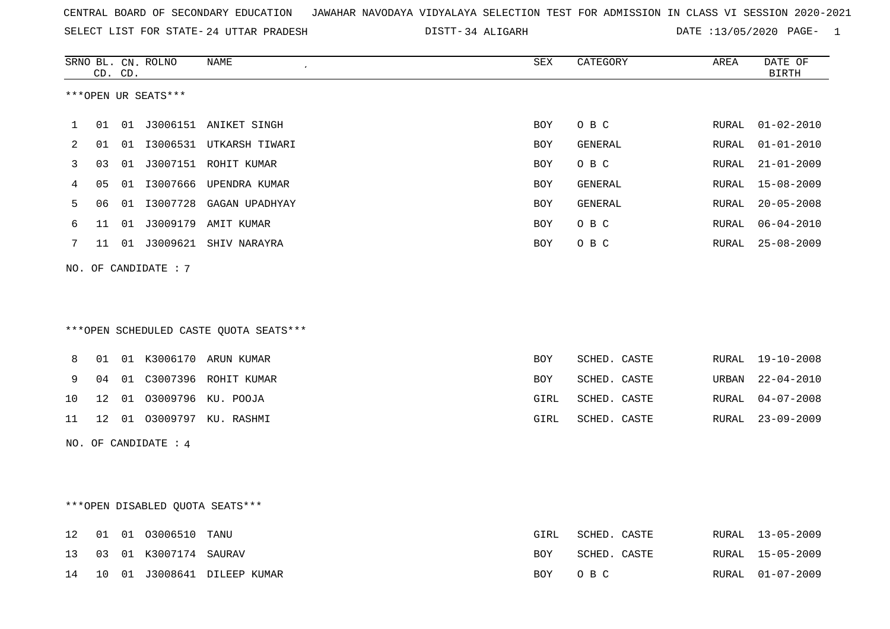CENTRAL BOARD OF SECONDARY EDUCATION JAWAHAR NAVODAYA VIDYALAYA SELECTION TEST FOR ADMISSION IN CLASS VI SESSION 2020-2021

SELECT LIST FOR STATE- 24 UTTAR PRADESH DISTT- 34 ALIGARH DATE :13/05/2020

| SRNO | BL. CD. | CN. CD. | ROLNO | NAME | SEX | CATEGORY | AREA | DATE OF BIRTH |
|---|---|---|---|---|---|---|---|---|

***OPEN UR SEATS***

| SRNO | BL. CD. | CN. CD. | ROLNO | NAME | SEX | CATEGORY | AREA | DATE OF BIRTH |
|---|---|---|---|---|---|---|---|---|
| 1 | 01 | 01 | J3006151 | ANIKET SINGH | BOY | O B C | RURAL | 01-02-2010 |
| 2 | 01 | 01 | I3006531 | UTKARSH TIWARI | BOY | GENERAL | RURAL | 01-01-2010 |
| 3 | 03 | 01 | J3007151 | ROHIT KUMAR | BOY | O B C | RURAL | 21-01-2009 |
| 4 | 05 | 01 | I3007666 | UPENDRA KUMAR | BOY | GENERAL | RURAL | 15-08-2009 |
| 5 | 06 | 01 | I3007728 | GAGAN UPADHYAY | BOY | GENERAL | RURAL | 20-05-2008 |
| 6 | 11 | 01 | J3009179 | AMIT KUMAR | BOY | O B C | RURAL | 06-04-2010 |
| 7 | 11 | 01 | J3009621 | SHIV NARAYRA | BOY | O B C | RURAL | 25-08-2009 |

NO. OF CANDIDATE : 7

***OPEN SCHEDULED CASTE QUOTA SEATS***

| SRNO | BL. CD. | CN. CD. | ROLNO | NAME | SEX | CATEGORY | AREA | DATE OF BIRTH |
|---|---|---|---|---|---|---|---|---|
| 8 | 01 | 01 | K3006170 | ARUN KUMAR | BOY | SCHED. CASTE | RURAL | 19-10-2008 |
| 9 | 04 | 01 | C3007396 | ROHIT KUMAR | BOY | SCHED. CASTE | URBAN | 22-04-2010 |
| 10 | 12 | 01 | O3009796 | KU. POOJA | GIRL | SCHED. CASTE | RURAL | 04-07-2008 |
| 11 | 12 | 01 | O3009797 | KU. RASHMI | GIRL | SCHED. CASTE | RURAL | 23-09-2009 |

NO. OF CANDIDATE : 4

***OPEN DISABLED QUOTA SEATS***

| SRNO | BL. CD. | CN. CD. | ROLNO | NAME | SEX | CATEGORY | AREA | DATE OF BIRTH |
|---|---|---|---|---|---|---|---|---|
| 12 | 01 | 01 | O3006510 | TANU | GIRL | SCHED. CASTE | RURAL | 13-05-2009 |
| 13 | 03 | 01 | K3007174 | SAURAV | BOY | SCHED. CASTE | RURAL | 15-05-2009 |
| 14 | 10 | 01 | J3008641 | DILEEP KUMAR | BOY | O B C | RURAL | 01-07-2009 |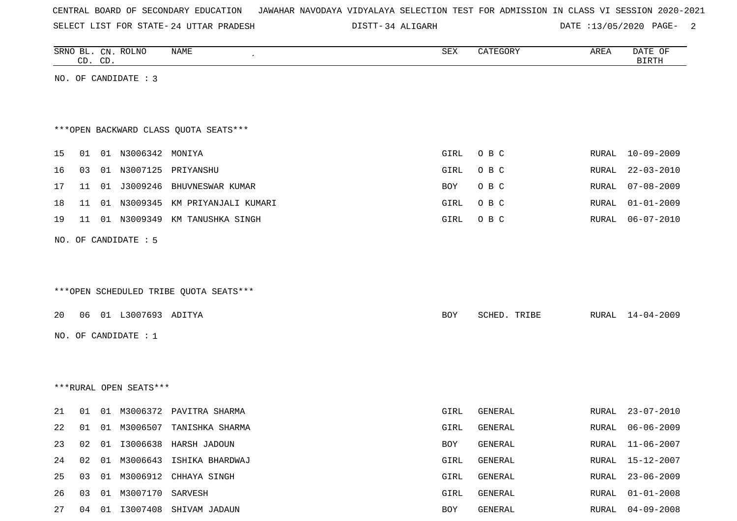CENTRAL BOARD OF SECONDARY EDUCATION JAWAHAR NAVODAYA VIDYALAYA SELECTION TEST FOR ADMISSION IN CLASS VI SESSION 2020-2021

SELECT LIST FOR STATE- 24 UTTAR PRADESH DISTT- 34 ALIGARH DATE :13/05/2020

| SRNO | BL. CD. | CN. CD. | ROLNO | NAME | SEX | CATEGORY | AREA | DATE OF BIRTH |
|---|---|---|---|---|---|---|---|---|

NO. OF CANDIDATE : 3

***OPEN BACKWARD CLASS QUOTA SEATS***

| SRNO | BL. CD. | CN. CD. | ROLNO | NAME | SEX | CATEGORY | AREA | DATE OF BIRTH |
|---|---|---|---|---|---|---|---|---|
| 15 | 01 | 01 | N3006342 | MONIYA | GIRL | O B C | RURAL | 10-09-2009 |
| 16 | 03 | 01 | N3007125 | PRIYANSHU | GIRL | O B C | RURAL | 22-03-2010 |
| 17 | 11 | 01 | J3009246 | BHUVNESWAR KUMAR | BOY | O B C | RURAL | 07-08-2009 |
| 18 | 11 | 01 | N3009345 | KM PRIYANJALI KUMARI | GIRL | O B C | RURAL | 01-01-2009 |
| 19 | 11 | 01 | N3009349 | KM TANUSHKA SINGH | GIRL | O B C | RURAL | 06-07-2010 |

NO. OF CANDIDATE : 5

***OPEN SCHEDULED TRIBE QUOTA SEATS***

| SRNO | BL. CD. | CN. CD. | ROLNO | NAME | SEX | CATEGORY | AREA | DATE OF BIRTH |
|---|---|---|---|---|---|---|---|---|
| 20 | 06 | 01 | L3007693 | ADITYA | BOY | SCHED. TRIBE | RURAL | 14-04-2009 |

NO. OF CANDIDATE : 1

***RURAL OPEN SEATS***

| SRNO | BL. CD. | CN. CD. | ROLNO | NAME | SEX | CATEGORY | AREA | DATE OF BIRTH |
|---|---|---|---|---|---|---|---|---|
| 21 | 01 | 01 | M3006372 | PAVITRA SHARMA | GIRL | GENERAL | RURAL | 23-07-2010 |
| 22 | 01 | 01 | M3006507 | TANISHKA SHARMA | GIRL | GENERAL | RURAL | 06-06-2009 |
| 23 | 02 | 01 | I3006638 | HARSH JADOUN | BOY | GENERAL | RURAL | 11-06-2007 |
| 24 | 02 | 01 | M3006643 | ISHIKA BHARDWAJ | GIRL | GENERAL | RURAL | 15-12-2007 |
| 25 | 03 | 01 | M3006912 | CHHAYA SINGH | GIRL | GENERAL | RURAL | 23-06-2009 |
| 26 | 03 | 01 | M3007170 | SARVESH | GIRL | GENERAL | RURAL | 01-01-2008 |
| 27 | 04 | 01 | I3007408 | SHIVAM JADAUN | BOY | GENERAL | RURAL | 04-09-2008 |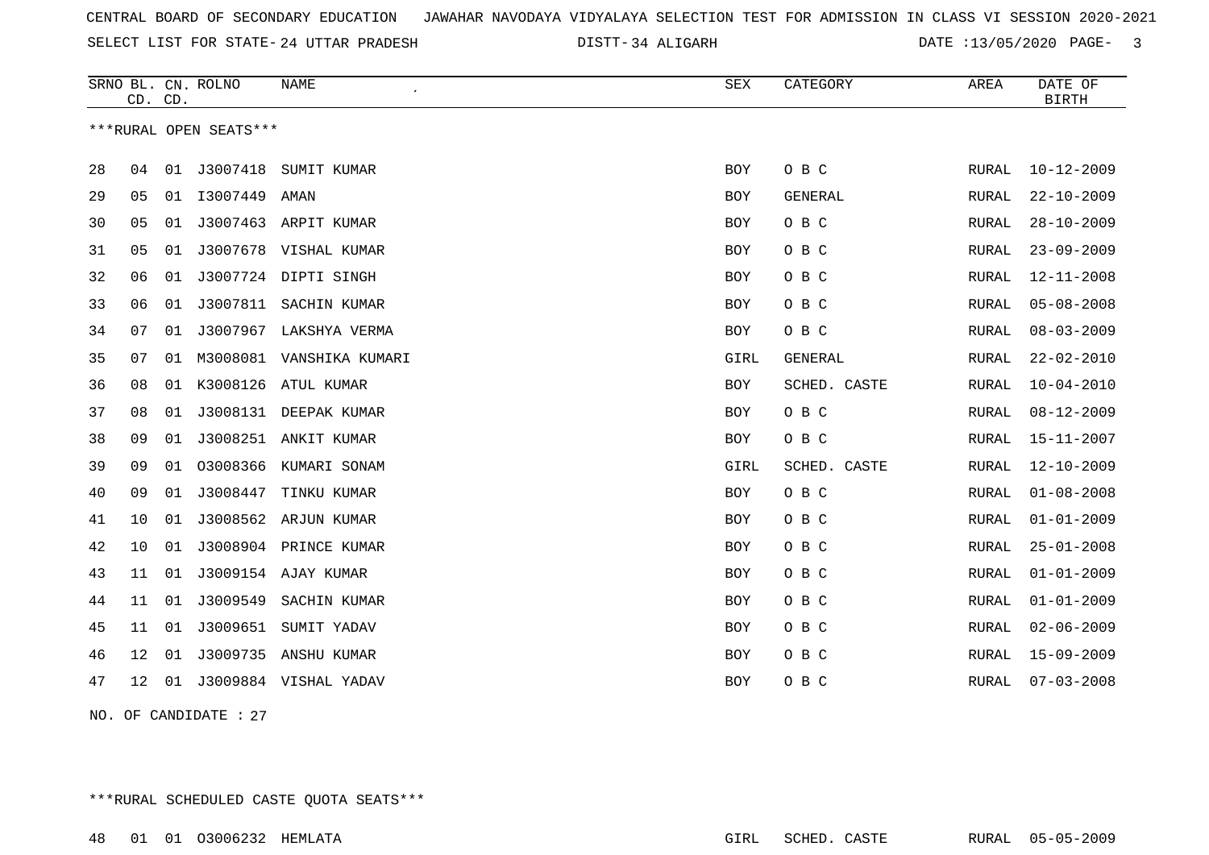CENTRAL BOARD OF SECONDARY EDUCATION JAWAHAR NAVODAYA VIDYALAYA SELECTION TEST FOR ADMISSION IN CLASS VI SESSION 2020-2021

SELECT LIST FOR STATE- 24 UTTAR PRADESH DISTT- 34 ALIGARH DATE :13/05/2020

| SRNO | BL. CD. | CN. CD. | ROLNO | NAME | SEX | CATEGORY | AREA | DATE OF BIRTH |
|---|---|---|---|---|---|---|---|---|

***RURAL OPEN SEATS***

| SRNO | BL. CD. | CN. CD. | ROLNO | NAME | SEX | CATEGORY | AREA | DATE OF BIRTH |
|---|---|---|---|---|---|---|---|---|
| 28 | 04 | 01 | J3007418 | SUMIT KUMAR | BOY | O B C | RURAL | 10-12-2009 |
| 29 | 05 | 01 | I3007449 | AMAN | BOY | GENERAL | RURAL | 22-10-2009 |
| 30 | 05 | 01 | J3007463 | ARPIT KUMAR | BOY | O B C | RURAL | 28-10-2009 |
| 31 | 05 | 01 | J3007678 | VISHAL KUMAR | BOY | O B C | RURAL | 23-09-2009 |
| 32 | 06 | 01 | J3007724 | DIPTI SINGH | BOY | O B C | RURAL | 12-11-2008 |
| 33 | 06 | 01 | J3007811 | SACHIN KUMAR | BOY | O B C | RURAL | 05-08-2008 |
| 34 | 07 | 01 | J3007967 | LAKSHYA VERMA | BOY | O B C | RURAL | 08-03-2009 |
| 35 | 07 | 01 | M3008081 | VANSHIKA KUMARI | GIRL | GENERAL | RURAL | 22-02-2010 |
| 36 | 08 | 01 | K3008126 | ATUL KUMAR | BOY | SCHED. CASTE | RURAL | 10-04-2010 |
| 37 | 08 | 01 | J3008131 | DEEPAK KUMAR | BOY | O B C | RURAL | 08-12-2009 |
| 38 | 09 | 01 | J3008251 | ANKIT KUMAR | BOY | O B C | RURAL | 15-11-2007 |
| 39 | 09 | 01 | O3008366 | KUMARI SONAM | GIRL | SCHED. CASTE | RURAL | 12-10-2009 |
| 40 | 09 | 01 | J3008447 | TINKU KUMAR | BOY | O B C | RURAL | 01-08-2008 |
| 41 | 10 | 01 | J3008562 | ARJUN KUMAR | BOY | O B C | RURAL | 01-01-2009 |
| 42 | 10 | 01 | J3008904 | PRINCE KUMAR | BOY | O B C | RURAL | 25-01-2008 |
| 43 | 11 | 01 | J3009154 | AJAY KUMAR | BOY | O B C | RURAL | 01-01-2009 |
| 44 | 11 | 01 | J3009549 | SACHIN KUMAR | BOY | O B C | RURAL | 01-01-2009 |
| 45 | 11 | 01 | J3009651 | SUMIT YADAV | BOY | O B C | RURAL | 02-06-2009 |
| 46 | 12 | 01 | J3009735 | ANSHU KUMAR | BOY | O B C | RURAL | 15-09-2009 |
| 47 | 12 | 01 | J3009884 | VISHAL YADAV | BOY | O B C | RURAL | 07-03-2008 |

NO. OF CANDIDATE : 27

***RURAL SCHEDULED CASTE QUOTA SEATS***

| SRNO | BL. CD. | CN. CD. | ROLNO | NAME | SEX | CATEGORY | AREA | DATE OF BIRTH |
|---|---|---|---|---|---|---|---|---|
| 48 | 01 | 01 | O3006232 | HEMLATA | GIRL | SCHED. CASTE | RURAL | 05-05-2009 |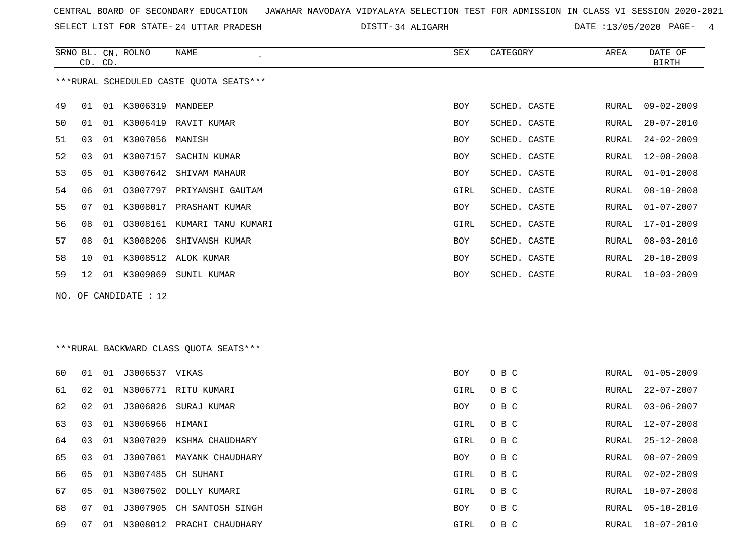CENTRAL BOARD OF SECONDARY EDUCATION JAWAHAR NAVODAYA VIDYALAYA SELECTION TEST FOR ADMISSION IN CLASS VI SESSION 2020-2021

SELECT LIST FOR STATE- 24 UTTAR PRADESH DISTT- 34 ALIGARH DATE :13/05/2020

***RURAL SCHEDULED CASTE QUOTA SEATS***

| SRNO | BL. CD. | CN. CD. | ROLNO | NAME | SEX | CATEGORY | AREA | DATE OF BIRTH |
|---|---|---|---|---|---|---|---|---|
| 49 | 01 | 01 | K3006319 | MANDEEP | BOY | SCHED. CASTE | RURAL | 09-02-2009 |
| 50 | 01 | 01 | K3006419 | RAVIT KUMAR | BOY | SCHED. CASTE | RURAL | 20-07-2010 |
| 51 | 03 | 01 | K3007056 | MANISH | BOY | SCHED. CASTE | RURAL | 24-02-2009 |
| 52 | 03 | 01 | K3007157 | SACHIN KUMAR | BOY | SCHED. CASTE | RURAL | 12-08-2008 |
| 53 | 05 | 01 | K3007642 | SHIVAM MAHAUR | BOY | SCHED. CASTE | RURAL | 01-01-2008 |
| 54 | 06 | 01 | O3007797 | PRIYANSHI GAUTAM | GIRL | SCHED. CASTE | RURAL | 08-10-2008 |
| 55 | 07 | 01 | K3008017 | PRASHANT KUMAR | BOY | SCHED. CASTE | RURAL | 01-07-2007 |
| 56 | 08 | 01 | O3008161 | KUMARI TANU KUMARI | GIRL | SCHED. CASTE | RURAL | 17-01-2009 |
| 57 | 08 | 01 | K3008206 | SHIVANSH KUMAR | BOY | SCHED. CASTE | RURAL | 08-03-2010 |
| 58 | 10 | 01 | K3008512 | ALOK KUMAR | BOY | SCHED. CASTE | RURAL | 20-10-2009 |
| 59 | 12 | 01 | K3009869 | SUNIL KUMAR | BOY | SCHED. CASTE | RURAL | 10-03-2009 |

NO. OF CANDIDATE : 12

***RURAL BACKWARD CLASS QUOTA SEATS***

| SRNO | BL. CD. | CN. CD. | ROLNO | NAME | SEX | CATEGORY | AREA | DATE OF BIRTH |
|---|---|---|---|---|---|---|---|---|
| 60 | 01 | 01 | J3006537 | VIKAS | BOY | O B C | RURAL | 01-05-2009 |
| 61 | 02 | 01 | N3006771 | RITU KUMARI | GIRL | O B C | RURAL | 22-07-2007 |
| 62 | 02 | 01 | J3006826 | SURAJ KUMAR | BOY | O B C | RURAL | 03-06-2007 |
| 63 | 03 | 01 | N3006966 | HIMANI | GIRL | O B C | RURAL | 12-07-2008 |
| 64 | 03 | 01 | N3007029 | KSHMA CHAUDHARY | GIRL | O B C | RURAL | 25-12-2008 |
| 65 | 03 | 01 | J3007061 | MAYANK CHAUDHARY | BOY | O B C | RURAL | 08-07-2009 |
| 66 | 05 | 01 | N3007485 | CH SUHANI | GIRL | O B C | RURAL | 02-02-2009 |
| 67 | 05 | 01 | N3007502 | DOLLY KUMARI | GIRL | O B C | RURAL | 10-07-2008 |
| 68 | 07 | 01 | J3007905 | CH SANTOSH SINGH | BOY | O B C | RURAL | 05-10-2010 |
| 69 | 07 | 01 | N3008012 | PRACHI CHAUDHARY | GIRL | O B C | RURAL | 18-07-2010 |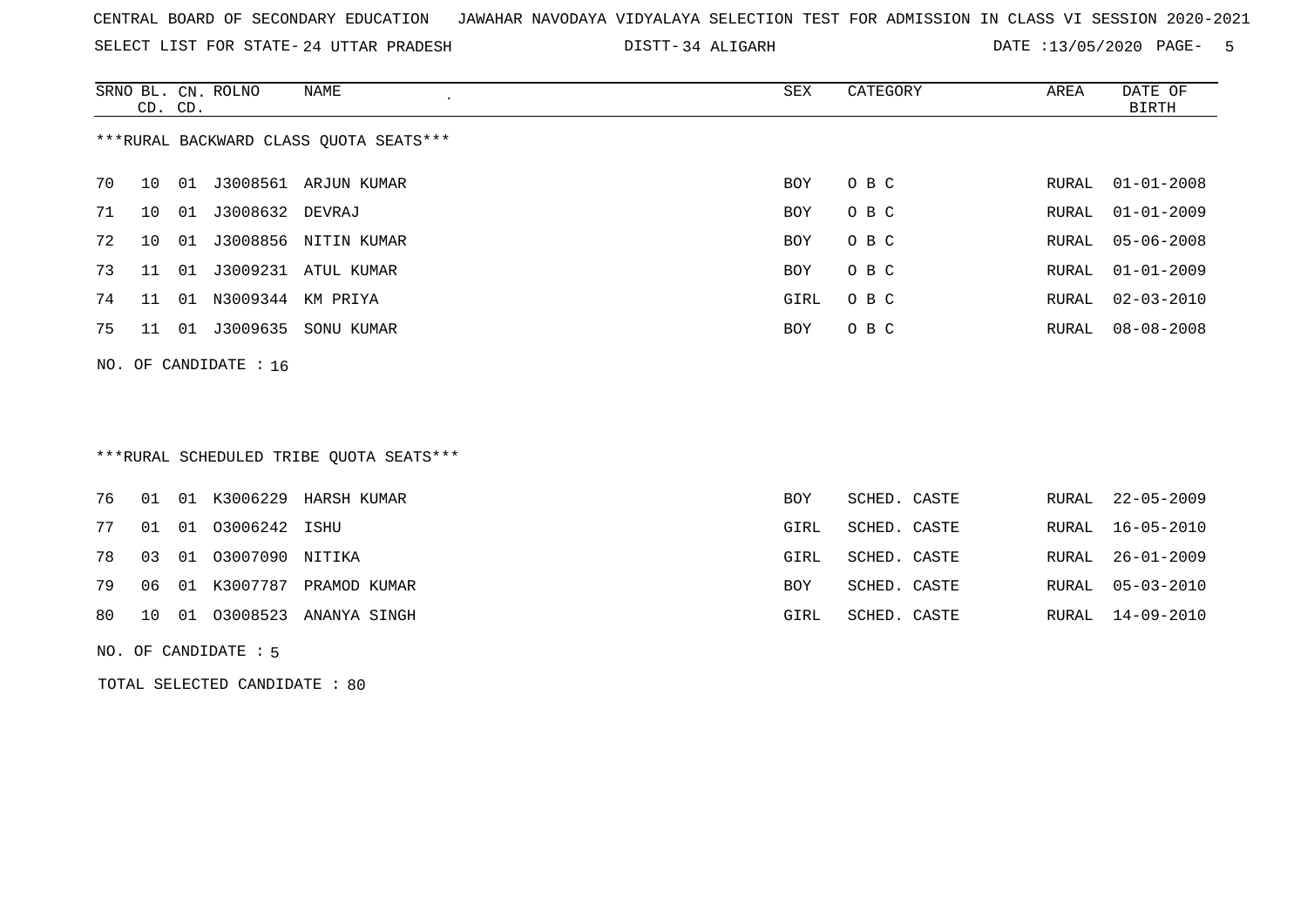CENTRAL BOARD OF SECONDARY EDUCATION JAWAHAR NAVODAYA VIDYALAYA SELECTION TEST FOR ADMISSION IN CLASS VI SESSION 2020-2021

SELECT LIST FOR STATE- 24 UTTAR PRADESH DISTT- 34 ALIGARH DATE :13/05/2020 PAGE- 5

***RURAL BACKWARD CLASS QUOTA SEATS***

| SRNO | BL. CD. | CN. CD. | ROLNO | NAME | SEX | CATEGORY | AREA | DATE OF BIRTH |
|---|---|---|---|---|---|---|---|---|
| 70 | 10 | 01 | J3008561 | ARJUN KUMAR | BOY | O B C | RURAL | 01-01-2008 |
| 71 | 10 | 01 | J3008632 | DEVRAJ | BOY | O B C | RURAL | 01-01-2009 |
| 72 | 10 | 01 | J3008856 | NITIN KUMAR | BOY | O B C | RURAL | 05-06-2008 |
| 73 | 11 | 01 | J3009231 | ATUL KUMAR | BOY | O B C | RURAL | 01-01-2009 |
| 74 | 11 | 01 | N3009344 | KM PRIYA | GIRL | O B C | RURAL | 02-03-2010 |
| 75 | 11 | 01 | J3009635 | SONU KUMAR | BOY | O B C | RURAL | 08-08-2008 |

NO. OF CANDIDATE : 16

***RURAL SCHEDULED TRIBE QUOTA SEATS***

| SRNO | BL. CD. | CN. CD. | ROLNO | NAME | SEX | CATEGORY | AREA | DATE OF BIRTH |
|---|---|---|---|---|---|---|---|---|
| 76 | 01 | 01 | K3006229 | HARSH KUMAR | BOY | SCHED. CASTE | RURAL | 22-05-2009 |
| 77 | 01 | 01 | O3006242 | ISHU | GIRL | SCHED. CASTE | RURAL | 16-05-2010 |
| 78 | 03 | 01 | O3007090 | NITIKA | GIRL | SCHED. CASTE | RURAL | 26-01-2009 |
| 79 | 06 | 01 | K3007787 | PRAMOD KUMAR | BOY | SCHED. CASTE | RURAL | 05-03-2010 |
| 80 | 10 | 01 | O3008523 | ANANYA SINGH | GIRL | SCHED. CASTE | RURAL | 14-09-2010 |

NO. OF CANDIDATE : 5

TOTAL SELECTED CANDIDATE : 80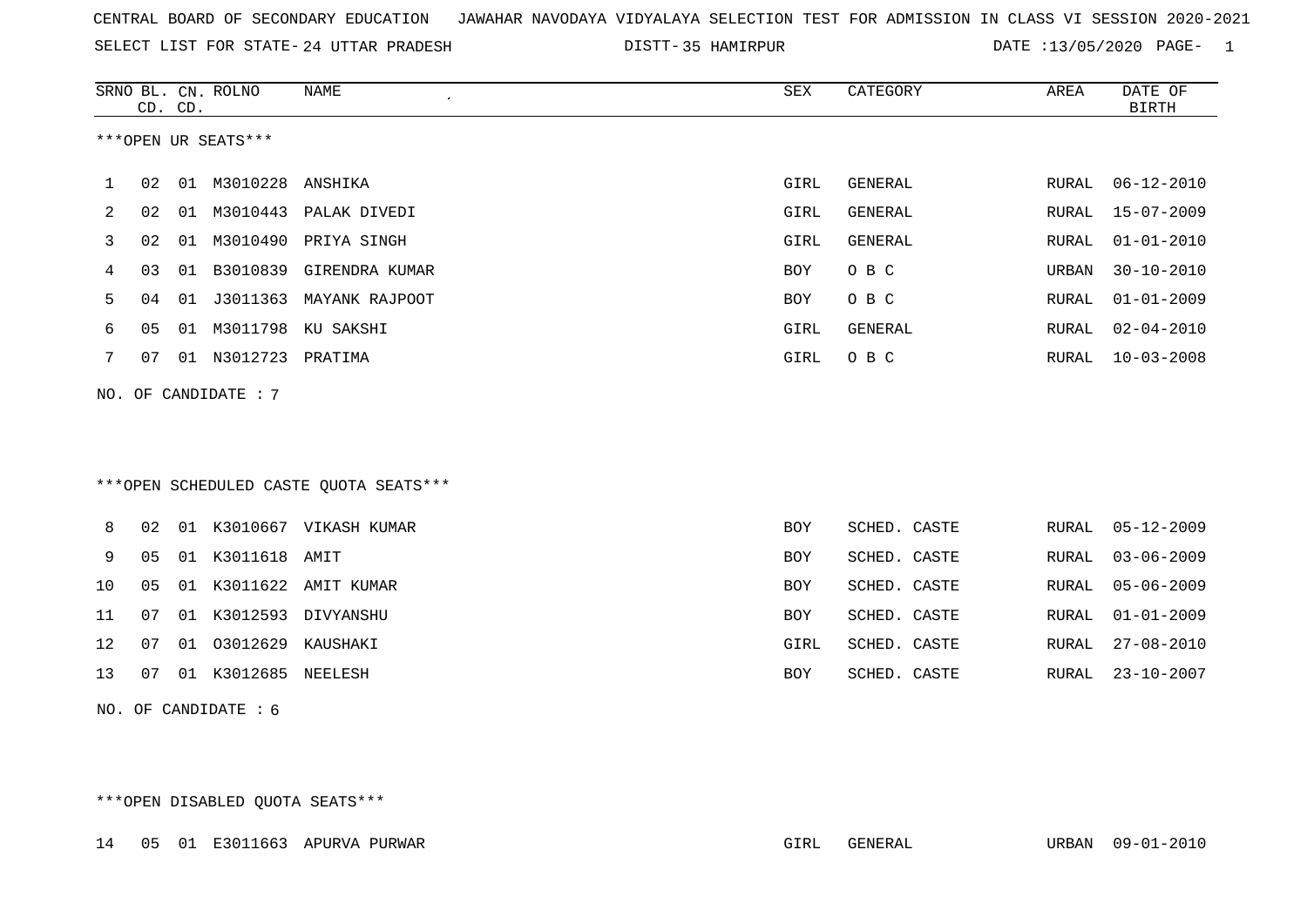CENTRAL BOARD OF SECONDARY EDUCATION JAWAHAR NAVODAYA VIDYALAYA SELECTION TEST FOR ADMISSION IN CLASS VI SESSION 2020-2021

SELECT LIST FOR STATE- 24 UTTAR PRADESH DISTT- 35 HAMIRPUR DATE :13/05/2020

| SRNO | BL. CD. | CN. CD. | ROLNO | NAME | SEX | CATEGORY | AREA | DATE OF BIRTH |
|---|---|---|---|---|---|---|---|---|

***OPEN UR SEATS***

| SRNO | BL. CD. | CN. CD. | ROLNO | NAME | SEX | CATEGORY | AREA | DATE OF BIRTH |
|---|---|---|---|---|---|---|---|---|
| 1 | 02 | 01 | M3010228 | ANSHIKA | GIRL | GENERAL | RURAL | 06-12-2010 |
| 2 | 02 | 01 | M3010443 | PALAK DIVEDI | GIRL | GENERAL | RURAL | 15-07-2009 |
| 3 | 02 | 01 | M3010490 | PRIYA SINGH | GIRL | GENERAL | RURAL | 01-01-2010 |
| 4 | 03 | 01 | B3010839 | GIRENDRA KUMAR | BOY | O B C | URBAN | 30-10-2010 |
| 5 | 04 | 01 | J3011363 | MAYANK RAJPOOT | BOY | O B C | RURAL | 01-01-2009 |
| 6 | 05 | 01 | M3011798 | KU SAKSHI | GIRL | GENERAL | RURAL | 02-04-2010 |
| 7 | 07 | 01 | N3012723 | PRATIMA | GIRL | O B C | RURAL | 10-03-2008 |

NO. OF CANDIDATE : 7

***OPEN SCHEDULED CASTE QUOTA SEATS***

| SRNO | BL. CD. | CN. CD. | ROLNO | NAME | SEX | CATEGORY | AREA | DATE OF BIRTH |
|---|---|---|---|---|---|---|---|---|
| 8 | 02 | 01 | K3010667 | VIKASH KUMAR | BOY | SCHED. CASTE | RURAL | 05-12-2009 |
| 9 | 05 | 01 | K3011618 | AMIT | BOY | SCHED. CASTE | RURAL | 03-06-2009 |
| 10 | 05 | 01 | K3011622 | AMIT KUMAR | BOY | SCHED. CASTE | RURAL | 05-06-2009 |
| 11 | 07 | 01 | K3012593 | DIVYANSHU | BOY | SCHED. CASTE | RURAL | 01-01-2009 |
| 12 | 07 | 01 | O3012629 | KAUSHAKI | GIRL | SCHED. CASTE | RURAL | 27-08-2010 |
| 13 | 07 | 01 | K3012685 | NEELESH | BOY | SCHED. CASTE | RURAL | 23-10-2007 |

NO. OF CANDIDATE : 6

***OPEN DISABLED QUOTA SEATS***

| SRNO | BL. CD. | CN. CD. | ROLNO | NAME | SEX | CATEGORY | AREA | DATE OF BIRTH |
|---|---|---|---|---|---|---|---|---|
| 14 | 05 | 01 | E3011663 | APURVA PURWAR | GIRL | GENERAL | URBAN | 09-01-2010 |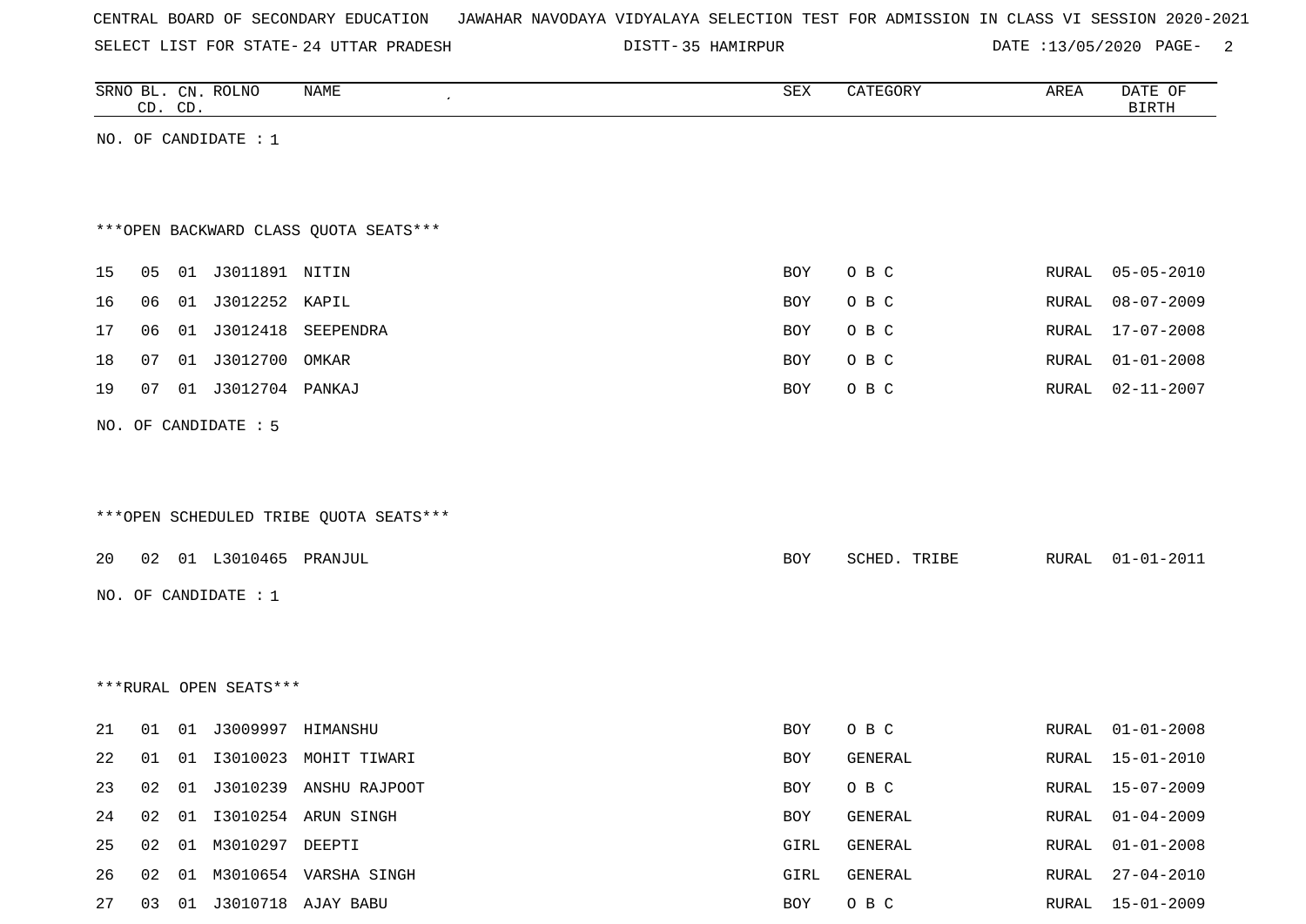CENTRAL BOARD OF SECONDARY EDUCATION JAWAHAR NAVODAYA VIDYALAYA SELECTION TEST FOR ADMISSION IN CLASS VI SESSION 2020-2021

SELECT LIST FOR STATE- 24 UTTAR PRADESH DISTT- 35 HAMIRPUR DATE :13/05/2020

| SRNO | BL. CD. | CN. CD. | ROLNO | NAME | SEX | CATEGORY | AREA | DATE OF BIRTH |
|---|---|---|---|---|---|---|---|---|

NO. OF CANDIDATE : 1

***OPEN BACKWARD CLASS QUOTA SEATS***

| SRNO | BL. CD. | CN. CD. | ROLNO | NAME | SEX | CATEGORY | AREA | DATE OF BIRTH |
|---|---|---|---|---|---|---|---|---|
| 15 | 05 | 01 | J3011891 | NITIN | BOY | O B C | RURAL | 05-05-2010 |
| 16 | 06 | 01 | J3012252 | KAPIL | BOY | O B C | RURAL | 08-07-2009 |
| 17 | 06 | 01 | J3012418 | SEEPENDRA | BOY | O B C | RURAL | 17-07-2008 |
| 18 | 07 | 01 | J3012700 | OMKAR | BOY | O B C | RURAL | 01-01-2008 |
| 19 | 07 | 01 | J3012704 | PANKAJ | BOY | O B C | RURAL | 02-11-2007 |

NO. OF CANDIDATE : 5

***OPEN SCHEDULED TRIBE QUOTA SEATS***

| SRNO | BL. CD. | CN. CD. | ROLNO | NAME | SEX | CATEGORY | AREA | DATE OF BIRTH |
|---|---|---|---|---|---|---|---|---|
| 20 | 02 | 01 | L3010465 | PRANJUL | BOY | SCHED. TRIBE | RURAL | 01-01-2011 |

NO. OF CANDIDATE : 1

***RURAL OPEN SEATS***

| SRNO | BL. CD. | CN. CD. | ROLNO | NAME | SEX | CATEGORY | AREA | DATE OF BIRTH |
|---|---|---|---|---|---|---|---|---|
| 21 | 01 | 01 | J3009997 | HIMANSHU | BOY | O B C | RURAL | 01-01-2008 |
| 22 | 01 | 01 | I3010023 | MOHIT TIWARI | BOY | GENERAL | RURAL | 15-01-2010 |
| 23 | 02 | 01 | J3010239 | ANSHU RAJPOOT | BOY | O B C | RURAL | 15-07-2009 |
| 24 | 02 | 01 | I3010254 | ARUN SINGH | BOY | GENERAL | RURAL | 01-04-2009 |
| 25 | 02 | 01 | M3010297 | DEEPTI | GIRL | GENERAL | RURAL | 01-01-2008 |
| 26 | 02 | 01 | M3010654 | VARSHA SINGH | GIRL | GENERAL | RURAL | 27-04-2010 |
| 27 | 03 | 01 | J3010718 | AJAY BABU | BOY | O B C | RURAL | 15-01-2009 |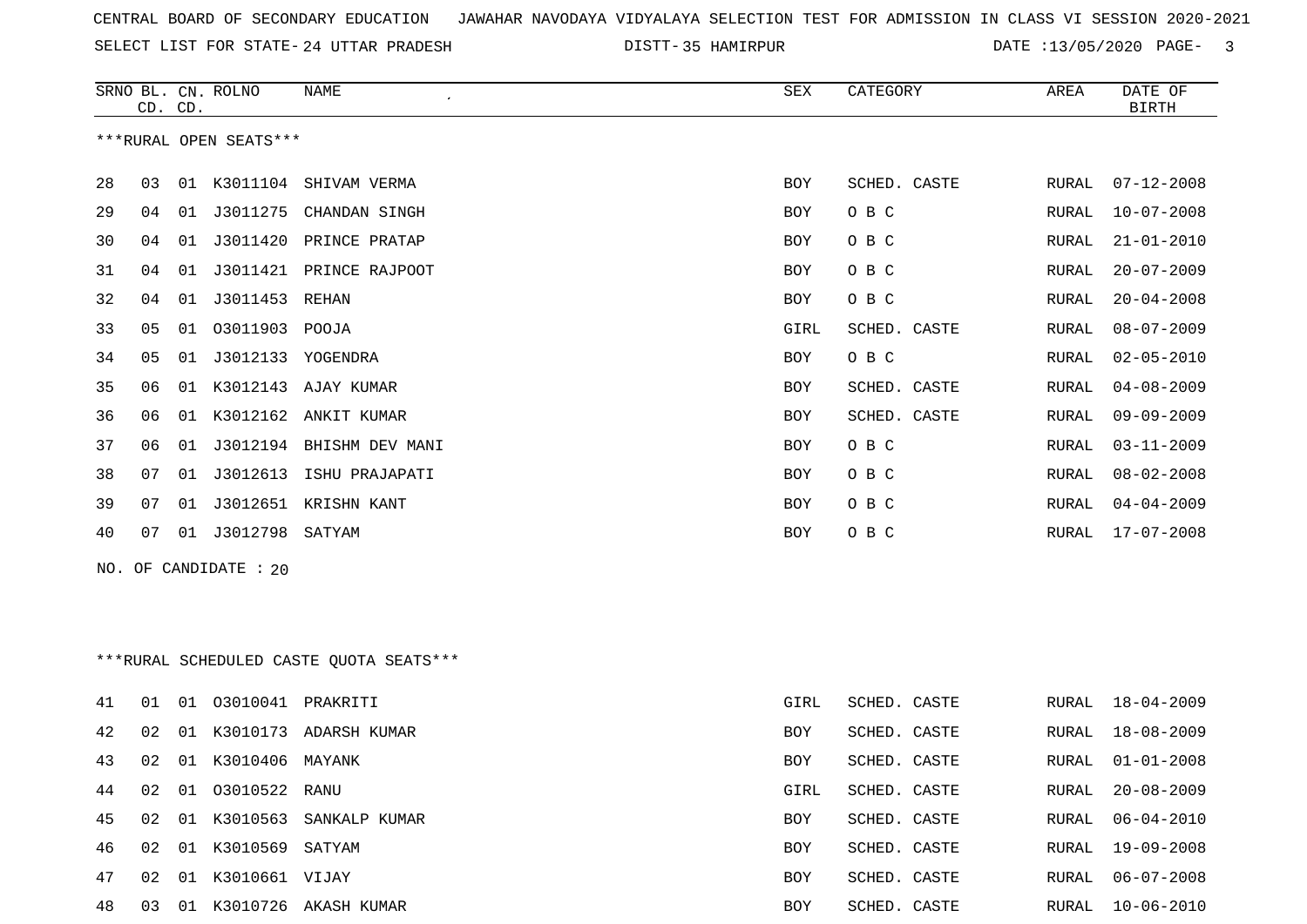CENTRAL BOARD OF SECONDARY EDUCATION   JAWAHAR NAVODAYA VIDYALAYA SELECTION TEST FOR ADMISSION IN CLASS VI SESSION 2020-2021

SELECT LIST FOR STATE- 24 UTTAR PRADESH   DISTT- 35 HAMIRPUR   DATE :13/05/2020

***RURAL OPEN SEATS***

| SRNO | BL. CD. | CN. CD. | ROLNO | NAME | SEX | CATEGORY | AREA | DATE OF BIRTH |
|---|---|---|---|---|---|---|---|---|
| 28 | 03 | 01 | K3011104 | SHIVAM VERMA | BOY | SCHED. CASTE | RURAL | 07-12-2008 |
| 29 | 04 | 01 | J3011275 | CHANDAN SINGH | BOY | O B C | RURAL | 10-07-2008 |
| 30 | 04 | 01 | J3011420 | PRINCE PRATAP | BOY | O B C | RURAL | 21-01-2010 |
| 31 | 04 | 01 | J3011421 | PRINCE RAJPOOT | BOY | O B C | RURAL | 20-07-2009 |
| 32 | 04 | 01 | J3011453 | REHAN | BOY | O B C | RURAL | 20-04-2008 |
| 33 | 05 | 01 | O3011903 | POOJA | GIRL | SCHED. CASTE | RURAL | 08-07-2009 |
| 34 | 05 | 01 | J3012133 | YOGENDRA | BOY | O B C | RURAL | 02-05-2010 |
| 35 | 06 | 01 | K3012143 | AJAY KUMAR | BOY | SCHED. CASTE | RURAL | 04-08-2009 |
| 36 | 06 | 01 | K3012162 | ANKIT KUMAR | BOY | SCHED. CASTE | RURAL | 09-09-2009 |
| 37 | 06 | 01 | J3012194 | BHISHM DEV MANI | BOY | O B C | RURAL | 03-11-2009 |
| 38 | 07 | 01 | J3012613 | ISHU PRAJAPATI | BOY | O B C | RURAL | 08-02-2008 |
| 39 | 07 | 01 | J3012651 | KRISHN KANT | BOY | O B C | RURAL | 04-04-2009 |
| 40 | 07 | 01 | J3012798 | SATYAM | BOY | O B C | RURAL | 17-07-2008 |

NO. OF CANDIDATE : 20

***RURAL SCHEDULED CASTE QUOTA SEATS***

| SRNO | BL. CD. | CN. CD. | ROLNO | NAME | SEX | CATEGORY | AREA | DATE OF BIRTH |
|---|---|---|---|---|---|---|---|---|
| 41 | 01 | 01 | O3010041 | PRAKRITI | GIRL | SCHED. CASTE | RURAL | 18-04-2009 |
| 42 | 02 | 01 | K3010173 | ADARSH KUMAR | BOY | SCHED. CASTE | RURAL | 18-08-2009 |
| 43 | 02 | 01 | K3010406 | MAYANK | BOY | SCHED. CASTE | RURAL | 01-01-2008 |
| 44 | 02 | 01 | O3010522 | RANU | GIRL | SCHED. CASTE | RURAL | 20-08-2009 |
| 45 | 02 | 01 | K3010563 | SANKALP KUMAR | BOY | SCHED. CASTE | RURAL | 06-04-2010 |
| 46 | 02 | 01 | K3010569 | SATYAM | BOY | SCHED. CASTE | RURAL | 19-09-2008 |
| 47 | 02 | 01 | K3010661 | VIJAY | BOY | SCHED. CASTE | RURAL | 06-07-2008 |
| 48 | 03 | 01 | K3010726 | AKASH KUMAR | BOY | SCHED. CASTE | RURAL | 10-06-2010 |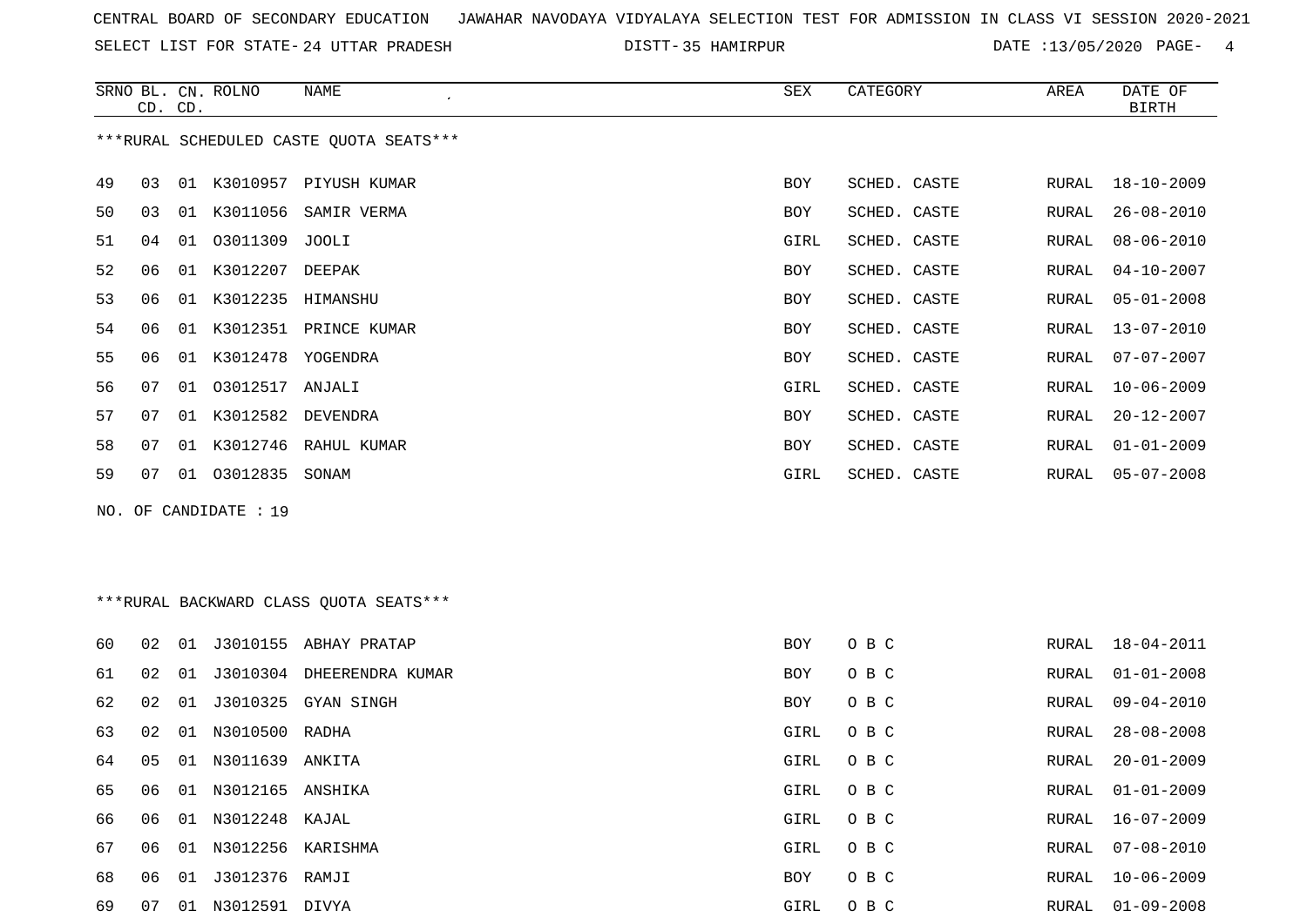CENTRAL BOARD OF SECONDARY EDUCATION JAWAHAR NAVODAYA VIDYALAYA SELECTION TEST FOR ADMISSION IN CLASS VI SESSION 2020-2021

SELECT LIST FOR STATE- 24 UTTAR PRADESH DISTT- 35 HAMIRPUR DATE :13/05/2020

***RURAL SCHEDULED CASTE QUOTA SEATS***

| SRNO | BL. CD. | CN. CD. | ROLNO | NAME | SEX | CATEGORY | AREA | DATE OF BIRTH |
|---|---|---|---|---|---|---|---|---|
| 49 | 03 | 01 | K3010957 | PIYUSH KUMAR | BOY | SCHED. CASTE | RURAL | 18-10-2009 |
| 50 | 03 | 01 | K3011056 | SAMIR VERMA | BOY | SCHED. CASTE | RURAL | 26-08-2010 |
| 51 | 04 | 01 | O3011309 | JOOLI | GIRL | SCHED. CASTE | RURAL | 08-06-2010 |
| 52 | 06 | 01 | K3012207 | DEEPAK | BOY | SCHED. CASTE | RURAL | 04-10-2007 |
| 53 | 06 | 01 | K3012235 | HIMANSHU | BOY | SCHED. CASTE | RURAL | 05-01-2008 |
| 54 | 06 | 01 | K3012351 | PRINCE KUMAR | BOY | SCHED. CASTE | RURAL | 13-07-2010 |
| 55 | 06 | 01 | K3012478 | YOGENDRA | BOY | SCHED. CASTE | RURAL | 07-07-2007 |
| 56 | 07 | 01 | O3012517 | ANJALI | GIRL | SCHED. CASTE | RURAL | 10-06-2009 |
| 57 | 07 | 01 | K3012582 | DEVENDRA | BOY | SCHED. CASTE | RURAL | 20-12-2007 |
| 58 | 07 | 01 | K3012746 | RAHUL KUMAR | BOY | SCHED. CASTE | RURAL | 01-01-2009 |
| 59 | 07 | 01 | O3012835 | SONAM | GIRL | SCHED. CASTE | RURAL | 05-07-2008 |

NO. OF CANDIDATE : 19

***RURAL BACKWARD CLASS QUOTA SEATS***

| SRNO | BL. CD. | CN. CD. | ROLNO | NAME | SEX | CATEGORY | AREA | DATE OF BIRTH |
|---|---|---|---|---|---|---|---|---|
| 60 | 02 | 01 | J3010155 | ABHAY PRATAP | BOY | O B C | RURAL | 18-04-2011 |
| 61 | 02 | 01 | J3010304 | DHEERENDRA KUMAR | BOY | O B C | RURAL | 01-01-2008 |
| 62 | 02 | 01 | J3010325 | GYAN SINGH | BOY | O B C | RURAL | 09-04-2010 |
| 63 | 02 | 01 | N3010500 | RADHA | GIRL | O B C | RURAL | 28-08-2008 |
| 64 | 05 | 01 | N3011639 | ANKITA | GIRL | O B C | RURAL | 20-01-2009 |
| 65 | 06 | 01 | N3012165 | ANSHIKA | GIRL | O B C | RURAL | 01-01-2009 |
| 66 | 06 | 01 | N3012248 | KAJAL | GIRL | O B C | RURAL | 16-07-2009 |
| 67 | 06 | 01 | N3012256 | KARISHMA | GIRL | O B C | RURAL | 07-08-2010 |
| 68 | 06 | 01 | J3012376 | RAMJI | BOY | O B C | RURAL | 10-06-2009 |
| 69 | 07 | 01 | N3012591 | DIVYA | GIRL | O B C | RURAL | 01-09-2008 |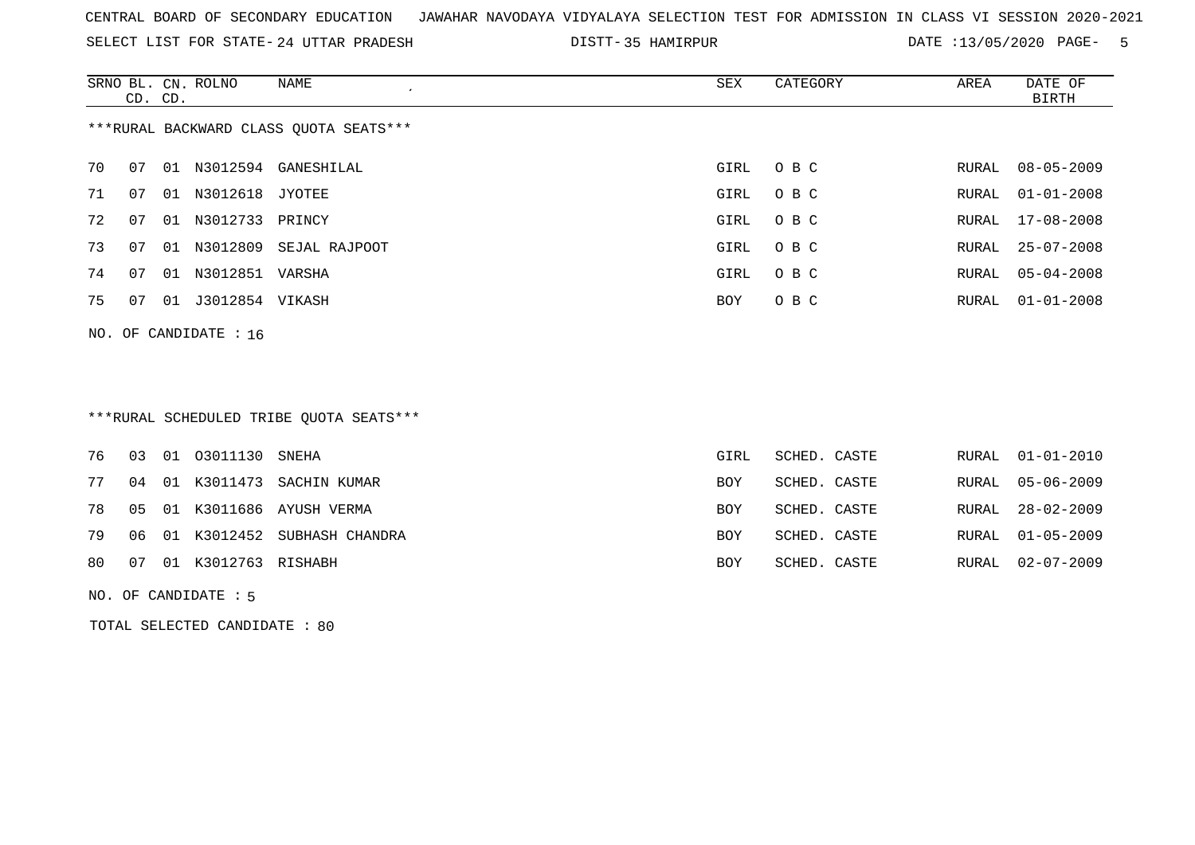CENTRAL BOARD OF SECONDARY EDUCATION   JAWAHAR NAVODAYA VIDYALAYA SELECTION TEST FOR ADMISSION IN CLASS VI SESSION 2020-2021

SELECT LIST FOR STATE- 24 UTTAR PRADESH   DISTT- 35 HAMIRPUR   DATE :13/05/2020

***RURAL BACKWARD CLASS QUOTA SEATS***

| SRNO | BL. CD. | CN. CD. | ROLNO | NAME | SEX | CATEGORY | AREA | DATE OF BIRTH |
|---|---|---|---|---|---|---|---|---|
| 70 | 07 | 01 | N3012594 | GANESHILAL | GIRL | O B C | RURAL | 08-05-2009 |
| 71 | 07 | 01 | N3012618 | JYOTEE | GIRL | O B C | RURAL | 01-01-2008 |
| 72 | 07 | 01 | N3012733 | PRINCY | GIRL | O B C | RURAL | 17-08-2008 |
| 73 | 07 | 01 | N3012809 | SEJAL RAJPOOT | GIRL | O B C | RURAL | 25-07-2008 |
| 74 | 07 | 01 | N3012851 | VARSHA | GIRL | O B C | RURAL | 05-04-2008 |
| 75 | 07 | 01 | J3012854 | VIKASH | BOY | O B C | RURAL | 01-01-2008 |

NO. OF CANDIDATE : 16

***RURAL SCHEDULED TRIBE QUOTA SEATS***

| SRNO | BL. CD. | CN. CD. | ROLNO | NAME | SEX | CATEGORY | AREA | DATE OF BIRTH |
|---|---|---|---|---|---|---|---|---|
| 76 | 03 | 01 | O3011130 | SNEHA | GIRL | SCHED. CASTE | RURAL | 01-01-2010 |
| 77 | 04 | 01 | K3011473 | SACHIN KUMAR | BOY | SCHED. CASTE | RURAL | 05-06-2009 |
| 78 | 05 | 01 | K3011686 | AYUSH VERMA | BOY | SCHED. CASTE | RURAL | 28-02-2009 |
| 79 | 06 | 01 | K3012452 | SUBHASH CHANDRA | BOY | SCHED. CASTE | RURAL | 01-05-2009 |
| 80 | 07 | 01 | K3012763 | RISHABH | BOY | SCHED. CASTE | RURAL | 02-07-2009 |

NO. OF CANDIDATE : 5

TOTAL SELECTED CANDIDATE : 80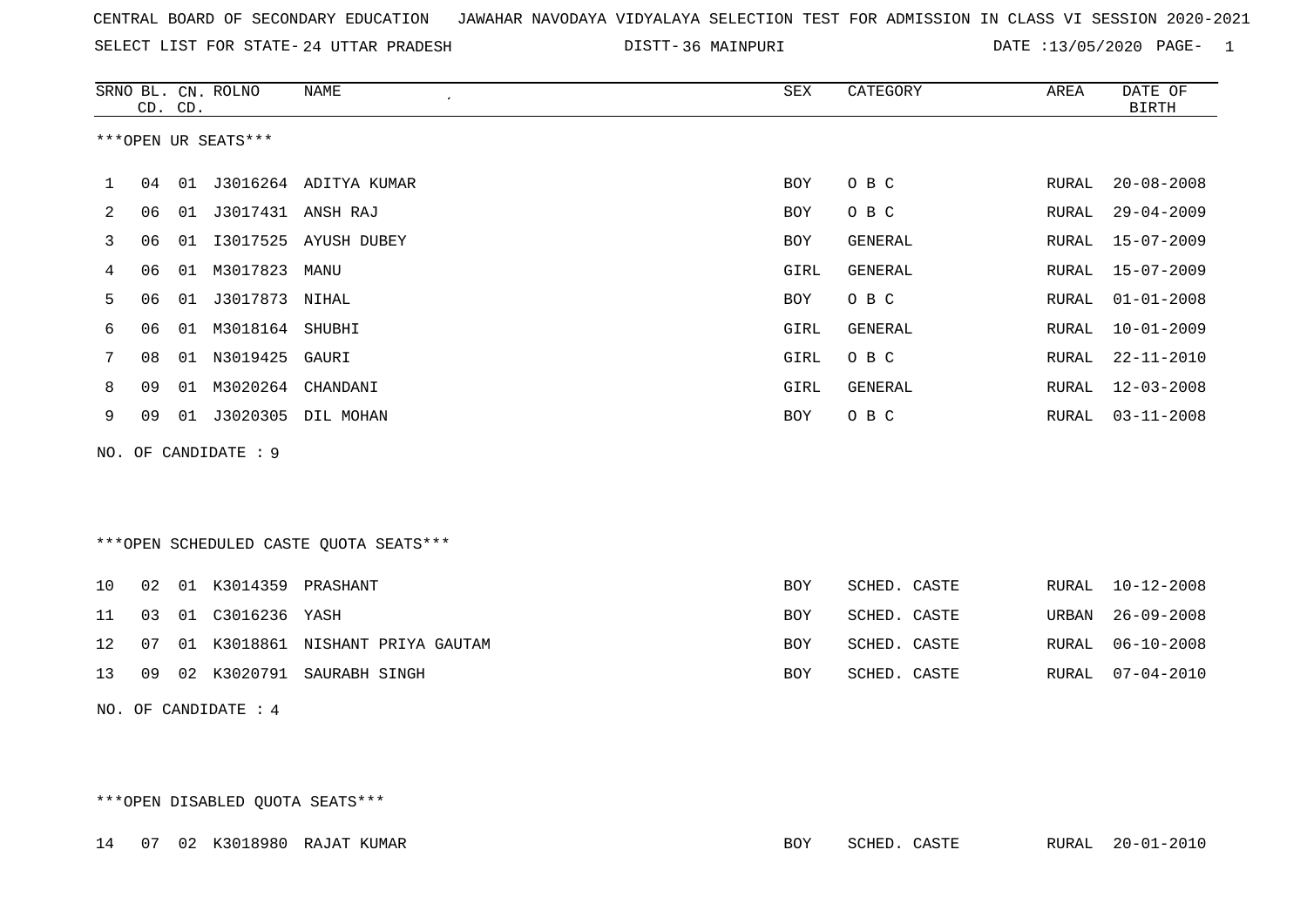CENTRAL BOARD OF SECONDARY EDUCATION JAWAHAR NAVODAYA VIDYALAYA SELECTION TEST FOR ADMISSION IN CLASS VI SESSION 2020-2021

SELECT LIST FOR STATE- 24 UTTAR PRADESH DISTT- 36 MAINPURI DATE :13/05/2020 PAGE- 1

***OPEN UR SEATS***

| SRNO | BL. CD. | CN. CD. | ROLNO | NAME | SEX | CATEGORY | AREA | DATE OF BIRTH |
|---|---|---|---|---|---|---|---|---|
| 1 | 04 | 01 | J3016264 | ADITYA KUMAR | BOY | O B C | RURAL | 20-08-2008 |
| 2 | 06 | 01 | J3017431 | ANSH RAJ | BOY | O B C | RURAL | 29-04-2009 |
| 3 | 06 | 01 | I3017525 | AYUSH DUBEY | BOY | GENERAL | RURAL | 15-07-2009 |
| 4 | 06 | 01 | M3017823 | MANU | GIRL | GENERAL | RURAL | 15-07-2009 |
| 5 | 06 | 01 | J3017873 | NIHAL | BOY | O B C | RURAL | 01-01-2008 |
| 6 | 06 | 01 | M3018164 | SHUBHI | GIRL | GENERAL | RURAL | 10-01-2009 |
| 7 | 08 | 01 | N3019425 | GAURI | GIRL | O B C | RURAL | 22-11-2010 |
| 8 | 09 | 01 | M3020264 | CHANDANI | GIRL | GENERAL | RURAL | 12-03-2008 |
| 9 | 09 | 01 | J3020305 | DIL MOHAN | BOY | O B C | RURAL | 03-11-2008 |

NO. OF CANDIDATE : 9

***OPEN SCHEDULED CASTE QUOTA SEATS***

| SRNO | BL. CD. | CN. CD. | ROLNO | NAME | SEX | CATEGORY | AREA | DATE OF BIRTH |
|---|---|---|---|---|---|---|---|---|
| 10 | 02 | 01 | K3014359 | PRASHANT | BOY | SCHED. CASTE | RURAL | 10-12-2008 |
| 11 | 03 | 01 | C3016236 | YASH | BOY | SCHED. CASTE | URBAN | 26-09-2008 |
| 12 | 07 | 01 | K3018861 | NISHANT PRIYA GAUTAM | BOY | SCHED. CASTE | RURAL | 06-10-2008 |
| 13 | 09 | 02 | K3020791 | SAURABH SINGH | BOY | SCHED. CASTE | RURAL | 07-04-2010 |

NO. OF CANDIDATE : 4

***OPEN DISABLED QUOTA SEATS***

| SRNO | BL. CD. | CN. CD. | ROLNO | NAME | SEX | CATEGORY | AREA | DATE OF BIRTH |
|---|---|---|---|---|---|---|---|---|
| 14 | 07 | 02 | K3018980 | RAJAT KUMAR | BOY | SCHED. CASTE | RURAL | 20-01-2010 |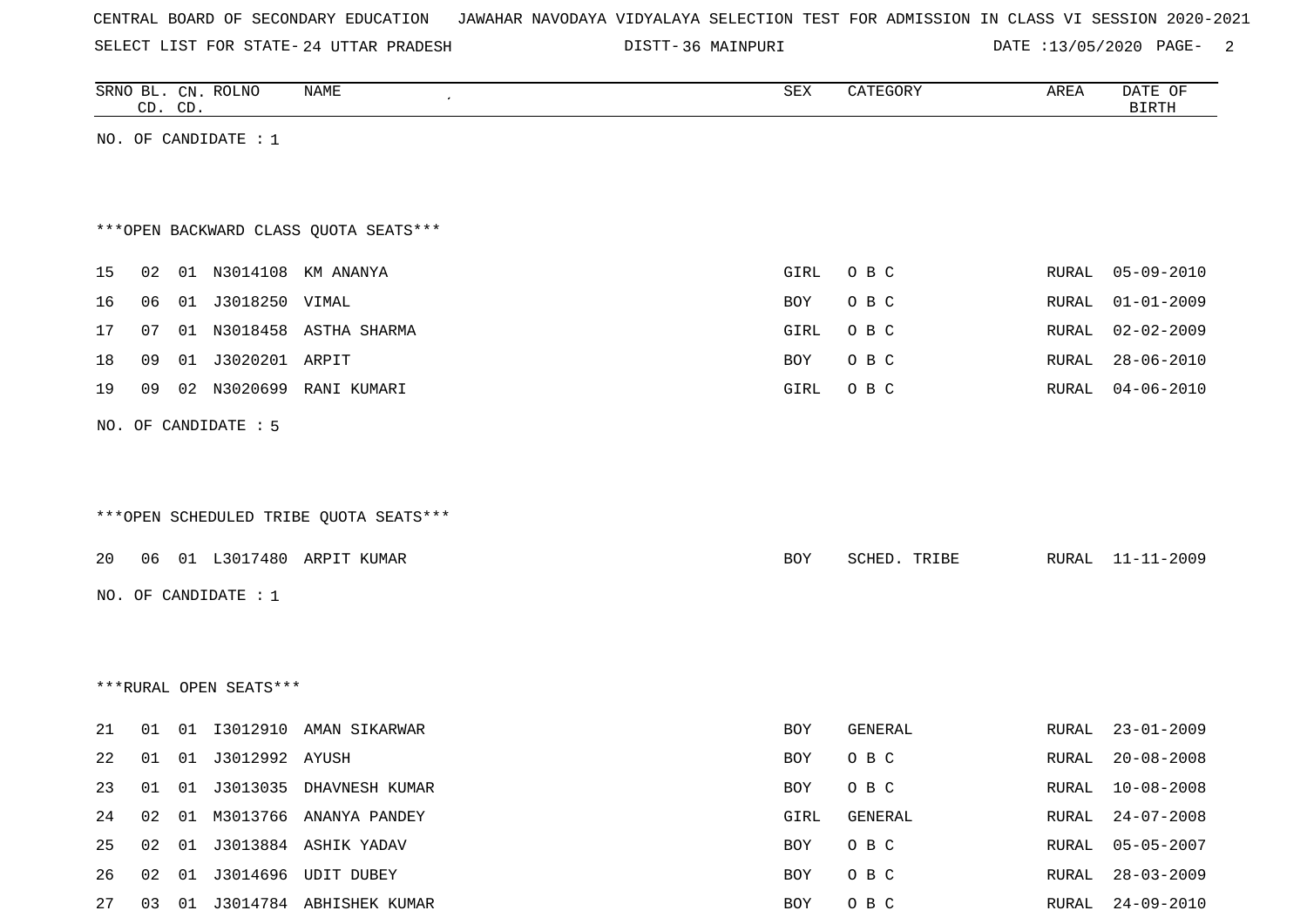CENTRAL BOARD OF SECONDARY EDUCATION JAWAHAR NAVODAYA VIDYALAYA SELECTION TEST FOR ADMISSION IN CLASS VI SESSION 2020-2021

SELECT LIST FOR STATE- 24 UTTAR PRADESH DISTT- 36 MAINPURI DATE :13/05/2020

| SRNO | BL. CD. | CN. CD. | ROLNO | NAME | SEX | CATEGORY | AREA | DATE OF BIRTH |
|---|---|---|---|---|---|---|---|---|

NO. OF CANDIDATE : 1

***OPEN BACKWARD CLASS QUOTA SEATS***

| SRNO | BL. CD. | CN. CD. | ROLNO | NAME | SEX | CATEGORY | AREA | DATE OF BIRTH |
|---|---|---|---|---|---|---|---|---|
| 15 | 02 | 01 | N3014108 | KM ANANYA | GIRL | O B C | RURAL | 05-09-2010 |
| 16 | 06 | 01 | J3018250 | VIMAL | BOY | O B C | RURAL | 01-01-2009 |
| 17 | 07 | 01 | N3018458 | ASTHA SHARMA | GIRL | O B C | RURAL | 02-02-2009 |
| 18 | 09 | 01 | J3020201 | ARPIT | BOY | O B C | RURAL | 28-06-2010 |
| 19 | 09 | 02 | N3020699 | RANI KUMARI | GIRL | O B C | RURAL | 04-06-2010 |

NO. OF CANDIDATE : 5

***OPEN SCHEDULED TRIBE QUOTA SEATS***

| SRNO | BL. CD. | CN. CD. | ROLNO | NAME | SEX | CATEGORY | AREA | DATE OF BIRTH |
|---|---|---|---|---|---|---|---|---|
| 20 | 06 | 01 | L3017480 | ARPIT KUMAR | BOY | SCHED. TRIBE | RURAL | 11-11-2009 |

NO. OF CANDIDATE : 1

***RURAL OPEN SEATS***

| SRNO | BL. CD. | CN. CD. | ROLNO | NAME | SEX | CATEGORY | AREA | DATE OF BIRTH |
|---|---|---|---|---|---|---|---|---|
| 21 | 01 | 01 | I3012910 | AMAN SIKARWAR | BOY | GENERAL | RURAL | 23-01-2009 |
| 22 | 01 | 01 | J3012992 | AYUSH | BOY | O B C | RURAL | 20-08-2008 |
| 23 | 01 | 01 | J3013035 | DHAVNESH KUMAR | BOY | O B C | RURAL | 10-08-2008 |
| 24 | 02 | 01 | M3013766 | ANANYA PANDEY | GIRL | GENERAL | RURAL | 24-07-2008 |
| 25 | 02 | 01 | J3013884 | ASHIK YADAV | BOY | O B C | RURAL | 05-05-2007 |
| 26 | 02 | 01 | J3014696 | UDIT DUBEY | BOY | O B C | RURAL | 28-03-2009 |
| 27 | 03 | 01 | J3014784 | ABHISHEK KUMAR | BOY | O B C | RURAL | 24-09-2010 |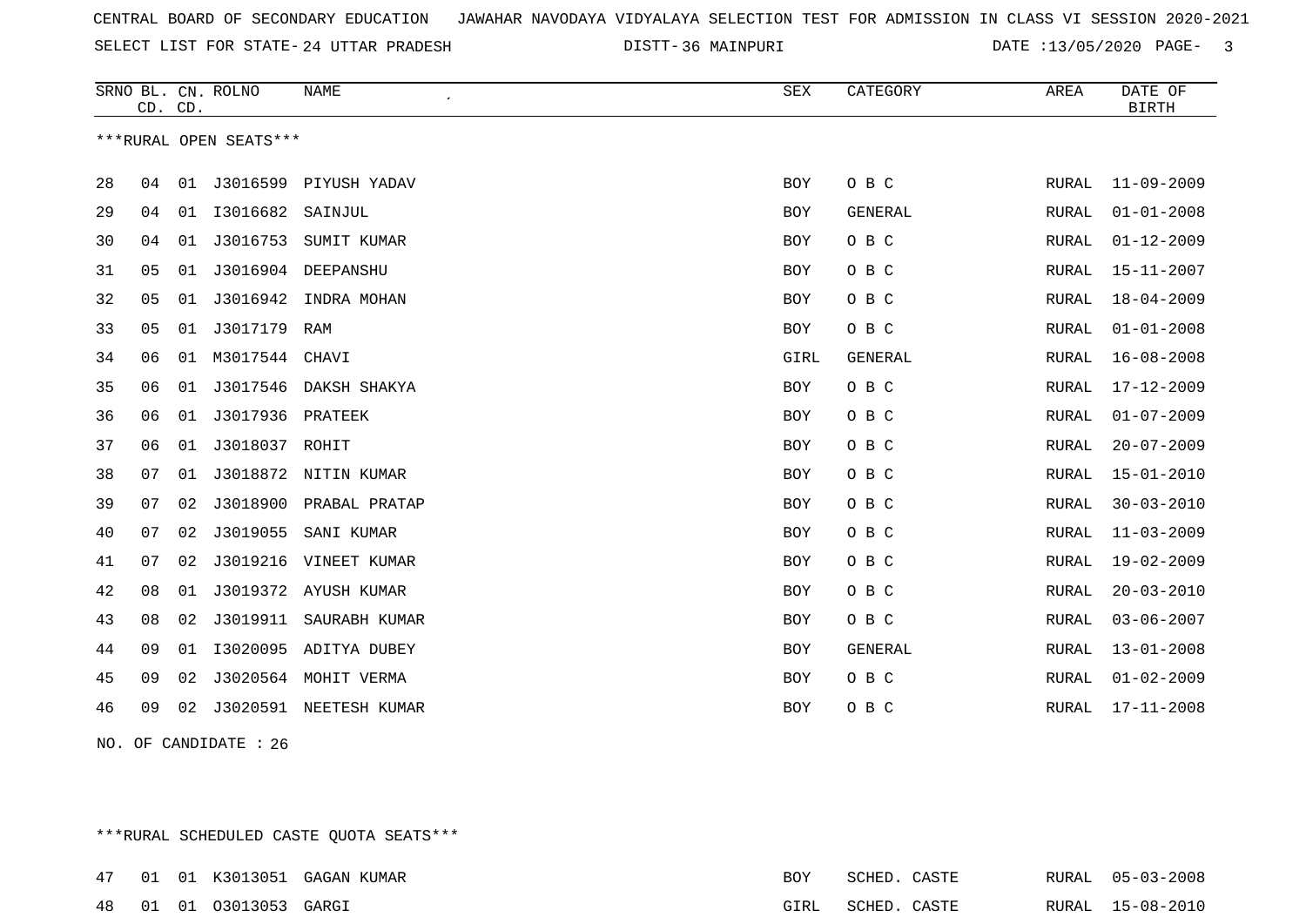CENTRAL BOARD OF SECONDARY EDUCATION   JAWAHAR NAVODAYA VIDYALAYA SELECTION TEST FOR ADMISSION IN CLASS VI SESSION 2020-2021

SELECT LIST FOR STATE- 24 UTTAR PRADESH   DISTT- 36 MAINPURI   DATE :13/05/2020

***RURAL OPEN SEATS***

| SRNO | BL. CD. | CN. CD. | ROLNO | NAME | SEX | CATEGORY | AREA | DATE OF BIRTH |
|---|---|---|---|---|---|---|---|---|
| 28 | 04 | 01 | J3016599 | PIYUSH YADAV | BOY | O B C | RURAL | 11-09-2009 |
| 29 | 04 | 01 | I3016682 | SAINJUL | BOY | GENERAL | RURAL | 01-01-2008 |
| 30 | 04 | 01 | J3016753 | SUMIT KUMAR | BOY | O B C | RURAL | 01-12-2009 |
| 31 | 05 | 01 | J3016904 | DEEPANSHU | BOY | O B C | RURAL | 15-11-2007 |
| 32 | 05 | 01 | J3016942 | INDRA MOHAN | BOY | O B C | RURAL | 18-04-2009 |
| 33 | 05 | 01 | J3017179 | RAM | BOY | O B C | RURAL | 01-01-2008 |
| 34 | 06 | 01 | M3017544 | CHAVI | GIRL | GENERAL | RURAL | 16-08-2008 |
| 35 | 06 | 01 | J3017546 | DAKSH SHAKYA | BOY | O B C | RURAL | 17-12-2009 |
| 36 | 06 | 01 | J3017936 | PRATEEK | BOY | O B C | RURAL | 01-07-2009 |
| 37 | 06 | 01 | J3018037 | ROHIT | BOY | O B C | RURAL | 20-07-2009 |
| 38 | 07 | 01 | J3018872 | NITIN KUMAR | BOY | O B C | RURAL | 15-01-2010 |
| 39 | 07 | 02 | J3018900 | PRABAL PRATAP | BOY | O B C | RURAL | 30-03-2010 |
| 40 | 07 | 02 | J3019055 | SANI KUMAR | BOY | O B C | RURAL | 11-03-2009 |
| 41 | 07 | 02 | J3019216 | VINEET KUMAR | BOY | O B C | RURAL | 19-02-2009 |
| 42 | 08 | 01 | J3019372 | AYUSH KUMAR | BOY | O B C | RURAL | 20-03-2010 |
| 43 | 08 | 02 | J3019911 | SAURABH KUMAR | BOY | O B C | RURAL | 03-06-2007 |
| 44 | 09 | 01 | I3020095 | ADITYA DUBEY | BOY | GENERAL | RURAL | 13-01-2008 |
| 45 | 09 | 02 | J3020564 | MOHIT VERMA | BOY | O B C | RURAL | 01-02-2009 |
| 46 | 09 | 02 | J3020591 | NEETESH KUMAR | BOY | O B C | RURAL | 17-11-2008 |

NO. OF CANDIDATE : 26

***RURAL SCHEDULED CASTE QUOTA SEATS***

| SRNO | BL. CD. | CN. CD. | ROLNO | NAME | SEX | CATEGORY | AREA | DATE OF BIRTH |
|---|---|---|---|---|---|---|---|---|
| 47 | 01 | 01 | K3013051 | GAGAN KUMAR | BOY | SCHED. CASTE | RURAL | 05-03-2008 |
| 48 | 01 | 01 | O3013053 | GARGI | GIRL | SCHED. CASTE | RURAL | 15-08-2010 |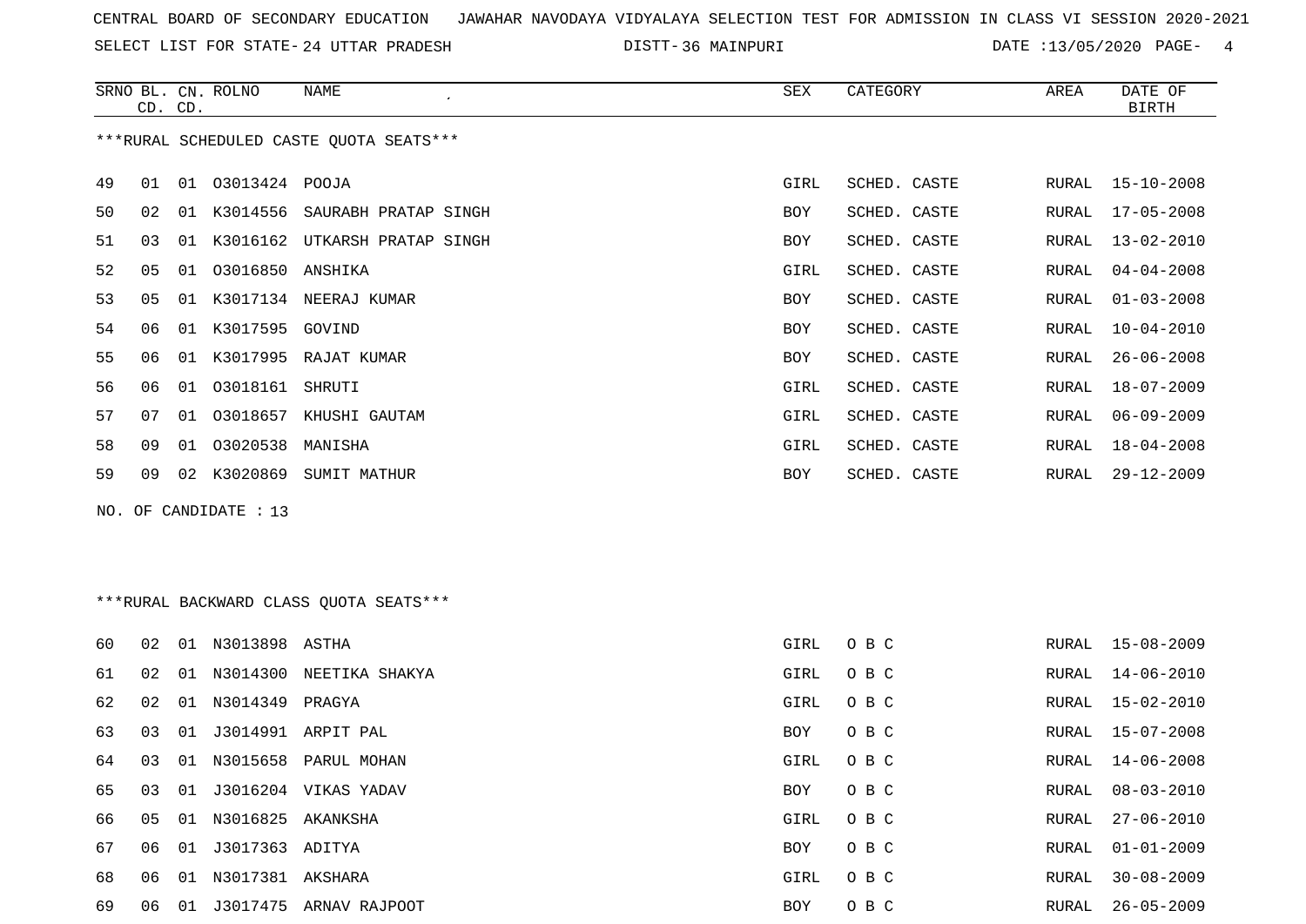CENTRAL BOARD OF SECONDARY EDUCATION JAWAHAR NAVODAYA VIDYALAYA SELECTION TEST FOR ADMISSION IN CLASS VI SESSION 2020-2021

SELECT LIST FOR STATE- 24 UTTAR PRADESH DISTT- 36 MAINPURI DATE :13/05/2020

***RURAL SCHEDULED CASTE QUOTA SEATS***

| SRNO | BL. CD. | CN. CD. | ROLNO | NAME | SEX | CATEGORY | AREA | DATE OF BIRTH |
|---|---|---|---|---|---|---|---|---|
| 49 | 01 | 01 | O3013424 | POOJA | GIRL | SCHED. CASTE | RURAL | 15-10-2008 |
| 50 | 02 | 01 | K3014556 | SAURABH PRATAP SINGH | BOY | SCHED. CASTE | RURAL | 17-05-2008 |
| 51 | 03 | 01 | K3016162 | UTKARSH PRATAP SINGH | BOY | SCHED. CASTE | RURAL | 13-02-2010 |
| 52 | 05 | 01 | O3016850 | ANSHIKA | GIRL | SCHED. CASTE | RURAL | 04-04-2008 |
| 53 | 05 | 01 | K3017134 | NEERAJ KUMAR | BOY | SCHED. CASTE | RURAL | 01-03-2008 |
| 54 | 06 | 01 | K3017595 | GOVIND | BOY | SCHED. CASTE | RURAL | 10-04-2010 |
| 55 | 06 | 01 | K3017995 | RAJAT KUMAR | BOY | SCHED. CASTE | RURAL | 26-06-2008 |
| 56 | 06 | 01 | O3018161 | SHRUTI | GIRL | SCHED. CASTE | RURAL | 18-07-2009 |
| 57 | 07 | 01 | O3018657 | KHUSHI GAUTAM | GIRL | SCHED. CASTE | RURAL | 06-09-2009 |
| 58 | 09 | 01 | O3020538 | MANISHA | GIRL | SCHED. CASTE | RURAL | 18-04-2008 |
| 59 | 09 | 02 | K3020869 | SUMIT MATHUR | BOY | SCHED. CASTE | RURAL | 29-12-2009 |

NO. OF CANDIDATE : 13

***RURAL BACKWARD CLASS QUOTA SEATS***

| SRNO | BL. CD. | CN. CD. | ROLNO | NAME | SEX | CATEGORY | AREA | DATE OF BIRTH |
|---|---|---|---|---|---|---|---|---|
| 60 | 02 | 01 | N3013898 | ASTHA | GIRL | O B C | RURAL | 15-08-2009 |
| 61 | 02 | 01 | N3014300 | NEETIKA SHAKYA | GIRL | O B C | RURAL | 14-06-2010 |
| 62 | 02 | 01 | N3014349 | PRAGYA | GIRL | O B C | RURAL | 15-02-2010 |
| 63 | 03 | 01 | J3014991 | ARPIT PAL | BOY | O B C | RURAL | 15-07-2008 |
| 64 | 03 | 01 | N3015658 | PARUL MOHAN | GIRL | O B C | RURAL | 14-06-2008 |
| 65 | 03 | 01 | J3016204 | VIKAS YADAV | BOY | O B C | RURAL | 08-03-2010 |
| 66 | 05 | 01 | N3016825 | AKANKSHA | GIRL | O B C | RURAL | 27-06-2010 |
| 67 | 06 | 01 | J3017363 | ADITYA | BOY | O B C | RURAL | 01-01-2009 |
| 68 | 06 | 01 | N3017381 | AKSHARA | GIRL | O B C | RURAL | 30-08-2009 |
| 69 | 06 | 01 | J3017475 | ARNAV RAJPOOT | BOY | O B C | RURAL | 26-05-2009 |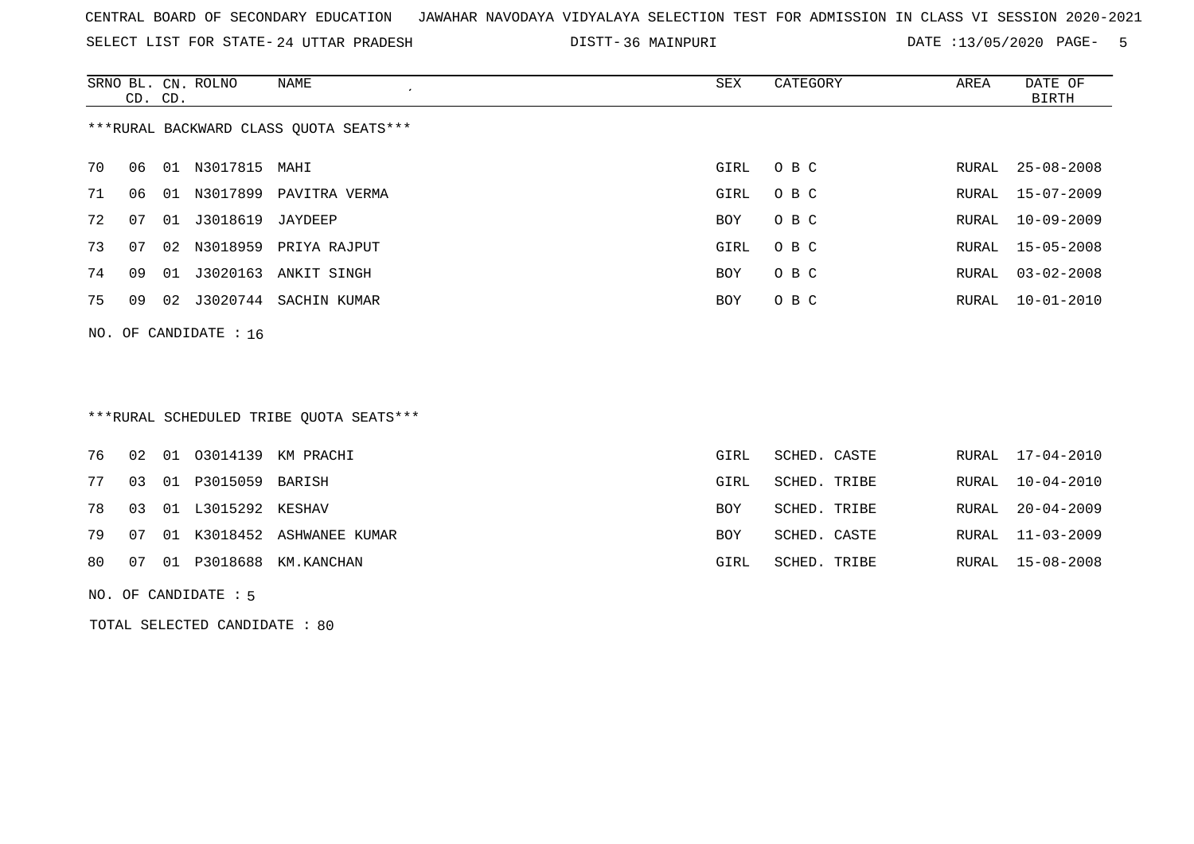CENTRAL BOARD OF SECONDARY EDUCATION JAWAHAR NAVODAYA VIDYALAYA SELECTION TEST FOR ADMISSION IN CLASS VI SESSION 2020-2021

SELECT LIST FOR STATE- 24 UTTAR PRADESH DISTT- 36 MAINPURI DATE :13/05/2020

***RURAL BACKWARD CLASS QUOTA SEATS***

| SRNO | BL. CD. | CN. CD. | ROLNO | NAME | SEX | CATEGORY | AREA | DATE OF BIRTH |
|---|---|---|---|---|---|---|---|---|
| 70 | 06 | 01 | N3017815 | MAHI | GIRL | O B C | RURAL | 25-08-2008 |
| 71 | 06 | 01 | N3017899 | PAVITRA VERMA | GIRL | O B C | RURAL | 15-07-2009 |
| 72 | 07 | 01 | J3018619 | JAYDEEP | BOY | O B C | RURAL | 10-09-2009 |
| 73 | 07 | 02 | N3018959 | PRIYA RAJPUT | GIRL | O B C | RURAL | 15-05-2008 |
| 74 | 09 | 01 | J3020163 | ANKIT SINGH | BOY | O B C | RURAL | 03-02-2008 |
| 75 | 09 | 02 | J3020744 | SACHIN KUMAR | BOY | O B C | RURAL | 10-01-2010 |

NO. OF CANDIDATE : 16

***RURAL SCHEDULED TRIBE QUOTA SEATS***

| SRNO | BL. CD. | CN. CD. | ROLNO | NAME | SEX | CATEGORY | AREA | DATE OF BIRTH |
|---|---|---|---|---|---|---|---|---|
| 76 | 02 | 01 | O3014139 | KM PRACHI | GIRL | SCHED. CASTE | RURAL | 17-04-2010 |
| 77 | 03 | 01 | P3015059 | BARISH | GIRL | SCHED. TRIBE | RURAL | 10-04-2010 |
| 78 | 03 | 01 | L3015292 | KESHAV | BOY | SCHED. TRIBE | RURAL | 20-04-2009 |
| 79 | 07 | 01 | K3018452 | ASHWANEE KUMAR | BOY | SCHED. CASTE | RURAL | 11-03-2009 |
| 80 | 07 | 01 | P3018688 | KM.KANCHAN | GIRL | SCHED. TRIBE | RURAL | 15-08-2008 |

NO. OF CANDIDATE : 5

TOTAL SELECTED CANDIDATE : 80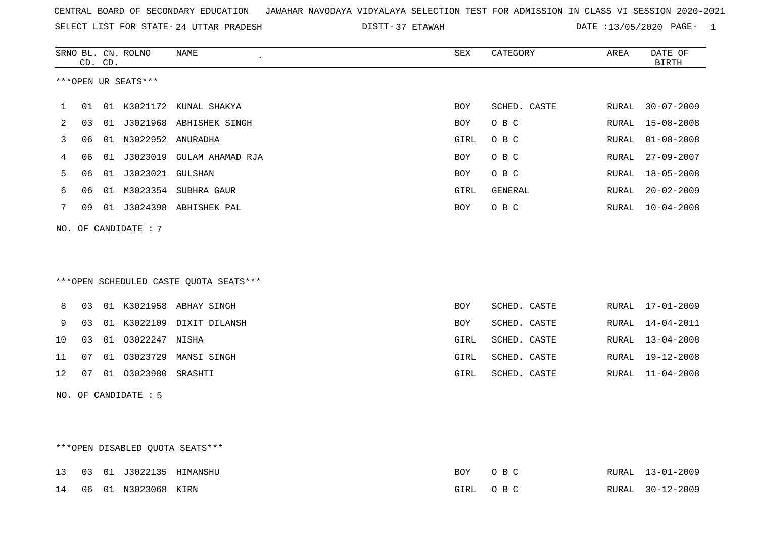CENTRAL BOARD OF SECONDARY EDUCATION   JAWAHAR NAVODAYA VIDYALAYA SELECTION TEST FOR ADMISSION IN CLASS VI SESSION 2020-2021

SELECT LIST FOR STATE- 24 UTTAR PRADESH   DISTT- 37 ETAWAH   DATE :13/05/2020 PAGE- 1

***OPEN UR SEATS***

| SRNO | BL. CD. | CN. CD. | ROLNO | NAME | SEX | CATEGORY | AREA | DATE OF BIRTH |
|---|---|---|---|---|---|---|---|---|
| 1 | 01 | 01 | K3021172 | KUNAL SHAKYA | BOY | SCHED. CASTE | RURAL | 30-07-2009 |
| 2 | 03 | 01 | J3021968 | ABHISHEK SINGH | BOY | O B C | RURAL | 15-08-2008 |
| 3 | 06 | 01 | N3022952 | ANURADHA | GIRL | O B C | RURAL | 01-08-2008 |
| 4 | 06 | 01 | J3023019 | GULAM AHAMAD RJA | BOY | O B C | RURAL | 27-09-2007 |
| 5 | 06 | 01 | J3023021 | GULSHAN | BOY | O B C | RURAL | 18-05-2008 |
| 6 | 06 | 01 | M3023354 | SUBHRA GAUR | GIRL | GENERAL | RURAL | 20-02-2009 |
| 7 | 09 | 01 | J3024398 | ABHISHEK PAL | BOY | O B C | RURAL | 10-04-2008 |

NO. OF CANDIDATE : 7

***OPEN SCHEDULED CASTE QUOTA SEATS***

| SRNO | BL. CD. | CN. CD. | ROLNO | NAME | SEX | CATEGORY | AREA | DATE OF BIRTH |
|---|---|---|---|---|---|---|---|---|
| 8 | 03 | 01 | K3021958 | ABHAY SINGH | BOY | SCHED. CASTE | RURAL | 17-01-2009 |
| 9 | 03 | 01 | K3022109 | DIXIT DILANSH | BOY | SCHED. CASTE | RURAL | 14-04-2011 |
| 10 | 03 | 01 | O3022247 | NISHA | GIRL | SCHED. CASTE | RURAL | 13-04-2008 |
| 11 | 07 | 01 | O3023729 | MANSI SINGH | GIRL | SCHED. CASTE | RURAL | 19-12-2008 |
| 12 | 07 | 01 | O3023980 | SRASHTI | GIRL | SCHED. CASTE | RURAL | 11-04-2008 |

NO. OF CANDIDATE : 5

***OPEN DISABLED QUOTA SEATS***

| SRNO | BL. CD. | CN. CD. | ROLNO | NAME | SEX | CATEGORY | AREA | DATE OF BIRTH |
|---|---|---|---|---|---|---|---|---|
| 13 | 03 | 01 | J3022135 | HIMANSHU | BOY | O B C | RURAL | 13-01-2009 |
| 14 | 06 | 01 | N3023068 | KIRN | GIRL | O B C | RURAL | 30-12-2009 |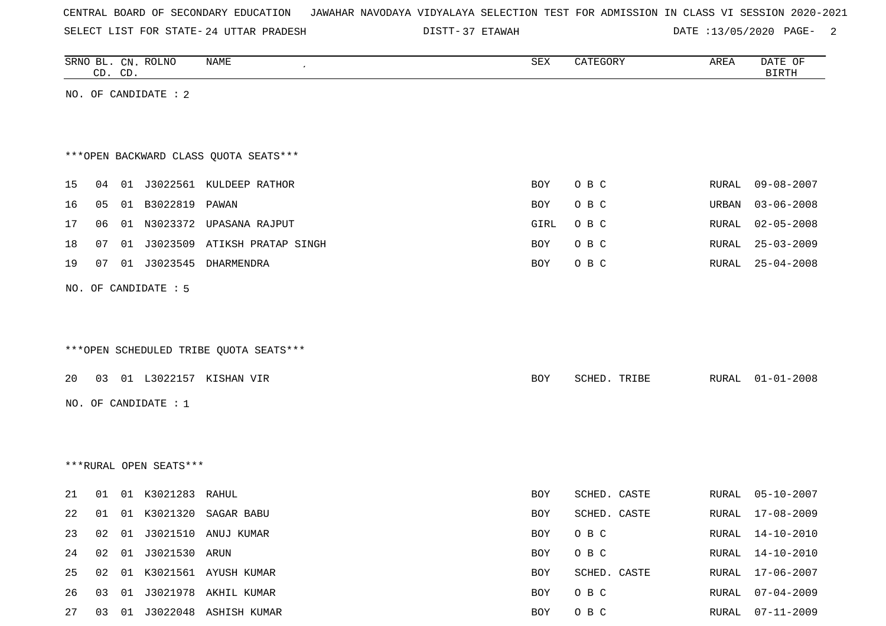CENTRAL BOARD OF SECONDARY EDUCATION JAWAHAR NAVODAYA VIDYALAYA SELECTION TEST FOR ADMISSION IN CLASS VI SESSION 2020-2021

SELECT LIST FOR STATE- 24 UTTAR PRADESH DISTT- 37 ETAWAH DATE :13/05/2020

| SRNO | BL. CD. | CN. CD. | ROLNO | NAME | SEX | CATEGORY | AREA | DATE OF BIRTH |
|---|---|---|---|---|---|---|---|---|

NO. OF CANDIDATE : 2

***OPEN BACKWARD CLASS QUOTA SEATS***

| SRNO | BL. CD. | CN. CD. | ROLNO | NAME | SEX | CATEGORY | AREA | DATE OF BIRTH |
|---|---|---|---|---|---|---|---|---|
| 15 | 04 | 01 | J3022561 | KULDEEP RATHOR | BOY | O B C | RURAL | 09-08-2007 |
| 16 | 05 | 01 | B3022819 | PAWAN | BOY | O B C | URBAN | 03-06-2008 |
| 17 | 06 | 01 | N3023372 | UPASANA RAJPUT | GIRL | O B C | RURAL | 02-05-2008 |
| 18 | 07 | 01 | J3023509 | ATIKSH PRATAP SINGH | BOY | O B C | RURAL | 25-03-2009 |
| 19 | 07 | 01 | J3023545 | DHARMENDRA | BOY | O B C | RURAL | 25-04-2008 |

NO. OF CANDIDATE : 5

***OPEN SCHEDULED TRIBE QUOTA SEATS***

| SRNO | BL. CD. | CN. CD. | ROLNO | NAME | SEX | CATEGORY | AREA | DATE OF BIRTH |
|---|---|---|---|---|---|---|---|---|
| 20 | 03 | 01 | L3022157 | KISHAN VIR | BOY | SCHED. TRIBE | RURAL | 01-01-2008 |

NO. OF CANDIDATE : 1

***RURAL OPEN SEATS***

| SRNO | BL. CD. | CN. CD. | ROLNO | NAME | SEX | CATEGORY | AREA | DATE OF BIRTH |
|---|---|---|---|---|---|---|---|---|
| 21 | 01 | 01 | K3021283 | RAHUL | BOY | SCHED. CASTE | RURAL | 05-10-2007 |
| 22 | 01 | 01 | K3021320 | SAGAR BABU | BOY | SCHED. CASTE | RURAL | 17-08-2009 |
| 23 | 02 | 01 | J3021510 | ANUJ KUMAR | BOY | O B C | RURAL | 14-10-2010 |
| 24 | 02 | 01 | J3021530 | ARUN | BOY | O B C | RURAL | 14-10-2010 |
| 25 | 02 | 01 | K3021561 | AYUSH KUMAR | BOY | SCHED. CASTE | RURAL | 17-06-2007 |
| 26 | 03 | 01 | J3021978 | AKHIL KUMAR | BOY | O B C | RURAL | 07-04-2009 |
| 27 | 03 | 01 | J3022048 | ASHISH KUMAR | BOY | O B C | RURAL | 07-11-2009 |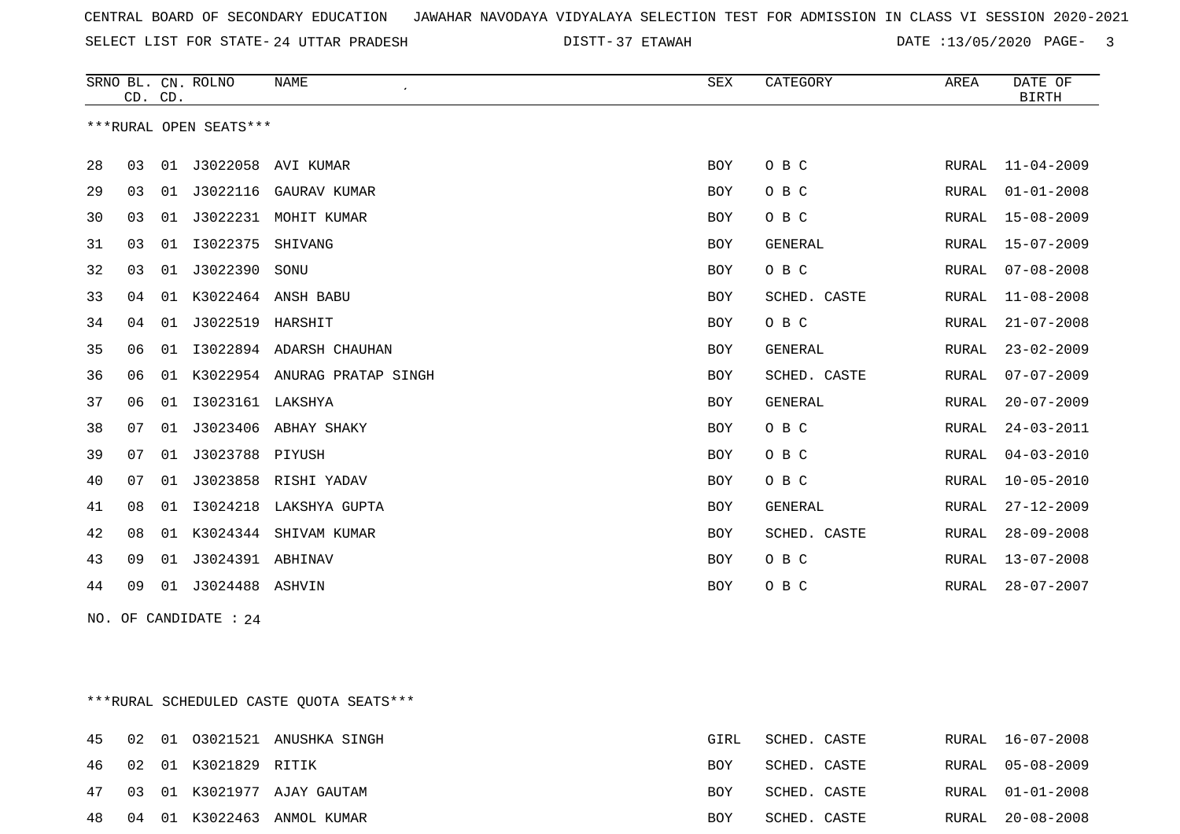CENTRAL BOARD OF SECONDARY EDUCATION JAWAHAR NAVODAYA VIDYALAYA SELECTION TEST FOR ADMISSION IN CLASS VI SESSION 2020-2021

SELECT LIST FOR STATE- 24 UTTAR PRADESH DISTT- 37 ETAWAH DATE :13/05/2020

***RURAL OPEN SEATS***

| SRNO | BL. CD. | CN. CD. | ROLNO | NAME | SEX | CATEGORY | AREA | DATE OF BIRTH |
|---|---|---|---|---|---|---|---|---|
| 28 | 03 | 01 | J3022058 | AVI KUMAR | BOY | O B C | RURAL | 11-04-2009 |
| 29 | 03 | 01 | J3022116 | GAURAV KUMAR | BOY | O B C | RURAL | 01-01-2008 |
| 30 | 03 | 01 | J3022231 | MOHIT KUMAR | BOY | O B C | RURAL | 15-08-2009 |
| 31 | 03 | 01 | I3022375 | SHIVANG | BOY | GENERAL | RURAL | 15-07-2009 |
| 32 | 03 | 01 | J3022390 | SONU | BOY | O B C | RURAL | 07-08-2008 |
| 33 | 04 | 01 | K3022464 | ANSH BABU | BOY | SCHED. CASTE | RURAL | 11-08-2008 |
| 34 | 04 | 01 | J3022519 | HARSHIT | BOY | O B C | RURAL | 21-07-2008 |
| 35 | 06 | 01 | I3022894 | ADARSH CHAUHAN | BOY | GENERAL | RURAL | 23-02-2009 |
| 36 | 06 | 01 | K3022954 | ANURAG PRATAP SINGH | BOY | SCHED. CASTE | RURAL | 07-07-2009 |
| 37 | 06 | 01 | I3023161 | LAKSHYA | BOY | GENERAL | RURAL | 20-07-2009 |
| 38 | 07 | 01 | J3023406 | ABHAY SHAKY | BOY | O B C | RURAL | 24-03-2011 |
| 39 | 07 | 01 | J3023788 | PIYUSH | BOY | O B C | RURAL | 04-03-2010 |
| 40 | 07 | 01 | J3023858 | RISHI YADAV | BOY | O B C | RURAL | 10-05-2010 |
| 41 | 08 | 01 | I3024218 | LAKSHYA GUPTA | BOY | GENERAL | RURAL | 27-12-2009 |
| 42 | 08 | 01 | K3024344 | SHIVAM KUMAR | BOY | SCHED. CASTE | RURAL | 28-09-2008 |
| 43 | 09 | 01 | J3024391 | ABHINAV | BOY | O B C | RURAL | 13-07-2008 |
| 44 | 09 | 01 | J3024488 | ASHVIN | BOY | O B C | RURAL | 28-07-2007 |

NO. OF CANDIDATE : 24

***RURAL SCHEDULED CASTE QUOTA SEATS***

| SRNO | BL. CD. | CN. CD. | ROLNO | NAME | SEX | CATEGORY | AREA | DATE OF BIRTH |
|---|---|---|---|---|---|---|---|---|
| 45 | 02 | 01 | O3021521 | ANUSHKA SINGH | GIRL | SCHED. CASTE | RURAL | 16-07-2008 |
| 46 | 02 | 01 | K3021829 | RITIK | BOY | SCHED. CASTE | RURAL | 05-08-2009 |
| 47 | 03 | 01 | K3021977 | AJAY GAUTAM | BOY | SCHED. CASTE | RURAL | 01-01-2008 |
| 48 | 04 | 01 | K3022463 | ANMOL KUMAR | BOY | SCHED. CASTE | RURAL | 20-08-2008 |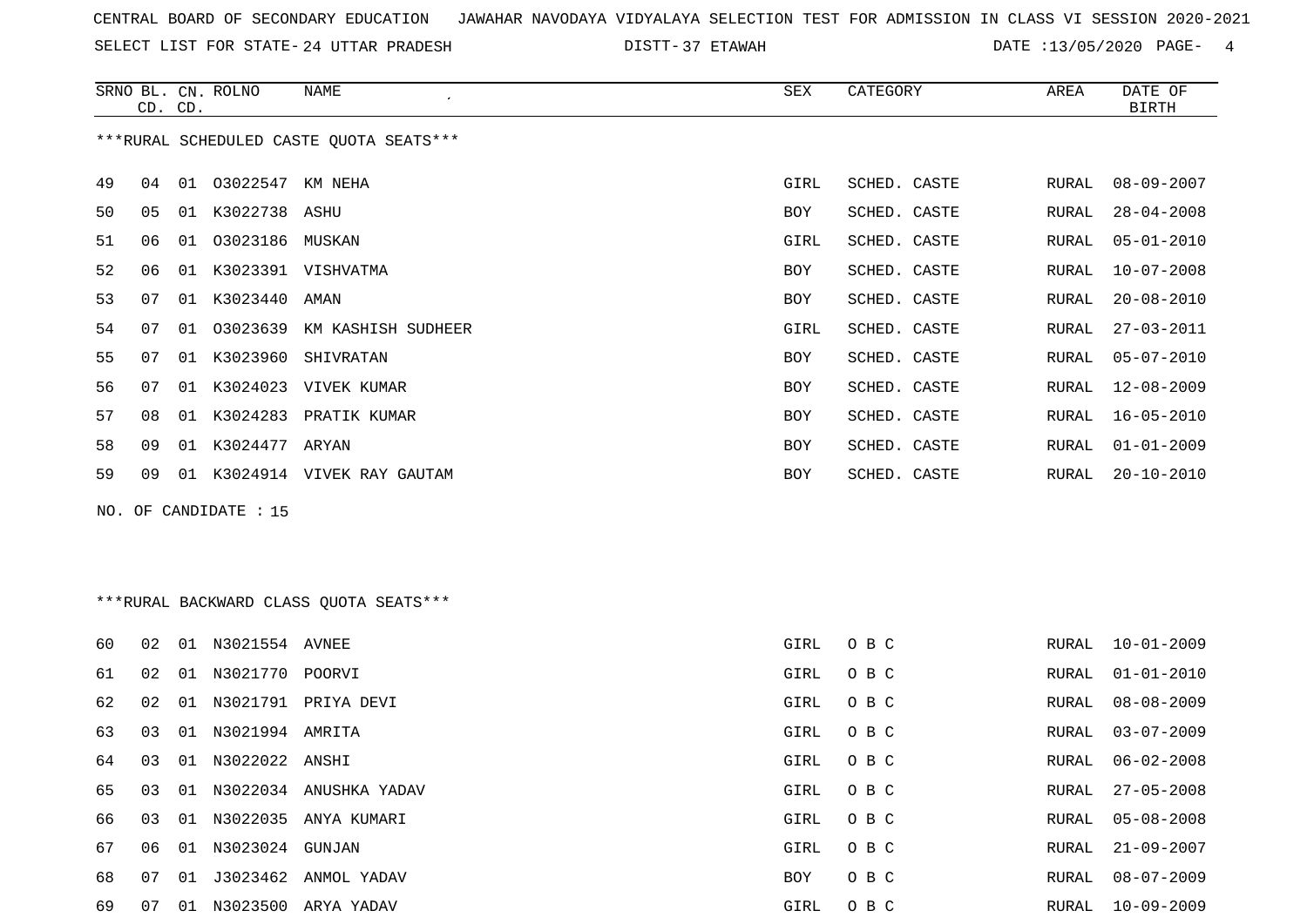CENTRAL BOARD OF SECONDARY EDUCATION   JAWAHAR NAVODAYA VIDYALAYA SELECTION TEST FOR ADMISSION IN CLASS VI SESSION 2020-2021

SELECT LIST FOR STATE- 24 UTTAR PRADESH   DISTT- 37 ETAWAH   DATE :13/05/2020

***RURAL SCHEDULED CASTE QUOTA SEATS***

| SRNO | BL. CD. | CN. CD. | ROLNO | NAME | SEX | CATEGORY | AREA | DATE OF BIRTH |
|---|---|---|---|---|---|---|---|---|
| 49 | 04 | 01 | O3022547 | KM NEHA | GIRL | SCHED. CASTE | RURAL | 08-09-2007 |
| 50 | 05 | 01 | K3022738 | ASHU | BOY | SCHED. CASTE | RURAL | 28-04-2008 |
| 51 | 06 | 01 | O3023186 | MUSKAN | GIRL | SCHED. CASTE | RURAL | 05-01-2010 |
| 52 | 06 | 01 | K3023391 | VISHVATMA | BOY | SCHED. CASTE | RURAL | 10-07-2008 |
| 53 | 07 | 01 | K3023440 | AMAN | BOY | SCHED. CASTE | RURAL | 20-08-2010 |
| 54 | 07 | 01 | O3023639 | KM KASHISH SUDHEER | GIRL | SCHED. CASTE | RURAL | 27-03-2011 |
| 55 | 07 | 01 | K3023960 | SHIVRATAN | BOY | SCHED. CASTE | RURAL | 05-07-2010 |
| 56 | 07 | 01 | K3024023 | VIVEK KUMAR | BOY | SCHED. CASTE | RURAL | 12-08-2009 |
| 57 | 08 | 01 | K3024283 | PRATIK KUMAR | BOY | SCHED. CASTE | RURAL | 16-05-2010 |
| 58 | 09 | 01 | K3024477 | ARYAN | BOY | SCHED. CASTE | RURAL | 01-01-2009 |
| 59 | 09 | 01 | K3024914 | VIVEK RAY GAUTAM | BOY | SCHED. CASTE | RURAL | 20-10-2010 |

NO. OF CANDIDATE : 15

***RURAL BACKWARD CLASS QUOTA SEATS***

| SRNO | BL. CD. | CN. CD. | ROLNO | NAME | SEX | CATEGORY | AREA | DATE OF BIRTH |
|---|---|---|---|---|---|---|---|---|
| 60 | 02 | 01 | N3021554 | AVNEE | GIRL | O B C | RURAL | 10-01-2009 |
| 61 | 02 | 01 | N3021770 | POORVI | GIRL | O B C | RURAL | 01-01-2010 |
| 62 | 02 | 01 | N3021791 | PRIYA DEVI | GIRL | O B C | RURAL | 08-08-2009 |
| 63 | 03 | 01 | N3021994 | AMRITA | GIRL | O B C | RURAL | 03-07-2009 |
| 64 | 03 | 01 | N3022022 | ANSHI | GIRL | O B C | RURAL | 06-02-2008 |
| 65 | 03 | 01 | N3022034 | ANUSHKA YADAV | GIRL | O B C | RURAL | 27-05-2008 |
| 66 | 03 | 01 | N3022035 | ANYA KUMARI | GIRL | O B C | RURAL | 05-08-2008 |
| 67 | 06 | 01 | N3023024 | GUNJAN | GIRL | O B C | RURAL | 21-09-2007 |
| 68 | 07 | 01 | J3023462 | ANMOL YADAV | BOY | O B C | RURAL | 08-07-2009 |
| 69 | 07 | 01 | N3023500 | ARYA YADAV | GIRL | O B C | RURAL | 10-09-2009 |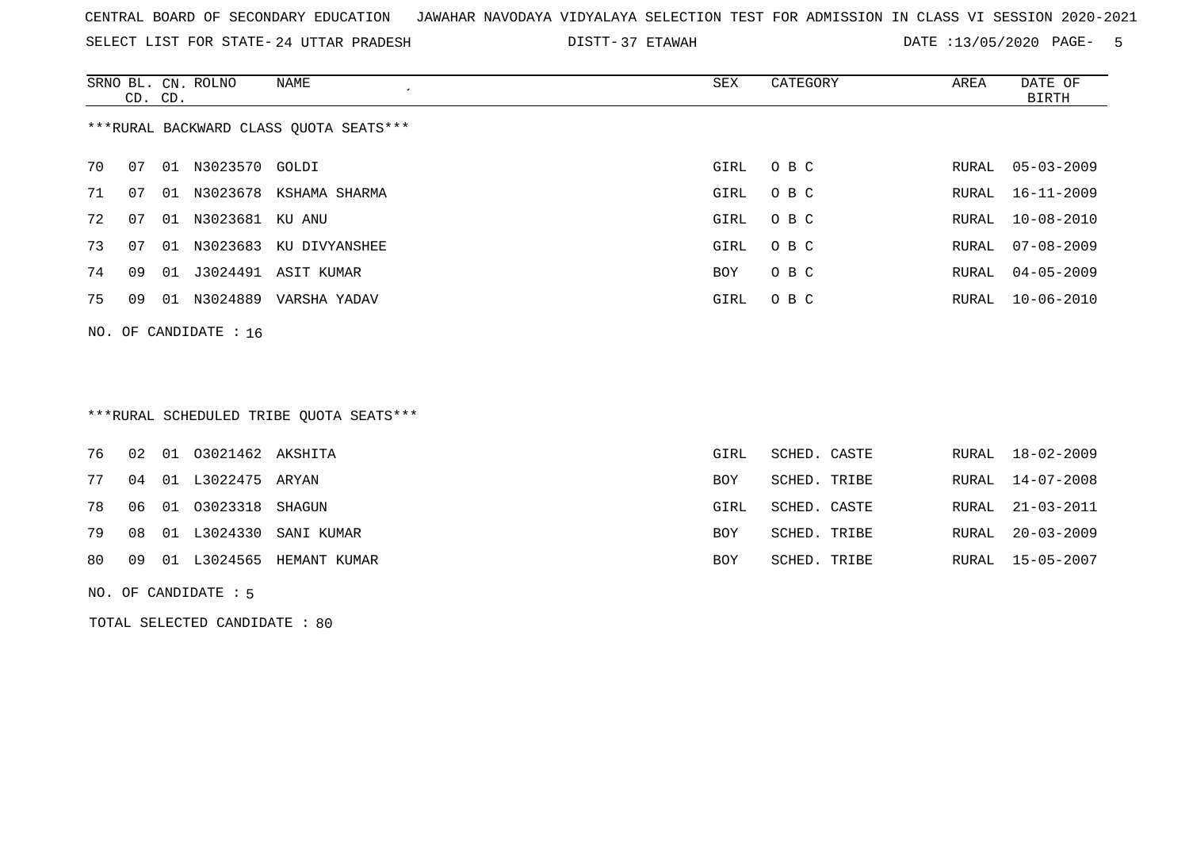CENTRAL BOARD OF SECONDARY EDUCATION   JAWAHAR NAVODAYA VIDYALAYA SELECTION TEST FOR ADMISSION IN CLASS VI SESSION 2020-2021

SELECT LIST FOR STATE- 24 UTTAR PRADESH   DISTT- 37 ETAWAH   DATE :13/05/2020 PAGE- 5

***RURAL BACKWARD CLASS QUOTA SEATS***

| SRNO | BL. CD. | CN. CD. | ROLNO | NAME | SEX | CATEGORY | AREA | DATE OF BIRTH |
|---|---|---|---|---|---|---|---|---|
| 70 | 07 | 01 | N3023570 | GOLDI | GIRL | O B C | RURAL | 05-03-2009 |
| 71 | 07 | 01 | N3023678 | KSHAMA SHARMA | GIRL | O B C | RURAL | 16-11-2009 |
| 72 | 07 | 01 | N3023681 | KU ANU | GIRL | O B C | RURAL | 10-08-2010 |
| 73 | 07 | 01 | N3023683 | KU DIVYANSHEE | GIRL | O B C | RURAL | 07-08-2009 |
| 74 | 09 | 01 | J3024491 | ASIT KUMAR | BOY | O B C | RURAL | 04-05-2009 |
| 75 | 09 | 01 | N3024889 | VARSHA YADAV | GIRL | O B C | RURAL | 10-06-2010 |

NO. OF CANDIDATE : 16

***RURAL SCHEDULED TRIBE QUOTA SEATS***

| SRNO | BL. CD. | CN. CD. | ROLNO | NAME | SEX | CATEGORY | AREA | DATE OF BIRTH |
|---|---|---|---|---|---|---|---|---|
| 76 | 02 | 01 | O3021462 | AKSHITA | GIRL | SCHED. CASTE | RURAL | 18-02-2009 |
| 77 | 04 | 01 | L3022475 | ARYAN | BOY | SCHED. TRIBE | RURAL | 14-07-2008 |
| 78 | 06 | 01 | O3023318 | SHAGUN | GIRL | SCHED. CASTE | RURAL | 21-03-2011 |
| 79 | 08 | 01 | L3024330 | SANI KUMAR | BOY | SCHED. TRIBE | RURAL | 20-03-2009 |
| 80 | 09 | 01 | L3024565 | HEMANT KUMAR | BOY | SCHED. TRIBE | RURAL | 15-05-2007 |

NO. OF CANDIDATE : 5

TOTAL SELECTED CANDIDATE : 80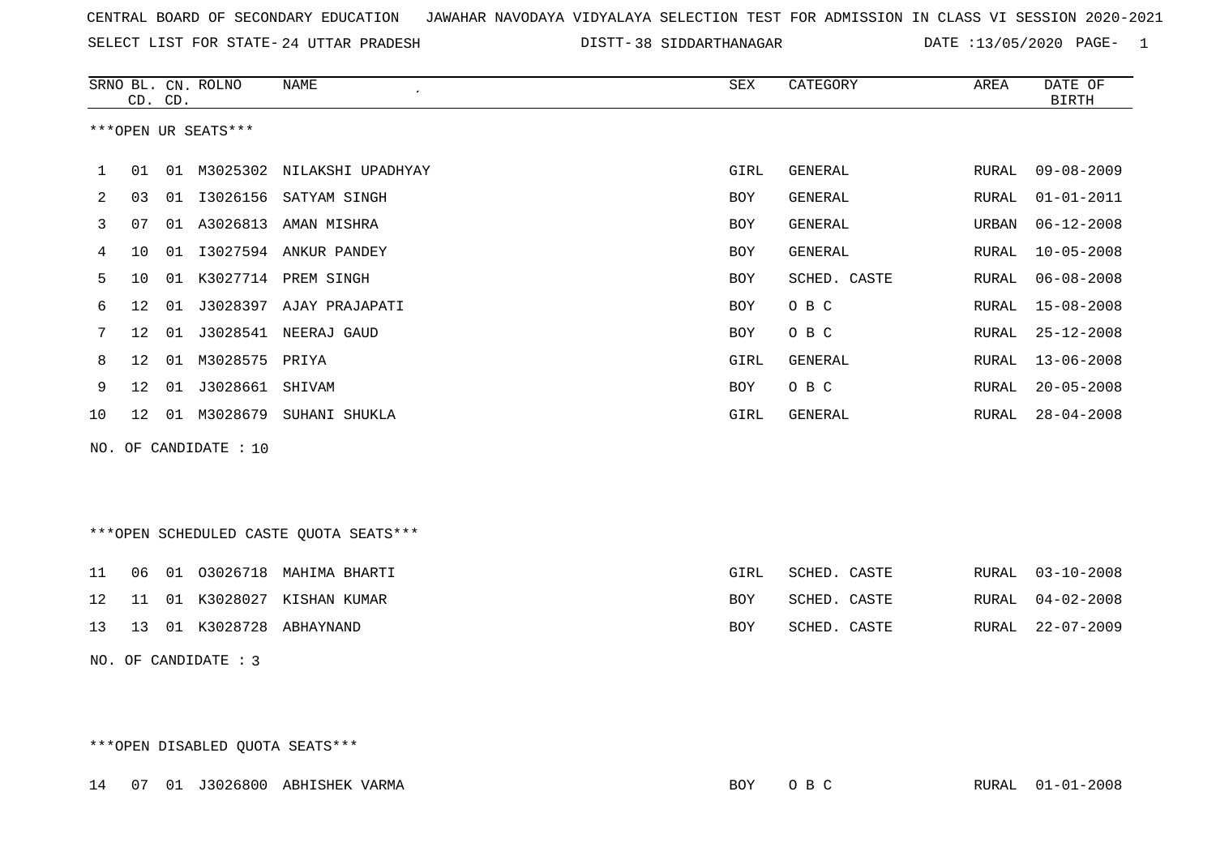CENTRAL BOARD OF SECONDARY EDUCATION JAWAHAR NAVODAYA VIDYALAYA SELECTION TEST FOR ADMISSION IN CLASS VI SESSION 2020-2021

SELECT LIST FOR STATE- 24 UTTAR PRADESH DISTT- 38 SIDDARTHANAGAR DATE :13/05/2020

***OPEN UR SEATS***

| SRNO | BL. CD. | CN. CD. | ROLNO | NAME | SEX | CATEGORY | AREA | DATE OF BIRTH |
|---|---|---|---|---|---|---|---|---|
| 1 | 01 | 01 | M3025302 | NILAKSHI UPADHYAY | GIRL | GENERAL | RURAL | 09-08-2009 |
| 2 | 03 | 01 | I3026156 | SATYAM SINGH | BOY | GENERAL | RURAL | 01-01-2011 |
| 3 | 07 | 01 | A3026813 | AMAN MISHRA | BOY | GENERAL | URBAN | 06-12-2008 |
| 4 | 10 | 01 | I3027594 | ANKUR PANDEY | BOY | GENERAL | RURAL | 10-05-2008 |
| 5 | 10 | 01 | K3027714 | PREM SINGH | BOY | SCHED. CASTE | RURAL | 06-08-2008 |
| 6 | 12 | 01 | J3028397 | AJAY PRAJAPATI | BOY | O B C | RURAL | 15-08-2008 |
| 7 | 12 | 01 | J3028541 | NEERAJ GAUD | BOY | O B C | RURAL | 25-12-2008 |
| 8 | 12 | 01 | M3028575 | PRIYA | GIRL | GENERAL | RURAL | 13-06-2008 |
| 9 | 12 | 01 | J3028661 | SHIVAM | BOY | O B C | RURAL | 20-05-2008 |
| 10 | 12 | 01 | M3028679 | SUHANI SHUKLA | GIRL | GENERAL | RURAL | 28-04-2008 |

NO. OF CANDIDATE : 10

***OPEN SCHEDULED CASTE QUOTA SEATS***

| SRNO | BL. CD. | CN. CD. | ROLNO | NAME | SEX | CATEGORY | AREA | DATE OF BIRTH |
|---|---|---|---|---|---|---|---|---|
| 11 | 06 | 01 | O3026718 | MAHIMA BHARTI | GIRL | SCHED. CASTE | RURAL | 03-10-2008 |
| 12 | 11 | 01 | K3028027 | KISHAN KUMAR | BOY | SCHED. CASTE | RURAL | 04-02-2008 |
| 13 | 13 | 01 | K3028728 | ABHAYNAND | BOY | SCHED. CASTE | RURAL | 22-07-2009 |

NO. OF CANDIDATE : 3

***OPEN DISABLED QUOTA SEATS***

| SRNO | BL. CD. | CN. CD. | ROLNO | NAME | SEX | CATEGORY | AREA | DATE OF BIRTH |
|---|---|---|---|---|---|---|---|---|
| 14 | 07 | 01 | J3026800 | ABHISHEK VARMA | BOY | O B C | RURAL | 01-01-2008 |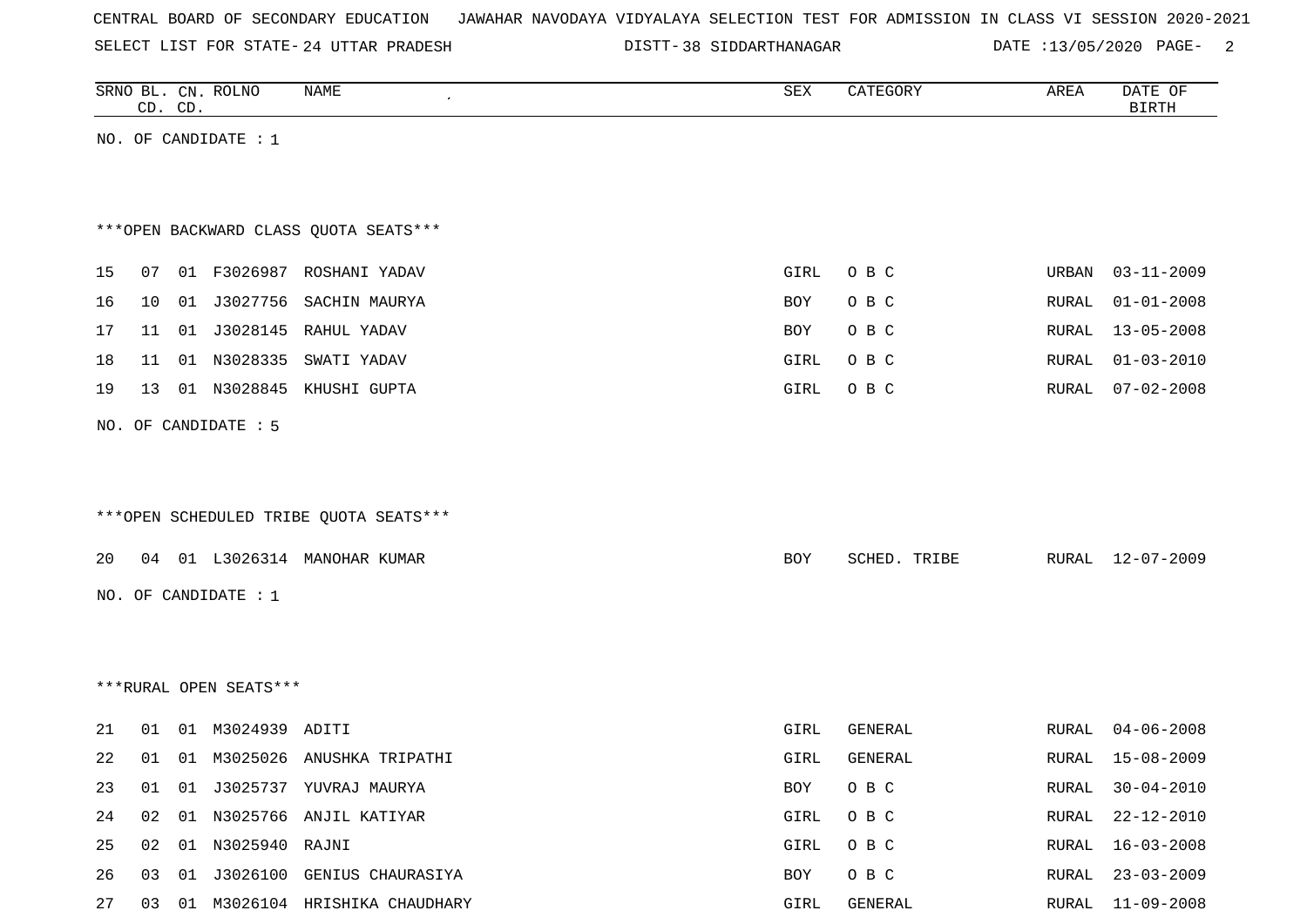CENTRAL BOARD OF SECONDARY EDUCATION JAWAHAR NAVODAYA VIDYALAYA SELECTION TEST FOR ADMISSION IN CLASS VI SESSION 2020-2021

SELECT LIST FOR STATE- 24 UTTAR PRADESH DISTT- 38 SIDDARTHANAGAR DATE :13/05/2020

| SRNO | BL. CD. | CN. CD. | ROLNO | NAME | SEX | CATEGORY | AREA | DATE OF BIRTH |
|---|---|---|---|---|---|---|---|---|

NO. OF CANDIDATE : 1

***OPEN BACKWARD CLASS QUOTA SEATS***

| SRNO | BL. CD. | CN. CD. | ROLNO | NAME | SEX | CATEGORY | AREA | DATE OF BIRTH |
|---|---|---|---|---|---|---|---|---|
| 15 | 07 | 01 | F3026987 | ROSHANI YADAV | GIRL | O B C | URBAN | 03-11-2009 |
| 16 | 10 | 01 | J3027756 | SACHIN MAURYA | BOY | O B C | RURAL | 01-01-2008 |
| 17 | 11 | 01 | J3028145 | RAHUL YADAV | BOY | O B C | RURAL | 13-05-2008 |
| 18 | 11 | 01 | N3028335 | SWATI YADAV | GIRL | O B C | RURAL | 01-03-2010 |
| 19 | 13 | 01 | N3028845 | KHUSHI GUPTA | GIRL | O B C | RURAL | 07-02-2008 |

NO. OF CANDIDATE : 5

***OPEN SCHEDULED TRIBE QUOTA SEATS***

| SRNO | BL. CD. | CN. CD. | ROLNO | NAME | SEX | CATEGORY | AREA | DATE OF BIRTH |
|---|---|---|---|---|---|---|---|---|
| 20 | 04 | 01 | L3026314 | MANOHAR KUMAR | BOY | SCHED. TRIBE | RURAL | 12-07-2009 |

NO. OF CANDIDATE : 1

***RURAL OPEN SEATS***

| SRNO | BL. CD. | CN. CD. | ROLNO | NAME | SEX | CATEGORY | AREA | DATE OF BIRTH |
|---|---|---|---|---|---|---|---|---|
| 21 | 01 | 01 | M3024939 | ADITI | GIRL | GENERAL | RURAL | 04-06-2008 |
| 22 | 01 | 01 | M3025026 | ANUSHKA TRIPATHI | GIRL | GENERAL | RURAL | 15-08-2009 |
| 23 | 01 | 01 | J3025737 | YUVRAJ MAURYA | BOY | O B C | RURAL | 30-04-2010 |
| 24 | 02 | 01 | N3025766 | ANJIL KATIYAR | GIRL | O B C | RURAL | 22-12-2010 |
| 25 | 02 | 01 | N3025940 | RAJNI | GIRL | O B C | RURAL | 16-03-2008 |
| 26 | 03 | 01 | J3026100 | GENIUS CHAURASIYA | BOY | O B C | RURAL | 23-03-2009 |
| 27 | 03 | 01 | M3026104 | HRISHIKA CHAUDHARY | GIRL | GENERAL | RURAL | 11-09-2008 |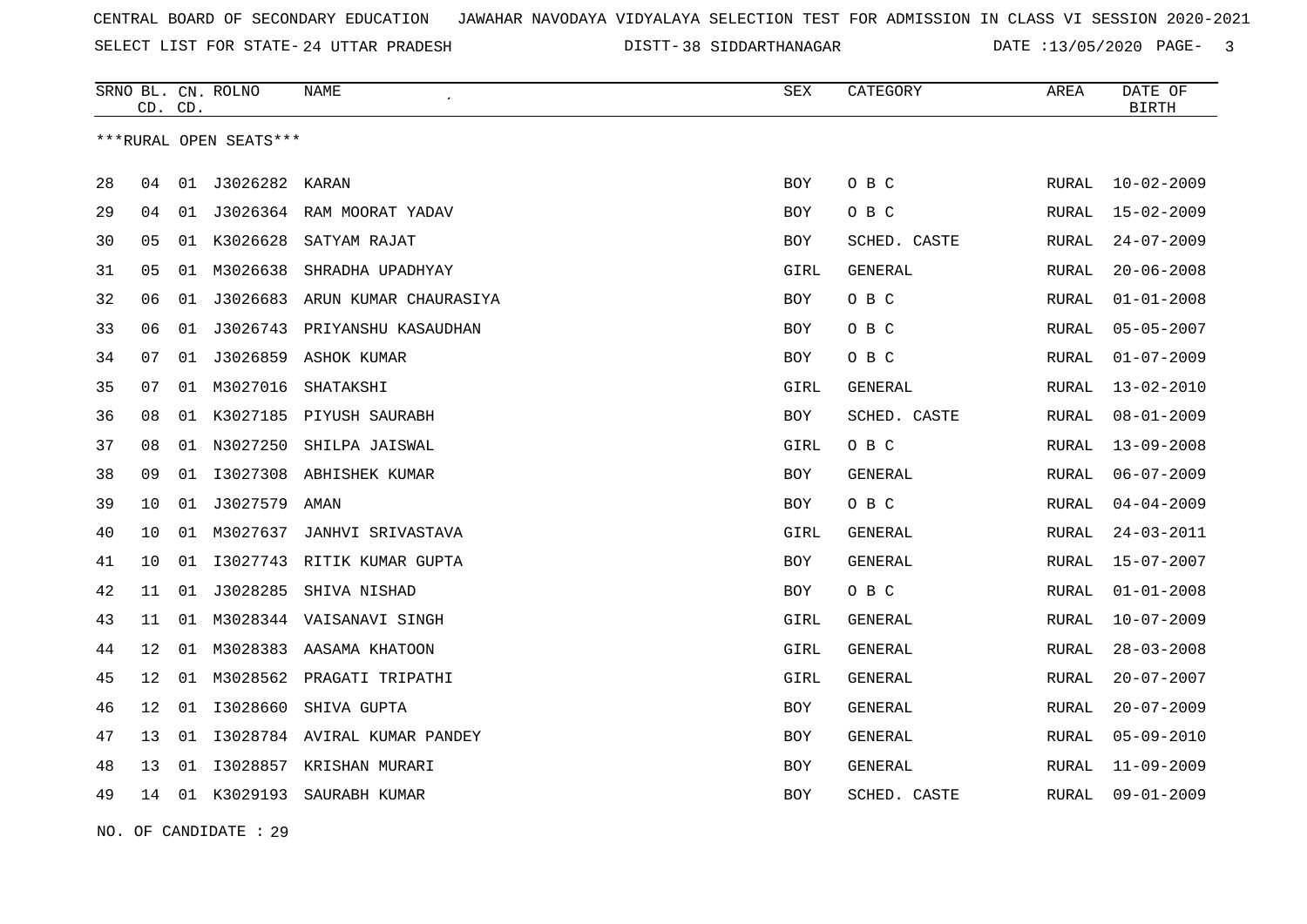CENTRAL BOARD OF SECONDARY EDUCATION   JAWAHAR NAVODAYA VIDYALAYA SELECTION TEST FOR ADMISSION IN CLASS VI SESSION 2020-2021

SELECT LIST FOR STATE- 24 UTTAR PRADESH   DISTT- 38 SIDDARTHANAGAR   DATE :13/05/2020

| SRNO | BL. CD. | CN. CD. | ROLNO | NAME | SEX | CATEGORY | AREA | DATE OF BIRTH |
|---|---|---|---|---|---|---|---|---|
| ***RURAL OPEN SEATS*** | | | | | | | | |
| 28 | 04 | 01 | J3026282 | KARAN | BOY | O B C | RURAL | 10-02-2009 |
| 29 | 04 | 01 | J3026364 | RAM MOORAT YADAV | BOY | O B C | RURAL | 15-02-2009 |
| 30 | 05 | 01 | K3026628 | SATYAM RAJAT | BOY | SCHED. CASTE | RURAL | 24-07-2009 |
| 31 | 05 | 01 | M3026638 | SHRADHA UPADHYAY | GIRL | GENERAL | RURAL | 20-06-2008 |
| 32 | 06 | 01 | J3026683 | ARUN KUMAR CHAURASIYA | BOY | O B C | RURAL | 01-01-2008 |
| 33 | 06 | 01 | J3026743 | PRIYANSHU KASAUDHAN | BOY | O B C | RURAL | 05-05-2007 |
| 34 | 07 | 01 | J3026859 | ASHOK KUMAR | BOY | O B C | RURAL | 01-07-2009 |
| 35 | 07 | 01 | M3027016 | SHATAKSHI | GIRL | GENERAL | RURAL | 13-02-2010 |
| 36 | 08 | 01 | K3027185 | PIYUSH SAURABH | BOY | SCHED. CASTE | RURAL | 08-01-2009 |
| 37 | 08 | 01 | N3027250 | SHILPA JAISWAL | GIRL | O B C | RURAL | 13-09-2008 |
| 38 | 09 | 01 | I3027308 | ABHISHEK KUMAR | BOY | GENERAL | RURAL | 06-07-2009 |
| 39 | 10 | 01 | J3027579 | AMAN | BOY | O B C | RURAL | 04-04-2009 |
| 40 | 10 | 01 | M3027637 | JANHVI SRIVASTAVA | GIRL | GENERAL | RURAL | 24-03-2011 |
| 41 | 10 | 01 | I3027743 | RITIK KUMAR GUPTA | BOY | GENERAL | RURAL | 15-07-2007 |
| 42 | 11 | 01 | J3028285 | SHIVA NISHAD | BOY | O B C | RURAL | 01-01-2008 |
| 43 | 11 | 01 | M3028344 | VAISANAVI SINGH | GIRL | GENERAL | RURAL | 10-07-2009 |
| 44 | 12 | 01 | M3028383 | AASAMA KHATOON | GIRL | GENERAL | RURAL | 28-03-2008 |
| 45 | 12 | 01 | M3028562 | PRAGATI TRIPATHI | GIRL | GENERAL | RURAL | 20-07-2007 |
| 46 | 12 | 01 | I3028660 | SHIVA GUPTA | BOY | GENERAL | RURAL | 20-07-2009 |
| 47 | 13 | 01 | I3028784 | AVIRAL KUMAR PANDEY | BOY | GENERAL | RURAL | 05-09-2010 |
| 48 | 13 | 01 | I3028857 | KRISHAN MURARI | BOY | GENERAL | RURAL | 11-09-2009 |
| 49 | 14 | 01 | K3029193 | SAURABH KUMAR | BOY | SCHED. CASTE | RURAL | 09-01-2009 |

NO. OF CANDIDATE : 29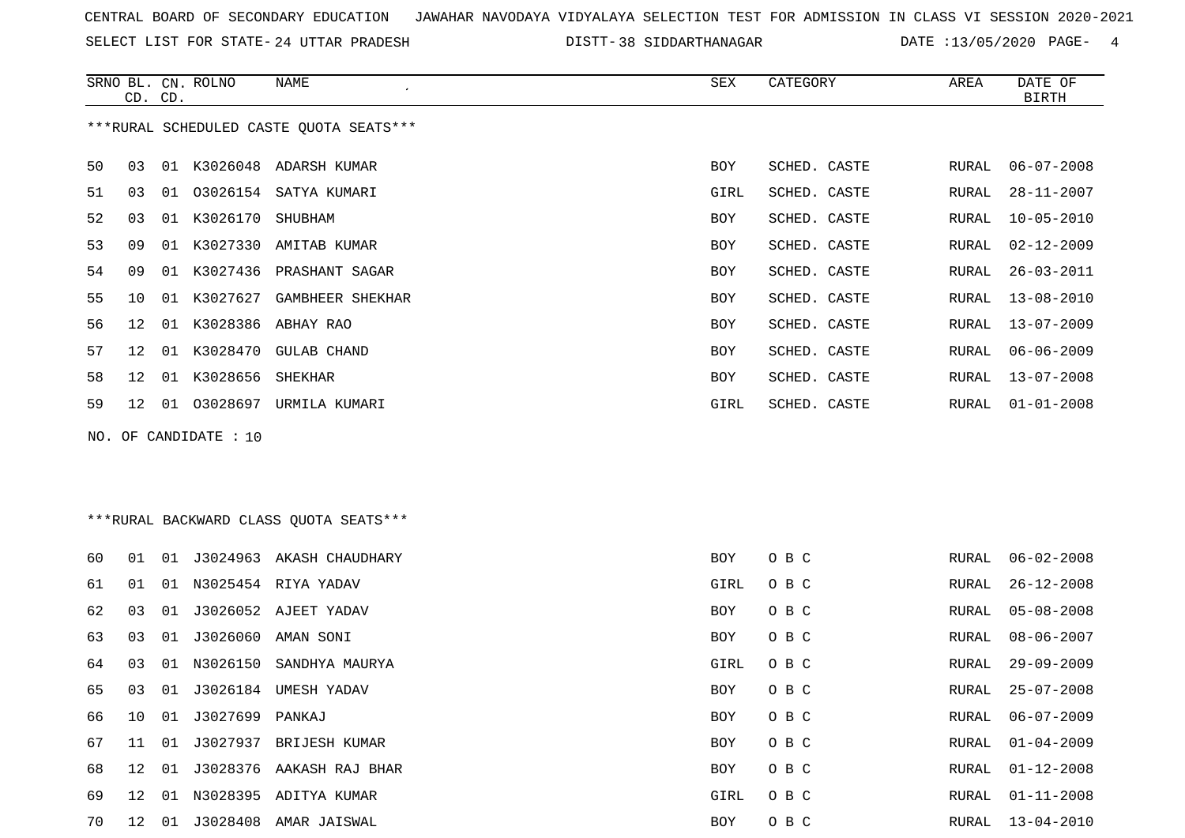CENTRAL BOARD OF SECONDARY EDUCATION JAWAHAR NAVODAYA VIDYALAYA SELECTION TEST FOR ADMISSION IN CLASS VI SESSION 2020-2021

SELECT LIST FOR STATE- 24 UTTAR PRADESH DISTT- 38 SIDDARTHANAGAR DATE :13/05/2020

***RURAL SCHEDULED CASTE QUOTA SEATS***

| SRNO | BL. CD. | CN. CD. | ROLNO | NAME | SEX | CATEGORY | AREA | DATE OF BIRTH |
|---|---|---|---|---|---|---|---|---|
| 50 | 03 | 01 | K3026048 | ADARSH KUMAR | BOY | SCHED. CASTE | RURAL | 06-07-2008 |
| 51 | 03 | 01 | O3026154 | SATYA KUMARI | GIRL | SCHED. CASTE | RURAL | 28-11-2007 |
| 52 | 03 | 01 | K3026170 | SHUBHAM | BOY | SCHED. CASTE | RURAL | 10-05-2010 |
| 53 | 09 | 01 | K3027330 | AMITAB KUMAR | BOY | SCHED. CASTE | RURAL | 02-12-2009 |
| 54 | 09 | 01 | K3027436 | PRASHANT SAGAR | BOY | SCHED. CASTE | RURAL | 26-03-2011 |
| 55 | 10 | 01 | K3027627 | GAMBHEER SHEKHAR | BOY | SCHED. CASTE | RURAL | 13-08-2010 |
| 56 | 12 | 01 | K3028386 | ABHAY RAO | BOY | SCHED. CASTE | RURAL | 13-07-2009 |
| 57 | 12 | 01 | K3028470 | GULAB CHAND | BOY | SCHED. CASTE | RURAL | 06-06-2009 |
| 58 | 12 | 01 | K3028656 | SHEKHAR | BOY | SCHED. CASTE | RURAL | 13-07-2008 |
| 59 | 12 | 01 | O3028697 | URMILA KUMARI | GIRL | SCHED. CASTE | RURAL | 01-01-2008 |

NO. OF CANDIDATE : 10

***RURAL BACKWARD CLASS QUOTA SEATS***

| SRNO | BL. CD. | CN. CD. | ROLNO | NAME | SEX | CATEGORY | AREA | DATE OF BIRTH |
|---|---|---|---|---|---|---|---|---|
| 60 | 01 | 01 | J3024963 | AKASH CHAUDHARY | BOY | O B C | RURAL | 06-02-2008 |
| 61 | 01 | 01 | N3025454 | RIYA YADAV | GIRL | O B C | RURAL | 26-12-2008 |
| 62 | 03 | 01 | J3026052 | AJEET YADAV | BOY | O B C | RURAL | 05-08-2008 |
| 63 | 03 | 01 | J3026060 | AMAN SONI | BOY | O B C | RURAL | 08-06-2007 |
| 64 | 03 | 01 | N3026150 | SANDHYA MAURYA | GIRL | O B C | RURAL | 29-09-2009 |
| 65 | 03 | 01 | J3026184 | UMESH YADAV | BOY | O B C | RURAL | 25-07-2008 |
| 66 | 10 | 01 | J3027699 | PANKAJ | BOY | O B C | RURAL | 06-07-2009 |
| 67 | 11 | 01 | J3027937 | BRIJESH KUMAR | BOY | O B C | RURAL | 01-04-2009 |
| 68 | 12 | 01 | J3028376 | AAKASH RAJ BHAR | BOY | O B C | RURAL | 01-12-2008 |
| 69 | 12 | 01 | N3028395 | ADITYA KUMAR | GIRL | O B C | RURAL | 01-11-2008 |
| 70 | 12 | 01 | J3028408 | AMAR JAISWAL | BOY | O B C | RURAL | 13-04-2010 |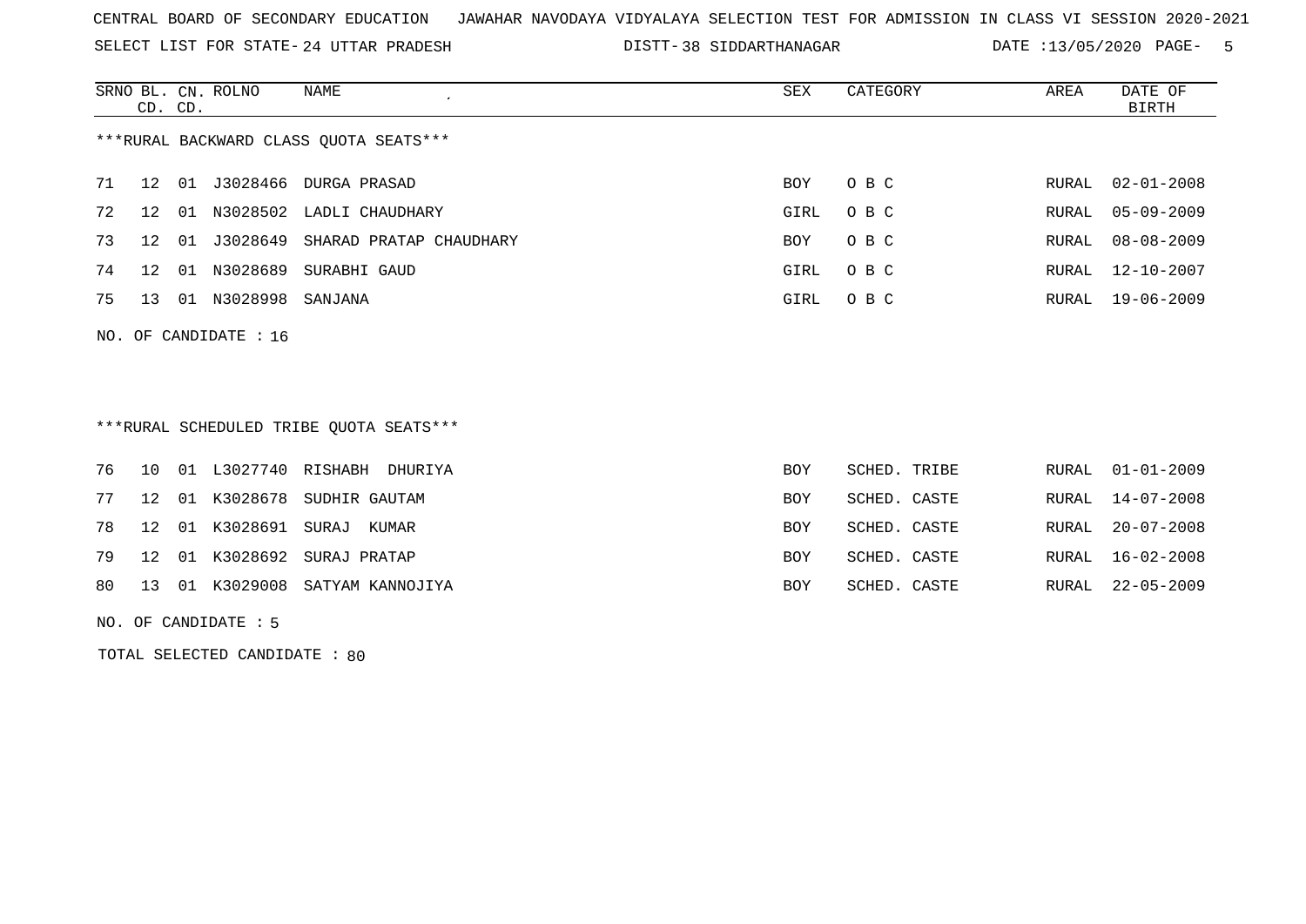CENTRAL BOARD OF SECONDARY EDUCATION JAWAHAR NAVODAYA VIDYALAYA SELECTION TEST FOR ADMISSION IN CLASS VI SESSION 2020-2021

SELECT LIST FOR STATE- 24 UTTAR PRADESH DISTT- 38 SIDDARTHANAGAR DATE :13/05/2020 PAGE- 5

***RURAL BACKWARD CLASS QUOTA SEATS***

| SRNO | BL. CD. | CN. CD. | ROLNO | NAME | SEX | CATEGORY | AREA | DATE OF BIRTH |
|---|---|---|---|---|---|---|---|---|
| 71 | 12 | 01 | J3028466 | DURGA PRASAD | BOY | O B C | RURAL | 02-01-2008 |
| 72 | 12 | 01 | N3028502 | LADLI CHAUDHARY | GIRL | O B C | RURAL | 05-09-2009 |
| 73 | 12 | 01 | J3028649 | SHARAD PRATAP CHAUDHARY | BOY | O B C | RURAL | 08-08-2009 |
| 74 | 12 | 01 | N3028689 | SURABHI GAUD | GIRL | O B C | RURAL | 12-10-2007 |
| 75 | 13 | 01 | N3028998 | SANJANA | GIRL | O B C | RURAL | 19-06-2009 |

NO. OF CANDIDATE : 16

***RURAL SCHEDULED TRIBE QUOTA SEATS***

| SRNO | BL. CD. | CN. CD. | ROLNO | NAME | SEX | CATEGORY | AREA | DATE OF BIRTH |
|---|---|---|---|---|---|---|---|---|
| 76 | 10 | 01 | L3027740 | RISHABH DHURIYA | BOY | SCHED. TRIBE | RURAL | 01-01-2009 |
| 77 | 12 | 01 | K3028678 | SUDHIR GAUTAM | BOY | SCHED. CASTE | RURAL | 14-07-2008 |
| 78 | 12 | 01 | K3028691 | SURAJ KUMAR | BOY | SCHED. CASTE | RURAL | 20-07-2008 |
| 79 | 12 | 01 | K3028692 | SURAJ PRATAP | BOY | SCHED. CASTE | RURAL | 16-02-2008 |
| 80 | 13 | 01 | K3029008 | SATYAM KANNOJIYA | BOY | SCHED. CASTE | RURAL | 22-05-2009 |

NO. OF CANDIDATE : 5

TOTAL SELECTED CANDIDATE : 80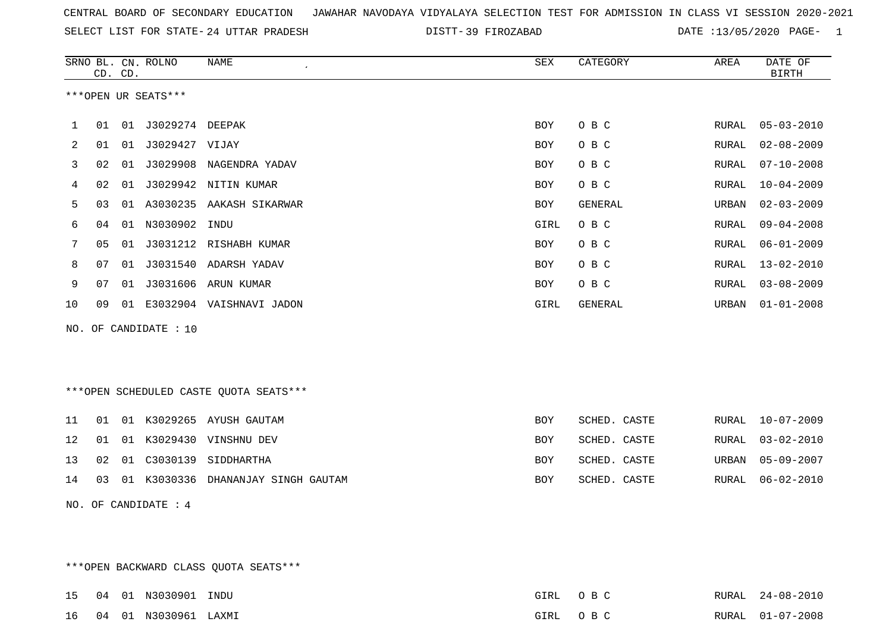CENTRAL BOARD OF SECONDARY EDUCATION   JAWAHAR NAVODAYA VIDYALAYA SELECTION TEST FOR ADMISSION IN CLASS VI SESSION 2020-2021

SELECT LIST FOR STATE- 24 UTTAR PRADESH   DISTT- 39 FIROZABAD   DATE :13/05/2020

***OPEN UR SEATS***

| SRNO | BL. CD. | CN. CD. | ROLNO | NAME | SEX | CATEGORY | AREA | DATE OF BIRTH |
|---|---|---|---|---|---|---|---|---|
| 1 | 01 | 01 | J3029274 | DEEPAK | BOY | O B C | RURAL | 05-03-2010 |
| 2 | 01 | 01 | J3029427 | VIJAY | BOY | O B C | RURAL | 02-08-2009 |
| 3 | 02 | 01 | J3029908 | NAGENDRA YADAV | BOY | O B C | RURAL | 07-10-2008 |
| 4 | 02 | 01 | J3029942 | NITIN KUMAR | BOY | O B C | RURAL | 10-04-2009 |
| 5 | 03 | 01 | A3030235 | AAKASH SIKARWAR | BOY | GENERAL | URBAN | 02-03-2009 |
| 6 | 04 | 01 | N3030902 | INDU | GIRL | O B C | RURAL | 09-04-2008 |
| 7 | 05 | 01 | J3031212 | RISHABH KUMAR | BOY | O B C | RURAL | 06-01-2009 |
| 8 | 07 | 01 | J3031540 | ADARSH YADAV | BOY | O B C | RURAL | 13-02-2010 |
| 9 | 07 | 01 | J3031606 | ARUN KUMAR | BOY | O B C | RURAL | 03-08-2009 |
| 10 | 09 | 01 | E3032904 | VAISHNAVI JADON | GIRL | GENERAL | URBAN | 01-01-2008 |

NO. OF CANDIDATE : 10

***OPEN SCHEDULED CASTE QUOTA SEATS***

| SRNO | BL. CD. | CN. CD. | ROLNO | NAME | SEX | CATEGORY | AREA | DATE OF BIRTH |
|---|---|---|---|---|---|---|---|---|
| 11 | 01 | 01 | K3029265 | AYUSH GAUTAM | BOY | SCHED. CASTE | RURAL | 10-07-2009 |
| 12 | 01 | 01 | K3029430 | VINSHNU DEV | BOY | SCHED. CASTE | RURAL | 03-02-2010 |
| 13 | 02 | 01 | C3030139 | SIDDHARTHA | BOY | SCHED. CASTE | URBAN | 05-09-2007 |
| 14 | 03 | 01 | K3030336 | DHANANJAY SINGH GAUTAM | BOY | SCHED. CASTE | RURAL | 06-02-2010 |

NO. OF CANDIDATE : 4

***OPEN BACKWARD CLASS QUOTA SEATS***

| SRNO | BL. CD. | CN. CD. | ROLNO | NAME | SEX | CATEGORY | AREA | DATE OF BIRTH |
|---|---|---|---|---|---|---|---|---|
| 15 | 04 | 01 | N3030901 | INDU | GIRL | O B C | RURAL | 24-08-2010 |
| 16 | 04 | 01 | N3030961 | LAXMI | GIRL | O B C | RURAL | 01-07-2008 |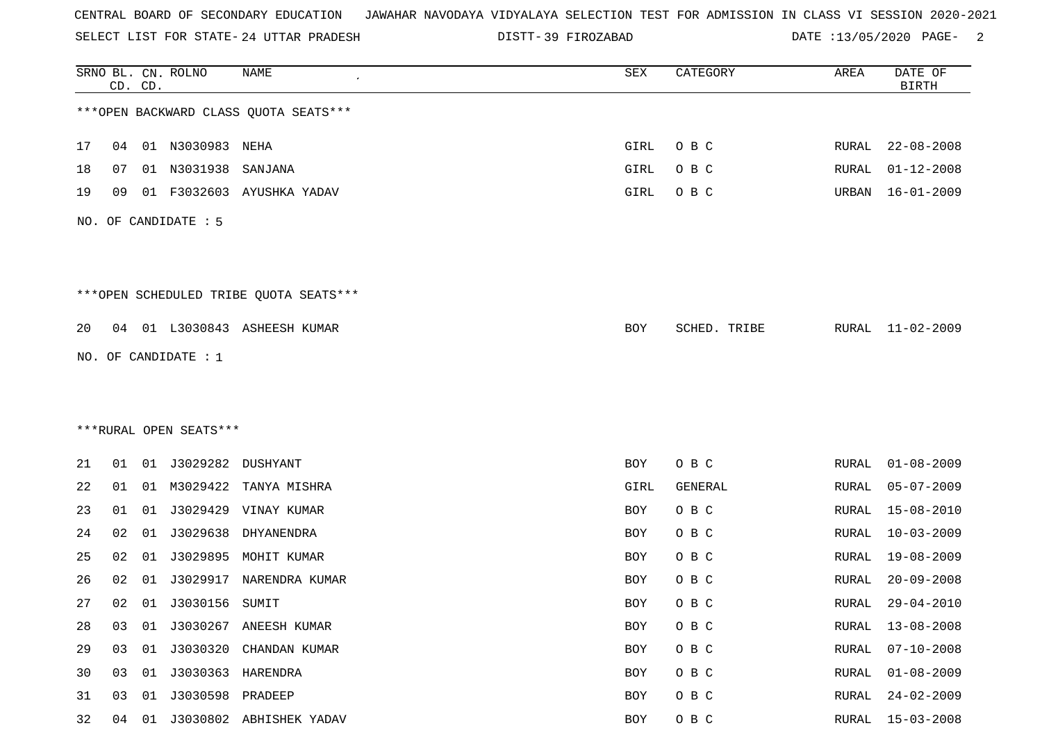CENTRAL BOARD OF SECONDARY EDUCATION JAWAHAR NAVODAYA VIDYALAYA SELECTION TEST FOR ADMISSION IN CLASS VI SESSION 2020-2021

SELECT LIST FOR STATE- 24 UTTAR PRADESH DISTT- 39 FIROZABAD DATE :13/05/2020 PAGE- 2

***OPEN BACKWARD CLASS QUOTA SEATS***

| SRNO | BL. CD. | CN. CD. | ROLNO | NAME | SEX | CATEGORY | AREA | DATE OF BIRTH |
|---|---|---|---|---|---|---|---|---|
| 17 | 04 | 01 | N3030983 | NEHA | GIRL | O B C | RURAL | 22-08-2008 |
| 18 | 07 | 01 | N3031938 | SANJANA | GIRL | O B C | RURAL | 01-12-2008 |
| 19 | 09 | 01 | F3032603 | AYUSHKA YADAV | GIRL | O B C | URBAN | 16-01-2009 |

NO. OF CANDIDATE : 5

***OPEN SCHEDULED TRIBE QUOTA SEATS***

| SRNO | BL. CD. | CN. CD. | ROLNO | NAME | SEX | CATEGORY | AREA | DATE OF BIRTH |
|---|---|---|---|---|---|---|---|---|
| 20 | 04 | 01 | L3030843 | ASHEESH KUMAR | BOY | SCHED. TRIBE | RURAL | 11-02-2009 |

NO. OF CANDIDATE : 1

***RURAL OPEN SEATS***

| SRNO | BL. CD. | CN. CD. | ROLNO | NAME | SEX | CATEGORY | AREA | DATE OF BIRTH |
|---|---|---|---|---|---|---|---|---|
| 21 | 01 | 01 | J3029282 | DUSHYANT | BOY | O B C | RURAL | 01-08-2009 |
| 22 | 01 | 01 | M3029422 | TANYA MISHRA | GIRL | GENERAL | RURAL | 05-07-2009 |
| 23 | 01 | 01 | J3029429 | VINAY KUMAR | BOY | O B C | RURAL | 15-08-2010 |
| 24 | 02 | 01 | J3029638 | DHYANENDRA | BOY | O B C | RURAL | 10-03-2009 |
| 25 | 02 | 01 | J3029895 | MOHIT KUMAR | BOY | O B C | RURAL | 19-08-2009 |
| 26 | 02 | 01 | J3029917 | NARENDRA KUMAR | BOY | O B C | RURAL | 20-09-2008 |
| 27 | 02 | 01 | J3030156 | SUMIT | BOY | O B C | RURAL | 29-04-2010 |
| 28 | 03 | 01 | J3030267 | ANEESH KUMAR | BOY | O B C | RURAL | 13-08-2008 |
| 29 | 03 | 01 | J3030320 | CHANDAN KUMAR | BOY | O B C | RURAL | 07-10-2008 |
| 30 | 03 | 01 | J3030363 | HARENDRA | BOY | O B C | RURAL | 01-08-2009 |
| 31 | 03 | 01 | J3030598 | PRADEEP | BOY | O B C | RURAL | 24-02-2009 |
| 32 | 04 | 01 | J3030802 | ABHISHEK YADAV | BOY | O B C | RURAL | 15-03-2008 |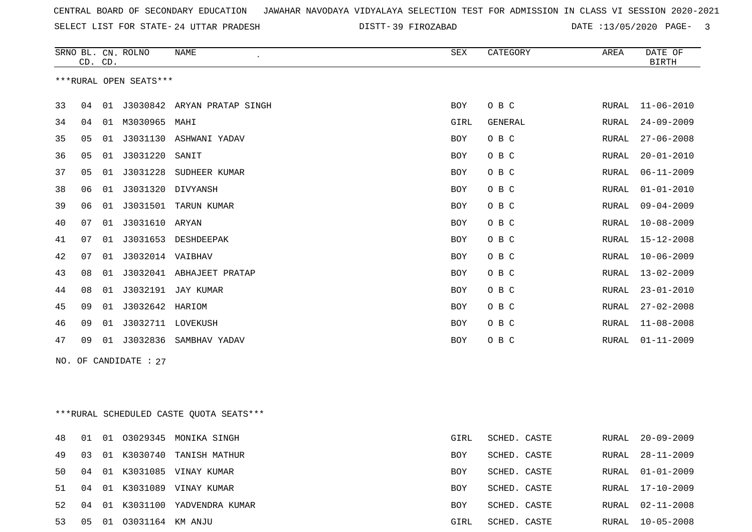CENTRAL BOARD OF SECONDARY EDUCATION JAWAHAR NAVODAYA VIDYALAYA SELECTION TEST FOR ADMISSION IN CLASS VI SESSION 2020-2021

SELECT LIST FOR STATE- 24 UTTAR PRADESH DISTT- 39 FIROZABAD DATE :13/05/2020

***RURAL OPEN SEATS***

| SRNO | BL. CD. | CN. CD. | ROLNO | NAME | SEX | CATEGORY | AREA | DATE OF BIRTH |
|---|---|---|---|---|---|---|---|---|
| 33 | 04 | 01 | J3030842 | ARYAN PRATAP SINGH | BOY | O B C | RURAL | 11-06-2010 |
| 34 | 04 | 01 | M3030965 | MAHI | GIRL | GENERAL | RURAL | 24-09-2009 |
| 35 | 05 | 01 | J3031130 | ASHWANI YADAV | BOY | O B C | RURAL | 27-06-2008 |
| 36 | 05 | 01 | J3031220 | SANIT | BOY | O B C | RURAL | 20-01-2010 |
| 37 | 05 | 01 | J3031228 | SUDHEER KUMAR | BOY | O B C | RURAL | 06-11-2009 |
| 38 | 06 | 01 | J3031320 | DIVYANSH | BOY | O B C | RURAL | 01-01-2010 |
| 39 | 06 | 01 | J3031501 | TARUN KUMAR | BOY | O B C | RURAL | 09-04-2009 |
| 40 | 07 | 01 | J3031610 | ARYAN | BOY | O B C | RURAL | 10-08-2009 |
| 41 | 07 | 01 | J3031653 | DESHDEEPAK | BOY | O B C | RURAL | 15-12-2008 |
| 42 | 07 | 01 | J3032014 | VAIBHAV | BOY | O B C | RURAL | 10-06-2009 |
| 43 | 08 | 01 | J3032041 | ABHAJEET PRATAP | BOY | O B C | RURAL | 13-02-2009 |
| 44 | 08 | 01 | J3032191 | JAY KUMAR | BOY | O B C | RURAL | 23-01-2010 |
| 45 | 09 | 01 | J3032642 | HARIOM | BOY | O B C | RURAL | 27-02-2008 |
| 46 | 09 | 01 | J3032711 | LOVEKUSH | BOY | O B C | RURAL | 11-08-2008 |
| 47 | 09 | 01 | J3032836 | SAMBHAV YADAV | BOY | O B C | RURAL | 01-11-2009 |

NO. OF CANDIDATE : 27

***RURAL SCHEDULED CASTE QUOTA SEATS***

| SRNO | BL. CD. | CN. CD. | ROLNO | NAME | SEX | CATEGORY | AREA | DATE OF BIRTH |
|---|---|---|---|---|---|---|---|---|
| 48 | 01 | 01 | O3029345 | MONIKA SINGH | GIRL | SCHED. CASTE | RURAL | 20-09-2009 |
| 49 | 03 | 01 | K3030740 | TANISH MATHUR | BOY | SCHED. CASTE | RURAL | 28-11-2009 |
| 50 | 04 | 01 | K3031085 | VINAY KUMAR | BOY | SCHED. CASTE | RURAL | 01-01-2009 |
| 51 | 04 | 01 | K3031089 | VINAY KUMAR | BOY | SCHED. CASTE | RURAL | 17-10-2009 |
| 52 | 04 | 01 | K3031100 | YADVENDRA KUMAR | BOY | SCHED. CASTE | RURAL | 02-11-2008 |
| 53 | 05 | 01 | O3031164 | KM ANJU | GIRL | SCHED. CASTE | RURAL | 10-05-2008 |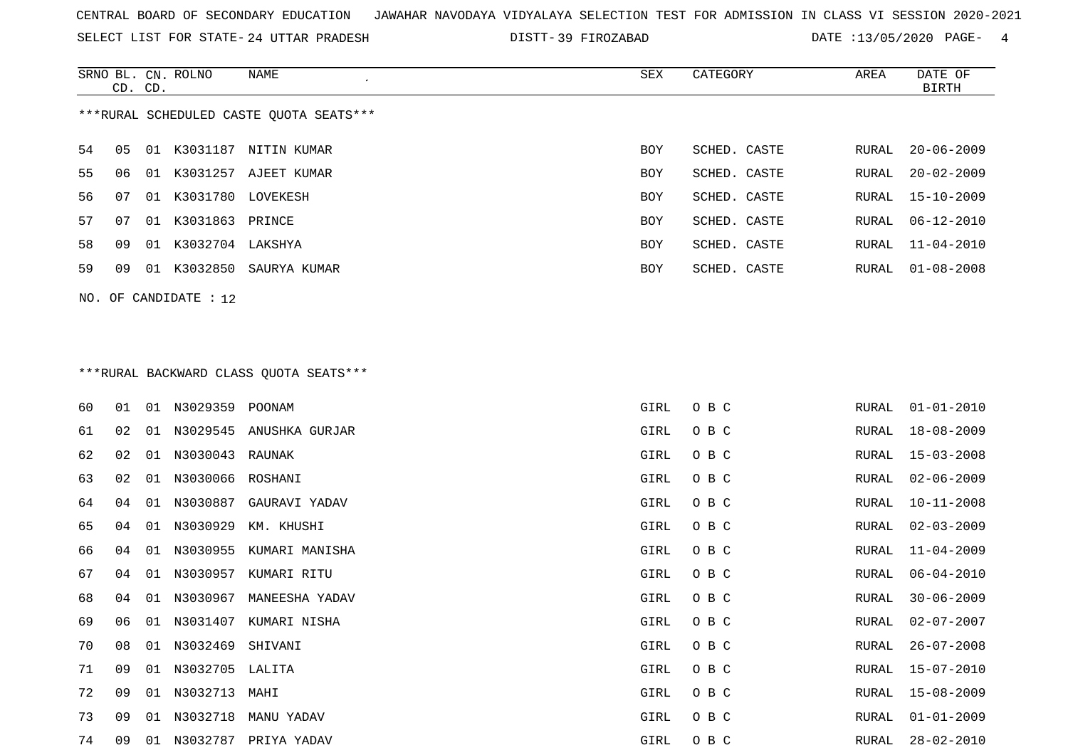CENTRAL BOARD OF SECONDARY EDUCATION JAWAHAR NAVODAYA VIDYALAYA SELECTION TEST FOR ADMISSION IN CLASS VI SESSION 2020-2021

SELECT LIST FOR STATE- 24 UTTAR PRADESH DISTT- 39 FIROZABAD DATE :13/05/2020

***RURAL SCHEDULED CASTE QUOTA SEATS***

| SRNO | BL. CD. | CN. CD. | ROLNO | NAME | SEX | CATEGORY | AREA | DATE OF BIRTH |
|---|---|---|---|---|---|---|---|---|
| 54 | 05 | 01 | K3031187 | NITIN KUMAR | BOY | SCHED. CASTE | RURAL | 20-06-2009 |
| 55 | 06 | 01 | K3031257 | AJEET KUMAR | BOY | SCHED. CASTE | RURAL | 20-02-2009 |
| 56 | 07 | 01 | K3031780 | LOVEKESH | BOY | SCHED. CASTE | RURAL | 15-10-2009 |
| 57 | 07 | 01 | K3031863 | PRINCE | BOY | SCHED. CASTE | RURAL | 06-12-2010 |
| 58 | 09 | 01 | K3032704 | LAKSHYA | BOY | SCHED. CASTE | RURAL | 11-04-2010 |
| 59 | 09 | 01 | K3032850 | SAURYA KUMAR | BOY | SCHED. CASTE | RURAL | 01-08-2008 |

NO. OF CANDIDATE : 12

***RURAL BACKWARD CLASS QUOTA SEATS***

| SRNO | BL. CD. | CN. CD. | ROLNO | NAME | SEX | CATEGORY | AREA | DATE OF BIRTH |
|---|---|---|---|---|---|---|---|---|
| 60 | 01 | 01 | N3029359 | POONAM | GIRL | O B C | RURAL | 01-01-2010 |
| 61 | 02 | 01 | N3029545 | ANUSHKA GURJAR | GIRL | O B C | RURAL | 18-08-2009 |
| 62 | 02 | 01 | N3030043 | RAUNAK | GIRL | O B C | RURAL | 15-03-2008 |
| 63 | 02 | 01 | N3030066 | ROSHANI | GIRL | O B C | RURAL | 02-06-2009 |
| 64 | 04 | 01 | N3030887 | GAURAVI YADAV | GIRL | O B C | RURAL | 10-11-2008 |
| 65 | 04 | 01 | N3030929 | KM. KHUSHI | GIRL | O B C | RURAL | 02-03-2009 |
| 66 | 04 | 01 | N3030955 | KUMARI MANISHA | GIRL | O B C | RURAL | 11-04-2009 |
| 67 | 04 | 01 | N3030957 | KUMARI RITU | GIRL | O B C | RURAL | 06-04-2010 |
| 68 | 04 | 01 | N3030967 | MANEESHA YADAV | GIRL | O B C | RURAL | 30-06-2009 |
| 69 | 06 | 01 | N3031407 | KUMARI NISHA | GIRL | O B C | RURAL | 02-07-2007 |
| 70 | 08 | 01 | N3032469 | SHIVANI | GIRL | O B C | RURAL | 26-07-2008 |
| 71 | 09 | 01 | N3032705 | LALITA | GIRL | O B C | RURAL | 15-07-2010 |
| 72 | 09 | 01 | N3032713 | MAHI | GIRL | O B C | RURAL | 15-08-2009 |
| 73 | 09 | 01 | N3032718 | MANU YADAV | GIRL | O B C | RURAL | 01-01-2009 |
| 74 | 09 | 01 | N3032787 | PRIYA YADAV | GIRL | O B C | RURAL | 28-02-2010 |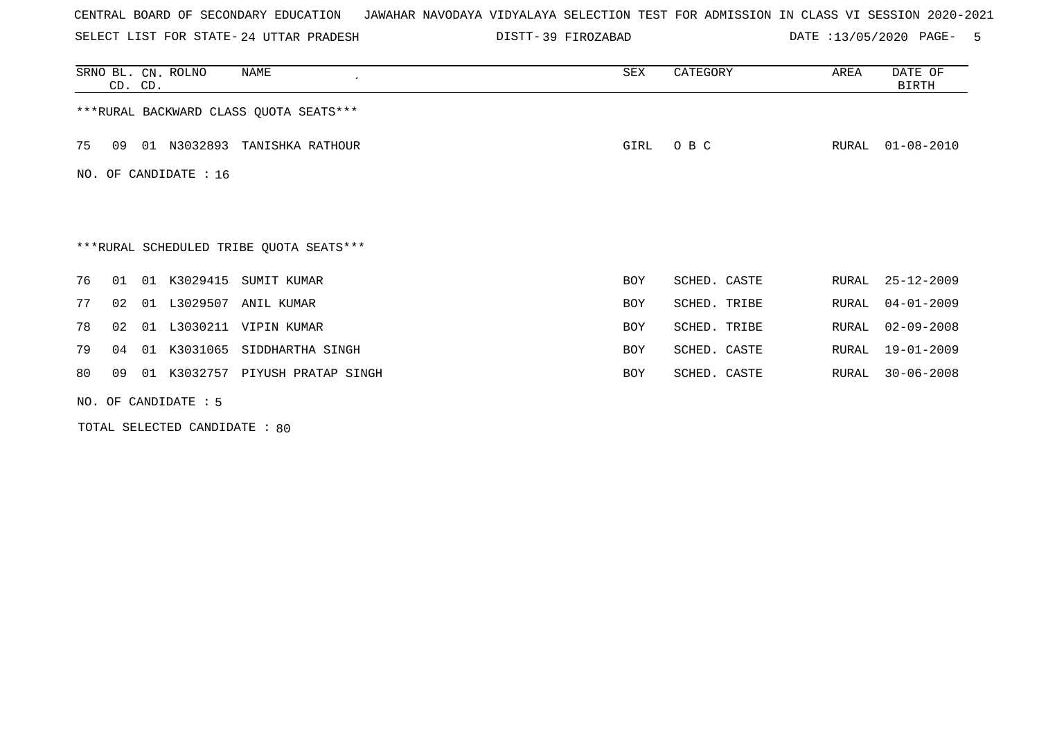CENTRAL BOARD OF SECONDARY EDUCATION   JAWAHAR NAVODAYA VIDYALAYA SELECTION TEST FOR ADMISSION IN CLASS VI SESSION 2020-2021

SELECT LIST FOR STATE- 24 UTTAR PRADESH   DISTT- 39 FIROZABAD   DATE :13/05/2020

***RURAL BACKWARD CLASS QUOTA SEATS***

| SRNO | BL. CD. | CN. CD. | ROLNO | NAME | SEX | CATEGORY | AREA | DATE OF BIRTH |
|---|---|---|---|---|---|---|---|---|
| 75 | 09 | 01 | N3032893 | TANISHKA RATHOUR | GIRL | O B C | RURAL | 01-08-2010 |

NO. OF CANDIDATE : 16

***RURAL SCHEDULED TRIBE QUOTA SEATS***

| SRNO | BL. CD. | CN. CD. | ROLNO | NAME | SEX | CATEGORY | AREA | DATE OF BIRTH |
|---|---|---|---|---|---|---|---|---|
| 76 | 01 | 01 | K3029415 | SUMIT KUMAR | BOY | SCHED. CASTE | RURAL | 25-12-2009 |
| 77 | 02 | 01 | L3029507 | ANIL KUMAR | BOY | SCHED. TRIBE | RURAL | 04-01-2009 |
| 78 | 02 | 01 | L3030211 | VIPIN KUMAR | BOY | SCHED. TRIBE | RURAL | 02-09-2008 |
| 79 | 04 | 01 | K3031065 | SIDDHARTHA SINGH | BOY | SCHED. CASTE | RURAL | 19-01-2009 |
| 80 | 09 | 01 | K3032757 | PIYUSH PRATAP SINGH | BOY | SCHED. CASTE | RURAL | 30-06-2008 |

NO. OF CANDIDATE : 5

TOTAL SELECTED CANDIDATE : 80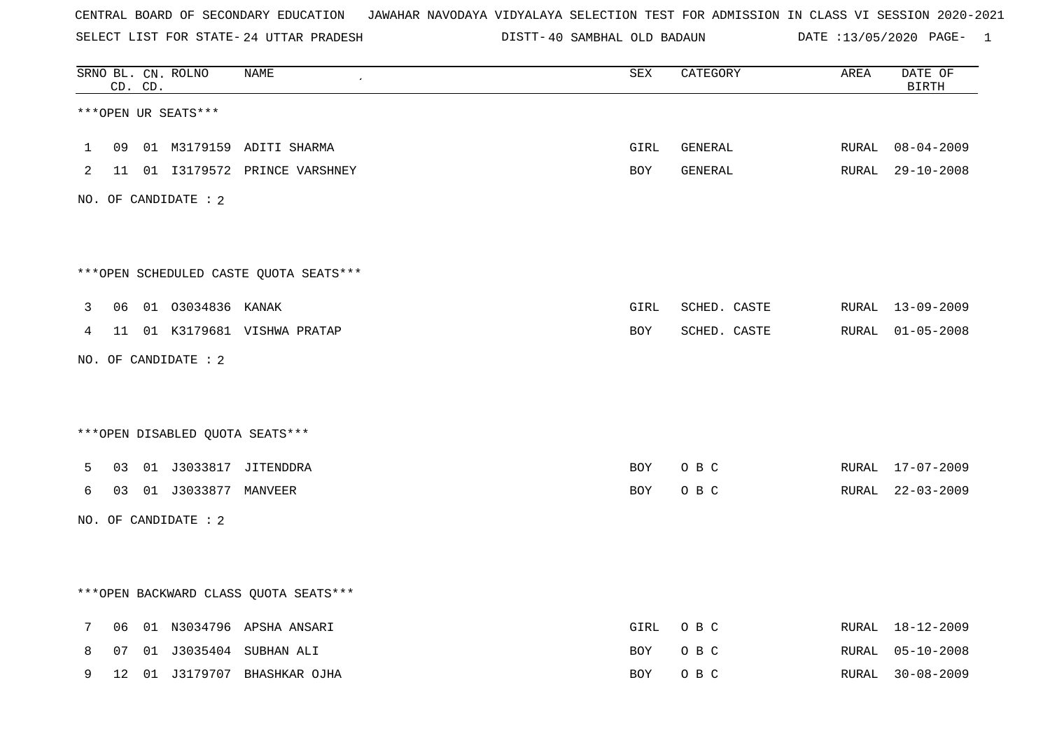CENTRAL BOARD OF SECONDARY EDUCATION   JAWAHAR NAVODAYA VIDYALAYA SELECTION TEST FOR ADMISSION IN CLASS VI SESSION 2020-2021

SELECT LIST FOR STATE- 24 UTTAR PRADESH   DISTT- 40 SAMBHAL OLD BADAUN   DATE :13/05/2020

| SRNO | BL. CD. | CN. CD. | ROLNO | NAME | SEX | CATEGORY | AREA | DATE OF BIRTH |
|---|---|---|---|---|---|---|---|---|

***OPEN UR SEATS***

| SRNO | BL. CD. | CN. CD. | ROLNO | NAME | SEX | CATEGORY | AREA | DATE OF BIRTH |
|---|---|---|---|---|---|---|---|---|
| 1 | 09 | 01 | M3179159 | ADITI SHARMA | GIRL | GENERAL | RURAL | 08-04-2009 |
| 2 | 11 | 01 | I3179572 | PRINCE VARSHNEY | BOY | GENERAL | RURAL | 29-10-2008 |

NO. OF CANDIDATE : 2

***OPEN SCHEDULED CASTE QUOTA SEATS***

| SRNO | BL. CD. | CN. CD. | ROLNO | NAME | SEX | CATEGORY | AREA | DATE OF BIRTH |
|---|---|---|---|---|---|---|---|---|
| 3 | 06 | 01 | O3034836 | KANAK | GIRL | SCHED. CASTE | RURAL | 13-09-2009 |
| 4 | 11 | 01 | K3179681 | VISHWA PRATAP | BOY | SCHED. CASTE | RURAL | 01-05-2008 |

NO. OF CANDIDATE : 2

***OPEN DISABLED QUOTA SEATS***

| SRNO | BL. CD. | CN. CD. | ROLNO | NAME | SEX | CATEGORY | AREA | DATE OF BIRTH |
|---|---|---|---|---|---|---|---|---|
| 5 | 03 | 01 | J3033817 | JITENDDRA | BOY | O B C | RURAL | 17-07-2009 |
| 6 | 03 | 01 | J3033877 | MANVEER | BOY | O B C | RURAL | 22-03-2009 |

NO. OF CANDIDATE : 2

***OPEN BACKWARD CLASS QUOTA SEATS***

| SRNO | BL. CD. | CN. CD. | ROLNO | NAME | SEX | CATEGORY | AREA | DATE OF BIRTH |
|---|---|---|---|---|---|---|---|---|
| 7 | 06 | 01 | N3034796 | APSHA ANSARI | GIRL | O B C | RURAL | 18-12-2009 |
| 8 | 07 | 01 | J3035404 | SUBHAN ALI | BOY | O B C | RURAL | 05-10-2008 |
| 9 | 12 | 01 | J3179707 | BHASHKAR OJHA | BOY | O B C | RURAL | 30-08-2009 |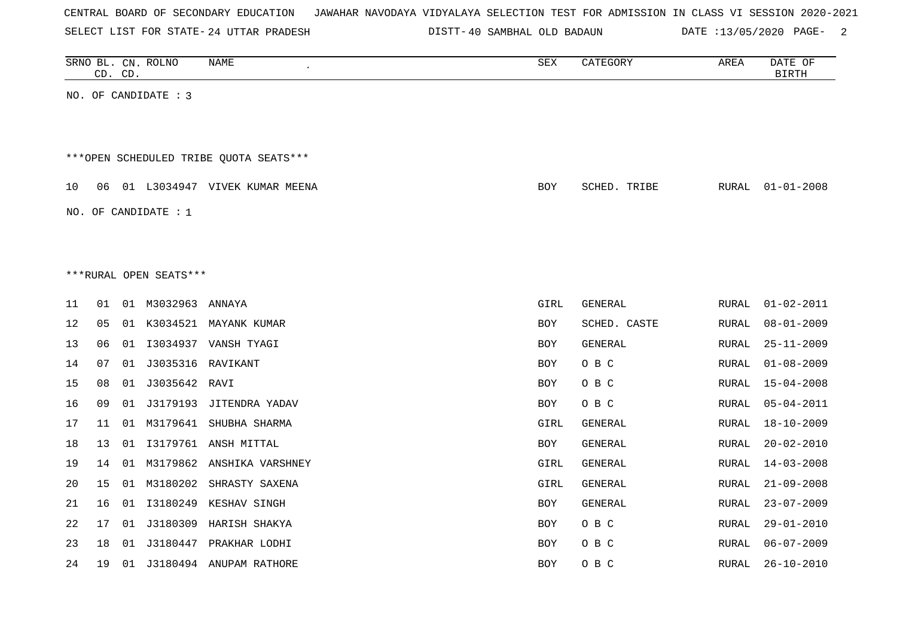CENTRAL BOARD OF SECONDARY EDUCATION JAWAHAR NAVODAYA VIDYALAYA SELECTION TEST FOR ADMISSION IN CLASS VI SESSION 2020-2021

SELECT LIST FOR STATE- 24 UTTAR PRADESH DISTT- 40 SAMBHAL OLD BADAUN DATE :13/05/2020

| SRNO | BL. CD. | CN. CD. | ROLNO | NAME | SEX | CATEGORY | AREA | DATE OF BIRTH |
|---|---|---|---|---|---|---|---|---|

NO. OF CANDIDATE : 3

***OPEN SCHEDULED TRIBE QUOTA SEATS***

| SRNO | BL. CD. | CN. CD. | ROLNO | NAME | SEX | CATEGORY | AREA | DATE OF BIRTH |
|---|---|---|---|---|---|---|---|---|
| 10 | 06 | 01 | L3034947 | VIVEK KUMAR MEENA | BOY | SCHED. TRIBE | RURAL | 01-01-2008 |

NO. OF CANDIDATE : 1

***RURAL OPEN SEATS***

| SRNO | BL. CD. | CN. CD. | ROLNO | NAME | SEX | CATEGORY | AREA | DATE OF BIRTH |
|---|---|---|---|---|---|---|---|---|
| 11 | 01 | 01 | M3032963 | ANNAYA | GIRL | GENERAL | RURAL | 01-02-2011 |
| 12 | 05 | 01 | K3034521 | MAYANK KUMAR | BOY | SCHED. CASTE | RURAL | 08-01-2009 |
| 13 | 06 | 01 | I3034937 | VANSH TYAGI | BOY | GENERAL | RURAL | 25-11-2009 |
| 14 | 07 | 01 | J3035316 | RAVIKANT | BOY | O B C | RURAL | 01-08-2009 |
| 15 | 08 | 01 | J3035642 | RAVI | BOY | O B C | RURAL | 15-04-2008 |
| 16 | 09 | 01 | J3179193 | JITENDRA YADAV | BOY | O B C | RURAL | 05-04-2011 |
| 17 | 11 | 01 | M3179641 | SHUBHA SHARMA | GIRL | GENERAL | RURAL | 18-10-2009 |
| 18 | 13 | 01 | I3179761 | ANSH MITTAL | BOY | GENERAL | RURAL | 20-02-2010 |
| 19 | 14 | 01 | M3179862 | ANSHIKA VARSHNEY | GIRL | GENERAL | RURAL | 14-03-2008 |
| 20 | 15 | 01 | M3180202 | SHRASTY SAXENA | GIRL | GENERAL | RURAL | 21-09-2008 |
| 21 | 16 | 01 | I3180249 | KESHAV SINGH | BOY | GENERAL | RURAL | 23-07-2009 |
| 22 | 17 | 01 | J3180309 | HARISH SHAKYA | BOY | O B C | RURAL | 29-01-2010 |
| 23 | 18 | 01 | J3180447 | PRAKHAR LODHI | BOY | O B C | RURAL | 06-07-2009 |
| 24 | 19 | 01 | J3180494 | ANUPAM RATHORE | BOY | O B C | RURAL | 26-10-2010 |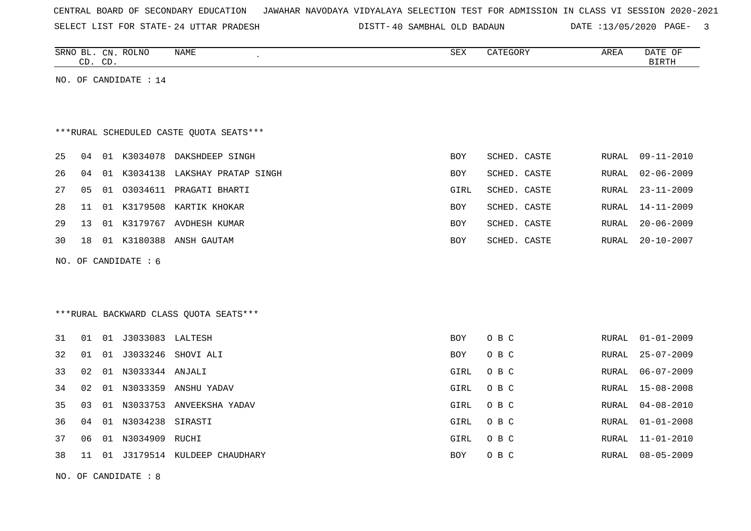CENTRAL BOARD OF SECONDARY EDUCATION   JAWAHAR NAVODAYA VIDYALAYA SELECTION TEST FOR ADMISSION IN CLASS VI SESSION 2020-2021

SELECT LIST FOR STATE- 24 UTTAR PRADESH   DISTT- 40 SAMBHAL OLD BADAUN   DATE :13/05/2020

| SRNO | BL. CD. | CN. CD. | ROLNO | NAME | SEX | CATEGORY | AREA | DATE OF BIRTH |
|---|---|---|---|---|---|---|---|---|

NO. OF CANDIDATE : 14

***RURAL SCHEDULED CASTE QUOTA SEATS***

| SRNO | BL. CD. | CN. CD. | ROLNO | NAME | SEX | CATEGORY | AREA | DATE OF BIRTH |
|---|---|---|---|---|---|---|---|---|
| 25 | 04 | 01 | K3034078 | DAKSHDEEP SINGH | BOY | SCHED. CASTE | RURAL | 09-11-2010 |
| 26 | 04 | 01 | K3034138 | LAKSHAY PRATAP SINGH | BOY | SCHED. CASTE | RURAL | 02-06-2009 |
| 27 | 05 | 01 | O3034611 | PRAGATI BHARTI | GIRL | SCHED. CASTE | RURAL | 23-11-2009 |
| 28 | 11 | 01 | K3179508 | KARTIK KHOKAR | BOY | SCHED. CASTE | RURAL | 14-11-2009 |
| 29 | 13 | 01 | K3179767 | AVDHESH KUMAR | BOY | SCHED. CASTE | RURAL | 20-06-2009 |
| 30 | 18 | 01 | K3180388 | ANSH GAUTAM | BOY | SCHED. CASTE | RURAL | 20-10-2007 |

NO. OF CANDIDATE : 6

***RURAL BACKWARD CLASS QUOTA SEATS***

| SRNO | BL. CD. | CN. CD. | ROLNO | NAME | SEX | CATEGORY | AREA | DATE OF BIRTH |
|---|---|---|---|---|---|---|---|---|
| 31 | 01 | 01 | J3033083 | LALTESH | BOY | O B C | RURAL | 01-01-2009 |
| 32 | 01 | 01 | J3033246 | SHOVI ALI | BOY | O B C | RURAL | 25-07-2009 |
| 33 | 02 | 01 | N3033344 | ANJALI | GIRL | O B C | RURAL | 06-07-2009 |
| 34 | 02 | 01 | N3033359 | ANSHU YADAV | GIRL | O B C | RURAL | 15-08-2008 |
| 35 | 03 | 01 | N3033753 | ANVEEKSHA YADAV | GIRL | O B C | RURAL | 04-08-2010 |
| 36 | 04 | 01 | N3034238 | SIRASTI | GIRL | O B C | RURAL | 01-01-2008 |
| 37 | 06 | 01 | N3034909 | RUCHI | GIRL | O B C | RURAL | 11-01-2010 |
| 38 | 11 | 01 | J3179514 | KULDEEP CHAUDHARY | BOY | O B C | RURAL | 08-05-2009 |

NO. OF CANDIDATE : 8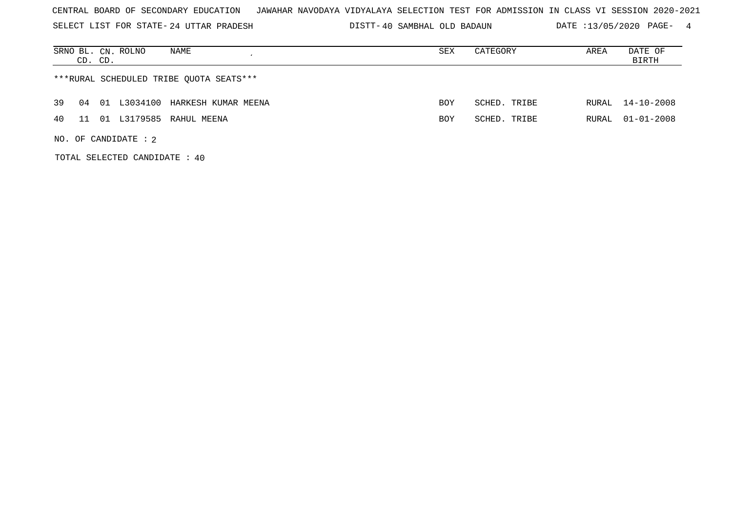CENTRAL BOARD OF SECONDARY EDUCATION JAWAHAR NAVODAYA VIDYALAYA SELECTION TEST FOR ADMISSION IN CLASS VI SESSION 2020-2021

SELECT LIST FOR STATE- 24 UTTAR PRADESH DISTT- 40 SAMBHAL OLD BADAUN DATE :13/05/2020 PAGE- 4

| SRNO | BL. CD. | CN. CD. | ROLNO | NAME | SEX | CATEGORY | AREA | DATE OF BIRTH |
|---|---|---|---|---|---|---|---|---|

***RURAL SCHEDULED TRIBE QUOTA SEATS***

| SRNO | BL. CD. | CN. CD. | ROLNO | NAME | SEX | CATEGORY | AREA | DATE OF BIRTH |
|---|---|---|---|---|---|---|---|---|
| 39 | 04 | 01 | L3034100 | HARKESH KUMAR MEENA | BOY | SCHED. TRIBE | RURAL | 14-10-2008 |
| 40 | 11 | 01 | L3179585 | RAHUL MEENA | BOY | SCHED. TRIBE | RURAL | 01-01-2008 |

NO. OF CANDIDATE : 2

TOTAL SELECTED CANDIDATE : 40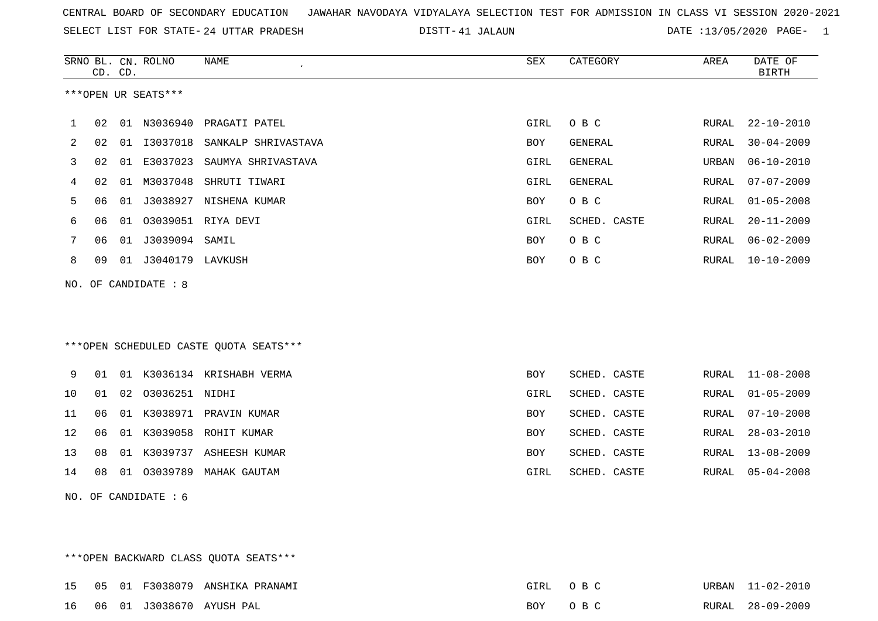CENTRAL BOARD OF SECONDARY EDUCATION   JAWAHAR NAVODAYA VIDYALAYA SELECTION TEST FOR ADMISSION IN CLASS VI SESSION 2020-2021

SELECT LIST FOR STATE- 24 UTTAR PRADESH   DISTT- 41 JALAUN   DATE :13/05/2020

***OPEN UR SEATS***

| SRNO | BL. CD. | CN. CD. | ROLNO | NAME | SEX | CATEGORY | AREA | DATE OF BIRTH |
|---|---|---|---|---|---|---|---|---|
| 1 | 02 | 01 | N3036940 | PRAGATI PATEL | GIRL | O B C | RURAL | 22-10-2010 |
| 2 | 02 | 01 | I3037018 | SANKALP SHRIVASTAVA | BOY | GENERAL | RURAL | 30-04-2009 |
| 3 | 02 | 01 | E3037023 | SAUMYA SHRIVASTAVA | GIRL | GENERAL | URBAN | 06-10-2010 |
| 4 | 02 | 01 | M3037048 | SHRUTI TIWARI | GIRL | GENERAL | RURAL | 07-07-2009 |
| 5 | 06 | 01 | J3038927 | NISHENA KUMAR | BOY | O B C | RURAL | 01-05-2008 |
| 6 | 06 | 01 | O3039051 | RIYA DEVI | GIRL | SCHED. CASTE | RURAL | 20-11-2009 |
| 7 | 06 | 01 | J3039094 | SAMIL | BOY | O B C | RURAL | 06-02-2009 |
| 8 | 09 | 01 | J3040179 | LAVKUSH | BOY | O B C | RURAL | 10-10-2009 |

NO. OF CANDIDATE : 8

***OPEN SCHEDULED CASTE QUOTA SEATS***

| SRNO | BL. CD. | CN. CD. | ROLNO | NAME | SEX | CATEGORY | AREA | DATE OF BIRTH |
|---|---|---|---|---|---|---|---|---|
| 9 | 01 | 01 | K3036134 | KRISHABH VERMA | BOY | SCHED. CASTE | RURAL | 11-08-2008 |
| 10 | 01 | 02 | O3036251 | NIDHI | GIRL | SCHED. CASTE | RURAL | 01-05-2009 |
| 11 | 06 | 01 | K3038971 | PRAVIN KUMAR | BOY | SCHED. CASTE | RURAL | 07-10-2008 |
| 12 | 06 | 01 | K3039058 | ROHIT KUMAR | BOY | SCHED. CASTE | RURAL | 28-03-2010 |
| 13 | 08 | 01 | K3039737 | ASHEESH KUMAR | BOY | SCHED. CASTE | RURAL | 13-08-2009 |
| 14 | 08 | 01 | O3039789 | MAHAK GAUTAM | GIRL | SCHED. CASTE | RURAL | 05-04-2008 |

NO. OF CANDIDATE : 6

***OPEN BACKWARD CLASS QUOTA SEATS***

| SRNO | BL. CD. | CN. CD. | ROLNO | NAME | SEX | CATEGORY | AREA | DATE OF BIRTH |
|---|---|---|---|---|---|---|---|---|
| 15 | 05 | 01 | F3038079 | ANSHIKA PRANAMI | GIRL | O B C | URBAN | 11-02-2010 |
| 16 | 06 | 01 | J3038670 | AYUSH PAL | BOY | O B C | RURAL | 28-09-2009 |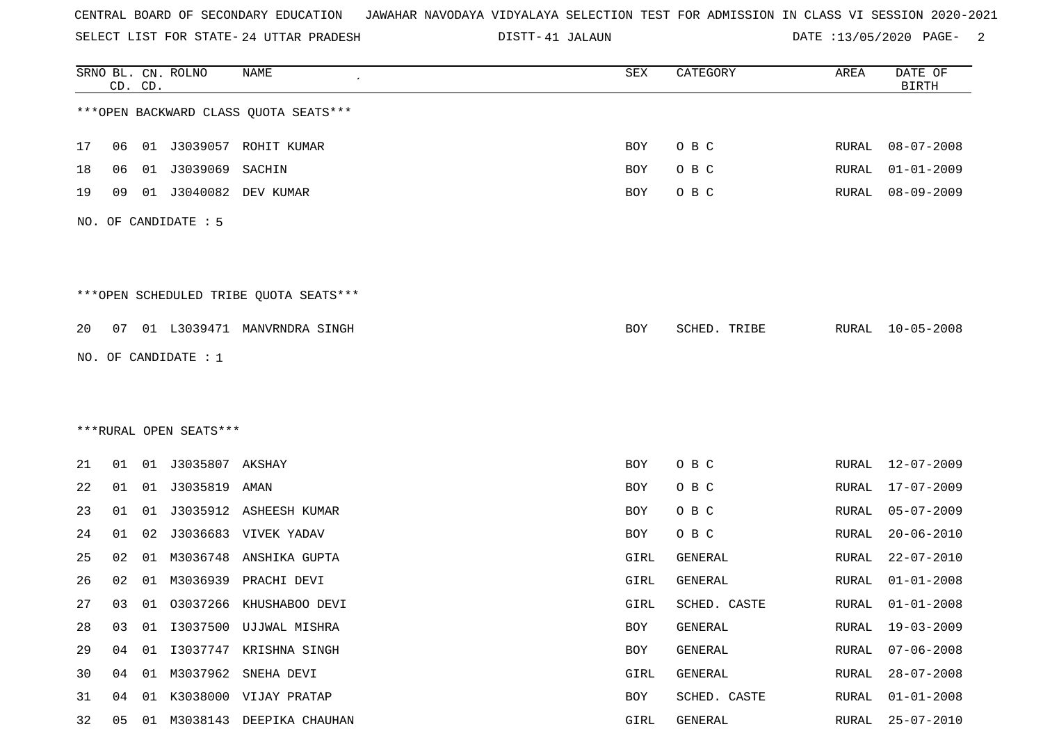CENTRAL BOARD OF SECONDARY EDUCATION JAWAHAR NAVODAYA VIDYALAYA SELECTION TEST FOR ADMISSION IN CLASS VI SESSION 2020-2021

SELECT LIST FOR STATE- 24 UTTAR PRADESH DISTT- 41 JALAUN DATE :13/05/2020

***OPEN BACKWARD CLASS QUOTA SEATS***

| SRNO | BL. CD. | CN. CD. | ROLNO | NAME | SEX | CATEGORY | AREA | DATE OF BIRTH |
|---|---|---|---|---|---|---|---|---|
| 17 | 06 | 01 | J3039057 | ROHIT KUMAR | BOY | O B C | RURAL | 08-07-2008 |
| 18 | 06 | 01 | J3039069 | SACHIN | BOY | O B C | RURAL | 01-01-2009 |
| 19 | 09 | 01 | J3040082 | DEV KUMAR | BOY | O B C | RURAL | 08-09-2009 |

NO. OF CANDIDATE : 5

***OPEN SCHEDULED TRIBE QUOTA SEATS***

| SRNO | BL. CD. | CN. CD. | ROLNO | NAME | SEX | CATEGORY | AREA | DATE OF BIRTH |
|---|---|---|---|---|---|---|---|---|
| 20 | 07 | 01 | L3039471 | MANVRNDRA SINGH | BOY | SCHED. TRIBE | RURAL | 10-05-2008 |

NO. OF CANDIDATE : 1

***RURAL OPEN SEATS***

| SRNO | BL. CD. | CN. CD. | ROLNO | NAME | SEX | CATEGORY | AREA | DATE OF BIRTH |
|---|---|---|---|---|---|---|---|---|
| 21 | 01 | 01 | J3035807 | AKSHAY | BOY | O B C | RURAL | 12-07-2009 |
| 22 | 01 | 01 | J3035819 | AMAN | BOY | O B C | RURAL | 17-07-2009 |
| 23 | 01 | 01 | J3035912 | ASHEESH KUMAR | BOY | O B C | RURAL | 05-07-2009 |
| 24 | 01 | 02 | J3036683 | VIVEK YADAV | BOY | O B C | RURAL | 20-06-2010 |
| 25 | 02 | 01 | M3036748 | ANSHIKA GUPTA | GIRL | GENERAL | RURAL | 22-07-2010 |
| 26 | 02 | 01 | M3036939 | PRACHI DEVI | GIRL | GENERAL | RURAL | 01-01-2008 |
| 27 | 03 | 01 | O3037266 | KHUSHABOO DEVI | GIRL | SCHED. CASTE | RURAL | 01-01-2008 |
| 28 | 03 | 01 | I3037500 | UJJWAL MISHRA | BOY | GENERAL | RURAL | 19-03-2009 |
| 29 | 04 | 01 | I3037747 | KRISHNA SINGH | BOY | GENERAL | RURAL | 07-06-2008 |
| 30 | 04 | 01 | M3037962 | SNEHA DEVI | GIRL | GENERAL | RURAL | 28-07-2008 |
| 31 | 04 | 01 | K3038000 | VIJAY PRATAP | BOY | SCHED. CASTE | RURAL | 01-01-2008 |
| 32 | 05 | 01 | M3038143 | DEEPIKA CHAUHAN | GIRL | GENERAL | RURAL | 25-07-2010 |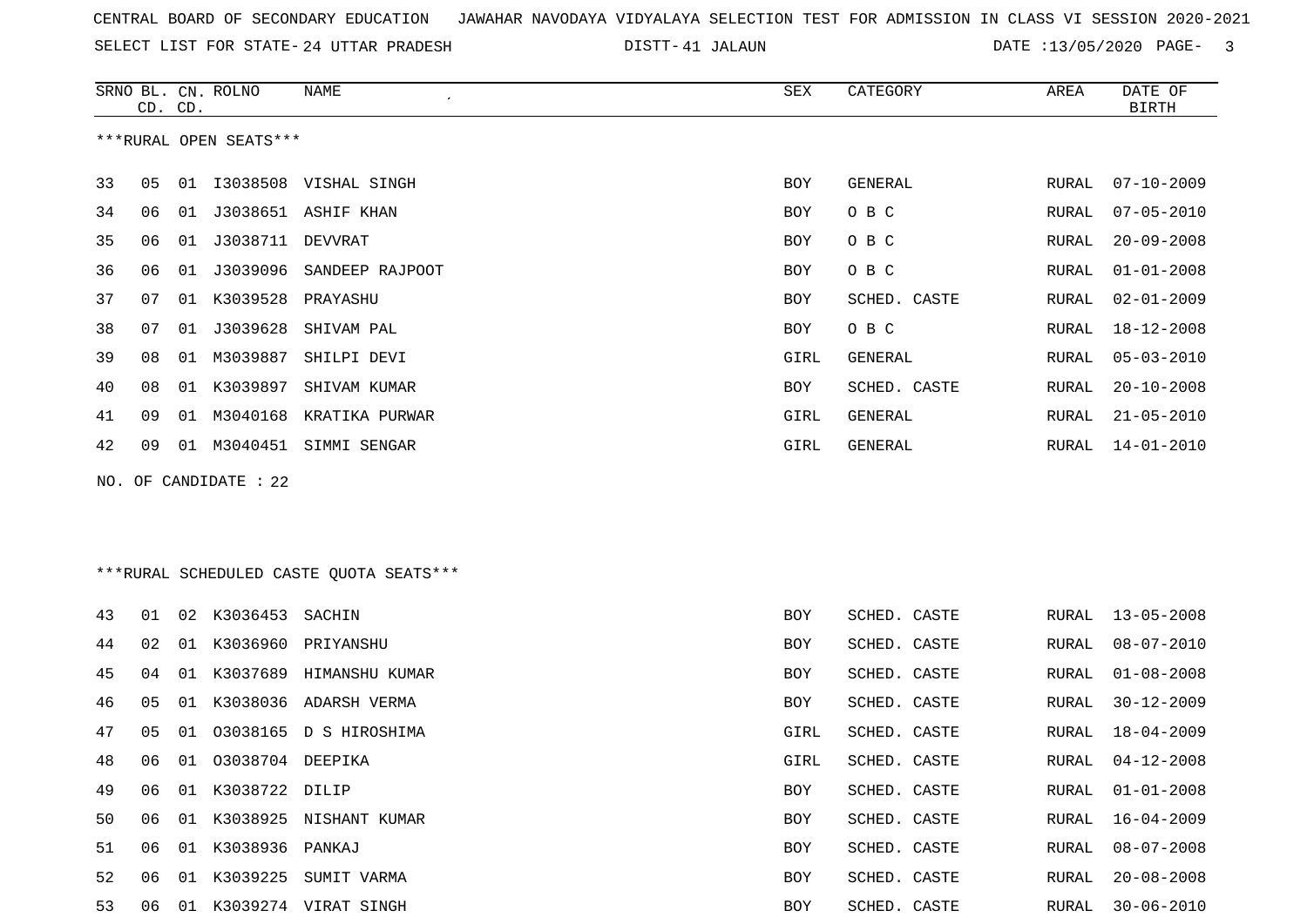CENTRAL BOARD OF SECONDARY EDUCATION JAWAHAR NAVODAYA VIDYALAYA SELECTION TEST FOR ADMISSION IN CLASS VI SESSION 2020-2021

SELECT LIST FOR STATE- 24 UTTAR PRADESH DISTT- 41 JALAUN DATE :13/05/2020

***RURAL OPEN SEATS***

| SRNO | BL. CD. | CN. CD. | ROLNO | NAME | SEX | CATEGORY | AREA | DATE OF BIRTH |
|---|---|---|---|---|---|---|---|---|
| 33 | 05 | 01 | I3038508 | VISHAL SINGH | BOY | GENERAL | RURAL | 07-10-2009 |
| 34 | 06 | 01 | J3038651 | ASHIF KHAN | BOY | O B C | RURAL | 07-05-2010 |
| 35 | 06 | 01 | J3038711 | DEVVRAT | BOY | O B C | RURAL | 20-09-2008 |
| 36 | 06 | 01 | J3039096 | SANDEEP RAJPOOT | BOY | O B C | RURAL | 01-01-2008 |
| 37 | 07 | 01 | K3039528 | PRAYASHU | BOY | SCHED. CASTE | RURAL | 02-01-2009 |
| 38 | 07 | 01 | J3039628 | SHIVAM PAL | BOY | O B C | RURAL | 18-12-2008 |
| 39 | 08 | 01 | M3039887 | SHILPI DEVI | GIRL | GENERAL | RURAL | 05-03-2010 |
| 40 | 08 | 01 | K3039897 | SHIVAM KUMAR | BOY | SCHED. CASTE | RURAL | 20-10-2008 |
| 41 | 09 | 01 | M3040168 | KRATIKA PURWAR | GIRL | GENERAL | RURAL | 21-05-2010 |
| 42 | 09 | 01 | M3040451 | SIMMI SENGAR | GIRL | GENERAL | RURAL | 14-01-2010 |

NO. OF CANDIDATE : 22

***RURAL SCHEDULED CASTE QUOTA SEATS***

| SRNO | BL. CD. | CN. CD. | ROLNO | NAME | SEX | CATEGORY | AREA | DATE OF BIRTH |
|---|---|---|---|---|---|---|---|---|
| 43 | 01 | 02 | K3036453 | SACHIN | BOY | SCHED. CASTE | RURAL | 13-05-2008 |
| 44 | 02 | 01 | K3036960 | PRIYANSHU | BOY | SCHED. CASTE | RURAL | 08-07-2010 |
| 45 | 04 | 01 | K3037689 | HIMANSHU KUMAR | BOY | SCHED. CASTE | RURAL | 01-08-2008 |
| 46 | 05 | 01 | K3038036 | ADARSH VERMA | BOY | SCHED. CASTE | RURAL | 30-12-2009 |
| 47 | 05 | 01 | O3038165 | D S HIROSHIMA | GIRL | SCHED. CASTE | RURAL | 18-04-2009 |
| 48 | 06 | 01 | O3038704 | DEEPIKA | GIRL | SCHED. CASTE | RURAL | 04-12-2008 |
| 49 | 06 | 01 | K3038722 | DILIP | BOY | SCHED. CASTE | RURAL | 01-01-2008 |
| 50 | 06 | 01 | K3038925 | NISHANT KUMAR | BOY | SCHED. CASTE | RURAL | 16-04-2009 |
| 51 | 06 | 01 | K3038936 | PANKAJ | BOY | SCHED. CASTE | RURAL | 08-07-2008 |
| 52 | 06 | 01 | K3039225 | SUMIT VARMA | BOY | SCHED. CASTE | RURAL | 20-08-2008 |
| 53 | 06 | 01 | K3039274 | VIRAT SINGH | BOY | SCHED. CASTE | RURAL | 30-06-2010 |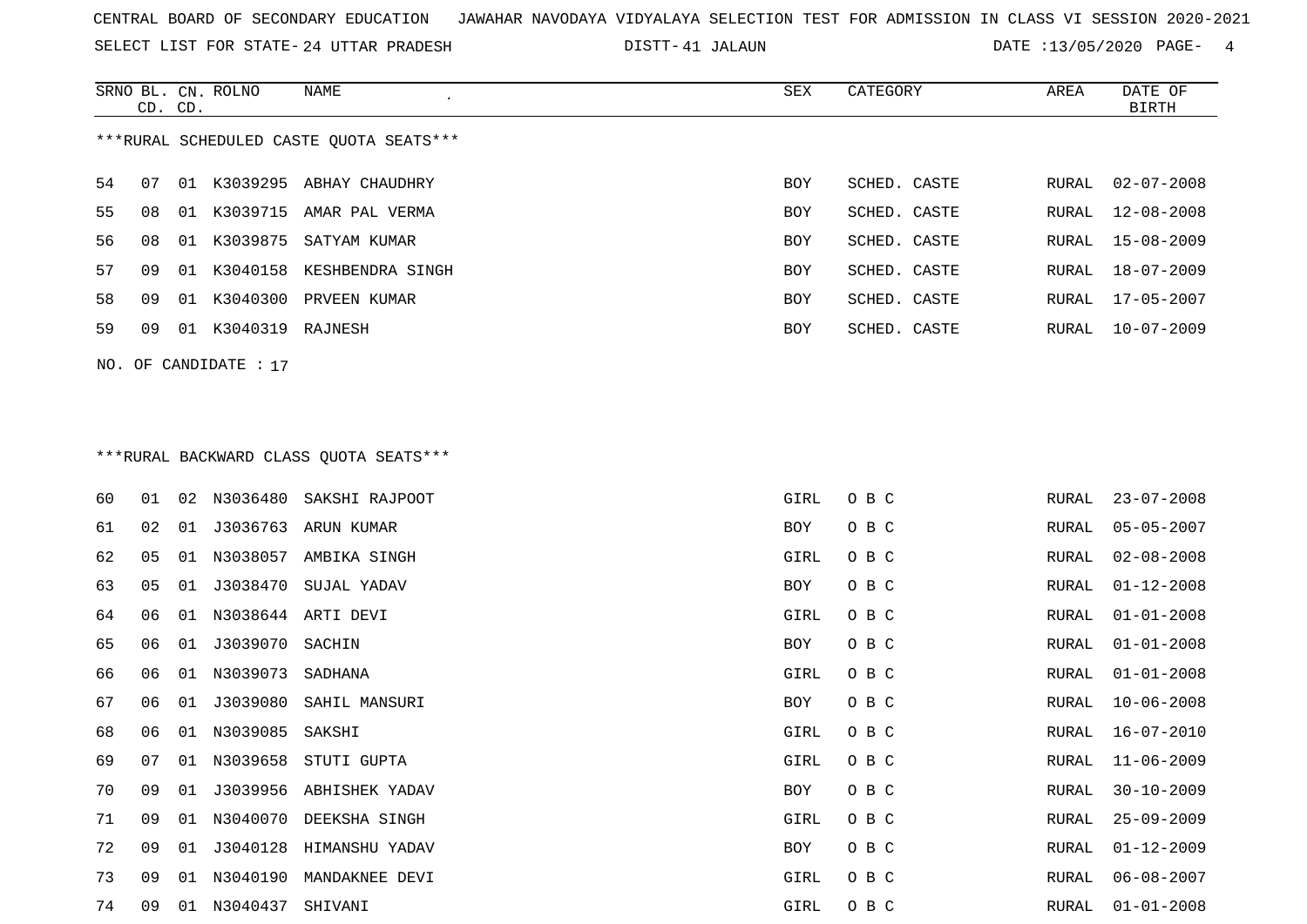CENTRAL BOARD OF SECONDARY EDUCATION JAWAHAR NAVODAYA VIDYALAYA SELECTION TEST FOR ADMISSION IN CLASS VI SESSION 2020-2021

SELECT LIST FOR STATE- 24 UTTAR PRADESH DISTT- 41 JALAUN DATE :13/05/2020

***RURAL SCHEDULED CASTE QUOTA SEATS***

| SRNO | BL. CD. | CN. CD. | ROLNO | NAME | SEX | CATEGORY | AREA | DATE OF BIRTH |
|---|---|---|---|---|---|---|---|---|
| 54 | 07 | 01 | K3039295 | ABHAY CHAUDHRY | BOY | SCHED. CASTE | RURAL | 02-07-2008 |
| 55 | 08 | 01 | K3039715 | AMAR PAL VERMA | BOY | SCHED. CASTE | RURAL | 12-08-2008 |
| 56 | 08 | 01 | K3039875 | SATYAM KUMAR | BOY | SCHED. CASTE | RURAL | 15-08-2009 |
| 57 | 09 | 01 | K3040158 | KESHBENDRA SINGH | BOY | SCHED. CASTE | RURAL | 18-07-2009 |
| 58 | 09 | 01 | K3040300 | PRVEEN KUMAR | BOY | SCHED. CASTE | RURAL | 17-05-2007 |
| 59 | 09 | 01 | K3040319 | RAJNESH | BOY | SCHED. CASTE | RURAL | 10-07-2009 |

NO. OF CANDIDATE : 17

***RURAL BACKWARD CLASS QUOTA SEATS***

| SRNO | BL. CD. | CN. CD. | ROLNO | NAME | SEX | CATEGORY | AREA | DATE OF BIRTH |
|---|---|---|---|---|---|---|---|---|
| 60 | 01 | 02 | N3036480 | SAKSHI RAJPOOT | GIRL | O B C | RURAL | 23-07-2008 |
| 61 | 02 | 01 | J3036763 | ARUN KUMAR | BOY | O B C | RURAL | 05-05-2007 |
| 62 | 05 | 01 | N3038057 | AMBIKA SINGH | GIRL | O B C | RURAL | 02-08-2008 |
| 63 | 05 | 01 | J3038470 | SUJAL YADAV | BOY | O B C | RURAL | 01-12-2008 |
| 64 | 06 | 01 | N3038644 | ARTI DEVI | GIRL | O B C | RURAL | 01-01-2008 |
| 65 | 06 | 01 | J3039070 | SACHIN | BOY | O B C | RURAL | 01-01-2008 |
| 66 | 06 | 01 | N3039073 | SADHANA | GIRL | O B C | RURAL | 01-01-2008 |
| 67 | 06 | 01 | J3039080 | SAHIL MANSURI | BOY | O B C | RURAL | 10-06-2008 |
| 68 | 06 | 01 | N3039085 | SAKSHI | GIRL | O B C | RURAL | 16-07-2010 |
| 69 | 07 | 01 | N3039658 | STUTI GUPTA | GIRL | O B C | RURAL | 11-06-2009 |
| 70 | 09 | 01 | J3039956 | ABHISHEK YADAV | BOY | O B C | RURAL | 30-10-2009 |
| 71 | 09 | 01 | N3040070 | DEEKSHA SINGH | GIRL | O B C | RURAL | 25-09-2009 |
| 72 | 09 | 01 | J3040128 | HIMANSHU YADAV | BOY | O B C | RURAL | 01-12-2009 |
| 73 | 09 | 01 | N3040190 | MANDAKNEE DEVI | GIRL | O B C | RURAL | 06-08-2007 |
| 74 | 09 | 01 | N3040437 | SHIVANI | GIRL | O B C | RURAL | 01-01-2008 |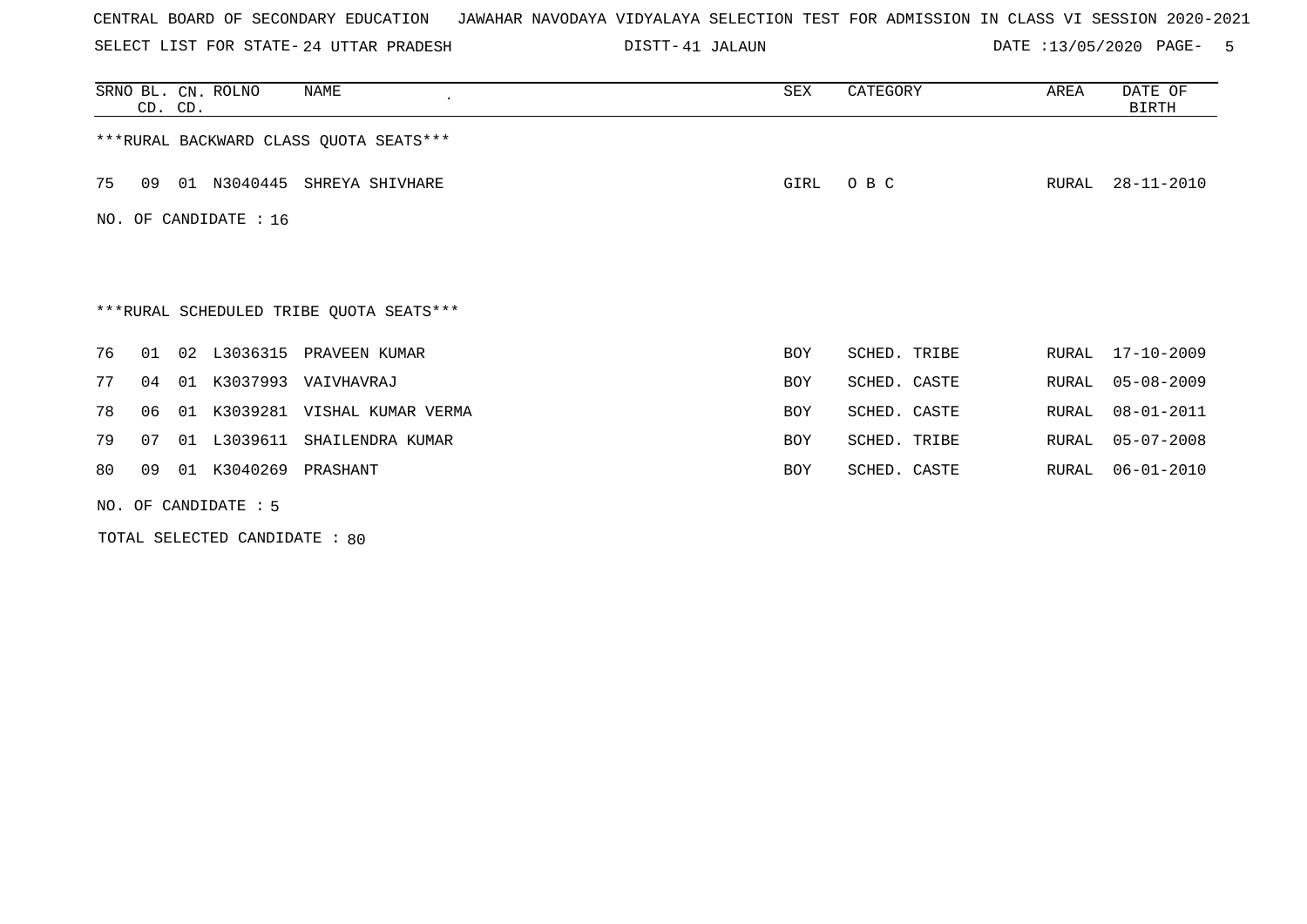CENTRAL BOARD OF SECONDARY EDUCATION   JAWAHAR NAVODAYA VIDYALAYA SELECTION TEST FOR ADMISSION IN CLASS VI SESSION 2020-2021

SELECT LIST FOR STATE- 24 UTTAR PRADESH   DISTT- 41 JALAUN   DATE :13/05/2020

| SRNO | BL. CD. | CN. CD. | ROLNO | NAME | SEX | CATEGORY | AREA | DATE OF BIRTH |
|---|---|---|---|---|---|---|---|---|

***RURAL BACKWARD CLASS QUOTA SEATS***

| SRNO | BL. CD. | CN. CD. | ROLNO | NAME | SEX | CATEGORY | AREA | DATE OF BIRTH |
|---|---|---|---|---|---|---|---|---|
| 75 | 09 | 01 | N3040445 | SHREYA SHIVHARE | GIRL | O B C | RURAL | 28-11-2010 |

NO. OF CANDIDATE : 16

***RURAL SCHEDULED TRIBE QUOTA SEATS***

| SRNO | BL. CD. | CN. CD. | ROLNO | NAME | SEX | CATEGORY | AREA | DATE OF BIRTH |
|---|---|---|---|---|---|---|---|---|
| 76 | 01 | 02 | L3036315 | PRAVEEN KUMAR | BOY | SCHED. TRIBE | RURAL | 17-10-2009 |
| 77 | 04 | 01 | K3037993 | VAIVHAVRAJ | BOY | SCHED. CASTE | RURAL | 05-08-2009 |
| 78 | 06 | 01 | K3039281 | VISHAL KUMAR VERMA | BOY | SCHED. CASTE | RURAL | 08-01-2011 |
| 79 | 07 | 01 | L3039611 | SHAILENDRA KUMAR | BOY | SCHED. TRIBE | RURAL | 05-07-2008 |
| 80 | 09 | 01 | K3040269 | PRASHANT | BOY | SCHED. CASTE | RURAL | 06-01-2010 |

NO. OF CANDIDATE : 5

TOTAL SELECTED CANDIDATE : 80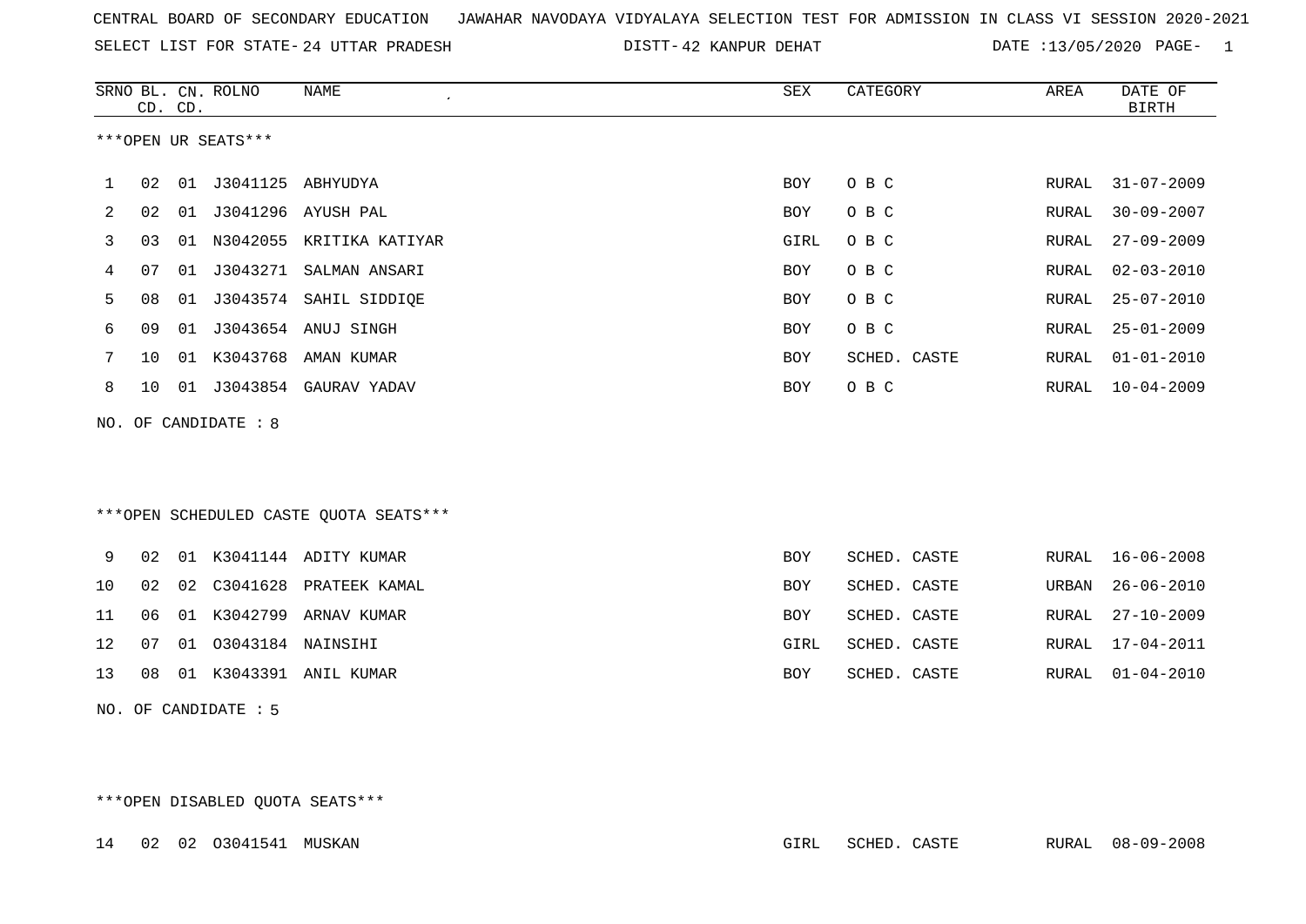CENTRAL BOARD OF SECONDARY EDUCATION   JAWAHAR NAVODAYA VIDYALAYA SELECTION TEST FOR ADMISSION IN CLASS VI SESSION 2020-2021

SELECT LIST FOR STATE- 24 UTTAR PRADESH   DISTT- 42 KANPUR DEHAT   DATE :13/05/2020 PAGE- 1

***OPEN UR SEATS***

| SRNO | BL. CD. | CN. CD. | ROLNO | NAME | SEX | CATEGORY | AREA | DATE OF BIRTH |
|---|---|---|---|---|---|---|---|---|
| 1 | 02 | 01 | J3041125 | ABHYUDYA | BOY | O B C | RURAL | 31-07-2009 |
| 2 | 02 | 01 | J3041296 | AYUSH PAL | BOY | O B C | RURAL | 30-09-2007 |
| 3 | 03 | 01 | N3042055 | KRITIKA KATIYAR | GIRL | O B C | RURAL | 27-09-2009 |
| 4 | 07 | 01 | J3043271 | SALMAN ANSARI | BOY | O B C | RURAL | 02-03-2010 |
| 5 | 08 | 01 | J3043574 | SAHIL SIDDIQE | BOY | O B C | RURAL | 25-07-2010 |
| 6 | 09 | 01 | J3043654 | ANUJ SINGH | BOY | O B C | RURAL | 25-01-2009 |
| 7 | 10 | 01 | K3043768 | AMAN KUMAR | BOY | SCHED. CASTE | RURAL | 01-01-2010 |
| 8 | 10 | 01 | J3043854 | GAURAV YADAV | BOY | O B C | RURAL | 10-04-2009 |

NO. OF CANDIDATE : 8

***OPEN SCHEDULED CASTE QUOTA SEATS***

| SRNO | BL. CD. | CN. CD. | ROLNO | NAME | SEX | CATEGORY | AREA | DATE OF BIRTH |
|---|---|---|---|---|---|---|---|---|
| 9 | 02 | 01 | K3041144 | ADITY KUMAR | BOY | SCHED. CASTE | RURAL | 16-06-2008 |
| 10 | 02 | 02 | C3041628 | PRATEEK KAMAL | BOY | SCHED. CASTE | URBAN | 26-06-2010 |
| 11 | 06 | 01 | K3042799 | ARNAV KUMAR | BOY | SCHED. CASTE | RURAL | 27-10-2009 |
| 12 | 07 | 01 | O3043184 | NAINSIHI | GIRL | SCHED. CASTE | RURAL | 17-04-2011 |
| 13 | 08 | 01 | K3043391 | ANIL KUMAR | BOY | SCHED. CASTE | RURAL | 01-04-2010 |

NO. OF CANDIDATE : 5

***OPEN DISABLED QUOTA SEATS***

| SRNO | BL. CD. | CN. CD. | ROLNO | NAME | SEX | CATEGORY | AREA | DATE OF BIRTH |
|---|---|---|---|---|---|---|---|---|
| 14 | 02 | 02 | O3041541 | MUSKAN | GIRL | SCHED. CASTE | RURAL | 08-09-2008 |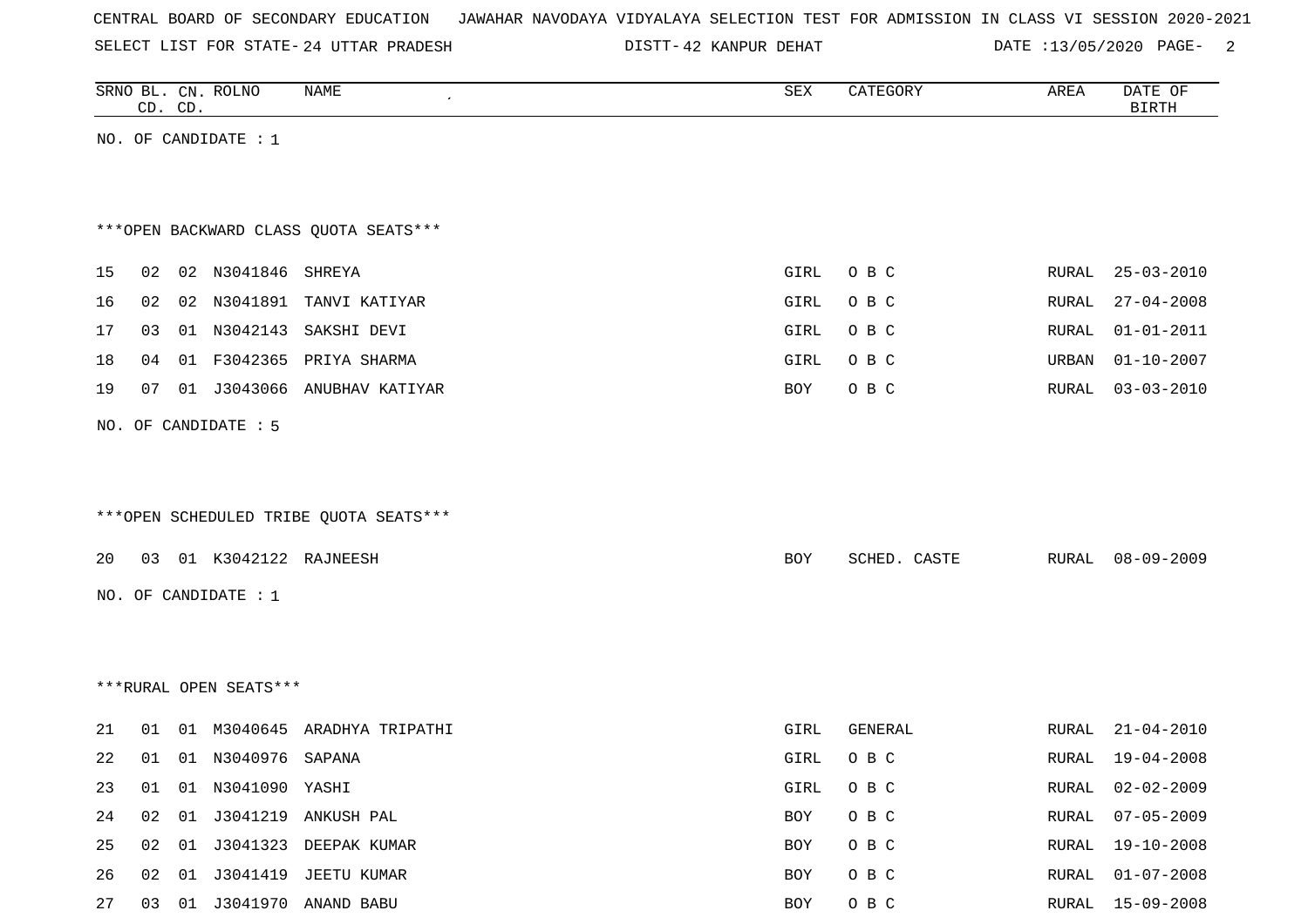CENTRAL BOARD OF SECONDARY EDUCATION   JAWAHAR NAVODAYA VIDYALAYA SELECTION TEST FOR ADMISSION IN CLASS VI SESSION 2020-2021

SELECT LIST FOR STATE- 24 UTTAR PRADESH   DISTT- 42 KANPUR DEHAT   DATE :13/05/2020

| SRNO | BL. CD. | CN. CD. | ROLNO | NAME | SEX | CATEGORY | AREA | DATE OF BIRTH |
|---|---|---|---|---|---|---|---|---|

NO. OF CANDIDATE : 1

***OPEN BACKWARD CLASS QUOTA SEATS***

| SRNO | BL. CD. | CN. CD. | ROLNO | NAME | SEX | CATEGORY | AREA | DATE OF BIRTH |
|---|---|---|---|---|---|---|---|---|
| 15 | 02 | 02 | N3041846 | SHREYA | GIRL | O B C | RURAL | 25-03-2010 |
| 16 | 02 | 02 | N3041891 | TANVI KATIYAR | GIRL | O B C | RURAL | 27-04-2008 |
| 17 | 03 | 01 | N3042143 | SAKSHI DEVI | GIRL | O B C | RURAL | 01-01-2011 |
| 18 | 04 | 01 | F3042365 | PRIYA SHARMA | GIRL | O B C | URBAN | 01-10-2007 |
| 19 | 07 | 01 | J3043066 | ANUBHAV KATIYAR | BOY | O B C | RURAL | 03-03-2010 |

NO. OF CANDIDATE : 5

***OPEN SCHEDULED TRIBE QUOTA SEATS***

| SRNO | BL. CD. | CN. CD. | ROLNO | NAME | SEX | CATEGORY | AREA | DATE OF BIRTH |
|---|---|---|---|---|---|---|---|---|
| 20 | 03 | 01 | K3042122 | RAJNEESH | BOY | SCHED. CASTE | RURAL | 08-09-2009 |

NO. OF CANDIDATE : 1

***RURAL OPEN SEATS***

| SRNO | BL. CD. | CN. CD. | ROLNO | NAME | SEX | CATEGORY | AREA | DATE OF BIRTH |
|---|---|---|---|---|---|---|---|---|
| 21 | 01 | 01 | M3040645 | ARADHYA TRIPATHI | GIRL | GENERAL | RURAL | 21-04-2010 |
| 22 | 01 | 01 | N3040976 | SAPANA | GIRL | O B C | RURAL | 19-04-2008 |
| 23 | 01 | 01 | N3041090 | YASHI | GIRL | O B C | RURAL | 02-02-2009 |
| 24 | 02 | 01 | J3041219 | ANKUSH PAL | BOY | O B C | RURAL | 07-05-2009 |
| 25 | 02 | 01 | J3041323 | DEEPAK KUMAR | BOY | O B C | RURAL | 19-10-2008 |
| 26 | 02 | 01 | J3041419 | JEETU KUMAR | BOY | O B C | RURAL | 01-07-2008 |
| 27 | 03 | 01 | J3041970 | ANAND BABU | BOY | O B C | RURAL | 15-09-2008 |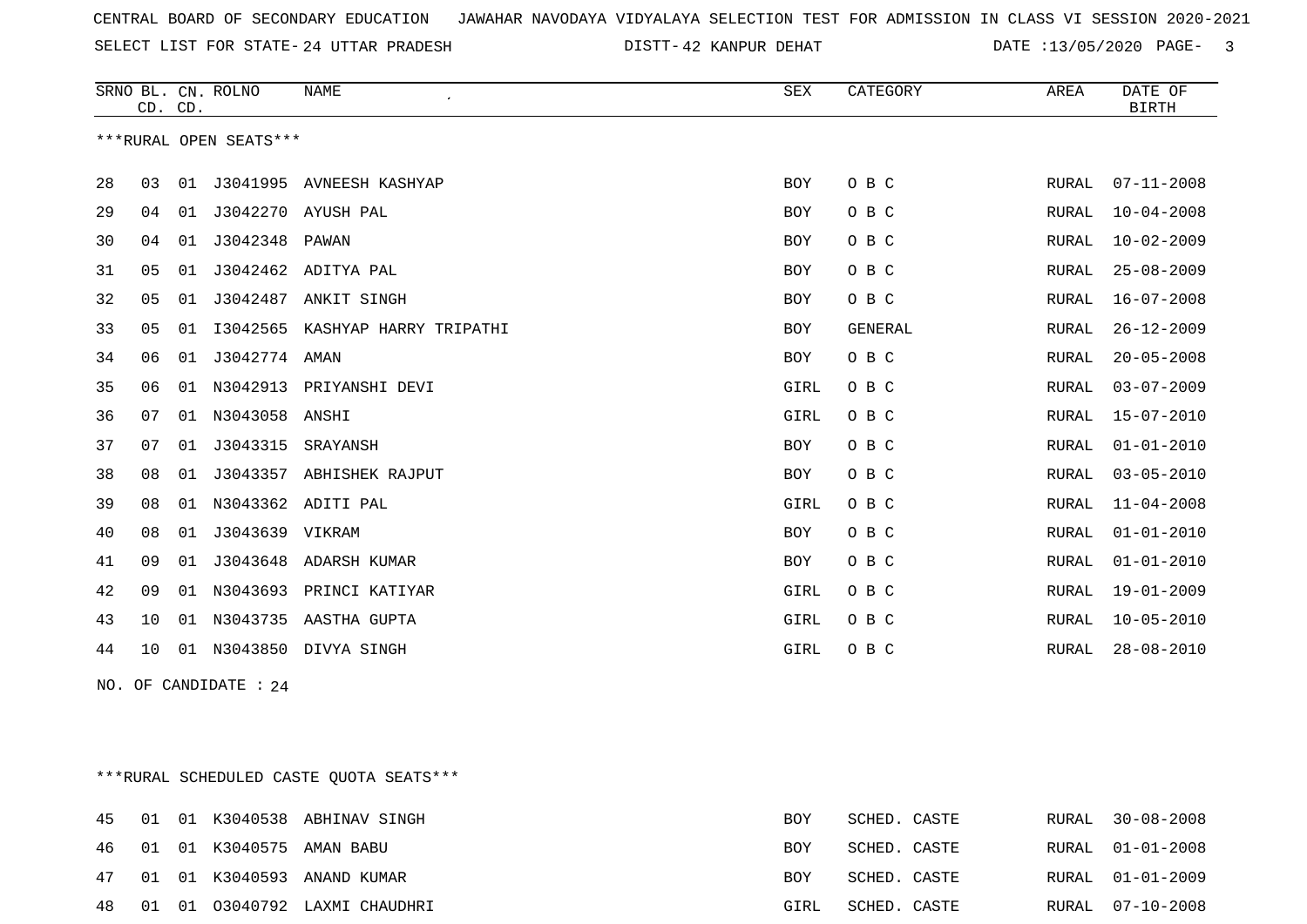CENTRAL BOARD OF SECONDARY EDUCATION   JAWAHAR NAVODAYA VIDYALAYA SELECTION TEST FOR ADMISSION IN CLASS VI SESSION 2020-2021

SELECT LIST FOR STATE- 24 UTTAR PRADESH   DISTT- 42 KANPUR DEHAT   DATE :13/05/2020

***RURAL OPEN SEATS***

| SRNO | BL. CD. | CN. CD. | ROLNO | NAME | SEX | CATEGORY | AREA | DATE OF BIRTH |
|---|---|---|---|---|---|---|---|---|
| 28 | 03 | 01 | J3041995 | AVNEESH KASHYAP | BOY | O B C | RURAL | 07-11-2008 |
| 29 | 04 | 01 | J3042270 | AYUSH PAL | BOY | O B C | RURAL | 10-04-2008 |
| 30 | 04 | 01 | J3042348 | PAWAN | BOY | O B C | RURAL | 10-02-2009 |
| 31 | 05 | 01 | J3042462 | ADITYA PAL | BOY | O B C | RURAL | 25-08-2009 |
| 32 | 05 | 01 | J3042487 | ANKIT SINGH | BOY | O B C | RURAL | 16-07-2008 |
| 33 | 05 | 01 | I3042565 | KASHYAP HARRY TRIPATHI | BOY | GENERAL | RURAL | 26-12-2009 |
| 34 | 06 | 01 | J3042774 | AMAN | BOY | O B C | RURAL | 20-05-2008 |
| 35 | 06 | 01 | N3042913 | PRIYANSHI DEVI | GIRL | O B C | RURAL | 03-07-2009 |
| 36 | 07 | 01 | N3043058 | ANSHI | GIRL | O B C | RURAL | 15-07-2010 |
| 37 | 07 | 01 | J3043315 | SRAYANSH | BOY | O B C | RURAL | 01-01-2010 |
| 38 | 08 | 01 | J3043357 | ABHISHEK RAJPUT | BOY | O B C | RURAL | 03-05-2010 |
| 39 | 08 | 01 | N3043362 | ADITI PAL | GIRL | O B C | RURAL | 11-04-2008 |
| 40 | 08 | 01 | J3043639 | VIKRAM | BOY | O B C | RURAL | 01-01-2010 |
| 41 | 09 | 01 | J3043648 | ADARSH KUMAR | BOY | O B C | RURAL | 01-01-2010 |
| 42 | 09 | 01 | N3043693 | PRINCI KATIYAR | GIRL | O B C | RURAL | 19-01-2009 |
| 43 | 10 | 01 | N3043735 | AASTHA GUPTA | GIRL | O B C | RURAL | 10-05-2010 |
| 44 | 10 | 01 | N3043850 | DIVYA SINGH | GIRL | O B C | RURAL | 28-08-2010 |

NO. OF CANDIDATE : 24

***RURAL SCHEDULED CASTE QUOTA SEATS***

| SRNO | BL. CD. | CN. CD. | ROLNO | NAME | SEX | CATEGORY | AREA | DATE OF BIRTH |
|---|---|---|---|---|---|---|---|---|
| 45 | 01 | 01 | K3040538 | ABHINAV SINGH | BOY | SCHED. CASTE | RURAL | 30-08-2008 |
| 46 | 01 | 01 | K3040575 | AMAN BABU | BOY | SCHED. CASTE | RURAL | 01-01-2008 |
| 47 | 01 | 01 | K3040593 | ANAND KUMAR | BOY | SCHED. CASTE | RURAL | 01-01-2009 |
| 48 | 01 | 01 | O3040792 | LAXMI CHAUDHRI | GIRL | SCHED. CASTE | RURAL | 07-10-2008 |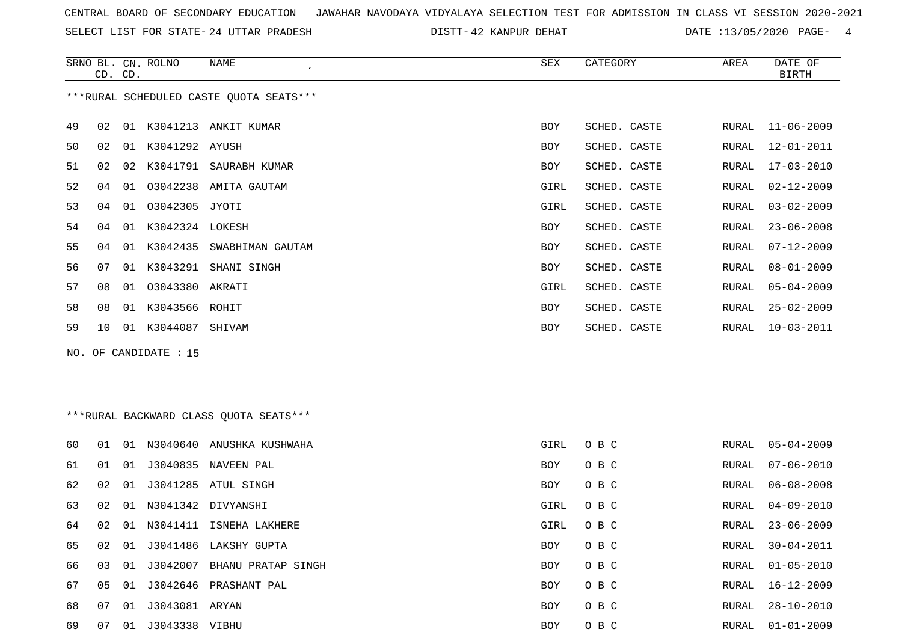CENTRAL BOARD OF SECONDARY EDUCATION JAWAHAR NAVODAYA VIDYALAYA SELECTION TEST FOR ADMISSION IN CLASS VI SESSION 2020-2021

SELECT LIST FOR STATE- 24 UTTAR PRADESH DISTT- 42 KANPUR DEHAT DATE :13/05/2020

***RURAL SCHEDULED CASTE QUOTA SEATS***

| SRNO | BL. CD. | CN. CD. | ROLNO | NAME | SEX | CATEGORY | AREA | DATE OF BIRTH |
|---|---|---|---|---|---|---|---|---|
| 49 | 02 | 01 | K3041213 | ANKIT KUMAR | BOY | SCHED. CASTE | RURAL | 11-06-2009 |
| 50 | 02 | 01 | K3041292 | AYUSH | BOY | SCHED. CASTE | RURAL | 12-01-2011 |
| 51 | 02 | 02 | K3041791 | SAURABH KUMAR | BOY | SCHED. CASTE | RURAL | 17-03-2010 |
| 52 | 04 | 01 | O3042238 | AMITA GAUTAM | GIRL | SCHED. CASTE | RURAL | 02-12-2009 |
| 53 | 04 | 01 | O3042305 | JYOTI | GIRL | SCHED. CASTE | RURAL | 03-02-2009 |
| 54 | 04 | 01 | K3042324 | LOKESH | BOY | SCHED. CASTE | RURAL | 23-06-2008 |
| 55 | 04 | 01 | K3042435 | SWABHIMAN GAUTAM | BOY | SCHED. CASTE | RURAL | 07-12-2009 |
| 56 | 07 | 01 | K3043291 | SHANI SINGH | BOY | SCHED. CASTE | RURAL | 08-01-2009 |
| 57 | 08 | 01 | O3043380 | AKRATI | GIRL | SCHED. CASTE | RURAL | 05-04-2009 |
| 58 | 08 | 01 | K3043566 | ROHIT | BOY | SCHED. CASTE | RURAL | 25-02-2009 |
| 59 | 10 | 01 | K3044087 | SHIVAM | BOY | SCHED. CASTE | RURAL | 10-03-2011 |

NO. OF CANDIDATE : 15

***RURAL BACKWARD CLASS QUOTA SEATS***

| SRNO | BL. CD. | CN. CD. | ROLNO | NAME | SEX | CATEGORY | AREA | DATE OF BIRTH |
|---|---|---|---|---|---|---|---|---|
| 60 | 01 | 01 | N3040640 | ANUSHKA KUSHWAHA | GIRL | O B C | RURAL | 05-04-2009 |
| 61 | 01 | 01 | J3040835 | NAVEEN PAL | BOY | O B C | RURAL | 07-06-2010 |
| 62 | 02 | 01 | J3041285 | ATUL SINGH | BOY | O B C | RURAL | 06-08-2008 |
| 63 | 02 | 01 | N3041342 | DIVYANSHI | GIRL | O B C | RURAL | 04-09-2010 |
| 64 | 02 | 01 | N3041411 | ISNEHA LAKHERE | GIRL | O B C | RURAL | 23-06-2009 |
| 65 | 02 | 01 | J3041486 | LAKSHY GUPTA | BOY | O B C | RURAL | 30-04-2011 |
| 66 | 03 | 01 | J3042007 | BHANU PRATAP SINGH | BOY | O B C | RURAL | 01-05-2010 |
| 67 | 05 | 01 | J3042646 | PRASHANT PAL | BOY | O B C | RURAL | 16-12-2009 |
| 68 | 07 | 01 | J3043081 | ARYAN | BOY | O B C | RURAL | 28-10-2010 |
| 69 | 07 | 01 | J3043338 | VIBHU | BOY | O B C | RURAL | 01-01-2009 |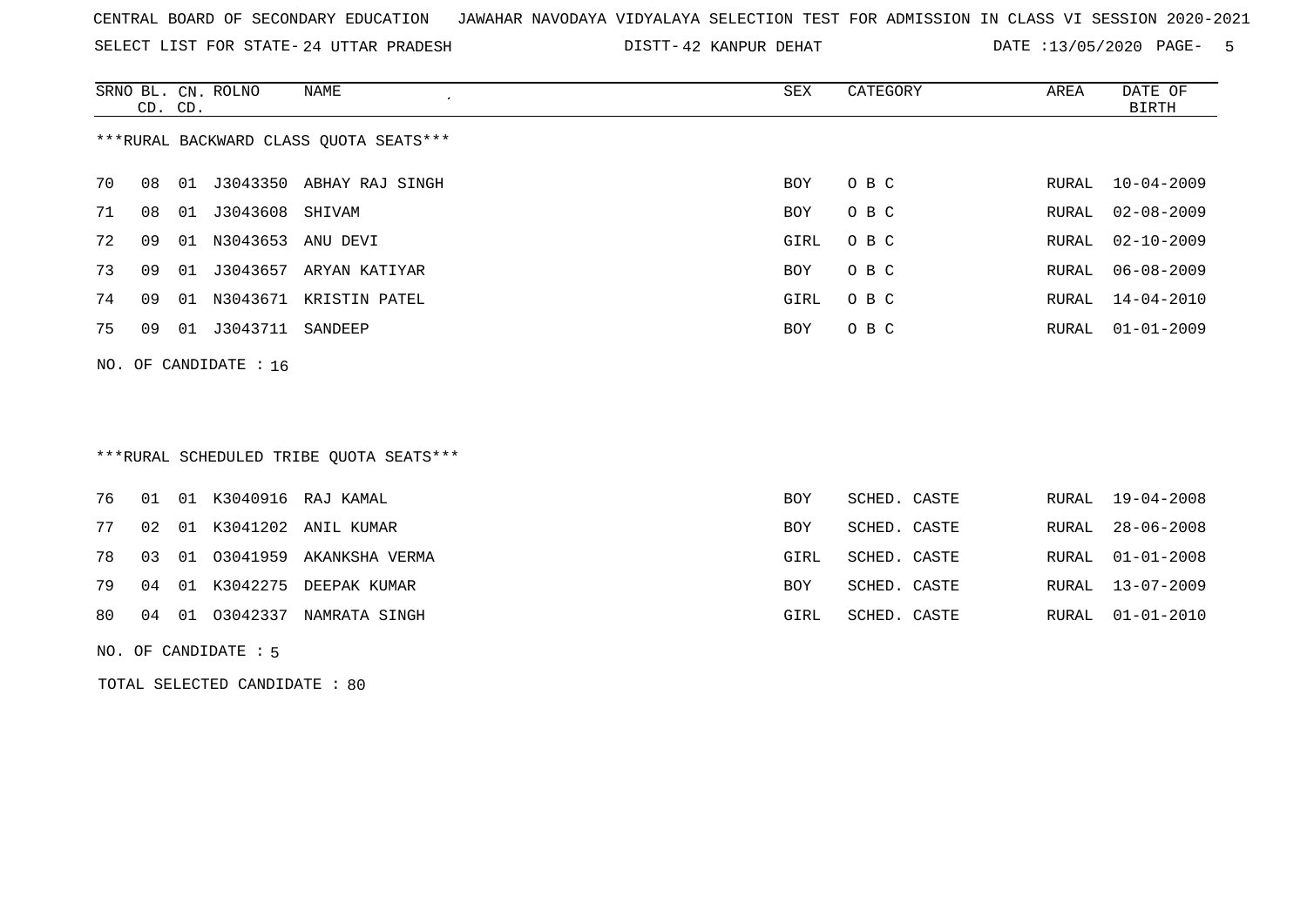CENTRAL BOARD OF SECONDARY EDUCATION JAWAHAR NAVODAYA VIDYALAYA SELECTION TEST FOR ADMISSION IN CLASS VI SESSION 2020-2021

SELECT LIST FOR STATE- 24 UTTAR PRADESH DISTT- 42 KANPUR DEHAT DATE :13/05/2020 PAGE- 5

***RURAL BACKWARD CLASS QUOTA SEATS***

| SRNO | BL. CD. | CN. CD. | ROLNO | NAME | SEX | CATEGORY | AREA | DATE OF BIRTH |
|---|---|---|---|---|---|---|---|---|
| 70 | 08 | 01 | J3043350 | ABHAY RAJ SINGH | BOY | O B C | RURAL | 10-04-2009 |
| 71 | 08 | 01 | J3043608 | SHIVAM | BOY | O B C | RURAL | 02-08-2009 |
| 72 | 09 | 01 | N3043653 | ANU DEVI | GIRL | O B C | RURAL | 02-10-2009 |
| 73 | 09 | 01 | J3043657 | ARYAN KATIYAR | BOY | O B C | RURAL | 06-08-2009 |
| 74 | 09 | 01 | N3043671 | KRISTIN PATEL | GIRL | O B C | RURAL | 14-04-2010 |
| 75 | 09 | 01 | J3043711 | SANDEEP | BOY | O B C | RURAL | 01-01-2009 |

NO. OF CANDIDATE : 16

***RURAL SCHEDULED TRIBE QUOTA SEATS***

| SRNO | BL. CD. | CN. CD. | ROLNO | NAME | SEX | CATEGORY | AREA | DATE OF BIRTH |
|---|---|---|---|---|---|---|---|---|
| 76 | 01 | 01 | K3040916 | RAJ KAMAL | BOY | SCHED. CASTE | RURAL | 19-04-2008 |
| 77 | 02 | 01 | K3041202 | ANIL KUMAR | BOY | SCHED. CASTE | RURAL | 28-06-2008 |
| 78 | 03 | 01 | O3041959 | AKANKSHA VERMA | GIRL | SCHED. CASTE | RURAL | 01-01-2008 |
| 79 | 04 | 01 | K3042275 | DEEPAK KUMAR | BOY | SCHED. CASTE | RURAL | 13-07-2009 |
| 80 | 04 | 01 | O3042337 | NAMRATA SINGH | GIRL | SCHED. CASTE | RURAL | 01-01-2010 |

NO. OF CANDIDATE : 5

TOTAL SELECTED CANDIDATE : 80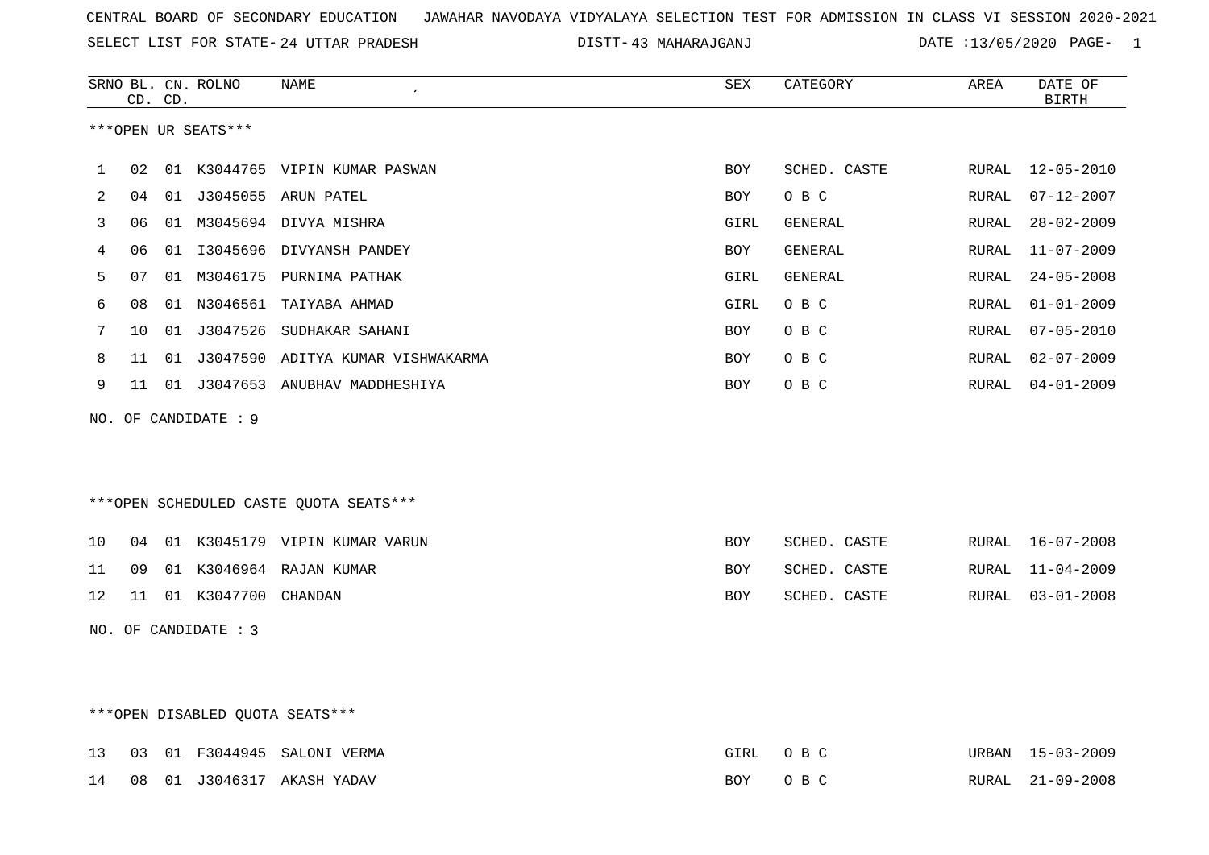CENTRAL BOARD OF SECONDARY EDUCATION   JAWAHAR NAVODAYA VIDYALAYA SELECTION TEST FOR ADMISSION IN CLASS VI SESSION 2020-2021

SELECT LIST FOR STATE- 24 UTTAR PRADESH   DISTT- 43 MAHARAJGANJ   DATE :13/05/2020

***OPEN UR SEATS***

| SRNO | BL. CD. | CN. CD. | ROLNO | NAME | SEX | CATEGORY | AREA | DATE OF BIRTH |
|---|---|---|---|---|---|---|---|---|
| 1 | 02 | 01 | K3044765 | VIPIN KUMAR PASWAN | BOY | SCHED. CASTE | RURAL | 12-05-2010 |
| 2 | 04 | 01 | J3045055 | ARUN PATEL | BOY | O B C | RURAL | 07-12-2007 |
| 3 | 06 | 01 | M3045694 | DIVYA MISHRA | GIRL | GENERAL | RURAL | 28-02-2009 |
| 4 | 06 | 01 | I3045696 | DIVYANSH PANDEY | BOY | GENERAL | RURAL | 11-07-2009 |
| 5 | 07 | 01 | M3046175 | PURNIMA PATHAK | GIRL | GENERAL | RURAL | 24-05-2008 |
| 6 | 08 | 01 | N3046561 | TAIYABA AHMAD | GIRL | O B C | RURAL | 01-01-2009 |
| 7 | 10 | 01 | J3047526 | SUDHAKAR SAHANI | BOY | O B C | RURAL | 07-05-2010 |
| 8 | 11 | 01 | J3047590 | ADITYA KUMAR VISHWAKARMA | BOY | O B C | RURAL | 02-07-2009 |
| 9 | 11 | 01 | J3047653 | ANUBHAV MADDHESHIYA | BOY | O B C | RURAL | 04-01-2009 |

NO. OF CANDIDATE : 9

***OPEN SCHEDULED CASTE QUOTA SEATS***

| SRNO | BL. CD. | CN. CD. | ROLNO | NAME | SEX | CATEGORY | AREA | DATE OF BIRTH |
|---|---|---|---|---|---|---|---|---|
| 10 | 04 | 01 | K3045179 | VIPIN KUMAR VARUN | BOY | SCHED. CASTE | RURAL | 16-07-2008 |
| 11 | 09 | 01 | K3046964 | RAJAN KUMAR | BOY | SCHED. CASTE | RURAL | 11-04-2009 |
| 12 | 11 | 01 | K3047700 | CHANDAN | BOY | SCHED. CASTE | RURAL | 03-01-2008 |

NO. OF CANDIDATE : 3

***OPEN DISABLED QUOTA SEATS***

| SRNO | BL. CD. | CN. CD. | ROLNO | NAME | SEX | CATEGORY | AREA | DATE OF BIRTH |
|---|---|---|---|---|---|---|---|---|
| 13 | 03 | 01 | F3044945 | SALONI VERMA | GIRL | O B C | URBAN | 15-03-2009 |
| 14 | 08 | 01 | J3046317 | AKASH YADAV | BOY | O B C | RURAL | 21-09-2008 |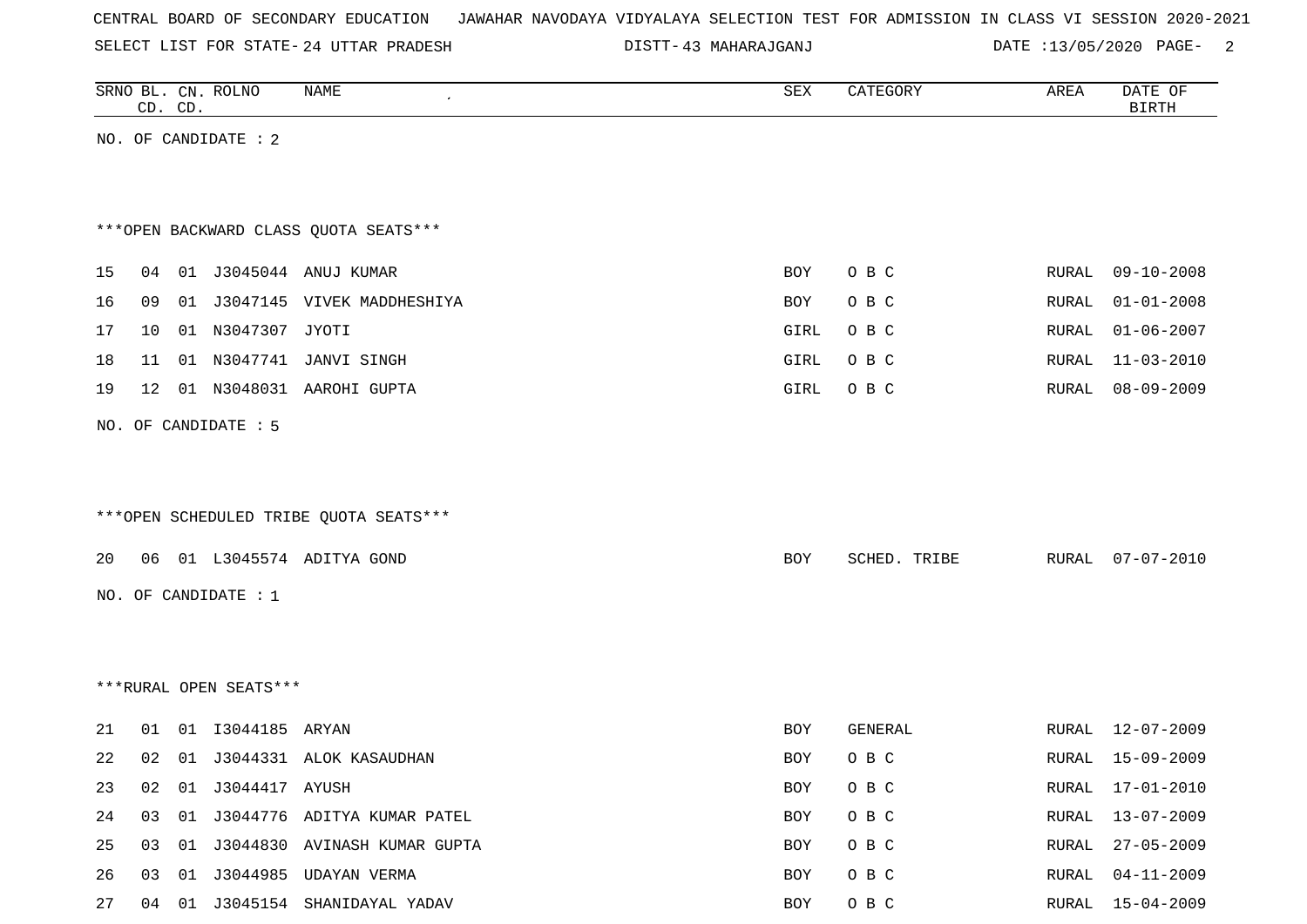CENTRAL BOARD OF SECONDARY EDUCATION JAWAHAR NAVODAYA VIDYALAYA SELECTION TEST FOR ADMISSION IN CLASS VI SESSION 2020-2021

SELECT LIST FOR STATE- 24 UTTAR PRADESH DISTT- 43 MAHARAJGANJ DATE :13/05/2020

| SRNO | BL. CD. | CN. CD. | ROLNO | NAME | SEX | CATEGORY | AREA | DATE OF BIRTH |
|---|---|---|---|---|---|---|---|---|

NO. OF CANDIDATE : 2

***OPEN BACKWARD CLASS QUOTA SEATS***

| SRNO | BL. CD. | CN. CD. | ROLNO | NAME | SEX | CATEGORY | AREA | DATE OF BIRTH |
|---|---|---|---|---|---|---|---|---|
| 15 | 04 | 01 | J3045044 | ANUJ KUMAR | BOY | O B C | RURAL | 09-10-2008 |
| 16 | 09 | 01 | J3047145 | VIVEK MADDHESHIYA | BOY | O B C | RURAL | 01-01-2008 |
| 17 | 10 | 01 | N3047307 | JYOTI | GIRL | O B C | RURAL | 01-06-2007 |
| 18 | 11 | 01 | N3047741 | JANVI SINGH | GIRL | O B C | RURAL | 11-03-2010 |
| 19 | 12 | 01 | N3048031 | AAROHI GUPTA | GIRL | O B C | RURAL | 08-09-2009 |

NO. OF CANDIDATE : 5

***OPEN SCHEDULED TRIBE QUOTA SEATS***

| SRNO | BL. CD. | CN. CD. | ROLNO | NAME | SEX | CATEGORY | AREA | DATE OF BIRTH |
|---|---|---|---|---|---|---|---|---|
| 20 | 06 | 01 | L3045574 | ADITYA GOND | BOY | SCHED. TRIBE | RURAL | 07-07-2010 |

NO. OF CANDIDATE : 1

***RURAL OPEN SEATS***

| SRNO | BL. CD. | CN. CD. | ROLNO | NAME | SEX | CATEGORY | AREA | DATE OF BIRTH |
|---|---|---|---|---|---|---|---|---|
| 21 | 01 | 01 | I3044185 | ARYAN | BOY | GENERAL | RURAL | 12-07-2009 |
| 22 | 02 | 01 | J3044331 | ALOK KASAUDHAN | BOY | O B C | RURAL | 15-09-2009 |
| 23 | 02 | 01 | J3044417 | AYUSH | BOY | O B C | RURAL | 17-01-2010 |
| 24 | 03 | 01 | J3044776 | ADITYA KUMAR PATEL | BOY | O B C | RURAL | 13-07-2009 |
| 25 | 03 | 01 | J3044830 | AVINASH KUMAR GUPTA | BOY | O B C | RURAL | 27-05-2009 |
| 26 | 03 | 01 | J3044985 | UDAYAN VERMA | BOY | O B C | RURAL | 04-11-2009 |
| 27 | 04 | 01 | J3045154 | SHANIDAYAL YADAV | BOY | O B C | RURAL | 15-04-2009 |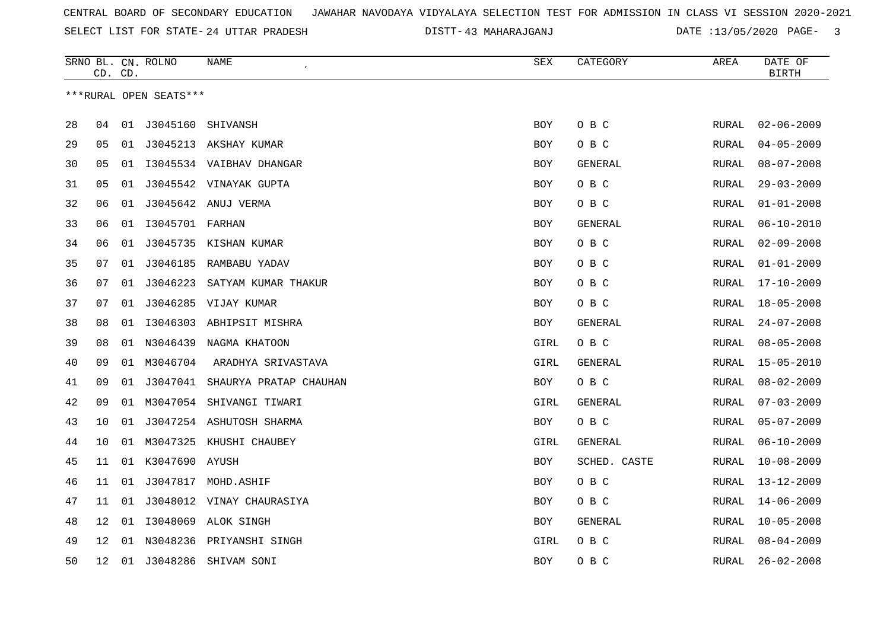CENTRAL BOARD OF SECONDARY EDUCATION JAWAHAR NAVODAYA VIDYALAYA SELECTION TEST FOR ADMISSION IN CLASS VI SESSION 2020-2021

SELECT LIST FOR STATE- 24 UTTAR PRADESH DISTT- 43 MAHARAJGANJ DATE :13/05/2020

| SRNO | BL. CD. | CN. CD. | ROLNO | NAME | SEX | CATEGORY | AREA | DATE OF BIRTH |
|---|---|---|---|---|---|---|---|---|

***RURAL OPEN SEATS***

| SRNO | BL. CD. | CN. CD. | ROLNO | NAME | SEX | CATEGORY | AREA | DATE OF BIRTH |
|---|---|---|---|---|---|---|---|---|
| 28 | 04 | 01 | J3045160 | SHIVANSH | BOY | O B C | RURAL | 02-06-2009 |
| 29 | 05 | 01 | J3045213 | AKSHAY KUMAR | BOY | O B C | RURAL | 04-05-2009 |
| 30 | 05 | 01 | I3045534 | VAIBHAV DHANGAR | BOY | GENERAL | RURAL | 08-07-2008 |
| 31 | 05 | 01 | J3045542 | VINAYAK GUPTA | BOY | O B C | RURAL | 29-03-2009 |
| 32 | 06 | 01 | J3045642 | ANUJ VERMA | BOY | O B C | RURAL | 01-01-2008 |
| 33 | 06 | 01 | I3045701 | FARHAN | BOY | GENERAL | RURAL | 06-10-2010 |
| 34 | 06 | 01 | J3045735 | KISHAN KUMAR | BOY | O B C | RURAL | 02-09-2008 |
| 35 | 07 | 01 | J3046185 | RAMBABU YADAV | BOY | O B C | RURAL | 01-01-2009 |
| 36 | 07 | 01 | J3046223 | SATYAM KUMAR THAKUR | BOY | O B C | RURAL | 17-10-2009 |
| 37 | 07 | 01 | J3046285 | VIJAY KUMAR | BOY | O B C | RURAL | 18-05-2008 |
| 38 | 08 | 01 | I3046303 | ABHIPSIT MISHRA | BOY | GENERAL | RURAL | 24-07-2008 |
| 39 | 08 | 01 | N3046439 | NAGMA KHATOON | GIRL | O B C | RURAL | 08-05-2008 |
| 40 | 09 | 01 | M3046704 | ARADHYA SRIVASTAVA | GIRL | GENERAL | RURAL | 15-05-2010 |
| 41 | 09 | 01 | J3047041 | SHAURYA PRATAP CHAUHAN | BOY | O B C | RURAL | 08-02-2009 |
| 42 | 09 | 01 | M3047054 | SHIVANGI TIWARI | GIRL | GENERAL | RURAL | 07-03-2009 |
| 43 | 10 | 01 | J3047254 | ASHUTOSH SHARMA | BOY | O B C | RURAL | 05-07-2009 |
| 44 | 10 | 01 | M3047325 | KHUSHI CHAUBEY | GIRL | GENERAL | RURAL | 06-10-2009 |
| 45 | 11 | 01 | K3047690 | AYUSH | BOY | SCHED. CASTE | RURAL | 10-08-2009 |
| 46 | 11 | 01 | J3047817 | MOHD.ASHIF | BOY | O B C | RURAL | 13-12-2009 |
| 47 | 11 | 01 | J3048012 | VINAY CHAURASIYA | BOY | O B C | RURAL | 14-06-2009 |
| 48 | 12 | 01 | I3048069 | ALOK SINGH | BOY | GENERAL | RURAL | 10-05-2008 |
| 49 | 12 | 01 | N3048236 | PRIYANSHI SINGH | GIRL | O B C | RURAL | 08-04-2009 |
| 50 | 12 | 01 | J3048286 | SHIVAM SONI | BOY | O B C | RURAL | 26-02-2008 |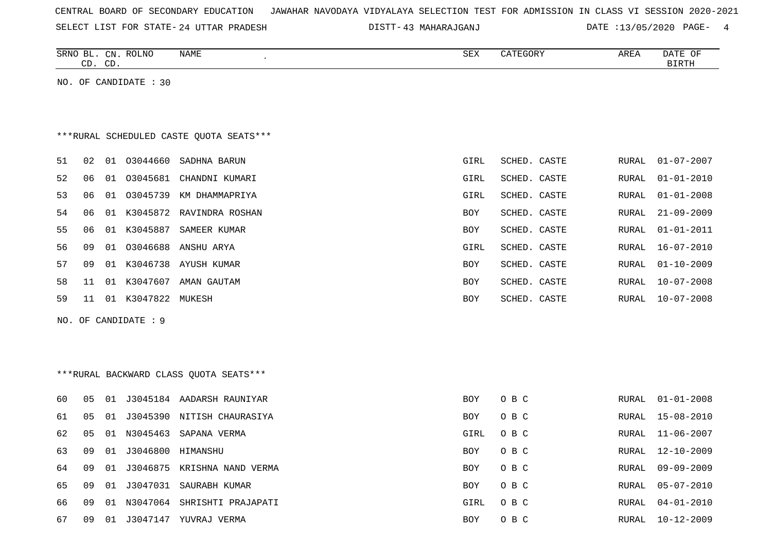CENTRAL BOARD OF SECONDARY EDUCATION JAWAHAR NAVODAYA VIDYALAYA SELECTION TEST FOR ADMISSION IN CLASS VI SESSION 2020-2021

SELECT LIST FOR STATE- 24 UTTAR PRADESH DISTT- 43 MAHARAJGANJ DATE :13/05/2020

| SRNO | BL. CD. | CN. CD. | ROLNO | NAME | SEX | CATEGORY | AREA | DATE OF BIRTH |
|---|---|---|---|---|---|---|---|---|

NO. OF CANDIDATE : 30

***RURAL SCHEDULED CASTE QUOTA SEATS***

| SRNO | BL. CD. | CN. CD. | ROLNO | NAME | SEX | CATEGORY | AREA | DATE OF BIRTH |
|---|---|---|---|---|---|---|---|---|
| 51 | 02 | 01 | O3044660 | SADHNA BARUN | GIRL | SCHED. CASTE | RURAL | 01-07-2007 |
| 52 | 06 | 01 | O3045681 | CHANDNI KUMARI | GIRL | SCHED. CASTE | RURAL | 01-01-2010 |
| 53 | 06 | 01 | O3045739 | KM DHAMMAPRIYA | GIRL | SCHED. CASTE | RURAL | 01-01-2008 |
| 54 | 06 | 01 | K3045872 | RAVINDRA ROSHAN | BOY | SCHED. CASTE | RURAL | 21-09-2009 |
| 55 | 06 | 01 | K3045887 | SAMEER KUMAR | BOY | SCHED. CASTE | RURAL | 01-01-2011 |
| 56 | 09 | 01 | O3046688 | ANSHU ARYA | GIRL | SCHED. CASTE | RURAL | 16-07-2010 |
| 57 | 09 | 01 | K3046738 | AYUSH KUMAR | BOY | SCHED. CASTE | RURAL | 01-10-2009 |
| 58 | 11 | 01 | K3047607 | AMAN GAUTAM | BOY | SCHED. CASTE | RURAL | 10-07-2008 |
| 59 | 11 | 01 | K3047822 | MUKESH | BOY | SCHED. CASTE | RURAL | 10-07-2008 |

NO. OF CANDIDATE : 9

***RURAL BACKWARD CLASS QUOTA SEATS***

| SRNO | BL. CD. | CN. CD. | ROLNO | NAME | SEX | CATEGORY | AREA | DATE OF BIRTH |
|---|---|---|---|---|---|---|---|---|
| 60 | 05 | 01 | J3045184 | AADARSH RAUNIYAR | BOY | O B C | RURAL | 01-01-2008 |
| 61 | 05 | 01 | J3045390 | NITISH CHAURASIYA | BOY | O B C | RURAL | 15-08-2010 |
| 62 | 05 | 01 | N3045463 | SAPANA VERMA | GIRL | O B C | RURAL | 11-06-2007 |
| 63 | 09 | 01 | J3046800 | HIMANSHU | BOY | O B C | RURAL | 12-10-2009 |
| 64 | 09 | 01 | J3046875 | KRISHNA NAND VERMA | BOY | O B C | RURAL | 09-09-2009 |
| 65 | 09 | 01 | J3047031 | SAURABH KUMAR | BOY | O B C | RURAL | 05-07-2010 |
| 66 | 09 | 01 | N3047064 | SHRISHTI PRAJAPATI | GIRL | O B C | RURAL | 04-01-2010 |
| 67 | 09 | 01 | J3047147 | YUVRAJ VERMA | BOY | O B C | RURAL | 10-12-2009 |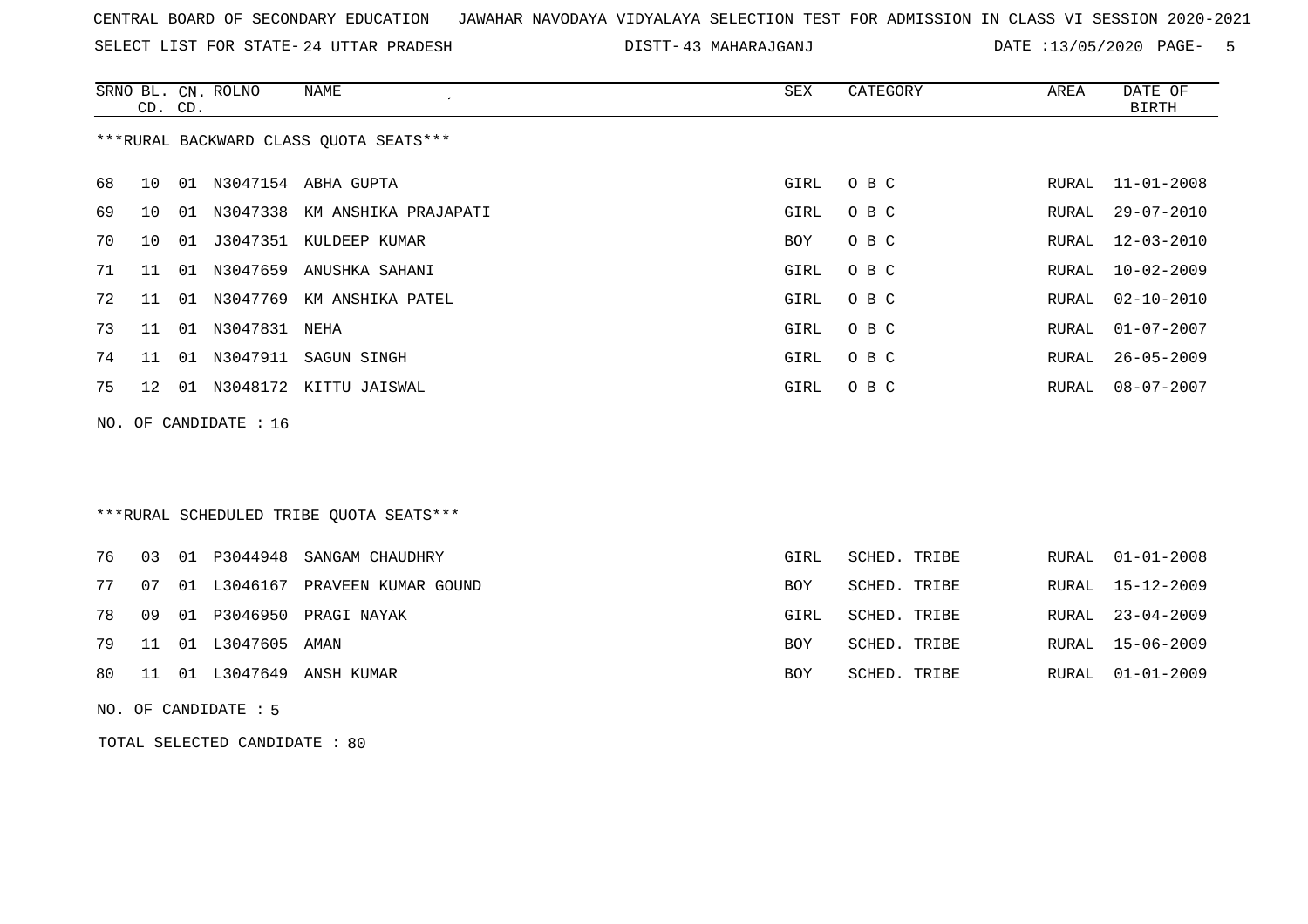CENTRAL BOARD OF SECONDARY EDUCATION JAWAHAR NAVODAYA VIDYALAYA SELECTION TEST FOR ADMISSION IN CLASS VI SESSION 2020-2021

SELECT LIST FOR STATE- 24 UTTAR PRADESH DISTT- 43 MAHARAJGANJ DATE :13/05/2020

***RURAL BACKWARD CLASS QUOTA SEATS***

| SRNO | BL. CD. | CN. CD. | ROLNO | NAME | SEX | CATEGORY | AREA | DATE OF BIRTH |
|---|---|---|---|---|---|---|---|---|
| 68 | 10 | 01 | N3047154 | ABHA GUPTA | GIRL | O B C | RURAL | 11-01-2008 |
| 69 | 10 | 01 | N3047338 | KM ANSHIKA PRAJAPATI | GIRL | O B C | RURAL | 29-07-2010 |
| 70 | 10 | 01 | J3047351 | KULDEEP KUMAR | BOY | O B C | RURAL | 12-03-2010 |
| 71 | 11 | 01 | N3047659 | ANUSHKA SAHANI | GIRL | O B C | RURAL | 10-02-2009 |
| 72 | 11 | 01 | N3047769 | KM ANSHIKA PATEL | GIRL | O B C | RURAL | 02-10-2010 |
| 73 | 11 | 01 | N3047831 | NEHA | GIRL | O B C | RURAL | 01-07-2007 |
| 74 | 11 | 01 | N3047911 | SAGUN SINGH | GIRL | O B C | RURAL | 26-05-2009 |
| 75 | 12 | 01 | N3048172 | KITTU JAISWAL | GIRL | O B C | RURAL | 08-07-2007 |

NO. OF CANDIDATE : 16

***RURAL SCHEDULED TRIBE QUOTA SEATS***

| SRNO | BL. CD. | CN. CD. | ROLNO | NAME | SEX | CATEGORY | AREA | DATE OF BIRTH |
|---|---|---|---|---|---|---|---|---|
| 76 | 03 | 01 | P3044948 | SANGAM CHAUDHRY | GIRL | SCHED. TRIBE | RURAL | 01-01-2008 |
| 77 | 07 | 01 | L3046167 | PRAVEEN KUMAR GOUND | BOY | SCHED. TRIBE | RURAL | 15-12-2009 |
| 78 | 09 | 01 | P3046950 | PRAGI NAYAK | GIRL | SCHED. TRIBE | RURAL | 23-04-2009 |
| 79 | 11 | 01 | L3047605 | AMAN | BOY | SCHED. TRIBE | RURAL | 15-06-2009 |
| 80 | 11 | 01 | L3047649 | ANSH KUMAR | BOY | SCHED. TRIBE | RURAL | 01-01-2009 |

NO. OF CANDIDATE : 5

TOTAL SELECTED CANDIDATE : 80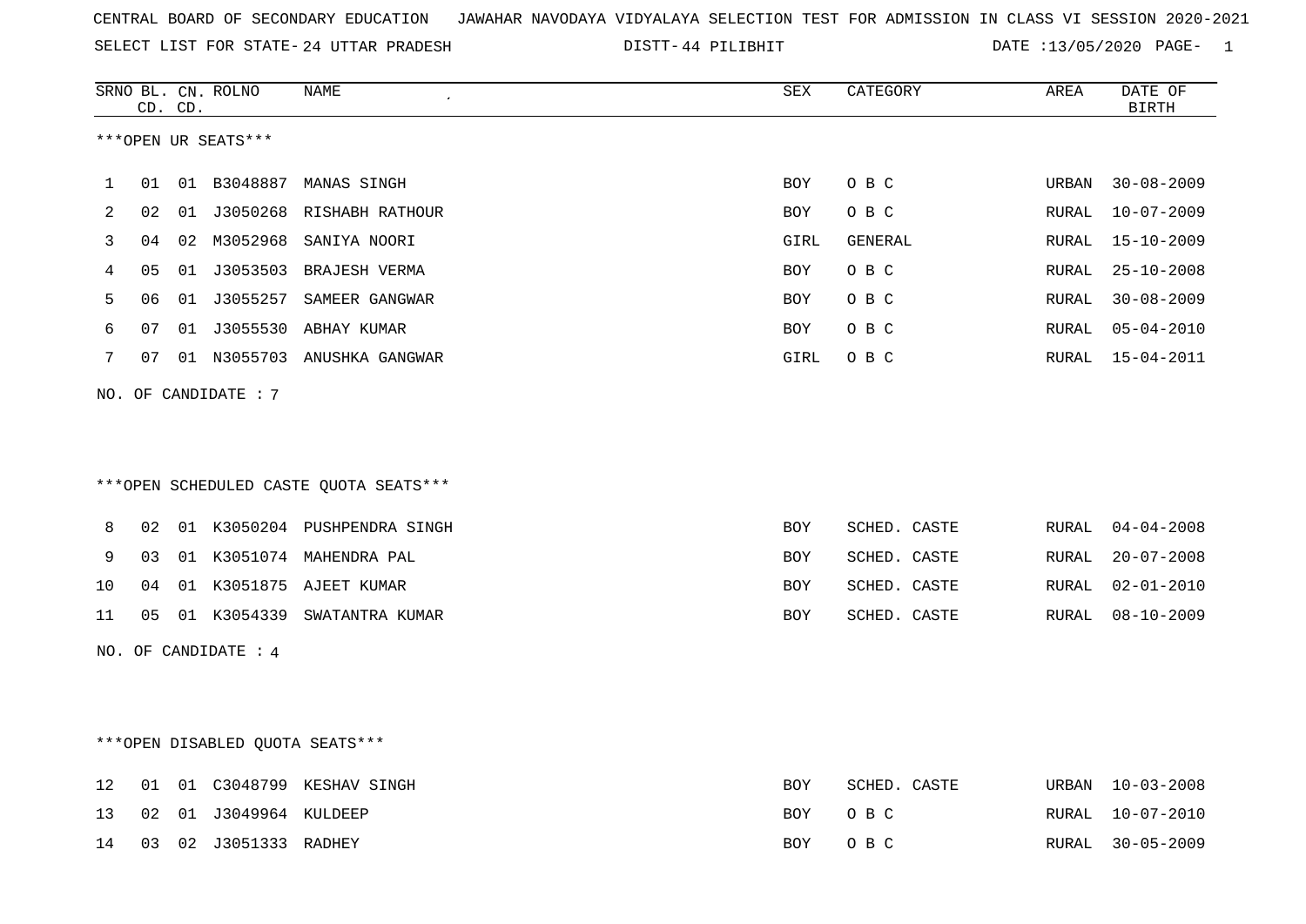CENTRAL BOARD OF SECONDARY EDUCATION   JAWAHAR NAVODAYA VIDYALAYA SELECTION TEST FOR ADMISSION IN CLASS VI SESSION 2020-2021

SELECT LIST FOR STATE- 24 UTTAR PRADESH   DISTT- 44 PILIBHIT   DATE :13/05/2020

***OPEN UR SEATS***

| SRNO | BL. CD. | CN. CD. | ROLNO | NAME | SEX | CATEGORY | AREA | DATE OF BIRTH |
|---|---|---|---|---|---|---|---|---|
| 1 | 01 | 01 | B3048887 | MANAS SINGH | BOY | O B C | URBAN | 30-08-2009 |
| 2 | 02 | 01 | J3050268 | RISHABH RATHOUR | BOY | O B C | RURAL | 10-07-2009 |
| 3 | 04 | 02 | M3052968 | SANIYA NOORI | GIRL | GENERAL | RURAL | 15-10-2009 |
| 4 | 05 | 01 | J3053503 | BRAJESH VERMA | BOY | O B C | RURAL | 25-10-2008 |
| 5 | 06 | 01 | J3055257 | SAMEER GANGWAR | BOY | O B C | RURAL | 30-08-2009 |
| 6 | 07 | 01 | J3055530 | ABHAY KUMAR | BOY | O B C | RURAL | 05-04-2010 |
| 7 | 07 | 01 | N3055703 | ANUSHKA GANGWAR | GIRL | O B C | RURAL | 15-04-2011 |

NO. OF CANDIDATE : 7

***OPEN SCHEDULED CASTE QUOTA SEATS***

| SRNO | BL. CD. | CN. CD. | ROLNO | NAME | SEX | CATEGORY | AREA | DATE OF BIRTH |
|---|---|---|---|---|---|---|---|---|
| 8 | 02 | 01 | K3050204 | PUSHPENDRA SINGH | BOY | SCHED. CASTE | RURAL | 04-04-2008 |
| 9 | 03 | 01 | K3051074 | MAHENDRA PAL | BOY | SCHED. CASTE | RURAL | 20-07-2008 |
| 10 | 04 | 01 | K3051875 | AJEET KUMAR | BOY | SCHED. CASTE | RURAL | 02-01-2010 |
| 11 | 05 | 01 | K3054339 | SWATANTRA KUMAR | BOY | SCHED. CASTE | RURAL | 08-10-2009 |

NO. OF CANDIDATE : 4

***OPEN DISABLED QUOTA SEATS***

| SRNO | BL. CD. | CN. CD. | ROLNO | NAME | SEX | CATEGORY | AREA | DATE OF BIRTH |
|---|---|---|---|---|---|---|---|---|
| 12 | 01 | 01 | C3048799 | KESHAV SINGH | BOY | SCHED. CASTE | URBAN | 10-03-2008 |
| 13 | 02 | 01 | J3049964 | KULDEEP | BOY | O B C | RURAL | 10-07-2010 |
| 14 | 03 | 02 | J3051333 | RADHEY | BOY | O B C | RURAL | 30-05-2009 |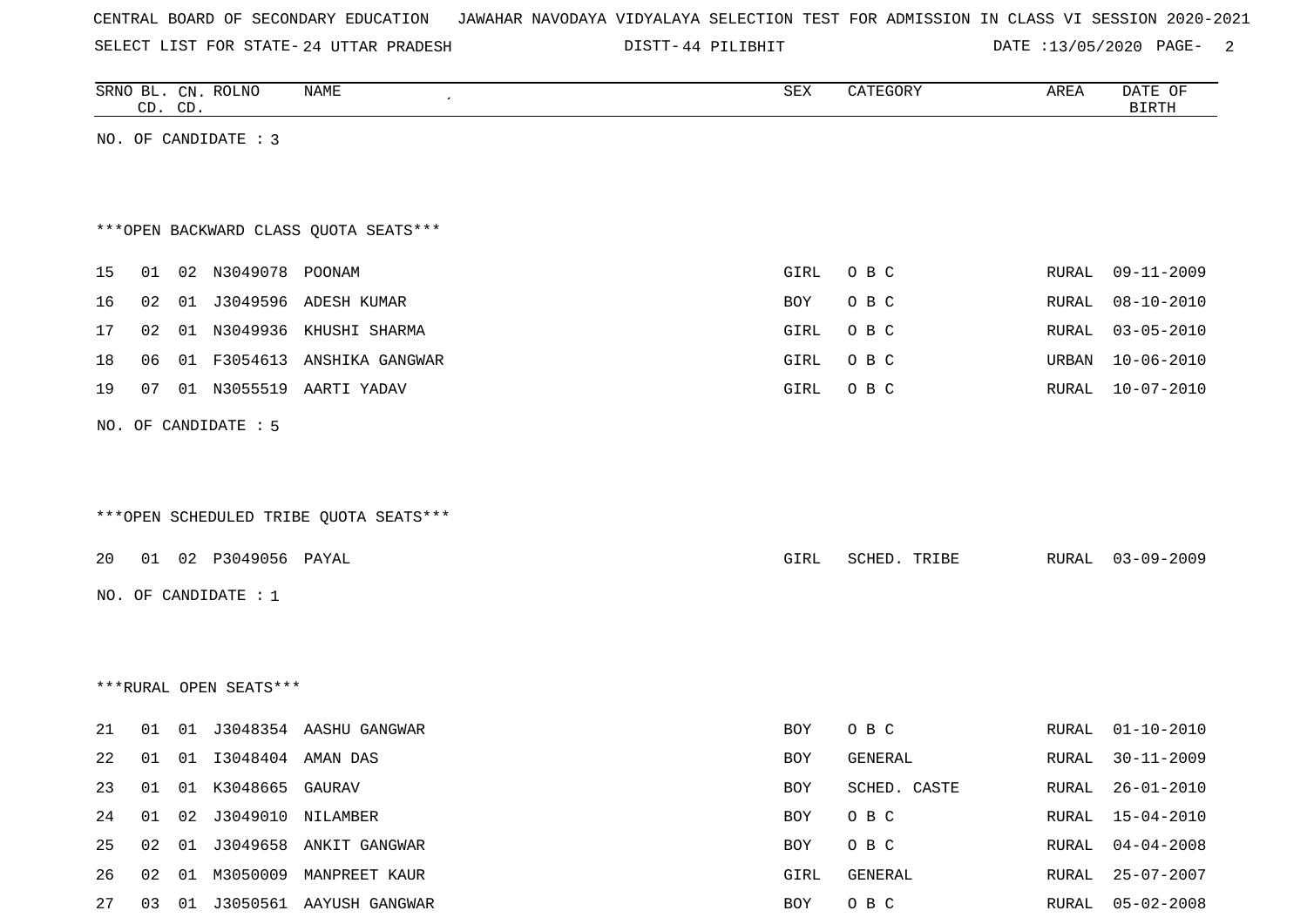CENTRAL BOARD OF SECONDARY EDUCATION JAWAHAR NAVODAYA VIDYALAYA SELECTION TEST FOR ADMISSION IN CLASS VI SESSION 2020-2021

SELECT LIST FOR STATE- 24 UTTAR PRADESH DISTT- 44 PILIBHIT DATE :13/05/2020

| SRNO | BL. CD. | CN. CD. | ROLNO | NAME | SEX | CATEGORY | AREA | DATE OF BIRTH |
|---|---|---|---|---|---|---|---|---|

NO. OF CANDIDATE : 3

***OPEN BACKWARD CLASS QUOTA SEATS***

| SRNO | BL. CD. | CN. CD. | ROLNO | NAME | SEX | CATEGORY | AREA | DATE OF BIRTH |
|---|---|---|---|---|---|---|---|---|
| 15 | 01 | 02 | N3049078 | POONAM | GIRL | O B C | RURAL | 09-11-2009 |
| 16 | 02 | 01 | J3049596 | ADESH KUMAR | BOY | O B C | RURAL | 08-10-2010 |
| 17 | 02 | 01 | N3049936 | KHUSHI SHARMA | GIRL | O B C | RURAL | 03-05-2010 |
| 18 | 06 | 01 | F3054613 | ANSHIKA GANGWAR | GIRL | O B C | URBAN | 10-06-2010 |
| 19 | 07 | 01 | N3055519 | AARTI YADAV | GIRL | O B C | RURAL | 10-07-2010 |

NO. OF CANDIDATE : 5

***OPEN SCHEDULED TRIBE QUOTA SEATS***

| SRNO | BL. CD. | CN. CD. | ROLNO | NAME | SEX | CATEGORY | AREA | DATE OF BIRTH |
|---|---|---|---|---|---|---|---|---|
| 20 | 01 | 02 | P3049056 | PAYAL | GIRL | SCHED. TRIBE | RURAL | 03-09-2009 |

NO. OF CANDIDATE : 1

***RURAL OPEN SEATS***

| SRNO | BL. CD. | CN. CD. | ROLNO | NAME | SEX | CATEGORY | AREA | DATE OF BIRTH |
|---|---|---|---|---|---|---|---|---|
| 21 | 01 | 01 | J3048354 | AASHU GANGWAR | BOY | O B C | RURAL | 01-10-2010 |
| 22 | 01 | 01 | I3048404 | AMAN DAS | BOY | GENERAL | RURAL | 30-11-2009 |
| 23 | 01 | 01 | K3048665 | GAURAV | BOY | SCHED. CASTE | RURAL | 26-01-2010 |
| 24 | 01 | 02 | J3049010 | NILAMBER | BOY | O B C | RURAL | 15-04-2010 |
| 25 | 02 | 01 | J3049658 | ANKIT GANGWAR | BOY | O B C | RURAL | 04-04-2008 |
| 26 | 02 | 01 | M3050009 | MANPREET KAUR | GIRL | GENERAL | RURAL | 25-07-2007 |
| 27 | 03 | 01 | J3050561 | AAYUSH GANGWAR | BOY | O B C | RURAL | 05-02-2008 |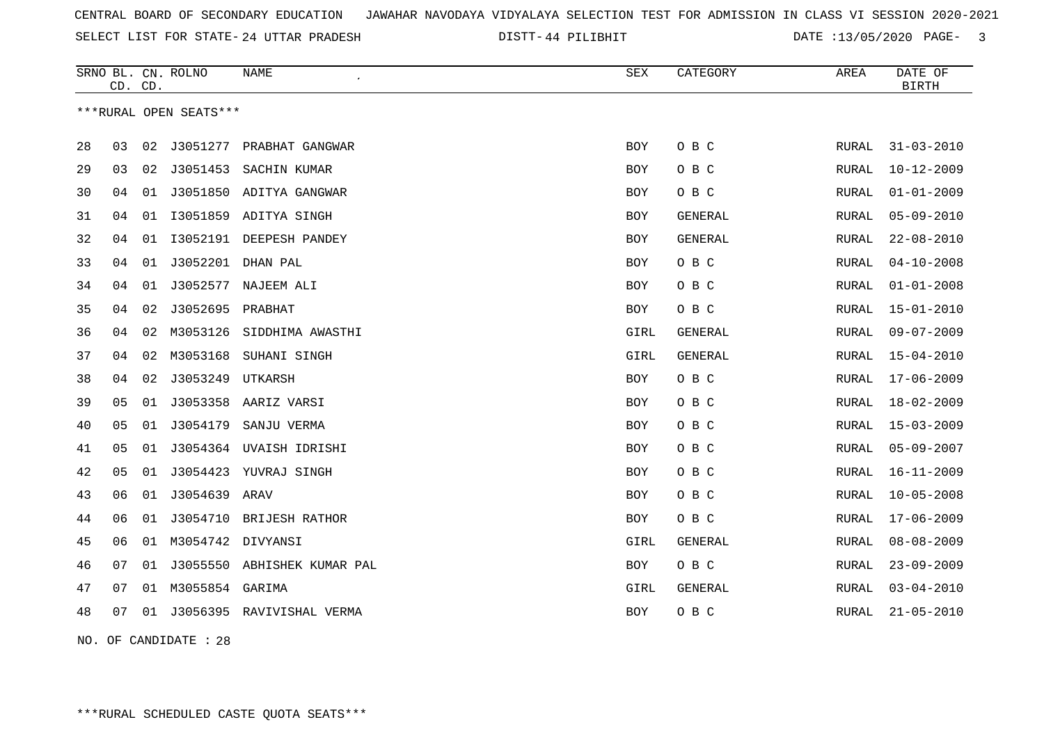CENTRAL BOARD OF SECONDARY EDUCATION JAWAHAR NAVODAYA VIDYALAYA SELECTION TEST FOR ADMISSION IN CLASS VI SESSION 2020-2021

SELECT LIST FOR STATE- 24 UTTAR PRADESH DISTT- 44 PILIBHIT DATE :13/05/2020

| SRNO | BL. CD. | CN. CD. | ROLNO | NAME | SEX | CATEGORY | AREA | DATE OF BIRTH |
|---|---|---|---|---|---|---|---|---|

***RURAL OPEN SEATS***

| SRNO | BL. CD. | CN. CD. | ROLNO | NAME | SEX | CATEGORY | AREA | DATE OF BIRTH |
|---|---|---|---|---|---|---|---|---|
| 28 | 03 | 02 | J3051277 | PRABHAT GANGWAR | BOY | O B C | RURAL | 31-03-2010 |
| 29 | 03 | 02 | J3051453 | SACHIN KUMAR | BOY | O B C | RURAL | 10-12-2009 |
| 30 | 04 | 01 | J3051850 | ADITYA GANGWAR | BOY | O B C | RURAL | 01-01-2009 |
| 31 | 04 | 01 | I3051859 | ADITYA SINGH | BOY | GENERAL | RURAL | 05-09-2010 |
| 32 | 04 | 01 | I3052191 | DEEPESH PANDEY | BOY | GENERAL | RURAL | 22-08-2010 |
| 33 | 04 | 01 | J3052201 | DHAN PAL | BOY | O B C | RURAL | 04-10-2008 |
| 34 | 04 | 01 | J3052577 | NAJEEM ALI | BOY | O B C | RURAL | 01-01-2008 |
| 35 | 04 | 02 | J3052695 | PRABHAT | BOY | O B C | RURAL | 15-01-2010 |
| 36 | 04 | 02 | M3053126 | SIDDHIMA AWASTHI | GIRL | GENERAL | RURAL | 09-07-2009 |
| 37 | 04 | 02 | M3053168 | SUHANI SINGH | GIRL | GENERAL | RURAL | 15-04-2010 |
| 38 | 04 | 02 | J3053249 | UTKARSH | BOY | O B C | RURAL | 17-06-2009 |
| 39 | 05 | 01 | J3053358 | AARIZ VARSI | BOY | O B C | RURAL | 18-02-2009 |
| 40 | 05 | 01 | J3054179 | SANJU VERMA | BOY | O B C | RURAL | 15-03-2009 |
| 41 | 05 | 01 | J3054364 | UVAISH IDRISHI | BOY | O B C | RURAL | 05-09-2007 |
| 42 | 05 | 01 | J3054423 | YUVRAJ SINGH | BOY | O B C | RURAL | 16-11-2009 |
| 43 | 06 | 01 | J3054639 | ARAV | BOY | O B C | RURAL | 10-05-2008 |
| 44 | 06 | 01 | J3054710 | BRIJESH RATHOR | BOY | O B C | RURAL | 17-06-2009 |
| 45 | 06 | 01 | M3054742 | DIVYANSI | GIRL | GENERAL | RURAL | 08-08-2009 |
| 46 | 07 | 01 | J3055550 | ABHISHEK KUMAR PAL | BOY | O B C | RURAL | 23-09-2009 |
| 47 | 07 | 01 | M3055854 | GARIMA | GIRL | GENERAL | RURAL | 03-04-2010 |
| 48 | 07 | 01 | J3056395 | RAVIVISHAL VERMA | BOY | O B C | RURAL | 21-05-2010 |

NO. OF CANDIDATE : 28

***RURAL SCHEDULED CASTE QUOTA SEATS***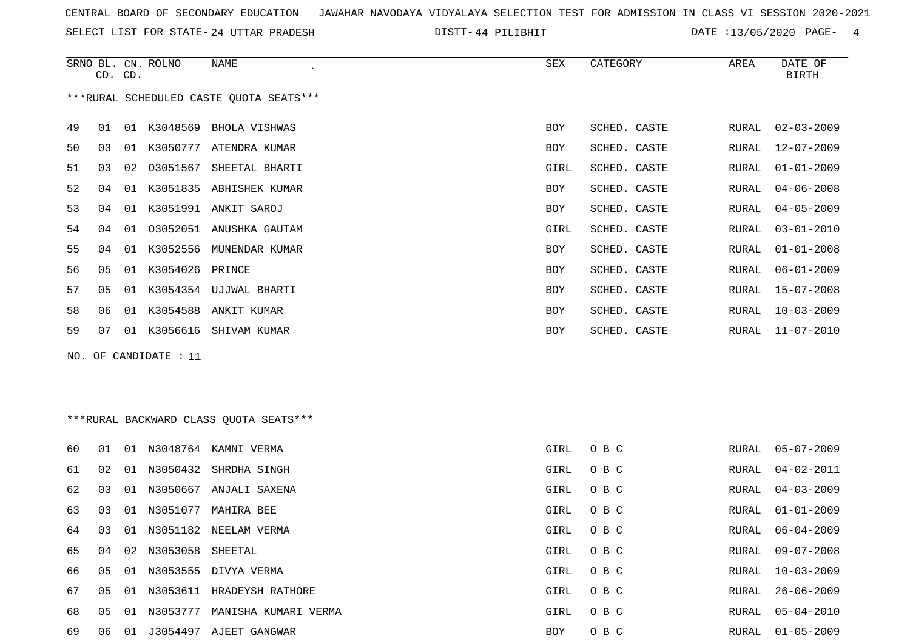CENTRAL BOARD OF SECONDARY EDUCATION JAWAHAR NAVODAYA VIDYALAYA SELECTION TEST FOR ADMISSION IN CLASS VI SESSION 2020-2021

SELECT LIST FOR STATE- 24 UTTAR PRADESH DISTT- 44 PILIBHIT DATE :13/05/2020

***RURAL SCHEDULED CASTE QUOTA SEATS***

| SRNO | BL. CD. | CN. CD. | ROLNO | NAME | SEX | CATEGORY | AREA | DATE OF BIRTH |
|---|---|---|---|---|---|---|---|---|
| 49 | 01 | 01 | K3048569 | BHOLA VISHWAS | BOY | SCHED. CASTE | RURAL | 02-03-2009 |
| 50 | 03 | 01 | K3050777 | ATENDRA KUMAR | BOY | SCHED. CASTE | RURAL | 12-07-2009 |
| 51 | 03 | 02 | O3051567 | SHEETAL BHARTI | GIRL | SCHED. CASTE | RURAL | 01-01-2009 |
| 52 | 04 | 01 | K3051835 | ABHISHEK KUMAR | BOY | SCHED. CASTE | RURAL | 04-06-2008 |
| 53 | 04 | 01 | K3051991 | ANKIT SAROJ | BOY | SCHED. CASTE | RURAL | 04-05-2009 |
| 54 | 04 | 01 | O3052051 | ANUSHKA GAUTAM | GIRL | SCHED. CASTE | RURAL | 03-01-2010 |
| 55 | 04 | 01 | K3052556 | MUNENDAR KUMAR | BOY | SCHED. CASTE | RURAL | 01-01-2008 |
| 56 | 05 | 01 | K3054026 | PRINCE | BOY | SCHED. CASTE | RURAL | 06-01-2009 |
| 57 | 05 | 01 | K3054354 | UJJWAL BHARTI | BOY | SCHED. CASTE | RURAL | 15-07-2008 |
| 58 | 06 | 01 | K3054588 | ANKIT KUMAR | BOY | SCHED. CASTE | RURAL | 10-03-2009 |
| 59 | 07 | 01 | K3056616 | SHIVAM KUMAR | BOY | SCHED. CASTE | RURAL | 11-07-2010 |

NO. OF CANDIDATE : 11

***RURAL BACKWARD CLASS QUOTA SEATS***

| SRNO | BL. CD. | CN. CD. | ROLNO | NAME | SEX | CATEGORY | AREA | DATE OF BIRTH |
|---|---|---|---|---|---|---|---|---|
| 60 | 01 | 01 | N3048764 | KAMNI VERMA | GIRL | O B C | RURAL | 05-07-2009 |
| 61 | 02 | 01 | N3050432 | SHRDHA SINGH | GIRL | O B C | RURAL | 04-02-2011 |
| 62 | 03 | 01 | N3050667 | ANJALI SAXENA | GIRL | O B C | RURAL | 04-03-2009 |
| 63 | 03 | 01 | N3051077 | MAHIRA BEE | GIRL | O B C | RURAL | 01-01-2009 |
| 64 | 03 | 01 | N3051182 | NEELAM VERMA | GIRL | O B C | RURAL | 06-04-2009 |
| 65 | 04 | 02 | N3053058 | SHEETAL | GIRL | O B C | RURAL | 09-07-2008 |
| 66 | 05 | 01 | N3053555 | DIVYA VERMA | GIRL | O B C | RURAL | 10-03-2009 |
| 67 | 05 | 01 | N3053611 | HRADEYSH RATHORE | GIRL | O B C | RURAL | 26-06-2009 |
| 68 | 05 | 01 | N3053777 | MANISHA KUMARI VERMA | GIRL | O B C | RURAL | 05-04-2010 |
| 69 | 06 | 01 | J3054497 | AJEET GANGWAR | BOY | O B C | RURAL | 01-05-2009 |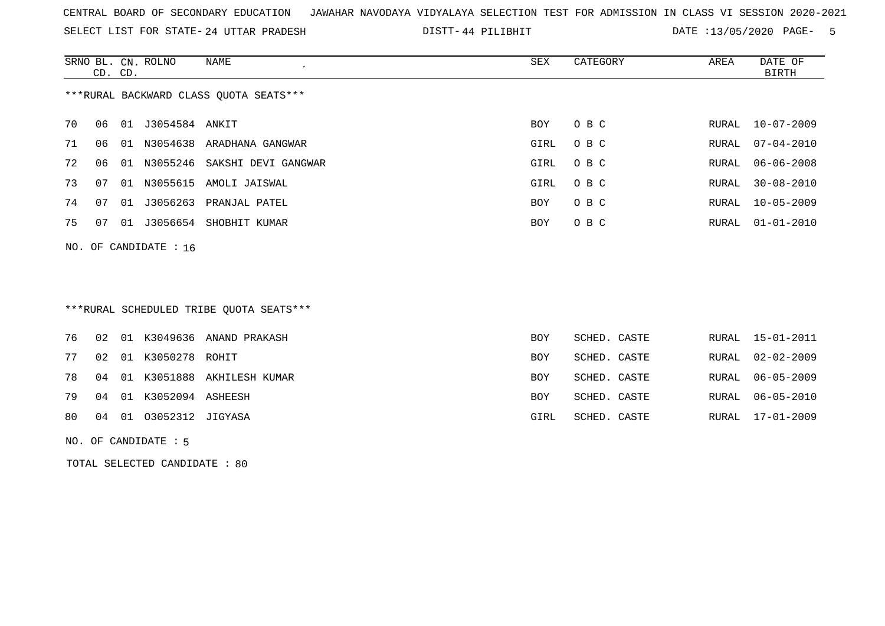CENTRAL BOARD OF SECONDARY EDUCATION   JAWAHAR NAVODAYA VIDYALAYA SELECTION TEST FOR ADMISSION IN CLASS VI SESSION 2020-2021

SELECT LIST FOR STATE- 24 UTTAR PRADESH   DISTT- 44 PILIBHIT   DATE :13/05/2020

***RURAL BACKWARD CLASS QUOTA SEATS***

| SRNO | BL. CD. | CN. CD. | ROLNO | NAME | SEX | CATEGORY | AREA | DATE OF BIRTH |
|---|---|---|---|---|---|---|---|---|
| 70 | 06 | 01 | J3054584 | ANKIT | BOY | O B C | RURAL | 10-07-2009 |
| 71 | 06 | 01 | N3054638 | ARADHANA GANGWAR | GIRL | O B C | RURAL | 07-04-2010 |
| 72 | 06 | 01 | N3055246 | SAKSHI DEVI GANGWAR | GIRL | O B C | RURAL | 06-06-2008 |
| 73 | 07 | 01 | N3055615 | AMOLI JAISWAL | GIRL | O B C | RURAL | 30-08-2010 |
| 74 | 07 | 01 | J3056263 | PRANJAL PATEL | BOY | O B C | RURAL | 10-05-2009 |
| 75 | 07 | 01 | J3056654 | SHOBHIT KUMAR | BOY | O B C | RURAL | 01-01-2010 |

NO. OF CANDIDATE : 16

***RURAL SCHEDULED TRIBE QUOTA SEATS***

| SRNO | BL. CD. | CN. CD. | ROLNO | NAME | SEX | CATEGORY | AREA | DATE OF BIRTH |
|---|---|---|---|---|---|---|---|---|
| 76 | 02 | 01 | K3049636 | ANAND PRAKASH | BOY | SCHED. CASTE | RURAL | 15-01-2011 |
| 77 | 02 | 01 | K3050278 | ROHIT | BOY | SCHED. CASTE | RURAL | 02-02-2009 |
| 78 | 04 | 01 | K3051888 | AKHILESH KUMAR | BOY | SCHED. CASTE | RURAL | 06-05-2009 |
| 79 | 04 | 01 | K3052094 | ASHEESH | BOY | SCHED. CASTE | RURAL | 06-05-2010 |
| 80 | 04 | 01 | O3052312 | JIGYASA | GIRL | SCHED. CASTE | RURAL | 17-01-2009 |

NO. OF CANDIDATE : 5

TOTAL SELECTED CANDIDATE : 80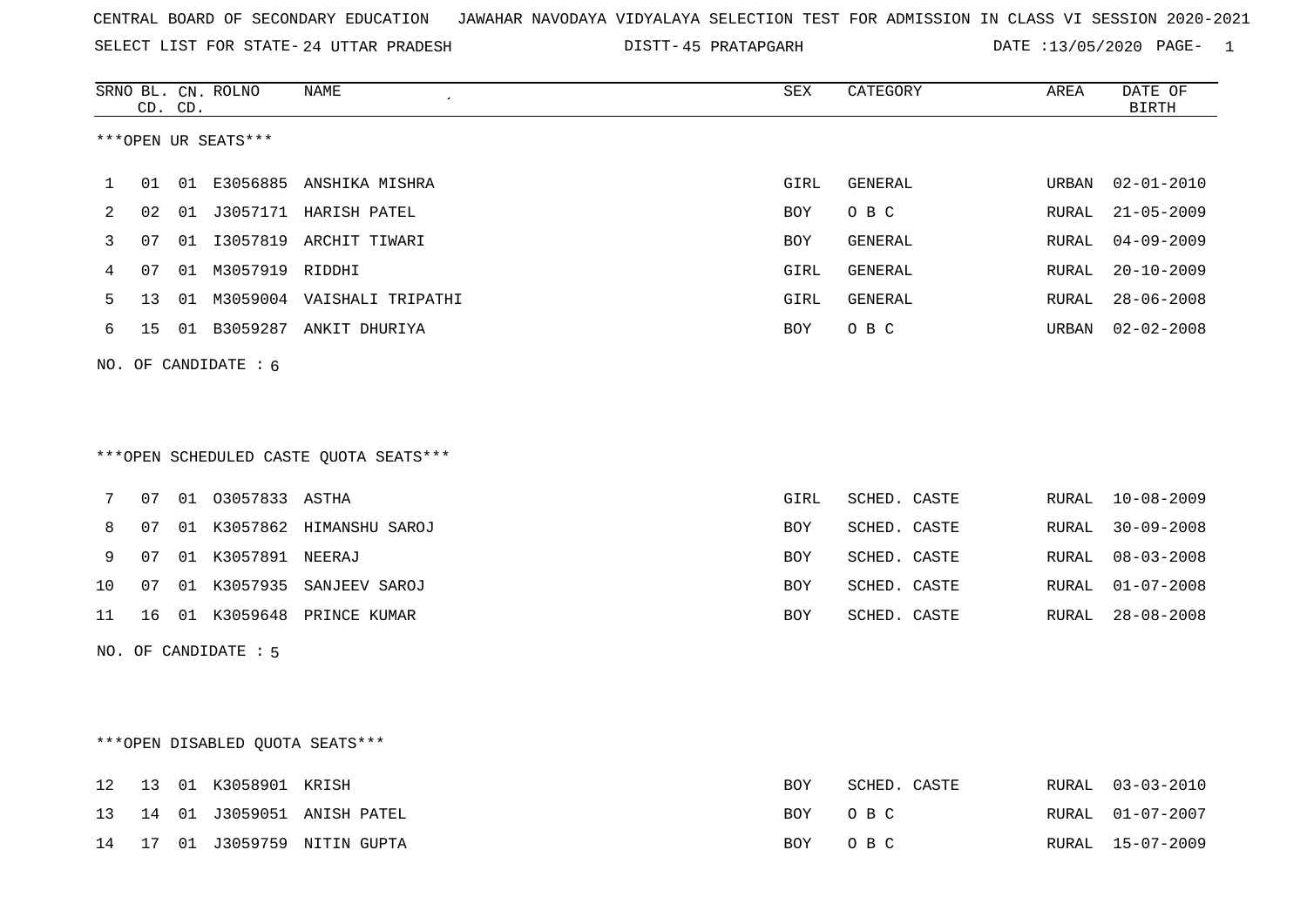CENTRAL BOARD OF SECONDARY EDUCATION   JAWAHAR NAVODAYA VIDYALAYA SELECTION TEST FOR ADMISSION IN CLASS VI SESSION 2020-2021

SELECT LIST FOR STATE- 24 UTTAR PRADESH   DISTT- 45 PRATAPGARH   DATE :13/05/2020

***OPEN UR SEATS***

| SRNO | BL. CD. | CN. CD. | ROLNO | NAME | SEX | CATEGORY | AREA | DATE OF BIRTH |
|---|---|---|---|---|---|---|---|---|
| 1 | 01 | 01 | E3056885 | ANSHIKA MISHRA | GIRL | GENERAL | URBAN | 02-01-2010 |
| 2 | 02 | 01 | J3057171 | HARISH PATEL | BOY | O B C | RURAL | 21-05-2009 |
| 3 | 07 | 01 | I3057819 | ARCHIT TIWARI | BOY | GENERAL | RURAL | 04-09-2009 |
| 4 | 07 | 01 | M3057919 | RIDDHI | GIRL | GENERAL | RURAL | 20-10-2009 |
| 5 | 13 | 01 | M3059004 | VAISHALI TRIPATHI | GIRL | GENERAL | RURAL | 28-06-2008 |
| 6 | 15 | 01 | B3059287 | ANKIT DHURIYA | BOY | O B C | URBAN | 02-02-2008 |

NO. OF CANDIDATE : 6

***OPEN SCHEDULED CASTE QUOTA SEATS***

| SRNO | BL. CD. | CN. CD. | ROLNO | NAME | SEX | CATEGORY | AREA | DATE OF BIRTH |
|---|---|---|---|---|---|---|---|---|
| 7 | 07 | 01 | O3057833 | ASTHA | GIRL | SCHED. CASTE | RURAL | 10-08-2009 |
| 8 | 07 | 01 | K3057862 | HIMANSHU SAROJ | BOY | SCHED. CASTE | RURAL | 30-09-2008 |
| 9 | 07 | 01 | K3057891 | NEERAJ | BOY | SCHED. CASTE | RURAL | 08-03-2008 |
| 10 | 07 | 01 | K3057935 | SANJEEV SAROJ | BOY | SCHED. CASTE | RURAL | 01-07-2008 |
| 11 | 16 | 01 | K3059648 | PRINCE KUMAR | BOY | SCHED. CASTE | RURAL | 28-08-2008 |

NO. OF CANDIDATE : 5

***OPEN DISABLED QUOTA SEATS***

| SRNO | BL. CD. | CN. CD. | ROLNO | NAME | SEX | CATEGORY | AREA | DATE OF BIRTH |
|---|---|---|---|---|---|---|---|---|
| 12 | 13 | 01 | K3058901 | KRISH | BOY | SCHED. CASTE | RURAL | 03-03-2010 |
| 13 | 14 | 01 | J3059051 | ANISH PATEL | BOY | O B C | RURAL | 01-07-2007 |
| 14 | 17 | 01 | J3059759 | NITIN GUPTA | BOY | O B C | RURAL | 15-07-2009 |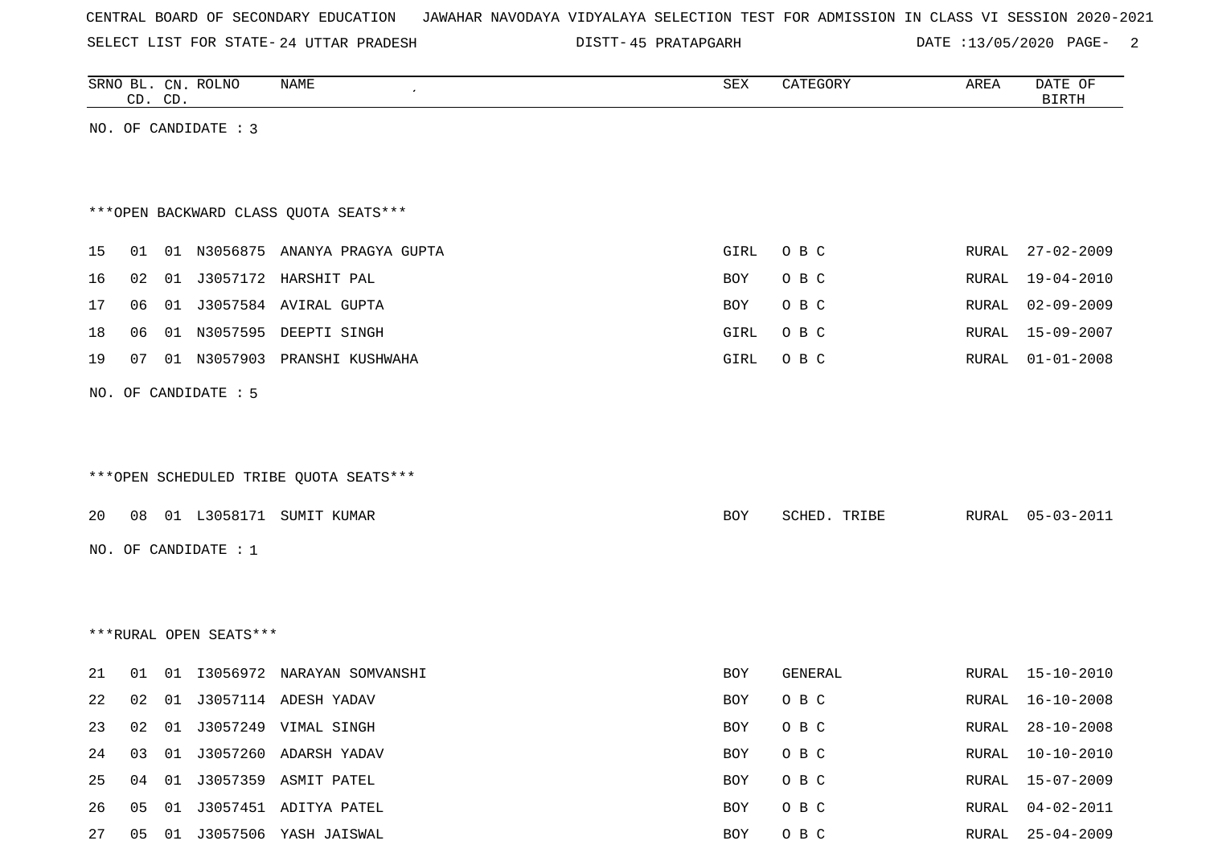CENTRAL BOARD OF SECONDARY EDUCATION JAWAHAR NAVODAYA VIDYALAYA SELECTION TEST FOR ADMISSION IN CLASS VI SESSION 2020-2021

SELECT LIST FOR STATE- 24 UTTAR PRADESH DISTT- 45 PRATAPGARH DATE :13/05/2020

| SRNO | BL. CD. | CN. CD. | ROLNO | NAME | SEX | CATEGORY | AREA | DATE OF BIRTH |
|---|---|---|---|---|---|---|---|---|

NO. OF CANDIDATE : 3

***OPEN BACKWARD CLASS QUOTA SEATS***

| SRNO | BL. CD. | CN. CD. | ROLNO | NAME | SEX | CATEGORY | AREA | DATE OF BIRTH |
|---|---|---|---|---|---|---|---|---|
| 15 | 01 | 01 | N3056875 | ANANYA PRAGYA GUPTA | GIRL | O B C | RURAL | 27-02-2009 |
| 16 | 02 | 01 | J3057172 | HARSHIT PAL | BOY | O B C | RURAL | 19-04-2010 |
| 17 | 06 | 01 | J3057584 | AVIRAL GUPTA | BOY | O B C | RURAL | 02-09-2009 |
| 18 | 06 | 01 | N3057595 | DEEPTI SINGH | GIRL | O B C | RURAL | 15-09-2007 |
| 19 | 07 | 01 | N3057903 | PRANSHI KUSHWAHA | GIRL | O B C | RURAL | 01-01-2008 |

NO. OF CANDIDATE : 5

***OPEN SCHEDULED TRIBE QUOTA SEATS***

| SRNO | BL. CD. | CN. CD. | ROLNO | NAME | SEX | CATEGORY | AREA | DATE OF BIRTH |
|---|---|---|---|---|---|---|---|---|
| 20 | 08 | 01 | L3058171 | SUMIT KUMAR | BOY | SCHED. TRIBE | RURAL | 05-03-2011 |

NO. OF CANDIDATE : 1

***RURAL OPEN SEATS***

| SRNO | BL. CD. | CN. CD. | ROLNO | NAME | SEX | CATEGORY | AREA | DATE OF BIRTH |
|---|---|---|---|---|---|---|---|---|
| 21 | 01 | 01 | I3056972 | NARAYAN SOMVANSHI | BOY | GENERAL | RURAL | 15-10-2010 |
| 22 | 02 | 01 | J3057114 | ADESH YADAV | BOY | O B C | RURAL | 16-10-2008 |
| 23 | 02 | 01 | J3057249 | VIMAL SINGH | BOY | O B C | RURAL | 28-10-2008 |
| 24 | 03 | 01 | J3057260 | ADARSH YADAV | BOY | O B C | RURAL | 10-10-2010 |
| 25 | 04 | 01 | J3057359 | ASMIT PATEL | BOY | O B C | RURAL | 15-07-2009 |
| 26 | 05 | 01 | J3057451 | ADITYA PATEL | BOY | O B C | RURAL | 04-02-2011 |
| 27 | 05 | 01 | J3057506 | YASH JAISWAL | BOY | O B C | RURAL | 25-04-2009 |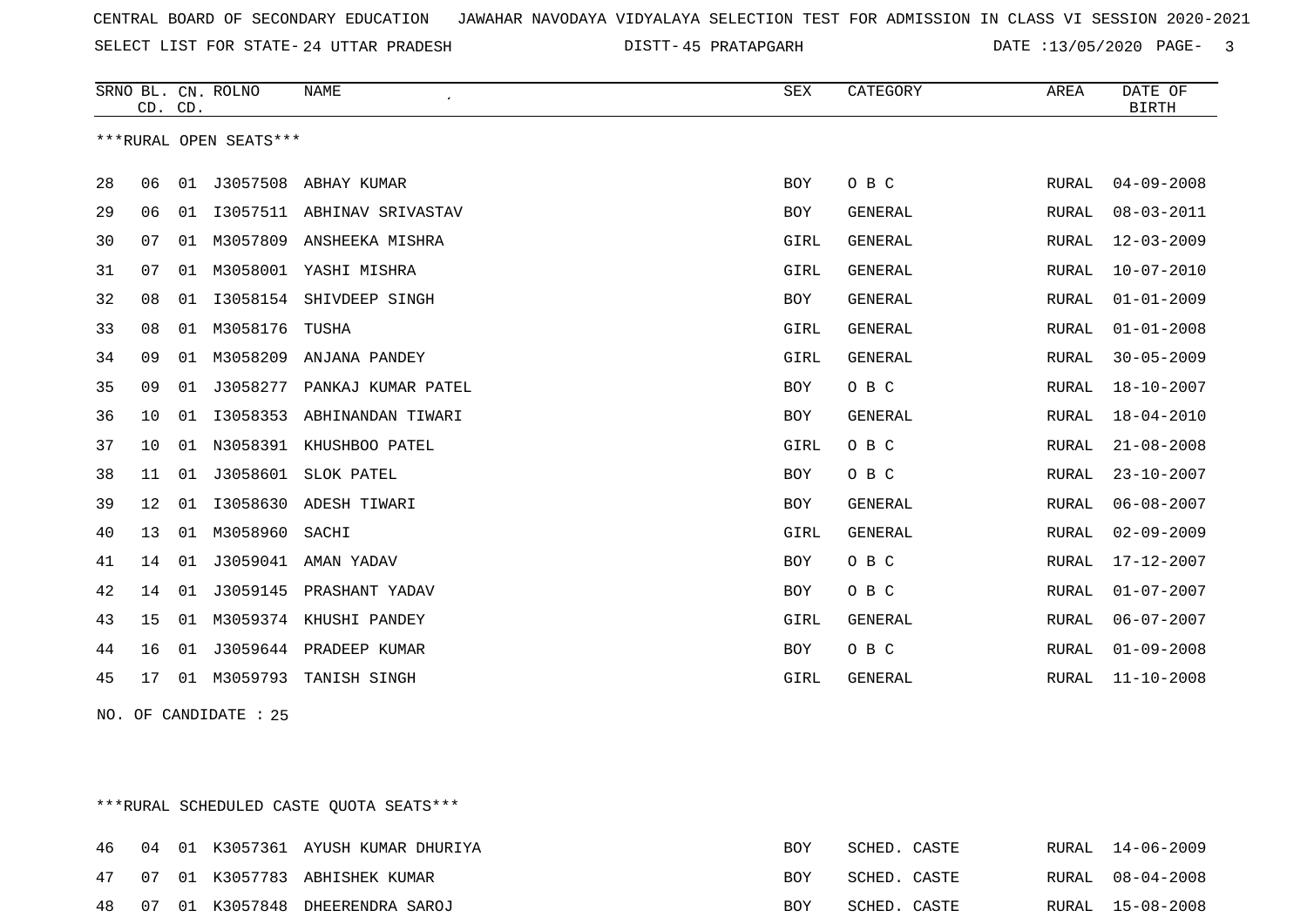CENTRAL BOARD OF SECONDARY EDUCATION JAWAHAR NAVODAYA VIDYALAYA SELECTION TEST FOR ADMISSION IN CLASS VI SESSION 2020-2021

SELECT LIST FOR STATE- 24 UTTAR PRADESH DISTT- 45 PRATAPGARH DATE :13/05/2020

***RURAL OPEN SEATS***

| SRNO | BL. CD. | CN. CD. | ROLNO | NAME | SEX | CATEGORY | AREA | DATE OF BIRTH |
|---|---|---|---|---|---|---|---|---|
| 28 | 06 | 01 | J3057508 | ABHAY KUMAR | BOY | O B C | RURAL | 04-09-2008 |
| 29 | 06 | 01 | I3057511 | ABHINAV SRIVASTAV | BOY | GENERAL | RURAL | 08-03-2011 |
| 30 | 07 | 01 | M3057809 | ANSHEEKA MISHRA | GIRL | GENERAL | RURAL | 12-03-2009 |
| 31 | 07 | 01 | M3058001 | YASHI MISHRA | GIRL | GENERAL | RURAL | 10-07-2010 |
| 32 | 08 | 01 | I3058154 | SHIVDEEP SINGH | BOY | GENERAL | RURAL | 01-01-2009 |
| 33 | 08 | 01 | M3058176 | TUSHA | GIRL | GENERAL | RURAL | 01-01-2008 |
| 34 | 09 | 01 | M3058209 | ANJANA PANDEY | GIRL | GENERAL | RURAL | 30-05-2009 |
| 35 | 09 | 01 | J3058277 | PANKAJ KUMAR PATEL | BOY | O B C | RURAL | 18-10-2007 |
| 36 | 10 | 01 | I3058353 | ABHINANDAN TIWARI | BOY | GENERAL | RURAL | 18-04-2010 |
| 37 | 10 | 01 | N3058391 | KHUSHBOO PATEL | GIRL | O B C | RURAL | 21-08-2008 |
| 38 | 11 | 01 | J3058601 | SLOK PATEL | BOY | O B C | RURAL | 23-10-2007 |
| 39 | 12 | 01 | I3058630 | ADESH TIWARI | BOY | GENERAL | RURAL | 06-08-2007 |
| 40 | 13 | 01 | M3058960 | SACHI | GIRL | GENERAL | RURAL | 02-09-2009 |
| 41 | 14 | 01 | J3059041 | AMAN YADAV | BOY | O B C | RURAL | 17-12-2007 |
| 42 | 14 | 01 | J3059145 | PRASHANT YADAV | BOY | O B C | RURAL | 01-07-2007 |
| 43 | 15 | 01 | M3059374 | KHUSHI PANDEY | GIRL | GENERAL | RURAL | 06-07-2007 |
| 44 | 16 | 01 | J3059644 | PRADEEP KUMAR | BOY | O B C | RURAL | 01-09-2008 |
| 45 | 17 | 01 | M3059793 | TANISH SINGH | GIRL | GENERAL | RURAL | 11-10-2008 |

NO. OF CANDIDATE : 25

***RURAL SCHEDULED CASTE QUOTA SEATS***

| SRNO | BL. CD. | CN. CD. | ROLNO | NAME | SEX | CATEGORY | AREA | DATE OF BIRTH |
|---|---|---|---|---|---|---|---|---|
| 46 | 04 | 01 | K3057361 | AYUSH KUMAR DHURIYA | BOY | SCHED. CASTE | RURAL | 14-06-2009 |
| 47 | 07 | 01 | K3057783 | ABHISHEK KUMAR | BOY | SCHED. CASTE | RURAL | 08-04-2008 |
| 48 | 07 | 01 | K3057848 | DHEERENDRA SAROJ | BOY | SCHED. CASTE | RURAL | 15-08-2008 |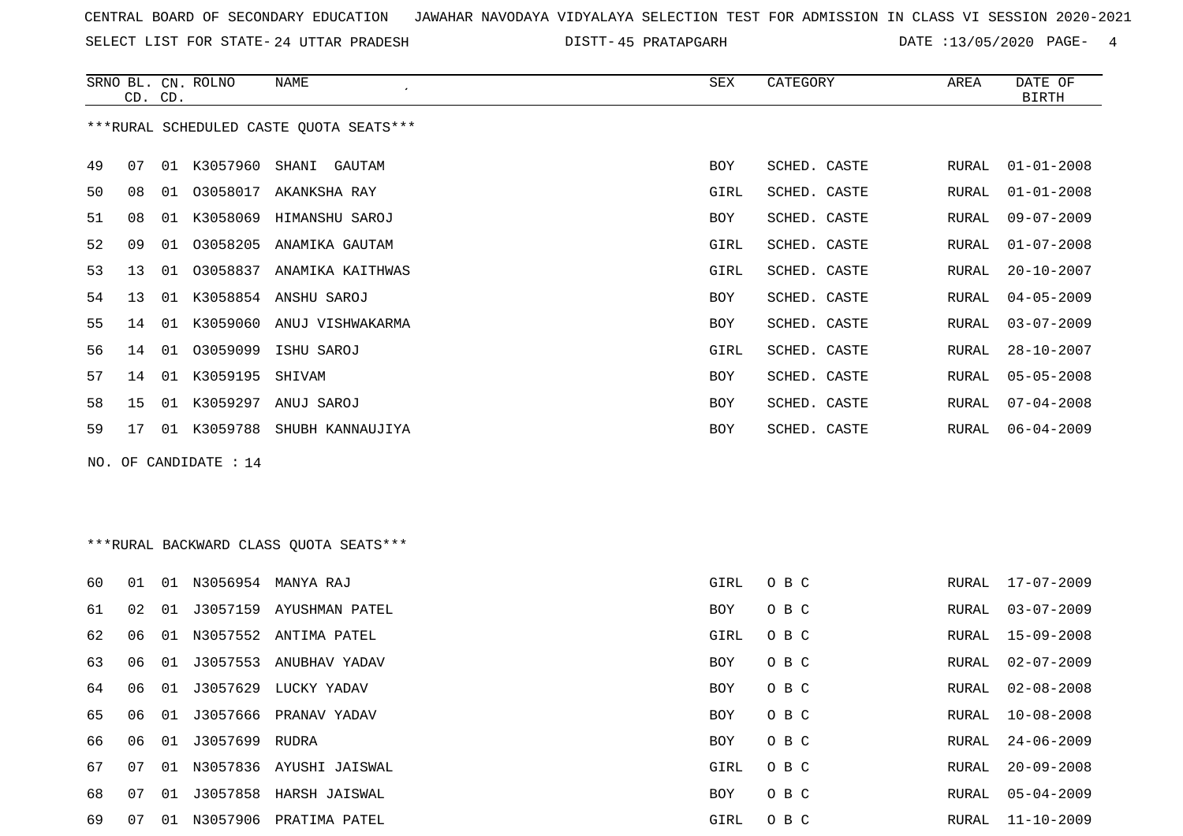CENTRAL BOARD OF SECONDARY EDUCATION JAWAHAR NAVODAYA VIDYALAYA SELECTION TEST FOR ADMISSION IN CLASS VI SESSION 2020-2021

SELECT LIST FOR STATE- 24 UTTAR PRADESH DISTT- 45 PRATAPGARH DATE :13/05/2020

| SRNO | BL. CD. | CN. CD. | ROLNO | NAME | SEX | CATEGORY | AREA | DATE OF BIRTH |
|---|---|---|---|---|---|---|---|---|

***RURAL SCHEDULED CASTE QUOTA SEATS***

| SRNO | BL. CD. | CN. CD. | ROLNO | NAME | SEX | CATEGORY | AREA | DATE OF BIRTH |
|---|---|---|---|---|---|---|---|---|
| 49 | 07 | 01 | K3057960 | SHANI GAUTAM | BOY | SCHED. CASTE | RURAL | 01-01-2008 |
| 50 | 08 | 01 | O3058017 | AKANKSHA RAY | GIRL | SCHED. CASTE | RURAL | 01-01-2008 |
| 51 | 08 | 01 | K3058069 | HIMANSHU SAROJ | BOY | SCHED. CASTE | RURAL | 09-07-2009 |
| 52 | 09 | 01 | O3058205 | ANAMIKA GAUTAM | GIRL | SCHED. CASTE | RURAL | 01-07-2008 |
| 53 | 13 | 01 | O3058837 | ANAMIKA KAITHWAS | GIRL | SCHED. CASTE | RURAL | 20-10-2007 |
| 54 | 13 | 01 | K3058854 | ANSHU SAROJ | BOY | SCHED. CASTE | RURAL | 04-05-2009 |
| 55 | 14 | 01 | K3059060 | ANUJ VISHWAKARMA | BOY | SCHED. CASTE | RURAL | 03-07-2009 |
| 56 | 14 | 01 | O3059099 | ISHU SAROJ | GIRL | SCHED. CASTE | RURAL | 28-10-2007 |
| 57 | 14 | 01 | K3059195 | SHIVAM | BOY | SCHED. CASTE | RURAL | 05-05-2008 |
| 58 | 15 | 01 | K3059297 | ANUJ SAROJ | BOY | SCHED. CASTE | RURAL | 07-04-2008 |
| 59 | 17 | 01 | K3059788 | SHUBH KANNAUJIYA | BOY | SCHED. CASTE | RURAL | 06-04-2009 |

NO. OF CANDIDATE : 14

***RURAL BACKWARD CLASS QUOTA SEATS***

| SRNO | BL. CD. | CN. CD. | ROLNO | NAME | SEX | CATEGORY | AREA | DATE OF BIRTH |
|---|---|---|---|---|---|---|---|---|
| 60 | 01 | 01 | N3056954 | MANYA RAJ | GIRL | O B C | RURAL | 17-07-2009 |
| 61 | 02 | 01 | J3057159 | AYUSHMAN PATEL | BOY | O B C | RURAL | 03-07-2009 |
| 62 | 06 | 01 | N3057552 | ANTIMA PATEL | GIRL | O B C | RURAL | 15-09-2008 |
| 63 | 06 | 01 | J3057553 | ANUBHAV YADAV | BOY | O B C | RURAL | 02-07-2009 |
| 64 | 06 | 01 | J3057629 | LUCKY YADAV | BOY | O B C | RURAL | 02-08-2008 |
| 65 | 06 | 01 | J3057666 | PRANAV YADAV | BOY | O B C | RURAL | 10-08-2008 |
| 66 | 06 | 01 | J3057699 | RUDRA | BOY | O B C | RURAL | 24-06-2009 |
| 67 | 07 | 01 | N3057836 | AYUSHI JAISWAL | GIRL | O B C | RURAL | 20-09-2008 |
| 68 | 07 | 01 | J3057858 | HARSH JAISWAL | BOY | O B C | RURAL | 05-04-2009 |
| 69 | 07 | 01 | N3057906 | PRATIMA PATEL | GIRL | O B C | RURAL | 11-10-2009 |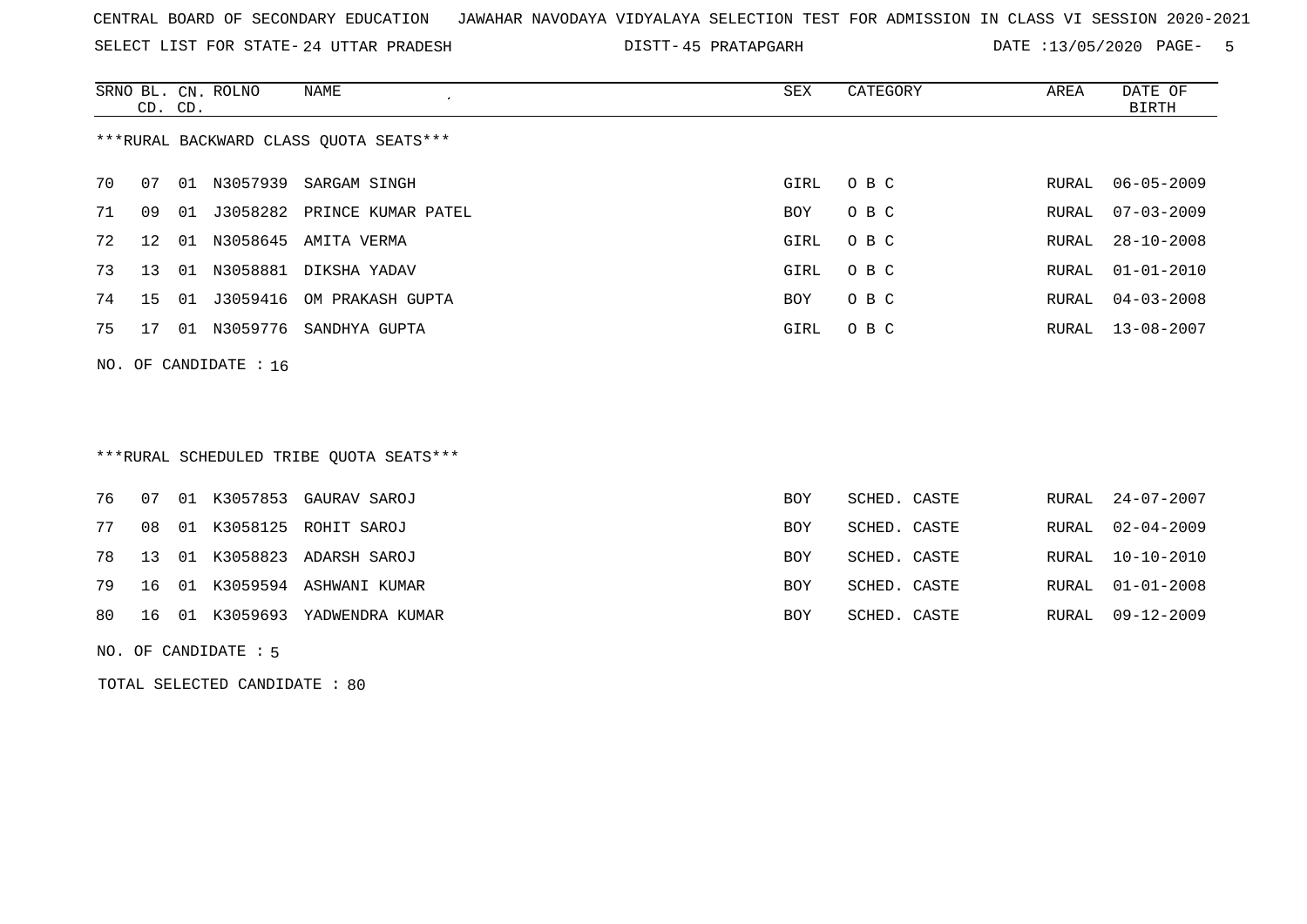CENTRAL BOARD OF SECONDARY EDUCATION JAWAHAR NAVODAYA VIDYALAYA SELECTION TEST FOR ADMISSION IN CLASS VI SESSION 2020-2021

SELECT LIST FOR STATE- 24 UTTAR PRADESH DISTT- 45 PRATAPGARH DATE :13/05/2020

| SRNO | BL. CD. | CN. CD. | ROLNO | NAME | SEX | CATEGORY | AREA | DATE OF BIRTH |
|---|---|---|---|---|---|---|---|---|

***RURAL BACKWARD CLASS QUOTA SEATS***

| SRNO | BL. CD. | CN. CD. | ROLNO | NAME | SEX | CATEGORY | AREA | DATE OF BIRTH |
|---|---|---|---|---|---|---|---|---|
| 70 | 07 | 01 | N3057939 | SARGAM SINGH | GIRL | O B C | RURAL | 06-05-2009 |
| 71 | 09 | 01 | J3058282 | PRINCE KUMAR PATEL | BOY | O B C | RURAL | 07-03-2009 |
| 72 | 12 | 01 | N3058645 | AMITA VERMA | GIRL | O B C | RURAL | 28-10-2008 |
| 73 | 13 | 01 | N3058881 | DIKSHA YADAV | GIRL | O B C | RURAL | 01-01-2010 |
| 74 | 15 | 01 | J3059416 | OM PRAKASH GUPTA | BOY | O B C | RURAL | 04-03-2008 |
| 75 | 17 | 01 | N3059776 | SANDHYA GUPTA | GIRL | O B C | RURAL | 13-08-2007 |

NO. OF CANDIDATE : 16

***RURAL SCHEDULED TRIBE QUOTA SEATS***

| SRNO | BL. CD. | CN. CD. | ROLNO | NAME | SEX | CATEGORY | AREA | DATE OF BIRTH |
|---|---|---|---|---|---|---|---|---|
| 76 | 07 | 01 | K3057853 | GAURAV SAROJ | BOY | SCHED. CASTE | RURAL | 24-07-2007 |
| 77 | 08 | 01 | K3058125 | ROHIT SAROJ | BOY | SCHED. CASTE | RURAL | 02-04-2009 |
| 78 | 13 | 01 | K3058823 | ADARSH SAROJ | BOY | SCHED. CASTE | RURAL | 10-10-2010 |
| 79 | 16 | 01 | K3059594 | ASHWANI KUMAR | BOY | SCHED. CASTE | RURAL | 01-01-2008 |
| 80 | 16 | 01 | K3059693 | YADWENDRA KUMAR | BOY | SCHED. CASTE | RURAL | 09-12-2009 |

NO. OF CANDIDATE : 5

TOTAL SELECTED CANDIDATE : 80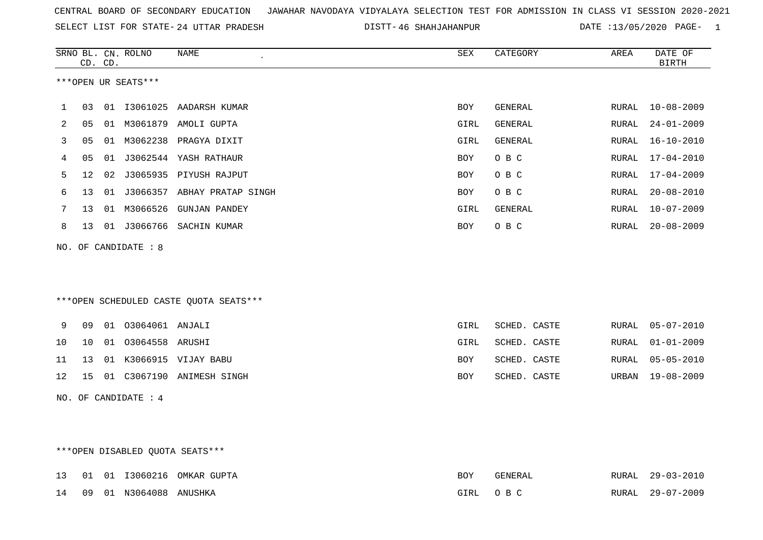CENTRAL BOARD OF SECONDARY EDUCATION JAWAHAR NAVODAYA VIDYALAYA SELECTION TEST FOR ADMISSION IN CLASS VI SESSION 2020-2021

SELECT LIST FOR STATE- 24 UTTAR PRADESH DISTT- 46 SHAHJAHANPUR DATE :13/05/2020 PAGE- 1

***OPEN UR SEATS***

| SRNO | BL. CD. | CN. CD. | ROLNO | NAME | SEX | CATEGORY | AREA | DATE OF BIRTH |
|---|---|---|---|---|---|---|---|---|
| 1 | 03 | 01 | I3061025 | AADARSH KUMAR | BOY | GENERAL | RURAL | 10-08-2009 |
| 2 | 05 | 01 | M3061879 | AMOLI GUPTA | GIRL | GENERAL | RURAL | 24-01-2009 |
| 3 | 05 | 01 | M3062238 | PRAGYA DIXIT | GIRL | GENERAL | RURAL | 16-10-2010 |
| 4 | 05 | 01 | J3062544 | YASH RATHAUR | BOY | O B C | RURAL | 17-04-2010 |
| 5 | 12 | 02 | J3065935 | PIYUSH RAJPUT | BOY | O B C | RURAL | 17-04-2009 |
| 6 | 13 | 01 | J3066357 | ABHAY PRATAP SINGH | BOY | O B C | RURAL | 20-08-2010 |
| 7 | 13 | 01 | M3066526 | GUNJAN PANDEY | GIRL | GENERAL | RURAL | 10-07-2009 |
| 8 | 13 | 01 | J3066766 | SACHIN KUMAR | BOY | O B C | RURAL | 20-08-2009 |

NO. OF CANDIDATE : 8

***OPEN SCHEDULED CASTE QUOTA SEATS***

| SRNO | BL. CD. | CN. CD. | ROLNO | NAME | SEX | CATEGORY | AREA | DATE OF BIRTH |
|---|---|---|---|---|---|---|---|---|
| 9 | 09 | 01 | O3064061 | ANJALI | GIRL | SCHED. CASTE | RURAL | 05-07-2010 |
| 10 | 10 | 01 | O3064558 | ARUSHI | GIRL | SCHED. CASTE | RURAL | 01-01-2009 |
| 11 | 13 | 01 | K3066915 | VIJAY BABU | BOY | SCHED. CASTE | RURAL | 05-05-2010 |
| 12 | 15 | 01 | C3067190 | ANIMESH SINGH | BOY | SCHED. CASTE | URBAN | 19-08-2009 |

NO. OF CANDIDATE : 4

***OPEN DISABLED QUOTA SEATS***

| SRNO | BL. CD. | CN. CD. | ROLNO | NAME | SEX | CATEGORY | AREA | DATE OF BIRTH |
|---|---|---|---|---|---|---|---|---|
| 13 | 01 | 01 | I3060216 | OMKAR GUPTA | BOY | GENERAL | RURAL | 29-03-2010 |
| 14 | 09 | 01 | N3064088 | ANUSHKA | GIRL | O B C | RURAL | 29-07-2009 |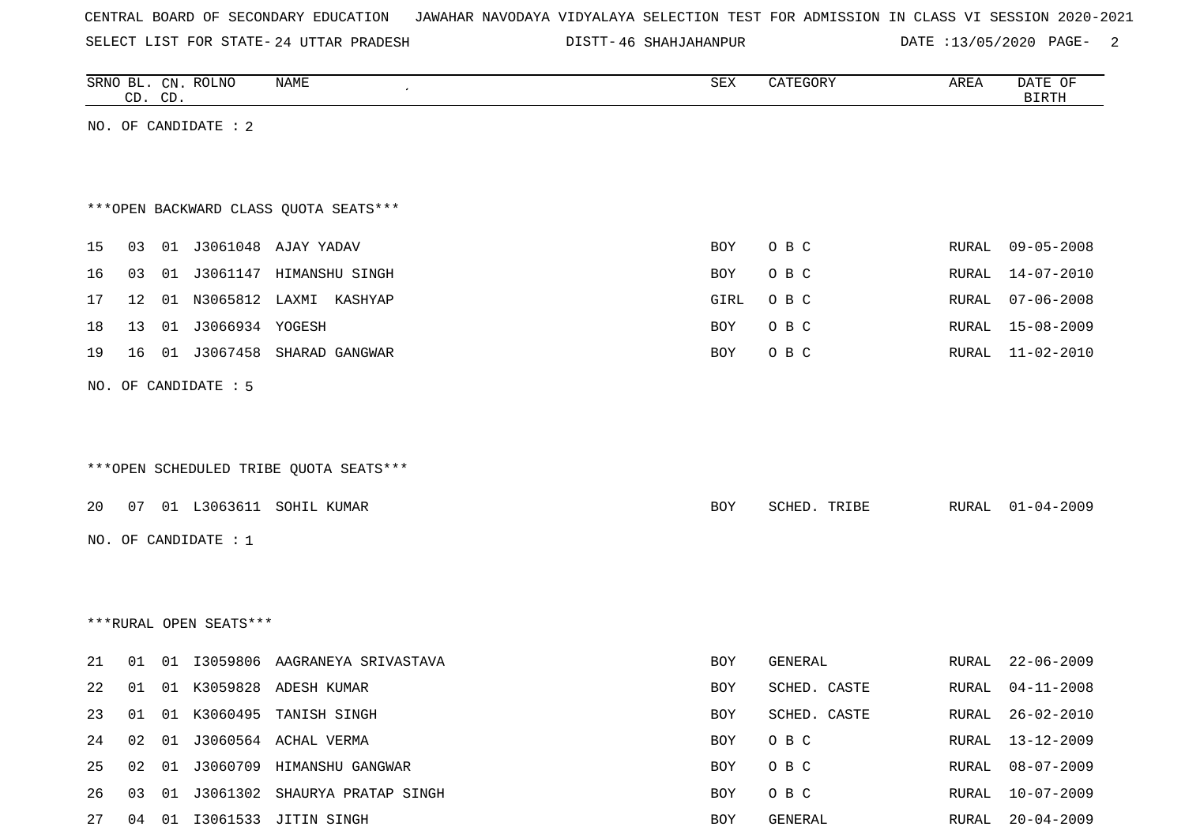CENTRAL BOARD OF SECONDARY EDUCATION   JAWAHAR NAVODAYA VIDYALAYA SELECTION TEST FOR ADMISSION IN CLASS VI SESSION 2020-2021

SELECT LIST FOR STATE- 24 UTTAR PRADESH   DISTT- 46 SHAHJAHANPUR   DATE :13/05/2020

| SRNO | BL. CD. | CN. CD. | ROLNO | NAME | SEX | CATEGORY | AREA | DATE OF BIRTH |
|---|---|---|---|---|---|---|---|---|

NO. OF CANDIDATE : 2

***OPEN BACKWARD CLASS QUOTA SEATS***

| SRNO | BL. CD. | CN. CD. | ROLNO | NAME | SEX | CATEGORY | AREA | DATE OF BIRTH |
|---|---|---|---|---|---|---|---|---|
| 15 | 03 | 01 | J3061048 | AJAY YADAV | BOY | O B C | RURAL | 09-05-2008 |
| 16 | 03 | 01 | J3061147 | HIMANSHU SINGH | BOY | O B C | RURAL | 14-07-2010 |
| 17 | 12 | 01 | N3065812 | LAXMI  KASHYAP | GIRL | O B C | RURAL | 07-06-2008 |
| 18 | 13 | 01 | J3066934 | YOGESH | BOY | O B C | RURAL | 15-08-2009 |
| 19 | 16 | 01 | J3067458 | SHARAD GANGWAR | BOY | O B C | RURAL | 11-02-2010 |

NO. OF CANDIDATE : 5

***OPEN SCHEDULED TRIBE QUOTA SEATS***

| SRNO | BL. CD. | CN. CD. | ROLNO | NAME | SEX | CATEGORY | AREA | DATE OF BIRTH |
|---|---|---|---|---|---|---|---|---|
| 20 | 07 | 01 | L3063611 | SOHIL KUMAR | BOY | SCHED. TRIBE | RURAL | 01-04-2009 |

NO. OF CANDIDATE : 1

***RURAL OPEN SEATS***

| SRNO | BL. CD. | CN. CD. | ROLNO | NAME | SEX | CATEGORY | AREA | DATE OF BIRTH |
|---|---|---|---|---|---|---|---|---|
| 21 | 01 | 01 | I3059806 | AAGRANEYA SRIVASTAVA | BOY | GENERAL | RURAL | 22-06-2009 |
| 22 | 01 | 01 | K3059828 | ADESH KUMAR | BOY | SCHED. CASTE | RURAL | 04-11-2008 |
| 23 | 01 | 01 | K3060495 | TANISH SINGH | BOY | SCHED. CASTE | RURAL | 26-02-2010 |
| 24 | 02 | 01 | J3060564 | ACHAL VERMA | BOY | O B C | RURAL | 13-12-2009 |
| 25 | 02 | 01 | J3060709 | HIMANSHU GANGWAR | BOY | O B C | RURAL | 08-07-2009 |
| 26 | 03 | 01 | J3061302 | SHAURYA PRATAP SINGH | BOY | O B C | RURAL | 10-07-2009 |
| 27 | 04 | 01 | I3061533 | JITIN SINGH | BOY | GENERAL | RURAL | 20-04-2009 |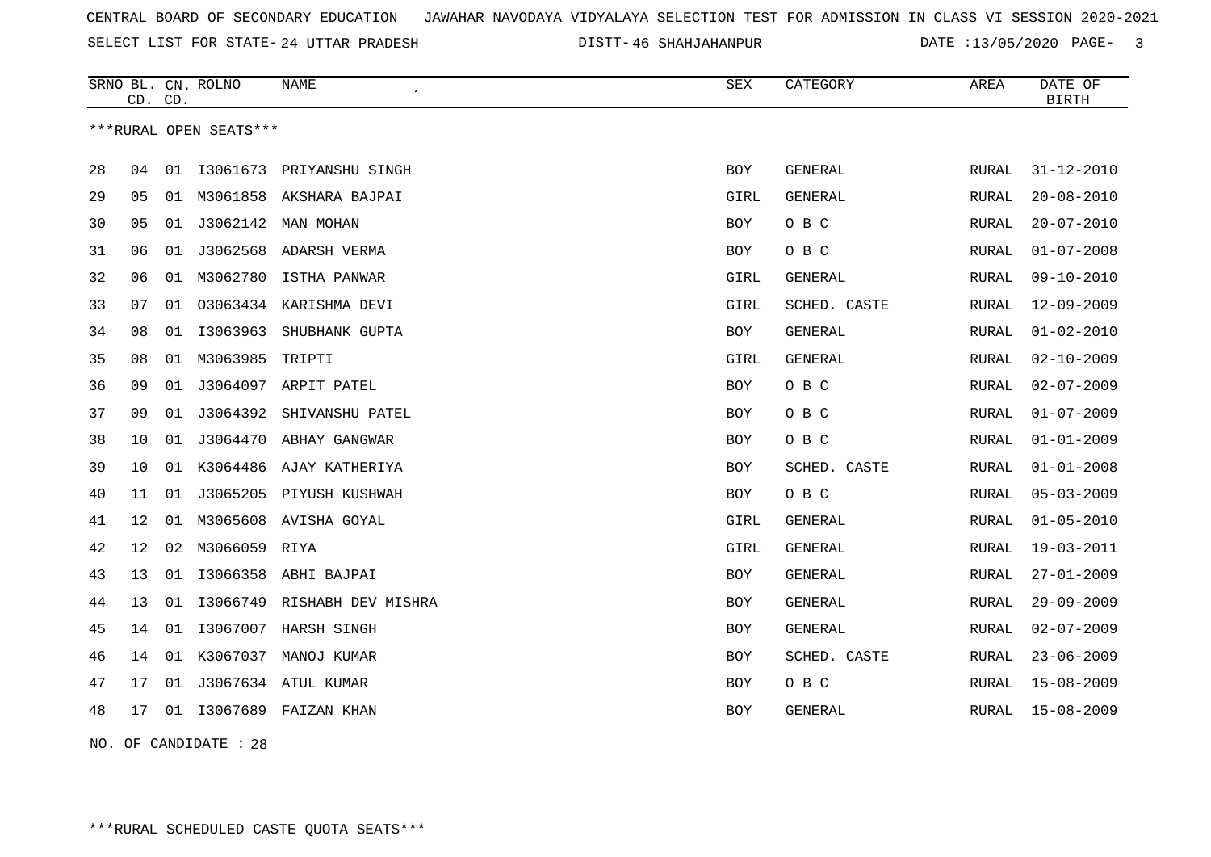CENTRAL BOARD OF SECONDARY EDUCATION JAWAHAR NAVODAYA VIDYALAYA SELECTION TEST FOR ADMISSION IN CLASS VI SESSION 2020-2021

SELECT LIST FOR STATE- 24 UTTAR PRADESH DISTT- 46 SHAHJAHANPUR DATE :13/05/2020

| SRNO | BL. CD. | CN. CD. | ROLNO | NAME | SEX | CATEGORY | AREA | DATE OF BIRTH |
|---|---|---|---|---|---|---|---|---|

***RURAL OPEN SEATS***

| SRNO | BL. CD. | CN. CD. | ROLNO | NAME | SEX | CATEGORY | AREA | DATE OF BIRTH |
|---|---|---|---|---|---|---|---|---|
| 28 | 04 | 01 | I3061673 | PRIYANSHU SINGH | BOY | GENERAL | RURAL | 31-12-2010 |
| 29 | 05 | 01 | M3061858 | AKSHARA BAJPAI | GIRL | GENERAL | RURAL | 20-08-2010 |
| 30 | 05 | 01 | J3062142 | MAN MOHAN | BOY | O B C | RURAL | 20-07-2010 |
| 31 | 06 | 01 | J3062568 | ADARSH VERMA | BOY | O B C | RURAL | 01-07-2008 |
| 32 | 06 | 01 | M3062780 | ISTHA PANWAR | GIRL | GENERAL | RURAL | 09-10-2010 |
| 33 | 07 | 01 | O3063434 | KARISHMA DEVI | GIRL | SCHED. CASTE | RURAL | 12-09-2009 |
| 34 | 08 | 01 | I3063963 | SHUBHANK GUPTA | BOY | GENERAL | RURAL | 01-02-2010 |
| 35 | 08 | 01 | M3063985 | TRIPTI | GIRL | GENERAL | RURAL | 02-10-2009 |
| 36 | 09 | 01 | J3064097 | ARPIT PATEL | BOY | O B C | RURAL | 02-07-2009 |
| 37 | 09 | 01 | J3064392 | SHIVANSHU PATEL | BOY | O B C | RURAL | 01-07-2009 |
| 38 | 10 | 01 | J3064470 | ABHAY GANGWAR | BOY | O B C | RURAL | 01-01-2009 |
| 39 | 10 | 01 | K3064486 | AJAY KATHERIYA | BOY | SCHED. CASTE | RURAL | 01-01-2008 |
| 40 | 11 | 01 | J3065205 | PIYUSH KUSHWAH | BOY | O B C | RURAL | 05-03-2009 |
| 41 | 12 | 01 | M3065608 | AVISHA GOYAL | GIRL | GENERAL | RURAL | 01-05-2010 |
| 42 | 12 | 02 | M3066059 | RIYA | GIRL | GENERAL | RURAL | 19-03-2011 |
| 43 | 13 | 01 | I3066358 | ABHI BAJPAI | BOY | GENERAL | RURAL | 27-01-2009 |
| 44 | 13 | 01 | I3066749 | RISHABH DEV MISHRA | BOY | GENERAL | RURAL | 29-09-2009 |
| 45 | 14 | 01 | I3067007 | HARSH SINGH | BOY | GENERAL | RURAL | 02-07-2009 |
| 46 | 14 | 01 | K3067037 | MANOJ KUMAR | BOY | SCHED. CASTE | RURAL | 23-06-2009 |
| 47 | 17 | 01 | J3067634 | ATUL KUMAR | BOY | O B C | RURAL | 15-08-2009 |
| 48 | 17 | 01 | I3067689 | FAIZAN KHAN | BOY | GENERAL | RURAL | 15-08-2009 |

NO. OF CANDIDATE : 28

***RURAL SCHEDULED CASTE QUOTA SEATS***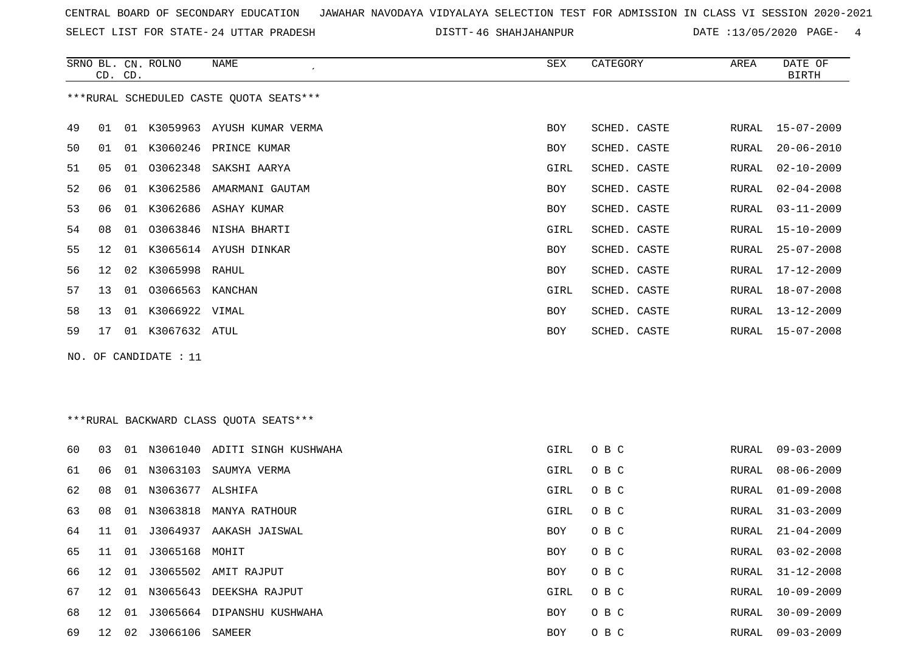CENTRAL BOARD OF SECONDARY EDUCATION JAWAHAR NAVODAYA VIDYALAYA SELECTION TEST FOR ADMISSION IN CLASS VI SESSION 2020-2021

SELECT LIST FOR STATE- 24 UTTAR PRADESH DISTT- 46 SHAHJAHANPUR DATE :13/05/2020

***RURAL SCHEDULED CASTE QUOTA SEATS***

| SRNO | BL. CD. | CN. CD. | ROLNO | NAME | SEX | CATEGORY | AREA | DATE OF BIRTH |
|---|---|---|---|---|---|---|---|---|
| 49 | 01 | 01 | K3059963 | AYUSH KUMAR VERMA | BOY | SCHED. CASTE | RURAL | 15-07-2009 |
| 50 | 01 | 01 | K3060246 | PRINCE KUMAR | BOY | SCHED. CASTE | RURAL | 20-06-2010 |
| 51 | 05 | 01 | O3062348 | SAKSHI AARYA | GIRL | SCHED. CASTE | RURAL | 02-10-2009 |
| 52 | 06 | 01 | K3062586 | AMARMANI GAUTAM | BOY | SCHED. CASTE | RURAL | 02-04-2008 |
| 53 | 06 | 01 | K3062686 | ASHAY KUMAR | BOY | SCHED. CASTE | RURAL | 03-11-2009 |
| 54 | 08 | 01 | O3063846 | NISHA BHARTI | GIRL | SCHED. CASTE | RURAL | 15-10-2009 |
| 55 | 12 | 01 | K3065614 | AYUSH DINKAR | BOY | SCHED. CASTE | RURAL | 25-07-2008 |
| 56 | 12 | 02 | K3065998 | RAHUL | BOY | SCHED. CASTE | RURAL | 17-12-2009 |
| 57 | 13 | 01 | O3066563 | KANCHAN | GIRL | SCHED. CASTE | RURAL | 18-07-2008 |
| 58 | 13 | 01 | K3066922 | VIMAL | BOY | SCHED. CASTE | RURAL | 13-12-2009 |
| 59 | 17 | 01 | K3067632 | ATUL | BOY | SCHED. CASTE | RURAL | 15-07-2008 |

NO. OF CANDIDATE : 11

***RURAL BACKWARD CLASS QUOTA SEATS***

| SRNO | BL. CD. | CN. CD. | ROLNO | NAME | SEX | CATEGORY | AREA | DATE OF BIRTH |
|---|---|---|---|---|---|---|---|---|
| 60 | 03 | 01 | N3061040 | ADITI SINGH KUSHWAHA | GIRL | O B C | RURAL | 09-03-2009 |
| 61 | 06 | 01 | N3063103 | SAUMYA VERMA | GIRL | O B C | RURAL | 08-06-2009 |
| 62 | 08 | 01 | N3063677 | ALSHIFA | GIRL | O B C | RURAL | 01-09-2008 |
| 63 | 08 | 01 | N3063818 | MANYA RATHOUR | GIRL | O B C | RURAL | 31-03-2009 |
| 64 | 11 | 01 | J3064937 | AAKASH JAISWAL | BOY | O B C | RURAL | 21-04-2009 |
| 65 | 11 | 01 | J3065168 | MOHIT | BOY | O B C | RURAL | 03-02-2008 |
| 66 | 12 | 01 | J3065502 | AMIT RAJPUT | BOY | O B C | RURAL | 31-12-2008 |
| 67 | 12 | 01 | N3065643 | DEEKSHA RAJPUT | GIRL | O B C | RURAL | 10-09-2009 |
| 68 | 12 | 01 | J3065664 | DIPANSHU KUSHWAHA | BOY | O B C | RURAL | 30-09-2009 |
| 69 | 12 | 02 | J3066106 | SAMEER | BOY | O B C | RURAL | 09-03-2009 |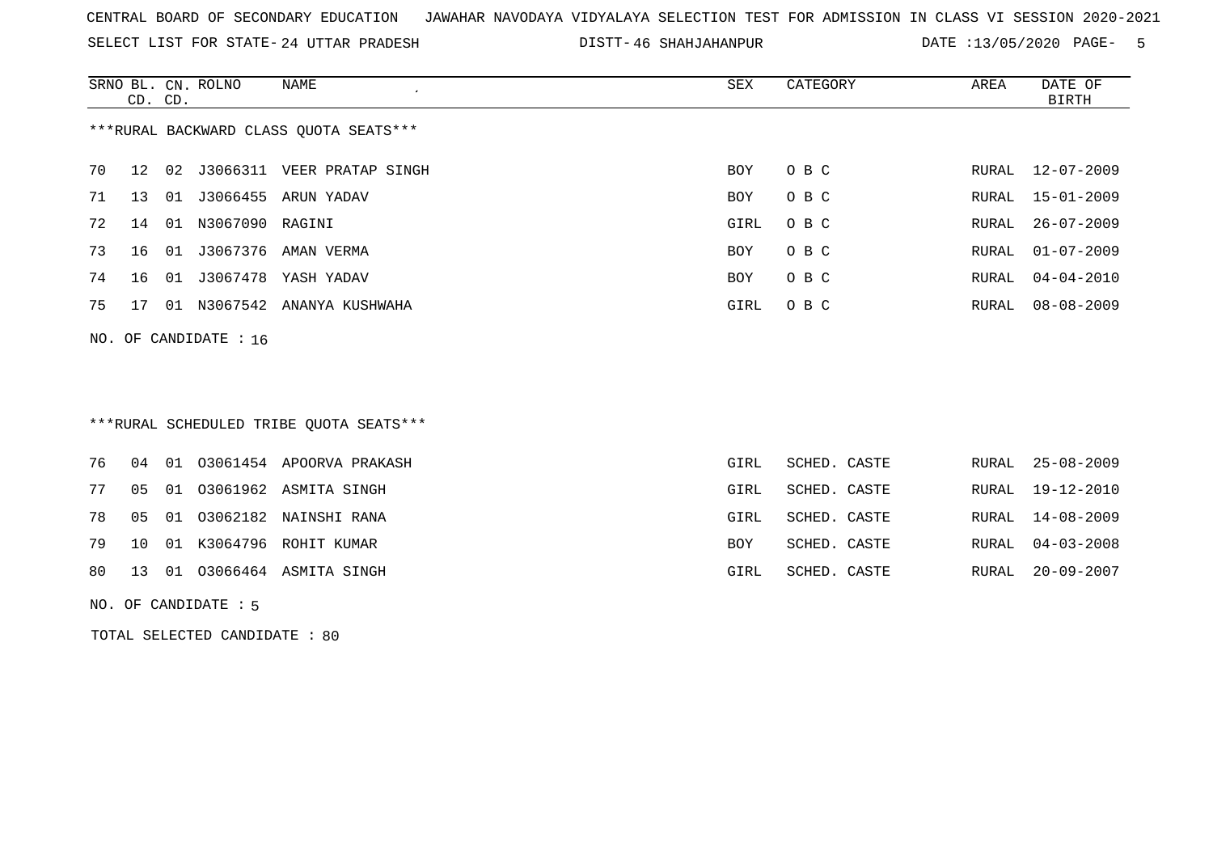CENTRAL BOARD OF SECONDARY EDUCATION JAWAHAR NAVODAYA VIDYALAYA SELECTION TEST FOR ADMISSION IN CLASS VI SESSION 2020-2021

SELECT LIST FOR STATE- 24 UTTAR PRADESH DISTT- 46 SHAHJAHANPUR DATE :13/05/2020

***RURAL BACKWARD CLASS QUOTA SEATS***

| SRNO | BL. CD. | CN. CD. | ROLNO | NAME | SEX | CATEGORY | AREA | DATE OF BIRTH |
|---|---|---|---|---|---|---|---|---|
| 70 | 12 | 02 | J3066311 | VEER PRATAP SINGH | BOY | O B C | RURAL | 12-07-2009 |
| 71 | 13 | 01 | J3066455 | ARUN YADAV | BOY | O B C | RURAL | 15-01-2009 |
| 72 | 14 | 01 | N3067090 | RAGINI | GIRL | O B C | RURAL | 26-07-2009 |
| 73 | 16 | 01 | J3067376 | AMAN VERMA | BOY | O B C | RURAL | 01-07-2009 |
| 74 | 16 | 01 | J3067478 | YASH YADAV | BOY | O B C | RURAL | 04-04-2010 |
| 75 | 17 | 01 | N3067542 | ANANYA KUSHWAHA | GIRL | O B C | RURAL | 08-08-2009 |

NO. OF CANDIDATE : 16

***RURAL SCHEDULED TRIBE QUOTA SEATS***

| SRNO | BL. CD. | CN. CD. | ROLNO | NAME | SEX | CATEGORY | AREA | DATE OF BIRTH |
|---|---|---|---|---|---|---|---|---|
| 76 | 04 | 01 | O3061454 | APOORVA PRAKASH | GIRL | SCHED. CASTE | RURAL | 25-08-2009 |
| 77 | 05 | 01 | O3061962 | ASMITA SINGH | GIRL | SCHED. CASTE | RURAL | 19-12-2010 |
| 78 | 05 | 01 | O3062182 | NAINSHI RANA | GIRL | SCHED. CASTE | RURAL | 14-08-2009 |
| 79 | 10 | 01 | K3064796 | ROHIT KUMAR | BOY | SCHED. CASTE | RURAL | 04-03-2008 |
| 80 | 13 | 01 | O3066464 | ASMITA SINGH | GIRL | SCHED. CASTE | RURAL | 20-09-2007 |

NO. OF CANDIDATE : 5

TOTAL SELECTED CANDIDATE : 80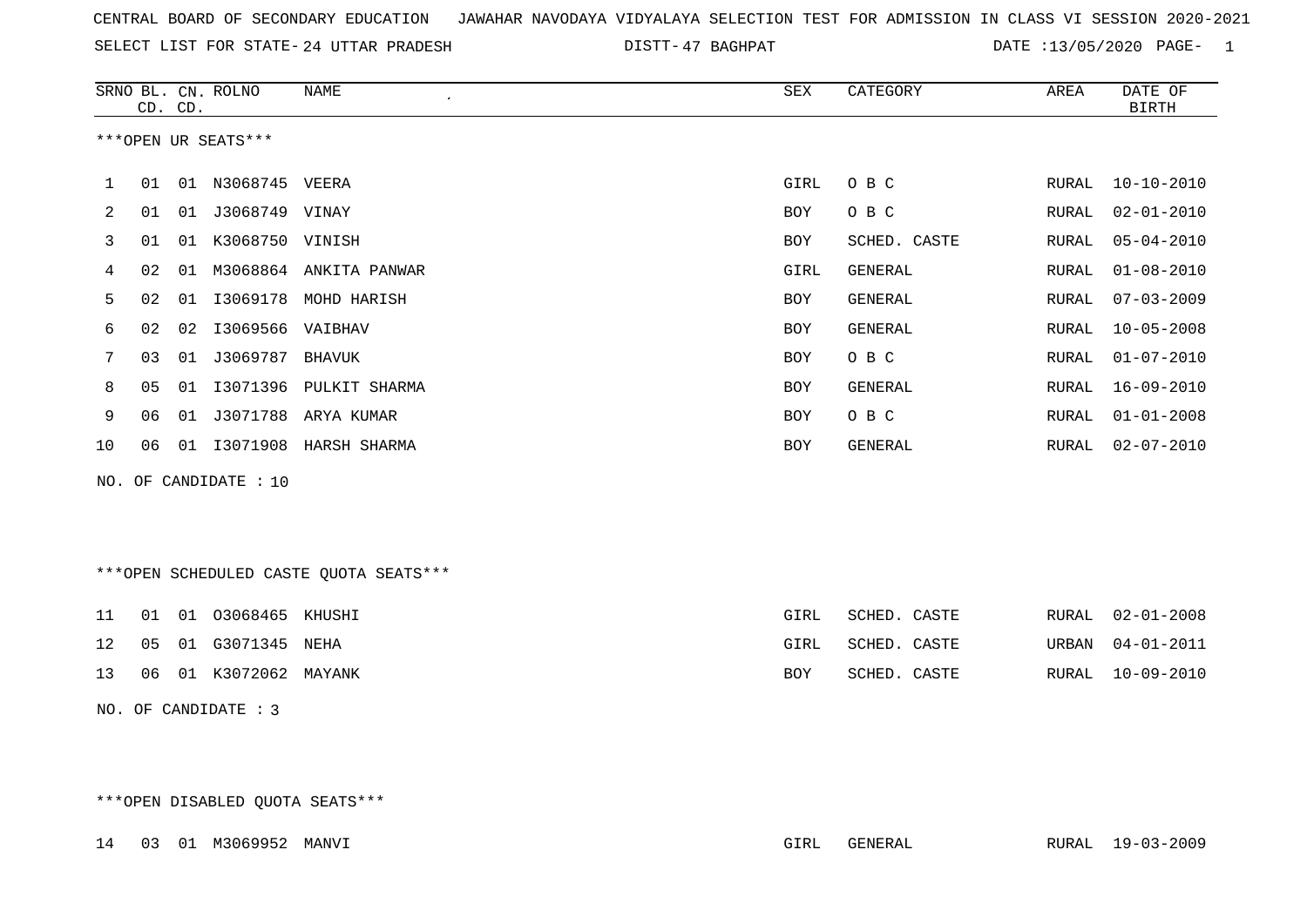CENTRAL BOARD OF SECONDARY EDUCATION   JAWAHAR NAVODAYA VIDYALAYA SELECTION TEST FOR ADMISSION IN CLASS VI SESSION 2020-2021

SELECT LIST FOR STATE- 24 UTTAR PRADESH   DISTT- 47 BAGHPAT   DATE :13/05/2020

| SRNO | BL. CD. | CN. CD. | ROLNO | NAME | SEX | CATEGORY | AREA | DATE OF BIRTH |
|---|---|---|---|---|---|---|---|---|

***OPEN UR SEATS***

| SRNO | BL. CD. | CN. CD. | ROLNO | NAME | SEX | CATEGORY | AREA | DATE OF BIRTH |
|---|---|---|---|---|---|---|---|---|
| 1 | 01 | 01 | N3068745 | VEERA | GIRL | O B C | RURAL | 10-10-2010 |
| 2 | 01 | 01 | J3068749 | VINAY | BOY | O B C | RURAL | 02-01-2010 |
| 3 | 01 | 01 | K3068750 | VINISH | BOY | SCHED. CASTE | RURAL | 05-04-2010 |
| 4 | 02 | 01 | M3068864 | ANKITA PANWAR | GIRL | GENERAL | RURAL | 01-08-2010 |
| 5 | 02 | 01 | I3069178 | MOHD HARISH | BOY | GENERAL | RURAL | 07-03-2009 |
| 6 | 02 | 02 | I3069566 | VAIBHAV | BOY | GENERAL | RURAL | 10-05-2008 |
| 7 | 03 | 01 | J3069787 | BHAVUK | BOY | O B C | RURAL | 01-07-2010 |
| 8 | 05 | 01 | I3071396 | PULKIT SHARMA | BOY | GENERAL | RURAL | 16-09-2010 |
| 9 | 06 | 01 | J3071788 | ARYA KUMAR | BOY | O B C | RURAL | 01-01-2008 |
| 10 | 06 | 01 | I3071908 | HARSH SHARMA | BOY | GENERAL | RURAL | 02-07-2010 |

NO. OF CANDIDATE : 10

***OPEN SCHEDULED CASTE QUOTA SEATS***

| SRNO | BL. CD. | CN. CD. | ROLNO | NAME | SEX | CATEGORY | AREA | DATE OF BIRTH |
|---|---|---|---|---|---|---|---|---|
| 11 | 01 | 01 | O3068465 | KHUSHI | GIRL | SCHED. CASTE | RURAL | 02-01-2008 |
| 12 | 05 | 01 | G3071345 | NEHA | GIRL | SCHED. CASTE | URBAN | 04-01-2011 |
| 13 | 06 | 01 | K3072062 | MAYANK | BOY | SCHED. CASTE | RURAL | 10-09-2010 |

NO. OF CANDIDATE : 3

***OPEN DISABLED QUOTA SEATS***

| SRNO | BL. CD. | CN. CD. | ROLNO | NAME | SEX | CATEGORY | AREA | DATE OF BIRTH |
|---|---|---|---|---|---|---|---|---|
| 14 | 03 | 01 | M3069952 | MANVI | GIRL | GENERAL | RURAL | 19-03-2009 |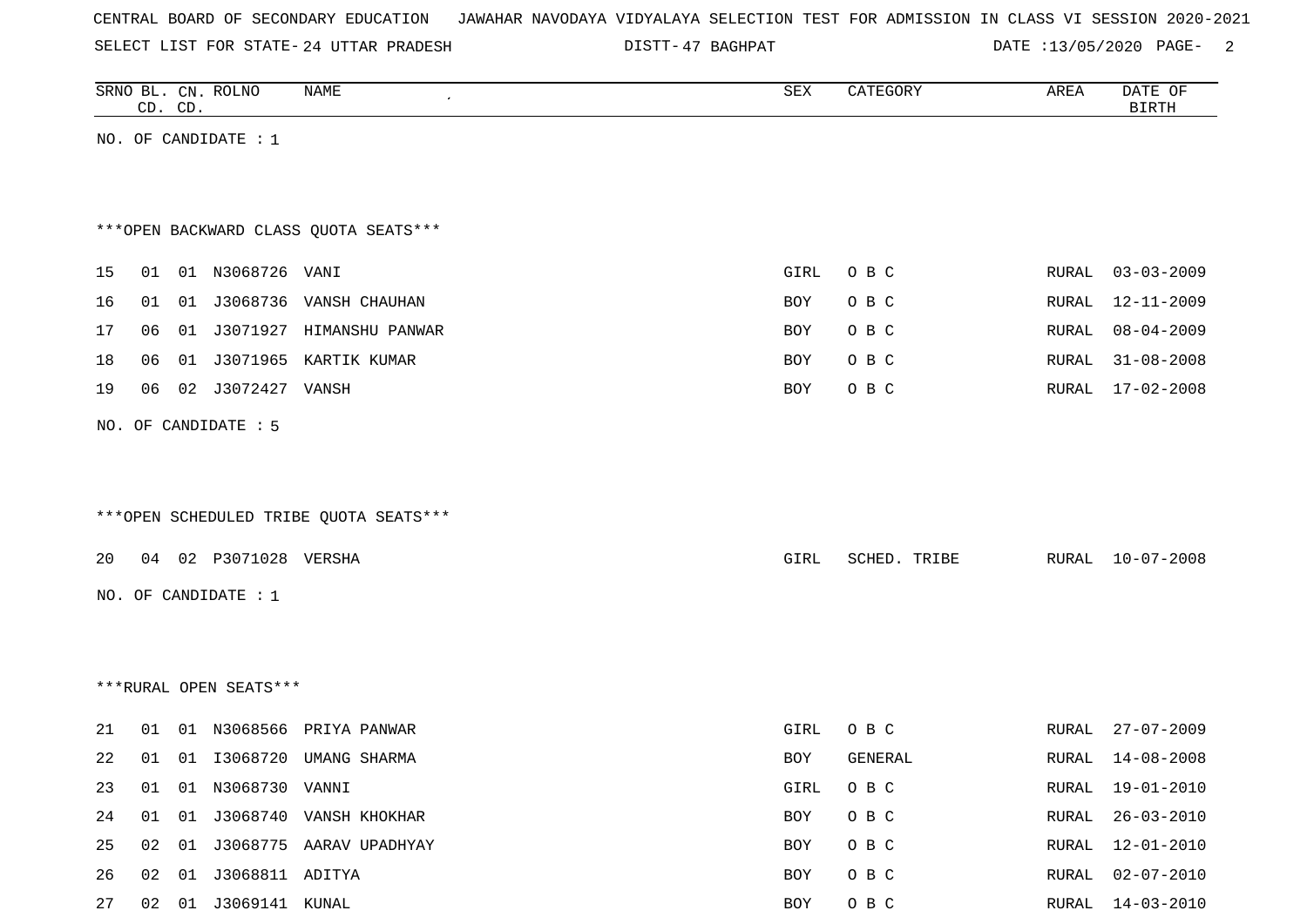CENTRAL BOARD OF SECONDARY EDUCATION JAWAHAR NAVODAYA VIDYALAYA SELECTION TEST FOR ADMISSION IN CLASS VI SESSION 2020-2021

SELECT LIST FOR STATE- 24 UTTAR PRADESH DISTT- 47 BAGHPAT DATE :13/05/2020

| SRNO | BL. CD. | CN. CD. | ROLNO | NAME | SEX | CATEGORY | AREA | DATE OF BIRTH |
|---|---|---|---|---|---|---|---|---|

NO. OF CANDIDATE : 1

***OPEN BACKWARD CLASS QUOTA SEATS***

| SRNO | BL. CD. | CN. CD. | ROLNO | NAME | SEX | CATEGORY | AREA | DATE OF BIRTH |
|---|---|---|---|---|---|---|---|---|
| 15 | 01 | 01 | N3068726 | VANI | GIRL | O B C | RURAL | 03-03-2009 |
| 16 | 01 | 01 | J3068736 | VANSH CHAUHAN | BOY | O B C | RURAL | 12-11-2009 |
| 17 | 06 | 01 | J3071927 | HIMANSHU PANWAR | BOY | O B C | RURAL | 08-04-2009 |
| 18 | 06 | 01 | J3071965 | KARTIK KUMAR | BOY | O B C | RURAL | 31-08-2008 |
| 19 | 06 | 02 | J3072427 | VANSH | BOY | O B C | RURAL | 17-02-2008 |

NO. OF CANDIDATE : 5

***OPEN SCHEDULED TRIBE QUOTA SEATS***

| SRNO | BL. CD. | CN. CD. | ROLNO | NAME | SEX | CATEGORY | AREA | DATE OF BIRTH |
|---|---|---|---|---|---|---|---|---|
| 20 | 04 | 02 | P3071028 | VERSHA | GIRL | SCHED. TRIBE | RURAL | 10-07-2008 |

NO. OF CANDIDATE : 1

***RURAL OPEN SEATS***

| SRNO | BL. CD. | CN. CD. | ROLNO | NAME | SEX | CATEGORY | AREA | DATE OF BIRTH |
|---|---|---|---|---|---|---|---|---|
| 21 | 01 | 01 | N3068566 | PRIYA PANWAR | GIRL | O B C | RURAL | 27-07-2009 |
| 22 | 01 | 01 | I3068720 | UMANG SHARMA | BOY | GENERAL | RURAL | 14-08-2008 |
| 23 | 01 | 01 | N3068730 | VANNI | GIRL | O B C | RURAL | 19-01-2010 |
| 24 | 01 | 01 | J3068740 | VANSH KHOKHAR | BOY | O B C | RURAL | 26-03-2010 |
| 25 | 02 | 01 | J3068775 | AARAV UPADHYAY | BOY | O B C | RURAL | 12-01-2010 |
| 26 | 02 | 01 | J3068811 | ADITYA | BOY | O B C | RURAL | 02-07-2010 |
| 27 | 02 | 01 | J3069141 | KUNAL | BOY | O B C | RURAL | 14-03-2010 |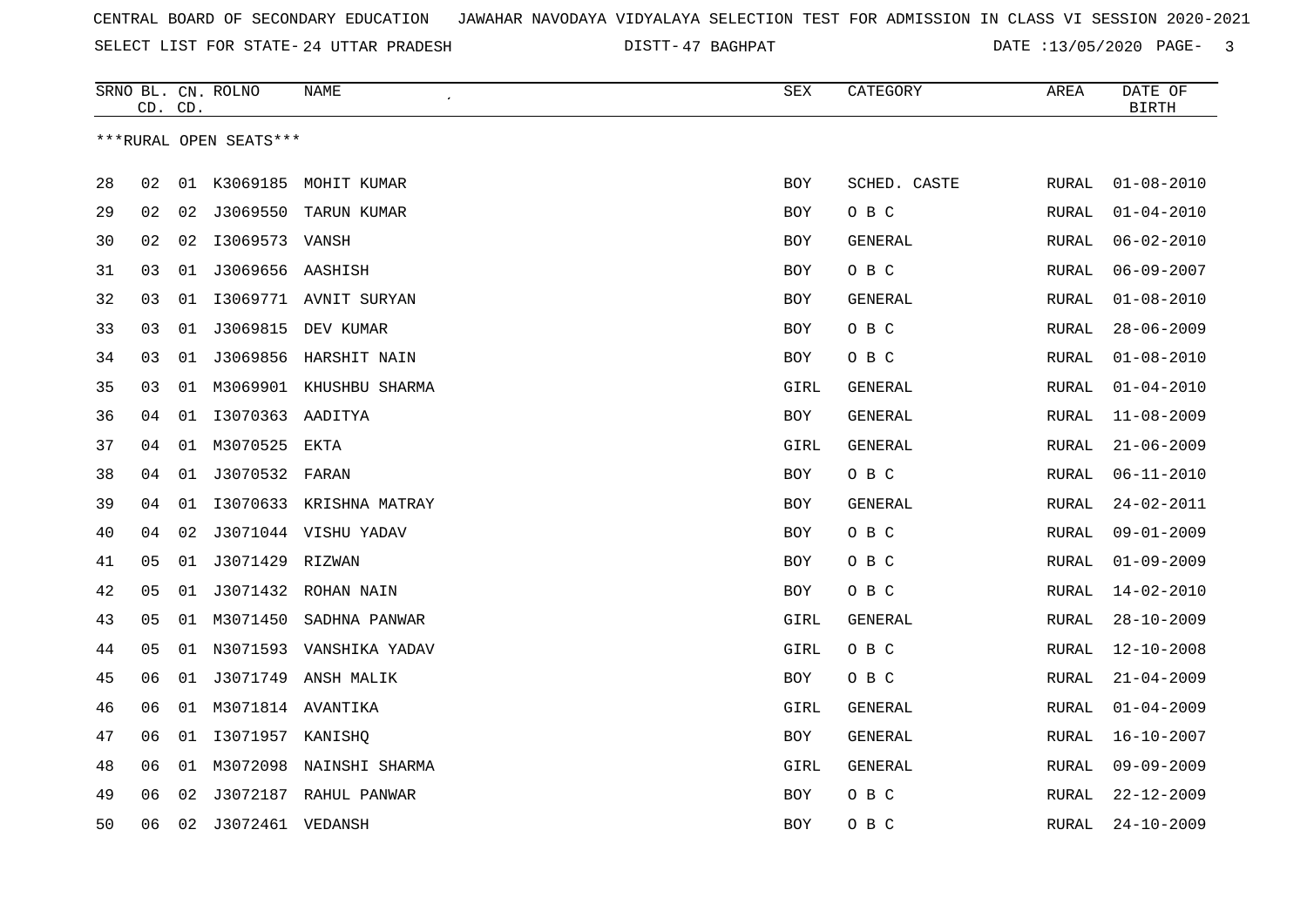CENTRAL BOARD OF SECONDARY EDUCATION JAWAHAR NAVODAYA VIDYALAYA SELECTION TEST FOR ADMISSION IN CLASS VI SESSION 2020-2021

SELECT LIST FOR STATE- 24 UTTAR PRADESH DISTT- 47 BAGHPAT DATE :13/05/2020

| SRNO | BL. CD. | CN. CD. | ROLNO | NAME | SEX | CATEGORY | AREA | DATE OF BIRTH |
|---|---|---|---|---|---|---|---|---|

***RURAL OPEN SEATS***

| SRNO | BL. CD. | CN. CD. | ROLNO | NAME | SEX | CATEGORY | AREA | DATE OF BIRTH |
|---|---|---|---|---|---|---|---|---|
| 28 | 02 | 01 | K3069185 | MOHIT KUMAR | BOY | SCHED. CASTE | RURAL | 01-08-2010 |
| 29 | 02 | 02 | J3069550 | TARUN KUMAR | BOY | O B C | RURAL | 01-04-2010 |
| 30 | 02 | 02 | I3069573 | VANSH | BOY | GENERAL | RURAL | 06-02-2010 |
| 31 | 03 | 01 | J3069656 | AASHISH | BOY | O B C | RURAL | 06-09-2007 |
| 32 | 03 | 01 | I3069771 | AVNIT SURYAN | BOY | GENERAL | RURAL | 01-08-2010 |
| 33 | 03 | 01 | J3069815 | DEV KUMAR | BOY | O B C | RURAL | 28-06-2009 |
| 34 | 03 | 01 | J3069856 | HARSHIT NAIN | BOY | O B C | RURAL | 01-08-2010 |
| 35 | 03 | 01 | M3069901 | KHUSHBU SHARMA | GIRL | GENERAL | RURAL | 01-04-2010 |
| 36 | 04 | 01 | I3070363 | AADITYA | BOY | GENERAL | RURAL | 11-08-2009 |
| 37 | 04 | 01 | M3070525 | EKTA | GIRL | GENERAL | RURAL | 21-06-2009 |
| 38 | 04 | 01 | J3070532 | FARAN | BOY | O B C | RURAL | 06-11-2010 |
| 39 | 04 | 01 | I3070633 | KRISHNA MATRAY | BOY | GENERAL | RURAL | 24-02-2011 |
| 40 | 04 | 02 | J3071044 | VISHU YADAV | BOY | O B C | RURAL | 09-01-2009 |
| 41 | 05 | 01 | J3071429 | RIZWAN | BOY | O B C | RURAL | 01-09-2009 |
| 42 | 05 | 01 | J3071432 | ROHAN NAIN | BOY | O B C | RURAL | 14-02-2010 |
| 43 | 05 | 01 | M3071450 | SADHNA PANWAR | GIRL | GENERAL | RURAL | 28-10-2009 |
| 44 | 05 | 01 | N3071593 | VANSHIKA YADAV | GIRL | O B C | RURAL | 12-10-2008 |
| 45 | 06 | 01 | J3071749 | ANSH MALIK | BOY | O B C | RURAL | 21-04-2009 |
| 46 | 06 | 01 | M3071814 | AVANTIKA | GIRL | GENERAL | RURAL | 01-04-2009 |
| 47 | 06 | 01 | I3071957 | KANISHQ | BOY | GENERAL | RURAL | 16-10-2007 |
| 48 | 06 | 01 | M3072098 | NAINSHI SHARMA | GIRL | GENERAL | RURAL | 09-09-2009 |
| 49 | 06 | 02 | J3072187 | RAHUL PANWAR | BOY | O B C | RURAL | 22-12-2009 |
| 50 | 06 | 02 | J3072461 | VEDANSH | BOY | O B C | RURAL | 24-10-2009 |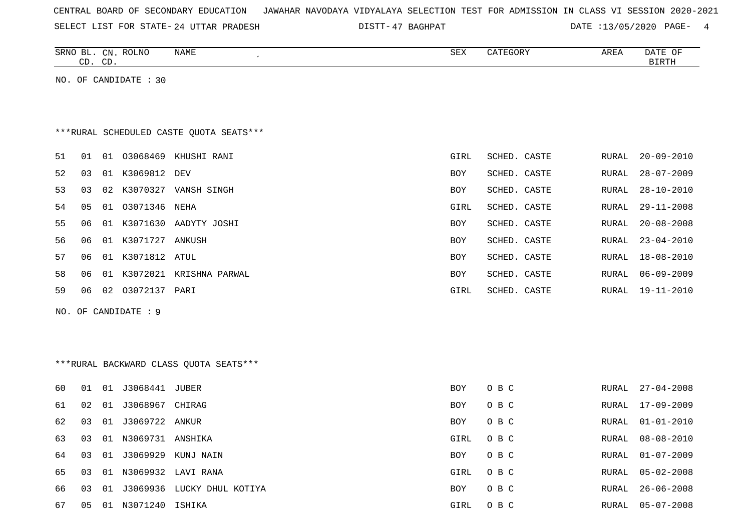CENTRAL BOARD OF SECONDARY EDUCATION JAWAHAR NAVODAYA VIDYALAYA SELECTION TEST FOR ADMISSION IN CLASS VI SESSION 2020-2021

SELECT LIST FOR STATE- 24 UTTAR PRADESH DISTT- 47 BAGHPAT DATE :13/05/2020

| SRNO | BL. CD. | CN. CD. | ROLNO | NAME | SEX | CATEGORY | AREA | DATE OF BIRTH |
|---|---|---|---|---|---|---|---|---|

NO. OF CANDIDATE : 30

***RURAL SCHEDULED CASTE QUOTA SEATS***

| SRNO | BL. CD. | CN. CD. | ROLNO | NAME | SEX | CATEGORY | AREA | DATE OF BIRTH |
|---|---|---|---|---|---|---|---|---|
| 51 | 01 | 01 | O3068469 | KHUSHI RANI | GIRL | SCHED. CASTE | RURAL | 20-09-2010 |
| 52 | 03 | 01 | K3069812 | DEV | BOY | SCHED. CASTE | RURAL | 28-07-2009 |
| 53 | 03 | 02 | K3070327 | VANSH SINGH | BOY | SCHED. CASTE | RURAL | 28-10-2010 |
| 54 | 05 | 01 | O3071346 | NEHA | GIRL | SCHED. CASTE | RURAL | 29-11-2008 |
| 55 | 06 | 01 | K3071630 | AADYTY JOSHI | BOY | SCHED. CASTE | RURAL | 20-08-2008 |
| 56 | 06 | 01 | K3071727 | ANKUSH | BOY | SCHED. CASTE | RURAL | 23-04-2010 |
| 57 | 06 | 01 | K3071812 | ATUL | BOY | SCHED. CASTE | RURAL | 18-08-2010 |
| 58 | 06 | 01 | K3072021 | KRISHNA PARWAL | BOY | SCHED. CASTE | RURAL | 06-09-2009 |
| 59 | 06 | 02 | O3072137 | PARI | GIRL | SCHED. CASTE | RURAL | 19-11-2010 |

NO. OF CANDIDATE : 9

***RURAL BACKWARD CLASS QUOTA SEATS***

| SRNO | BL. CD. | CN. CD. | ROLNO | NAME | SEX | CATEGORY | AREA | DATE OF BIRTH |
|---|---|---|---|---|---|---|---|---|
| 60 | 01 | 01 | J3068441 | JUBER | BOY | O B C | RURAL | 27-04-2008 |
| 61 | 02 | 01 | J3068967 | CHIRAG | BOY | O B C | RURAL | 17-09-2009 |
| 62 | 03 | 01 | J3069722 | ANKUR | BOY | O B C | RURAL | 01-01-2010 |
| 63 | 03 | 01 | N3069731 | ANSHIKA | GIRL | O B C | RURAL | 08-08-2010 |
| 64 | 03 | 01 | J3069929 | KUNJ NAIN | BOY | O B C | RURAL | 01-07-2009 |
| 65 | 03 | 01 | N3069932 | LAVI RANA | GIRL | O B C | RURAL | 05-02-2008 |
| 66 | 03 | 01 | J3069936 | LUCKY DHUL KOTIYA | BOY | O B C | RURAL | 26-06-2008 |
| 67 | 05 | 01 | N3071240 | ISHIKA | GIRL | O B C | RURAL | 05-07-2008 |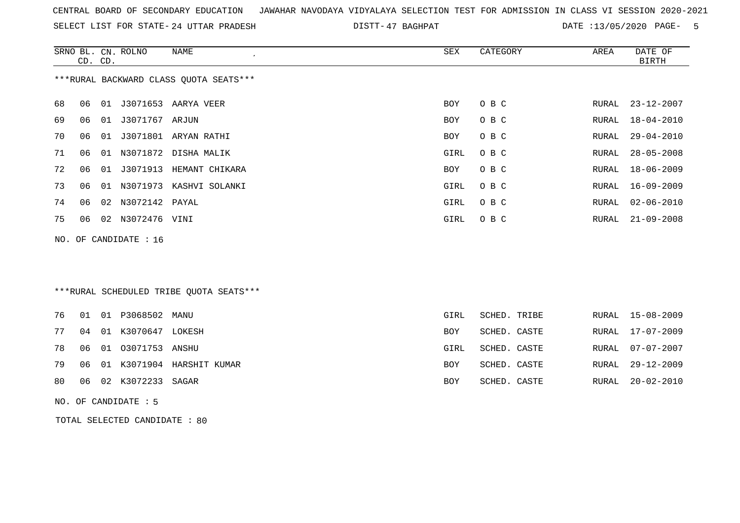CENTRAL BOARD OF SECONDARY EDUCATION JAWAHAR NAVODAYA VIDYALAYA SELECTION TEST FOR ADMISSION IN CLASS VI SESSION 2020-2021

SELECT LIST FOR STATE- 24 UTTAR PRADESH DISTT- 47 BAGHPAT DATE :13/05/2020

***RURAL BACKWARD CLASS QUOTA SEATS***

| SRNO | BL. CD. | CN. CD. | ROLNO | NAME | SEX | CATEGORY | AREA | DATE OF BIRTH |
|---|---|---|---|---|---|---|---|---|
| 68 | 06 | 01 | J3071653 | AARYA VEER | BOY | O B C | RURAL | 23-12-2007 |
| 69 | 06 | 01 | J3071767 | ARJUN | BOY | O B C | RURAL | 18-04-2010 |
| 70 | 06 | 01 | J3071801 | ARYAN RATHI | BOY | O B C | RURAL | 29-04-2010 |
| 71 | 06 | 01 | N3071872 | DISHA MALIK | GIRL | O B C | RURAL | 28-05-2008 |
| 72 | 06 | 01 | J3071913 | HEMANT CHIKARA | BOY | O B C | RURAL | 18-06-2009 |
| 73 | 06 | 01 | N3071973 | KASHVI SOLANKI | GIRL | O B C | RURAL | 16-09-2009 |
| 74 | 06 | 02 | N3072142 | PAYAL | GIRL | O B C | RURAL | 02-06-2010 |
| 75 | 06 | 02 | N3072476 | VINI | GIRL | O B C | RURAL | 21-09-2008 |

NO. OF CANDIDATE : 16

***RURAL SCHEDULED TRIBE QUOTA SEATS***

| SRNO | BL. CD. | CN. CD. | ROLNO | NAME | SEX | CATEGORY | AREA | DATE OF BIRTH |
|---|---|---|---|---|---|---|---|---|
| 76 | 01 | 01 | P3068502 | MANU | GIRL | SCHED. TRIBE | RURAL | 15-08-2009 |
| 77 | 04 | 01 | K3070647 | LOKESH | BOY | SCHED. CASTE | RURAL | 17-07-2009 |
| 78 | 06 | 01 | O3071753 | ANSHU | GIRL | SCHED. CASTE | RURAL | 07-07-2007 |
| 79 | 06 | 01 | K3071904 | HARSHIT KUMAR | BOY | SCHED. CASTE | RURAL | 29-12-2009 |
| 80 | 06 | 02 | K3072233 | SAGAR | BOY | SCHED. CASTE | RURAL | 20-02-2010 |

NO. OF CANDIDATE : 5

TOTAL SELECTED CANDIDATE : 80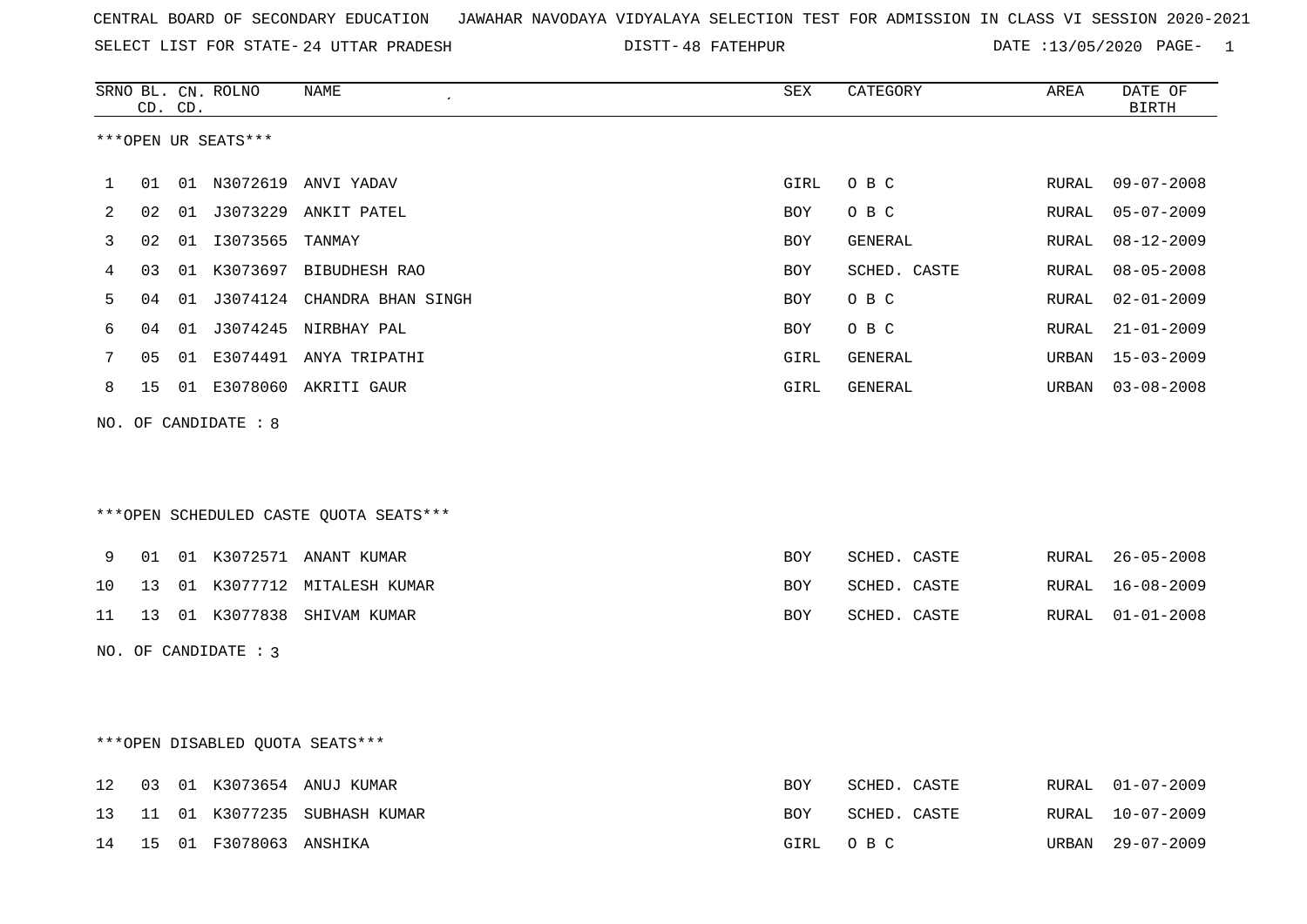CENTRAL BOARD OF SECONDARY EDUCATION JAWAHAR NAVODAYA VIDYALAYA SELECTION TEST FOR ADMISSION IN CLASS VI SESSION 2020-2021

SELECT LIST FOR STATE- 24 UTTAR PRADESH DISTT- 48 FATEHPUR DATE :13/05/2020

| SRNO | BL. CD. | CN. CD. | ROLNO | NAME | SEX | CATEGORY | AREA | DATE OF BIRTH |
|---|---|---|---|---|---|---|---|---|

***OPEN UR SEATS***

| SRNO | BL. CD. | CN. CD. | ROLNO | NAME | SEX | CATEGORY | AREA | DATE OF BIRTH |
|---|---|---|---|---|---|---|---|---|
| 1 | 01 | 01 | N3072619 | ANVI YADAV | GIRL | O B C | RURAL | 09-07-2008 |
| 2 | 02 | 01 | J3073229 | ANKIT PATEL | BOY | O B C | RURAL | 05-07-2009 |
| 3 | 02 | 01 | I3073565 | TANMAY | BOY | GENERAL | RURAL | 08-12-2009 |
| 4 | 03 | 01 | K3073697 | BIBUDHESH RAO | BOY | SCHED. CASTE | RURAL | 08-05-2008 |
| 5 | 04 | 01 | J3074124 | CHANDRA BHAN SINGH | BOY | O B C | RURAL | 02-01-2009 |
| 6 | 04 | 01 | J3074245 | NIRBHAY PAL | BOY | O B C | RURAL | 21-01-2009 |
| 7 | 05 | 01 | E3074491 | ANYA TRIPATHI | GIRL | GENERAL | URBAN | 15-03-2009 |
| 8 | 15 | 01 | E3078060 | AKRITI GAUR | GIRL | GENERAL | URBAN | 03-08-2008 |

NO. OF CANDIDATE : 8

***OPEN SCHEDULED CASTE QUOTA SEATS***

| SRNO | BL. CD. | CN. CD. | ROLNO | NAME | SEX | CATEGORY | AREA | DATE OF BIRTH |
|---|---|---|---|---|---|---|---|---|
| 9 | 01 | 01 | K3072571 | ANANT KUMAR | BOY | SCHED. CASTE | RURAL | 26-05-2008 |
| 10 | 13 | 01 | K3077712 | MITALESH KUMAR | BOY | SCHED. CASTE | RURAL | 16-08-2009 |
| 11 | 13 | 01 | K3077838 | SHIVAM KUMAR | BOY | SCHED. CASTE | RURAL | 01-01-2008 |

NO. OF CANDIDATE : 3

***OPEN DISABLED QUOTA SEATS***

| SRNO | BL. CD. | CN. CD. | ROLNO | NAME | SEX | CATEGORY | AREA | DATE OF BIRTH |
|---|---|---|---|---|---|---|---|---|
| 12 | 03 | 01 | K3073654 | ANUJ KUMAR | BOY | SCHED. CASTE | RURAL | 01-07-2009 |
| 13 | 11 | 01 | K3077235 | SUBHASH KUMAR | BOY | SCHED. CASTE | RURAL | 10-07-2009 |
| 14 | 15 | 01 | F3078063 | ANSHIKA | GIRL | O B C | URBAN | 29-07-2009 |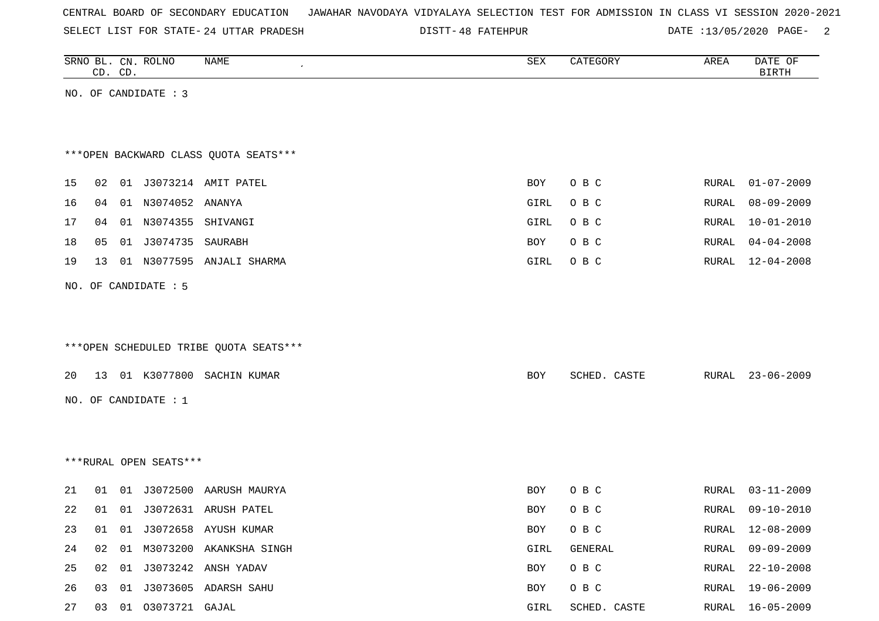CENTRAL BOARD OF SECONDARY EDUCATION JAWAHAR NAVODAYA VIDYALAYA SELECTION TEST FOR ADMISSION IN CLASS VI SESSION 2020-2021

SELECT LIST FOR STATE- 24 UTTAR PRADESH DISTT- 48 FATEHPUR DATE :13/05/2020

| SRNO | BL. CD. | CN. CD. | ROLNO | NAME | SEX | CATEGORY | AREA | DATE OF BIRTH |
|---|---|---|---|---|---|---|---|---|

NO. OF CANDIDATE : 3

***OPEN BACKWARD CLASS QUOTA SEATS***

| SRNO | BL. CD. | CN. CD. | ROLNO | NAME | SEX | CATEGORY | AREA | DATE OF BIRTH |
|---|---|---|---|---|---|---|---|---|
| 15 | 02 | 01 | J3073214 | AMIT PATEL | BOY | O B C | RURAL | 01-07-2009 |
| 16 | 04 | 01 | N3074052 | ANANYA | GIRL | O B C | RURAL | 08-09-2009 |
| 17 | 04 | 01 | N3074355 | SHIVANGI | GIRL | O B C | RURAL | 10-01-2010 |
| 18 | 05 | 01 | J3074735 | SAURABH | BOY | O B C | RURAL | 04-04-2008 |
| 19 | 13 | 01 | N3077595 | ANJALI SHARMA | GIRL | O B C | RURAL | 12-04-2008 |

NO. OF CANDIDATE : 5

***OPEN SCHEDULED TRIBE QUOTA SEATS***

| SRNO | BL. CD. | CN. CD. | ROLNO | NAME | SEX | CATEGORY | AREA | DATE OF BIRTH |
|---|---|---|---|---|---|---|---|---|
| 20 | 13 | 01 | K3077800 | SACHIN KUMAR | BOY | SCHED. CASTE | RURAL | 23-06-2009 |

NO. OF CANDIDATE : 1

***RURAL OPEN SEATS***

| SRNO | BL. CD. | CN. CD. | ROLNO | NAME | SEX | CATEGORY | AREA | DATE OF BIRTH |
|---|---|---|---|---|---|---|---|---|
| 21 | 01 | 01 | J3072500 | AARUSH MAURYA | BOY | O B C | RURAL | 03-11-2009 |
| 22 | 01 | 01 | J3072631 | ARUSH PATEL | BOY | O B C | RURAL | 09-10-2010 |
| 23 | 01 | 01 | J3072658 | AYUSH KUMAR | BOY | O B C | RURAL | 12-08-2009 |
| 24 | 02 | 01 | M3073200 | AKANKSHA SINGH | GIRL | GENERAL | RURAL | 09-09-2009 |
| 25 | 02 | 01 | J3073242 | ANSH YADAV | BOY | O B C | RURAL | 22-10-2008 |
| 26 | 03 | 01 | J3073605 | ADARSH SAHU | BOY | O B C | RURAL | 19-06-2009 |
| 27 | 03 | 01 | O3073721 | GAJAL | GIRL | SCHED. CASTE | RURAL | 16-05-2009 |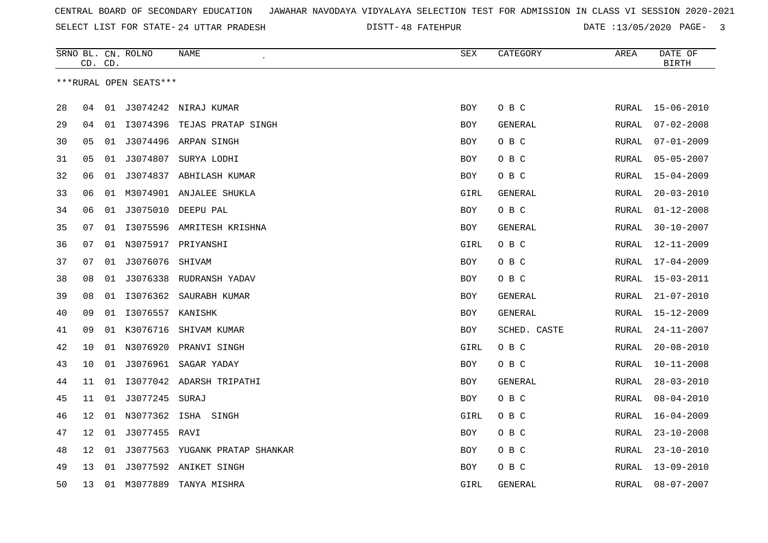CENTRAL BOARD OF SECONDARY EDUCATION JAWAHAR NAVODAYA VIDYALAYA SELECTION TEST FOR ADMISSION IN CLASS VI SESSION 2020-2021

SELECT LIST FOR STATE- 24 UTTAR PRADESH DISTT- 48 FATEHPUR DATE :13/05/2020

| SRNO | BL. CD. | CN. CD. | ROLNO | NAME | SEX | CATEGORY | AREA | DATE OF BIRTH |
|---|---|---|---|---|---|---|---|---|
| ***RURAL OPEN SEATS*** | | | | | | | | |
| 28 | 04 | 01 | J3074242 | NIRAJ KUMAR | BOY | O B C | RURAL | 15-06-2010 |
| 29 | 04 | 01 | I3074396 | TEJAS PRATAP SINGH | BOY | GENERAL | RURAL | 07-02-2008 |
| 30 | 05 | 01 | J3074496 | ARPAN SINGH | BOY | O B C | RURAL | 07-01-2009 |
| 31 | 05 | 01 | J3074807 | SURYA LODHI | BOY | O B C | RURAL | 05-05-2007 |
| 32 | 06 | 01 | J3074837 | ABHILASH KUMAR | BOY | O B C | RURAL | 15-04-2009 |
| 33 | 06 | 01 | M3074901 | ANJALEE SHUKLA | GIRL | GENERAL | RURAL | 20-03-2010 |
| 34 | 06 | 01 | J3075010 | DEEPU PAL | BOY | O B C | RURAL | 01-12-2008 |
| 35 | 07 | 01 | I3075596 | AMRITESH KRISHNA | BOY | GENERAL | RURAL | 30-10-2007 |
| 36 | 07 | 01 | N3075917 | PRIYANSHI | GIRL | O B C | RURAL | 12-11-2009 |
| 37 | 07 | 01 | J3076076 | SHIVAM | BOY | O B C | RURAL | 17-04-2009 |
| 38 | 08 | 01 | J3076338 | RUDRANSH YADAV | BOY | O B C | RURAL | 15-03-2011 |
| 39 | 08 | 01 | I3076362 | SAURABH KUMAR | BOY | GENERAL | RURAL | 21-07-2010 |
| 40 | 09 | 01 | I3076557 | KANISHK | BOY | GENERAL | RURAL | 15-12-2009 |
| 41 | 09 | 01 | K3076716 | SHIVAM KUMAR | BOY | SCHED. CASTE | RURAL | 24-11-2007 |
| 42 | 10 | 01 | N3076920 | PRANVI SINGH | GIRL | O B C | RURAL | 20-08-2010 |
| 43 | 10 | 01 | J3076961 | SAGAR YADAY | BOY | O B C | RURAL | 10-11-2008 |
| 44 | 11 | 01 | I3077042 | ADARSH TRIPATHI | BOY | GENERAL | RURAL | 28-03-2010 |
| 45 | 11 | 01 | J3077245 | SURAJ | BOY | O B C | RURAL | 08-04-2010 |
| 46 | 12 | 01 | N3077362 | ISHA SINGH | GIRL | O B C | RURAL | 16-04-2009 |
| 47 | 12 | 01 | J3077455 | RAVI | BOY | O B C | RURAL | 23-10-2008 |
| 48 | 12 | 01 | J3077563 | YUGANK PRATAP SHANKAR | BOY | O B C | RURAL | 23-10-2010 |
| 49 | 13 | 01 | J3077592 | ANIKET SINGH | BOY | O B C | RURAL | 13-09-2010 |
| 50 | 13 | 01 | M3077889 | TANYA MISHRA | GIRL | GENERAL | RURAL | 08-07-2007 |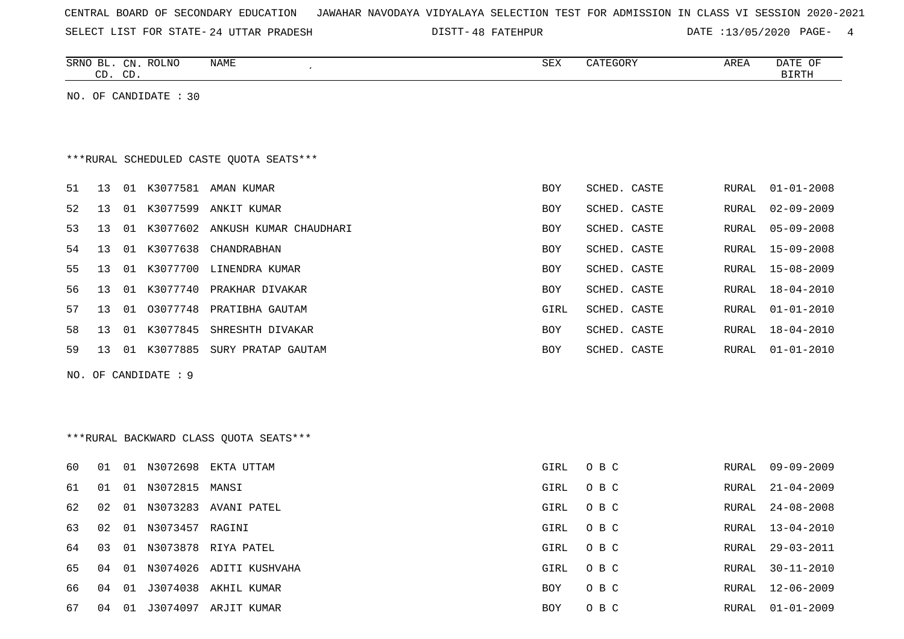CENTRAL BOARD OF SECONDARY EDUCATION JAWAHAR NAVODAYA VIDYALAYA SELECTION TEST FOR ADMISSION IN CLASS VI SESSION 2020-2021

SELECT LIST FOR STATE- 24 UTTAR PRADESH DISTT- 48 FATEHPUR DATE :13/05/2020

NO. OF CANDIDATE : 30

***RURAL SCHEDULED CASTE QUOTA SEATS***

| SRNO | BL. CD. | CN. CD. | ROLNO | NAME | SEX | CATEGORY | AREA | DATE OF BIRTH |
|---|---|---|---|---|---|---|---|---|
| 51 | 13 | 01 | K3077581 | AMAN KUMAR | BOY | SCHED. CASTE | RURAL | 01-01-2008 |
| 52 | 13 | 01 | K3077599 | ANKIT KUMAR | BOY | SCHED. CASTE | RURAL | 02-09-2009 |
| 53 | 13 | 01 | K3077602 | ANKUSH KUMAR CHAUDHARI | BOY | SCHED. CASTE | RURAL | 05-09-2008 |
| 54 | 13 | 01 | K3077638 | CHANDRABHAN | BOY | SCHED. CASTE | RURAL | 15-09-2008 |
| 55 | 13 | 01 | K3077700 | LINENDRA KUMAR | BOY | SCHED. CASTE | RURAL | 15-08-2009 |
| 56 | 13 | 01 | K3077740 | PRAKHAR DIVAKAR | BOY | SCHED. CASTE | RURAL | 18-04-2010 |
| 57 | 13 | 01 | O3077748 | PRATIBHA GAUTAM | GIRL | SCHED. CASTE | RURAL | 01-01-2010 |
| 58 | 13 | 01 | K3077845 | SHRESHTH DIVAKAR | BOY | SCHED. CASTE | RURAL | 18-04-2010 |
| 59 | 13 | 01 | K3077885 | SURY PRATAP GAUTAM | BOY | SCHED. CASTE | RURAL | 01-01-2010 |

NO. OF CANDIDATE : 9

***RURAL BACKWARD CLASS QUOTA SEATS***

| SRNO | BL. CD. | CN. CD. | ROLNO | NAME | SEX | CATEGORY | AREA | DATE OF BIRTH |
|---|---|---|---|---|---|---|---|---|
| 60 | 01 | 01 | N3072698 | EKTA UTTAM | GIRL | O B C | RURAL | 09-09-2009 |
| 61 | 01 | 01 | N3072815 | MANSI | GIRL | O B C | RURAL | 21-04-2009 |
| 62 | 02 | 01 | N3073283 | AVANI PATEL | GIRL | O B C | RURAL | 24-08-2008 |
| 63 | 02 | 01 | N3073457 | RAGINI | GIRL | O B C | RURAL | 13-04-2010 |
| 64 | 03 | 01 | N3073878 | RIYA PATEL | GIRL | O B C | RURAL | 29-03-2011 |
| 65 | 04 | 01 | N3074026 | ADITI KUSHVAHA | GIRL | O B C | RURAL | 30-11-2010 |
| 66 | 04 | 01 | J3074038 | AKHIL KUMAR | BOY | O B C | RURAL | 12-06-2009 |
| 67 | 04 | 01 | J3074097 | ARJIT KUMAR | BOY | O B C | RURAL | 01-01-2009 |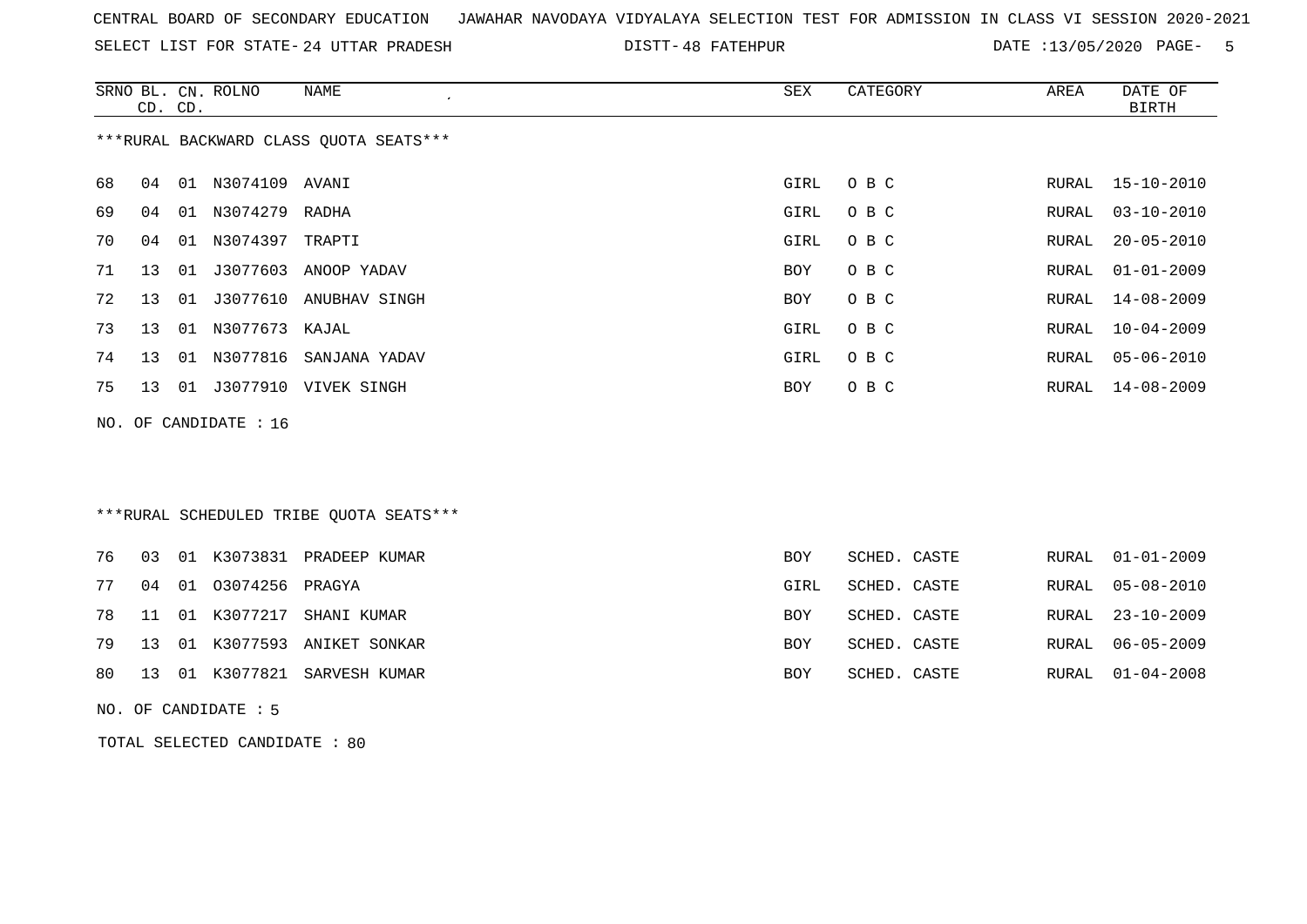CENTRAL BOARD OF SECONDARY EDUCATION JAWAHAR NAVODAYA VIDYALAYA SELECTION TEST FOR ADMISSION IN CLASS VI SESSION 2020-2021

SELECT LIST FOR STATE- 24 UTTAR PRADESH DISTT- 48 FATEHPUR DATE :13/05/2020

***RURAL BACKWARD CLASS QUOTA SEATS***

| SRNO | BL. CD. | CN. CD. | ROLNO | NAME | SEX | CATEGORY | AREA | DATE OF BIRTH |
|---|---|---|---|---|---|---|---|---|
| 68 | 04 | 01 | N3074109 | AVANI | GIRL | O B C | RURAL | 15-10-2010 |
| 69 | 04 | 01 | N3074279 | RADHA | GIRL | O B C | RURAL | 03-10-2010 |
| 70 | 04 | 01 | N3074397 | TRAPTI | GIRL | O B C | RURAL | 20-05-2010 |
| 71 | 13 | 01 | J3077603 | ANOOP YADAV | BOY | O B C | RURAL | 01-01-2009 |
| 72 | 13 | 01 | J3077610 | ANUBHAV SINGH | BOY | O B C | RURAL | 14-08-2009 |
| 73 | 13 | 01 | N3077673 | KAJAL | GIRL | O B C | RURAL | 10-04-2009 |
| 74 | 13 | 01 | N3077816 | SANJANA YADAV | GIRL | O B C | RURAL | 05-06-2010 |
| 75 | 13 | 01 | J3077910 | VIVEK SINGH | BOY | O B C | RURAL | 14-08-2009 |

NO. OF CANDIDATE : 16

***RURAL SCHEDULED TRIBE QUOTA SEATS***

| SRNO | BL. CD. | CN. CD. | ROLNO | NAME | SEX | CATEGORY | AREA | DATE OF BIRTH |
|---|---|---|---|---|---|---|---|---|
| 76 | 03 | 01 | K3073831 | PRADEEP KUMAR | BOY | SCHED. CASTE | RURAL | 01-01-2009 |
| 77 | 04 | 01 | O3074256 | PRAGYA | GIRL | SCHED. CASTE | RURAL | 05-08-2010 |
| 78 | 11 | 01 | K3077217 | SHANI KUMAR | BOY | SCHED. CASTE | RURAL | 23-10-2009 |
| 79 | 13 | 01 | K3077593 | ANIKET SONKAR | BOY | SCHED. CASTE | RURAL | 06-05-2009 |
| 80 | 13 | 01 | K3077821 | SARVESH KUMAR | BOY | SCHED. CASTE | RURAL | 01-04-2008 |

NO. OF CANDIDATE : 5

TOTAL SELECTED CANDIDATE : 80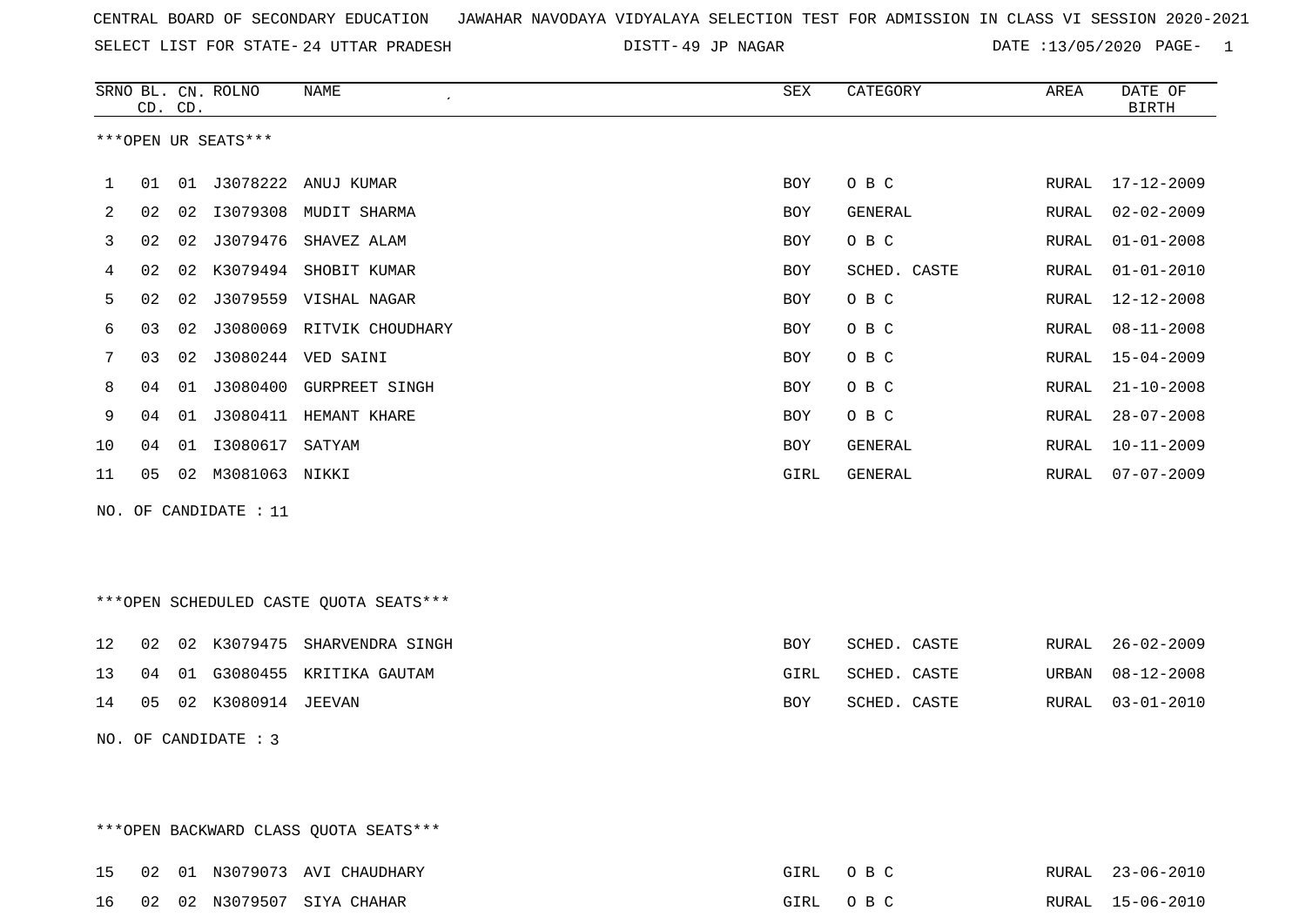CENTRAL BOARD OF SECONDARY EDUCATION JAWAHAR NAVODAYA VIDYALAYA SELECTION TEST FOR ADMISSION IN CLASS VI SESSION 2020-2021

SELECT LIST FOR STATE- 24 UTTAR PRADESH DISTT- 49 JP NAGAR DATE :13/05/2020

| SRNO | BL. CD. | CN. CD. | ROLNO | NAME | SEX | CATEGORY | AREA | DATE OF BIRTH |
|---|---|---|---|---|---|---|---|---|

***OPEN UR SEATS***

| SRNO | BL. CD. | CN. CD. | ROLNO | NAME | SEX | CATEGORY | AREA | DATE OF BIRTH |
|---|---|---|---|---|---|---|---|---|
| 1 | 01 | 01 | J3078222 | ANUJ KUMAR | BOY | O B C | RURAL | 17-12-2009 |
| 2 | 02 | 02 | I3079308 | MUDIT SHARMA | BOY | GENERAL | RURAL | 02-02-2009 |
| 3 | 02 | 02 | J3079476 | SHAVEZ ALAM | BOY | O B C | RURAL | 01-01-2008 |
| 4 | 02 | 02 | K3079494 | SHOBIT KUMAR | BOY | SCHED. CASTE | RURAL | 01-01-2010 |
| 5 | 02 | 02 | J3079559 | VISHAL NAGAR | BOY | O B C | RURAL | 12-12-2008 |
| 6 | 03 | 02 | J3080069 | RITVIK CHOUDHARY | BOY | O B C | RURAL | 08-11-2008 |
| 7 | 03 | 02 | J3080244 | VED SAINI | BOY | O B C | RURAL | 15-04-2009 |
| 8 | 04 | 01 | J3080400 | GURPREET SINGH | BOY | O B C | RURAL | 21-10-2008 |
| 9 | 04 | 01 | J3080411 | HEMANT KHARE | BOY | O B C | RURAL | 28-07-2008 |
| 10 | 04 | 01 | I3080617 | SATYAM | BOY | GENERAL | RURAL | 10-11-2009 |
| 11 | 05 | 02 | M3081063 | NIKKI | GIRL | GENERAL | RURAL | 07-07-2009 |

NO. OF CANDIDATE : 11

***OPEN SCHEDULED CASTE QUOTA SEATS***

| SRNO | BL. CD. | CN. CD. | ROLNO | NAME | SEX | CATEGORY | AREA | DATE OF BIRTH |
|---|---|---|---|---|---|---|---|---|
| 12 | 02 | 02 | K3079475 | SHARVENDRA SINGH | BOY | SCHED. CASTE | RURAL | 26-02-2009 |
| 13 | 04 | 01 | G3080455 | KRITIKA GAUTAM | GIRL | SCHED. CASTE | URBAN | 08-12-2008 |
| 14 | 05 | 02 | K3080914 | JEEVAN | BOY | SCHED. CASTE | RURAL | 03-01-2010 |

NO. OF CANDIDATE : 3

***OPEN BACKWARD CLASS QUOTA SEATS***

| SRNO | BL. CD. | CN. CD. | ROLNO | NAME | SEX | CATEGORY | AREA | DATE OF BIRTH |
|---|---|---|---|---|---|---|---|---|
| 15 | 02 | 01 | N3079073 | AVI CHAUDHARY | GIRL | O B C | RURAL | 23-06-2010 |
| 16 | 02 | 02 | N3079507 | SIYA CHAHAR | GIRL | O B C | RURAL | 15-06-2010 |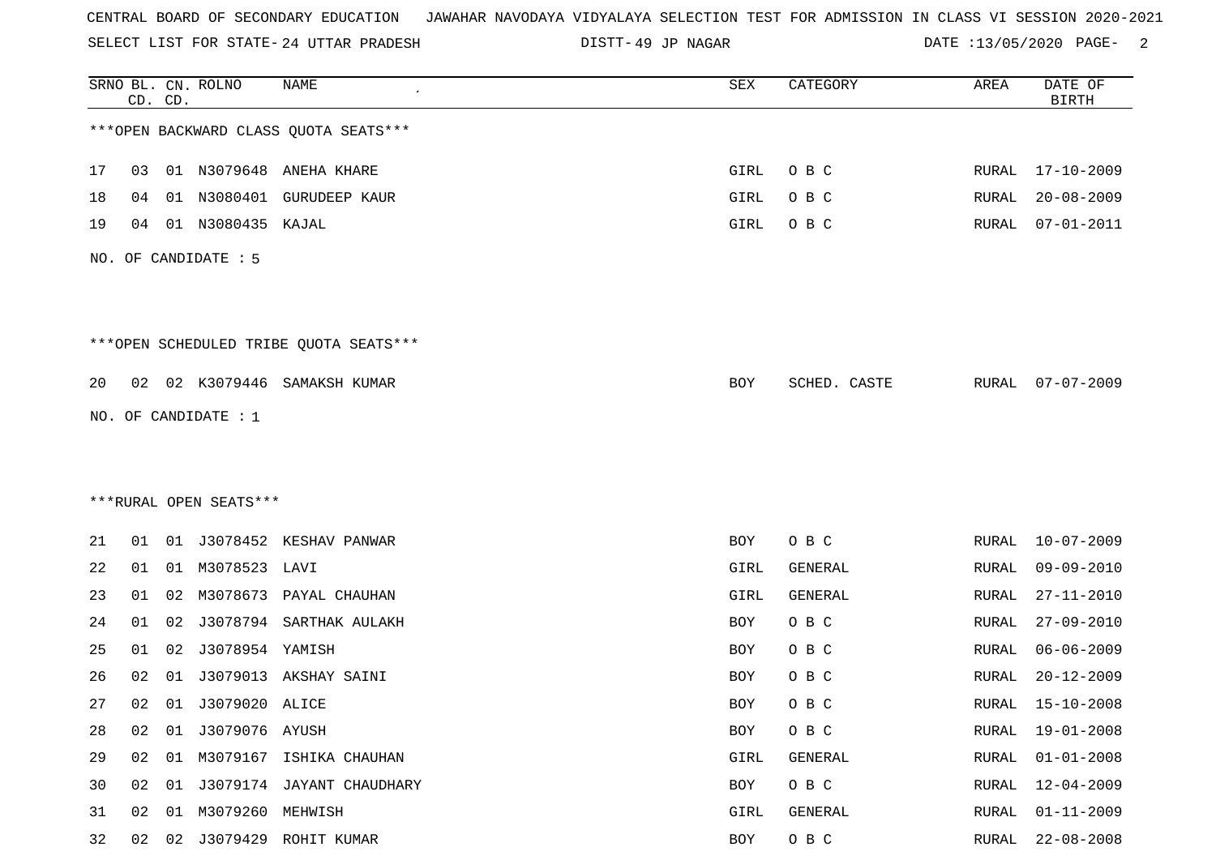CENTRAL BOARD OF SECONDARY EDUCATION   JAWAHAR NAVODAYA VIDYALAYA SELECTION TEST FOR ADMISSION IN CLASS VI SESSION 2020-2021

SELECT LIST FOR STATE- 24 UTTAR PRADESH   DISTT- 49 JP NAGAR   DATE :13/05/2020

| SRNO | BL. CD. | CN. CD. | ROLNO | NAME | SEX | CATEGORY | AREA | DATE OF BIRTH |
|---|---|---|---|---|---|---|---|---|

***OPEN BACKWARD CLASS QUOTA SEATS***

| SRNO | BL. CD. | CN. CD. | ROLNO | NAME | SEX | CATEGORY | AREA | DATE OF BIRTH |
|---|---|---|---|---|---|---|---|---|
| 17 | 03 | 01 | N3079648 | ANEHA KHARE | GIRL | O B C | RURAL | 17-10-2009 |
| 18 | 04 | 01 | N3080401 | GURUDEEP KAUR | GIRL | O B C | RURAL | 20-08-2009 |
| 19 | 04 | 01 | N3080435 | KAJAL | GIRL | O B C | RURAL | 07-01-2011 |

NO. OF CANDIDATE : 5

***OPEN SCHEDULED TRIBE QUOTA SEATS***

| SRNO | BL. CD. | CN. CD. | ROLNO | NAME | SEX | CATEGORY | AREA | DATE OF BIRTH |
|---|---|---|---|---|---|---|---|---|
| 20 | 02 | 02 | K3079446 | SAMAKSH KUMAR | BOY | SCHED. CASTE | RURAL | 07-07-2009 |

NO. OF CANDIDATE : 1

***RURAL OPEN SEATS***

| SRNO | BL. CD. | CN. CD. | ROLNO | NAME | SEX | CATEGORY | AREA | DATE OF BIRTH |
|---|---|---|---|---|---|---|---|---|
| 21 | 01 | 01 | J3078452 | KESHAV PANWAR | BOY | O B C | RURAL | 10-07-2009 |
| 22 | 01 | 01 | M3078523 | LAVI | GIRL | GENERAL | RURAL | 09-09-2010 |
| 23 | 01 | 02 | M3078673 | PAYAL CHAUHAN | GIRL | GENERAL | RURAL | 27-11-2010 |
| 24 | 01 | 02 | J3078794 | SARTHAK AULAKH | BOY | O B C | RURAL | 27-09-2010 |
| 25 | 01 | 02 | J3078954 | YAMISH | BOY | O B C | RURAL | 06-06-2009 |
| 26 | 02 | 01 | J3079013 | AKSHAY SAINI | BOY | O B C | RURAL | 20-12-2009 |
| 27 | 02 | 01 | J3079020 | ALICE | BOY | O B C | RURAL | 15-10-2008 |
| 28 | 02 | 01 | J3079076 | AYUSH | BOY | O B C | RURAL | 19-01-2008 |
| 29 | 02 | 01 | M3079167 | ISHIKA CHAUHAN | GIRL | GENERAL | RURAL | 01-01-2008 |
| 30 | 02 | 01 | J3079174 | JAYANT CHAUDHARY | BOY | O B C | RURAL | 12-04-2009 |
| 31 | 02 | 01 | M3079260 | MEHWISH | GIRL | GENERAL | RURAL | 01-11-2009 |
| 32 | 02 | 02 | J3079429 | ROHIT KUMAR | BOY | O B C | RURAL | 22-08-2008 |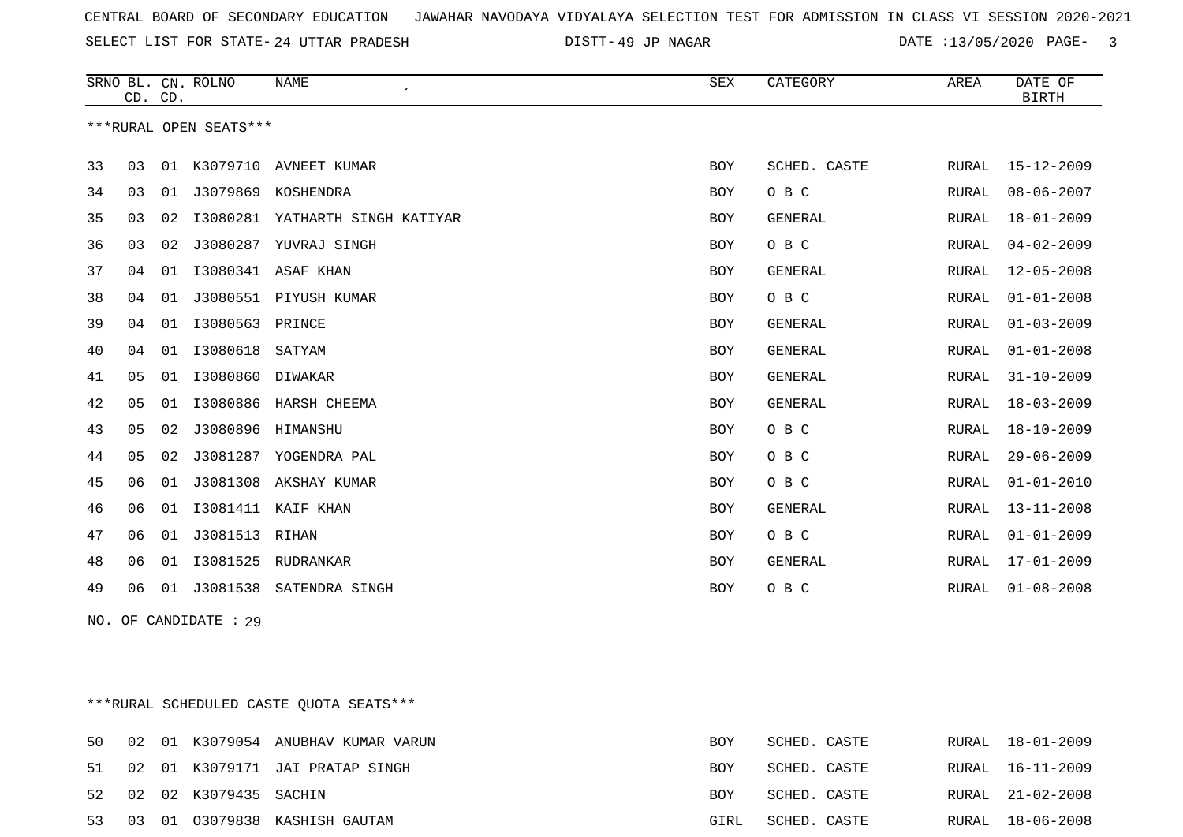CENTRAL BOARD OF SECONDARY EDUCATION JAWAHAR NAVODAYA VIDYALAYA SELECTION TEST FOR ADMISSION IN CLASS VI SESSION 2020-2021

SELECT LIST FOR STATE- 24 UTTAR PRADESH DISTT- 49 JP NAGAR DATE :13/05/2020

***RURAL OPEN SEATS***

| SRNO | BL. CD. | CN. CD. | ROLNO | NAME | SEX | CATEGORY | AREA | DATE OF BIRTH |
|---|---|---|---|---|---|---|---|---|
| 33 | 03 | 01 | K3079710 | AVNEET KUMAR | BOY | SCHED. CASTE | RURAL | 15-12-2009 |
| 34 | 03 | 01 | J3079869 | KOSHENDRA | BOY | O B C | RURAL | 08-06-2007 |
| 35 | 03 | 02 | I3080281 | YATHARTH SINGH KATIYAR | BOY | GENERAL | RURAL | 18-01-2009 |
| 36 | 03 | 02 | J3080287 | YUVRAJ SINGH | BOY | O B C | RURAL | 04-02-2009 |
| 37 | 04 | 01 | I3080341 | ASAF KHAN | BOY | GENERAL | RURAL | 12-05-2008 |
| 38 | 04 | 01 | J3080551 | PIYUSH KUMAR | BOY | O B C | RURAL | 01-01-2008 |
| 39 | 04 | 01 | I3080563 | PRINCE | BOY | GENERAL | RURAL | 01-03-2009 |
| 40 | 04 | 01 | I3080618 | SATYAM | BOY | GENERAL | RURAL | 01-01-2008 |
| 41 | 05 | 01 | I3080860 | DIWAKAR | BOY | GENERAL | RURAL | 31-10-2009 |
| 42 | 05 | 01 | I3080886 | HARSH CHEEMA | BOY | GENERAL | RURAL | 18-03-2009 |
| 43 | 05 | 02 | J3080896 | HIMANSHU | BOY | O B C | RURAL | 18-10-2009 |
| 44 | 05 | 02 | J3081287 | YOGENDRA PAL | BOY | O B C | RURAL | 29-06-2009 |
| 45 | 06 | 01 | J3081308 | AKSHAY KUMAR | BOY | O B C | RURAL | 01-01-2010 |
| 46 | 06 | 01 | I3081411 | KAIF KHAN | BOY | GENERAL | RURAL | 13-11-2008 |
| 47 | 06 | 01 | J3081513 | RIHAN | BOY | O B C | RURAL | 01-01-2009 |
| 48 | 06 | 01 | I3081525 | RUDRANKAR | BOY | GENERAL | RURAL | 17-01-2009 |
| 49 | 06 | 01 | J3081538 | SATENDRA SINGH | BOY | O B C | RURAL | 01-08-2008 |

NO. OF CANDIDATE : 29

***RURAL SCHEDULED CASTE QUOTA SEATS***

| SRNO | BL. CD. | CN. CD. | ROLNO | NAME | SEX | CATEGORY | AREA | DATE OF BIRTH |
|---|---|---|---|---|---|---|---|---|
| 50 | 02 | 01 | K3079054 | ANUBHAV KUMAR VARUN | BOY | SCHED. CASTE | RURAL | 18-01-2009 |
| 51 | 02 | 01 | K3079171 | JAI PRATAP SINGH | BOY | SCHED. CASTE | RURAL | 16-11-2009 |
| 52 | 02 | 02 | K3079435 | SACHIN | BOY | SCHED. CASTE | RURAL | 21-02-2008 |
| 53 | 03 | 01 | O3079838 | KASHISH GAUTAM | GIRL | SCHED. CASTE | RURAL | 18-06-2008 |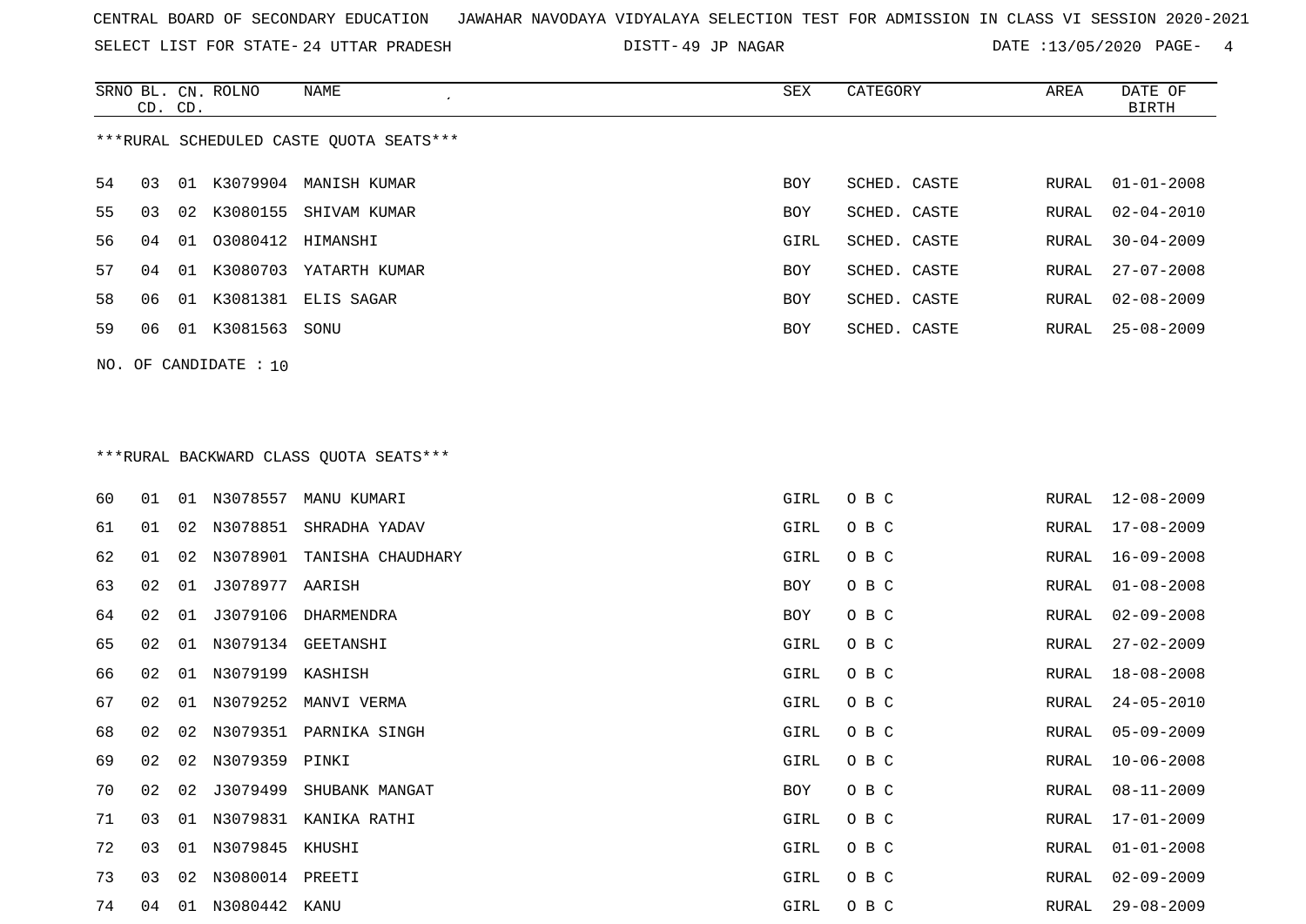CENTRAL BOARD OF SECONDARY EDUCATION JAWAHAR NAVODAYA VIDYALAYA SELECTION TEST FOR ADMISSION IN CLASS VI SESSION 2020-2021

SELECT LIST FOR STATE- 24 UTTAR PRADESH DISTT- 49 JP NAGAR DATE :13/05/2020

***RURAL SCHEDULED CASTE QUOTA SEATS***

| SRNO | BL. CD. | CN. CD. | ROLNO | NAME | SEX | CATEGORY | AREA | DATE OF BIRTH |
|---|---|---|---|---|---|---|---|---|
| 54 | 03 | 01 | K3079904 | MANISH KUMAR | BOY | SCHED. CASTE | RURAL | 01-01-2008 |
| 55 | 03 | 02 | K3080155 | SHIVAM KUMAR | BOY | SCHED. CASTE | RURAL | 02-04-2010 |
| 56 | 04 | 01 | O3080412 | HIMANSHI | GIRL | SCHED. CASTE | RURAL | 30-04-2009 |
| 57 | 04 | 01 | K3080703 | YATARTH KUMAR | BOY | SCHED. CASTE | RURAL | 27-07-2008 |
| 58 | 06 | 01 | K3081381 | ELIS SAGAR | BOY | SCHED. CASTE | RURAL | 02-08-2009 |
| 59 | 06 | 01 | K3081563 | SONU | BOY | SCHED. CASTE | RURAL | 25-08-2009 |

NO. OF CANDIDATE : 10

***RURAL BACKWARD CLASS QUOTA SEATS***

| SRNO | BL. CD. | CN. CD. | ROLNO | NAME | SEX | CATEGORY | AREA | DATE OF BIRTH |
|---|---|---|---|---|---|---|---|---|
| 60 | 01 | 01 | N3078557 | MANU KUMARI | GIRL | O B C | RURAL | 12-08-2009 |
| 61 | 01 | 02 | N3078851 | SHRADHA YADAV | GIRL | O B C | RURAL | 17-08-2009 |
| 62 | 01 | 02 | N3078901 | TANISHA CHAUDHARY | GIRL | O B C | RURAL | 16-09-2008 |
| 63 | 02 | 01 | J3078977 | AARISH | BOY | O B C | RURAL | 01-08-2008 |
| 64 | 02 | 01 | J3079106 | DHARMENDRA | BOY | O B C | RURAL | 02-09-2008 |
| 65 | 02 | 01 | N3079134 | GEETANSHI | GIRL | O B C | RURAL | 27-02-2009 |
| 66 | 02 | 01 | N3079199 | KASHISH | GIRL | O B C | RURAL | 18-08-2008 |
| 67 | 02 | 01 | N3079252 | MANVI VERMA | GIRL | O B C | RURAL | 24-05-2010 |
| 68 | 02 | 02 | N3079351 | PARNIKA SINGH | GIRL | O B C | RURAL | 05-09-2009 |
| 69 | 02 | 02 | N3079359 | PINKI | GIRL | O B C | RURAL | 10-06-2008 |
| 70 | 02 | 02 | J3079499 | SHUBANK MANGAT | BOY | O B C | RURAL | 08-11-2009 |
| 71 | 03 | 01 | N3079831 | KANIKA RATHI | GIRL | O B C | RURAL | 17-01-2009 |
| 72 | 03 | 01 | N3079845 | KHUSHI | GIRL | O B C | RURAL | 01-01-2008 |
| 73 | 03 | 02 | N3080014 | PREETI | GIRL | O B C | RURAL | 02-09-2009 |
| 74 | 04 | 01 | N3080442 | KANU | GIRL | O B C | RURAL | 29-08-2009 |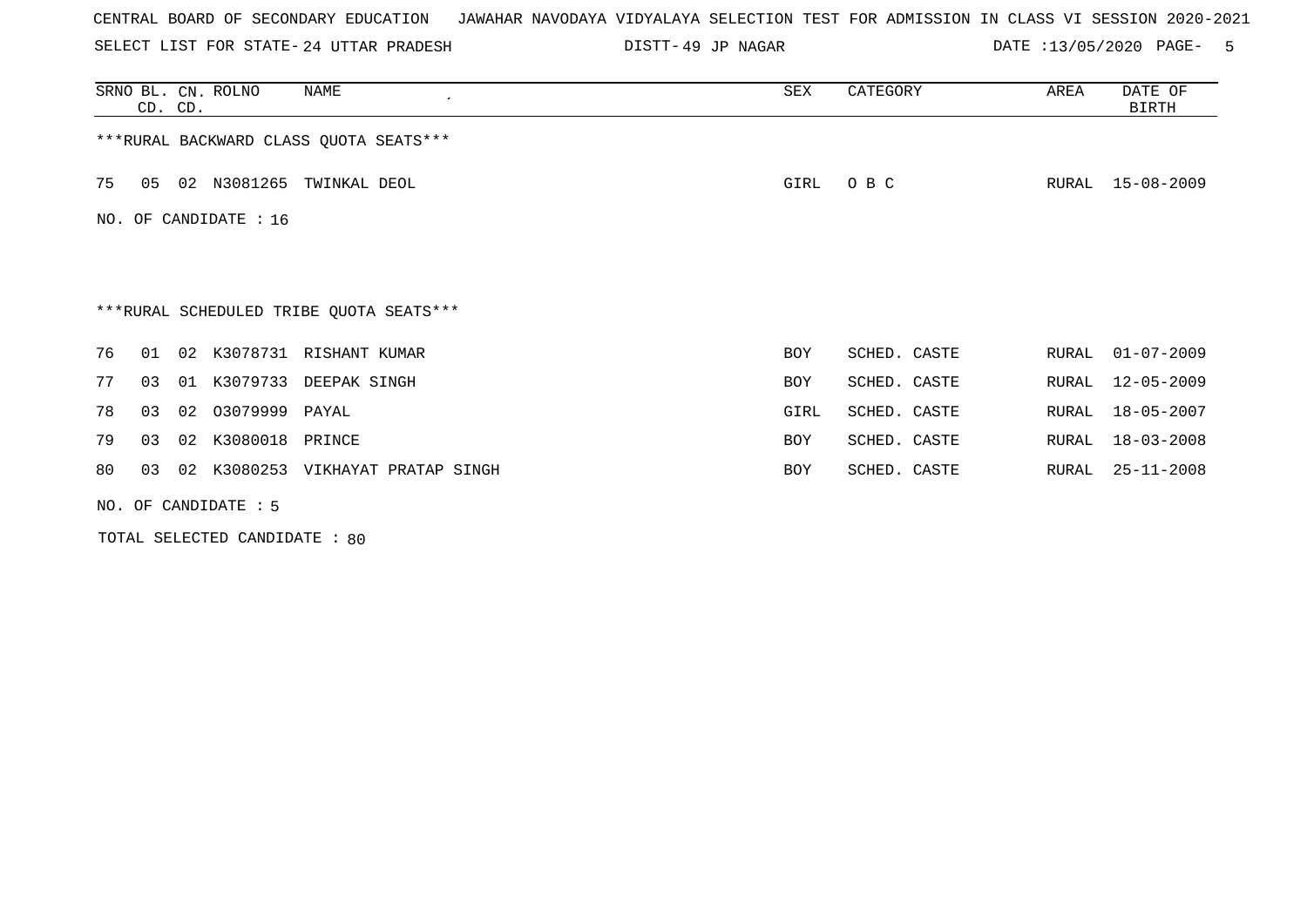CENTRAL BOARD OF SECONDARY EDUCATION JAWAHAR NAVODAYA VIDYALAYA SELECTION TEST FOR ADMISSION IN CLASS VI SESSION 2020-2021

SELECT LIST FOR STATE- 24 UTTAR PRADESH DISTT- 49 JP NAGAR DATE :13/05/2020

| SRNO | BL. CD. | CN. CD. | ROLNO | NAME | SEX | CATEGORY | AREA | DATE OF BIRTH |
|---|---|---|---|---|---|---|---|---|
| ***RURAL BACKWARD CLASS QUOTA SEATS*** | | | | | | | | |
| 75 | 05 | 02 | N3081265 | TWINKAL DEOL | GIRL | O B C | RURAL | 15-08-2009 |

NO. OF CANDIDATE : 16

***RURAL SCHEDULED TRIBE QUOTA SEATS***

| SRNO | BL. CD. | CN. CD. | ROLNO | NAME | SEX | CATEGORY | AREA | DATE OF BIRTH |
|---|---|---|---|---|---|---|---|---|
| 76 | 01 | 02 | K3078731 | RISHANT KUMAR | BOY | SCHED. CASTE | RURAL | 01-07-2009 |
| 77 | 03 | 01 | K3079733 | DEEPAK SINGH | BOY | SCHED. CASTE | RURAL | 12-05-2009 |
| 78 | 03 | 02 | O3079999 | PAYAL | GIRL | SCHED. CASTE | RURAL | 18-05-2007 |
| 79 | 03 | 02 | K3080018 | PRINCE | BOY | SCHED. CASTE | RURAL | 18-03-2008 |
| 80 | 03 | 02 | K3080253 | VIKHAYAT PRATAP SINGH | BOY | SCHED. CASTE | RURAL | 25-11-2008 |

NO. OF CANDIDATE : 5

TOTAL SELECTED CANDIDATE : 80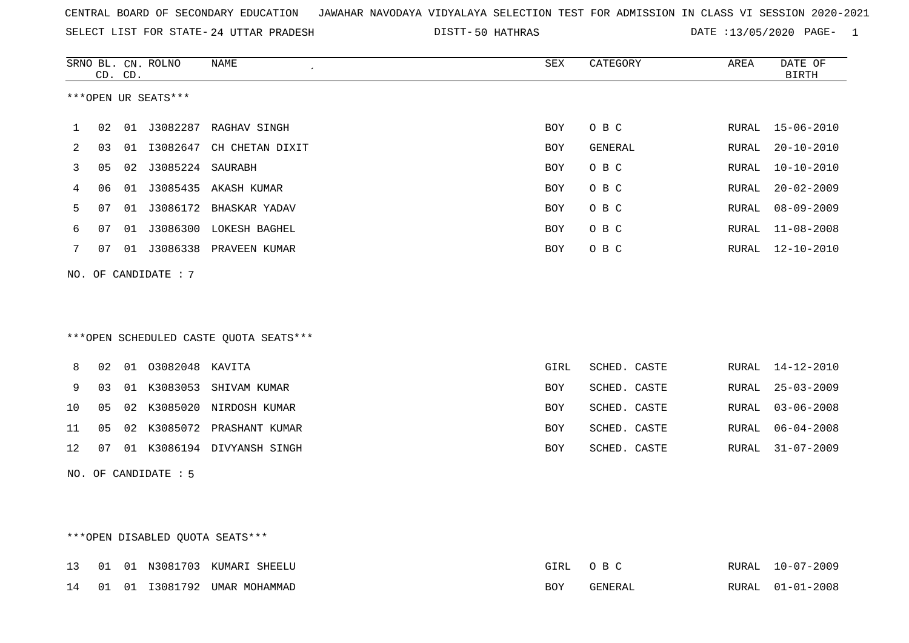CENTRAL BOARD OF SECONDARY EDUCATION JAWAHAR NAVODAYA VIDYALAYA SELECTION TEST FOR ADMISSION IN CLASS VI SESSION 2020-2021

SELECT LIST FOR STATE- 24 UTTAR PRADESH DISTT- 50 HATHRAS DATE :13/05/2020

***OPEN UR SEATS***

| SRNO | BL. CD. | CN. CD. | ROLNO | NAME | SEX | CATEGORY | AREA | DATE OF BIRTH |
|---|---|---|---|---|---|---|---|---|
| 1 | 02 | 01 | J3082287 | RAGHAV SINGH | BOY | O B C | RURAL | 15-06-2010 |
| 2 | 03 | 01 | I3082647 | CH CHETAN DIXIT | BOY | GENERAL | RURAL | 20-10-2010 |
| 3 | 05 | 02 | J3085224 | SAURABH | BOY | O B C | RURAL | 10-10-2010 |
| 4 | 06 | 01 | J3085435 | AKASH KUMAR | BOY | O B C | RURAL | 20-02-2009 |
| 5 | 07 | 01 | J3086172 | BHASKAR YADAV | BOY | O B C | RURAL | 08-09-2009 |
| 6 | 07 | 01 | J3086300 | LOKESH BAGHEL | BOY | O B C | RURAL | 11-08-2008 |
| 7 | 07 | 01 | J3086338 | PRAVEEN KUMAR | BOY | O B C | RURAL | 12-10-2010 |

NO. OF CANDIDATE : 7

***OPEN SCHEDULED CASTE QUOTA SEATS***

| SRNO | BL. CD. | CN. CD. | ROLNO | NAME | SEX | CATEGORY | AREA | DATE OF BIRTH |
|---|---|---|---|---|---|---|---|---|
| 8 | 02 | 01 | O3082048 | KAVITA | GIRL | SCHED. CASTE | RURAL | 14-12-2010 |
| 9 | 03 | 01 | K3083053 | SHIVAM KUMAR | BOY | SCHED. CASTE | RURAL | 25-03-2009 |
| 10 | 05 | 02 | K3085020 | NIRDOSH KUMAR | BOY | SCHED. CASTE | RURAL | 03-06-2008 |
| 11 | 05 | 02 | K3085072 | PRASHANT KUMAR | BOY | SCHED. CASTE | RURAL | 06-04-2008 |
| 12 | 07 | 01 | K3086194 | DIVYANSH SINGH | BOY | SCHED. CASTE | RURAL | 31-07-2009 |

NO. OF CANDIDATE : 5

***OPEN DISABLED QUOTA SEATS***

| SRNO | BL. CD. | CN. CD. | ROLNO | NAME | SEX | CATEGORY | AREA | DATE OF BIRTH |
|---|---|---|---|---|---|---|---|---|
| 13 | 01 | 01 | N3081703 | KUMARI SHEELU | GIRL | O B C | RURAL | 10-07-2009 |
| 14 | 01 | 01 | I3081792 | UMAR MOHAMMAD | BOY | GENERAL | RURAL | 01-01-2008 |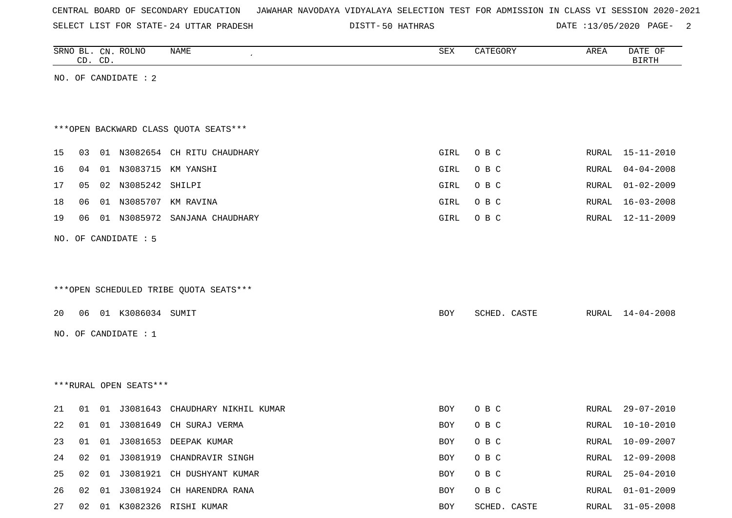CENTRAL BOARD OF SECONDARY EDUCATION JAWAHAR NAVODAYA VIDYALAYA SELECTION TEST FOR ADMISSION IN CLASS VI SESSION 2020-2021

SELECT LIST FOR STATE- 24 UTTAR PRADESH DISTT- 50 HATHRAS DATE :13/05/2020

| SRNO | BL. CD. | CN. CD. | ROLNO | NAME | SEX | CATEGORY | AREA | DATE OF BIRTH |
|---|---|---|---|---|---|---|---|---|

NO. OF CANDIDATE : 2

***OPEN BACKWARD CLASS QUOTA SEATS***

| SRNO | BL. CD. | CN. CD. | ROLNO | NAME | SEX | CATEGORY | AREA | DATE OF BIRTH |
|---|---|---|---|---|---|---|---|---|
| 15 | 03 | 01 | N3082654 | CH RITU CHAUDHARY | GIRL | O B C | RURAL | 15-11-2010 |
| 16 | 04 | 01 | N3083715 | KM YANSHI | GIRL | O B C | RURAL | 04-04-2008 |
| 17 | 05 | 02 | N3085242 | SHILPI | GIRL | O B C | RURAL | 01-02-2009 |
| 18 | 06 | 01 | N3085707 | KM RAVINA | GIRL | O B C | RURAL | 16-03-2008 |
| 19 | 06 | 01 | N3085972 | SANJANA CHAUDHARY | GIRL | O B C | RURAL | 12-11-2009 |

NO. OF CANDIDATE : 5

***OPEN SCHEDULED TRIBE QUOTA SEATS***

| SRNO | BL. CD. | CN. CD. | ROLNO | NAME | SEX | CATEGORY | AREA | DATE OF BIRTH |
|---|---|---|---|---|---|---|---|---|
| 20 | 06 | 01 | K3086034 | SUMIT | BOY | SCHED. CASTE | RURAL | 14-04-2008 |

NO. OF CANDIDATE : 1

***RURAL OPEN SEATS***

| SRNO | BL. CD. | CN. CD. | ROLNO | NAME | SEX | CATEGORY | AREA | DATE OF BIRTH |
|---|---|---|---|---|---|---|---|---|
| 21 | 01 | 01 | J3081643 | CHAUDHARY NIKHIL KUMAR | BOY | O B C | RURAL | 29-07-2010 |
| 22 | 01 | 01 | J3081649 | CH SURAJ VERMA | BOY | O B C | RURAL | 10-10-2010 |
| 23 | 01 | 01 | J3081653 | DEEPAK KUMAR | BOY | O B C | RURAL | 10-09-2007 |
| 24 | 02 | 01 | J3081919 | CHANDRAVIR SINGH | BOY | O B C | RURAL | 12-09-2008 |
| 25 | 02 | 01 | J3081921 | CH DUSHYANT KUMAR | BOY | O B C | RURAL | 25-04-2010 |
| 26 | 02 | 01 | J3081924 | CH HARENDRA RANA | BOY | O B C | RURAL | 01-01-2009 |
| 27 | 02 | 01 | K3082326 | RISHI KUMAR | BOY | SCHED. CASTE | RURAL | 31-05-2008 |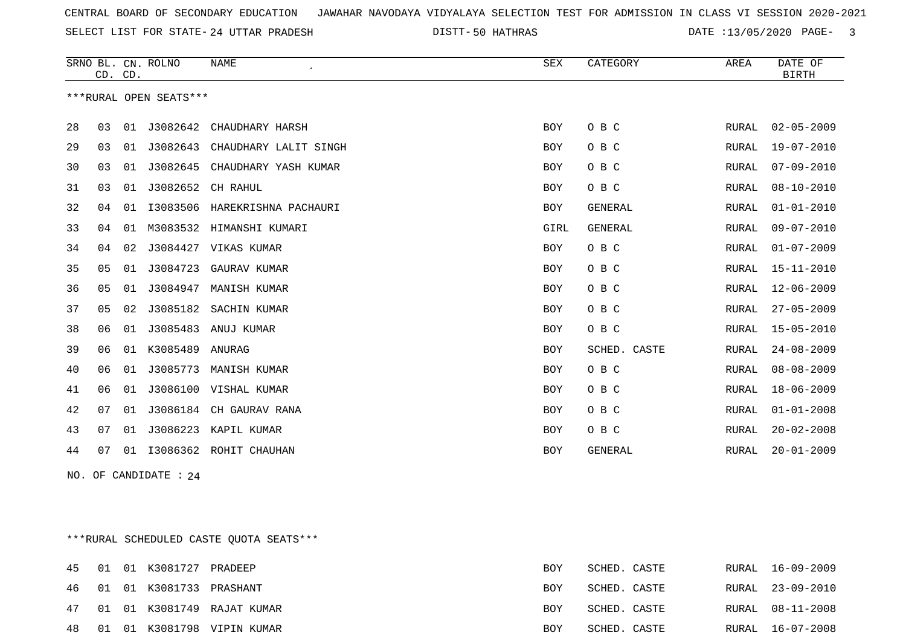CENTRAL BOARD OF SECONDARY EDUCATION   JAWAHAR NAVODAYA VIDYALAYA SELECTION TEST FOR ADMISSION IN CLASS VI SESSION 2020-2021

SELECT LIST FOR STATE- 24 UTTAR PRADESH   DISTT- 50 HATHRAS   DATE :13/05/2020

| SRNO | BL. CD. | CN. CD. | ROLNO | NAME | SEX | CATEGORY | AREA | DATE OF BIRTH |
|---|---|---|---|---|---|---|---|---|

***RURAL OPEN SEATS***

| SRNO | BL. CD. | CN. CD. | ROLNO | NAME | SEX | CATEGORY | AREA | DATE OF BIRTH |
|---|---|---|---|---|---|---|---|---|
| 28 | 03 | 01 | J3082642 | CHAUDHARY HARSH | BOY | O B C | RURAL | 02-05-2009 |
| 29 | 03 | 01 | J3082643 | CHAUDHARY LALIT SINGH | BOY | O B C | RURAL | 19-07-2010 |
| 30 | 03 | 01 | J3082645 | CHAUDHARY YASH KUMAR | BOY | O B C | RURAL | 07-09-2010 |
| 31 | 03 | 01 | J3082652 | CH RAHUL | BOY | O B C | RURAL | 08-10-2010 |
| 32 | 04 | 01 | I3083506 | HAREKRISHNA PACHAURI | BOY | GENERAL | RURAL | 01-01-2010 |
| 33 | 04 | 01 | M3083532 | HIMANSHI KUMARI | GIRL | GENERAL | RURAL | 09-07-2010 |
| 34 | 04 | 02 | J3084427 | VIKAS KUMAR | BOY | O B C | RURAL | 01-07-2009 |
| 35 | 05 | 01 | J3084723 | GAURAV KUMAR | BOY | O B C | RURAL | 15-11-2010 |
| 36 | 05 | 01 | J3084947 | MANISH KUMAR | BOY | O B C | RURAL | 12-06-2009 |
| 37 | 05 | 02 | J3085182 | SACHIN KUMAR | BOY | O B C | RURAL | 27-05-2009 |
| 38 | 06 | 01 | J3085483 | ANUJ KUMAR | BOY | O B C | RURAL | 15-05-2010 |
| 39 | 06 | 01 | K3085489 | ANURAG | BOY | SCHED. CASTE | RURAL | 24-08-2009 |
| 40 | 06 | 01 | J3085773 | MANISH KUMAR | BOY | O B C | RURAL | 08-08-2009 |
| 41 | 06 | 01 | J3086100 | VISHAL KUMAR | BOY | O B C | RURAL | 18-06-2009 |
| 42 | 07 | 01 | J3086184 | CH GAURAV RANA | BOY | O B C | RURAL | 01-01-2008 |
| 43 | 07 | 01 | J3086223 | KAPIL KUMAR | BOY | O B C | RURAL | 20-02-2008 |
| 44 | 07 | 01 | I3086362 | ROHIT CHAUHAN | BOY | GENERAL | RURAL | 20-01-2009 |

NO. OF CANDIDATE : 24

***RURAL SCHEDULED CASTE QUOTA SEATS***

| SRNO | BL. CD. | CN. CD. | ROLNO | NAME | SEX | CATEGORY | AREA | DATE OF BIRTH |
|---|---|---|---|---|---|---|---|---|
| 45 | 01 | 01 | K3081727 | PRADEEP | BOY | SCHED. CASTE | RURAL | 16-09-2009 |
| 46 | 01 | 01 | K3081733 | PRASHANT | BOY | SCHED. CASTE | RURAL | 23-09-2010 |
| 47 | 01 | 01 | K3081749 | RAJAT KUMAR | BOY | SCHED. CASTE | RURAL | 08-11-2008 |
| 48 | 01 | 01 | K3081798 | VIPIN KUMAR | BOY | SCHED. CASTE | RURAL | 16-07-2008 |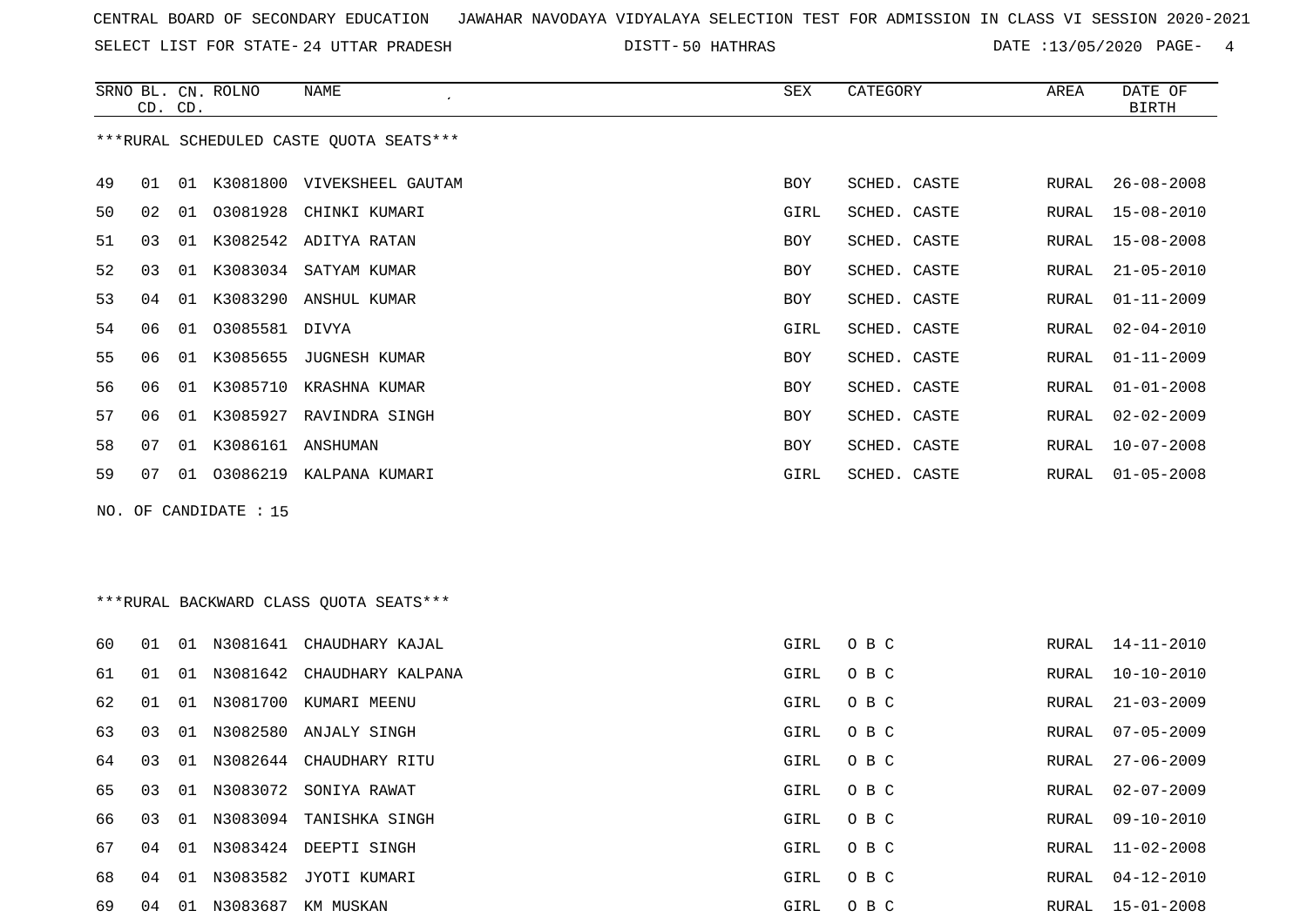CENTRAL BOARD OF SECONDARY EDUCATION JAWAHAR NAVODAYA VIDYALAYA SELECTION TEST FOR ADMISSION IN CLASS VI SESSION 2020-2021

SELECT LIST FOR STATE- 24 UTTAR PRADESH DISTT- 50 HATHRAS DATE :13/05/2020

***RURAL SCHEDULED CASTE QUOTA SEATS***

| SRNO | BL. CD. | CN. CD. | ROLNO | NAME | SEX | CATEGORY | AREA | DATE OF BIRTH |
|---|---|---|---|---|---|---|---|---|
| 49 | 01 | 01 | K3081800 | VIVEKSHEEL GAUTAM | BOY | SCHED. CASTE | RURAL | 26-08-2008 |
| 50 | 02 | 01 | O3081928 | CHINKI KUMARI | GIRL | SCHED. CASTE | RURAL | 15-08-2010 |
| 51 | 03 | 01 | K3082542 | ADITYA RATAN | BOY | SCHED. CASTE | RURAL | 15-08-2008 |
| 52 | 03 | 01 | K3083034 | SATYAM KUMAR | BOY | SCHED. CASTE | RURAL | 21-05-2010 |
| 53 | 04 | 01 | K3083290 | ANSHUL KUMAR | BOY | SCHED. CASTE | RURAL | 01-11-2009 |
| 54 | 06 | 01 | O3085581 | DIVYA | GIRL | SCHED. CASTE | RURAL | 02-04-2010 |
| 55 | 06 | 01 | K3085655 | JUGNESH KUMAR | BOY | SCHED. CASTE | RURAL | 01-11-2009 |
| 56 | 06 | 01 | K3085710 | KRASHNA KUMAR | BOY | SCHED. CASTE | RURAL | 01-01-2008 |
| 57 | 06 | 01 | K3085927 | RAVINDRA SINGH | BOY | SCHED. CASTE | RURAL | 02-02-2009 |
| 58 | 07 | 01 | K3086161 | ANSHUMAN | BOY | SCHED. CASTE | RURAL | 10-07-2008 |
| 59 | 07 | 01 | O3086219 | KALPANA KUMARI | GIRL | SCHED. CASTE | RURAL | 01-05-2008 |

NO. OF CANDIDATE : 15

***RURAL BACKWARD CLASS QUOTA SEATS***

| SRNO | BL. CD. | CN. CD. | ROLNO | NAME | SEX | CATEGORY | AREA | DATE OF BIRTH |
|---|---|---|---|---|---|---|---|---|
| 60 | 01 | 01 | N3081641 | CHAUDHARY KAJAL | GIRL | O B C | RURAL | 14-11-2010 |
| 61 | 01 | 01 | N3081642 | CHAUDHARY KALPANA | GIRL | O B C | RURAL | 10-10-2010 |
| 62 | 01 | 01 | N3081700 | KUMARI MEENU | GIRL | O B C | RURAL | 21-03-2009 |
| 63 | 03 | 01 | N3082580 | ANJALY SINGH | GIRL | O B C | RURAL | 07-05-2009 |
| 64 | 03 | 01 | N3082644 | CHAUDHARY RITU | GIRL | O B C | RURAL | 27-06-2009 |
| 65 | 03 | 01 | N3083072 | SONIYA RAWAT | GIRL | O B C | RURAL | 02-07-2009 |
| 66 | 03 | 01 | N3083094 | TANISHKA SINGH | GIRL | O B C | RURAL | 09-10-2010 |
| 67 | 04 | 01 | N3083424 | DEEPTI SINGH | GIRL | O B C | RURAL | 11-02-2008 |
| 68 | 04 | 01 | N3083582 | JYOTI KUMARI | GIRL | O B C | RURAL | 04-12-2010 |
| 69 | 04 | 01 | N3083687 | KM MUSKAN | GIRL | O B C | RURAL | 15-01-2008 |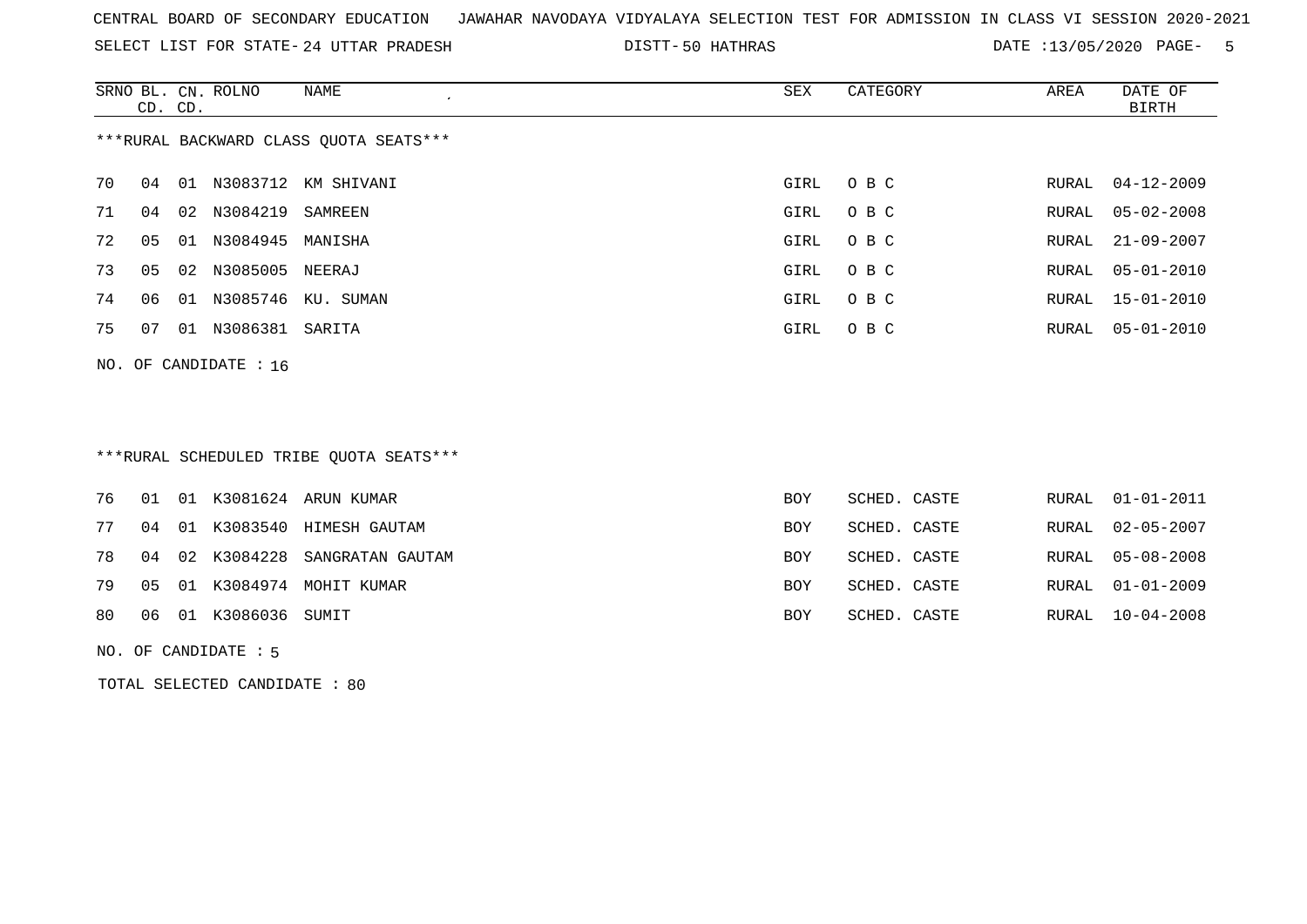CENTRAL BOARD OF SECONDARY EDUCATION JAWAHAR NAVODAYA VIDYALAYA SELECTION TEST FOR ADMISSION IN CLASS VI SESSION 2020-2021

SELECT LIST FOR STATE- 24 UTTAR PRADESH DISTT- 50 HATHRAS DATE :13/05/2020

| SRNO | BL. CD. | CN. CD. | ROLNO | NAME | SEX | CATEGORY | AREA | DATE OF BIRTH |
|---|---|---|---|---|---|---|---|---|

***RURAL BACKWARD CLASS QUOTA SEATS***

| SRNO | BL. CD. | CN. CD. | ROLNO | NAME | SEX | CATEGORY | AREA | DATE OF BIRTH |
|---|---|---|---|---|---|---|---|---|
| 70 | 04 | 01 | N3083712 | KM SHIVANI | GIRL | O B C | RURAL | 04-12-2009 |
| 71 | 04 | 02 | N3084219 | SAMREEN | GIRL | O B C | RURAL | 05-02-2008 |
| 72 | 05 | 01 | N3084945 | MANISHA | GIRL | O B C | RURAL | 21-09-2007 |
| 73 | 05 | 02 | N3085005 | NEERAJ | GIRL | O B C | RURAL | 05-01-2010 |
| 74 | 06 | 01 | N3085746 | KU. SUMAN | GIRL | O B C | RURAL | 15-01-2010 |
| 75 | 07 | 01 | N3086381 | SARITA | GIRL | O B C | RURAL | 05-01-2010 |

NO. OF CANDIDATE : 16

***RURAL SCHEDULED TRIBE QUOTA SEATS***

| SRNO | BL. CD. | CN. CD. | ROLNO | NAME | SEX | CATEGORY | AREA | DATE OF BIRTH |
|---|---|---|---|---|---|---|---|---|
| 76 | 01 | 01 | K3081624 | ARUN KUMAR | BOY | SCHED. CASTE | RURAL | 01-01-2011 |
| 77 | 04 | 01 | K3083540 | HIMESH GAUTAM | BOY | SCHED. CASTE | RURAL | 02-05-2007 |
| 78 | 04 | 02 | K3084228 | SANGRATAN GAUTAM | BOY | SCHED. CASTE | RURAL | 05-08-2008 |
| 79 | 05 | 01 | K3084974 | MOHIT KUMAR | BOY | SCHED. CASTE | RURAL | 01-01-2009 |
| 80 | 06 | 01 | K3086036 | SUMIT | BOY | SCHED. CASTE | RURAL | 10-04-2008 |

NO. OF CANDIDATE : 5

TOTAL SELECTED CANDIDATE : 80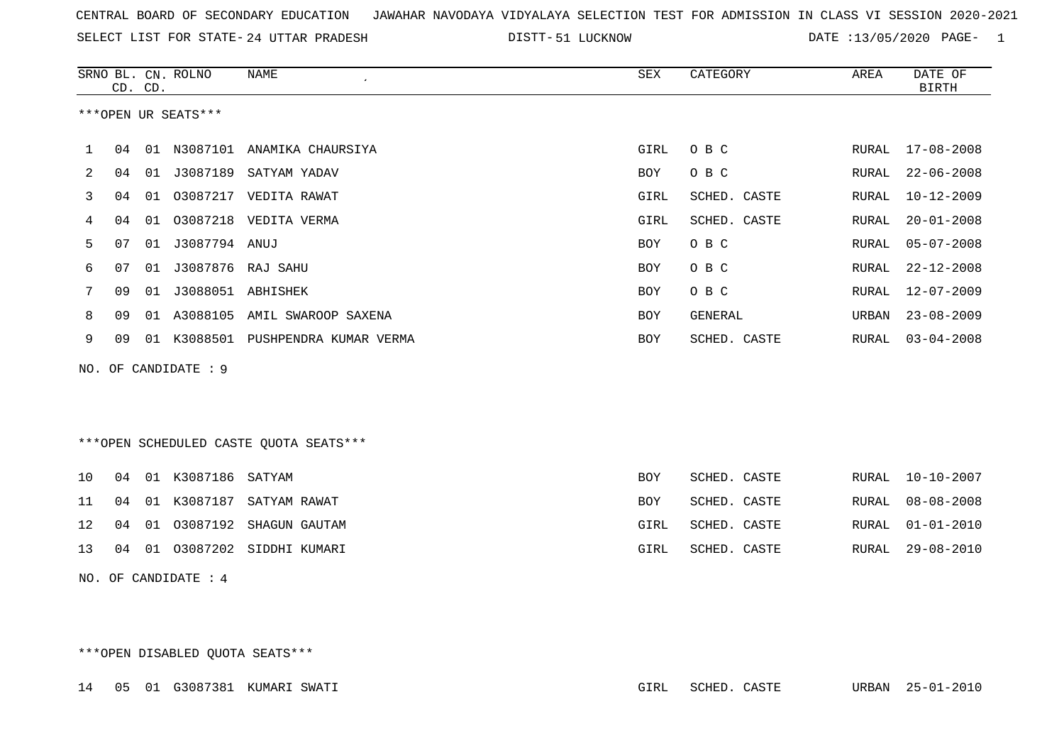CENTRAL BOARD OF SECONDARY EDUCATION JAWAHAR NAVODAYA VIDYALAYA SELECTION TEST FOR ADMISSION IN CLASS VI SESSION 2020-2021

SELECT LIST FOR STATE- 24 UTTAR PRADESH DISTT- 51 LUCKNOW DATE :13/05/2020

***OPEN UR SEATS***

| SRNO | BL. CD. | CN. CD. | ROLNO | NAME | SEX | CATEGORY | AREA | DATE OF BIRTH |
|---|---|---|---|---|---|---|---|---|
| 1 | 04 | 01 | N3087101 | ANAMIKA CHAURSIYA | GIRL | O B C | RURAL | 17-08-2008 |
| 2 | 04 | 01 | J3087189 | SATYAM YADAV | BOY | O B C | RURAL | 22-06-2008 |
| 3 | 04 | 01 | O3087217 | VEDITA RAWAT | GIRL | SCHED. CASTE | RURAL | 10-12-2009 |
| 4 | 04 | 01 | O3087218 | VEDITA VERMA | GIRL | SCHED. CASTE | RURAL | 20-01-2008 |
| 5 | 07 | 01 | J3087794 | ANUJ | BOY | O B C | RURAL | 05-07-2008 |
| 6 | 07 | 01 | J3087876 | RAJ SAHU | BOY | O B C | RURAL | 22-12-2008 |
| 7 | 09 | 01 | J3088051 | ABHISHEK | BOY | O B C | RURAL | 12-07-2009 |
| 8 | 09 | 01 | A3088105 | AMIL SWAROOP SAXENA | BOY | GENERAL | URBAN | 23-08-2009 |
| 9 | 09 | 01 | K3088501 | PUSHPENDRA KUMAR VERMA | BOY | SCHED. CASTE | RURAL | 03-04-2008 |

NO. OF CANDIDATE : 9

***OPEN SCHEDULED CASTE QUOTA SEATS***

| SRNO | BL. CD. | CN. CD. | ROLNO | NAME | SEX | CATEGORY | AREA | DATE OF BIRTH |
|---|---|---|---|---|---|---|---|---|
| 10 | 04 | 01 | K3087186 | SATYAM | BOY | SCHED. CASTE | RURAL | 10-10-2007 |
| 11 | 04 | 01 | K3087187 | SATYAM RAWAT | BOY | SCHED. CASTE | RURAL | 08-08-2008 |
| 12 | 04 | 01 | O3087192 | SHAGUN GAUTAM | GIRL | SCHED. CASTE | RURAL | 01-01-2010 |
| 13 | 04 | 01 | O3087202 | SIDDHI KUMARI | GIRL | SCHED. CASTE | RURAL | 29-08-2010 |

NO. OF CANDIDATE : 4

***OPEN DISABLED QUOTA SEATS***

| SRNO | BL. CD. | CN. CD. | ROLNO | NAME | SEX | CATEGORY | AREA | DATE OF BIRTH |
|---|---|---|---|---|---|---|---|---|
| 14 | 05 | 01 | G3087381 | KUMARI SWATI | GIRL | SCHED. CASTE | URBAN | 25-01-2010 |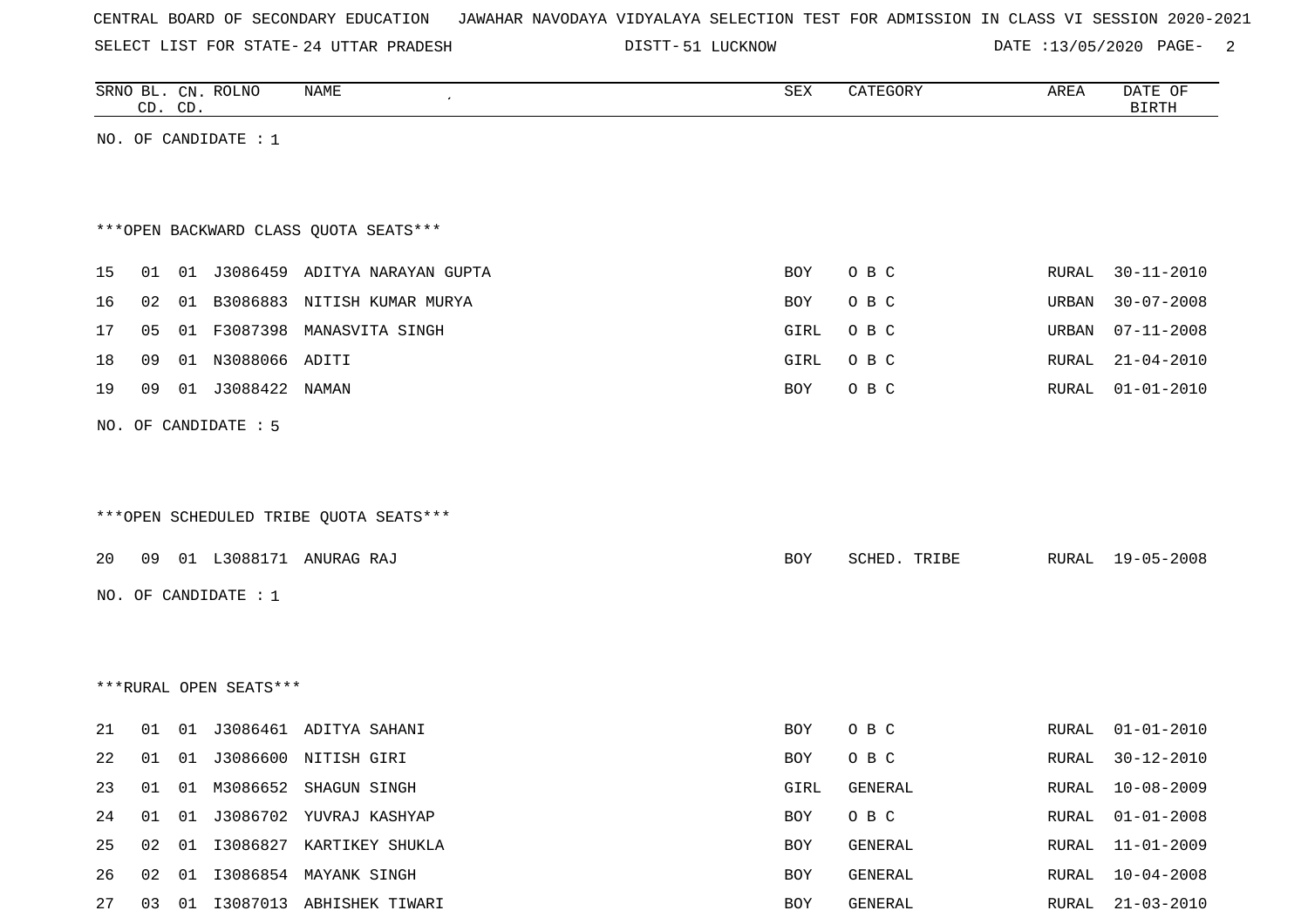CENTRAL BOARD OF SECONDARY EDUCATION JAWAHAR NAVODAYA VIDYALAYA SELECTION TEST FOR ADMISSION IN CLASS VI SESSION 2020-2021

SELECT LIST FOR STATE- 24 UTTAR PRADESH DISTT- 51 LUCKNOW DATE :13/05/2020

| SRNO | BL. CD. | CN. CD. | ROLNO | NAME | SEX | CATEGORY | AREA | DATE OF BIRTH |
|---|---|---|---|---|---|---|---|---|

NO. OF CANDIDATE : 1

***OPEN BACKWARD CLASS QUOTA SEATS***

| SRNO | BL. CD. | CN. CD. | ROLNO | NAME | SEX | CATEGORY | AREA | DATE OF BIRTH |
|---|---|---|---|---|---|---|---|---|
| 15 | 01 | 01 | J3086459 | ADITYA NARAYAN GUPTA | BOY | O B C | RURAL | 30-11-2010 |
| 16 | 02 | 01 | B3086883 | NITISH KUMAR MURYA | BOY | O B C | URBAN | 30-07-2008 |
| 17 | 05 | 01 | F3087398 | MANASVITA SINGH | GIRL | O B C | URBAN | 07-11-2008 |
| 18 | 09 | 01 | N3088066 | ADITI | GIRL | O B C | RURAL | 21-04-2010 |
| 19 | 09 | 01 | J3088422 | NAMAN | BOY | O B C | RURAL | 01-01-2010 |

NO. OF CANDIDATE : 5

***OPEN SCHEDULED TRIBE QUOTA SEATS***

| SRNO | BL. CD. | CN. CD. | ROLNO | NAME | SEX | CATEGORY | AREA | DATE OF BIRTH |
|---|---|---|---|---|---|---|---|---|
| 20 | 09 | 01 | L3088171 | ANURAG RAJ | BOY | SCHED. TRIBE | RURAL | 19-05-2008 |

NO. OF CANDIDATE : 1

***RURAL OPEN SEATS***

| SRNO | BL. CD. | CN. CD. | ROLNO | NAME | SEX | CATEGORY | AREA | DATE OF BIRTH |
|---|---|---|---|---|---|---|---|---|
| 21 | 01 | 01 | J3086461 | ADITYA SAHANI | BOY | O B C | RURAL | 01-01-2010 |
| 22 | 01 | 01 | J3086600 | NITISH GIRI | BOY | O B C | RURAL | 30-12-2010 |
| 23 | 01 | 01 | M3086652 | SHAGUN SINGH | GIRL | GENERAL | RURAL | 10-08-2009 |
| 24 | 01 | 01 | J3086702 | YUVRAJ KASHYAP | BOY | O B C | RURAL | 01-01-2008 |
| 25 | 02 | 01 | I3086827 | KARTIKEY SHUKLA | BOY | GENERAL | RURAL | 11-01-2009 |
| 26 | 02 | 01 | I3086854 | MAYANK SINGH | BOY | GENERAL | RURAL | 10-04-2008 |
| 27 | 03 | 01 | I3087013 | ABHISHEK TIWARI | BOY | GENERAL | RURAL | 21-03-2010 |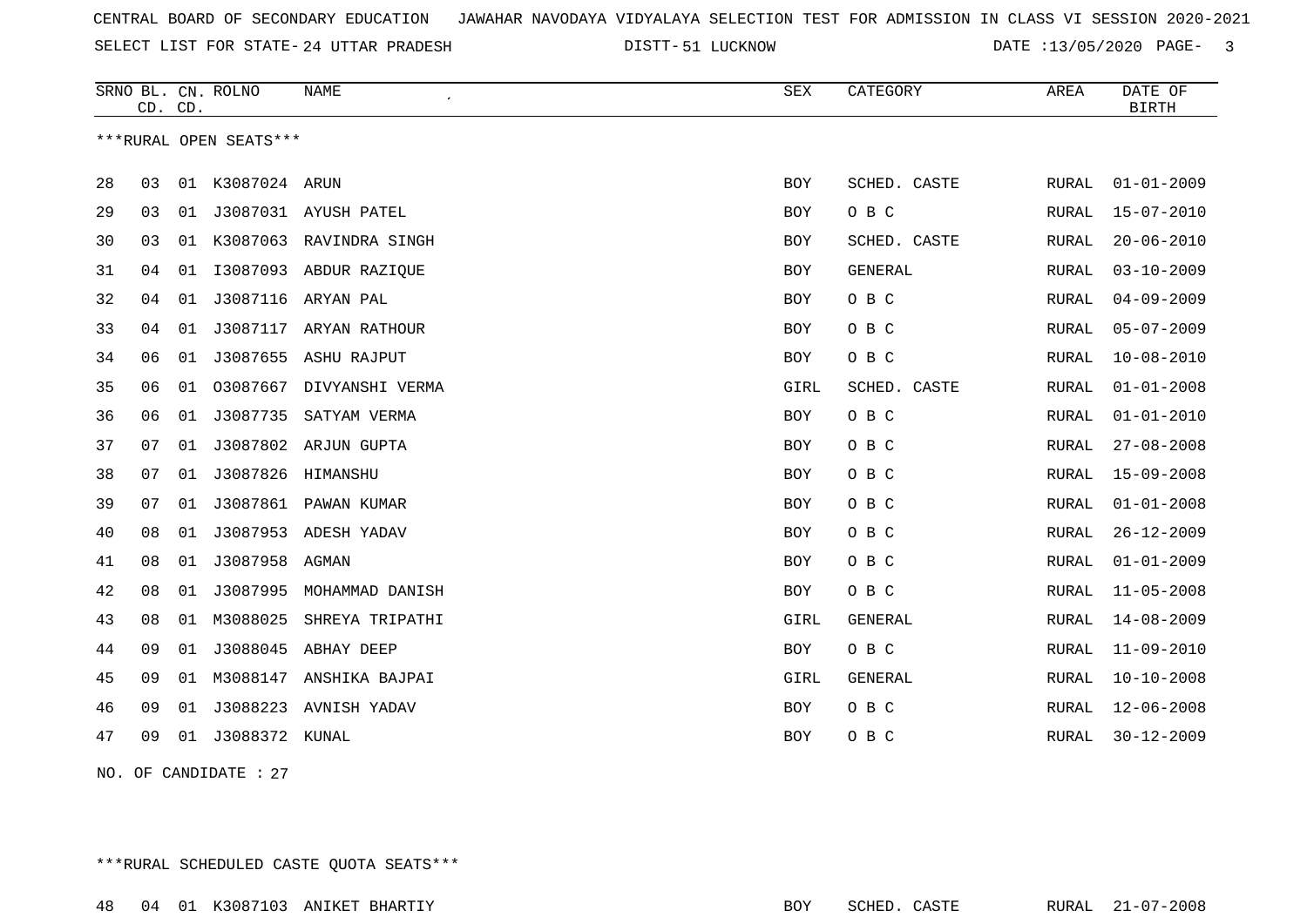CENTRAL BOARD OF SECONDARY EDUCATION JAWAHAR NAVODAYA VIDYALAYA SELECTION TEST FOR ADMISSION IN CLASS VI SESSION 2020-2021

SELECT LIST FOR STATE- 24 UTTAR PRADESH DISTT- 51 LUCKNOW DATE :13/05/2020

| SRNO | BL. CD. | CN. CD. | ROLNO | NAME | SEX | CATEGORY | AREA | DATE OF BIRTH |
|---|---|---|---|---|---|---|---|---|
| ***RURAL OPEN SEATS*** | | | | | | | | |
| 28 | 03 | 01 | K3087024 | ARUN | BOY | SCHED. CASTE | RURAL | 01-01-2009 |
| 29 | 03 | 01 | J3087031 | AYUSH PATEL | BOY | O B C | RURAL | 15-07-2010 |
| 30 | 03 | 01 | K3087063 | RAVINDRA SINGH | BOY | SCHED. CASTE | RURAL | 20-06-2010 |
| 31 | 04 | 01 | I3087093 | ABDUR RAZIQUE | BOY | GENERAL | RURAL | 03-10-2009 |
| 32 | 04 | 01 | J3087116 | ARYAN PAL | BOY | O B C | RURAL | 04-09-2009 |
| 33 | 04 | 01 | J3087117 | ARYAN RATHOUR | BOY | O B C | RURAL | 05-07-2009 |
| 34 | 06 | 01 | J3087655 | ASHU RAJPUT | BOY | O B C | RURAL | 10-08-2010 |
| 35 | 06 | 01 | O3087667 | DIVYANSHI VERMA | GIRL | SCHED. CASTE | RURAL | 01-01-2008 |
| 36 | 06 | 01 | J3087735 | SATYAM VERMA | BOY | O B C | RURAL | 01-01-2010 |
| 37 | 07 | 01 | J3087802 | ARJUN GUPTA | BOY | O B C | RURAL | 27-08-2008 |
| 38 | 07 | 01 | J3087826 | HIMANSHU | BOY | O B C | RURAL | 15-09-2008 |
| 39 | 07 | 01 | J3087861 | PAWAN KUMAR | BOY | O B C | RURAL | 01-01-2008 |
| 40 | 08 | 01 | J3087953 | ADESH YADAV | BOY | O B C | RURAL | 26-12-2009 |
| 41 | 08 | 01 | J3087958 | AGMAN | BOY | O B C | RURAL | 01-01-2009 |
| 42 | 08 | 01 | J3087995 | MOHAMMAD DANISH | BOY | O B C | RURAL | 11-05-2008 |
| 43 | 08 | 01 | M3088025 | SHREYA TRIPATHI | GIRL | GENERAL | RURAL | 14-08-2009 |
| 44 | 09 | 01 | J3088045 | ABHAY DEEP | BOY | O B C | RURAL | 11-09-2010 |
| 45 | 09 | 01 | M3088147 | ANSHIKA BAJPAI | GIRL | GENERAL | RURAL | 10-10-2008 |
| 46 | 09 | 01 | J3088223 | AVNISH YADAV | BOY | O B C | RURAL | 12-06-2008 |
| 47 | 09 | 01 | J3088372 | KUNAL | BOY | O B C | RURAL | 30-12-2009 |

NO. OF CANDIDATE : 27

| SRNO | BL. CD. | CN. CD. | ROLNO | NAME | SEX | CATEGORY | AREA | DATE OF BIRTH |
|---|---|---|---|---|---|---|---|---|
| ***RURAL SCHEDULED CASTE QUOTA SEATS*** | | | | | | | | |
| 48 | 04 | 01 | K3087103 | ANIKET BHARTIY | BOY | SCHED. CASTE | RURAL | 21-07-2008 |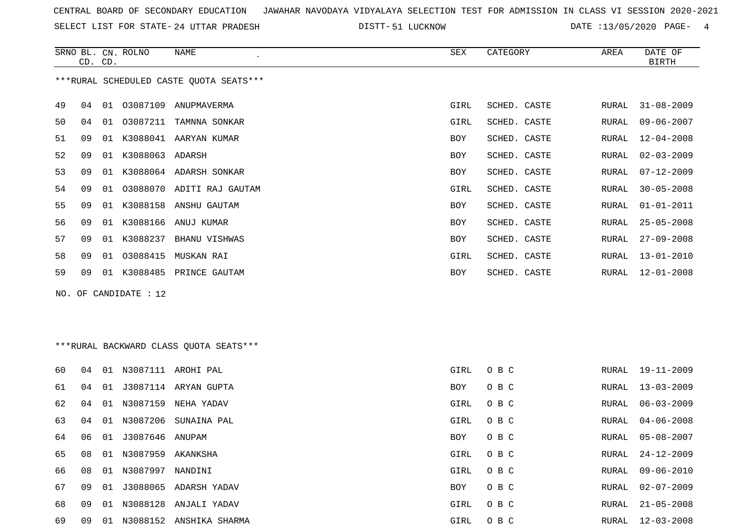CENTRAL BOARD OF SECONDARY EDUCATION JAWAHAR NAVODAYA VIDYALAYA SELECTION TEST FOR ADMISSION IN CLASS VI SESSION 2020-2021

SELECT LIST FOR STATE- 24 UTTAR PRADESH DISTT- 51 LUCKNOW DATE :13/05/2020

***RURAL SCHEDULED CASTE QUOTA SEATS***

| SRNO | BL. CD. | CN. CD. | ROLNO | NAME | SEX | CATEGORY | AREA | DATE OF BIRTH |
|---|---|---|---|---|---|---|---|---|
| 49 | 04 | 01 | O3087109 | ANUPMAVERMA | GIRL | SCHED. CASTE | RURAL | 31-08-2009 |
| 50 | 04 | 01 | O3087211 | TAMNNA SONKAR | GIRL | SCHED. CASTE | RURAL | 09-06-2007 |
| 51 | 09 | 01 | K3088041 | AARYAN KUMAR | BOY | SCHED. CASTE | RURAL | 12-04-2008 |
| 52 | 09 | 01 | K3088063 | ADARSH | BOY | SCHED. CASTE | RURAL | 02-03-2009 |
| 53 | 09 | 01 | K3088064 | ADARSH SONKAR | BOY | SCHED. CASTE | RURAL | 07-12-2009 |
| 54 | 09 | 01 | O3088070 | ADITI RAJ GAUTAM | GIRL | SCHED. CASTE | RURAL | 30-05-2008 |
| 55 | 09 | 01 | K3088158 | ANSHU GAUTAM | BOY | SCHED. CASTE | RURAL | 01-01-2011 |
| 56 | 09 | 01 | K3088166 | ANUJ KUMAR | BOY | SCHED. CASTE | RURAL | 25-05-2008 |
| 57 | 09 | 01 | K3088237 | BHANU VISHWAS | BOY | SCHED. CASTE | RURAL | 27-09-2008 |
| 58 | 09 | 01 | O3088415 | MUSKAN RAI | GIRL | SCHED. CASTE | RURAL | 13-01-2010 |
| 59 | 09 | 01 | K3088485 | PRINCE GAUTAM | BOY | SCHED. CASTE | RURAL | 12-01-2008 |

NO. OF CANDIDATE : 12

***RURAL BACKWARD CLASS QUOTA SEATS***

| SRNO | BL. CD. | CN. CD. | ROLNO | NAME | SEX | CATEGORY | AREA | DATE OF BIRTH |
|---|---|---|---|---|---|---|---|---|
| 60 | 04 | 01 | N3087111 | AROHI PAL | GIRL | O B C | RURAL | 19-11-2009 |
| 61 | 04 | 01 | J3087114 | ARYAN GUPTA | BOY | O B C | RURAL | 13-03-2009 |
| 62 | 04 | 01 | N3087159 | NEHA YADAV | GIRL | O B C | RURAL | 06-03-2009 |
| 63 | 04 | 01 | N3087206 | SUNAINA PAL | GIRL | O B C | RURAL | 04-06-2008 |
| 64 | 06 | 01 | J3087646 | ANUPAM | BOY | O B C | RURAL | 05-08-2007 |
| 65 | 08 | 01 | N3087959 | AKANKSHA | GIRL | O B C | RURAL | 24-12-2009 |
| 66 | 08 | 01 | N3087997 | NANDINI | GIRL | O B C | RURAL | 09-06-2010 |
| 67 | 09 | 01 | J3088065 | ADARSH YADAV | BOY | O B C | RURAL | 02-07-2009 |
| 68 | 09 | 01 | N3088128 | ANJALI YADAV | GIRL | O B C | RURAL | 21-05-2008 |
| 69 | 09 | 01 | N3088152 | ANSHIKA SHARMA | GIRL | O B C | RURAL | 12-03-2008 |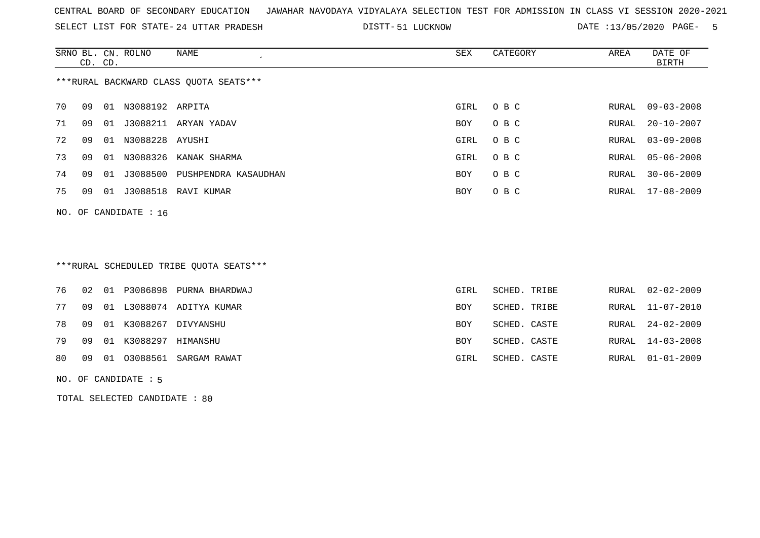CENTRAL BOARD OF SECONDARY EDUCATION JAWAHAR NAVODAYA VIDYALAYA SELECTION TEST FOR ADMISSION IN CLASS VI SESSION 2020-2021

SELECT LIST FOR STATE- 24 UTTAR PRADESH DISTT- 51 LUCKNOW DATE :13/05/2020

***RURAL BACKWARD CLASS QUOTA SEATS***

| SRNO | BL. CD. | CN. CD. | ROLNO | NAME | SEX | CATEGORY | AREA | DATE OF BIRTH |
|---|---|---|---|---|---|---|---|---|
| 70 | 09 | 01 | N3088192 | ARPITA | GIRL | O B C | RURAL | 09-03-2008 |
| 71 | 09 | 01 | J3088211 | ARYAN YADAV | BOY | O B C | RURAL | 20-10-2007 |
| 72 | 09 | 01 | N3088228 | AYUSHI | GIRL | O B C | RURAL | 03-09-2008 |
| 73 | 09 | 01 | N3088326 | KANAK SHARMA | GIRL | O B C | RURAL | 05-06-2008 |
| 74 | 09 | 01 | J3088500 | PUSHPENDRA KASAUDHAN | BOY | O B C | RURAL | 30-06-2009 |
| 75 | 09 | 01 | J3088518 | RAVI KUMAR | BOY | O B C | RURAL | 17-08-2009 |

NO. OF CANDIDATE : 16

***RURAL SCHEDULED TRIBE QUOTA SEATS***

| SRNO | BL. CD. | CN. CD. | ROLNO | NAME | SEX | CATEGORY | AREA | DATE OF BIRTH |
|---|---|---|---|---|---|---|---|---|
| 76 | 02 | 01 | P3086898 | PURNA BHARDWAJ | GIRL | SCHED. TRIBE | RURAL | 02-02-2009 |
| 77 | 09 | 01 | L3088074 | ADITYA KUMAR | BOY | SCHED. TRIBE | RURAL | 11-07-2010 |
| 78 | 09 | 01 | K3088267 | DIVYANSHU | BOY | SCHED. CASTE | RURAL | 24-02-2009 |
| 79 | 09 | 01 | K3088297 | HIMANSHU | BOY | SCHED. CASTE | RURAL | 14-03-2008 |
| 80 | 09 | 01 | O3088561 | SARGAM RAWAT | GIRL | SCHED. CASTE | RURAL | 01-01-2009 |

NO. OF CANDIDATE : 5

TOTAL SELECTED CANDIDATE : 80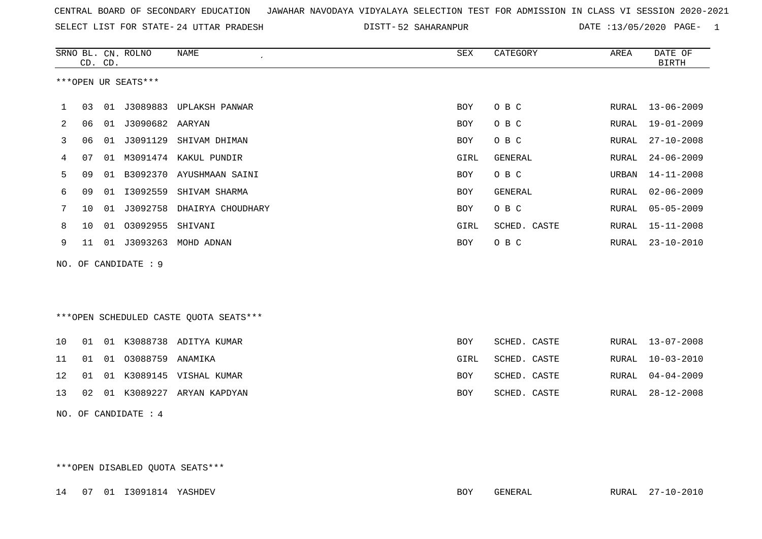CENTRAL BOARD OF SECONDARY EDUCATION JAWAHAR NAVODAYA VIDYALAYA SELECTION TEST FOR ADMISSION IN CLASS VI SESSION 2020-2021

SELECT LIST FOR STATE- 24 UTTAR PRADESH DISTT- 52 SAHARANPUR DATE :13/05/2020

***OPEN UR SEATS***

| SRNO | BL. CD. | CN. CD. | ROLNO | NAME | SEX | CATEGORY | AREA | DATE OF BIRTH |
|---|---|---|---|---|---|---|---|---|
| 1 | 03 | 01 | J3089883 | UPLAKSH PANWAR | BOY | O B C | RURAL | 13-06-2009 |
| 2 | 06 | 01 | J3090682 | AARYAN | BOY | O B C | RURAL | 19-01-2009 |
| 3 | 06 | 01 | J3091129 | SHIVAM DHIMAN | BOY | O B C | RURAL | 27-10-2008 |
| 4 | 07 | 01 | M3091474 | KAKUL PUNDIR | GIRL | GENERAL | RURAL | 24-06-2009 |
| 5 | 09 | 01 | B3092370 | AYUSHMAAN SAINI | BOY | O B C | URBAN | 14-11-2008 |
| 6 | 09 | 01 | I3092559 | SHIVAM SHARMA | BOY | GENERAL | RURAL | 02-06-2009 |
| 7 | 10 | 01 | J3092758 | DHAIRYA CHOUDHARY | BOY | O B C | RURAL | 05-05-2009 |
| 8 | 10 | 01 | O3092955 | SHIVANI | GIRL | SCHED. CASTE | RURAL | 15-11-2008 |
| 9 | 11 | 01 | J3093263 | MOHD ADNAN | BOY | O B C | RURAL | 23-10-2010 |

NO. OF CANDIDATE : 9

***OPEN SCHEDULED CASTE QUOTA SEATS***

| SRNO | BL. CD. | CN. CD. | ROLNO | NAME | SEX | CATEGORY | AREA | DATE OF BIRTH |
|---|---|---|---|---|---|---|---|---|
| 10 | 01 | 01 | K3088738 | ADITYA KUMAR | BOY | SCHED. CASTE | RURAL | 13-07-2008 |
| 11 | 01 | 01 | O3088759 | ANAMIKA | GIRL | SCHED. CASTE | RURAL | 10-03-2010 |
| 12 | 01 | 01 | K3089145 | VISHAL KUMAR | BOY | SCHED. CASTE | RURAL | 04-04-2009 |
| 13 | 02 | 01 | K3089227 | ARYAN KAPDYAN | BOY | SCHED. CASTE | RURAL | 28-12-2008 |

NO. OF CANDIDATE : 4

***OPEN DISABLED QUOTA SEATS***

| SRNO | BL. CD. | CN. CD. | ROLNO | NAME | SEX | CATEGORY | AREA | DATE OF BIRTH |
|---|---|---|---|---|---|---|---|---|
| 14 | 07 | 01 | I3091814 | YASHDEV | BOY | GENERAL | RURAL | 27-10-2010 |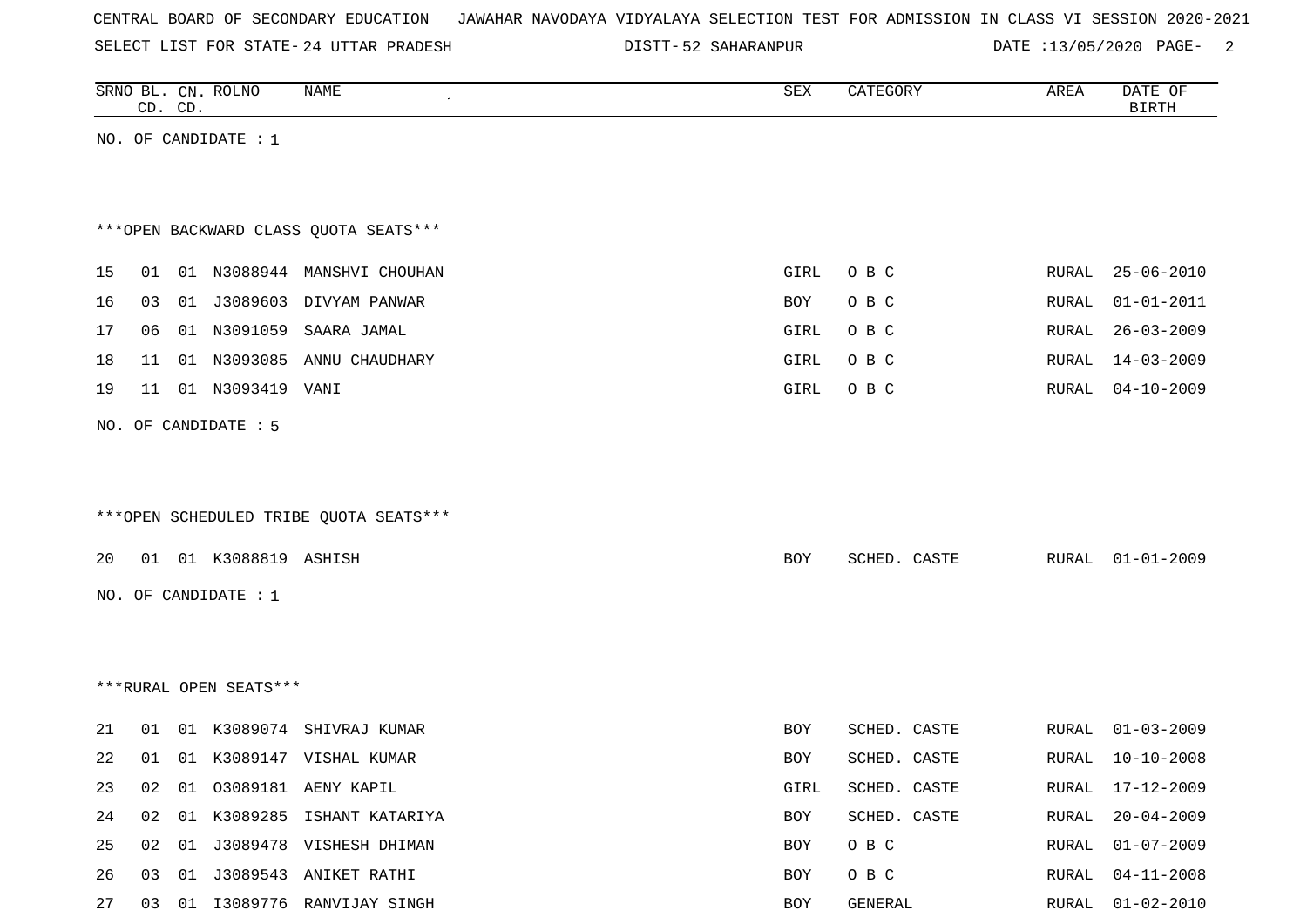CENTRAL BOARD OF SECONDARY EDUCATION JAWAHAR NAVODAYA VIDYALAYA SELECTION TEST FOR ADMISSION IN CLASS VI SESSION 2020-2021

SELECT LIST FOR STATE- 24 UTTAR PRADESH DISTT- 52 SAHARANPUR DATE :13/05/2020

| SRNO | BL. CD. | CN. CD. | ROLNO | NAME | SEX | CATEGORY | AREA | DATE OF BIRTH |
|---|---|---|---|---|---|---|---|---|

NO. OF CANDIDATE : 1

***OPEN BACKWARD CLASS QUOTA SEATS***

| SRNO | BL. CD. | CN. CD. | ROLNO | NAME | SEX | CATEGORY | AREA | DATE OF BIRTH |
|---|---|---|---|---|---|---|---|---|
| 15 | 01 | 01 | N3088944 | MANSHVI CHOUHAN | GIRL | O B C | RURAL | 25-06-2010 |
| 16 | 03 | 01 | J3089603 | DIVYAM PANWAR | BOY | O B C | RURAL | 01-01-2011 |
| 17 | 06 | 01 | N3091059 | SAARA JAMAL | GIRL | O B C | RURAL | 26-03-2009 |
| 18 | 11 | 01 | N3093085 | ANNU CHAUDHARY | GIRL | O B C | RURAL | 14-03-2009 |
| 19 | 11 | 01 | N3093419 | VANI | GIRL | O B C | RURAL | 04-10-2009 |

NO. OF CANDIDATE : 5

***OPEN SCHEDULED TRIBE QUOTA SEATS***

| SRNO | BL. CD. | CN. CD. | ROLNO | NAME | SEX | CATEGORY | AREA | DATE OF BIRTH |
|---|---|---|---|---|---|---|---|---|
| 20 | 01 | 01 | K3088819 | ASHISH | BOY | SCHED. CASTE | RURAL | 01-01-2009 |

NO. OF CANDIDATE : 1

***RURAL OPEN SEATS***

| SRNO | BL. CD. | CN. CD. | ROLNO | NAME | SEX | CATEGORY | AREA | DATE OF BIRTH |
|---|---|---|---|---|---|---|---|---|
| 21 | 01 | 01 | K3089074 | SHIVRAJ KUMAR | BOY | SCHED. CASTE | RURAL | 01-03-2009 |
| 22 | 01 | 01 | K3089147 | VISHAL KUMAR | BOY | SCHED. CASTE | RURAL | 10-10-2008 |
| 23 | 02 | 01 | O3089181 | AENY KAPIL | GIRL | SCHED. CASTE | RURAL | 17-12-2009 |
| 24 | 02 | 01 | K3089285 | ISHANT KATARIYA | BOY | SCHED. CASTE | RURAL | 20-04-2009 |
| 25 | 02 | 01 | J3089478 | VISHESH DHIMAN | BOY | O B C | RURAL | 01-07-2009 |
| 26 | 03 | 01 | J3089543 | ANIKET RATHI | BOY | O B C | RURAL | 04-11-2008 |
| 27 | 03 | 01 | I3089776 | RANVIJAY SINGH | BOY | GENERAL | RURAL | 01-02-2010 |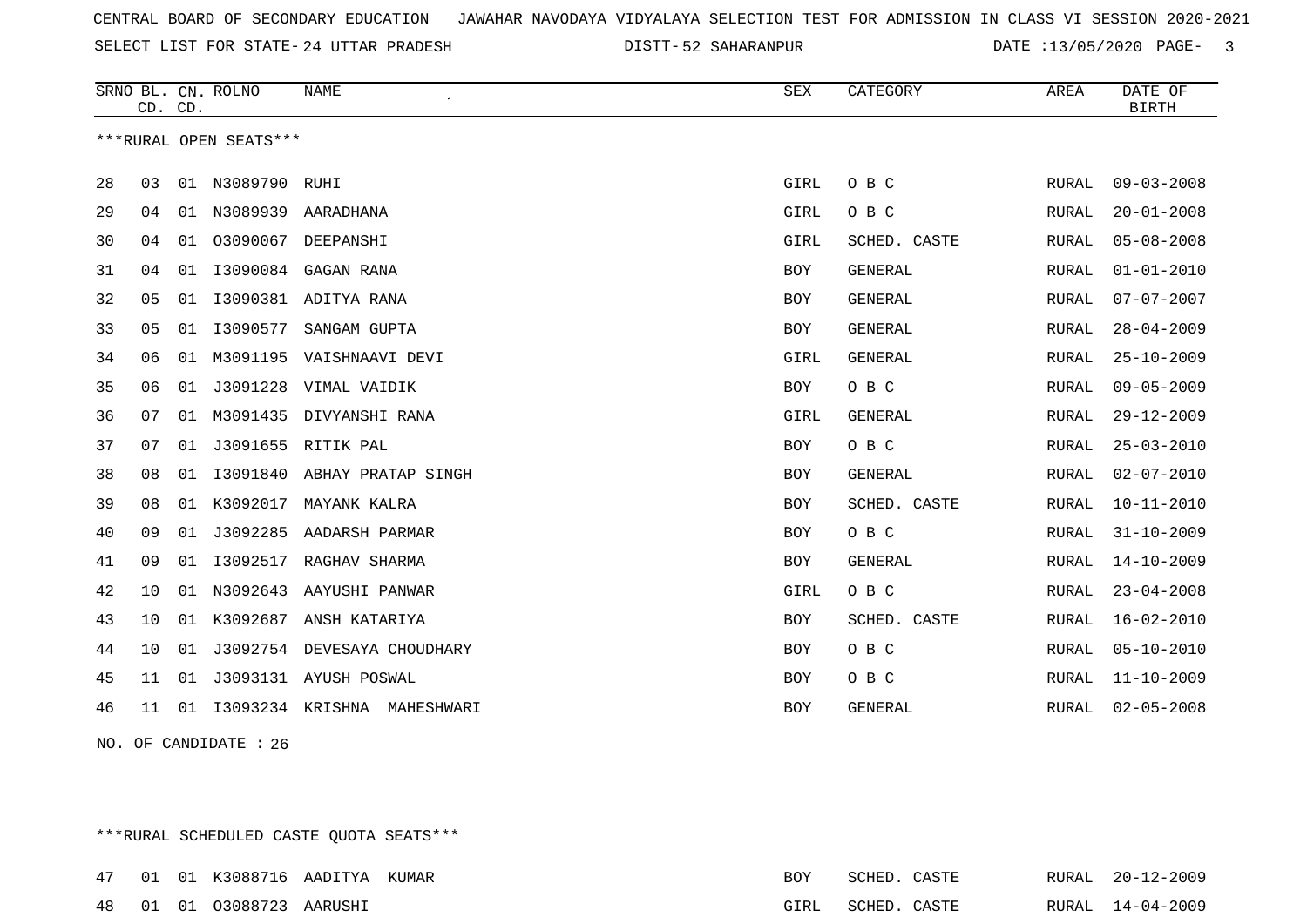CENTRAL BOARD OF SECONDARY EDUCATION JAWAHAR NAVODAYA VIDYALAYA SELECTION TEST FOR ADMISSION IN CLASS VI SESSION 2020-2021

SELECT LIST FOR STATE- 24 UTTAR PRADESH DISTT- 52 SAHARANPUR DATE :13/05/2020

***RURAL OPEN SEATS***

| SRNO | BL. CD. | CN. CD. | ROLNO | NAME | SEX | CATEGORY | AREA | DATE OF BIRTH |
|---|---|---|---|---|---|---|---|---|
| 28 | 03 | 01 | N3089790 | RUHI | GIRL | O B C | RURAL | 09-03-2008 |
| 29 | 04 | 01 | N3089939 | AARADHANA | GIRL | O B C | RURAL | 20-01-2008 |
| 30 | 04 | 01 | O3090067 | DEEPANSHI | GIRL | SCHED. CASTE | RURAL | 05-08-2008 |
| 31 | 04 | 01 | I3090084 | GAGAN RANA | BOY | GENERAL | RURAL | 01-01-2010 |
| 32 | 05 | 01 | I3090381 | ADITYA RANA | BOY | GENERAL | RURAL | 07-07-2007 |
| 33 | 05 | 01 | I3090577 | SANGAM GUPTA | BOY | GENERAL | RURAL | 28-04-2009 |
| 34 | 06 | 01 | M3091195 | VAISHNAAVI DEVI | GIRL | GENERAL | RURAL | 25-10-2009 |
| 35 | 06 | 01 | J3091228 | VIMAL VAIDIK | BOY | O B C | RURAL | 09-05-2009 |
| 36 | 07 | 01 | M3091435 | DIVYANSHI RANA | GIRL | GENERAL | RURAL | 29-12-2009 |
| 37 | 07 | 01 | J3091655 | RITIK PAL | BOY | O B C | RURAL | 25-03-2010 |
| 38 | 08 | 01 | I3091840 | ABHAY PRATAP SINGH | BOY | GENERAL | RURAL | 02-07-2010 |
| 39 | 08 | 01 | K3092017 | MAYANK KALRA | BOY | SCHED. CASTE | RURAL | 10-11-2010 |
| 40 | 09 | 01 | J3092285 | AADARSH PARMAR | BOY | O B C | RURAL | 31-10-2009 |
| 41 | 09 | 01 | I3092517 | RAGHAV SHARMA | BOY | GENERAL | RURAL | 14-10-2009 |
| 42 | 10 | 01 | N3092643 | AAYUSHI PANWAR | GIRL | O B C | RURAL | 23-04-2008 |
| 43 | 10 | 01 | K3092687 | ANSH KATARIYA | BOY | SCHED. CASTE | RURAL | 16-02-2010 |
| 44 | 10 | 01 | J3092754 | DEVESAYA CHOUDHARY | BOY | O B C | RURAL | 05-10-2010 |
| 45 | 11 | 01 | J3093131 | AYUSH POSWAL | BOY | O B C | RURAL | 11-10-2009 |
| 46 | 11 | 01 | I3093234 | KRISHNA MAHESHWARI | BOY | GENERAL | RURAL | 02-05-2008 |

NO. OF CANDIDATE : 26

***RURAL SCHEDULED CASTE QUOTA SEATS***

| SRNO | BL. CD. | CN. CD. | ROLNO | NAME | SEX | CATEGORY | AREA | DATE OF BIRTH |
|---|---|---|---|---|---|---|---|---|
| 47 | 01 | 01 | K3088716 | AADITYA KUMAR | BOY | SCHED. CASTE | RURAL | 20-12-2009 |
| 48 | 01 | 01 | O3088723 | AARUSHI | GIRL | SCHED. CASTE | RURAL | 14-04-2009 |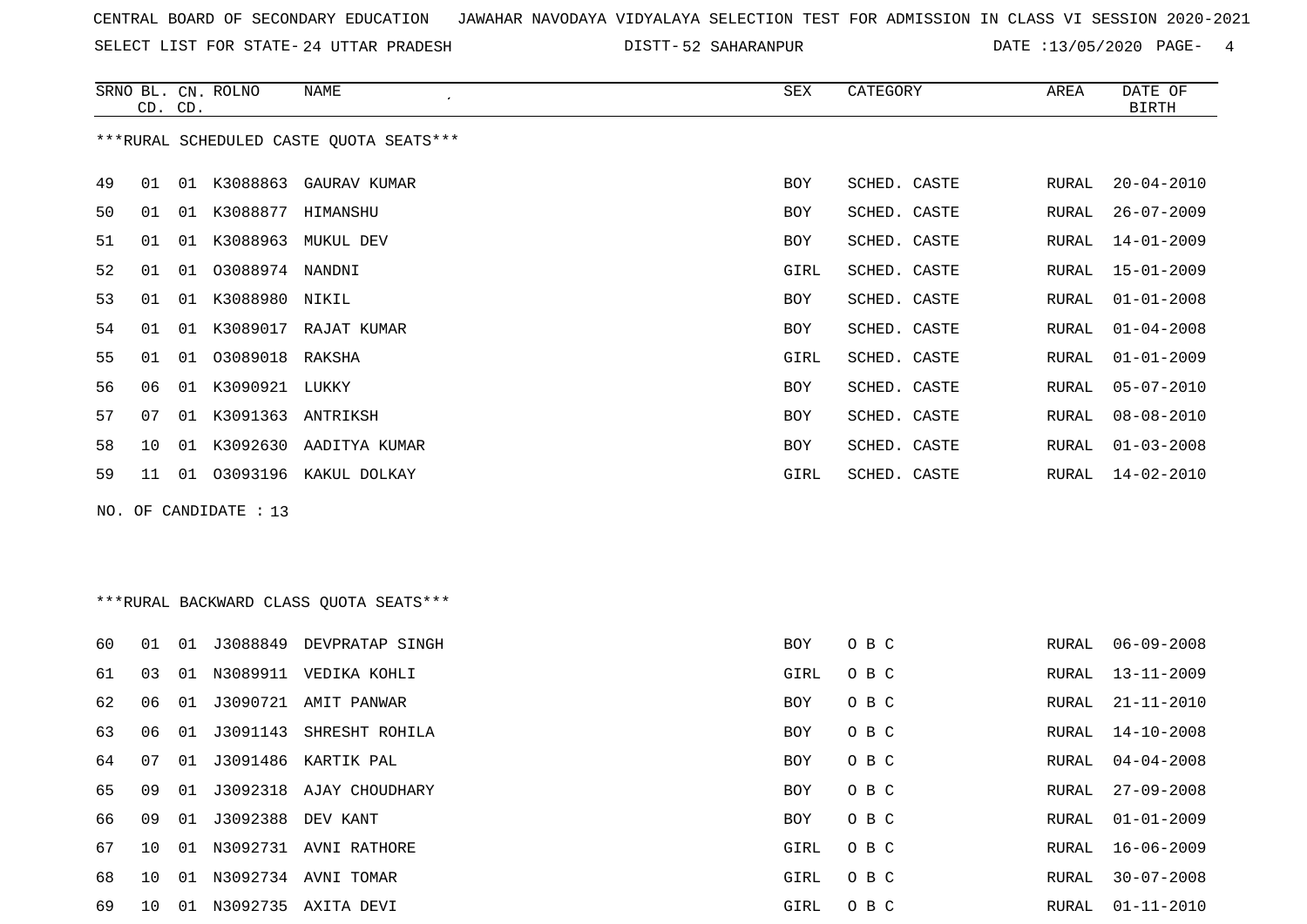CENTRAL BOARD OF SECONDARY EDUCATION JAWAHAR NAVODAYA VIDYALAYA SELECTION TEST FOR ADMISSION IN CLASS VI SESSION 2020-2021

SELECT LIST FOR STATE- 24 UTTAR PRADESH DISTT- 52 SAHARANPUR DATE :13/05/2020

***RURAL SCHEDULED CASTE QUOTA SEATS***

| SRNO | BL. CD. | CN. CD. | ROLNO | NAME | SEX | CATEGORY | AREA | DATE OF BIRTH |
|---|---|---|---|---|---|---|---|---|
| 49 | 01 | 01 | K3088863 | GAURAV KUMAR | BOY | SCHED. CASTE | RURAL | 20-04-2010 |
| 50 | 01 | 01 | K3088877 | HIMANSHU | BOY | SCHED. CASTE | RURAL | 26-07-2009 |
| 51 | 01 | 01 | K3088963 | MUKUL DEV | BOY | SCHED. CASTE | RURAL | 14-01-2009 |
| 52 | 01 | 01 | O3088974 | NANDNI | GIRL | SCHED. CASTE | RURAL | 15-01-2009 |
| 53 | 01 | 01 | K3088980 | NIKIL | BOY | SCHED. CASTE | RURAL | 01-01-2008 |
| 54 | 01 | 01 | K3089017 | RAJAT KUMAR | BOY | SCHED. CASTE | RURAL | 01-04-2008 |
| 55 | 01 | 01 | O3089018 | RAKSHA | GIRL | SCHED. CASTE | RURAL | 01-01-2009 |
| 56 | 06 | 01 | K3090921 | LUKKY | BOY | SCHED. CASTE | RURAL | 05-07-2010 |
| 57 | 07 | 01 | K3091363 | ANTRIKSH | BOY | SCHED. CASTE | RURAL | 08-08-2010 |
| 58 | 10 | 01 | K3092630 | AADITYA KUMAR | BOY | SCHED. CASTE | RURAL | 01-03-2008 |
| 59 | 11 | 01 | O3093196 | KAKUL DOLKAY | GIRL | SCHED. CASTE | RURAL | 14-02-2010 |

NO. OF CANDIDATE : 13

***RURAL BACKWARD CLASS QUOTA SEATS***

| SRNO | BL. CD. | CN. CD. | ROLNO | NAME | SEX | CATEGORY | AREA | DATE OF BIRTH |
|---|---|---|---|---|---|---|---|---|
| 60 | 01 | 01 | J3088849 | DEVPRATAP SINGH | BOY | O B C | RURAL | 06-09-2008 |
| 61 | 03 | 01 | N3089911 | VEDIKA KOHLI | GIRL | O B C | RURAL | 13-11-2009 |
| 62 | 06 | 01 | J3090721 | AMIT PANWAR | BOY | O B C | RURAL | 21-11-2010 |
| 63 | 06 | 01 | J3091143 | SHRESHT ROHILA | BOY | O B C | RURAL | 14-10-2008 |
| 64 | 07 | 01 | J3091486 | KARTIK PAL | BOY | O B C | RURAL | 04-04-2008 |
| 65 | 09 | 01 | J3092318 | AJAY CHOUDHARY | BOY | O B C | RURAL | 27-09-2008 |
| 66 | 09 | 01 | J3092388 | DEV KANT | BOY | O B C | RURAL | 01-01-2009 |
| 67 | 10 | 01 | N3092731 | AVNI RATHORE | GIRL | O B C | RURAL | 16-06-2009 |
| 68 | 10 | 01 | N3092734 | AVNI TOMAR | GIRL | O B C | RURAL | 30-07-2008 |
| 69 | 10 | 01 | N3092735 | AXITA DEVI | GIRL | O B C | RURAL | 01-11-2010 |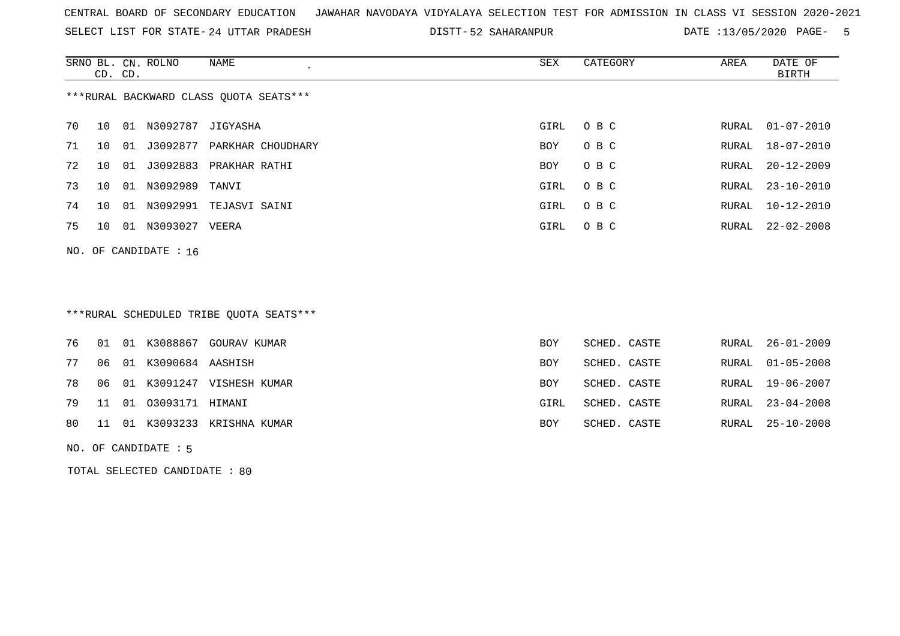CENTRAL BOARD OF SECONDARY EDUCATION   JAWAHAR NAVODAYA VIDYALAYA SELECTION TEST FOR ADMISSION IN CLASS VI SESSION 2020-2021

SELECT LIST FOR STATE- 24 UTTAR PRADESH   DISTT- 52 SAHARANPUR   DATE :13/05/2020

***RURAL BACKWARD CLASS QUOTA SEATS***

| SRNO | BL. CD. | CN. CD. | ROLNO | NAME | SEX | CATEGORY | AREA | DATE OF BIRTH |
|---|---|---|---|---|---|---|---|---|
| 70 | 10 | 01 | N3092787 | JIGYASHA | GIRL | O B C | RURAL | 01-07-2010 |
| 71 | 10 | 01 | J3092877 | PARKHAR CHOUDHARY | BOY | O B C | RURAL | 18-07-2010 |
| 72 | 10 | 01 | J3092883 | PRAKHAR RATHI | BOY | O B C | RURAL | 20-12-2009 |
| 73 | 10 | 01 | N3092989 | TANVI | GIRL | O B C | RURAL | 23-10-2010 |
| 74 | 10 | 01 | N3092991 | TEJASVI SAINI | GIRL | O B C | RURAL | 10-12-2010 |
| 75 | 10 | 01 | N3093027 | VEERA | GIRL | O B C | RURAL | 22-02-2008 |

NO. OF CANDIDATE : 16

***RURAL SCHEDULED TRIBE QUOTA SEATS***

| SRNO | BL. CD. | CN. CD. | ROLNO | NAME | SEX | CATEGORY | AREA | DATE OF BIRTH |
|---|---|---|---|---|---|---|---|---|
| 76 | 01 | 01 | K3088867 | GOURAV KUMAR | BOY | SCHED. CASTE | RURAL | 26-01-2009 |
| 77 | 06 | 01 | K3090684 | AASHISH | BOY | SCHED. CASTE | RURAL | 01-05-2008 |
| 78 | 06 | 01 | K3091247 | VISHESH KUMAR | BOY | SCHED. CASTE | RURAL | 19-06-2007 |
| 79 | 11 | 01 | O3093171 | HIMANI | GIRL | SCHED. CASTE | RURAL | 23-04-2008 |
| 80 | 11 | 01 | K3093233 | KRISHNA KUMAR | BOY | SCHED. CASTE | RURAL | 25-10-2008 |

NO. OF CANDIDATE : 5

TOTAL SELECTED CANDIDATE : 80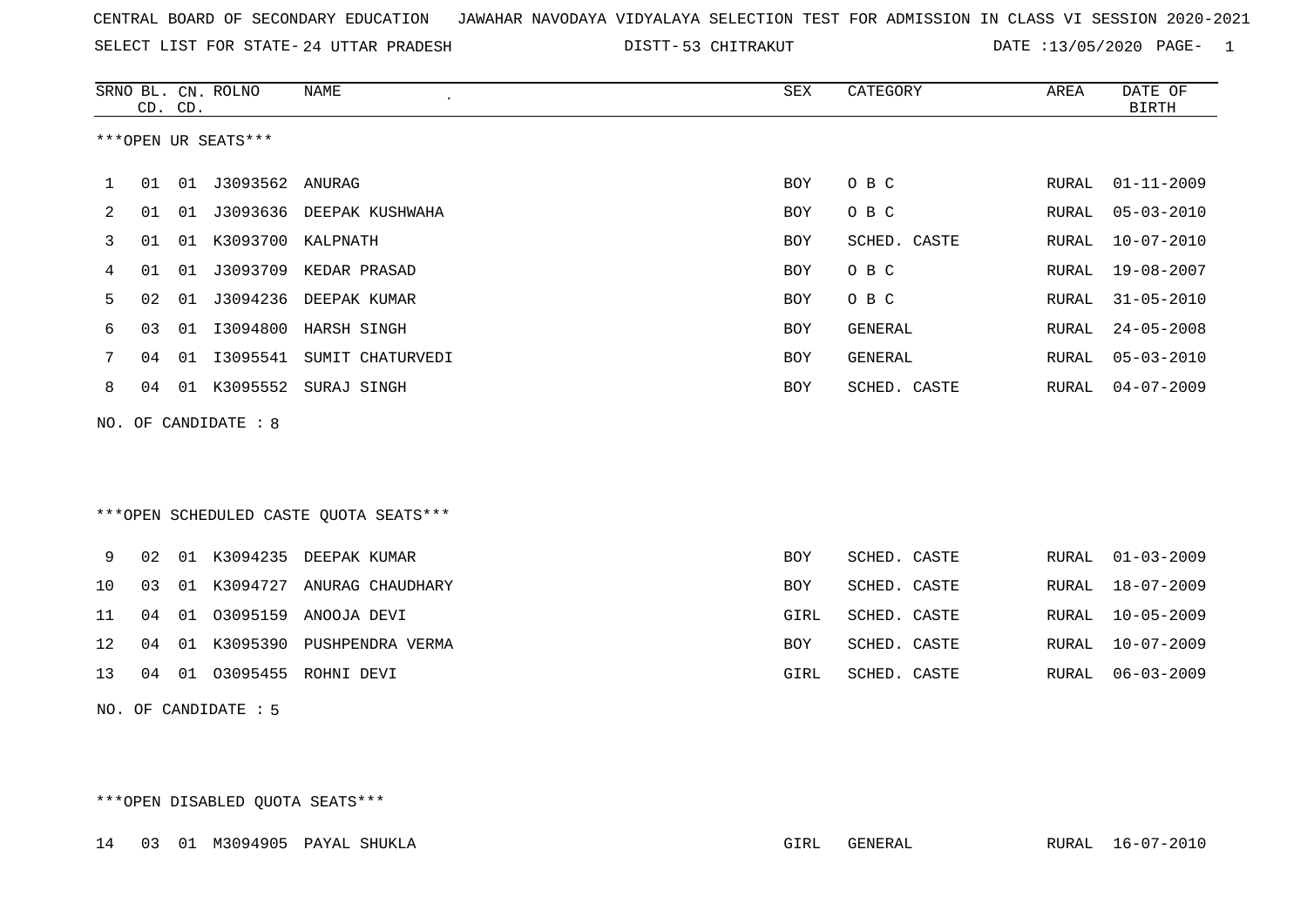CENTRAL BOARD OF SECONDARY EDUCATION   JAWAHAR NAVODAYA VIDYALAYA SELECTION TEST FOR ADMISSION IN CLASS VI SESSION 2020-2021

SELECT LIST FOR STATE- 24 UTTAR PRADESH   DISTT- 53 CHITRAKUT   DATE :13/05/2020

***OPEN UR SEATS***

| SRNO | BL. CD. | CN. CD. | ROLNO | NAME | SEX | CATEGORY | AREA | DATE OF BIRTH |
|---|---|---|---|---|---|---|---|---|
| 1 | 01 | 01 | J3093562 | ANURAG | BOY | O B C | RURAL | 01-11-2009 |
| 2 | 01 | 01 | J3093636 | DEEPAK KUSHWAHA | BOY | O B C | RURAL | 05-03-2010 |
| 3 | 01 | 01 | K3093700 | KALPNATH | BOY | SCHED. CASTE | RURAL | 10-07-2010 |
| 4 | 01 | 01 | J3093709 | KEDAR PRASAD | BOY | O B C | RURAL | 19-08-2007 |
| 5 | 02 | 01 | J3094236 | DEEPAK KUMAR | BOY | O B C | RURAL | 31-05-2010 |
| 6 | 03 | 01 | I3094800 | HARSH SINGH | BOY | GENERAL | RURAL | 24-05-2008 |
| 7 | 04 | 01 | I3095541 | SUMIT CHATURVEDI | BOY | GENERAL | RURAL | 05-03-2010 |
| 8 | 04 | 01 | K3095552 | SURAJ SINGH | BOY | SCHED. CASTE | RURAL | 04-07-2009 |

NO. OF CANDIDATE : 8

***OPEN SCHEDULED CASTE QUOTA SEATS***

| SRNO | BL. CD. | CN. CD. | ROLNO | NAME | SEX | CATEGORY | AREA | DATE OF BIRTH |
|---|---|---|---|---|---|---|---|---|
| 9 | 02 | 01 | K3094235 | DEEPAK KUMAR | BOY | SCHED. CASTE | RURAL | 01-03-2009 |
| 10 | 03 | 01 | K3094727 | ANURAG CHAUDHARY | BOY | SCHED. CASTE | RURAL | 18-07-2009 |
| 11 | 04 | 01 | O3095159 | ANOOJA DEVI | GIRL | SCHED. CASTE | RURAL | 10-05-2009 |
| 12 | 04 | 01 | K3095390 | PUSHPENDRA VERMA | BOY | SCHED. CASTE | RURAL | 10-07-2009 |
| 13 | 04 | 01 | O3095455 | ROHNI DEVI | GIRL | SCHED. CASTE | RURAL | 06-03-2009 |

NO. OF CANDIDATE : 5

***OPEN DISABLED QUOTA SEATS***

| SRNO | BL. CD. | CN. CD. | ROLNO | NAME | SEX | CATEGORY | AREA | DATE OF BIRTH |
|---|---|---|---|---|---|---|---|---|
| 14 | 03 | 01 | M3094905 | PAYAL SHUKLA | GIRL | GENERAL | RURAL | 16-07-2010 |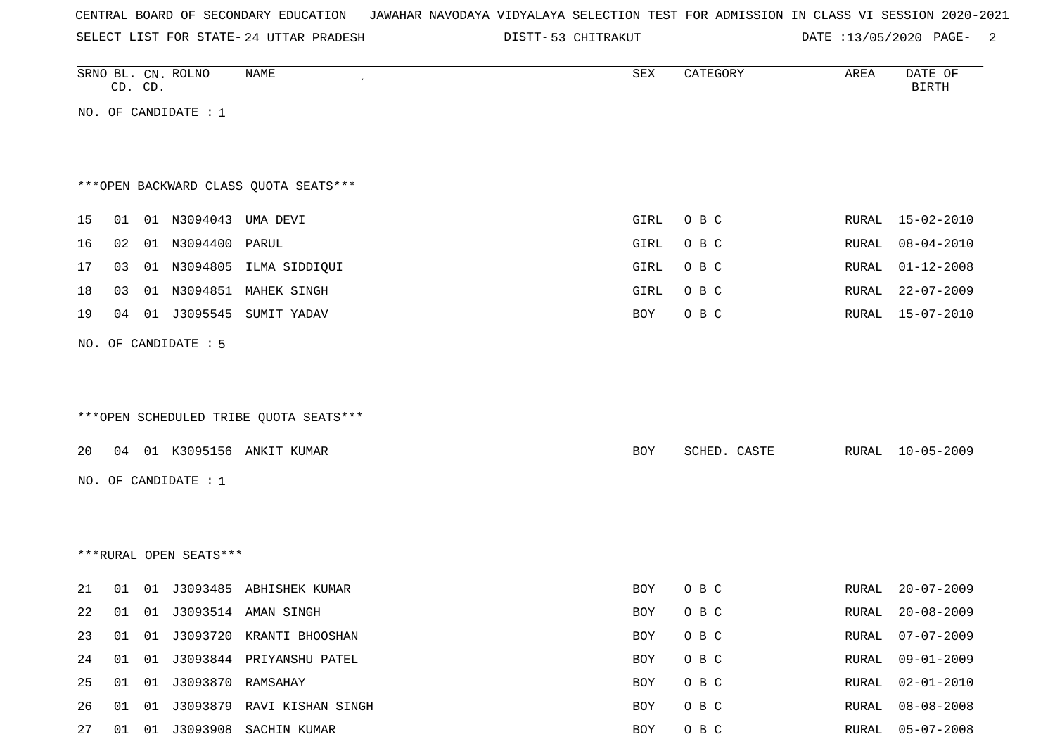CENTRAL BOARD OF SECONDARY EDUCATION JAWAHAR NAVODAYA VIDYALAYA SELECTION TEST FOR ADMISSION IN CLASS VI SESSION 2020-2021

SELECT LIST FOR STATE- 24 UTTAR PRADESH DISTT- 53 CHITRAKUT DATE :13/05/2020

| SRNO | BL. CD. | CN. CD. | ROLNO | NAME | SEX | CATEGORY | AREA | DATE OF BIRTH |
|---|---|---|---|---|---|---|---|---|

NO. OF CANDIDATE : 1

***OPEN BACKWARD CLASS QUOTA SEATS***

| SRNO | BL. CD. | CN. CD. | ROLNO | NAME | SEX | CATEGORY | AREA | DATE OF BIRTH |
|---|---|---|---|---|---|---|---|---|
| 15 | 01 | 01 | N3094043 | UMA DEVI | GIRL | O B C | RURAL | 15-02-2010 |
| 16 | 02 | 01 | N3094400 | PARUL | GIRL | O B C | RURAL | 08-04-2010 |
| 17 | 03 | 01 | N3094805 | ILMA SIDDIQUI | GIRL | O B C | RURAL | 01-12-2008 |
| 18 | 03 | 01 | N3094851 | MAHEK SINGH | GIRL | O B C | RURAL | 22-07-2009 |
| 19 | 04 | 01 | J3095545 | SUMIT YADAV | BOY | O B C | RURAL | 15-07-2010 |

NO. OF CANDIDATE : 5

***OPEN SCHEDULED TRIBE QUOTA SEATS***

| SRNO | BL. CD. | CN. CD. | ROLNO | NAME | SEX | CATEGORY | AREA | DATE OF BIRTH |
|---|---|---|---|---|---|---|---|---|
| 20 | 04 | 01 | K3095156 | ANKIT KUMAR | BOY | SCHED. CASTE | RURAL | 10-05-2009 |

NO. OF CANDIDATE : 1

***RURAL OPEN SEATS***

| SRNO | BL. CD. | CN. CD. | ROLNO | NAME | SEX | CATEGORY | AREA | DATE OF BIRTH |
|---|---|---|---|---|---|---|---|---|
| 21 | 01 | 01 | J3093485 | ABHISHEK KUMAR | BOY | O B C | RURAL | 20-07-2009 |
| 22 | 01 | 01 | J3093514 | AMAN SINGH | BOY | O B C | RURAL | 20-08-2009 |
| 23 | 01 | 01 | J3093720 | KRANTI BHOOSHAN | BOY | O B C | RURAL | 07-07-2009 |
| 24 | 01 | 01 | J3093844 | PRIYANSHU PATEL | BOY | O B C | RURAL | 09-01-2009 |
| 25 | 01 | 01 | J3093870 | RAMSAHAY | BOY | O B C | RURAL | 02-01-2010 |
| 26 | 01 | 01 | J3093879 | RAVI KISHAN SINGH | BOY | O B C | RURAL | 08-08-2008 |
| 27 | 01 | 01 | J3093908 | SACHIN KUMAR | BOY | O B C | RURAL | 05-07-2008 |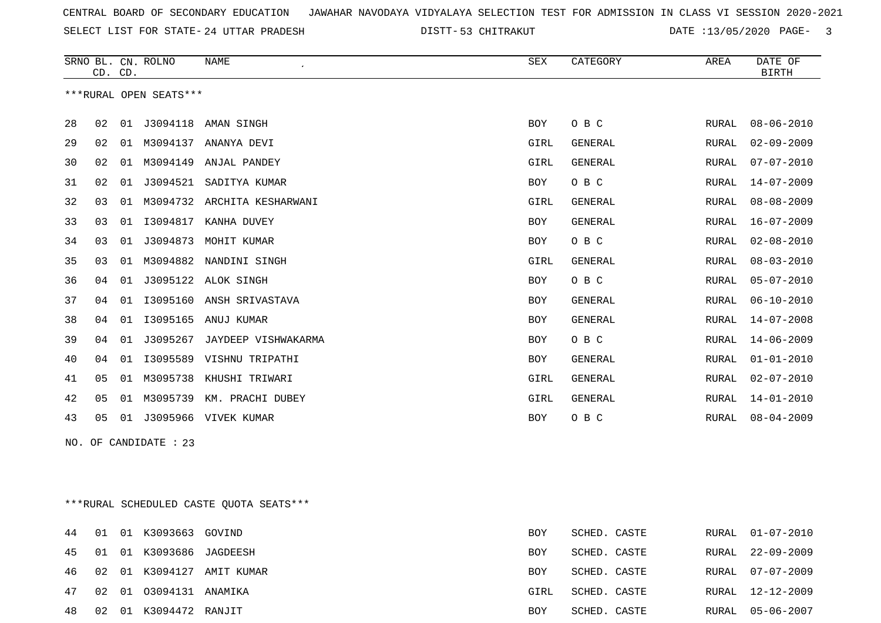CENTRAL BOARD OF SECONDARY EDUCATION JAWAHAR NAVODAYA VIDYALAYA SELECTION TEST FOR ADMISSION IN CLASS VI SESSION 2020-2021

SELECT LIST FOR STATE- 24 UTTAR PRADESH DISTT- 53 CHITRAKUT DATE :13/05/2020

***RURAL OPEN SEATS***

| SRNO | BL. CD. | CN. CD. | ROLNO | NAME | SEX | CATEGORY | AREA | DATE OF BIRTH |
|---|---|---|---|---|---|---|---|---|
| 28 | 02 | 01 | J3094118 | AMAN SINGH | BOY | O B C | RURAL | 08-06-2010 |
| 29 | 02 | 01 | M3094137 | ANANYA DEVI | GIRL | GENERAL | RURAL | 02-09-2009 |
| 30 | 02 | 01 | M3094149 | ANJAL PANDEY | GIRL | GENERAL | RURAL | 07-07-2010 |
| 31 | 02 | 01 | J3094521 | SADITYA KUMAR | BOY | O B C | RURAL | 14-07-2009 |
| 32 | 03 | 01 | M3094732 | ARCHITA KESHARWANI | GIRL | GENERAL | RURAL | 08-08-2009 |
| 33 | 03 | 01 | I3094817 | KANHA DUVEY | BOY | GENERAL | RURAL | 16-07-2009 |
| 34 | 03 | 01 | J3094873 | MOHIT KUMAR | BOY | O B C | RURAL | 02-08-2010 |
| 35 | 03 | 01 | M3094882 | NANDINI SINGH | GIRL | GENERAL | RURAL | 08-03-2010 |
| 36 | 04 | 01 | J3095122 | ALOK SINGH | BOY | O B C | RURAL | 05-07-2010 |
| 37 | 04 | 01 | I3095160 | ANSH SRIVASTAVA | BOY | GENERAL | RURAL | 06-10-2010 |
| 38 | 04 | 01 | I3095165 | ANUJ KUMAR | BOY | GENERAL | RURAL | 14-07-2008 |
| 39 | 04 | 01 | J3095267 | JAYDEEP VISHWAKARMA | BOY | O B C | RURAL | 14-06-2009 |
| 40 | 04 | 01 | I3095589 | VISHNU TRIPATHI | BOY | GENERAL | RURAL | 01-01-2010 |
| 41 | 05 | 01 | M3095738 | KHUSHI TRIWARI | GIRL | GENERAL | RURAL | 02-07-2010 |
| 42 | 05 | 01 | M3095739 | KM. PRACHI DUBEY | GIRL | GENERAL | RURAL | 14-01-2010 |
| 43 | 05 | 01 | J3095966 | VIVEK KUMAR | BOY | O B C | RURAL | 08-04-2009 |

NO. OF CANDIDATE : 23

***RURAL SCHEDULED CASTE QUOTA SEATS***

| SRNO | BL. CD. | CN. CD. | ROLNO | NAME | SEX | CATEGORY | AREA | DATE OF BIRTH |
|---|---|---|---|---|---|---|---|---|
| 44 | 01 | 01 | K3093663 | GOVIND | BOY | SCHED. CASTE | RURAL | 01-07-2010 |
| 45 | 01 | 01 | K3093686 | JAGDEESH | BOY | SCHED. CASTE | RURAL | 22-09-2009 |
| 46 | 02 | 01 | K3094127 | AMIT KUMAR | BOY | SCHED. CASTE | RURAL | 07-07-2009 |
| 47 | 02 | 01 | O3094131 | ANAMIKA | GIRL | SCHED. CASTE | RURAL | 12-12-2009 |
| 48 | 02 | 01 | K3094472 | RANJIT | BOY | SCHED. CASTE | RURAL | 05-06-2007 |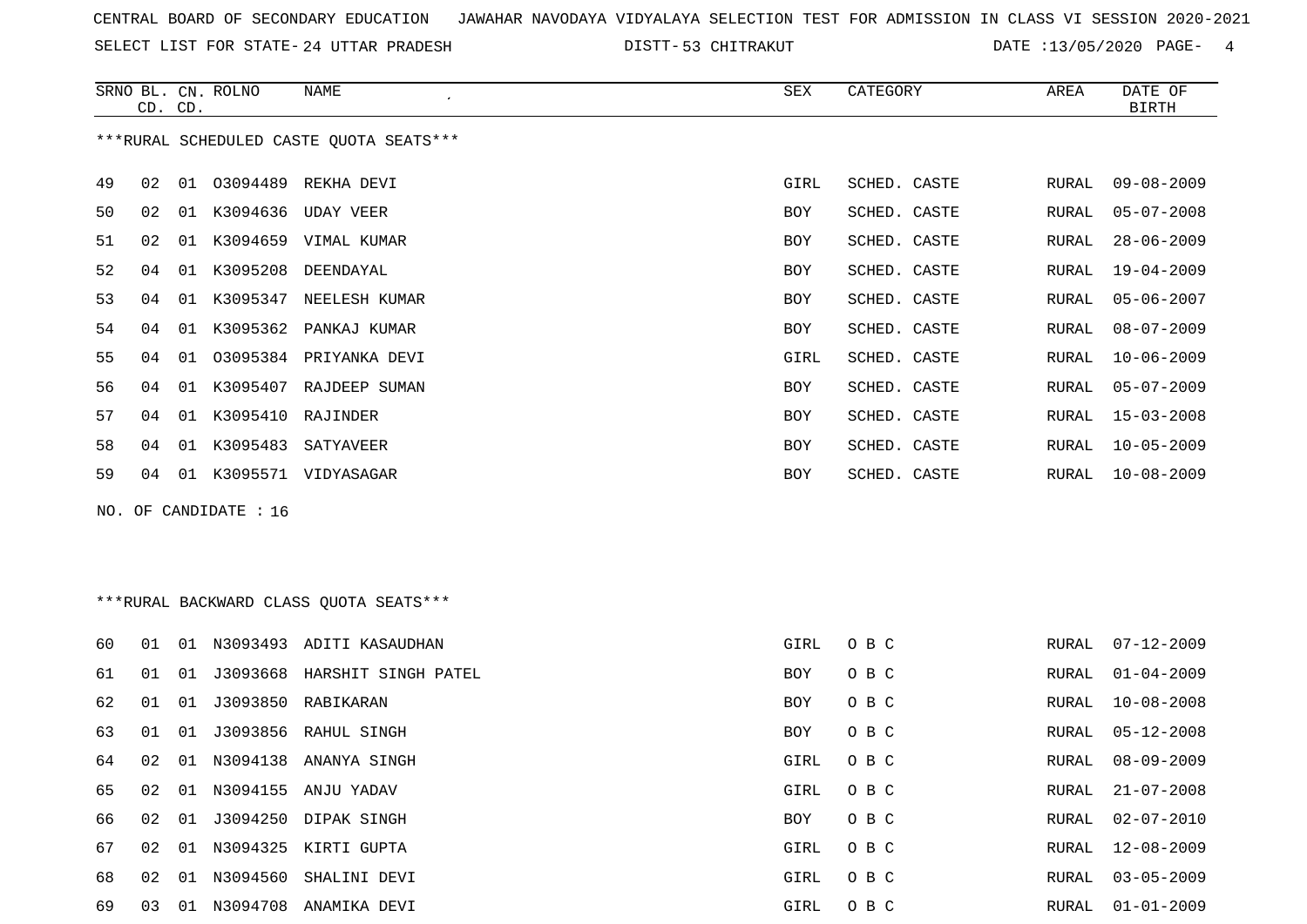CENTRAL BOARD OF SECONDARY EDUCATION JAWAHAR NAVODAYA VIDYALAYA SELECTION TEST FOR ADMISSION IN CLASS VI SESSION 2020-2021

SELECT LIST FOR STATE- 24 UTTAR PRADESH DISTT- 53 CHITRAKUT DATE :13/05/2020

***RURAL SCHEDULED CASTE QUOTA SEATS***

| SRNO | BL. CD. | CN. CD. | ROLNO | NAME | SEX | CATEGORY | AREA | DATE OF BIRTH |
|---|---|---|---|---|---|---|---|---|
| 49 | 02 | 01 | O3094489 | REKHA DEVI | GIRL | SCHED. CASTE | RURAL | 09-08-2009 |
| 50 | 02 | 01 | K3094636 | UDAY VEER | BOY | SCHED. CASTE | RURAL | 05-07-2008 |
| 51 | 02 | 01 | K3094659 | VIMAL KUMAR | BOY | SCHED. CASTE | RURAL | 28-06-2009 |
| 52 | 04 | 01 | K3095208 | DEENDAYAL | BOY | SCHED. CASTE | RURAL | 19-04-2009 |
| 53 | 04 | 01 | K3095347 | NEELESH KUMAR | BOY | SCHED. CASTE | RURAL | 05-06-2007 |
| 54 | 04 | 01 | K3095362 | PANKAJ KUMAR | BOY | SCHED. CASTE | RURAL | 08-07-2009 |
| 55 | 04 | 01 | O3095384 | PRIYANKA DEVI | GIRL | SCHED. CASTE | RURAL | 10-06-2009 |
| 56 | 04 | 01 | K3095407 | RAJDEEP SUMAN | BOY | SCHED. CASTE | RURAL | 05-07-2009 |
| 57 | 04 | 01 | K3095410 | RAJINDER | BOY | SCHED. CASTE | RURAL | 15-03-2008 |
| 58 | 04 | 01 | K3095483 | SATYAVEER | BOY | SCHED. CASTE | RURAL | 10-05-2009 |
| 59 | 04 | 01 | K3095571 | VIDYASAGAR | BOY | SCHED. CASTE | RURAL | 10-08-2009 |

NO. OF CANDIDATE : 16

***RURAL BACKWARD CLASS QUOTA SEATS***

| SRNO | BL. CD. | CN. CD. | ROLNO | NAME | SEX | CATEGORY | AREA | DATE OF BIRTH |
|---|---|---|---|---|---|---|---|---|
| 60 | 01 | 01 | N3093493 | ADITI KASAUDHAN | GIRL | O B C | RURAL | 07-12-2009 |
| 61 | 01 | 01 | J3093668 | HARSHIT SINGH PATEL | BOY | O B C | RURAL | 01-04-2009 |
| 62 | 01 | 01 | J3093850 | RABIKARAN | BOY | O B C | RURAL | 10-08-2008 |
| 63 | 01 | 01 | J3093856 | RAHUL SINGH | BOY | O B C | RURAL | 05-12-2008 |
| 64 | 02 | 01 | N3094138 | ANANYA SINGH | GIRL | O B C | RURAL | 08-09-2009 |
| 65 | 02 | 01 | N3094155 | ANJU YADAV | GIRL | O B C | RURAL | 21-07-2008 |
| 66 | 02 | 01 | J3094250 | DIPAK SINGH | BOY | O B C | RURAL | 02-07-2010 |
| 67 | 02 | 01 | N3094325 | KIRTI GUPTA | GIRL | O B C | RURAL | 12-08-2009 |
| 68 | 02 | 01 | N3094560 | SHALINI DEVI | GIRL | O B C | RURAL | 03-05-2009 |
| 69 | 03 | 01 | N3094708 | ANAMIKA DEVI | GIRL | O B C | RURAL | 01-01-2009 |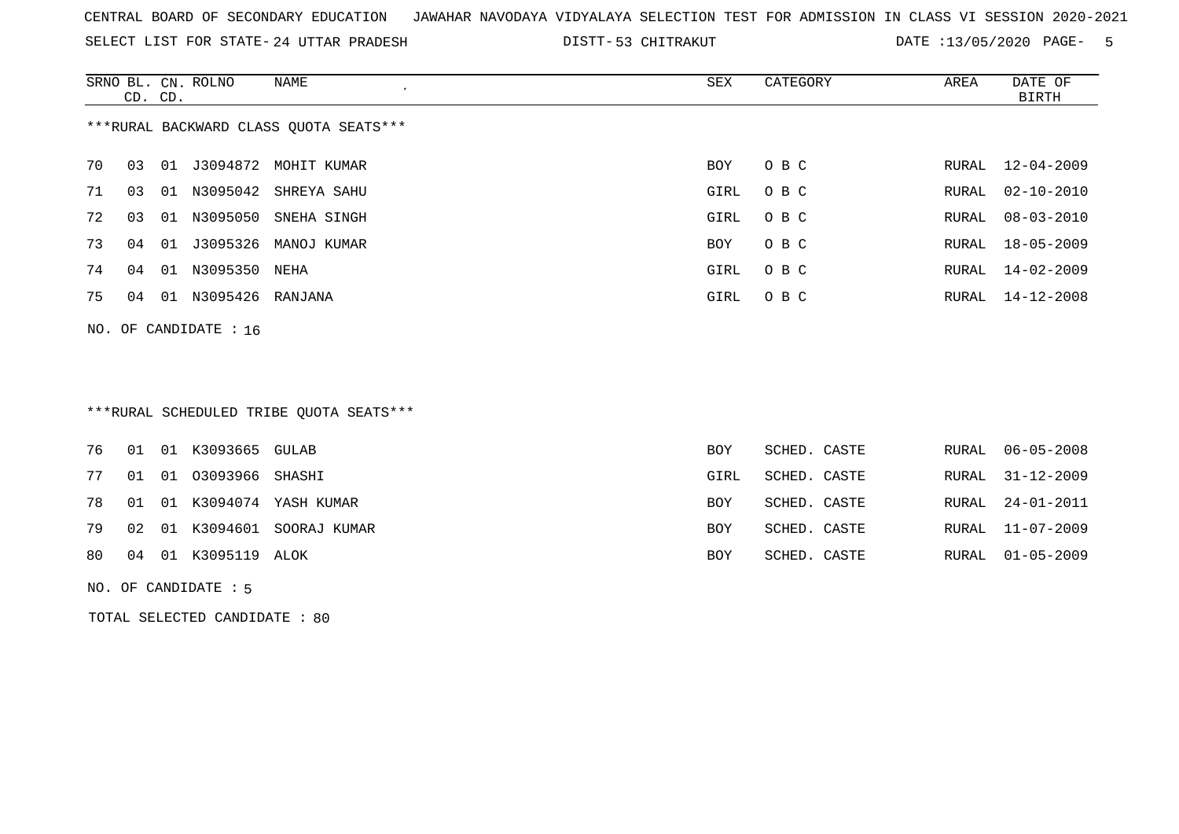CENTRAL BOARD OF SECONDARY EDUCATION JAWAHAR NAVODAYA VIDYALAYA SELECTION TEST FOR ADMISSION IN CLASS VI SESSION 2020-2021

SELECT LIST FOR STATE- 24 UTTAR PRADESH DISTT- 53 CHITRAKUT DATE :13/05/2020 PAGE- 5

***RURAL BACKWARD CLASS QUOTA SEATS***

| SRNO | BL. CD. | CN. CD. | ROLNO | NAME | SEX | CATEGORY | AREA | DATE OF BIRTH |
|---|---|---|---|---|---|---|---|---|
| 70 | 03 | 01 | J3094872 | MOHIT KUMAR | BOY | O B C | RURAL | 12-04-2009 |
| 71 | 03 | 01 | N3095042 | SHREYA SAHU | GIRL | O B C | RURAL | 02-10-2010 |
| 72 | 03 | 01 | N3095050 | SNEHA SINGH | GIRL | O B C | RURAL | 08-03-2010 |
| 73 | 04 | 01 | J3095326 | MANOJ KUMAR | BOY | O B C | RURAL | 18-05-2009 |
| 74 | 04 | 01 | N3095350 | NEHA | GIRL | O B C | RURAL | 14-02-2009 |
| 75 | 04 | 01 | N3095426 | RANJANA | GIRL | O B C | RURAL | 14-12-2008 |

NO. OF CANDIDATE : 16

***RURAL SCHEDULED TRIBE QUOTA SEATS***

| SRNO | BL. CD. | CN. CD. | ROLNO | NAME | SEX | CATEGORY | AREA | DATE OF BIRTH |
|---|---|---|---|---|---|---|---|---|
| 76 | 01 | 01 | K3093665 | GULAB | BOY | SCHED. CASTE | RURAL | 06-05-2008 |
| 77 | 01 | 01 | O3093966 | SHASHI | GIRL | SCHED. CASTE | RURAL | 31-12-2009 |
| 78 | 01 | 01 | K3094074 | YASH KUMAR | BOY | SCHED. CASTE | RURAL | 24-01-2011 |
| 79 | 02 | 01 | K3094601 | SOORAJ KUMAR | BOY | SCHED. CASTE | RURAL | 11-07-2009 |
| 80 | 04 | 01 | K3095119 | ALOK | BOY | SCHED. CASTE | RURAL | 01-05-2009 |

NO. OF CANDIDATE : 5

TOTAL SELECTED CANDIDATE : 80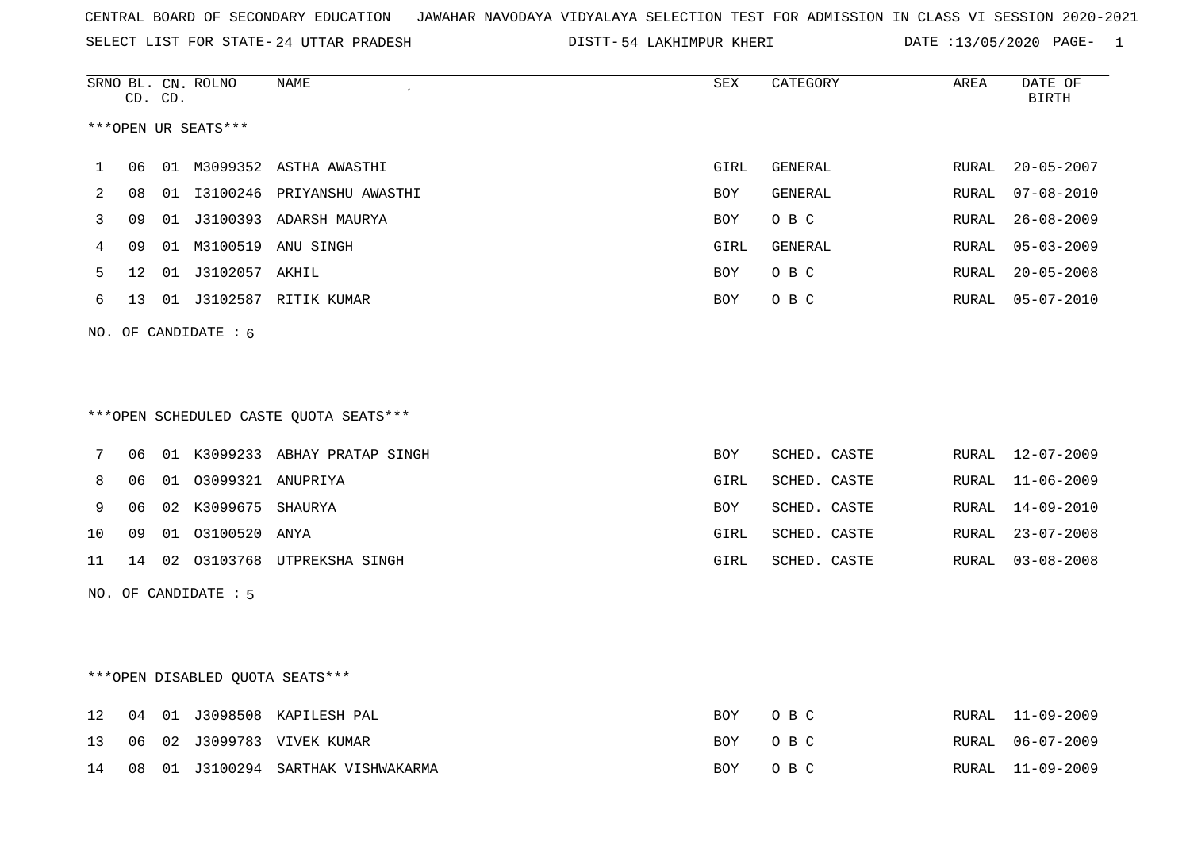CENTRAL BOARD OF SECONDARY EDUCATION JAWAHAR NAVODAYA VIDYALAYA SELECTION TEST FOR ADMISSION IN CLASS VI SESSION 2020-2021

SELECT LIST FOR STATE- 24 UTTAR PRADESH DISTT- 54 LAKHIMPUR KHERI DATE :13/05/2020 PAGE- 1

| SRNO | BL. CD. | CN. CD. | ROLNO | NAME | SEX | CATEGORY | AREA | DATE OF BIRTH |
|---|---|---|---|---|---|---|---|---|

***OPEN UR SEATS***

| SRNO | BL. CD. | CN. CD. | ROLNO | NAME | SEX | CATEGORY | AREA | DATE OF BIRTH |
|---|---|---|---|---|---|---|---|---|
| 1 | 06 | 01 | M3099352 | ASTHA AWASTHI | GIRL | GENERAL | RURAL | 20-05-2007 |
| 2 | 08 | 01 | I3100246 | PRIYANSHU AWASTHI | BOY | GENERAL | RURAL | 07-08-2010 |
| 3 | 09 | 01 | J3100393 | ADARSH MAURYA | BOY | O B C | RURAL | 26-08-2009 |
| 4 | 09 | 01 | M3100519 | ANU SINGH | GIRL | GENERAL | RURAL | 05-03-2009 |
| 5 | 12 | 01 | J3102057 | AKHIL | BOY | O B C | RURAL | 20-05-2008 |
| 6 | 13 | 01 | J3102587 | RITIK KUMAR | BOY | O B C | RURAL | 05-07-2010 |

NO. OF CANDIDATE : 6

***OPEN SCHEDULED CASTE QUOTA SEATS***

| SRNO | BL. CD. | CN. CD. | ROLNO | NAME | SEX | CATEGORY | AREA | DATE OF BIRTH |
|---|---|---|---|---|---|---|---|---|
| 7 | 06 | 01 | K3099233 | ABHAY PRATAP SINGH | BOY | SCHED. CASTE | RURAL | 12-07-2009 |
| 8 | 06 | 01 | O3099321 | ANUPRIYA | GIRL | SCHED. CASTE | RURAL | 11-06-2009 |
| 9 | 06 | 02 | K3099675 | SHAURYA | BOY | SCHED. CASTE | RURAL | 14-09-2010 |
| 10 | 09 | 01 | O3100520 | ANYA | GIRL | SCHED. CASTE | RURAL | 23-07-2008 |
| 11 | 14 | 02 | O3103768 | UTPREKSHA SINGH | GIRL | SCHED. CASTE | RURAL | 03-08-2008 |

NO. OF CANDIDATE : 5

***OPEN DISABLED QUOTA SEATS***

| SRNO | BL. CD. | CN. CD. | ROLNO | NAME | SEX | CATEGORY | AREA | DATE OF BIRTH |
|---|---|---|---|---|---|---|---|---|
| 12 | 04 | 01 | J3098508 | KAPILESH PAL | BOY | O B C | RURAL | 11-09-2009 |
| 13 | 06 | 02 | J3099783 | VIVEK KUMAR | BOY | O B C | RURAL | 06-07-2009 |
| 14 | 08 | 01 | J3100294 | SARTHAK VISHWAKARMA | BOY | O B C | RURAL | 11-09-2009 |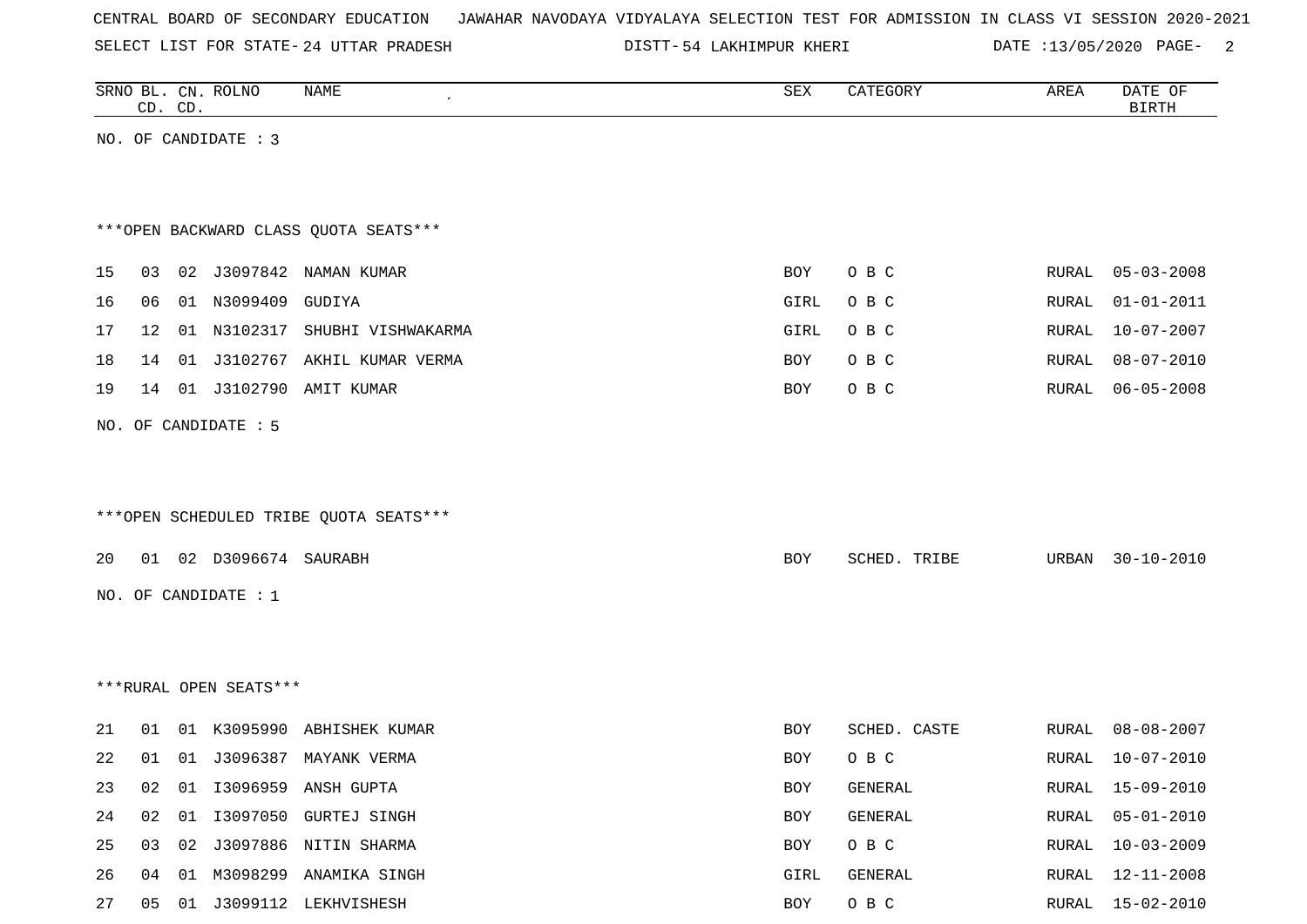CENTRAL BOARD OF SECONDARY EDUCATION JAWAHAR NAVODAYA VIDYALAYA SELECTION TEST FOR ADMISSION IN CLASS VI SESSION 2020-2021

SELECT LIST FOR STATE- 24 UTTAR PRADESH DISTT- 54 LAKHIMPUR KHERI DATE :13/05/2020

| SRNO | BL. CD. | CN. CD. | ROLNO | NAME | SEX | CATEGORY | AREA | DATE OF BIRTH |
|---|---|---|---|---|---|---|---|---|

NO. OF CANDIDATE : 3

***OPEN BACKWARD CLASS QUOTA SEATS***

| SRNO | BL. CD. | CN. CD. | ROLNO | NAME | SEX | CATEGORY | AREA | DATE OF BIRTH |
|---|---|---|---|---|---|---|---|---|
| 15 | 03 | 02 | J3097842 | NAMAN KUMAR | BOY | O B C | RURAL | 05-03-2008 |
| 16 | 06 | 01 | N3099409 | GUDIYA | GIRL | O B C | RURAL | 01-01-2011 |
| 17 | 12 | 01 | N3102317 | SHUBHI VISHWAKARMA | GIRL | O B C | RURAL | 10-07-2007 |
| 18 | 14 | 01 | J3102767 | AKHIL KUMAR VERMA | BOY | O B C | RURAL | 08-07-2010 |
| 19 | 14 | 01 | J3102790 | AMIT KUMAR | BOY | O B C | RURAL | 06-05-2008 |

NO. OF CANDIDATE : 5

***OPEN SCHEDULED TRIBE QUOTA SEATS***

| SRNO | BL. CD. | CN. CD. | ROLNO | NAME | SEX | CATEGORY | AREA | DATE OF BIRTH |
|---|---|---|---|---|---|---|---|---|
| 20 | 01 | 02 | D3096674 | SAURABH | BOY | SCHED. TRIBE | URBAN | 30-10-2010 |

NO. OF CANDIDATE : 1

***RURAL OPEN SEATS***

| SRNO | BL. CD. | CN. CD. | ROLNO | NAME | SEX | CATEGORY | AREA | DATE OF BIRTH |
|---|---|---|---|---|---|---|---|---|
| 21 | 01 | 01 | K3095990 | ABHISHEK KUMAR | BOY | SCHED. CASTE | RURAL | 08-08-2007 |
| 22 | 01 | 01 | J3096387 | MAYANK VERMA | BOY | O B C | RURAL | 10-07-2010 |
| 23 | 02 | 01 | I3096959 | ANSH GUPTA | BOY | GENERAL | RURAL | 15-09-2010 |
| 24 | 02 | 01 | I3097050 | GURTEJ SINGH | BOY | GENERAL | RURAL | 05-01-2010 |
| 25 | 03 | 02 | J3097886 | NITIN SHARMA | BOY | O B C | RURAL | 10-03-2009 |
| 26 | 04 | 01 | M3098299 | ANAMIKA SINGH | GIRL | GENERAL | RURAL | 12-11-2008 |
| 27 | 05 | 01 | J3099112 | LEKHVISHESH | BOY | O B C | RURAL | 15-02-2010 |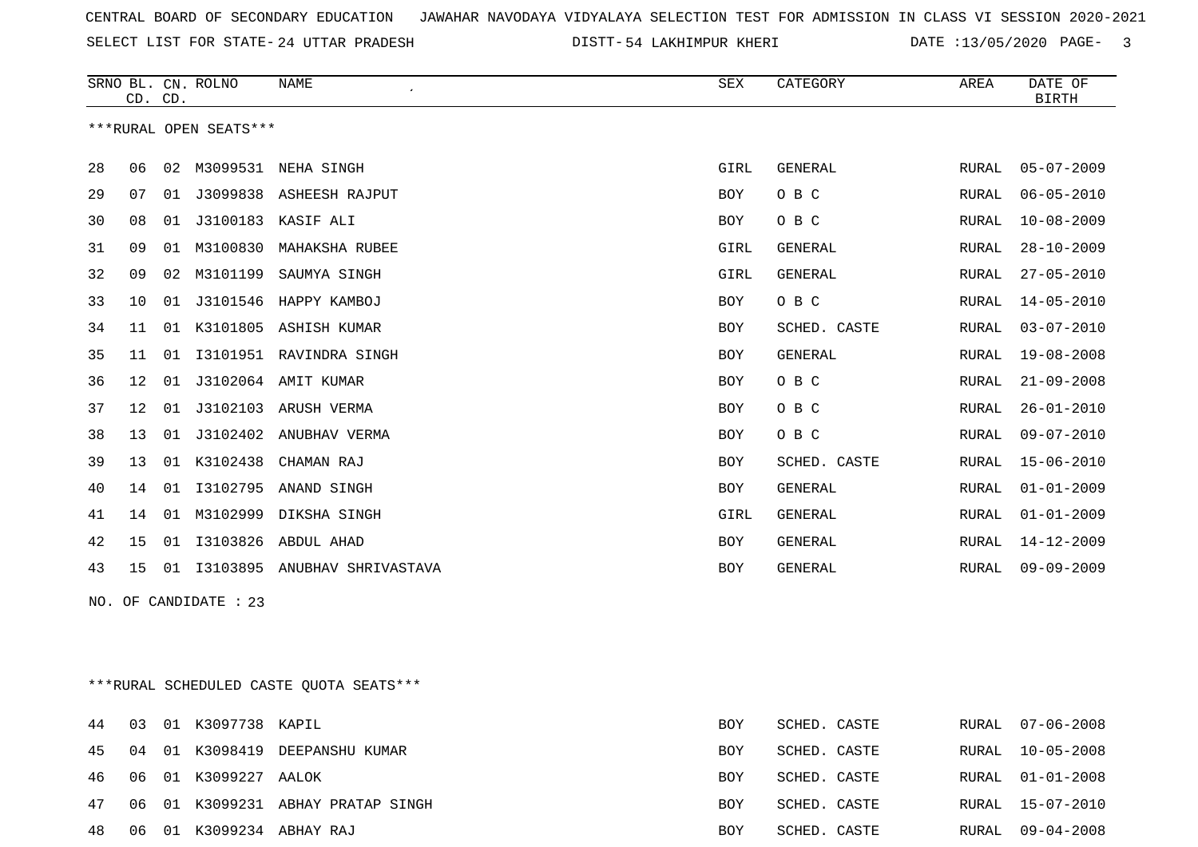CENTRAL BOARD OF SECONDARY EDUCATION JAWAHAR NAVODAYA VIDYALAYA SELECTION TEST FOR ADMISSION IN CLASS VI SESSION 2020-2021

SELECT LIST FOR STATE- 24 UTTAR PRADESH DISTT- 54 LAKHIMPUR KHERI DATE :13/05/2020

***RURAL OPEN SEATS***

| SRNO | BL. CD. | CN. CD. | ROLNO | NAME | SEX | CATEGORY | AREA | DATE OF BIRTH |
|---|---|---|---|---|---|---|---|---|
| 28 | 06 | 02 | M3099531 | NEHA SINGH | GIRL | GENERAL | RURAL | 05-07-2009 |
| 29 | 07 | 01 | J3099838 | ASHEESH RAJPUT | BOY | O B C | RURAL | 06-05-2010 |
| 30 | 08 | 01 | J3100183 | KASIF ALI | BOY | O B C | RURAL | 10-08-2009 |
| 31 | 09 | 01 | M3100830 | MAHAKSHA RUBEE | GIRL | GENERAL | RURAL | 28-10-2009 |
| 32 | 09 | 02 | M3101199 | SAUMYA SINGH | GIRL | GENERAL | RURAL | 27-05-2010 |
| 33 | 10 | 01 | J3101546 | HAPPY KAMBOJ | BOY | O B C | RURAL | 14-05-2010 |
| 34 | 11 | 01 | K3101805 | ASHISH KUMAR | BOY | SCHED. CASTE | RURAL | 03-07-2010 |
| 35 | 11 | 01 | I3101951 | RAVINDRA SINGH | BOY | GENERAL | RURAL | 19-08-2008 |
| 36 | 12 | 01 | J3102064 | AMIT KUMAR | BOY | O B C | RURAL | 21-09-2008 |
| 37 | 12 | 01 | J3102103 | ARUSH VERMA | BOY | O B C | RURAL | 26-01-2010 |
| 38 | 13 | 01 | J3102402 | ANUBHAV VERMA | BOY | O B C | RURAL | 09-07-2010 |
| 39 | 13 | 01 | K3102438 | CHAMAN RAJ | BOY | SCHED. CASTE | RURAL | 15-06-2010 |
| 40 | 14 | 01 | I3102795 | ANAND SINGH | BOY | GENERAL | RURAL | 01-01-2009 |
| 41 | 14 | 01 | M3102999 | DIKSHA SINGH | GIRL | GENERAL | RURAL | 01-01-2009 |
| 42 | 15 | 01 | I3103826 | ABDUL AHAD | BOY | GENERAL | RURAL | 14-12-2009 |
| 43 | 15 | 01 | I3103895 | ANUBHAV SHRIVASTAVA | BOY | GENERAL | RURAL | 09-09-2009 |

NO. OF CANDIDATE : 23

***RURAL SCHEDULED CASTE QUOTA SEATS***

| SRNO | BL. CD. | CN. CD. | ROLNO | NAME | SEX | CATEGORY | AREA | DATE OF BIRTH |
|---|---|---|---|---|---|---|---|---|
| 44 | 03 | 01 | K3097738 | KAPIL | BOY | SCHED. CASTE | RURAL | 07-06-2008 |
| 45 | 04 | 01 | K3098419 | DEEPANSHU KUMAR | BOY | SCHED. CASTE | RURAL | 10-05-2008 |
| 46 | 06 | 01 | K3099227 | AALOK | BOY | SCHED. CASTE | RURAL | 01-01-2008 |
| 47 | 06 | 01 | K3099231 | ABHAY PRATAP SINGH | BOY | SCHED. CASTE | RURAL | 15-07-2010 |
| 48 | 06 | 01 | K3099234 | ABHAY RAJ | BOY | SCHED. CASTE | RURAL | 09-04-2008 |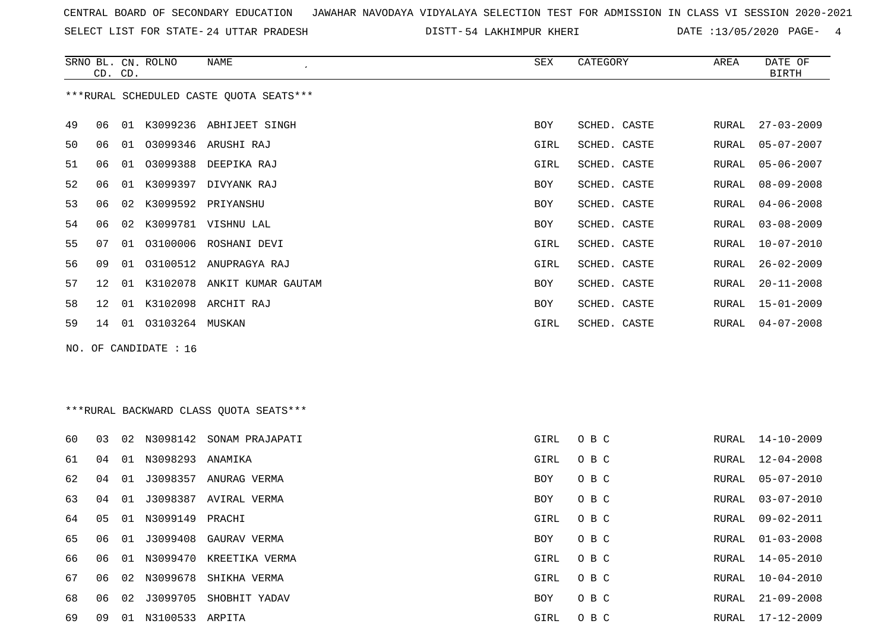CENTRAL BOARD OF SECONDARY EDUCATION   JAWAHAR NAVODAYA VIDYALAYA SELECTION TEST FOR ADMISSION IN CLASS VI SESSION 2020-2021

SELECT LIST FOR STATE- 24 UTTAR PRADESH   DISTT- 54 LAKHIMPUR KHERI   DATE :13/05/2020

***RURAL SCHEDULED CASTE QUOTA SEATS***

| SRNO | BL. CD. | CN. CD. | ROLNO | NAME | SEX | CATEGORY | AREA | DATE OF BIRTH |
|---|---|---|---|---|---|---|---|---|
| 49 | 06 | 01 | K3099236 | ABHIJEET SINGH | BOY | SCHED. CASTE | RURAL | 27-03-2009 |
| 50 | 06 | 01 | O3099346 | ARUSHI RAJ | GIRL | SCHED. CASTE | RURAL | 05-07-2007 |
| 51 | 06 | 01 | O3099388 | DEEPIKA RAJ | GIRL | SCHED. CASTE | RURAL | 05-06-2007 |
| 52 | 06 | 01 | K3099397 | DIVYANK RAJ | BOY | SCHED. CASTE | RURAL | 08-09-2008 |
| 53 | 06 | 02 | K3099592 | PRIYANSHU | BOY | SCHED. CASTE | RURAL | 04-06-2008 |
| 54 | 06 | 02 | K3099781 | VISHNU LAL | BOY | SCHED. CASTE | RURAL | 03-08-2009 |
| 55 | 07 | 01 | O3100006 | ROSHANI DEVI | GIRL | SCHED. CASTE | RURAL | 10-07-2010 |
| 56 | 09 | 01 | O3100512 | ANUPRAGYA RAJ | GIRL | SCHED. CASTE | RURAL | 26-02-2009 |
| 57 | 12 | 01 | K3102078 | ANKIT KUMAR GAUTAM | BOY | SCHED. CASTE | RURAL | 20-11-2008 |
| 58 | 12 | 01 | K3102098 | ARCHIT RAJ | BOY | SCHED. CASTE | RURAL | 15-01-2009 |
| 59 | 14 | 01 | O3103264 | MUSKAN | GIRL | SCHED. CASTE | RURAL | 04-07-2008 |

NO. OF CANDIDATE : 16

***RURAL BACKWARD CLASS QUOTA SEATS***

| SRNO | BL. CD. | CN. CD. | ROLNO | NAME | SEX | CATEGORY | AREA | DATE OF BIRTH |
|---|---|---|---|---|---|---|---|---|
| 60 | 03 | 02 | N3098142 | SONAM PRAJAPATI | GIRL | O B C | RURAL | 14-10-2009 |
| 61 | 04 | 01 | N3098293 | ANAMIKA | GIRL | O B C | RURAL | 12-04-2008 |
| 62 | 04 | 01 | J3098357 | ANURAG VERMA | BOY | O B C | RURAL | 05-07-2010 |
| 63 | 04 | 01 | J3098387 | AVIRAL VERMA | BOY | O B C | RURAL | 03-07-2010 |
| 64 | 05 | 01 | N3099149 | PRACHI | GIRL | O B C | RURAL | 09-02-2011 |
| 65 | 06 | 01 | J3099408 | GAURAV VERMA | BOY | O B C | RURAL | 01-03-2008 |
| 66 | 06 | 01 | N3099470 | KREETIKA VERMA | GIRL | O B C | RURAL | 14-05-2010 |
| 67 | 06 | 02 | N3099678 | SHIKHA VERMA | GIRL | O B C | RURAL | 10-04-2010 |
| 68 | 06 | 02 | J3099705 | SHOBHIT YADAV | BOY | O B C | RURAL | 21-09-2008 |
| 69 | 09 | 01 | N3100533 | ARPITA | GIRL | O B C | RURAL | 17-12-2009 |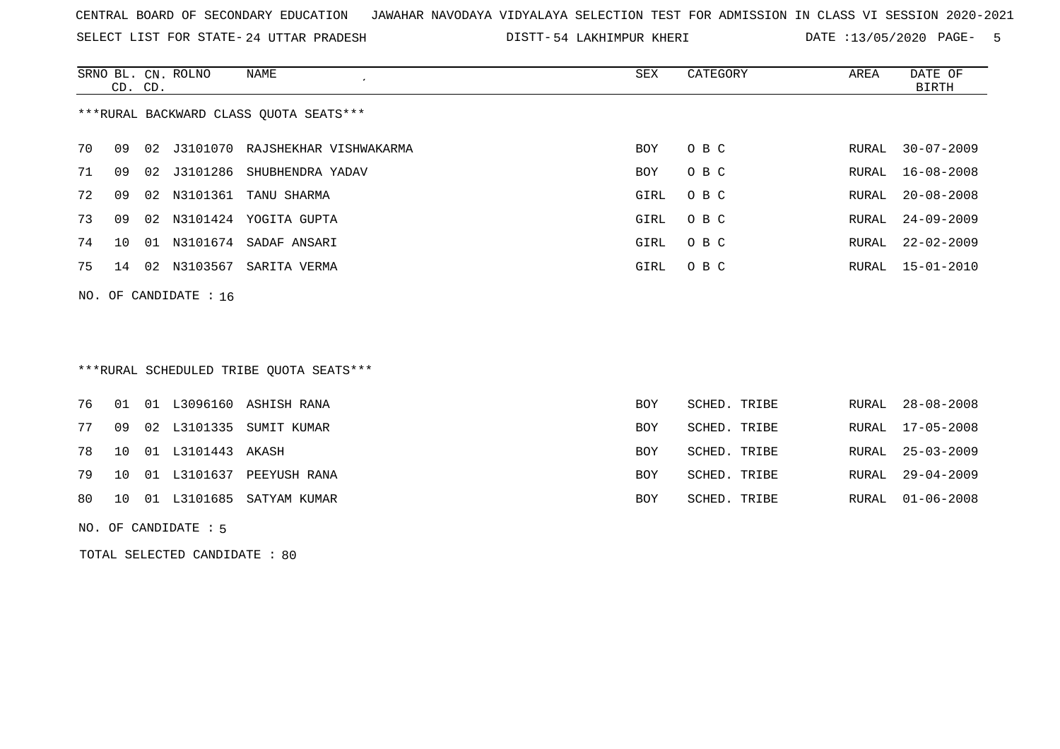CENTRAL BOARD OF SECONDARY EDUCATION JAWAHAR NAVODAYA VIDYALAYA SELECTION TEST FOR ADMISSION IN CLASS VI SESSION 2020-2021

SELECT LIST FOR STATE- 24 UTTAR PRADESH DISTT- 54 LAKHIMPUR KHERI DATE :13/05/2020

***RURAL BACKWARD CLASS QUOTA SEATS***

| SRNO | BL. CD. | CN. CD. | ROLNO | NAME | SEX | CATEGORY | AREA | DATE OF BIRTH |
|---|---|---|---|---|---|---|---|---|
| 70 | 09 | 02 | J3101070 | RAJSHEKHAR VISHWAKARMA | BOY | O B C | RURAL | 30-07-2009 |
| 71 | 09 | 02 | J3101286 | SHUBHENDRA YADAV | BOY | O B C | RURAL | 16-08-2008 |
| 72 | 09 | 02 | N3101361 | TANU SHARMA | GIRL | O B C | RURAL | 20-08-2008 |
| 73 | 09 | 02 | N3101424 | YOGITA GUPTA | GIRL | O B C | RURAL | 24-09-2009 |
| 74 | 10 | 01 | N3101674 | SADAF ANSARI | GIRL | O B C | RURAL | 22-02-2009 |
| 75 | 14 | 02 | N3103567 | SARITA VERMA | GIRL | O B C | RURAL | 15-01-2010 |

NO. OF CANDIDATE : 16

***RURAL SCHEDULED TRIBE QUOTA SEATS***

| SRNO | BL. CD. | CN. CD. | ROLNO | NAME | SEX | CATEGORY | AREA | DATE OF BIRTH |
|---|---|---|---|---|---|---|---|---|
| 76 | 01 | 01 | L3096160 | ASHISH RANA | BOY | SCHED. TRIBE | RURAL | 28-08-2008 |
| 77 | 09 | 02 | L3101335 | SUMIT KUMAR | BOY | SCHED. TRIBE | RURAL | 17-05-2008 |
| 78 | 10 | 01 | L3101443 | AKASH | BOY | SCHED. TRIBE | RURAL | 25-03-2009 |
| 79 | 10 | 01 | L3101637 | PEEYUSH RANA | BOY | SCHED. TRIBE | RURAL | 29-04-2009 |
| 80 | 10 | 01 | L3101685 | SATYAM KUMAR | BOY | SCHED. TRIBE | RURAL | 01-06-2008 |

NO. OF CANDIDATE : 5

TOTAL SELECTED CANDIDATE : 80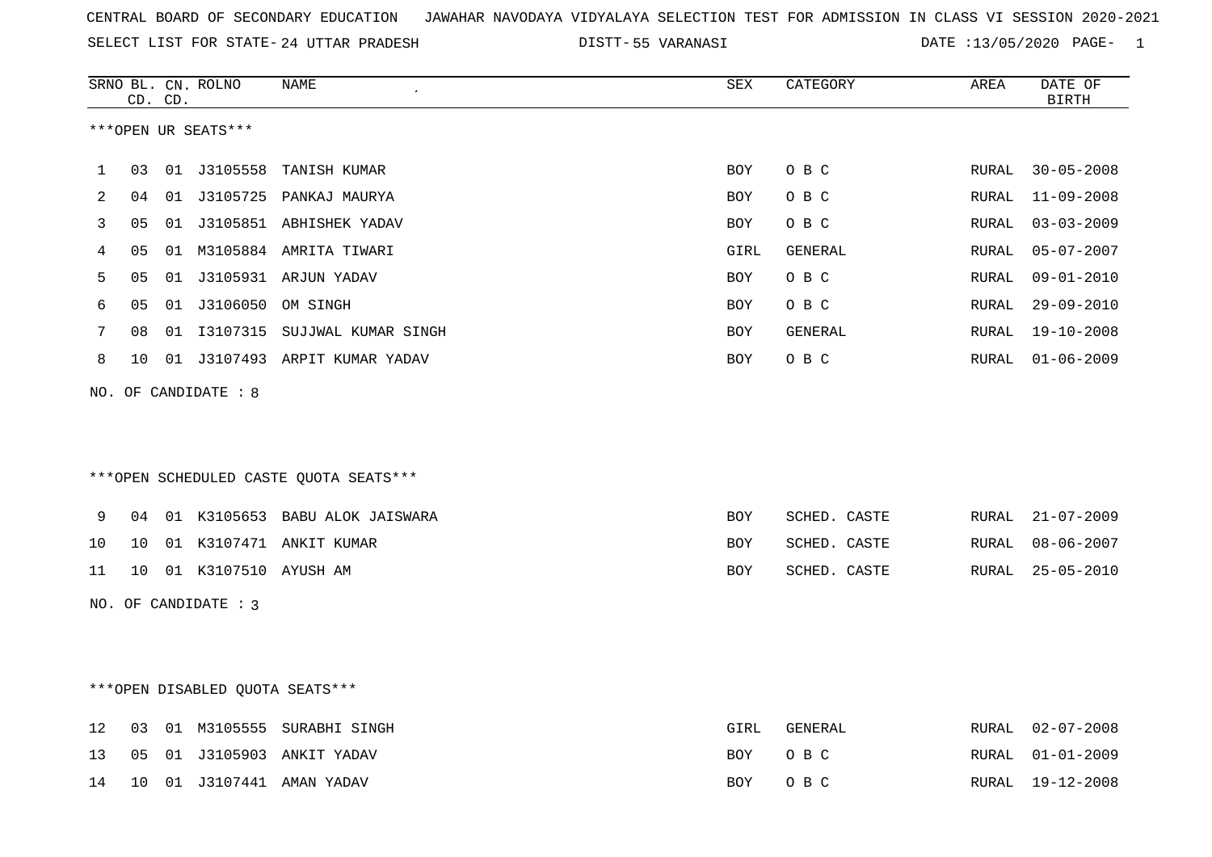CENTRAL BOARD OF SECONDARY EDUCATION JAWAHAR NAVODAYA VIDYALAYA SELECTION TEST FOR ADMISSION IN CLASS VI SESSION 2020-2021

SELECT LIST FOR STATE- 24 UTTAR PRADESH DISTT- 55 VARANASI DATE :13/05/2020

| SRNO | BL. CD. | CN. CD. | ROLNO | NAME | SEX | CATEGORY | AREA | DATE OF BIRTH |
|---|---|---|---|---|---|---|---|---|

***OPEN UR SEATS***

| SRNO | BL. CD. | CN. CD. | ROLNO | NAME | SEX | CATEGORY | AREA | DATE OF BIRTH |
|---|---|---|---|---|---|---|---|---|
| 1 | 03 | 01 | J3105558 | TANISH KUMAR | BOY | O B C | RURAL | 30-05-2008 |
| 2 | 04 | 01 | J3105725 | PANKAJ MAURYA | BOY | O B C | RURAL | 11-09-2008 |
| 3 | 05 | 01 | J3105851 | ABHISHEK YADAV | BOY | O B C | RURAL | 03-03-2009 |
| 4 | 05 | 01 | M3105884 | AMRITA TIWARI | GIRL | GENERAL | RURAL | 05-07-2007 |
| 5 | 05 | 01 | J3105931 | ARJUN YADAV | BOY | O B C | RURAL | 09-01-2010 |
| 6 | 05 | 01 | J3106050 | OM SINGH | BOY | O B C | RURAL | 29-09-2010 |
| 7 | 08 | 01 | I3107315 | SUJJWAL KUMAR SINGH | BOY | GENERAL | RURAL | 19-10-2008 |
| 8 | 10 | 01 | J3107493 | ARPIT KUMAR YADAV | BOY | O B C | RURAL | 01-06-2009 |

NO. OF CANDIDATE : 8

***OPEN SCHEDULED CASTE QUOTA SEATS***

| SRNO | BL. CD. | CN. CD. | ROLNO | NAME | SEX | CATEGORY | AREA | DATE OF BIRTH |
|---|---|---|---|---|---|---|---|---|
| 9 | 04 | 01 | K3105653 | BABU ALOK JAISWARA | BOY | SCHED. CASTE | RURAL | 21-07-2009 |
| 10 | 10 | 01 | K3107471 | ANKIT KUMAR | BOY | SCHED. CASTE | RURAL | 08-06-2007 |
| 11 | 10 | 01 | K3107510 | AYUSH AM | BOY | SCHED. CASTE | RURAL | 25-05-2010 |

NO. OF CANDIDATE : 3

***OPEN DISABLED QUOTA SEATS***

| SRNO | BL. CD. | CN. CD. | ROLNO | NAME | SEX | CATEGORY | AREA | DATE OF BIRTH |
|---|---|---|---|---|---|---|---|---|
| 12 | 03 | 01 | M3105555 | SURABHI SINGH | GIRL | GENERAL | RURAL | 02-07-2008 |
| 13 | 05 | 01 | J3105903 | ANKIT YADAV | BOY | O B C | RURAL | 01-01-2009 |
| 14 | 10 | 01 | J3107441 | AMAN YADAV | BOY | O B C | RURAL | 19-12-2008 |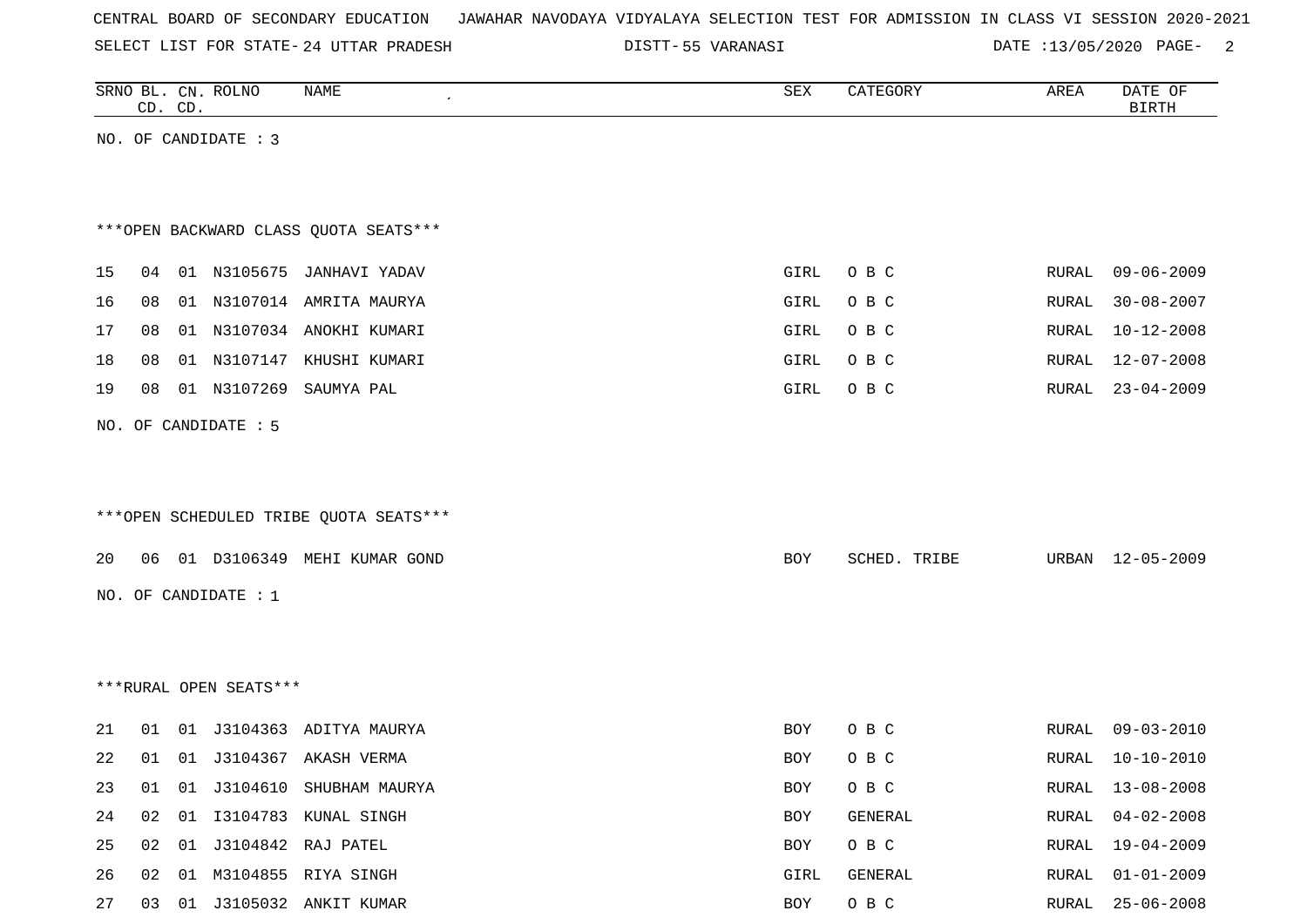CENTRAL BOARD OF SECONDARY EDUCATION JAWAHAR NAVODAYA VIDYALAYA SELECTION TEST FOR ADMISSION IN CLASS VI SESSION 2020-2021

SELECT LIST FOR STATE- 24 UTTAR PRADESH DISTT- 55 VARANASI DATE :13/05/2020

| SRNO | BL. CD. | CN. CD. | ROLNO | NAME | SEX | CATEGORY | AREA | DATE OF BIRTH |
|---|---|---|---|---|---|---|---|---|

NO. OF CANDIDATE : 3

***OPEN BACKWARD CLASS QUOTA SEATS***

| SRNO | BL. CD. | CN. CD. | ROLNO | NAME | SEX | CATEGORY | AREA | DATE OF BIRTH |
|---|---|---|---|---|---|---|---|---|
| 15 | 04 | 01 | N3105675 | JANHAVI YADAV | GIRL | O B C | RURAL | 09-06-2009 |
| 16 | 08 | 01 | N3107014 | AMRITA MAURYA | GIRL | O B C | RURAL | 30-08-2007 |
| 17 | 08 | 01 | N3107034 | ANOKHI KUMARI | GIRL | O B C | RURAL | 10-12-2008 |
| 18 | 08 | 01 | N3107147 | KHUSHI KUMARI | GIRL | O B C | RURAL | 12-07-2008 |
| 19 | 08 | 01 | N3107269 | SAUMYA PAL | GIRL | O B C | RURAL | 23-04-2009 |

NO. OF CANDIDATE : 5

***OPEN SCHEDULED TRIBE QUOTA SEATS***

| SRNO | BL. CD. | CN. CD. | ROLNO | NAME | SEX | CATEGORY | AREA | DATE OF BIRTH |
|---|---|---|---|---|---|---|---|---|
| 20 | 06 | 01 | D3106349 | MEHI KUMAR GOND | BOY | SCHED. TRIBE | URBAN | 12-05-2009 |

NO. OF CANDIDATE : 1

***RURAL OPEN SEATS***

| SRNO | BL. CD. | CN. CD. | ROLNO | NAME | SEX | CATEGORY | AREA | DATE OF BIRTH |
|---|---|---|---|---|---|---|---|---|
| 21 | 01 | 01 | J3104363 | ADITYA MAURYA | BOY | O B C | RURAL | 09-03-2010 |
| 22 | 01 | 01 | J3104367 | AKASH VERMA | BOY | O B C | RURAL | 10-10-2010 |
| 23 | 01 | 01 | J3104610 | SHUBHAM MAURYA | BOY | O B C | RURAL | 13-08-2008 |
| 24 | 02 | 01 | I3104783 | KUNAL SINGH | BOY | GENERAL | RURAL | 04-02-2008 |
| 25 | 02 | 01 | J3104842 | RAJ PATEL | BOY | O B C | RURAL | 19-04-2009 |
| 26 | 02 | 01 | M3104855 | RIYA SINGH | GIRL | GENERAL | RURAL | 01-01-2009 |
| 27 | 03 | 01 | J3105032 | ANKIT KUMAR | BOY | O B C | RURAL | 25-06-2008 |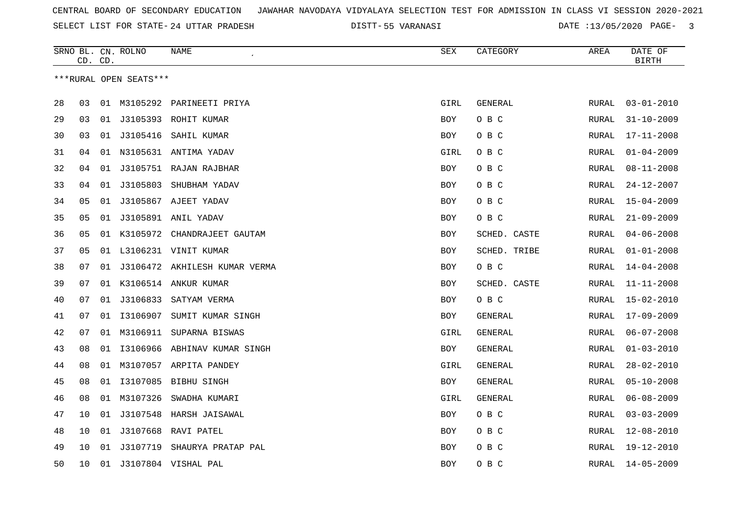CENTRAL BOARD OF SECONDARY EDUCATION JAWAHAR NAVODAYA VIDYALAYA SELECTION TEST FOR ADMISSION IN CLASS VI SESSION 2020-2021

SELECT LIST FOR STATE- 24 UTTAR PRADESH DISTT- 55 VARANASI DATE :13/05/2020

***RURAL OPEN SEATS***

| SRNO | BL. CD. | CN. CD. | ROLNO | NAME | SEX | CATEGORY | AREA | DATE OF BIRTH |
|---|---|---|---|---|---|---|---|---|
| 28 | 03 | 01 | M3105292 | PARINEETI PRIYA | GIRL | GENERAL | RURAL | 03-01-2010 |
| 29 | 03 | 01 | J3105393 | ROHIT KUMAR | BOY | O B C | RURAL | 31-10-2009 |
| 30 | 03 | 01 | J3105416 | SAHIL KUMAR | BOY | O B C | RURAL | 17-11-2008 |
| 31 | 04 | 01 | N3105631 | ANTIMA YADAV | GIRL | O B C | RURAL | 01-04-2009 |
| 32 | 04 | 01 | J3105751 | RAJAN RAJBHAR | BOY | O B C | RURAL | 08-11-2008 |
| 33 | 04 | 01 | J3105803 | SHUBHAM YADAV | BOY | O B C | RURAL | 24-12-2007 |
| 34 | 05 | 01 | J3105867 | AJEET YADAV | BOY | O B C | RURAL | 15-04-2009 |
| 35 | 05 | 01 | J3105891 | ANIL YADAV | BOY | O B C | RURAL | 21-09-2009 |
| 36 | 05 | 01 | K3105972 | CHANDRAJEET GAUTAM | BOY | SCHED. CASTE | RURAL | 04-06-2008 |
| 37 | 05 | 01 | L3106231 | VINIT KUMAR | BOY | SCHED. TRIBE | RURAL | 01-01-2008 |
| 38 | 07 | 01 | J3106472 | AKHILESH KUMAR VERMA | BOY | O B C | RURAL | 14-04-2008 |
| 39 | 07 | 01 | K3106514 | ANKUR KUMAR | BOY | SCHED. CASTE | RURAL | 11-11-2008 |
| 40 | 07 | 01 | J3106833 | SATYAM VERMA | BOY | O B C | RURAL | 15-02-2010 |
| 41 | 07 | 01 | I3106907 | SUMIT KUMAR SINGH | BOY | GENERAL | RURAL | 17-09-2009 |
| 42 | 07 | 01 | M3106911 | SUPARNA BISWAS | GIRL | GENERAL | RURAL | 06-07-2008 |
| 43 | 08 | 01 | I3106966 | ABHINAV KUMAR SINGH | BOY | GENERAL | RURAL | 01-03-2010 |
| 44 | 08 | 01 | M3107057 | ARPITA PANDEY | GIRL | GENERAL | RURAL | 28-02-2010 |
| 45 | 08 | 01 | I3107085 | BIBHU SINGH | BOY | GENERAL | RURAL | 05-10-2008 |
| 46 | 08 | 01 | M3107326 | SWADHA KUMARI | GIRL | GENERAL | RURAL | 06-08-2009 |
| 47 | 10 | 01 | J3107548 | HARSH JAISAWAL | BOY | O B C | RURAL | 03-03-2009 |
| 48 | 10 | 01 | J3107668 | RAVI PATEL | BOY | O B C | RURAL | 12-08-2010 |
| 49 | 10 | 01 | J3107719 | SHAURYA PRATAP PAL | BOY | O B C | RURAL | 19-12-2010 |
| 50 | 10 | 01 | J3107804 | VISHAL PAL | BOY | O B C | RURAL | 14-05-2009 |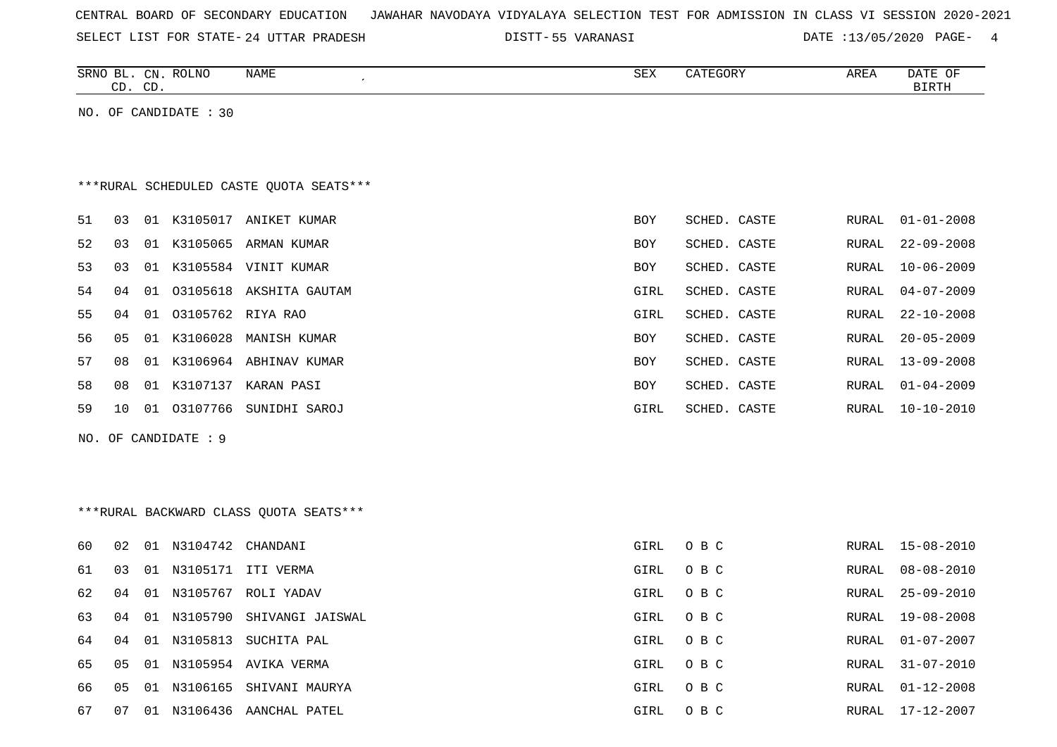CENTRAL BOARD OF SECONDARY EDUCATION JAWAHAR NAVODAYA VIDYALAYA SELECTION TEST FOR ADMISSION IN CLASS VI SESSION 2020-2021

SELECT LIST FOR STATE- 24 UTTAR PRADESH DISTT- 55 VARANASI DATE :13/05/2020

| SRNO | BL. CD. | CN. CD. | ROLNO | NAME | SEX | CATEGORY | AREA | DATE OF BIRTH |
|---|---|---|---|---|---|---|---|---|

NO. OF CANDIDATE : 30

***RURAL SCHEDULED CASTE QUOTA SEATS***

| SRNO | BL. CD. | CN. CD. | ROLNO | NAME | SEX | CATEGORY | AREA | DATE OF BIRTH |
|---|---|---|---|---|---|---|---|---|
| 51 | 03 | 01 | K3105017 | ANIKET KUMAR | BOY | SCHED. CASTE | RURAL | 01-01-2008 |
| 52 | 03 | 01 | K3105065 | ARMAN KUMAR | BOY | SCHED. CASTE | RURAL | 22-09-2008 |
| 53 | 03 | 01 | K3105584 | VINIT KUMAR | BOY | SCHED. CASTE | RURAL | 10-06-2009 |
| 54 | 04 | 01 | O3105618 | AKSHITA GAUTAM | GIRL | SCHED. CASTE | RURAL | 04-07-2009 |
| 55 | 04 | 01 | O3105762 | RIYA RAO | GIRL | SCHED. CASTE | RURAL | 22-10-2008 |
| 56 | 05 | 01 | K3106028 | MANISH KUMAR | BOY | SCHED. CASTE | RURAL | 20-05-2009 |
| 57 | 08 | 01 | K3106964 | ABHINAV KUMAR | BOY | SCHED. CASTE | RURAL | 13-09-2008 |
| 58 | 08 | 01 | K3107137 | KARAN PASI | BOY | SCHED. CASTE | RURAL | 01-04-2009 |
| 59 | 10 | 01 | O3107766 | SUNIDHI SAROJ | GIRL | SCHED. CASTE | RURAL | 10-10-2010 |

NO. OF CANDIDATE : 9

***RURAL BACKWARD CLASS QUOTA SEATS***

| SRNO | BL. CD. | CN. CD. | ROLNO | NAME | SEX | CATEGORY | AREA | DATE OF BIRTH |
|---|---|---|---|---|---|---|---|---|
| 60 | 02 | 01 | N3104742 | CHANDANI | GIRL | O B C | RURAL | 15-08-2010 |
| 61 | 03 | 01 | N3105171 | ITI VERMA | GIRL | O B C | RURAL | 08-08-2010 |
| 62 | 04 | 01 | N3105767 | ROLI YADAV | GIRL | O B C | RURAL | 25-09-2010 |
| 63 | 04 | 01 | N3105790 | SHIVANGI JAISWAL | GIRL | O B C | RURAL | 19-08-2008 |
| 64 | 04 | 01 | N3105813 | SUCHITA PAL | GIRL | O B C | RURAL | 01-07-2007 |
| 65 | 05 | 01 | N3105954 | AVIKA VERMA | GIRL | O B C | RURAL | 31-07-2010 |
| 66 | 05 | 01 | N3106165 | SHIVANI MAURYA | GIRL | O B C | RURAL | 01-12-2008 |
| 67 | 07 | 01 | N3106436 | AANCHAL PATEL | GIRL | O B C | RURAL | 17-12-2007 |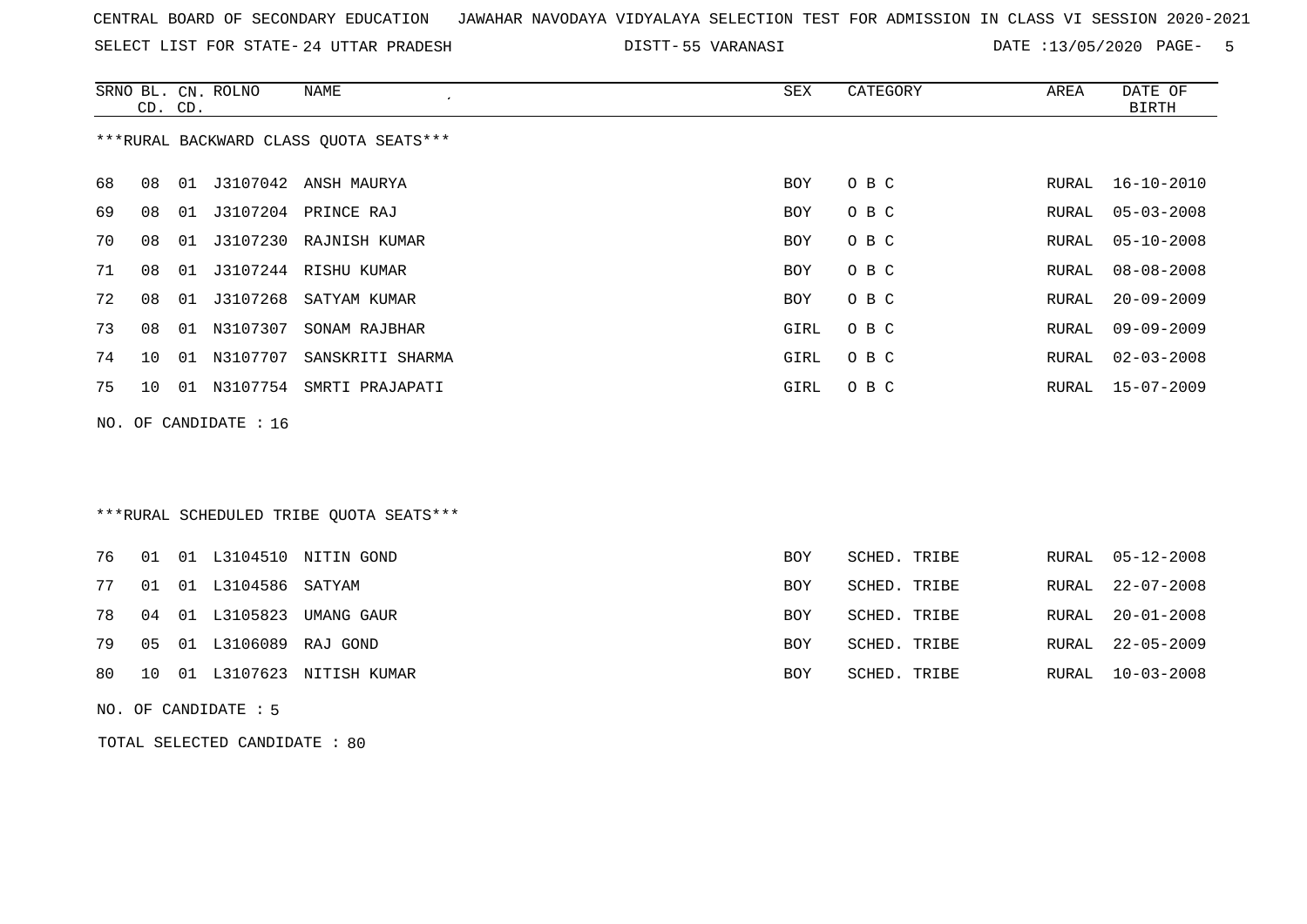CENTRAL BOARD OF SECONDARY EDUCATION JAWAHAR NAVODAYA VIDYALAYA SELECTION TEST FOR ADMISSION IN CLASS VI SESSION 2020-2021

SELECT LIST FOR STATE- 24 UTTAR PRADESH DISTT- 55 VARANASI DATE :13/05/2020

***RURAL BACKWARD CLASS QUOTA SEATS***

| SRNO | BL. CD. | CN. CD. | ROLNO | NAME | SEX | CATEGORY | AREA | DATE OF BIRTH |
|---|---|---|---|---|---|---|---|---|
| 68 | 08 | 01 | J3107042 | ANSH MAURYA | BOY | O B C | RURAL | 16-10-2010 |
| 69 | 08 | 01 | J3107204 | PRINCE RAJ | BOY | O B C | RURAL | 05-03-2008 |
| 70 | 08 | 01 | J3107230 | RAJNISH KUMAR | BOY | O B C | RURAL | 05-10-2008 |
| 71 | 08 | 01 | J3107244 | RISHU KUMAR | BOY | O B C | RURAL | 08-08-2008 |
| 72 | 08 | 01 | J3107268 | SATYAM KUMAR | BOY | O B C | RURAL | 20-09-2009 |
| 73 | 08 | 01 | N3107307 | SONAM RAJBHAR | GIRL | O B C | RURAL | 09-09-2009 |
| 74 | 10 | 01 | N3107707 | SANSKRITI SHARMA | GIRL | O B C | RURAL | 02-03-2008 |
| 75 | 10 | 01 | N3107754 | SMRTI PRAJAPATI | GIRL | O B C | RURAL | 15-07-2009 |

NO. OF CANDIDATE : 16

***RURAL SCHEDULED TRIBE QUOTA SEATS***

| SRNO | BL. CD. | CN. CD. | ROLNO | NAME | SEX | CATEGORY | AREA | DATE OF BIRTH |
|---|---|---|---|---|---|---|---|---|
| 76 | 01 | 01 | L3104510 | NITIN GOND | BOY | SCHED. TRIBE | RURAL | 05-12-2008 |
| 77 | 01 | 01 | L3104586 | SATYAM | BOY | SCHED. TRIBE | RURAL | 22-07-2008 |
| 78 | 04 | 01 | L3105823 | UMANG GAUR | BOY | SCHED. TRIBE | RURAL | 20-01-2008 |
| 79 | 05 | 01 | L3106089 | RAJ GOND | BOY | SCHED. TRIBE | RURAL | 22-05-2009 |
| 80 | 10 | 01 | L3107623 | NITISH KUMAR | BOY | SCHED. TRIBE | RURAL | 10-03-2008 |

NO. OF CANDIDATE : 5

TOTAL SELECTED CANDIDATE : 80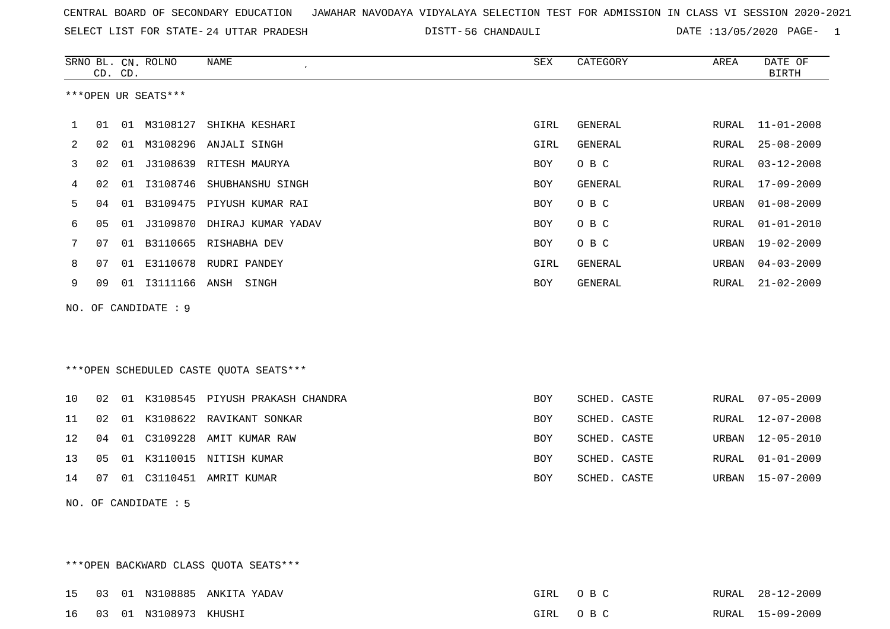CENTRAL BOARD OF SECONDARY EDUCATION JAWAHAR NAVODAYA VIDYALAYA SELECTION TEST FOR ADMISSION IN CLASS VI SESSION 2020-2021

SELECT LIST FOR STATE- 24 UTTAR PRADESH DISTT- 56 CHANDAULI DATE :13/05/2020

***OPEN UR SEATS***

| SRNO | BL. CD. | CN. CD. | ROLNO | NAME | SEX | CATEGORY | AREA | DATE OF BIRTH |
|---|---|---|---|---|---|---|---|---|
| 1 | 01 | 01 | M3108127 | SHIKHA KESHARI | GIRL | GENERAL | RURAL | 11-01-2008 |
| 2 | 02 | 01 | M3108296 | ANJALI SINGH | GIRL | GENERAL | RURAL | 25-08-2009 |
| 3 | 02 | 01 | J3108639 | RITESH MAURYA | BOY | O B C | RURAL | 03-12-2008 |
| 4 | 02 | 01 | I3108746 | SHUBHANSHU SINGH | BOY | GENERAL | RURAL | 17-09-2009 |
| 5 | 04 | 01 | B3109475 | PIYUSH KUMAR RAI | BOY | O B C | URBAN | 01-08-2009 |
| 6 | 05 | 01 | J3109870 | DHIRAJ KUMAR YADAV | BOY | O B C | RURAL | 01-01-2010 |
| 7 | 07 | 01 | B3110665 | RISHABHA DEV | BOY | O B C | URBAN | 19-02-2009 |
| 8 | 07 | 01 | E3110678 | RUDRI PANDEY | GIRL | GENERAL | URBAN | 04-03-2009 |
| 9 | 09 | 01 | I3111166 | ANSH SINGH | BOY | GENERAL | RURAL | 21-02-2009 |

NO. OF CANDIDATE : 9

***OPEN SCHEDULED CASTE QUOTA SEATS***

| SRNO | BL. CD. | CN. CD. | ROLNO | NAME | SEX | CATEGORY | AREA | DATE OF BIRTH |
|---|---|---|---|---|---|---|---|---|
| 10 | 02 | 01 | K3108545 | PIYUSH PRAKASH CHANDRA | BOY | SCHED. CASTE | RURAL | 07-05-2009 |
| 11 | 02 | 01 | K3108622 | RAVIKANT SONKAR | BOY | SCHED. CASTE | RURAL | 12-07-2008 |
| 12 | 04 | 01 | C3109228 | AMIT KUMAR RAW | BOY | SCHED. CASTE | URBAN | 12-05-2010 |
| 13 | 05 | 01 | K3110015 | NITISH KUMAR | BOY | SCHED. CASTE | RURAL | 01-01-2009 |
| 14 | 07 | 01 | C3110451 | AMRIT KUMAR | BOY | SCHED. CASTE | URBAN | 15-07-2009 |

NO. OF CANDIDATE : 5

***OPEN BACKWARD CLASS QUOTA SEATS***

| SRNO | BL. CD. | CN. CD. | ROLNO | NAME | SEX | CATEGORY | AREA | DATE OF BIRTH |
|---|---|---|---|---|---|---|---|---|
| 15 | 03 | 01 | N3108885 | ANKITA YADAV | GIRL | O B C | RURAL | 28-12-2009 |
| 16 | 03 | 01 | N3108973 | KHUSHI | GIRL | O B C | RURAL | 15-09-2009 |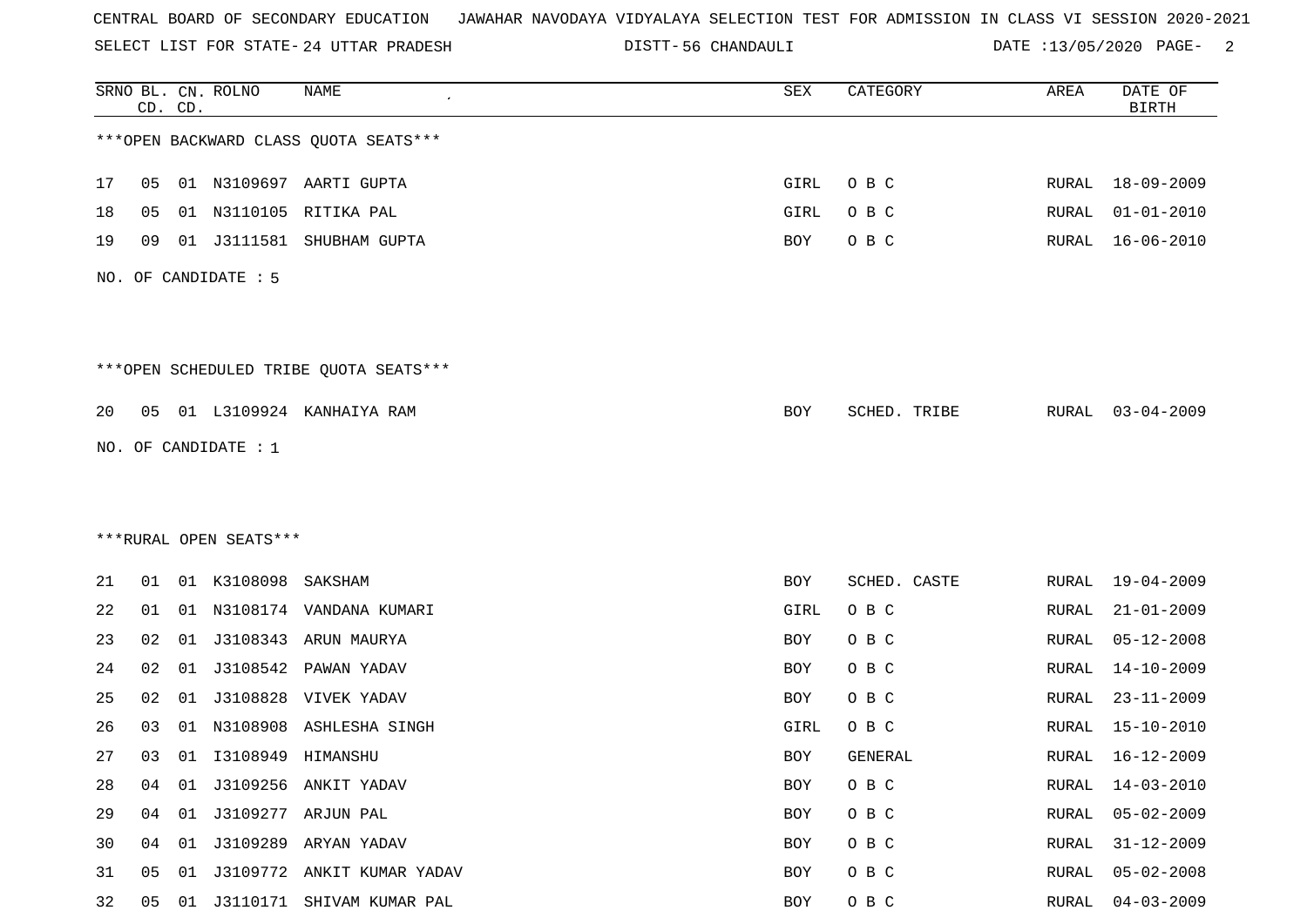CENTRAL BOARD OF SECONDARY EDUCATION JAWAHAR NAVODAYA VIDYALAYA SELECTION TEST FOR ADMISSION IN CLASS VI SESSION 2020-2021

SELECT LIST FOR STATE- 24 UTTAR PRADESH DISTT- 56 CHANDAULI DATE :13/05/2020

***OPEN BACKWARD CLASS QUOTA SEATS***

| SRNO | BL. CD. | CN. CD. | ROLNO | NAME | SEX | CATEGORY | AREA | DATE OF BIRTH |
|---|---|---|---|---|---|---|---|---|
| 17 | 05 | 01 | N3109697 | AARTI GUPTA | GIRL | O B C | RURAL | 18-09-2009 |
| 18 | 05 | 01 | N3110105 | RITIKA PAL | GIRL | O B C | RURAL | 01-01-2010 |
| 19 | 09 | 01 | J3111581 | SHUBHAM GUPTA | BOY | O B C | RURAL | 16-06-2010 |

NO. OF CANDIDATE : 5

***OPEN SCHEDULED TRIBE QUOTA SEATS***

| SRNO | BL. CD. | CN. CD. | ROLNO | NAME | SEX | CATEGORY | AREA | DATE OF BIRTH |
|---|---|---|---|---|---|---|---|---|
| 20 | 05 | 01 | L3109924 | KANHAIYA RAM | BOY | SCHED. TRIBE | RURAL | 03-04-2009 |

NO. OF CANDIDATE : 1

***RURAL OPEN SEATS***

| SRNO | BL. CD. | CN. CD. | ROLNO | NAME | SEX | CATEGORY | AREA | DATE OF BIRTH |
|---|---|---|---|---|---|---|---|---|
| 21 | 01 | 01 | K3108098 | SAKSHAM | BOY | SCHED. CASTE | RURAL | 19-04-2009 |
| 22 | 01 | 01 | N3108174 | VANDANA KUMARI | GIRL | O B C | RURAL | 21-01-2009 |
| 23 | 02 | 01 | J3108343 | ARUN MAURYA | BOY | O B C | RURAL | 05-12-2008 |
| 24 | 02 | 01 | J3108542 | PAWAN YADAV | BOY | O B C | RURAL | 14-10-2009 |
| 25 | 02 | 01 | J3108828 | VIVEK YADAV | BOY | O B C | RURAL | 23-11-2009 |
| 26 | 03 | 01 | N3108908 | ASHLESHA SINGH | GIRL | O B C | RURAL | 15-10-2010 |
| 27 | 03 | 01 | I3108949 | HIMANSHU | BOY | GENERAL | RURAL | 16-12-2009 |
| 28 | 04 | 01 | J3109256 | ANKIT YADAV | BOY | O B C | RURAL | 14-03-2010 |
| 29 | 04 | 01 | J3109277 | ARJUN PAL | BOY | O B C | RURAL | 05-02-2009 |
| 30 | 04 | 01 | J3109289 | ARYAN YADAV | BOY | O B C | RURAL | 31-12-2009 |
| 31 | 05 | 01 | J3109772 | ANKIT KUMAR YADAV | BOY | O B C | RURAL | 05-02-2008 |
| 32 | 05 | 01 | J3110171 | SHIVAM KUMAR PAL | BOY | O B C | RURAL | 04-03-2009 |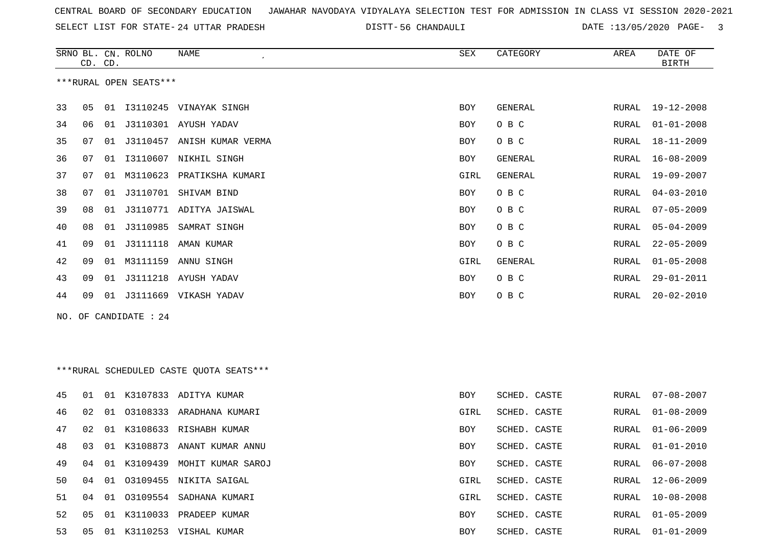CENTRAL BOARD OF SECONDARY EDUCATION JAWAHAR NAVODAYA VIDYALAYA SELECTION TEST FOR ADMISSION IN CLASS VI SESSION 2020-2021

SELECT LIST FOR STATE- 24 UTTAR PRADESH DISTT- 56 CHANDAULI DATE :13/05/2020

***RURAL OPEN SEATS***

| SRNO | BL. CD. | CN. CD. | ROLNO | NAME | SEX | CATEGORY | AREA | DATE OF BIRTH |
|---|---|---|---|---|---|---|---|---|
| 33 | 05 | 01 | I3110245 | VINAYAK SINGH | BOY | GENERAL | RURAL | 19-12-2008 |
| 34 | 06 | 01 | J3110301 | AYUSH YADAV | BOY | O B C | RURAL | 01-01-2008 |
| 35 | 07 | 01 | J3110457 | ANISH KUMAR VERMA | BOY | O B C | RURAL | 18-11-2009 |
| 36 | 07 | 01 | I3110607 | NIKHIL SINGH | BOY | GENERAL | RURAL | 16-08-2009 |
| 37 | 07 | 01 | M3110623 | PRATIKSHA KUMARI | GIRL | GENERAL | RURAL | 19-09-2007 |
| 38 | 07 | 01 | J3110701 | SHIVAM BIND | BOY | O B C | RURAL | 04-03-2010 |
| 39 | 08 | 01 | J3110771 | ADITYA JAISWAL | BOY | O B C | RURAL | 07-05-2009 |
| 40 | 08 | 01 | J3110985 | SAMRAT SINGH | BOY | O B C | RURAL | 05-04-2009 |
| 41 | 09 | 01 | J3111118 | AMAN KUMAR | BOY | O B C | RURAL | 22-05-2009 |
| 42 | 09 | 01 | M3111159 | ANNU SINGH | GIRL | GENERAL | RURAL | 01-05-2008 |
| 43 | 09 | 01 | J3111218 | AYUSH YADAV | BOY | O B C | RURAL | 29-01-2011 |
| 44 | 09 | 01 | J3111669 | VIKASH YADAV | BOY | O B C | RURAL | 20-02-2010 |

NO. OF CANDIDATE : 24

***RURAL SCHEDULED CASTE QUOTA SEATS***

| SRNO | BL. CD. | CN. CD. | ROLNO | NAME | SEX | CATEGORY | AREA | DATE OF BIRTH |
|---|---|---|---|---|---|---|---|---|
| 45 | 01 | 01 | K3107833 | ADITYA KUMAR | BOY | SCHED. CASTE | RURAL | 07-08-2007 |
| 46 | 02 | 01 | O3108333 | ARADHANA KUMARI | GIRL | SCHED. CASTE | RURAL | 01-08-2009 |
| 47 | 02 | 01 | K3108633 | RISHABH KUMAR | BOY | SCHED. CASTE | RURAL | 01-06-2009 |
| 48 | 03 | 01 | K3108873 | ANANT KUMAR ANNU | BOY | SCHED. CASTE | RURAL | 01-01-2010 |
| 49 | 04 | 01 | K3109439 | MOHIT KUMAR SAROJ | BOY | SCHED. CASTE | RURAL | 06-07-2008 |
| 50 | 04 | 01 | O3109455 | NIKITA SAIGAL | GIRL | SCHED. CASTE | RURAL | 12-06-2009 |
| 51 | 04 | 01 | O3109554 | SADHANA KUMARI | GIRL | SCHED. CASTE | RURAL | 10-08-2008 |
| 52 | 05 | 01 | K3110033 | PRADEEP KUMAR | BOY | SCHED. CASTE | RURAL | 01-05-2009 |
| 53 | 05 | 01 | K3110253 | VISHAL KUMAR | BOY | SCHED. CASTE | RURAL | 01-01-2009 |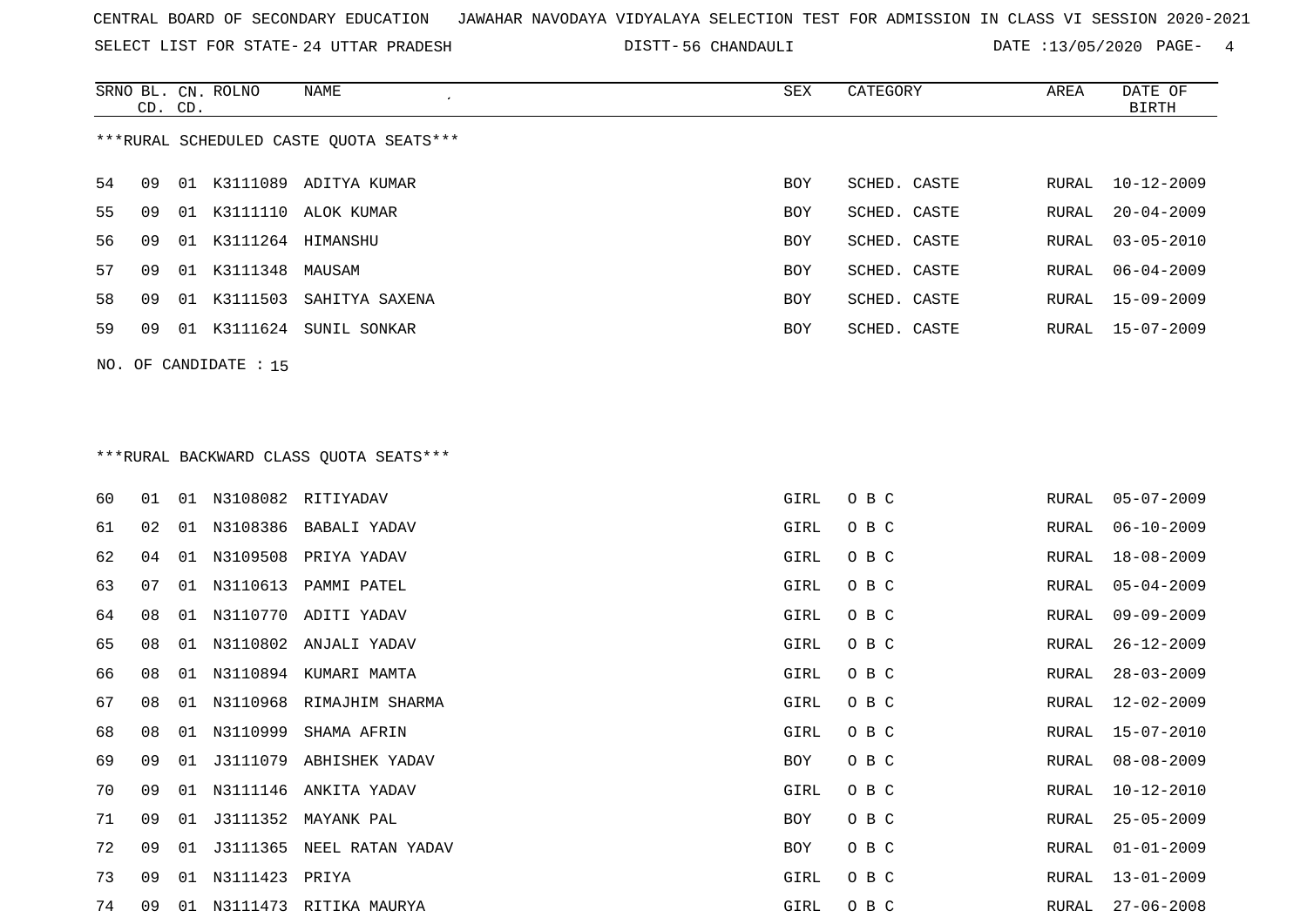CENTRAL BOARD OF SECONDARY EDUCATION   JAWAHAR NAVODAYA VIDYALAYA SELECTION TEST FOR ADMISSION IN CLASS VI SESSION 2020-2021

SELECT LIST FOR STATE- 24 UTTAR PRADESH   DISTT- 56 CHANDAULI   DATE :13/05/2020

***RURAL SCHEDULED CASTE QUOTA SEATS***

| SRNO | BL. CD. | CN. CD. | ROLNO | NAME | SEX | CATEGORY | AREA | DATE OF BIRTH |
|---|---|---|---|---|---|---|---|---|
| 54 | 09 | 01 | K3111089 | ADITYA KUMAR | BOY | SCHED. CASTE | RURAL | 10-12-2009 |
| 55 | 09 | 01 | K3111110 | ALOK KUMAR | BOY | SCHED. CASTE | RURAL | 20-04-2009 |
| 56 | 09 | 01 | K3111264 | HIMANSHU | BOY | SCHED. CASTE | RURAL | 03-05-2010 |
| 57 | 09 | 01 | K3111348 | MAUSAM | BOY | SCHED. CASTE | RURAL | 06-04-2009 |
| 58 | 09 | 01 | K3111503 | SAHITYA SAXENA | BOY | SCHED. CASTE | RURAL | 15-09-2009 |
| 59 | 09 | 01 | K3111624 | SUNIL SONKAR | BOY | SCHED. CASTE | RURAL | 15-07-2009 |

NO. OF CANDIDATE : 15

***RURAL BACKWARD CLASS QUOTA SEATS***

| SRNO | BL. CD. | CN. CD. | ROLNO | NAME | SEX | CATEGORY | AREA | DATE OF BIRTH |
|---|---|---|---|---|---|---|---|---|
| 60 | 01 | 01 | N3108082 | RITIYADAV | GIRL | O B C | RURAL | 05-07-2009 |
| 61 | 02 | 01 | N3108386 | BABALI YADAV | GIRL | O B C | RURAL | 06-10-2009 |
| 62 | 04 | 01 | N3109508 | PRIYA YADAV | GIRL | O B C | RURAL | 18-08-2009 |
| 63 | 07 | 01 | N3110613 | PAMMI PATEL | GIRL | O B C | RURAL | 05-04-2009 |
| 64 | 08 | 01 | N3110770 | ADITI YADAV | GIRL | O B C | RURAL | 09-09-2009 |
| 65 | 08 | 01 | N3110802 | ANJALI YADAV | GIRL | O B C | RURAL | 26-12-2009 |
| 66 | 08 | 01 | N3110894 | KUMARI MAMTA | GIRL | O B C | RURAL | 28-03-2009 |
| 67 | 08 | 01 | N3110968 | RIMAJHIM SHARMA | GIRL | O B C | RURAL | 12-02-2009 |
| 68 | 08 | 01 | N3110999 | SHAMA AFRIN | GIRL | O B C | RURAL | 15-07-2010 |
| 69 | 09 | 01 | J3111079 | ABHISHEK YADAV | BOY | O B C | RURAL | 08-08-2009 |
| 70 | 09 | 01 | N3111146 | ANKITA YADAV | GIRL | O B C | RURAL | 10-12-2010 |
| 71 | 09 | 01 | J3111352 | MAYANK PAL | BOY | O B C | RURAL | 25-05-2009 |
| 72 | 09 | 01 | J3111365 | NEEL RATAN YADAV | BOY | O B C | RURAL | 01-01-2009 |
| 73 | 09 | 01 | N3111423 | PRIYA | GIRL | O B C | RURAL | 13-01-2009 |
| 74 | 09 | 01 | N3111473 | RITIKA MAURYA | GIRL | O B C | RURAL | 27-06-2008 |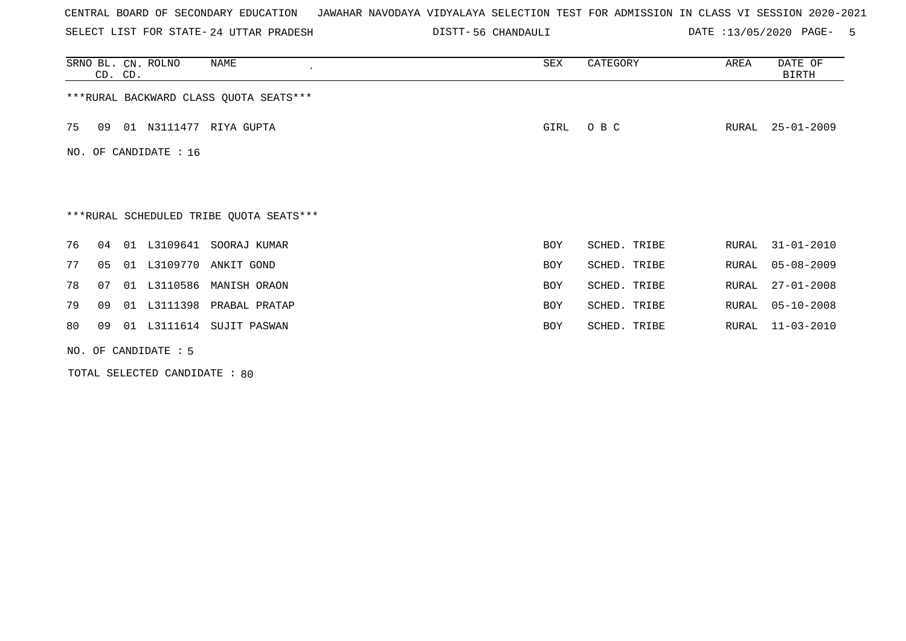CENTRAL BOARD OF SECONDARY EDUCATION   JAWAHAR NAVODAYA VIDYALAYA SELECTION TEST FOR ADMISSION IN CLASS VI SESSION 2020-2021

SELECT LIST FOR STATE- 24 UTTAR PRADESH   DISTT- 56 CHANDAULI   DATE :13/05/2020

***RURAL BACKWARD CLASS QUOTA SEATS***

| SRNO | BL. CD. | CN. CD. | ROLNO | NAME | SEX | CATEGORY | AREA | DATE OF BIRTH |
|---|---|---|---|---|---|---|---|---|
| 75 | 09 | 01 | N3111477 | RIYA GUPTA | GIRL | O B C | RURAL | 25-01-2009 |

NO. OF CANDIDATE : 16

***RURAL SCHEDULED TRIBE QUOTA SEATS***

| SRNO | BL. CD. | CN. CD. | ROLNO | NAME | SEX | CATEGORY | AREA | DATE OF BIRTH |
|---|---|---|---|---|---|---|---|---|
| 76 | 04 | 01 | L3109641 | SOORAJ KUMAR | BOY | SCHED. TRIBE | RURAL | 31-01-2010 |
| 77 | 05 | 01 | L3109770 | ANKIT GOND | BOY | SCHED. TRIBE | RURAL | 05-08-2009 |
| 78 | 07 | 01 | L3110586 | MANISH ORAON | BOY | SCHED. TRIBE | RURAL | 27-01-2008 |
| 79 | 09 | 01 | L3111398 | PRABAL PRATAP | BOY | SCHED. TRIBE | RURAL | 05-10-2008 |
| 80 | 09 | 01 | L3111614 | SUJIT PASWAN | BOY | SCHED. TRIBE | RURAL | 11-03-2010 |

NO. OF CANDIDATE : 5

TOTAL SELECTED CANDIDATE : 80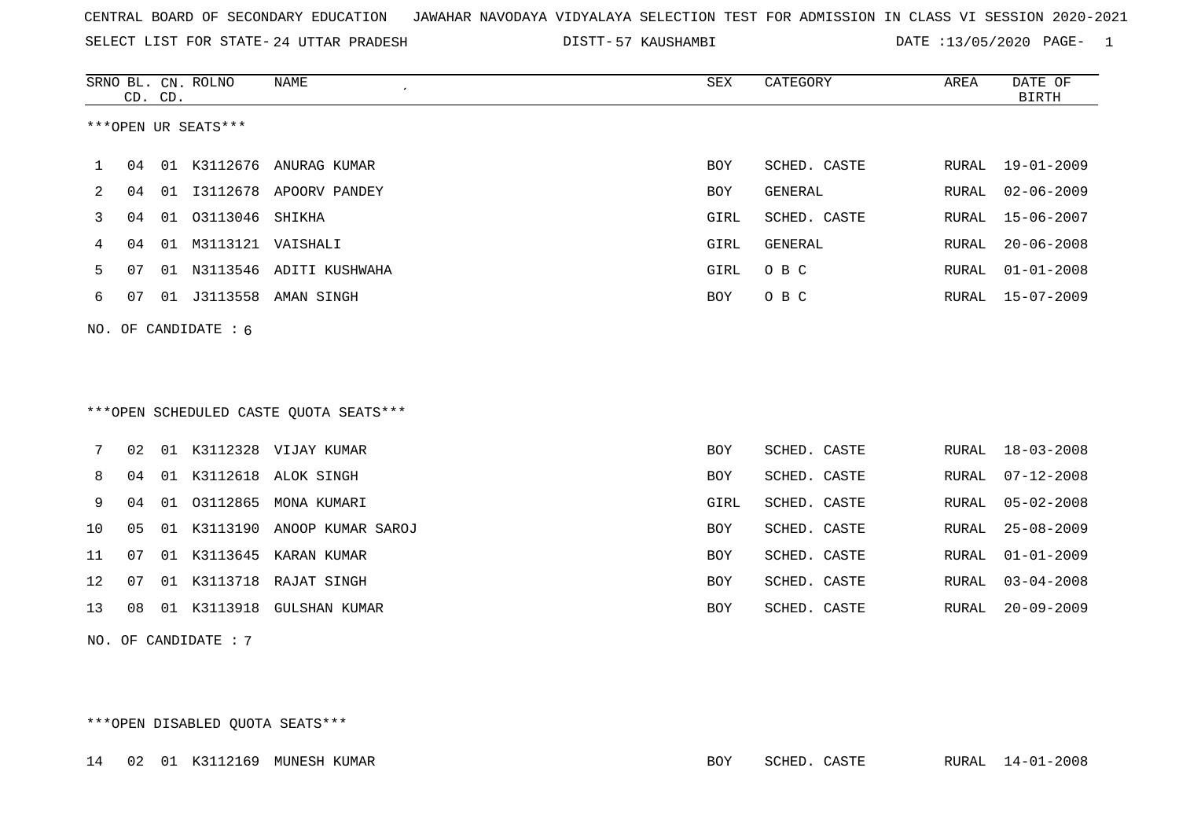CENTRAL BOARD OF SECONDARY EDUCATION JAWAHAR NAVODAYA VIDYALAYA SELECTION TEST FOR ADMISSION IN CLASS VI SESSION 2020-2021

SELECT LIST FOR STATE- 24 UTTAR PRADESH DISTT- 57 KAUSHAMBI DATE :13/05/2020

***OPEN UR SEATS***

| SRNO | BL. CD. | CN. CD. | ROLNO | NAME | SEX | CATEGORY | AREA | DATE OF BIRTH |
|---|---|---|---|---|---|---|---|---|
| 1 | 04 | 01 | K3112676 | ANURAG KUMAR | BOY | SCHED. CASTE | RURAL | 19-01-2009 |
| 2 | 04 | 01 | I3112678 | APOORV PANDEY | BOY | GENERAL | RURAL | 02-06-2009 |
| 3 | 04 | 01 | O3113046 | SHIKHA | GIRL | SCHED. CASTE | RURAL | 15-06-2007 |
| 4 | 04 | 01 | M3113121 | VAISHALI | GIRL | GENERAL | RURAL | 20-06-2008 |
| 5 | 07 | 01 | N3113546 | ADITI KUSHWAHA | GIRL | O B C | RURAL | 01-01-2008 |
| 6 | 07 | 01 | J3113558 | AMAN SINGH | BOY | O B C | RURAL | 15-07-2009 |

NO. OF CANDIDATE : 6

***OPEN SCHEDULED CASTE QUOTA SEATS***

| SRNO | BL. CD. | CN. CD. | ROLNO | NAME | SEX | CATEGORY | AREA | DATE OF BIRTH |
|---|---|---|---|---|---|---|---|---|
| 7 | 02 | 01 | K3112328 | VIJAY KUMAR | BOY | SCHED. CASTE | RURAL | 18-03-2008 |
| 8 | 04 | 01 | K3112618 | ALOK SINGH | BOY | SCHED. CASTE | RURAL | 07-12-2008 |
| 9 | 04 | 01 | O3112865 | MONA KUMARI | GIRL | SCHED. CASTE | RURAL | 05-02-2008 |
| 10 | 05 | 01 | K3113190 | ANOOP KUMAR SAROJ | BOY | SCHED. CASTE | RURAL | 25-08-2009 |
| 11 | 07 | 01 | K3113645 | KARAN KUMAR | BOY | SCHED. CASTE | RURAL | 01-01-2009 |
| 12 | 07 | 01 | K3113718 | RAJAT SINGH | BOY | SCHED. CASTE | RURAL | 03-04-2008 |
| 13 | 08 | 01 | K3113918 | GULSHAN KUMAR | BOY | SCHED. CASTE | RURAL | 20-09-2009 |

NO. OF CANDIDATE : 7

***OPEN DISABLED QUOTA SEATS***

| SRNO | BL. CD. | CN. CD. | ROLNO | NAME | SEX | CATEGORY | AREA | DATE OF BIRTH |
|---|---|---|---|---|---|---|---|---|
| 14 | 02 | 01 | K3112169 | MUNESH KUMAR | BOY | SCHED. CASTE | RURAL | 14-01-2008 |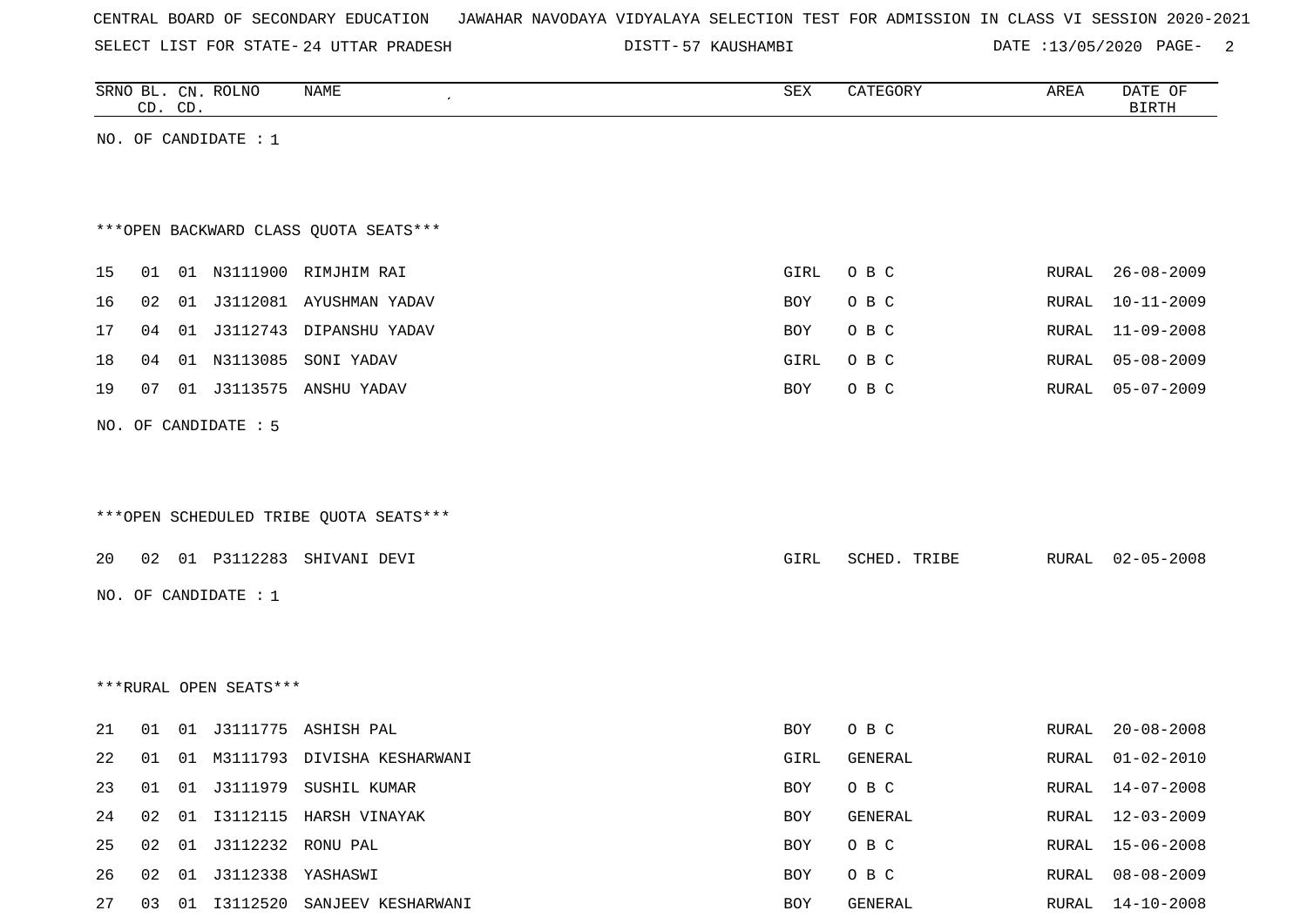CENTRAL BOARD OF SECONDARY EDUCATION JAWAHAR NAVODAYA VIDYALAYA SELECTION TEST FOR ADMISSION IN CLASS VI SESSION 2020-2021

SELECT LIST FOR STATE- 24 UTTAR PRADESH DISTT- 57 KAUSHAMBI DATE :13/05/2020

| SRNO | BL. CD. | CN. CD. | ROLNO | NAME | SEX | CATEGORY | AREA | DATE OF BIRTH |
|---|---|---|---|---|---|---|---|---|

NO. OF CANDIDATE : 1

***OPEN BACKWARD CLASS QUOTA SEATS***

| SRNO | BL. CD. | CN. CD. | ROLNO | NAME | SEX | CATEGORY | AREA | DATE OF BIRTH |
|---|---|---|---|---|---|---|---|---|
| 15 | 01 | 01 | N3111900 | RIMJHIM RAI | GIRL | O B C | RURAL | 26-08-2009 |
| 16 | 02 | 01 | J3112081 | AYUSHMAN YADAV | BOY | O B C | RURAL | 10-11-2009 |
| 17 | 04 | 01 | J3112743 | DIPANSHU YADAV | BOY | O B C | RURAL | 11-09-2008 |
| 18 | 04 | 01 | N3113085 | SONI YADAV | GIRL | O B C | RURAL | 05-08-2009 |
| 19 | 07 | 01 | J3113575 | ANSHU YADAV | BOY | O B C | RURAL | 05-07-2009 |

NO. OF CANDIDATE : 5

***OPEN SCHEDULED TRIBE QUOTA SEATS***

| SRNO | BL. CD. | CN. CD. | ROLNO | NAME | SEX | CATEGORY | AREA | DATE OF BIRTH |
|---|---|---|---|---|---|---|---|---|
| 20 | 02 | 01 | P3112283 | SHIVANI DEVI | GIRL | SCHED. TRIBE | RURAL | 02-05-2008 |

NO. OF CANDIDATE : 1

***RURAL OPEN SEATS***

| SRNO | BL. CD. | CN. CD. | ROLNO | NAME | SEX | CATEGORY | AREA | DATE OF BIRTH |
|---|---|---|---|---|---|---|---|---|
| 21 | 01 | 01 | J3111775 | ASHISH PAL | BOY | O B C | RURAL | 20-08-2008 |
| 22 | 01 | 01 | M3111793 | DIVISHA KESHARWANI | GIRL | GENERAL | RURAL | 01-02-2010 |
| 23 | 01 | 01 | J3111979 | SUSHIL KUMAR | BOY | O B C | RURAL | 14-07-2008 |
| 24 | 02 | 01 | I3112115 | HARSH VINAYAK | BOY | GENERAL | RURAL | 12-03-2009 |
| 25 | 02 | 01 | J3112232 | RONU PAL | BOY | O B C | RURAL | 15-06-2008 |
| 26 | 02 | 01 | J3112338 | YASHASWI | BOY | O B C | RURAL | 08-08-2009 |
| 27 | 03 | 01 | I3112520 | SANJEEV KESHARWANI | BOY | GENERAL | RURAL | 14-10-2008 |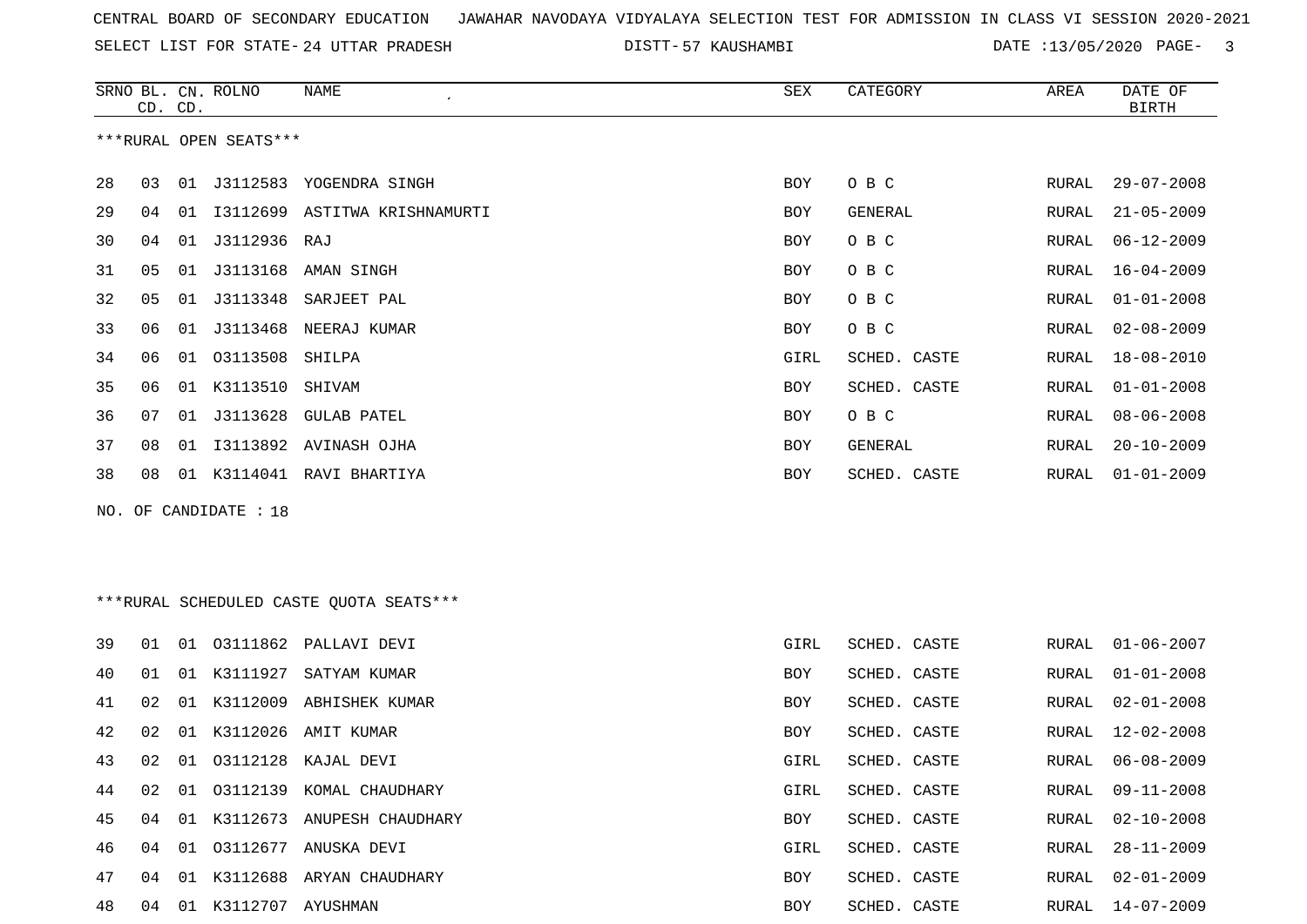CENTRAL BOARD OF SECONDARY EDUCATION JAWAHAR NAVODAYA VIDYALAYA SELECTION TEST FOR ADMISSION IN CLASS VI SESSION 2020-2021

SELECT LIST FOR STATE- 24 UTTAR PRADESH DISTT- 57 KAUSHAMBI DATE :13/05/2020

***RURAL OPEN SEATS***

| SRNO | BL. CD. | CN. CD. | ROLNO | NAME | SEX | CATEGORY | AREA | DATE OF BIRTH |
|---|---|---|---|---|---|---|---|---|
| 28 | 03 | 01 | J3112583 | YOGENDRA SINGH | BOY | O B C | RURAL | 29-07-2008 |
| 29 | 04 | 01 | I3112699 | ASTITWA KRISHNAMURTI | BOY | GENERAL | RURAL | 21-05-2009 |
| 30 | 04 | 01 | J3112936 | RAJ | BOY | O B C | RURAL | 06-12-2009 |
| 31 | 05 | 01 | J3113168 | AMAN SINGH | BOY | O B C | RURAL | 16-04-2009 |
| 32 | 05 | 01 | J3113348 | SARJEET PAL | BOY | O B C | RURAL | 01-01-2008 |
| 33 | 06 | 01 | J3113468 | NEERAJ KUMAR | BOY | O B C | RURAL | 02-08-2009 |
| 34 | 06 | 01 | O3113508 | SHILPA | GIRL | SCHED. CASTE | RURAL | 18-08-2010 |
| 35 | 06 | 01 | K3113510 | SHIVAM | BOY | SCHED. CASTE | RURAL | 01-01-2008 |
| 36 | 07 | 01 | J3113628 | GULAB PATEL | BOY | O B C | RURAL | 08-06-2008 |
| 37 | 08 | 01 | I3113892 | AVINASH OJHA | BOY | GENERAL | RURAL | 20-10-2009 |
| 38 | 08 | 01 | K3114041 | RAVI BHARTIYA | BOY | SCHED. CASTE | RURAL | 01-01-2009 |

NO. OF CANDIDATE : 18

***RURAL SCHEDULED CASTE QUOTA SEATS***

| SRNO | BL. CD. | CN. CD. | ROLNO | NAME | SEX | CATEGORY | AREA | DATE OF BIRTH |
|---|---|---|---|---|---|---|---|---|
| 39 | 01 | 01 | O3111862 | PALLAVI DEVI | GIRL | SCHED. CASTE | RURAL | 01-06-2007 |
| 40 | 01 | 01 | K3111927 | SATYAM KUMAR | BOY | SCHED. CASTE | RURAL | 01-01-2008 |
| 41 | 02 | 01 | K3112009 | ABHISHEK KUMAR | BOY | SCHED. CASTE | RURAL | 02-01-2008 |
| 42 | 02 | 01 | K3112026 | AMIT KUMAR | BOY | SCHED. CASTE | RURAL | 12-02-2008 |
| 43 | 02 | 01 | O3112128 | KAJAL DEVI | GIRL | SCHED. CASTE | RURAL | 06-08-2009 |
| 44 | 02 | 01 | O3112139 | KOMAL CHAUDHARY | GIRL | SCHED. CASTE | RURAL | 09-11-2008 |
| 45 | 04 | 01 | K3112673 | ANUPESH CHAUDHARY | BOY | SCHED. CASTE | RURAL | 02-10-2008 |
| 46 | 04 | 01 | O3112677 | ANUSKA DEVI | GIRL | SCHED. CASTE | RURAL | 28-11-2009 |
| 47 | 04 | 01 | K3112688 | ARYAN CHAUDHARY | BOY | SCHED. CASTE | RURAL | 02-01-2009 |
| 48 | 04 | 01 | K3112707 | AYUSHMAN | BOY | SCHED. CASTE | RURAL | 14-07-2009 |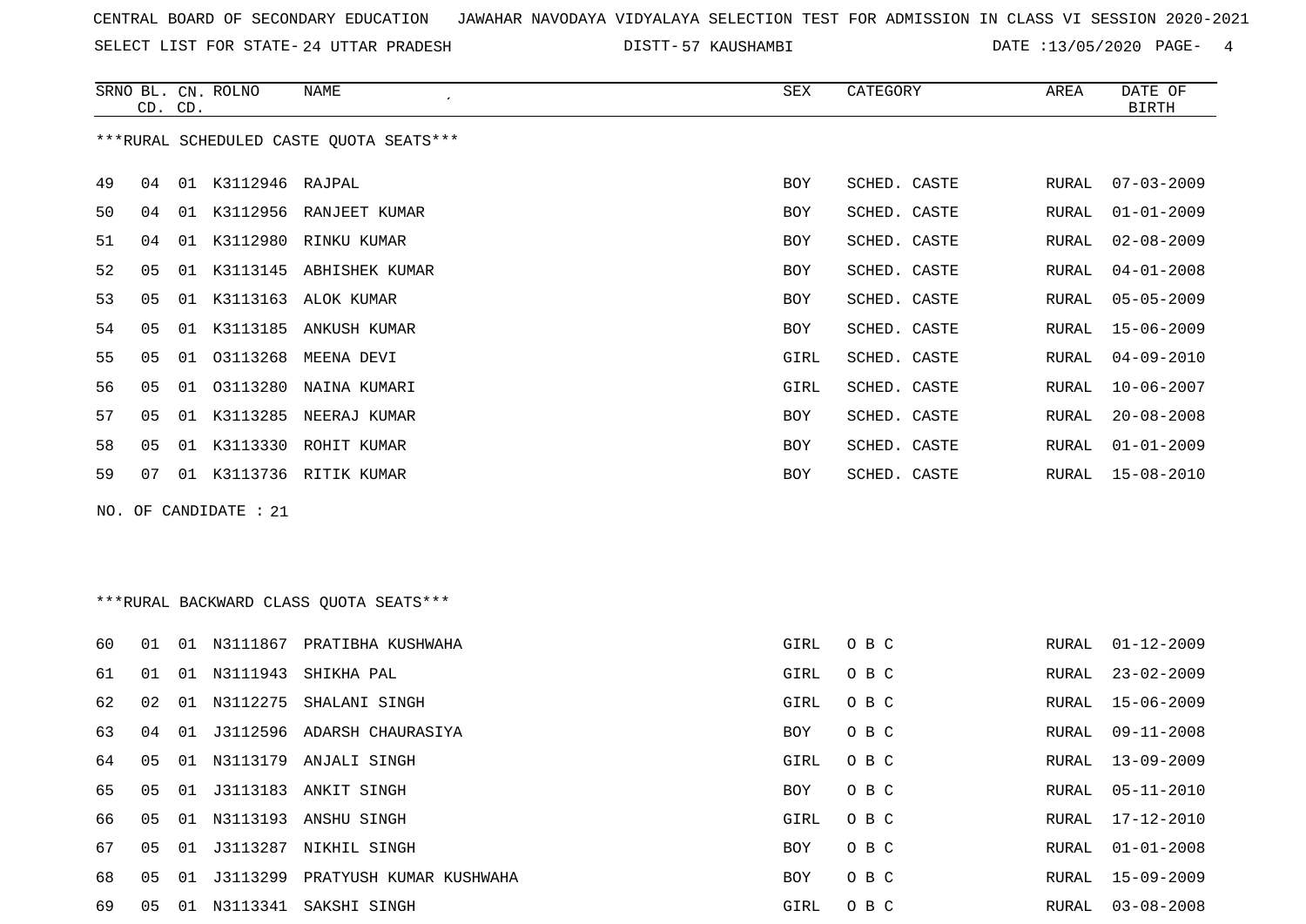CENTRAL BOARD OF SECONDARY EDUCATION JAWAHAR NAVODAYA VIDYALAYA SELECTION TEST FOR ADMISSION IN CLASS VI SESSION 2020-2021

SELECT LIST FOR STATE- 24 UTTAR PRADESH DISTT- 57 KAUSHAMBI DATE :13/05/2020

***RURAL SCHEDULED CASTE QUOTA SEATS***

| SRNO | BL. CD. | CN. CD. | ROLNO | NAME | SEX | CATEGORY | AREA | DATE OF BIRTH |
|---|---|---|---|---|---|---|---|---|
| 49 | 04 | 01 | K3112946 | RAJPAL | BOY | SCHED. CASTE | RURAL | 07-03-2009 |
| 50 | 04 | 01 | K3112956 | RANJEET KUMAR | BOY | SCHED. CASTE | RURAL | 01-01-2009 |
| 51 | 04 | 01 | K3112980 | RINKU KUMAR | BOY | SCHED. CASTE | RURAL | 02-08-2009 |
| 52 | 05 | 01 | K3113145 | ABHISHEK KUMAR | BOY | SCHED. CASTE | RURAL | 04-01-2008 |
| 53 | 05 | 01 | K3113163 | ALOK KUMAR | BOY | SCHED. CASTE | RURAL | 05-05-2009 |
| 54 | 05 | 01 | K3113185 | ANKUSH KUMAR | BOY | SCHED. CASTE | RURAL | 15-06-2009 |
| 55 | 05 | 01 | O3113268 | MEENA DEVI | GIRL | SCHED. CASTE | RURAL | 04-09-2010 |
| 56 | 05 | 01 | O3113280 | NAINA KUMARI | GIRL | SCHED. CASTE | RURAL | 10-06-2007 |
| 57 | 05 | 01 | K3113285 | NEERAJ KUMAR | BOY | SCHED. CASTE | RURAL | 20-08-2008 |
| 58 | 05 | 01 | K3113330 | ROHIT KUMAR | BOY | SCHED. CASTE | RURAL | 01-01-2009 |
| 59 | 07 | 01 | K3113736 | RITIK KUMAR | BOY | SCHED. CASTE | RURAL | 15-08-2010 |

NO. OF CANDIDATE : 21

***RURAL BACKWARD CLASS QUOTA SEATS***

| SRNO | BL. CD. | CN. CD. | ROLNO | NAME | SEX | CATEGORY | AREA | DATE OF BIRTH |
|---|---|---|---|---|---|---|---|---|
| 60 | 01 | 01 | N3111867 | PRATIBHA KUSHWAHA | GIRL | O B C | RURAL | 01-12-2009 |
| 61 | 01 | 01 | N3111943 | SHIKHA PAL | GIRL | O B C | RURAL | 23-02-2009 |
| 62 | 02 | 01 | N3112275 | SHALANI SINGH | GIRL | O B C | RURAL | 15-06-2009 |
| 63 | 04 | 01 | J3112596 | ADARSH CHAURASIYA | BOY | O B C | RURAL | 09-11-2008 |
| 64 | 05 | 01 | N3113179 | ANJALI SINGH | GIRL | O B C | RURAL | 13-09-2009 |
| 65 | 05 | 01 | J3113183 | ANKIT SINGH | BOY | O B C | RURAL | 05-11-2010 |
| 66 | 05 | 01 | N3113193 | ANSHU SINGH | GIRL | O B C | RURAL | 17-12-2010 |
| 67 | 05 | 01 | J3113287 | NIKHIL SINGH | BOY | O B C | RURAL | 01-01-2008 |
| 68 | 05 | 01 | J3113299 | PRATYUSH KUMAR KUSHWAHA | BOY | O B C | RURAL | 15-09-2009 |
| 69 | 05 | 01 | N3113341 | SAKSHI SINGH | GIRL | O B C | RURAL | 03-08-2008 |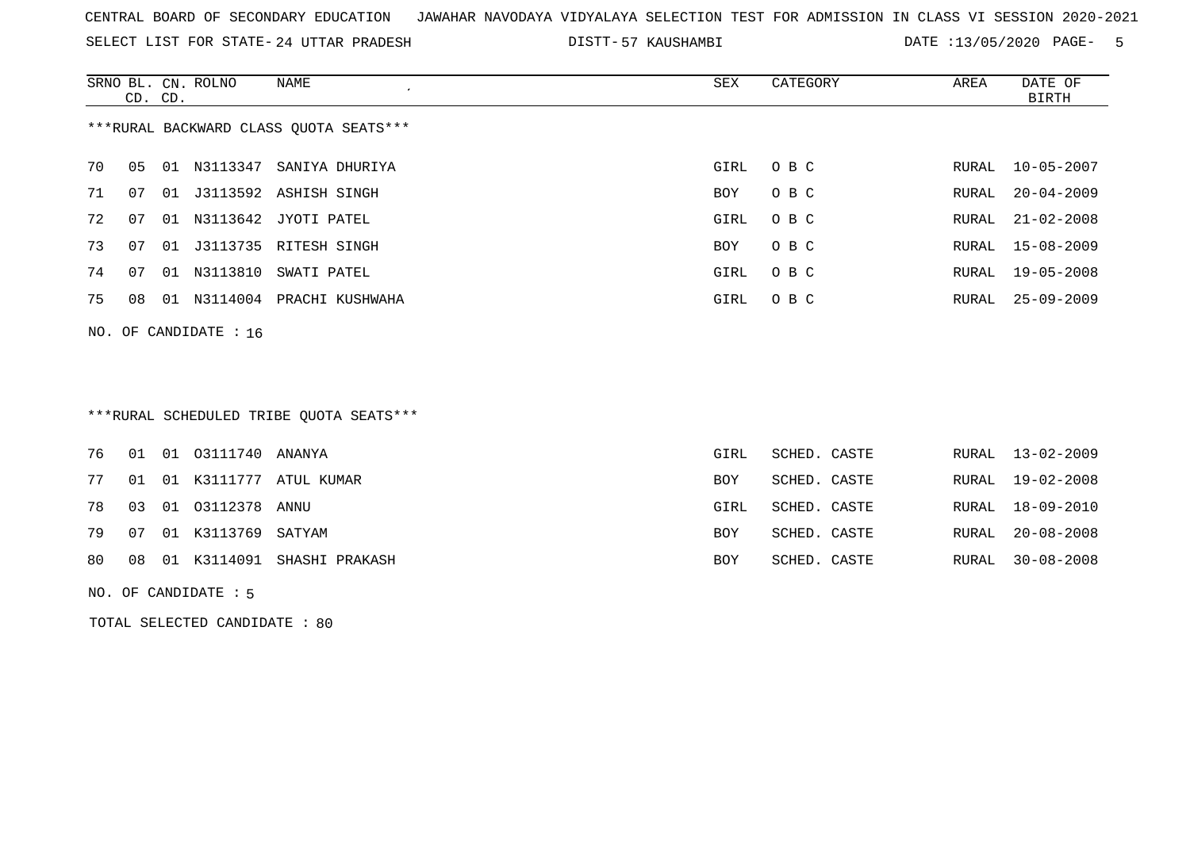CENTRAL BOARD OF SECONDARY EDUCATION JAWAHAR NAVODAYA VIDYALAYA SELECTION TEST FOR ADMISSION IN CLASS VI SESSION 2020-2021

SELECT LIST FOR STATE- 24 UTTAR PRADESH DISTT- 57 KAUSHAMBI DATE :13/05/2020

| SRNO | BL. CD. | CN. CD. | ROLNO | NAME | SEX | CATEGORY | AREA | DATE OF BIRTH |
|---|---|---|---|---|---|---|---|---|

***RURAL BACKWARD CLASS QUOTA SEATS***

| SRNO | BL. CD. | CN. CD. | ROLNO | NAME | SEX | CATEGORY | AREA | DATE OF BIRTH |
|---|---|---|---|---|---|---|---|---|
| 70 | 05 | 01 | N3113347 | SANIYA DHURIYA | GIRL | O B C | RURAL | 10-05-2007 |
| 71 | 07 | 01 | J3113592 | ASHISH SINGH | BOY | O B C | RURAL | 20-04-2009 |
| 72 | 07 | 01 | N3113642 | JYOTI PATEL | GIRL | O B C | RURAL | 21-02-2008 |
| 73 | 07 | 01 | J3113735 | RITESH SINGH | BOY | O B C | RURAL | 15-08-2009 |
| 74 | 07 | 01 | N3113810 | SWATI PATEL | GIRL | O B C | RURAL | 19-05-2008 |
| 75 | 08 | 01 | N3114004 | PRACHI KUSHWAHA | GIRL | O B C | RURAL | 25-09-2009 |

NO. OF CANDIDATE : 16

***RURAL SCHEDULED TRIBE QUOTA SEATS***

| SRNO | BL. CD. | CN. CD. | ROLNO | NAME | SEX | CATEGORY | AREA | DATE OF BIRTH |
|---|---|---|---|---|---|---|---|---|
| 76 | 01 | 01 | O3111740 | ANANYA | GIRL | SCHED. CASTE | RURAL | 13-02-2009 |
| 77 | 01 | 01 | K3111777 | ATUL KUMAR | BOY | SCHED. CASTE | RURAL | 19-02-2008 |
| 78 | 03 | 01 | O3112378 | ANNU | GIRL | SCHED. CASTE | RURAL | 18-09-2010 |
| 79 | 07 | 01 | K3113769 | SATYAM | BOY | SCHED. CASTE | RURAL | 20-08-2008 |
| 80 | 08 | 01 | K3114091 | SHASHI PRAKASH | BOY | SCHED. CASTE | RURAL | 30-08-2008 |

NO. OF CANDIDATE : 5

TOTAL SELECTED CANDIDATE : 80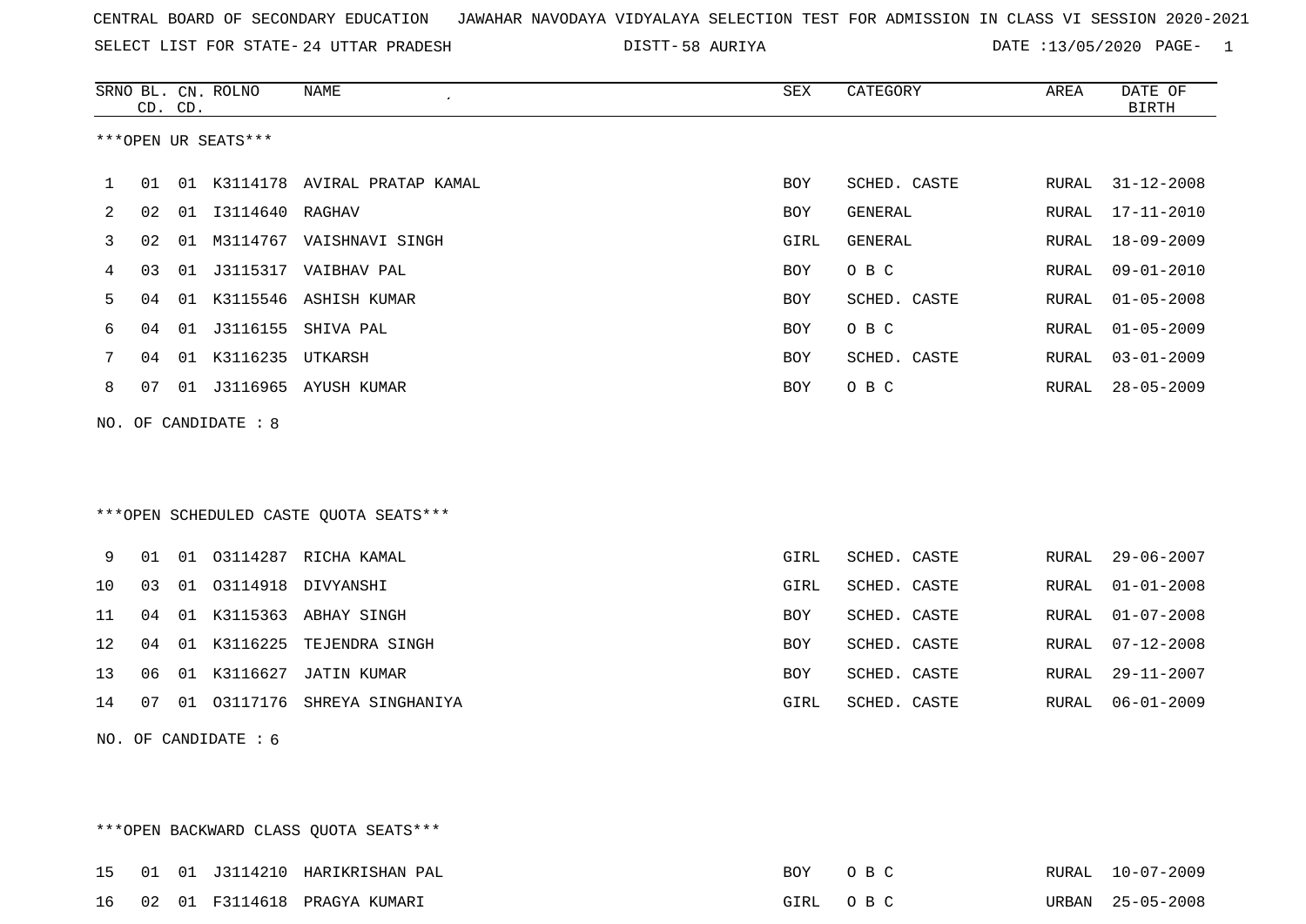CENTRAL BOARD OF SECONDARY EDUCATION   JAWAHAR NAVODAYA VIDYALAYA SELECTION TEST FOR ADMISSION IN CLASS VI SESSION 2020-2021

SELECT LIST FOR STATE- 24 UTTAR PRADESH   DISTT- 58 AURIYA   DATE :13/05/2020

| SRNO | BL. CD. | CN. CD. | ROLNO | NAME | SEX | CATEGORY | AREA | DATE OF BIRTH |
|---|---|---|---|---|---|---|---|---|

***OPEN UR SEATS***

| SRNO | BL. CD. | CN. CD. | ROLNO | NAME | SEX | CATEGORY | AREA | DATE OF BIRTH |
|---|---|---|---|---|---|---|---|---|
| 1 | 01 | 01 | K3114178 | AVIRAL PRATAP KAMAL | BOY | SCHED. CASTE | RURAL | 31-12-2008 |
| 2 | 02 | 01 | I3114640 | RAGHAV | BOY | GENERAL | RURAL | 17-11-2010 |
| 3 | 02 | 01 | M3114767 | VAISHNAVI SINGH | GIRL | GENERAL | RURAL | 18-09-2009 |
| 4 | 03 | 01 | J3115317 | VAIBHAV PAL | BOY | O B C | RURAL | 09-01-2010 |
| 5 | 04 | 01 | K3115546 | ASHISH KUMAR | BOY | SCHED. CASTE | RURAL | 01-05-2008 |
| 6 | 04 | 01 | J3116155 | SHIVA PAL | BOY | O B C | RURAL | 01-05-2009 |
| 7 | 04 | 01 | K3116235 | UTKARSH | BOY | SCHED. CASTE | RURAL | 03-01-2009 |
| 8 | 07 | 01 | J3116965 | AYUSH KUMAR | BOY | O B C | RURAL | 28-05-2009 |

NO. OF CANDIDATE : 8

***OPEN SCHEDULED CASTE QUOTA SEATS***

| SRNO | BL. CD. | CN. CD. | ROLNO | NAME | SEX | CATEGORY | AREA | DATE OF BIRTH |
|---|---|---|---|---|---|---|---|---|
| 9 | 01 | 01 | O3114287 | RICHA KAMAL | GIRL | SCHED. CASTE | RURAL | 29-06-2007 |
| 10 | 03 | 01 | O3114918 | DIVYANSHI | GIRL | SCHED. CASTE | RURAL | 01-01-2008 |
| 11 | 04 | 01 | K3115363 | ABHAY SINGH | BOY | SCHED. CASTE | RURAL | 01-07-2008 |
| 12 | 04 | 01 | K3116225 | TEJENDRA SINGH | BOY | SCHED. CASTE | RURAL | 07-12-2008 |
| 13 | 06 | 01 | K3116627 | JATIN KUMAR | BOY | SCHED. CASTE | RURAL | 29-11-2007 |
| 14 | 07 | 01 | O3117176 | SHREYA SINGHANIYA | GIRL | SCHED. CASTE | RURAL | 06-01-2009 |

NO. OF CANDIDATE : 6

***OPEN BACKWARD CLASS QUOTA SEATS***

| SRNO | BL. CD. | CN. CD. | ROLNO | NAME | SEX | CATEGORY | AREA | DATE OF BIRTH |
|---|---|---|---|---|---|---|---|---|
| 15 | 01 | 01 | J3114210 | HARIKRISHAN PAL | BOY | O B C | RURAL | 10-07-2009 |
| 16 | 02 | 01 | F3114618 | PRAGYA KUMARI | GIRL | O B C | URBAN | 25-05-2008 |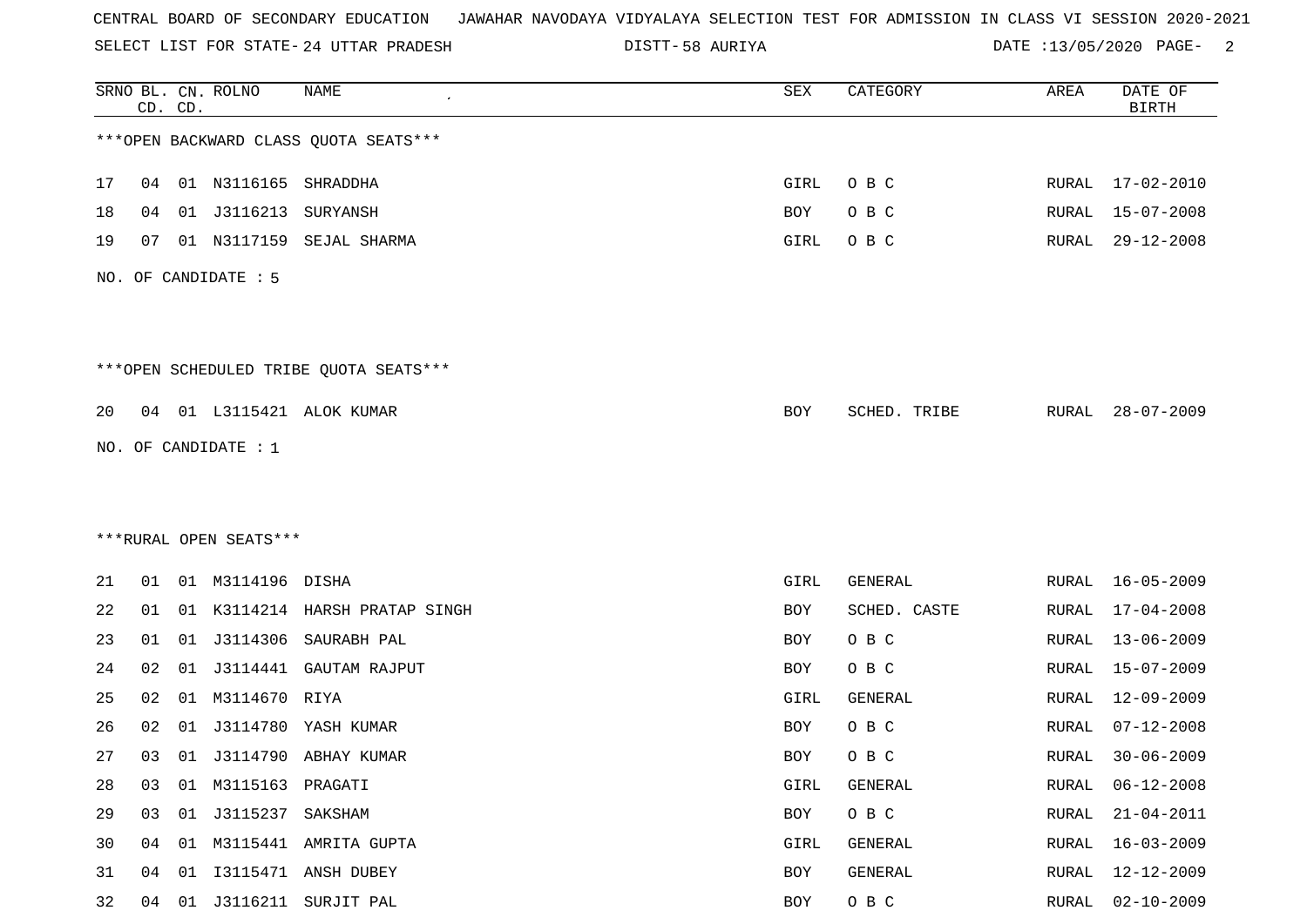CENTRAL BOARD OF SECONDARY EDUCATION JAWAHAR NAVODAYA VIDYALAYA SELECTION TEST FOR ADMISSION IN CLASS VI SESSION 2020-2021

SELECT LIST FOR STATE- 24 UTTAR PRADESH DISTT- 58 AURIYA DATE :13/05/2020

***OPEN BACKWARD CLASS QUOTA SEATS***

| SRNO | BL. CD. | CN. CD. | ROLNO | NAME | SEX | CATEGORY | AREA | DATE OF BIRTH |
|---|---|---|---|---|---|---|---|---|
| 17 | 04 | 01 | N3116165 | SHRADDHA | GIRL | O B C | RURAL | 17-02-2010 |
| 18 | 04 | 01 | J3116213 | SURYANSH | BOY | O B C | RURAL | 15-07-2008 |
| 19 | 07 | 01 | N3117159 | SEJAL SHARMA | GIRL | O B C | RURAL | 29-12-2008 |

NO. OF CANDIDATE : 5

***OPEN SCHEDULED TRIBE QUOTA SEATS***

| SRNO | BL. CD. | CN. CD. | ROLNO | NAME | SEX | CATEGORY | AREA | DATE OF BIRTH |
|---|---|---|---|---|---|---|---|---|
| 20 | 04 | 01 | L3115421 | ALOK KUMAR | BOY | SCHED. TRIBE | RURAL | 28-07-2009 |

NO. OF CANDIDATE : 1

***RURAL OPEN SEATS***

| SRNO | BL. CD. | CN. CD. | ROLNO | NAME | SEX | CATEGORY | AREA | DATE OF BIRTH |
|---|---|---|---|---|---|---|---|---|
| 21 | 01 | 01 | M3114196 | DISHA | GIRL | GENERAL | RURAL | 16-05-2009 |
| 22 | 01 | 01 | K3114214 | HARSH PRATAP SINGH | BOY | SCHED. CASTE | RURAL | 17-04-2008 |
| 23 | 01 | 01 | J3114306 | SAURABH PAL | BOY | O B C | RURAL | 13-06-2009 |
| 24 | 02 | 01 | J3114441 | GAUTAM RAJPUT | BOY | O B C | RURAL | 15-07-2009 |
| 25 | 02 | 01 | M3114670 | RIYA | GIRL | GENERAL | RURAL | 12-09-2009 |
| 26 | 02 | 01 | J3114780 | YASH KUMAR | BOY | O B C | RURAL | 07-12-2008 |
| 27 | 03 | 01 | J3114790 | ABHAY KUMAR | BOY | O B C | RURAL | 30-06-2009 |
| 28 | 03 | 01 | M3115163 | PRAGATI | GIRL | GENERAL | RURAL | 06-12-2008 |
| 29 | 03 | 01 | J3115237 | SAKSHAM | BOY | O B C | RURAL | 21-04-2011 |
| 30 | 04 | 01 | M3115441 | AMRITA GUPTA | GIRL | GENERAL | RURAL | 16-03-2009 |
| 31 | 04 | 01 | I3115471 | ANSH DUBEY | BOY | GENERAL | RURAL | 12-12-2009 |
| 32 | 04 | 01 | J3116211 | SURJIT PAL | BOY | O B C | RURAL | 02-10-2009 |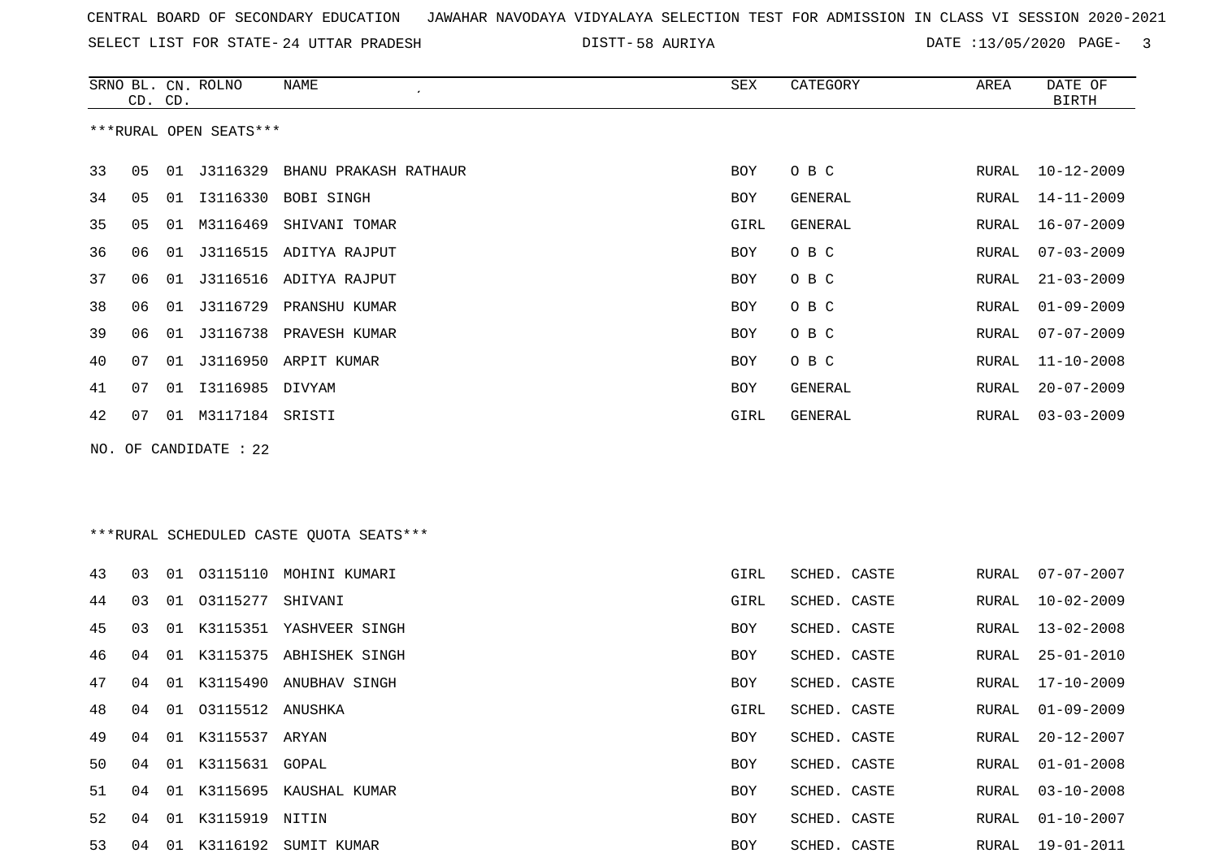CENTRAL BOARD OF SECONDARY EDUCATION   JAWAHAR NAVODAYA VIDYALAYA SELECTION TEST FOR ADMISSION IN CLASS VI SESSION 2020-2021

SELECT LIST FOR STATE- 24 UTTAR PRADESH   DISTT- 58 AURIYA   DATE :13/05/2020

***RURAL OPEN SEATS***

| SRNO | BL. CD. | CN. CD. | ROLNO | NAME | SEX | CATEGORY | AREA | DATE OF BIRTH |
|---|---|---|---|---|---|---|---|---|
| 33 | 05 | 01 | J3116329 | BHANU PRAKASH RATHAUR | BOY | O B C | RURAL | 10-12-2009 |
| 34 | 05 | 01 | I3116330 | BOBI SINGH | BOY | GENERAL | RURAL | 14-11-2009 |
| 35 | 05 | 01 | M3116469 | SHIVANI TOMAR | GIRL | GENERAL | RURAL | 16-07-2009 |
| 36 | 06 | 01 | J3116515 | ADITYA RAJPUT | BOY | O B C | RURAL | 07-03-2009 |
| 37 | 06 | 01 | J3116516 | ADITYA RAJPUT | BOY | O B C | RURAL | 21-03-2009 |
| 38 | 06 | 01 | J3116729 | PRANSHU KUMAR | BOY | O B C | RURAL | 01-09-2009 |
| 39 | 06 | 01 | J3116738 | PRAVESH KUMAR | BOY | O B C | RURAL | 07-07-2009 |
| 40 | 07 | 01 | J3116950 | ARPIT KUMAR | BOY | O B C | RURAL | 11-10-2008 |
| 41 | 07 | 01 | I3116985 | DIVYAM | BOY | GENERAL | RURAL | 20-07-2009 |
| 42 | 07 | 01 | M3117184 | SRISTI | GIRL | GENERAL | RURAL | 03-03-2009 |

NO. OF CANDIDATE : 22

***RURAL SCHEDULED CASTE QUOTA SEATS***

| SRNO | BL. CD. | CN. CD. | ROLNO | NAME | SEX | CATEGORY | AREA | DATE OF BIRTH |
|---|---|---|---|---|---|---|---|---|
| 43 | 03 | 01 | O3115110 | MOHINI KUMARI | GIRL | SCHED. CASTE | RURAL | 07-07-2007 |
| 44 | 03 | 01 | O3115277 | SHIVANI | GIRL | SCHED. CASTE | RURAL | 10-02-2009 |
| 45 | 03 | 01 | K3115351 | YASHVEER SINGH | BOY | SCHED. CASTE | RURAL | 13-02-2008 |
| 46 | 04 | 01 | K3115375 | ABHISHEK SINGH | BOY | SCHED. CASTE | RURAL | 25-01-2010 |
| 47 | 04 | 01 | K3115490 | ANUBHAV SINGH | BOY | SCHED. CASTE | RURAL | 17-10-2009 |
| 48 | 04 | 01 | O3115512 | ANUSHKA | GIRL | SCHED. CASTE | RURAL | 01-09-2009 |
| 49 | 04 | 01 | K3115537 | ARYAN | BOY | SCHED. CASTE | RURAL | 20-12-2007 |
| 50 | 04 | 01 | K3115631 | GOPAL | BOY | SCHED. CASTE | RURAL | 01-01-2008 |
| 51 | 04 | 01 | K3115695 | KAUSHAL KUMAR | BOY | SCHED. CASTE | RURAL | 03-10-2008 |
| 52 | 04 | 01 | K3115919 | NITIN | BOY | SCHED. CASTE | RURAL | 01-10-2007 |
| 53 | 04 | 01 | K3116192 | SUMIT KUMAR | BOY | SCHED. CASTE | RURAL | 19-01-2011 |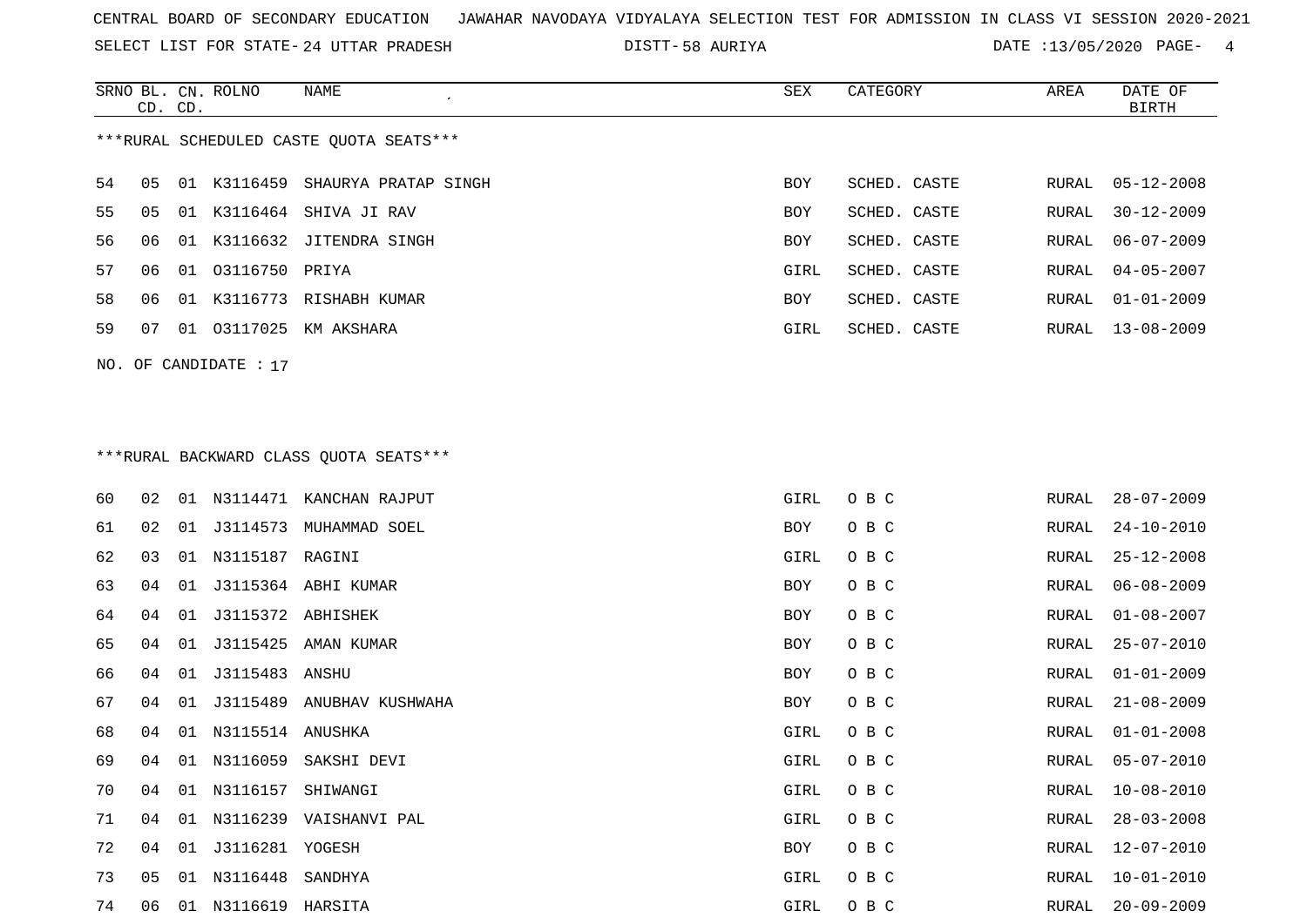CENTRAL BOARD OF SECONDARY EDUCATION JAWAHAR NAVODAYA VIDYALAYA SELECTION TEST FOR ADMISSION IN CLASS VI SESSION 2020-2021

SELECT LIST FOR STATE- 24 UTTAR PRADESH DISTT- 58 AURIYA DATE :13/05/2020

***RURAL SCHEDULED CASTE QUOTA SEATS***

| SRNO | BL. CD. | CN. CD. | ROLNO | NAME | SEX | CATEGORY | AREA | DATE OF BIRTH |
|---|---|---|---|---|---|---|---|---|
| 54 | 05 | 01 | K3116459 | SHAURYA PRATAP SINGH | BOY | SCHED. CASTE | RURAL | 05-12-2008 |
| 55 | 05 | 01 | K3116464 | SHIVA JI RAV | BOY | SCHED. CASTE | RURAL | 30-12-2009 |
| 56 | 06 | 01 | K3116632 | JITENDRA SINGH | BOY | SCHED. CASTE | RURAL | 06-07-2009 |
| 57 | 06 | 01 | O3116750 | PRIYA | GIRL | SCHED. CASTE | RURAL | 04-05-2007 |
| 58 | 06 | 01 | K3116773 | RISHABH KUMAR | BOY | SCHED. CASTE | RURAL | 01-01-2009 |
| 59 | 07 | 01 | O3117025 | KM AKSHARA | GIRL | SCHED. CASTE | RURAL | 13-08-2009 |

NO. OF CANDIDATE : 17

***RURAL BACKWARD CLASS QUOTA SEATS***

| SRNO | BL. CD. | CN. CD. | ROLNO | NAME | SEX | CATEGORY | AREA | DATE OF BIRTH |
|---|---|---|---|---|---|---|---|---|
| 60 | 02 | 01 | N3114471 | KANCHAN RAJPUT | GIRL | O B C | RURAL | 28-07-2009 |
| 61 | 02 | 01 | J3114573 | MUHAMMAD SOEL | BOY | O B C | RURAL | 24-10-2010 |
| 62 | 03 | 01 | N3115187 | RAGINI | GIRL | O B C | RURAL | 25-12-2008 |
| 63 | 04 | 01 | J3115364 | ABHI KUMAR | BOY | O B C | RURAL | 06-08-2009 |
| 64 | 04 | 01 | J3115372 | ABHISHEK | BOY | O B C | RURAL | 01-08-2007 |
| 65 | 04 | 01 | J3115425 | AMAN KUMAR | BOY | O B C | RURAL | 25-07-2010 |
| 66 | 04 | 01 | J3115483 | ANSHU | BOY | O B C | RURAL | 01-01-2009 |
| 67 | 04 | 01 | J3115489 | ANUBHAV KUSHWAHA | BOY | O B C | RURAL | 21-08-2009 |
| 68 | 04 | 01 | N3115514 | ANUSHKA | GIRL | O B C | RURAL | 01-01-2008 |
| 69 | 04 | 01 | N3116059 | SAKSHI DEVI | GIRL | O B C | RURAL | 05-07-2010 |
| 70 | 04 | 01 | N3116157 | SHIWANGI | GIRL | O B C | RURAL | 10-08-2010 |
| 71 | 04 | 01 | N3116239 | VAISHANVI PAL | GIRL | O B C | RURAL | 28-03-2008 |
| 72 | 04 | 01 | J3116281 | YOGESH | BOY | O B C | RURAL | 12-07-2010 |
| 73 | 05 | 01 | N3116448 | SANDHYA | GIRL | O B C | RURAL | 10-01-2010 |
| 74 | 06 | 01 | N3116619 | HARSITA | GIRL | O B C | RURAL | 20-09-2009 |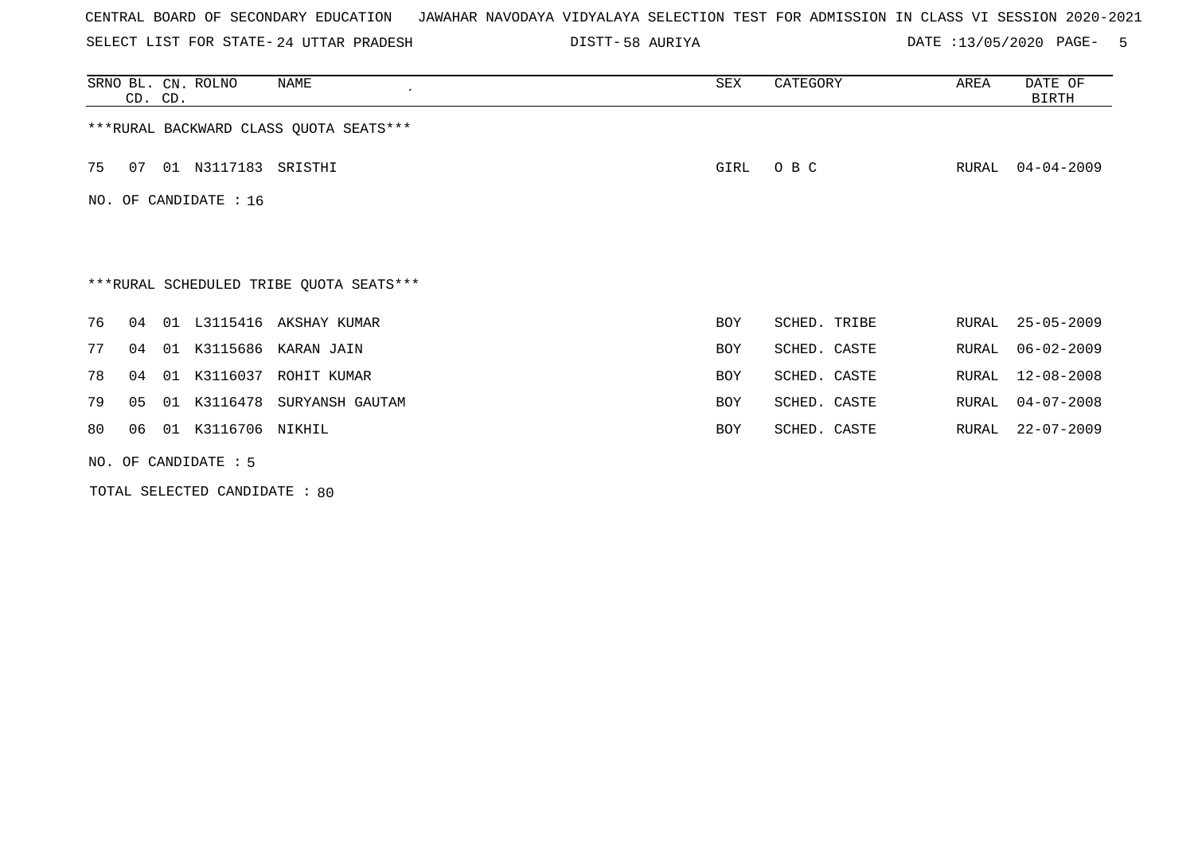CENTRAL BOARD OF SECONDARY EDUCATION JAWAHAR NAVODAYA VIDYALAYA SELECTION TEST FOR ADMISSION IN CLASS VI SESSION 2020-2021

SELECT LIST FOR STATE- 24 UTTAR PRADESH DISTT- 58 AURIYA DATE :13/05/2020

| SRNO | BL. CD. | CN. CD. | ROLNO | NAME | SEX | CATEGORY | AREA | DATE OF BIRTH |
|---|---|---|---|---|---|---|---|---|

***RURAL BACKWARD CLASS QUOTA SEATS***

| SRNO | BL. CD. | CN. CD. | ROLNO | NAME | SEX | CATEGORY | AREA | DATE OF BIRTH |
|---|---|---|---|---|---|---|---|---|
| 75 | 07 | 01 | N3117183 | SRISTHI | GIRL | O B C | RURAL | 04-04-2009 |

NO. OF CANDIDATE : 16

***RURAL SCHEDULED TRIBE QUOTA SEATS***

| SRNO | BL. CD. | CN. CD. | ROLNO | NAME | SEX | CATEGORY | AREA | DATE OF BIRTH |
|---|---|---|---|---|---|---|---|---|
| 76 | 04 | 01 | L3115416 | AKSHAY KUMAR | BOY | SCHED. TRIBE | RURAL | 25-05-2009 |
| 77 | 04 | 01 | K3115686 | KARAN JAIN | BOY | SCHED. CASTE | RURAL | 06-02-2009 |
| 78 | 04 | 01 | K3116037 | ROHIT KUMAR | BOY | SCHED. CASTE | RURAL | 12-08-2008 |
| 79 | 05 | 01 | K3116478 | SURYANSH GAUTAM | BOY | SCHED. CASTE | RURAL | 04-07-2008 |
| 80 | 06 | 01 | K3116706 | NIKHIL | BOY | SCHED. CASTE | RURAL | 22-07-2009 |

NO. OF CANDIDATE : 5

TOTAL SELECTED CANDIDATE : 80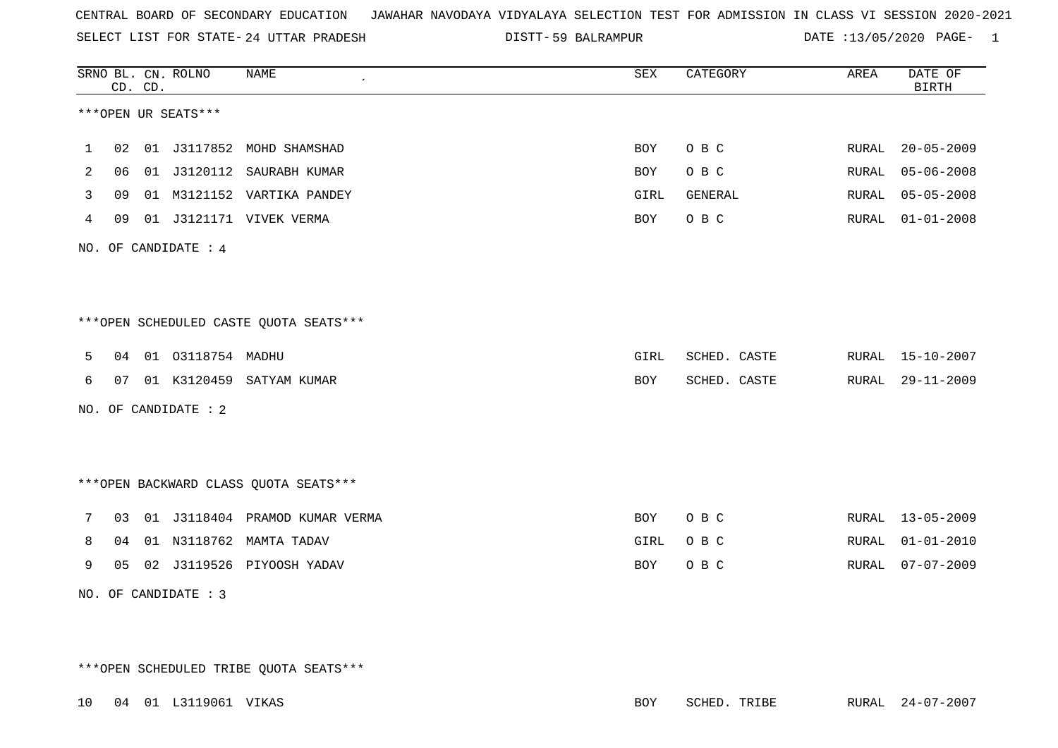CENTRAL BOARD OF SECONDARY EDUCATION JAWAHAR NAVODAYA VIDYALAYA SELECTION TEST FOR ADMISSION IN CLASS VI SESSION 2020-2021

SELECT LIST FOR STATE- 24 UTTAR PRADESH DISTT- 59 BALRAMPUR DATE :13/05/2020 PAGE- 1

***OPEN UR SEATS***

| SRNO | BL. CD. | CN. CD. | ROLNO | NAME | SEX | CATEGORY | AREA | DATE OF BIRTH |
|---|---|---|---|---|---|---|---|---|
| 1 | 02 | 01 | J3117852 | MOHD SHAMSHAD | BOY | O B C | RURAL | 20-05-2009 |
| 2 | 06 | 01 | J3120112 | SAURABH KUMAR | BOY | O B C | RURAL | 05-06-2008 |
| 3 | 09 | 01 | M3121152 | VARTIKA PANDEY | GIRL | GENERAL | RURAL | 05-05-2008 |
| 4 | 09 | 01 | J3121171 | VIVEK VERMA | BOY | O B C | RURAL | 01-01-2008 |

NO. OF CANDIDATE : 4

***OPEN SCHEDULED CASTE QUOTA SEATS***

| SRNO | BL. CD. | CN. CD. | ROLNO | NAME | SEX | CATEGORY | AREA | DATE OF BIRTH |
|---|---|---|---|---|---|---|---|---|
| 5 | 04 | 01 | O3118754 | MADHU | GIRL | SCHED. CASTE | RURAL | 15-10-2007 |
| 6 | 07 | 01 | K3120459 | SATYAM KUMAR | BOY | SCHED. CASTE | RURAL | 29-11-2009 |

NO. OF CANDIDATE : 2

***OPEN BACKWARD CLASS QUOTA SEATS***

| SRNO | BL. CD. | CN. CD. | ROLNO | NAME | SEX | CATEGORY | AREA | DATE OF BIRTH |
|---|---|---|---|---|---|---|---|---|
| 7 | 03 | 01 | J3118404 | PRAMOD KUMAR VERMA | BOY | O B C | RURAL | 13-05-2009 |
| 8 | 04 | 01 | N3118762 | MAMTA TADAV | GIRL | O B C | RURAL | 01-01-2010 |
| 9 | 05 | 02 | J3119526 | PIYOOSH YADAV | BOY | O B C | RURAL | 07-07-2009 |

NO. OF CANDIDATE : 3

***OPEN SCHEDULED TRIBE QUOTA SEATS***

| SRNO | BL. CD. | CN. CD. | ROLNO | NAME | SEX | CATEGORY | AREA | DATE OF BIRTH |
|---|---|---|---|---|---|---|---|---|
| 10 | 04 | 01 | L3119061 | VIKAS | BOY | SCHED. TRIBE | RURAL | 24-07-2007 |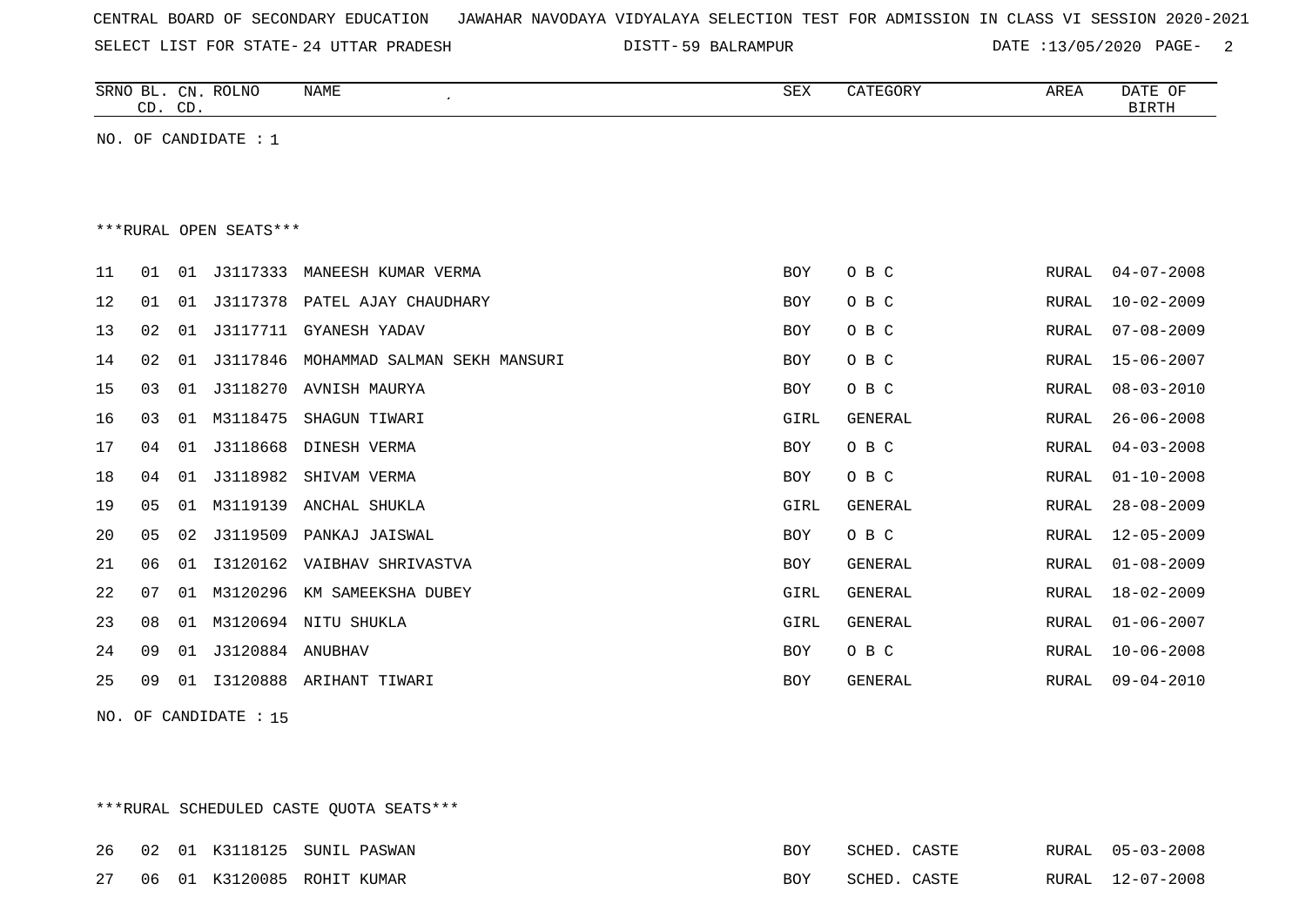CENTRAL BOARD OF SECONDARY EDUCATION JAWAHAR NAVODAYA VIDYALAYA SELECTION TEST FOR ADMISSION IN CLASS VI SESSION 2020-2021

SELECT LIST FOR STATE- 24 UTTAR PRADESH DISTT- 59 BALRAMPUR DATE :13/05/2020 PAGE- 2

| SRNO | BL. CD. | CN. CD. | ROLNO | NAME | SEX | CATEGORY | AREA | DATE OF BIRTH |
|---|---|---|---|---|---|---|---|---|

NO. OF CANDIDATE : 1

***RURAL OPEN SEATS***

| SRNO | BL. CD. | CN. CD. | ROLNO | NAME | SEX | CATEGORY | AREA | DATE OF BIRTH |
|---|---|---|---|---|---|---|---|---|
| 11 | 01 | 01 | J3117333 | MANEESH KUMAR VERMA | BOY | O B C | RURAL | 04-07-2008 |
| 12 | 01 | 01 | J3117378 | PATEL AJAY CHAUDHARY | BOY | O B C | RURAL | 10-02-2009 |
| 13 | 02 | 01 | J3117711 | GYANESH YADAV | BOY | O B C | RURAL | 07-08-2009 |
| 14 | 02 | 01 | J3117846 | MOHAMMAD SALMAN SEKH MANSURI | BOY | O B C | RURAL | 15-06-2007 |
| 15 | 03 | 01 | J3118270 | AVNISH MAURYA | BOY | O B C | RURAL | 08-03-2010 |
| 16 | 03 | 01 | M3118475 | SHAGUN TIWARI | GIRL | GENERAL | RURAL | 26-06-2008 |
| 17 | 04 | 01 | J3118668 | DINESH VERMA | BOY | O B C | RURAL | 04-03-2008 |
| 18 | 04 | 01 | J3118982 | SHIVAM VERMA | BOY | O B C | RURAL | 01-10-2008 |
| 19 | 05 | 01 | M3119139 | ANCHAL SHUKLA | GIRL | GENERAL | RURAL | 28-08-2009 |
| 20 | 05 | 02 | J3119509 | PANKAJ JAISWAL | BOY | O B C | RURAL | 12-05-2009 |
| 21 | 06 | 01 | I3120162 | VAIBHAV SHRIVASTVA | BOY | GENERAL | RURAL | 01-08-2009 |
| 22 | 07 | 01 | M3120296 | KM SAMEEKSHA DUBEY | GIRL | GENERAL | RURAL | 18-02-2009 |
| 23 | 08 | 01 | M3120694 | NITU SHUKLA | GIRL | GENERAL | RURAL | 01-06-2007 |
| 24 | 09 | 01 | J3120884 | ANUBHAV | BOY | O B C | RURAL | 10-06-2008 |
| 25 | 09 | 01 | I3120888 | ARIHANT TIWARI | BOY | GENERAL | RURAL | 09-04-2010 |

NO. OF CANDIDATE : 15

***RURAL SCHEDULED CASTE QUOTA SEATS***

| SRNO | BL. CD. | CN. CD. | ROLNO | NAME | SEX | CATEGORY | AREA | DATE OF BIRTH |
|---|---|---|---|---|---|---|---|---|
| 26 | 02 | 01 | K3118125 | SUNIL PASWAN | BOY | SCHED. CASTE | RURAL | 05-03-2008 |
| 27 | 06 | 01 | K3120085 | ROHIT KUMAR | BOY | SCHED. CASTE | RURAL | 12-07-2008 |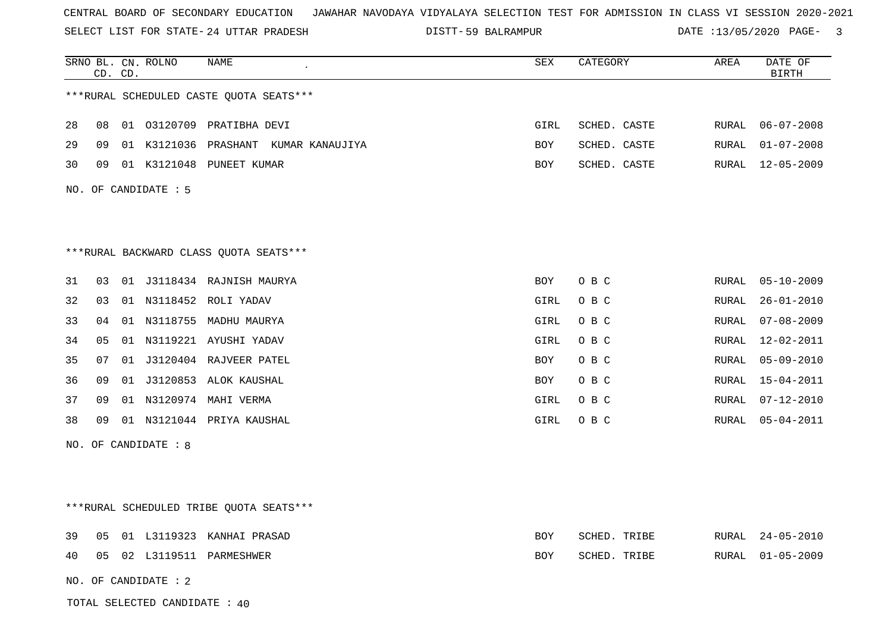CENTRAL BOARD OF SECONDARY EDUCATION JAWAHAR NAVODAYA VIDYALAYA SELECTION TEST FOR ADMISSION IN CLASS VI SESSION 2020-2021

SELECT LIST FOR STATE- 24 UTTAR PRADESH DISTT- 59 BALRAMPUR DATE :13/05/2020 PAGE- 3

| SRNO | BL. CD. | CN. CD. | ROLNO | NAME | SEX | CATEGORY | AREA | DATE OF BIRTH |
|---|---|---|---|---|---|---|---|---|
| ***RURAL SCHEDULED CASTE QUOTA SEATS*** | | | | | | | | |
| 28 | 08 | 01 | O3120709 | PRATIBHA DEVI | GIRL | SCHED. CASTE | RURAL | 06-07-2008 |
| 29 | 09 | 01 | K3121036 | PRASHANT KUMAR KANAUJIYA | BOY | SCHED. CASTE | RURAL | 01-07-2008 |
| 30 | 09 | 01 | K3121048 | PUNEET KUMAR | BOY | SCHED. CASTE | RURAL | 12-05-2009 |
| NO. OF CANDIDATE : 5 | | | | | | | | |
| ***RURAL BACKWARD CLASS QUOTA SEATS*** | | | | | | | | |
| 31 | 03 | 01 | J3118434 | RAJNISH MAURYA | BOY | O B C | RURAL | 05-10-2009 |
| 32 | 03 | 01 | N3118452 | ROLI YADAV | GIRL | O B C | RURAL | 26-01-2010 |
| 33 | 04 | 01 | N3118755 | MADHU MAURYA | GIRL | O B C | RURAL | 07-08-2009 |
| 34 | 05 | 01 | N3119221 | AYUSHI YADAV | GIRL | O B C | RURAL | 12-02-2011 |
| 35 | 07 | 01 | J3120404 | RAJVEER PATEL | BOY | O B C | RURAL | 05-09-2010 |
| 36 | 09 | 01 | J3120853 | ALOK KAUSHAL | BOY | O B C | RURAL | 15-04-2011 |
| 37 | 09 | 01 | N3120974 | MAHI VERMA | GIRL | O B C | RURAL | 07-12-2010 |
| 38 | 09 | 01 | N3121044 | PRIYA KAUSHAL | GIRL | O B C | RURAL | 05-04-2011 |
| NO. OF CANDIDATE : 8 | | | | | | | | |
| ***RURAL SCHEDULED TRIBE QUOTA SEATS*** | | | | | | | | |
| 39 | 05 | 01 | L3119323 | KANHAI PRASAD | BOY | SCHED. TRIBE | RURAL | 24-05-2010 |
| 40 | 05 | 02 | L3119511 | PARMESHWER | BOY | SCHED. TRIBE | RURAL | 01-05-2009 |
| NO. OF CANDIDATE : 2 | | | | | | | | |

TOTAL SELECTED CANDIDATE : 40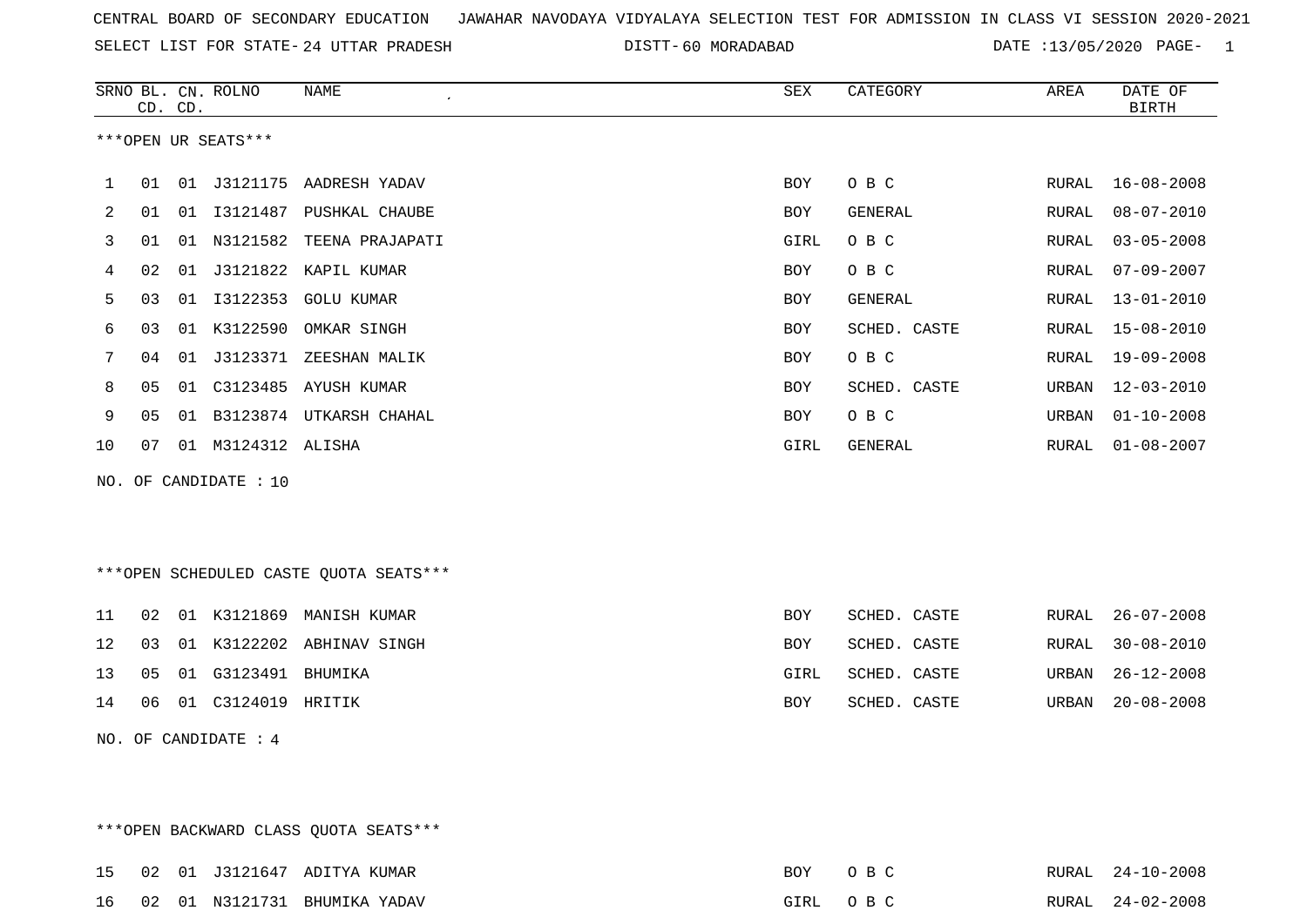CENTRAL BOARD OF SECONDARY EDUCATION   JAWAHAR NAVODAYA VIDYALAYA SELECTION TEST FOR ADMISSION IN CLASS VI SESSION 2020-2021

SELECT LIST FOR STATE- 24 UTTAR PRADESH   DISTT- 60 MORADABAD   DATE :13/05/2020

***OPEN UR SEATS***

| SRNO | BL. CD. | CN. CD. | ROLNO | NAME | SEX | CATEGORY | AREA | DATE OF BIRTH |
|---|---|---|---|---|---|---|---|---|
| 1 | 01 | 01 | J3121175 | AADRESH YADAV | BOY | O B C | RURAL | 16-08-2008 |
| 2 | 01 | 01 | I3121487 | PUSHKAL CHAUBE | BOY | GENERAL | RURAL | 08-07-2010 |
| 3 | 01 | 01 | N3121582 | TEENA PRAJAPATI | GIRL | O B C | RURAL | 03-05-2008 |
| 4 | 02 | 01 | J3121822 | KAPIL KUMAR | BOY | O B C | RURAL | 07-09-2007 |
| 5 | 03 | 01 | I3122353 | GOLU KUMAR | BOY | GENERAL | RURAL | 13-01-2010 |
| 6 | 03 | 01 | K3122590 | OMKAR SINGH | BOY | SCHED. CASTE | RURAL | 15-08-2010 |
| 7 | 04 | 01 | J3123371 | ZEESHAN MALIK | BOY | O B C | RURAL | 19-09-2008 |
| 8 | 05 | 01 | C3123485 | AYUSH KUMAR | BOY | SCHED. CASTE | URBAN | 12-03-2010 |
| 9 | 05 | 01 | B3123874 | UTKARSH CHAHAL | BOY | O B C | URBAN | 01-10-2008 |
| 10 | 07 | 01 | M3124312 | ALISHA | GIRL | GENERAL | RURAL | 01-08-2007 |

NO. OF CANDIDATE : 10

***OPEN SCHEDULED CASTE QUOTA SEATS***

| SRNO | BL. CD. | CN. CD. | ROLNO | NAME | SEX | CATEGORY | AREA | DATE OF BIRTH |
|---|---|---|---|---|---|---|---|---|
| 11 | 02 | 01 | K3121869 | MANISH KUMAR | BOY | SCHED. CASTE | RURAL | 26-07-2008 |
| 12 | 03 | 01 | K3122202 | ABHINAV SINGH | BOY | SCHED. CASTE | RURAL | 30-08-2010 |
| 13 | 05 | 01 | G3123491 | BHUMIKA | GIRL | SCHED. CASTE | URBAN | 26-12-2008 |
| 14 | 06 | 01 | C3124019 | HRITIK | BOY | SCHED. CASTE | URBAN | 20-08-2008 |

NO. OF CANDIDATE : 4

***OPEN BACKWARD CLASS QUOTA SEATS***

| SRNO | BL. CD. | CN. CD. | ROLNO | NAME | SEX | CATEGORY | AREA | DATE OF BIRTH |
|---|---|---|---|---|---|---|---|---|
| 15 | 02 | 01 | J3121647 | ADITYA KUMAR | BOY | O B C | RURAL | 24-10-2008 |
| 16 | 02 | 01 | N3121731 | BHUMIKA YADAV | GIRL | O B C | RURAL | 24-02-2008 |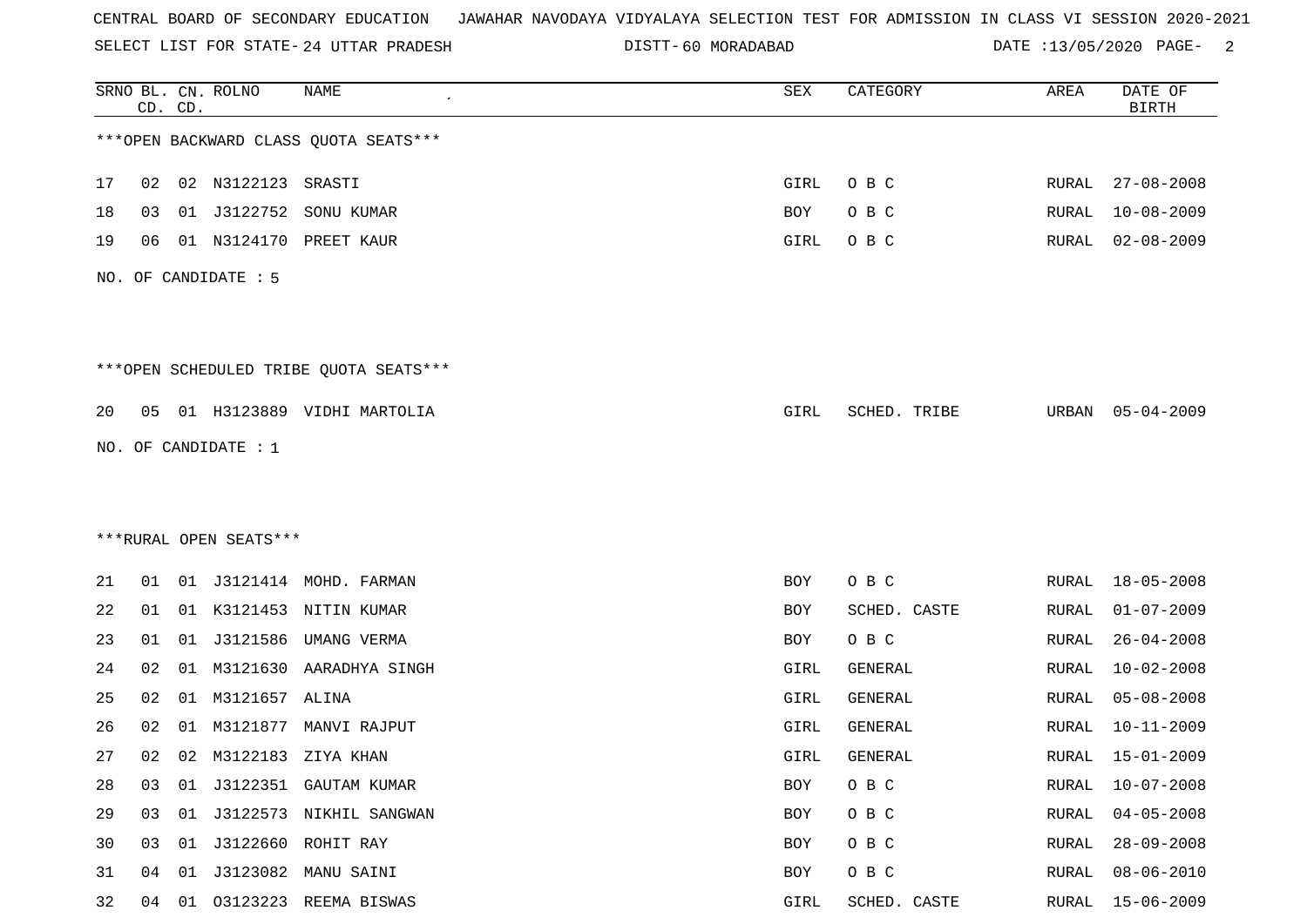CENTRAL BOARD OF SECONDARY EDUCATION JAWAHAR NAVODAYA VIDYALAYA SELECTION TEST FOR ADMISSION IN CLASS VI SESSION 2020-2021

SELECT LIST FOR STATE- 24 UTTAR PRADESH DISTT- 60 MORADABAD DATE :13/05/2020 PAGE- 2

***OPEN BACKWARD CLASS QUOTA SEATS***

| SRNO | BL. CD. | CN. CD. | ROLNO | NAME | SEX | CATEGORY | AREA | DATE OF BIRTH |
|---|---|---|---|---|---|---|---|---|
| 17 | 02 | 02 | N3122123 | SRASTI | GIRL | O B C | RURAL | 27-08-2008 |
| 18 | 03 | 01 | J3122752 | SONU KUMAR | BOY | O B C | RURAL | 10-08-2009 |
| 19 | 06 | 01 | N3124170 | PREET KAUR | GIRL | O B C | RURAL | 02-08-2009 |

NO. OF CANDIDATE : 5

***OPEN SCHEDULED TRIBE QUOTA SEATS***

| SRNO | BL. CD. | CN. CD. | ROLNO | NAME | SEX | CATEGORY | AREA | DATE OF BIRTH |
|---|---|---|---|---|---|---|---|---|
| 20 | 05 | 01 | H3123889 | VIDHI MARTOLIA | GIRL | SCHED. TRIBE | URBAN | 05-04-2009 |

NO. OF CANDIDATE : 1

***RURAL OPEN SEATS***

| SRNO | BL. CD. | CN. CD. | ROLNO | NAME | SEX | CATEGORY | AREA | DATE OF BIRTH |
|---|---|---|---|---|---|---|---|---|
| 21 | 01 | 01 | J3121414 | MOHD. FARMAN | BOY | O B C | RURAL | 18-05-2008 |
| 22 | 01 | 01 | K3121453 | NITIN KUMAR | BOY | SCHED. CASTE | RURAL | 01-07-2009 |
| 23 | 01 | 01 | J3121586 | UMANG VERMA | BOY | O B C | RURAL | 26-04-2008 |
| 24 | 02 | 01 | M3121630 | AARADHYA SINGH | GIRL | GENERAL | RURAL | 10-02-2008 |
| 25 | 02 | 01 | M3121657 | ALINA | GIRL | GENERAL | RURAL | 05-08-2008 |
| 26 | 02 | 01 | M3121877 | MANVI RAJPUT | GIRL | GENERAL | RURAL | 10-11-2009 |
| 27 | 02 | 02 | M3122183 | ZIYA KHAN | GIRL | GENERAL | RURAL | 15-01-2009 |
| 28 | 03 | 01 | J3122351 | GAUTAM KUMAR | BOY | O B C | RURAL | 10-07-2008 |
| 29 | 03 | 01 | J3122573 | NIKHIL SANGWAN | BOY | O B C | RURAL | 04-05-2008 |
| 30 | 03 | 01 | J3122660 | ROHIT RAY | BOY | O B C | RURAL | 28-09-2008 |
| 31 | 04 | 01 | J3123082 | MANU SAINI | BOY | O B C | RURAL | 08-06-2010 |
| 32 | 04 | 01 | O3123223 | REEMA BISWAS | GIRL | SCHED. CASTE | RURAL | 15-06-2009 |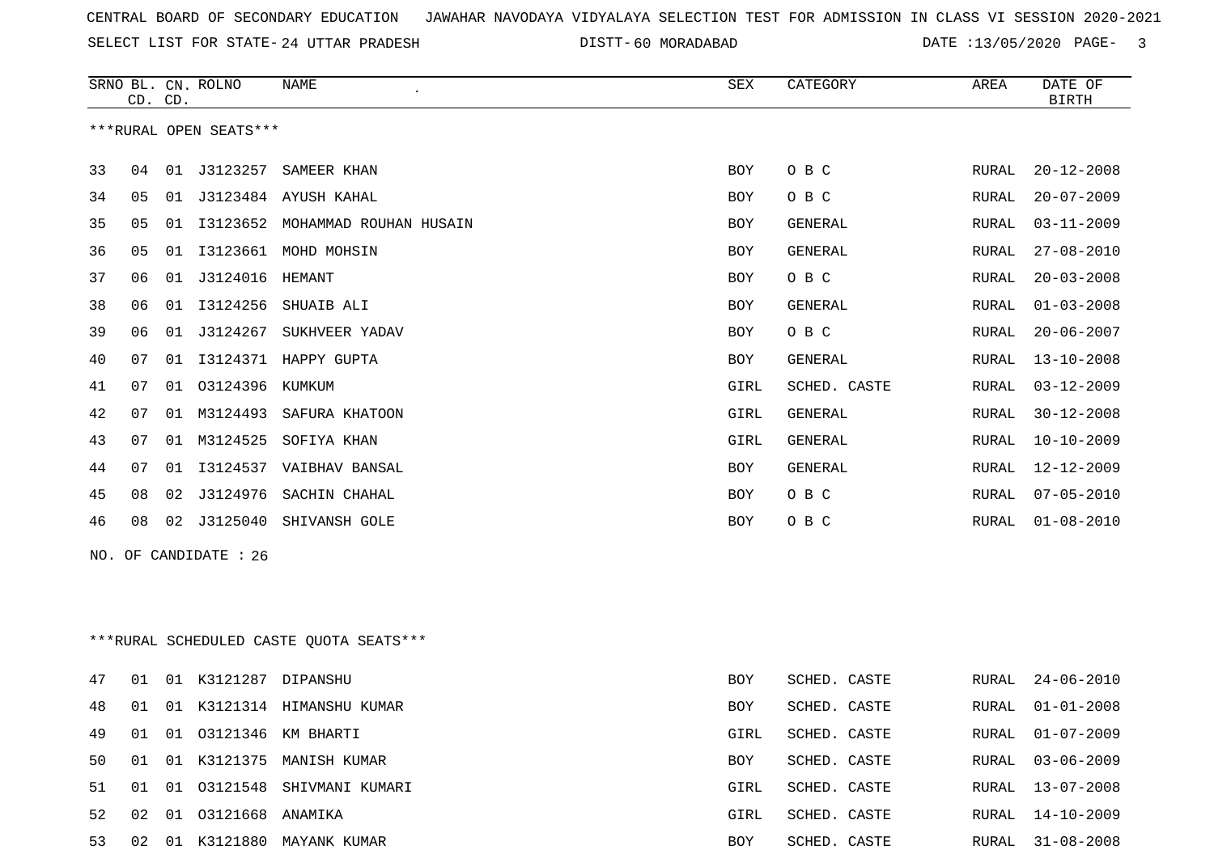CENTRAL BOARD OF SECONDARY EDUCATION JAWAHAR NAVODAYA VIDYALAYA SELECTION TEST FOR ADMISSION IN CLASS VI SESSION 2020-2021

SELECT LIST FOR STATE- 24 UTTAR PRADESH DISTT- 60 MORADABAD DATE :13/05/2020

***RURAL OPEN SEATS***

| SRNO | BL. CD. | CN. CD. | ROLNO | NAME | SEX | CATEGORY | AREA | DATE OF BIRTH |
|---|---|---|---|---|---|---|---|---|
| 33 | 04 | 01 | J3123257 | SAMEER KHAN | BOY | O B C | RURAL | 20-12-2008 |
| 34 | 05 | 01 | J3123484 | AYUSH KAHAL | BOY | O B C | RURAL | 20-07-2009 |
| 35 | 05 | 01 | I3123652 | MOHAMMAD ROUHAN HUSAIN | BOY | GENERAL | RURAL | 03-11-2009 |
| 36 | 05 | 01 | I3123661 | MOHD MOHSIN | BOY | GENERAL | RURAL | 27-08-2010 |
| 37 | 06 | 01 | J3124016 | HEMANT | BOY | O B C | RURAL | 20-03-2008 |
| 38 | 06 | 01 | I3124256 | SHUAIB ALI | BOY | GENERAL | RURAL | 01-03-2008 |
| 39 | 06 | 01 | J3124267 | SUKHVEER YADAV | BOY | O B C | RURAL | 20-06-2007 |
| 40 | 07 | 01 | I3124371 | HAPPY GUPTA | BOY | GENERAL | RURAL | 13-10-2008 |
| 41 | 07 | 01 | O3124396 | KUMKUM | GIRL | SCHED. CASTE | RURAL | 03-12-2009 |
| 42 | 07 | 01 | M3124493 | SAFURA KHATOON | GIRL | GENERAL | RURAL | 30-12-2008 |
| 43 | 07 | 01 | M3124525 | SOFIYA KHAN | GIRL | GENERAL | RURAL | 10-10-2009 |
| 44 | 07 | 01 | I3124537 | VAIBHAV BANSAL | BOY | GENERAL | RURAL | 12-12-2009 |
| 45 | 08 | 02 | J3124976 | SACHIN CHAHAL | BOY | O B C | RURAL | 07-05-2010 |
| 46 | 08 | 02 | J3125040 | SHIVANSH GOLE | BOY | O B C | RURAL | 01-08-2010 |

NO. OF CANDIDATE : 26

***RURAL SCHEDULED CASTE QUOTA SEATS***

| SRNO | BL. CD. | CN. CD. | ROLNO | NAME | SEX | CATEGORY | AREA | DATE OF BIRTH |
|---|---|---|---|---|---|---|---|---|
| 47 | 01 | 01 | K3121287 | DIPANSHU | BOY | SCHED. CASTE | RURAL | 24-06-2010 |
| 48 | 01 | 01 | K3121314 | HIMANSHU KUMAR | BOY | SCHED. CASTE | RURAL | 01-01-2008 |
| 49 | 01 | 01 | O3121346 | KM BHARTI | GIRL | SCHED. CASTE | RURAL | 01-07-2009 |
| 50 | 01 | 01 | K3121375 | MANISH KUMAR | BOY | SCHED. CASTE | RURAL | 03-06-2009 |
| 51 | 01 | 01 | O3121548 | SHIVMANI KUMARI | GIRL | SCHED. CASTE | RURAL | 13-07-2008 |
| 52 | 02 | 01 | O3121668 | ANAMIKA | GIRL | SCHED. CASTE | RURAL | 14-10-2009 |
| 53 | 02 | 01 | K3121880 | MAYANK KUMAR | BOY | SCHED. CASTE | RURAL | 31-08-2008 |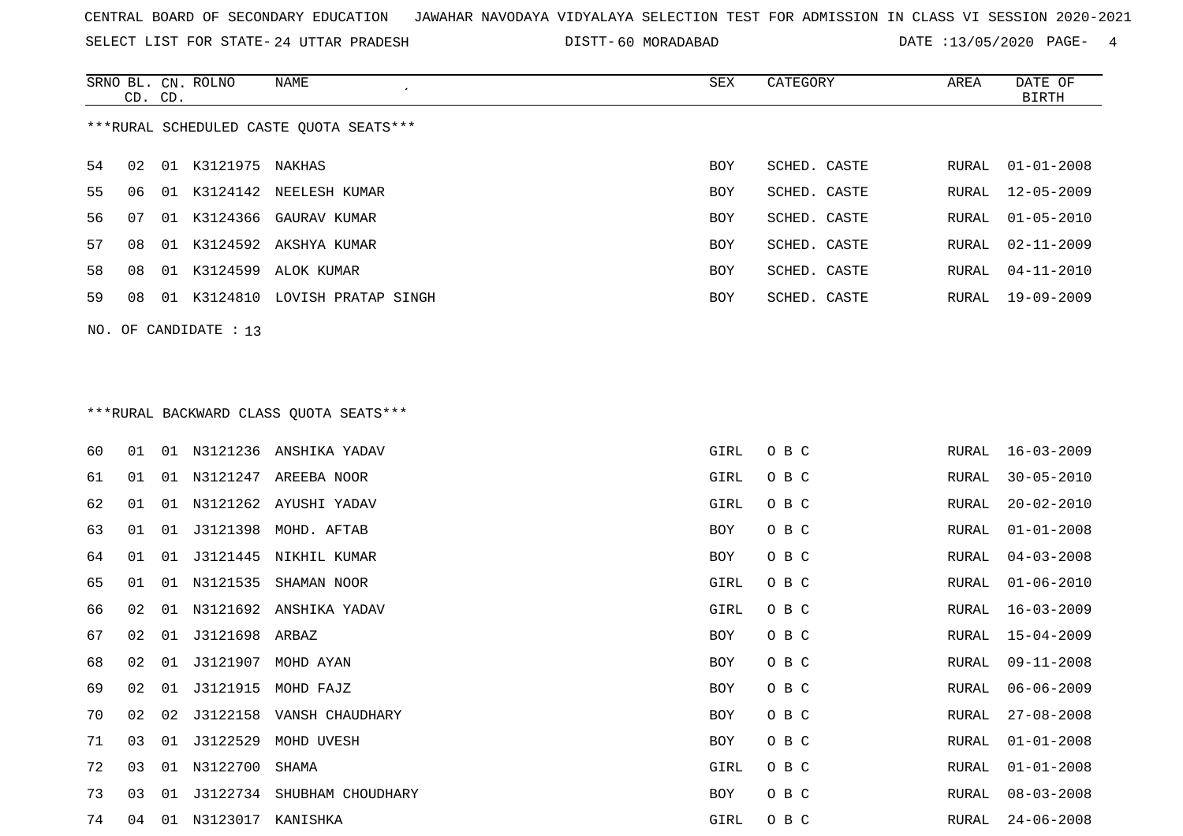CENTRAL BOARD OF SECONDARY EDUCATION JAWAHAR NAVODAYA VIDYALAYA SELECTION TEST FOR ADMISSION IN CLASS VI SESSION 2020-2021

SELECT LIST FOR STATE- 24 UTTAR PRADESH DISTT- 60 MORADABAD DATE :13/05/2020

***RURAL SCHEDULED CASTE QUOTA SEATS***

| SRNO | BL. CD. | CN. CD. | ROLNO | NAME | SEX | CATEGORY | AREA | DATE OF BIRTH |
|---|---|---|---|---|---|---|---|---|
| 54 | 02 | 01 | K3121975 | NAKHAS | BOY | SCHED. CASTE | RURAL | 01-01-2008 |
| 55 | 06 | 01 | K3124142 | NEELESH KUMAR | BOY | SCHED. CASTE | RURAL | 12-05-2009 |
| 56 | 07 | 01 | K3124366 | GAURAV KUMAR | BOY | SCHED. CASTE | RURAL | 01-05-2010 |
| 57 | 08 | 01 | K3124592 | AKSHYA KUMAR | BOY | SCHED. CASTE | RURAL | 02-11-2009 |
| 58 | 08 | 01 | K3124599 | ALOK KUMAR | BOY | SCHED. CASTE | RURAL | 04-11-2010 |
| 59 | 08 | 01 | K3124810 | LOVISH PRATAP SINGH | BOY | SCHED. CASTE | RURAL | 19-09-2009 |

NO. OF CANDIDATE : 13

***RURAL BACKWARD CLASS QUOTA SEATS***

| SRNO | BL. CD. | CN. CD. | ROLNO | NAME | SEX | CATEGORY | AREA | DATE OF BIRTH |
|---|---|---|---|---|---|---|---|---|
| 60 | 01 | 01 | N3121236 | ANSHIKA YADAV | GIRL | O B C | RURAL | 16-03-2009 |
| 61 | 01 | 01 | N3121247 | AREEBA NOOR | GIRL | O B C | RURAL | 30-05-2010 |
| 62 | 01 | 01 | N3121262 | AYUSHI YADAV | GIRL | O B C | RURAL | 20-02-2010 |
| 63 | 01 | 01 | J3121398 | MOHD. AFTAB | BOY | O B C | RURAL | 01-01-2008 |
| 64 | 01 | 01 | J3121445 | NIKHIL KUMAR | BOY | O B C | RURAL | 04-03-2008 |
| 65 | 01 | 01 | N3121535 | SHAMAN NOOR | GIRL | O B C | RURAL | 01-06-2010 |
| 66 | 02 | 01 | N3121692 | ANSHIKA YADAV | GIRL | O B C | RURAL | 16-03-2009 |
| 67 | 02 | 01 | J3121698 | ARBAZ | BOY | O B C | RURAL | 15-04-2009 |
| 68 | 02 | 01 | J3121907 | MOHD AYAN | BOY | O B C | RURAL | 09-11-2008 |
| 69 | 02 | 01 | J3121915 | MOHD FAJZ | BOY | O B C | RURAL | 06-06-2009 |
| 70 | 02 | 02 | J3122158 | VANSH CHAUDHARY | BOY | O B C | RURAL | 27-08-2008 |
| 71 | 03 | 01 | J3122529 | MOHD UVESH | BOY | O B C | RURAL | 01-01-2008 |
| 72 | 03 | 01 | N3122700 | SHAMA | GIRL | O B C | RURAL | 01-01-2008 |
| 73 | 03 | 01 | J3122734 | SHUBHAM CHOUDHARY | BOY | O B C | RURAL | 08-03-2008 |
| 74 | 04 | 01 | N3123017 | KANISHKA | GIRL | O B C | RURAL | 24-06-2008 |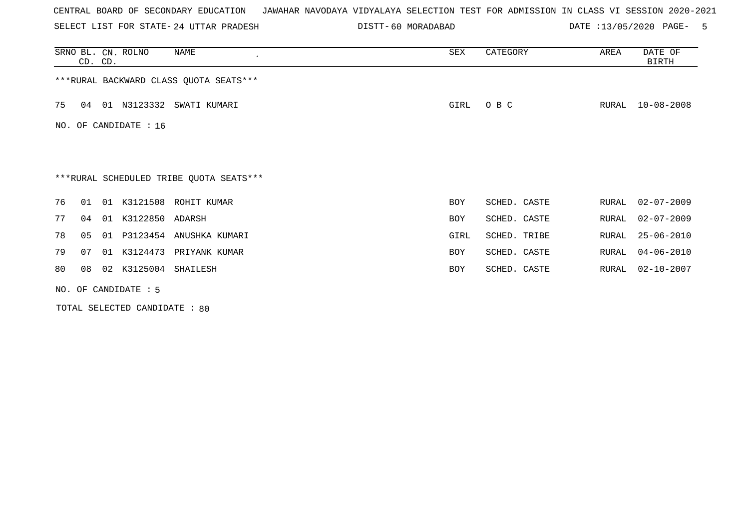CENTRAL BOARD OF SECONDARY EDUCATION   JAWAHAR NAVODAYA VIDYALAYA SELECTION TEST FOR ADMISSION IN CLASS VI SESSION 2020-2021

SELECT LIST FOR STATE- 24 UTTAR PRADESH   DISTT- 60 MORADABAD   DATE :13/05/2020

| SRNO | BL. CD. | CN. CD. | ROLNO | NAME | SEX | CATEGORY | AREA | DATE OF BIRTH |
|---|---|---|---|---|---|---|---|---|

***RURAL BACKWARD CLASS QUOTA SEATS***

| SRNO | BL. CD. | CN. CD. | ROLNO | NAME | SEX | CATEGORY | AREA | DATE OF BIRTH |
|---|---|---|---|---|---|---|---|---|
| 75 | 04 | 01 | N3123332 | SWATI KUMARI | GIRL | O B C | RURAL | 10-08-2008 |

NO. OF CANDIDATE : 16

***RURAL SCHEDULED TRIBE QUOTA SEATS***

| SRNO | BL. CD. | CN. CD. | ROLNO | NAME | SEX | CATEGORY | AREA | DATE OF BIRTH |
|---|---|---|---|---|---|---|---|---|
| 76 | 01 | 01 | K3121508 | ROHIT KUMAR | BOY | SCHED. CASTE | RURAL | 02-07-2009 |
| 77 | 04 | 01 | K3122850 | ADARSH | BOY | SCHED. CASTE | RURAL | 02-07-2009 |
| 78 | 05 | 01 | P3123454 | ANUSHKA KUMARI | GIRL | SCHED. TRIBE | RURAL | 25-06-2010 |
| 79 | 07 | 01 | K3124473 | PRIYANK KUMAR | BOY | SCHED. CASTE | RURAL | 04-06-2010 |
| 80 | 08 | 02 | K3125004 | SHAILESH | BOY | SCHED. CASTE | RURAL | 02-10-2007 |

NO. OF CANDIDATE : 5

TOTAL SELECTED CANDIDATE : 80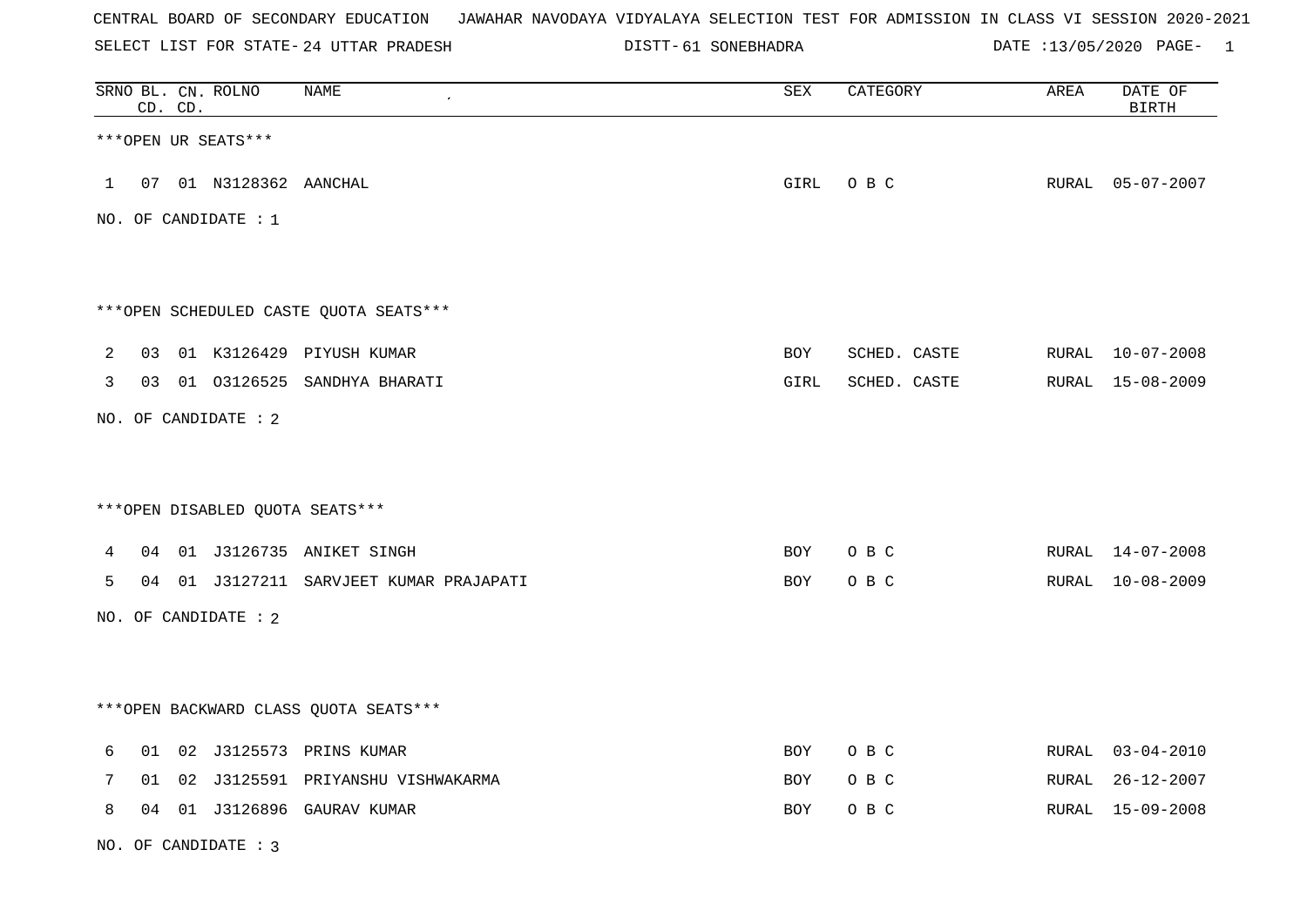CENTRAL BOARD OF SECONDARY EDUCATION   JAWAHAR NAVODAYA VIDYALAYA SELECTION TEST FOR ADMISSION IN CLASS VI SESSION 2020-2021

SELECT LIST FOR STATE- 24 UTTAR PRADESH   DISTT- 61 SONEBHADRA   DATE :13/05/2020

| SRNO | BL. CD. | CN. CD. | ROLNO | NAME | SEX | CATEGORY | AREA | DATE OF BIRTH |
|---|---|---|---|---|---|---|---|---|

***OPEN UR SEATS***

| SRNO | BL. CD. | CN. CD. | ROLNO | NAME | SEX | CATEGORY | AREA | DATE OF BIRTH |
|---|---|---|---|---|---|---|---|---|
| 1 | 07 | 01 | N3128362 | AANCHAL | GIRL | O B C | RURAL | 05-07-2007 |

NO. OF CANDIDATE : 1

***OPEN SCHEDULED CASTE QUOTA SEATS***

| SRNO | BL. CD. | CN. CD. | ROLNO | NAME | SEX | CATEGORY | AREA | DATE OF BIRTH |
|---|---|---|---|---|---|---|---|---|
| 2 | 03 | 01 | K3126429 | PIYUSH KUMAR | BOY | SCHED. CASTE | RURAL | 10-07-2008 |
| 3 | 03 | 01 | O3126525 | SANDHYA BHARATI | GIRL | SCHED. CASTE | RURAL | 15-08-2009 |

NO. OF CANDIDATE : 2

***OPEN DISABLED QUOTA SEATS***

| SRNO | BL. CD. | CN. CD. | ROLNO | NAME | SEX | CATEGORY | AREA | DATE OF BIRTH |
|---|---|---|---|---|---|---|---|---|
| 4 | 04 | 01 | J3126735 | ANIKET SINGH | BOY | O B C | RURAL | 14-07-2008 |
| 5 | 04 | 01 | J3127211 | SARVJEET KUMAR PRAJAPATI | BOY | O B C | RURAL | 10-08-2009 |

NO. OF CANDIDATE : 2

***OPEN BACKWARD CLASS QUOTA SEATS***

| SRNO | BL. CD. | CN. CD. | ROLNO | NAME | SEX | CATEGORY | AREA | DATE OF BIRTH |
|---|---|---|---|---|---|---|---|---|
| 6 | 01 | 02 | J3125573 | PRINS KUMAR | BOY | O B C | RURAL | 03-04-2010 |
| 7 | 01 | 02 | J3125591 | PRIYANSHU VISHWAKARMA | BOY | O B C | RURAL | 26-12-2007 |
| 8 | 04 | 01 | J3126896 | GAURAV KUMAR | BOY | O B C | RURAL | 15-09-2008 |

NO. OF CANDIDATE : 3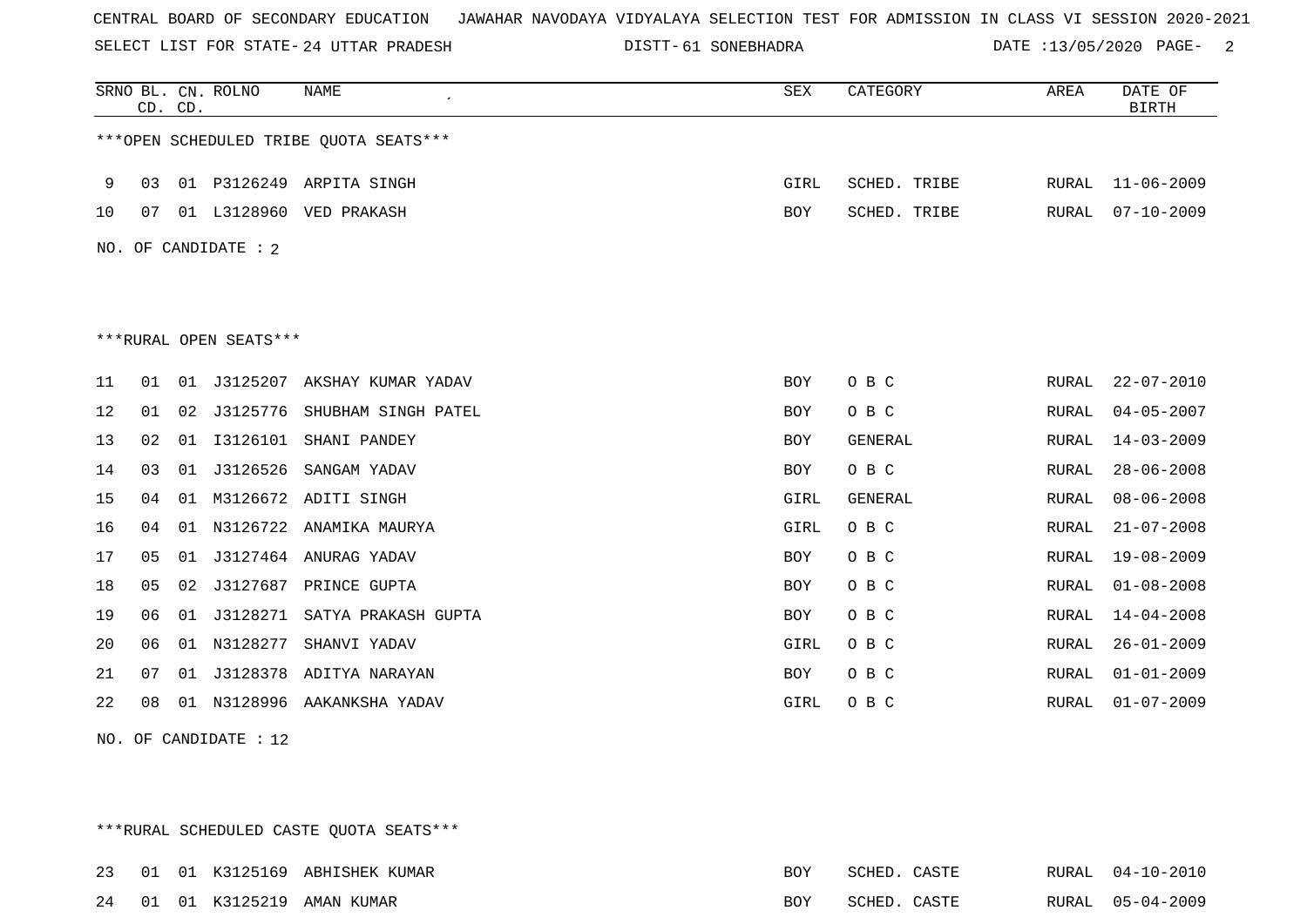CENTRAL BOARD OF SECONDARY EDUCATION JAWAHAR NAVODAYA VIDYALAYA SELECTION TEST FOR ADMISSION IN CLASS VI SESSION 2020-2021

SELECT LIST FOR STATE- 24 UTTAR PRADESH DISTT- 61 SONEBHADRA DATE :13/05/2020

***OPEN SCHEDULED TRIBE QUOTA SEATS***

| SRNO | BL. CD. | CN. CD. | ROLNO | NAME | SEX | CATEGORY | AREA | DATE OF BIRTH |
|---|---|---|---|---|---|---|---|---|
| 9 | 03 | 01 | P3126249 | ARPITA SINGH | GIRL | SCHED. TRIBE | RURAL | 11-06-2009 |
| 10 | 07 | 01 | L3128960 | VED PRAKASH | BOY | SCHED. TRIBE | RURAL | 07-10-2009 |

NO. OF CANDIDATE : 2

***RURAL OPEN SEATS***

| SRNO | BL. CD. | CN. CD. | ROLNO | NAME | SEX | CATEGORY | AREA | DATE OF BIRTH |
|---|---|---|---|---|---|---|---|---|
| 11 | 01 | 01 | J3125207 | AKSHAY KUMAR YADAV | BOY | O B C | RURAL | 22-07-2010 |
| 12 | 01 | 02 | J3125776 | SHUBHAM SINGH PATEL | BOY | O B C | RURAL | 04-05-2007 |
| 13 | 02 | 01 | I3126101 | SHANI PANDEY | BOY | GENERAL | RURAL | 14-03-2009 |
| 14 | 03 | 01 | J3126526 | SANGAM YADAV | BOY | O B C | RURAL | 28-06-2008 |
| 15 | 04 | 01 | M3126672 | ADITI SINGH | GIRL | GENERAL | RURAL | 08-06-2008 |
| 16 | 04 | 01 | N3126722 | ANAMIKA MAURYA | GIRL | O B C | RURAL | 21-07-2008 |
| 17 | 05 | 01 | J3127464 | ANURAG YADAV | BOY | O B C | RURAL | 19-08-2009 |
| 18 | 05 | 02 | J3127687 | PRINCE GUPTA | BOY | O B C | RURAL | 01-08-2008 |
| 19 | 06 | 01 | J3128271 | SATYA PRAKASH GUPTA | BOY | O B C | RURAL | 14-04-2008 |
| 20 | 06 | 01 | N3128277 | SHANVI YADAV | GIRL | O B C | RURAL | 26-01-2009 |
| 21 | 07 | 01 | J3128378 | ADITYA NARAYAN | BOY | O B C | RURAL | 01-01-2009 |
| 22 | 08 | 01 | N3128996 | AAKANKSHA YADAV | GIRL | O B C | RURAL | 01-07-2009 |

NO. OF CANDIDATE : 12

***RURAL SCHEDULED CASTE QUOTA SEATS***

| SRNO | BL. CD. | CN. CD. | ROLNO | NAME | SEX | CATEGORY | AREA | DATE OF BIRTH |
|---|---|---|---|---|---|---|---|---|
| 23 | 01 | 01 | K3125169 | ABHISHEK KUMAR | BOY | SCHED. CASTE | RURAL | 04-10-2010 |
| 24 | 01 | 01 | K3125219 | AMAN KUMAR | BOY | SCHED. CASTE | RURAL | 05-04-2009 |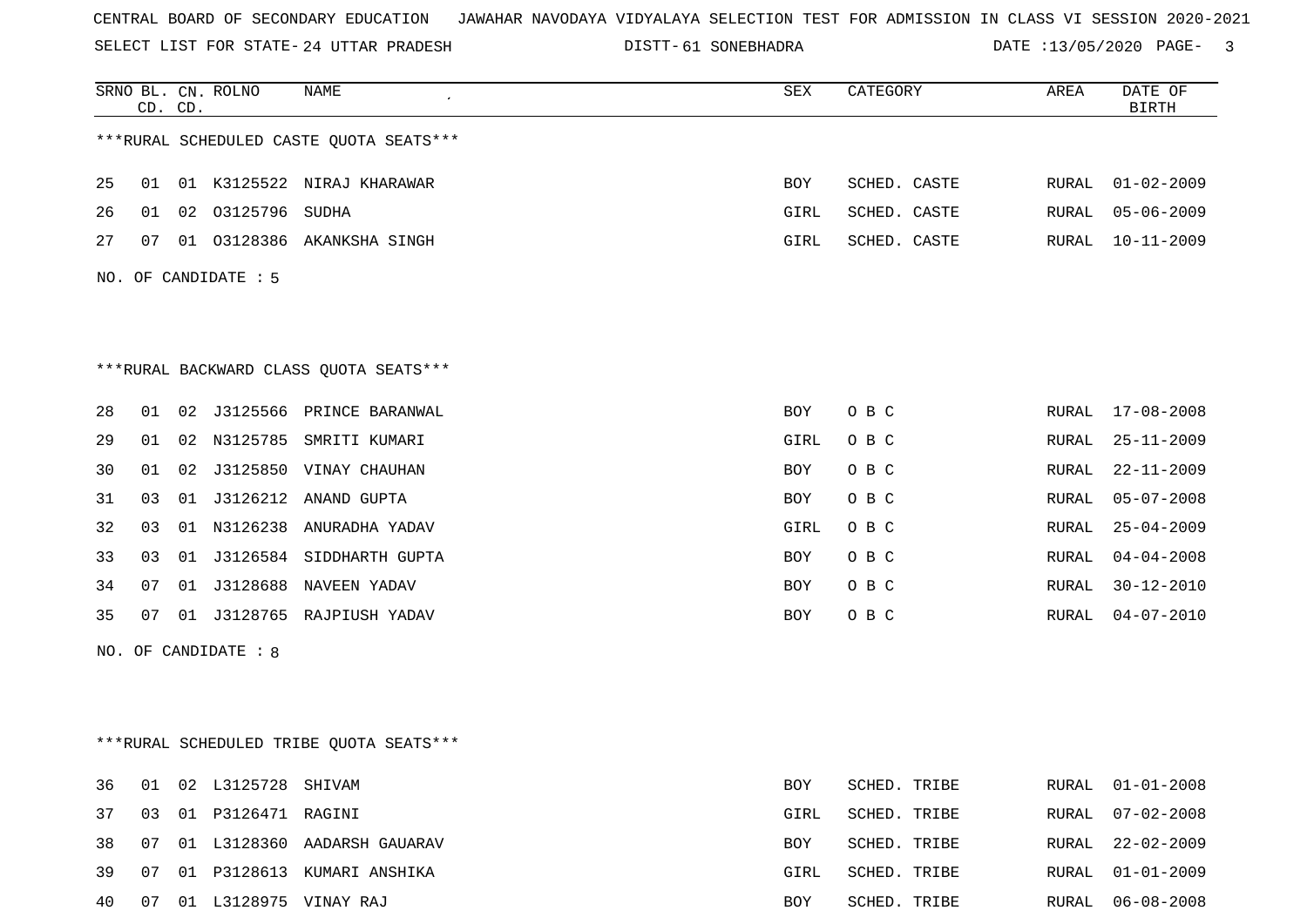CENTRAL BOARD OF SECONDARY EDUCATION JAWAHAR NAVODAYA VIDYALAYA SELECTION TEST FOR ADMISSION IN CLASS VI SESSION 2020-2021

SELECT LIST FOR STATE- 24 UTTAR PRADESH DISTT- 61 SONEBHADRA DATE :13/05/2020

| SRNO | BL. CD. | CN. CD. | ROLNO | NAME | SEX | CATEGORY | AREA | DATE OF BIRTH |
|---|---|---|---|---|---|---|---|---|

***RURAL SCHEDULED CASTE QUOTA SEATS***

| SRNO | BL. CD. | CN. CD. | ROLNO | NAME | SEX | CATEGORY | AREA | DATE OF BIRTH |
|---|---|---|---|---|---|---|---|---|
| 25 | 01 | 01 | K3125522 | NIRAJ KHARAWAR | BOY | SCHED. CASTE | RURAL | 01-02-2009 |
| 26 | 01 | 02 | O3125796 | SUDHA | GIRL | SCHED. CASTE | RURAL | 05-06-2009 |
| 27 | 07 | 01 | O3128386 | AKANKSHA SINGH | GIRL | SCHED. CASTE | RURAL | 10-11-2009 |

NO. OF CANDIDATE : 5

***RURAL BACKWARD CLASS QUOTA SEATS***

| SRNO | BL. CD. | CN. CD. | ROLNO | NAME | SEX | CATEGORY | AREA | DATE OF BIRTH |
|---|---|---|---|---|---|---|---|---|
| 28 | 01 | 02 | J3125566 | PRINCE BARANWAL | BOY | O B C | RURAL | 17-08-2008 |
| 29 | 01 | 02 | N3125785 | SMRITI KUMARI | GIRL | O B C | RURAL | 25-11-2009 |
| 30 | 01 | 02 | J3125850 | VINAY CHAUHAN | BOY | O B C | RURAL | 22-11-2009 |
| 31 | 03 | 01 | J3126212 | ANAND GUPTA | BOY | O B C | RURAL | 05-07-2008 |
| 32 | 03 | 01 | N3126238 | ANURADHA YADAV | GIRL | O B C | RURAL | 25-04-2009 |
| 33 | 03 | 01 | J3126584 | SIDDHARTH GUPTA | BOY | O B C | RURAL | 04-04-2008 |
| 34 | 07 | 01 | J3128688 | NAVEEN YADAV | BOY | O B C | RURAL | 30-12-2010 |
| 35 | 07 | 01 | J3128765 | RAJPIUSH YADAV | BOY | O B C | RURAL | 04-07-2010 |

NO. OF CANDIDATE : 8

***RURAL SCHEDULED TRIBE QUOTA SEATS***

| SRNO | BL. CD. | CN. CD. | ROLNO | NAME | SEX | CATEGORY | AREA | DATE OF BIRTH |
|---|---|---|---|---|---|---|---|---|
| 36 | 01 | 02 | L3125728 | SHIVAM | BOY | SCHED. TRIBE | RURAL | 01-01-2008 |
| 37 | 03 | 01 | P3126471 | RAGINI | GIRL | SCHED. TRIBE | RURAL | 07-02-2008 |
| 38 | 07 | 01 | L3128360 | AADARSH GAUARAV | BOY | SCHED. TRIBE | RURAL | 22-02-2009 |
| 39 | 07 | 01 | P3128613 | KUMARI ANSHIKA | GIRL | SCHED. TRIBE | RURAL | 01-01-2009 |
| 40 | 07 | 01 | L3128975 | VINAY RAJ | BOY | SCHED. TRIBE | RURAL | 06-08-2008 |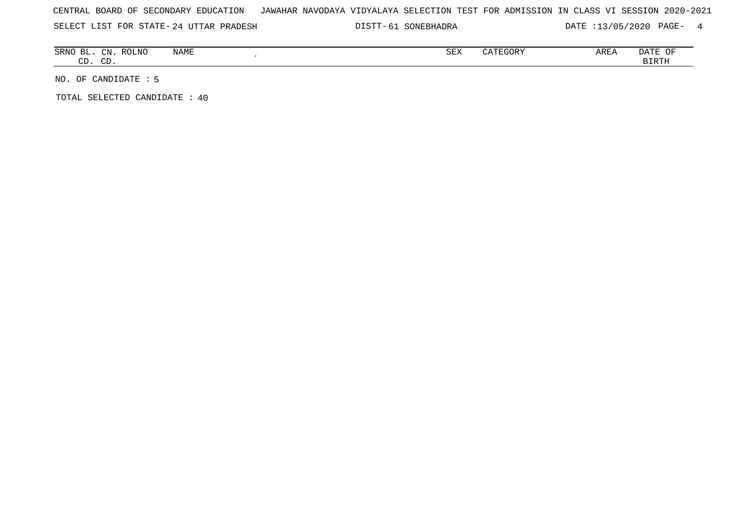CENTRAL BOARD OF SECONDARY EDUCATION JAWAHAR NAVODAYA VIDYALAYA SELECTION TEST FOR ADMISSION IN CLASS VI SESSION 2020-2021

SELECT LIST FOR STATE- 24 UTTAR PRADESH DISTT- 61 SONEBHADRA DATE :13/05/2020

| SRNO | BL. CD. | CN. CD. | ROLNO | NAME | SEX | CATEGORY | AREA | DATE OF BIRTH |
|---|---|---|---|---|---|---|---|---|

NO. OF CANDIDATE : 5

TOTAL SELECTED CANDIDATE : 40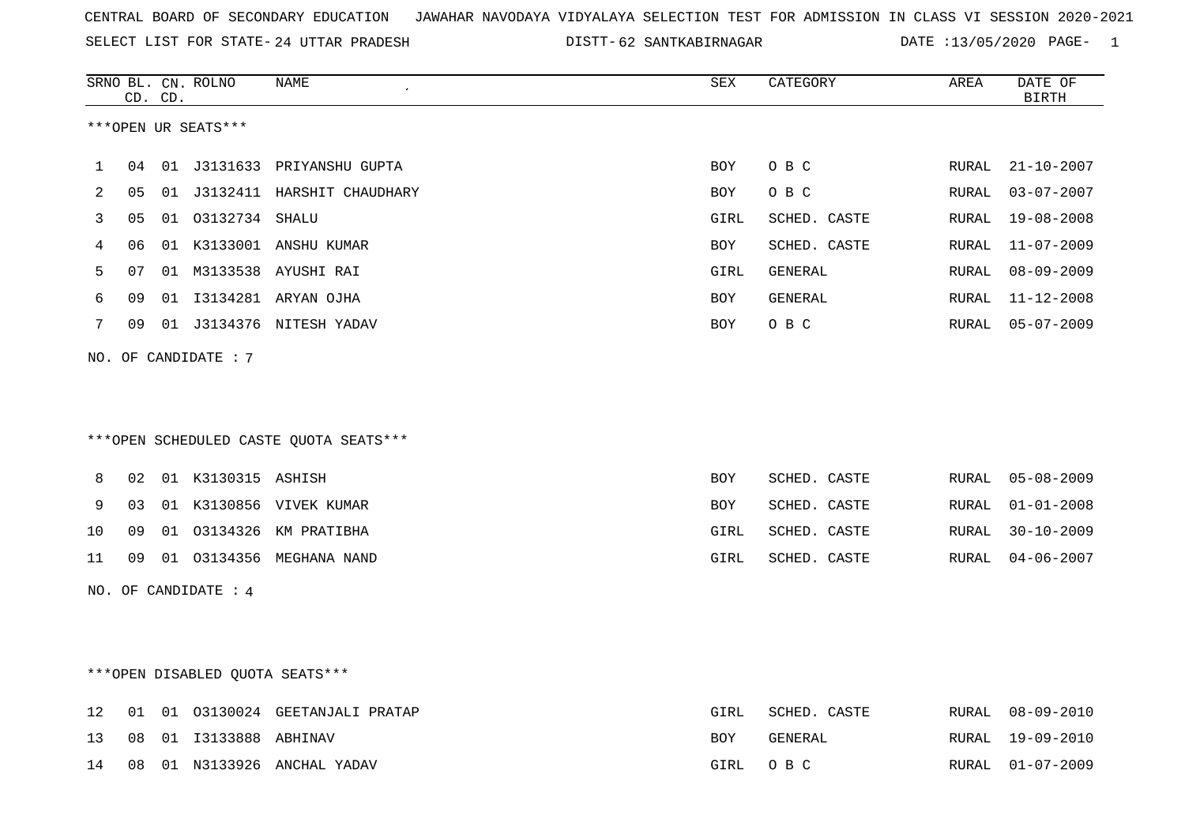CENTRAL BOARD OF SECONDARY EDUCATION   JAWAHAR NAVODAYA VIDYALAYA SELECTION TEST FOR ADMISSION IN CLASS VI SESSION 2020-2021

SELECT LIST FOR STATE- 24 UTTAR PRADESH   DISTT- 62 SANTKABIRNAGAR   DATE :13/05/2020

***OPEN UR SEATS***

| SRNO | BL. CD. | CN. CD. | ROLNO | NAME | SEX | CATEGORY | AREA | DATE OF BIRTH |
|---|---|---|---|---|---|---|---|---|
| 1 | 04 | 01 | J3131633 | PRIYANSHU GUPTA | BOY | O B C | RURAL | 21-10-2007 |
| 2 | 05 | 01 | J3132411 | HARSHIT CHAUDHARY | BOY | O B C | RURAL | 03-07-2007 |
| 3 | 05 | 01 | O3132734 | SHALU | GIRL | SCHED. CASTE | RURAL | 19-08-2008 |
| 4 | 06 | 01 | K3133001 | ANSHU KUMAR | BOY | SCHED. CASTE | RURAL | 11-07-2009 |
| 5 | 07 | 01 | M3133538 | AYUSHI RAI | GIRL | GENERAL | RURAL | 08-09-2009 |
| 6 | 09 | 01 | I3134281 | ARYAN OJHA | BOY | GENERAL | RURAL | 11-12-2008 |
| 7 | 09 | 01 | J3134376 | NITESH YADAV | BOY | O B C | RURAL | 05-07-2009 |

NO. OF CANDIDATE : 7

***OPEN SCHEDULED CASTE QUOTA SEATS***

| SRNO | BL. CD. | CN. CD. | ROLNO | NAME | SEX | CATEGORY | AREA | DATE OF BIRTH |
|---|---|---|---|---|---|---|---|---|
| 8 | 02 | 01 | K3130315 | ASHISH | BOY | SCHED. CASTE | RURAL | 05-08-2009 |
| 9 | 03 | 01 | K3130856 | VIVEK KUMAR | BOY | SCHED. CASTE | RURAL | 01-01-2008 |
| 10 | 09 | 01 | O3134326 | KM PRATIBHA | GIRL | SCHED. CASTE | RURAL | 30-10-2009 |
| 11 | 09 | 01 | O3134356 | MEGHANA NAND | GIRL | SCHED. CASTE | RURAL | 04-06-2007 |

NO. OF CANDIDATE : 4

***OPEN DISABLED QUOTA SEATS***

| SRNO | BL. CD. | CN. CD. | ROLNO | NAME | SEX | CATEGORY | AREA | DATE OF BIRTH |
|---|---|---|---|---|---|---|---|---|
| 12 | 01 | 01 | O3130024 | GEETANJALI PRATAP | GIRL | SCHED. CASTE | RURAL | 08-09-2010 |
| 13 | 08 | 01 | I3133888 | ABHINAV | BOY | GENERAL | RURAL | 19-09-2010 |
| 14 | 08 | 01 | N3133926 | ANCHAL YADAV | GIRL | O B C | RURAL | 01-07-2009 |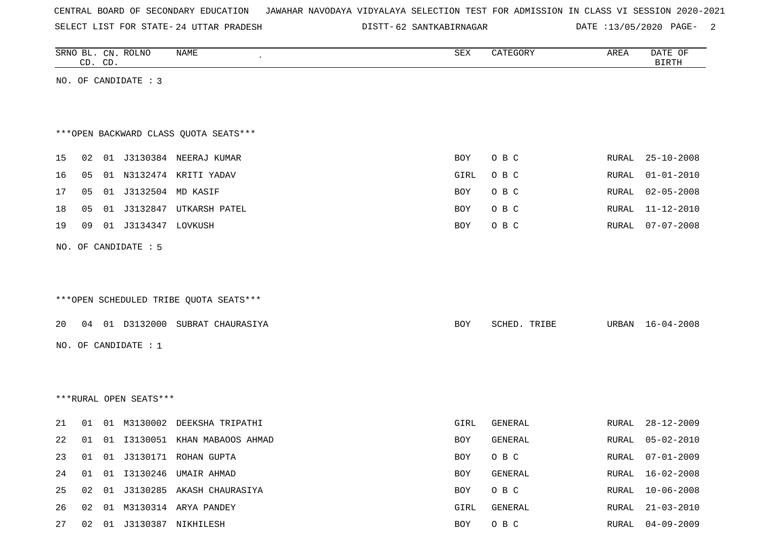CENTRAL BOARD OF SECONDARY EDUCATION   JAWAHAR NAVODAYA VIDYALAYA SELECTION TEST FOR ADMISSION IN CLASS VI SESSION 2020-2021

SELECT LIST FOR STATE- 24 UTTAR PRADESH   DISTT- 62 SANTKABIRNAGAR   DATE :13/05/2020

| SRNO | BL. CD. | CN. CD. | ROLNO | NAME | SEX | CATEGORY | AREA | DATE OF BIRTH |
|---|---|---|---|---|---|---|---|---|

NO. OF CANDIDATE : 3

***OPEN BACKWARD CLASS QUOTA SEATS***

| SRNO | BL. CD. | CN. CD. | ROLNO | NAME | SEX | CATEGORY | AREA | DATE OF BIRTH |
|---|---|---|---|---|---|---|---|---|
| 15 | 02 | 01 | J3130384 | NEERAJ KUMAR | BOY | O B C | RURAL | 25-10-2008 |
| 16 | 05 | 01 | N3132474 | KRITI YADAV | GIRL | O B C | RURAL | 01-01-2010 |
| 17 | 05 | 01 | J3132504 | MD KASIF | BOY | O B C | RURAL | 02-05-2008 |
| 18 | 05 | 01 | J3132847 | UTKARSH PATEL | BOY | O B C | RURAL | 11-12-2010 |
| 19 | 09 | 01 | J3134347 | LOVKUSH | BOY | O B C | RURAL | 07-07-2008 |

NO. OF CANDIDATE : 5

***OPEN SCHEDULED TRIBE QUOTA SEATS***

| SRNO | BL. CD. | CN. CD. | ROLNO | NAME | SEX | CATEGORY | AREA | DATE OF BIRTH |
|---|---|---|---|---|---|---|---|---|
| 20 | 04 | 01 | D3132000 | SUBRAT CHAURASIYA | BOY | SCHED. TRIBE | URBAN | 16-04-2008 |

NO. OF CANDIDATE : 1

***RURAL OPEN SEATS***

| SRNO | BL. CD. | CN. CD. | ROLNO | NAME | SEX | CATEGORY | AREA | DATE OF BIRTH |
|---|---|---|---|---|---|---|---|---|
| 21 | 01 | 01 | M3130002 | DEEKSHA TRIPATHI | GIRL | GENERAL | RURAL | 28-12-2009 |
| 22 | 01 | 01 | I3130051 | KHAN MABAOOS AHMAD | BOY | GENERAL | RURAL | 05-02-2010 |
| 23 | 01 | 01 | J3130171 | ROHAN GUPTA | BOY | O B C | RURAL | 07-01-2009 |
| 24 | 01 | 01 | I3130246 | UMAIR AHMAD | BOY | GENERAL | RURAL | 16-02-2008 |
| 25 | 02 | 01 | J3130285 | AKASH CHAURASIYA | BOY | O B C | RURAL | 10-06-2008 |
| 26 | 02 | 01 | M3130314 | ARYA PANDEY | GIRL | GENERAL | RURAL | 21-03-2010 |
| 27 | 02 | 01 | J3130387 | NIKHILESH | BOY | O B C | RURAL | 04-09-2009 |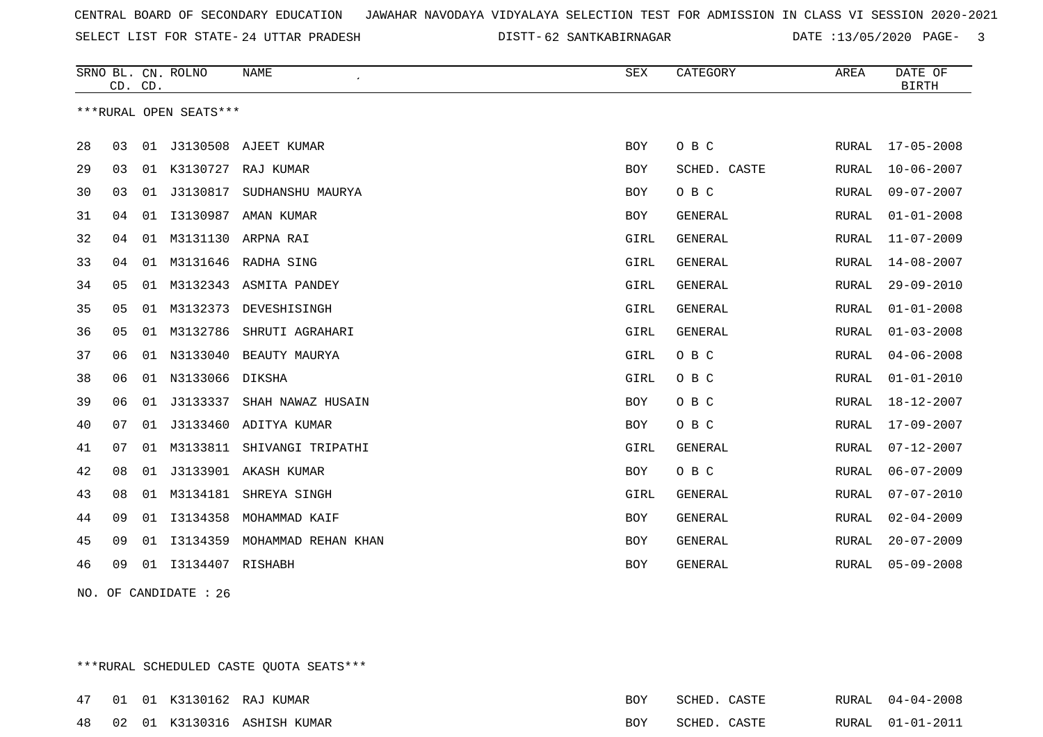CENTRAL BOARD OF SECONDARY EDUCATION JAWAHAR NAVODAYA VIDYALAYA SELECTION TEST FOR ADMISSION IN CLASS VI SESSION 2020-2021

SELECT LIST FOR STATE- 24 UTTAR PRADESH DISTT- 62 SANTKABIRNAGAR DATE :13/05/2020

| SRNO | BL. CD. | CN. CD. | ROLNO | NAME | SEX | CATEGORY | AREA | DATE OF BIRTH |
|---|---|---|---|---|---|---|---|---|

***RURAL OPEN SEATS***

| SRNO | BL. CD. | CN. CD. | ROLNO | NAME | SEX | CATEGORY | AREA | DATE OF BIRTH |
|---|---|---|---|---|---|---|---|---|
| 28 | 03 | 01 | J3130508 | AJEET KUMAR | BOY | O B C | RURAL | 17-05-2008 |
| 29 | 03 | 01 | K3130727 | RAJ KUMAR | BOY | SCHED. CASTE | RURAL | 10-06-2007 |
| 30 | 03 | 01 | J3130817 | SUDHANSHU MAURYA | BOY | O B C | RURAL | 09-07-2007 |
| 31 | 04 | 01 | I3130987 | AMAN KUMAR | BOY | GENERAL | RURAL | 01-01-2008 |
| 32 | 04 | 01 | M3131130 | ARPNA RAI | GIRL | GENERAL | RURAL | 11-07-2009 |
| 33 | 04 | 01 | M3131646 | RADHA SING | GIRL | GENERAL | RURAL | 14-08-2007 |
| 34 | 05 | 01 | M3132343 | ASMITA PANDEY | GIRL | GENERAL | RURAL | 29-09-2010 |
| 35 | 05 | 01 | M3132373 | DEVESHISINGH | GIRL | GENERAL | RURAL | 01-01-2008 |
| 36 | 05 | 01 | M3132786 | SHRUTI AGRAHARI | GIRL | GENERAL | RURAL | 01-03-2008 |
| 37 | 06 | 01 | N3133040 | BEAUTY MAURYA | GIRL | O B C | RURAL | 04-06-2008 |
| 38 | 06 | 01 | N3133066 | DIKSHA | GIRL | O B C | RURAL | 01-01-2010 |
| 39 | 06 | 01 | J3133337 | SHAH NAWAZ HUSAIN | BOY | O B C | RURAL | 18-12-2007 |
| 40 | 07 | 01 | J3133460 | ADITYA KUMAR | BOY | O B C | RURAL | 17-09-2007 |
| 41 | 07 | 01 | M3133811 | SHIVANGI TRIPATHI | GIRL | GENERAL | RURAL | 07-12-2007 |
| 42 | 08 | 01 | J3133901 | AKASH KUMAR | BOY | O B C | RURAL | 06-07-2009 |
| 43 | 08 | 01 | M3134181 | SHREYA SINGH | GIRL | GENERAL | RURAL | 07-07-2010 |
| 44 | 09 | 01 | I3134358 | MOHAMMAD KAIF | BOY | GENERAL | RURAL | 02-04-2009 |
| 45 | 09 | 01 | I3134359 | MOHAMMAD REHAN KHAN | BOY | GENERAL | RURAL | 20-07-2009 |
| 46 | 09 | 01 | I3134407 | RISHABH | BOY | GENERAL | RURAL | 05-09-2008 |

NO. OF CANDIDATE : 26

***RURAL SCHEDULED CASTE QUOTA SEATS***

| SRNO | BL. CD. | CN. CD. | ROLNO | NAME | SEX | CATEGORY | AREA | DATE OF BIRTH |
|---|---|---|---|---|---|---|---|---|
| 47 | 01 | 01 | K3130162 | RAJ KUMAR | BOY | SCHED. CASTE | RURAL | 04-04-2008 |
| 48 | 02 | 01 | K3130316 | ASHISH KUMAR | BOY | SCHED. CASTE | RURAL | 01-01-2011 |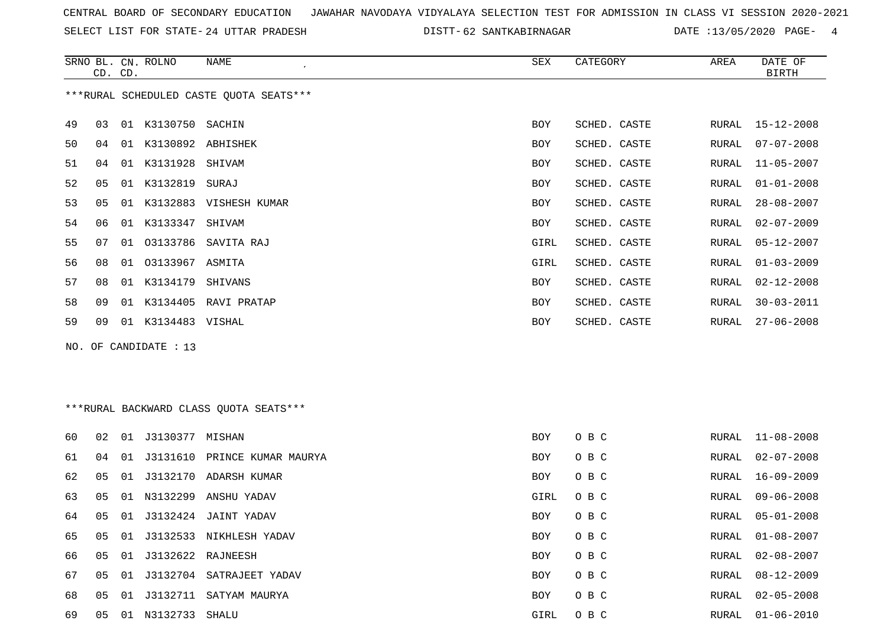CENTRAL BOARD OF SECONDARY EDUCATION JAWAHAR NAVODAYA VIDYALAYA SELECTION TEST FOR ADMISSION IN CLASS VI SESSION 2020-2021

SELECT LIST FOR STATE- 24 UTTAR PRADESH DISTT- 62 SANTKABIRNAGAR DATE :13/05/2020

***RURAL SCHEDULED CASTE QUOTA SEATS***

| SRNO | BL. CD. | CN. CD. | ROLNO | NAME | SEX | CATEGORY | AREA | DATE OF BIRTH |
|---|---|---|---|---|---|---|---|---|
| 49 | 03 | 01 | K3130750 | SACHIN | BOY | SCHED. CASTE | RURAL | 15-12-2008 |
| 50 | 04 | 01 | K3130892 | ABHISHEK | BOY | SCHED. CASTE | RURAL | 07-07-2008 |
| 51 | 04 | 01 | K3131928 | SHIVAM | BOY | SCHED. CASTE | RURAL | 11-05-2007 |
| 52 | 05 | 01 | K3132819 | SURAJ | BOY | SCHED. CASTE | RURAL | 01-01-2008 |
| 53 | 05 | 01 | K3132883 | VISHESH KUMAR | BOY | SCHED. CASTE | RURAL | 28-08-2007 |
| 54 | 06 | 01 | K3133347 | SHIVAM | BOY | SCHED. CASTE | RURAL | 02-07-2009 |
| 55 | 07 | 01 | O3133786 | SAVITA RAJ | GIRL | SCHED. CASTE | RURAL | 05-12-2007 |
| 56 | 08 | 01 | O3133967 | ASMITA | GIRL | SCHED. CASTE | RURAL | 01-03-2009 |
| 57 | 08 | 01 | K3134179 | SHIVANS | BOY | SCHED. CASTE | RURAL | 02-12-2008 |
| 58 | 09 | 01 | K3134405 | RAVI PRATAP | BOY | SCHED. CASTE | RURAL | 30-03-2011 |
| 59 | 09 | 01 | K3134483 | VISHAL | BOY | SCHED. CASTE | RURAL | 27-06-2008 |

NO. OF CANDIDATE : 13

***RURAL BACKWARD CLASS QUOTA SEATS***

| SRNO | BL. CD. | CN. CD. | ROLNO | NAME | SEX | CATEGORY | AREA | DATE OF BIRTH |
|---|---|---|---|---|---|---|---|---|
| 60 | 02 | 01 | J3130377 | MISHAN | BOY | O B C | RURAL | 11-08-2008 |
| 61 | 04 | 01 | J3131610 | PRINCE KUMAR MAURYA | BOY | O B C | RURAL | 02-07-2008 |
| 62 | 05 | 01 | J3132170 | ADARSH KUMAR | BOY | O B C | RURAL | 16-09-2009 |
| 63 | 05 | 01 | N3132299 | ANSHU YADAV | GIRL | O B C | RURAL | 09-06-2008 |
| 64 | 05 | 01 | J3132424 | JAINT YADAV | BOY | O B C | RURAL | 05-01-2008 |
| 65 | 05 | 01 | J3132533 | NIKHLESH YADAV | BOY | O B C | RURAL | 01-08-2007 |
| 66 | 05 | 01 | J3132622 | RAJNEESH | BOY | O B C | RURAL | 02-08-2007 |
| 67 | 05 | 01 | J3132704 | SATRAJEET YADAV | BOY | O B C | RURAL | 08-12-2009 |
| 68 | 05 | 01 | J3132711 | SATYAM MAURYA | BOY | O B C | RURAL | 02-05-2008 |
| 69 | 05 | 01 | N3132733 | SHALU | GIRL | O B C | RURAL | 01-06-2010 |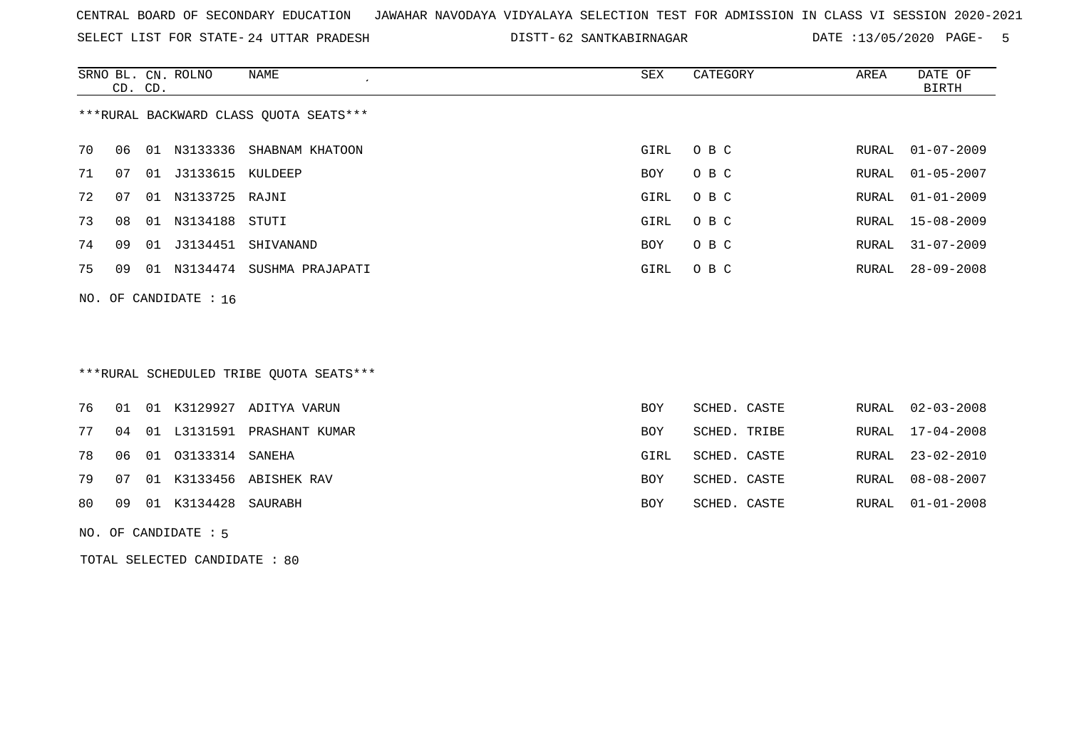CENTRAL BOARD OF SECONDARY EDUCATION JAWAHAR NAVODAYA VIDYALAYA SELECTION TEST FOR ADMISSION IN CLASS VI SESSION 2020-2021

SELECT LIST FOR STATE- 24 UTTAR PRADESH DISTT- 62 SANTKABIRNAGAR DATE :13/05/2020

***RURAL BACKWARD CLASS QUOTA SEATS***

| SRNO | BL. CD. | CN. CD. | ROLNO | NAME | SEX | CATEGORY | AREA | DATE OF BIRTH |
|---|---|---|---|---|---|---|---|---|
| 70 | 06 | 01 | N3133336 | SHABNAM KHATOON | GIRL | O B C | RURAL | 01-07-2009 |
| 71 | 07 | 01 | J3133615 | KULDEEP | BOY | O B C | RURAL | 01-05-2007 |
| 72 | 07 | 01 | N3133725 | RAJNI | GIRL | O B C | RURAL | 01-01-2009 |
| 73 | 08 | 01 | N3134188 | STUTI | GIRL | O B C | RURAL | 15-08-2009 |
| 74 | 09 | 01 | J3134451 | SHIVANAND | BOY | O B C | RURAL | 31-07-2009 |
| 75 | 09 | 01 | N3134474 | SUSHMA PRAJAPATI | GIRL | O B C | RURAL | 28-09-2008 |

NO. OF CANDIDATE : 16

***RURAL SCHEDULED TRIBE QUOTA SEATS***

| SRNO | BL. CD. | CN. CD. | ROLNO | NAME | SEX | CATEGORY | AREA | DATE OF BIRTH |
|---|---|---|---|---|---|---|---|---|
| 76 | 01 | 01 | K3129927 | ADITYA VARUN | BOY | SCHED. CASTE | RURAL | 02-03-2008 |
| 77 | 04 | 01 | L3131591 | PRASHANT KUMAR | BOY | SCHED. TRIBE | RURAL | 17-04-2008 |
| 78 | 06 | 01 | O3133314 | SANEHA | GIRL | SCHED. CASTE | RURAL | 23-02-2010 |
| 79 | 07 | 01 | K3133456 | ABISHEK RAV | BOY | SCHED. CASTE | RURAL | 08-08-2007 |
| 80 | 09 | 01 | K3134428 | SAURABH | BOY | SCHED. CASTE | RURAL | 01-01-2008 |

NO. OF CANDIDATE : 5

TOTAL SELECTED CANDIDATE : 80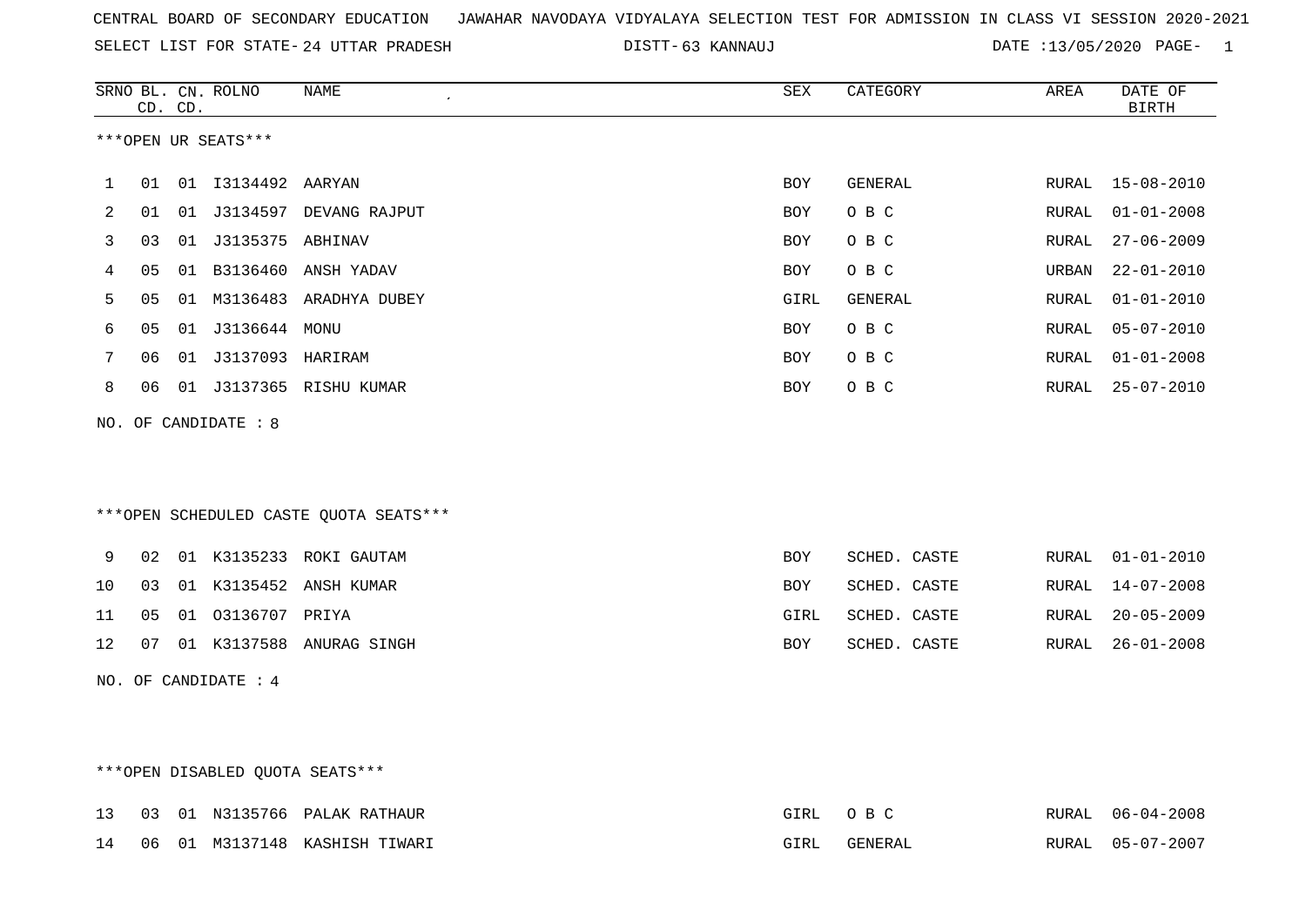CENTRAL BOARD OF SECONDARY EDUCATION JAWAHAR NAVODAYA VIDYALAYA SELECTION TEST FOR ADMISSION IN CLASS VI SESSION 2020-2021

SELECT LIST FOR STATE- 24 UTTAR PRADESH DISTT- 63 KANNAUJ DATE :13/05/2020

| SRNO | BL. CD. | CN. CD. | ROLNO | NAME | SEX | CATEGORY | AREA | DATE OF BIRTH |
|---|---|---|---|---|---|---|---|---|

***OPEN UR SEATS***

| SRNO | BL. CD. | CN. CD. | ROLNO | NAME | SEX | CATEGORY | AREA | DATE OF BIRTH |
|---|---|---|---|---|---|---|---|---|
| 1 | 01 | 01 | I3134492 | AARYAN | BOY | GENERAL | RURAL | 15-08-2010 |
| 2 | 01 | 01 | J3134597 | DEVANG RAJPUT | BOY | O B C | RURAL | 01-01-2008 |
| 3 | 03 | 01 | J3135375 | ABHINAV | BOY | O B C | RURAL | 27-06-2009 |
| 4 | 05 | 01 | B3136460 | ANSH YADAV | BOY | O B C | URBAN | 22-01-2010 |
| 5 | 05 | 01 | M3136483 | ARADHYA DUBEY | GIRL | GENERAL | RURAL | 01-01-2010 |
| 6 | 05 | 01 | J3136644 | MONU | BOY | O B C | RURAL | 05-07-2010 |
| 7 | 06 | 01 | J3137093 | HARIRAM | BOY | O B C | RURAL | 01-01-2008 |
| 8 | 06 | 01 | J3137365 | RISHU KUMAR | BOY | O B C | RURAL | 25-07-2010 |

NO. OF CANDIDATE : 8

***OPEN SCHEDULED CASTE QUOTA SEATS***

| SRNO | BL. CD. | CN. CD. | ROLNO | NAME | SEX | CATEGORY | AREA | DATE OF BIRTH |
|---|---|---|---|---|---|---|---|---|
| 9 | 02 | 01 | K3135233 | ROKI GAUTAM | BOY | SCHED. CASTE | RURAL | 01-01-2010 |
| 10 | 03 | 01 | K3135452 | ANSH KUMAR | BOY | SCHED. CASTE | RURAL | 14-07-2008 |
| 11 | 05 | 01 | O3136707 | PRIYA | GIRL | SCHED. CASTE | RURAL | 20-05-2009 |
| 12 | 07 | 01 | K3137588 | ANURAG SINGH | BOY | SCHED. CASTE | RURAL | 26-01-2008 |

NO. OF CANDIDATE : 4

***OPEN DISABLED QUOTA SEATS***

| SRNO | BL. CD. | CN. CD. | ROLNO | NAME | SEX | CATEGORY | AREA | DATE OF BIRTH |
|---|---|---|---|---|---|---|---|---|
| 13 | 03 | 01 | N3135766 | PALAK RATHAUR | GIRL | O B C | RURAL | 06-04-2008 |
| 14 | 06 | 01 | M3137148 | KASHISH TIWARI | GIRL | GENERAL | RURAL | 05-07-2007 |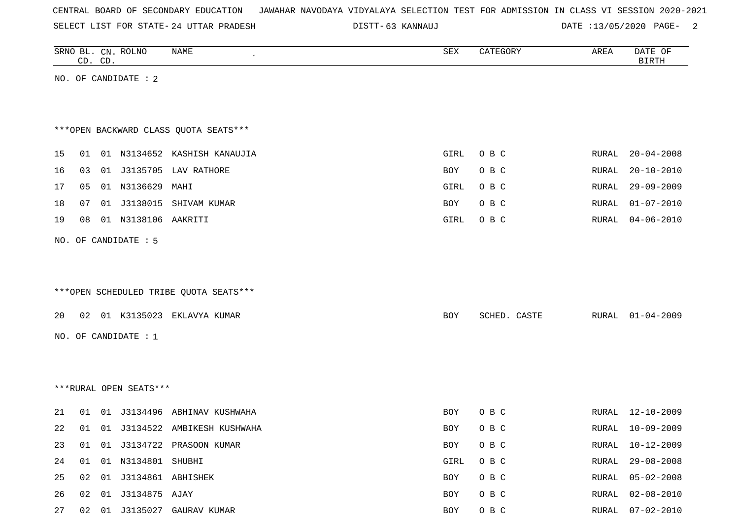CENTRAL BOARD OF SECONDARY EDUCATION JAWAHAR NAVODAYA VIDYALAYA SELECTION TEST FOR ADMISSION IN CLASS VI SESSION 2020-2021

SELECT LIST FOR STATE- 24 UTTAR PRADESH DISTT- 63 KANNAUJ DATE :13/05/2020

| SRNO | BL. CD. | CN. CD. | ROLNO | NAME | SEX | CATEGORY | AREA | DATE OF BIRTH |
|---|---|---|---|---|---|---|---|---|

NO. OF CANDIDATE : 2

***OPEN BACKWARD CLASS QUOTA SEATS***

| SRNO | BL. CD. | CN. CD. | ROLNO | NAME | SEX | CATEGORY | AREA | DATE OF BIRTH |
|---|---|---|---|---|---|---|---|---|
| 15 | 01 | 01 | N3134652 | KASHISH KANAUJIA | GIRL | O B C | RURAL | 20-04-2008 |
| 16 | 03 | 01 | J3135705 | LAV RATHORE | BOY | O B C | RURAL | 20-10-2010 |
| 17 | 05 | 01 | N3136629 | MAHI | GIRL | O B C | RURAL | 29-09-2009 |
| 18 | 07 | 01 | J3138015 | SHIVAM KUMAR | BOY | O B C | RURAL | 01-07-2010 |
| 19 | 08 | 01 | N3138106 | AAKRITI | GIRL | O B C | RURAL | 04-06-2010 |

NO. OF CANDIDATE : 5

***OPEN SCHEDULED TRIBE QUOTA SEATS***

| SRNO | BL. CD. | CN. CD. | ROLNO | NAME | SEX | CATEGORY | AREA | DATE OF BIRTH |
|---|---|---|---|---|---|---|---|---|
| 20 | 02 | 01 | K3135023 | EKLAVYA KUMAR | BOY | SCHED. CASTE | RURAL | 01-04-2009 |

NO. OF CANDIDATE : 1

***RURAL OPEN SEATS***

| SRNO | BL. CD. | CN. CD. | ROLNO | NAME | SEX | CATEGORY | AREA | DATE OF BIRTH |
|---|---|---|---|---|---|---|---|---|
| 21 | 01 | 01 | J3134496 | ABHINAV KUSHWAHA | BOY | O B C | RURAL | 12-10-2009 |
| 22 | 01 | 01 | J3134522 | AMBIKESH KUSHWAHA | BOY | O B C | RURAL | 10-09-2009 |
| 23 | 01 | 01 | J3134722 | PRASOON KUMAR | BOY | O B C | RURAL | 10-12-2009 |
| 24 | 01 | 01 | N3134801 | SHUBHI | GIRL | O B C | RURAL | 29-08-2008 |
| 25 | 02 | 01 | J3134861 | ABHISHEK | BOY | O B C | RURAL | 05-02-2008 |
| 26 | 02 | 01 | J3134875 | AJAY | BOY | O B C | RURAL | 02-08-2010 |
| 27 | 02 | 01 | J3135027 | GAURAV KUMAR | BOY | O B C | RURAL | 07-02-2010 |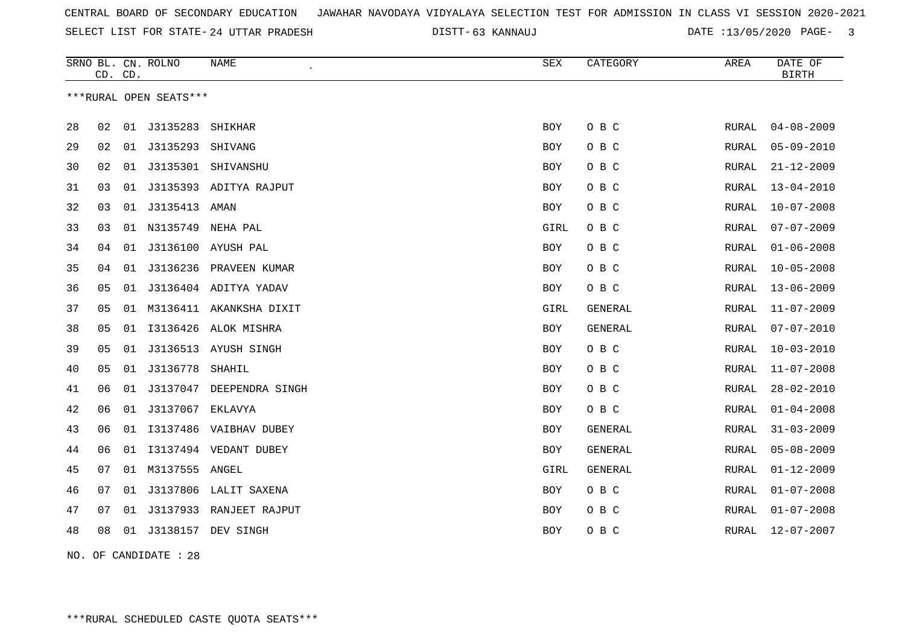CENTRAL BOARD OF SECONDARY EDUCATION JAWAHAR NAVODAYA VIDYALAYA SELECTION TEST FOR ADMISSION IN CLASS VI SESSION 2020-2021

SELECT LIST FOR STATE- 24 UTTAR PRADESH DISTT- 63 KANNAUJ DATE :13/05/2020

***RURAL OPEN SEATS***

| SRNO | BL. CD. | CN. CD. | ROLNO | NAME | SEX | CATEGORY | AREA | DATE OF BIRTH |
|---|---|---|---|---|---|---|---|---|
| 28 | 02 | 01 | J3135283 | SHIKHAR | BOY | O B C | RURAL | 04-08-2009 |
| 29 | 02 | 01 | J3135293 | SHIVANG | BOY | O B C | RURAL | 05-09-2010 |
| 30 | 02 | 01 | J3135301 | SHIVANSHU | BOY | O B C | RURAL | 21-12-2009 |
| 31 | 03 | 01 | J3135393 | ADITYA RAJPUT | BOY | O B C | RURAL | 13-04-2010 |
| 32 | 03 | 01 | J3135413 | AMAN | BOY | O B C | RURAL | 10-07-2008 |
| 33 | 03 | 01 | N3135749 | NEHA PAL | GIRL | O B C | RURAL | 07-07-2009 |
| 34 | 04 | 01 | J3136100 | AYUSH PAL | BOY | O B C | RURAL | 01-06-2008 |
| 35 | 04 | 01 | J3136236 | PRAVEEN KUMAR | BOY | O B C | RURAL | 10-05-2008 |
| 36 | 05 | 01 | J3136404 | ADITYA YADAV | BOY | O B C | RURAL | 13-06-2009 |
| 37 | 05 | 01 | M3136411 | AKANKSHA DIXIT | GIRL | GENERAL | RURAL | 11-07-2009 |
| 38 | 05 | 01 | I3136426 | ALOK MISHRA | BOY | GENERAL | RURAL | 07-07-2010 |
| 39 | 05 | 01 | J3136513 | AYUSH SINGH | BOY | O B C | RURAL | 10-03-2010 |
| 40 | 05 | 01 | J3136778 | SHAHIL | BOY | O B C | RURAL | 11-07-2008 |
| 41 | 06 | 01 | J3137047 | DEEPENDRA SINGH | BOY | O B C | RURAL | 28-02-2010 |
| 42 | 06 | 01 | J3137067 | EKLAVYA | BOY | O B C | RURAL | 01-04-2008 |
| 43 | 06 | 01 | I3137486 | VAIBHAV DUBEY | BOY | GENERAL | RURAL | 31-03-2009 |
| 44 | 06 | 01 | I3137494 | VEDANT DUBEY | BOY | GENERAL | RURAL | 05-08-2009 |
| 45 | 07 | 01 | M3137555 | ANGEL | GIRL | GENERAL | RURAL | 01-12-2009 |
| 46 | 07 | 01 | J3137806 | LALIT SAXENA | BOY | O B C | RURAL | 01-07-2008 |
| 47 | 07 | 01 | J3137933 | RANJEET RAJPUT | BOY | O B C | RURAL | 01-07-2008 |
| 48 | 08 | 01 | J3138157 | DEV SINGH | BOY | O B C | RURAL | 12-07-2007 |

NO. OF CANDIDATE : 28

***RURAL SCHEDULED CASTE QUOTA SEATS***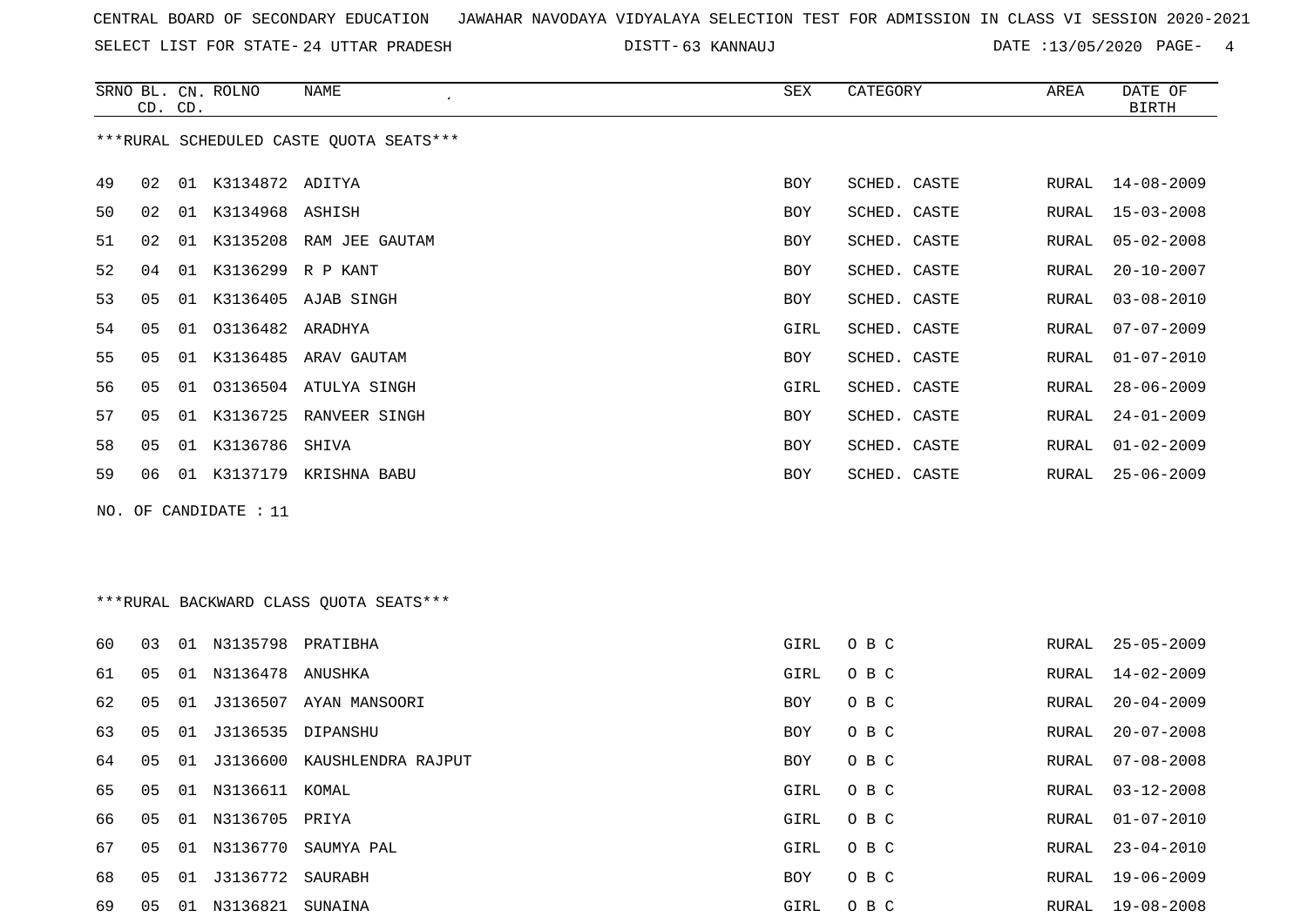CENTRAL BOARD OF SECONDARY EDUCATION JAWAHAR NAVODAYA VIDYALAYA SELECTION TEST FOR ADMISSION IN CLASS VI SESSION 2020-2021

SELECT LIST FOR STATE- 24 UTTAR PRADESH DISTT- 63 KANNAUJ DATE :13/05/2020

***RURAL SCHEDULED CASTE QUOTA SEATS***

| SRNO | BL. CD. | CN. CD. | ROLNO | NAME | SEX | CATEGORY | AREA | DATE OF BIRTH |
|---|---|---|---|---|---|---|---|---|
| 49 | 02 | 01 | K3134872 | ADITYA | BOY | SCHED. CASTE | RURAL | 14-08-2009 |
| 50 | 02 | 01 | K3134968 | ASHISH | BOY | SCHED. CASTE | RURAL | 15-03-2008 |
| 51 | 02 | 01 | K3135208 | RAM JEE GAUTAM | BOY | SCHED. CASTE | RURAL | 05-02-2008 |
| 52 | 04 | 01 | K3136299 | R P KANT | BOY | SCHED. CASTE | RURAL | 20-10-2007 |
| 53 | 05 | 01 | K3136405 | AJAB SINGH | BOY | SCHED. CASTE | RURAL | 03-08-2010 |
| 54 | 05 | 01 | O3136482 | ARADHYA | GIRL | SCHED. CASTE | RURAL | 07-07-2009 |
| 55 | 05 | 01 | K3136485 | ARAV GAUTAM | BOY | SCHED. CASTE | RURAL | 01-07-2010 |
| 56 | 05 | 01 | O3136504 | ATULYA SINGH | GIRL | SCHED. CASTE | RURAL | 28-06-2009 |
| 57 | 05 | 01 | K3136725 | RANVEER SINGH | BOY | SCHED. CASTE | RURAL | 24-01-2009 |
| 58 | 05 | 01 | K3136786 | SHIVA | BOY | SCHED. CASTE | RURAL | 01-02-2009 |
| 59 | 06 | 01 | K3137179 | KRISHNA BABU | BOY | SCHED. CASTE | RURAL | 25-06-2009 |

NO. OF CANDIDATE : 11

***RURAL BACKWARD CLASS QUOTA SEATS***

| SRNO | BL. CD. | CN. CD. | ROLNO | NAME | SEX | CATEGORY | AREA | DATE OF BIRTH |
|---|---|---|---|---|---|---|---|---|
| 60 | 03 | 01 | N3135798 | PRATIBHA | GIRL | O B C | RURAL | 25-05-2009 |
| 61 | 05 | 01 | N3136478 | ANUSHKA | GIRL | O B C | RURAL | 14-02-2009 |
| 62 | 05 | 01 | J3136507 | AYAN MANSOORI | BOY | O B C | RURAL | 20-04-2009 |
| 63 | 05 | 01 | J3136535 | DIPANSHU | BOY | O B C | RURAL | 20-07-2008 |
| 64 | 05 | 01 | J3136600 | KAUSHLENDRA RAJPUT | BOY | O B C | RURAL | 07-08-2008 |
| 65 | 05 | 01 | N3136611 | KOMAL | GIRL | O B C | RURAL | 03-12-2008 |
| 66 | 05 | 01 | N3136705 | PRIYA | GIRL | O B C | RURAL | 01-07-2010 |
| 67 | 05 | 01 | N3136770 | SAUMYA PAL | GIRL | O B C | RURAL | 23-04-2010 |
| 68 | 05 | 01 | J3136772 | SAURABH | BOY | O B C | RURAL | 19-06-2009 |
| 69 | 05 | 01 | N3136821 | SUNAINA | GIRL | O B C | RURAL | 19-08-2008 |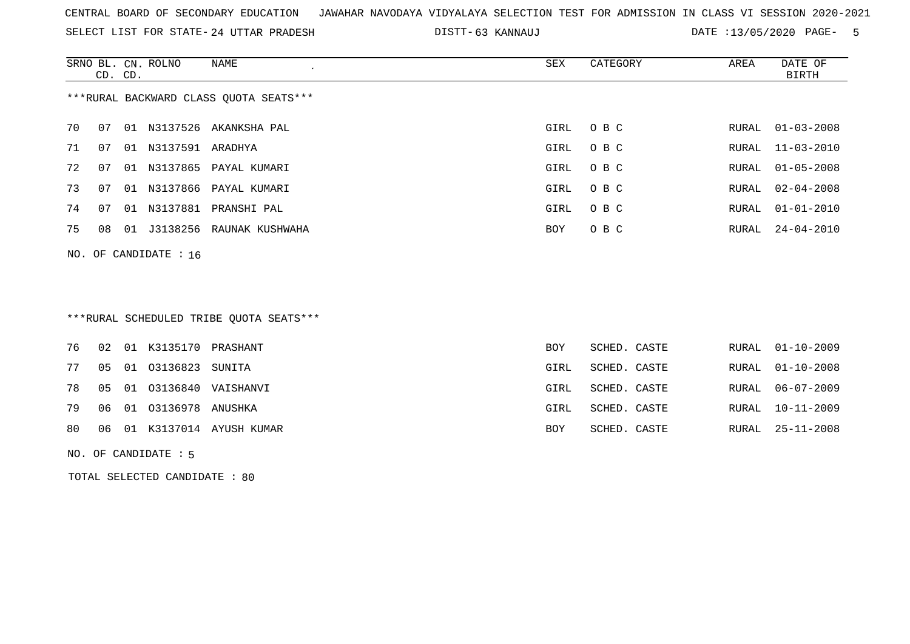CENTRAL BOARD OF SECONDARY EDUCATION JAWAHAR NAVODAYA VIDYALAYA SELECTION TEST FOR ADMISSION IN CLASS VI SESSION 2020-2021

SELECT LIST FOR STATE- 24 UTTAR PRADESH DISTT- 63 KANNAUJ DATE :13/05/2020

***RURAL BACKWARD CLASS QUOTA SEATS***

| SRNO | BL. CD. | CN. CD. | ROLNO | NAME | SEX | CATEGORY | AREA | DATE OF BIRTH |
|---|---|---|---|---|---|---|---|---|
| 70 | 07 | 01 | N3137526 | AKANKSHA PAL | GIRL | O B C | RURAL | 01-03-2008 |
| 71 | 07 | 01 | N3137591 | ARADHYA | GIRL | O B C | RURAL | 11-03-2010 |
| 72 | 07 | 01 | N3137865 | PAYAL KUMARI | GIRL | O B C | RURAL | 01-05-2008 |
| 73 | 07 | 01 | N3137866 | PAYAL KUMARI | GIRL | O B C | RURAL | 02-04-2008 |
| 74 | 07 | 01 | N3137881 | PRANSHI PAL | GIRL | O B C | RURAL | 01-01-2010 |
| 75 | 08 | 01 | J3138256 | RAUNAK KUSHWAHA | BOY | O B C | RURAL | 24-04-2010 |

NO. OF CANDIDATE : 16

***RURAL SCHEDULED TRIBE QUOTA SEATS***

| SRNO | BL. CD. | CN. CD. | ROLNO | NAME | SEX | CATEGORY | AREA | DATE OF BIRTH |
|---|---|---|---|---|---|---|---|---|
| 76 | 02 | 01 | K3135170 | PRASHANT | BOY | SCHED. CASTE | RURAL | 01-10-2009 |
| 77 | 05 | 01 | O3136823 | SUNITA | GIRL | SCHED. CASTE | RURAL | 01-10-2008 |
| 78 | 05 | 01 | O3136840 | VAISHANVI | GIRL | SCHED. CASTE | RURAL | 06-07-2009 |
| 79 | 06 | 01 | O3136978 | ANUSHKA | GIRL | SCHED. CASTE | RURAL | 10-11-2009 |
| 80 | 06 | 01 | K3137014 | AYUSH KUMAR | BOY | SCHED. CASTE | RURAL | 25-11-2008 |

NO. OF CANDIDATE : 5

TOTAL SELECTED CANDIDATE : 80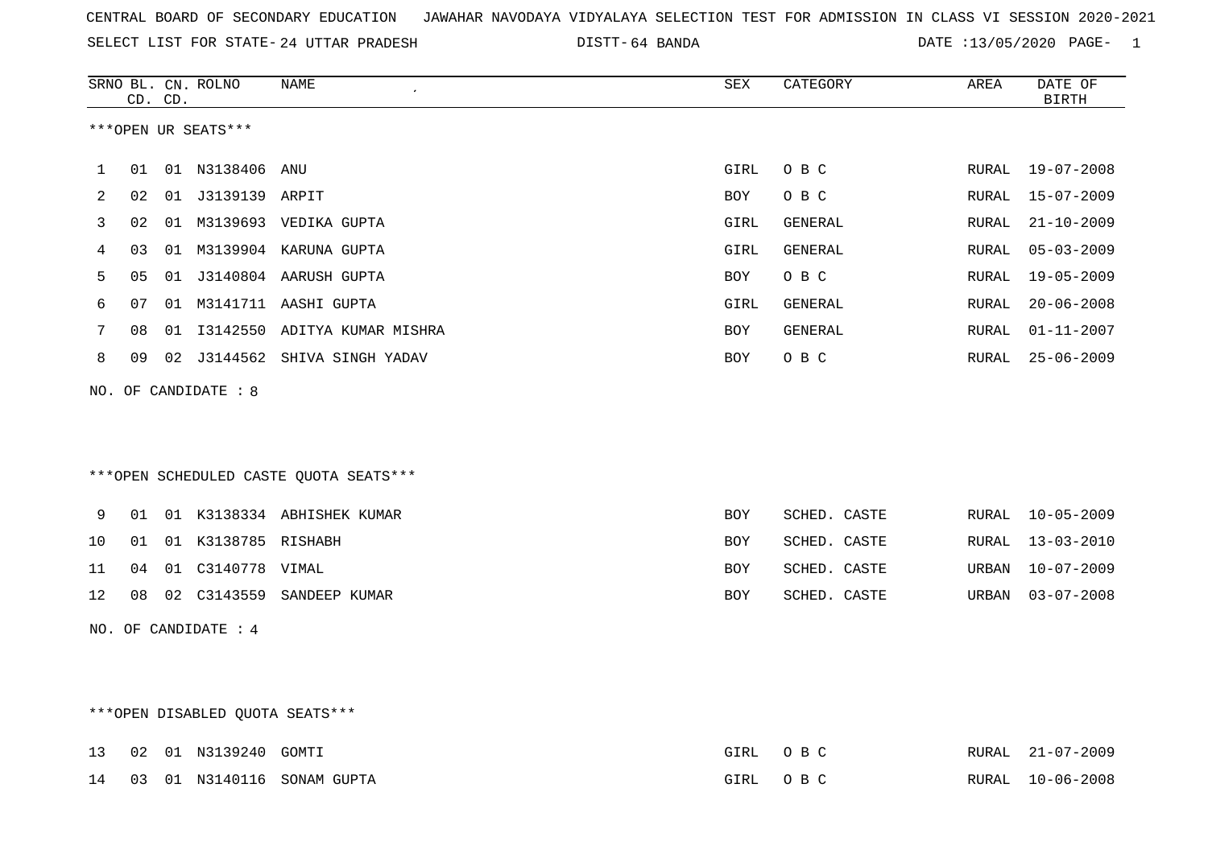CENTRAL BOARD OF SECONDARY EDUCATION   JAWAHAR NAVODAYA VIDYALAYA SELECTION TEST FOR ADMISSION IN CLASS VI SESSION 2020-2021

SELECT LIST FOR STATE- 24 UTTAR PRADESH   DISTT- 64 BANDA   DATE :13/05/2020

***OPEN UR SEATS***

| SRNO | BL. CD. | CN. CD. | ROLNO | NAME | SEX | CATEGORY | AREA | DATE OF BIRTH |
|---|---|---|---|---|---|---|---|---|
| 1 | 01 | 01 | N3138406 | ANU | GIRL | O B C | RURAL | 19-07-2008 |
| 2 | 02 | 01 | J3139139 | ARPIT | BOY | O B C | RURAL | 15-07-2009 |
| 3 | 02 | 01 | M3139693 | VEDIKA GUPTA | GIRL | GENERAL | RURAL | 21-10-2009 |
| 4 | 03 | 01 | M3139904 | KARUNA GUPTA | GIRL | GENERAL | RURAL | 05-03-2009 |
| 5 | 05 | 01 | J3140804 | AARUSH GUPTA | BOY | O B C | RURAL | 19-05-2009 |
| 6 | 07 | 01 | M3141711 | AASHI GUPTA | GIRL | GENERAL | RURAL | 20-06-2008 |
| 7 | 08 | 01 | I3142550 | ADITYA KUMAR MISHRA | BOY | GENERAL | RURAL | 01-11-2007 |
| 8 | 09 | 02 | J3144562 | SHIVA SINGH YADAV | BOY | O B C | RURAL | 25-06-2009 |

NO. OF CANDIDATE : 8

***OPEN SCHEDULED CASTE QUOTA SEATS***

| SRNO | BL. CD. | CN. CD. | ROLNO | NAME | SEX | CATEGORY | AREA | DATE OF BIRTH |
|---|---|---|---|---|---|---|---|---|
| 9 | 01 | 01 | K3138334 | ABHISHEK KUMAR | BOY | SCHED. CASTE | RURAL | 10-05-2009 |
| 10 | 01 | 01 | K3138785 | RISHABH | BOY | SCHED. CASTE | RURAL | 13-03-2010 |
| 11 | 04 | 01 | C3140778 | VIMAL | BOY | SCHED. CASTE | URBAN | 10-07-2009 |
| 12 | 08 | 02 | C3143559 | SANDEEP KUMAR | BOY | SCHED. CASTE | URBAN | 03-07-2008 |

NO. OF CANDIDATE : 4

***OPEN DISABLED QUOTA SEATS***

| SRNO | BL. CD. | CN. CD. | ROLNO | NAME | SEX | CATEGORY | AREA | DATE OF BIRTH |
|---|---|---|---|---|---|---|---|---|
| 13 | 02 | 01 | N3139240 | GOMTI | GIRL | O B C | RURAL | 21-07-2009 |
| 14 | 03 | 01 | N3140116 | SONAM GUPTA | GIRL | O B C | RURAL | 10-06-2008 |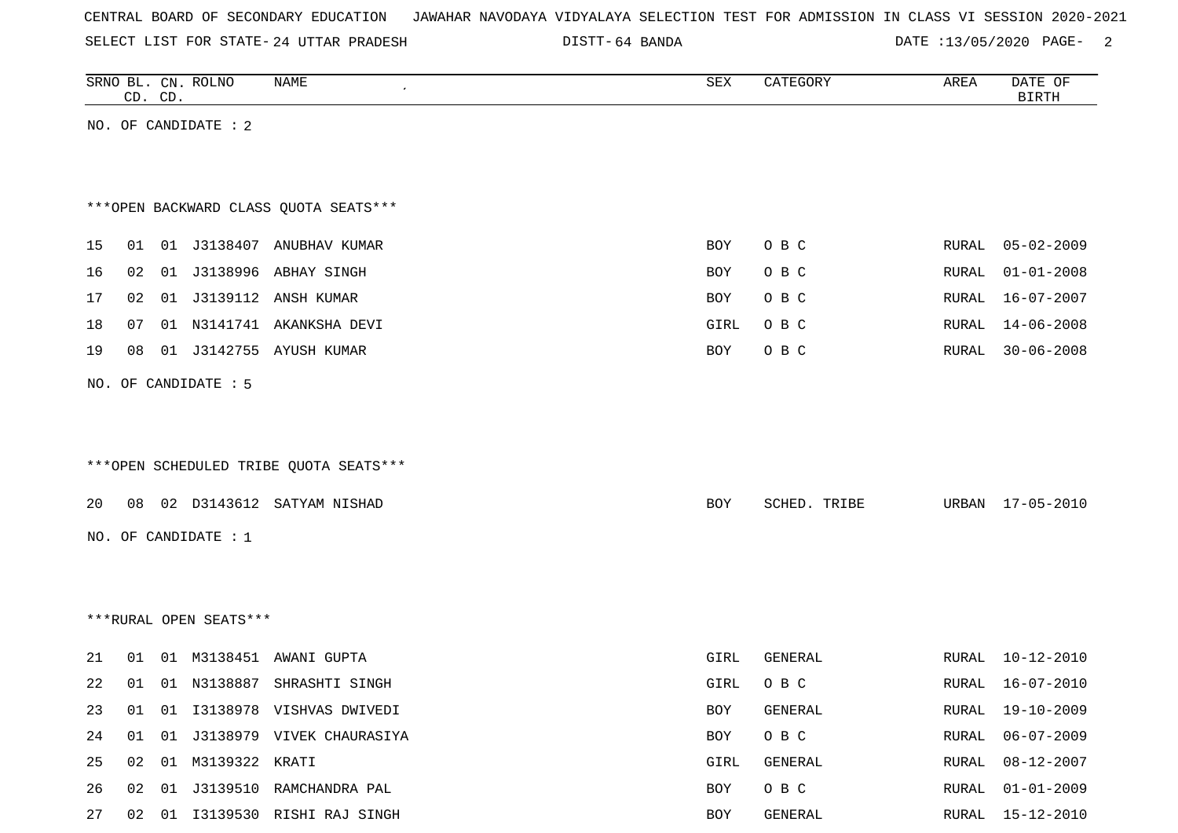CENTRAL BOARD OF SECONDARY EDUCATION JAWAHAR NAVODAYA VIDYALAYA SELECTION TEST FOR ADMISSION IN CLASS VI SESSION 2020-2021

SELECT LIST FOR STATE- 24 UTTAR PRADESH DISTT- 64 BANDA DATE :13/05/2020

| SRNO | BL. CD. | CN. CD. | ROLNO | NAME | SEX | CATEGORY | AREA | DATE OF BIRTH |
|---|---|---|---|---|---|---|---|---|

NO. OF CANDIDATE : 2

***OPEN BACKWARD CLASS QUOTA SEATS***

| SRNO | BL. CD. | CN. CD. | ROLNO | NAME | SEX | CATEGORY | AREA | DATE OF BIRTH |
|---|---|---|---|---|---|---|---|---|
| 15 | 01 | 01 | J3138407 | ANUBHAV KUMAR | BOY | O B C | RURAL | 05-02-2009 |
| 16 | 02 | 01 | J3138996 | ABHAY SINGH | BOY | O B C | RURAL | 01-01-2008 |
| 17 | 02 | 01 | J3139112 | ANSH KUMAR | BOY | O B C | RURAL | 16-07-2007 |
| 18 | 07 | 01 | N3141741 | AKANKSHA DEVI | GIRL | O B C | RURAL | 14-06-2008 |
| 19 | 08 | 01 | J3142755 | AYUSH KUMAR | BOY | O B C | RURAL | 30-06-2008 |

NO. OF CANDIDATE : 5

***OPEN SCHEDULED TRIBE QUOTA SEATS***

| SRNO | BL. CD. | CN. CD. | ROLNO | NAME | SEX | CATEGORY | AREA | DATE OF BIRTH |
|---|---|---|---|---|---|---|---|---|
| 20 | 08 | 02 | D3143612 | SATYAM NISHAD | BOY | SCHED. TRIBE | URBAN | 17-05-2010 |

NO. OF CANDIDATE : 1

***RURAL OPEN SEATS***

| SRNO | BL. CD. | CN. CD. | ROLNO | NAME | SEX | CATEGORY | AREA | DATE OF BIRTH |
|---|---|---|---|---|---|---|---|---|
| 21 | 01 | 01 | M3138451 | AWANI GUPTA | GIRL | GENERAL | RURAL | 10-12-2010 |
| 22 | 01 | 01 | N3138887 | SHRASHTI SINGH | GIRL | O B C | RURAL | 16-07-2010 |
| 23 | 01 | 01 | I3138978 | VISHVAS DWIVEDI | BOY | GENERAL | RURAL | 19-10-2009 |
| 24 | 01 | 01 | J3138979 | VIVEK CHAURASIYA | BOY | O B C | RURAL | 06-07-2009 |
| 25 | 02 | 01 | M3139322 | KRATI | GIRL | GENERAL | RURAL | 08-12-2007 |
| 26 | 02 | 01 | J3139510 | RAMCHANDRA PAL | BOY | O B C | RURAL | 01-01-2009 |
| 27 | 02 | 01 | I3139530 | RISHI RAJ SINGH | BOY | GENERAL | RURAL | 15-12-2010 |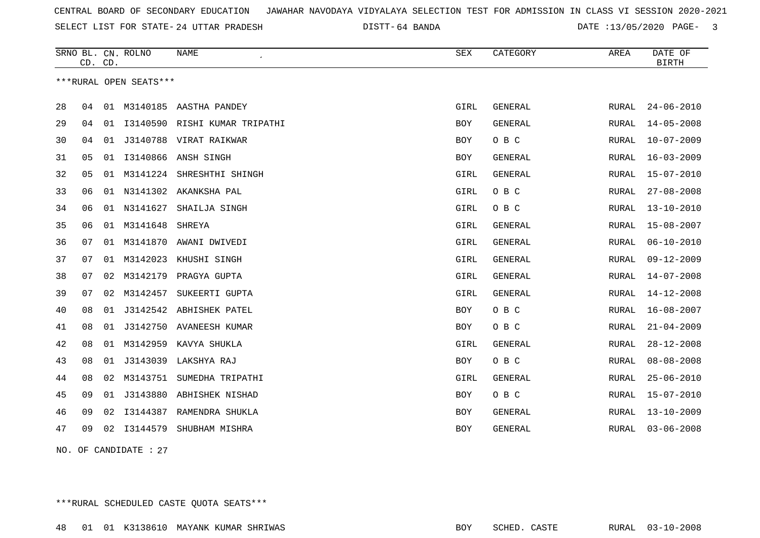CENTRAL BOARD OF SECONDARY EDUCATION JAWAHAR NAVODAYA VIDYALAYA SELECTION TEST FOR ADMISSION IN CLASS VI SESSION 2020-2021

SELECT LIST FOR STATE- 24 UTTAR PRADESH DISTT- 64 BANDA DATE :13/05/2020

***RURAL OPEN SEATS***

| SRNO | BL. CD. | CN. CD. | ROLNO | NAME | SEX | CATEGORY | AREA | DATE OF BIRTH |
|---|---|---|---|---|---|---|---|---|
| 28 | 04 | 01 | M3140185 | AASTHA PANDEY | GIRL | GENERAL | RURAL | 24-06-2010 |
| 29 | 04 | 01 | I3140590 | RISHI KUMAR TRIPATHI | BOY | GENERAL | RURAL | 14-05-2008 |
| 30 | 04 | 01 | J3140788 | VIRAT RAIKWAR | BOY | O B C | RURAL | 10-07-2009 |
| 31 | 05 | 01 | I3140866 | ANSH SINGH | BOY | GENERAL | RURAL | 16-03-2009 |
| 32 | 05 | 01 | M3141224 | SHRESHTHI SHINGH | GIRL | GENERAL | RURAL | 15-07-2010 |
| 33 | 06 | 01 | N3141302 | AKANKSHA PAL | GIRL | O B C | RURAL | 27-08-2008 |
| 34 | 06 | 01 | N3141627 | SHAILJA SINGH | GIRL | O B C | RURAL | 13-10-2010 |
| 35 | 06 | 01 | M3141648 | SHREYA | GIRL | GENERAL | RURAL | 15-08-2007 |
| 36 | 07 | 01 | M3141870 | AWANI DWIVEDI | GIRL | GENERAL | RURAL | 06-10-2010 |
| 37 | 07 | 01 | M3142023 | KHUSHI SINGH | GIRL | GENERAL | RURAL | 09-12-2009 |
| 38 | 07 | 02 | M3142179 | PRAGYA GUPTA | GIRL | GENERAL | RURAL | 14-07-2008 |
| 39 | 07 | 02 | M3142457 | SUKEERTI GUPTA | GIRL | GENERAL | RURAL | 14-12-2008 |
| 40 | 08 | 01 | J3142542 | ABHISHEK PATEL | BOY | O B C | RURAL | 16-08-2007 |
| 41 | 08 | 01 | J3142750 | AVANEESH KUMAR | BOY | O B C | RURAL | 21-04-2009 |
| 42 | 08 | 01 | M3142959 | KAVYA SHUKLA | GIRL | GENERAL | RURAL | 28-12-2008 |
| 43 | 08 | 01 | J3143039 | LAKSHYA RAJ | BOY | O B C | RURAL | 08-08-2008 |
| 44 | 08 | 02 | M3143751 | SUMEDHA TRIPATHI | GIRL | GENERAL | RURAL | 25-06-2010 |
| 45 | 09 | 01 | J3143880 | ABHISHEK NISHAD | BOY | O B C | RURAL | 15-07-2010 |
| 46 | 09 | 02 | I3144387 | RAMENDRA SHUKLA | BOY | GENERAL | RURAL | 13-10-2009 |
| 47 | 09 | 02 | I3144579 | SHUBHAM MISHRA | BOY | GENERAL | RURAL | 03-06-2008 |

NO. OF CANDIDATE : 27

***RURAL SCHEDULED CASTE QUOTA SEATS***

| SRNO | BL. CD. | CN. CD. | ROLNO | NAME | SEX | CATEGORY | AREA | DATE OF BIRTH |
|---|---|---|---|---|---|---|---|---|
| 48 | 01 | 01 | K3138610 | MAYANK KUMAR SHRIWAS | BOY | SCHED. CASTE | RURAL | 03-10-2008 |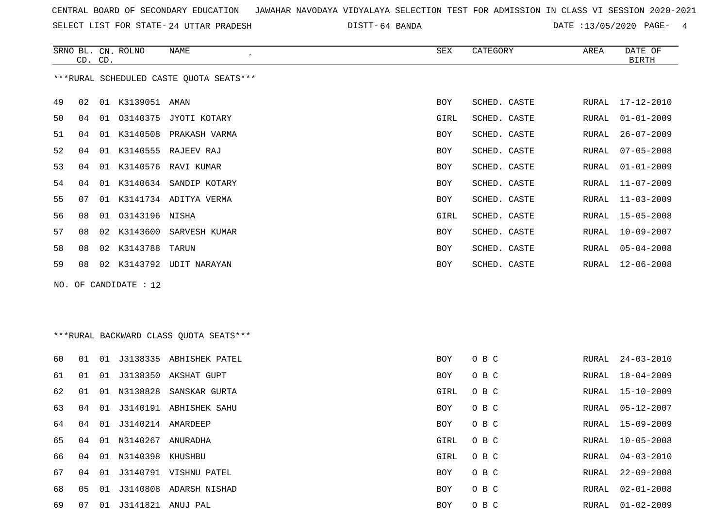CENTRAL BOARD OF SECONDARY EDUCATION JAWAHAR NAVODAYA VIDYALAYA SELECTION TEST FOR ADMISSION IN CLASS VI SESSION 2020-2021

SELECT LIST FOR STATE- 24 UTTAR PRADESH DISTT- 64 BANDA DATE :13/05/2020

***RURAL SCHEDULED CASTE QUOTA SEATS***

| SRNO | BL. CD. | CN. CD. | ROLNO | NAME | SEX | CATEGORY | AREA | DATE OF BIRTH |
|---|---|---|---|---|---|---|---|---|
| 49 | 02 | 01 | K3139051 | AMAN | BOY | SCHED. CASTE | RURAL | 17-12-2010 |
| 50 | 04 | 01 | O3140375 | JYOTI KOTARY | GIRL | SCHED. CASTE | RURAL | 01-01-2009 |
| 51 | 04 | 01 | K3140508 | PRAKASH VARMA | BOY | SCHED. CASTE | RURAL | 26-07-2009 |
| 52 | 04 | 01 | K3140555 | RAJEEV RAJ | BOY | SCHED. CASTE | RURAL | 07-05-2008 |
| 53 | 04 | 01 | K3140576 | RAVI KUMAR | BOY | SCHED. CASTE | RURAL | 01-01-2009 |
| 54 | 04 | 01 | K3140634 | SANDIP KOTARY | BOY | SCHED. CASTE | RURAL | 11-07-2009 |
| 55 | 07 | 01 | K3141734 | ADITYA VERMA | BOY | SCHED. CASTE | RURAL | 11-03-2009 |
| 56 | 08 | 01 | O3143196 | NISHA | GIRL | SCHED. CASTE | RURAL | 15-05-2008 |
| 57 | 08 | 02 | K3143600 | SARVESH KUMAR | BOY | SCHED. CASTE | RURAL | 10-09-2007 |
| 58 | 08 | 02 | K3143788 | TARUN | BOY | SCHED. CASTE | RURAL | 05-04-2008 |
| 59 | 08 | 02 | K3143792 | UDIT NARAYAN | BOY | SCHED. CASTE | RURAL | 12-06-2008 |

NO. OF CANDIDATE : 12

***RURAL BACKWARD CLASS QUOTA SEATS***

| SRNO | BL. CD. | CN. CD. | ROLNO | NAME | SEX | CATEGORY | AREA | DATE OF BIRTH |
|---|---|---|---|---|---|---|---|---|
| 60 | 01 | 01 | J3138335 | ABHISHEK PATEL | BOY | O B C | RURAL | 24-03-2010 |
| 61 | 01 | 01 | J3138350 | AKSHAT GUPT | BOY | O B C | RURAL | 18-04-2009 |
| 62 | 01 | 01 | N3138828 | SANSKAR GURTA | GIRL | O B C | RURAL | 15-10-2009 |
| 63 | 04 | 01 | J3140191 | ABHISHEK SAHU | BOY | O B C | RURAL | 05-12-2007 |
| 64 | 04 | 01 | J3140214 | AMARDEEP | BOY | O B C | RURAL | 15-09-2009 |
| 65 | 04 | 01 | N3140267 | ANURADHA | GIRL | O B C | RURAL | 10-05-2008 |
| 66 | 04 | 01 | N3140398 | KHUSHBU | GIRL | O B C | RURAL | 04-03-2010 |
| 67 | 04 | 01 | J3140791 | VISHNU PATEL | BOY | O B C | RURAL | 22-09-2008 |
| 68 | 05 | 01 | J3140808 | ADARSH NISHAD | BOY | O B C | RURAL | 02-01-2008 |
| 69 | 07 | 01 | J3141821 | ANUJ PAL | BOY | O B C | RURAL | 01-02-2009 |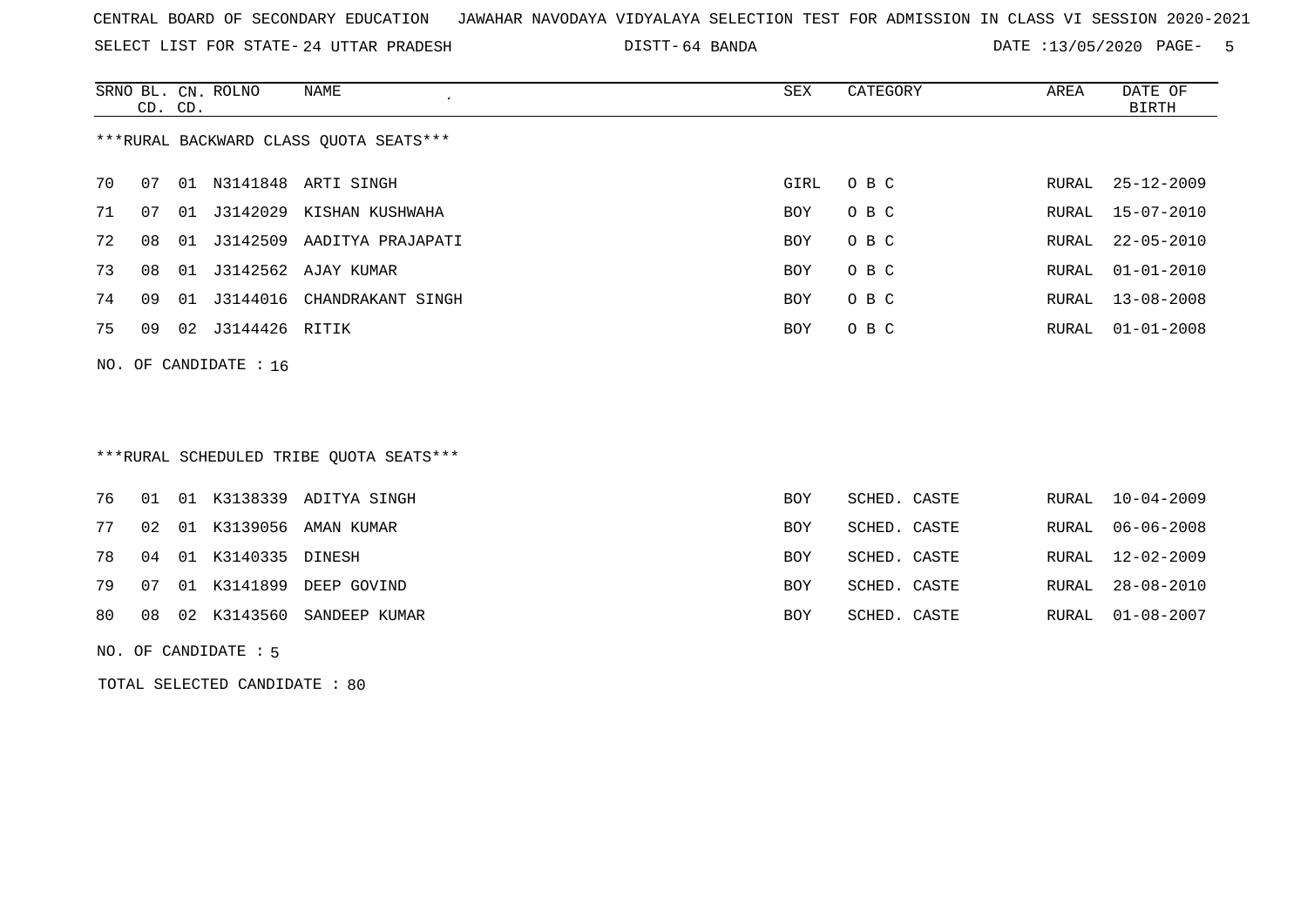CENTRAL BOARD OF SECONDARY EDUCATION JAWAHAR NAVODAYA VIDYALAYA SELECTION TEST FOR ADMISSION IN CLASS VI SESSION 2020-2021

SELECT LIST FOR STATE- 24 UTTAR PRADESH DISTT- 64 BANDA DATE :13/05/2020

***RURAL BACKWARD CLASS QUOTA SEATS***

| SRNO | BL. CD. | CN. CD. | ROLNO | NAME | SEX | CATEGORY | AREA | DATE OF BIRTH |
|---|---|---|---|---|---|---|---|---|
| 70 | 07 | 01 | N3141848 | ARTI SINGH | GIRL | O B C | RURAL | 25-12-2009 |
| 71 | 07 | 01 | J3142029 | KISHAN KUSHWAHA | BOY | O B C | RURAL | 15-07-2010 |
| 72 | 08 | 01 | J3142509 | AADITYA PRAJAPATI | BOY | O B C | RURAL | 22-05-2010 |
| 73 | 08 | 01 | J3142562 | AJAY KUMAR | BOY | O B C | RURAL | 01-01-2010 |
| 74 | 09 | 01 | J3144016 | CHANDRAKANT SINGH | BOY | O B C | RURAL | 13-08-2008 |
| 75 | 09 | 02 | J3144426 | RITIK | BOY | O B C | RURAL | 01-01-2008 |

NO. OF CANDIDATE : 16

***RURAL SCHEDULED TRIBE QUOTA SEATS***

| SRNO | BL. CD. | CN. CD. | ROLNO | NAME | SEX | CATEGORY | AREA | DATE OF BIRTH |
|---|---|---|---|---|---|---|---|---|
| 76 | 01 | 01 | K3138339 | ADITYA SINGH | BOY | SCHED. CASTE | RURAL | 10-04-2009 |
| 77 | 02 | 01 | K3139056 | AMAN KUMAR | BOY | SCHED. CASTE | RURAL | 06-06-2008 |
| 78 | 04 | 01 | K3140335 | DINESH | BOY | SCHED. CASTE | RURAL | 12-02-2009 |
| 79 | 07 | 01 | K3141899 | DEEP GOVIND | BOY | SCHED. CASTE | RURAL | 28-08-2010 |
| 80 | 08 | 02 | K3143560 | SANDEEP KUMAR | BOY | SCHED. CASTE | RURAL | 01-08-2007 |

NO. OF CANDIDATE : 5

TOTAL SELECTED CANDIDATE : 80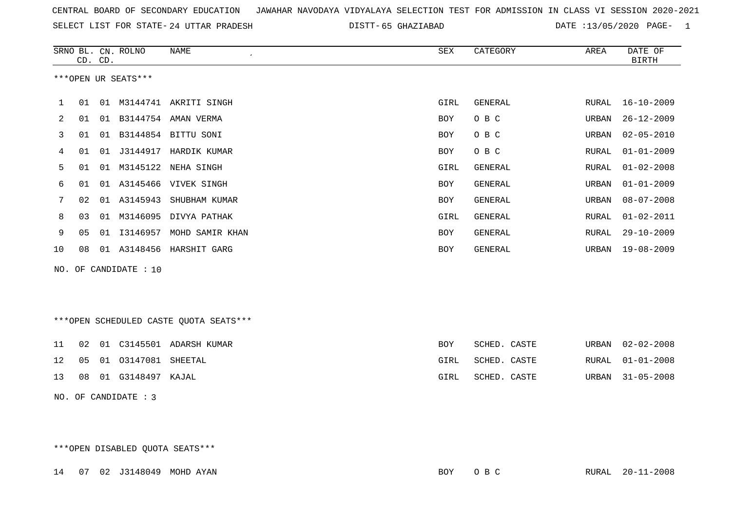CENTRAL BOARD OF SECONDARY EDUCATION JAWAHAR NAVODAYA VIDYALAYA SELECTION TEST FOR ADMISSION IN CLASS VI SESSION 2020-2021

SELECT LIST FOR STATE- 24 UTTAR PRADESH DISTT- 65 GHAZIABAD DATE :13/05/2020

***OPEN UR SEATS***

| SRNO | BL. CD. | CN. CD. | ROLNO | NAME | SEX | CATEGORY | AREA | DATE OF BIRTH |
|---|---|---|---|---|---|---|---|---|
| 1 | 01 | 01 | M3144741 | AKRITI SINGH | GIRL | GENERAL | RURAL | 16-10-2009 |
| 2 | 01 | 01 | B3144754 | AMAN VERMA | BOY | O B C | URBAN | 26-12-2009 |
| 3 | 01 | 01 | B3144854 | BITTU SONI | BOY | O B C | URBAN | 02-05-2010 |
| 4 | 01 | 01 | J3144917 | HARDIK KUMAR | BOY | O B C | RURAL | 01-01-2009 |
| 5 | 01 | 01 | M3145122 | NEHA SINGH | GIRL | GENERAL | RURAL | 01-02-2008 |
| 6 | 01 | 01 | A3145466 | VIVEK SINGH | BOY | GENERAL | URBAN | 01-01-2009 |
| 7 | 02 | 01 | A3145943 | SHUBHAM KUMAR | BOY | GENERAL | URBAN | 08-07-2008 |
| 8 | 03 | 01 | M3146095 | DIVYA PATHAK | GIRL | GENERAL | RURAL | 01-02-2011 |
| 9 | 05 | 01 | I3146957 | MOHD SAMIR KHAN | BOY | GENERAL | RURAL | 29-10-2009 |
| 10 | 08 | 01 | A3148456 | HARSHIT GARG | BOY | GENERAL | URBAN | 19-08-2009 |

NO. OF CANDIDATE : 10

***OPEN SCHEDULED CASTE QUOTA SEATS***

| SRNO | BL. CD. | CN. CD. | ROLNO | NAME | SEX | CATEGORY | AREA | DATE OF BIRTH |
|---|---|---|---|---|---|---|---|---|
| 11 | 02 | 01 | C3145501 | ADARSH KUMAR | BOY | SCHED. CASTE | URBAN | 02-02-2008 |
| 12 | 05 | 01 | O3147081 | SHEETAL | GIRL | SCHED. CASTE | RURAL | 01-01-2008 |
| 13 | 08 | 01 | G3148497 | KAJAL | GIRL | SCHED. CASTE | URBAN | 31-05-2008 |

NO. OF CANDIDATE : 3

***OPEN DISABLED QUOTA SEATS***

| SRNO | BL. CD. | CN. CD. | ROLNO | NAME | SEX | CATEGORY | AREA | DATE OF BIRTH |
|---|---|---|---|---|---|---|---|---|
| 14 | 07 | 02 | J3148049 | MOHD AYAN | BOY | O B C | RURAL | 20-11-2008 |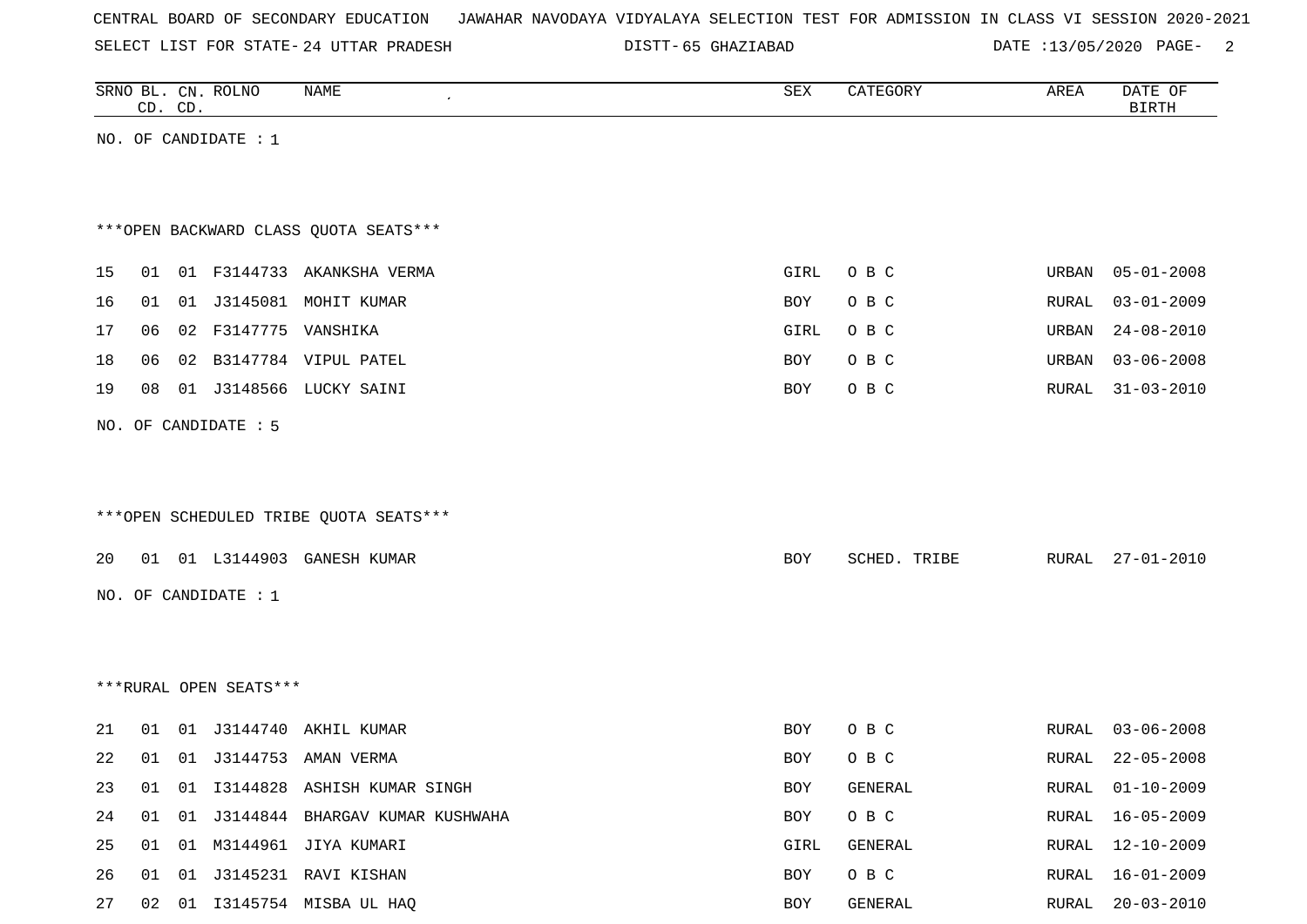CENTRAL BOARD OF SECONDARY EDUCATION JAWAHAR NAVODAYA VIDYALAYA SELECTION TEST FOR ADMISSION IN CLASS VI SESSION 2020-2021

SELECT LIST FOR STATE- 24 UTTAR PRADESH DISTT- 65 GHAZIABAD DATE :13/05/2020

| SRNO | BL. CD. | CN. CD. | ROLNO | NAME | SEX | CATEGORY | AREA | DATE OF BIRTH |
|---|---|---|---|---|---|---|---|---|

NO. OF CANDIDATE : 1

***OPEN BACKWARD CLASS QUOTA SEATS***

| SRNO | BL. CD. | CN. CD. | ROLNO | NAME | SEX | CATEGORY | AREA | DATE OF BIRTH |
|---|---|---|---|---|---|---|---|---|
| 15 | 01 | 01 | F3144733 | AKANKSHA VERMA | GIRL | O B C | URBAN | 05-01-2008 |
| 16 | 01 | 01 | J3145081 | MOHIT KUMAR | BOY | O B C | RURAL | 03-01-2009 |
| 17 | 06 | 02 | F3147775 | VANSHIKA | GIRL | O B C | URBAN | 24-08-2010 |
| 18 | 06 | 02 | B3147784 | VIPUL PATEL | BOY | O B C | URBAN | 03-06-2008 |
| 19 | 08 | 01 | J3148566 | LUCKY SAINI | BOY | O B C | RURAL | 31-03-2010 |

NO. OF CANDIDATE : 5

***OPEN SCHEDULED TRIBE QUOTA SEATS***

| SRNO | BL. CD. | CN. CD. | ROLNO | NAME | SEX | CATEGORY | AREA | DATE OF BIRTH |
|---|---|---|---|---|---|---|---|---|
| 20 | 01 | 01 | L3144903 | GANESH KUMAR | BOY | SCHED. TRIBE | RURAL | 27-01-2010 |

NO. OF CANDIDATE : 1

***RURAL OPEN SEATS***

| SRNO | BL. CD. | CN. CD. | ROLNO | NAME | SEX | CATEGORY | AREA | DATE OF BIRTH |
|---|---|---|---|---|---|---|---|---|
| 21 | 01 | 01 | J3144740 | AKHIL KUMAR | BOY | O B C | RURAL | 03-06-2008 |
| 22 | 01 | 01 | J3144753 | AMAN VERMA | BOY | O B C | RURAL | 22-05-2008 |
| 23 | 01 | 01 | I3144828 | ASHISH KUMAR SINGH | BOY | GENERAL | RURAL | 01-10-2009 |
| 24 | 01 | 01 | J3144844 | BHARGAV KUMAR KUSHWAHA | BOY | O B C | RURAL | 16-05-2009 |
| 25 | 01 | 01 | M3144961 | JIYA KUMARI | GIRL | GENERAL | RURAL | 12-10-2009 |
| 26 | 01 | 01 | J3145231 | RAVI KISHAN | BOY | O B C | RURAL | 16-01-2009 |
| 27 | 02 | 01 | I3145754 | MISBA UL HAQ | BOY | GENERAL | RURAL | 20-03-2010 |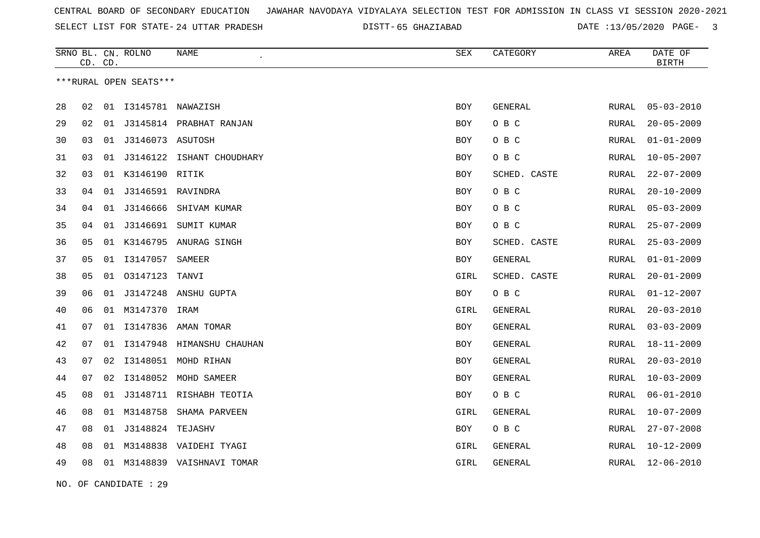CENTRAL BOARD OF SECONDARY EDUCATION JAWAHAR NAVODAYA VIDYALAYA SELECTION TEST FOR ADMISSION IN CLASS VI SESSION 2020-2021

SELECT LIST FOR STATE- 24 UTTAR PRADESH DISTT- 65 GHAZIABAD DATE :13/05/2020

***RURAL OPEN SEATS***

| SRNO | BL. CD. | CN. CD. | ROLNO | NAME | SEX | CATEGORY | AREA | DATE OF BIRTH |
|---|---|---|---|---|---|---|---|---|
| 28 | 02 | 01 | I3145781 | NAWAZISH | BOY | GENERAL | RURAL | 05-03-2010 |
| 29 | 02 | 01 | J3145814 | PRABHAT RANJAN | BOY | O B C | RURAL | 20-05-2009 |
| 30 | 03 | 01 | J3146073 | ASUTOSH | BOY | O B C | RURAL | 01-01-2009 |
| 31 | 03 | 01 | J3146122 | ISHANT CHOUDHARY | BOY | O B C | RURAL | 10-05-2007 |
| 32 | 03 | 01 | K3146190 | RITIK | BOY | SCHED. CASTE | RURAL | 22-07-2009 |
| 33 | 04 | 01 | J3146591 | RAVINDRA | BOY | O B C | RURAL | 20-10-2009 |
| 34 | 04 | 01 | J3146666 | SHIVAM KUMAR | BOY | O B C | RURAL | 05-03-2009 |
| 35 | 04 | 01 | J3146691 | SUMIT KUMAR | BOY | O B C | RURAL | 25-07-2009 |
| 36 | 05 | 01 | K3146795 | ANURAG SINGH | BOY | SCHED. CASTE | RURAL | 25-03-2009 |
| 37 | 05 | 01 | I3147057 | SAMEER | BOY | GENERAL | RURAL | 01-01-2009 |
| 38 | 05 | 01 | O3147123 | TANVI | GIRL | SCHED. CASTE | RURAL | 20-01-2009 |
| 39 | 06 | 01 | J3147248 | ANSHU GUPTA | BOY | O B C | RURAL | 01-12-2007 |
| 40 | 06 | 01 | M3147370 | IRAM | GIRL | GENERAL | RURAL | 20-03-2010 |
| 41 | 07 | 01 | I3147836 | AMAN TOMAR | BOY | GENERAL | RURAL | 03-03-2009 |
| 42 | 07 | 01 | I3147948 | HIMANSHU CHAUHAN | BOY | GENERAL | RURAL | 18-11-2009 |
| 43 | 07 | 02 | I3148051 | MOHD RIHAN | BOY | GENERAL | RURAL | 20-03-2010 |
| 44 | 07 | 02 | I3148052 | MOHD SAMEER | BOY | GENERAL | RURAL | 10-03-2009 |
| 45 | 08 | 01 | J3148711 | RISHABH TEOTIA | BOY | O B C | RURAL | 06-01-2010 |
| 46 | 08 | 01 | M3148758 | SHAMA PARVEEN | GIRL | GENERAL | RURAL | 10-07-2009 |
| 47 | 08 | 01 | J3148824 | TEJASHV | BOY | O B C | RURAL | 27-07-2008 |
| 48 | 08 | 01 | M3148838 | VAIDEHI TYAGI | GIRL | GENERAL | RURAL | 10-12-2009 |
| 49 | 08 | 01 | M3148839 | VAISHNAVI TOMAR | GIRL | GENERAL | RURAL | 12-06-2010 |

NO. OF CANDIDATE : 29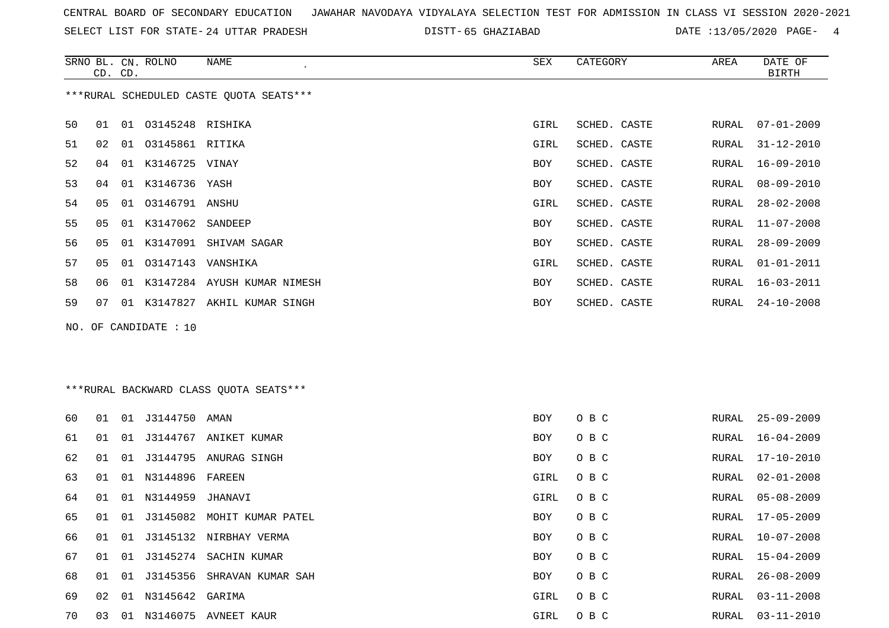CENTRAL BOARD OF SECONDARY EDUCATION JAWAHAR NAVODAYA VIDYALAYA SELECTION TEST FOR ADMISSION IN CLASS VI SESSION 2020-2021

SELECT LIST FOR STATE- 24 UTTAR PRADESH DISTT- 65 GHAZIABAD DATE :13/05/2020

***RURAL SCHEDULED CASTE QUOTA SEATS***

| SRNO | BL. CD. | CN. CD. | ROLNO | NAME | SEX | CATEGORY | AREA | DATE OF BIRTH |
|---|---|---|---|---|---|---|---|---|
| 50 | 01 | 01 | O3145248 | RISHIKA | GIRL | SCHED. CASTE | RURAL | 07-01-2009 |
| 51 | 02 | 01 | O3145861 | RITIKA | GIRL | SCHED. CASTE | RURAL | 31-12-2010 |
| 52 | 04 | 01 | K3146725 | VINAY | BOY | SCHED. CASTE | RURAL | 16-09-2010 |
| 53 | 04 | 01 | K3146736 | YASH | BOY | SCHED. CASTE | RURAL | 08-09-2010 |
| 54 | 05 | 01 | O3146791 | ANSHU | GIRL | SCHED. CASTE | RURAL | 28-02-2008 |
| 55 | 05 | 01 | K3147062 | SANDEEP | BOY | SCHED. CASTE | RURAL | 11-07-2008 |
| 56 | 05 | 01 | K3147091 | SHIVAM SAGAR | BOY | SCHED. CASTE | RURAL | 28-09-2009 |
| 57 | 05 | 01 | O3147143 | VANSHIKA | GIRL | SCHED. CASTE | RURAL | 01-01-2011 |
| 58 | 06 | 01 | K3147284 | AYUSH KUMAR NIMESH | BOY | SCHED. CASTE | RURAL | 16-03-2011 |
| 59 | 07 | 01 | K3147827 | AKHIL KUMAR SINGH | BOY | SCHED. CASTE | RURAL | 24-10-2008 |

NO. OF CANDIDATE : 10

***RURAL BACKWARD CLASS QUOTA SEATS***

| SRNO | BL. CD. | CN. CD. | ROLNO | NAME | SEX | CATEGORY | AREA | DATE OF BIRTH |
|---|---|---|---|---|---|---|---|---|
| 60 | 01 | 01 | J3144750 | AMAN | BOY | O B C | RURAL | 25-09-2009 |
| 61 | 01 | 01 | J3144767 | ANIKET KUMAR | BOY | O B C | RURAL | 16-04-2009 |
| 62 | 01 | 01 | J3144795 | ANURAG SINGH | BOY | O B C | RURAL | 17-10-2010 |
| 63 | 01 | 01 | N3144896 | FAREEN | GIRL | O B C | RURAL | 02-01-2008 |
| 64 | 01 | 01 | N3144959 | JHANAVI | GIRL | O B C | RURAL | 05-08-2009 |
| 65 | 01 | 01 | J3145082 | MOHIT KUMAR PATEL | BOY | O B C | RURAL | 17-05-2009 |
| 66 | 01 | 01 | J3145132 | NIRBHAY VERMA | BOY | O B C | RURAL | 10-07-2008 |
| 67 | 01 | 01 | J3145274 | SACHIN KUMAR | BOY | O B C | RURAL | 15-04-2009 |
| 68 | 01 | 01 | J3145356 | SHRAVAN KUMAR SAH | BOY | O B C | RURAL | 26-08-2009 |
| 69 | 02 | 01 | N3145642 | GARIMA | GIRL | O B C | RURAL | 03-11-2008 |
| 70 | 03 | 01 | N3146075 | AVNEET KAUR | GIRL | O B C | RURAL | 03-11-2010 |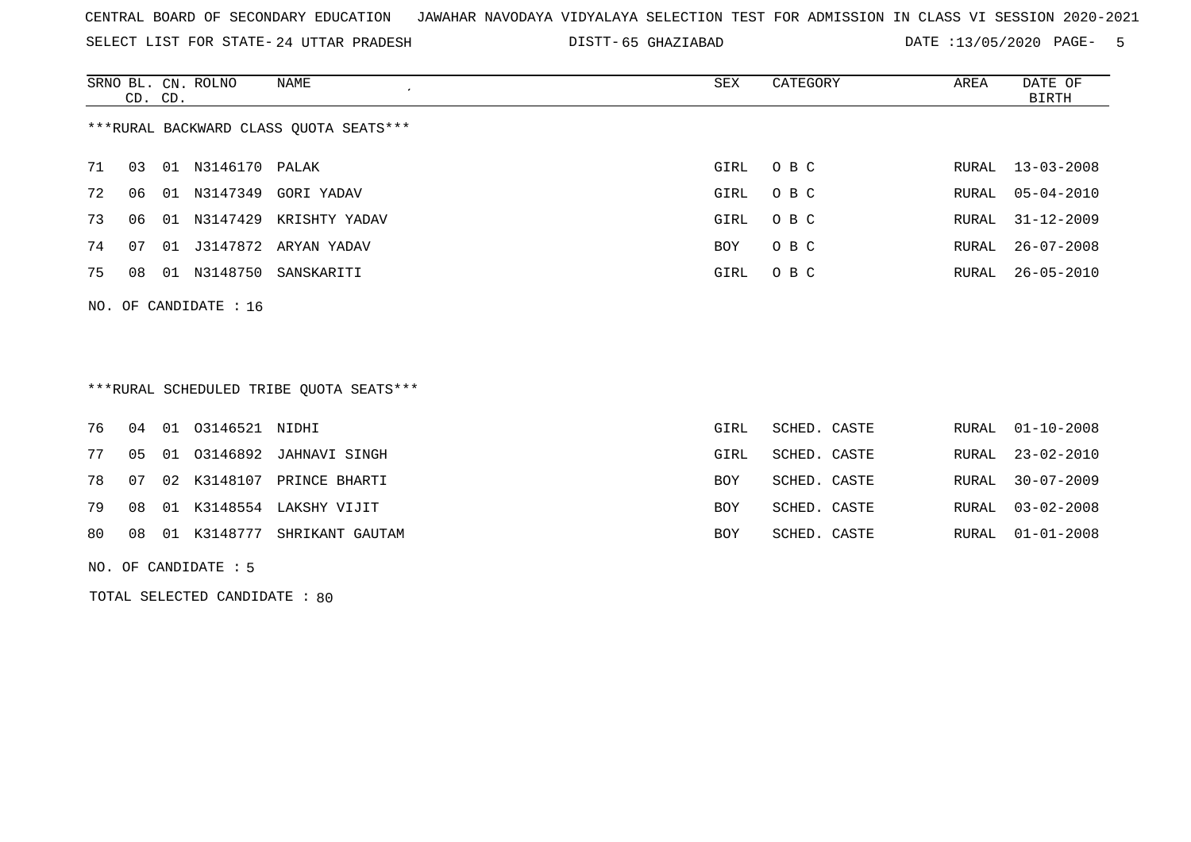CENTRAL BOARD OF SECONDARY EDUCATION JAWAHAR NAVODAYA VIDYALAYA SELECTION TEST FOR ADMISSION IN CLASS VI SESSION 2020-2021

SELECT LIST FOR STATE- 24 UTTAR PRADESH DISTT- 65 GHAZIABAD DATE :13/05/2020

| SRNO | BL. CD. | CN. CD. | ROLNO | NAME | SEX | CATEGORY | AREA | DATE OF BIRTH |
|---|---|---|---|---|---|---|---|---|

***RURAL BACKWARD CLASS QUOTA SEATS***

| SRNO | BL. CD. | CN. CD. | ROLNO | NAME | SEX | CATEGORY | AREA | DATE OF BIRTH |
|---|---|---|---|---|---|---|---|---|
| 71 | 03 | 01 | N3146170 | PALAK | GIRL | O B C | RURAL | 13-03-2008 |
| 72 | 06 | 01 | N3147349 | GORI YADAV | GIRL | O B C | RURAL | 05-04-2010 |
| 73 | 06 | 01 | N3147429 | KRISHTY YADAV | GIRL | O B C | RURAL | 31-12-2009 |
| 74 | 07 | 01 | J3147872 | ARYAN YADAV | BOY | O B C | RURAL | 26-07-2008 |
| 75 | 08 | 01 | N3148750 | SANSKARITI | GIRL | O B C | RURAL | 26-05-2010 |

NO. OF CANDIDATE : 16

***RURAL SCHEDULED TRIBE QUOTA SEATS***

| SRNO | BL. CD. | CN. CD. | ROLNO | NAME | SEX | CATEGORY | AREA | DATE OF BIRTH |
|---|---|---|---|---|---|---|---|---|
| 76 | 04 | 01 | O3146521 | NIDHI | GIRL | SCHED. CASTE | RURAL | 01-10-2008 |
| 77 | 05 | 01 | O3146892 | JAHNAVI SINGH | GIRL | SCHED. CASTE | RURAL | 23-02-2010 |
| 78 | 07 | 02 | K3148107 | PRINCE BHARTI | BOY | SCHED. CASTE | RURAL | 30-07-2009 |
| 79 | 08 | 01 | K3148554 | LAKSHY VIJIT | BOY | SCHED. CASTE | RURAL | 03-02-2008 |
| 80 | 08 | 01 | K3148777 | SHRIKANT GAUTAM | BOY | SCHED. CASTE | RURAL | 01-01-2008 |

NO. OF CANDIDATE : 5

TOTAL SELECTED CANDIDATE : 80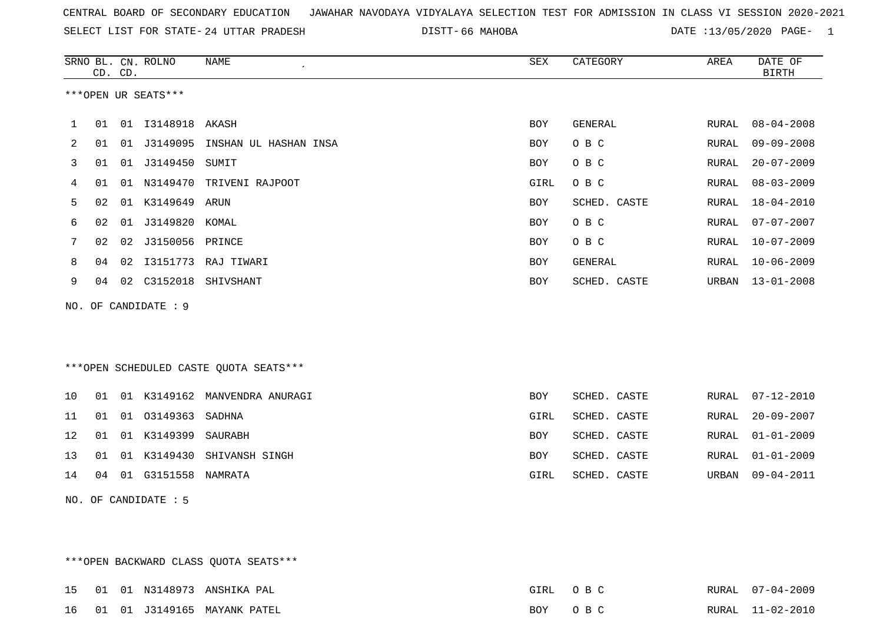CENTRAL BOARD OF SECONDARY EDUCATION   JAWAHAR NAVODAYA VIDYALAYA SELECTION TEST FOR ADMISSION IN CLASS VI SESSION 2020-2021

SELECT LIST FOR STATE- 24 UTTAR PRADESH   DISTT- 66 MAHOBA   DATE :13/05/2020

***OPEN UR SEATS***

| SRNO | BL. CD. | CN. CD. | ROLNO | NAME | SEX | CATEGORY | AREA | DATE OF BIRTH |
|---|---|---|---|---|---|---|---|---|
| 1 | 01 | 01 | I3148918 | AKASH | BOY | GENERAL | RURAL | 08-04-2008 |
| 2 | 01 | 01 | J3149095 | INSHAN UL HASHAN INSA | BOY | O B C | RURAL | 09-09-2008 |
| 3 | 01 | 01 | J3149450 | SUMIT | BOY | O B C | RURAL | 20-07-2009 |
| 4 | 01 | 01 | N3149470 | TRIVENI RAJPOOT | GIRL | O B C | RURAL | 08-03-2009 |
| 5 | 02 | 01 | K3149649 | ARUN | BOY | SCHED. CASTE | RURAL | 18-04-2010 |
| 6 | 02 | 01 | J3149820 | KOMAL | BOY | O B C | RURAL | 07-07-2007 |
| 7 | 02 | 02 | J3150056 | PRINCE | BOY | O B C | RURAL | 10-07-2009 |
| 8 | 04 | 02 | I3151773 | RAJ TIWARI | BOY | GENERAL | RURAL | 10-06-2009 |
| 9 | 04 | 02 | C3152018 | SHIVSHANT | BOY | SCHED. CASTE | URBAN | 13-01-2008 |

NO. OF CANDIDATE : 9

***OPEN SCHEDULED CASTE QUOTA SEATS***

| SRNO | BL. CD. | CN. CD. | ROLNO | NAME | SEX | CATEGORY | AREA | DATE OF BIRTH |
|---|---|---|---|---|---|---|---|---|
| 10 | 01 | 01 | K3149162 | MANVENDRA ANURAGI | BOY | SCHED. CASTE | RURAL | 07-12-2010 |
| 11 | 01 | 01 | O3149363 | SADHNA | GIRL | SCHED. CASTE | RURAL | 20-09-2007 |
| 12 | 01 | 01 | K3149399 | SAURABH | BOY | SCHED. CASTE | RURAL | 01-01-2009 |
| 13 | 01 | 01 | K3149430 | SHIVANSH SINGH | BOY | SCHED. CASTE | RURAL | 01-01-2009 |
| 14 | 04 | 01 | G3151558 | NAMRATA | GIRL | SCHED. CASTE | URBAN | 09-04-2011 |

NO. OF CANDIDATE : 5

***OPEN BACKWARD CLASS QUOTA SEATS***

| SRNO | BL. CD. | CN. CD. | ROLNO | NAME | SEX | CATEGORY | AREA | DATE OF BIRTH |
|---|---|---|---|---|---|---|---|---|
| 15 | 01 | 01 | N3148973 | ANSHIKA PAL | GIRL | O B C | RURAL | 07-04-2009 |
| 16 | 01 | 01 | J3149165 | MAYANK PATEL | BOY | O B C | RURAL | 11-02-2010 |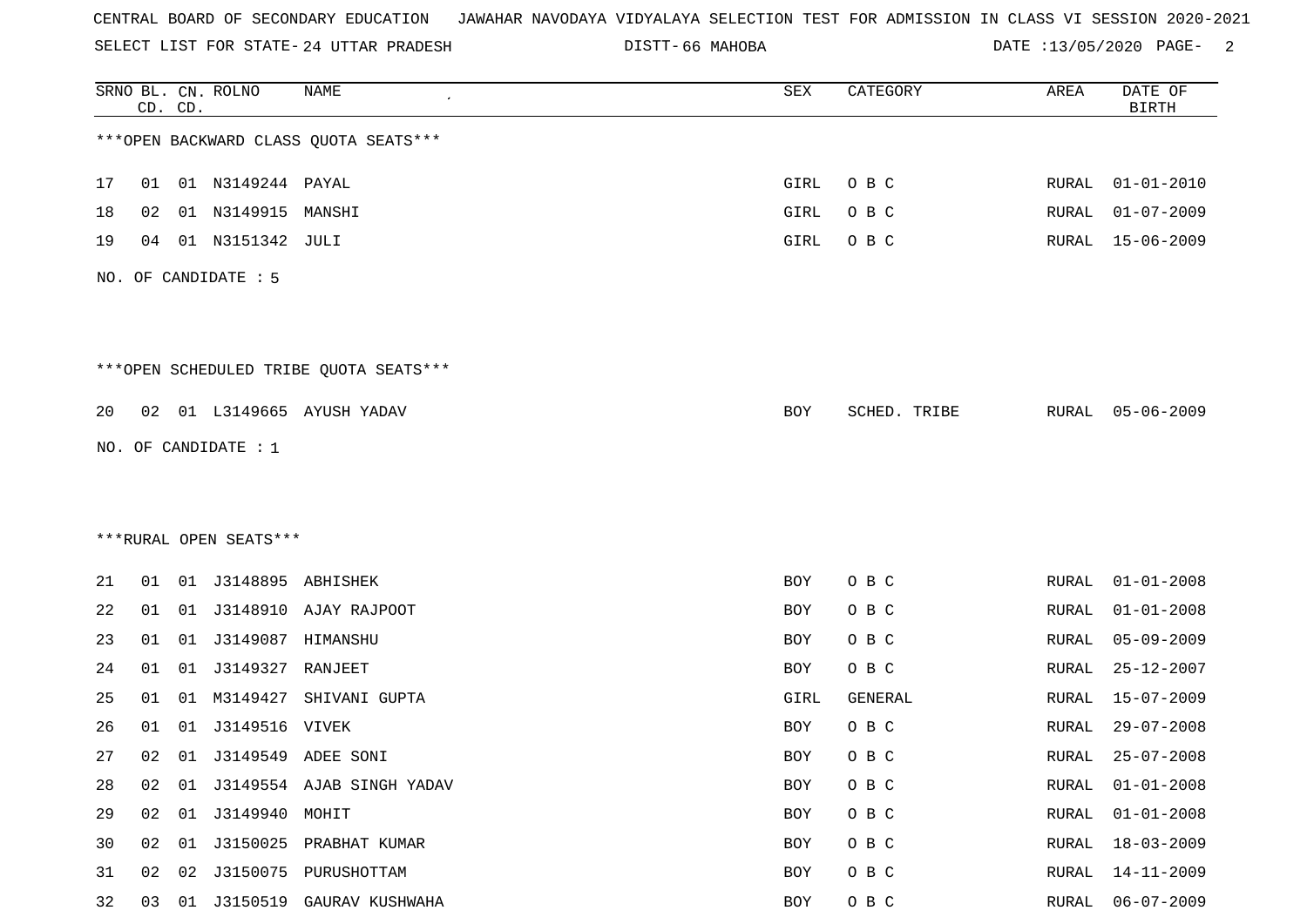CENTRAL BOARD OF SECONDARY EDUCATION JAWAHAR NAVODAYA VIDYALAYA SELECTION TEST FOR ADMISSION IN CLASS VI SESSION 2020-2021

SELECT LIST FOR STATE- 24 UTTAR PRADESH DISTT- 66 MAHOBA DATE :13/05/2020

| SRNO | BL. CD. | CN. CD. | ROLNO | NAME | SEX | CATEGORY | AREA | DATE OF BIRTH |
|---|---|---|---|---|---|---|---|---|

***OPEN BACKWARD CLASS QUOTA SEATS***

| SRNO | BL. CD. | CN. CD. | ROLNO | NAME | SEX | CATEGORY | AREA | DATE OF BIRTH |
|---|---|---|---|---|---|---|---|---|
| 17 | 01 | 01 | N3149244 | PAYAL | GIRL | O B C | RURAL | 01-01-2010 |
| 18 | 02 | 01 | N3149915 | MANSHI | GIRL | O B C | RURAL | 01-07-2009 |
| 19 | 04 | 01 | N3151342 | JULI | GIRL | O B C | RURAL | 15-06-2009 |

NO. OF CANDIDATE : 5

***OPEN SCHEDULED TRIBE QUOTA SEATS***

| SRNO | BL. CD. | CN. CD. | ROLNO | NAME | SEX | CATEGORY | AREA | DATE OF BIRTH |
|---|---|---|---|---|---|---|---|---|
| 20 | 02 | 01 | L3149665 | AYUSH YADAV | BOY | SCHED. TRIBE | RURAL | 05-06-2009 |

NO. OF CANDIDATE : 1

***RURAL OPEN SEATS***

| SRNO | BL. CD. | CN. CD. | ROLNO | NAME | SEX | CATEGORY | AREA | DATE OF BIRTH |
|---|---|---|---|---|---|---|---|---|
| 21 | 01 | 01 | J3148895 | ABHISHEK | BOY | O B C | RURAL | 01-01-2008 |
| 22 | 01 | 01 | J3148910 | AJAY RAJPOOT | BOY | O B C | RURAL | 01-01-2008 |
| 23 | 01 | 01 | J3149087 | HIMANSHU | BOY | O B C | RURAL | 05-09-2009 |
| 24 | 01 | 01 | J3149327 | RANJEET | BOY | O B C | RURAL | 25-12-2007 |
| 25 | 01 | 01 | M3149427 | SHIVANI GUPTA | GIRL | GENERAL | RURAL | 15-07-2009 |
| 26 | 01 | 01 | J3149516 | VIVEK | BOY | O B C | RURAL | 29-07-2008 |
| 27 | 02 | 01 | J3149549 | ADEE SONI | BOY | O B C | RURAL | 25-07-2008 |
| 28 | 02 | 01 | J3149554 | AJAB SINGH YADAV | BOY | O B C | RURAL | 01-01-2008 |
| 29 | 02 | 01 | J3149940 | MOHIT | BOY | O B C | RURAL | 01-01-2008 |
| 30 | 02 | 01 | J3150025 | PRABHAT KUMAR | BOY | O B C | RURAL | 18-03-2009 |
| 31 | 02 | 02 | J3150075 | PURUSHOTTAM | BOY | O B C | RURAL | 14-11-2009 |
| 32 | 03 | 01 | J3150519 | GAURAV KUSHWAHA | BOY | O B C | RURAL | 06-07-2009 |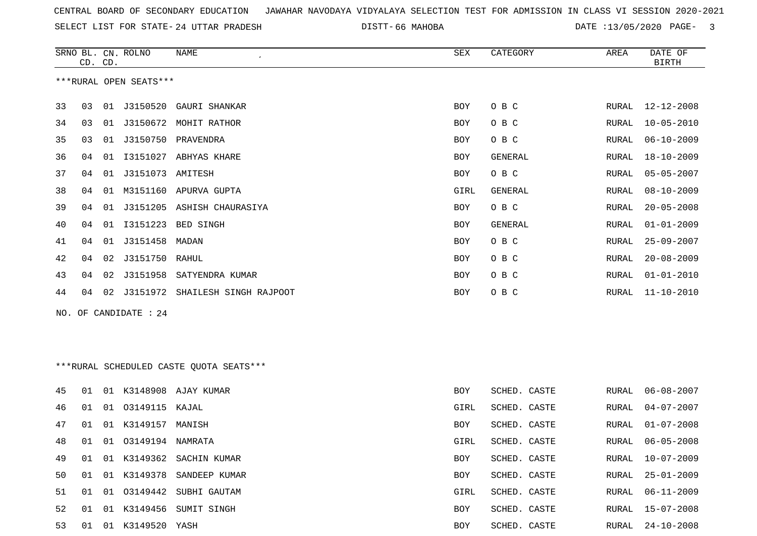CENTRAL BOARD OF SECONDARY EDUCATION JAWAHAR NAVODAYA VIDYALAYA SELECTION TEST FOR ADMISSION IN CLASS VI SESSION 2020-2021

SELECT LIST FOR STATE- 24 UTTAR PRADESH DISTT- 66 MAHOBA DATE :13/05/2020

***RURAL OPEN SEATS***

| SRNO | BL. CD. | CN. CD. | ROLNO | NAME | SEX | CATEGORY | AREA | DATE OF BIRTH |
|---|---|---|---|---|---|---|---|---|
| 33 | 03 | 01 | J3150520 | GAURI SHANKAR | BOY | O B C | RURAL | 12-12-2008 |
| 34 | 03 | 01 | J3150672 | MOHIT RATHOR | BOY | O B C | RURAL | 10-05-2010 |
| 35 | 03 | 01 | J3150750 | PRAVENDRA | BOY | O B C | RURAL | 06-10-2009 |
| 36 | 04 | 01 | I3151027 | ABHYAS KHARE | BOY | GENERAL | RURAL | 18-10-2009 |
| 37 | 04 | 01 | J3151073 | AMITESH | BOY | O B C | RURAL | 05-05-2007 |
| 38 | 04 | 01 | M3151160 | APURVA GUPTA | GIRL | GENERAL | RURAL | 08-10-2009 |
| 39 | 04 | 01 | J3151205 | ASHISH CHAURASIYA | BOY | O B C | RURAL | 20-05-2008 |
| 40 | 04 | 01 | I3151223 | BED SINGH | BOY | GENERAL | RURAL | 01-01-2009 |
| 41 | 04 | 01 | J3151458 | MADAN | BOY | O B C | RURAL | 25-09-2007 |
| 42 | 04 | 02 | J3151750 | RAHUL | BOY | O B C | RURAL | 20-08-2009 |
| 43 | 04 | 02 | J3151958 | SATYENDRA KUMAR | BOY | O B C | RURAL | 01-01-2010 |
| 44 | 04 | 02 | J3151972 | SHAILESH SINGH RAJPOOT | BOY | O B C | RURAL | 11-10-2010 |

NO. OF CANDIDATE : 24

***RURAL SCHEDULED CASTE QUOTA SEATS***

| SRNO | BL. CD. | CN. CD. | ROLNO | NAME | SEX | CATEGORY | AREA | DATE OF BIRTH |
|---|---|---|---|---|---|---|---|---|
| 45 | 01 | 01 | K3148908 | AJAY KUMAR | BOY | SCHED. CASTE | RURAL | 06-08-2007 |
| 46 | 01 | 01 | O3149115 | KAJAL | GIRL | SCHED. CASTE | RURAL | 04-07-2007 |
| 47 | 01 | 01 | K3149157 | MANISH | BOY | SCHED. CASTE | RURAL | 01-07-2008 |
| 48 | 01 | 01 | O3149194 | NAMRATA | GIRL | SCHED. CASTE | RURAL | 06-05-2008 |
| 49 | 01 | 01 | K3149362 | SACHIN KUMAR | BOY | SCHED. CASTE | RURAL | 10-07-2009 |
| 50 | 01 | 01 | K3149378 | SANDEEP KUMAR | BOY | SCHED. CASTE | RURAL | 25-01-2009 |
| 51 | 01 | 01 | O3149442 | SUBHI GAUTAM | GIRL | SCHED. CASTE | RURAL | 06-11-2009 |
| 52 | 01 | 01 | K3149456 | SUMIT SINGH | BOY | SCHED. CASTE | RURAL | 15-07-2008 |
| 53 | 01 | 01 | K3149520 | YASH | BOY | SCHED. CASTE | RURAL | 24-10-2008 |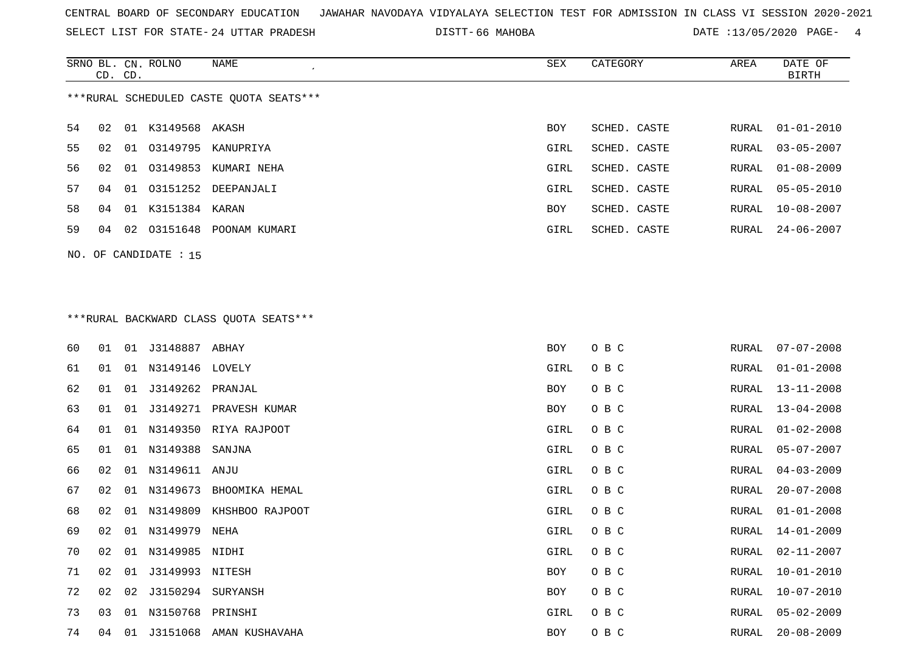CENTRAL BOARD OF SECONDARY EDUCATION JAWAHAR NAVODAYA VIDYALAYA SELECTION TEST FOR ADMISSION IN CLASS VI SESSION 2020-2021

SELECT LIST FOR STATE- 24 UTTAR PRADESH DISTT- 66 MAHOBA DATE :13/05/2020

***RURAL SCHEDULED CASTE QUOTA SEATS***

| SRNO | BL. CD. | CN. CD. | ROLNO | NAME | SEX | CATEGORY | AREA | DATE OF BIRTH |
|---|---|---|---|---|---|---|---|---|
| 54 | 02 | 01 | K3149568 | AKASH | BOY | SCHED. CASTE | RURAL | 01-01-2010 |
| 55 | 02 | 01 | O3149795 | KANUPRIYA | GIRL | SCHED. CASTE | RURAL | 03-05-2007 |
| 56 | 02 | 01 | O3149853 | KUMARI NEHA | GIRL | SCHED. CASTE | RURAL | 01-08-2009 |
| 57 | 04 | 01 | O3151252 | DEEPANJALI | GIRL | SCHED. CASTE | RURAL | 05-05-2010 |
| 58 | 04 | 01 | K3151384 | KARAN | BOY | SCHED. CASTE | RURAL | 10-08-2007 |
| 59 | 04 | 02 | O3151648 | POONAM KUMARI | GIRL | SCHED. CASTE | RURAL | 24-06-2007 |

NO. OF CANDIDATE : 15

***RURAL BACKWARD CLASS QUOTA SEATS***

| SRNO | BL. CD. | CN. CD. | ROLNO | NAME | SEX | CATEGORY | AREA | DATE OF BIRTH |
|---|---|---|---|---|---|---|---|---|
| 60 | 01 | 01 | J3148887 | ABHAY | BOY | O B C | RURAL | 07-07-2008 |
| 61 | 01 | 01 | N3149146 | LOVELY | GIRL | O B C | RURAL | 01-01-2008 |
| 62 | 01 | 01 | J3149262 | PRANJAL | BOY | O B C | RURAL | 13-11-2008 |
| 63 | 01 | 01 | J3149271 | PRAVESH KUMAR | BOY | O B C | RURAL | 13-04-2008 |
| 64 | 01 | 01 | N3149350 | RIYA RAJPOOT | GIRL | O B C | RURAL | 01-02-2008 |
| 65 | 01 | 01 | N3149388 | SANJNA | GIRL | O B C | RURAL | 05-07-2007 |
| 66 | 02 | 01 | N3149611 | ANJU | GIRL | O B C | RURAL | 04-03-2009 |
| 67 | 02 | 01 | N3149673 | BHOOMIKA HEMAL | GIRL | O B C | RURAL | 20-07-2008 |
| 68 | 02 | 01 | N3149809 | KHSHBOO RAJPOOT | GIRL | O B C | RURAL | 01-01-2008 |
| 69 | 02 | 01 | N3149979 | NEHA | GIRL | O B C | RURAL | 14-01-2009 |
| 70 | 02 | 01 | N3149985 | NIDHI | GIRL | O B C | RURAL | 02-11-2007 |
| 71 | 02 | 01 | J3149993 | NITESH | BOY | O B C | RURAL | 10-01-2010 |
| 72 | 02 | 02 | J3150294 | SURYANSH | BOY | O B C | RURAL | 10-07-2010 |
| 73 | 03 | 01 | N3150768 | PRINSHI | GIRL | O B C | RURAL | 05-02-2009 |
| 74 | 04 | 01 | J3151068 | AMAN KUSHAVAHA | BOY | O B C | RURAL | 20-08-2009 |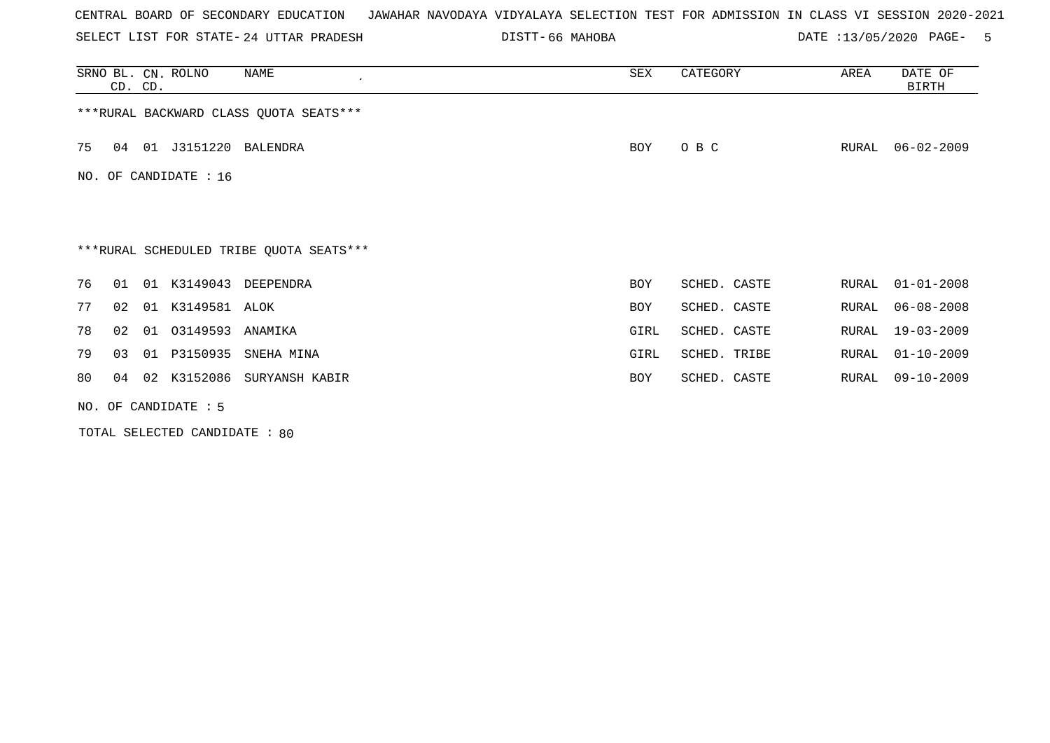CENTRAL BOARD OF SECONDARY EDUCATION JAWAHAR NAVODAYA VIDYALAYA SELECTION TEST FOR ADMISSION IN CLASS VI SESSION 2020-2021

SELECT LIST FOR STATE- 24 UTTAR PRADESH DISTT- 66 MAHOBA DATE :13/05/2020

| SRNO | BL. CD. | CN. CD. | ROLNO | NAME | SEX | CATEGORY | AREA | DATE OF BIRTH |
|---|---|---|---|---|---|---|---|---|

***RURAL BACKWARD CLASS QUOTA SEATS***

| SRNO | BL. CD. | CN. CD. | ROLNO | NAME | SEX | CATEGORY | AREA | DATE OF BIRTH |
|---|---|---|---|---|---|---|---|---|
| 75 | 04 | 01 | J3151220 | BALENDRA | BOY | O B C | RURAL | 06-02-2009 |

NO. OF CANDIDATE : 16

***RURAL SCHEDULED TRIBE QUOTA SEATS***

| SRNO | BL. CD. | CN. CD. | ROLNO | NAME | SEX | CATEGORY | AREA | DATE OF BIRTH |
|---|---|---|---|---|---|---|---|---|
| 76 | 01 | 01 | K3149043 | DEEPENDRA | BOY | SCHED. CASTE | RURAL | 01-01-2008 |
| 77 | 02 | 01 | K3149581 | ALOK | BOY | SCHED. CASTE | RURAL | 06-08-2008 |
| 78 | 02 | 01 | O3149593 | ANAMIKA | GIRL | SCHED. CASTE | RURAL | 19-03-2009 |
| 79 | 03 | 01 | P3150935 | SNEHA MINA | GIRL | SCHED. TRIBE | RURAL | 01-10-2009 |
| 80 | 04 | 02 | K3152086 | SURYANSH KABIR | BOY | SCHED. CASTE | RURAL | 09-10-2009 |

NO. OF CANDIDATE : 5

TOTAL SELECTED CANDIDATE : 80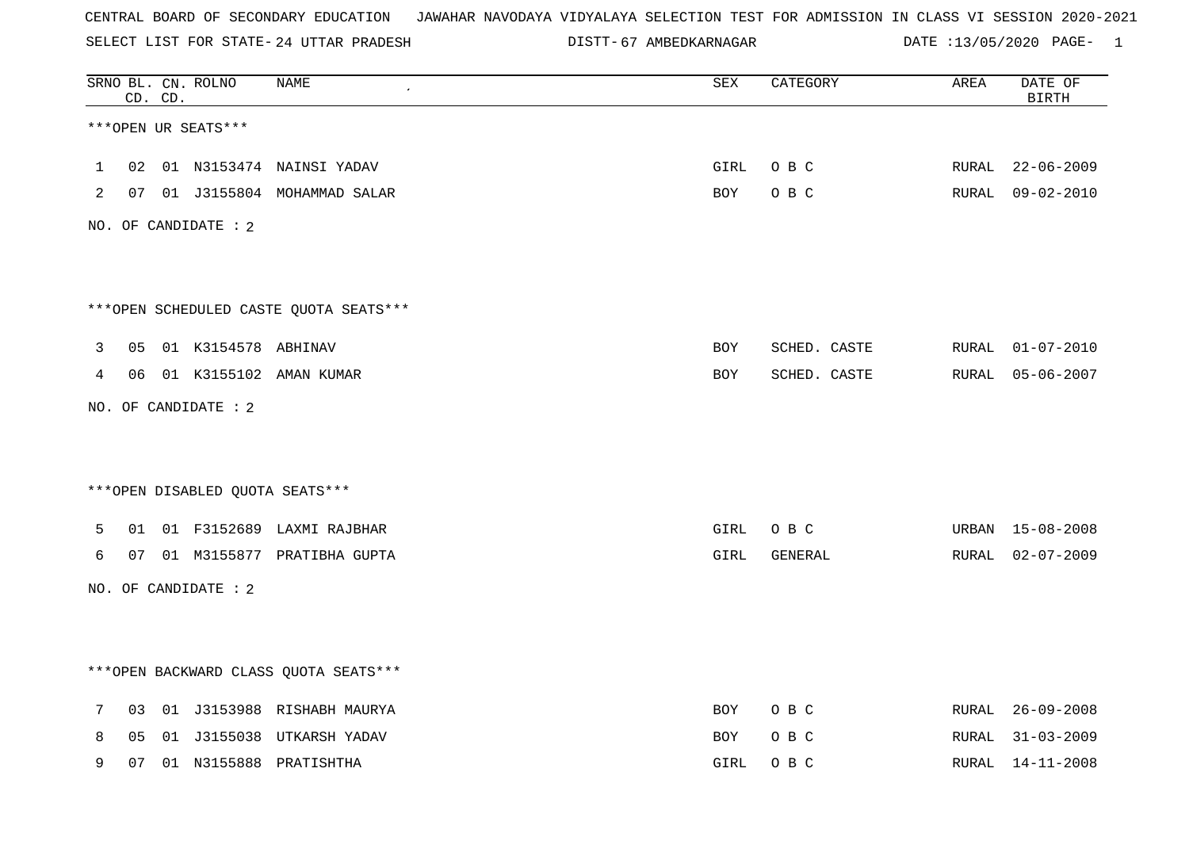CENTRAL BOARD OF SECONDARY EDUCATION JAWAHAR NAVODAYA VIDYALAYA SELECTION TEST FOR ADMISSION IN CLASS VI SESSION 2020-2021

SELECT LIST FOR STATE- 24 UTTAR PRADESH DISTT- 67 AMBEDKARNAGAR DATE :13/05/2020

| SRNO | BL. CD. | CN. CD. | ROLNO | NAME | SEX | CATEGORY | AREA | DATE OF BIRTH |
|---|---|---|---|---|---|---|---|---|

***OPEN UR SEATS***

| SRNO | BL. CD. | CN. CD. | ROLNO | NAME | SEX | CATEGORY | AREA | DATE OF BIRTH |
|---|---|---|---|---|---|---|---|---|
| 1 | 02 | 01 | N3153474 | NAINSI YADAV | GIRL | O B C | RURAL | 22-06-2009 |
| 2 | 07 | 01 | J3155804 | MOHAMMAD SALAR | BOY | O B C | RURAL | 09-02-2010 |

NO. OF CANDIDATE : 2

***OPEN SCHEDULED CASTE QUOTA SEATS***

| SRNO | BL. CD. | CN. CD. | ROLNO | NAME | SEX | CATEGORY | AREA | DATE OF BIRTH |
|---|---|---|---|---|---|---|---|---|
| 3 | 05 | 01 | K3154578 | ABHINAV | BOY | SCHED. CASTE | RURAL | 01-07-2010 |
| 4 | 06 | 01 | K3155102 | AMAN KUMAR | BOY | SCHED. CASTE | RURAL | 05-06-2007 |

NO. OF CANDIDATE : 2

***OPEN DISABLED QUOTA SEATS***

| SRNO | BL. CD. | CN. CD. | ROLNO | NAME | SEX | CATEGORY | AREA | DATE OF BIRTH |
|---|---|---|---|---|---|---|---|---|
| 5 | 01 | 01 | F3152689 | LAXMI RAJBHAR | GIRL | O B C | URBAN | 15-08-2008 |
| 6 | 07 | 01 | M3155877 | PRATIBHA GUPTA | GIRL | GENERAL | RURAL | 02-07-2009 |

NO. OF CANDIDATE : 2

***OPEN BACKWARD CLASS QUOTA SEATS***

| SRNO | BL. CD. | CN. CD. | ROLNO | NAME | SEX | CATEGORY | AREA | DATE OF BIRTH |
|---|---|---|---|---|---|---|---|---|
| 7 | 03 | 01 | J3153988 | RISHABH MAURYA | BOY | O B C | RURAL | 26-09-2008 |
| 8 | 05 | 01 | J3155038 | UTKARSH YADAV | BOY | O B C | RURAL | 31-03-2009 |
| 9 | 07 | 01 | N3155888 | PRATISHTHA | GIRL | O B C | RURAL | 14-11-2008 |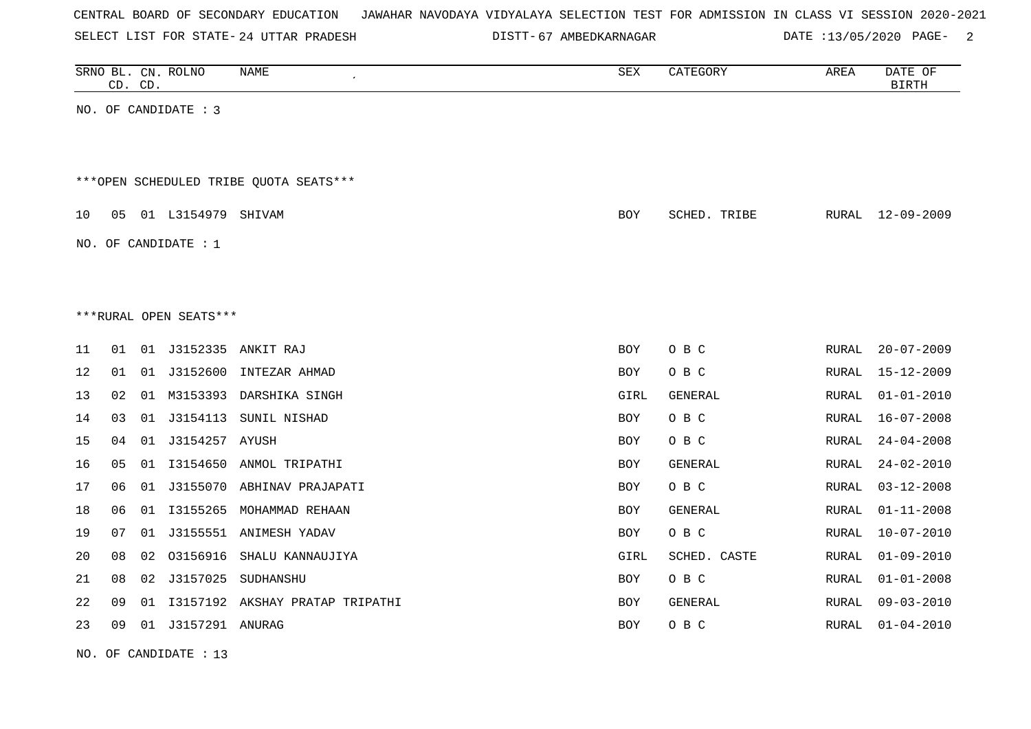CENTRAL BOARD OF SECONDARY EDUCATION JAWAHAR NAVODAYA VIDYALAYA SELECTION TEST FOR ADMISSION IN CLASS VI SESSION 2020-2021

SELECT LIST FOR STATE- 24 UTTAR PRADESH DISTT- 67 AMBEDKARNAGAR DATE :13/05/2020

| SRNO | BL. CD. | CN. CD. | ROLNO | NAME | SEX | CATEGORY | AREA | DATE OF BIRTH |
|---|---|---|---|---|---|---|---|---|

NO. OF CANDIDATE : 3

***OPEN SCHEDULED TRIBE QUOTA SEATS***

| SRNO | BL. CD. | CN. CD. | ROLNO | NAME | SEX | CATEGORY | AREA | DATE OF BIRTH |
|---|---|---|---|---|---|---|---|---|
| 10 | 05 | 01 | L3154979 | SHIVAM | BOY | SCHED. TRIBE | RURAL | 12-09-2009 |

NO. OF CANDIDATE : 1

***RURAL OPEN SEATS***

| SRNO | BL. CD. | CN. CD. | ROLNO | NAME | SEX | CATEGORY | AREA | DATE OF BIRTH |
|---|---|---|---|---|---|---|---|---|
| 11 | 01 | 01 | J3152335 | ANKIT RAJ | BOY | O B C | RURAL | 20-07-2009 |
| 12 | 01 | 01 | J3152600 | INTEZAR AHMAD | BOY | O B C | RURAL | 15-12-2009 |
| 13 | 02 | 01 | M3153393 | DARSHIKA SINGH | GIRL | GENERAL | RURAL | 01-01-2010 |
| 14 | 03 | 01 | J3154113 | SUNIL NISHAD | BOY | O B C | RURAL | 16-07-2008 |
| 15 | 04 | 01 | J3154257 | AYUSH | BOY | O B C | RURAL | 24-04-2008 |
| 16 | 05 | 01 | I3154650 | ANMOL TRIPATHI | BOY | GENERAL | RURAL | 24-02-2010 |
| 17 | 06 | 01 | J3155070 | ABHINAV PRAJAPATI | BOY | O B C | RURAL | 03-12-2008 |
| 18 | 06 | 01 | I3155265 | MOHAMMAD REHAAN | BOY | GENERAL | RURAL | 01-11-2008 |
| 19 | 07 | 01 | J3155551 | ANIMESH YADAV | BOY | O B C | RURAL | 10-07-2010 |
| 20 | 08 | 02 | O3156916 | SHALU KANNAUJIYA | GIRL | SCHED. CASTE | RURAL | 01-09-2010 |
| 21 | 08 | 02 | J3157025 | SUDHANSHU | BOY | O B C | RURAL | 01-01-2008 |
| 22 | 09 | 01 | I3157192 | AKSHAY PRATAP TRIPATHI | BOY | GENERAL | RURAL | 09-03-2010 |
| 23 | 09 | 01 | J3157291 | ANURAG | BOY | O B C | RURAL | 01-04-2010 |

NO. OF CANDIDATE : 13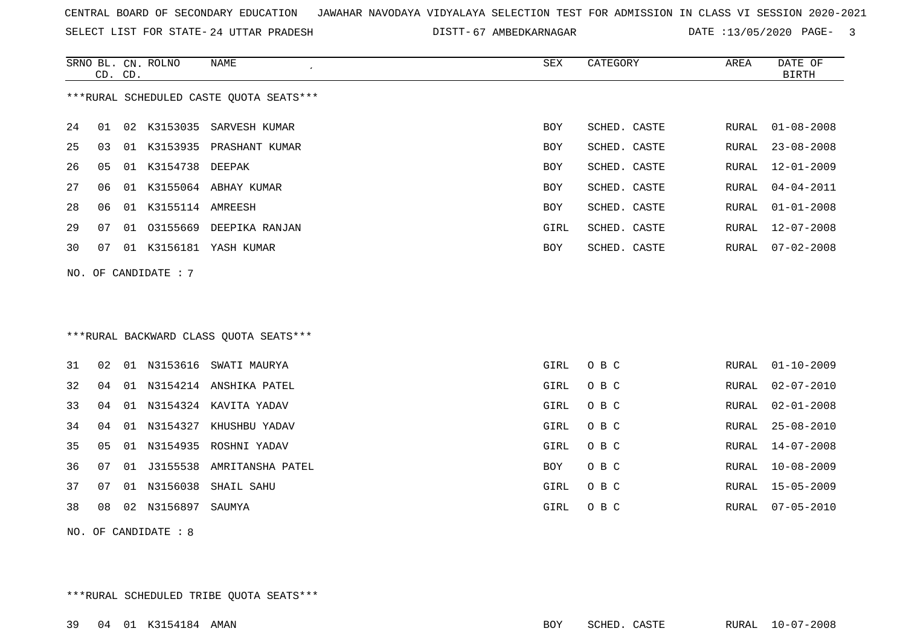CENTRAL BOARD OF SECONDARY EDUCATION JAWAHAR NAVODAYA VIDYALAYA SELECTION TEST FOR ADMISSION IN CLASS VI SESSION 2020-2021

SELECT LIST FOR STATE- 24 UTTAR PRADESH DISTT- 67 AMBEDKARNAGAR DATE :13/05/2020

***RURAL SCHEDULED CASTE QUOTA SEATS***

| SRNO | BL. CD. | CN. CD. | ROLNO | NAME | SEX | CATEGORY | AREA | DATE OF BIRTH |
|---|---|---|---|---|---|---|---|---|
| 24 | 01 | 02 | K3153035 | SARVESH KUMAR | BOY | SCHED. CASTE | RURAL | 01-08-2008 |
| 25 | 03 | 01 | K3153935 | PRASHANT KUMAR | BOY | SCHED. CASTE | RURAL | 23-08-2008 |
| 26 | 05 | 01 | K3154738 | DEEPAK | BOY | SCHED. CASTE | RURAL | 12-01-2009 |
| 27 | 06 | 01 | K3155064 | ABHAY KUMAR | BOY | SCHED. CASTE | RURAL | 04-04-2011 |
| 28 | 06 | 01 | K3155114 | AMREESH | BOY | SCHED. CASTE | RURAL | 01-01-2008 |
| 29 | 07 | 01 | O3155669 | DEEPIKA RANJAN | GIRL | SCHED. CASTE | RURAL | 12-07-2008 |
| 30 | 07 | 01 | K3156181 | YASH KUMAR | BOY | SCHED. CASTE | RURAL | 07-02-2008 |

NO. OF CANDIDATE : 7

***RURAL BACKWARD CLASS QUOTA SEATS***

| SRNO | BL. CD. | CN. CD. | ROLNO | NAME | SEX | CATEGORY | AREA | DATE OF BIRTH |
|---|---|---|---|---|---|---|---|---|
| 31 | 02 | 01 | N3153616 | SWATI MAURYA | GIRL | O B C | RURAL | 01-10-2009 |
| 32 | 04 | 01 | N3154214 | ANSHIKA PATEL | GIRL | O B C | RURAL | 02-07-2010 |
| 33 | 04 | 01 | N3154324 | KAVITA YADAV | GIRL | O B C | RURAL | 02-01-2008 |
| 34 | 04 | 01 | N3154327 | KHUSHBU YADAV | GIRL | O B C | RURAL | 25-08-2010 |
| 35 | 05 | 01 | N3154935 | ROSHNI YADAV | GIRL | O B C | RURAL | 14-07-2008 |
| 36 | 07 | 01 | J3155538 | AMRITANSHA PATEL | BOY | O B C | RURAL | 10-08-2009 |
| 37 | 07 | 01 | N3156038 | SHAIL SAHU | GIRL | O B C | RURAL | 15-05-2009 |
| 38 | 08 | 02 | N3156897 | SAUMYA | GIRL | O B C | RURAL | 07-05-2010 |

NO. OF CANDIDATE : 8

***RURAL SCHEDULED TRIBE QUOTA SEATS***

| SRNO | BL. CD. | CN. CD. | ROLNO | NAME | SEX | CATEGORY | AREA | DATE OF BIRTH |
|---|---|---|---|---|---|---|---|---|
| 39 | 04 | 01 | K3154184 | AMAN | BOY | SCHED. CASTE | RURAL | 10-07-2008 |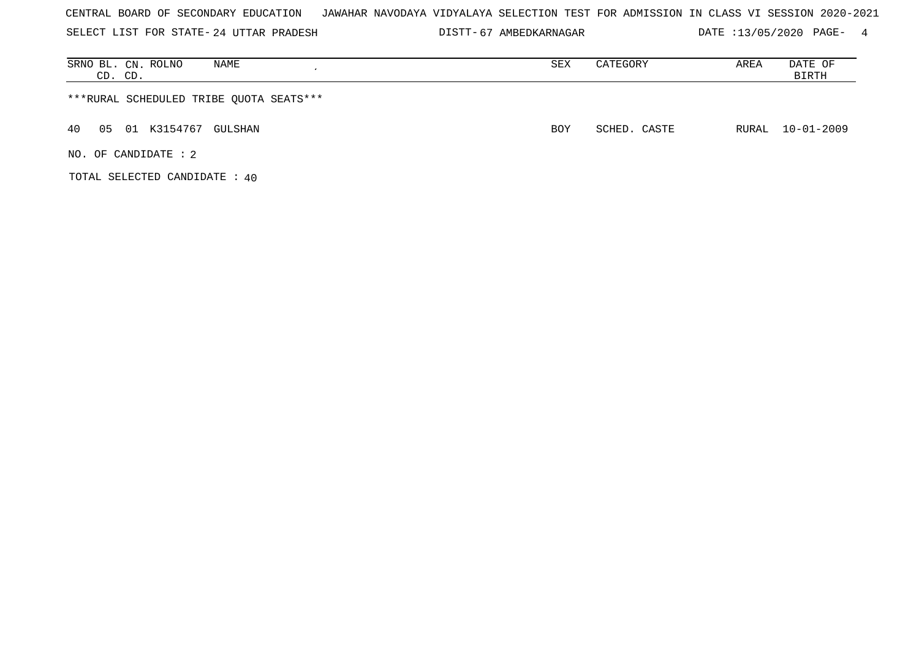CENTRAL BOARD OF SECONDARY EDUCATION JAWAHAR NAVODAYA VIDYALAYA SELECTION TEST FOR ADMISSION IN CLASS VI SESSION 2020-2021

SELECT LIST FOR STATE- 24 UTTAR PRADESH DISTT- 67 AMBEDKARNAGAR DATE :13/05/2020

| SRNO | BL. CD. | CN. CD. | ROLNO | NAME | SEX | CATEGORY | AREA | DATE OF BIRTH |
|---|---|---|---|---|---|---|---|---|
| ***RURAL SCHEDULED TRIBE QUOTA SEATS*** | | | | | | | | |
| 40 | 05 | 01 | K3154767 | GULSHAN | BOY | SCHED. CASTE | RURAL | 10-01-2009 |

NO. OF CANDIDATE : 2

TOTAL SELECTED CANDIDATE : 40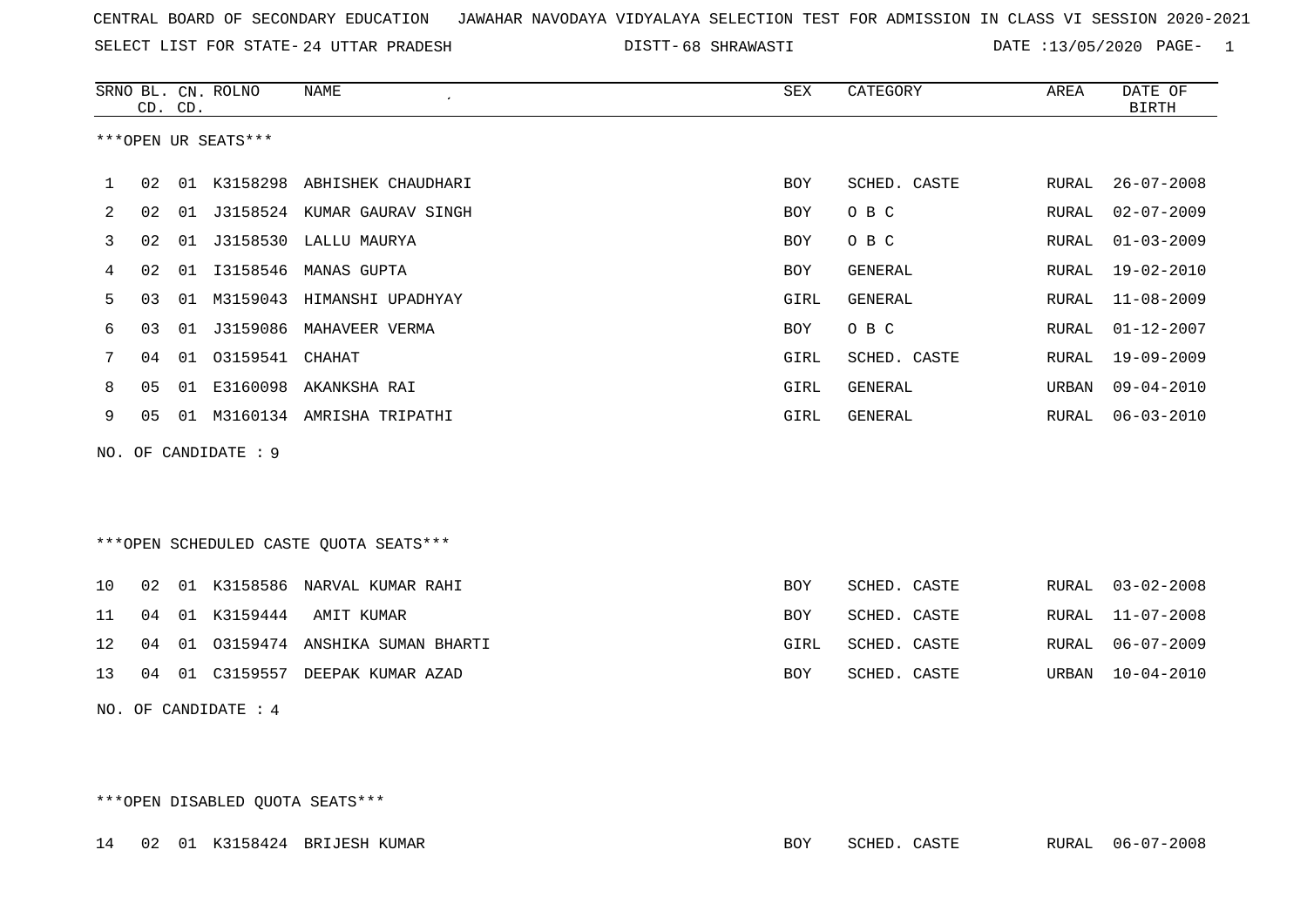CENTRAL BOARD OF SECONDARY EDUCATION JAWAHAR NAVODAYA VIDYALAYA SELECTION TEST FOR ADMISSION IN CLASS VI SESSION 2020-2021

SELECT LIST FOR STATE- 24 UTTAR PRADESH DISTT- 68 SHRAWASTI DATE :13/05/2020 PAGE- 1

***OPEN UR SEATS***

| SRNO | BL. CD. | CN. CD. | ROLNO | NAME | SEX | CATEGORY | AREA | DATE OF BIRTH |
|---|---|---|---|---|---|---|---|---|
| 1 | 02 | 01 | K3158298 | ABHISHEK CHAUDHARI | BOY | SCHED. CASTE | RURAL | 26-07-2008 |
| 2 | 02 | 01 | J3158524 | KUMAR GAURAV SINGH | BOY | O B C | RURAL | 02-07-2009 |
| 3 | 02 | 01 | J3158530 | LALLU MAURYA | BOY | O B C | RURAL | 01-03-2009 |
| 4 | 02 | 01 | I3158546 | MANAS GUPTA | BOY | GENERAL | RURAL | 19-02-2010 |
| 5 | 03 | 01 | M3159043 | HIMANSHI UPADHYAY | GIRL | GENERAL | RURAL | 11-08-2009 |
| 6 | 03 | 01 | J3159086 | MAHAVEER VERMA | BOY | O B C | RURAL | 01-12-2007 |
| 7 | 04 | 01 | O3159541 | CHAHAT | GIRL | SCHED. CASTE | RURAL | 19-09-2009 |
| 8 | 05 | 01 | E3160098 | AKANKSHA RAI | GIRL | GENERAL | URBAN | 09-04-2010 |
| 9 | 05 | 01 | M3160134 | AMRISHA TRIPATHI | GIRL | GENERAL | RURAL | 06-03-2010 |

NO. OF CANDIDATE : 9

***OPEN SCHEDULED CASTE QUOTA SEATS***

| SRNO | BL. CD. | CN. CD. | ROLNO | NAME | SEX | CATEGORY | AREA | DATE OF BIRTH |
|---|---|---|---|---|---|---|---|---|
| 10 | 02 | 01 | K3158586 | NARVAL KUMAR RAHI | BOY | SCHED. CASTE | RURAL | 03-02-2008 |
| 11 | 04 | 01 | K3159444 | AMIT KUMAR | BOY | SCHED. CASTE | RURAL | 11-07-2008 |
| 12 | 04 | 01 | O3159474 | ANSHIKA SUMAN BHARTI | GIRL | SCHED. CASTE | RURAL | 06-07-2009 |
| 13 | 04 | 01 | C3159557 | DEEPAK KUMAR AZAD | BOY | SCHED. CASTE | URBAN | 10-04-2010 |

NO. OF CANDIDATE : 4

***OPEN DISABLED QUOTA SEATS***

| SRNO | BL. CD. | CN. CD. | ROLNO | NAME | SEX | CATEGORY | AREA | DATE OF BIRTH |
|---|---|---|---|---|---|---|---|---|
| 14 | 02 | 01 | K3158424 | BRIJESH KUMAR | BOY | SCHED. CASTE | RURAL | 06-07-2008 |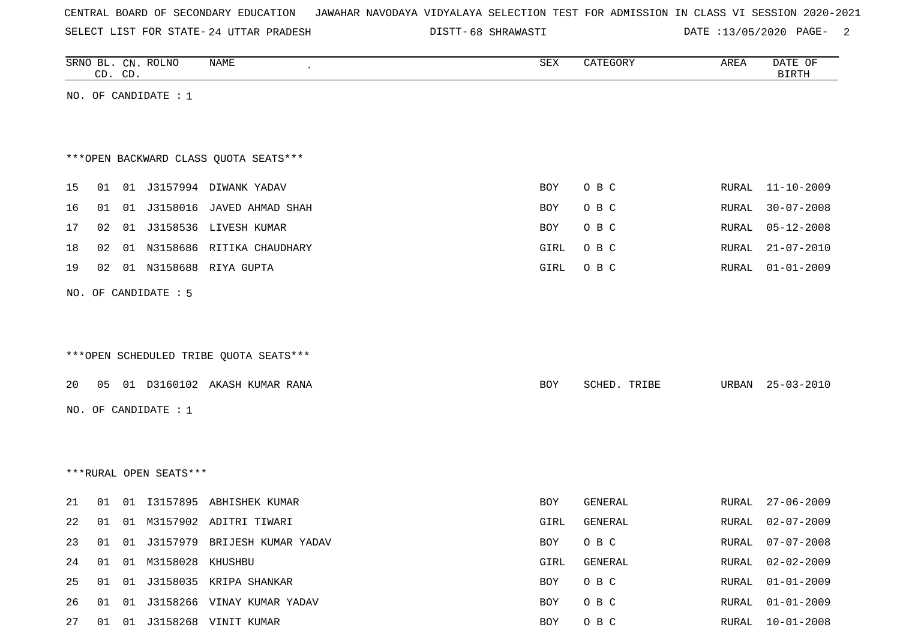CENTRAL BOARD OF SECONDARY EDUCATION JAWAHAR NAVODAYA VIDYALAYA SELECTION TEST FOR ADMISSION IN CLASS VI SESSION 2020-2021

SELECT LIST FOR STATE- 24 UTTAR PRADESH DISTT- 68 SHRAWASTI DATE :13/05/2020

| SRNO | BL. CD. | CN. CD. | ROLNO | NAME | SEX | CATEGORY | AREA | DATE OF BIRTH |
|---|---|---|---|---|---|---|---|---|

NO. OF CANDIDATE : 1

***OPEN BACKWARD CLASS QUOTA SEATS***

| SRNO | BL. CD. | CN. CD. | ROLNO | NAME | SEX | CATEGORY | AREA | DATE OF BIRTH |
|---|---|---|---|---|---|---|---|---|
| 15 | 01 | 01 | J3157994 | DIWANK YADAV | BOY | O B C | RURAL | 11-10-2009 |
| 16 | 01 | 01 | J3158016 | JAVED AHMAD SHAH | BOY | O B C | RURAL | 30-07-2008 |
| 17 | 02 | 01 | J3158536 | LIVESH KUMAR | BOY | O B C | RURAL | 05-12-2008 |
| 18 | 02 | 01 | N3158686 | RITIKA CHAUDHARY | GIRL | O B C | RURAL | 21-07-2010 |
| 19 | 02 | 01 | N3158688 | RIYA GUPTA | GIRL | O B C | RURAL | 01-01-2009 |

NO. OF CANDIDATE : 5

***OPEN SCHEDULED TRIBE QUOTA SEATS***

| SRNO | BL. CD. | CN. CD. | ROLNO | NAME | SEX | CATEGORY | AREA | DATE OF BIRTH |
|---|---|---|---|---|---|---|---|---|
| 20 | 05 | 01 | D3160102 | AKASH KUMAR RANA | BOY | SCHED. TRIBE | URBAN | 25-03-2010 |

NO. OF CANDIDATE : 1

***RURAL OPEN SEATS***

| SRNO | BL. CD. | CN. CD. | ROLNO | NAME | SEX | CATEGORY | AREA | DATE OF BIRTH |
|---|---|---|---|---|---|---|---|---|
| 21 | 01 | 01 | I3157895 | ABHISHEK KUMAR | BOY | GENERAL | RURAL | 27-06-2009 |
| 22 | 01 | 01 | M3157902 | ADITRI TIWARI | GIRL | GENERAL | RURAL | 02-07-2009 |
| 23 | 01 | 01 | J3157979 | BRIJESH KUMAR YADAV | BOY | O B C | RURAL | 07-07-2008 |
| 24 | 01 | 01 | M3158028 | KHUSHBU | GIRL | GENERAL | RURAL | 02-02-2009 |
| 25 | 01 | 01 | J3158035 | KRIPA SHANKAR | BOY | O B C | RURAL | 01-01-2009 |
| 26 | 01 | 01 | J3158266 | VINAY KUMAR YADAV | BOY | O B C | RURAL | 01-01-2009 |
| 27 | 01 | 01 | J3158268 | VINIT KUMAR | BOY | O B C | RURAL | 10-01-2008 |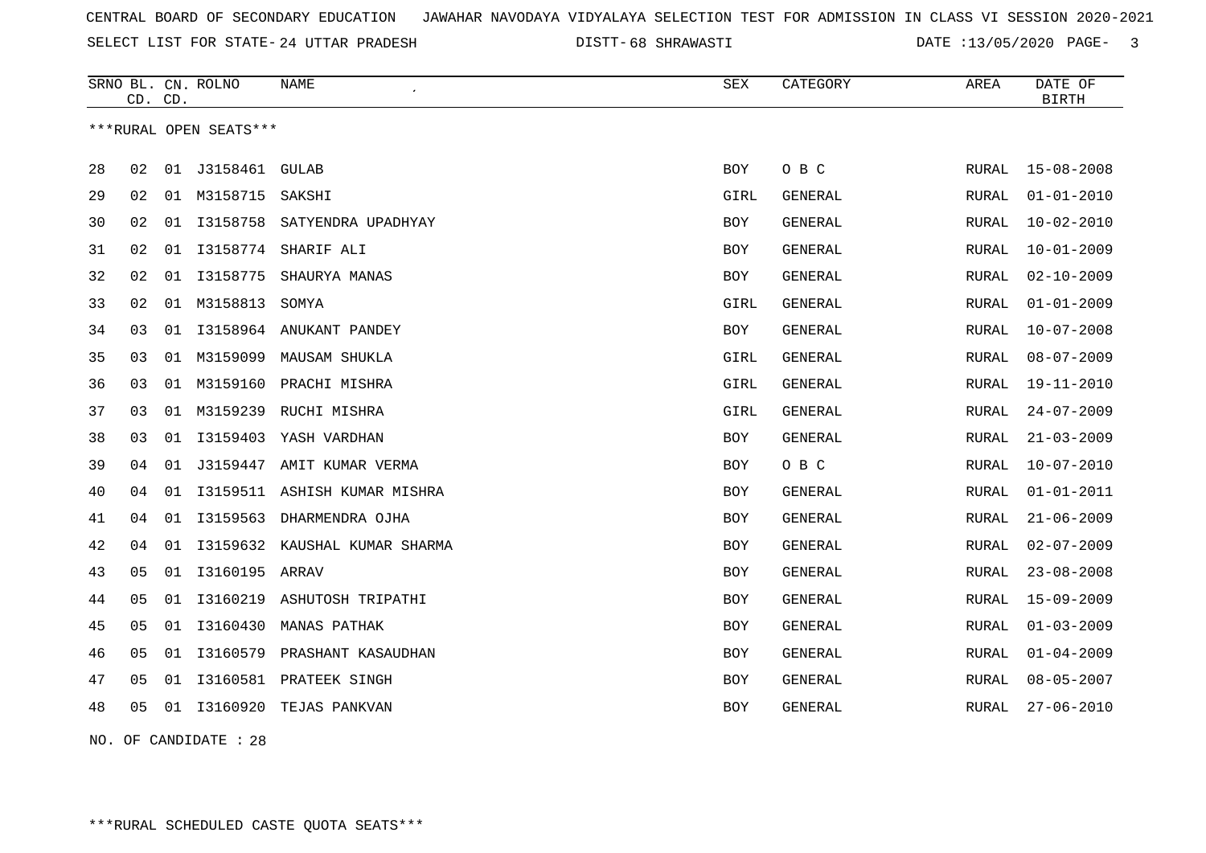CENTRAL BOARD OF SECONDARY EDUCATION JAWAHAR NAVODAYA VIDYALAYA SELECTION TEST FOR ADMISSION IN CLASS VI SESSION 2020-2021

SELECT LIST FOR STATE- 24 UTTAR PRADESH DISTT- 68 SHRAWASTI DATE :13/05/2020

| SRNO | BL. CD. | CN. CD. | ROLNO | NAME | SEX | CATEGORY | AREA | DATE OF BIRTH |
|---|---|---|---|---|---|---|---|---|

***RURAL OPEN SEATS***

| SRNO | BL. CD. | CN. CD. | ROLNO | NAME | SEX | CATEGORY | AREA | DATE OF BIRTH |
|---|---|---|---|---|---|---|---|---|
| 28 | 02 | 01 | J3158461 | GULAB | BOY | O B C | RURAL | 15-08-2008 |
| 29 | 02 | 01 | M3158715 | SAKSHI | GIRL | GENERAL | RURAL | 01-01-2010 |
| 30 | 02 | 01 | I3158758 | SATYENDRA UPADHYAY | BOY | GENERAL | RURAL | 10-02-2010 |
| 31 | 02 | 01 | I3158774 | SHARIF ALI | BOY | GENERAL | RURAL | 10-01-2009 |
| 32 | 02 | 01 | I3158775 | SHAURYA MANAS | BOY | GENERAL | RURAL | 02-10-2009 |
| 33 | 02 | 01 | M3158813 | SOMYA | GIRL | GENERAL | RURAL | 01-01-2009 |
| 34 | 03 | 01 | I3158964 | ANUKANT PANDEY | BOY | GENERAL | RURAL | 10-07-2008 |
| 35 | 03 | 01 | M3159099 | MAUSAM SHUKLA | GIRL | GENERAL | RURAL | 08-07-2009 |
| 36 | 03 | 01 | M3159160 | PRACHI MISHRA | GIRL | GENERAL | RURAL | 19-11-2010 |
| 37 | 03 | 01 | M3159239 | RUCHI MISHRA | GIRL | GENERAL | RURAL | 24-07-2009 |
| 38 | 03 | 01 | I3159403 | YASH VARDHAN | BOY | GENERAL | RURAL | 21-03-2009 |
| 39 | 04 | 01 | J3159447 | AMIT KUMAR VERMA | BOY | O B C | RURAL | 10-07-2010 |
| 40 | 04 | 01 | I3159511 | ASHISH KUMAR MISHRA | BOY | GENERAL | RURAL | 01-01-2011 |
| 41 | 04 | 01 | I3159563 | DHARMENDRA OJHA | BOY | GENERAL | RURAL | 21-06-2009 |
| 42 | 04 | 01 | I3159632 | KAUSHAL KUMAR SHARMA | BOY | GENERAL | RURAL | 02-07-2009 |
| 43 | 05 | 01 | I3160195 | ARRAV | BOY | GENERAL | RURAL | 23-08-2008 |
| 44 | 05 | 01 | I3160219 | ASHUTOSH TRIPATHI | BOY | GENERAL | RURAL | 15-09-2009 |
| 45 | 05 | 01 | I3160430 | MANAS PATHAK | BOY | GENERAL | RURAL | 01-03-2009 |
| 46 | 05 | 01 | I3160579 | PRASHANT KASAUDHAN | BOY | GENERAL | RURAL | 01-04-2009 |
| 47 | 05 | 01 | I3160581 | PRATEEK SINGH | BOY | GENERAL | RURAL | 08-05-2007 |
| 48 | 05 | 01 | I3160920 | TEJAS PANKVAN | BOY | GENERAL | RURAL | 27-06-2010 |

NO. OF CANDIDATE : 28

***RURAL SCHEDULED CASTE QUOTA SEATS***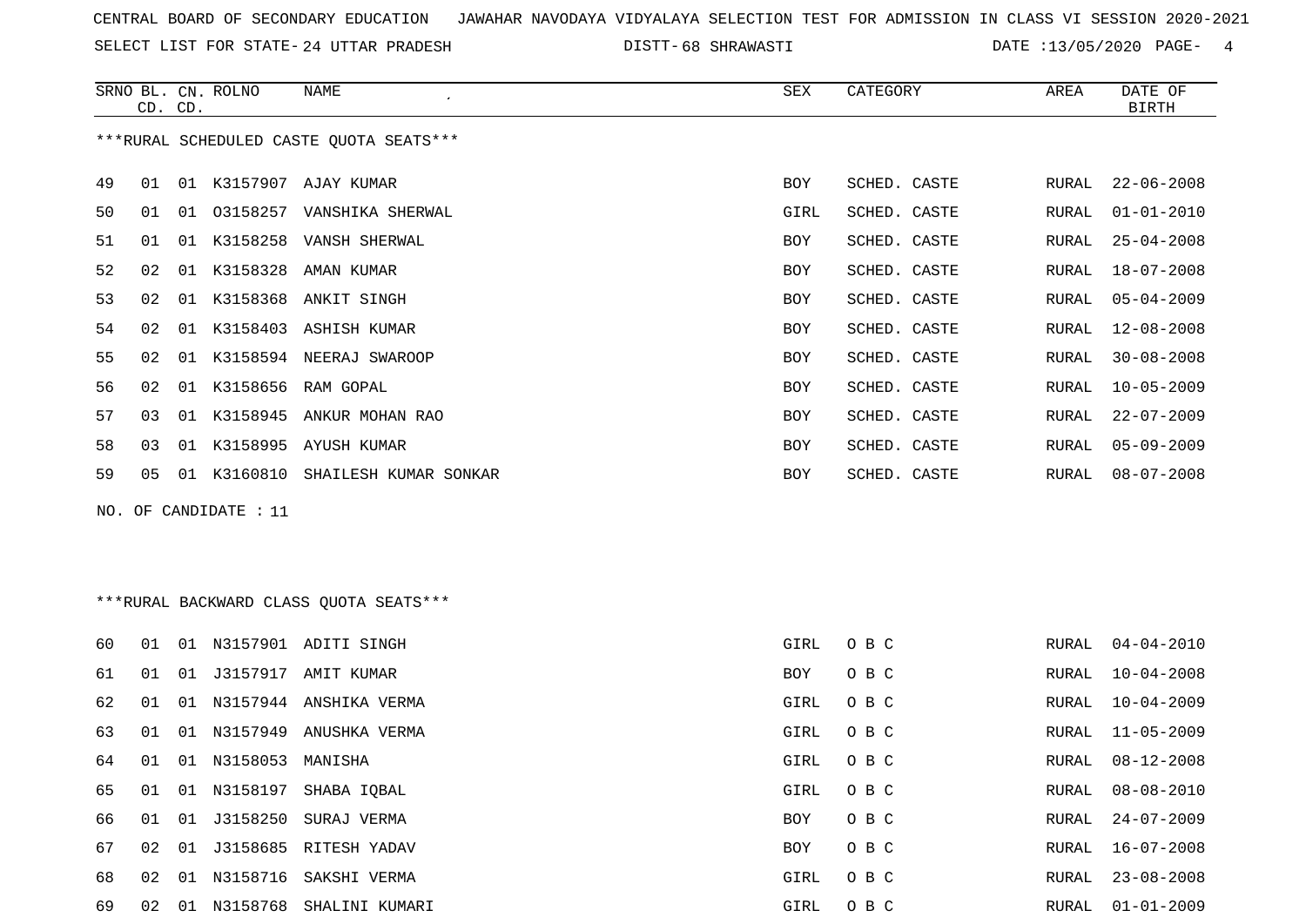CENTRAL BOARD OF SECONDARY EDUCATION JAWAHAR NAVODAYA VIDYALAYA SELECTION TEST FOR ADMISSION IN CLASS VI SESSION 2020-2021

SELECT LIST FOR STATE- 24 UTTAR PRADESH DISTT- 68 SHRAWASTI DATE :13/05/2020

***RURAL SCHEDULED CASTE QUOTA SEATS***

| SRNO | BL. CD. | CN. CD. | ROLNO | NAME | SEX | CATEGORY | AREA | DATE OF BIRTH |
|---|---|---|---|---|---|---|---|---|
| 49 | 01 | 01 | K3157907 | AJAY KUMAR | BOY | SCHED. CASTE | RURAL | 22-06-2008 |
| 50 | 01 | 01 | O3158257 | VANSHIKA SHERWAL | GIRL | SCHED. CASTE | RURAL | 01-01-2010 |
| 51 | 01 | 01 | K3158258 | VANSH SHERWAL | BOY | SCHED. CASTE | RURAL | 25-04-2008 |
| 52 | 02 | 01 | K3158328 | AMAN KUMAR | BOY | SCHED. CASTE | RURAL | 18-07-2008 |
| 53 | 02 | 01 | K3158368 | ANKIT SINGH | BOY | SCHED. CASTE | RURAL | 05-04-2009 |
| 54 | 02 | 01 | K3158403 | ASHISH KUMAR | BOY | SCHED. CASTE | RURAL | 12-08-2008 |
| 55 | 02 | 01 | K3158594 | NEERAJ SWAROOP | BOY | SCHED. CASTE | RURAL | 30-08-2008 |
| 56 | 02 | 01 | K3158656 | RAM GOPAL | BOY | SCHED. CASTE | RURAL | 10-05-2009 |
| 57 | 03 | 01 | K3158945 | ANKUR MOHAN RAO | BOY | SCHED. CASTE | RURAL | 22-07-2009 |
| 58 | 03 | 01 | K3158995 | AYUSH KUMAR | BOY | SCHED. CASTE | RURAL | 05-09-2009 |
| 59 | 05 | 01 | K3160810 | SHAILESH KUMAR SONKAR | BOY | SCHED. CASTE | RURAL | 08-07-2008 |

NO. OF CANDIDATE : 11

***RURAL BACKWARD CLASS QUOTA SEATS***

| SRNO | BL. CD. | CN. CD. | ROLNO | NAME | SEX | CATEGORY | AREA | DATE OF BIRTH |
|---|---|---|---|---|---|---|---|---|
| 60 | 01 | 01 | N3157901 | ADITI SINGH | GIRL | O B C | RURAL | 04-04-2010 |
| 61 | 01 | 01 | J3157917 | AMIT KUMAR | BOY | O B C | RURAL | 10-04-2008 |
| 62 | 01 | 01 | N3157944 | ANSHIKA VERMA | GIRL | O B C | RURAL | 10-04-2009 |
| 63 | 01 | 01 | N3157949 | ANUSHKA VERMA | GIRL | O B C | RURAL | 11-05-2009 |
| 64 | 01 | 01 | N3158053 | MANISHA | GIRL | O B C | RURAL | 08-12-2008 |
| 65 | 01 | 01 | N3158197 | SHABA IQBAL | GIRL | O B C | RURAL | 08-08-2010 |
| 66 | 01 | 01 | J3158250 | SURAJ VERMA | BOY | O B C | RURAL | 24-07-2009 |
| 67 | 02 | 01 | J3158685 | RITESH YADAV | BOY | O B C | RURAL | 16-07-2008 |
| 68 | 02 | 01 | N3158716 | SAKSHI VERMA | GIRL | O B C | RURAL | 23-08-2008 |
| 69 | 02 | 01 | N3158768 | SHALINI KUMARI | GIRL | O B C | RURAL | 01-01-2009 |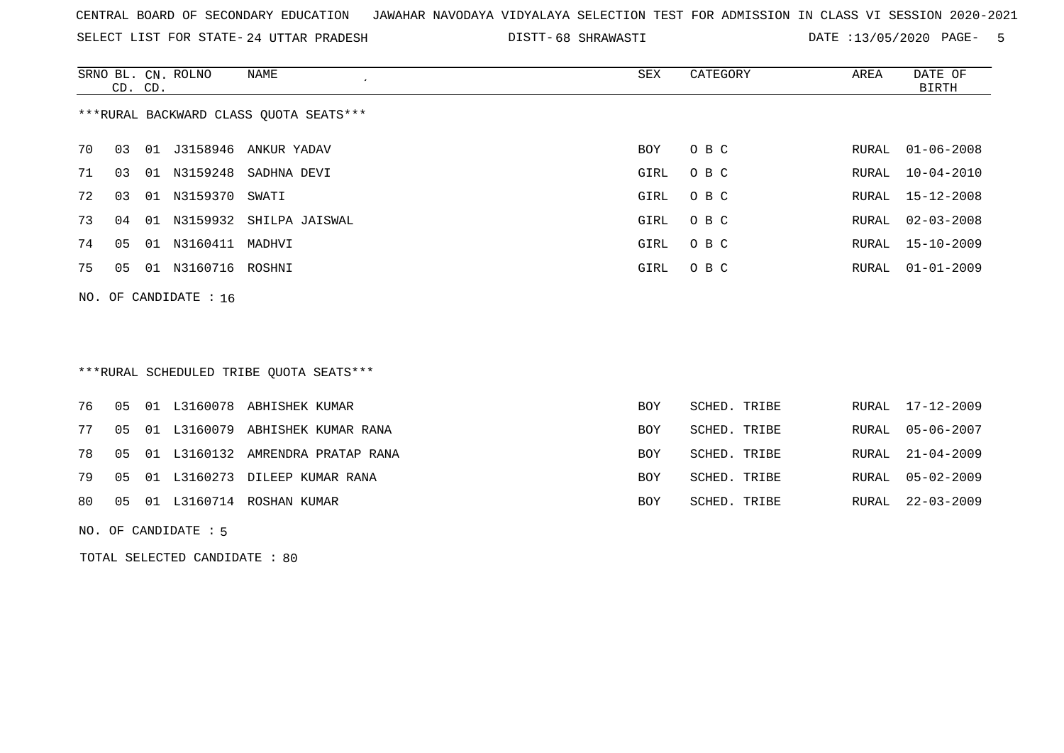CENTRAL BOARD OF SECONDARY EDUCATION JAWAHAR NAVODAYA VIDYALAYA SELECTION TEST FOR ADMISSION IN CLASS VI SESSION 2020-2021

SELECT LIST FOR STATE- 24 UTTAR PRADESH DISTT- 68 SHRAWASTI DATE :13/05/2020

***RURAL BACKWARD CLASS QUOTA SEATS***

| SRNO | BL. CD. | CN. CD. | ROLNO | NAME | SEX | CATEGORY | AREA | DATE OF BIRTH |
|---|---|---|---|---|---|---|---|---|
| 70 | 03 | 01 | J3158946 | ANKUR YADAV | BOY | O B C | RURAL | 01-06-2008 |
| 71 | 03 | 01 | N3159248 | SADHNA DEVI | GIRL | O B C | RURAL | 10-04-2010 |
| 72 | 03 | 01 | N3159370 | SWATI | GIRL | O B C | RURAL | 15-12-2008 |
| 73 | 04 | 01 | N3159932 | SHILPA JAISWAL | GIRL | O B C | RURAL | 02-03-2008 |
| 74 | 05 | 01 | N3160411 | MADHVI | GIRL | O B C | RURAL | 15-10-2009 |
| 75 | 05 | 01 | N3160716 | ROSHNI | GIRL | O B C | RURAL | 01-01-2009 |

NO. OF CANDIDATE : 16

***RURAL SCHEDULED TRIBE QUOTA SEATS***

| SRNO | BL. CD. | CN. CD. | ROLNO | NAME | SEX | CATEGORY | AREA | DATE OF BIRTH |
|---|---|---|---|---|---|---|---|---|
| 76 | 05 | 01 | L3160078 | ABHISHEK KUMAR | BOY | SCHED. TRIBE | RURAL | 17-12-2009 |
| 77 | 05 | 01 | L3160079 | ABHISHEK KUMAR RANA | BOY | SCHED. TRIBE | RURAL | 05-06-2007 |
| 78 | 05 | 01 | L3160132 | AMRENDRA PRATAP RANA | BOY | SCHED. TRIBE | RURAL | 21-04-2009 |
| 79 | 05 | 01 | L3160273 | DILEEP KUMAR RANA | BOY | SCHED. TRIBE | RURAL | 05-02-2009 |
| 80 | 05 | 01 | L3160714 | ROSHAN KUMAR | BOY | SCHED. TRIBE | RURAL | 22-03-2009 |

NO. OF CANDIDATE : 5

TOTAL SELECTED CANDIDATE : 80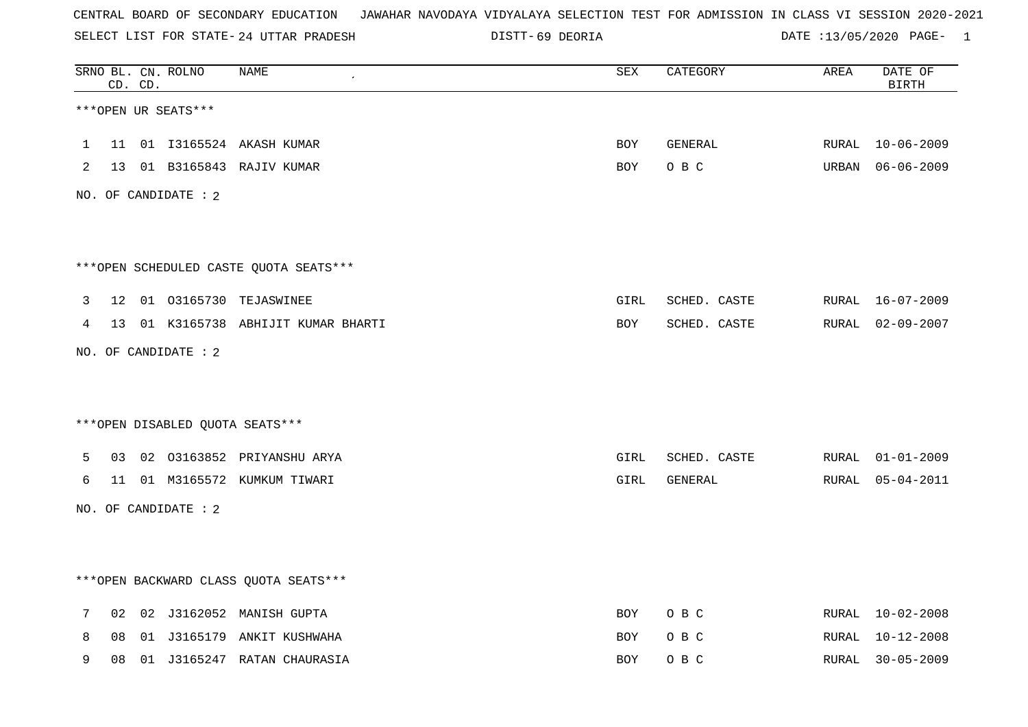CENTRAL BOARD OF SECONDARY EDUCATION JAWAHAR NAVODAYA VIDYALAYA SELECTION TEST FOR ADMISSION IN CLASS VI SESSION 2020-2021

SELECT LIST FOR STATE- 24 UTTAR PRADESH DISTT- 69 DEORIA DATE :13/05/2020

| SRNO | BL. CD. | CN. CD. | ROLNO | NAME | SEX | CATEGORY | AREA | DATE OF BIRTH |
|---|---|---|---|---|---|---|---|---|

***OPEN UR SEATS***

| SRNO | BL. CD. | CN. CD. | ROLNO | NAME | SEX | CATEGORY | AREA | DATE OF BIRTH |
|---|---|---|---|---|---|---|---|---|
| 1 | 11 | 01 | I3165524 | AKASH KUMAR | BOY | GENERAL | RURAL | 10-06-2009 |
| 2 | 13 | 01 | B3165843 | RAJIV KUMAR | BOY | O B C | URBAN | 06-06-2009 |

NO. OF CANDIDATE : 2

***OPEN SCHEDULED CASTE QUOTA SEATS***

| SRNO | BL. CD. | CN. CD. | ROLNO | NAME | SEX | CATEGORY | AREA | DATE OF BIRTH |
|---|---|---|---|---|---|---|---|---|
| 3 | 12 | 01 | O3165730 | TEJASWINEE | GIRL | SCHED. CASTE | RURAL | 16-07-2009 |
| 4 | 13 | 01 | K3165738 | ABHIJIT KUMAR BHARTI | BOY | SCHED. CASTE | RURAL | 02-09-2007 |

NO. OF CANDIDATE : 2

***OPEN DISABLED QUOTA SEATS***

| SRNO | BL. CD. | CN. CD. | ROLNO | NAME | SEX | CATEGORY | AREA | DATE OF BIRTH |
|---|---|---|---|---|---|---|---|---|
| 5 | 03 | 02 | O3163852 | PRIYANSHU ARYA | GIRL | SCHED. CASTE | RURAL | 01-01-2009 |
| 6 | 11 | 01 | M3165572 | KUMKUM TIWARI | GIRL | GENERAL | RURAL | 05-04-2011 |

NO. OF CANDIDATE : 2

***OPEN BACKWARD CLASS QUOTA SEATS***

| SRNO | BL. CD. | CN. CD. | ROLNO | NAME | SEX | CATEGORY | AREA | DATE OF BIRTH |
|---|---|---|---|---|---|---|---|---|
| 7 | 02 | 02 | J3162052 | MANISH GUPTA | BOY | O B C | RURAL | 10-02-2008 |
| 8 | 08 | 01 | J3165179 | ANKIT KUSHWAHA | BOY | O B C | RURAL | 10-12-2008 |
| 9 | 08 | 01 | J3165247 | RATAN CHAURASIA | BOY | O B C | RURAL | 30-05-2009 |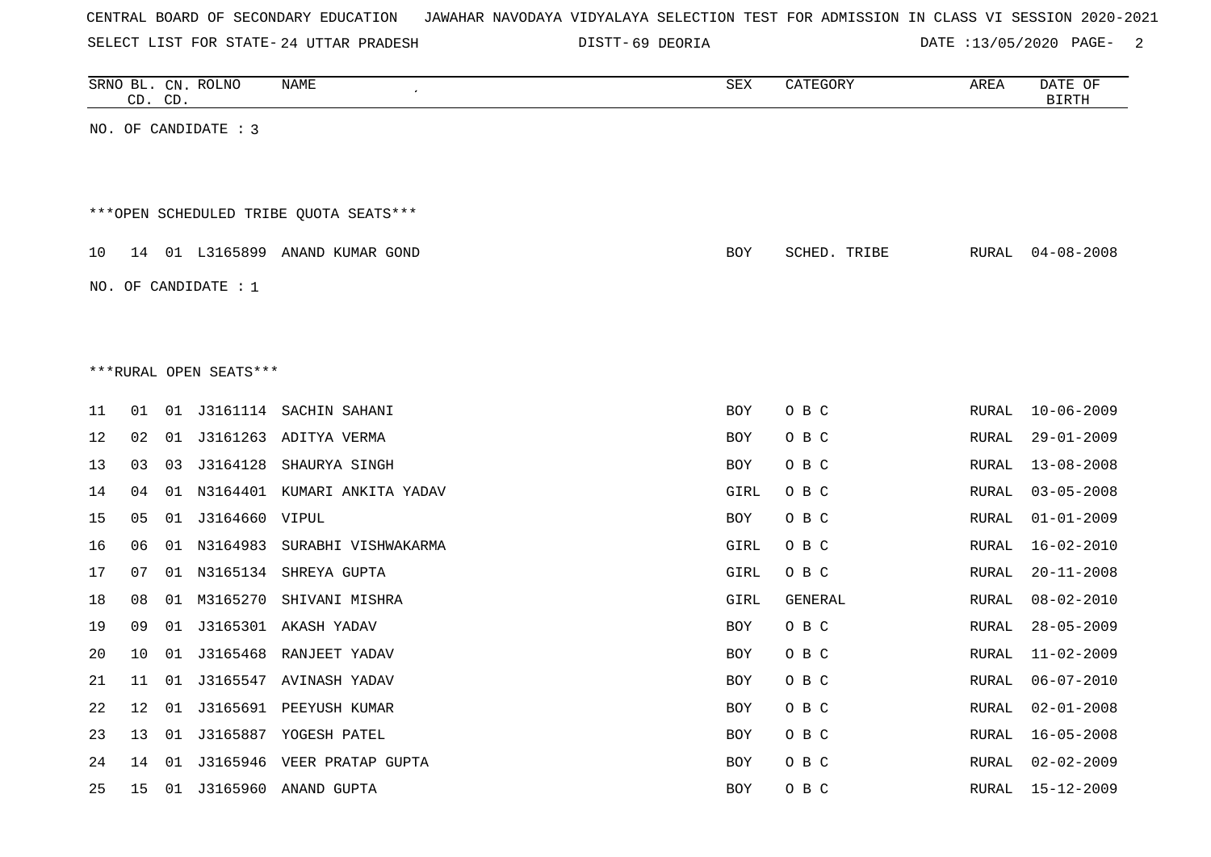CENTRAL BOARD OF SECONDARY EDUCATION JAWAHAR NAVODAYA VIDYALAYA SELECTION TEST FOR ADMISSION IN CLASS VI SESSION 2020-2021

SELECT LIST FOR STATE- 24 UTTAR PRADESH DISTT- 69 DEORIA DATE :13/05/2020

| SRNO | BL. CD. | CN. CD. | ROLNO | NAME | SEX | CATEGORY | AREA | DATE OF BIRTH |
|---|---|---|---|---|---|---|---|---|

NO. OF CANDIDATE : 3

***OPEN SCHEDULED TRIBE QUOTA SEATS***

| SRNO | BL. CD. | CN. CD. | ROLNO | NAME | SEX | CATEGORY | AREA | DATE OF BIRTH |
|---|---|---|---|---|---|---|---|---|
| 10 | 14 | 01 | L3165899 | ANAND KUMAR GOND | BOY | SCHED. TRIBE | RURAL | 04-08-2008 |

NO. OF CANDIDATE : 1

***RURAL OPEN SEATS***

| SRNO | BL. CD. | CN. CD. | ROLNO | NAME | SEX | CATEGORY | AREA | DATE OF BIRTH |
|---|---|---|---|---|---|---|---|---|
| 11 | 01 | 01 | J3161114 | SACHIN SAHANI | BOY | O B C | RURAL | 10-06-2009 |
| 12 | 02 | 01 | J3161263 | ADITYA VERMA | BOY | O B C | RURAL | 29-01-2009 |
| 13 | 03 | 03 | J3164128 | SHAURYA SINGH | BOY | O B C | RURAL | 13-08-2008 |
| 14 | 04 | 01 | N3164401 | KUMARI ANKITA YADAV | GIRL | O B C | RURAL | 03-05-2008 |
| 15 | 05 | 01 | J3164660 | VIPUL | BOY | O B C | RURAL | 01-01-2009 |
| 16 | 06 | 01 | N3164983 | SURABHI VISHWAKARMA | GIRL | O B C | RURAL | 16-02-2010 |
| 17 | 07 | 01 | N3165134 | SHREYA GUPTA | GIRL | O B C | RURAL | 20-11-2008 |
| 18 | 08 | 01 | M3165270 | SHIVANI MISHRA | GIRL | GENERAL | RURAL | 08-02-2010 |
| 19 | 09 | 01 | J3165301 | AKASH YADAV | BOY | O B C | RURAL | 28-05-2009 |
| 20 | 10 | 01 | J3165468 | RANJEET YADAV | BOY | O B C | RURAL | 11-02-2009 |
| 21 | 11 | 01 | J3165547 | AVINASH YADAV | BOY | O B C | RURAL | 06-07-2010 |
| 22 | 12 | 01 | J3165691 | PEEYUSH KUMAR | BOY | O B C | RURAL | 02-01-2008 |
| 23 | 13 | 01 | J3165887 | YOGESH PATEL | BOY | O B C | RURAL | 16-05-2008 |
| 24 | 14 | 01 | J3165946 | VEER PRATAP GUPTA | BOY | O B C | RURAL | 02-02-2009 |
| 25 | 15 | 01 | J3165960 | ANAND GUPTA | BOY | O B C | RURAL | 15-12-2009 |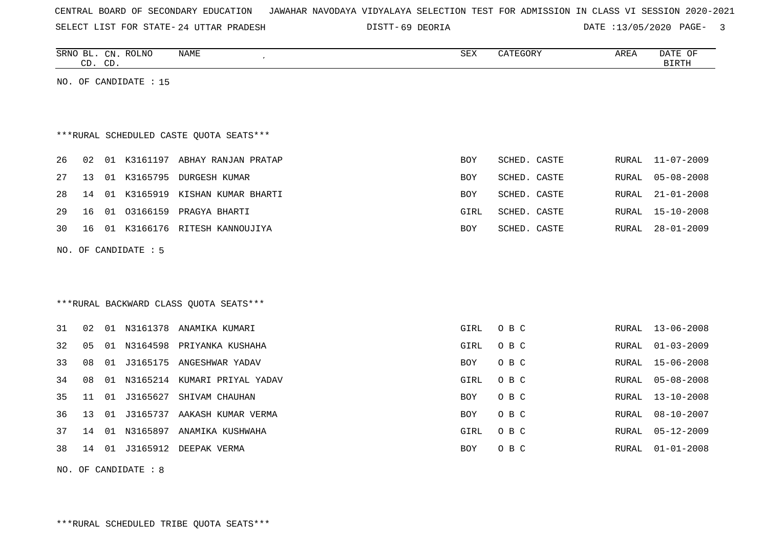CENTRAL BOARD OF SECONDARY EDUCATION JAWAHAR NAVODAYA VIDYALAYA SELECTION TEST FOR ADMISSION IN CLASS VI SESSION 2020-2021

SELECT LIST FOR STATE- 24 UTTAR PRADESH DISTT- 69 DEORIA DATE :13/05/2020

| SRNO | BL. CD. | CN. CD. | ROLNO | NAME | SEX | CATEGORY | AREA | DATE OF BIRTH |
|---|---|---|---|---|---|---|---|---|

NO. OF CANDIDATE : 15

***RURAL SCHEDULED CASTE QUOTA SEATS***

| SRNO | BL. CD. | CN. CD. | ROLNO | NAME | SEX | CATEGORY | AREA | DATE OF BIRTH |
|---|---|---|---|---|---|---|---|---|
| 26 | 02 | 01 | K3161197 | ABHAY RANJAN PRATAP | BOY | SCHED. CASTE | RURAL | 11-07-2009 |
| 27 | 13 | 01 | K3165795 | DURGESH KUMAR | BOY | SCHED. CASTE | RURAL | 05-08-2008 |
| 28 | 14 | 01 | K3165919 | KISHAN KUMAR BHARTI | BOY | SCHED. CASTE | RURAL | 21-01-2008 |
| 29 | 16 | 01 | O3166159 | PRAGYA BHARTI | GIRL | SCHED. CASTE | RURAL | 15-10-2008 |
| 30 | 16 | 01 | K3166176 | RITESH KANNOUJIYA | BOY | SCHED. CASTE | RURAL | 28-01-2009 |

NO. OF CANDIDATE : 5

***RURAL BACKWARD CLASS QUOTA SEATS***

| SRNO | BL. CD. | CN. CD. | ROLNO | NAME | SEX | CATEGORY | AREA | DATE OF BIRTH |
|---|---|---|---|---|---|---|---|---|
| 31 | 02 | 01 | N3161378 | ANAMIKA KUMARI | GIRL | O B C | RURAL | 13-06-2008 |
| 32 | 05 | 01 | N3164598 | PRIYANKA KUSHAHA | GIRL | O B C | RURAL | 01-03-2009 |
| 33 | 08 | 01 | J3165175 | ANGESHWAR YADAV | BOY | O B C | RURAL | 15-06-2008 |
| 34 | 08 | 01 | N3165214 | KUMARI PRIYAL YADAV | GIRL | O B C | RURAL | 05-08-2008 |
| 35 | 11 | 01 | J3165627 | SHIVAM CHAUHAN | BOY | O B C | RURAL | 13-10-2008 |
| 36 | 13 | 01 | J3165737 | AAKASH KUMAR VERMA | BOY | O B C | RURAL | 08-10-2007 |
| 37 | 14 | 01 | N3165897 | ANAMIKA KUSHWAHA | GIRL | O B C | RURAL | 05-12-2009 |
| 38 | 14 | 01 | J3165912 | DEEPAK VERMA | BOY | O B C | RURAL | 01-01-2008 |

NO. OF CANDIDATE : 8

***RURAL SCHEDULED TRIBE QUOTA SEATS***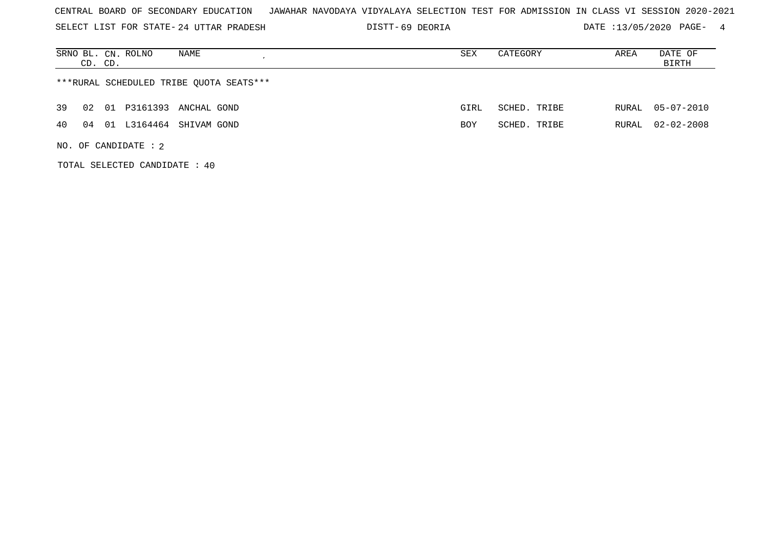CENTRAL BOARD OF SECONDARY EDUCATION JAWAHAR NAVODAYA VIDYALAYA SELECTION TEST FOR ADMISSION IN CLASS VI SESSION 2020-2021

SELECT LIST FOR STATE- 24 UTTAR PRADESH DISTT- 69 DEORIA DATE :13/05/2020 PAGE- 4

| SRNO | BL. CD. | CN. CD. | ROLNO | NAME | SEX | CATEGORY | AREA | DATE OF BIRTH |
|---|---|---|---|---|---|---|---|---|

***RURAL SCHEDULED TRIBE QUOTA SEATS***

| SRNO | BL. CD. | CN. CD. | ROLNO | NAME | SEX | CATEGORY | AREA | DATE OF BIRTH |
|---|---|---|---|---|---|---|---|---|
| 39 | 02 | 01 | P3161393 | ANCHAL GOND | GIRL | SCHED. TRIBE | RURAL | 05-07-2010 |
| 40 | 04 | 01 | L3164464 | SHIVAM GOND | BOY | SCHED. TRIBE | RURAL | 02-02-2008 |

NO. OF CANDIDATE : 2

TOTAL SELECTED CANDIDATE : 40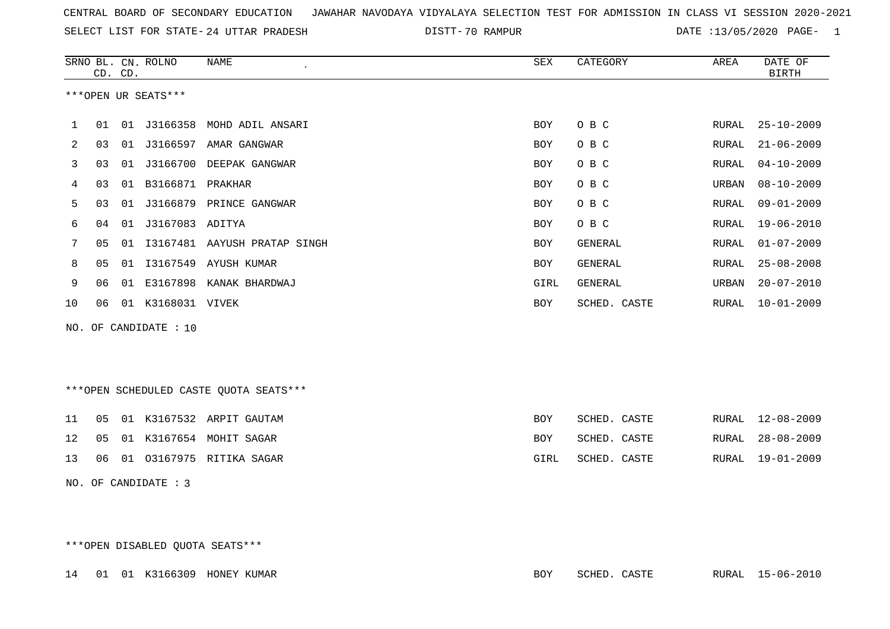CENTRAL BOARD OF SECONDARY EDUCATION JAWAHAR NAVODAYA VIDYALAYA SELECTION TEST FOR ADMISSION IN CLASS VI SESSION 2020-2021

SELECT LIST FOR STATE- 24 UTTAR PRADESH DISTT- 70 RAMPUR DATE :13/05/2020

***OPEN UR SEATS***

| SRNO | BL. CD. | CN. CD. | ROLNO | NAME | SEX | CATEGORY | AREA | DATE OF BIRTH |
|---|---|---|---|---|---|---|---|---|
| 1 | 01 | 01 | J3166358 | MOHD ADIL ANSARI | BOY | O B C | RURAL | 25-10-2009 |
| 2 | 03 | 01 | J3166597 | AMAR GANGWAR | BOY | O B C | RURAL | 21-06-2009 |
| 3 | 03 | 01 | J3166700 | DEEPAK GANGWAR | BOY | O B C | RURAL | 04-10-2009 |
| 4 | 03 | 01 | B3166871 | PRAKHAR | BOY | O B C | URBAN | 08-10-2009 |
| 5 | 03 | 01 | J3166879 | PRINCE GANGWAR | BOY | O B C | RURAL | 09-01-2009 |
| 6 | 04 | 01 | J3167083 | ADITYA | BOY | O B C | RURAL | 19-06-2010 |
| 7 | 05 | 01 | I3167481 | AAYUSH PRATAP SINGH | BOY | GENERAL | RURAL | 01-07-2009 |
| 8 | 05 | 01 | I3167549 | AYUSH KUMAR | BOY | GENERAL | RURAL | 25-08-2008 |
| 9 | 06 | 01 | E3167898 | KANAK BHARDWAJ | GIRL | GENERAL | URBAN | 20-07-2010 |
| 10 | 06 | 01 | K3168031 | VIVEK | BOY | SCHED. CASTE | RURAL | 10-01-2009 |

NO. OF CANDIDATE : 10

***OPEN SCHEDULED CASTE QUOTA SEATS***

| SRNO | BL. CD. | CN. CD. | ROLNO | NAME | SEX | CATEGORY | AREA | DATE OF BIRTH |
|---|---|---|---|---|---|---|---|---|
| 11 | 05 | 01 | K3167532 | ARPIT GAUTAM | BOY | SCHED. CASTE | RURAL | 12-08-2009 |
| 12 | 05 | 01 | K3167654 | MOHIT SAGAR | BOY | SCHED. CASTE | RURAL | 28-08-2009 |
| 13 | 06 | 01 | O3167975 | RITIKA SAGAR | GIRL | SCHED. CASTE | RURAL | 19-01-2009 |

NO. OF CANDIDATE : 3

***OPEN DISABLED QUOTA SEATS***

| SRNO | BL. CD. | CN. CD. | ROLNO | NAME | SEX | CATEGORY | AREA | DATE OF BIRTH |
|---|---|---|---|---|---|---|---|---|
| 14 | 01 | 01 | K3166309 | HONEY KUMAR | BOY | SCHED. CASTE | RURAL | 15-06-2010 |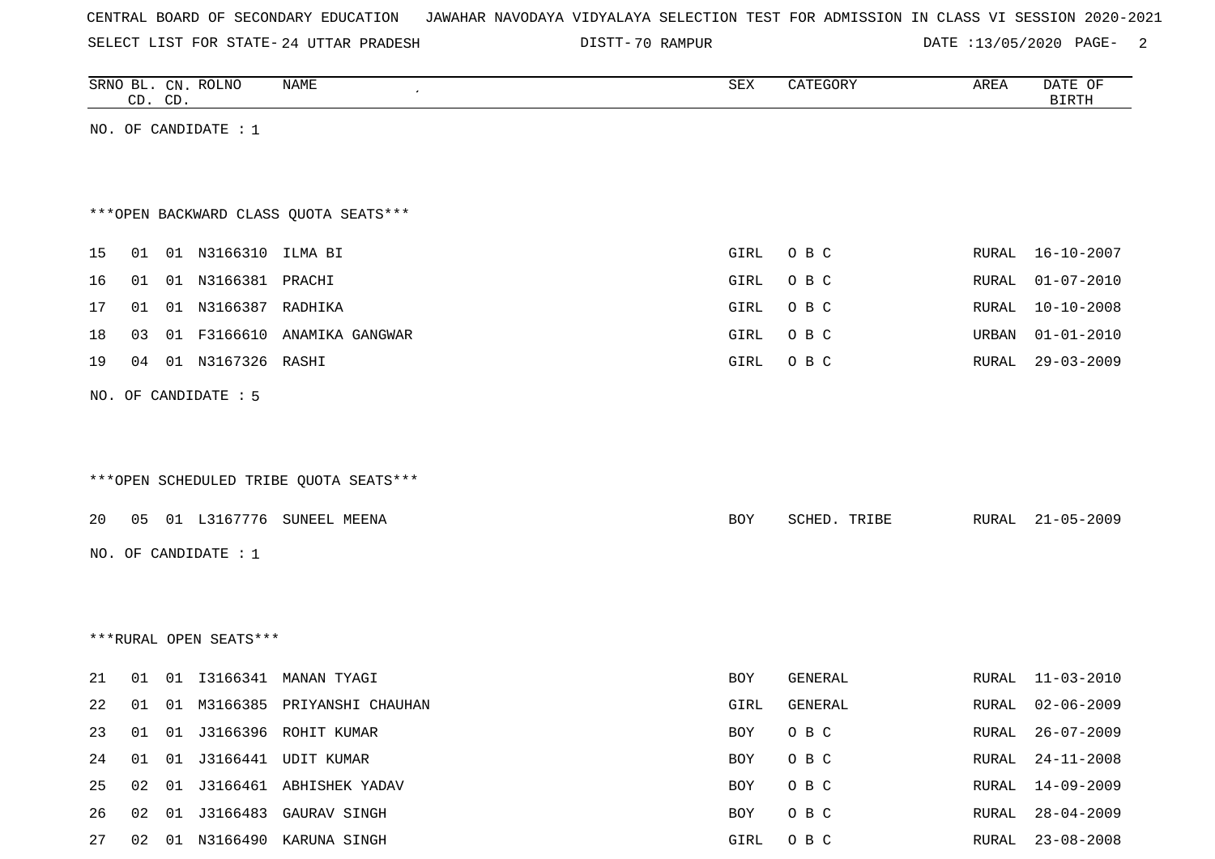CENTRAL BOARD OF SECONDARY EDUCATION JAWAHAR NAVODAYA VIDYALAYA SELECTION TEST FOR ADMISSION IN CLASS VI SESSION 2020-2021

SELECT LIST FOR STATE- 24 UTTAR PRADESH DISTT- 70 RAMPUR DATE :13/05/2020

| SRNO | BL. CD. | CN. CD. | ROLNO | NAME | SEX | CATEGORY | AREA | DATE OF BIRTH |
|---|---|---|---|---|---|---|---|---|

NO. OF CANDIDATE : 1

***OPEN BACKWARD CLASS QUOTA SEATS***

| SRNO | BL. CD. | CN. CD. | ROLNO | NAME | SEX | CATEGORY | AREA | DATE OF BIRTH |
|---|---|---|---|---|---|---|---|---|
| 15 | 01 | 01 | N3166310 | ILMA BI | GIRL | O B C | RURAL | 16-10-2007 |
| 16 | 01 | 01 | N3166381 | PRACHI | GIRL | O B C | RURAL | 01-07-2010 |
| 17 | 01 | 01 | N3166387 | RADHIKA | GIRL | O B C | RURAL | 10-10-2008 |
| 18 | 03 | 01 | F3166610 | ANAMIKA GANGWAR | GIRL | O B C | URBAN | 01-01-2010 |
| 19 | 04 | 01 | N3167326 | RASHI | GIRL | O B C | RURAL | 29-03-2009 |

NO. OF CANDIDATE : 5

***OPEN SCHEDULED TRIBE QUOTA SEATS***

| SRNO | BL. CD. | CN. CD. | ROLNO | NAME | SEX | CATEGORY | AREA | DATE OF BIRTH |
|---|---|---|---|---|---|---|---|---|
| 20 | 05 | 01 | L3167776 | SUNEEL MEENA | BOY | SCHED. TRIBE | RURAL | 21-05-2009 |

NO. OF CANDIDATE : 1

***RURAL OPEN SEATS***

| SRNO | BL. CD. | CN. CD. | ROLNO | NAME | SEX | CATEGORY | AREA | DATE OF BIRTH |
|---|---|---|---|---|---|---|---|---|
| 21 | 01 | 01 | I3166341 | MANAN TYAGI | BOY | GENERAL | RURAL | 11-03-2010 |
| 22 | 01 | 01 | M3166385 | PRIYANSHI CHAUHAN | GIRL | GENERAL | RURAL | 02-06-2009 |
| 23 | 01 | 01 | J3166396 | ROHIT KUMAR | BOY | O B C | RURAL | 26-07-2009 |
| 24 | 01 | 01 | J3166441 | UDIT KUMAR | BOY | O B C | RURAL | 24-11-2008 |
| 25 | 02 | 01 | J3166461 | ABHISHEK YADAV | BOY | O B C | RURAL | 14-09-2009 |
| 26 | 02 | 01 | J3166483 | GAURAV SINGH | BOY | O B C | RURAL | 28-04-2009 |
| 27 | 02 | 01 | N3166490 | KARUNA SINGH | GIRL | O B C | RURAL | 23-08-2008 |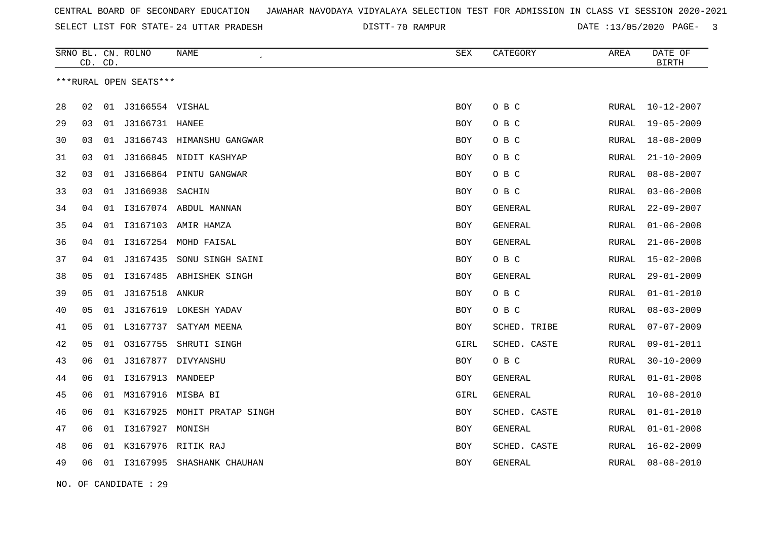CENTRAL BOARD OF SECONDARY EDUCATION JAWAHAR NAVODAYA VIDYALAYA SELECTION TEST FOR ADMISSION IN CLASS VI SESSION 2020-2021

SELECT LIST FOR STATE- 24 UTTAR PRADESH DISTT- 70 RAMPUR DATE :13/05/2020

| SRNO | BL. CD. | CN. CD. | ROLNO | NAME | SEX | CATEGORY | AREA | DATE OF BIRTH |
|---|---|---|---|---|---|---|---|---|

***RURAL OPEN SEATS***

| SRNO | BL. CD. | CN. CD. | ROLNO | NAME | SEX | CATEGORY | AREA | DATE OF BIRTH |
|---|---|---|---|---|---|---|---|---|
| 28 | 02 | 01 | J3166554 | VISHAL | BOY | O B C | RURAL | 10-12-2007 |
| 29 | 03 | 01 | J3166731 | HANEE | BOY | O B C | RURAL | 19-05-2009 |
| 30 | 03 | 01 | J3166743 | HIMANSHU GANGWAR | BOY | O B C | RURAL | 18-08-2009 |
| 31 | 03 | 01 | J3166845 | NIDIT KASHYAP | BOY | O B C | RURAL | 21-10-2009 |
| 32 | 03 | 01 | J3166864 | PINTU GANGWAR | BOY | O B C | RURAL | 08-08-2007 |
| 33 | 03 | 01 | J3166938 | SACHIN | BOY | O B C | RURAL | 03-06-2008 |
| 34 | 04 | 01 | I3167074 | ABDUL MANNAN | BOY | GENERAL | RURAL | 22-09-2007 |
| 35 | 04 | 01 | I3167103 | AMIR HAMZA | BOY | GENERAL | RURAL | 01-06-2008 |
| 36 | 04 | 01 | I3167254 | MOHD FAISAL | BOY | GENERAL | RURAL | 21-06-2008 |
| 37 | 04 | 01 | J3167435 | SONU SINGH SAINI | BOY | O B C | RURAL | 15-02-2008 |
| 38 | 05 | 01 | I3167485 | ABHISHEK SINGH | BOY | GENERAL | RURAL | 29-01-2009 |
| 39 | 05 | 01 | J3167518 | ANKUR | BOY | O B C | RURAL | 01-01-2010 |
| 40 | 05 | 01 | J3167619 | LOKESH YADAV | BOY | O B C | RURAL | 08-03-2009 |
| 41 | 05 | 01 | L3167737 | SATYAM MEENA | BOY | SCHED. TRIBE | RURAL | 07-07-2009 |
| 42 | 05 | 01 | O3167755 | SHRUTI SINGH | GIRL | SCHED. CASTE | RURAL | 09-01-2011 |
| 43 | 06 | 01 | J3167877 | DIVYANSHU | BOY | O B C | RURAL | 30-10-2009 |
| 44 | 06 | 01 | I3167913 | MANDEEP | BOY | GENERAL | RURAL | 01-01-2008 |
| 45 | 06 | 01 | M3167916 | MISBA BI | GIRL | GENERAL | RURAL | 10-08-2010 |
| 46 | 06 | 01 | K3167925 | MOHIT PRATAP SINGH | BOY | SCHED. CASTE | RURAL | 01-01-2010 |
| 47 | 06 | 01 | I3167927 | MONISH | BOY | GENERAL | RURAL | 01-01-2008 |
| 48 | 06 | 01 | K3167976 | RITIK RAJ | BOY | SCHED. CASTE | RURAL | 16-02-2009 |
| 49 | 06 | 01 | I3167995 | SHASHANK CHAUHAN | BOY | GENERAL | RURAL | 08-08-2010 |

NO. OF CANDIDATE : 29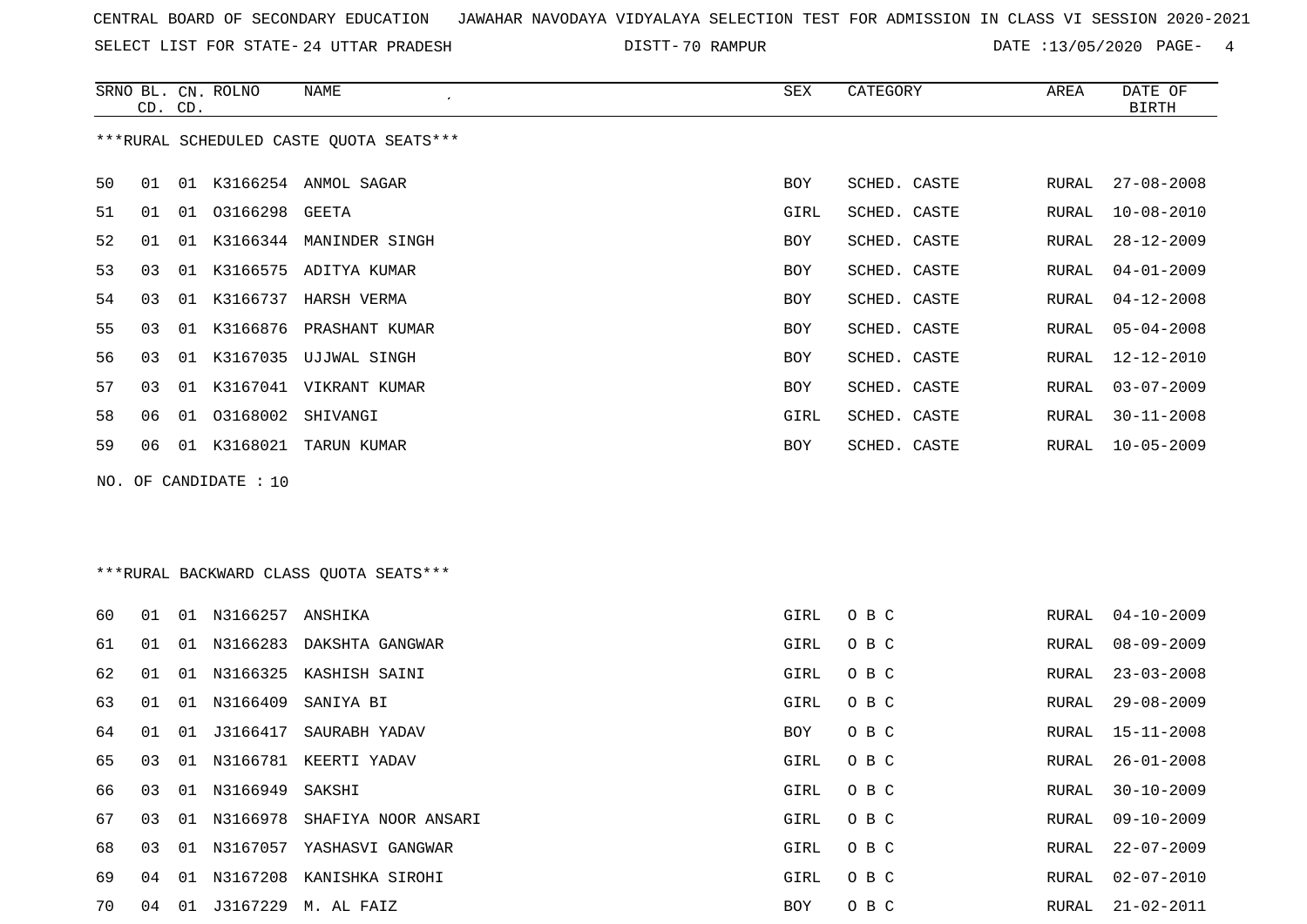CENTRAL BOARD OF SECONDARY EDUCATION JAWAHAR NAVODAYA VIDYALAYA SELECTION TEST FOR ADMISSION IN CLASS VI SESSION 2020-2021

SELECT LIST FOR STATE- 24 UTTAR PRADESH DISTT- 70 RAMPUR DATE :13/05/2020

***RURAL SCHEDULED CASTE QUOTA SEATS***

| SRNO | BL. CD. | CN. CD. | ROLNO | NAME | SEX | CATEGORY | AREA | DATE OF BIRTH |
|---|---|---|---|---|---|---|---|---|
| 50 | 01 | 01 | K3166254 | ANMOL SAGAR | BOY | SCHED. CASTE | RURAL | 27-08-2008 |
| 51 | 01 | 01 | O3166298 | GEETA | GIRL | SCHED. CASTE | RURAL | 10-08-2010 |
| 52 | 01 | 01 | K3166344 | MANINDER SINGH | BOY | SCHED. CASTE | RURAL | 28-12-2009 |
| 53 | 03 | 01 | K3166575 | ADITYA KUMAR | BOY | SCHED. CASTE | RURAL | 04-01-2009 |
| 54 | 03 | 01 | K3166737 | HARSH VERMA | BOY | SCHED. CASTE | RURAL | 04-12-2008 |
| 55 | 03 | 01 | K3166876 | PRASHANT KUMAR | BOY | SCHED. CASTE | RURAL | 05-04-2008 |
| 56 | 03 | 01 | K3167035 | UJJWAL SINGH | BOY | SCHED. CASTE | RURAL | 12-12-2010 |
| 57 | 03 | 01 | K3167041 | VIKRANT KUMAR | BOY | SCHED. CASTE | RURAL | 03-07-2009 |
| 58 | 06 | 01 | O3168002 | SHIVANGI | GIRL | SCHED. CASTE | RURAL | 30-11-2008 |
| 59 | 06 | 01 | K3168021 | TARUN KUMAR | BOY | SCHED. CASTE | RURAL | 10-05-2009 |

NO. OF CANDIDATE : 10

***RURAL BACKWARD CLASS QUOTA SEATS***

| SRNO | BL. CD. | CN. CD. | ROLNO | NAME | SEX | CATEGORY | AREA | DATE OF BIRTH |
|---|---|---|---|---|---|---|---|---|
| 60 | 01 | 01 | N3166257 | ANSHIKA | GIRL | O B C | RURAL | 04-10-2009 |
| 61 | 01 | 01 | N3166283 | DAKSHTA GANGWAR | GIRL | O B C | RURAL | 08-09-2009 |
| 62 | 01 | 01 | N3166325 | KASHISH SAINI | GIRL | O B C | RURAL | 23-03-2008 |
| 63 | 01 | 01 | N3166409 | SANIYA BI | GIRL | O B C | RURAL | 29-08-2009 |
| 64 | 01 | 01 | J3166417 | SAURABH YADAV | BOY | O B C | RURAL | 15-11-2008 |
| 65 | 03 | 01 | N3166781 | KEERTI YADAV | GIRL | O B C | RURAL | 26-01-2008 |
| 66 | 03 | 01 | N3166949 | SAKSHI | GIRL | O B C | RURAL | 30-10-2009 |
| 67 | 03 | 01 | N3166978 | SHAFIYA NOOR ANSARI | GIRL | O B C | RURAL | 09-10-2009 |
| 68 | 03 | 01 | N3167057 | YASHASVI GANGWAR | GIRL | O B C | RURAL | 22-07-2009 |
| 69 | 04 | 01 | N3167208 | KANISHKA SIROHI | GIRL | O B C | RURAL | 02-07-2010 |
| 70 | 04 | 01 | J3167229 | M. AL FAIZ | BOY | O B C | RURAL | 21-02-2011 |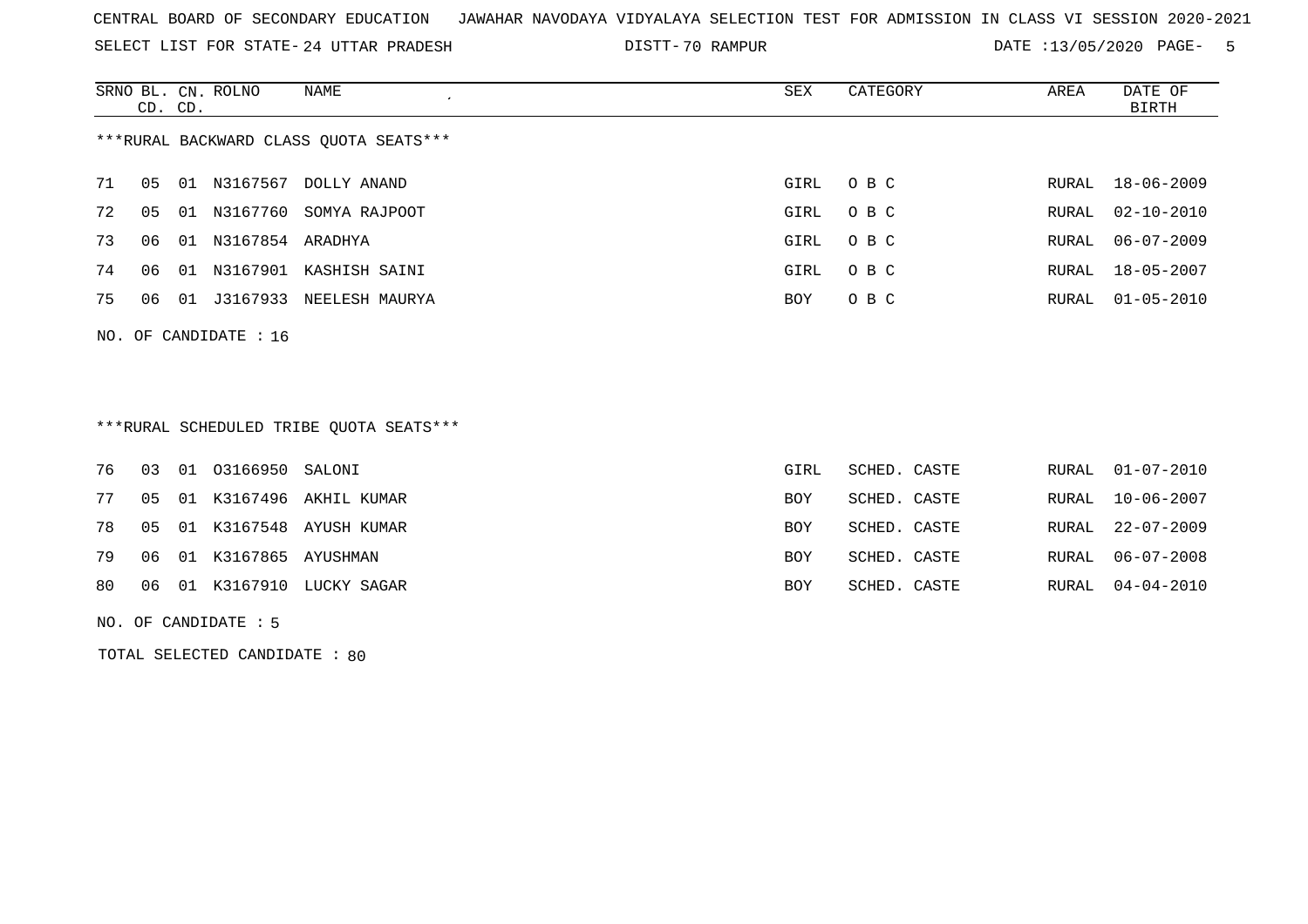CENTRAL BOARD OF SECONDARY EDUCATION JAWAHAR NAVODAYA VIDYALAYA SELECTION TEST FOR ADMISSION IN CLASS VI SESSION 2020-2021

SELECT LIST FOR STATE- 24 UTTAR PRADESH DISTT- 70 RAMPUR DATE :13/05/2020

| SRNO | BL. CD. | CN. CD. | ROLNO | NAME | SEX | CATEGORY | AREA | DATE OF BIRTH |
|---|---|---|---|---|---|---|---|---|

***RURAL BACKWARD CLASS QUOTA SEATS***

| SRNO | BL. CD. | CN. CD. | ROLNO | NAME | SEX | CATEGORY | AREA | DATE OF BIRTH |
|---|---|---|---|---|---|---|---|---|
| 71 | 05 | 01 | N3167567 | DOLLY ANAND | GIRL | O B C | RURAL | 18-06-2009 |
| 72 | 05 | 01 | N3167760 | SOMYA RAJPOOT | GIRL | O B C | RURAL | 02-10-2010 |
| 73 | 06 | 01 | N3167854 | ARADHYA | GIRL | O B C | RURAL | 06-07-2009 |
| 74 | 06 | 01 | N3167901 | KASHISH SAINI | GIRL | O B C | RURAL | 18-05-2007 |
| 75 | 06 | 01 | J3167933 | NEELESH MAURYA | BOY | O B C | RURAL | 01-05-2010 |

NO. OF CANDIDATE : 16

***RURAL SCHEDULED TRIBE QUOTA SEATS***

| SRNO | BL. CD. | CN. CD. | ROLNO | NAME | SEX | CATEGORY | AREA | DATE OF BIRTH |
|---|---|---|---|---|---|---|---|---|
| 76 | 03 | 01 | O3166950 | SALONI | GIRL | SCHED. CASTE | RURAL | 01-07-2010 |
| 77 | 05 | 01 | K3167496 | AKHIL KUMAR | BOY | SCHED. CASTE | RURAL | 10-06-2007 |
| 78 | 05 | 01 | K3167548 | AYUSH KUMAR | BOY | SCHED. CASTE | RURAL | 22-07-2009 |
| 79 | 06 | 01 | K3167865 | AYUSHMAN | BOY | SCHED. CASTE | RURAL | 06-07-2008 |
| 80 | 06 | 01 | K3167910 | LUCKY SAGAR | BOY | SCHED. CASTE | RURAL | 04-04-2010 |

NO. OF CANDIDATE : 5

TOTAL SELECTED CANDIDATE : 80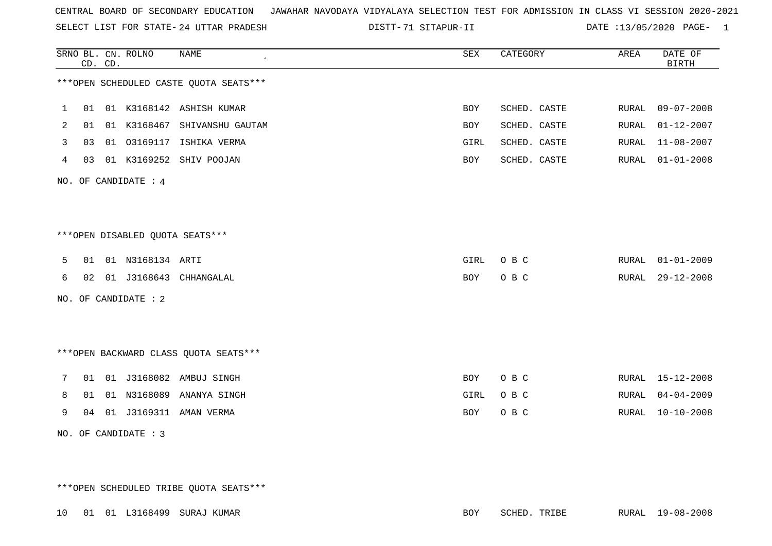CENTRAL BOARD OF SECONDARY EDUCATION JAWAHAR NAVODAYA VIDYALAYA SELECTION TEST FOR ADMISSION IN CLASS VI SESSION 2020-2021

SELECT LIST FOR STATE- 24 UTTAR PRADESH DISTT- 71 SITAPUR-II DATE :13/05/2020

| SRNO | BL. CD. | CN. CD. | ROLNO | NAME | SEX | CATEGORY | AREA | DATE OF BIRTH |
|---|---|---|---|---|---|---|---|---|

***OPEN SCHEDULED CASTE QUOTA SEATS***

| SRNO | BL. CD. | CN. CD. | ROLNO | NAME | SEX | CATEGORY | AREA | DATE OF BIRTH |
|---|---|---|---|---|---|---|---|---|
| 1 | 01 | 01 | K3168142 | ASHISH KUMAR | BOY | SCHED. CASTE | RURAL | 09-07-2008 |
| 2 | 01 | 01 | K3168467 | SHIVANSHU GAUTAM | BOY | SCHED. CASTE | RURAL | 01-12-2007 |
| 3 | 03 | 01 | O3169117 | ISHIKA VERMA | GIRL | SCHED. CASTE | RURAL | 11-08-2007 |
| 4 | 03 | 01 | K3169252 | SHIV POOJAN | BOY | SCHED. CASTE | RURAL | 01-01-2008 |

NO. OF CANDIDATE : 4

***OPEN DISABLED QUOTA SEATS***

| SRNO | BL. CD. | CN. CD. | ROLNO | NAME | SEX | CATEGORY | AREA | DATE OF BIRTH |
|---|---|---|---|---|---|---|---|---|
| 5 | 01 | 01 | N3168134 | ARTI | GIRL | O B C | RURAL | 01-01-2009 |
| 6 | 02 | 01 | J3168643 | CHHANGALAL | BOY | O B C | RURAL | 29-12-2008 |

NO. OF CANDIDATE : 2

***OPEN BACKWARD CLASS QUOTA SEATS***

| SRNO | BL. CD. | CN. CD. | ROLNO | NAME | SEX | CATEGORY | AREA | DATE OF BIRTH |
|---|---|---|---|---|---|---|---|---|
| 7 | 01 | 01 | J3168082 | AMBUJ SINGH | BOY | O B C | RURAL | 15-12-2008 |
| 8 | 01 | 01 | N3168089 | ANANYA SINGH | GIRL | O B C | RURAL | 04-04-2009 |
| 9 | 04 | 01 | J3169311 | AMAN VERMA | BOY | O B C | RURAL | 10-10-2008 |

NO. OF CANDIDATE : 3

***OPEN SCHEDULED TRIBE QUOTA SEATS***

| SRNO | BL. CD. | CN. CD. | ROLNO | NAME | SEX | CATEGORY | AREA | DATE OF BIRTH |
|---|---|---|---|---|---|---|---|---|
| 10 | 01 | 01 | L3168499 | SURAJ KUMAR | BOY | SCHED. TRIBE | RURAL | 19-08-2008 |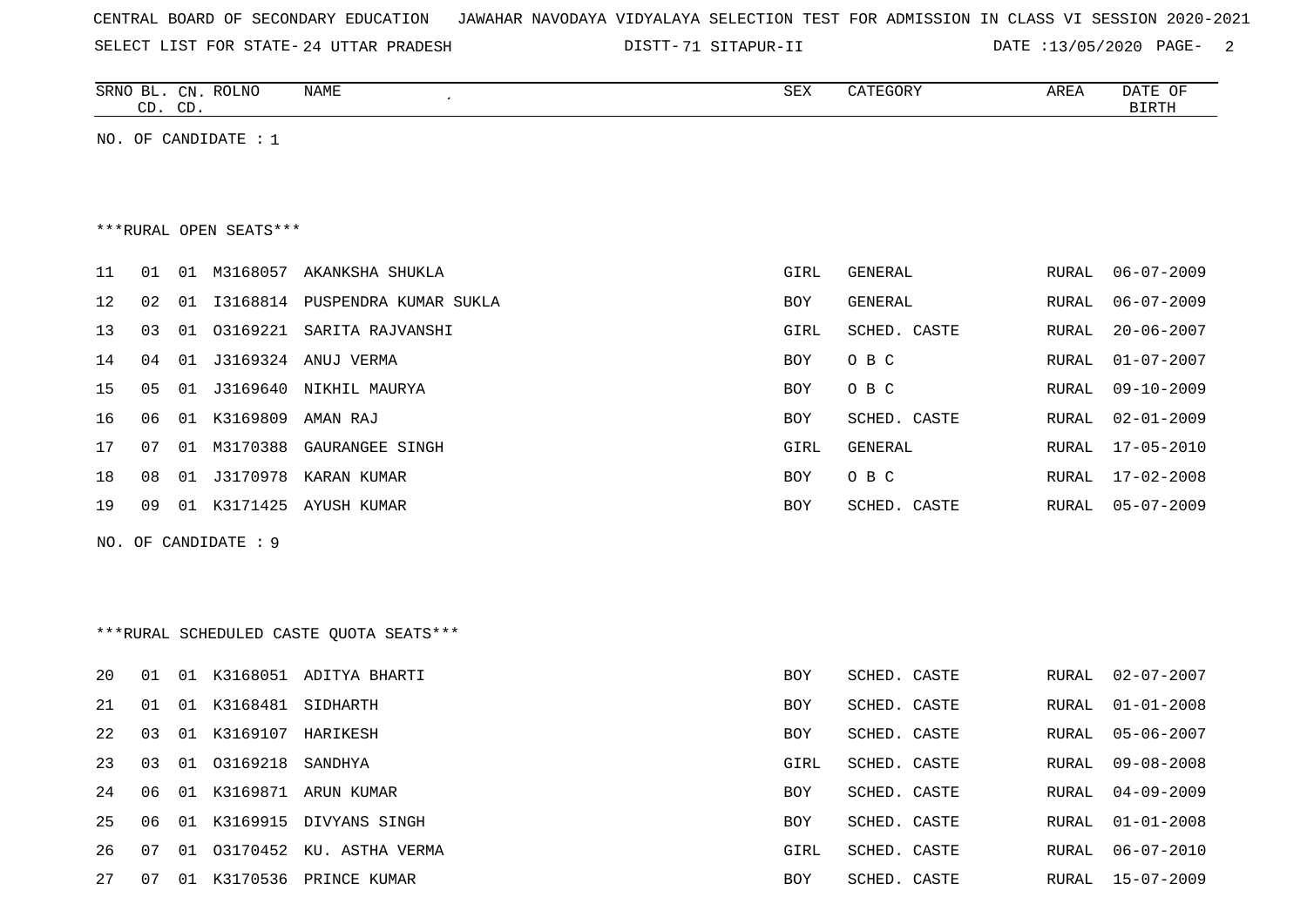CENTRAL BOARD OF SECONDARY EDUCATION JAWAHAR NAVODAYA VIDYALAYA SELECTION TEST FOR ADMISSION IN CLASS VI SESSION 2020-2021

SELECT LIST FOR STATE- 24 UTTAR PRADESH DISTT- 71 SITAPUR-II DATE :13/05/2020

| SRNO | BL. CD. | CN. CD. | ROLNO | NAME | SEX | CATEGORY | AREA | DATE OF BIRTH |
|---|---|---|---|---|---|---|---|---|

NO. OF CANDIDATE : 1

***RURAL OPEN SEATS***

| SRNO | BL. CD. | CN. CD. | ROLNO | NAME | SEX | CATEGORY | AREA | DATE OF BIRTH |
|---|---|---|---|---|---|---|---|---|
| 11 | 01 | 01 | M3168057 | AKANKSHA SHUKLA | GIRL | GENERAL | RURAL | 06-07-2009 |
| 12 | 02 | 01 | I3168814 | PUSPENDRA KUMAR SUKLA | BOY | GENERAL | RURAL | 06-07-2009 |
| 13 | 03 | 01 | O3169221 | SARITA RAJVANSHI | GIRL | SCHED. CASTE | RURAL | 20-06-2007 |
| 14 | 04 | 01 | J3169324 | ANUJ VERMA | BOY | O B C | RURAL | 01-07-2007 |
| 15 | 05 | 01 | J3169640 | NIKHIL MAURYA | BOY | O B C | RURAL | 09-10-2009 |
| 16 | 06 | 01 | K3169809 | AMAN RAJ | BOY | SCHED. CASTE | RURAL | 02-01-2009 |
| 17 | 07 | 01 | M3170388 | GAURANGEE SINGH | GIRL | GENERAL | RURAL | 17-05-2010 |
| 18 | 08 | 01 | J3170978 | KARAN KUMAR | BOY | O B C | RURAL | 17-02-2008 |
| 19 | 09 | 01 | K3171425 | AYUSH KUMAR | BOY | SCHED. CASTE | RURAL | 05-07-2009 |

NO. OF CANDIDATE : 9

***RURAL SCHEDULED CASTE QUOTA SEATS***

| SRNO | BL. CD. | CN. CD. | ROLNO | NAME | SEX | CATEGORY | AREA | DATE OF BIRTH |
|---|---|---|---|---|---|---|---|---|
| 20 | 01 | 01 | K3168051 | ADITYA BHARTI | BOY | SCHED. CASTE | RURAL | 02-07-2007 |
| 21 | 01 | 01 | K3168481 | SIDHARTH | BOY | SCHED. CASTE | RURAL | 01-01-2008 |
| 22 | 03 | 01 | K3169107 | HARIKESH | BOY | SCHED. CASTE | RURAL | 05-06-2007 |
| 23 | 03 | 01 | O3169218 | SANDHYA | GIRL | SCHED. CASTE | RURAL | 09-08-2008 |
| 24 | 06 | 01 | K3169871 | ARUN KUMAR | BOY | SCHED. CASTE | RURAL | 04-09-2009 |
| 25 | 06 | 01 | K3169915 | DIVYANS SINGH | BOY | SCHED. CASTE | RURAL | 01-01-2008 |
| 26 | 07 | 01 | O3170452 | KU. ASTHA VERMA | GIRL | SCHED. CASTE | RURAL | 06-07-2010 |
| 27 | 07 | 01 | K3170536 | PRINCE KUMAR | BOY | SCHED. CASTE | RURAL | 15-07-2009 |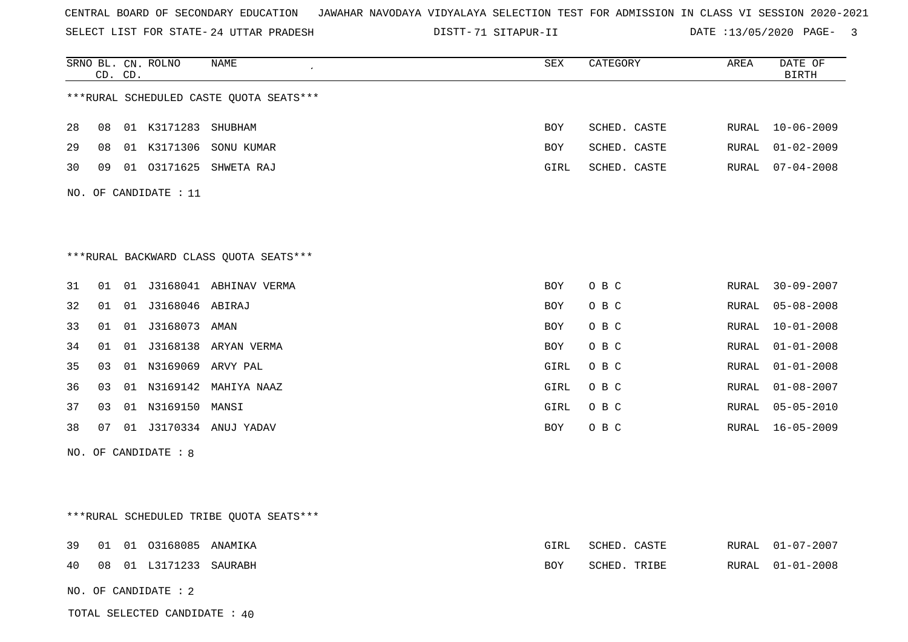CENTRAL BOARD OF SECONDARY EDUCATION JAWAHAR NAVODAYA VIDYALAYA SELECTION TEST FOR ADMISSION IN CLASS VI SESSION 2020-2021

SELECT LIST FOR STATE- 24 UTTAR PRADESH DISTT- 71 SITAPUR-II DATE :13/05/2020

| SRNO | BL. CD. | CN. CD. | ROLNO | NAME | SEX | CATEGORY | AREA | DATE OF BIRTH |
|---|---|---|---|---|---|---|---|---|

***RURAL SCHEDULED CASTE QUOTA SEATS***

| SRNO | BL. CD. | CN. CD. | ROLNO | NAME | SEX | CATEGORY | AREA | DATE OF BIRTH |
|---|---|---|---|---|---|---|---|---|
| 28 | 08 | 01 | K3171283 | SHUBHAM | BOY | SCHED. CASTE | RURAL | 10-06-2009 |
| 29 | 08 | 01 | K3171306 | SONU KUMAR | BOY | SCHED. CASTE | RURAL | 01-02-2009 |
| 30 | 09 | 01 | O3171625 | SHWETA RAJ | GIRL | SCHED. CASTE | RURAL | 07-04-2008 |

NO. OF CANDIDATE : 11

***RURAL BACKWARD CLASS QUOTA SEATS***

| SRNO | BL. CD. | CN. CD. | ROLNO | NAME | SEX | CATEGORY | AREA | DATE OF BIRTH |
|---|---|---|---|---|---|---|---|---|
| 31 | 01 | 01 | J3168041 | ABHINAV VERMA | BOY | O B C | RURAL | 30-09-2007 |
| 32 | 01 | 01 | J3168046 | ABIRAJ | BOY | O B C | RURAL | 05-08-2008 |
| 33 | 01 | 01 | J3168073 | AMAN | BOY | O B C | RURAL | 10-01-2008 |
| 34 | 01 | 01 | J3168138 | ARYAN VERMA | BOY | O B C | RURAL | 01-01-2008 |
| 35 | 03 | 01 | N3169069 | ARVY PAL | GIRL | O B C | RURAL | 01-01-2008 |
| 36 | 03 | 01 | N3169142 | MAHIYA NAAZ | GIRL | O B C | RURAL | 01-08-2007 |
| 37 | 03 | 01 | N3169150 | MANSI | GIRL | O B C | RURAL | 05-05-2010 |
| 38 | 07 | 01 | J3170334 | ANUJ YADAV | BOY | O B C | RURAL | 16-05-2009 |

NO. OF CANDIDATE : 8

***RURAL SCHEDULED TRIBE QUOTA SEATS***

| SRNO | BL. CD. | CN. CD. | ROLNO | NAME | SEX | CATEGORY | AREA | DATE OF BIRTH |
|---|---|---|---|---|---|---|---|---|
| 39 | 01 | 01 | O3168085 | ANAMIKA | GIRL | SCHED. CASTE | RURAL | 01-07-2007 |
| 40 | 08 | 01 | L3171233 | SAURABH | BOY | SCHED. TRIBE | RURAL | 01-01-2008 |

NO. OF CANDIDATE : 2

TOTAL SELECTED CANDIDATE : 40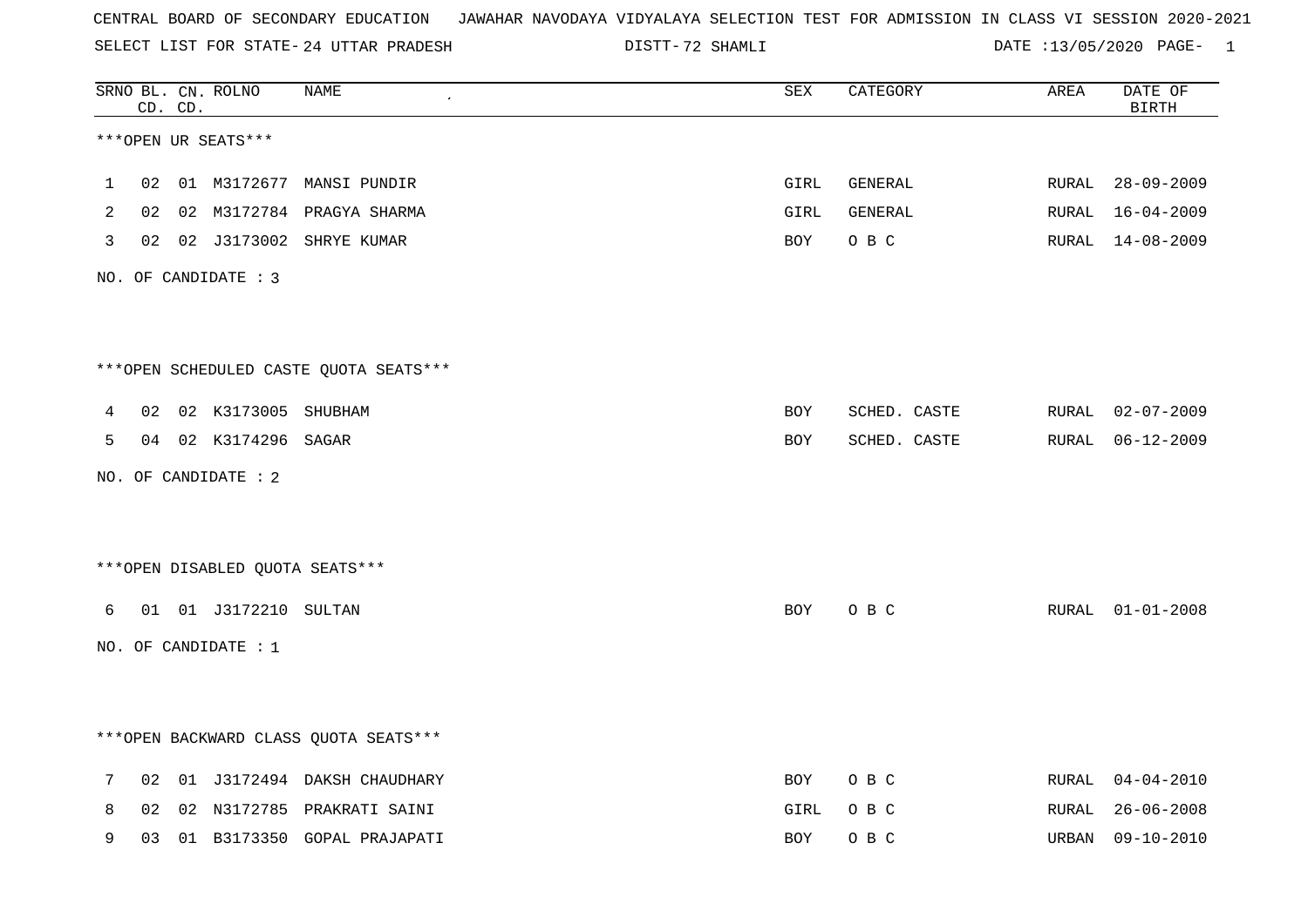CENTRAL BOARD OF SECONDARY EDUCATION   JAWAHAR NAVODAYA VIDYALAYA SELECTION TEST FOR ADMISSION IN CLASS VI SESSION 2020-2021

SELECT LIST FOR STATE- 24 UTTAR PRADESH   DISTT- 72 SHAMLI   DATE :13/05/2020 PAGE- 1

***OPEN UR SEATS***

| SRNO | BL. CD. | CN. CD. | ROLNO | NAME | SEX | CATEGORY | AREA | DATE OF BIRTH |
|---|---|---|---|---|---|---|---|---|
| 1 | 02 | 01 | M3172677 | MANSI PUNDIR | GIRL | GENERAL | RURAL | 28-09-2009 |
| 2 | 02 | 02 | M3172784 | PRAGYA SHARMA | GIRL | GENERAL | RURAL | 16-04-2009 |
| 3 | 02 | 02 | J3173002 | SHRYE KUMAR | BOY | O B C | RURAL | 14-08-2009 |

NO. OF CANDIDATE : 3

***OPEN SCHEDULED CASTE QUOTA SEATS***

| SRNO | BL. CD. | CN. CD. | ROLNO | NAME | SEX | CATEGORY | AREA | DATE OF BIRTH |
|---|---|---|---|---|---|---|---|---|
| 4 | 02 | 02 | K3173005 | SHUBHAM | BOY | SCHED. CASTE | RURAL | 02-07-2009 |
| 5 | 04 | 02 | K3174296 | SAGAR | BOY | SCHED. CASTE | RURAL | 06-12-2009 |

NO. OF CANDIDATE : 2

***OPEN DISABLED QUOTA SEATS***

| SRNO | BL. CD. | CN. CD. | ROLNO | NAME | SEX | CATEGORY | AREA | DATE OF BIRTH |
|---|---|---|---|---|---|---|---|---|
| 6 | 01 | 01 | J3172210 | SULTAN | BOY | O B C | RURAL | 01-01-2008 |

NO. OF CANDIDATE : 1

***OPEN BACKWARD CLASS QUOTA SEATS***

| SRNO | BL. CD. | CN. CD. | ROLNO | NAME | SEX | CATEGORY | AREA | DATE OF BIRTH |
|---|---|---|---|---|---|---|---|---|
| 7 | 02 | 01 | J3172494 | DAKSH CHAUDHARY | BOY | O B C | RURAL | 04-04-2010 |
| 8 | 02 | 02 | N3172785 | PRAKRATI SAINI | GIRL | O B C | RURAL | 26-06-2008 |
| 9 | 03 | 01 | B3173350 | GOPAL PRAJAPATI | BOY | O B C | URBAN | 09-10-2010 |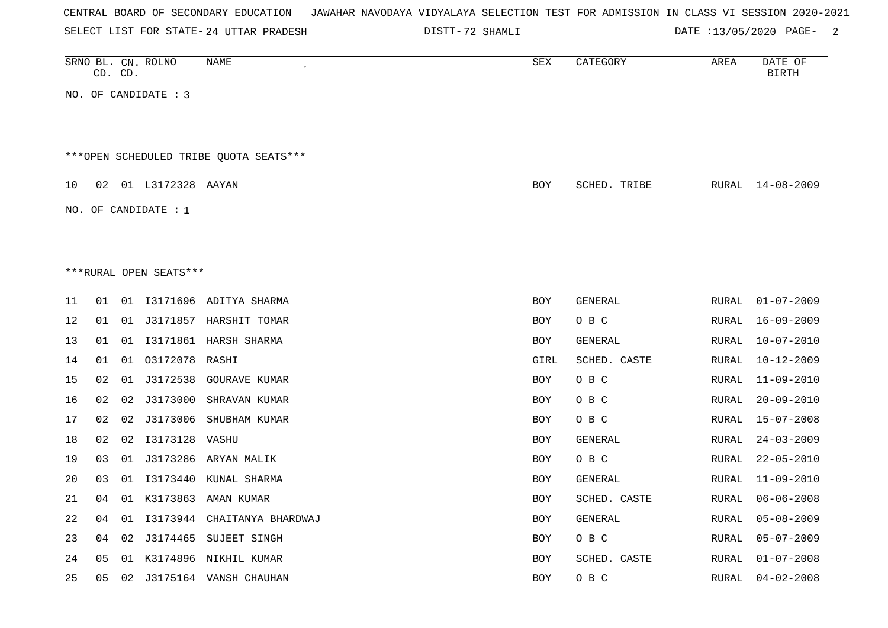CENTRAL BOARD OF SECONDARY EDUCATION   JAWAHAR NAVODAYA VIDYALAYA SELECTION TEST FOR ADMISSION IN CLASS VI SESSION 2020-2021

SELECT LIST FOR STATE- 24 UTTAR PRADESH   DISTT- 72 SHAMLI   DATE :13/05/2020

| SRNO | BL. CD. | CN. CD. | ROLNO | NAME | SEX | CATEGORY | AREA | DATE OF BIRTH |
|---|---|---|---|---|---|---|---|---|

NO. OF CANDIDATE : 3

***OPEN SCHEDULED TRIBE QUOTA SEATS***

| SRNO | BL. CD. | CN. CD. | ROLNO | NAME | SEX | CATEGORY | AREA | DATE OF BIRTH |
|---|---|---|---|---|---|---|---|---|
| 10 | 02 | 01 | L3172328 | AAYAN | BOY | SCHED. TRIBE | RURAL | 14-08-2009 |

NO. OF CANDIDATE : 1

***RURAL OPEN SEATS***

| SRNO | BL. CD. | CN. CD. | ROLNO | NAME | SEX | CATEGORY | AREA | DATE OF BIRTH |
|---|---|---|---|---|---|---|---|---|
| 11 | 01 | 01 | I3171696 | ADITYA SHARMA | BOY | GENERAL | RURAL | 01-07-2009 |
| 12 | 01 | 01 | J3171857 | HARSHIT TOMAR | BOY | O B C | RURAL | 16-09-2009 |
| 13 | 01 | 01 | I3171861 | HARSH SHARMA | BOY | GENERAL | RURAL | 10-07-2010 |
| 14 | 01 | 01 | O3172078 | RASHI | GIRL | SCHED. CASTE | RURAL | 10-12-2009 |
| 15 | 02 | 01 | J3172538 | GOURAVE KUMAR | BOY | O B C | RURAL | 11-09-2010 |
| 16 | 02 | 02 | J3173000 | SHRAVAN KUMAR | BOY | O B C | RURAL | 20-09-2010 |
| 17 | 02 | 02 | J3173006 | SHUBHAM KUMAR | BOY | O B C | RURAL | 15-07-2008 |
| 18 | 02 | 02 | I3173128 | VASHU | BOY | GENERAL | RURAL | 24-03-2009 |
| 19 | 03 | 01 | J3173286 | ARYAN MALIK | BOY | O B C | RURAL | 22-05-2010 |
| 20 | 03 | 01 | I3173440 | KUNAL SHARMA | BOY | GENERAL | RURAL | 11-09-2010 |
| 21 | 04 | 01 | K3173863 | AMAN KUMAR | BOY | SCHED. CASTE | RURAL | 06-06-2008 |
| 22 | 04 | 01 | I3173944 | CHAITANYA BHARDWAJ | BOY | GENERAL | RURAL | 05-08-2009 |
| 23 | 04 | 02 | J3174465 | SUJEET SINGH | BOY | O B C | RURAL | 05-07-2009 |
| 24 | 05 | 01 | K3174896 | NIKHIL KUMAR | BOY | SCHED. CASTE | RURAL | 01-07-2008 |
| 25 | 05 | 02 | J3175164 | VANSH CHAUHAN | BOY | O B C | RURAL | 04-02-2008 |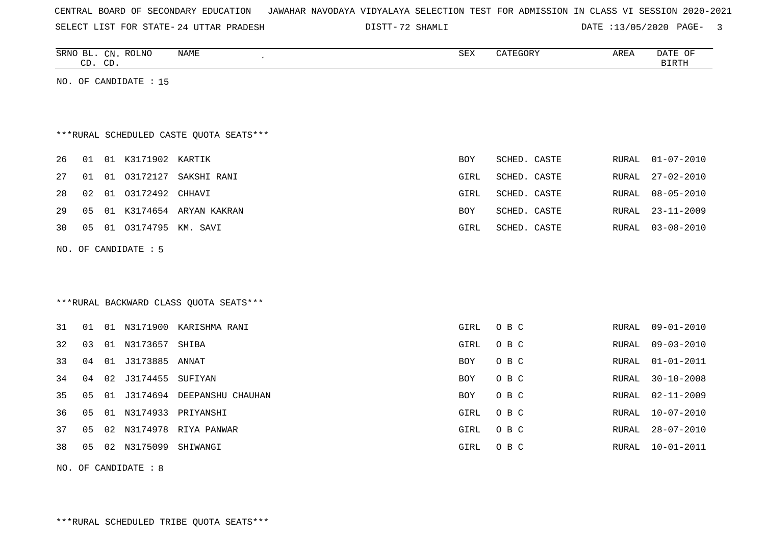CENTRAL BOARD OF SECONDARY EDUCATION JAWAHAR NAVODAYA VIDYALAYA SELECTION TEST FOR ADMISSION IN CLASS VI SESSION 2020-2021

SELECT LIST FOR STATE- 24 UTTAR PRADESH DISTT- 72 SHAMLI DATE :13/05/2020

| SRNO | BL. CD. | CN. CD. | ROLNO | NAME | SEX | CATEGORY | AREA | DATE OF BIRTH |
|---|---|---|---|---|---|---|---|---|

NO. OF CANDIDATE : 15

***RURAL SCHEDULED CASTE QUOTA SEATS***

| SRNO | BL. CD. | CN. CD. | ROLNO | NAME | SEX | CATEGORY | AREA | DATE OF BIRTH |
|---|---|---|---|---|---|---|---|---|
| 26 | 01 | 01 | K3171902 | KARTIK | BOY | SCHED. CASTE | RURAL | 01-07-2010 |
| 27 | 01 | 01 | O3172127 | SAKSHI RANI | GIRL | SCHED. CASTE | RURAL | 27-02-2010 |
| 28 | 02 | 01 | O3172492 | CHHAVI | GIRL | SCHED. CASTE | RURAL | 08-05-2010 |
| 29 | 05 | 01 | K3174654 | ARYAN KAKRAN | BOY | SCHED. CASTE | RURAL | 23-11-2009 |
| 30 | 05 | 01 | O3174795 | KM. SAVI | GIRL | SCHED. CASTE | RURAL | 03-08-2010 |

NO. OF CANDIDATE : 5

***RURAL BACKWARD CLASS QUOTA SEATS***

| SRNO | BL. CD. | CN. CD. | ROLNO | NAME | SEX | CATEGORY | AREA | DATE OF BIRTH |
|---|---|---|---|---|---|---|---|---|
| 31 | 01 | 01 | N3171900 | KARISHMA RANI | GIRL | O B C | RURAL | 09-01-2010 |
| 32 | 03 | 01 | N3173657 | SHIBA | GIRL | O B C | RURAL | 09-03-2010 |
| 33 | 04 | 01 | J3173885 | ANNAT | BOY | O B C | RURAL | 01-01-2011 |
| 34 | 04 | 02 | J3174455 | SUFIYAN | BOY | O B C | RURAL | 30-10-2008 |
| 35 | 05 | 01 | J3174694 | DEEPANSHU CHAUHAN | BOY | O B C | RURAL | 02-11-2009 |
| 36 | 05 | 01 | N3174933 | PRIYANSHI | GIRL | O B C | RURAL | 10-07-2010 |
| 37 | 05 | 02 | N3174978 | RIYA PANWAR | GIRL | O B C | RURAL | 28-07-2010 |
| 38 | 05 | 02 | N3175099 | SHIWANGI | GIRL | O B C | RURAL | 10-01-2011 |

NO. OF CANDIDATE : 8

***RURAL SCHEDULED TRIBE QUOTA SEATS***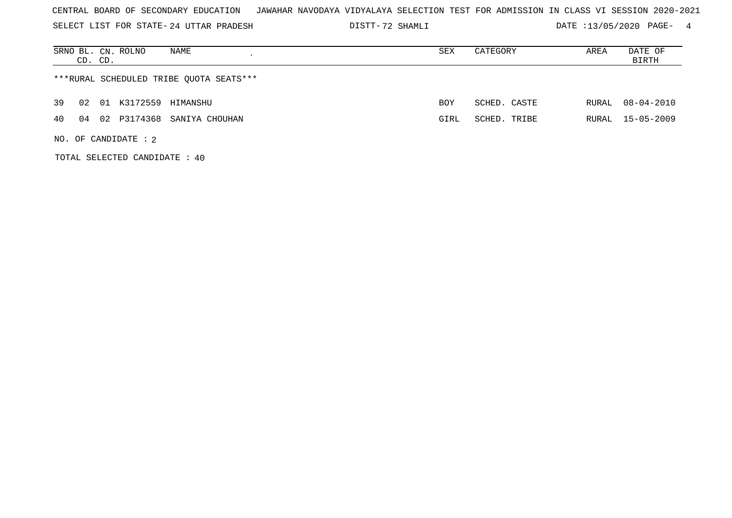CENTRAL BOARD OF SECONDARY EDUCATION JAWAHAR NAVODAYA VIDYALAYA SELECTION TEST FOR ADMISSION IN CLASS VI SESSION 2020-2021

SELECT LIST FOR STATE- 24 UTTAR PRADESH DISTT- 72 SHAMLI DATE :13/05/2020

| SRNO | BL. CD. | CN. CD. | ROLNO | NAME | SEX | CATEGORY | AREA | DATE OF BIRTH |
|---|---|---|---|---|---|---|---|---|

***RURAL SCHEDULED TRIBE QUOTA SEATS***

| SRNO | BL. CD. | CN. CD. | ROLNO | NAME | SEX | CATEGORY | AREA | DATE OF BIRTH |
|---|---|---|---|---|---|---|---|---|
| 39 | 02 | 01 | K3172559 | HIMANSHU | BOY | SCHED. CASTE | RURAL | 08-04-2010 |
| 40 | 04 | 02 | P3174368 | SANIYA CHOUHAN | GIRL | SCHED. TRIBE | RURAL | 15-05-2009 |

NO. OF CANDIDATE : 2

TOTAL SELECTED CANDIDATE : 40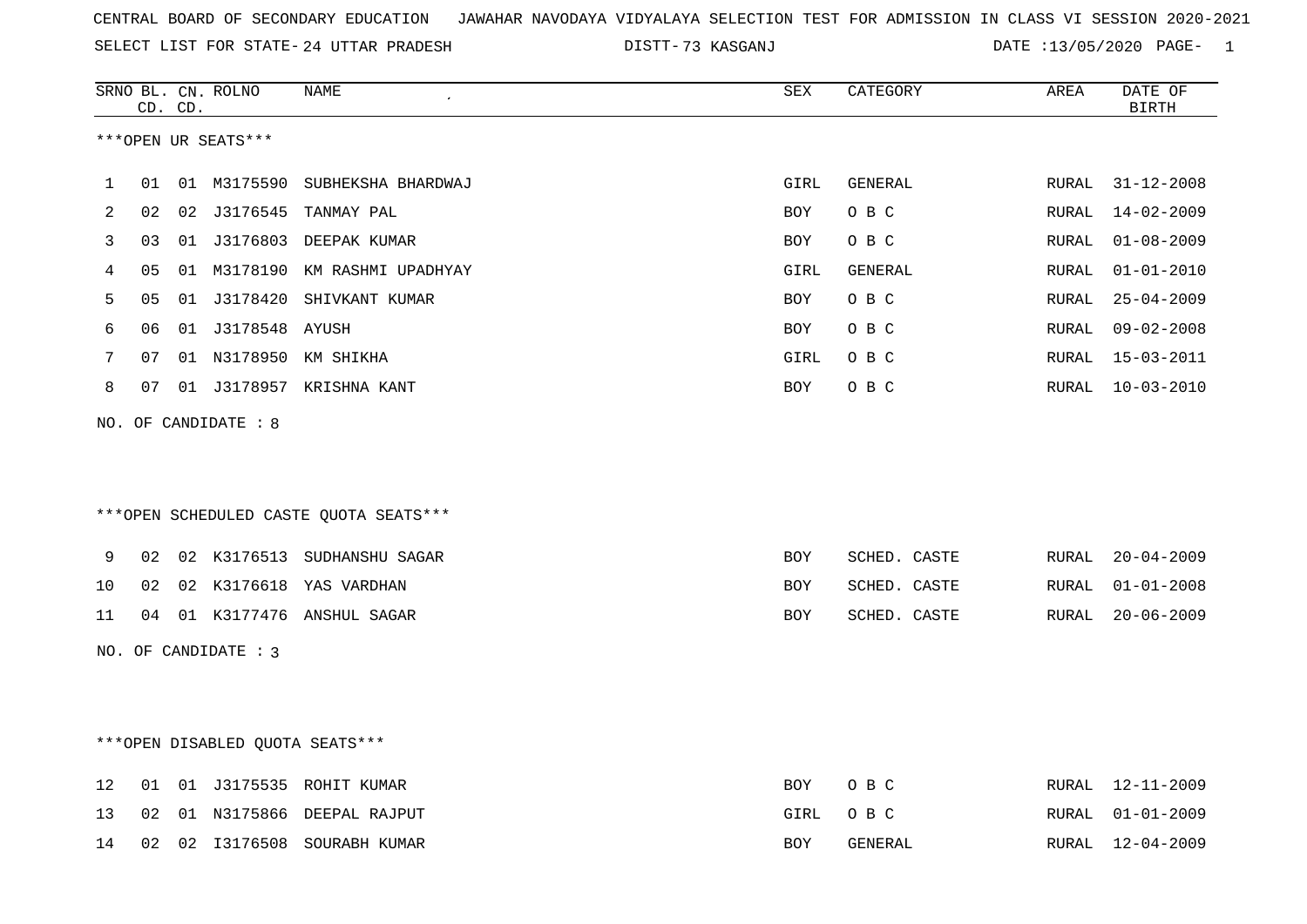CENTRAL BOARD OF SECONDARY EDUCATION JAWAHAR NAVODAYA VIDYALAYA SELECTION TEST FOR ADMISSION IN CLASS VI SESSION 2020-2021

SELECT LIST FOR STATE- 24 UTTAR PRADESH DISTT- 73 KASGANJ DATE :13/05/2020

***OPEN UR SEATS***

| SRNO | BL. CD. | CN. CD. | ROLNO | NAME | SEX | CATEGORY | AREA | DATE OF BIRTH |
|---|---|---|---|---|---|---|---|---|
| 1 | 01 | 01 | M3175590 | SUBHEKSHA BHARDWAJ | GIRL | GENERAL | RURAL | 31-12-2008 |
| 2 | 02 | 02 | J3176545 | TANMAY PAL | BOY | O B C | RURAL | 14-02-2009 |
| 3 | 03 | 01 | J3176803 | DEEPAK KUMAR | BOY | O B C | RURAL | 01-08-2009 |
| 4 | 05 | 01 | M3178190 | KM RASHMI UPADHYAY | GIRL | GENERAL | RURAL | 01-01-2010 |
| 5 | 05 | 01 | J3178420 | SHIVKANT KUMAR | BOY | O B C | RURAL | 25-04-2009 |
| 6 | 06 | 01 | J3178548 | AYUSH | BOY | O B C | RURAL | 09-02-2008 |
| 7 | 07 | 01 | N3178950 | KM SHIKHA | GIRL | O B C | RURAL | 15-03-2011 |
| 8 | 07 | 01 | J3178957 | KRISHNA KANT | BOY | O B C | RURAL | 10-03-2010 |

NO. OF CANDIDATE : 8

***OPEN SCHEDULED CASTE QUOTA SEATS***

| SRNO | BL. CD. | CN. CD. | ROLNO | NAME | SEX | CATEGORY | AREA | DATE OF BIRTH |
|---|---|---|---|---|---|---|---|---|
| 9 | 02 | 02 | K3176513 | SUDHANSHU SAGAR | BOY | SCHED. CASTE | RURAL | 20-04-2009 |
| 10 | 02 | 02 | K3176618 | YAS VARDHAN | BOY | SCHED. CASTE | RURAL | 01-01-2008 |
| 11 | 04 | 01 | K3177476 | ANSHUL SAGAR | BOY | SCHED. CASTE | RURAL | 20-06-2009 |

NO. OF CANDIDATE : 3

***OPEN DISABLED QUOTA SEATS***

| SRNO | BL. CD. | CN. CD. | ROLNO | NAME | SEX | CATEGORY | AREA | DATE OF BIRTH |
|---|---|---|---|---|---|---|---|---|
| 12 | 01 | 01 | J3175535 | ROHIT KUMAR | BOY | O B C | RURAL | 12-11-2009 |
| 13 | 02 | 01 | N3175866 | DEEPAL RAJPUT | GIRL | O B C | RURAL | 01-01-2009 |
| 14 | 02 | 02 | I3176508 | SOURABH KUMAR | BOY | GENERAL | RURAL | 12-04-2009 |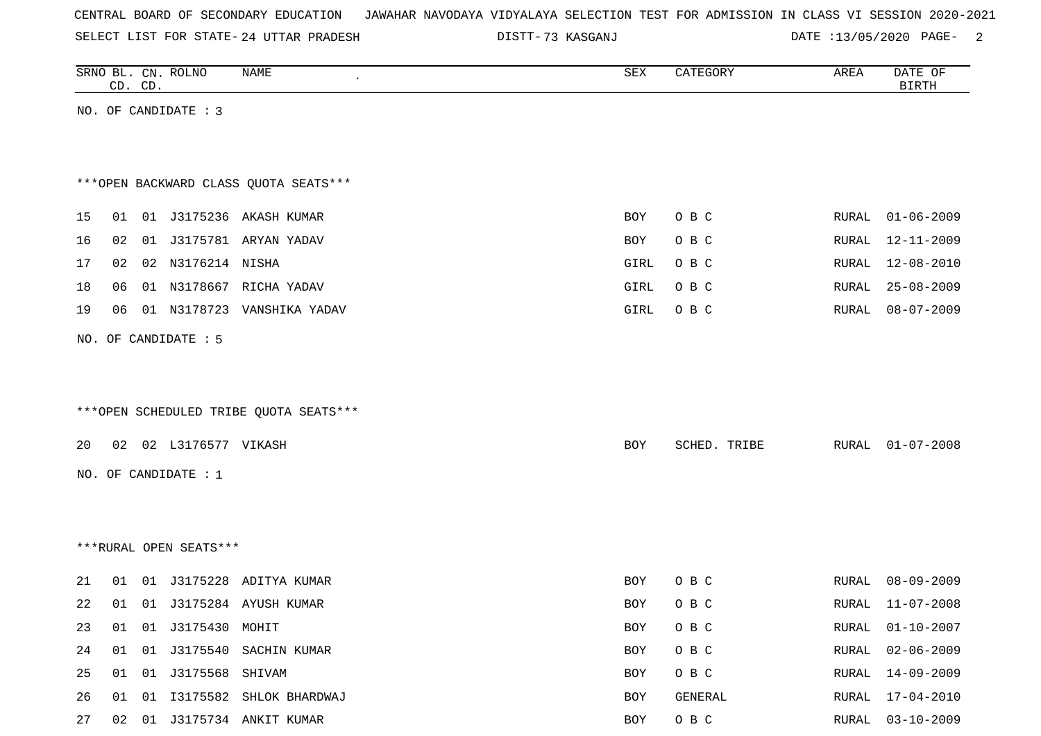CENTRAL BOARD OF SECONDARY EDUCATION JAWAHAR NAVODAYA VIDYALAYA SELECTION TEST FOR ADMISSION IN CLASS VI SESSION 2020-2021

SELECT LIST FOR STATE- 24 UTTAR PRADESH DISTT- 73 KASGANJ DATE :13/05/2020 PAGE- 2

| SRNO | BL. CD. | CN. CD. | ROLNO | NAME | SEX | CATEGORY | AREA | DATE OF BIRTH |
|---|---|---|---|---|---|---|---|---|

NO. OF CANDIDATE : 3

***OPEN BACKWARD CLASS QUOTA SEATS***

| SRNO | BL. CD. | CN. CD. | ROLNO | NAME | SEX | CATEGORY | AREA | DATE OF BIRTH |
|---|---|---|---|---|---|---|---|---|
| 15 | 01 | 01 | J3175236 | AKASH KUMAR | BOY | O B C | RURAL | 01-06-2009 |
| 16 | 02 | 01 | J3175781 | ARYAN YADAV | BOY | O B C | RURAL | 12-11-2009 |
| 17 | 02 | 02 | N3176214 | NISHA | GIRL | O B C | RURAL | 12-08-2010 |
| 18 | 06 | 01 | N3178667 | RICHA YADAV | GIRL | O B C | RURAL | 25-08-2009 |
| 19 | 06 | 01 | N3178723 | VANSHIKA YADAV | GIRL | O B C | RURAL | 08-07-2009 |

NO. OF CANDIDATE : 5

***OPEN SCHEDULED TRIBE QUOTA SEATS***

| SRNO | BL. CD. | CN. CD. | ROLNO | NAME | SEX | CATEGORY | AREA | DATE OF BIRTH |
|---|---|---|---|---|---|---|---|---|
| 20 | 02 | 02 | L3176577 | VIKASH | BOY | SCHED. TRIBE | RURAL | 01-07-2008 |

NO. OF CANDIDATE : 1

***RURAL OPEN SEATS***

| SRNO | BL. CD. | CN. CD. | ROLNO | NAME | SEX | CATEGORY | AREA | DATE OF BIRTH |
|---|---|---|---|---|---|---|---|---|
| 21 | 01 | 01 | J3175228 | ADITYA KUMAR | BOY | O B C | RURAL | 08-09-2009 |
| 22 | 01 | 01 | J3175284 | AYUSH KUMAR | BOY | O B C | RURAL | 11-07-2008 |
| 23 | 01 | 01 | J3175430 | MOHIT | BOY | O B C | RURAL | 01-10-2007 |
| 24 | 01 | 01 | J3175540 | SACHIN KUMAR | BOY | O B C | RURAL | 02-06-2009 |
| 25 | 01 | 01 | J3175568 | SHIVAM | BOY | O B C | RURAL | 14-09-2009 |
| 26 | 01 | 01 | I3175582 | SHLOK BHARDWAJ | BOY | GENERAL | RURAL | 17-04-2010 |
| 27 | 02 | 01 | J3175734 | ANKIT KUMAR | BOY | O B C | RURAL | 03-10-2009 |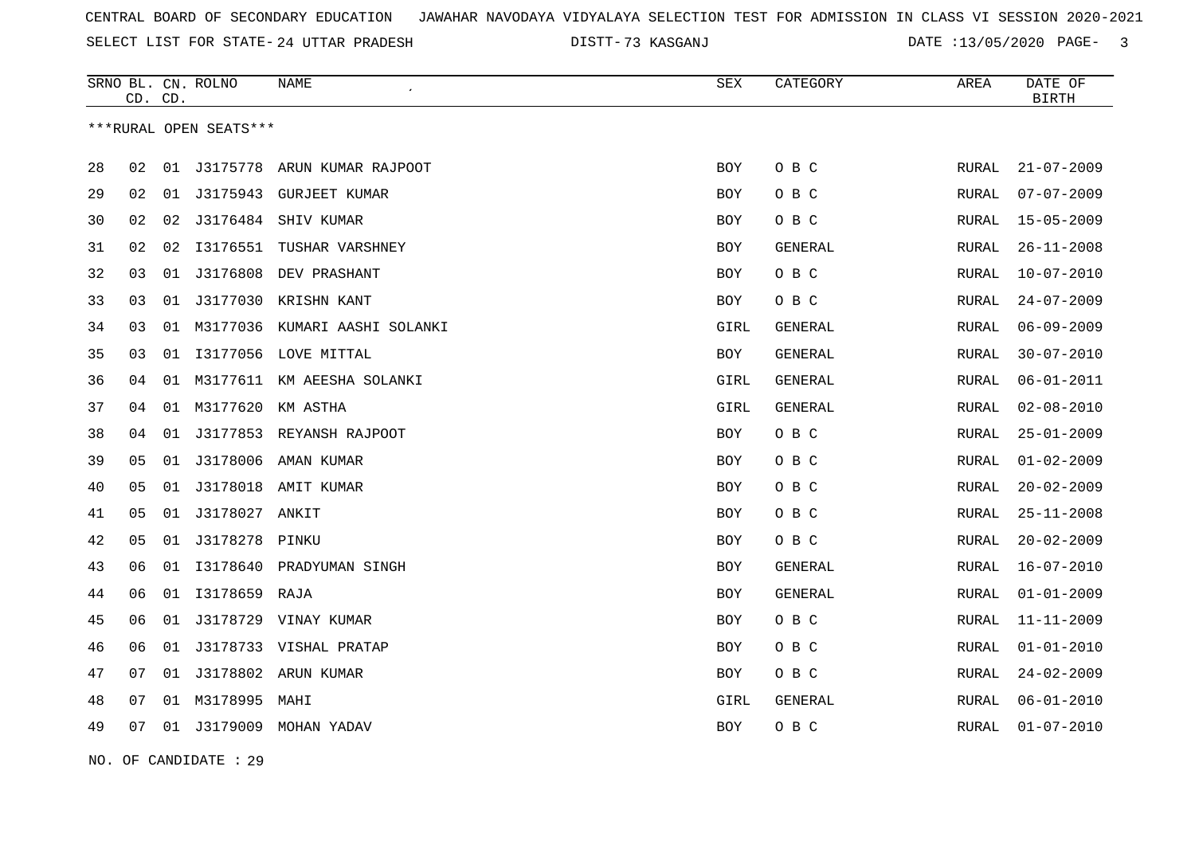CENTRAL BOARD OF SECONDARY EDUCATION   JAWAHAR NAVODAYA VIDYALAYA SELECTION TEST FOR ADMISSION IN CLASS VI SESSION 2020-2021

SELECT LIST FOR STATE- 24 UTTAR PRADESH   DISTT- 73 KASGANJ   DATE :13/05/2020

| SRNO | BL. CD. | CN. CD. | ROLNO | NAME | SEX | CATEGORY | AREA | DATE OF BIRTH |
|---|---|---|---|---|---|---|---|---|

***RURAL OPEN SEATS***

| SRNO | BL. CD. | CN. CD. | ROLNO | NAME | SEX | CATEGORY | AREA | DATE OF BIRTH |
|---|---|---|---|---|---|---|---|---|
| 28 | 02 | 01 | J3175778 | ARUN KUMAR RAJPOOT | BOY | O B C | RURAL | 21-07-2009 |
| 29 | 02 | 01 | J3175943 | GURJEET KUMAR | BOY | O B C | RURAL | 07-07-2009 |
| 30 | 02 | 02 | J3176484 | SHIV KUMAR | BOY | O B C | RURAL | 15-05-2009 |
| 31 | 02 | 02 | I3176551 | TUSHAR VARSHNEY | BOY | GENERAL | RURAL | 26-11-2008 |
| 32 | 03 | 01 | J3176808 | DEV PRASHANT | BOY | O B C | RURAL | 10-07-2010 |
| 33 | 03 | 01 | J3177030 | KRISHN KANT | BOY | O B C | RURAL | 24-07-2009 |
| 34 | 03 | 01 | M3177036 | KUMARI AASHI SOLANKI | GIRL | GENERAL | RURAL | 06-09-2009 |
| 35 | 03 | 01 | I3177056 | LOVE MITTAL | BOY | GENERAL | RURAL | 30-07-2010 |
| 36 | 04 | 01 | M3177611 | KM AEESHA SOLANKI | GIRL | GENERAL | RURAL | 06-01-2011 |
| 37 | 04 | 01 | M3177620 | KM ASTHA | GIRL | GENERAL | RURAL | 02-08-2010 |
| 38 | 04 | 01 | J3177853 | REYANSH RAJPOOT | BOY | O B C | RURAL | 25-01-2009 |
| 39 | 05 | 01 | J3178006 | AMAN KUMAR | BOY | O B C | RURAL | 01-02-2009 |
| 40 | 05 | 01 | J3178018 | AMIT KUMAR | BOY | O B C | RURAL | 20-02-2009 |
| 41 | 05 | 01 | J3178027 | ANKIT | BOY | O B C | RURAL | 25-11-2008 |
| 42 | 05 | 01 | J3178278 | PINKU | BOY | O B C | RURAL | 20-02-2009 |
| 43 | 06 | 01 | I3178640 | PRADYUMAN SINGH | BOY | GENERAL | RURAL | 16-07-2010 |
| 44 | 06 | 01 | I3178659 | RAJA | BOY | GENERAL | RURAL | 01-01-2009 |
| 45 | 06 | 01 | J3178729 | VINAY KUMAR | BOY | O B C | RURAL | 11-11-2009 |
| 46 | 06 | 01 | J3178733 | VISHAL PRATAP | BOY | O B C | RURAL | 01-01-2010 |
| 47 | 07 | 01 | J3178802 | ARUN KUMAR | BOY | O B C | RURAL | 24-02-2009 |
| 48 | 07 | 01 | M3178995 | MAHI | GIRL | GENERAL | RURAL | 06-01-2010 |
| 49 | 07 | 01 | J3179009 | MOHAN YADAV | BOY | O B C | RURAL | 01-07-2010 |

NO. OF CANDIDATE : 29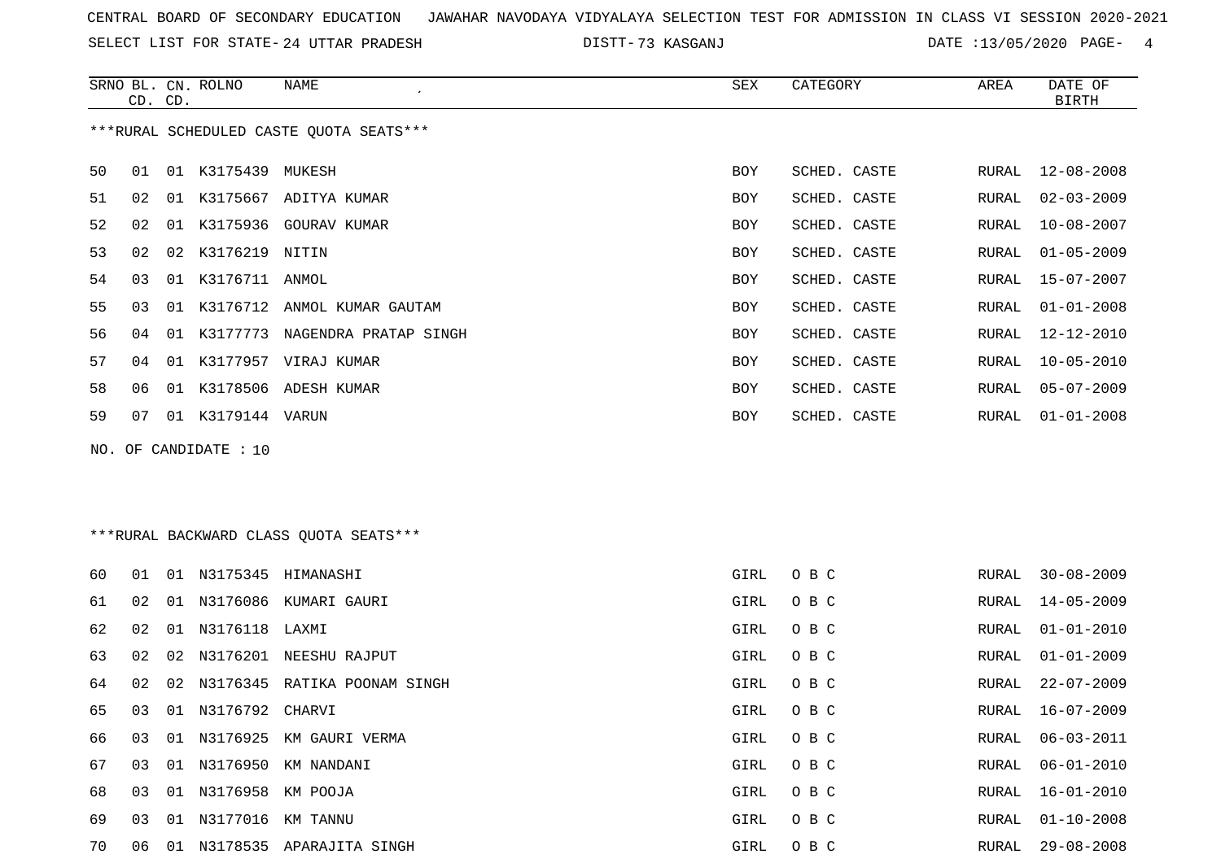CENTRAL BOARD OF SECONDARY EDUCATION JAWAHAR NAVODAYA VIDYALAYA SELECTION TEST FOR ADMISSION IN CLASS VI SESSION 2020-2021

SELECT LIST FOR STATE- 24 UTTAR PRADESH DISTT- 73 KASGANJ DATE :13/05/2020

***RURAL SCHEDULED CASTE QUOTA SEATS***

| SRNO | BL. CD. | CN. CD. | ROLNO | NAME | SEX | CATEGORY | AREA | DATE OF BIRTH |
|---|---|---|---|---|---|---|---|---|
| 50 | 01 | 01 | K3175439 | MUKESH | BOY | SCHED. CASTE | RURAL | 12-08-2008 |
| 51 | 02 | 01 | K3175667 | ADITYA KUMAR | BOY | SCHED. CASTE | RURAL | 02-03-2009 |
| 52 | 02 | 01 | K3175936 | GOURAV KUMAR | BOY | SCHED. CASTE | RURAL | 10-08-2007 |
| 53 | 02 | 02 | K3176219 | NITIN | BOY | SCHED. CASTE | RURAL | 01-05-2009 |
| 54 | 03 | 01 | K3176711 | ANMOL | BOY | SCHED. CASTE | RURAL | 15-07-2007 |
| 55 | 03 | 01 | K3176712 | ANMOL KUMAR GAUTAM | BOY | SCHED. CASTE | RURAL | 01-01-2008 |
| 56 | 04 | 01 | K3177773 | NAGENDRA PRATAP SINGH | BOY | SCHED. CASTE | RURAL | 12-12-2010 |
| 57 | 04 | 01 | K3177957 | VIRAJ KUMAR | BOY | SCHED. CASTE | RURAL | 10-05-2010 |
| 58 | 06 | 01 | K3178506 | ADESH KUMAR | BOY | SCHED. CASTE | RURAL | 05-07-2009 |
| 59 | 07 | 01 | K3179144 | VARUN | BOY | SCHED. CASTE | RURAL | 01-01-2008 |

NO. OF CANDIDATE : 10

***RURAL BACKWARD CLASS QUOTA SEATS***

| SRNO | BL. CD. | CN. CD. | ROLNO | NAME | SEX | CATEGORY | AREA | DATE OF BIRTH |
|---|---|---|---|---|---|---|---|---|
| 60 | 01 | 01 | N3175345 | HIMANASHI | GIRL | O B C | RURAL | 30-08-2009 |
| 61 | 02 | 01 | N3176086 | KUMARI GAURI | GIRL | O B C | RURAL | 14-05-2009 |
| 62 | 02 | 01 | N3176118 | LAXMI | GIRL | O B C | RURAL | 01-01-2010 |
| 63 | 02 | 02 | N3176201 | NEESHU RAJPUT | GIRL | O B C | RURAL | 01-01-2009 |
| 64 | 02 | 02 | N3176345 | RATIKA POONAM SINGH | GIRL | O B C | RURAL | 22-07-2009 |
| 65 | 03 | 01 | N3176792 | CHARVI | GIRL | O B C | RURAL | 16-07-2009 |
| 66 | 03 | 01 | N3176925 | KM GAURI VERMA | GIRL | O B C | RURAL | 06-03-2011 |
| 67 | 03 | 01 | N3176950 | KM NANDANI | GIRL | O B C | RURAL | 06-01-2010 |
| 68 | 03 | 01 | N3176958 | KM POOJA | GIRL | O B C | RURAL | 16-01-2010 |
| 69 | 03 | 01 | N3177016 | KM TANNU | GIRL | O B C | RURAL | 01-10-2008 |
| 70 | 06 | 01 | N3178535 | APARAJITA SINGH | GIRL | O B C | RURAL | 29-08-2008 |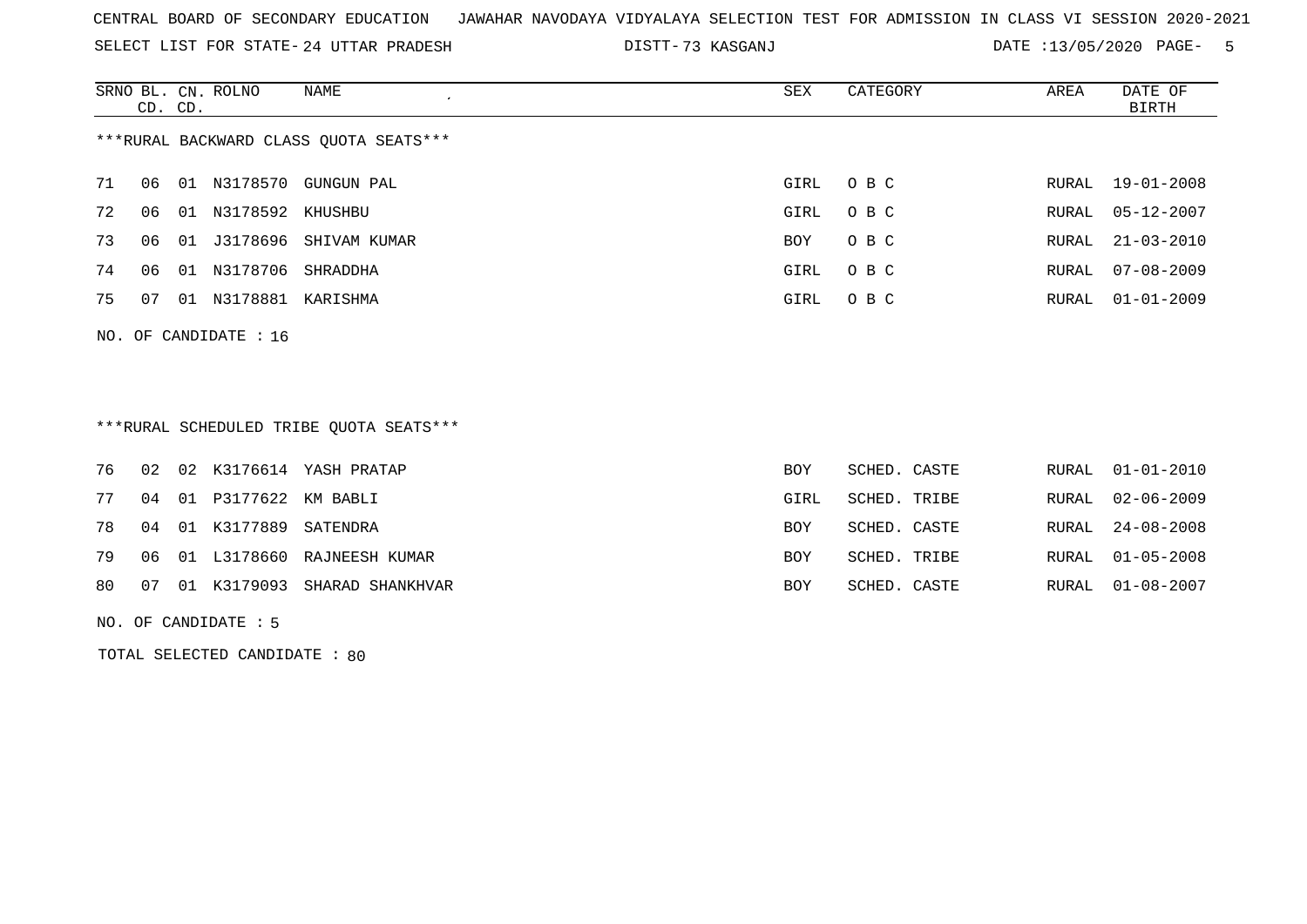CENTRAL BOARD OF SECONDARY EDUCATION JAWAHAR NAVODAYA VIDYALAYA SELECTION TEST FOR ADMISSION IN CLASS VI SESSION 2020-2021

SELECT LIST FOR STATE- 24 UTTAR PRADESH DISTT- 73 KASGANJ DATE :13/05/2020

| SRNO | BL. CD. | CN. CD. | ROLNO | NAME | SEX | CATEGORY | AREA | DATE OF BIRTH |
|---|---|---|---|---|---|---|---|---|

***RURAL BACKWARD CLASS QUOTA SEATS***

| SRNO | BL. CD. | CN. CD. | ROLNO | NAME | SEX | CATEGORY | AREA | DATE OF BIRTH |
|---|---|---|---|---|---|---|---|---|
| 71 | 06 | 01 | N3178570 | GUNGUN PAL | GIRL | O B C | RURAL | 19-01-2008 |
| 72 | 06 | 01 | N3178592 | KHUSHBU | GIRL | O B C | RURAL | 05-12-2007 |
| 73 | 06 | 01 | J3178696 | SHIVAM KUMAR | BOY | O B C | RURAL | 21-03-2010 |
| 74 | 06 | 01 | N3178706 | SHRADDHA | GIRL | O B C | RURAL | 07-08-2009 |
| 75 | 07 | 01 | N3178881 | KARISHMA | GIRL | O B C | RURAL | 01-01-2009 |

NO. OF CANDIDATE : 16

***RURAL SCHEDULED TRIBE QUOTA SEATS***

| SRNO | BL. CD. | CN. CD. | ROLNO | NAME | SEX | CATEGORY | AREA | DATE OF BIRTH |
|---|---|---|---|---|---|---|---|---|
| 76 | 02 | 02 | K3176614 | YASH PRATAP | BOY | SCHED. CASTE | RURAL | 01-01-2010 |
| 77 | 04 | 01 | P3177622 | KM BABLI | GIRL | SCHED. TRIBE | RURAL | 02-06-2009 |
| 78 | 04 | 01 | K3177889 | SATENDRA | BOY | SCHED. CASTE | RURAL | 24-08-2008 |
| 79 | 06 | 01 | L3178660 | RAJNEESH KUMAR | BOY | SCHED. TRIBE | RURAL | 01-05-2008 |
| 80 | 07 | 01 | K3179093 | SHARAD SHANKHVAR | BOY | SCHED. CASTE | RURAL | 01-08-2007 |

NO. OF CANDIDATE : 5

TOTAL SELECTED CANDIDATE : 80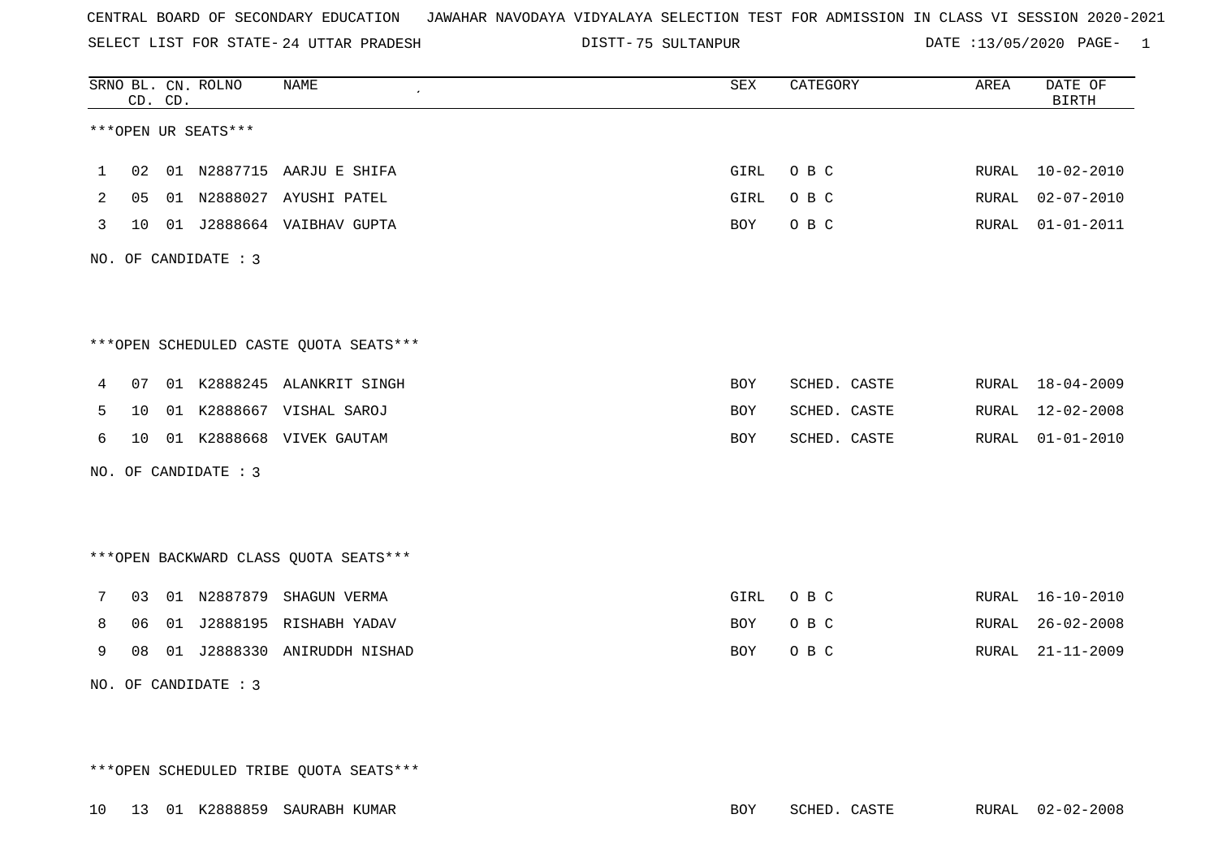CENTRAL BOARD OF SECONDARY EDUCATION JAWAHAR NAVODAYA VIDYALAYA SELECTION TEST FOR ADMISSION IN CLASS VI SESSION 2020-2021

SELECT LIST FOR STATE- 24 UTTAR PRADESH DISTT- 75 SULTANPUR DATE :13/05/2020 PAGE- 1

| SRNO | BL. CD. | CN. CD. | ROLNO | NAME | SEX | CATEGORY | AREA | DATE OF BIRTH |
|---|---|---|---|---|---|---|---|---|

***OPEN UR SEATS***

| SRNO | BL. CD. | CN. CD. | ROLNO | NAME | SEX | CATEGORY | AREA | DATE OF BIRTH |
|---|---|---|---|---|---|---|---|---|
| 1 | 02 | 01 | N2887715 | AARJU E SHIFA | GIRL | O B C | RURAL | 10-02-2010 |
| 2 | 05 | 01 | N2888027 | AYUSHI PATEL | GIRL | O B C | RURAL | 02-07-2010 |
| 3 | 10 | 01 | J2888664 | VAIBHAV GUPTA | BOY | O B C | RURAL | 01-01-2011 |

NO. OF CANDIDATE : 3

***OPEN SCHEDULED CASTE QUOTA SEATS***

| SRNO | BL. CD. | CN. CD. | ROLNO | NAME | SEX | CATEGORY | AREA | DATE OF BIRTH |
|---|---|---|---|---|---|---|---|---|
| 4 | 07 | 01 | K2888245 | ALANKRIT SINGH | BOY | SCHED. CASTE | RURAL | 18-04-2009 |
| 5 | 10 | 01 | K2888667 | VISHAL SAROJ | BOY | SCHED. CASTE | RURAL | 12-02-2008 |
| 6 | 10 | 01 | K2888668 | VIVEK GAUTAM | BOY | SCHED. CASTE | RURAL | 01-01-2010 |

NO. OF CANDIDATE : 3

***OPEN BACKWARD CLASS QUOTA SEATS***

| SRNO | BL. CD. | CN. CD. | ROLNO | NAME | SEX | CATEGORY | AREA | DATE OF BIRTH |
|---|---|---|---|---|---|---|---|---|
| 7 | 03 | 01 | N2887879 | SHAGUN VERMA | GIRL | O B C | RURAL | 16-10-2010 |
| 8 | 06 | 01 | J2888195 | RISHABH YADAV | BOY | O B C | RURAL | 26-02-2008 |
| 9 | 08 | 01 | J2888330 | ANIRUDDH NISHAD | BOY | O B C | RURAL | 21-11-2009 |

NO. OF CANDIDATE : 3

***OPEN SCHEDULED TRIBE QUOTA SEATS***

| SRNO | BL. CD. | CN. CD. | ROLNO | NAME | SEX | CATEGORY | AREA | DATE OF BIRTH |
|---|---|---|---|---|---|---|---|---|
| 10 | 13 | 01 | K2888859 | SAURABH KUMAR | BOY | SCHED. CASTE | RURAL | 02-02-2008 |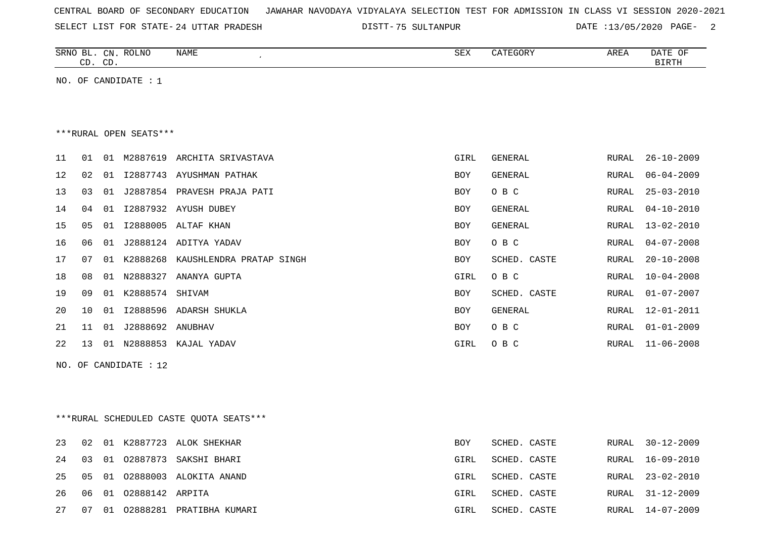CENTRAL BOARD OF SECONDARY EDUCATION JAWAHAR NAVODAYA VIDYALAYA SELECTION TEST FOR ADMISSION IN CLASS VI SESSION 2020-2021

SELECT LIST FOR STATE- 24 UTTAR PRADESH DISTT- 75 SULTANPUR DATE :13/05/2020

| SRNO | BL. CD. | CN. CD. | ROLNO | NAME | SEX | CATEGORY | AREA | DATE OF BIRTH |
|---|---|---|---|---|---|---|---|---|

NO. OF CANDIDATE : 1

***RURAL OPEN SEATS***

| SRNO | BL. CD. | CN. CD. | ROLNO | NAME | SEX | CATEGORY | AREA | DATE OF BIRTH |
|---|---|---|---|---|---|---|---|---|
| 11 | 01 | 01 | M2887619 | ARCHITA SRIVASTAVA | GIRL | GENERAL | RURAL | 26-10-2009 |
| 12 | 02 | 01 | I2887743 | AYUSHMAN PATHAK | BOY | GENERAL | RURAL | 06-04-2009 |
| 13 | 03 | 01 | J2887854 | PRAVESH PRAJA PATI | BOY | O B C | RURAL | 25-03-2010 |
| 14 | 04 | 01 | I2887932 | AYUSH DUBEY | BOY | GENERAL | RURAL | 04-10-2010 |
| 15 | 05 | 01 | I2888005 | ALTAF KHAN | BOY | GENERAL | RURAL | 13-02-2010 |
| 16 | 06 | 01 | J2888124 | ADITYA YADAV | BOY | O B C | RURAL | 04-07-2008 |
| 17 | 07 | 01 | K2888268 | KAUSHLENDRA PRATAP SINGH | BOY | SCHED. CASTE | RURAL | 20-10-2008 |
| 18 | 08 | 01 | N2888327 | ANANYA GUPTA | GIRL | O B C | RURAL | 10-04-2008 |
| 19 | 09 | 01 | K2888574 | SHIVAM | BOY | SCHED. CASTE | RURAL | 01-07-2007 |
| 20 | 10 | 01 | I2888596 | ADARSH SHUKLA | BOY | GENERAL | RURAL | 12-01-2011 |
| 21 | 11 | 01 | J2888692 | ANUBHAV | BOY | O B C | RURAL | 01-01-2009 |
| 22 | 13 | 01 | N2888853 | KAJAL YADAV | GIRL | O B C | RURAL | 11-06-2008 |

NO. OF CANDIDATE : 12

***RURAL SCHEDULED CASTE QUOTA SEATS***

| SRNO | BL. CD. | CN. CD. | ROLNO | NAME | SEX | CATEGORY | AREA | DATE OF BIRTH |
|---|---|---|---|---|---|---|---|---|
| 23 | 02 | 01 | K2887723 | ALOK SHEKHAR | BOY | SCHED. CASTE | RURAL | 30-12-2009 |
| 24 | 03 | 01 | O2887873 | SAKSHI BHARI | GIRL | SCHED. CASTE | RURAL | 16-09-2010 |
| 25 | 05 | 01 | O2888003 | ALOKITA ANAND | GIRL | SCHED. CASTE | RURAL | 23-02-2010 |
| 26 | 06 | 01 | O2888142 | ARPITA | GIRL | SCHED. CASTE | RURAL | 31-12-2009 |
| 27 | 07 | 01 | O2888281 | PRATIBHA KUMARI | GIRL | SCHED. CASTE | RURAL | 14-07-2009 |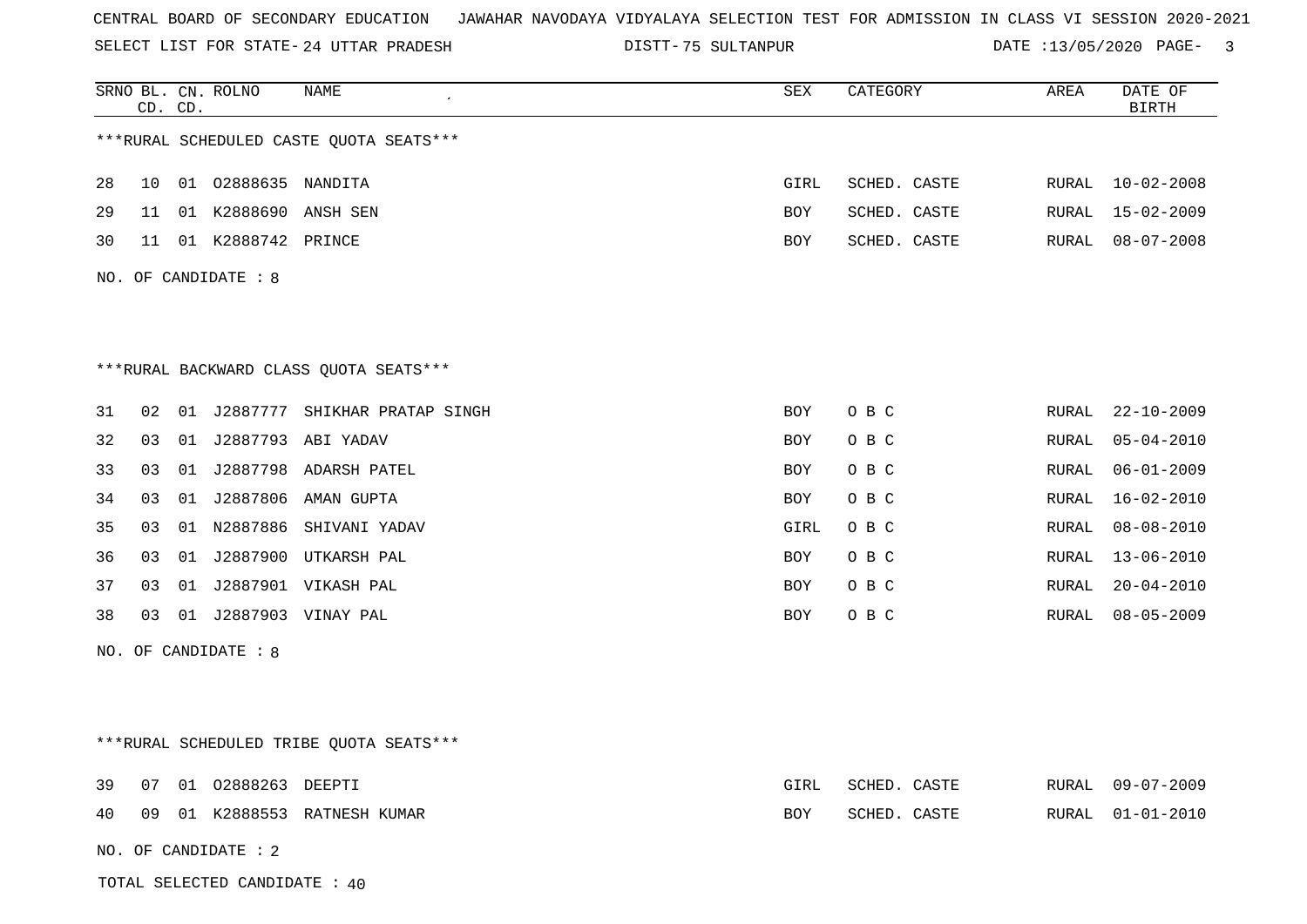CENTRAL BOARD OF SECONDARY EDUCATION JAWAHAR NAVODAYA VIDYALAYA SELECTION TEST FOR ADMISSION IN CLASS VI SESSION 2020-2021

SELECT LIST FOR STATE- 24 UTTAR PRADESH DISTT- 75 SULTANPUR DATE :13/05/2020

| SRNO | BL. CD. | CN. CD. | ROLNO | NAME | SEX | CATEGORY | AREA | DATE OF BIRTH |
|---|---|---|---|---|---|---|---|---|

***RURAL SCHEDULED CASTE QUOTA SEATS***

| SRNO | BL. CD. | CN. CD. | ROLNO | NAME | SEX | CATEGORY | AREA | DATE OF BIRTH |
|---|---|---|---|---|---|---|---|---|
| 28 | 10 | 01 | O2888635 | NANDITA | GIRL | SCHED. CASTE | RURAL | 10-02-2008 |
| 29 | 11 | 01 | K2888690 | ANSH SEN | BOY | SCHED. CASTE | RURAL | 15-02-2009 |
| 30 | 11 | 01 | K2888742 | PRINCE | BOY | SCHED. CASTE | RURAL | 08-07-2008 |

NO. OF CANDIDATE : 8

***RURAL BACKWARD CLASS QUOTA SEATS***

| SRNO | BL. CD. | CN. CD. | ROLNO | NAME | SEX | CATEGORY | AREA | DATE OF BIRTH |
|---|---|---|---|---|---|---|---|---|
| 31 | 02 | 01 | J2887777 | SHIKHAR PRATAP SINGH | BOY | O B C | RURAL | 22-10-2009 |
| 32 | 03 | 01 | J2887793 | ABI YADAV | BOY | O B C | RURAL | 05-04-2010 |
| 33 | 03 | 01 | J2887798 | ADARSH PATEL | BOY | O B C | RURAL | 06-01-2009 |
| 34 | 03 | 01 | J2887806 | AMAN GUPTA | BOY | O B C | RURAL | 16-02-2010 |
| 35 | 03 | 01 | N2887886 | SHIVANI YADAV | GIRL | O B C | RURAL | 08-08-2010 |
| 36 | 03 | 01 | J2887900 | UTKARSH PAL | BOY | O B C | RURAL | 13-06-2010 |
| 37 | 03 | 01 | J2887901 | VIKASH PAL | BOY | O B C | RURAL | 20-04-2010 |
| 38 | 03 | 01 | J2887903 | VINAY PAL | BOY | O B C | RURAL | 08-05-2009 |

NO. OF CANDIDATE : 8

***RURAL SCHEDULED TRIBE QUOTA SEATS***

| SRNO | BL. CD. | CN. CD. | ROLNO | NAME | SEX | CATEGORY | AREA | DATE OF BIRTH |
|---|---|---|---|---|---|---|---|---|
| 39 | 07 | 01 | O2888263 | DEEPTI | GIRL | SCHED. CASTE | RURAL | 09-07-2009 |
| 40 | 09 | 01 | K2888553 | RATNESH KUMAR | BOY | SCHED. CASTE | RURAL | 01-01-2010 |

NO. OF CANDIDATE : 2

TOTAL SELECTED CANDIDATE : 40